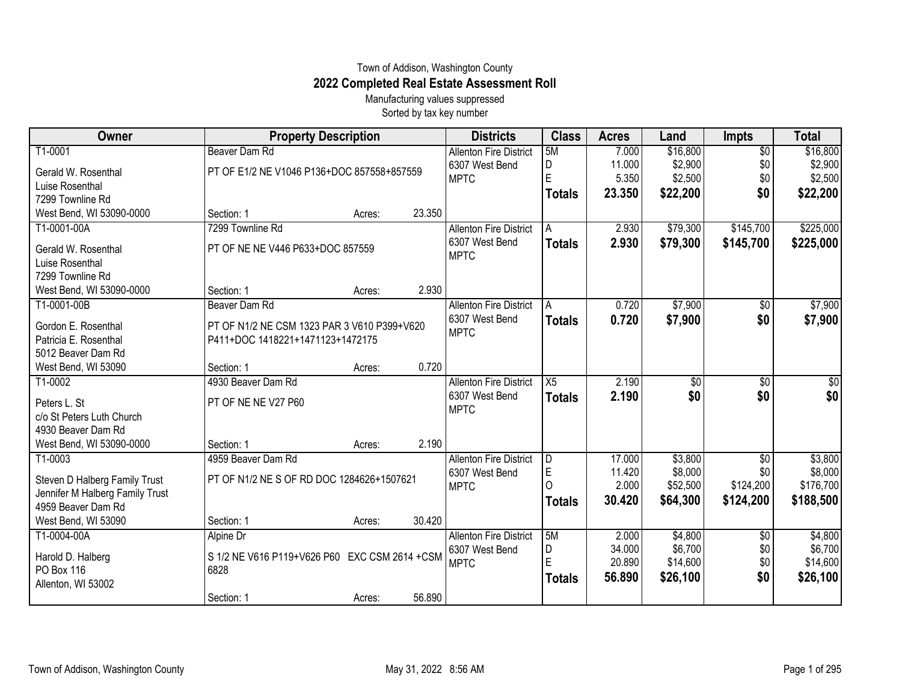Town of Addison, Washington County

# 2022 Completed Real Estate Assessment Roll

Manufacturing values suppressed

Sorted by tax key number

| Owner | Property Description | Districts | Class | Acres | Land | Impts | Total |
|---|---|---|---|---|---|---|---|
| T1-0001<br>Gerald W. Rosenthal<br>Luise Rosenthal<br>7299 Townline Rd<br>West Bend, WI 53090-0000 | Beaver Dam Rd<br>PT OF E1/2 NE V1046 P136+DOC 857558+857559<br>Section: 1 Acres: 23.350 | Allenton Fire District<br>6307 West Bend<br>MPTC | 5M<br>D<br>E<br>**Totals** | 7.000<br>11.000<br>5.350<br>**23.350** | $16,800<br>$2,900<br>$2,500<br>**$22,200** | $0<br>$0<br>$0<br>**$0** | $16,800<br>$2,900<br>$2,500<br>**$22,200** |
| T1-0001-00A<br>Gerald W. Rosenthal<br>Luise Rosenthal<br>7299 Townline Rd<br>West Bend, WI 53090-0000 | 7299 Townline Rd<br>PT OF NE NE V446 P633+DOC 857559<br>Section: 1 Acres: 2.930 | Allenton Fire District<br>6307 West Bend<br>MPTC | A<br>**Totals** | 2.930<br>**2.930** | $79,300<br>**$79,300** | $145,700<br>**$145,700** | $225,000<br>**$225,000** |
| T1-0001-00B<br>Gordon E. Rosenthal<br>Patricia E. Rosenthal<br>5012 Beaver Dam Rd<br>West Bend, WI 53090 | Beaver Dam Rd<br>PT OF N1/2 NE CSM 1323 PAR 3 V610 P399+V620 P411+DOC 1418221+1471123+1472175<br>Section: 1 Acres: 0.720 | Allenton Fire District<br>6307 West Bend<br>MPTC | A<br>**Totals** | 0.720<br>**0.720** | $7,900<br>**$7,900** | $0<br>**$0** | $7,900<br>**$7,900** |
| T1-0002<br>Peters L. St<br>c/o St Peters Luth Church<br>4930 Beaver Dam Rd<br>West Bend, WI 53090-0000 | 4930 Beaver Dam Rd<br>PT OF NE NE V27 P60<br>Section: 1 Acres: 2.190 | Allenton Fire District<br>6307 West Bend<br>MPTC | X5<br>**Totals** | 2.190<br>**2.190** | $0<br>**$0** | $0<br>**$0** | $0<br>**$0** |
| T1-0003<br>Steven D Halberg Family Trust<br>Jennifer M Halberg Family Trust<br>4959 Beaver Dam Rd<br>West Bend, WI 53090 | 4959 Beaver Dam Rd<br>PT OF N1/2 NE S OF RD DOC 1284626+1507621<br>Section: 1 Acres: 30.420 | Allenton Fire District<br>6307 West Bend<br>MPTC | D<br>E<br>O<br>**Totals** | 17.000<br>11.420<br>2.000<br>**30.420** | $3,800<br>$8,000<br>$52,500<br>**$64,300** | $0<br>$0<br>$124,200<br>**$124,200** | $3,800<br>$8,000<br>$176,700<br>**$188,500** |
| T1-0004-00A<br>Harold D. Halberg<br>PO Box 116<br>Allenton, WI 53002 | Alpine Dr<br>S 1/2 NE V616 P119+V626 P60 EXC CSM 2614 +CSM 6828<br>Section: 1 Acres: 56.890 | Allenton Fire District<br>6307 West Bend<br>MPTC | 5M<br>D<br>E<br>**Totals** | 2.000<br>34.000<br>20.890<br>**56.890** | $4,800<br>$6,700<br>$14,600<br>**$26,100** | $0<br>$0<br>$0<br>**$0** | $4,800<br>$6,700<br>$14,600<br>**$26,100** |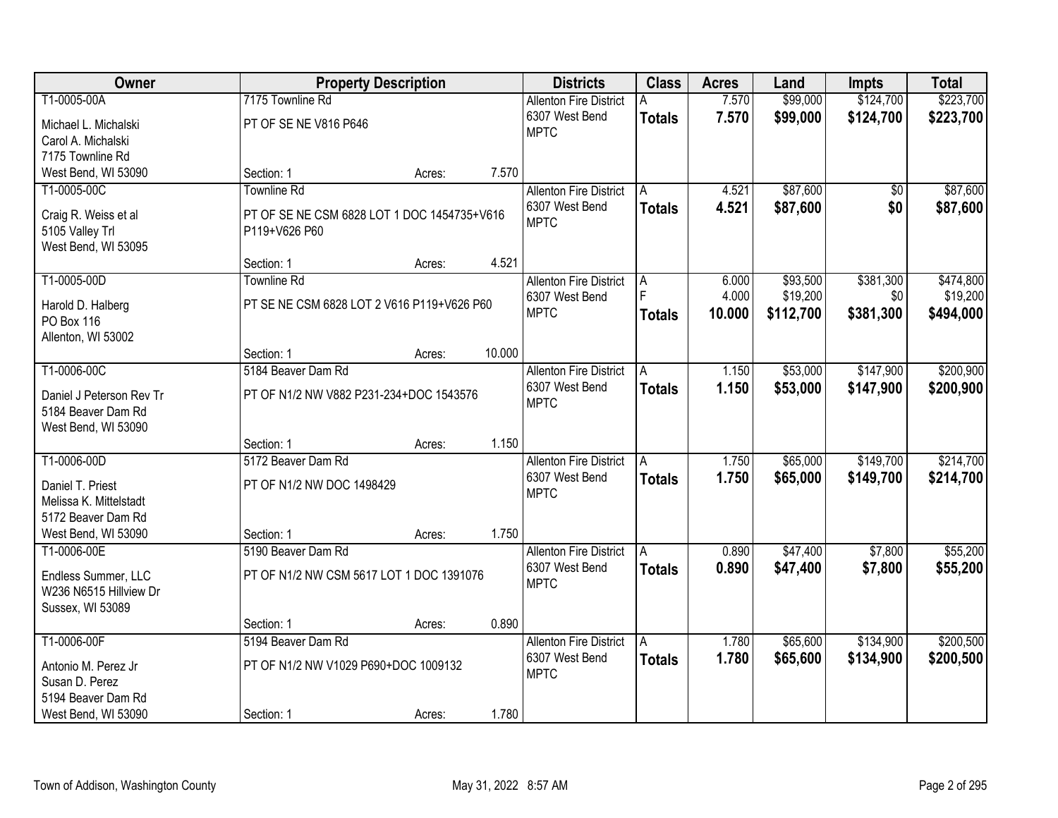| Owner | Property Description | | Districts | Class | Acres | Land | Impts | Total |
|---|---|---|---|---|---|---|---|---|
| T1-0005-00A<br>Michael L. Michalski<br>Carol A. Michalski<br>7175 Townline Rd<br>West Bend, WI 53090 | 7175 Townline Rd<br>PT OF SE NE V816 P646<br>Section: 1 | Acres: 7.570 | Allenton Fire District<br>6307 West Bend<br>MPTC | A<br>**Totals** | 7.570<br>**7.570** | $99,000<br>**$99,000** | $124,700<br>**$124,700** | $223,700<br>**$223,700** |
| T1-0005-00C<br>Craig R. Weiss et al<br>5105 Valley Trl<br>West Bend, WI 53095 | Townline Rd<br>PT OF SE NE CSM 6828 LOT 1 DOC 1454735+V616 P119+V626 P60<br>Section: 1 | Acres: 4.521 | Allenton Fire District<br>6307 West Bend<br>MPTC | A<br>**Totals** | 4.521<br>**4.521** | $87,600<br>**$87,600** | $0<br>**$0** | $87,600<br>**$87,600** |
| T1-0005-00D<br>Harold D. Halberg<br>PO Box 116<br>Allenton, WI 53002 | Townline Rd<br>PT SE NE CSM 6828 LOT 2 V616 P119+V626 P60<br>Section: 1 | Acres: 10.000 | Allenton Fire District<br>6307 West Bend<br>MPTC | A<br>F<br>**Totals** | 6.000<br>4.000<br>**10.000** | $93,500<br>$19,200<br>**$112,700** | $381,300<br>$0<br>**$381,300** | $474,800<br>$19,200<br>**$494,000** |
| T1-0006-00C<br>Daniel J Peterson Rev Tr<br>5184 Beaver Dam Rd<br>West Bend, WI 53090 | 5184 Beaver Dam Rd<br>PT OF N1/2 NW V882 P231-234+DOC 1543576<br>Section: 1 | Acres: 1.150 | Allenton Fire District<br>6307 West Bend<br>MPTC | A<br>**Totals** | 1.150<br>**1.150** | $53,000<br>**$53,000** | $147,900<br>**$147,900** | $200,900<br>**$200,900** |
| T1-0006-00D<br>Daniel T. Priest<br>Melissa K. Mittelstadt<br>5172 Beaver Dam Rd<br>West Bend, WI 53090 | 5172 Beaver Dam Rd<br>PT OF N1/2 NW DOC 1498429<br>Section: 1 | Acres: 1.750 | Allenton Fire District<br>6307 West Bend<br>MPTC | A<br>**Totals** | 1.750<br>**1.750** | $65,000<br>**$65,000** | $149,700<br>**$149,700** | $214,700<br>**$214,700** |
| T1-0006-00E<br>Endless Summer, LLC<br>W236 N6515 Hillview Dr<br>Sussex, WI 53089 | 5190 Beaver Dam Rd<br>PT OF N1/2 NW CSM 5617 LOT 1 DOC 1391076<br>Section: 1 | Acres: 0.890 | Allenton Fire District<br>6307 West Bend<br>MPTC | A<br>**Totals** | 0.890<br>**0.890** | $47,400<br>**$47,400** | $7,800<br>**$7,800** | $55,200<br>**$55,200** |
| T1-0006-00F<br>Antonio M. Perez Jr<br>Susan D. Perez<br>5194 Beaver Dam Rd<br>West Bend, WI 53090 | 5194 Beaver Dam Rd<br>PT OF N1/2 NW V1029 P690+DOC 1009132<br>Section: 1 | Acres: 1.780 | Allenton Fire District<br>6307 West Bend<br>MPTC | A<br>**Totals** | 1.780<br>**1.780** | $65,600<br>**$65,600** | $134,900<br>**$134,900** | $200,500<br>**$200,500** |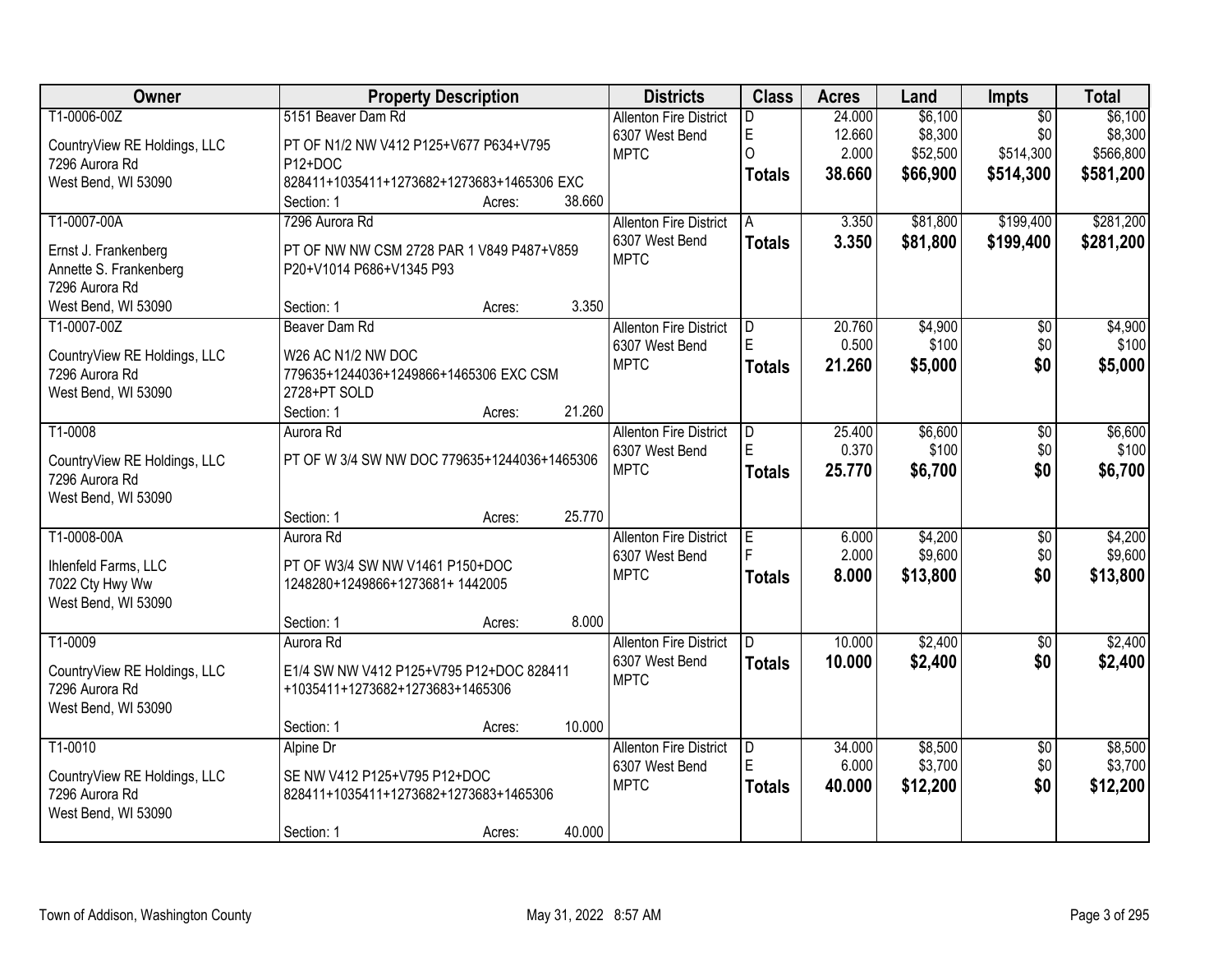| Owner | Property Description | Districts | Class | Acres | Land | Impts | Total |
|---|---|---|---|---|---|---|---|
| T1-0006-00Z<br>CountryView RE Holdings, LLC<br>7296 Aurora Rd<br>West Bend, WI 53090 | 5151 Beaver Dam Rd<br>PT OF N1/2 NW V412 P125+V677 P634+V795 P12+DOC 828411+1035411+1273682+1273683+1465306 EXC<br>Section: 1 Acres: 38.660 | Allenton Fire District<br>6307 West Bend<br>MPTC | D<br>E<br>O<br>**Totals** | 24.000<br>12.660<br>2.000<br>**38.660** | $6,100<br>$8,300<br>$52,500<br>**$66,900** | $0<br>$0<br>$514,300<br>**$514,300** | $6,100<br>$8,300<br>$566,800<br>**$581,200** |
| T1-0007-00A<br>Ernst J. Frankenberg<br>Annette S. Frankenberg<br>7296 Aurora Rd<br>West Bend, WI 53090 | 7296 Aurora Rd<br>PT OF NW NW CSM 2728 PAR 1 V849 P487+V859 P20+V1014 P686+V1345 P93<br>Section: 1 Acres: 3.350 | Allenton Fire District<br>6307 West Bend<br>MPTC | A<br>**Totals** | 3.350<br>**3.350** | $81,800<br>**$81,800** | $199,400<br>**$199,400** | $281,200<br>**$281,200** |
| T1-0007-00Z<br>CountryView RE Holdings, LLC<br>7296 Aurora Rd<br>West Bend, WI 53090 | Beaver Dam Rd<br>W26 AC N1/2 NW DOC 779635+1244036+1249866+1465306 EXC CSM 2728+PT SOLD<br>Section: 1 Acres: 21.260 | Allenton Fire District<br>6307 West Bend<br>MPTC | D<br>E<br>**Totals** | 20.760<br>0.500<br>**21.260** | $4,900<br>$100<br>**$5,000** | $0<br>$0<br>**$0** | $4,900<br>$100<br>**$5,000** |
| T1-0008<br>CountryView RE Holdings, LLC<br>7296 Aurora Rd<br>West Bend, WI 53090 | Aurora Rd<br>PT OF W 3/4 SW NW DOC 779635+1244036+1465306<br>Section: 1 Acres: 25.770 | Allenton Fire District<br>6307 West Bend<br>MPTC | D<br>E<br>**Totals** | 25.400<br>0.370<br>**25.770** | $6,600<br>$100<br>**$6,700** | $0<br>$0<br>**$0** | $6,600<br>$100<br>**$6,700** |
| T1-0008-00A<br>Ihlenfeld Farms, LLC<br>7022 Cty Hwy Ww<br>West Bend, WI 53090 | Aurora Rd<br>PT OF W3/4 SW NW V1461 P150+DOC 1248280+1249866+1273681+ 1442005<br>Section: 1 Acres: 8.000 | Allenton Fire District<br>6307 West Bend<br>MPTC | E<br>F<br>**Totals** | 6.000<br>2.000<br>**8.000** | $4,200<br>$9,600<br>**$13,800** | $0<br>$0<br>**$0** | $4,200<br>$9,600<br>**$13,800** |
| T1-0009<br>CountryView RE Holdings, LLC<br>7296 Aurora Rd<br>West Bend, WI 53090 | Aurora Rd<br>E1/4 SW NW V412 P125+V795 P12+DOC 828411 +1035411+1273682+1273683+1465306<br>Section: 1 Acres: 10.000 | Allenton Fire District<br>6307 West Bend<br>MPTC | D<br>**Totals** | 10.000<br>**10.000** | $2,400<br>**$2,400** | $0<br>**$0** | $2,400<br>**$2,400** |
| T1-0010<br>CountryView RE Holdings, LLC<br>7296 Aurora Rd<br>West Bend, WI 53090 | Alpine Dr<br>SE NW V412 P125+V795 P12+DOC 828411+1035411+1273682+1273683+1465306<br>Section: 1 Acres: 40.000 | Allenton Fire District<br>6307 West Bend<br>MPTC | D<br>E<br>**Totals** | 34.000<br>6.000<br>**40.000** | $8,500<br>$3,700<br>**$12,200** | $0<br>$0<br>**$0** | $8,500<br>$3,700<br>**$12,200** |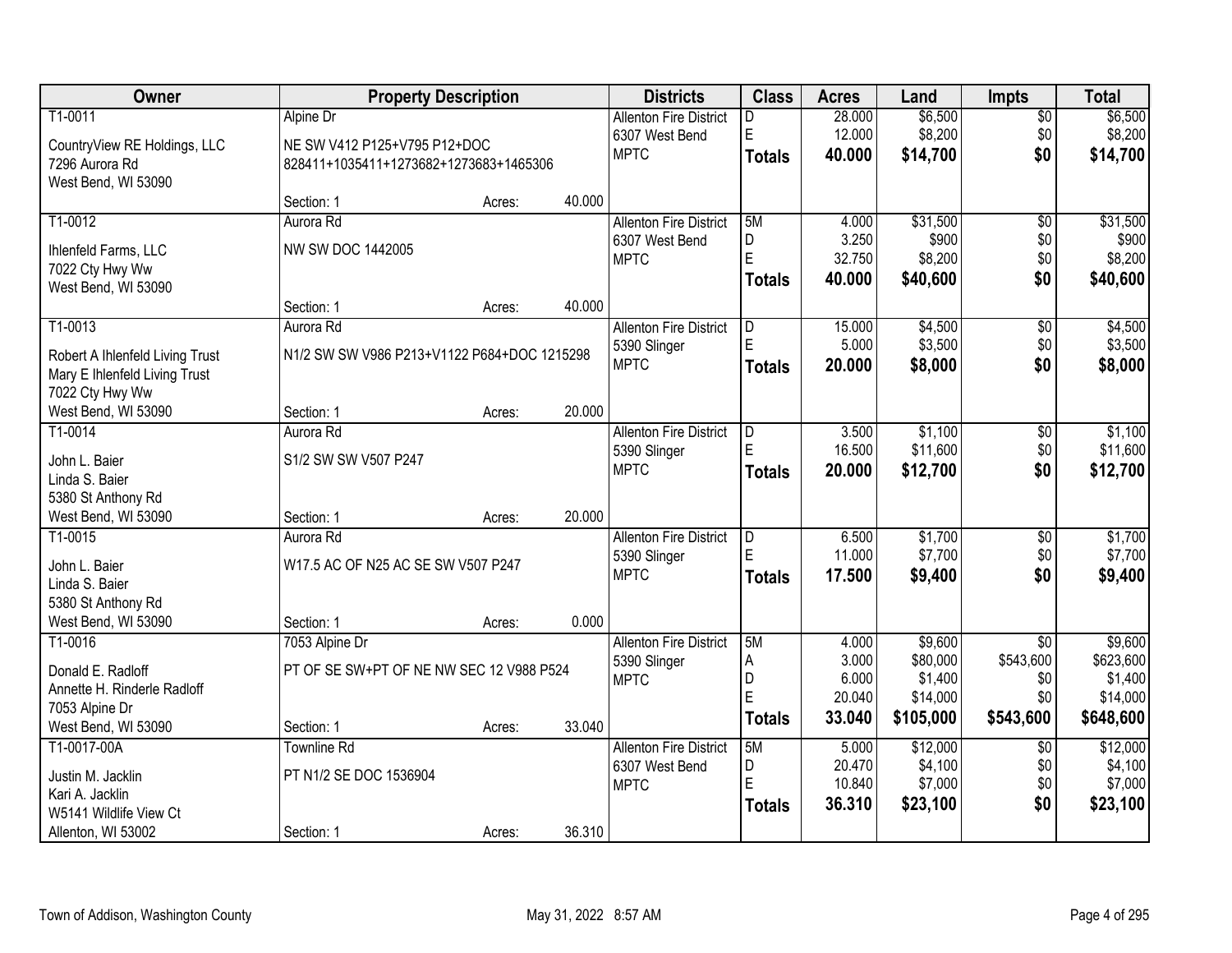| Owner | Property Description | Districts | Class | Acres | Land | Impts | Total |
|---|---|---|---|---|---|---|---|
| T1-0011<br>CountryView RE Holdings, LLC<br>7296 Aurora Rd<br>West Bend, WI 53090 | Alpine Dr<br>NE SW V412 P125+V795 P12+DOC 828411+1035411+1273682+1273683+1465306<br>Section: 1 Acres: 40.000 | Allenton Fire District<br>6307 West Bend<br>MPTC | D<br>E<br>**Totals** | 28.000<br>12.000<br>**40.000** | $6,500<br>$8,200<br>**$14,700** | $0<br>$0<br>**$0** | $6,500<br>$8,200<br>**$14,700** |
| T1-0012<br>Ihlenfeld Farms, LLC<br>7022 Cty Hwy Ww<br>West Bend, WI 53090 | Aurora Rd<br>NW SW DOC 1442005<br>Section: 1 Acres: 40.000 | Allenton Fire District<br>6307 West Bend<br>MPTC | 5M<br>D<br>E<br>**Totals** | 4.000<br>3.250<br>32.750<br>**40.000** | $31,500<br>$900<br>$8,200<br>**$40,600** | $0<br>$0<br>$0<br>**$0** | $31,500<br>$900<br>$8,200<br>**$40,600** |
| T1-0013<br>Robert A Ihlenfeld Living Trust<br>Mary E Ihlenfeld Living Trust<br>7022 Cty Hwy Ww<br>West Bend, WI 53090 | Aurora Rd<br>N1/2 SW SW V986 P213+V1122 P684+DOC 1215298<br>Section: 1 Acres: 20.000 | Allenton Fire District<br>5390 Slinger<br>MPTC | D<br>E<br>**Totals** | 15.000<br>5.000<br>**20.000** | $4,500<br>$3,500<br>**$8,000** | $0<br>$0<br>**$0** | $4,500<br>$3,500<br>**$8,000** |
| T1-0014<br>John L. Baier<br>Linda S. Baier<br>5380 St Anthony Rd<br>West Bend, WI 53090 | Aurora Rd<br>S1/2 SW SW V507 P247<br>Section: 1 Acres: 20.000 | Allenton Fire District<br>5390 Slinger<br>MPTC | D<br>E<br>**Totals** | 3.500<br>16.500<br>**20.000** | $1,100<br>$11,600<br>**$12,700** | $0<br>$0<br>**$0** | $1,100<br>$11,600<br>**$12,700** |
| T1-0015<br>John L. Baier<br>Linda S. Baier<br>5380 St Anthony Rd<br>West Bend, WI 53090 | Aurora Rd<br>W17.5 AC OF N25 AC SE SW V507 P247<br>Section: 1 Acres: 0.000 | Allenton Fire District<br>5390 Slinger<br>MPTC | D<br>E<br>**Totals** | 6.500<br>11.000<br>**17.500** | $1,700<br>$7,700<br>**$9,400** | $0<br>$0<br>**$0** | $1,700<br>$7,700<br>**$9,400** |
| T1-0016<br>Donald E. Radloff<br>Annette H. Rinderle Radloff<br>7053 Alpine Dr<br>West Bend, WI 53090 | 7053 Alpine Dr<br>PT OF SE SW+PT OF NE NW SEC 12 V988 P524<br>Section: 1 Acres: 33.040 | Allenton Fire District<br>5390 Slinger<br>MPTC | 5M<br>A<br>D<br>E<br>**Totals** | 4.000<br>3.000<br>6.000<br>20.040<br>**33.040** | $9,600<br>$80,000<br>$1,400<br>$14,000<br>**$105,000** | $0<br>$543,600<br>$0<br>$0<br>**$543,600** | $9,600<br>$623,600<br>$1,400<br>$14,000<br>**$648,600** |
| T1-0017-00A<br>Justin M. Jacklin<br>Kari A. Jacklin<br>W5141 Wildlife View Ct<br>Allenton, WI 53002 | Townline Rd<br>PT N1/2 SE DOC 1536904<br>Section: 1 Acres: 36.310 | Allenton Fire District<br>6307 West Bend<br>MPTC | 5M<br>D<br>E<br>**Totals** | 5.000<br>20.470<br>10.840<br>**36.310** | $12,000<br>$4,100<br>$7,000<br>**$23,100** | $0<br>$0<br>$0<br>**$0** | $12,000<br>$4,100<br>$7,000<br>**$23,100** |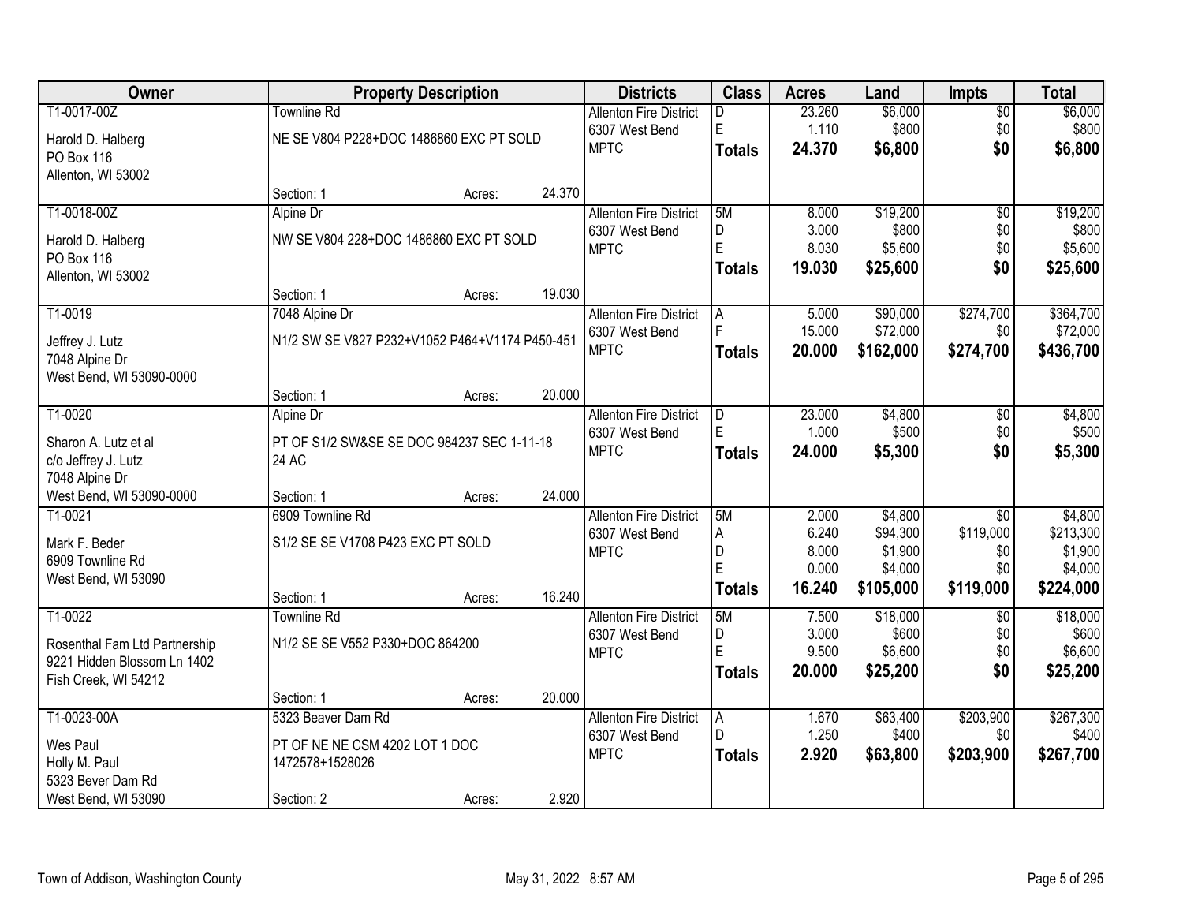| Owner | Property Description | | | Districts | Class | Acres | Land | Impts | Total |
|---|---|---|---|---|---|---|---|---|---|
| T1-0017-00Z | Townline Rd | | | Allenton Fire District | D | 23.260 | $6,000 | $0 | $6,000 |
| Harold D. Halberg | NE SE V804 P228+DOC 1486860 EXC PT SOLD | | | 6307 West Bend | E | 1.110 | $800 | $0 | $800 |
| PO Box 116 | | | | MPTC | **Totals** | **24.370** | **$6,800** | **$0** | **$6,800** |
| Allenton, WI 53002 | Section: 1 | Acres: | 24.370 | | | | | | |
| T1-0018-00Z | Alpine Dr | | | Allenton Fire District | 5M | 8.000 | $19,200 | $0 | $19,200 |
| Harold D. Halberg | NW SE V804 228+DOC 1486860 EXC PT SOLD | | | 6307 West Bend | D | 3.000 | $800 | $0 | $800 |
| PO Box 116 | | | | MPTC | E | 8.030 | $5,600 | $0 | $5,600 |
| Allenton, WI 53002 | | | | | **Totals** | **19.030** | **$25,600** | **$0** | **$25,600** |
| | Section: 1 | Acres: | 19.030 | | | | | | |
| T1-0019 | 7048 Alpine Dr | | | Allenton Fire District | A | 5.000 | $90,000 | $274,700 | $364,700 |
| Jeffrey J. Lutz | N1/2 SW SE V827 P232+V1052 P464+V1174 P450-451 | | | 6307 West Bend | F | 15.000 | $72,000 | $0 | $72,000 |
| 7048 Alpine Dr | | | | MPTC | **Totals** | **20.000** | **$162,000** | **$274,700** | **$436,700** |
| West Bend, WI 53090-0000 | Section: 1 | Acres: | 20.000 | | | | | | |
| T1-0020 | Alpine Dr | | | Allenton Fire District | D | 23.000 | $4,800 | $0 | $4,800 |
| Sharon A. Lutz et al | PT OF S1/2 SW&SE SE DOC 984237 SEC 1-11-18 | | | 6307 West Bend | E | 1.000 | $500 | $0 | $500 |
| c/o Jeffrey J. Lutz | 24 AC | | | MPTC | **Totals** | **24.000** | **$5,300** | **$0** | **$5,300** |
| 7048 Alpine Dr | | | | | | | | | |
| West Bend, WI 53090-0000 | Section: 1 | Acres: | 24.000 | | | | | | |
| T1-0021 | 6909 Townline Rd | | | Allenton Fire District | 5M | 2.000 | $4,800 | $0 | $4,800 |
| Mark F. Beder | S1/2 SE SE V1708 P423 EXC PT SOLD | | | 6307 West Bend | A | 6.240 | $94,300 | $119,000 | $213,300 |
| 6909 Townline Rd | | | | MPTC | D | 8.000 | $1,900 | $0 | $1,900 |
| West Bend, WI 53090 | | | | | E | 0.000 | $4,000 | $0 | $4,000 |
| | Section: 1 | Acres: | 16.240 | | **Totals** | **16.240** | **$105,000** | **$119,000** | **$224,000** |
| T1-0022 | Townline Rd | | | Allenton Fire District | 5M | 7.500 | $18,000 | $0 | $18,000 |
| Rosenthal Fam Ltd Partnership | N1/2 SE SE V552 P330+DOC 864200 | | | 6307 West Bend | D | 3.000 | $600 | $0 | $600 |
| 9221 Hidden Blossom Ln 1402 | | | | MPTC | E | 9.500 | $6,600 | $0 | $6,600 |
| Fish Creek, WI 54212 | | | | | **Totals** | **20.000** | **$25,200** | **$0** | **$25,200** |
| | Section: 1 | Acres: | 20.000 | | | | | | |
| T1-0023-00A | 5323 Beaver Dam Rd | | | Allenton Fire District | A | 1.670 | $63,400 | $203,900 | $267,300 |
| Wes Paul | PT OF NE NE CSM 4202 LOT 1 DOC | | | 6307 West Bend | D | 1.250 | $400 | $0 | $400 |
| Holly M. Paul | 1472578+1528026 | | | MPTC | **Totals** | **2.920** | **$63,800** | **$203,900** | **$267,700** |
| 5323 Bever Dam Rd | | | | | | | | | |
| West Bend, WI 53090 | Section: 2 | Acres: | 2.920 | | | | | | |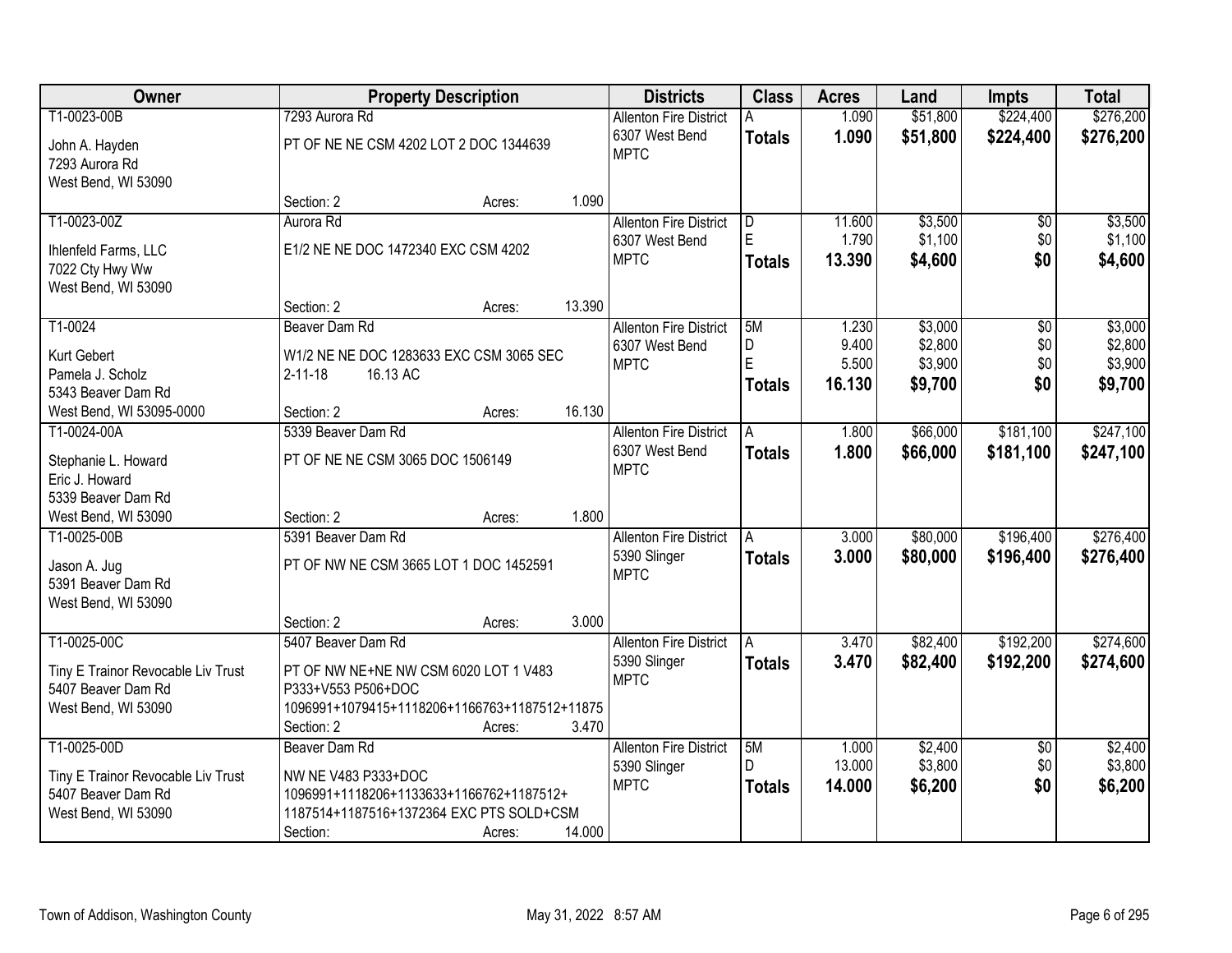| Owner | Property Description | Districts | Class | Acres | Land | Impts | Total |
|---|---|---|---|---|---|---|---|
| T1-0023-00B<br>John A. Hayden<br>7293 Aurora Rd<br>West Bend, WI 53090 | 7293 Aurora Rd<br>PT OF NE NE CSM 4202 LOT 2 DOC 1344639<br>Section: 2 Acres: 1.090 | Allenton Fire District<br>6307 West Bend<br>MPTC | A<br>**Totals** | 1.090<br>**1.090** | $51,800<br>**$51,800** | $224,400<br>**$224,400** | $276,200<br>**$276,200** |
| T1-0023-00Z<br>Ihlenfeld Farms, LLC<br>7022 Cty Hwy Ww<br>West Bend, WI 53090 | Aurora Rd<br>E1/2 NE NE DOC 1472340 EXC CSM 4202<br>Section: 2 Acres: 13.390 | Allenton Fire District<br>6307 West Bend<br>MPTC | D<br>E<br>**Totals** | 11.600<br>1.790<br>**13.390** | $3,500<br>$1,100<br>**$4,600** | $0<br>$0<br>**$0** | $3,500<br>$1,100<br>**$4,600** |
| T1-0024<br>Kurt Gebert<br>Pamela J. Scholz<br>5343 Beaver Dam Rd<br>West Bend, WI 53095-0000 | Beaver Dam Rd<br>W1/2 NE NE DOC 1283633 EXC CSM 3065 SEC 2-11-18 16.13 AC<br>Section: 2 Acres: 16.130 | Allenton Fire District<br>6307 West Bend<br>MPTC | 5M<br>D<br>E<br>**Totals** | 1.230<br>9.400<br>5.500<br>**16.130** | $3,000<br>$2,800<br>$3,900<br>**$9,700** | $0<br>$0<br>$0<br>**$0** | $3,000<br>$2,800<br>$3,900<br>**$9,700** |
| T1-0024-00A<br>Stephanie L. Howard<br>Eric J. Howard<br>5339 Beaver Dam Rd<br>West Bend, WI 53090 | 5339 Beaver Dam Rd<br>PT OF NE NE CSM 3065 DOC 1506149<br>Section: 2 Acres: 1.800 | Allenton Fire District<br>6307 West Bend<br>MPTC | A<br>**Totals** | 1.800<br>**1.800** | $66,000<br>**$66,000** | $181,100<br>**$181,100** | $247,100<br>**$247,100** |
| T1-0025-00B<br>Jason A. Jug<br>5391 Beaver Dam Rd<br>West Bend, WI 53090 | 5391 Beaver Dam Rd<br>PT OF NW NE CSM 3665 LOT 1 DOC 1452591<br>Section: 2 Acres: 3.000 | Allenton Fire District<br>5390 Slinger<br>MPTC | A<br>**Totals** | 3.000<br>**3.000** | $80,000<br>**$80,000** | $196,400<br>**$196,400** | $276,400<br>**$276,400** |
| T1-0025-00C<br>Tiny E Trainor Revocable Liv Trust<br>5407 Beaver Dam Rd<br>West Bend, WI 53090 | 5407 Beaver Dam Rd<br>PT OF NW NE+NE NW CSM 6020 LOT 1 V483 P333+V553 P506+DOC 1096991+1079415+1118206+1166763+1187512+11875<br>Section: 2 Acres: 3.470 | Allenton Fire District<br>5390 Slinger<br>MPTC | A<br>**Totals** | 3.470<br>**3.470** | $82,400<br>**$82,400** | $192,200<br>**$192,200** | $274,600<br>**$274,600** |
| T1-0025-00D<br>Tiny E Trainor Revocable Liv Trust<br>5407 Beaver Dam Rd<br>West Bend, WI 53090 | Beaver Dam Rd<br>NW NE V483 P333+DOC 1096991+1118206+1133633+1166762+1187512+ 1187514+1187516+1372364 EXC PTS SOLD+CSM<br>Section: Acres: 14.000 | Allenton Fire District<br>5390 Slinger<br>MPTC | 5M<br>D<br>**Totals** | 1.000<br>13.000<br>**14.000** | $2,400<br>$3,800<br>**$6,200** | $0<br>$0<br>**$0** | $2,400<br>$3,800<br>**$6,200** |

Town of Addison, Washington County May 31, 2022 8:57 AM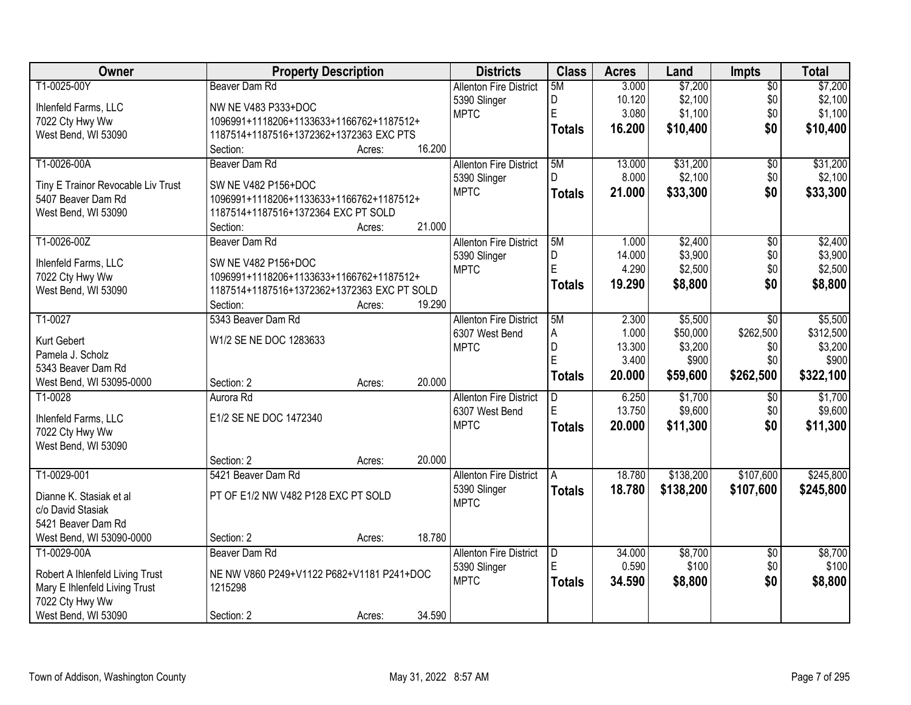| Owner | Property Description | Districts | Class | Acres | Land | Impts | Total |
|---|---|---|---|---|---|---|---|
| T1-0025-00Y<br>Ihlenfeld Farms, LLC<br>7022 Cty Hwy Ww<br>West Bend, WI 53090 | Beaver Dam Rd<br>NW NE V483 P333+DOC<br>1096991+1118206+1133633+1166762+1187512+<br>1187514+1187516+1372362+1372363 EXC PTS<br>Section: Acres: 16.200 | Allenton Fire District<br>5390 Slinger<br>MPTC | 5M<br>D<br>E<br>**Totals** | 3.000<br>10.120<br>3.080<br>**16.200** | $7,200<br>$2,100<br>$1,100<br>**$10,400** | $0<br>$0<br>$0<br>**$0** | $7,200<br>$2,100<br>$1,100<br>**$10,400** |
| T1-0026-00A<br>Tiny E Trainor Revocable Liv Trust<br>5407 Beaver Dam Rd<br>West Bend, WI 53090 | Beaver Dam Rd<br>SW NE V482 P156+DOC<br>1096991+1118206+1133633+1166762+1187512+<br>1187514+1187516+1372364 EXC PT SOLD<br>Section: Acres: 21.000 | Allenton Fire District<br>5390 Slinger<br>MPTC | 5M<br>D<br>**Totals** | 13.000<br>8.000<br>**21.000** | $31,200<br>$2,100<br>**$33,300** | $0<br>$0<br>**$0** | $31,200<br>$2,100<br>**$33,300** |
| T1-0026-00Z<br>Ihlenfeld Farms, LLC<br>7022 Cty Hwy Ww<br>West Bend, WI 53090 | Beaver Dam Rd<br>SW NE V482 P156+DOC<br>1096991+1118206+1133633+1166762+1187512+<br>1187514+1187516+1372362+1372363 EXC PT SOLD<br>Section: Acres: 19.290 | Allenton Fire District<br>5390 Slinger<br>MPTC | 5M<br>D<br>E<br>**Totals** | 1.000<br>14.000<br>4.290<br>**19.290** | $2,400<br>$3,900<br>$2,500<br>**$8,800** | $0<br>$0<br>$0<br>**$0** | $2,400<br>$3,900<br>$2,500<br>**$8,800** |
| T1-0027<br>Kurt Gebert<br>Pamela J. Scholz<br>5343 Beaver Dam Rd<br>West Bend, WI 53095-0000 | 5343 Beaver Dam Rd<br>W1/2 SE NE DOC 1283633<br>Section: 2 Acres: 20.000 | Allenton Fire District<br>6307 West Bend<br>MPTC | 5M<br>A<br>D<br>E<br>**Totals** | 2.300<br>1.000<br>13.300<br>3.400<br>**20.000** | $5,500<br>$50,000<br>$3,200<br>$900<br>**$59,600** | $0<br>$262,500<br>$0<br>$0<br>**$262,500** | $5,500<br>$312,500<br>$3,200<br>$900<br>**$322,100** |
| T1-0028<br>Ihlenfeld Farms, LLC<br>7022 Cty Hwy Ww<br>West Bend, WI 53090 | Aurora Rd<br>E1/2 SE NE DOC 1472340<br>Section: 2 Acres: 20.000 | Allenton Fire District<br>6307 West Bend<br>MPTC | D<br>E<br>**Totals** | 6.250<br>13.750<br>**20.000** | $1,700<br>$9,600<br>**$11,300** | $0<br>$0<br>**$0** | $1,700<br>$9,600<br>**$11,300** |
| T1-0029-001<br>Dianne K. Stasiak et al<br>c/o David Stasiak<br>5421 Beaver Dam Rd<br>West Bend, WI 53090-0000 | 5421 Beaver Dam Rd<br>PT OF E1/2 NW V482 P128 EXC PT SOLD<br>Section: 2 Acres: 18.780 | Allenton Fire District<br>5390 Slinger<br>MPTC | A<br>**Totals** | 18.780<br>**18.780** | $138,200<br>**$138,200** | $107,600<br>**$107,600** | $245,800<br>**$245,800** |
| T1-0029-00A<br>Robert A Ihlenfeld Living Trust<br>Mary E Ihlenfeld Living Trust<br>7022 Cty Hwy Ww<br>West Bend, WI 53090 | Beaver Dam Rd<br>NE NW V860 P249+V1122 P682+V1181 P241+DOC<br>1215298<br>Section: 2 Acres: 34.590 | Allenton Fire District<br>5390 Slinger<br>MPTC | D<br>E<br>**Totals** | 34.000<br>0.590<br>**34.590** | $8,700<br>$100<br>**$8,800** | $0<br>$0<br>**$0** | $8,700<br>$100<br>**$8,800** |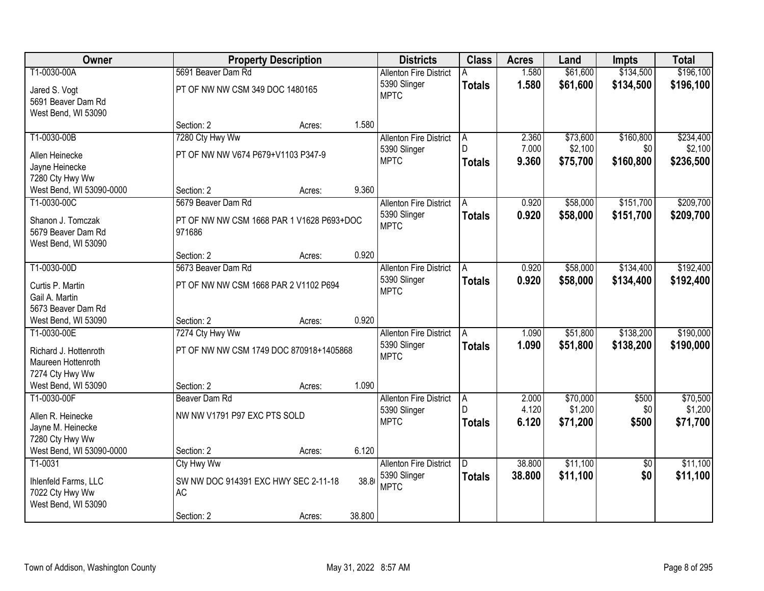| Owner | Property Description | | | Districts | Class | Acres | Land | Impts | Total |
|---|---|---|---|---|---|---|---|---|---|
| T1-0030-00A | 5691 Beaver Dam Rd | | | Allenton Fire District | A | 1.580 | $61,600 | $134,500 | $196,100 |
| Jared S. Vogt<br>5691 Beaver Dam Rd<br>West Bend, WI 53090 | PT OF NW NW CSM 349 DOC 1480165 | | | 5390 Slinger<br>MPTC | **Totals** | **1.580** | **$61,600** | **$134,500** | **$196,100** |
| | Section: 2 | Acres: | 1.580 | | | | | | |
| T1-0030-00B | 7280 Cty Hwy Ww | | | Allenton Fire District | A | 2.360 | $73,600 | $160,800 | $234,400 |
| Allen Heinecke<br>Jayne Heinecke<br>7280 Cty Hwy Ww<br>West Bend, WI 53090-0000 | PT OF NW NW V674 P679+V1103 P347-9 | | | 5390 Slinger<br>MPTC | D | 7.000 | $2,100 | $0 | $2,100 |
| | | | | | **Totals** | **9.360** | **$75,700** | **$160,800** | **$236,500** |
| | Section: 2 | Acres: | 9.360 | | | | | | |
| T1-0030-00C | 5679 Beaver Dam Rd | | | Allenton Fire District | A | 0.920 | $58,000 | $151,700 | $209,700 |
| Shanon J. Tomczak<br>5679 Beaver Dam Rd<br>West Bend, WI 53090 | PT OF NW NW CSM 1668 PAR 1 V1628 P693+DOC 971686 | | | 5390 Slinger<br>MPTC | **Totals** | **0.920** | **$58,000** | **$151,700** | **$209,700** |
| | Section: 2 | Acres: | 0.920 | | | | | | |
| T1-0030-00D | 5673 Beaver Dam Rd | | | Allenton Fire District | A | 0.920 | $58,000 | $134,400 | $192,400 |
| Curtis P. Martin<br>Gail A. Martin<br>5673 Beaver Dam Rd<br>West Bend, WI 53090 | PT OF NW NW CSM 1668 PAR 2 V1102 P694 | | | 5390 Slinger<br>MPTC | **Totals** | **0.920** | **$58,000** | **$134,400** | **$192,400** |
| | Section: 2 | Acres: | 0.920 | | | | | | |
| T1-0030-00E | 7274 Cty Hwy Ww | | | Allenton Fire District | A | 1.090 | $51,800 | $138,200 | $190,000 |
| Richard J. Hottenroth<br>Maureen Hottenroth<br>7274 Cty Hwy Ww<br>West Bend, WI 53090 | PT OF NW NW CSM 1749 DOC 870918+1405868 | | | 5390 Slinger<br>MPTC | **Totals** | **1.090** | **$51,800** | **$138,200** | **$190,000** |
| | Section: 2 | Acres: | 1.090 | | | | | | |
| T1-0030-00F | Beaver Dam Rd | | | Allenton Fire District | A | 2.000 | $70,000 | $500 | $70,500 |
| Allen R. Heinecke<br>Jayne M. Heinecke<br>7280 Cty Hwy Ww<br>West Bend, WI 53090-0000 | NW NW V1791 P97 EXC PTS SOLD | | | 5390 Slinger<br>MPTC | D | 4.120 | $1,200 | $0 | $1,200 |
| | | | | | **Totals** | **6.120** | **$71,200** | **$500** | **$71,700** |
| | Section: 2 | Acres: | 6.120 | | | | | | |
| T1-0031 | Cty Hwy Ww | | | Allenton Fire District | D | 38.800 | $11,100 | $0 | $11,100 |
| Ihlenfeld Farms, LLC<br>7022 Cty Hwy Ww<br>West Bend, WI 53090 | SW NW DOC 914391 EXC HWY SEC 2-11-18 AC | | 38.8 | 5390 Slinger<br>MPTC | **Totals** | **38.800** | **$11,100** | **$0** | **$11,100** |
| | Section: 2 | Acres: | 38.800 | | | | | | |

Town of Addison, Washington County — May 31, 2022 8:57 AM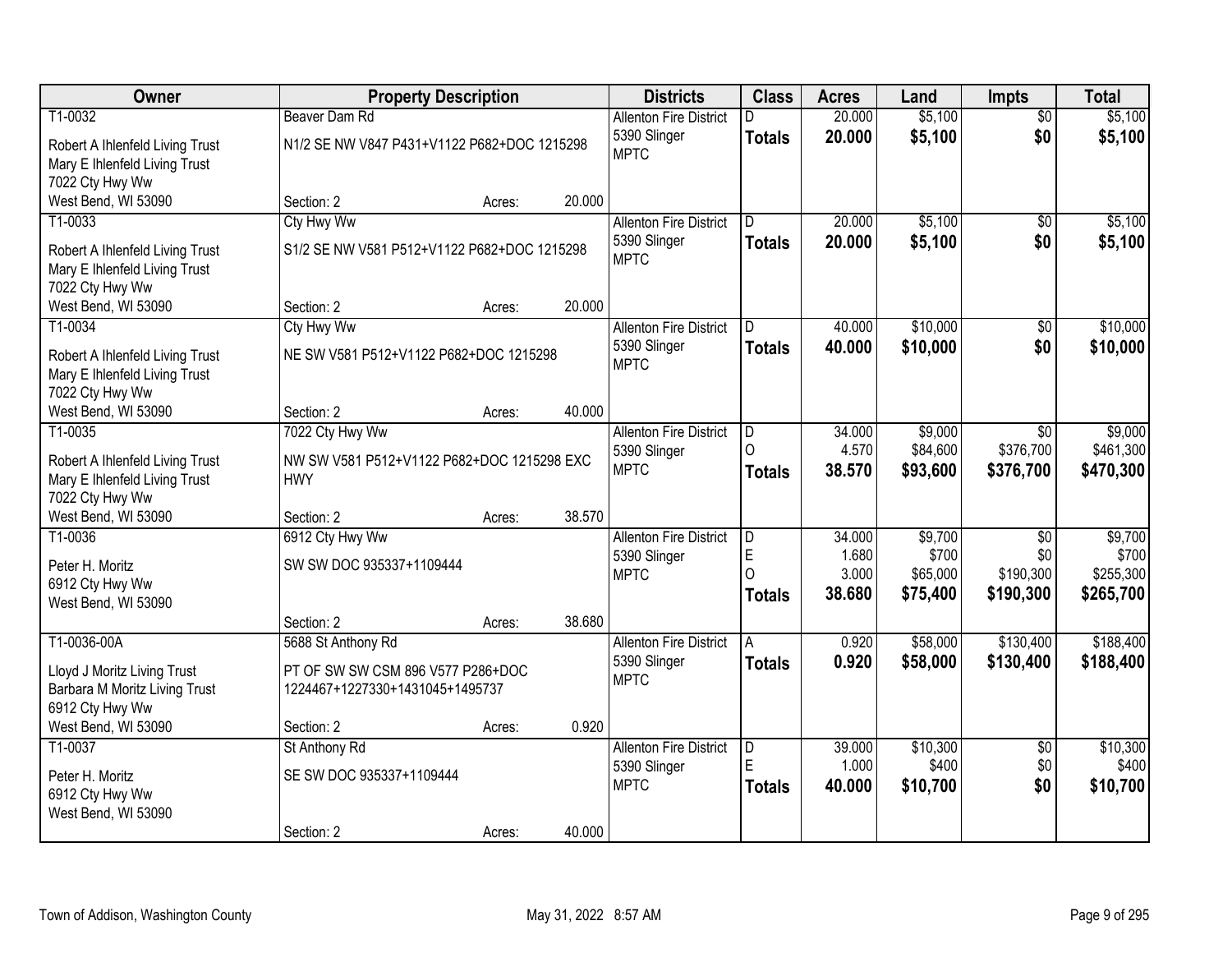| Owner | Property Description | | | Districts | Class | Acres | Land | Impts | Total |
|---|---|---|---|---|---|---|---|---|---|
| T1-0032 | Beaver Dam Rd | | | Allenton Fire District | D | 20.000 | $5,100 | $0 | $5,100 |
| Robert A Ihlenfeld Living Trust<br>Mary E Ihlenfeld Living Trust<br>7022 Cty Hwy Ww<br>West Bend, WI 53090 | N1/2 SE NW V847 P431+V1122 P682+DOC 1215298 | | | 5390 Slinger<br>MPTC | **Totals** | **20.000** | **$5,100** | **$0** | **$5,100** |
| | Section: 2 | Acres: | 20.000 | | | | | | |
| T1-0033 | Cty Hwy Ww | | | Allenton Fire District | D | 20.000 | $5,100 | $0 | $5,100 |
| Robert A Ihlenfeld Living Trust<br>Mary E Ihlenfeld Living Trust<br>7022 Cty Hwy Ww<br>West Bend, WI 53090 | S1/2 SE NW V581 P512+V1122 P682+DOC 1215298 | | | 5390 Slinger<br>MPTC | **Totals** | **20.000** | **$5,100** | **$0** | **$5,100** |
| | Section: 2 | Acres: | 20.000 | | | | | | |
| T1-0034 | Cty Hwy Ww | | | Allenton Fire District | D | 40.000 | $10,000 | $0 | $10,000 |
| Robert A Ihlenfeld Living Trust<br>Mary E Ihlenfeld Living Trust<br>7022 Cty Hwy Ww<br>West Bend, WI 53090 | NE SW V581 P512+V1122 P682+DOC 1215298 | | | 5390 Slinger<br>MPTC | **Totals** | **40.000** | **$10,000** | **$0** | **$10,000** |
| | Section: 2 | Acres: | 40.000 | | | | | | |
| T1-0035 | 7022 Cty Hwy Ww | | | Allenton Fire District | D | 34.000 | $9,000 | $0 | $9,000 |
| Robert A Ihlenfeld Living Trust<br>Mary E Ihlenfeld Living Trust<br>7022 Cty Hwy Ww<br>West Bend, WI 53090 | NW SW V581 P512+V1122 P682+DOC 1215298 EXC HWY | | | 5390 Slinger<br>MPTC | O | 4.570 | $84,600 | $376,700 | $461,300 |
| | | | | | **Totals** | **38.570** | **$93,600** | **$376,700** | **$470,300** |
| | Section: 2 | Acres: | 38.570 | | | | | | |
| T1-0036 | 6912 Cty Hwy Ww | | | Allenton Fire District | D | 34.000 | $9,700 | $0 | $9,700 |
| Peter H. Moritz<br>6912 Cty Hwy Ww<br>West Bend, WI 53090 | SW SW DOC 935337+1109444 | | | 5390 Slinger<br>MPTC | E | 1.680 | $700 | $0 | $700 |
| | | | | | O | 3.000 | $65,000 | $190,300 | $255,300 |
| | | | | | **Totals** | **38.680** | **$75,400** | **$190,300** | **$265,700** |
| | Section: 2 | Acres: | 38.680 | | | | | | |
| T1-0036-00A | 5688 St Anthony Rd | | | Allenton Fire District | A | 0.920 | $58,000 | $130,400 | $188,400 |
| Lloyd J Moritz Living Trust<br>Barbara M Moritz Living Trust<br>6912 Cty Hwy Ww<br>West Bend, WI 53090 | PT OF SW SW CSM 896 V577 P286+DOC 1224467+1227330+1431045+1495737 | | | 5390 Slinger<br>MPTC | **Totals** | **0.920** | **$58,000** | **$130,400** | **$188,400** |
| | Section: 2 | Acres: | 0.920 | | | | | | |
| T1-0037 | St Anthony Rd | | | Allenton Fire District | D | 39.000 | $10,300 | $0 | $10,300 |
| Peter H. Moritz<br>6912 Cty Hwy Ww<br>West Bend, WI 53090 | SE SW DOC 935337+1109444 | | | 5390 Slinger<br>MPTC | E | 1.000 | $400 | $0 | $400 |
| | | | | | **Totals** | **40.000** | **$10,700** | **$0** | **$10,700** |
| | Section: 2 | Acres: | 40.000 | | | | | | |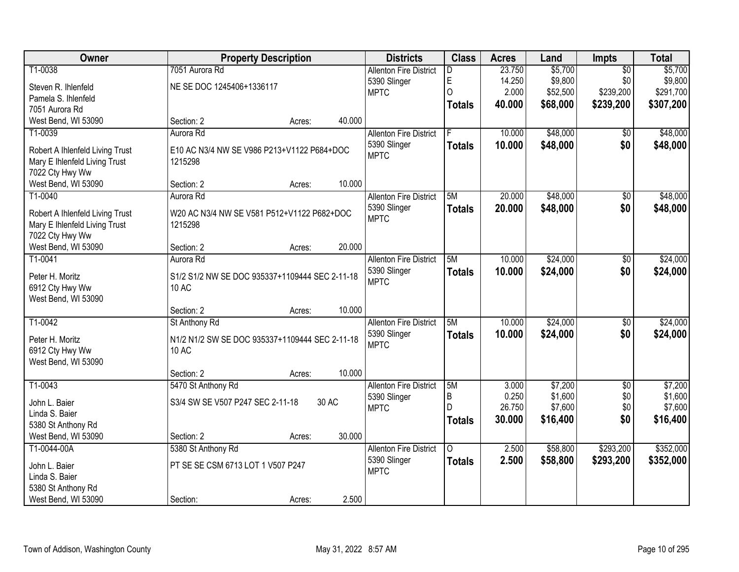| Owner | Property Description | Districts | Class | Acres | Land | Impts | Total |
|---|---|---|---|---|---|---|---|
| T1-0038<br>Steven R. Ihlenfeld<br>Pamela S. Ihlenfeld<br>7051 Aurora Rd<br>West Bend, WI 53090 | 7051 Aurora Rd<br>NE SE DOC 1245406+1336117<br>Section: 2 Acres: 40.000 | Allenton Fire District<br>5390 Slinger<br>MPTC | D<br>E<br>O<br>**Totals** | 23.750<br>14.250<br>2.000<br>**40.000** | $5,700<br>$9,800<br>$52,500<br>**$68,000** | $0<br>$0<br>$239,200<br>**$239,200** | $5,700<br>$9,800<br>$291,700<br>**$307,200** |
| T1-0039<br>Robert A Ihlenfeld Living Trust<br>Mary E Ihlenfeld Living Trust<br>7022 Cty Hwy Ww<br>West Bend, WI 53090 | Aurora Rd<br>E10 AC N3/4 NW SE V986 P213+V1122 P684+DOC 1215298<br>Section: 2 Acres: 10.000 | Allenton Fire District<br>5390 Slinger<br>MPTC | F<br>**Totals** | 10.000<br>**10.000** | $48,000<br>**$48,000** | $0<br>**$0** | $48,000<br>**$48,000** |
| T1-0040<br>Robert A Ihlenfeld Living Trust<br>Mary E Ihlenfeld Living Trust<br>7022 Cty Hwy Ww<br>West Bend, WI 53090 | Aurora Rd<br>W20 AC N3/4 NW SE V581 P512+V1122 P682+DOC 1215298<br>Section: 2 Acres: 20.000 | Allenton Fire District<br>5390 Slinger<br>MPTC | 5M<br>**Totals** | 20.000<br>**20.000** | $48,000<br>**$48,000** | $0<br>**$0** | $48,000<br>**$48,000** |
| T1-0041<br>Peter H. Moritz<br>6912 Cty Hwy Ww<br>West Bend, WI 53090 | Aurora Rd<br>S1/2 S1/2 NW SE DOC 935337+1109444 SEC 2-11-18 10 AC<br>Section: 2 Acres: 10.000 | Allenton Fire District<br>5390 Slinger<br>MPTC | 5M<br>**Totals** | 10.000<br>**10.000** | $24,000<br>**$24,000** | $0<br>**$0** | $24,000<br>**$24,000** |
| T1-0042<br>Peter H. Moritz<br>6912 Cty Hwy Ww<br>West Bend, WI 53090 | St Anthony Rd<br>N1/2 N1/2 SW SE DOC 935337+1109444 SEC 2-11-18 10 AC<br>Section: 2 Acres: 10.000 | Allenton Fire District<br>5390 Slinger<br>MPTC | 5M<br>**Totals** | 10.000<br>**10.000** | $24,000<br>**$24,000** | $0<br>**$0** | $24,000<br>**$24,000** |
| T1-0043<br>John L. Baier<br>Linda S. Baier<br>5380 St Anthony Rd<br>West Bend, WI 53090 | 5470 St Anthony Rd<br>S3/4 SW SE V507 P247 SEC 2-11-18 30 AC<br>Section: 2 Acres: 30.000 | Allenton Fire District<br>5390 Slinger<br>MPTC | 5M<br>B<br>D<br>**Totals** | 3.000<br>0.250<br>26.750<br>**30.000** | $7,200<br>$1,600<br>$7,600<br>**$16,400** | $0<br>$0<br>$0<br>**$0** | $7,200<br>$1,600<br>$7,600<br>**$16,400** |
| T1-0044-00A<br>John L. Baier<br>Linda S. Baier<br>5380 St Anthony Rd<br>West Bend, WI 53090 | 5380 St Anthony Rd<br>PT SE SE CSM 6713 LOT 1 V507 P247<br>Section: Acres: 2.500 | Allenton Fire District<br>5390 Slinger<br>MPTC | O<br>**Totals** | 2.500<br>**2.500** | $58,800<br>**$58,800** | $293,200<br>**$293,200** | $352,000<br>**$352,000** |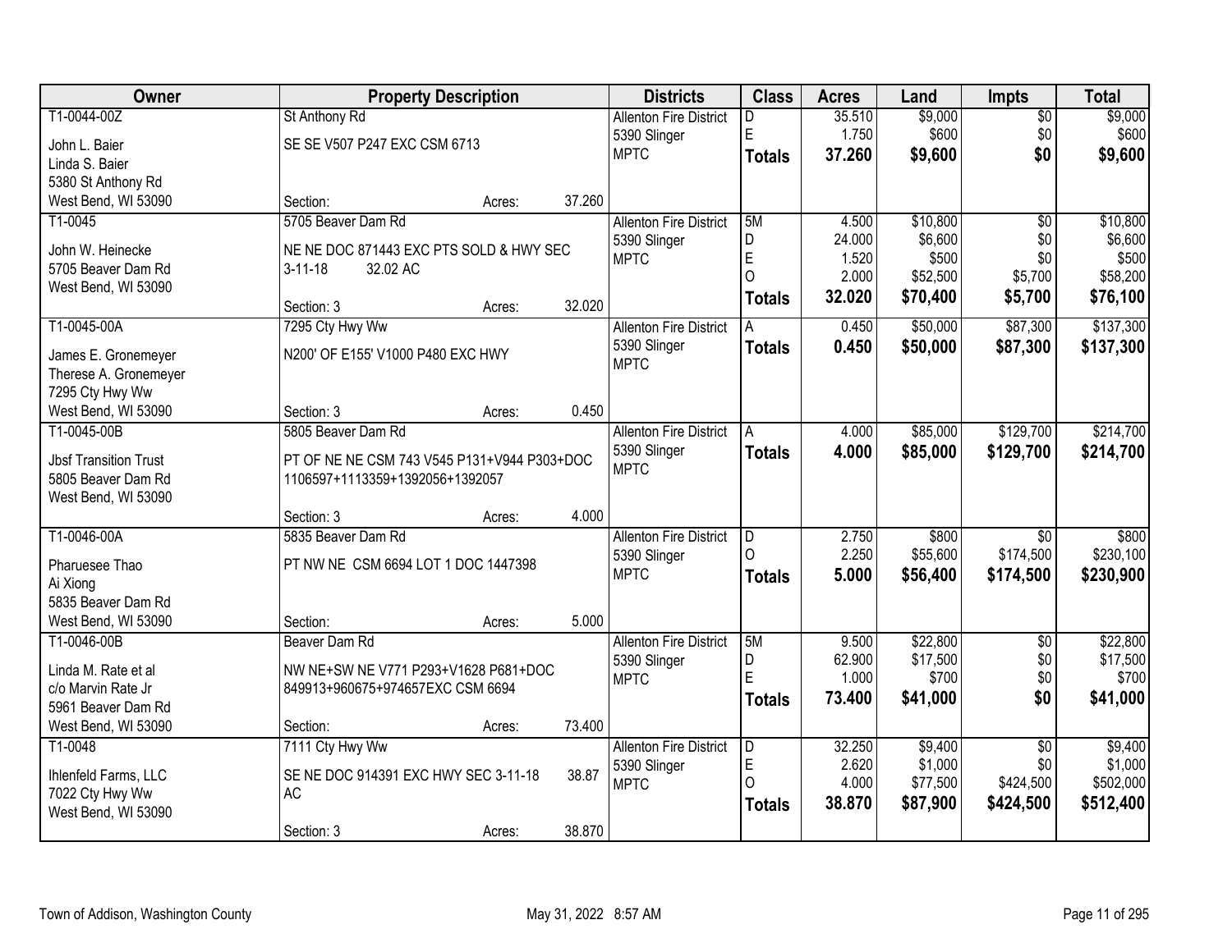| Owner | Property Description | Districts | Class | Acres | Land | Impts | Total |
|---|---|---|---|---|---|---|---|
| T1-0044-00Z<br>John L. Baier<br>Linda S. Baier<br>5380 St Anthony Rd<br>West Bend, WI 53090 | St Anthony Rd<br>SE SE V507 P247 EXC CSM 6713<br>Section: Acres: 37.260 | Allenton Fire District<br>5390 Slinger<br>MPTC | D<br>E<br>**Totals** | 35.510<br>1.750<br>**37.260** | $9,000<br>$600<br>**$9,600** | $0<br>$0<br>**$0** | $9,000<br>$600<br>**$9,600** |
| T1-0045<br>John W. Heinecke<br>5705 Beaver Dam Rd<br>West Bend, WI 53090 | 5705 Beaver Dam Rd<br>NE NE DOC 871443 EXC PTS SOLD & HWY SEC 3-11-18 32.02 AC<br>Section: 3 Acres: 32.020 | Allenton Fire District<br>5390 Slinger<br>MPTC | 5M<br>D<br>E<br>O<br>**Totals** | 4.500<br>24.000<br>1.520<br>2.000<br>**32.020** | $10,800<br>$6,600<br>$500<br>$52,500<br>**$70,400** | $0<br>$0<br>$0<br>$5,700<br>**$5,700** | $10,800<br>$6,600<br>$500<br>$58,200<br>**$76,100** |
| T1-0045-00A<br>James E. Gronemeyer<br>Therese A. Gronemeyer<br>7295 Cty Hwy Ww<br>West Bend, WI 53090 | 7295 Cty Hwy Ww<br>N200' OF E155' V1000 P480 EXC HWY<br>Section: 3 Acres: 0.450 | Allenton Fire District<br>5390 Slinger<br>MPTC | A<br>**Totals** | 0.450<br>**0.450** | $50,000<br>**$50,000** | $87,300<br>**$87,300** | $137,300<br>**$137,300** |
| T1-0045-00B<br>Jbsf Transition Trust<br>5805 Beaver Dam Rd<br>West Bend, WI 53090 | 5805 Beaver Dam Rd<br>PT OF NE NE CSM 743 V545 P131+V944 P303+DOC 1106597+1113359+1392056+1392057<br>Section: 3 Acres: 4.000 | Allenton Fire District<br>5390 Slinger<br>MPTC | A<br>**Totals** | 4.000<br>**4.000** | $85,000<br>**$85,000** | $129,700<br>**$129,700** | $214,700<br>**$214,700** |
| T1-0046-00A<br>Pharuesee Thao<br>Ai Xiong<br>5835 Beaver Dam Rd<br>West Bend, WI 53090 | 5835 Beaver Dam Rd<br>PT NW NE CSM 6694 LOT 1 DOC 1447398<br>Section: Acres: 5.000 | Allenton Fire District<br>5390 Slinger<br>MPTC | D<br>O<br>**Totals** | 2.750<br>2.250<br>**5.000** | $800<br>$55,600<br>**$56,400** | $0<br>$174,500<br>**$174,500** | $800<br>$230,100<br>**$230,900** |
| T1-0046-00B<br>Linda M. Rate et al<br>c/o Marvin Rate Jr<br>5961 Beaver Dam Rd<br>West Bend, WI 53090 | Beaver Dam Rd<br>NW NE+SW NE V771 P293+V1628 P681+DOC 849913+960675+974657EXC CSM 6694<br>Section: Acres: 73.400 | Allenton Fire District<br>5390 Slinger<br>MPTC | 5M<br>D<br>E<br>**Totals** | 9.500<br>62.900<br>1.000<br>**73.400** | $22,800<br>$17,500<br>$700<br>**$41,000** | $0<br>$0<br>$0<br>**$0** | $22,800<br>$17,500<br>$700<br>**$41,000** |
| T1-0048<br>Ihlenfeld Farms, LLC<br>7022 Cty Hwy Ww<br>West Bend, WI 53090 | 7111 Cty Hwy Ww<br>SE NE DOC 914391 EXC HWY SEC 3-11-18 38.87 AC<br>Section: 3 Acres: 38.870 | Allenton Fire District<br>5390 Slinger<br>MPTC | D<br>E<br>O<br>**Totals** | 32.250<br>2.620<br>4.000<br>**38.870** | $9,400<br>$1,000<br>$77,500<br>**$87,900** | $0<br>$0<br>$424,500<br>**$424,500** | $9,400<br>$1,000<br>$502,000<br>**$512,400** |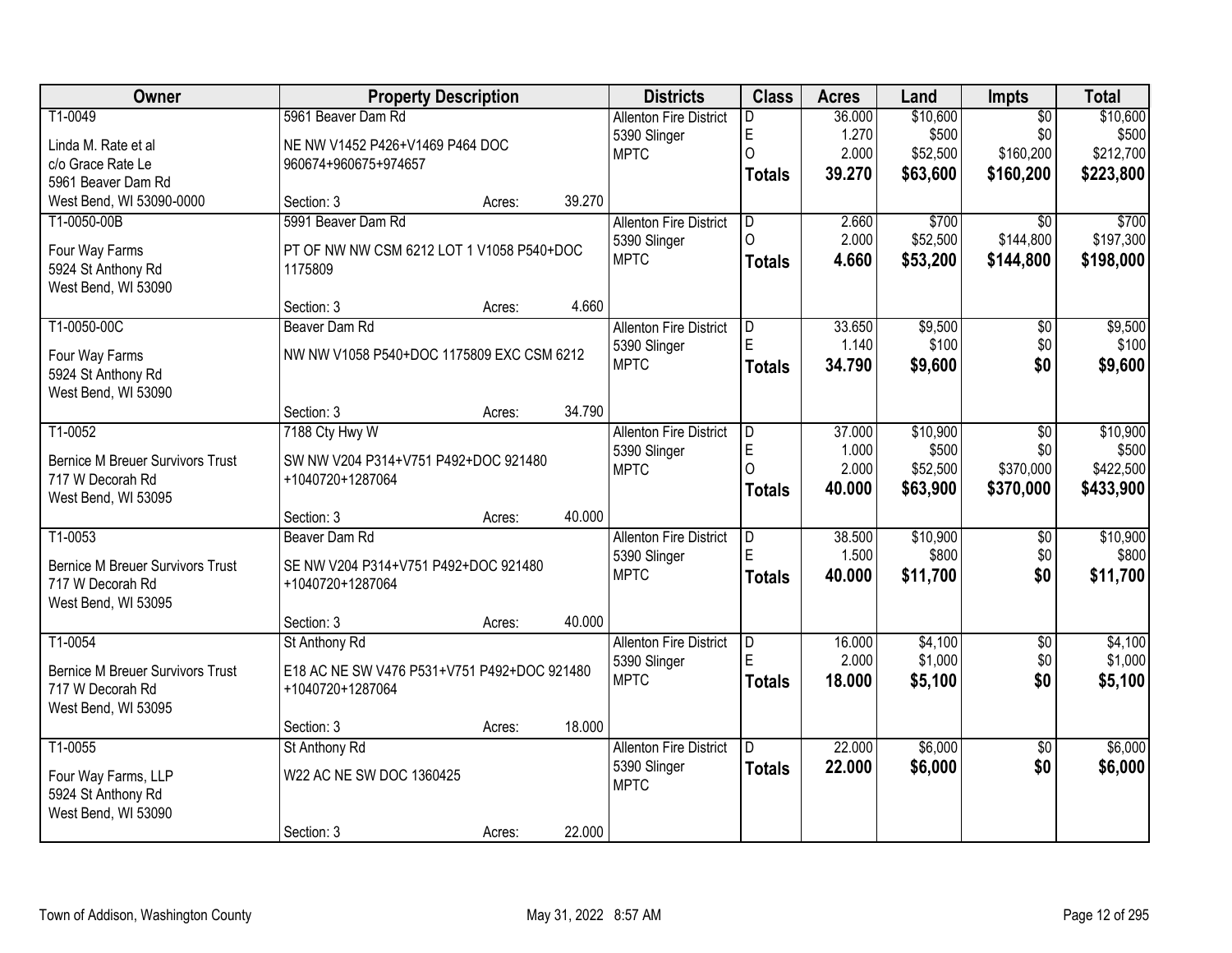| Owner | Property Description | Districts | Class | Acres | Land | Impts | Total |
|---|---|---|---|---|---|---|---|
| T1-0049<br>Linda M. Rate et al<br>c/o Grace Rate Le<br>5961 Beaver Dam Rd<br>West Bend, WI 53090-0000 | 5961 Beaver Dam Rd<br>NE NW V1452 P426+V1469 P464 DOC 960674+960675+974657<br>Section: 3 Acres: 39.270 | Allenton Fire District<br>5390 Slinger<br>MPTC | D<br>E<br>O<br>**Totals** | 36.000<br>1.270<br>2.000<br>**39.270** | $10,600<br>$500<br>$52,500<br>**$63,600** | $0<br>$0<br>$160,200<br>**$160,200** | $10,600<br>$500<br>$212,700<br>**$223,800** |
| T1-0050-00B<br>Four Way Farms<br>5924 St Anthony Rd<br>West Bend, WI 53090 | 5991 Beaver Dam Rd<br>PT OF NW NW CSM 6212 LOT 1 V1058 P540+DOC 1175809<br>Section: 3 Acres: 4.660 | Allenton Fire District<br>5390 Slinger<br>MPTC | D<br>O<br>**Totals** | 2.660<br>2.000<br>**4.660** | $700<br>$52,500<br>**$53,200** | $0<br>$144,800<br>**$144,800** | $700<br>$197,300<br>**$198,000** |
| T1-0050-00C<br>Four Way Farms<br>5924 St Anthony Rd<br>West Bend, WI 53090 | Beaver Dam Rd<br>NW NW V1058 P540+DOC 1175809 EXC CSM 6212<br>Section: 3 Acres: 34.790 | Allenton Fire District<br>5390 Slinger<br>MPTC | D<br>E<br>**Totals** | 33.650<br>1.140<br>**34.790** | $9,500<br>$100<br>**$9,600** | $0<br>$0<br>**$0** | $9,500<br>$100<br>**$9,600** |
| T1-0052<br>Bernice M Breuer Survivors Trust<br>717 W Decorah Rd<br>West Bend, WI 53095 | 7188 Cty Hwy W<br>SW NW V204 P314+V751 P492+DOC 921480 +1040720+1287064<br>Section: 3 Acres: 40.000 | Allenton Fire District<br>5390 Slinger<br>MPTC | D<br>E<br>O<br>**Totals** | 37.000<br>1.000<br>2.000<br>**40.000** | $10,900<br>$500<br>$52,500<br>**$63,900** | $0<br>$0<br>$370,000<br>**$370,000** | $10,900<br>$500<br>$422,500<br>**$433,900** |
| T1-0053<br>Bernice M Breuer Survivors Trust<br>717 W Decorah Rd<br>West Bend, WI 53095 | Beaver Dam Rd<br>SE NW V204 P314+V751 P492+DOC 921480 +1040720+1287064<br>Section: 3 Acres: 40.000 | Allenton Fire District<br>5390 Slinger<br>MPTC | D<br>E<br>**Totals** | 38.500<br>1.500<br>**40.000** | $10,900<br>$800<br>**$11,700** | $0<br>$0<br>**$0** | $10,900<br>$800<br>**$11,700** |
| T1-0054<br>Bernice M Breuer Survivors Trust<br>717 W Decorah Rd<br>West Bend, WI 53095 | St Anthony Rd<br>E18 AC NE SW V476 P531+V751 P492+DOC 921480 +1040720+1287064<br>Section: 3 Acres: 18.000 | Allenton Fire District<br>5390 Slinger<br>MPTC | D<br>E<br>**Totals** | 16.000<br>2.000<br>**18.000** | $4,100<br>$1,000<br>**$5,100** | $0<br>$0<br>**$0** | $4,100<br>$1,000<br>**$5,100** |
| T1-0055<br>Four Way Farms, LLP<br>5924 St Anthony Rd<br>West Bend, WI 53090 | St Anthony Rd<br>W22 AC NE SW DOC 1360425<br>Section: 3 Acres: 22.000 | Allenton Fire District<br>5390 Slinger<br>MPTC | D<br>**Totals** | 22.000<br>**22.000** | $6,000<br>**$6,000** | $0<br>**$0** | $6,000<br>**$6,000** |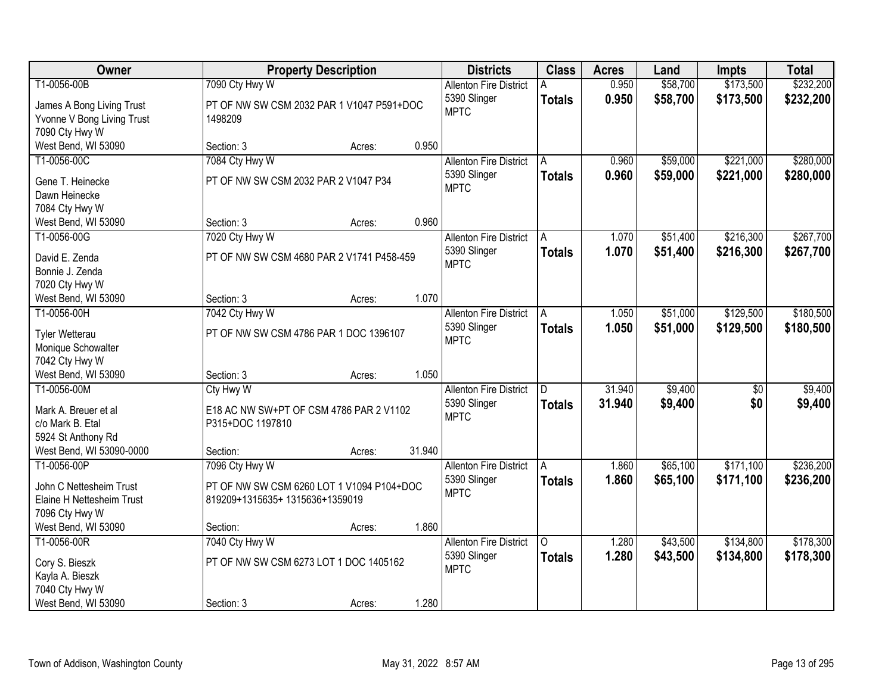| Owner | Property Description | | | Districts | Class | Acres | Land | Impts | Total |
|---|---|---|---|---|---|---|---|---|---|
| T1-0056-00B | 7090 Cty Hwy W | | | Allenton Fire District | A | 0.950 | $58,700 | $173,500 | $232,200 |
| James A Bong Living Trust<br>Yvonne V Bong Living Trust<br>7090 Cty Hwy W<br>West Bend, WI 53090 | PT OF NW SW CSM 2032 PAR 1 V1047 P591+DOC 1498209 | | | 5390 Slinger<br>MPTC | **Totals** | **0.950** | **$58,700** | **$173,500** | **$232,200** |
| | Section: 3 | Acres: | 0.950 | | | | | | |
| T1-0056-00C | 7084 Cty Hwy W | | | Allenton Fire District | A | 0.960 | $59,000 | $221,000 | $280,000 |
| Gene T. Heinecke<br>Dawn Heinecke<br>7084 Cty Hwy W<br>West Bend, WI 53090 | PT OF NW SW CSM 2032 PAR 2 V1047 P34 | | | 5390 Slinger<br>MPTC | **Totals** | **0.960** | **$59,000** | **$221,000** | **$280,000** |
| | Section: 3 | Acres: | 0.960 | | | | | | |
| T1-0056-00G | 7020 Cty Hwy W | | | Allenton Fire District | A | 1.070 | $51,400 | $216,300 | $267,700 |
| David E. Zenda<br>Bonnie J. Zenda<br>7020 Cty Hwy W<br>West Bend, WI 53090 | PT OF NW SW CSM 4680 PAR 2 V1741 P458-459 | | | 5390 Slinger<br>MPTC | **Totals** | **1.070** | **$51,400** | **$216,300** | **$267,700** |
| | Section: 3 | Acres: | 1.070 | | | | | | |
| T1-0056-00H | 7042 Cty Hwy W | | | Allenton Fire District | A | 1.050 | $51,000 | $129,500 | $180,500 |
| Tyler Wetterau<br>Monique Schowalter<br>7042 Cty Hwy W<br>West Bend, WI 53090 | PT OF NW SW CSM 4786 PAR 1 DOC 1396107 | | | 5390 Slinger<br>MPTC | **Totals** | **1.050** | **$51,000** | **$129,500** | **$180,500** |
| | Section: 3 | Acres: | 1.050 | | | | | | |
| T1-0056-00M | Cty Hwy W | | | Allenton Fire District | D | 31.940 | $9,400 | $0 | $9,400 |
| Mark A. Breuer et al<br>c/o Mark B. Etal<br>5924 St Anthony Rd<br>West Bend, WI 53090-0000 | E18 AC NW SW+PT OF CSM 4786 PAR 2 V1102 P315+DOC 1197810 | | | 5390 Slinger<br>MPTC | **Totals** | **31.940** | **$9,400** | **$0** | **$9,400** |
| | Section: | Acres: | 31.940 | | | | | | |
| T1-0056-00P | 7096 Cty Hwy W | | | Allenton Fire District | A | 1.860 | $65,100 | $171,100 | $236,200 |
| John C Nettesheim Trust<br>Elaine H Nettesheim Trust<br>7096 Cty Hwy W<br>West Bend, WI 53090 | PT OF NW SW CSM 6260 LOT 1 V1094 P104+DOC 819209+1315635+ 1315636+1359019 | | | 5390 Slinger<br>MPTC | **Totals** | **1.860** | **$65,100** | **$171,100** | **$236,200** |
| | Section: | Acres: | 1.860 | | | | | | |
| T1-0056-00R | 7040 Cty Hwy W | | | Allenton Fire District | O | 1.280 | $43,500 | $134,800 | $178,300 |
| Cory S. Bieszk<br>Kayla A. Bieszk<br>7040 Cty Hwy W<br>West Bend, WI 53090 | PT OF NW SW CSM 6273 LOT 1 DOC 1405162 | | | 5390 Slinger<br>MPTC | **Totals** | **1.280** | **$43,500** | **$134,800** | **$178,300** |
| | Section: 3 | Acres: | 1.280 | | | | | | |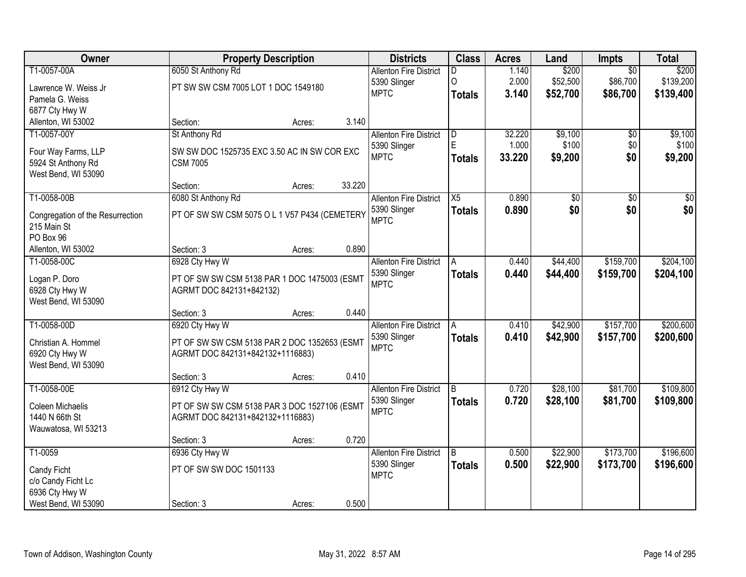| Owner | Property Description | Districts | Class | Acres | Land | Impts | Total |
|---|---|---|---|---|---|---|---|
| T1-0057-00A<br>Lawrence W. Weiss Jr<br>Pamela G. Weiss<br>6877 Cty Hwy W<br>Allenton, WI 53002 | 6050 St Anthony Rd<br>PT SW SW CSM 7005 LOT 1 DOC 1549180<br>Section: Acres: 3.140 | Allenton Fire District<br>5390 Slinger<br>MPTC | D<br>O<br>**Totals** | 1.140<br>2.000<br>**3.140** | $200<br>$52,500<br>**$52,700** | $0<br>$86,700<br>**$86,700** | $200<br>$139,200<br>**$139,400** |
| T1-0057-00Y<br>Four Way Farms, LLP<br>5924 St Anthony Rd<br>West Bend, WI 53090 | St Anthony Rd<br>SW SW DOC 1525735 EXC 3.50 AC IN SW COR EXC CSM 7005<br>Section: Acres: 33.220 | Allenton Fire District<br>5390 Slinger<br>MPTC | D<br>E<br>**Totals** | 32.220<br>1.000<br>**33.220** | $9,100<br>$100<br>**$9,200** | $0<br>$0<br>**$0** | $9,100<br>$100<br>**$9,200** |
| T1-0058-00B<br>Congregation of the Resurrection<br>215 Main St<br>PO Box 96<br>Allenton, WI 53002 | 6080 St Anthony Rd<br>PT OF SW SW CSM 5075 O L 1 V57 P434 (CEMETERY<br>Section: 3 Acres: 0.890 | Allenton Fire District<br>5390 Slinger<br>MPTC | X5<br>**Totals** | 0.890<br>**0.890** | $0<br>**$0** | $0<br>**$0** | $0<br>**$0** |
| T1-0058-00C<br>Logan P. Doro<br>6928 Cty Hwy W<br>West Bend, WI 53090 | 6928 Cty Hwy W<br>PT OF SW SW CSM 5138 PAR 1 DOC 1475003 (ESMT AGRMT DOC 842131+842132)<br>Section: 3 Acres: 0.440 | Allenton Fire District<br>5390 Slinger<br>MPTC | A<br>**Totals** | 0.440<br>**0.440** | $44,400<br>**$44,400** | $159,700<br>**$159,700** | $204,100<br>**$204,100** |
| T1-0058-00D<br>Christian A. Hommel<br>6920 Cty Hwy W<br>West Bend, WI 53090 | 6920 Cty Hwy W<br>PT OF SW SW CSM 5138 PAR 2 DOC 1352653 (ESMT AGRMT DOC 842131+842132+1116883)<br>Section: 3 Acres: 0.410 | Allenton Fire District<br>5390 Slinger<br>MPTC | A<br>**Totals** | 0.410<br>**0.410** | $42,900<br>**$42,900** | $157,700<br>**$157,700** | $200,600<br>**$200,600** |
| T1-0058-00E<br>Coleen Michaelis<br>1440 N 66th St<br>Wauwatosa, WI 53213 | 6912 Cty Hwy W<br>PT OF SW SW CSM 5138 PAR 3 DOC 1527106 (ESMT AGRMT DOC 842131+842132+1116883)<br>Section: 3 Acres: 0.720 | Allenton Fire District<br>5390 Slinger<br>MPTC | B<br>**Totals** | 0.720<br>**0.720** | $28,100<br>**$28,100** | $81,700<br>**$81,700** | $109,800<br>**$109,800** |
| T1-0059<br>Candy Ficht<br>c/o Candy Ficht Lc<br>6936 Cty Hwy W<br>West Bend, WI 53090 | 6936 Cty Hwy W<br>PT OF SW SW DOC 1501133<br>Section: 3 Acres: 0.500 | Allenton Fire District<br>5390 Slinger<br>MPTC | B<br>**Totals** | 0.500<br>**0.500** | $22,900<br>**$22,900** | $173,700<br>**$173,700** | $196,600<br>**$196,600** |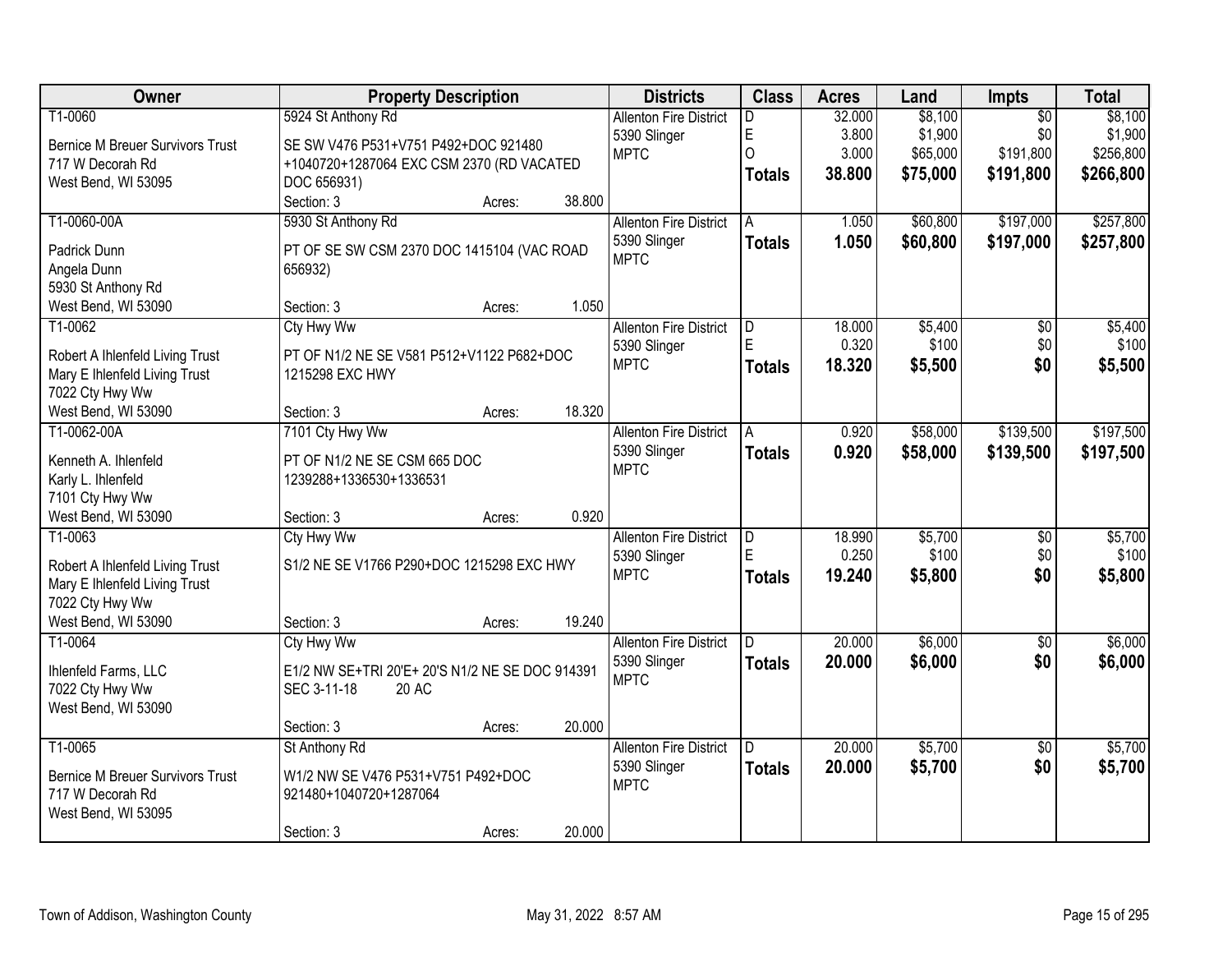| Owner | Property Description | Districts | Class | Acres | Land | Impts | Total |
|---|---|---|---|---|---|---|---|
| T1-0060<br>Bernice M Breuer Survivors Trust<br>717 W Decorah Rd<br>West Bend, WI 53095 | 5924 St Anthony Rd<br>SE SW V476 P531+V751 P492+DOC 921480 +1040720+1287064 EXC CSM 2370 (RD VACATED DOC 656931)<br>Section: 3 Acres: 38.800 | Allenton Fire District<br>5390 Slinger<br>MPTC | D<br>E<br>O<br>**Totals** | 32.000<br>3.800<br>3.000<br>**38.800** | $8,100<br>$1,900<br>$65,000<br>**$75,000** | $0<br>$0<br>$191,800<br>**$191,800** | $8,100<br>$1,900<br>$256,800<br>**$266,800** |
| T1-0060-00A<br>Padrick Dunn<br>Angela Dunn<br>5930 St Anthony Rd<br>West Bend, WI 53090 | 5930 St Anthony Rd<br>PT OF SE SW CSM 2370 DOC 1415104 (VAC ROAD 656932)<br>Section: 3 Acres: 1.050 | Allenton Fire District<br>5390 Slinger<br>MPTC | A<br>**Totals** | 1.050<br>**1.050** | $60,800<br>**$60,800** | $197,000<br>**$197,000** | $257,800<br>**$257,800** |
| T1-0062<br>Robert A Ihlenfeld Living Trust<br>Mary E Ihlenfeld Living Trust<br>7022 Cty Hwy Ww<br>West Bend, WI 53090 | Cty Hwy Ww<br>PT OF N1/2 NE SE V581 P512+V1122 P682+DOC 1215298 EXC HWY<br>Section: 3 Acres: 18.320 | Allenton Fire District<br>5390 Slinger<br>MPTC | D<br>E<br>**Totals** | 18.000<br>0.320<br>**18.320** | $5,400<br>$100<br>**$5,500** | $0<br>$0<br>**$0** | $5,400<br>$100<br>**$5,500** |
| T1-0062-00A<br>Kenneth A. Ihlenfeld<br>Karly L. Ihlenfeld<br>7101 Cty Hwy Ww<br>West Bend, WI 53090 | 7101 Cty Hwy Ww<br>PT OF N1/2 NE SE CSM 665 DOC 1239288+1336530+1336531<br>Section: 3 Acres: 0.920 | Allenton Fire District<br>5390 Slinger<br>MPTC | A<br>**Totals** | 0.920<br>**0.920** | $58,000<br>**$58,000** | $139,500<br>**$139,500** | $197,500<br>**$197,500** |
| T1-0063<br>Robert A Ihlenfeld Living Trust<br>Mary E Ihlenfeld Living Trust<br>7022 Cty Hwy Ww<br>West Bend, WI 53090 | Cty Hwy Ww<br>S1/2 NE SE V1766 P290+DOC 1215298 EXC HWY<br>Section: 3 Acres: 19.240 | Allenton Fire District<br>5390 Slinger<br>MPTC | D<br>E<br>**Totals** | 18.990<br>0.250<br>**19.240** | $5,700<br>$100<br>**$5,800** | $0<br>$0<br>**$0** | $5,700<br>$100<br>**$5,800** |
| T1-0064<br>Ihlenfeld Farms, LLC<br>7022 Cty Hwy Ww<br>West Bend, WI 53090 | Cty Hwy Ww<br>E1/2 NW SE+TRI 20'E+ 20'S N1/2 NE SE DOC 914391 SEC 3-11-18 20 AC<br>Section: 3 Acres: 20.000 | Allenton Fire District<br>5390 Slinger<br>MPTC | D<br>**Totals** | 20.000<br>**20.000** | $6,000<br>**$6,000** | $0<br>**$0** | $6,000<br>**$6,000** |
| T1-0065<br>Bernice M Breuer Survivors Trust<br>717 W Decorah Rd<br>West Bend, WI 53095 | St Anthony Rd<br>W1/2 NW SE V476 P531+V751 P492+DOC 921480+1040720+1287064<br>Section: 3 Acres: 20.000 | Allenton Fire District<br>5390 Slinger<br>MPTC | D<br>**Totals** | 20.000<br>**20.000** | $5,700<br>**$5,700** | $0<br>**$0** | $5,700<br>**$5,700** |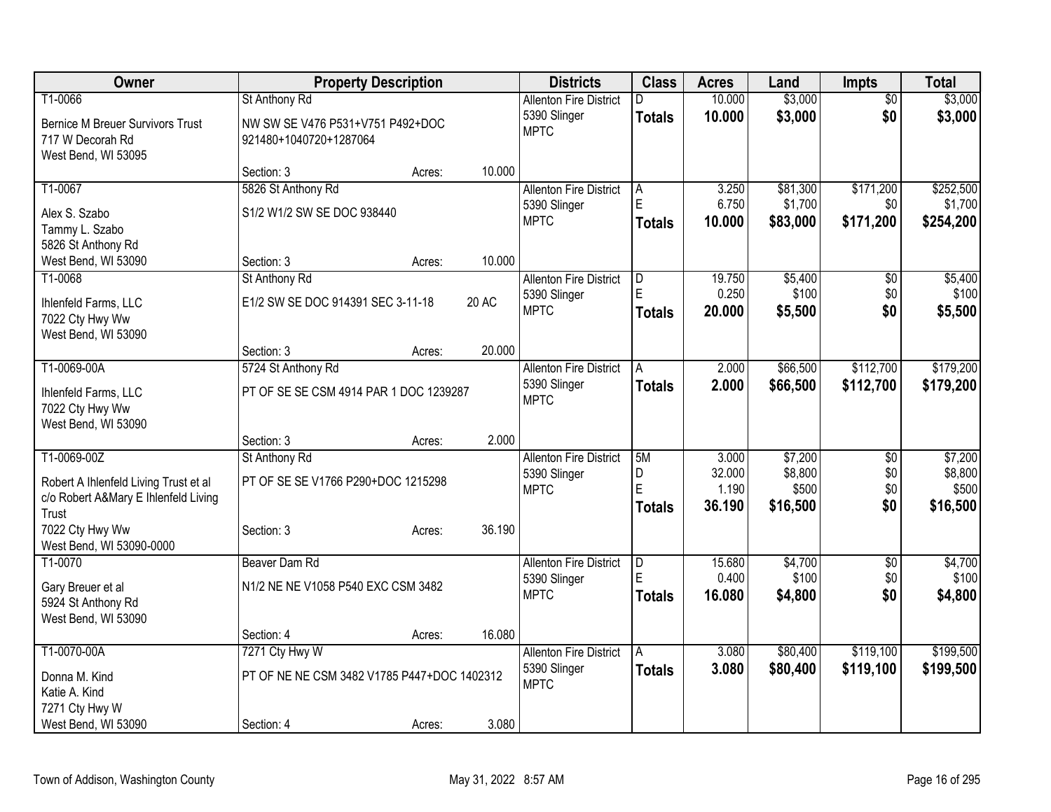| Owner | Property Description | | | Districts | Class | Acres | Land | Impts | Total |
|---|---|---|---|---|---|---|---|---|---|
| T1-0066 | St Anthony Rd | | | Allenton Fire District | D | 10.000 | $3,000 | $0 | $3,000 |
| Bernice M Breuer Survivors Trust<br>717 W Decorah Rd<br>West Bend, WI 53095 | NW SW SE V476 P531+V751 P492+DOC 921480+1040720+1287064 | | | 5390 Slinger<br>MPTC | **Totals** | **10.000** | **$3,000** | **$0** | **$3,000** |
| | Section: 3 | Acres: | 10.000 | | | | | | |
| T1-0067 | 5826 St Anthony Rd | | | Allenton Fire District | A | 3.250 | $81,300 | $171,200 | $252,500 |
| Alex S. Szabo<br>Tammy L. Szabo<br>5826 St Anthony Rd<br>West Bend, WI 53090 | S1/2 W1/2 SW SE DOC 938440 | | | 5390 Slinger<br>MPTC | E | 6.750 | $1,700 | $0 | $1,700 |
| | | | | | **Totals** | **10.000** | **$83,000** | **$171,200** | **$254,200** |
| | Section: 3 | Acres: | 10.000 | | | | | | |
| T1-0068 | St Anthony Rd | | | Allenton Fire District | D | 19.750 | $5,400 | $0 | $5,400 |
| Ihlenfeld Farms, LLC<br>7022 Cty Hwy Ww<br>West Bend, WI 53090 | E1/2 SW SE DOC 914391 SEC 3-11-18 | 20 AC | | 5390 Slinger<br>MPTC | E | 0.250 | $100 | $0 | $100 |
| | | | | | **Totals** | **20.000** | **$5,500** | **$0** | **$5,500** |
| | Section: 3 | Acres: | 20.000 | | | | | | |
| T1-0069-00A | 5724 St Anthony Rd | | | Allenton Fire District | A | 2.000 | $66,500 | $112,700 | $179,200 |
| Ihlenfeld Farms, LLC<br>7022 Cty Hwy Ww<br>West Bend, WI 53090 | PT OF SE SE CSM 4914 PAR 1 DOC 1239287 | | | 5390 Slinger<br>MPTC | **Totals** | **2.000** | **$66,500** | **$112,700** | **$179,200** |
| | Section: 3 | Acres: | 2.000 | | | | | | |
| T1-0069-00Z | St Anthony Rd | | | Allenton Fire District | 5M | 3.000 | $7,200 | $0 | $7,200 |
| Robert A Ihlenfeld Living Trust et al<br>c/o Robert A&Mary E Ihlenfeld Living Trust | PT OF SE SE V1766 P290+DOC 1215298 | | | 5390 Slinger<br>MPTC | D | 32.000 | $8,800 | $0 | $8,800 |
| | | | | | E | 1.190 | $500 | $0 | $500 |
| | | | | | **Totals** | **36.190** | **$16,500** | **$0** | **$16,500** |
| 7022 Cty Hwy Ww<br>West Bend, WI 53090-0000 | Section: 3 | Acres: | 36.190 | | | | | | |
| T1-0070 | Beaver Dam Rd | | | Allenton Fire District | D | 15.680 | $4,700 | $0 | $4,700 |
| Gary Breuer et al<br>5924 St Anthony Rd<br>West Bend, WI 53090 | N1/2 NE NE V1058 P540 EXC CSM 3482 | | | 5390 Slinger<br>MPTC | E | 0.400 | $100 | $0 | $100 |
| | | | | | **Totals** | **16.080** | **$4,800** | **$0** | **$4,800** |
| | Section: 4 | Acres: | 16.080 | | | | | | |
| T1-0070-00A | 7271 Cty Hwy W | | | Allenton Fire District | A | 3.080 | $80,400 | $119,100 | $199,500 |
| Donna M. Kind<br>Katie A. Kind<br>7271 Cty Hwy W<br>West Bend, WI 53090 | PT OF NE NE CSM 3482 V1785 P447+DOC 1402312 | | | 5390 Slinger<br>MPTC | **Totals** | **3.080** | **$80,400** | **$119,100** | **$199,500** |
| | Section: 4 | Acres: | 3.080 | | | | | | |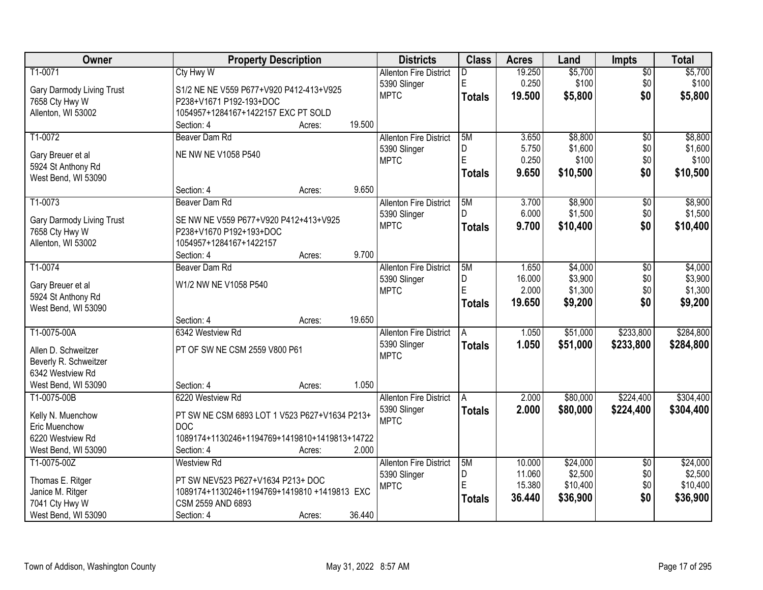| Owner | Property Description | Districts | Class | Acres | Land | Impts | Total |
|---|---|---|---|---|---|---|---|
| T1-0071<br>Gary Darmody Living Trust<br>7658 Cty Hwy W<br>Allenton, WI 53002 | Cty Hwy W<br>S1/2 NE NE V559 P677+V920 P412-413+V925 P238+V1671 P192-193+DOC 1054957+1284167+1422157 EXC PT SOLD<br>Section: 4 Acres: 19.500 | Allenton Fire District<br>5390 Slinger<br>MPTC | D<br>E<br>**Totals** | 19.250<br>0.250<br>**19.500** | $5,700<br>$100<br>**$5,800** | $0<br>$0<br>**$0** | $5,700<br>$100<br>**$5,800** |
| T1-0072<br>Gary Breuer et al<br>5924 St Anthony Rd<br>West Bend, WI 53090 | Beaver Dam Rd<br>NE NW NE V1058 P540<br>Section: 4 Acres: 9.650 | Allenton Fire District<br>5390 Slinger<br>MPTC | 5M<br>D<br>E<br>**Totals** | 3.650<br>5.750<br>0.250<br>**9.650** | $8,800<br>$1,600<br>$100<br>**$10,500** | $0<br>$0<br>$0<br>**$0** | $8,800<br>$1,600<br>$100<br>**$10,500** |
| T1-0073<br>Gary Darmody Living Trust<br>7658 Cty Hwy W<br>Allenton, WI 53002 | Beaver Dam Rd<br>SE NW NE V559 P677+V920 P412+413+V925 P238+V1670 P192+193+DOC 1054957+1284167+1422157<br>Section: 4 Acres: 9.700 | Allenton Fire District<br>5390 Slinger<br>MPTC | 5M<br>D<br>**Totals** | 3.700<br>6.000<br>**9.700** | $8,900<br>$1,500<br>**$10,400** | $0<br>$0<br>**$0** | $8,900<br>$1,500<br>**$10,400** |
| T1-0074<br>Gary Breuer et al<br>5924 St Anthony Rd<br>West Bend, WI 53090 | Beaver Dam Rd<br>W1/2 NW NE V1058 P540<br>Section: 4 Acres: 19.650 | Allenton Fire District<br>5390 Slinger<br>MPTC | 5M<br>D<br>E<br>**Totals** | 1.650<br>16.000<br>2.000<br>**19.650** | $4,000<br>$3,900<br>$1,300<br>**$9,200** | $0<br>$0<br>$0<br>**$0** | $4,000<br>$3,900<br>$1,300<br>**$9,200** |
| T1-0075-00A<br>Allen D. Schweitzer<br>Beverly R. Schweitzer<br>6342 Westview Rd<br>West Bend, WI 53090 | 6342 Westview Rd<br>PT OF SW NE CSM 2559 V800 P61<br>Section: 4 Acres: 1.050 | Allenton Fire District<br>5390 Slinger<br>MPTC | A<br>**Totals** | 1.050<br>**1.050** | $51,000<br>**$51,000** | $233,800<br>**$233,800** | $284,800<br>**$284,800** |
| T1-0075-00B<br>Kelly N. Muenchow<br>Eric Muenchow<br>6220 Westview Rd<br>West Bend, WI 53090 | 6220 Westview Rd<br>PT SW NE CSM 6893 LOT 1 V523 P627+V1634 P213+ DOC 1089174+1130246+1194769+1419810+1419813+14722<br>Section: 4 Acres: 2.000 | Allenton Fire District<br>5390 Slinger<br>MPTC | A<br>**Totals** | 2.000<br>**2.000** | $80,000<br>**$80,000** | $224,400<br>**$224,400** | $304,400<br>**$304,400** |
| T1-0075-00Z<br>Thomas E. Ritger<br>Janice M. Ritger<br>7041 Cty Hwy W<br>West Bend, WI 53090 | Westview Rd<br>PT SW NEV523 P627+V1634 P213+ DOC 1089174+1130246+1194769+1419810 +1419813 EXC CSM 2559 AND 6893<br>Section: 4 Acres: 36.440 | Allenton Fire District<br>5390 Slinger<br>MPTC | 5M<br>D<br>E<br>**Totals** | 10.000<br>11.060<br>15.380<br>**36.440** | $24,000<br>$2,500<br>$10,400<br>**$36,900** | $0<br>$0<br>$0<br>**$0** | $24,000<br>$2,500<br>$10,400<br>**$36,900** |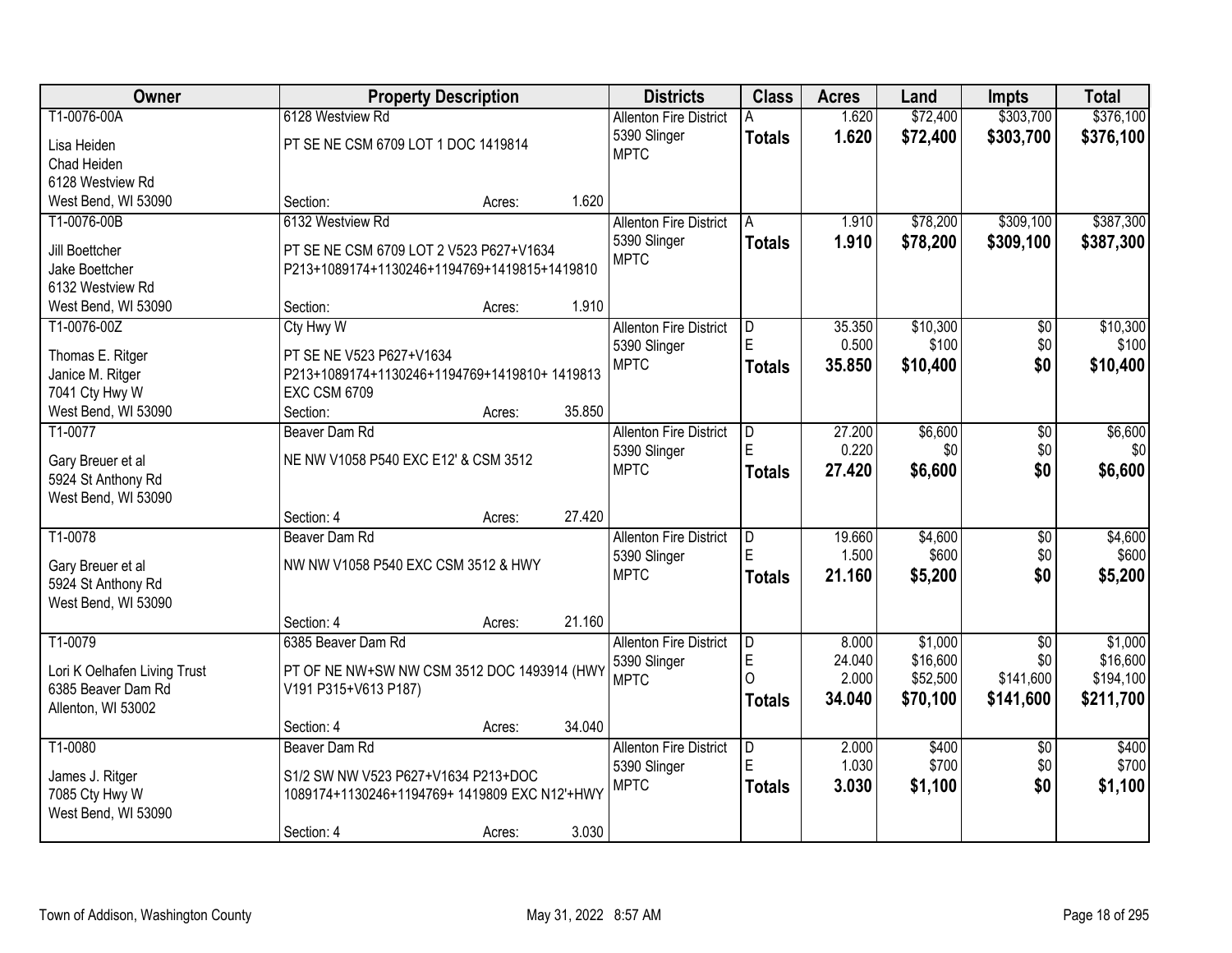| Owner | Property Description | | | Districts | Class | Acres | Land | Impts | Total |
|---|---|---|---|---|---|---|---|---|---|
| T1-0076-00A | 6128 Westview Rd | | | Allenton Fire District | A | 1.620 | $72,400 | $303,700 | $376,100 |
| Lisa Heiden<br>Chad Heiden<br>6128 Westview Rd<br>West Bend, WI 53090 | PT SE NE CSM 6709 LOT 1 DOC 1419814 | | | 5390 Slinger<br>MPTC | **Totals** | **1.620** | **$72,400** | **$303,700** | **$376,100** |
| | Section: | Acres: | 1.620 | | | | | | |
| T1-0076-00B | 6132 Westview Rd | | | Allenton Fire District | A | 1.910 | $78,200 | $309,100 | $387,300 |
| Jill Boettcher<br>Jake Boettcher<br>6132 Westview Rd<br>West Bend, WI 53090 | PT SE NE CSM 6709 LOT 2 V523 P627+V1634 P213+1089174+1130246+1194769+1419815+1419810 | | | 5390 Slinger<br>MPTC | **Totals** | **1.910** | **$78,200** | **$309,100** | **$387,300** |
| | Section: | Acres: | 1.910 | | | | | | |
| T1-0076-00Z | Cty Hwy W | | | Allenton Fire District | D | 35.350 | $10,300 | $0 | $10,300 |
| Thomas E. Ritger<br>Janice M. Ritger<br>7041 Cty Hwy W<br>West Bend, WI 53090 | PT SE NE V523 P627+V1634 P213+1089174+1130246+1194769+1419810+ 1419813 EXC CSM 6709 | | | 5390 Slinger<br>MPTC | E | 0.500 | $100 | $0 | $100 |
| | | | | | **Totals** | **35.850** | **$10,400** | **$0** | **$10,400** |
| | Section: | Acres: | 35.850 | | | | | | |
| T1-0077 | Beaver Dam Rd | | | Allenton Fire District | D | 27.200 | $6,600 | $0 | $6,600 |
| Gary Breuer et al<br>5924 St Anthony Rd<br>West Bend, WI 53090 | NE NW V1058 P540 EXC E12' & CSM 3512 | | | 5390 Slinger<br>MPTC | E | 0.220 | $0 | $0 | $0 |
| | | | | | **Totals** | **27.420** | **$6,600** | **$0** | **$6,600** |
| | Section: 4 | Acres: | 27.420 | | | | | | |
| T1-0078 | Beaver Dam Rd | | | Allenton Fire District | D | 19.660 | $4,600 | $0 | $4,600 |
| Gary Breuer et al<br>5924 St Anthony Rd<br>West Bend, WI 53090 | NW NW V1058 P540 EXC CSM 3512 & HWY | | | 5390 Slinger<br>MPTC | E | 1.500 | $600 | $0 | $600 |
| | | | | | **Totals** | **21.160** | **$5,200** | **$0** | **$5,200** |
| | Section: 4 | Acres: | 21.160 | | | | | | |
| T1-0079 | 6385 Beaver Dam Rd | | | Allenton Fire District | D | 8.000 | $1,000 | $0 | $1,000 |
| Lori K Oelhafen Living Trust<br>6385 Beaver Dam Rd<br>Allenton, WI 53002 | PT OF NE NW+SW NW CSM 3512 DOC 1493914 (HWY V191 P315+V613 P187) | | | 5390 Slinger<br>MPTC | E | 24.040 | $16,600 | $0 | $16,600 |
| | | | | | O | 2.000 | $52,500 | $141,600 | $194,100 |
| | | | | | **Totals** | **34.040** | **$70,100** | **$141,600** | **$211,700** |
| | Section: 4 | Acres: | 34.040 | | | | | | |
| T1-0080 | Beaver Dam Rd | | | Allenton Fire District | D | 2.000 | $400 | $0 | $400 |
| James J. Ritger<br>7085 Cty Hwy W<br>West Bend, WI 53090 | S1/2 SW NW V523 P627+V1634 P213+DOC 1089174+1130246+1194769+ 1419809 EXC N12'+HWY | | | 5390 Slinger<br>MPTC | E | 1.030 | $700 | $0 | $700 |
| | | | | | **Totals** | **3.030** | **$1,100** | **$0** | **$1,100** |
| | Section: 4 | Acres: | 3.030 | | | | | | |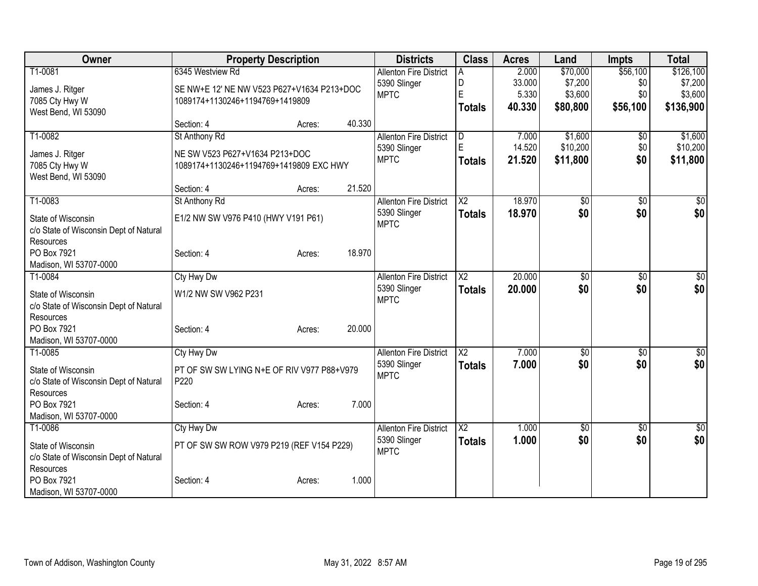| Owner | Property Description | | | Districts | Class | Acres | Land | Impts | Total |
|---|---|---|---|---|---|---|---|---|---|
| T1-0081 | 6345 Westview Rd | | | Allenton Fire District | A | 2.000 | $70,000 | $56,100 | $126,100 |
| James J. Ritger | SE NW+E 12' NE NW V523 P627+V1634 P213+DOC | | | 5390 Slinger | D | 33.000 | $7,200 | $0 | $7,200 |
| 7085 Cty Hwy W | 1089174+1130246+1194769+1419809 | | | MPTC | E | 5.330 | $3,600 | $0 | $3,600 |
| West Bend, WI 53090 | | | | | **Totals** | **40.330** | **$80,800** | **$56,100** | **$136,900** |
| | Section: 4 | Acres: | 40.330 | | | | | | |
| T1-0082 | St Anthony Rd | | | Allenton Fire District | D | 7.000 | $1,600 | $0 | $1,600 |
| James J. Ritger | NE SW V523 P627+V1634 P213+DOC | | | 5390 Slinger | E | 14.520 | $10,200 | $0 | $10,200 |
| 7085 Cty Hwy W | 1089174+1130246+1194769+1419809 EXC HWY | | | MPTC | **Totals** | **21.520** | **$11,800** | **$0** | **$11,800** |
| West Bend, WI 53090 | | | | | | | | | |
| | Section: 4 | Acres: | 21.520 | | | | | | |
| T1-0083 | St Anthony Rd | | | Allenton Fire District | X2 | 18.970 | $0 | $0 | $0 |
| State of Wisconsin | E1/2 NW SW V976 P410 (HWY V191 P61) | | | 5390 Slinger | **Totals** | **18.970** | **$0** | **$0** | **$0** |
| c/o State of Wisconsin Dept of Natural Resources | | | | MPTC | | | | | |
| PO Box 7921 | Section: 4 | Acres: | 18.970 | | | | | | |
| Madison, WI 53707-0000 | | | | | | | | | |
| T1-0084 | Cty Hwy Dw | | | Allenton Fire District | X2 | 20.000 | $0 | $0 | $0 |
| State of Wisconsin | W1/2 NW SW V962 P231 | | | 5390 Slinger | **Totals** | **20.000** | **$0** | **$0** | **$0** |
| c/o State of Wisconsin Dept of Natural Resources | | | | MPTC | | | | | |
| PO Box 7921 | Section: 4 | Acres: | 20.000 | | | | | | |
| Madison, WI 53707-0000 | | | | | | | | | |
| T1-0085 | Cty Hwy Dw | | | Allenton Fire District | X2 | 7.000 | $0 | $0 | $0 |
| State of Wisconsin | PT OF SW SW LYING N+E OF RIV V977 P88+V979 P220 | | | 5390 Slinger | **Totals** | **7.000** | **$0** | **$0** | **$0** |
| c/o State of Wisconsin Dept of Natural Resources | | | | MPTC | | | | | |
| PO Box 7921 | Section: 4 | Acres: | 7.000 | | | | | | |
| Madison, WI 53707-0000 | | | | | | | | | |
| T1-0086 | Cty Hwy Dw | | | Allenton Fire District | X2 | 1.000 | $0 | $0 | $0 |
| State of Wisconsin | PT OF SW SW ROW V979 P219 (REF V154 P229) | | | 5390 Slinger | **Totals** | **1.000** | **$0** | **$0** | **$0** |
| c/o State of Wisconsin Dept of Natural Resources | | | | MPTC | | | | | |
| PO Box 7921 | Section: 4 | Acres: | 1.000 | | | | | | |
| Madison, WI 53707-0000 | | | | | | | | | |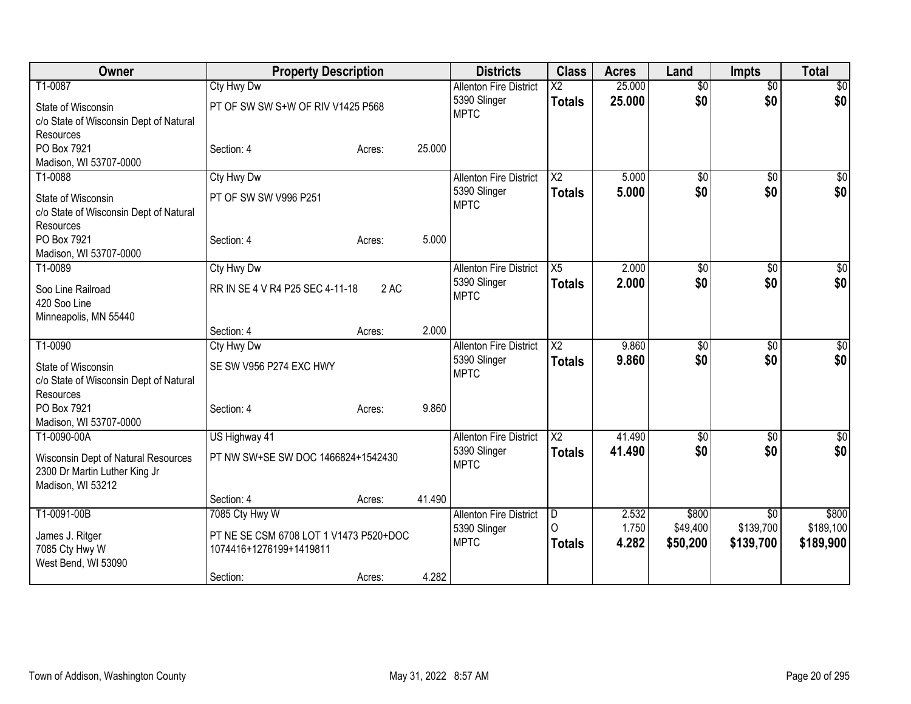| Owner | Property Description | Districts | Class | Acres | Land | Impts | Total |
|---|---|---|---|---|---|---|---|
| T1-0087<br>State of Wisconsin<br>c/o State of Wisconsin Dept of Natural Resources<br>PO Box 7921<br>Madison, WI 53707-0000 | Cty Hwy Dw<br>PT OF SW SW S+W OF RIV V1425 P568<br>Section: 4 Acres: 25.000 | Allenton Fire District<br>5390 Slinger<br>MPTC | X2<br>**Totals** | 25.000<br>**25.000** | $0<br>**$0** | $0<br>**$0** | $0<br>**$0** |
| T1-0088<br>State of Wisconsin<br>c/o State of Wisconsin Dept of Natural Resources<br>PO Box 7921<br>Madison, WI 53707-0000 | Cty Hwy Dw<br>PT OF SW SW V996 P251<br>Section: 4 Acres: 5.000 | Allenton Fire District<br>5390 Slinger<br>MPTC | X2<br>**Totals** | 5.000<br>**5.000** | $0<br>**$0** | $0<br>**$0** | $0<br>**$0** |
| T1-0089<br>Soo Line Railroad<br>420 Soo Line<br>Minneapolis, MN 55440 | Cty Hwy Dw<br>RR IN SE 4 V R4 P25 SEC 4-11-18 2 AC<br>Section: 4 Acres: 2.000 | Allenton Fire District<br>5390 Slinger<br>MPTC | X5<br>**Totals** | 2.000<br>**2.000** | $0<br>**$0** | $0<br>**$0** | $0<br>**$0** |
| T1-0090<br>State of Wisconsin<br>c/o State of Wisconsin Dept of Natural Resources<br>PO Box 7921<br>Madison, WI 53707-0000 | Cty Hwy Dw<br>SE SW V956 P274 EXC HWY<br>Section: 4 Acres: 9.860 | Allenton Fire District<br>5390 Slinger<br>MPTC | X2<br>**Totals** | 9.860<br>**9.860** | $0<br>**$0** | $0<br>**$0** | $0<br>**$0** |
| T1-0090-00A<br>Wisconsin Dept of Natural Resources<br>2300 Dr Martin Luther King Jr<br>Madison, WI 53212 | US Highway 41<br>PT NW SW+SE SW DOC 1466824+1542430<br>Section: 4 Acres: 41.490 | Allenton Fire District<br>5390 Slinger<br>MPTC | X2<br>**Totals** | 41.490<br>**41.490** | $0<br>**$0** | $0<br>**$0** | $0<br>**$0** |
| T1-0091-00B<br>James J. Ritger<br>7085 Cty Hwy W<br>West Bend, WI 53090 | 7085 Cty Hwy W<br>PT NE SE CSM 6708 LOT 1 V1473 P520+DOC 1074416+1276199+1419811<br>Section: Acres: 4.282 | Allenton Fire District<br>5390 Slinger<br>MPTC | D<br>O<br>**Totals** | 2.532<br>1.750<br>**4.282** | $800<br>$49,400<br>**$50,200** | $0<br>$139,700<br>**$139,700** | $800<br>$189,100<br>**$189,900** |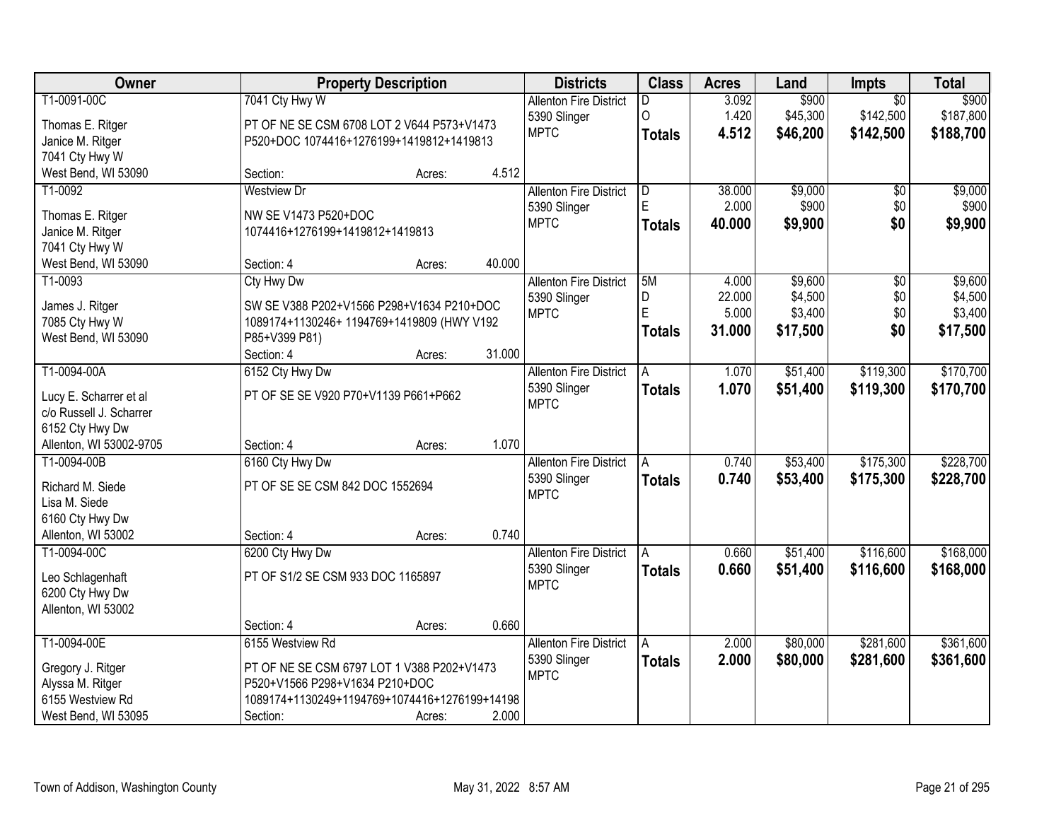| Owner | Property Description | Districts | Class | Acres | Land | Impts | Total |
|---|---|---|---|---|---|---|---|
| T1-0091-00C<br>Thomas E. Ritger<br>Janice M. Ritger<br>7041 Cty Hwy W<br>West Bend, WI 53090 | 7041 Cty Hwy W<br>PT OF NE SE CSM 6708 LOT 2 V644 P573+V1473 P520+DOC 1074416+1276199+1419812+1419813<br>Section: Acres: 4.512 | Allenton Fire District<br>5390 Slinger<br>MPTC | D<br>O<br>**Totals** | 3.092<br>1.420<br>**4.512** | $900<br>$45,300<br>**$46,200** | $0<br>$142,500<br>**$142,500** | $900<br>$187,800<br>**$188,700** |
| T1-0092<br>Thomas E. Ritger<br>Janice M. Ritger<br>7041 Cty Hwy W<br>West Bend, WI 53090 | Westview Dr<br>NW SE V1473 P520+DOC 1074416+1276199+1419812+1419813<br>Section: 4 Acres: 40.000 | Allenton Fire District<br>5390 Slinger<br>MPTC | D<br>E<br>**Totals** | 38.000<br>2.000<br>**40.000** | $9,000<br>$900<br>**$9,900** | $0<br>$0<br>**$0** | $9,000<br>$900<br>**$9,900** |
| T1-0093<br>James J. Ritger<br>7085 Cty Hwy W<br>West Bend, WI 53090 | Cty Hwy Dw<br>SW SE V388 P202+V1566 P298+V1634 P210+DOC 1089174+1130246+ 1194769+1419809 (HWY V192 P85+V399 P81)<br>Section: 4 Acres: 31.000 | Allenton Fire District<br>5390 Slinger<br>MPTC | 5M<br>D<br>E<br>**Totals** | 4.000<br>22.000<br>5.000<br>**31.000** | $9,600<br>$4,500<br>$3,400<br>**$17,500** | $0<br>$0<br>$0<br>**$0** | $9,600<br>$4,500<br>$3,400<br>**$17,500** |
| T1-0094-00A<br>Lucy E. Scharrer et al<br>c/o Russell J. Scharrer<br>6152 Cty Hwy Dw<br>Allenton, WI 53002-9705 | 6152 Cty Hwy Dw<br>PT OF SE SE V920 P70+V1139 P661+P662<br>Section: 4 Acres: 1.070 | Allenton Fire District<br>5390 Slinger<br>MPTC | A<br>**Totals** | 1.070<br>**1.070** | $51,400<br>**$51,400** | $119,300<br>**$119,300** | $170,700<br>**$170,700** |
| T1-0094-00B<br>Richard M. Siede<br>Lisa M. Siede<br>6160 Cty Hwy Dw<br>Allenton, WI 53002 | 6160 Cty Hwy Dw<br>PT OF SE SE CSM 842 DOC 1552694<br>Section: 4 Acres: 0.740 | Allenton Fire District<br>5390 Slinger<br>MPTC | A<br>**Totals** | 0.740<br>**0.740** | $53,400<br>**$53,400** | $175,300<br>**$175,300** | $228,700<br>**$228,700** |
| T1-0094-00C<br>Leo Schlagenhaft<br>6200 Cty Hwy Dw<br>Allenton, WI 53002 | 6200 Cty Hwy Dw<br>PT OF S1/2 SE CSM 933 DOC 1165897<br>Section: 4 Acres: 0.660 | Allenton Fire District<br>5390 Slinger<br>MPTC | A<br>**Totals** | 0.660<br>**0.660** | $51,400<br>**$51,400** | $116,600<br>**$116,600** | $168,000<br>**$168,000** |
| T1-0094-00E<br>Gregory J. Ritger<br>Alyssa M. Ritger<br>6155 Westview Rd<br>West Bend, WI 53095 | 6155 Westview Rd<br>PT OF NE SE CSM 6797 LOT 1 V388 P202+V1473 P520+V1566 P298+V1634 P210+DOC 1089174+1130249+1194769+1074416+1276199+14198<br>Section: Acres: 2.000 | Allenton Fire District<br>5390 Slinger<br>MPTC | A<br>**Totals** | 2.000<br>**2.000** | $80,000<br>**$80,000** | $281,600<br>**$281,600** | $361,600<br>**$361,600** |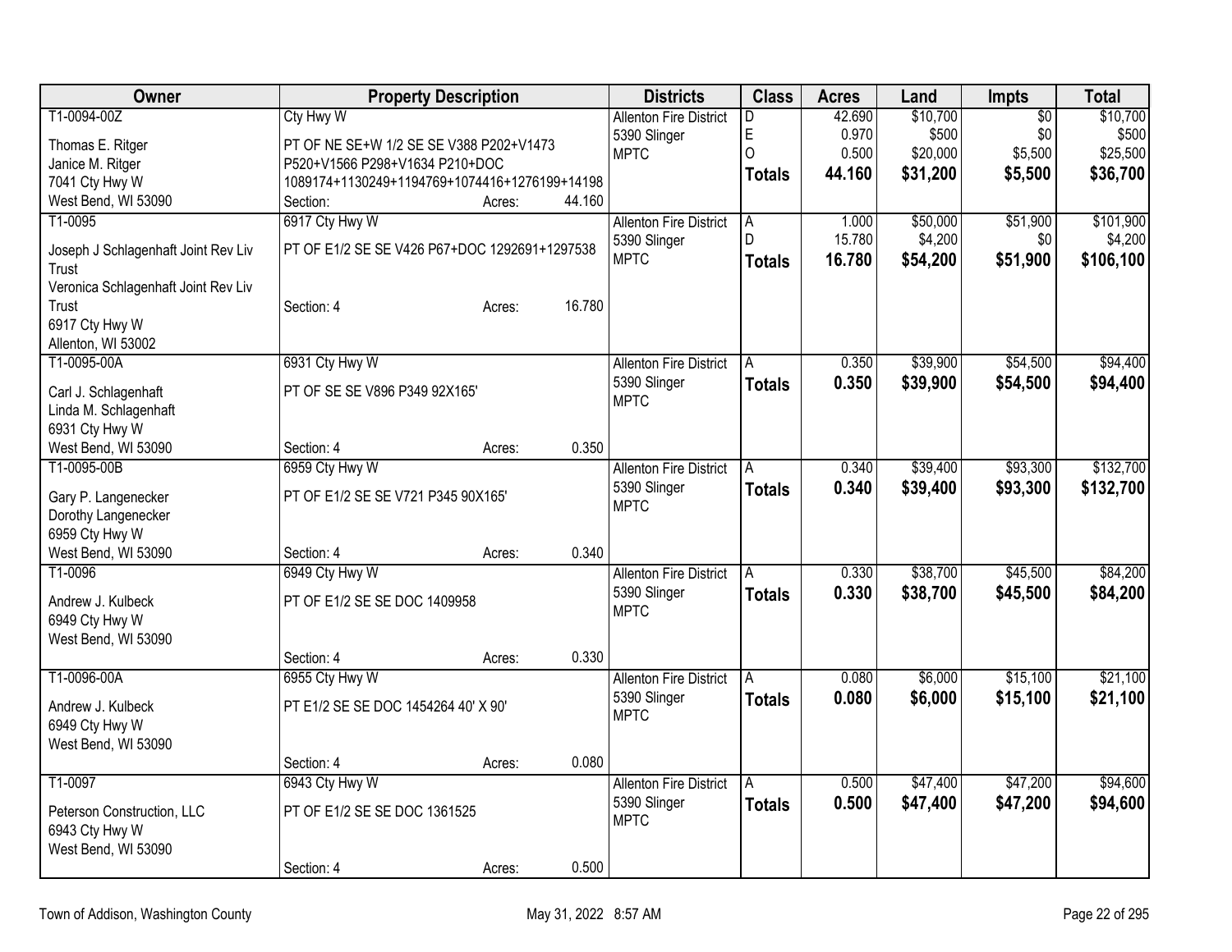| Owner | Property Description | Districts | Class | Acres | Land | Impts | Total |
|---|---|---|---|---|---|---|---|
| T1-0094-00Z<br>Thomas E. Ritger<br>Janice M. Ritger<br>7041 Cty Hwy W<br>West Bend, WI 53090 | Cty Hwy W<br>PT OF NE SE+W 1/2 SE SE V388 P202+V1473 P520+V1566 P298+V1634 P210+DOC 1089174+1130249+1194769+1074416+1276199+14198<br>Section: Acres: 44.160 | Allenton Fire District<br>5390 Slinger<br>MPTC | D<br>E<br>O<br>**Totals** | 42.690<br>0.970<br>0.500<br>**44.160** | $10,700<br>$500<br>$20,000<br>**$31,200** | $0<br>$0<br>$5,500<br>**$5,500** | $10,700<br>$500<br>$25,500<br>**$36,700** |
| T1-0095<br>Joseph J Schlagenhaft Joint Rev Liv Trust<br>Veronica Schlagenhaft Joint Rev Liv Trust<br>6917 Cty Hwy W<br>Allenton, WI 53002 | 6917 Cty Hwy W<br>PT OF E1/2 SE SE V426 P67+DOC 1292691+1297538<br>Section: 4 Acres: 16.780 | Allenton Fire District<br>5390 Slinger<br>MPTC | A<br>D<br>**Totals** | 1.000<br>15.780<br>**16.780** | $50,000<br>$4,200<br>**$54,200** | $51,900<br>$0<br>**$51,900** | $101,900<br>$4,200<br>**$106,100** |
| T1-0095-00A<br>Carl J. Schlagenhaft<br>Linda M. Schlagenhaft<br>6931 Cty Hwy W<br>West Bend, WI 53090 | 6931 Cty Hwy W<br>PT OF SE SE V896 P349 92X165'<br>Section: 4 Acres: 0.350 | Allenton Fire District<br>5390 Slinger<br>MPTC | A<br>**Totals** | 0.350<br>**0.350** | $39,900<br>**$39,900** | $54,500<br>**$54,500** | $94,400<br>**$94,400** |
| T1-0095-00B<br>Gary P. Langenecker<br>Dorothy Langenecker<br>6959 Cty Hwy W<br>West Bend, WI 53090 | 6959 Cty Hwy W<br>PT OF E1/2 SE SE V721 P345 90X165'<br>Section: 4 Acres: 0.340 | Allenton Fire District<br>5390 Slinger<br>MPTC | A<br>**Totals** | 0.340<br>**0.340** | $39,400<br>**$39,400** | $93,300<br>**$93,300** | $132,700<br>**$132,700** |
| T1-0096<br>Andrew J. Kulbeck<br>6949 Cty Hwy W<br>West Bend, WI 53090 | 6949 Cty Hwy W<br>PT OF E1/2 SE SE DOC 1409958<br>Section: 4 Acres: 0.330 | Allenton Fire District<br>5390 Slinger<br>MPTC | A<br>**Totals** | 0.330<br>**0.330** | $38,700<br>**$38,700** | $45,500<br>**$45,500** | $84,200<br>**$84,200** |
| T1-0096-00A<br>Andrew J. Kulbeck<br>6949 Cty Hwy W<br>West Bend, WI 53090 | 6955 Cty Hwy W<br>PT E1/2 SE SE DOC 1454264 40' X 90'<br>Section: 4 Acres: 0.080 | Allenton Fire District<br>5390 Slinger<br>MPTC | A<br>**Totals** | 0.080<br>**0.080** | $6,000<br>**$6,000** | $15,100<br>**$15,100** | $21,100<br>**$21,100** |
| T1-0097<br>Peterson Construction, LLC<br>6943 Cty Hwy W<br>West Bend, WI 53090 | 6943 Cty Hwy W<br>PT OF E1/2 SE SE DOC 1361525<br>Section: 4 Acres: 0.500 | Allenton Fire District<br>5390 Slinger<br>MPTC | A<br>**Totals** | 0.500<br>**0.500** | $47,400<br>**$47,400** | $47,200<br>**$47,200** | $94,600<br>**$94,600** |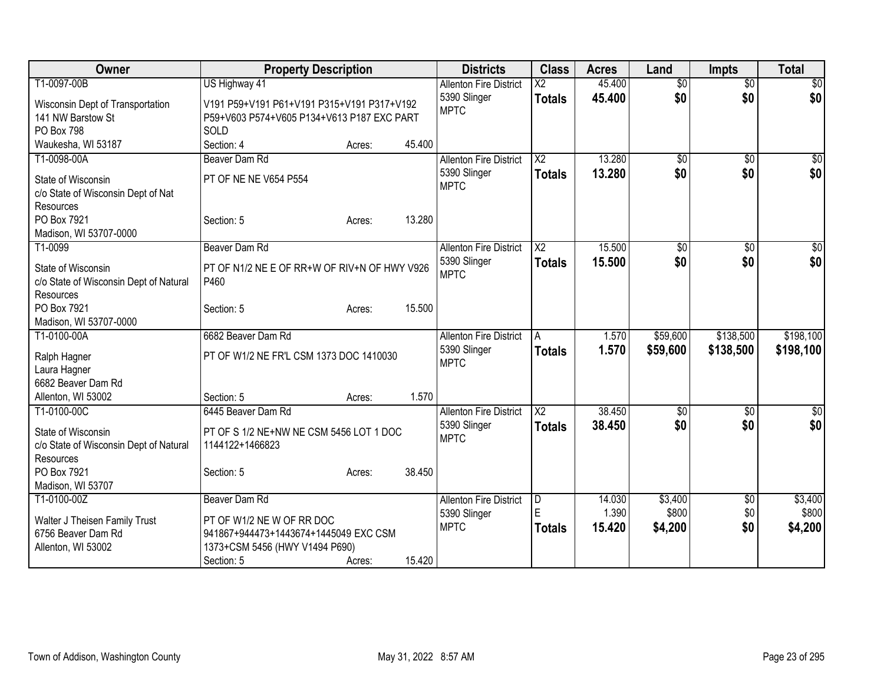| Owner | Property Description | | Districts | Class | Acres | Land | Impts | Total |
|---|---|---|---|---|---|---|---|---|
| T1-0097-00B<br>Wisconsin Dept of Transportation<br>141 NW Barstow St<br>PO Box 798<br>Waukesha, WI 53187 | US Highway 41<br>V191 P59+V191 P61+V191 P315+V191 P317+V192 P59+V603 P574+V605 P134+V613 P187 EXC PART SOLD<br>Section: 4 | Acres: 45.400 | Allenton Fire District<br>5390 Slinger<br>MPTC | X2<br>**Totals** | 45.400<br>**45.400** | $0<br>**$0** | $0<br>**$0** | $0<br>**$0** |
| T1-0098-00A<br>State of Wisconsin<br>c/o State of Wisconsin Dept of Nat Resources<br>PO Box 7921<br>Madison, WI 53707-0000 | Beaver Dam Rd<br>PT OF NE NE V654 P554<br>Section: 5 | Acres: 13.280 | Allenton Fire District<br>5390 Slinger<br>MPTC | X2<br>**Totals** | 13.280<br>**13.280** | $0<br>**$0** | $0<br>**$0** | $0<br>**$0** |
| T1-0099<br>State of Wisconsin<br>c/o State of Wisconsin Dept of Natural Resources<br>PO Box 7921<br>Madison, WI 53707-0000 | Beaver Dam Rd<br>PT OF N1/2 NE E OF RR+W OF RIV+N OF HWY V926 P460<br>Section: 5 | Acres: 15.500 | Allenton Fire District<br>5390 Slinger<br>MPTC | X2<br>**Totals** | 15.500<br>**15.500** | $0<br>**$0** | $0<br>**$0** | $0<br>**$0** |
| T1-0100-00A<br>Ralph Hagner<br>Laura Hagner<br>6682 Beaver Dam Rd<br>Allenton, WI 53002 | 6682 Beaver Dam Rd<br>PT OF W1/2 NE FR'L CSM 1373 DOC 1410030<br>Section: 5 | Acres: 1.570 | Allenton Fire District<br>5390 Slinger<br>MPTC | A<br>**Totals** | 1.570<br>**1.570** | $59,600<br>**$59,600** | $138,500<br>**$138,500** | $198,100<br>**$198,100** |
| T1-0100-00C<br>State of Wisconsin<br>c/o State of Wisconsin Dept of Natural Resources<br>PO Box 7921<br>Madison, WI 53707 | 6445 Beaver Dam Rd<br>PT OF S 1/2 NE+NW NE CSM 5456 LOT 1 DOC 1144122+1466823<br>Section: 5 | Acres: 38.450 | Allenton Fire District<br>5390 Slinger<br>MPTC | X2<br>**Totals** | 38.450<br>**38.450** | $0<br>**$0** | $0<br>**$0** | $0<br>**$0** |
| T1-0100-00Z<br>Walter J Theisen Family Trust<br>6756 Beaver Dam Rd<br>Allenton, WI 53002 | Beaver Dam Rd<br>PT OF W1/2 NE W OF RR DOC 941867+944473+1443674+1445049 EXC CSM 1373+CSM 5456 (HWY V1494 P690)<br>Section: 5 | Acres: 15.420 | Allenton Fire District<br>5390 Slinger<br>MPTC | D<br>E<br>**Totals** | 14.030<br>1.390<br>**15.420** | $3,400<br>$800<br>**$4,200** | $0<br>$0<br>**$0** | $3,400<br>$800<br>**$4,200** |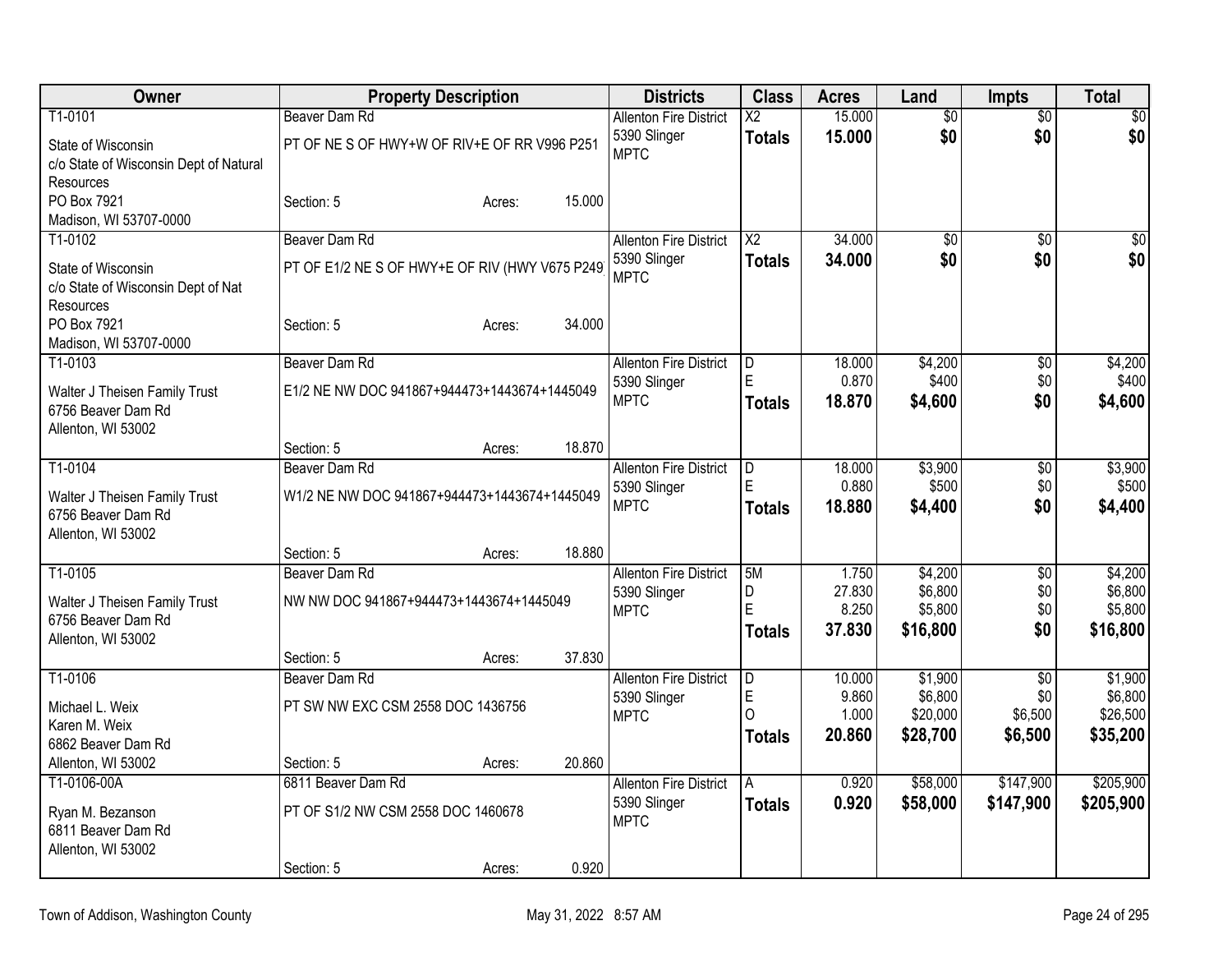| Owner | Property Description | Districts | Class | Acres | Land | Impts | Total |
|---|---|---|---|---|---|---|---|
| T1-0101<br>State of Wisconsin<br>c/o State of Wisconsin Dept of Natural Resources<br>PO Box 7921<br>Madison, WI 53707-0000 | Beaver Dam Rd<br>PT OF NE S OF HWY+W OF RIV+E OF RR V996 P251<br>Section: 5 Acres: 15.000 | Allenton Fire District<br>5390 Slinger<br>MPTC | X2<br>**Totals** | 15.000<br>**15.000** | $0<br>**$0** | $0<br>**$0** | $0<br>**$0** |
| T1-0102<br>State of Wisconsin<br>c/o State of Wisconsin Dept of Nat Resources<br>PO Box 7921<br>Madison, WI 53707-0000 | Beaver Dam Rd<br>PT OF E1/2 NE S OF HWY+E OF RIV (HWY V675 P249<br>Section: 5 Acres: 34.000 | Allenton Fire District<br>5390 Slinger<br>MPTC | X2<br>**Totals** | 34.000<br>**34.000** | $0<br>**$0** | $0<br>**$0** | $0<br>**$0** |
| T1-0103<br>Walter J Theisen Family Trust<br>6756 Beaver Dam Rd<br>Allenton, WI 53002 | Beaver Dam Rd<br>E1/2 NE NW DOC 941867+944473+1443674+1445049<br>Section: 5 Acres: 18.870 | Allenton Fire District<br>5390 Slinger<br>MPTC | D<br>E<br>**Totals** | 18.000<br>0.870<br>**18.870** | $4,200<br>$400<br>**$4,600** | $0<br>$0<br>**$0** | $4,200<br>$400<br>**$4,600** |
| T1-0104<br>Walter J Theisen Family Trust<br>6756 Beaver Dam Rd<br>Allenton, WI 53002 | Beaver Dam Rd<br>W1/2 NE NW DOC 941867+944473+1443674+1445049<br>Section: 5 Acres: 18.880 | Allenton Fire District<br>5390 Slinger<br>MPTC | D<br>E<br>**Totals** | 18.000<br>0.880<br>**18.880** | $3,900<br>$500<br>**$4,400** | $0<br>$0<br>**$0** | $3,900<br>$500<br>**$4,400** |
| T1-0105<br>Walter J Theisen Family Trust<br>6756 Beaver Dam Rd<br>Allenton, WI 53002 | Beaver Dam Rd<br>NW NW DOC 941867+944473+1443674+1445049<br>Section: 5 Acres: 37.830 | Allenton Fire District<br>5390 Slinger<br>MPTC | 5M<br>D<br>E<br>**Totals** | 1.750<br>27.830<br>8.250<br>**37.830** | $4,200<br>$6,800<br>$5,800<br>**$16,800** | $0<br>$0<br>$0<br>**$0** | $4,200<br>$6,800<br>$5,800<br>**$16,800** |
| T1-0106<br>Michael L. Weix<br>Karen M. Weix<br>6862 Beaver Dam Rd<br>Allenton, WI 53002 | Beaver Dam Rd<br>PT SW NW EXC CSM 2558 DOC 1436756<br>Section: 5 Acres: 20.860 | Allenton Fire District<br>5390 Slinger<br>MPTC | D<br>E<br>O<br>**Totals** | 10.000<br>9.860<br>1.000<br>**20.860** | $1,900<br>$6,800<br>$20,000<br>**$28,700** | $0<br>$0<br>$6,500<br>**$6,500** | $1,900<br>$6,800<br>$26,500<br>**$35,200** |
| T1-0106-00A<br>Ryan M. Bezanson<br>6811 Beaver Dam Rd<br>Allenton, WI 53002 | 6811 Beaver Dam Rd<br>PT OF S1/2 NW CSM 2558 DOC 1460678<br>Section: 5 Acres: 0.920 | Allenton Fire District<br>5390 Slinger<br>MPTC | A<br>**Totals** | 0.920<br>**0.920** | $58,000<br>**$58,000** | $147,900<br>**$147,900** | $205,900<br>**$205,900** |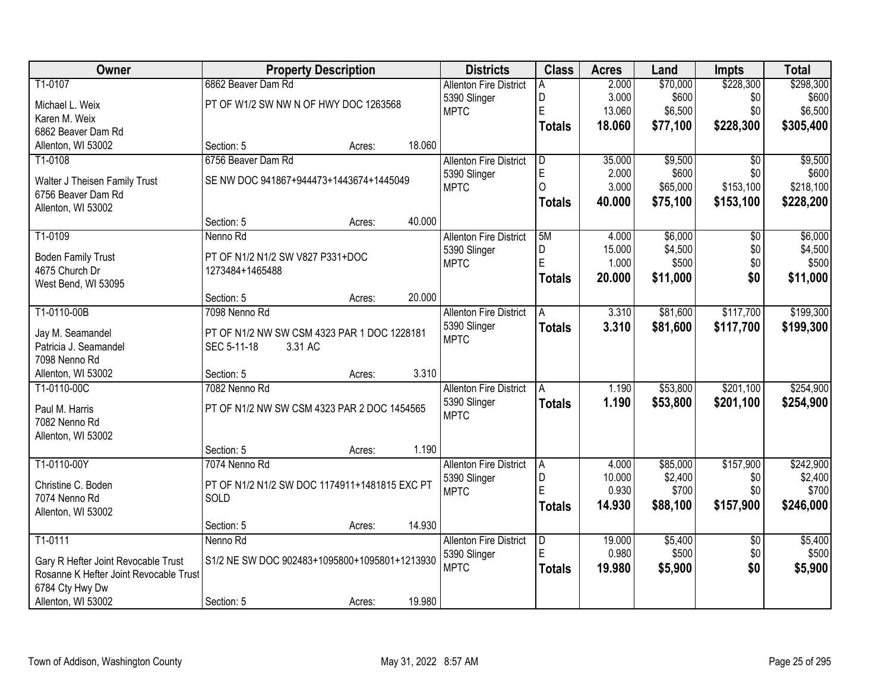| Owner | Property Description | Districts | Class | Acres | Land | Impts | Total |
|---|---|---|---|---|---|---|---|
| T1-0107<br>Michael L. Weix<br>Karen M. Weix<br>6862 Beaver Dam Rd<br>Allenton, WI 53002 | 6862 Beaver Dam Rd<br>PT OF W1/2 SW NW N OF HWY DOC 1263568<br>Section: 5 Acres: 18.060 | Allenton Fire District<br>5390 Slinger<br>MPTC | A<br>D<br>E<br>**Totals** | 2.000<br>3.000<br>13.060<br>**18.060** | $70,000<br>$600<br>$6,500<br>**$77,100** | $228,300<br>$0<br>$0<br>**$228,300** | $298,300<br>$600<br>$6,500<br>**$305,400** |
| T1-0108<br>Walter J Theisen Family Trust<br>6756 Beaver Dam Rd<br>Allenton, WI 53002 | 6756 Beaver Dam Rd<br>SE NW DOC 941867+944473+1443674+1445049<br>Section: 5 Acres: 40.000 | Allenton Fire District<br>5390 Slinger<br>MPTC | D<br>E<br>O<br>**Totals** | 35.000<br>2.000<br>3.000<br>**40.000** | $9,500<br>$600<br>$65,000<br>**$75,100** | $0<br>$0<br>$153,100<br>**$153,100** | $9,500<br>$600<br>$218,100<br>**$228,200** |
| T1-0109<br>Boden Family Trust<br>4675 Church Dr<br>West Bend, WI 53095 | Nenno Rd<br>PT OF N1/2 N1/2 SW V827 P331+DOC 1273484+1465488<br>Section: 5 Acres: 20.000 | Allenton Fire District<br>5390 Slinger<br>MPTC | 5M<br>D<br>E<br>**Totals** | 4.000<br>15.000<br>1.000<br>**20.000** | $6,000<br>$4,500<br>$500<br>**$11,000** | $0<br>$0<br>$0<br>**$0** | $6,000<br>$4,500<br>$500<br>**$11,000** |
| T1-0110-00B<br>Jay M. Seamandel<br>Patricia J. Seamandel<br>7098 Nenno Rd<br>Allenton, WI 53002 | 7098 Nenno Rd<br>PT OF N1/2 NW SW CSM 4323 PAR 1 DOC 1228181 SEC 5-11-18 3.31 AC<br>Section: 5 Acres: 3.310 | Allenton Fire District<br>5390 Slinger<br>MPTC | A<br>**Totals** | 3.310<br>**3.310** | $81,600<br>**$81,600** | $117,700<br>**$117,700** | $199,300<br>**$199,300** |
| T1-0110-00C<br>Paul M. Harris<br>7082 Nenno Rd<br>Allenton, WI 53002 | 7082 Nenno Rd<br>PT OF N1/2 NW SW CSM 4323 PAR 2 DOC 1454565<br>Section: 5 Acres: 1.190 | Allenton Fire District<br>5390 Slinger<br>MPTC | A<br>**Totals** | 1.190<br>**1.190** | $53,800<br>**$53,800** | $201,100<br>**$201,100** | $254,900<br>**$254,900** |
| T1-0110-00Y<br>Christine C. Boden<br>7074 Nenno Rd<br>Allenton, WI 53002 | 7074 Nenno Rd<br>PT OF N1/2 N1/2 SW DOC 1174911+1481815 EXC PT SOLD<br>Section: 5 Acres: 14.930 | Allenton Fire District<br>5390 Slinger<br>MPTC | A<br>D<br>E<br>**Totals** | 4.000<br>10.000<br>0.930<br>**14.930** | $85,000<br>$2,400<br>$700<br>**$88,100** | $157,900<br>$0<br>$0<br>**$157,900** | $242,900<br>$2,400<br>$700<br>**$246,000** |
| T1-0111<br>Gary R Hefter Joint Revocable Trust<br>Rosanne K Hefter Joint Revocable Trust<br>6784 Cty Hwy Dw<br>Allenton, WI 53002 | Nenno Rd<br>S1/2 NE SW DOC 902483+1095800+1095801+1213930<br>Section: 5 Acres: 19.980 | Allenton Fire District<br>5390 Slinger<br>MPTC | D<br>E<br>**Totals** | 19.000<br>0.980<br>**19.980** | $5,400<br>$500<br>**$5,900** | $0<br>$0<br>**$0** | $5,400<br>$500<br>**$5,900** |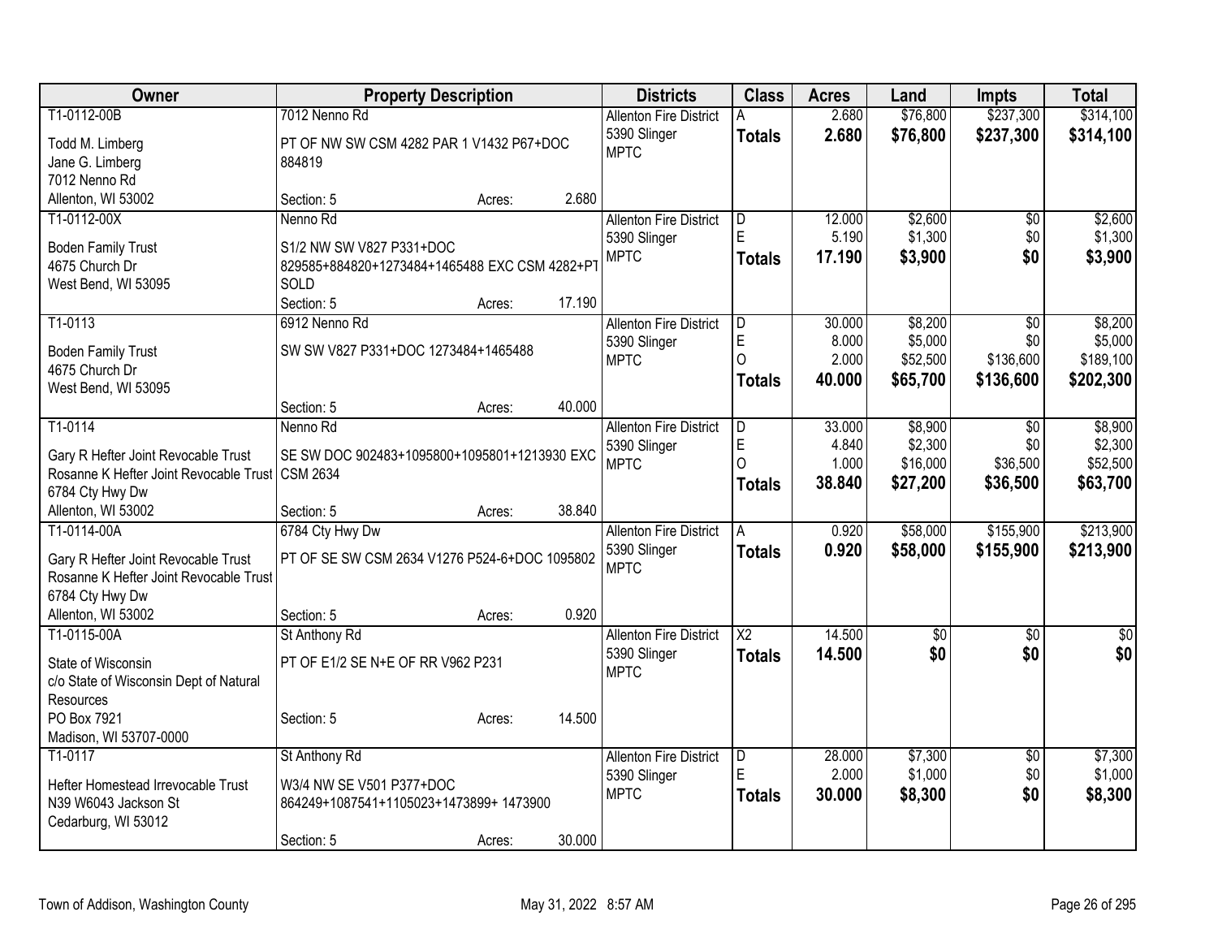| Owner | Property Description | Districts | Class | Acres | Land | Impts | Total |
|---|---|---|---|---|---|---|---|
| T1-0112-00B<br>Todd M. Limberg<br>Jane G. Limberg<br>7012 Nenno Rd<br>Allenton, WI 53002 | 7012 Nenno Rd<br>PT OF NW SW CSM 4282 PAR 1 V1432 P67+DOC 884819<br>Section: 5 Acres: 2.680 | Allenton Fire District<br>5390 Slinger<br>MPTC | A<br>**Totals** | 2.680<br>**2.680** | $76,800<br>**$76,800** | $237,300<br>**$237,300** | $314,100<br>**$314,100** |
| T1-0112-00X<br>Boden Family Trust<br>4675 Church Dr<br>West Bend, WI 53095 | Nenno Rd<br>S1/2 NW SW V827 P331+DOC 829585+884820+1273484+1465488 EXC CSM 4282+PT SOLD<br>Section: 5 Acres: 17.190 | Allenton Fire District<br>5390 Slinger<br>MPTC | D<br>E<br>**Totals** | 12.000<br>5.190<br>**17.190** | $2,600<br>$1,300<br>**$3,900** | $0<br>$0<br>**$0** | $2,600<br>$1,300<br>**$3,900** |
| T1-0113<br>Boden Family Trust<br>4675 Church Dr<br>West Bend, WI 53095 | 6912 Nenno Rd<br>SW SW V827 P331+DOC 1273484+1465488<br>Section: 5 Acres: 40.000 | Allenton Fire District<br>5390 Slinger<br>MPTC | D<br>E<br>O<br>**Totals** | 30.000<br>8.000<br>2.000<br>**40.000** | $8,200<br>$5,000<br>$52,500<br>**$65,700** | $0<br>$0<br>$136,600<br>**$136,600** | $8,200<br>$5,000<br>$189,100<br>**$202,300** |
| T1-0114<br>Gary R Hefter Joint Revocable Trust<br>Rosanne K Hefter Joint Revocable Trust<br>6784 Cty Hwy Dw<br>Allenton, WI 53002 | Nenno Rd<br>SE SW DOC 902483+1095800+1095801+1213930 EXC CSM 2634<br>Section: 5 Acres: 38.840 | Allenton Fire District<br>5390 Slinger<br>MPTC | D<br>E<br>O<br>**Totals** | 33.000<br>4.840<br>1.000<br>**38.840** | $8,900<br>$2,300<br>$16,000<br>**$27,200** | $0<br>$0<br>$36,500<br>**$36,500** | $8,900<br>$2,300<br>$52,500<br>**$63,700** |
| T1-0114-00A<br>Gary R Hefter Joint Revocable Trust<br>Rosanne K Hefter Joint Revocable Trust<br>6784 Cty Hwy Dw<br>Allenton, WI 53002 | 6784 Cty Hwy Dw<br>PT OF SE SW CSM 2634 V1276 P524-6+DOC 1095802<br>Section: 5 Acres: 0.920 | Allenton Fire District<br>5390 Slinger<br>MPTC | A<br>**Totals** | 0.920<br>**0.920** | $58,000<br>**$58,000** | $155,900<br>**$155,900** | $213,900<br>**$213,900** |
| T1-0115-00A<br>State of Wisconsin<br>c/o State of Wisconsin Dept of Natural Resources<br>PO Box 7921<br>Madison, WI 53707-0000 | St Anthony Rd<br>PT OF E1/2 SE N+E OF RR V962 P231<br>Section: 5 Acres: 14.500 | Allenton Fire District<br>5390 Slinger<br>MPTC | X2<br>**Totals** | 14.500<br>**14.500** | $0<br>**$0** | $0<br>**$0** | $0<br>**$0** |
| T1-0117<br>Hefter Homestead Irrevocable Trust<br>N39 W6043 Jackson St<br>Cedarburg, WI 53012 | St Anthony Rd<br>W3/4 NW SE V501 P377+DOC 864249+1087541+1105023+1473899+ 1473900<br>Section: 5 Acres: 30.000 | Allenton Fire District<br>5390 Slinger<br>MPTC | D<br>E<br>**Totals** | 28.000<br>2.000<br>**30.000** | $7,300<br>$1,000<br>**$8,300** | $0<br>$0<br>**$0** | $7,300<br>$1,000<br>**$8,300** |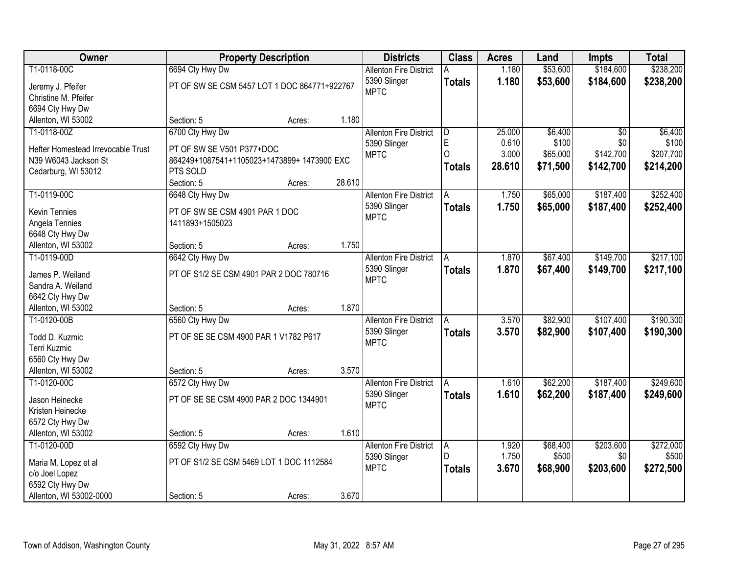| Owner | Property Description | | | Districts | Class | Acres | Land | Impts | Total |
|---|---|---|---|---|---|---|---|---|---|
| T1-0118-00C | 6694 Cty Hwy Dw | | | Allenton Fire District | A | 1.180 | $53,600 | $184,600 | $238,200 |
| Jeremy J. Pfeifer<br>Christine M. Pfeifer<br>6694 Cty Hwy Dw<br>Allenton, WI 53002 | PT OF SW SE CSM 5457 LOT 1 DOC 864771+922767 | | | 5390 Slinger<br>MPTC | **Totals** | **1.180** | **$53,600** | **$184,600** | **$238,200** |
| | Section: 5 | Acres: | 1.180 | | | | | | |
| T1-0118-00Z | 6700 Cty Hwy Dw | | | Allenton Fire District | D | 25.000 | $6,400 | $0 | $6,400 |
| Hefter Homestead Irrevocable Trust<br>N39 W6043 Jackson St<br>Cedarburg, WI 53012 | PT OF SW SE V501 P377+DOC 864249+1087541+1105023+1473899+ 1473900 EXC PTS SOLD | | | 5390 Slinger<br>MPTC | E | 0.610 | $100 | $0 | $100 |
| | | | | | O | 3.000 | $65,000 | $142,700 | $207,700 |
| | | | | | **Totals** | **28.610** | **$71,500** | **$142,700** | **$214,200** |
| | Section: 5 | Acres: | 28.610 | | | | | | |
| T1-0119-00C | 6648 Cty Hwy Dw | | | Allenton Fire District | A | 1.750 | $65,000 | $187,400 | $252,400 |
| Kevin Tennies<br>Angela Tennies<br>6648 Cty Hwy Dw<br>Allenton, WI 53002 | PT OF SW SE CSM 4901 PAR 1 DOC 1411893+1505023 | | | 5390 Slinger<br>MPTC | **Totals** | **1.750** | **$65,000** | **$187,400** | **$252,400** |
| | Section: 5 | Acres: | 1.750 | | | | | | |
| T1-0119-00D | 6642 Cty Hwy Dw | | | Allenton Fire District | A | 1.870 | $67,400 | $149,700 | $217,100 |
| James P. Weiland<br>Sandra A. Weiland<br>6642 Cty Hwy Dw<br>Allenton, WI 53002 | PT OF S1/2 SE CSM 4901 PAR 2 DOC 780716 | | | 5390 Slinger<br>MPTC | **Totals** | **1.870** | **$67,400** | **$149,700** | **$217,100** |
| | Section: 5 | Acres: | 1.870 | | | | | | |
| T1-0120-00B | 6560 Cty Hwy Dw | | | Allenton Fire District | A | 3.570 | $82,900 | $107,400 | $190,300 |
| Todd D. Kuzmic<br>Terri Kuzmic<br>6560 Cty Hwy Dw<br>Allenton, WI 53002 | PT OF SE SE CSM 4900 PAR 1 V1782 P617 | | | 5390 Slinger<br>MPTC | **Totals** | **3.570** | **$82,900** | **$107,400** | **$190,300** |
| | Section: 5 | Acres: | 3.570 | | | | | | |
| T1-0120-00C | 6572 Cty Hwy Dw | | | Allenton Fire District | A | 1.610 | $62,200 | $187,400 | $249,600 |
| Jason Heinecke<br>Kristen Heinecke<br>6572 Cty Hwy Dw<br>Allenton, WI 53002 | PT OF SE SE CSM 4900 PAR 2 DOC 1344901 | | | 5390 Slinger<br>MPTC | **Totals** | **1.610** | **$62,200** | **$187,400** | **$249,600** |
| | Section: 5 | Acres: | 1.610 | | | | | | |
| T1-0120-00D | 6592 Cty Hwy Dw | | | Allenton Fire District | A | 1.920 | $68,400 | $203,600 | $272,000 |
| Maria M. Lopez et al<br>c/o Joel Lopez<br>6592 Cty Hwy Dw<br>Allenton, WI 53002-0000 | PT OF S1/2 SE CSM 5469 LOT 1 DOC 1112584 | | | 5390 Slinger<br>MPTC | D | 1.750 | $500 | $0 | $500 |
| | | | | | **Totals** | **3.670** | **$68,900** | **$203,600** | **$272,500** |
| | Section: 5 | Acres: | 3.670 | | | | | | |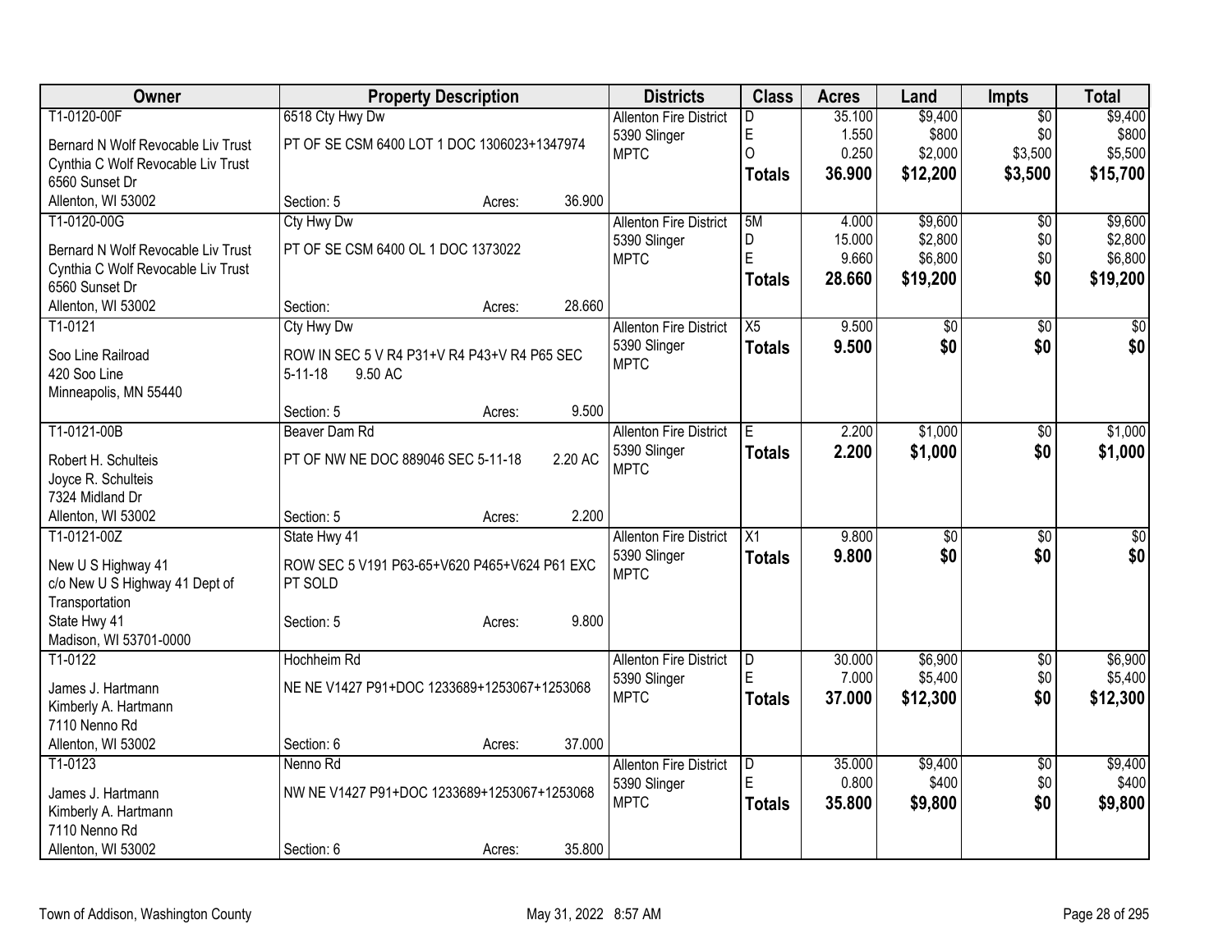| Owner | Property Description | | Districts | Class | Acres | Land | Impts | Total |
|---|---|---|---|---|---|---|---|---|
| T1-0120-00F<br>Bernard N Wolf Revocable Liv Trust<br>Cynthia C Wolf Revocable Liv Trust<br>6560 Sunset Dr<br>Allenton, WI 53002 | 6518 Cty Hwy Dw<br>PT OF SE CSM 6400 LOT 1 DOC 1306023+1347974<br>Section: 5 | Acres: 36.900 | Allenton Fire District<br>5390 Slinger<br>MPTC | D<br>E<br>O<br>**Totals** | 35.100<br>1.550<br>0.250<br>**36.900** | $9,400<br>$800<br>$2,000<br>**$12,200** | $0<br>$0<br>$3,500<br>**$3,500** | $9,400<br>$800<br>$5,500<br>**$15,700** |
| T1-0120-00G<br>Bernard N Wolf Revocable Liv Trust<br>Cynthia C Wolf Revocable Liv Trust<br>6560 Sunset Dr<br>Allenton, WI 53002 | Cty Hwy Dw<br>PT OF SE CSM 6400 OL 1 DOC 1373022<br>Section: | Acres: 28.660 | Allenton Fire District<br>5390 Slinger<br>MPTC | 5M<br>D<br>E<br>**Totals** | 4.000<br>15.000<br>9.660<br>**28.660** | $9,600<br>$2,800<br>$6,800<br>**$19,200** | $0<br>$0<br>$0<br>**$0** | $9,600<br>$2,800<br>$6,800<br>**$19,200** |
| T1-0121<br>Soo Line Railroad<br>420 Soo Line<br>Minneapolis, MN 55440 | Cty Hwy Dw<br>ROW IN SEC 5 V R4 P31+V R4 P43+V R4 P65 SEC 5-11-18 9.50 AC<br>Section: 5 | Acres: 9.500 | Allenton Fire District<br>5390 Slinger<br>MPTC | X5<br>**Totals** | 9.500<br>**9.500** | $0<br>**$0** | $0<br>**$0** | $0<br>**$0** |
| T1-0121-00B<br>Robert H. Schulteis<br>Joyce R. Schulteis<br>7324 Midland Dr<br>Allenton, WI 53002 | Beaver Dam Rd<br>PT OF NW NE DOC 889046 SEC 5-11-18 2.20 AC<br>Section: 5 | Acres: 2.200 | Allenton Fire District<br>5390 Slinger<br>MPTC | E<br>**Totals** | 2.200<br>**2.200** | $1,000<br>**$1,000** | $0<br>**$0** | $1,000<br>**$1,000** |
| T1-0121-00Z<br>New U S Highway 41<br>c/o New U S Highway 41 Dept of Transportation<br>State Hwy 41<br>Madison, WI 53701-0000 | State Hwy 41<br>ROW SEC 5 V191 P63-65+V620 P465+V624 P61 EXC PT SOLD<br>Section: 5 | Acres: 9.800 | Allenton Fire District<br>5390 Slinger<br>MPTC | X1<br>**Totals** | 9.800<br>**9.800** | $0<br>**$0** | $0<br>**$0** | $0<br>**$0** |
| T1-0122<br>James J. Hartmann<br>Kimberly A. Hartmann<br>7110 Nenno Rd<br>Allenton, WI 53002 | Hochheim Rd<br>NE NE V1427 P91+DOC 1233689+1253067+1253068<br>Section: 6 | Acres: 37.000 | Allenton Fire District<br>5390 Slinger<br>MPTC | D<br>E<br>**Totals** | 30.000<br>7.000<br>**37.000** | $6,900<br>$5,400<br>**$12,300** | $0<br>$0<br>**$0** | $6,900<br>$5,400<br>**$12,300** |
| T1-0123<br>James J. Hartmann<br>Kimberly A. Hartmann<br>7110 Nenno Rd<br>Allenton, WI 53002 | Nenno Rd<br>NW NE V1427 P91+DOC 1233689+1253067+1253068<br>Section: 6 | Acres: 35.800 | Allenton Fire District<br>5390 Slinger<br>MPTC | D<br>E<br>**Totals** | 35.000<br>0.800<br>**35.800** | $9,400<br>$400<br>**$9,800** | $0<br>$0<br>**$0** | $9,400<br>$400<br>**$9,800** |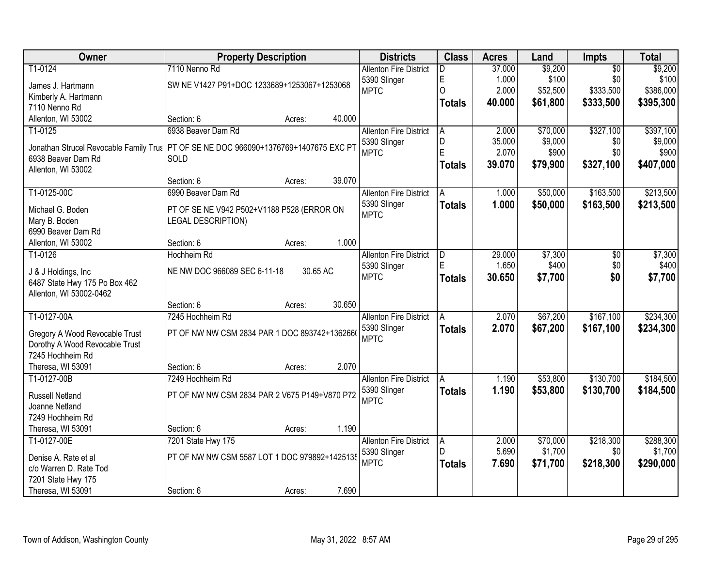| Owner | Property Description | Districts | Class | Acres | Land | Impts | Total |
|---|---|---|---|---|---|---|---|
| T1-0124<br>James J. Hartmann<br>Kimberly A. Hartmann<br>7110 Nenno Rd<br>Allenton, WI 53002 | 7110 Nenno Rd<br>SW NE V1427 P91+DOC 1233689+1253067+1253068<br>Section: 6 Acres: 40.000 | Allenton Fire District<br>5390 Slinger<br>MPTC | D<br>E<br>O<br>**Totals** | 37.000<br>1.000<br>2.000<br>**40.000** | $9,200<br>$100<br>$52,500<br>**$61,800** | $0<br>$0<br>$333,500<br>**$333,500** | $9,200<br>$100<br>$386,000<br>**$395,300** |
| T1-0125<br>Jonathan Strucel Revocable Family Trus<br>6938 Beaver Dam Rd<br>Allenton, WI 53002 | 6938 Beaver Dam Rd<br>PT OF SE NE DOC 966090+1376769+1407675 EXC PT SOLD<br>Section: 6 Acres: 39.070 | Allenton Fire District<br>5390 Slinger<br>MPTC | A<br>D<br>E<br>**Totals** | 2.000<br>35.000<br>2.070<br>**39.070** | $70,000<br>$9,000<br>$900<br>**$79,900** | $327,100<br>$0<br>$0<br>**$327,100** | $397,100<br>$9,000<br>$900<br>**$407,000** |
| T1-0125-00C<br>Michael G. Boden<br>Mary B. Boden<br>6990 Beaver Dam Rd<br>Allenton, WI 53002 | 6990 Beaver Dam Rd<br>PT OF SE NE V942 P502+V1188 P528 (ERROR ON LEGAL DESCRIPTION)<br>Section: 6 Acres: 1.000 | Allenton Fire District<br>5390 Slinger<br>MPTC | A<br>**Totals** | 1.000<br>**1.000** | $50,000<br>**$50,000** | $163,500<br>**$163,500** | $213,500<br>**$213,500** |
| T1-0126<br>J & J Holdings, Inc<br>6487 State Hwy 175 Po Box 462<br>Allenton, WI 53002-0462 | Hochheim Rd<br>NE NW DOC 966089 SEC 6-11-18 30.65 AC<br>Section: 6 Acres: 30.650 | Allenton Fire District<br>5390 Slinger<br>MPTC | D<br>E<br>**Totals** | 29.000<br>1.650<br>**30.650** | $7,300<br>$400<br>**$7,700** | $0<br>$0<br>**$0** | $7,300<br>$400<br>**$7,700** |
| T1-0127-00A<br>Gregory A Wood Revocable Trust<br>Dorothy A Wood Revocable Trust<br>7245 Hochheim Rd<br>Theresa, WI 53091 | 7245 Hochheim Rd<br>PT OF NW NW CSM 2834 PAR 1 DOC 893742+136266(<br>Section: 6 Acres: 2.070 | Allenton Fire District<br>5390 Slinger<br>MPTC | A<br>**Totals** | 2.070<br>**2.070** | $67,200<br>**$67,200** | $167,100<br>**$167,100** | $234,300<br>**$234,300** |
| T1-0127-00B<br>Russell Netland<br>Joanne Netland<br>7249 Hochheim Rd<br>Theresa, WI 53091 | 7249 Hochheim Rd<br>PT OF NW NW CSM 2834 PAR 2 V675 P149+V870 P72<br>Section: 6 Acres: 1.190 | Allenton Fire District<br>5390 Slinger<br>MPTC | A<br>**Totals** | 1.190<br>**1.190** | $53,800<br>**$53,800** | $130,700<br>**$130,700** | $184,500<br>**$184,500** |
| T1-0127-00E<br>Denise A. Rate et al<br>c/o Warren D. Rate Tod<br>7201 State Hwy 175<br>Theresa, WI 53091 | 7201 State Hwy 175<br>PT OF NW NW CSM 5587 LOT 1 DOC 979892+1425135<br>Section: 6 Acres: 7.690 | Allenton Fire District<br>5390 Slinger<br>MPTC | A<br>D<br>**Totals** | 2.000<br>5.690<br>**7.690** | $70,000<br>$1,700<br>**$71,700** | $218,300<br>$0<br>**$218,300** | $288,300<br>$1,700<br>**$290,000** |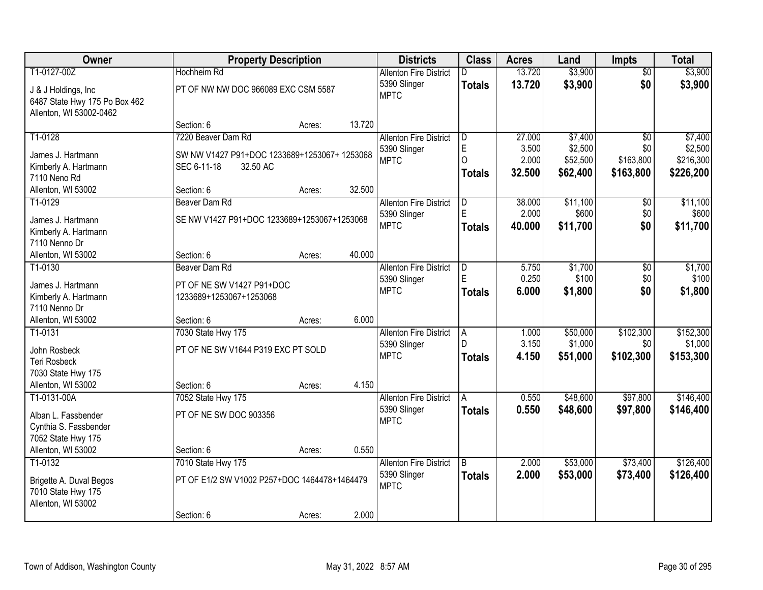| Owner | Property Description | Districts | Class | Acres | Land | Impts | Total |
|---|---|---|---|---|---|---|---|
| T1-0127-00Z<br>J & J Holdings, Inc<br>6487 State Hwy 175 Po Box 462<br>Allenton, WI 53002-0462 | Hochheim Rd<br>PT OF NW NW DOC 966089 EXC CSM 5587<br>Section: 6 Acres: 13.720 | Allenton Fire District<br>5390 Slinger<br>MPTC | D<br>**Totals** | 13.720<br>**13.720** | $3,900<br>**$3,900** | $0<br>**$0** | $3,900<br>**$3,900** |
| T1-0128<br>James J. Hartmann<br>Kimberly A. Hartmann<br>7110 Neno Rd<br>Allenton, WI 53002 | 7220 Beaver Dam Rd<br>SW NW V1427 P91+DOC 1233689+1253067+ 1253068 SEC 6-11-18 32.50 AC<br>Section: 6 Acres: 32.500 | Allenton Fire District<br>5390 Slinger<br>MPTC | D<br>E<br>O<br>**Totals** | 27.000<br>3.500<br>2.000<br>**32.500** | $7,400<br>$2,500<br>$52,500<br>**$62,400** | $0<br>$0<br>$163,800<br>**$163,800** | $7,400<br>$2,500<br>$216,300<br>**$226,200** |
| T1-0129<br>James J. Hartmann<br>Kimberly A. Hartmann<br>7110 Nenno Dr<br>Allenton, WI 53002 | Beaver Dam Rd<br>SE NW V1427 P91+DOC 1233689+1253067+1253068<br>Section: 6 Acres: 40.000 | Allenton Fire District<br>5390 Slinger<br>MPTC | D<br>E<br>**Totals** | 38.000<br>2.000<br>**40.000** | $11,100<br>$600<br>**$11,700** | $0<br>$0<br>**$0** | $11,100<br>$600<br>**$11,700** |
| T1-0130<br>James J. Hartmann<br>Kimberly A. Hartmann<br>7110 Nenno Dr<br>Allenton, WI 53002 | Beaver Dam Rd<br>PT OF NE SW V1427 P91+DOC 1233689+1253067+1253068<br>Section: 6 Acres: 6.000 | Allenton Fire District<br>5390 Slinger<br>MPTC | D<br>E<br>**Totals** | 5.750<br>0.250<br>**6.000** | $1,700<br>$100<br>**$1,800** | $0<br>$0<br>**$0** | $1,700<br>$100<br>**$1,800** |
| T1-0131<br>John Rosbeck<br>Teri Rosbeck<br>7030 State Hwy 175<br>Allenton, WI 53002 | 7030 State Hwy 175<br>PT OF NE SW V1644 P319 EXC PT SOLD<br>Section: 6 Acres: 4.150 | Allenton Fire District<br>5390 Slinger<br>MPTC | A<br>D<br>**Totals** | 1.000<br>3.150<br>**4.150** | $50,000<br>$1,000<br>**$51,000** | $102,300<br>$0<br>**$102,300** | $152,300<br>$1,000<br>**$153,300** |
| T1-0131-00A<br>Alban L. Fassbender<br>Cynthia S. Fassbender<br>7052 State Hwy 175<br>Allenton, WI 53002 | 7052 State Hwy 175<br>PT OF NE SW DOC 903356<br>Section: 6 Acres: 0.550 | Allenton Fire District<br>5390 Slinger<br>MPTC | A<br>**Totals** | 0.550<br>**0.550** | $48,600<br>**$48,600** | $97,800<br>**$97,800** | $146,400<br>**$146,400** |
| T1-0132<br>Brigette A. Duval Begos<br>7010 State Hwy 175<br>Allenton, WI 53002 | 7010 State Hwy 175<br>PT OF E1/2 SW V1002 P257+DOC 1464478+1464479<br>Section: 6 Acres: 2.000 | Allenton Fire District<br>5390 Slinger<br>MPTC | B<br>**Totals** | 2.000<br>**2.000** | $53,000<br>**$53,000** | $73,400<br>**$73,400** | $126,400<br>**$126,400** |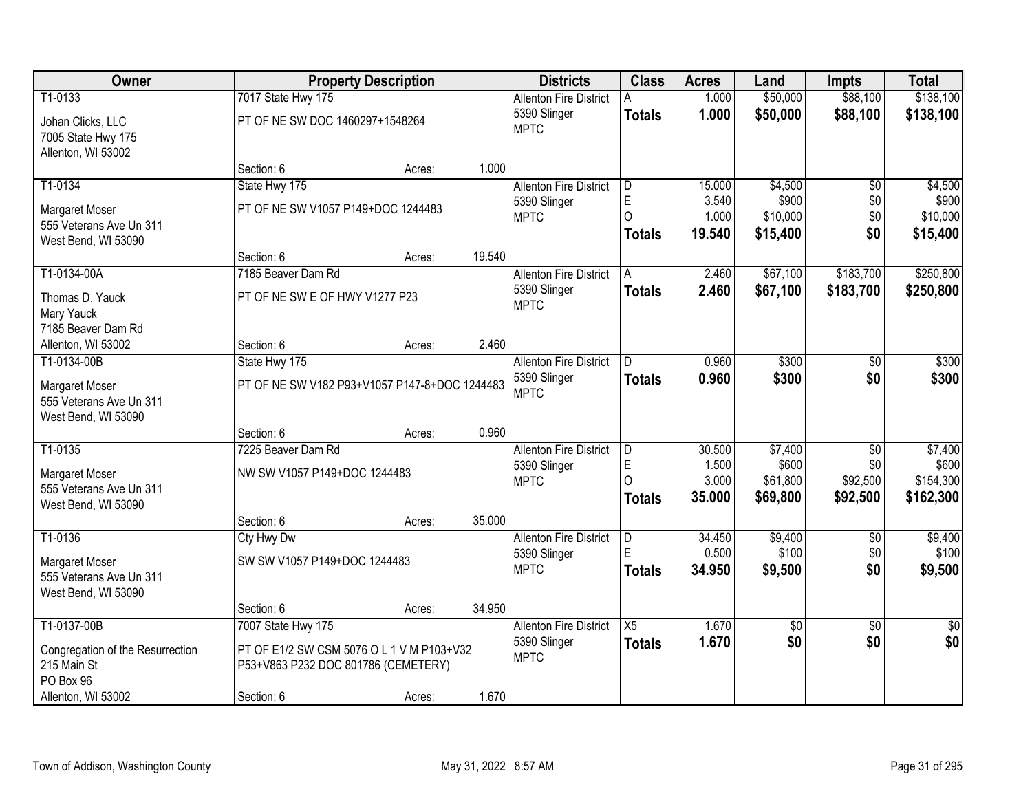| Owner | Property Description | | | Districts | Class | Acres | Land | Impts | Total |
|---|---|---|---|---|---|---|---|---|---|
| T1-0133<br>Johan Clicks, LLC<br>7005 State Hwy 175<br>Allenton, WI 53002 | 7017 State Hwy 175<br>PT OF NE SW DOC 1460297+1548264<br>Section: 6 | Acres: | 1.000 | Allenton Fire District<br>5390 Slinger<br>MPTC | A<br>**Totals** | 1.000<br>**1.000** | $50,000<br>**$50,000** | $88,100<br>**$88,100** | $138,100<br>**$138,100** |
| T1-0134<br>Margaret Moser<br>555 Veterans Ave Un 311<br>West Bend, WI 53090 | State Hwy 175<br>PT OF NE SW V1057 P149+DOC 1244483<br>Section: 6 | Acres: | 19.540 | Allenton Fire District<br>5390 Slinger<br>MPTC | D<br>E<br>O<br>**Totals** | 15.000<br>3.540<br>1.000<br>**19.540** | $4,500<br>$900<br>$10,000<br>**$15,400** | $0<br>$0<br>$0<br>**$0** | $4,500<br>$900<br>$10,000<br>**$15,400** |
| T1-0134-00A<br>Thomas D. Yauck<br>Mary Yauck<br>7185 Beaver Dam Rd<br>Allenton, WI 53002 | 7185 Beaver Dam Rd<br>PT OF NE SW E OF HWY V1277 P23<br>Section: 6 | Acres: | 2.460 | Allenton Fire District<br>5390 Slinger<br>MPTC | A<br>**Totals** | 2.460<br>**2.460** | $67,100<br>**$67,100** | $183,700<br>**$183,700** | $250,800<br>**$250,800** |
| T1-0134-00B<br>Margaret Moser<br>555 Veterans Ave Un 311<br>West Bend, WI 53090 | State Hwy 175<br>PT OF NE SW V182 P93+V1057 P147-8+DOC 1244483<br>Section: 6 | Acres: | 0.960 | Allenton Fire District<br>5390 Slinger<br>MPTC | D<br>**Totals** | 0.960<br>**0.960** | $300<br>**$300** | $0<br>**$0** | $300<br>**$300** |
| T1-0135<br>Margaret Moser<br>555 Veterans Ave Un 311<br>West Bend, WI 53090 | 7225 Beaver Dam Rd<br>NW SW V1057 P149+DOC 1244483<br>Section: 6 | Acres: | 35.000 | Allenton Fire District<br>5390 Slinger<br>MPTC | D<br>E<br>O<br>**Totals** | 30.500<br>1.500<br>3.000<br>**35.000** | $7,400<br>$600<br>$61,800<br>**$69,800** | $0<br>$0<br>$92,500<br>**$92,500** | $7,400<br>$600<br>$154,300<br>**$162,300** |
| T1-0136<br>Margaret Moser<br>555 Veterans Ave Un 311<br>West Bend, WI 53090 | Cty Hwy Dw<br>SW SW V1057 P149+DOC 1244483<br>Section: 6 | Acres: | 34.950 | Allenton Fire District<br>5390 Slinger<br>MPTC | D<br>E<br>**Totals** | 34.450<br>0.500<br>**34.950** | $9,400<br>$100<br>**$9,500** | $0<br>$0<br>**$0** | $9,400<br>$100<br>**$9,500** |
| T1-0137-00B<br>Congregation of the Resurrection<br>215 Main St<br>PO Box 96<br>Allenton, WI 53002 | 7007 State Hwy 175<br>PT OF E1/2 SW CSM 5076 O L 1 V M P103+V32 P53+V863 P232 DOC 801786 (CEMETERY)<br>Section: 6 | Acres: | 1.670 | Allenton Fire District<br>5390 Slinger<br>MPTC | X5<br>**Totals** | 1.670<br>**1.670** | $0<br>**$0** | $0<br>**$0** | $0<br>**$0** |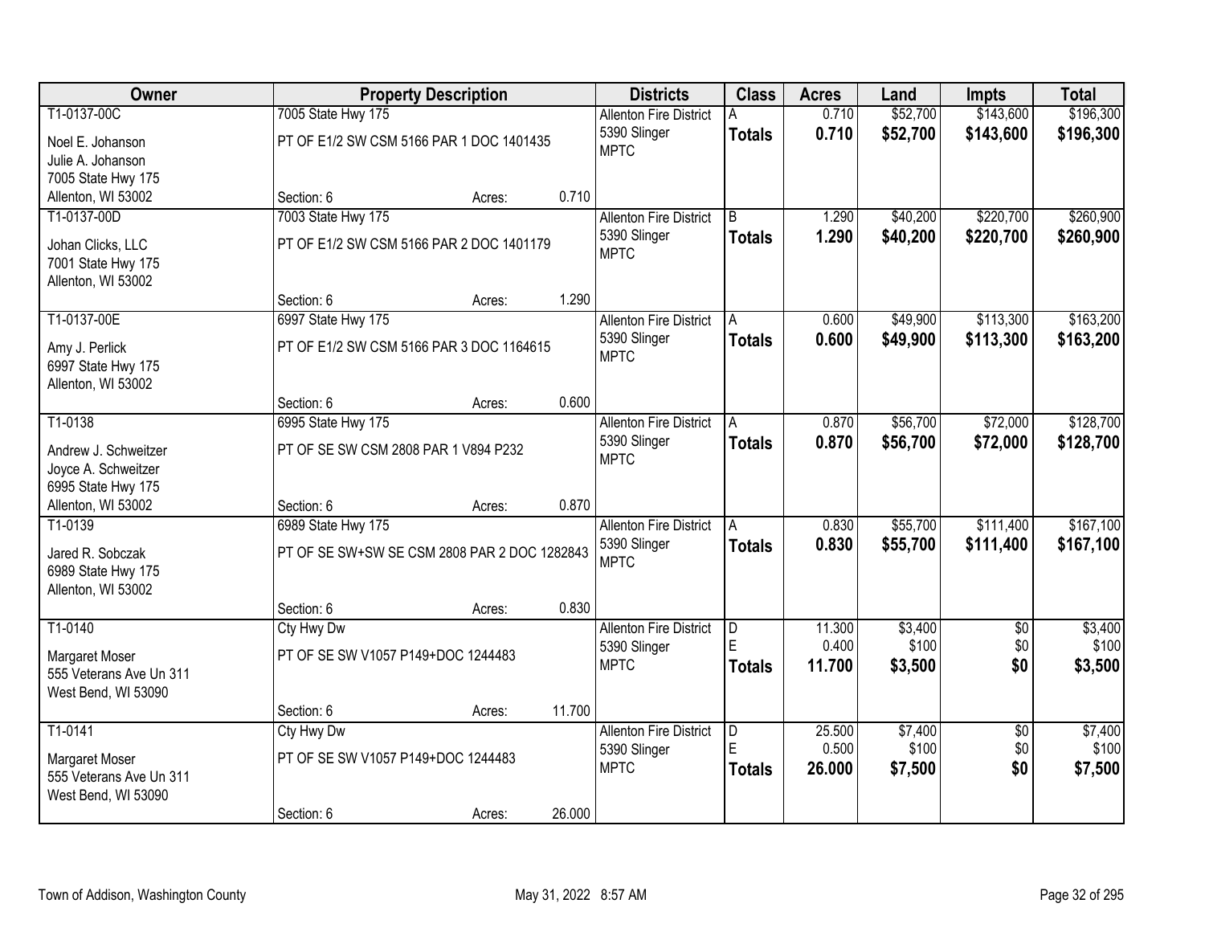| Owner | Property Description | | | Districts | Class | Acres | Land | Impts | Total |
|---|---|---|---|---|---|---|---|---|---|
| T1-0137-00C | 7005 State Hwy 175 | | | Allenton Fire District | A | 0.710 | $52,700 | $143,600 | $196,300 |
| Noel E. Johanson<br>Julie A. Johanson<br>7005 State Hwy 175<br>Allenton, WI 53002 | PT OF E1/2 SW CSM 5166 PAR 1 DOC 1401435 | | | 5390 Slinger<br>MPTC | **Totals** | **0.710** | **$52,700** | **$143,600** | **$196,300** |
| | Section: 6 | Acres: | 0.710 | | | | | | |
| T1-0137-00D | 7003 State Hwy 175 | | | Allenton Fire District | B | 1.290 | $40,200 | $220,700 | $260,900 |
| Johan Clicks, LLC<br>7001 State Hwy 175<br>Allenton, WI 53002 | PT OF E1/2 SW CSM 5166 PAR 2 DOC 1401179 | | | 5390 Slinger<br>MPTC | **Totals** | **1.290** | **$40,200** | **$220,700** | **$260,900** |
| | Section: 6 | Acres: | 1.290 | | | | | | |
| T1-0137-00E | 6997 State Hwy 175 | | | Allenton Fire District | A | 0.600 | $49,900 | $113,300 | $163,200 |
| Amy J. Perlick<br>6997 State Hwy 175<br>Allenton, WI 53002 | PT OF E1/2 SW CSM 5166 PAR 3 DOC 1164615 | | | 5390 Slinger<br>MPTC | **Totals** | **0.600** | **$49,900** | **$113,300** | **$163,200** |
| | Section: 6 | Acres: | 0.600 | | | | | | |
| T1-0138 | 6995 State Hwy 175 | | | Allenton Fire District | A | 0.870 | $56,700 | $72,000 | $128,700 |
| Andrew J. Schweitzer<br>Joyce A. Schweitzer<br>6995 State Hwy 175<br>Allenton, WI 53002 | PT OF SE SW CSM 2808 PAR 1 V894 P232 | | | 5390 Slinger<br>MPTC | **Totals** | **0.870** | **$56,700** | **$72,000** | **$128,700** |
| | Section: 6 | Acres: | 0.870 | | | | | | |
| T1-0139 | 6989 State Hwy 175 | | | Allenton Fire District | A | 0.830 | $55,700 | $111,400 | $167,100 |
| Jared R. Sobczak<br>6989 State Hwy 175<br>Allenton, WI 53002 | PT OF SE SW+SW SE CSM 2808 PAR 2 DOC 1282843 | | | 5390 Slinger<br>MPTC | **Totals** | **0.830** | **$55,700** | **$111,400** | **$167,100** |
| | Section: 6 | Acres: | 0.830 | | | | | | |
| T1-0140 | Cty Hwy Dw | | | Allenton Fire District | D | 11.300 | $3,400 | $0 | $3,400 |
| Margaret Moser<br>555 Veterans Ave Un 311<br>West Bend, WI 53090 | PT OF SE SW V1057 P149+DOC 1244483 | | | 5390 Slinger<br>MPTC | E | 0.400 | $100 | $0 | $100 |
| | | | | | **Totals** | **11.700** | **$3,500** | **$0** | **$3,500** |
| | Section: 6 | Acres: | 11.700 | | | | | | |
| T1-0141 | Cty Hwy Dw | | | Allenton Fire District | D | 25.500 | $7,400 | $0 | $7,400 |
| Margaret Moser<br>555 Veterans Ave Un 311<br>West Bend, WI 53090 | PT OF SE SW V1057 P149+DOC 1244483 | | | 5390 Slinger<br>MPTC | E | 0.500 | $100 | $0 | $100 |
| | | | | | **Totals** | **26.000** | **$7,500** | **$0** | **$7,500** |
| | Section: 6 | Acres: | 26.000 | | | | | | |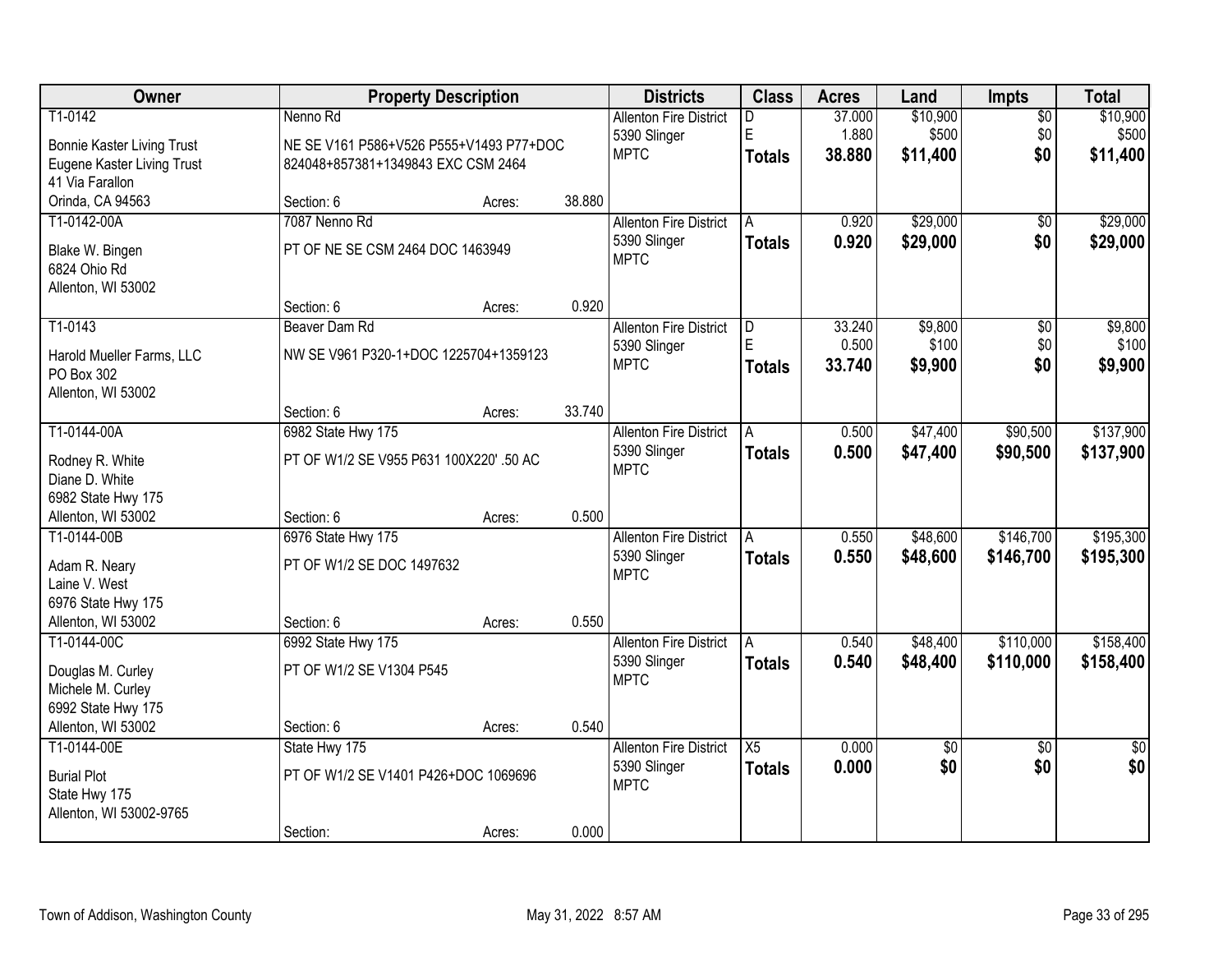| Owner | Property Description | | | Districts | Class | Acres | Land | Impts | Total |
|---|---|---|---|---|---|---|---|---|---|
| T1-0142 | Nenno Rd | | | Allenton Fire District | D | 37.000 | $10,900 | $0 | $10,900 |
| Bonnie Kaster Living Trust | NE SE V161 P586+V526 P555+V1493 P77+DOC | | | 5390 Slinger | E | 1.880 | $500 | $0 | $500 |
| Eugene Kaster Living Trust | 824048+857381+1349843 EXC CSM 2464 | | | MPTC | **Totals** | **38.880** | **$11,400** | **$0** | **$11,400** |
| 41 Via Farallon | | | | | | | | | |
| Orinda, CA 94563 | Section: 6 | Acres: | 38.880 | | | | | | |
| T1-0142-00A | 7087 Nenno Rd | | | Allenton Fire District | A | 0.920 | $29,000 | $0 | $29,000 |
| Blake W. Bingen | PT OF NE SE CSM 2464 DOC 1463949 | | | 5390 Slinger | **Totals** | **0.920** | **$29,000** | **$0** | **$29,000** |
| 6824 Ohio Rd | | | | MPTC | | | | | |
| Allenton, WI 53002 | | | | | | | | | |
| | Section: 6 | Acres: | 0.920 | | | | | | |
| T1-0143 | Beaver Dam Rd | | | Allenton Fire District | D | 33.240 | $9,800 | $0 | $9,800 |
| Harold Mueller Farms, LLC | NW SE V961 P320-1+DOC 1225704+1359123 | | | 5390 Slinger | E | 0.500 | $100 | $0 | $100 |
| PO Box 302 | | | | MPTC | **Totals** | **33.740** | **$9,900** | **$0** | **$9,900** |
| Allenton, WI 53002 | | | | | | | | | |
| | Section: 6 | Acres: | 33.740 | | | | | | |
| T1-0144-00A | 6982 State Hwy 175 | | | Allenton Fire District | A | 0.500 | $47,400 | $90,500 | $137,900 |
| Rodney R. White | PT OF W1/2 SE V955 P631 100X220' .50 AC | | | 5390 Slinger | **Totals** | **0.500** | **$47,400** | **$90,500** | **$137,900** |
| Diane D. White | | | | MPTC | | | | | |
| 6982 State Hwy 175 | | | | | | | | | |
| Allenton, WI 53002 | Section: 6 | Acres: | 0.500 | | | | | | |
| T1-0144-00B | 6976 State Hwy 175 | | | Allenton Fire District | A | 0.550 | $48,600 | $146,700 | $195,300 |
| Adam R. Neary | PT OF W1/2 SE DOC 1497632 | | | 5390 Slinger | **Totals** | **0.550** | **$48,600** | **$146,700** | **$195,300** |
| Laine V. West | | | | MPTC | | | | | |
| 6976 State Hwy 175 | | | | | | | | | |
| Allenton, WI 53002 | Section: 6 | Acres: | 0.550 | | | | | | |
| T1-0144-00C | 6992 State Hwy 175 | | | Allenton Fire District | A | 0.540 | $48,400 | $110,000 | $158,400 |
| Douglas M. Curley | PT OF W1/2 SE V1304 P545 | | | 5390 Slinger | **Totals** | **0.540** | **$48,400** | **$110,000** | **$158,400** |
| Michele M. Curley | | | | MPTC | | | | | |
| 6992 State Hwy 175 | | | | | | | | | |
| Allenton, WI 53002 | Section: 6 | Acres: | 0.540 | | | | | | |
| T1-0144-00E | State Hwy 175 | | | Allenton Fire District | X5 | 0.000 | $0 | $0 | $0 |
| Burial Plot | PT OF W1/2 SE V1401 P426+DOC 1069696 | | | 5390 Slinger | **Totals** | **0.000** | **$0** | **$0** | **$0** |
| State Hwy 175 | | | | MPTC | | | | | |
| Allenton, WI 53002-9765 | | | | | | | | | |
| | Section: | Acres: | 0.000 | | | | | | |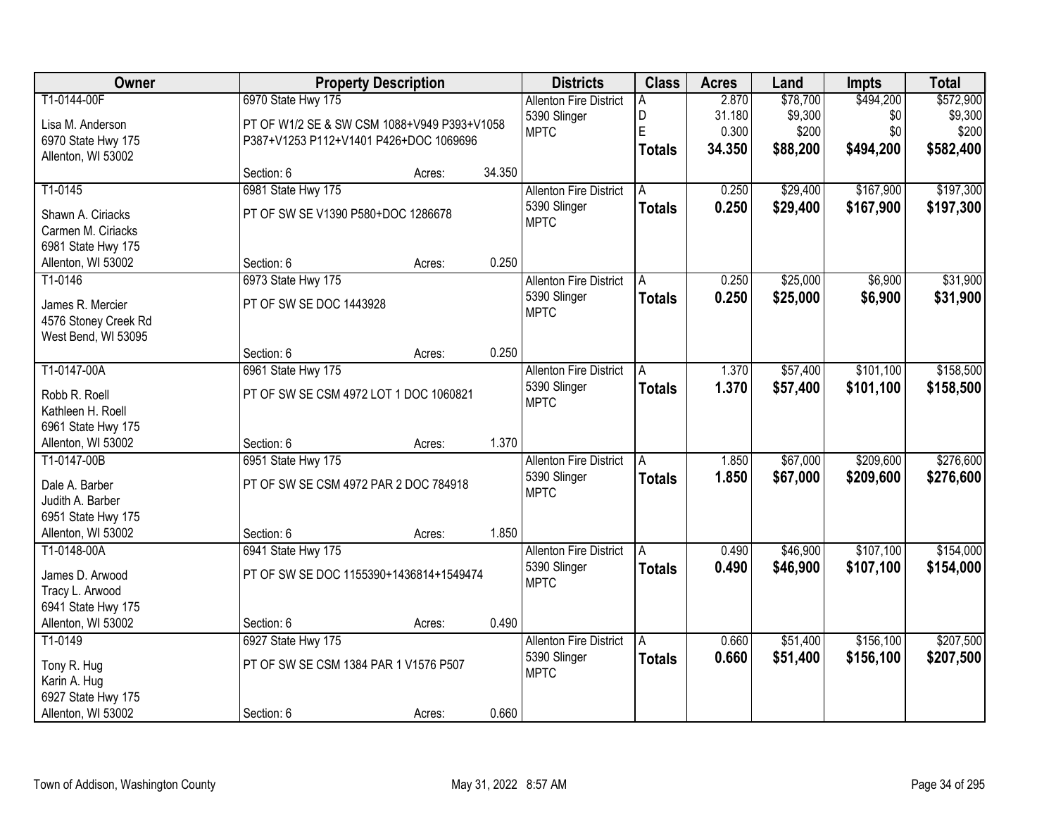| Owner | Property Description | | | Districts | Class | Acres | Land | Impts | Total |
|---|---|---|---|---|---|---|---|---|---|
| T1-0144-00F | 6970 State Hwy 175 | | | Allenton Fire District | A | 2.870 | $78,700 | $494,200 | $572,900 |
| Lisa M. Anderson | PT OF W1/2 SE & SW CSM 1088+V949 P393+V1058 | | | 5390 Slinger | D | 31.180 | $9,300 | $0 | $9,300 |
| 6970 State Hwy 175 | P387+V1253 P112+V1401 P426+DOC 1069696 | | | MPTC | E | 0.300 | $200 | $0 | $200 |
| Allenton, WI 53002 | | | | | **Totals** | **34.350** | **$88,200** | **$494,200** | **$582,400** |
| | Section: 6 | Acres: | 34.350 | | | | | | |
| T1-0145 | 6981 State Hwy 175 | | | Allenton Fire District | A | 0.250 | $29,400 | $167,900 | $197,300 |
| Shawn A. Ciriacks | PT OF SW SE V1390 P580+DOC 1286678 | | | 5390 Slinger | **Totals** | **0.250** | **$29,400** | **$167,900** | **$197,300** |
| Carmen M. Ciriacks | | | | MPTC | | | | | |
| 6981 State Hwy 175 | | | | | | | | | |
| Allenton, WI 53002 | Section: 6 | Acres: | 0.250 | | | | | | |
| T1-0146 | 6973 State Hwy 175 | | | Allenton Fire District | A | 0.250 | $25,000 | $6,900 | $31,900 |
| James R. Mercier | PT OF SW SE DOC 1443928 | | | 5390 Slinger | **Totals** | **0.250** | **$25,000** | **$6,900** | **$31,900** |
| 4576 Stoney Creek Rd | | | | MPTC | | | | | |
| West Bend, WI 53095 | | | | | | | | | |
| | Section: 6 | Acres: | 0.250 | | | | | | |
| T1-0147-00A | 6961 State Hwy 175 | | | Allenton Fire District | A | 1.370 | $57,400 | $101,100 | $158,500 |
| Robb R. Roell | PT OF SW SE CSM 4972 LOT 1 DOC 1060821 | | | 5390 Slinger | **Totals** | **1.370** | **$57,400** | **$101,100** | **$158,500** |
| Kathleen H. Roell | | | | MPTC | | | | | |
| 6961 State Hwy 175 | | | | | | | | | |
| Allenton, WI 53002 | Section: 6 | Acres: | 1.370 | | | | | | |
| T1-0147-00B | 6951 State Hwy 175 | | | Allenton Fire District | A | 1.850 | $67,000 | $209,600 | $276,600 |
| Dale A. Barber | PT OF SW SE CSM 4972 PAR 2 DOC 784918 | | | 5390 Slinger | **Totals** | **1.850** | **$67,000** | **$209,600** | **$276,600** |
| Judith A. Barber | | | | MPTC | | | | | |
| 6951 State Hwy 175 | | | | | | | | | |
| Allenton, WI 53002 | Section: 6 | Acres: | 1.850 | | | | | | |
| T1-0148-00A | 6941 State Hwy 175 | | | Allenton Fire District | A | 0.490 | $46,900 | $107,100 | $154,000 |
| James D. Arwood | PT OF SW SE DOC 1155390+1436814+1549474 | | | 5390 Slinger | **Totals** | **0.490** | **$46,900** | **$107,100** | **$154,000** |
| Tracy L. Arwood | | | | MPTC | | | | | |
| 6941 State Hwy 175 | | | | | | | | | |
| Allenton, WI 53002 | Section: 6 | Acres: | 0.490 | | | | | | |
| T1-0149 | 6927 State Hwy 175 | | | Allenton Fire District | A | 0.660 | $51,400 | $156,100 | $207,500 |
| Tony R. Hug | PT OF SW SE CSM 1384 PAR 1 V1576 P507 | | | 5390 Slinger | **Totals** | **0.660** | **$51,400** | **$156,100** | **$207,500** |
| Karin A. Hug | | | | MPTC | | | | | |
| 6927 State Hwy 175 | | | | | | | | | |
| Allenton, WI 53002 | Section: 6 | Acres: | 0.660 | | | | | | |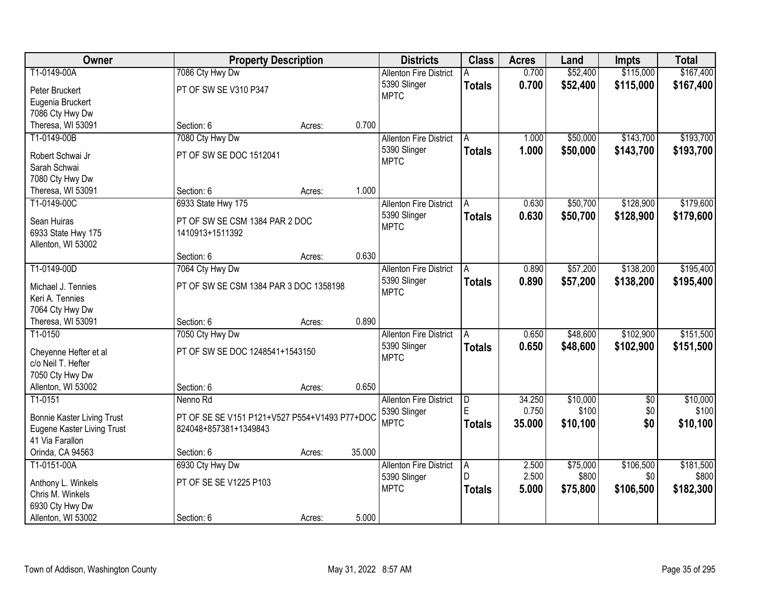| Owner | Property Description | | | Districts | Class | Acres | Land | Impts | Total |
|---|---|---|---|---|---|---|---|---|---|
| T1-0149-00A | 7086 Cty Hwy Dw | | | Allenton Fire District | A | 0.700 | $52,400 | $115,000 | $167,400 |
| Peter Bruckert | PT OF SW SE V310 P347 | | | 5390 Slinger | **Totals** | **0.700** | **$52,400** | **$115,000** | **$167,400** |
| Eugenia Bruckert | | | | MPTC | | | | | |
| 7086 Cty Hwy Dw | | | | | | | | | |
| Theresa, WI 53091 | Section: 6 | Acres: | 0.700 | | | | | | |
| T1-0149-00B | 7080 Cty Hwy Dw | | | Allenton Fire District | A | 1.000 | $50,000 | $143,700 | $193,700 |
| Robert Schwai Jr | PT OF SW SE DOC 1512041 | | | 5390 Slinger | **Totals** | **1.000** | **$50,000** | **$143,700** | **$193,700** |
| Sarah Schwai | | | | MPTC | | | | | |
| 7080 Cty Hwy Dw | | | | | | | | | |
| Theresa, WI 53091 | Section: 6 | Acres: | 1.000 | | | | | | |
| T1-0149-00C | 6933 State Hwy 175 | | | Allenton Fire District | A | 0.630 | $50,700 | $128,900 | $179,600 |
| Sean Huiras | PT OF SW SE CSM 1384 PAR 2 DOC 1410913+1511392 | | | 5390 Slinger | **Totals** | **0.630** | **$50,700** | **$128,900** | **$179,600** |
| 6933 State Hwy 175 | | | | MPTC | | | | | |
| Allenton, WI 53002 | | | | | | | | | |
| | Section: 6 | Acres: | 0.630 | | | | | | |
| T1-0149-00D | 7064 Cty Hwy Dw | | | Allenton Fire District | A | 0.890 | $57,200 | $138,200 | $195,400 |
| Michael J. Tennies | PT OF SW SE CSM 1384 PAR 3 DOC 1358198 | | | 5390 Slinger | **Totals** | **0.890** | **$57,200** | **$138,200** | **$195,400** |
| Keri A. Tennies | | | | MPTC | | | | | |
| 7064 Cty Hwy Dw | | | | | | | | | |
| Theresa, WI 53091 | Section: 6 | Acres: | 0.890 | | | | | | |
| T1-0150 | 7050 Cty Hwy Dw | | | Allenton Fire District | A | 0.650 | $48,600 | $102,900 | $151,500 |
| Cheyenne Hefter et al | PT OF SW SE DOC 1248541+1543150 | | | 5390 Slinger | **Totals** | **0.650** | **$48,600** | **$102,900** | **$151,500** |
| c/o Neil T. Hefter | | | | MPTC | | | | | |
| 7050 Cty Hwy Dw | | | | | | | | | |
| Allenton, WI 53002 | Section: 6 | Acres: | 0.650 | | | | | | |
| T1-0151 | Nenno Rd | | | Allenton Fire District | D | 34.250 | $10,000 | $0 | $10,000 |
| Bonnie Kaster Living Trust | PT OF SE SE V151 P121+V527 P554+V1493 P77+DOC 824048+857381+1349843 | | | 5390 Slinger | E | 0.750 | $100 | $0 | $100 |
| Eugene Kaster Living Trust | | | | MPTC | **Totals** | **35.000** | **$10,100** | **$0** | **$10,100** |
| 41 Via Farallon | | | | | | | | | |
| Orinda, CA 94563 | Section: 6 | Acres: | 35.000 | | | | | | |
| T1-0151-00A | 6930 Cty Hwy Dw | | | Allenton Fire District | A | 2.500 | $75,000 | $106,500 | $181,500 |
| Anthony L. Winkels | PT OF SE SE V1225 P103 | | | 5390 Slinger | D | 2.500 | $800 | $0 | $800 |
| Chris M. Winkels | | | | MPTC | **Totals** | **5.000** | **$75,800** | **$106,500** | **$182,300** |
| 6930 Cty Hwy Dw | | | | | | | | | |
| Allenton, WI 53002 | Section: 6 | Acres: | 5.000 | | | | | | |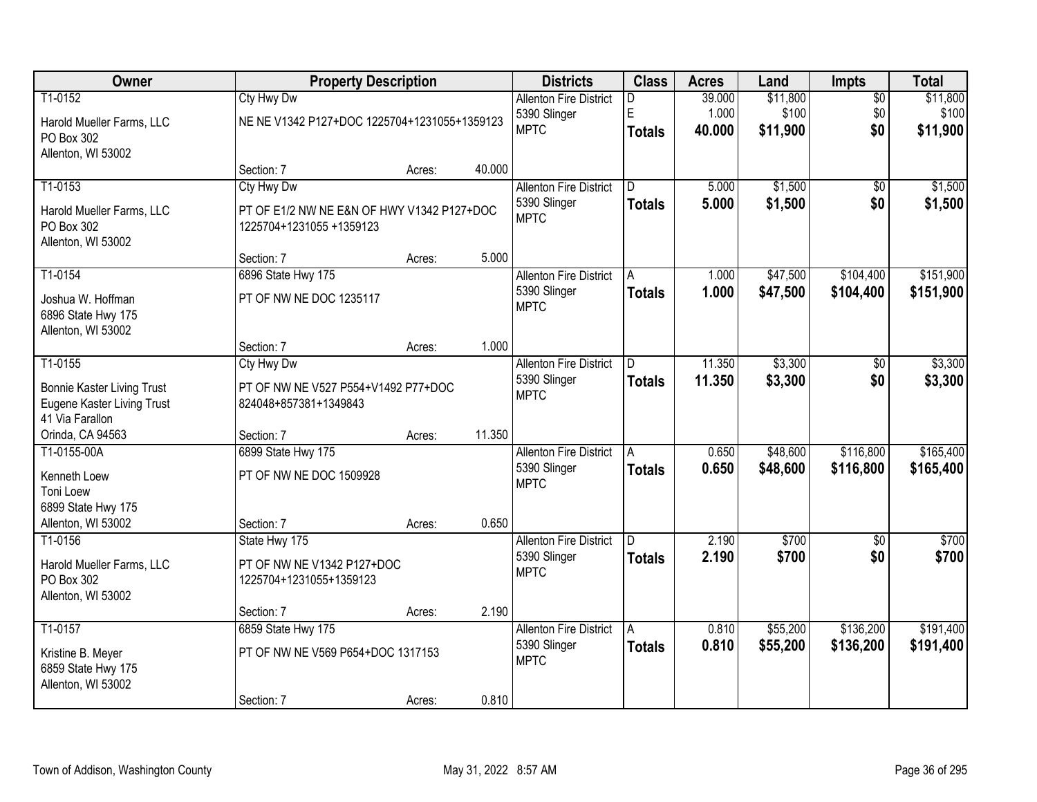| Owner | Property Description | Districts | Class | Acres | Land | Impts | Total |
|---|---|---|---|---|---|---|---|
| T1-0152<br>Harold Mueller Farms, LLC<br>PO Box 302<br>Allenton, WI 53002 | Cty Hwy Dw<br>NE NE V1342 P127+DOC 1225704+1231055+1359123<br>Section: 7 Acres: 40.000 | Allenton Fire District<br>5390 Slinger<br>MPTC | D<br>E<br>**Totals** | 39.000<br>1.000<br>**40.000** | $11,800<br>$100<br>**$11,900** | $0<br>$0<br>**$0** | $11,800<br>$100<br>**$11,900** |
| T1-0153<br>Harold Mueller Farms, LLC<br>PO Box 302<br>Allenton, WI 53002 | Cty Hwy Dw<br>PT OF E1/2 NW NE E&N OF HWY V1342 P127+DOC 1225704+1231055 +1359123<br>Section: 7 Acres: 5.000 | Allenton Fire District<br>5390 Slinger<br>MPTC | D<br>**Totals** | 5.000<br>**5.000** | $1,500<br>**$1,500** | $0<br>**$0** | $1,500<br>**$1,500** |
| T1-0154<br>Joshua W. Hoffman<br>6896 State Hwy 175<br>Allenton, WI 53002 | 6896 State Hwy 175<br>PT OF NW NE DOC 1235117<br>Section: 7 Acres: 1.000 | Allenton Fire District<br>5390 Slinger<br>MPTC | A<br>**Totals** | 1.000<br>**1.000** | $47,500<br>**$47,500** | $104,400<br>**$104,400** | $151,900<br>**$151,900** |
| T1-0155<br>Bonnie Kaster Living Trust<br>Eugene Kaster Living Trust<br>41 Via Farallon<br>Orinda, CA 94563 | Cty Hwy Dw<br>PT OF NW NE V527 P554+V1492 P77+DOC 824048+857381+1349843<br>Section: 7 Acres: 11.350 | Allenton Fire District<br>5390 Slinger<br>MPTC | D<br>**Totals** | 11.350<br>**11.350** | $3,300<br>**$3,300** | $0<br>**$0** | $3,300<br>**$3,300** |
| T1-0155-00A<br>Kenneth Loew<br>Toni Loew<br>6899 State Hwy 175<br>Allenton, WI 53002 | 6899 State Hwy 175<br>PT OF NW NE DOC 1509928<br>Section: 7 Acres: 0.650 | Allenton Fire District<br>5390 Slinger<br>MPTC | A<br>**Totals** | 0.650<br>**0.650** | $48,600<br>**$48,600** | $116,800<br>**$116,800** | $165,400<br>**$165,400** |
| T1-0156<br>Harold Mueller Farms, LLC<br>PO Box 302<br>Allenton, WI 53002 | State Hwy 175<br>PT OF NW NE V1342 P127+DOC 1225704+1231055+1359123<br>Section: 7 Acres: 2.190 | Allenton Fire District<br>5390 Slinger<br>MPTC | D<br>**Totals** | 2.190<br>**2.190** | $700<br>**$700** | $0<br>**$0** | $700<br>**$700** |
| T1-0157<br>Kristine B. Meyer<br>6859 State Hwy 175<br>Allenton, WI 53002 | 6859 State Hwy 175<br>PT OF NW NE V569 P654+DOC 1317153<br>Section: 7 Acres: 0.810 | Allenton Fire District<br>5390 Slinger<br>MPTC | A<br>**Totals** | 0.810<br>**0.810** | $55,200<br>**$55,200** | $136,200<br>**$136,200** | $191,400<br>**$191,400** |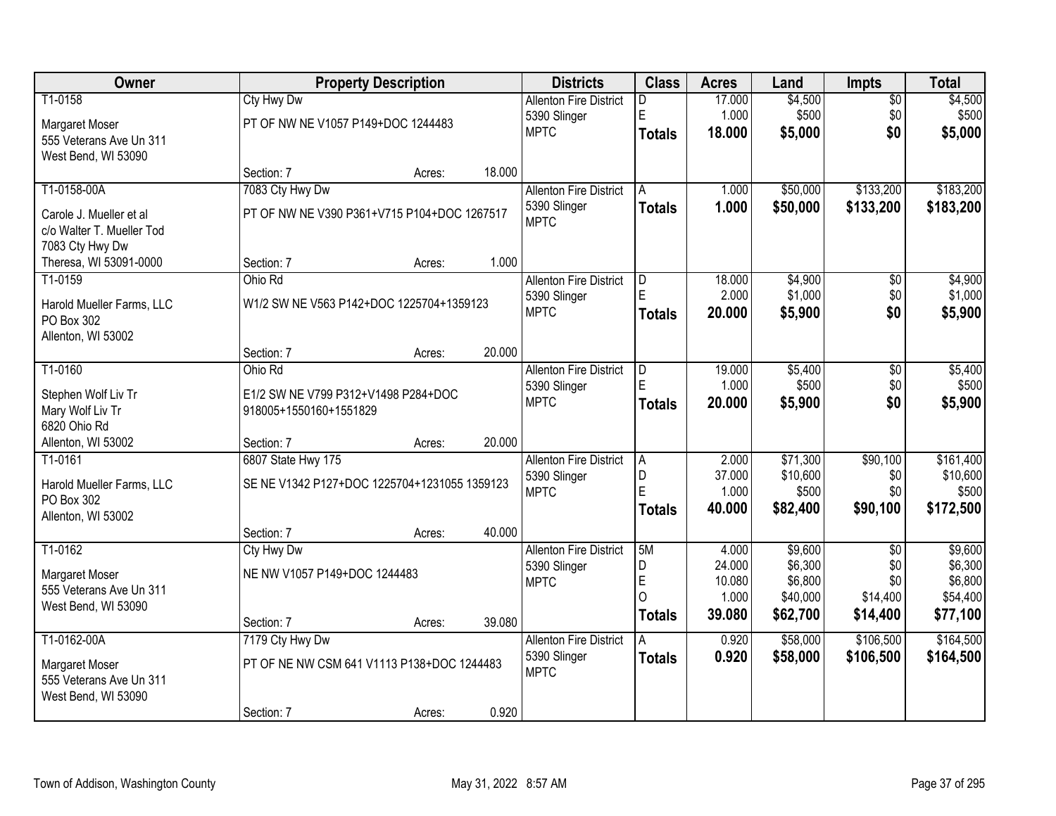| Owner | Property Description | Districts | Class | Acres | Land | Impts | Total |
|---|---|---|---|---|---|---|---|
| T1-0158<br>Margaret Moser<br>555 Veterans Ave Un 311<br>West Bend, WI 53090 | Cty Hwy Dw<br>PT OF NW NE V1057 P149+DOC 1244483<br>Section: 7 Acres: 18.000 | Allenton Fire District<br>5390 Slinger<br>MPTC | D<br>E<br>**Totals** | 17.000<br>1.000<br>**18.000** | $4,500<br>$500<br>**$5,000** | $0<br>$0<br>**$0** | $4,500<br>$500<br>**$5,000** |
| T1-0158-00A<br>Carole J. Mueller et al<br>c/o Walter T. Mueller Tod<br>7083 Cty Hwy Dw<br>Theresa, WI 53091-0000 | 7083 Cty Hwy Dw<br>PT OF NW NE V390 P361+V715 P104+DOC 1267517<br>Section: 7 Acres: 1.000 | Allenton Fire District<br>5390 Slinger<br>MPTC | A<br>**Totals** | 1.000<br>**1.000** | $50,000<br>**$50,000** | $133,200<br>**$133,200** | $183,200<br>**$183,200** |
| T1-0159<br>Harold Mueller Farms, LLC<br>PO Box 302<br>Allenton, WI 53002 | Ohio Rd<br>W1/2 SW NE V563 P142+DOC 1225704+1359123<br>Section: 7 Acres: 20.000 | Allenton Fire District<br>5390 Slinger<br>MPTC | D<br>E<br>**Totals** | 18.000<br>2.000<br>**20.000** | $4,900<br>$1,000<br>**$5,900** | $0<br>$0<br>**$0** | $4,900<br>$1,000<br>**$5,900** |
| T1-0160<br>Stephen Wolf Liv Tr<br>Mary Wolf Liv Tr<br>6820 Ohio Rd<br>Allenton, WI 53002 | Ohio Rd<br>E1/2 SW NE V799 P312+V1498 P284+DOC 918005+1550160+1551829<br>Section: 7 Acres: 20.000 | Allenton Fire District<br>5390 Slinger<br>MPTC | D<br>E<br>**Totals** | 19.000<br>1.000<br>**20.000** | $5,400<br>$500<br>**$5,900** | $0<br>$0<br>**$0** | $5,400<br>$500<br>**$5,900** |
| T1-0161<br>Harold Mueller Farms, LLC<br>PO Box 302<br>Allenton, WI 53002 | 6807 State Hwy 175<br>SE NE V1342 P127+DOC 1225704+1231055 1359123<br>Section: 7 Acres: 40.000 | Allenton Fire District<br>5390 Slinger<br>MPTC | A<br>D<br>E<br>**Totals** | 2.000<br>37.000<br>1.000<br>**40.000** | $71,300<br>$10,600<br>$500<br>**$82,400** | $90,100<br>$0<br>$0<br>**$90,100** | $161,400<br>$10,600<br>$500<br>**$172,500** |
| T1-0162<br>Margaret Moser<br>555 Veterans Ave Un 311<br>West Bend, WI 53090 | Cty Hwy Dw<br>NE NW V1057 P149+DOC 1244483<br>Section: 7 Acres: 39.080 | Allenton Fire District<br>5390 Slinger<br>MPTC | 5M<br>D<br>E<br>O<br>**Totals** | 4.000<br>24.000<br>10.080<br>1.000<br>**39.080** | $9,600<br>$6,300<br>$6,800<br>$40,000<br>**$62,700** | $0<br>$0<br>$0<br>$14,400<br>**$14,400** | $9,600<br>$6,300<br>$6,800<br>$54,400<br>**$77,100** |
| T1-0162-00A<br>Margaret Moser<br>555 Veterans Ave Un 311<br>West Bend, WI 53090 | 7179 Cty Hwy Dw<br>PT OF NE NW CSM 641 V1113 P138+DOC 1244483<br>Section: 7 Acres: 0.920 | Allenton Fire District<br>5390 Slinger<br>MPTC | A<br>**Totals** | 0.920<br>**0.920** | $58,000<br>**$58,000** | $106,500<br>**$106,500** | $164,500<br>**$164,500** |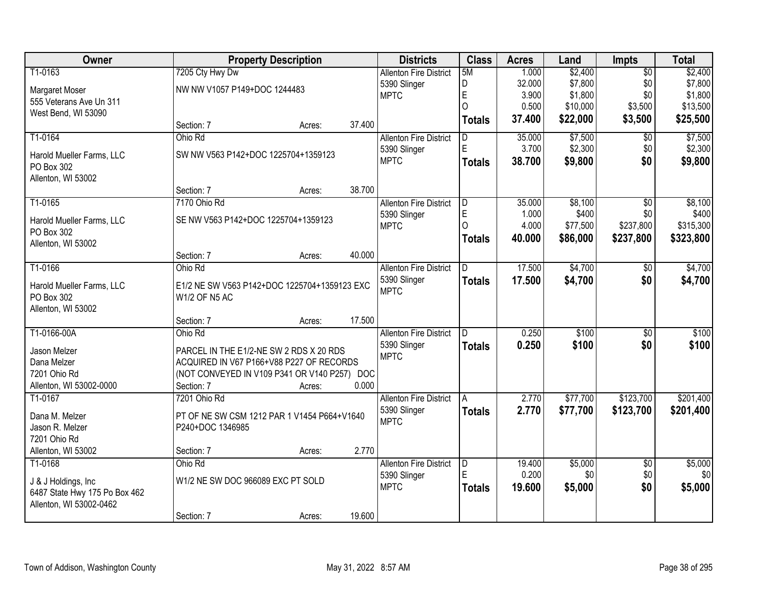| Owner | Property Description | | | Districts | Class | Acres | Land | Impts | Total |
|---|---|---|---|---|---|---|---|---|---|
| T1-0163 | 7205 Cty Hwy Dw | | | Allenton Fire District | 5M | 1.000 | $2,400 | $0 | $2,400 |
| Margaret Moser | NW NW V1057 P149+DOC 1244483 | | | 5390 Slinger | D | 32.000 | $7,800 | $0 | $7,800 |
| 555 Veterans Ave Un 311 | | | | MPTC | E | 3.900 | $1,800 | $0 | $1,800 |
| West Bend, WI 53090 | | | | | O | 0.500 | $10,000 | $3,500 | $13,500 |
| | Section: 7 | Acres: | 37.400 | | **Totals** | **37.400** | **$22,000** | **$3,500** | **$25,500** |
| T1-0164 | Ohio Rd | | | Allenton Fire District | D | 35.000 | $7,500 | $0 | $7,500 |
| Harold Mueller Farms, LLC | SW NW V563 P142+DOC 1225704+1359123 | | | 5390 Slinger | E | 3.700 | $2,300 | $0 | $2,300 |
| PO Box 302 | | | | MPTC | **Totals** | **38.700** | **$9,800** | **$0** | **$9,800** |
| Allenton, WI 53002 | | | | | | | | | |
| | Section: 7 | Acres: | 38.700 | | | | | | |
| T1-0165 | 7170 Ohio Rd | | | Allenton Fire District | D | 35.000 | $8,100 | $0 | $8,100 |
| Harold Mueller Farms, LLC | SE NW V563 P142+DOC 1225704+1359123 | | | 5390 Slinger | E | 1.000 | $400 | $0 | $400 |
| PO Box 302 | | | | MPTC | O | 4.000 | $77,500 | $237,800 | $315,300 |
| Allenton, WI 53002 | | | | | **Totals** | **40.000** | **$86,000** | **$237,800** | **$323,800** |
| | Section: 7 | Acres: | 40.000 | | | | | | |
| T1-0166 | Ohio Rd | | | Allenton Fire District | D | 17.500 | $4,700 | $0 | $4,700 |
| Harold Mueller Farms, LLC | E1/2 NE SW V563 P142+DOC 1225704+1359123 EXC W1/2 OF N5 AC | | | 5390 Slinger | **Totals** | **17.500** | **$4,700** | **$0** | **$4,700** |
| PO Box 302 | | | | MPTC | | | | | |
| Allenton, WI 53002 | | | | | | | | | |
| | Section: 7 | Acres: | 17.500 | | | | | | |
| T1-0166-00A | Ohio Rd | | | Allenton Fire District | D | 0.250 | $100 | $0 | $100 |
| Jason Melzer | PARCEL IN THE E1/2-NE SW 2 RDS X 20 RDS | | | 5390 Slinger | **Totals** | **0.250** | **$100** | **$0** | **$100** |
| Dana Melzer | ACQUIRED IN V67 P166+V88 P227 OF RECORDS | | | MPTC | | | | | |
| 7201 Ohio Rd | (NOT CONVEYED IN V109 P341 OR V140 P257) DOC | | | | | | | | |
| Allenton, WI 53002-0000 | Section: 7 | Acres: | 0.000 | | | | | | |
| T1-0167 | 7201 Ohio Rd | | | Allenton Fire District | A | 2.770 | $77,700 | $123,700 | $201,400 |
| Dana M. Melzer | PT OF NE SW CSM 1212 PAR 1 V1454 P664+V1640 P240+DOC 1346985 | | | 5390 Slinger | **Totals** | **2.770** | **$77,700** | **$123,700** | **$201,400** |
| Jason R. Melzer | | | | MPTC | | | | | |
| 7201 Ohio Rd | | | | | | | | | |
| Allenton, WI 53002 | Section: 7 | Acres: | 2.770 | | | | | | |
| T1-0168 | Ohio Rd | | | Allenton Fire District | D | 19.400 | $5,000 | $0 | $5,000 |
| J & J Holdings, Inc | W1/2 NE SW DOC 966089 EXC PT SOLD | | | 5390 Slinger | E | 0.200 | $0 | $0 | $0 |
| 6487 State Hwy 175 Po Box 462 | | | | MPTC | **Totals** | **19.600** | **$5,000** | **$0** | **$5,000** |
| Allenton, WI 53002-0462 | | | | | | | | | |
| | Section: 7 | Acres: | 19.600 | | | | | | |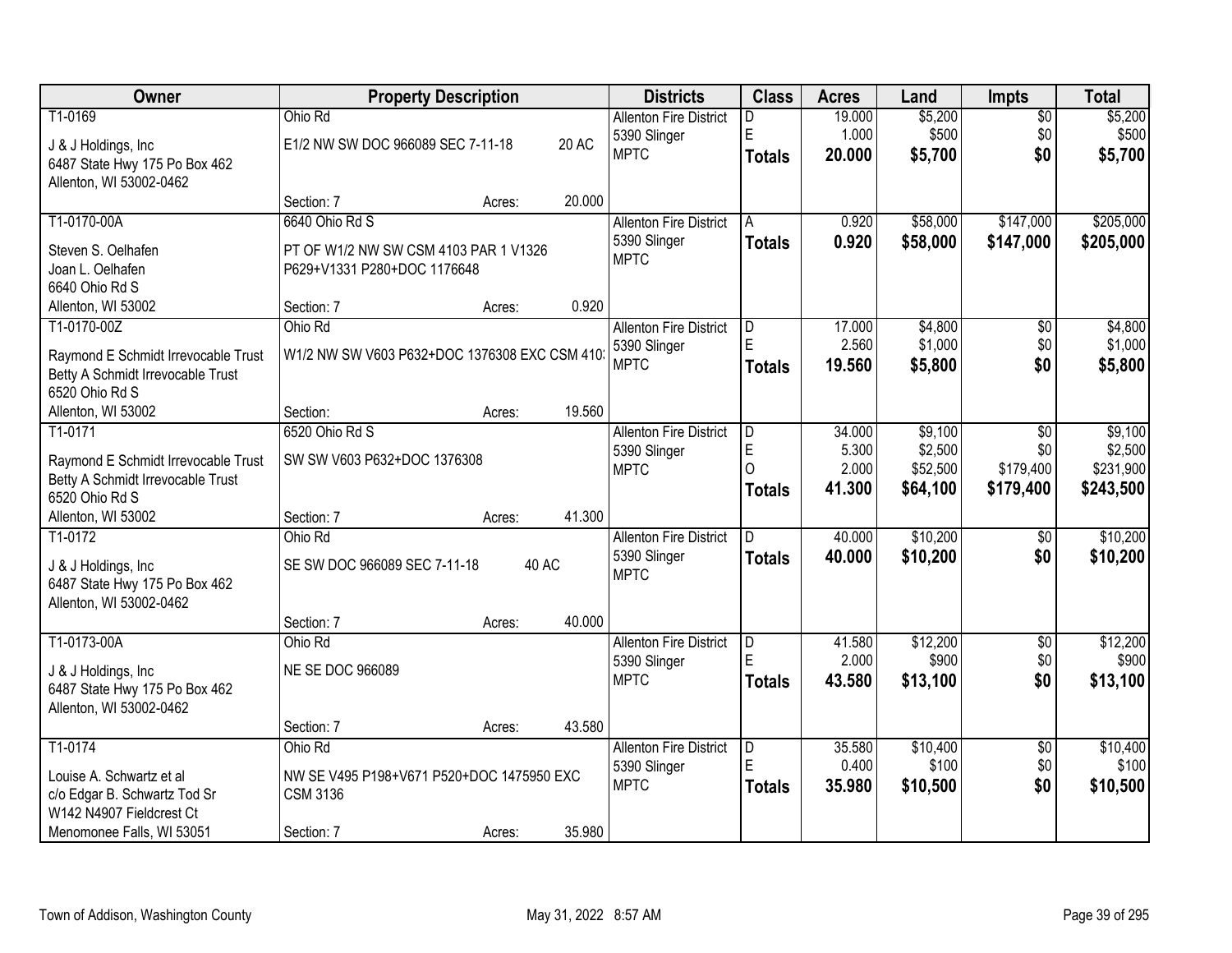| Owner | Property Description | Districts | Class | Acres | Land | Impts | Total |
|---|---|---|---|---|---|---|---|
| T1-0169<br>J & J Holdings, Inc<br>6487 State Hwy 175 Po Box 462<br>Allenton, WI 53002-0462 | Ohio Rd<br>E1/2 NW SW DOC 966089 SEC 7-11-18 20 AC<br>Section: 7 Acres: 20.000 | Allenton Fire District<br>5390 Slinger<br>MPTC | D<br>E<br>**Totals** | 19.000<br>1.000<br>**20.000** | $5,200<br>$500<br>**$5,700** | $0<br>$0<br>**$0** | $5,200<br>$500<br>**$5,700** |
| T1-0170-00A<br>Steven S. Oelhafen<br>Joan L. Oelhafen<br>6640 Ohio Rd S<br>Allenton, WI 53002 | 6640 Ohio Rd S<br>PT OF W1/2 NW SW CSM 4103 PAR 1 V1326 P629+V1331 P280+DOC 1176648<br>Section: 7 Acres: 0.920 | Allenton Fire District<br>5390 Slinger<br>MPTC | A<br>**Totals** | 0.920<br>**0.920** | $58,000<br>**$58,000** | $147,000<br>**$147,000** | $205,000<br>**$205,000** |
| T1-0170-00Z<br>Raymond E Schmidt Irrevocable Trust<br>Betty A Schmidt Irrevocable Trust<br>6520 Ohio Rd S<br>Allenton, WI 53002 | Ohio Rd<br>W1/2 NW SW V603 P632+DOC 1376308 EXC CSM 410<br>Section: Acres: 19.560 | Allenton Fire District<br>5390 Slinger<br>MPTC | D<br>E<br>**Totals** | 17.000<br>2.560<br>**19.560** | $4,800<br>$1,000<br>**$5,800** | $0<br>$0<br>**$0** | $4,800<br>$1,000<br>**$5,800** |
| T1-0171<br>Raymond E Schmidt Irrevocable Trust<br>Betty A Schmidt Irrevocable Trust<br>6520 Ohio Rd S<br>Allenton, WI 53002 | 6520 Ohio Rd S<br>SW SW V603 P632+DOC 1376308<br>Section: 7 Acres: 41.300 | Allenton Fire District<br>5390 Slinger<br>MPTC | D<br>E<br>O<br>**Totals** | 34.000<br>5.300<br>2.000<br>**41.300** | $9,100<br>$2,500<br>$52,500<br>**$64,100** | $0<br>$0<br>$179,400<br>**$179,400** | $9,100<br>$2,500<br>$231,900<br>**$243,500** |
| T1-0172<br>J & J Holdings, Inc<br>6487 State Hwy 175 Po Box 462<br>Allenton, WI 53002-0462 | Ohio Rd<br>SE SW DOC 966089 SEC 7-11-18 40 AC<br>Section: 7 Acres: 40.000 | Allenton Fire District<br>5390 Slinger<br>MPTC | D<br>**Totals** | 40.000<br>**40.000** | $10,200<br>**$10,200** | $0<br>**$0** | $10,200<br>**$10,200** |
| T1-0173-00A<br>J & J Holdings, Inc<br>6487 State Hwy 175 Po Box 462<br>Allenton, WI 53002-0462 | Ohio Rd<br>NE SE DOC 966089<br>Section: 7 Acres: 43.580 | Allenton Fire District<br>5390 Slinger<br>MPTC | D<br>E<br>**Totals** | 41.580<br>2.000<br>**43.580** | $12,200<br>$900<br>**$13,100** | $0<br>$0<br>**$0** | $12,200<br>$900<br>**$13,100** |
| T1-0174<br>Louise A. Schwartz et al<br>c/o Edgar B. Schwartz Tod Sr<br>W142 N4907 Fieldcrest Ct<br>Menomonee Falls, WI 53051 | Ohio Rd<br>NW SE V495 P198+V671 P520+DOC 1475950 EXC CSM 3136<br>Section: 7 Acres: 35.980 | Allenton Fire District<br>5390 Slinger<br>MPTC | D<br>E<br>**Totals** | 35.580<br>0.400<br>**35.980** | $10,400<br>$100<br>**$10,500** | $0<br>$0<br>**$0** | $10,400<br>$100<br>**$10,500** |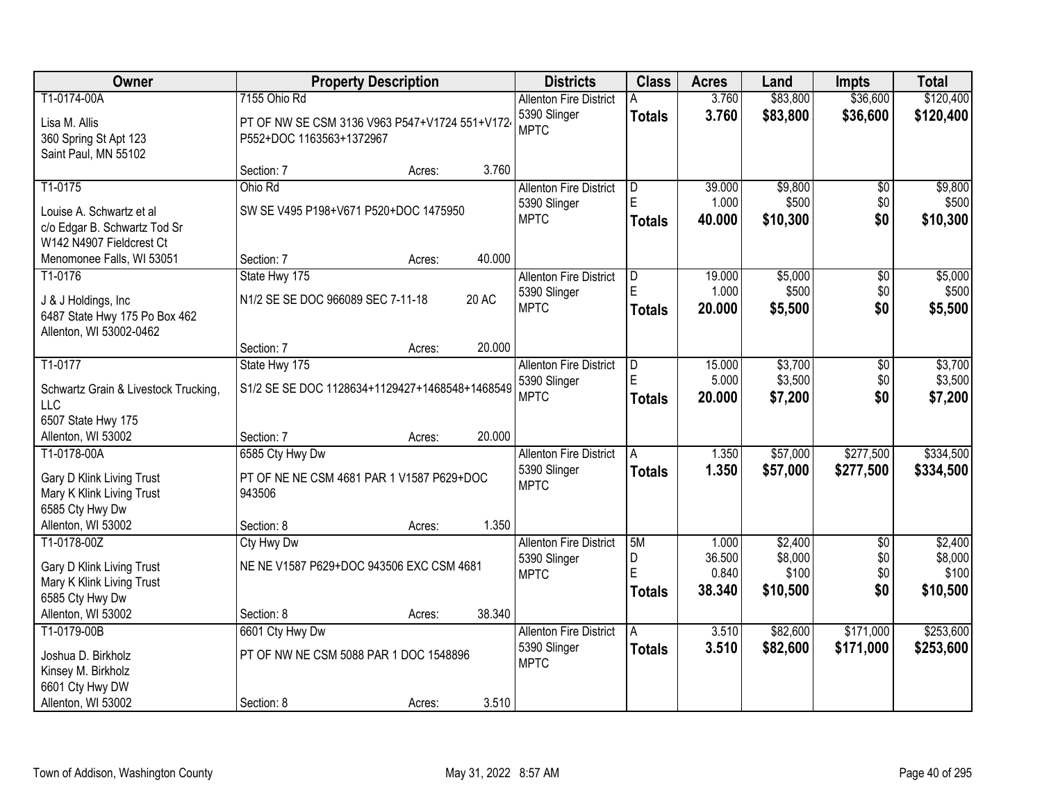| Owner | Property Description | | | Districts | Class | Acres | Land | Impts | Total |
|---|---|---|---|---|---|---|---|---|---|
| T1-0174-00A<br>Lisa M. Allis<br>360 Spring St Apt 123<br>Saint Paul, MN 55102 | 7155 Ohio Rd<br>PT OF NW SE CSM 3136 V963 P547+V1724 551+V1724 P552+DOC 1163563+1372967<br>Section: 7 | Acres: | 3.760 | Allenton Fire District<br>5390 Slinger<br>MPTC | A<br>**Totals** | 3.760<br>**3.760** | $83,800<br>**$83,800** | $36,600<br>**$36,600** | $120,400<br>**$120,400** |
| T1-0175<br>Louise A. Schwartz et al<br>c/o Edgar B. Schwartz Tod Sr<br>W142 N4907 Fieldcrest Ct<br>Menomonee Falls, WI 53051 | Ohio Rd<br>SW SE V495 P198+V671 P520+DOC 1475950<br>Section: 7 | Acres: | 40.000 | Allenton Fire District<br>5390 Slinger<br>MPTC | D<br>E<br>**Totals** | 39.000<br>1.000<br>**40.000** | $9,800<br>$500<br>**$10,300** | $0<br>$0<br>**$0** | $9,800<br>$500<br>**$10,300** |
| T1-0176<br>J & J Holdings, Inc<br>6487 State Hwy 175 Po Box 462<br>Allenton, WI 53002-0462 | State Hwy 175<br>N1/2 SE SE DOC 966089 SEC 7-11-18 20 AC<br>Section: 7 | Acres: | 20.000 | Allenton Fire District<br>5390 Slinger<br>MPTC | D<br>E<br>**Totals** | 19.000<br>1.000<br>**20.000** | $5,000<br>$500<br>**$5,500** | $0<br>$0<br>**$0** | $5,000<br>$500<br>**$5,500** |
| T1-0177<br>Schwartz Grain & Livestock Trucking, LLC<br>6507 State Hwy 175<br>Allenton, WI 53002 | State Hwy 175<br>S1/2 SE SE DOC 1128634+1129427+1468548+1468549<br>Section: 7 | Acres: | 20.000 | Allenton Fire District<br>5390 Slinger<br>MPTC | D<br>E<br>**Totals** | 15.000<br>5.000<br>**20.000** | $3,700<br>$3,500<br>**$7,200** | $0<br>$0<br>**$0** | $3,700<br>$3,500<br>**$7,200** |
| T1-0178-00A<br>Gary D Klink Living Trust<br>Mary K Klink Living Trust<br>6585 Cty Hwy Dw<br>Allenton, WI 53002 | 6585 Cty Hwy Dw<br>PT OF NE NE CSM 4681 PAR 1 V1587 P629+DOC 943506<br>Section: 8 | Acres: | 1.350 | Allenton Fire District<br>5390 Slinger<br>MPTC | A<br>**Totals** | 1.350<br>**1.350** | $57,000<br>**$57,000** | $277,500<br>**$277,500** | $334,500<br>**$334,500** |
| T1-0178-00Z<br>Gary D Klink Living Trust<br>Mary K Klink Living Trust<br>6585 Cty Hwy Dw<br>Allenton, WI 53002 | Cty Hwy Dw<br>NE NE V1587 P629+DOC 943506 EXC CSM 4681<br>Section: 8 | Acres: | 38.340 | Allenton Fire District<br>5390 Slinger<br>MPTC | 5M<br>D<br>E<br>**Totals** | 1.000<br>36.500<br>0.840<br>**38.340** | $2,400<br>$8,000<br>$100<br>**$10,500** | $0<br>$0<br>$0<br>**$0** | $2,400<br>$8,000<br>$100<br>**$10,500** |
| T1-0179-00B<br>Joshua D. Birkholz<br>Kinsey M. Birkholz<br>6601 Cty Hwy DW<br>Allenton, WI 53002 | 6601 Cty Hwy Dw<br>PT OF NW NE CSM 5088 PAR 1 DOC 1548896<br>Section: 8 | Acres: | 3.510 | Allenton Fire District<br>5390 Slinger<br>MPTC | A<br>**Totals** | 3.510<br>**3.510** | $82,600<br>**$82,600** | $171,000<br>**$171,000** | $253,600<br>**$253,600** |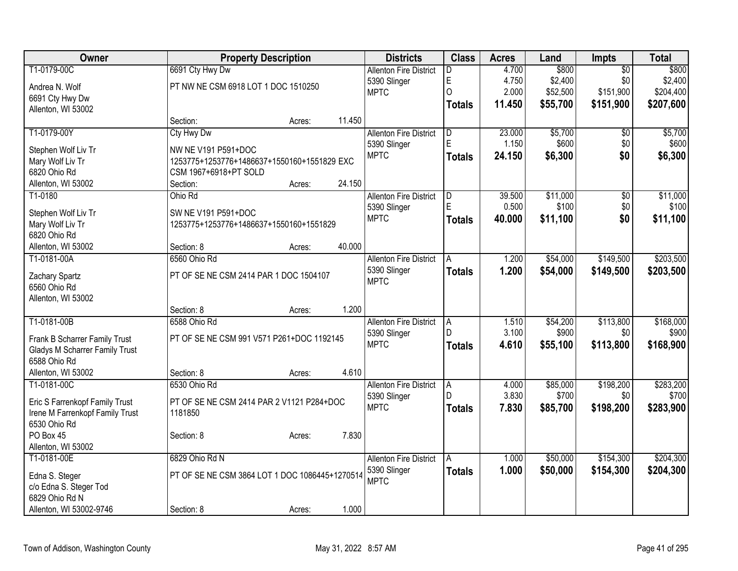| Owner | Property Description | Districts | Class | Acres | Land | Impts | Total |
|---|---|---|---|---|---|---|---|
| T1-0179-00C<br>Andrea N. Wolf<br>6691 Cty Hwy Dw<br>Allenton, WI 53002 | 6691 Cty Hwy Dw<br>PT NW NE CSM 6918 LOT 1 DOC 1510250<br>Section: Acres: 11.450 | Allenton Fire District<br>5390 Slinger<br>MPTC | D<br>E<br>O<br>**Totals** | 4.700<br>4.750<br>2.000<br>**11.450** | $800<br>$2,400<br>$52,500<br>**$55,700** | $0<br>$0<br>$151,900<br>**$151,900** | $800<br>$2,400<br>$204,400<br>**$207,600** |
| T1-0179-00Y<br>Stephen Wolf Liv Tr<br>Mary Wolf Liv Tr<br>6820 Ohio Rd<br>Allenton, WI 53002 | Cty Hwy Dw<br>NW NE V191 P591+DOC 1253775+1253776+1486637+1550160+1551829 EXC CSM 1967+6918+PT SOLD<br>Section: Acres: 24.150 | Allenton Fire District<br>5390 Slinger<br>MPTC | D<br>E<br>**Totals** | 23.000<br>1.150<br>**24.150** | $5,700<br>$600<br>**$6,300** | $0<br>$0<br>**$0** | $5,700<br>$600<br>**$6,300** |
| T1-0180<br>Stephen Wolf Liv Tr<br>Mary Wolf Liv Tr<br>6820 Ohio Rd<br>Allenton, WI 53002 | Ohio Rd<br>SW NE V191 P591+DOC 1253775+1253776+1486637+1550160+1551829<br>Section: 8 Acres: 40.000 | Allenton Fire District<br>5390 Slinger<br>MPTC | D<br>E<br>**Totals** | 39.500<br>0.500<br>**40.000** | $11,000<br>$100<br>**$11,100** | $0<br>$0<br>**$0** | $11,000<br>$100<br>**$11,100** |
| T1-0181-00A<br>Zachary Spartz<br>6560 Ohio Rd<br>Allenton, WI 53002 | 6560 Ohio Rd<br>PT OF SE NE CSM 2414 PAR 1 DOC 1504107<br>Section: 8 Acres: 1.200 | Allenton Fire District<br>5390 Slinger<br>MPTC | A<br>**Totals** | 1.200<br>**1.200** | $54,000<br>**$54,000** | $149,500<br>**$149,500** | $203,500<br>**$203,500** |
| T1-0181-00B<br>Frank B Scharrer Family Trust<br>Gladys M Scharrer Family Trust<br>6588 Ohio Rd<br>Allenton, WI 53002 | 6588 Ohio Rd<br>PT OF SE NE CSM 991 V571 P261+DOC 1192145<br>Section: 8 Acres: 4.610 | Allenton Fire District<br>5390 Slinger<br>MPTC | A<br>D<br>**Totals** | 1.510<br>3.100<br>**4.610** | $54,200<br>$900<br>**$55,100** | $113,800<br>$0<br>**$113,800** | $168,000<br>$900<br>**$168,900** |
| T1-0181-00C<br>Eric S Farrenkopf Family Trust<br>Irene M Farrenkopf Family Trust<br>6530 Ohio Rd<br>PO Box 45<br>Allenton, WI 53002 | 6530 Ohio Rd<br>PT OF SE NE CSM 2414 PAR 2 V1121 P284+DOC 1181850<br>Section: 8 Acres: 7.830 | Allenton Fire District<br>5390 Slinger<br>MPTC | A<br>D<br>**Totals** | 4.000<br>3.830<br>**7.830** | $85,000<br>$700<br>**$85,700** | $198,200<br>$0<br>**$198,200** | $283,200<br>$700<br>**$283,900** |
| T1-0181-00E<br>Edna S. Steger<br>c/o Edna S. Steger Tod<br>6829 Ohio Rd N<br>Allenton, WI 53002-9746 | 6829 Ohio Rd N<br>PT OF SE NE CSM 3864 LOT 1 DOC 1086445+1270514<br>Section: 8 Acres: 1.000 | Allenton Fire District<br>5390 Slinger<br>MPTC | A<br>**Totals** | 1.000<br>**1.000** | $50,000<br>**$50,000** | $154,300<br>**$154,300** | $204,300<br>**$204,300** |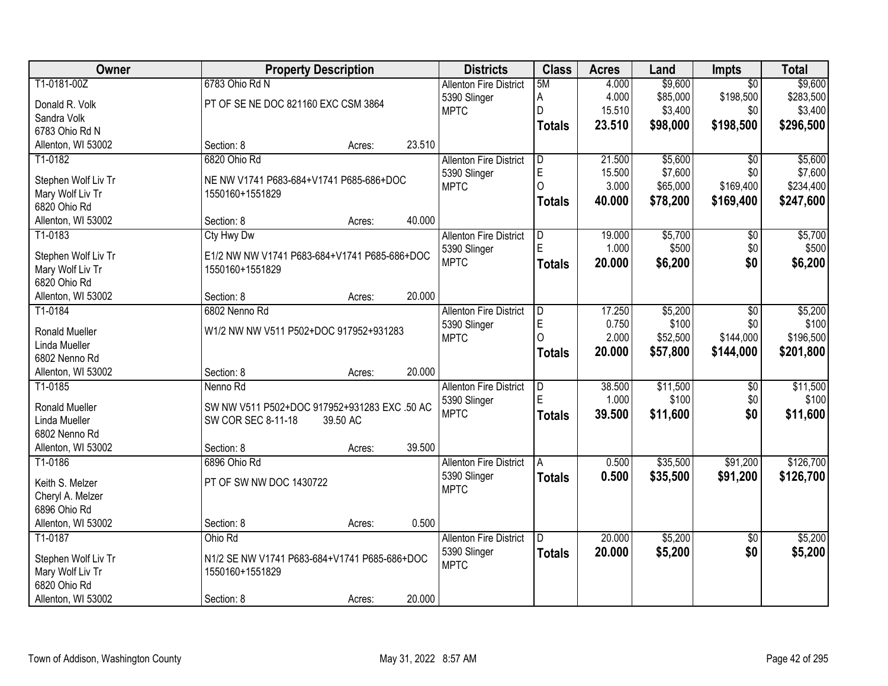| Owner | Property Description | | | Districts | Class | Acres | Land | Impts | Total |
|---|---|---|---|---|---|---|---|---|---|
| T1-0181-00Z | 6783 Ohio Rd N | | | Allenton Fire District | 5M | 4.000 | $9,600 | $0 | $9,600 |
| Donald R. Volk | PT OF SE NE DOC 821160 EXC CSM 3864 | | | 5390 Slinger | A | 4.000 | $85,000 | $198,500 | $283,500 |
| Sandra Volk | | | | MPTC | D | 15.510 | $3,400 | $0 | $3,400 |
| 6783 Ohio Rd N | | | | | **Totals** | **23.510** | **$98,000** | **$198,500** | **$296,500** |
| Allenton, WI 53002 | Section: 8 | Acres: | 23.510 | | | | | | |
| T1-0182 | 6820 Ohio Rd | | | Allenton Fire District | D | 21.500 | $5,600 | $0 | $5,600 |
| Stephen Wolf Liv Tr | NE NW V1741 P683-684+V1741 P685-686+DOC | | | 5390 Slinger | E | 15.500 | $7,600 | $0 | $7,600 |
| Mary Wolf Liv Tr | 1550160+1551829 | | | MPTC | O | 3.000 | $65,000 | $169,400 | $234,400 |
| 6820 Ohio Rd | | | | | **Totals** | **40.000** | **$78,200** | **$169,400** | **$247,600** |
| Allenton, WI 53002 | Section: 8 | Acres: | 40.000 | | | | | | |
| T1-0183 | Cty Hwy Dw | | | Allenton Fire District | D | 19.000 | $5,700 | $0 | $5,700 |
| Stephen Wolf Liv Tr | E1/2 NW NW V1741 P683-684+V1741 P685-686+DOC | | | 5390 Slinger | E | 1.000 | $500 | $0 | $500 |
| Mary Wolf Liv Tr | 1550160+1551829 | | | MPTC | **Totals** | **20.000** | **$6,200** | **$0** | **$6,200** |
| 6820 Ohio Rd | | | | | | | | | |
| Allenton, WI 53002 | Section: 8 | Acres: | 20.000 | | | | | | |
| T1-0184 | 6802 Nenno Rd | | | Allenton Fire District | D | 17.250 | $5,200 | $0 | $5,200 |
| Ronald Mueller | W1/2 NW NW V511 P502+DOC 917952+931283 | | | 5390 Slinger | E | 0.750 | $100 | $0 | $100 |
| Linda Mueller | | | | MPTC | O | 2.000 | $52,500 | $144,000 | $196,500 |
| 6802 Nenno Rd | | | | | **Totals** | **20.000** | **$57,800** | **$144,000** | **$201,800** |
| Allenton, WI 53002 | Section: 8 | Acres: | 20.000 | | | | | | |
| T1-0185 | Nenno Rd | | | Allenton Fire District | D | 38.500 | $11,500 | $0 | $11,500 |
| Ronald Mueller | SW NW V511 P502+DOC 917952+931283 EXC .50 AC | | | 5390 Slinger | E | 1.000 | $100 | $0 | $100 |
| Linda Mueller | SW COR SEC 8-11-18 39.50 AC | | | MPTC | **Totals** | **39.500** | **$11,600** | **$0** | **$11,600** |
| 6802 Nenno Rd | | | | | | | | | |
| Allenton, WI 53002 | Section: 8 | Acres: | 39.500 | | | | | | |
| T1-0186 | 6896 Ohio Rd | | | Allenton Fire District | A | 0.500 | $35,500 | $91,200 | $126,700 |
| Keith S. Melzer | PT OF SW NW DOC 1430722 | | | 5390 Slinger | **Totals** | **0.500** | **$35,500** | **$91,200** | **$126,700** |
| Cheryl A. Melzer | | | | MPTC | | | | | |
| 6896 Ohio Rd | | | | | | | | | |
| Allenton, WI 53002 | Section: 8 | Acres: | 0.500 | | | | | | |
| T1-0187 | Ohio Rd | | | Allenton Fire District | D | 20.000 | $5,200 | $0 | $5,200 |
| Stephen Wolf Liv Tr | N1/2 SE NW V1741 P683-684+V1741 P685-686+DOC | | | 5390 Slinger | **Totals** | **20.000** | **$5,200** | **$0** | **$5,200** |
| Mary Wolf Liv Tr | 1550160+1551829 | | | MPTC | | | | | |
| 6820 Ohio Rd | | | | | | | | | |
| Allenton, WI 53002 | Section: 8 | Acres: | 20.000 | | | | | | |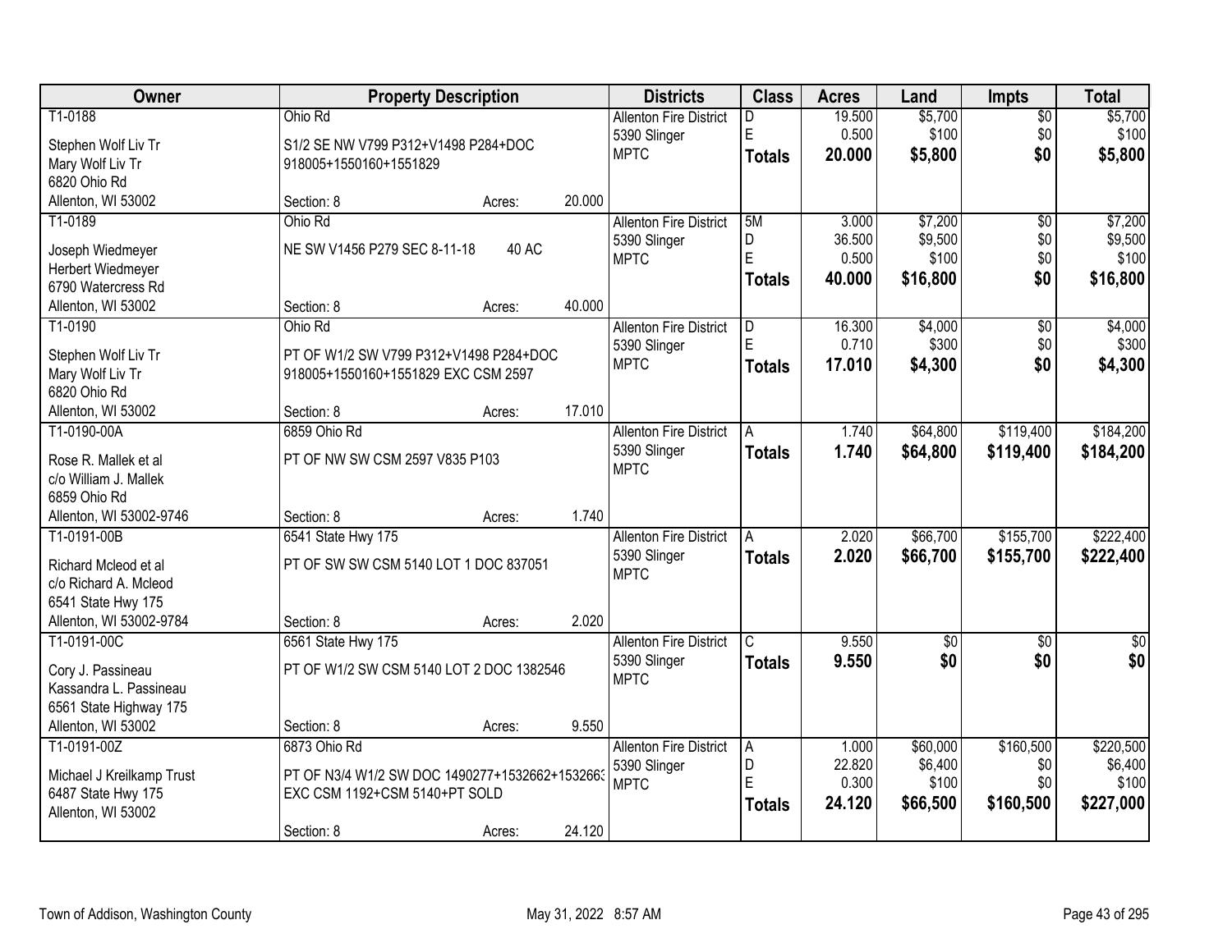| Owner | Property Description | | | Districts | Class | Acres | Land | Impts | Total |
|---|---|---|---|---|---|---|---|---|---|
| T1-0188 | Ohio Rd | | | Allenton Fire District | D | 19.500 | $5,700 | $0 | $5,700 |
| Stephen Wolf Liv Tr | S1/2 SE NW V799 P312+V1498 P284+DOC | | | 5390 Slinger | E | 0.500 | $100 | $0 | $100 |
| Mary Wolf Liv Tr | 918005+1550160+1551829 | | | MPTC | **Totals** | **20.000** | **$5,800** | **$0** | **$5,800** |
| 6820 Ohio Rd | | | | | | | | | |
| Allenton, WI 53002 | Section: 8 | Acres: | 20.000 | | | | | | |
| T1-0189 | Ohio Rd | | | Allenton Fire District | 5M | 3.000 | $7,200 | $0 | $7,200 |
| Joseph Wiedmeyer | NE SW V1456 P279 SEC 8-11-18 | 40 AC | | 5390 Slinger | D | 36.500 | $9,500 | $0 | $9,500 |
| Herbert Wiedmeyer | | | | MPTC | E | 0.500 | $100 | $0 | $100 |
| 6790 Watercress Rd | | | | | **Totals** | **40.000** | **$16,800** | **$0** | **$16,800** |
| Allenton, WI 53002 | Section: 8 | Acres: | 40.000 | | | | | | |
| T1-0190 | Ohio Rd | | | Allenton Fire District | D | 16.300 | $4,000 | $0 | $4,000 |
| Stephen Wolf Liv Tr | PT OF W1/2 SW V799 P312+V1498 P284+DOC | | | 5390 Slinger | E | 0.710 | $300 | $0 | $300 |
| Mary Wolf Liv Tr | 918005+1550160+1551829 EXC CSM 2597 | | | MPTC | **Totals** | **17.010** | **$4,300** | **$0** | **$4,300** |
| 6820 Ohio Rd | | | | | | | | | |
| Allenton, WI 53002 | Section: 8 | Acres: | 17.010 | | | | | | |
| T1-0190-00A | 6859 Ohio Rd | | | Allenton Fire District | A | 1.740 | $64,800 | $119,400 | $184,200 |
| Rose R. Mallek et al | PT OF NW SW CSM 2597 V835 P103 | | | 5390 Slinger | **Totals** | **1.740** | **$64,800** | **$119,400** | **$184,200** |
| c/o William J. Mallek | | | | MPTC | | | | | |
| 6859 Ohio Rd | | | | | | | | | |
| Allenton, WI 53002-9746 | Section: 8 | Acres: | 1.740 | | | | | | |
| T1-0191-00B | 6541 State Hwy 175 | | | Allenton Fire District | A | 2.020 | $66,700 | $155,700 | $222,400 |
| Richard Mcleod et al | PT OF SW SW CSM 5140 LOT 1 DOC 837051 | | | 5390 Slinger | **Totals** | **2.020** | **$66,700** | **$155,700** | **$222,400** |
| c/o Richard A. Mcleod | | | | MPTC | | | | | |
| 6541 State Hwy 175 | | | | | | | | | |
| Allenton, WI 53002-9784 | Section: 8 | Acres: | 2.020 | | | | | | |
| T1-0191-00C | 6561 State Hwy 175 | | | Allenton Fire District | C | 9.550 | $0 | $0 | $0 |
| Cory J. Passineau | PT OF W1/2 SW CSM 5140 LOT 2 DOC 1382546 | | | 5390 Slinger | **Totals** | **9.550** | **$0** | **$0** | **$0** |
| Kassandra L. Passineau | | | | MPTC | | | | | |
| 6561 State Highway 175 | | | | | | | | | |
| Allenton, WI 53002 | Section: 8 | Acres: | 9.550 | | | | | | |
| T1-0191-00Z | 6873 Ohio Rd | | | Allenton Fire District | A | 1.000 | $60,000 | $160,500 | $220,500 |
| Michael J Kreilkamp Trust | PT OF N3/4 W1/2 SW DOC 1490277+1532662+1532663 | | | 5390 Slinger | D | 22.820 | $6,400 | $0 | $6,400 |
| 6487 State Hwy 175 | EXC CSM 1192+CSM 5140+PT SOLD | | | MPTC | E | 0.300 | $100 | $0 | $100 |
| Allenton, WI 53002 | | | | | **Totals** | **24.120** | **$66,500** | **$160,500** | **$227,000** |
| | Section: 8 | Acres: | 24.120 | | | | | | |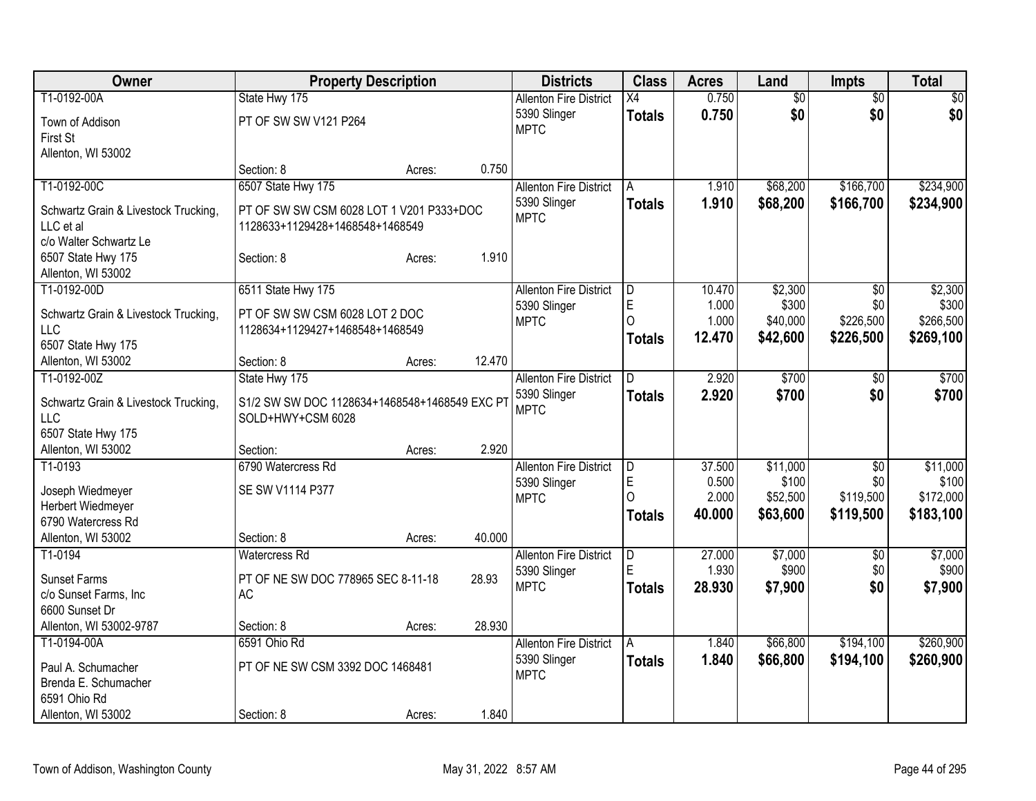| Owner | Property Description | Districts | Class | Acres | Land | Impts | Total |
|---|---|---|---|---|---|---|---|
| T1-0192-00A<br>Town of Addison<br>First St<br>Allenton, WI 53002 | State Hwy 175<br>PT OF SW SW V121 P264<br>Section: 8 Acres: 0.750 | Allenton Fire District<br>5390 Slinger<br>MPTC | X4<br>**Totals** | 0.750<br>**0.750** | $0<br>**$0** | $0<br>**$0** | $0<br>**$0** |
| T1-0192-00C<br>Schwartz Grain & Livestock Trucking, LLC et al<br>c/o Walter Schwartz Le<br>6507 State Hwy 175<br>Allenton, WI 53002 | 6507 State Hwy 175<br>PT OF SW SW CSM 6028 LOT 1 V201 P333+DOC 1128633+1129428+1468548+1468549<br>Section: 8 Acres: 1.910 | Allenton Fire District<br>5390 Slinger<br>MPTC | A<br>**Totals** | 1.910<br>**1.910** | $68,200<br>**$68,200** | $166,700<br>**$166,700** | $234,900<br>**$234,900** |
| T1-0192-00D<br>Schwartz Grain & Livestock Trucking, LLC<br>6507 State Hwy 175<br>Allenton, WI 53002 | 6511 State Hwy 175<br>PT OF SW SW CSM 6028 LOT 2 DOC 1128634+1129427+1468548+1468549<br>Section: 8 Acres: 12.470 | Allenton Fire District<br>5390 Slinger<br>MPTC | D<br>E<br>O<br>**Totals** | 10.470<br>1.000<br>1.000<br>**12.470** | $2,300<br>$300<br>$40,000<br>**$42,600** | $0<br>$0<br>$226,500<br>**$226,500** | $2,300<br>$300<br>$266,500<br>**$269,100** |
| T1-0192-00Z<br>Schwartz Grain & Livestock Trucking, LLC<br>6507 State Hwy 175<br>Allenton, WI 53002 | State Hwy 175<br>S1/2 SW SW DOC 1128634+1468548+1468549 EXC PT SOLD+HWY+CSM 6028<br>Section: Acres: 2.920 | Allenton Fire District<br>5390 Slinger<br>MPTC | D<br>**Totals** | 2.920<br>**2.920** | $700<br>**$700** | $0<br>**$0** | $700<br>**$700** |
| T1-0193<br>Joseph Wiedmeyer<br>Herbert Wiedmeyer<br>6790 Watercress Rd<br>Allenton, WI 53002 | 6790 Watercress Rd<br>SE SW V1114 P377<br>Section: 8 Acres: 40.000 | Allenton Fire District<br>5390 Slinger<br>MPTC | D<br>E<br>O<br>**Totals** | 37.500<br>0.500<br>2.000<br>**40.000** | $11,000<br>$100<br>$52,500<br>**$63,600** | $0<br>$0<br>$119,500<br>**$119,500** | $11,000<br>$100<br>$172,000<br>**$183,100** |
| T1-0194<br>Sunset Farms<br>c/o Sunset Farms, Inc<br>6600 Sunset Dr<br>Allenton, WI 53002-9787 | Watercress Rd<br>PT OF NE SW DOC 778965 SEC 8-11-18 28.93 AC<br>Section: 8 Acres: 28.930 | Allenton Fire District<br>5390 Slinger<br>MPTC | D<br>E<br>**Totals** | 27.000<br>1.930<br>**28.930** | $7,000<br>$900<br>**$7,900** | $0<br>$0<br>**$0** | $7,000<br>$900<br>**$7,900** |
| T1-0194-00A<br>Paul A. Schumacher<br>Brenda E. Schumacher<br>6591 Ohio Rd<br>Allenton, WI 53002 | 6591 Ohio Rd<br>PT OF NE SW CSM 3392 DOC 1468481<br>Section: 8 Acres: 1.840 | Allenton Fire District<br>5390 Slinger<br>MPTC | A<br>**Totals** | 1.840<br>**1.840** | $66,800<br>**$66,800** | $194,100<br>**$194,100** | $260,900<br>**$260,900** |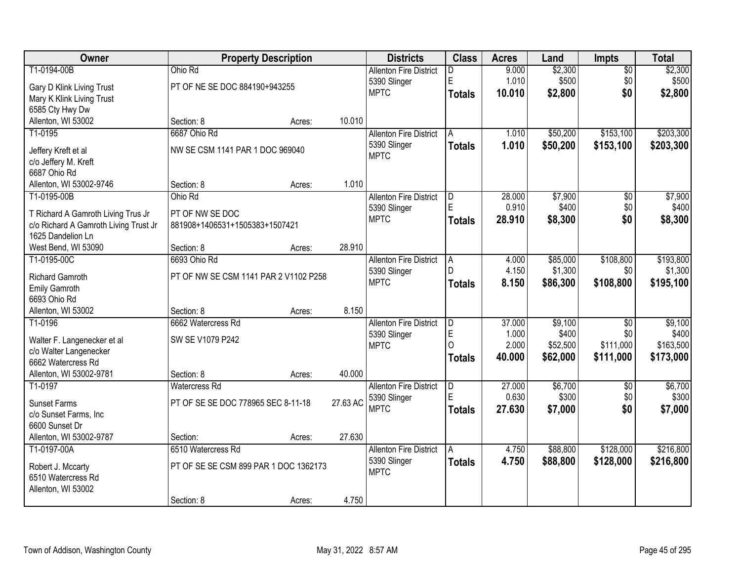| Owner | Property Description | | | Districts | Class | Acres | Land | Impts | Total |
|---|---|---|---|---|---|---|---|---|---|
| T1-0194-00B | Ohio Rd | | | Allenton Fire District | D | 9.000 | $2,300 | $0 | $2,300 |
| Gary D Klink Living Trust | PT OF NE SE DOC 884190+943255 | | | 5390 Slinger | E | 1.010 | $500 | $0 | $500 |
| Mary K Klink Living Trust | | | | MPTC | **Totals** | **10.010** | **$2,800** | **$0** | **$2,800** |
| 6585 Cty Hwy Dw | | | | | | | | | |
| Allenton, WI 53002 | Section: 8 | Acres: | 10.010 | | | | | | |
| T1-0195 | 6687 Ohio Rd | | | Allenton Fire District | A | 1.010 | $50,200 | $153,100 | $203,300 |
| Jeffery Kreft et al | NW SE CSM 1141 PAR 1 DOC 969040 | | | 5390 Slinger | **Totals** | **1.010** | **$50,200** | **$153,100** | **$203,300** |
| c/o Jeffery M. Kreft | | | | MPTC | | | | | |
| 6687 Ohio Rd | | | | | | | | | |
| Allenton, WI 53002-9746 | Section: 8 | Acres: | 1.010 | | | | | | |
| T1-0195-00B | Ohio Rd | | | Allenton Fire District | D | 28.000 | $7,900 | $0 | $7,900 |
| T Richard A Gamroth Living Trus Jr | PT OF NW SE DOC | | | 5390 Slinger | E | 0.910 | $400 | $0 | $400 |
| c/o Richard A Gamroth Living Trust Jr | 881908+1406531+1505383+1507421 | | | MPTC | **Totals** | **28.910** | **$8,300** | **$0** | **$8,300** |
| 1625 Dandelion Ln | | | | | | | | | |
| West Bend, WI 53090 | Section: 8 | Acres: | 28.910 | | | | | | |
| T1-0195-00C | 6693 Ohio Rd | | | Allenton Fire District | A | 4.000 | $85,000 | $108,800 | $193,800 |
| Richard Gamroth | PT OF NW SE CSM 1141 PAR 2 V1102 P258 | | | 5390 Slinger | D | 4.150 | $1,300 | $0 | $1,300 |
| Emily Gamroth | | | | MPTC | **Totals** | **8.150** | **$86,300** | **$108,800** | **$195,100** |
| 6693 Ohio Rd | | | | | | | | | |
| Allenton, WI 53002 | Section: 8 | Acres: | 8.150 | | | | | | |
| T1-0196 | 6662 Watercress Rd | | | Allenton Fire District | D | 37.000 | $9,100 | $0 | $9,100 |
| Walter F. Langenecker et al | SW SE V1079 P242 | | | 5390 Slinger | E | 1.000 | $400 | $0 | $400 |
| c/o Walter Langenecker | | | | MPTC | O | 2.000 | $52,500 | $111,000 | $163,500 |
| 6662 Watercress Rd | | | | | **Totals** | **40.000** | **$62,000** | **$111,000** | **$173,000** |
| Allenton, WI 53002-9781 | Section: 8 | Acres: | 40.000 | | | | | | |
| T1-0197 | Watercress Rd | | | Allenton Fire District | D | 27.000 | $6,700 | $0 | $6,700 |
| Sunset Farms | PT OF SE SE DOC 778965 SEC 8-11-18 | | 27.63 AC | 5390 Slinger | E | 0.630 | $300 | $0 | $300 |
| c/o Sunset Farms, Inc | | | | MPTC | **Totals** | **27.630** | **$7,000** | **$0** | **$7,000** |
| 6600 Sunset Dr | | | | | | | | | |
| Allenton, WI 53002-9787 | Section: | Acres: | 27.630 | | | | | | |
| T1-0197-00A | 6510 Watercress Rd | | | Allenton Fire District | A | 4.750 | $88,800 | $128,000 | $216,800 |
| Robert J. Mccarty | PT OF SE SE CSM 899 PAR 1 DOC 1362173 | | | 5390 Slinger | **Totals** | **4.750** | **$88,800** | **$128,000** | **$216,800** |
| 6510 Watercress Rd | | | | MPTC | | | | | |
| Allenton, WI 53002 | | | | | | | | | |
| | Section: 8 | Acres: | 4.750 | | | | | | |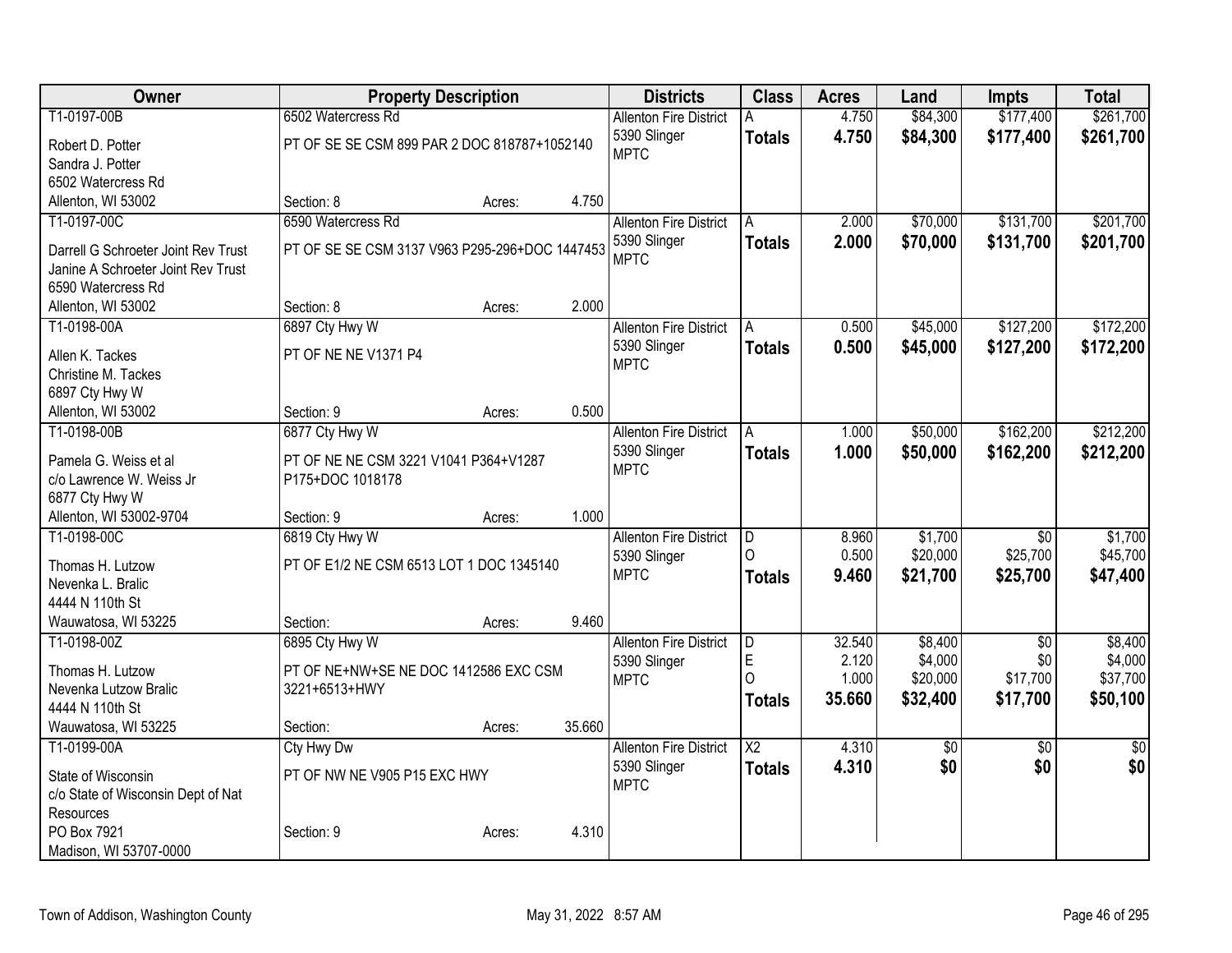| Owner | Property Description | | | Districts | Class | Acres | Land | Impts | Total |
|---|---|---|---|---|---|---|---|---|---|
| T1-0197-00B | 6502 Watercress Rd | | | Allenton Fire District | A | 4.750 | $84,300 | $177,400 | $261,700 |
| Robert D. Potter<br>Sandra J. Potter<br>6502 Watercress Rd<br>Allenton, WI 53002 | PT OF SE SE CSM 899 PAR 2 DOC 818787+1052140 | | | 5390 Slinger<br>MPTC | **Totals** | **4.750** | **$84,300** | **$177,400** | **$261,700** |
| | Section: 8 | Acres: | 4.750 | | | | | | |
| T1-0197-00C | 6590 Watercress Rd | | | Allenton Fire District | A | 2.000 | $70,000 | $131,700 | $201,700 |
| Darrell G Schroeter Joint Rev Trust<br>Janine A Schroeter Joint Rev Trust<br>6590 Watercress Rd<br>Allenton, WI 53002 | PT OF SE SE CSM 3137 V963 P295-296+DOC 1447453 | | | 5390 Slinger<br>MPTC | **Totals** | **2.000** | **$70,000** | **$131,700** | **$201,700** |
| | Section: 8 | Acres: | 2.000 | | | | | | |
| T1-0198-00A | 6897 Cty Hwy W | | | Allenton Fire District | A | 0.500 | $45,000 | $127,200 | $172,200 |
| Allen K. Tackes<br>Christine M. Tackes<br>6897 Cty Hwy W<br>Allenton, WI 53002 | PT OF NE NE V1371 P4 | | | 5390 Slinger<br>MPTC | **Totals** | **0.500** | **$45,000** | **$127,200** | **$172,200** |
| | Section: 9 | Acres: | 0.500 | | | | | | |
| T1-0198-00B | 6877 Cty Hwy W | | | Allenton Fire District | A | 1.000 | $50,000 | $162,200 | $212,200 |
| Pamela G. Weiss et al<br>c/o Lawrence W. Weiss Jr<br>6877 Cty Hwy W<br>Allenton, WI 53002-9704 | PT OF NE NE CSM 3221 V1041 P364+V1287 P175+DOC 1018178 | | | 5390 Slinger<br>MPTC | **Totals** | **1.000** | **$50,000** | **$162,200** | **$212,200** |
| | Section: 9 | Acres: | 1.000 | | | | | | |
| T1-0198-00C | 6819 Cty Hwy W | | | Allenton Fire District | D | 8.960 | $1,700 | $0 | $1,700 |
| Thomas H. Lutzow<br>Nevenka L. Bralic<br>4444 N 110th St<br>Wauwatosa, WI 53225 | PT OF E1/2 NE CSM 6513 LOT 1 DOC 1345140 | | | 5390 Slinger | O | 0.500 | $20,000 | $25,700 | $45,700 |
| | | | | MPTC | **Totals** | **9.460** | **$21,700** | **$25,700** | **$47,400** |
| | Section: | Acres: | 9.460 | | | | | | |
| T1-0198-00Z | 6895 Cty Hwy W | | | Allenton Fire District | D | 32.540 | $8,400 | $0 | $8,400 |
| Thomas H. Lutzow<br>Nevenka Lutzow Bralic<br>4444 N 110th St<br>Wauwatosa, WI 53225 | PT OF NE+NW+SE NE DOC 1412586 EXC CSM 3221+6513+HWY | | | 5390 Slinger | E | 2.120 | $4,000 | $0 | $4,000 |
| | | | | MPTC | O | 1.000 | $20,000 | $17,700 | $37,700 |
| | | | | | **Totals** | **35.660** | **$32,400** | **$17,700** | **$50,100** |
| | Section: | Acres: | 35.660 | | | | | | |
| T1-0199-00A | Cty Hwy Dw | | | Allenton Fire District | X2 | 4.310 | $0 | $0 | $0 |
| State of Wisconsin<br>c/o State of Wisconsin Dept of Nat Resources<br>PO Box 7921<br>Madison, WI 53707-0000 | PT OF NW NE V905 P15 EXC HWY | | | 5390 Slinger<br>MPTC | **Totals** | **4.310** | **$0** | **$0** | **$0** |
| | Section: 9 | Acres: | 4.310 | | | | | | |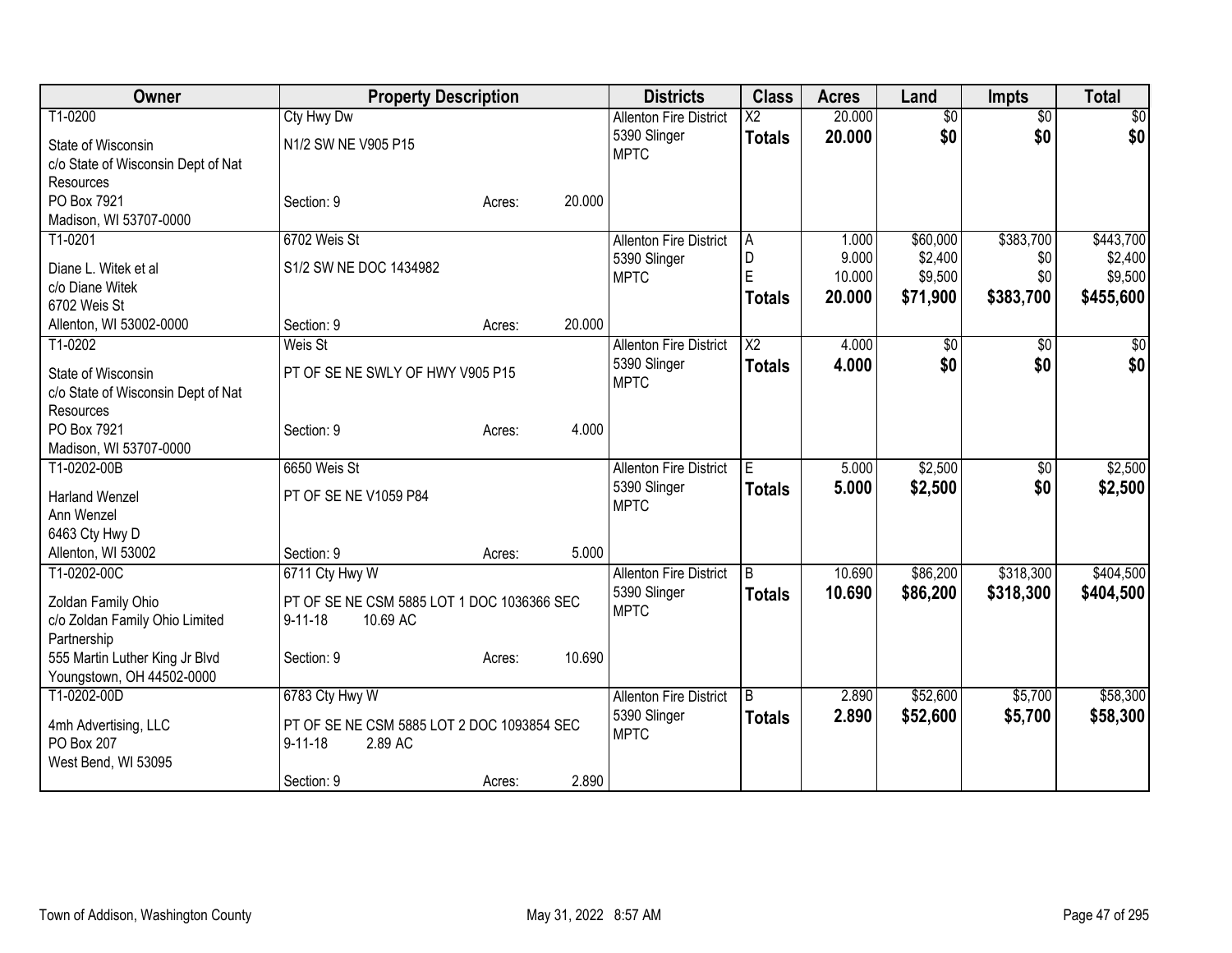| Owner | Property Description | | Districts | Class | Acres | Land | Impts | Total |
|---|---|---|---|---|---|---|---|---|
| T1-0200<br>State of Wisconsin<br>c/o State of Wisconsin Dept of Nat Resources<br>PO Box 7921<br>Madison, WI 53707-0000 | Cty Hwy Dw<br>N1/2 SW NE V905 P15<br>Section: 9 | Acres: 20.000 | Allenton Fire District<br>5390 Slinger<br>MPTC | X2<br>**Totals** | 20.000<br>**20.000** | $0<br>**$0** | $0<br>**$0** | $0<br>**$0** |
| T1-0201<br>Diane L. Witek et al<br>c/o Diane Witek<br>6702 Weis St<br>Allenton, WI 53002-0000 | 6702 Weis St<br>S1/2 SW NE DOC 1434982<br>Section: 9 | Acres: 20.000 | Allenton Fire District<br>5390 Slinger<br>MPTC | A<br>D<br>E<br>**Totals** | 1.000<br>9.000<br>10.000<br>**20.000** | $60,000<br>$2,400<br>$9,500<br>**$71,900** | $383,700<br>$0<br>$0<br>**$383,700** | $443,700<br>$2,400<br>$9,500<br>**$455,600** |
| T1-0202<br>State of Wisconsin<br>c/o State of Wisconsin Dept of Nat Resources<br>PO Box 7921<br>Madison, WI 53707-0000 | Weis St<br>PT OF SE NE SWLY OF HWY V905 P15<br>Section: 9 | Acres: 4.000 | Allenton Fire District<br>5390 Slinger<br>MPTC | X2<br>**Totals** | 4.000<br>**4.000** | $0<br>**$0** | $0<br>**$0** | $0<br>**$0** |
| T1-0202-00B<br>Harland Wenzel<br>Ann Wenzel<br>6463 Cty Hwy D<br>Allenton, WI 53002 | 6650 Weis St<br>PT OF SE NE V1059 P84<br>Section: 9 | Acres: 5.000 | Allenton Fire District<br>5390 Slinger<br>MPTC | E<br>**Totals** | 5.000<br>**5.000** | $2,500<br>**$2,500** | $0<br>**$0** | $2,500<br>**$2,500** |
| T1-0202-00C<br>Zoldan Family Ohio<br>c/o Zoldan Family Ohio Limited Partnership<br>555 Martin Luther King Jr Blvd<br>Youngstown, OH 44502-0000 | 6711 Cty Hwy W<br>PT OF SE NE CSM 5885 LOT 1 DOC 1036366 SEC 9-11-18 10.69 AC<br>Section: 9 | Acres: 10.690 | Allenton Fire District<br>5390 Slinger<br>MPTC | B<br>**Totals** | 10.690<br>**10.690** | $86,200<br>**$86,200** | $318,300<br>**$318,300** | $404,500<br>**$404,500** |
| T1-0202-00D<br>4mh Advertising, LLC<br>PO Box 207<br>West Bend, WI 53095 | 6783 Cty Hwy W<br>PT OF SE NE CSM 5885 LOT 2 DOC 1093854 SEC 9-11-18 2.89 AC<br>Section: 9 | Acres: 2.890 | Allenton Fire District<br>5390 Slinger<br>MPTC | B<br>**Totals** | 2.890<br>**2.890** | $52,600<br>**$52,600** | $5,700<br>**$5,700** | $58,300<br>**$58,300** |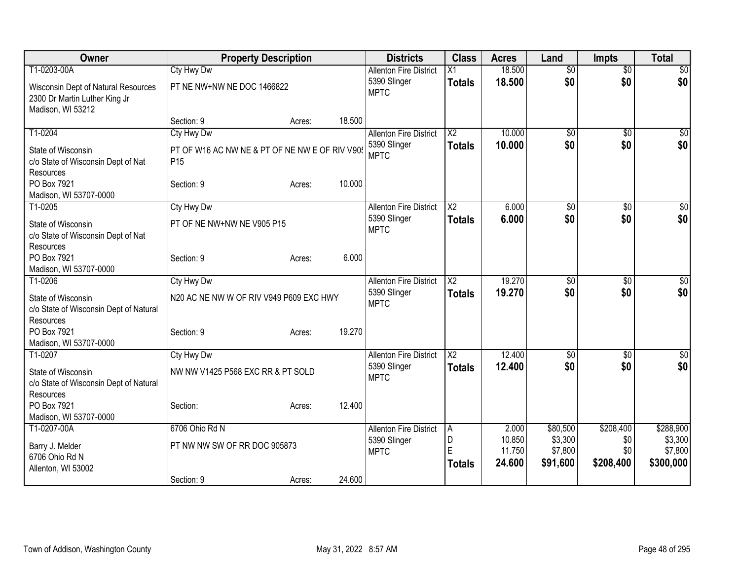| Owner | Property Description | | | Districts | Class | Acres | Land | Impts | Total |
|---|---|---|---|---|---|---|---|---|---|
| T1-0203-00A | Cty Hwy Dw | | | Allenton Fire District | X1 | 18.500 | $0 | $0 | $0 |
| Wisconsin Dept of Natural Resources<br>2300 Dr Martin Luther King Jr<br>Madison, WI 53212 | PT NE NW+NW NE DOC 1466822 | | | 5390 Slinger<br>MPTC | **Totals** | **18.500** | **$0** | **$0** | **$0** |
| | Section: 9 | Acres: | 18.500 | | | | | | |
| T1-0204 | Cty Hwy Dw | | | Allenton Fire District | X2 | 10.000 | $0 | $0 | $0 |
| State of Wisconsin<br>c/o State of Wisconsin Dept of Nat Resources<br>PO Box 7921<br>Madison, WI 53707-0000 | PT OF W16 AC NW NE & PT OF NE NW E OF RIV V905 P15 | | | 5390 Slinger<br>MPTC | **Totals** | **10.000** | **$0** | **$0** | **$0** |
| | Section: 9 | Acres: | 10.000 | | | | | | |
| T1-0205 | Cty Hwy Dw | | | Allenton Fire District | X2 | 6.000 | $0 | $0 | $0 |
| State of Wisconsin<br>c/o State of Wisconsin Dept of Nat Resources<br>PO Box 7921<br>Madison, WI 53707-0000 | PT OF NE NW+NW NE V905 P15 | | | 5390 Slinger<br>MPTC | **Totals** | **6.000** | **$0** | **$0** | **$0** |
| | Section: 9 | Acres: | 6.000 | | | | | | |
| T1-0206 | Cty Hwy Dw | | | Allenton Fire District | X2 | 19.270 | $0 | $0 | $0 |
| State of Wisconsin<br>c/o State of Wisconsin Dept of Natural Resources<br>PO Box 7921<br>Madison, WI 53707-0000 | N20 AC NE NW W OF RIV V949 P609 EXC HWY | | | 5390 Slinger<br>MPTC | **Totals** | **19.270** | **$0** | **$0** | **$0** |
| | Section: 9 | Acres: | 19.270 | | | | | | |
| T1-0207 | Cty Hwy Dw | | | Allenton Fire District | X2 | 12.400 | $0 | $0 | $0 |
| State of Wisconsin<br>c/o State of Wisconsin Dept of Natural Resources<br>PO Box 7921<br>Madison, WI 53707-0000 | NW NW V1425 P568 EXC RR & PT SOLD | | | 5390 Slinger<br>MPTC | **Totals** | **12.400** | **$0** | **$0** | **$0** |
| | Section: | Acres: | 12.400 | | | | | | |
| T1-0207-00A | 6706 Ohio Rd N | | | Allenton Fire District | A | 2.000 | $80,500 | $208,400 | $288,900 |
| Barry J. Melder<br>6706 Ohio Rd N<br>Allenton, WI 53002 | PT NW NW SW OF RR DOC 905873 | | | 5390 Slinger<br>MPTC | D | 10.850 | $3,300 | $0 | $3,300 |
| | | | | | E | 11.750 | $7,800 | $0 | $7,800 |
| | | | | | **Totals** | **24.600** | **$91,600** | **$208,400** | **$300,000** |
| | Section: 9 | Acres: | 24.600 | | | | | | |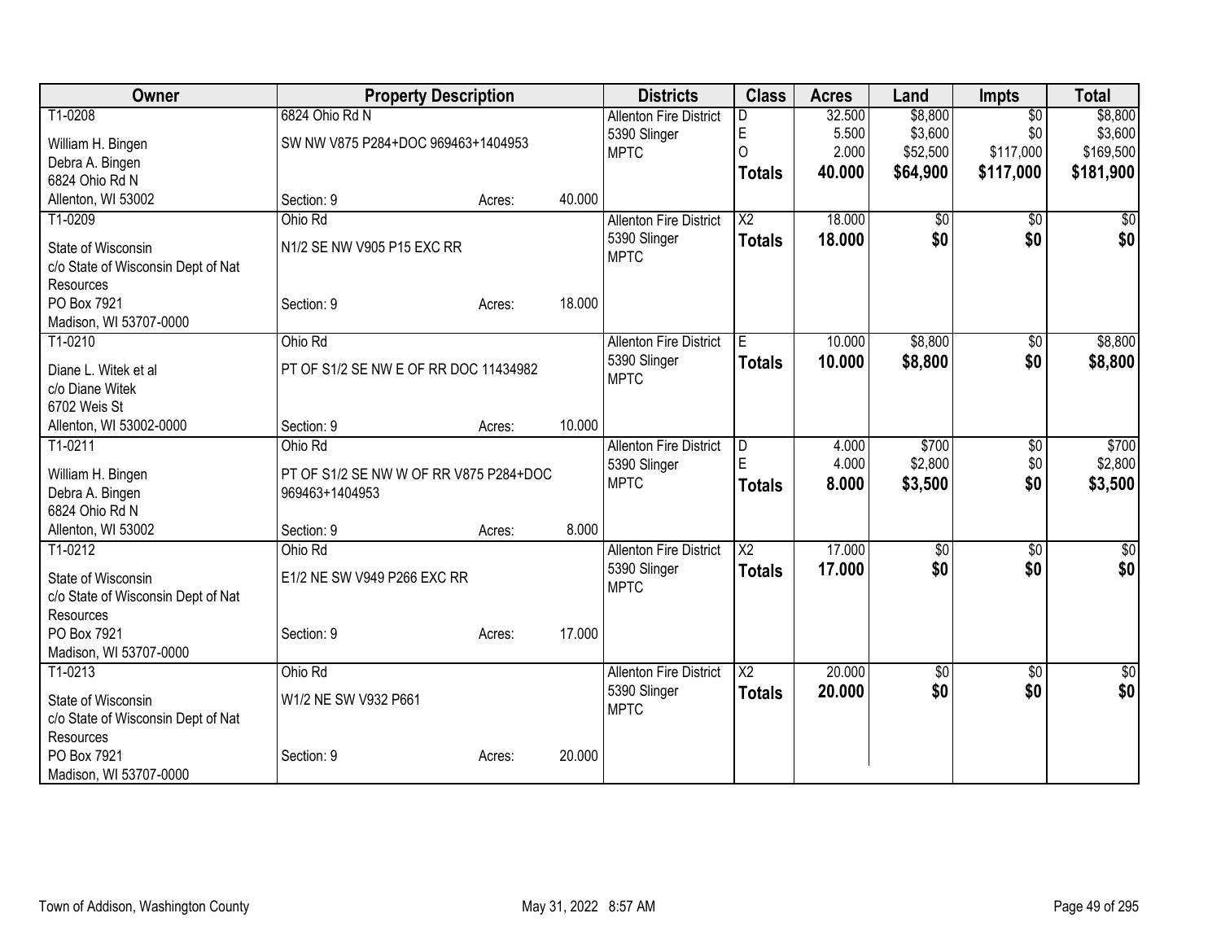| Owner | Property Description | | | Districts | Class | Acres | Land | Impts | Total |
|---|---|---|---|---|---|---|---|---|---|
| T1-0208 | 6824 Ohio Rd N | | | Allenton Fire District | D | 32.500 | $8,800 | $0 | $8,800 |
| William H. Bingen | SW NW V875 P284+DOC 969463+1404953 | | | 5390 Slinger | E | 5.500 | $3,600 | $0 | $3,600 |
| Debra A. Bingen | | | | MPTC | O | 2.000 | $52,500 | $117,000 | $169,500 |
| 6824 Ohio Rd N | | | | | **Totals** | **40.000** | **$64,900** | **$117,000** | **$181,900** |
| Allenton, WI 53002 | Section: 9 | Acres: | 40.000 | | | | | | |
| T1-0209 | Ohio Rd | | | Allenton Fire District | X2 | 18.000 | $0 | $0 | $0 |
| State of Wisconsin | N1/2 SE NW V905 P15 EXC RR | | | 5390 Slinger | **Totals** | **18.000** | **$0** | **$0** | **$0** |
| c/o State of Wisconsin Dept of Nat Resources | | | | MPTC | | | | | |
| PO Box 7921 | Section: 9 | Acres: | 18.000 | | | | | | |
| Madison, WI 53707-0000 | | | | | | | | | |
| T1-0210 | Ohio Rd | | | Allenton Fire District | E | 10.000 | $8,800 | $0 | $8,800 |
| Diane L. Witek et al | PT OF S1/2 SE NW E OF RR DOC 11434982 | | | 5390 Slinger | **Totals** | **10.000** | **$8,800** | **$0** | **$8,800** |
| c/o Diane Witek | | | | MPTC | | | | | |
| 6702 Weis St | | | | | | | | | |
| Allenton, WI 53002-0000 | Section: 9 | Acres: | 10.000 | | | | | | |
| T1-0211 | Ohio Rd | | | Allenton Fire District | D | 4.000 | $700 | $0 | $700 |
| William H. Bingen | PT OF S1/2 SE NW W OF RR V875 P284+DOC | | | 5390 Slinger | E | 4.000 | $2,800 | $0 | $2,800 |
| Debra A. Bingen | 969463+1404953 | | | MPTC | **Totals** | **8.000** | **$3,500** | **$0** | **$3,500** |
| 6824 Ohio Rd N | | | | | | | | | |
| Allenton, WI 53002 | Section: 9 | Acres: | 8.000 | | | | | | |
| T1-0212 | Ohio Rd | | | Allenton Fire District | X2 | 17.000 | $0 | $0 | $0 |
| State of Wisconsin | E1/2 NE SW V949 P266 EXC RR | | | 5390 Slinger | **Totals** | **17.000** | **$0** | **$0** | **$0** |
| c/o State of Wisconsin Dept of Nat Resources | | | | MPTC | | | | | |
| PO Box 7921 | Section: 9 | Acres: | 17.000 | | | | | | |
| Madison, WI 53707-0000 | | | | | | | | | |
| T1-0213 | Ohio Rd | | | Allenton Fire District | X2 | 20.000 | $0 | $0 | $0 |
| State of Wisconsin | W1/2 NE SW V932 P661 | | | 5390 Slinger | **Totals** | **20.000** | **$0** | **$0** | **$0** |
| c/o State of Wisconsin Dept of Nat Resources | | | | MPTC | | | | | |
| PO Box 7921 | Section: 9 | Acres: | 20.000 | | | | | | |
| Madison, WI 53707-0000 | | | | | | | | | |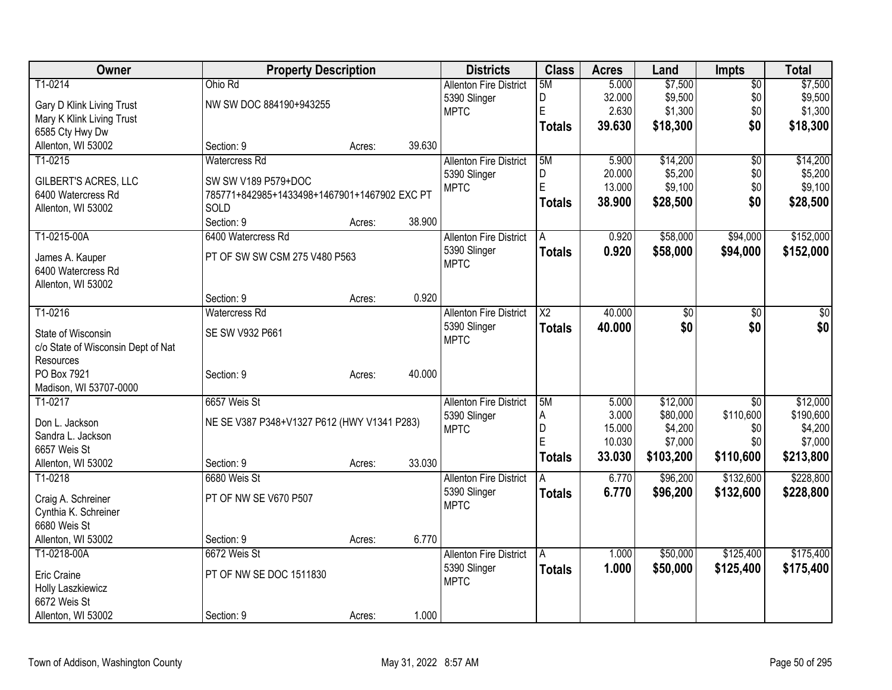| Owner | Property Description | Districts | Class | Acres | Land | Impts | Total |
|---|---|---|---|---|---|---|---|
| T1-0214<br>Gary D Klink Living Trust<br>Mary K Klink Living Trust<br>6585 Cty Hwy Dw<br>Allenton, WI 53002 | Ohio Rd<br>NW SW DOC 884190+943255<br>Section: 9 Acres: 39.630 | Allenton Fire District<br>5390 Slinger<br>MPTC | 5M<br>D<br>E<br>**Totals** | 5.000<br>32.000<br>2.630<br>**39.630** | $7,500<br>$9,500<br>$1,300<br>**$18,300** | $0<br>$0<br>$0<br>**$0** | $7,500<br>$9,500<br>$1,300<br>**$18,300** |
| T1-0215<br>GILBERT'S ACRES, LLC<br>6400 Watercress Rd<br>Allenton, WI 53002 | Watercress Rd<br>SW SW V189 P579+DOC 785771+842985+1433498+1467901+1467902 EXC PT SOLD<br>Section: 9 Acres: 38.900 | Allenton Fire District<br>5390 Slinger<br>MPTC | 5M<br>D<br>E<br>**Totals** | 5.900<br>20.000<br>13.000<br>**38.900** | $14,200<br>$5,200<br>$9,100<br>**$28,500** | $0<br>$0<br>$0<br>**$0** | $14,200<br>$5,200<br>$9,100<br>**$28,500** |
| T1-0215-00A<br>James A. Kauper<br>6400 Watercress Rd<br>Allenton, WI 53002 | 6400 Watercress Rd<br>PT OF SW SW CSM 275 V480 P563<br>Section: 9 Acres: 0.920 | Allenton Fire District<br>5390 Slinger<br>MPTC | A<br>**Totals** | 0.920<br>**0.920** | $58,000<br>**$58,000** | $94,000<br>**$94,000** | $152,000<br>**$152,000** |
| T1-0216<br>State of Wisconsin<br>c/o State of Wisconsin Dept of Nat Resources<br>PO Box 7921<br>Madison, WI 53707-0000 | Watercress Rd<br>SE SW V932 P661<br>Section: 9 Acres: 40.000 | Allenton Fire District<br>5390 Slinger<br>MPTC | X2<br>**Totals** | 40.000<br>**40.000** | $0<br>**$0** | $0<br>**$0** | $0<br>**$0** |
| T1-0217<br>Don L. Jackson<br>Sandra L. Jackson<br>6657 Weis St<br>Allenton, WI 53002 | 6657 Weis St<br>NE SE V387 P348+V1327 P612 (HWY V1341 P283)<br>Section: 9 Acres: 33.030 | Allenton Fire District<br>5390 Slinger<br>MPTC | 5M<br>A<br>D<br>E<br>**Totals** | 5.000<br>3.000<br>15.000<br>10.030<br>**33.030** | $12,000<br>$80,000<br>$4,200<br>$7,000<br>**$103,200** | $0<br>$110,600<br>$0<br>$0<br>**$110,600** | $12,000<br>$190,600<br>$4,200<br>$7,000<br>**$213,800** |
| T1-0218<br>Craig A. Schreiner<br>Cynthia K. Schreiner<br>6680 Weis St<br>Allenton, WI 53002 | 6680 Weis St<br>PT OF NW SE V670 P507<br>Section: 9 Acres: 6.770 | Allenton Fire District<br>5390 Slinger<br>MPTC | A<br>**Totals** | 6.770<br>**6.770** | $96,200<br>**$96,200** | $132,600<br>**$132,600** | $228,800<br>**$228,800** |
| T1-0218-00A<br>Eric Craine<br>Holly Laszkiewicz<br>6672 Weis St<br>Allenton, WI 53002 | 6672 Weis St<br>PT OF NW SE DOC 1511830<br>Section: 9 Acres: 1.000 | Allenton Fire District<br>5390 Slinger<br>MPTC | A<br>**Totals** | 1.000<br>**1.000** | $50,000<br>**$50,000** | $125,400<br>**$125,400** | $175,400<br>**$175,400** |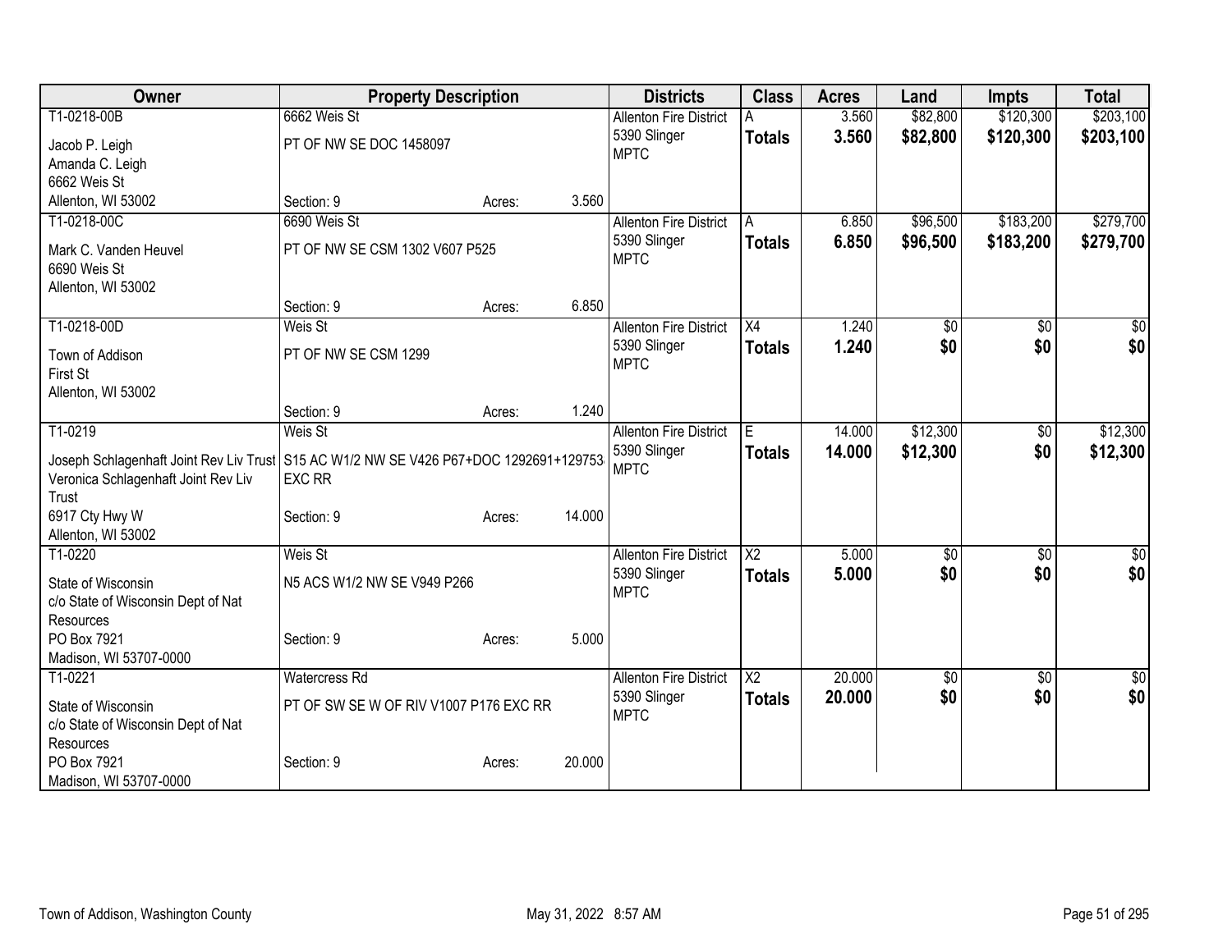| Owner | Property Description | | | Districts | Class | Acres | Land | Impts | Total |
|---|---|---|---|---|---|---|---|---|---|
| T1-0218-00B<br>Jacob P. Leigh<br>Amanda C. Leigh<br>6662 Weis St<br>Allenton, WI 53002 | 6662 Weis St<br>PT OF NW SE DOC 1458097<br>Section: 9 | Acres: | 3.560 | Allenton Fire District<br>5390 Slinger<br>MPTC | A<br>**Totals** | 3.560<br>**3.560** | \$82,800<br>**\$82,800** | \$120,300<br>**\$120,300** | \$203,100<br>**\$203,100** |
| T1-0218-00C<br>Mark C. Vanden Heuvel<br>6690 Weis St<br>Allenton, WI 53002 | 6690 Weis St<br>PT OF NW SE CSM 1302 V607 P525<br>Section: 9 | Acres: | 6.850 | Allenton Fire District<br>5390 Slinger<br>MPTC | A<br>**Totals** | 6.850<br>**6.850** | \$96,500<br>**\$96,500** | \$183,200<br>**\$183,200** | \$279,700<br>**\$279,700** |
| T1-0218-00D<br>Town of Addison<br>First St<br>Allenton, WI 53002 | Weis St<br>PT OF NW SE CSM 1299<br>Section: 9 | Acres: | 1.240 | Allenton Fire District<br>5390 Slinger<br>MPTC | X4<br>**Totals** | 1.240<br>**1.240** | \$0<br>**\$0** | \$0<br>**\$0** | \$0<br>**\$0** |
| T1-0219<br>Joseph Schlagenhaft Joint Rev Liv Trust<br>Veronica Schlagenhaft Joint Rev Liv Trust<br>6917 Cty Hwy W<br>Allenton, WI 53002 | Weis St<br>S15 AC W1/2 NW SE V426 P67+DOC 1292691+129753 EXC RR<br>Section: 9 | Acres: | 14.000 | Allenton Fire District<br>5390 Slinger<br>MPTC | E<br>**Totals** | 14.000<br>**14.000** | \$12,300<br>**\$12,300** | \$0<br>**\$0** | \$12,300<br>**\$12,300** |
| T1-0220<br>State of Wisconsin<br>c/o State of Wisconsin Dept of Nat Resources<br>PO Box 7921<br>Madison, WI 53707-0000 | Weis St<br>N5 ACS W1/2 NW SE V949 P266<br>Section: 9 | Acres: | 5.000 | Allenton Fire District<br>5390 Slinger<br>MPTC | X2<br>**Totals** | 5.000<br>**5.000** | \$0<br>**\$0** | \$0<br>**\$0** | \$0<br>**\$0** |
| T1-0221<br>State of Wisconsin<br>c/o State of Wisconsin Dept of Nat Resources<br>PO Box 7921<br>Madison, WI 53707-0000 | Watercress Rd<br>PT OF SW SE W OF RIV V1007 P176 EXC RR<br>Section: 9 | Acres: | 20.000 | Allenton Fire District<br>5390 Slinger<br>MPTC | X2<br>**Totals** | 20.000<br>**20.000** | \$0<br>**\$0** | \$0<br>**\$0** | \$0<br>**\$0** |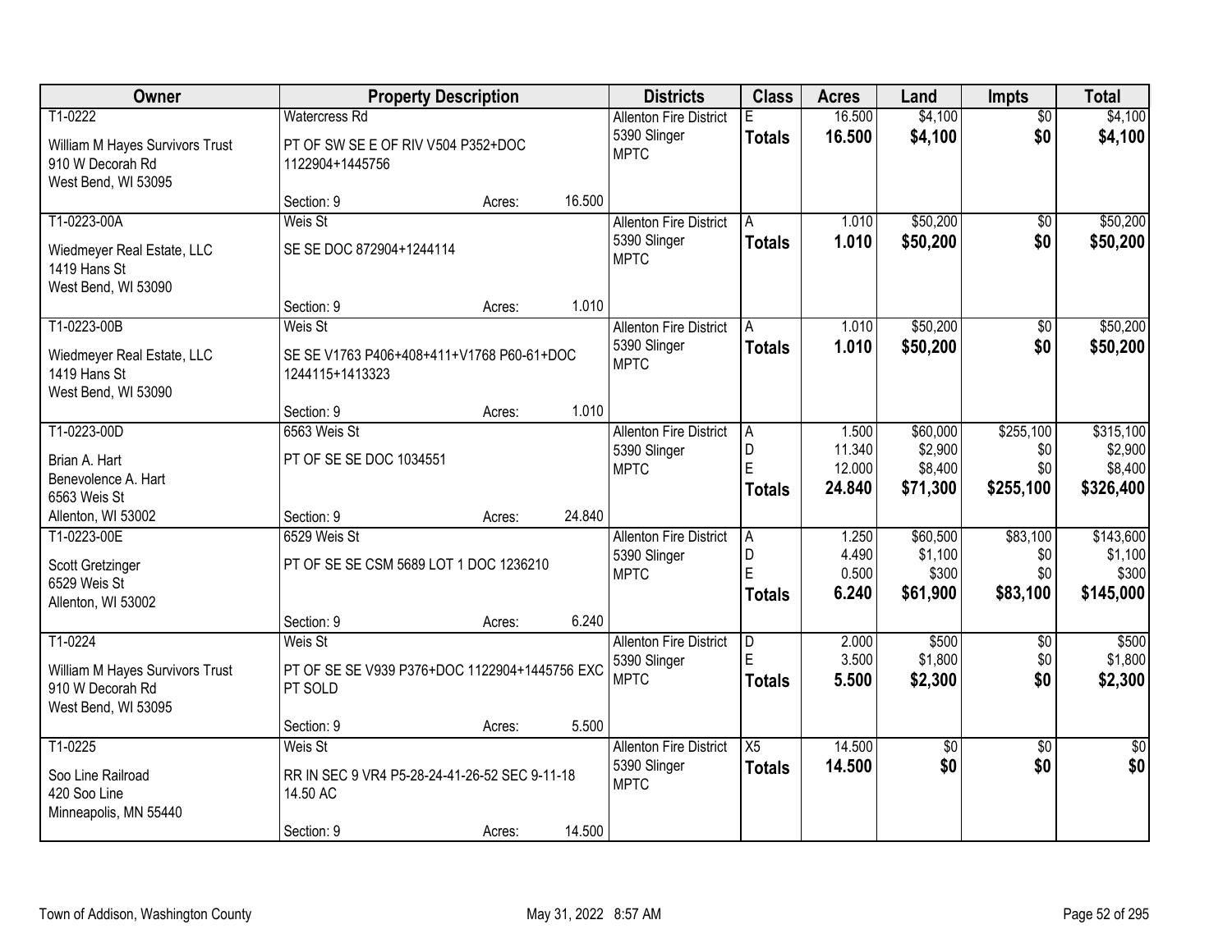| Owner | Property Description | Districts | Class | Acres | Land | Impts | Total |
|---|---|---|---|---|---|---|---|
| T1-0222<br>William M Hayes Survivors Trust<br>910 W Decorah Rd<br>West Bend, WI 53095 | Watercress Rd<br>PT OF SW SE E OF RIV V504 P352+DOC 1122904+1445756<br>Section: 9 Acres: 16.500 | Allenton Fire District<br>5390 Slinger<br>MPTC | E<br>**Totals** | 16.500<br>**16.500** | $4,100<br>**$4,100** | $0<br>**$0** | $4,100<br>**$4,100** |
| T1-0223-00A<br>Wiedmeyer Real Estate, LLC<br>1419 Hans St<br>West Bend, WI 53090 | Weis St<br>SE SE DOC 872904+1244114<br>Section: 9 Acres: 1.010 | Allenton Fire District<br>5390 Slinger<br>MPTC | A<br>**Totals** | 1.010<br>**1.010** | $50,200<br>**$50,200** | $0<br>**$0** | $50,200<br>**$50,200** |
| T1-0223-00B<br>Wiedmeyer Real Estate, LLC<br>1419 Hans St<br>West Bend, WI 53090 | Weis St<br>SE SE V1763 P406+408+411+V1768 P60-61+DOC 1244115+1413323<br>Section: 9 Acres: 1.010 | Allenton Fire District<br>5390 Slinger<br>MPTC | A<br>**Totals** | 1.010<br>**1.010** | $50,200<br>**$50,200** | $0<br>**$0** | $50,200<br>**$50,200** |
| T1-0223-00D<br>Brian A. Hart<br>Benevolence A. Hart<br>6563 Weis St<br>Allenton, WI 53002 | 6563 Weis St<br>PT OF SE SE DOC 1034551<br>Section: 9 Acres: 24.840 | Allenton Fire District<br>5390 Slinger<br>MPTC | A<br>D<br>E<br>**Totals** | 1.500<br>11.340<br>12.000<br>**24.840** | $60,000<br>$2,900<br>$8,400<br>**$71,300** | $255,100<br>$0<br>$0<br>**$255,100** | $315,100<br>$2,900<br>$8,400<br>**$326,400** |
| T1-0223-00E<br>Scott Gretzinger<br>6529 Weis St<br>Allenton, WI 53002 | 6529 Weis St<br>PT OF SE SE CSM 5689 LOT 1 DOC 1236210<br>Section: 9 Acres: 6.240 | Allenton Fire District<br>5390 Slinger<br>MPTC | A<br>D<br>E<br>**Totals** | 1.250<br>4.490<br>0.500<br>**6.240** | $60,500<br>$1,100<br>$300<br>**$61,900** | $83,100<br>$0<br>$0<br>**$83,100** | $143,600<br>$1,100<br>$300<br>**$145,000** |
| T1-0224<br>William M Hayes Survivors Trust<br>910 W Decorah Rd<br>West Bend, WI 53095 | Weis St<br>PT OF SE SE V939 P376+DOC 1122904+1445756 EXC PT SOLD<br>Section: 9 Acres: 5.500 | Allenton Fire District<br>5390 Slinger<br>MPTC | D<br>E<br>**Totals** | 2.000<br>3.500<br>**5.500** | $500<br>$1,800<br>**$2,300** | $0<br>$0<br>**$0** | $500<br>$1,800<br>**$2,300** |
| T1-0225<br>Soo Line Railroad<br>420 Soo Line<br>Minneapolis, MN 55440 | Weis St<br>RR IN SEC 9 VR4 P5-28-24-41-26-52 SEC 9-11-18 14.50 AC<br>Section: 9 Acres: 14.500 | Allenton Fire District<br>5390 Slinger<br>MPTC | X5<br>**Totals** | 14.500<br>**14.500** | $0<br>**$0** | $0<br>**$0** | $0<br>**$0** |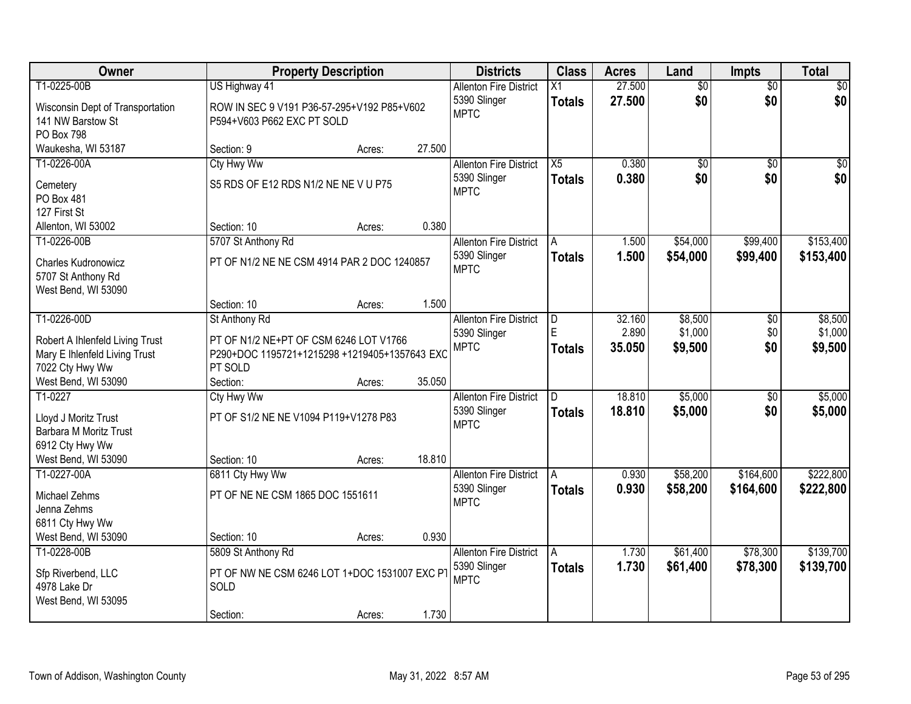| Owner | Property Description | | | Districts | Class | Acres | Land | Impts | Total |
|---|---|---|---|---|---|---|---|---|---|
| T1-0225-00B<br>Wisconsin Dept of Transportation<br>141 NW Barstow St<br>PO Box 798<br>Waukesha, WI 53187 | US Highway 41<br>ROW IN SEC 9 V191 P36-57-295+V192 P85+V602 P594+V603 P662 EXC PT SOLD<br>Section: 9 | Acres: | 27.500 | Allenton Fire District<br>5390 Slinger<br>MPTC | X1<br>**Totals** | 27.500<br>**27.500** | $0<br>**$0** | $0<br>**$0** | $0<br>**$0** |
| T1-0226-00A<br>Cemetery<br>PO Box 481<br>127 First St<br>Allenton, WI 53002 | Cty Hwy Ww<br>S5 RDS OF E12 RDS N1/2 NE NE V U P75<br>Section: 10 | Acres: | 0.380 | Allenton Fire District<br>5390 Slinger<br>MPTC | X5<br>**Totals** | 0.380<br>**0.380** | $0<br>**$0** | $0<br>**$0** | $0<br>**$0** |
| T1-0226-00B<br>Charles Kudronowicz<br>5707 St Anthony Rd<br>West Bend, WI 53090 | 5707 St Anthony Rd<br>PT OF N1/2 NE NE CSM 4914 PAR 2 DOC 1240857<br>Section: 10 | Acres: | 1.500 | Allenton Fire District<br>5390 Slinger<br>MPTC | A<br>**Totals** | 1.500<br>**1.500** | $54,000<br>**$54,000** | $99,400<br>**$99,400** | $153,400<br>**$153,400** |
| T1-0226-00D<br>Robert A Ihlenfeld Living Trust<br>Mary E Ihlenfeld Living Trust<br>7022 Cty Hwy Ww<br>West Bend, WI 53090 | St Anthony Rd<br>PT OF N1/2 NE+PT OF CSM 6246 LOT V1766 P290+DOC 1195721+1215298 +1219405+1357643 EXC PT SOLD<br>Section: | Acres: | 35.050 | Allenton Fire District<br>5390 Slinger<br>MPTC | D<br>E<br>**Totals** | 32.160<br>2.890<br>**35.050** | $8,500<br>$1,000<br>**$9,500** | $0<br>$0<br>**$0** | $8,500<br>$1,000<br>**$9,500** |
| T1-0227<br>Lloyd J Moritz Trust<br>Barbara M Moritz Trust<br>6912 Cty Hwy Ww<br>West Bend, WI 53090 | Cty Hwy Ww<br>PT OF S1/2 NE NE V1094 P119+V1278 P83<br>Section: 10 | Acres: | 18.810 | Allenton Fire District<br>5390 Slinger<br>MPTC | D<br>**Totals** | 18.810<br>**18.810** | $5,000<br>**$5,000** | $0<br>**$0** | $5,000<br>**$5,000** |
| T1-0227-00A<br>Michael Zehms<br>Jenna Zehms<br>6811 Cty Hwy Ww<br>West Bend, WI 53090 | 6811 Cty Hwy Ww<br>PT OF NE NE CSM 1865 DOC 1551611<br>Section: 10 | Acres: | 0.930 | Allenton Fire District<br>5390 Slinger<br>MPTC | A<br>**Totals** | 0.930<br>**0.930** | $58,200<br>**$58,200** | $164,600<br>**$164,600** | $222,800<br>**$222,800** |
| T1-0228-00B<br>Sfp Riverbend, LLC<br>4978 Lake Dr<br>West Bend, WI 53095 | 5809 St Anthony Rd<br>PT OF NW NE CSM 6246 LOT 1+DOC 1531007 EXC PT SOLD<br>Section: | Acres: | 1.730 | Allenton Fire District<br>5390 Slinger<br>MPTC | A<br>**Totals** | 1.730<br>**1.730** | $61,400<br>**$61,400** | $78,300<br>**$78,300** | $139,700<br>**$139,700** |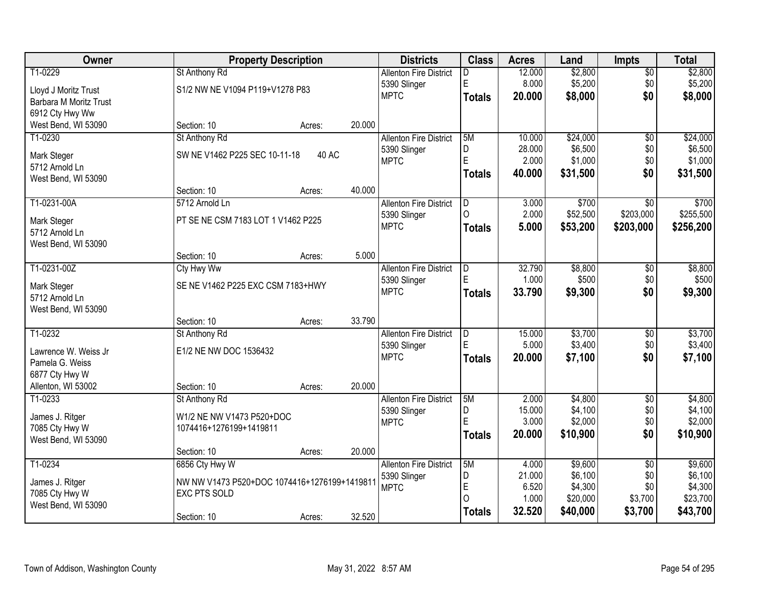| Owner | Property Description | | | Districts | Class | Acres | Land | Impts | Total |
|---|---|---|---|---|---|---|---|---|---|
| T1-0229 | St Anthony Rd | | | Allenton Fire District | D | 12.000 | $2,800 | $0 | $2,800 |
| Lloyd J Moritz Trust | S1/2 NW NE V1094 P119+V1278 P83 | | | 5390 Slinger | E | 8.000 | $5,200 | $0 | $5,200 |
| Barbara M Moritz Trust | | | | MPTC | **Totals** | **20.000** | **$8,000** | **$0** | **$8,000** |
| 6912 Cty Hwy Ww | | | | | | | | | |
| West Bend, WI 53090 | Section: 10 | Acres: | 20.000 | | | | | | |
| T1-0230 | St Anthony Rd | | | Allenton Fire District | 5M | 10.000 | $24,000 | $0 | $24,000 |
| Mark Steger | SW NE V1462 P225 SEC 10-11-18 40 AC | | | 5390 Slinger | D | 28.000 | $6,500 | $0 | $6,500 |
| 5712 Arnold Ln | | | | MPTC | E | 2.000 | $1,000 | $0 | $1,000 |
| West Bend, WI 53090 | | | | | **Totals** | **40.000** | **$31,500** | **$0** | **$31,500** |
| | Section: 10 | Acres: | 40.000 | | | | | | |
| T1-0231-00A | 5712 Arnold Ln | | | Allenton Fire District | D | 3.000 | $700 | $0 | $700 |
| Mark Steger | PT SE NE CSM 7183 LOT 1 V1462 P225 | | | 5390 Slinger | O | 2.000 | $52,500 | $203,000 | $255,500 |
| 5712 Arnold Ln | | | | MPTC | **Totals** | **5.000** | **$53,200** | **$203,000** | **$256,200** |
| West Bend, WI 53090 | | | | | | | | | |
| | Section: 10 | Acres: | 5.000 | | | | | | |
| T1-0231-00Z | Cty Hwy Ww | | | Allenton Fire District | D | 32.790 | $8,800 | $0 | $8,800 |
| Mark Steger | SE NE V1462 P225 EXC CSM 7183+HWY | | | 5390 Slinger | E | 1.000 | $500 | $0 | $500 |
| 5712 Arnold Ln | | | | MPTC | **Totals** | **33.790** | **$9,300** | **$0** | **$9,300** |
| West Bend, WI 53090 | | | | | | | | | |
| | Section: 10 | Acres: | 33.790 | | | | | | |
| T1-0232 | St Anthony Rd | | | Allenton Fire District | D | 15.000 | $3,700 | $0 | $3,700 |
| Lawrence W. Weiss Jr | E1/2 NE NW DOC 1536432 | | | 5390 Slinger | E | 5.000 | $3,400 | $0 | $3,400 |
| Pamela G. Weiss | | | | MPTC | **Totals** | **20.000** | **$7,100** | **$0** | **$7,100** |
| 6877 Cty Hwy W | | | | | | | | | |
| Allenton, WI 53002 | Section: 10 | Acres: | 20.000 | | | | | | |
| T1-0233 | St Anthony Rd | | | Allenton Fire District | 5M | 2.000 | $4,800 | $0 | $4,800 |
| James J. Ritger | W1/2 NE NW V1473 P520+DOC 1074416+1276199+1419811 | | | 5390 Slinger | D | 15.000 | $4,100 | $0 | $4,100 |
| 7085 Cty Hwy W | | | | MPTC | E | 3.000 | $2,000 | $0 | $2,000 |
| West Bend, WI 53090 | | | | | **Totals** | **20.000** | **$10,900** | **$0** | **$10,900** |
| | Section: 10 | Acres: | 20.000 | | | | | | |
| T1-0234 | 6856 Cty Hwy W | | | Allenton Fire District | 5M | 4.000 | $9,600 | $0 | $9,600 |
| James J. Ritger | NW NW V1473 P520+DOC 1074416+1276199+1419811 EXC PTS SOLD | | | 5390 Slinger | D | 21.000 | $6,100 | $0 | $6,100 |
| 7085 Cty Hwy W | | | | MPTC | E | 6.520 | $4,300 | $0 | $4,300 |
| West Bend, WI 53090 | | | | | O | 1.000 | $20,000 | $3,700 | $23,700 |
| | Section: 10 | Acres: | 32.520 | | **Totals** | **32.520** | **$40,000** | **$3,700** | **$43,700** |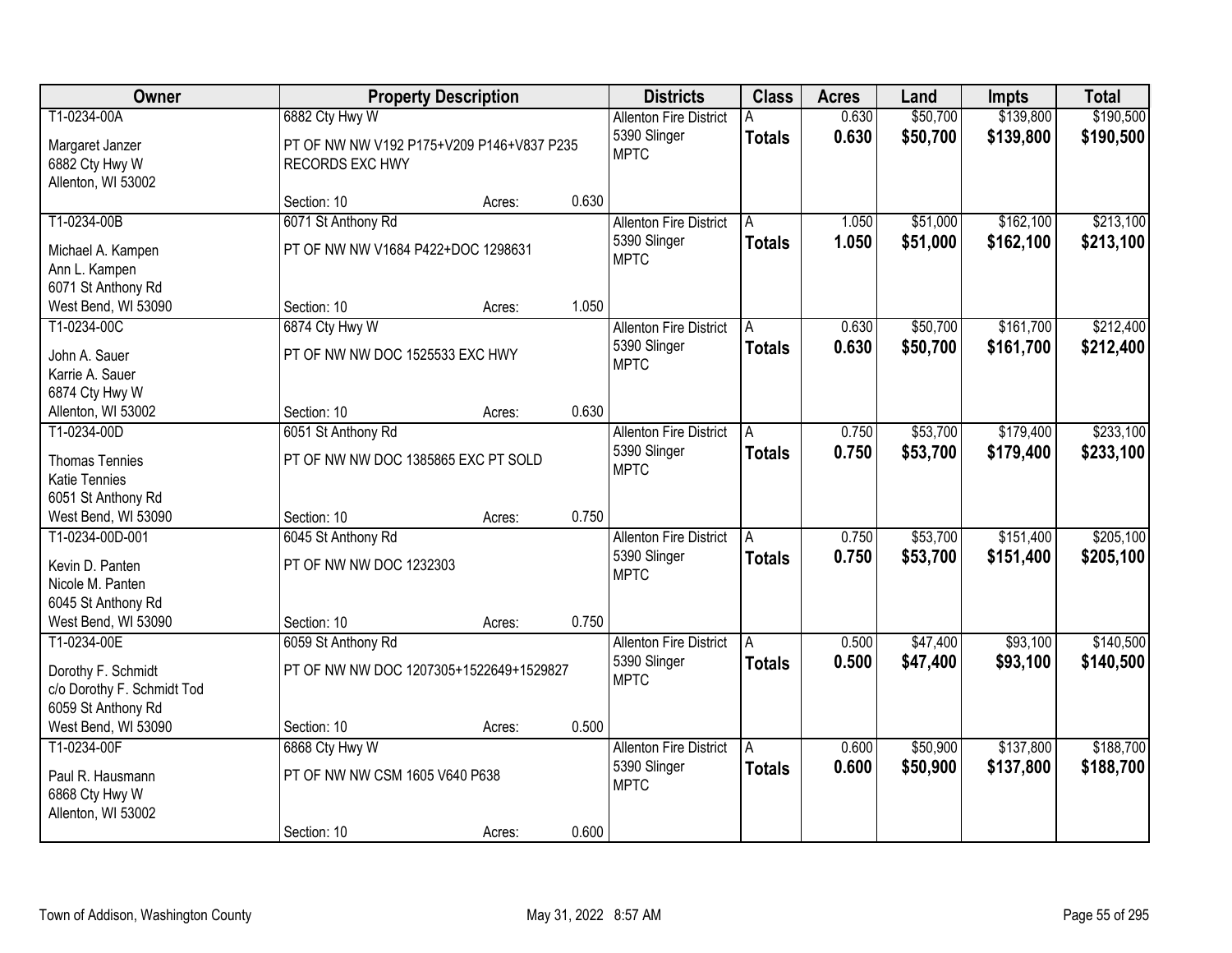| Owner | Property Description | Districts | Class | Acres | Land | Impts | Total |
|---|---|---|---|---|---|---|---|
| T1-0234-00A<br>Margaret Janzer<br>6882 Cty Hwy W<br>Allenton, WI 53002 | 6882 Cty Hwy W<br>PT OF NW NW V192 P175+V209 P146+V837 P235 RECORDS EXC HWY<br>Section: 10 Acres: 0.630 | Allenton Fire District<br>5390 Slinger<br>MPTC | A<br>**Totals** | 0.630<br>**0.630** | $50,700<br>**$50,700** | $139,800<br>**$139,800** | $190,500<br>**$190,500** |
| T1-0234-00B<br>Michael A. Kampen<br>Ann L. Kampen<br>6071 St Anthony Rd<br>West Bend, WI 53090 | 6071 St Anthony Rd<br>PT OF NW NW V1684 P422+DOC 1298631<br>Section: 10 Acres: 1.050 | Allenton Fire District<br>5390 Slinger<br>MPTC | A<br>**Totals** | 1.050<br>**1.050** | $51,000<br>**$51,000** | $162,100<br>**$162,100** | $213,100<br>**$213,100** |
| T1-0234-00C<br>John A. Sauer<br>Karrie A. Sauer<br>6874 Cty Hwy W<br>Allenton, WI 53002 | 6874 Cty Hwy W<br>PT OF NW NW DOC 1525533 EXC HWY<br>Section: 10 Acres: 0.630 | Allenton Fire District<br>5390 Slinger<br>MPTC | A<br>**Totals** | 0.630<br>**0.630** | $50,700<br>**$50,700** | $161,700<br>**$161,700** | $212,400<br>**$212,400** |
| T1-0234-00D<br>Thomas Tennies<br>Katie Tennies<br>6051 St Anthony Rd<br>West Bend, WI 53090 | 6051 St Anthony Rd<br>PT OF NW NW DOC 1385865 EXC PT SOLD<br>Section: 10 Acres: 0.750 | Allenton Fire District<br>5390 Slinger<br>MPTC | A<br>**Totals** | 0.750<br>**0.750** | $53,700<br>**$53,700** | $179,400<br>**$179,400** | $233,100<br>**$233,100** |
| T1-0234-00D-001<br>Kevin D. Panten<br>Nicole M. Panten<br>6045 St Anthony Rd<br>West Bend, WI 53090 | 6045 St Anthony Rd<br>PT OF NW NW DOC 1232303<br>Section: 10 Acres: 0.750 | Allenton Fire District<br>5390 Slinger<br>MPTC | A<br>**Totals** | 0.750<br>**0.750** | $53,700<br>**$53,700** | $151,400<br>**$151,400** | $205,100<br>**$205,100** |
| T1-0234-00E<br>Dorothy F. Schmidt<br>c/o Dorothy F. Schmidt Tod<br>6059 St Anthony Rd<br>West Bend, WI 53090 | 6059 St Anthony Rd<br>PT OF NW NW DOC 1207305+1522649+1529827<br>Section: 10 Acres: 0.500 | Allenton Fire District<br>5390 Slinger<br>MPTC | A<br>**Totals** | 0.500<br>**0.500** | $47,400<br>**$47,400** | $93,100<br>**$93,100** | $140,500<br>**$140,500** |
| T1-0234-00F<br>Paul R. Hausmann<br>6868 Cty Hwy W<br>Allenton, WI 53002 | 6868 Cty Hwy W<br>PT OF NW NW CSM 1605 V640 P638<br>Section: 10 Acres: 0.600 | Allenton Fire District<br>5390 Slinger<br>MPTC | A<br>**Totals** | 0.600<br>**0.600** | $50,900<br>**$50,900** | $137,800<br>**$137,800** | $188,700<br>**$188,700** |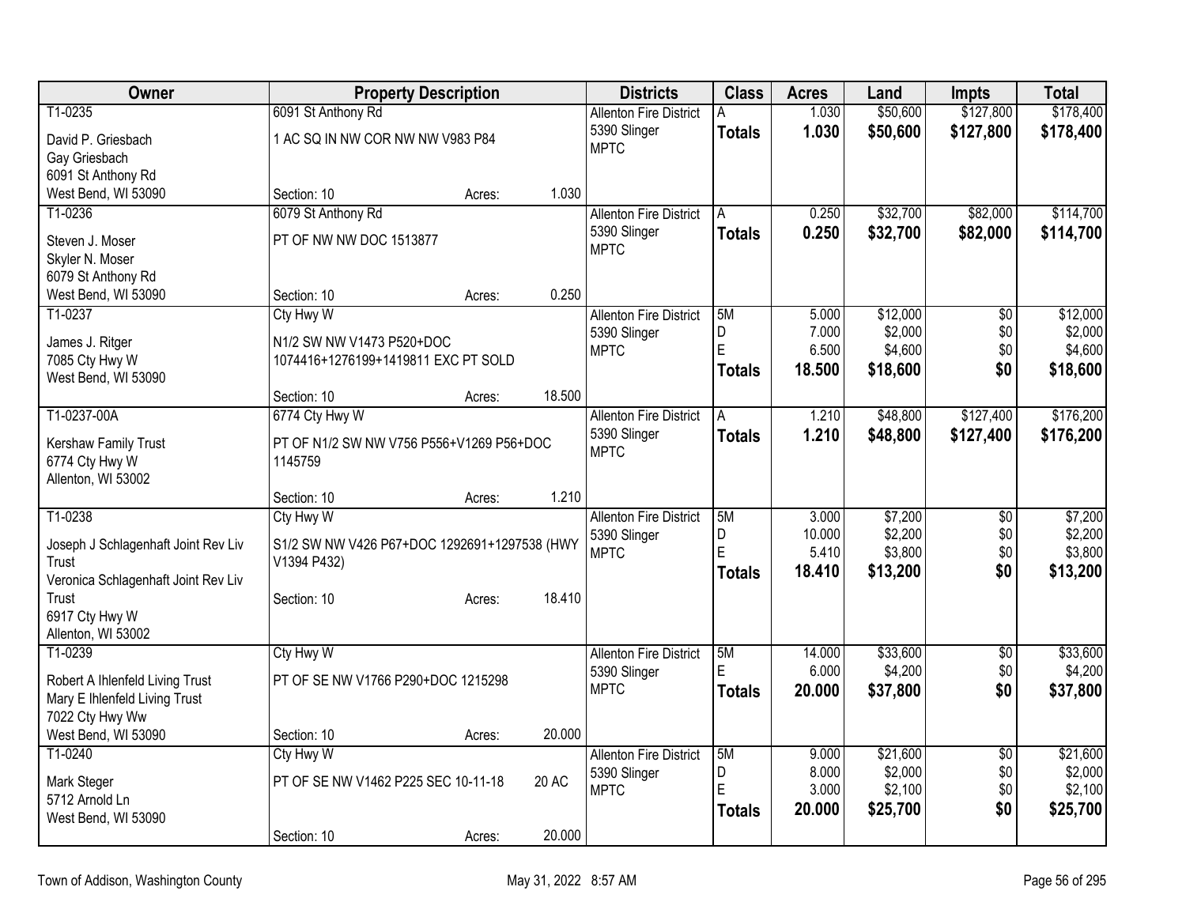| Owner | Property Description | | | Districts | Class | Acres | Land | Impts | Total |
|---|---|---|---|---|---|---|---|---|---|
| T1-0235 | 6091 St Anthony Rd | | | Allenton Fire District | A | 1.030 | $50,600 | $127,800 | $178,400 |
| David P. Griesbach | 1 AC SQ IN NW COR NW NW V983 P84 | | | 5390 Slinger | **Totals** | **1.030** | **$50,600** | **$127,800** | **$178,400** |
| Gay Griesbach | | | | MPTC | | | | | |
| 6091 St Anthony Rd | | | | | | | | | |
| West Bend, WI 53090 | Section: 10 | Acres: | 1.030 | | | | | | |
| T1-0236 | 6079 St Anthony Rd | | | Allenton Fire District | A | 0.250 | $32,700 | $82,000 | $114,700 |
| Steven J. Moser | PT OF NW NW DOC 1513877 | | | 5390 Slinger | **Totals** | **0.250** | **$32,700** | **$82,000** | **$114,700** |
| Skyler N. Moser | | | | MPTC | | | | | |
| 6079 St Anthony Rd | | | | | | | | | |
| West Bend, WI 53090 | Section: 10 | Acres: | 0.250 | | | | | | |
| T1-0237 | Cty Hwy W | | | Allenton Fire District | 5M | 5.000 | $12,000 | $0 | $12,000 |
| James J. Ritger | N1/2 SW NW V1473 P520+DOC | | | 5390 Slinger | D | 7.000 | $2,000 | $0 | $2,000 |
| 7085 Cty Hwy W | 1074416+1276199+1419811 EXC PT SOLD | | | MPTC | E | 6.500 | $4,600 | $0 | $4,600 |
| West Bend, WI 53090 | | | | | **Totals** | **18.500** | **$18,600** | **$0** | **$18,600** |
| | Section: 10 | Acres: | 18.500 | | | | | | |
| T1-0237-00A | 6774 Cty Hwy W | | | Allenton Fire District | A | 1.210 | $48,800 | $127,400 | $176,200 |
| Kershaw Family Trust | PT OF N1/2 SW NW V756 P556+V1269 P56+DOC | | | 5390 Slinger | **Totals** | **1.210** | **$48,800** | **$127,400** | **$176,200** |
| 6774 Cty Hwy W | 1145759 | | | MPTC | | | | | |
| Allenton, WI 53002 | | | | | | | | | |
| | Section: 10 | Acres: | 1.210 | | | | | | |
| T1-0238 | Cty Hwy W | | | Allenton Fire District | 5M | 3.000 | $7,200 | $0 | $7,200 |
| Joseph J Schlagenhaft Joint Rev Liv Trust | S1/2 SW NW V426 P67+DOC 1292691+1297538 (HWY V1394 P432) | | | 5390 Slinger | D | 10.000 | $2,200 | $0 | $2,200 |
| Veronica Schlagenhaft Joint Rev Liv Trust | | | | MPTC | E | 5.410 | $3,800 | $0 | $3,800 |
| 6917 Cty Hwy W | Section: 10 | Acres: | 18.410 | | **Totals** | **18.410** | **$13,200** | **$0** | **$13,200** |
| Allenton, WI 53002 | | | | | | | | | |
| T1-0239 | Cty Hwy W | | | Allenton Fire District | 5M | 14.000 | $33,600 | $0 | $33,600 |
| Robert A Ihlenfeld Living Trust | PT OF SE NW V1766 P290+DOC 1215298 | | | 5390 Slinger | E | 6.000 | $4,200 | $0 | $4,200 |
| Mary E Ihlenfeld Living Trust | | | | MPTC | **Totals** | **20.000** | **$37,800** | **$0** | **$37,800** |
| 7022 Cty Hwy Ww | | | | | | | | | |
| West Bend, WI 53090 | Section: 10 | Acres: | 20.000 | | | | | | |
| T1-0240 | Cty Hwy W | | | Allenton Fire District | 5M | 9.000 | $21,600 | $0 | $21,600 |
| Mark Steger | PT OF SE NW V1462 P225 SEC 10-11-18 | | 20 AC | 5390 Slinger | D | 8.000 | $2,000 | $0 | $2,000 |
| 5712 Arnold Ln | | | | MPTC | E | 3.000 | $2,100 | $0 | $2,100 |
| West Bend, WI 53090 | | | | | **Totals** | **20.000** | **$25,700** | **$0** | **$25,700** |
| | Section: 10 | Acres: | 20.000 | | | | | | |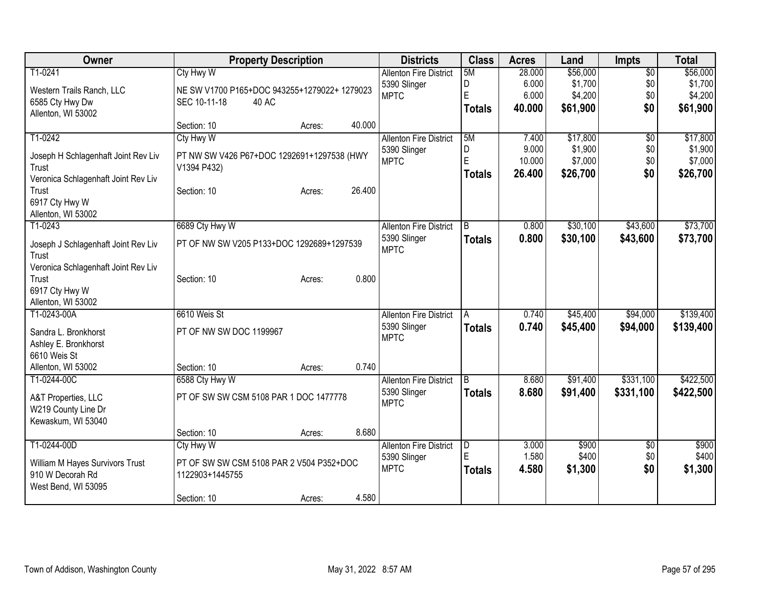| Owner | Property Description | Districts | Class | Acres | Land | Impts | Total |
|---|---|---|---|---|---|---|---|
| T1-0241<br>Western Trails Ranch, LLC<br>6585 Cty Hwy Dw<br>Allenton, WI 53002 | Cty Hwy W<br>NE SW V1700 P165+DOC 943255+1279022+ 1279023 SEC 10-11-18 40 AC<br>Section: 10 Acres: 40.000 | Allenton Fire District<br>5390 Slinger<br>MPTC | 5M<br>D<br>E<br>**Totals** | 28.000<br>6.000<br>6.000<br>**40.000** | $56,000<br>$1,700<br>$4,200<br>**$61,900** | $0<br>$0<br>$0<br>**$0** | $56,000<br>$1,700<br>$4,200<br>**$61,900** |
| T1-0242<br>Joseph H Schlagenhaft Joint Rev Liv Trust<br>Veronica Schlagenhaft Joint Rev Liv Trust<br>6917 Cty Hwy W<br>Allenton, WI 53002 | Cty Hwy W<br>PT NW SW V426 P67+DOC 1292691+1297538 (HWY V1394 P432)<br>Section: 10 Acres: 26.400 | Allenton Fire District<br>5390 Slinger<br>MPTC | 5M<br>D<br>E<br>**Totals** | 7.400<br>9.000<br>10.000<br>**26.400** | $17,800<br>$1,900<br>$7,000<br>**$26,700** | $0<br>$0<br>$0<br>**$0** | $17,800<br>$1,900<br>$7,000<br>**$26,700** |
| T1-0243<br>Joseph J Schlagenhaft Joint Rev Liv Trust<br>Veronica Schlagenhaft Joint Rev Liv Trust<br>6917 Cty Hwy W<br>Allenton, WI 53002 | 6689 Cty Hwy W<br>PT OF NW SW V205 P133+DOC 1292689+1297539<br>Section: 10 Acres: 0.800 | Allenton Fire District<br>5390 Slinger<br>MPTC | B<br>**Totals** | 0.800<br>**0.800** | $30,100<br>**$30,100** | $43,600<br>**$43,600** | $73,700<br>**$73,700** |
| T1-0243-00A<br>Sandra L. Bronkhorst<br>Ashley E. Bronkhorst<br>6610 Weis St<br>Allenton, WI 53002 | 6610 Weis St<br>PT OF NW SW DOC 1199967<br>Section: 10 Acres: 0.740 | Allenton Fire District<br>5390 Slinger<br>MPTC | A<br>**Totals** | 0.740<br>**0.740** | $45,400<br>**$45,400** | $94,000<br>**$94,000** | $139,400<br>**$139,400** |
| T1-0244-00C<br>A&T Properties, LLC<br>W219 County Line Dr<br>Kewaskum, WI 53040 | 6588 Cty Hwy W<br>PT OF SW SW CSM 5108 PAR 1 DOC 1477778<br>Section: 10 Acres: 8.680 | Allenton Fire District<br>5390 Slinger<br>MPTC | B<br>**Totals** | 8.680<br>**8.680** | $91,400<br>**$91,400** | $331,100<br>**$331,100** | $422,500<br>**$422,500** |
| T1-0244-00D<br>William M Hayes Survivors Trust<br>910 W Decorah Rd<br>West Bend, WI 53095 | Cty Hwy W<br>PT OF SW SW CSM 5108 PAR 2 V504 P352+DOC 1122903+1445755<br>Section: 10 Acres: 4.580 | Allenton Fire District<br>5390 Slinger<br>MPTC | D<br>E<br>**Totals** | 3.000<br>1.580<br>**4.580** | $900<br>$400<br>**$1,300** | $0<br>$0<br>**$0** | $900<br>$400<br>**$1,300** |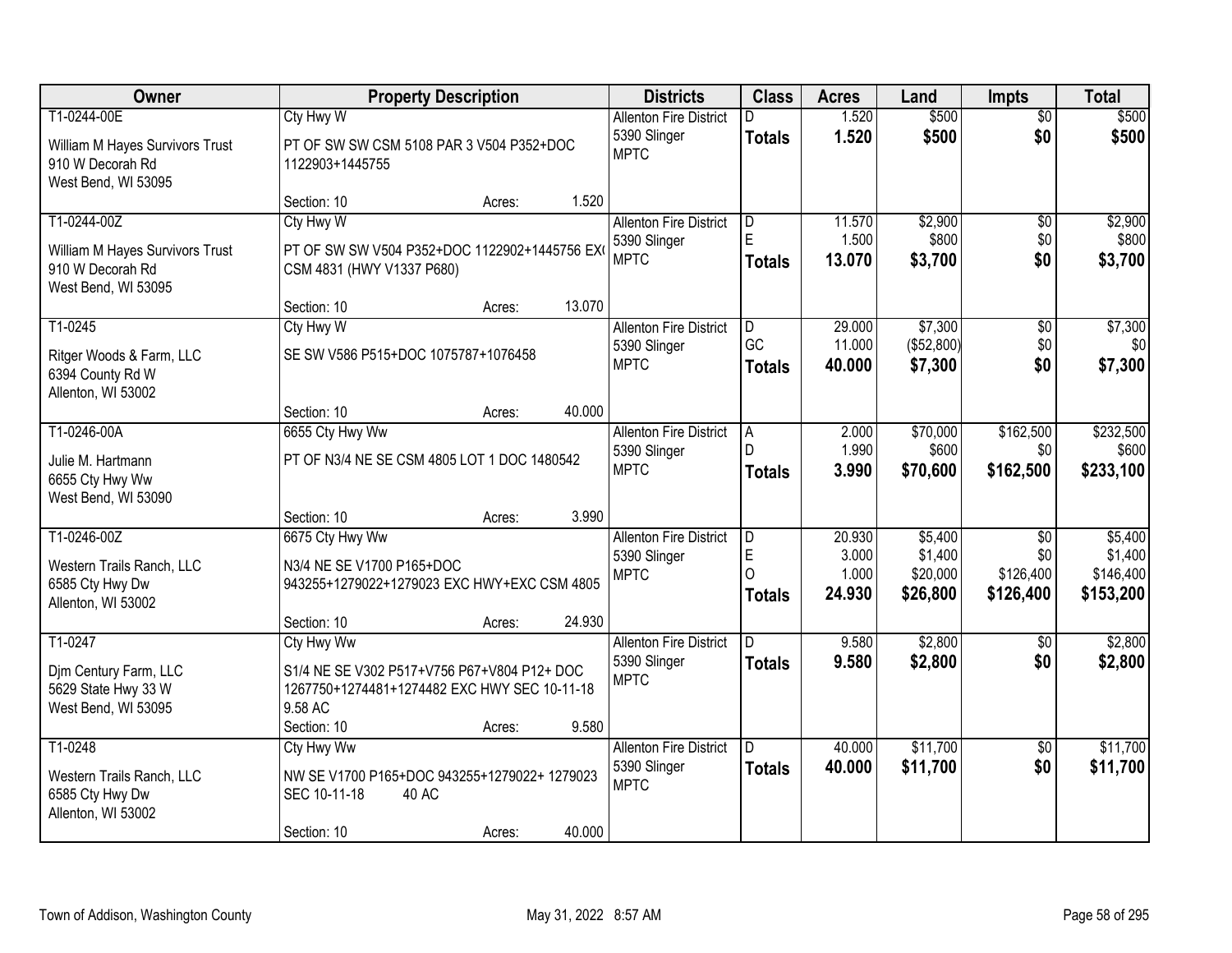| Owner | Property Description | Districts | Class | Acres | Land | Impts | Total |
|---|---|---|---|---|---|---|---|
| T1-0244-00E<br>William M Hayes Survivors Trust<br>910 W Decorah Rd<br>West Bend, WI 53095 | Cty Hwy W<br>PT OF SW SW CSM 5108 PAR 3 V504 P352+DOC 1122903+1445755<br>Section: 10 Acres: 1.520 | Allenton Fire District<br>5390 Slinger<br>MPTC | D<br>**Totals** | 1.520<br>**1.520** | $500<br>**$500** | $0<br>**$0** | $500<br>**$500** |
| T1-0244-00Z<br>William M Hayes Survivors Trust<br>910 W Decorah Rd<br>West Bend, WI 53095 | Cty Hwy W<br>PT OF SW SW V504 P352+DOC 1122902+1445756 EXC CSM 4831 (HWY V1337 P680)<br>Section: 10 Acres: 13.070 | Allenton Fire District<br>5390 Slinger<br>MPTC | D<br>E<br>**Totals** | 11.570<br>1.500<br>**13.070** | $2,900<br>$800<br>**$3,700** | $0<br>$0<br>**$0** | $2,900<br>$800<br>**$3,700** |
| T1-0245<br>Ritger Woods & Farm, LLC<br>6394 County Rd W<br>Allenton, WI 53002 | Cty Hwy W<br>SE SW V586 P515+DOC 1075787+1076458<br>Section: 10 Acres: 40.000 | Allenton Fire District<br>5390 Slinger<br>MPTC | D<br>GC<br>**Totals** | 29.000<br>11.000<br>**40.000** | $7,300<br>($52,800)<br>**$7,300** | $0<br>$0<br>**$0** | $7,300<br>$0<br>**$7,300** |
| T1-0246-00A<br>Julie M. Hartmann<br>6655 Cty Hwy Ww<br>West Bend, WI 53090 | 6655 Cty Hwy Ww<br>PT OF N3/4 NE SE CSM 4805 LOT 1 DOC 1480542<br>Section: 10 Acres: 3.990 | Allenton Fire District<br>5390 Slinger<br>MPTC | A<br>D<br>**Totals** | 2.000<br>1.990<br>**3.990** | $70,000<br>$600<br>**$70,600** | $162,500<br>$0<br>**$162,500** | $232,500<br>$600<br>**$233,100** |
| T1-0246-00Z<br>Western Trails Ranch, LLC<br>6585 Cty Hwy Dw<br>Allenton, WI 53002 | 6675 Cty Hwy Ww<br>N3/4 NE SE V1700 P165+DOC 943255+1279022+1279023 EXC HWY+EXC CSM 4805<br>Section: 10 Acres: 24.930 | Allenton Fire District<br>5390 Slinger<br>MPTC | D<br>E<br>O<br>**Totals** | 20.930<br>3.000<br>1.000<br>**24.930** | $5,400<br>$1,400<br>$20,000<br>**$26,800** | $0<br>$0<br>$126,400<br>**$126,400** | $5,400<br>$1,400<br>$146,400<br>**$153,200** |
| T1-0247<br>Djm Century Farm, LLC<br>5629 State Hwy 33 W<br>West Bend, WI 53095 | Cty Hwy Ww<br>S1/4 NE SE V302 P517+V756 P67+V804 P12+ DOC 1267750+1274481+1274482 EXC HWY SEC 10-11-18 9.58 AC<br>Section: 10 Acres: 9.580 | Allenton Fire District<br>5390 Slinger<br>MPTC | D<br>**Totals** | 9.580<br>**9.580** | $2,800<br>**$2,800** | $0<br>**$0** | $2,800<br>**$2,800** |
| T1-0248<br>Western Trails Ranch, LLC<br>6585 Cty Hwy Dw<br>Allenton, WI 53002 | Cty Hwy Ww<br>NW SE V1700 P165+DOC 943255+1279022+ 1279023 SEC 10-11-18 40 AC<br>Section: 10 Acres: 40.000 | Allenton Fire District<br>5390 Slinger<br>MPTC | D<br>**Totals** | 40.000<br>**40.000** | $11,700<br>**$11,700** | $0<br>**$0** | $11,700<br>**$11,700** |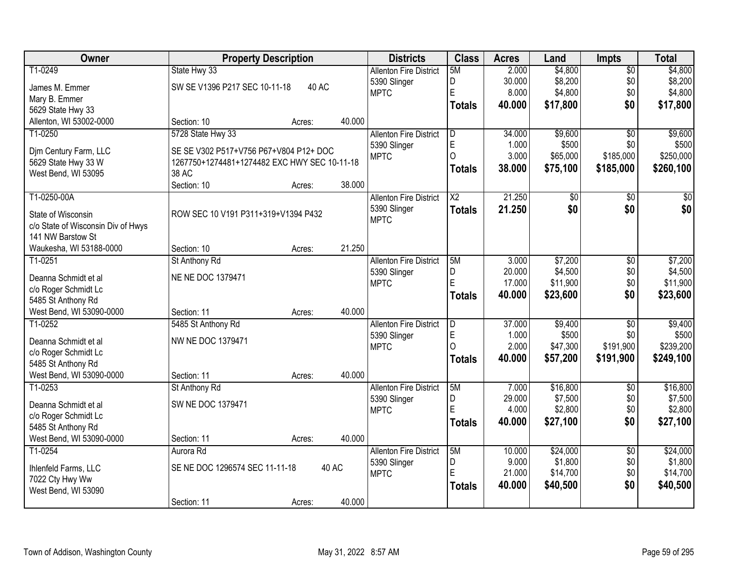| Owner | Property Description | Districts | Class | Acres | Land | Impts | Total |
|---|---|---|---|---|---|---|---|
| T1-0249<br>James M. Emmer<br>Mary B. Emmer<br>5629 State Hwy 33<br>Allenton, WI 53002-0000 | State Hwy 33<br>SW SE V1396 P217 SEC 10-11-18 40 AC<br>Section: 10 Acres: 40.000 | Allenton Fire District<br>5390 Slinger<br>MPTC | 5M<br>D<br>E<br>**Totals** | 2.000<br>30.000<br>8.000<br>**40.000** | $4,800<br>$8,200<br>$4,800<br>**$17,800** | $0<br>$0<br>$0<br>**$0** | $4,800<br>$8,200<br>$4,800<br>**$17,800** |
| T1-0250<br>Djm Century Farm, LLC<br>5629 State Hwy 33 W<br>West Bend, WI 53095 | 5728 State Hwy 33<br>SE SE V302 P517+V756 P67+V804 P12+ DOC 1267750+1274481+1274482 EXC HWY SEC 10-11-18 38 AC<br>Section: 10 Acres: 38.000 | Allenton Fire District<br>5390 Slinger<br>MPTC | D<br>E<br>O<br>**Totals** | 34.000<br>1.000<br>3.000<br>**38.000** | $9,600<br>$500<br>$65,000<br>**$75,100** | $0<br>$0<br>$185,000<br>**$185,000** | $9,600<br>$500<br>$250,000<br>**$260,100** |
| T1-0250-00A<br>State of Wisconsin<br>c/o State of Wisconsin Div of Hwys<br>141 NW Barstow St<br>Waukesha, WI 53188-0000 | ROW SEC 10 V191 P311+319+V1394 P432<br>Section: 10 Acres: 21.250 | Allenton Fire District<br>5390 Slinger<br>MPTC | X2<br>**Totals** | 21.250<br>**21.250** | $0<br>**$0** | $0<br>**$0** | $0<br>**$0** |
| T1-0251<br>Deanna Schmidt et al<br>c/o Roger Schmidt Lc<br>5485 St Anthony Rd<br>West Bend, WI 53090-0000 | St Anthony Rd<br>NE NE DOC 1379471<br>Section: 11 Acres: 40.000 | Allenton Fire District<br>5390 Slinger<br>MPTC | 5M<br>D<br>E<br>**Totals** | 3.000<br>20.000<br>17.000<br>**40.000** | $7,200<br>$4,500<br>$11,900<br>**$23,600** | $0<br>$0<br>$0<br>**$0** | $7,200<br>$4,500<br>$11,900<br>**$23,600** |
| T1-0252<br>Deanna Schmidt et al<br>c/o Roger Schmidt Lc<br>5485 St Anthony Rd<br>West Bend, WI 53090-0000 | 5485 St Anthony Rd<br>NW NE DOC 1379471<br>Section: 11 Acres: 40.000 | Allenton Fire District<br>5390 Slinger<br>MPTC | D<br>E<br>O<br>**Totals** | 37.000<br>1.000<br>2.000<br>**40.000** | $9,400<br>$500<br>$47,300<br>**$57,200** | $0<br>$0<br>$191,900<br>**$191,900** | $9,400<br>$500<br>$239,200<br>**$249,100** |
| T1-0253<br>Deanna Schmidt et al<br>c/o Roger Schmidt Lc<br>5485 St Anthony Rd<br>West Bend, WI 53090-0000 | St Anthony Rd<br>SW NE DOC 1379471<br>Section: 11 Acres: 40.000 | Allenton Fire District<br>5390 Slinger<br>MPTC | 5M<br>D<br>E<br>**Totals** | 7.000<br>29.000<br>4.000<br>**40.000** | $16,800<br>$7,500<br>$2,800<br>**$27,100** | $0<br>$0<br>$0<br>**$0** | $16,800<br>$7,500<br>$2,800<br>**$27,100** |
| T1-0254<br>Ihlenfeld Farms, LLC<br>7022 Cty Hwy Ww<br>West Bend, WI 53090 | Aurora Rd<br>SE NE DOC 1296574 SEC 11-11-18 40 AC<br>Section: 11 Acres: 40.000 | Allenton Fire District<br>5390 Slinger<br>MPTC | 5M<br>D<br>E<br>**Totals** | 10.000<br>9.000<br>21.000<br>**40.000** | $24,000<br>$1,800<br>$14,700<br>**$40,500** | $0<br>$0<br>$0<br>**$0** | $24,000<br>$1,800<br>$14,700<br>**$40,500** |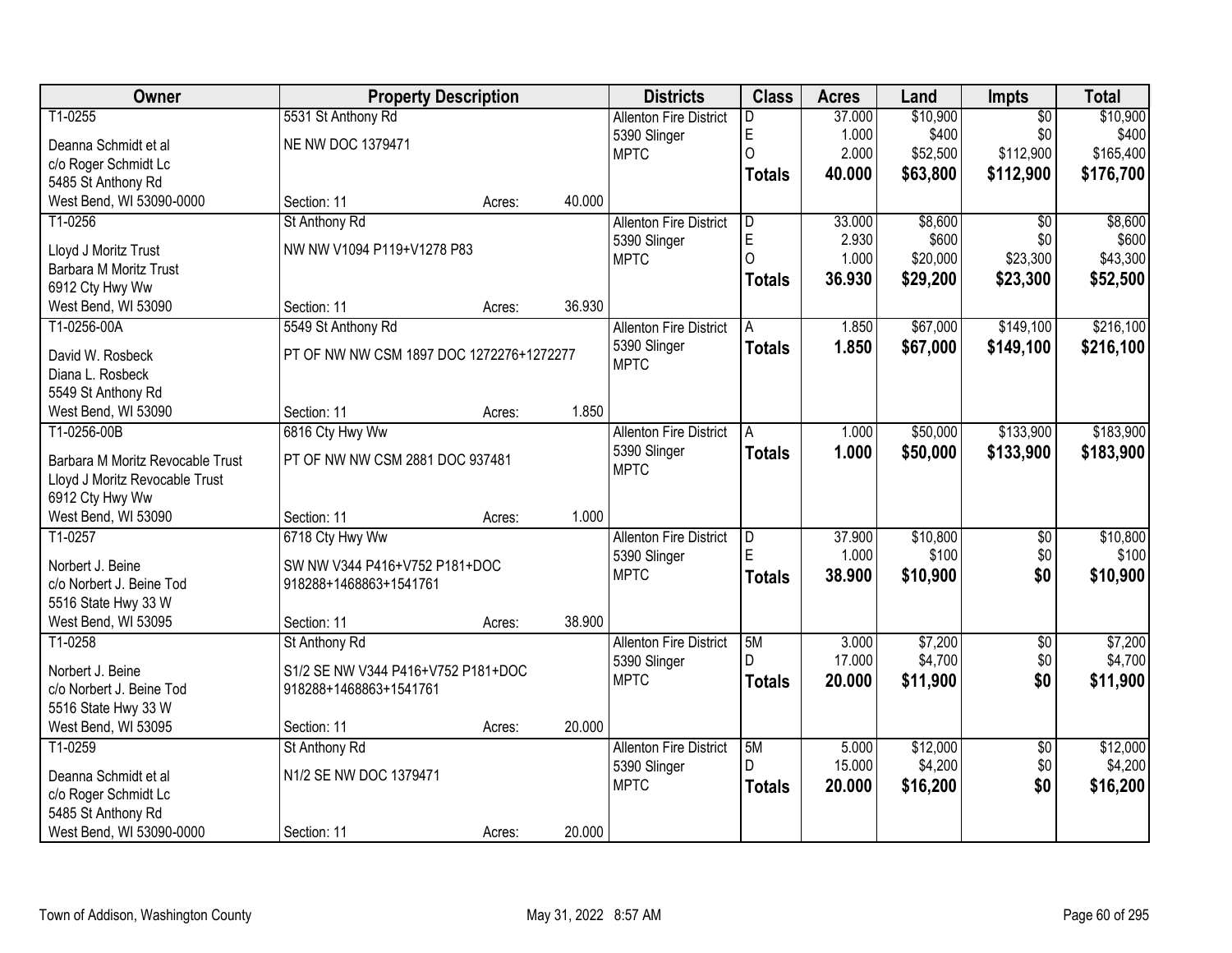| Owner | Property Description | | | Districts | Class | Acres | Land | Impts | Total |
|---|---|---|---|---|---|---|---|---|---|
| T1-0255 | 5531 St Anthony Rd | | | Allenton Fire District | D | 37.000 | $10,900 | $0 | $10,900 |
| Deanna Schmidt et al | NE NW DOC 1379471 | | | 5390 Slinger | E | 1.000 | $400 | $0 | $400 |
| c/o Roger Schmidt Lc | | | | MPTC | O | 2.000 | $52,500 | $112,900 | $165,400 |
| 5485 St Anthony Rd | | | | | **Totals** | **40.000** | **$63,800** | **$112,900** | **$176,700** |
| West Bend, WI 53090-0000 | Section: 11 | Acres: | 40.000 | | | | | | |
| T1-0256 | St Anthony Rd | | | Allenton Fire District | D | 33.000 | $8,600 | $0 | $8,600 |
| Lloyd J Moritz Trust | NW NW V1094 P119+V1278 P83 | | | 5390 Slinger | E | 2.930 | $600 | $0 | $600 |
| Barbara M Moritz Trust | | | | MPTC | O | 1.000 | $20,000 | $23,300 | $43,300 |
| 6912 Cty Hwy Ww | | | | | **Totals** | **36.930** | **$29,200** | **$23,300** | **$52,500** |
| West Bend, WI 53090 | Section: 11 | Acres: | 36.930 | | | | | | |
| T1-0256-00A | 5549 St Anthony Rd | | | Allenton Fire District | A | 1.850 | $67,000 | $149,100 | $216,100 |
| David W. Rosbeck | PT OF NW NW CSM 1897 DOC 1272276+1272277 | | | 5390 Slinger | **Totals** | **1.850** | **$67,000** | **$149,100** | **$216,100** |
| Diana L. Rosbeck | | | | MPTC | | | | | |
| 5549 St Anthony Rd | | | | | | | | | |
| West Bend, WI 53090 | Section: 11 | Acres: | 1.850 | | | | | | |
| T1-0256-00B | 6816 Cty Hwy Ww | | | Allenton Fire District | A | 1.000 | $50,000 | $133,900 | $183,900 |
| Barbara M Moritz Revocable Trust | PT OF NW NW CSM 2881 DOC 937481 | | | 5390 Slinger | **Totals** | **1.000** | **$50,000** | **$133,900** | **$183,900** |
| Lloyd J Moritz Revocable Trust | | | | MPTC | | | | | |
| 6912 Cty Hwy Ww | | | | | | | | | |
| West Bend, WI 53090 | Section: 11 | Acres: | 1.000 | | | | | | |
| T1-0257 | 6718 Cty Hwy Ww | | | Allenton Fire District | D | 37.900 | $10,800 | $0 | $10,800 |
| Norbert J. Beine | SW NW V344 P416+V752 P181+DOC | | | 5390 Slinger | E | 1.000 | $100 | $0 | $100 |
| c/o Norbert J. Beine Tod | 918288+1468863+1541761 | | | MPTC | **Totals** | **38.900** | **$10,900** | **$0** | **$10,900** |
| 5516 State Hwy 33 W | | | | | | | | | |
| West Bend, WI 53095 | Section: 11 | Acres: | 38.900 | | | | | | |
| T1-0258 | St Anthony Rd | | | Allenton Fire District | 5M | 3.000 | $7,200 | $0 | $7,200 |
| Norbert J. Beine | S1/2 SE NW V344 P416+V752 P181+DOC | | | 5390 Slinger | D | 17.000 | $4,700 | $0 | $4,700 |
| c/o Norbert J. Beine Tod | 918288+1468863+1541761 | | | MPTC | **Totals** | **20.000** | **$11,900** | **$0** | **$11,900** |
| 5516 State Hwy 33 W | | | | | | | | | |
| West Bend, WI 53095 | Section: 11 | Acres: | 20.000 | | | | | | |
| T1-0259 | St Anthony Rd | | | Allenton Fire District | 5M | 5.000 | $12,000 | $0 | $12,000 |
| Deanna Schmidt et al | N1/2 SE NW DOC 1379471 | | | 5390 Slinger | D | 15.000 | $4,200 | $0 | $4,200 |
| c/o Roger Schmidt Lc | | | | MPTC | **Totals** | **20.000** | **$16,200** | **$0** | **$16,200** |
| 5485 St Anthony Rd | | | | | | | | | |
| West Bend, WI 53090-0000 | Section: 11 | Acres: | 20.000 | | | | | | |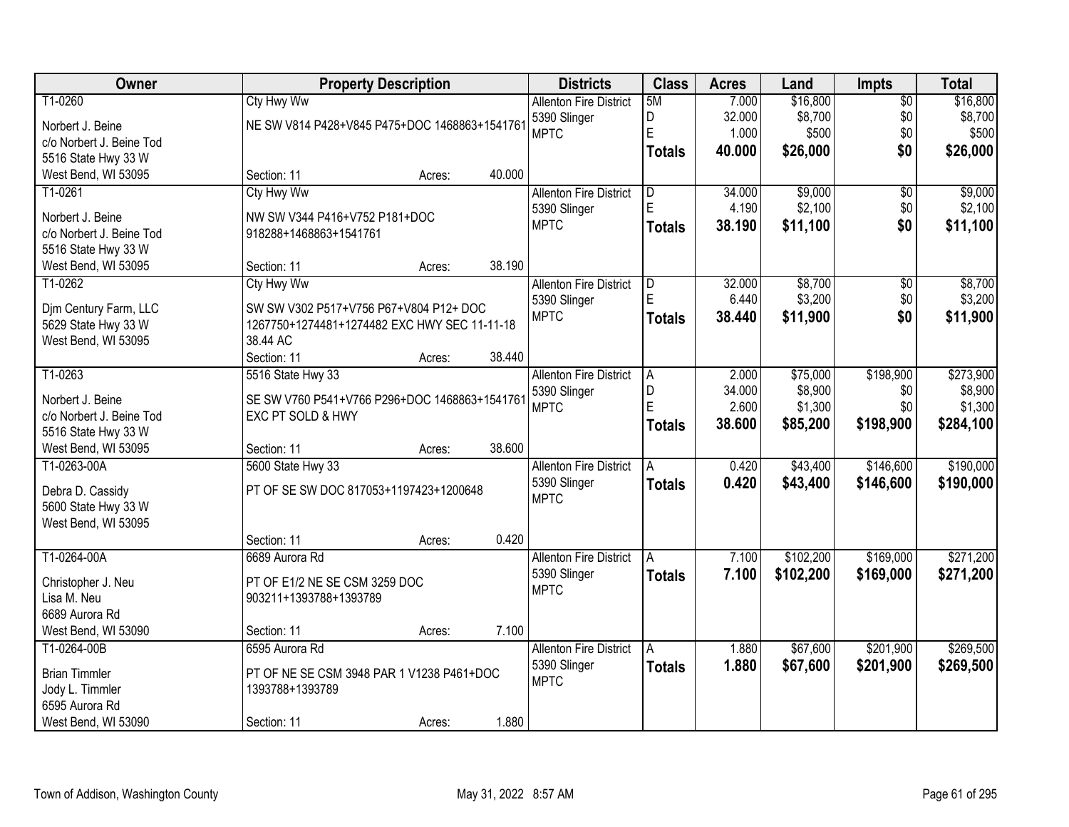| Owner | Property Description | Districts | Class | Acres | Land | Impts | Total |
|---|---|---|---|---|---|---|---|
| T1-0260<br>Norbert J. Beine<br>c/o Norbert J. Beine Tod<br>5516 State Hwy 33 W<br>West Bend, WI 53095 | Cty Hwy Ww<br>NE SW V814 P428+V845 P475+DOC 1468863+1541761<br>Section: 11 Acres: 40.000 | Allenton Fire District<br>5390 Slinger<br>MPTC | 5M<br>D<br>E<br>**Totals** | 7.000<br>32.000<br>1.000<br>**40.000** | $16,800<br>$8,700<br>$500<br>**$26,000** | $0<br>$0<br>$0<br>**$0** | $16,800<br>$8,700<br>$500<br>**$26,000** |
| T1-0261<br>Norbert J. Beine<br>c/o Norbert J. Beine Tod<br>5516 State Hwy 33 W<br>West Bend, WI 53095 | Cty Hwy Ww<br>NW SW V344 P416+V752 P181+DOC 918288+1468863+1541761<br>Section: 11 Acres: 38.190 | Allenton Fire District<br>5390 Slinger<br>MPTC | D<br>E<br>**Totals** | 34.000<br>4.190<br>**38.190** | $9,000<br>$2,100<br>**$11,100** | $0<br>$0<br>**$0** | $9,000<br>$2,100<br>**$11,100** |
| T1-0262<br>Djm Century Farm, LLC<br>5629 State Hwy 33 W<br>West Bend, WI 53095 | Cty Hwy Ww<br>SW SW V302 P517+V756 P67+V804 P12+ DOC 1267750+1274481+1274482 EXC HWY SEC 11-11-18 38.44 AC<br>Section: 11 Acres: 38.440 | Allenton Fire District<br>5390 Slinger<br>MPTC | D<br>E<br>**Totals** | 32.000<br>6.440<br>**38.440** | $8,700<br>$3,200<br>**$11,900** | $0<br>$0<br>**$0** | $8,700<br>$3,200<br>**$11,900** |
| T1-0263<br>Norbert J. Beine<br>c/o Norbert J. Beine Tod<br>5516 State Hwy 33 W<br>West Bend, WI 53095 | 5516 State Hwy 33<br>SE SW V760 P541+V766 P296+DOC 1468863+1541761 EXC PT SOLD & HWY<br>Section: 11 Acres: 38.600 | Allenton Fire District<br>5390 Slinger<br>MPTC | A<br>D<br>E<br>**Totals** | 2.000<br>34.000<br>2.600<br>**38.600** | $75,000<br>$8,900<br>$1,300<br>**$85,200** | $198,900<br>$0<br>$0<br>**$198,900** | $273,900<br>$8,900<br>$1,300<br>**$284,100** |
| T1-0263-00A<br>Debra D. Cassidy<br>5600 State Hwy 33 W<br>West Bend, WI 53095 | 5600 State Hwy 33<br>PT OF SE SW DOC 817053+1197423+1200648<br>Section: 11 Acres: 0.420 | Allenton Fire District<br>5390 Slinger<br>MPTC | A<br>**Totals** | 0.420<br>**0.420** | $43,400<br>**$43,400** | $146,600<br>**$146,600** | $190,000<br>**$190,000** |
| T1-0264-00A<br>Christopher J. Neu<br>Lisa M. Neu<br>6689 Aurora Rd<br>West Bend, WI 53090 | 6689 Aurora Rd<br>PT OF E1/2 NE SE CSM 3259 DOC 903211+1393788+1393789<br>Section: 11 Acres: 7.100 | Allenton Fire District<br>5390 Slinger<br>MPTC | A<br>**Totals** | 7.100<br>**7.100** | $102,200<br>**$102,200** | $169,000<br>**$169,000** | $271,200<br>**$271,200** |
| T1-0264-00B<br>Brian Timmler<br>Jody L. Timmler<br>6595 Aurora Rd<br>West Bend, WI 53090 | 6595 Aurora Rd<br>PT OF NE SE CSM 3948 PAR 1 V1238 P461+DOC 1393788+1393789<br>Section: 11 Acres: 1.880 | Allenton Fire District<br>5390 Slinger<br>MPTC | A<br>**Totals** | 1.880<br>**1.880** | $67,600<br>**$67,600** | $201,900<br>**$201,900** | $269,500<br>**$269,500** |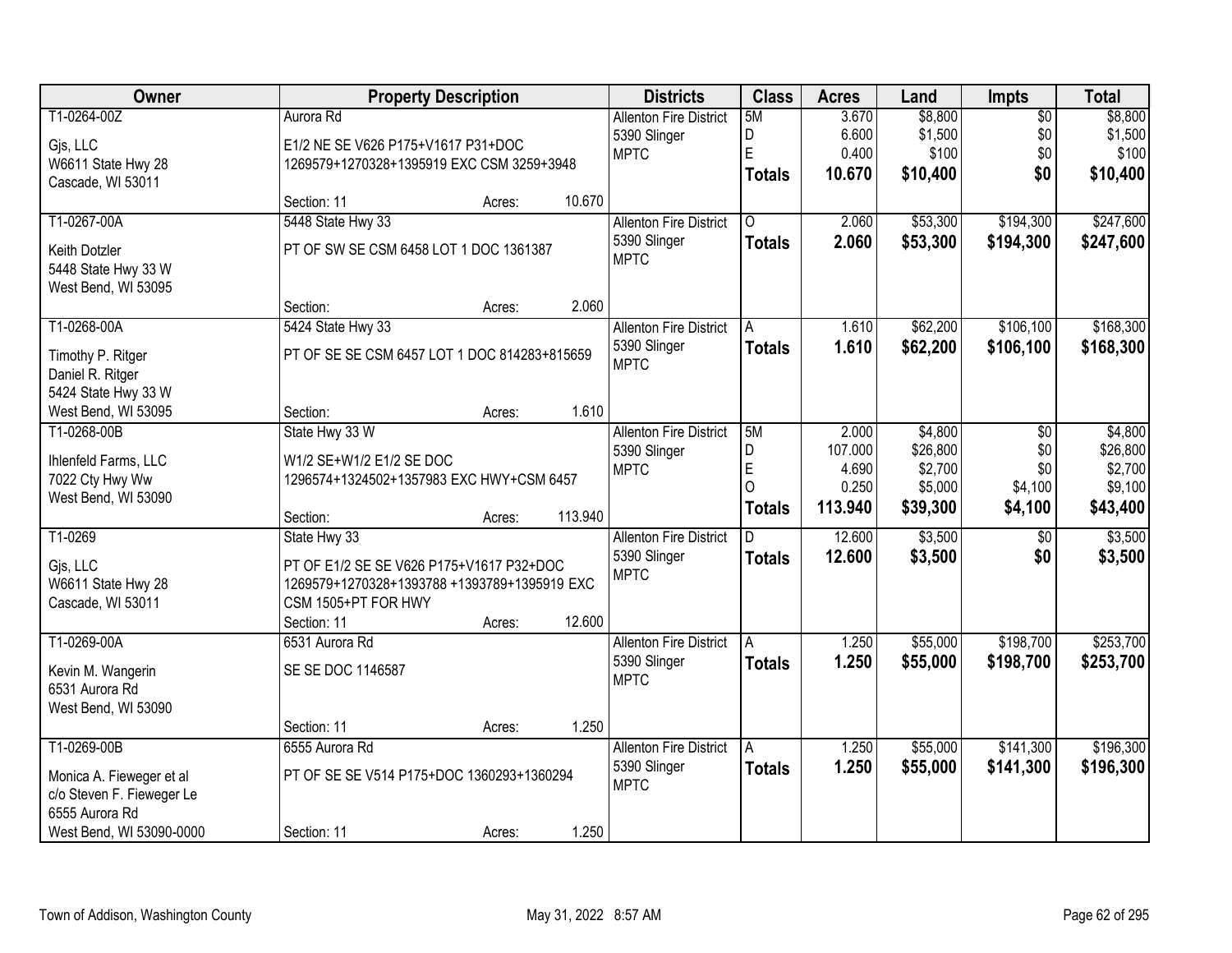| Owner | Property Description | Districts | Class | Acres | Land | Impts | Total |
|---|---|---|---|---|---|---|---|
| T1-0264-00Z<br>Gjs, LLC<br>W6611 State Hwy 28<br>Cascade, WI 53011 | Aurora Rd<br>E1/2 NE SE V626 P175+V1617 P31+DOC 1269579+1270328+1395919 EXC CSM 3259+3948<br>Section: 11 Acres: 10.670 | Allenton Fire District<br>5390 Slinger<br>MPTC | 5M<br>D<br>E<br>**Totals** | 3.670<br>6.600<br>0.400<br>**10.670** | $8,800<br>$1,500<br>$100<br>**$10,400** | $0<br>$0<br>$0<br>**$0** | $8,800<br>$1,500<br>$100<br>**$10,400** |
| T1-0267-00A<br>Keith Dotzler<br>5448 State Hwy 33 W<br>West Bend, WI 53095 | 5448 State Hwy 33<br>PT OF SW SE CSM 6458 LOT 1 DOC 1361387<br>Section: Acres: 2.060 | Allenton Fire District<br>5390 Slinger<br>MPTC | O<br>**Totals** | 2.060<br>**2.060** | $53,300<br>**$53,300** | $194,300<br>**$194,300** | $247,600<br>**$247,600** |
| T1-0268-00A<br>Timothy P. Ritger<br>Daniel R. Ritger<br>5424 State Hwy 33 W<br>West Bend, WI 53095 | 5424 State Hwy 33<br>PT OF SE SE CSM 6457 LOT 1 DOC 814283+815659<br>Section: Acres: 1.610 | Allenton Fire District<br>5390 Slinger<br>MPTC | A<br>**Totals** | 1.610<br>**1.610** | $62,200<br>**$62,200** | $106,100<br>**$106,100** | $168,300<br>**$168,300** |
| T1-0268-00B<br>Ihlenfeld Farms, LLC<br>7022 Cty Hwy Ww<br>West Bend, WI 53090 | State Hwy 33 W<br>W1/2 SE+W1/2 E1/2 SE DOC 1296574+1324502+1357983 EXC HWY+CSM 6457<br>Section: Acres: 113.940 | Allenton Fire District<br>5390 Slinger<br>MPTC | 5M<br>D<br>E<br>O<br>**Totals** | 2.000<br>107.000<br>4.690<br>0.250<br>**113.940** | $4,800<br>$26,800<br>$2,700<br>$5,000<br>**$39,300** | $0<br>$0<br>$0<br>$4,100<br>**$4,100** | $4,800<br>$26,800<br>$2,700<br>$9,100<br>**$43,400** |
| T1-0269<br>Gjs, LLC<br>W6611 State Hwy 28<br>Cascade, WI 53011 | State Hwy 33<br>PT OF E1/2 SE SE V626 P175+V1617 P32+DOC 1269579+1270328+1393788 +1393789+1395919 EXC CSM 1505+PT FOR HWY<br>Section: 11 Acres: 12.600 | Allenton Fire District<br>5390 Slinger<br>MPTC | D<br>**Totals** | 12.600<br>**12.600** | $3,500<br>**$3,500** | $0<br>**$0** | $3,500<br>**$3,500** |
| T1-0269-00A<br>Kevin M. Wangerin<br>6531 Aurora Rd<br>West Bend, WI 53090 | 6531 Aurora Rd<br>SE SE DOC 1146587<br>Section: 11 Acres: 1.250 | Allenton Fire District<br>5390 Slinger<br>MPTC | A<br>**Totals** | 1.250<br>**1.250** | $55,000<br>**$55,000** | $198,700<br>**$198,700** | $253,700<br>**$253,700** |
| T1-0269-00B<br>Monica A. Fieweger et al<br>c/o Steven F. Fieweger Le<br>6555 Aurora Rd<br>West Bend, WI 53090-0000 | 6555 Aurora Rd<br>PT OF SE SE V514 P175+DOC 1360293+1360294<br>Section: 11 Acres: 1.250 | Allenton Fire District<br>5390 Slinger<br>MPTC | A<br>**Totals** | 1.250<br>**1.250** | $55,000<br>**$55,000** | $141,300<br>**$141,300** | $196,300<br>**$196,300** |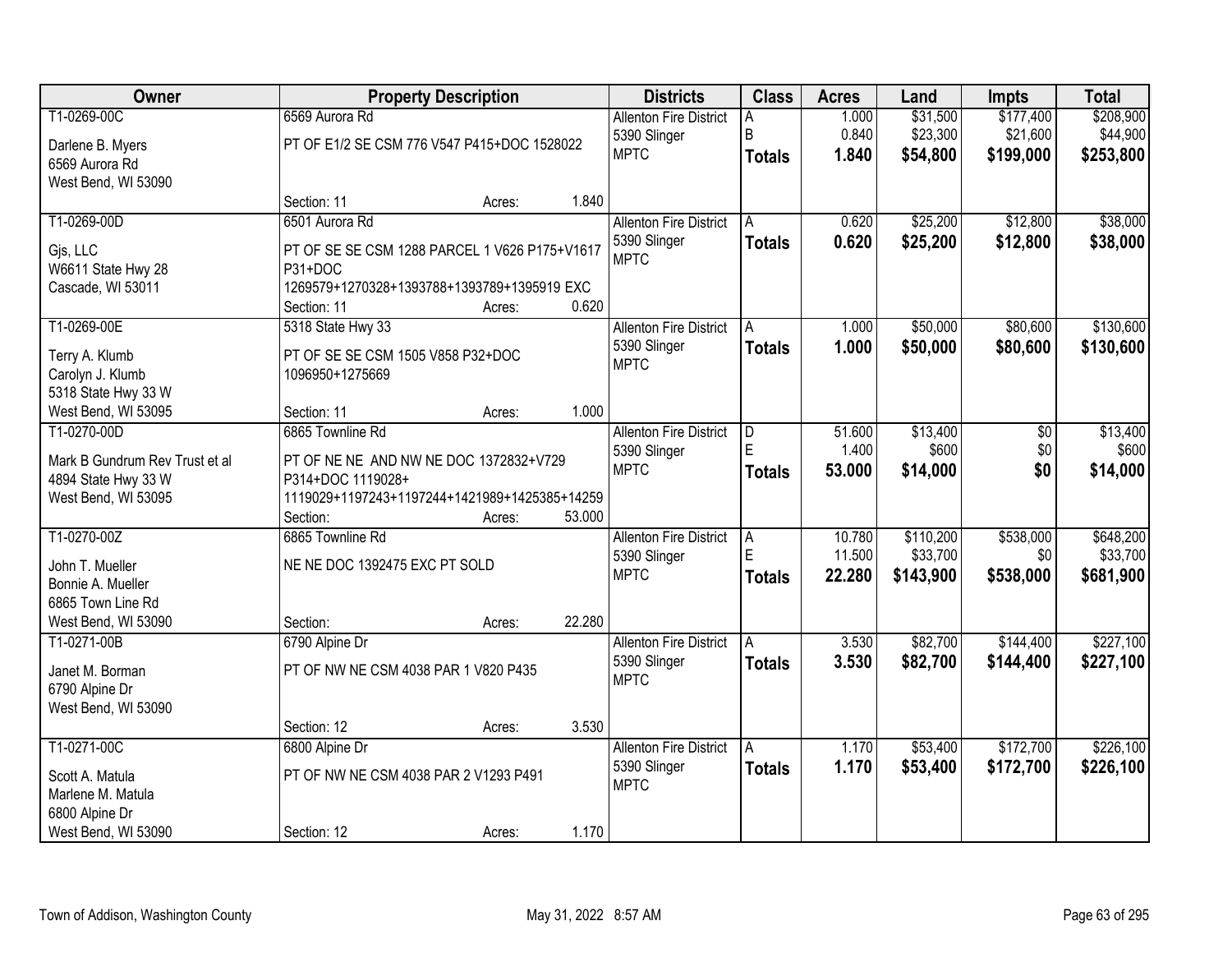| Owner | Property Description | | | Districts | Class | Acres | Land | Impts | Total |
|---|---|---|---|---|---|---|---|---|---|
| T1-0269-00C<br>Darlene B. Myers<br>6569 Aurora Rd<br>West Bend, WI 53090 | 6569 Aurora Rd<br>PT OF E1/2 SE CSM 776 V547 P415+DOC 1528022<br>Section: 11 | Acres: | 1.840 | Allenton Fire District<br>5390 Slinger<br>MPTC | A<br>B<br>**Totals** | 1.000<br>0.840<br>**1.840** | $31,500<br>$23,300<br>**$54,800** | $177,400<br>$21,600<br>**$199,000** | $208,900<br>$44,900<br>**$253,800** |
| T1-0269-00D<br>Gjs, LLC<br>W6611 State Hwy 28<br>Cascade, WI 53011 | 6501 Aurora Rd<br>PT OF SE SE CSM 1288 PARCEL 1 V626 P175+V1617 P31+DOC 1269579+1270328+1393788+1393789+1395919 EXC<br>Section: 11 | Acres: | 0.620 | Allenton Fire District<br>5390 Slinger<br>MPTC | A<br>**Totals** | 0.620<br>**0.620** | $25,200<br>**$25,200** | $12,800<br>**$12,800** | $38,000<br>**$38,000** |
| T1-0269-00E<br>Terry A. Klumb<br>Carolyn J. Klumb<br>5318 State Hwy 33 W<br>West Bend, WI 53095 | 5318 State Hwy 33<br>PT OF SE SE CSM 1505 V858 P32+DOC 1096950+1275669<br>Section: 11 | Acres: | 1.000 | Allenton Fire District<br>5390 Slinger<br>MPTC | A<br>**Totals** | 1.000<br>**1.000** | $50,000<br>**$50,000** | $80,600<br>**$80,600** | $130,600<br>**$130,600** |
| T1-0270-00D<br>Mark B Gundrum Rev Trust et al<br>4894 State Hwy 33 W<br>West Bend, WI 53095 | 6865 Townline Rd<br>PT OF NE NE AND NW NE DOC 1372832+V729 P314+DOC 1119028+ 1119029+1197243+1197244+1421989+1425385+14259<br>Section: | Acres: | 53.000 | Allenton Fire District<br>5390 Slinger<br>MPTC | D<br>E<br>**Totals** | 51.600<br>1.400<br>**53.000** | $13,400<br>$600<br>**$14,000** | $0<br>$0<br>**$0** | $13,400<br>$600<br>**$14,000** |
| T1-0270-00Z<br>John T. Mueller<br>Bonnie A. Mueller<br>6865 Town Line Rd<br>West Bend, WI 53090 | 6865 Townline Rd<br>NE NE DOC 1392475 EXC PT SOLD<br>Section: | Acres: | 22.280 | Allenton Fire District<br>5390 Slinger<br>MPTC | A<br>E<br>**Totals** | 10.780<br>11.500<br>**22.280** | $110,200<br>$33,700<br>**$143,900** | $538,000<br>$0<br>**$538,000** | $648,200<br>$33,700<br>**$681,900** |
| T1-0271-00B<br>Janet M. Borman<br>6790 Alpine Dr<br>West Bend, WI 53090 | 6790 Alpine Dr<br>PT OF NW NE CSM 4038 PAR 1 V820 P435<br>Section: 12 | Acres: | 3.530 | Allenton Fire District<br>5390 Slinger<br>MPTC | A<br>**Totals** | 3.530<br>**3.530** | $82,700<br>**$82,700** | $144,400<br>**$144,400** | $227,100<br>**$227,100** |
| T1-0271-00C<br>Scott A. Matula<br>Marlene M. Matula<br>6800 Alpine Dr<br>West Bend, WI 53090 | 6800 Alpine Dr<br>PT OF NW NE CSM 4038 PAR 2 V1293 P491<br>Section: 12 | Acres: | 1.170 | Allenton Fire District<br>5390 Slinger<br>MPTC | A<br>**Totals** | 1.170<br>**1.170** | $53,400<br>**$53,400** | $172,700<br>**$172,700** | $226,100<br>**$226,100** |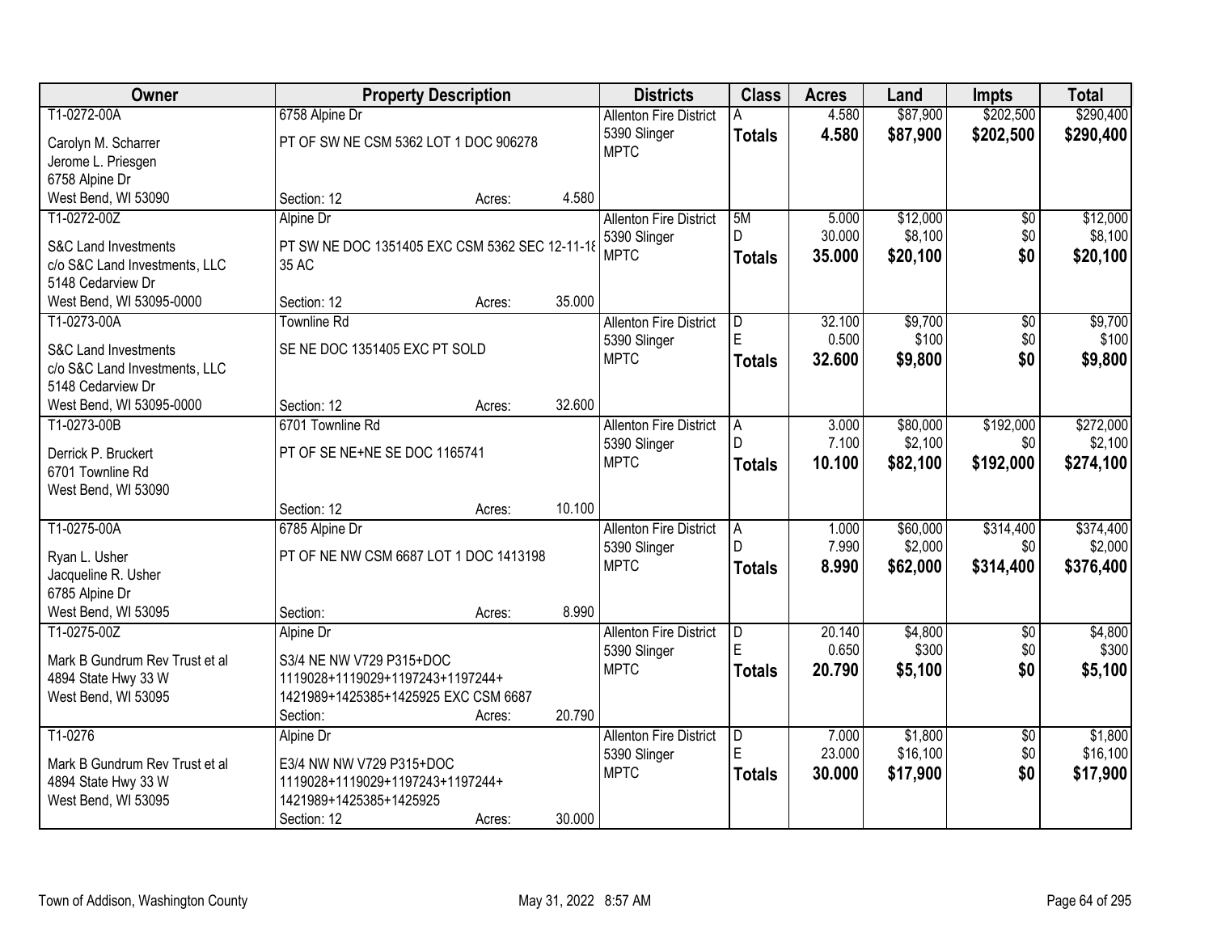| Owner | Property Description | | | Districts | Class | Acres | Land | Impts | Total |
|---|---|---|---|---|---|---|---|---|---|
| T1-0272-00A | 6758 Alpine Dr | | | Allenton Fire District | A | 4.580 | $87,900 | $202,500 | $290,400 |
| Carolyn M. Scharrer | PT OF SW NE CSM 5362 LOT 1 DOC 906278 | | | 5390 Slinger | **Totals** | **4.580** | **$87,900** | **$202,500** | **$290,400** |
| Jerome L. Priesgen | | | | MPTC | | | | | |
| 6758 Alpine Dr | | | | | | | | | |
| West Bend, WI 53090 | Section: 12 | Acres: | 4.580 | | | | | | |
| T1-0272-00Z | Alpine Dr | | | Allenton Fire District | 5M | 5.000 | $12,000 | $0 | $12,000 |
| S&C Land Investments | PT SW NE DOC 1351405 EXC CSM 5362 SEC 12-11-18 | | | 5390 Slinger | D | 30.000 | $8,100 | $0 | $8,100 |
| c/o S&C Land Investments, LLC | 35 AC | | | MPTC | **Totals** | **35.000** | **$20,100** | **$0** | **$20,100** |
| 5148 Cedarview Dr | | | | | | | | | |
| West Bend, WI 53095-0000 | Section: 12 | Acres: | 35.000 | | | | | | |
| T1-0273-00A | Townline Rd | | | Allenton Fire District | D | 32.100 | $9,700 | $0 | $9,700 |
| S&C Land Investments | SE NE DOC 1351405 EXC PT SOLD | | | 5390 Slinger | E | 0.500 | $100 | $0 | $100 |
| c/o S&C Land Investments, LLC | | | | MPTC | **Totals** | **32.600** | **$9,800** | **$0** | **$9,800** |
| 5148 Cedarview Dr | | | | | | | | | |
| West Bend, WI 53095-0000 | Section: 12 | Acres: | 32.600 | | | | | | |
| T1-0273-00B | 6701 Townline Rd | | | Allenton Fire District | A | 3.000 | $80,000 | $192,000 | $272,000 |
| Derrick P. Bruckert | PT OF SE NE+NE SE DOC 1165741 | | | 5390 Slinger | D | 7.100 | $2,100 | $0 | $2,100 |
| 6701 Townline Rd | | | | MPTC | **Totals** | **10.100** | **$82,100** | **$192,000** | **$274,100** |
| West Bend, WI 53090 | | | | | | | | | |
| | Section: 12 | Acres: | 10.100 | | | | | | |
| T1-0275-00A | 6785 Alpine Dr | | | Allenton Fire District | A | 1.000 | $60,000 | $314,400 | $374,400 |
| Ryan L. Usher | PT OF NE NW CSM 6687 LOT 1 DOC 1413198 | | | 5390 Slinger | D | 7.990 | $2,000 | $0 | $2,000 |
| Jacqueline R. Usher | | | | MPTC | **Totals** | **8.990** | **$62,000** | **$314,400** | **$376,400** |
| 6785 Alpine Dr | | | | | | | | | |
| West Bend, WI 53095 | Section: | Acres: | 8.990 | | | | | | |
| T1-0275-00Z | Alpine Dr | | | Allenton Fire District | D | 20.140 | $4,800 | $0 | $4,800 |
| Mark B Gundrum Rev Trust et al | S3/4 NE NW V729 P315+DOC | | | 5390 Slinger | E | 0.650 | $300 | $0 | $300 |
| 4894 State Hwy 33 W | 1119028+1119029+1197243+1197244+ | | | MPTC | **Totals** | **20.790** | **$5,100** | **$0** | **$5,100** |
| West Bend, WI 53095 | 1421989+1425385+1425925 EXC CSM 6687 | | | | | | | | |
| | Section: | Acres: | 20.790 | | | | | | |
| T1-0276 | Alpine Dr | | | Allenton Fire District | D | 7.000 | $1,800 | $0 | $1,800 |
| Mark B Gundrum Rev Trust et al | E3/4 NW NW V729 P315+DOC | | | 5390 Slinger | E | 23.000 | $16,100 | $0 | $16,100 |
| 4894 State Hwy 33 W | 1119028+1119029+1197243+1197244+ | | | MPTC | **Totals** | **30.000** | **$17,900** | **$0** | **$17,900** |
| West Bend, WI 53095 | 1421989+1425385+1425925 | | | | | | | | |
| | Section: 12 | Acres: | 30.000 | | | | | | |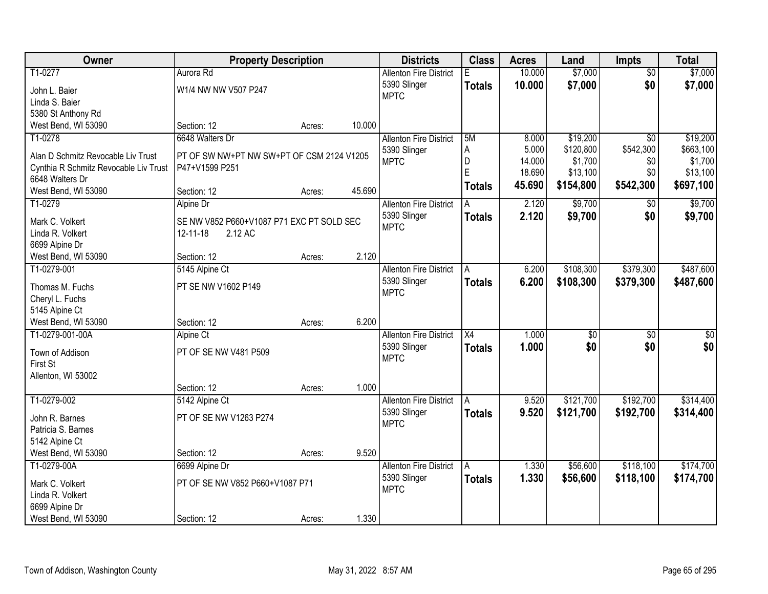| Owner | Property Description | Districts | Class | Acres | Land | Impts | Total |
|---|---|---|---|---|---|---|---|
| T1-0277<br>John L. Baier<br>Linda S. Baier<br>5380 St Anthony Rd<br>West Bend, WI 53090 | Aurora Rd<br>W1/4 NW NW V507 P247<br>Section: 12 Acres: 10.000 | Allenton Fire District<br>5390 Slinger<br>MPTC | E<br>**Totals** | 10.000<br>**10.000** | $7,000<br>**$7,000** | $0<br>**$0** | $7,000<br>**$7,000** |
| T1-0278<br>Alan D Schmitz Revocable Liv Trust<br>Cynthia R Schmitz Revocable Liv Trust<br>6648 Walters Dr<br>West Bend, WI 53090 | 6648 Walters Dr<br>PT OF SW NW+PT NW SW+PT OF CSM 2124 V1205 P47+V1599 P251<br>Section: 12 Acres: 45.690 | Allenton Fire District<br>5390 Slinger<br>MPTC | 5M<br>A<br>D<br>E<br>**Totals** | 8.000<br>5.000<br>14.000<br>18.690<br>**45.690** | $19,200<br>$120,800<br>$1,700<br>$13,100<br>**$154,800** | $0<br>$542,300<br>$0<br>$0<br>**$542,300** | $19,200<br>$663,100<br>$1,700<br>$13,100<br>**$697,100** |
| T1-0279<br>Mark C. Volkert<br>Linda R. Volkert<br>6699 Alpine Dr<br>West Bend, WI 53090 | Alpine Dr<br>SE NW V852 P660+V1087 P71 EXC PT SOLD SEC 12-11-18 2.12 AC<br>Section: 12 Acres: 2.120 | Allenton Fire District<br>5390 Slinger<br>MPTC | A<br>**Totals** | 2.120<br>**2.120** | $9,700<br>**$9,700** | $0<br>**$0** | $9,700<br>**$9,700** |
| T1-0279-001<br>Thomas M. Fuchs<br>Cheryl L. Fuchs<br>5145 Alpine Ct<br>West Bend, WI 53090 | 5145 Alpine Ct<br>PT SE NW V1602 P149<br>Section: 12 Acres: 6.200 | Allenton Fire District<br>5390 Slinger<br>MPTC | A<br>**Totals** | 6.200<br>**6.200** | $108,300<br>**$108,300** | $379,300<br>**$379,300** | $487,600<br>**$487,600** |
| T1-0279-001-00A<br>Town of Addison<br>First St<br>Allenton, WI 53002 | Alpine Ct<br>PT OF SE NW V481 P509<br>Section: 12 Acres: 1.000 | Allenton Fire District<br>5390 Slinger<br>MPTC | X4<br>**Totals** | 1.000<br>**1.000** | $0<br>**$0** | $0<br>**$0** | $0<br>**$0** |
| T1-0279-002<br>John R. Barnes<br>Patricia S. Barnes<br>5142 Alpine Ct<br>West Bend, WI 53090 | 5142 Alpine Ct<br>PT OF SE NW V1263 P274<br>Section: 12 Acres: 9.520 | Allenton Fire District<br>5390 Slinger<br>MPTC | A<br>**Totals** | 9.520<br>**9.520** | $121,700<br>**$121,700** | $192,700<br>**$192,700** | $314,400<br>**$314,400** |
| T1-0279-00A<br>Mark C. Volkert<br>Linda R. Volkert<br>6699 Alpine Dr<br>West Bend, WI 53090 | 6699 Alpine Dr<br>PT OF SE NW V852 P660+V1087 P71<br>Section: 12 Acres: 1.330 | Allenton Fire District<br>5390 Slinger<br>MPTC | A<br>**Totals** | 1.330<br>**1.330** | $56,600<br>**$56,600** | $118,100<br>**$118,100** | $174,700<br>**$174,700** |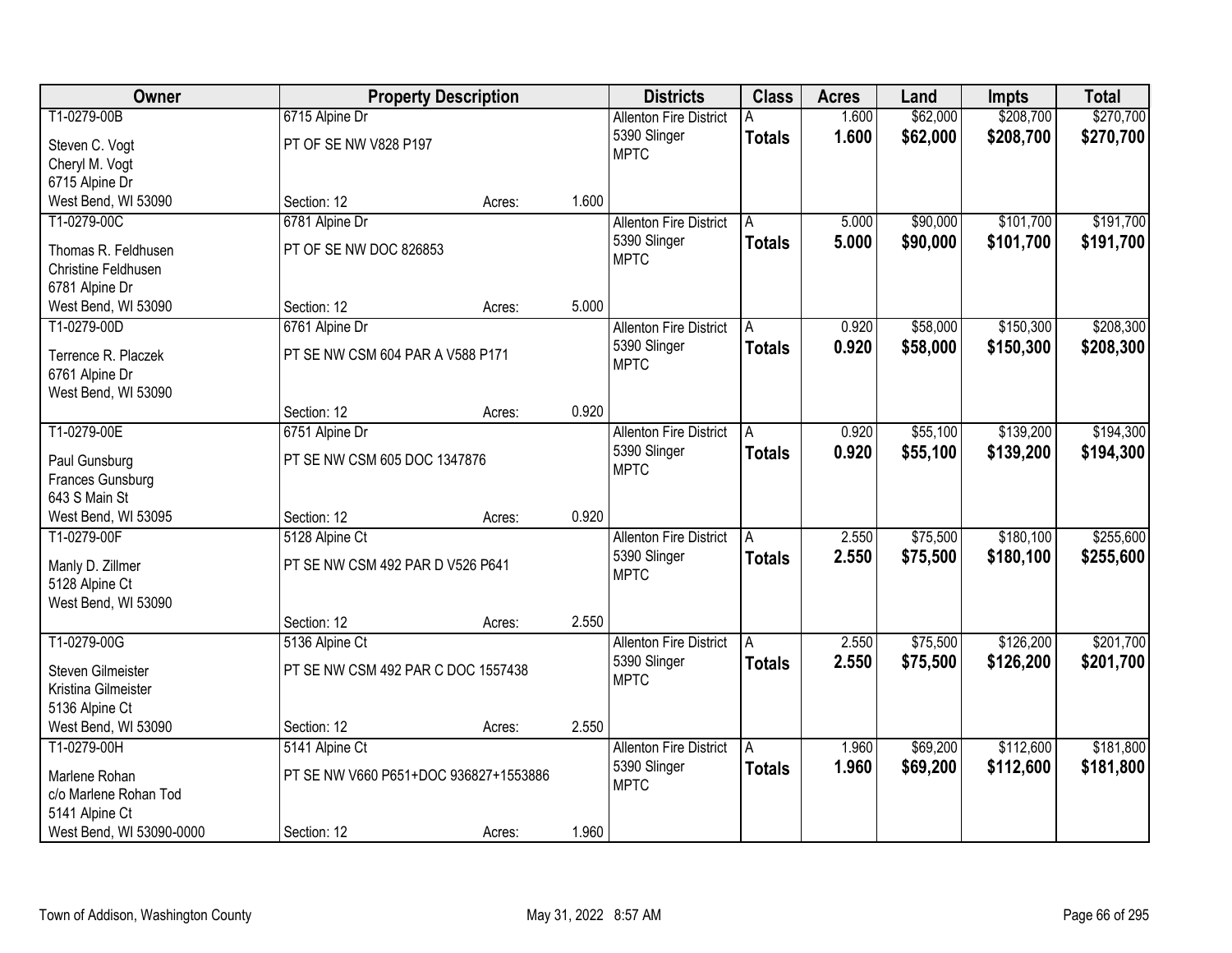| Owner | Property Description | | | Districts | Class | Acres | Land | Impts | Total |
|---|---|---|---|---|---|---|---|---|---|
| T1-0279-00B | 6715 Alpine Dr | | | Allenton Fire District | A | 1.600 | $62,000 | $208,700 | $270,700 |
| Steven C. Vogt<br>Cheryl M. Vogt<br>6715 Alpine Dr<br>West Bend, WI 53090 | PT OF SE NW V828 P197 | | | 5390 Slinger<br>MPTC | **Totals** | **1.600** | **$62,000** | **$208,700** | **$270,700** |
| | Section: 12 | Acres: | 1.600 | | | | | | |
| T1-0279-00C | 6781 Alpine Dr | | | Allenton Fire District | A | 5.000 | $90,000 | $101,700 | $191,700 |
| Thomas R. Feldhusen<br>Christine Feldhusen<br>6781 Alpine Dr<br>West Bend, WI 53090 | PT OF SE NW DOC 826853 | | | 5390 Slinger<br>MPTC | **Totals** | **5.000** | **$90,000** | **$101,700** | **$191,700** |
| | Section: 12 | Acres: | 5.000 | | | | | | |
| T1-0279-00D | 6761 Alpine Dr | | | Allenton Fire District | A | 0.920 | $58,000 | $150,300 | $208,300 |
| Terrence R. Placzek<br>6761 Alpine Dr<br>West Bend, WI 53090 | PT SE NW CSM 604 PAR A V588 P171 | | | 5390 Slinger<br>MPTC | **Totals** | **0.920** | **$58,000** | **$150,300** | **$208,300** |
| | Section: 12 | Acres: | 0.920 | | | | | | |
| T1-0279-00E | 6751 Alpine Dr | | | Allenton Fire District | A | 0.920 | $55,100 | $139,200 | $194,300 |
| Paul Gunsburg<br>Frances Gunsburg<br>643 S Main St<br>West Bend, WI 53095 | PT SE NW CSM 605 DOC 1347876 | | | 5390 Slinger<br>MPTC | **Totals** | **0.920** | **$55,100** | **$139,200** | **$194,300** |
| | Section: 12 | Acres: | 0.920 | | | | | | |
| T1-0279-00F | 5128 Alpine Ct | | | Allenton Fire District | A | 2.550 | $75,500 | $180,100 | $255,600 |
| Manly D. Zillmer<br>5128 Alpine Ct<br>West Bend, WI 53090 | PT SE NW CSM 492 PAR D V526 P641 | | | 5390 Slinger<br>MPTC | **Totals** | **2.550** | **$75,500** | **$180,100** | **$255,600** |
| | Section: 12 | Acres: | 2.550 | | | | | | |
| T1-0279-00G | 5136 Alpine Ct | | | Allenton Fire District | A | 2.550 | $75,500 | $126,200 | $201,700 |
| Steven Gilmeister<br>Kristina Gilmeister<br>5136 Alpine Ct<br>West Bend, WI 53090 | PT SE NW CSM 492 PAR C DOC 1557438 | | | 5390 Slinger<br>MPTC | **Totals** | **2.550** | **$75,500** | **$126,200** | **$201,700** |
| | Section: 12 | Acres: | 2.550 | | | | | | |
| T1-0279-00H | 5141 Alpine Ct | | | Allenton Fire District | A | 1.960 | $69,200 | $112,600 | $181,800 |
| Marlene Rohan<br>c/o Marlene Rohan Tod<br>5141 Alpine Ct<br>West Bend, WI 53090-0000 | PT SE NW V660 P651+DOC 936827+1553886 | | | 5390 Slinger<br>MPTC | **Totals** | **1.960** | **$69,200** | **$112,600** | **$181,800** |
| | Section: 12 | Acres: | 1.960 | | | | | | |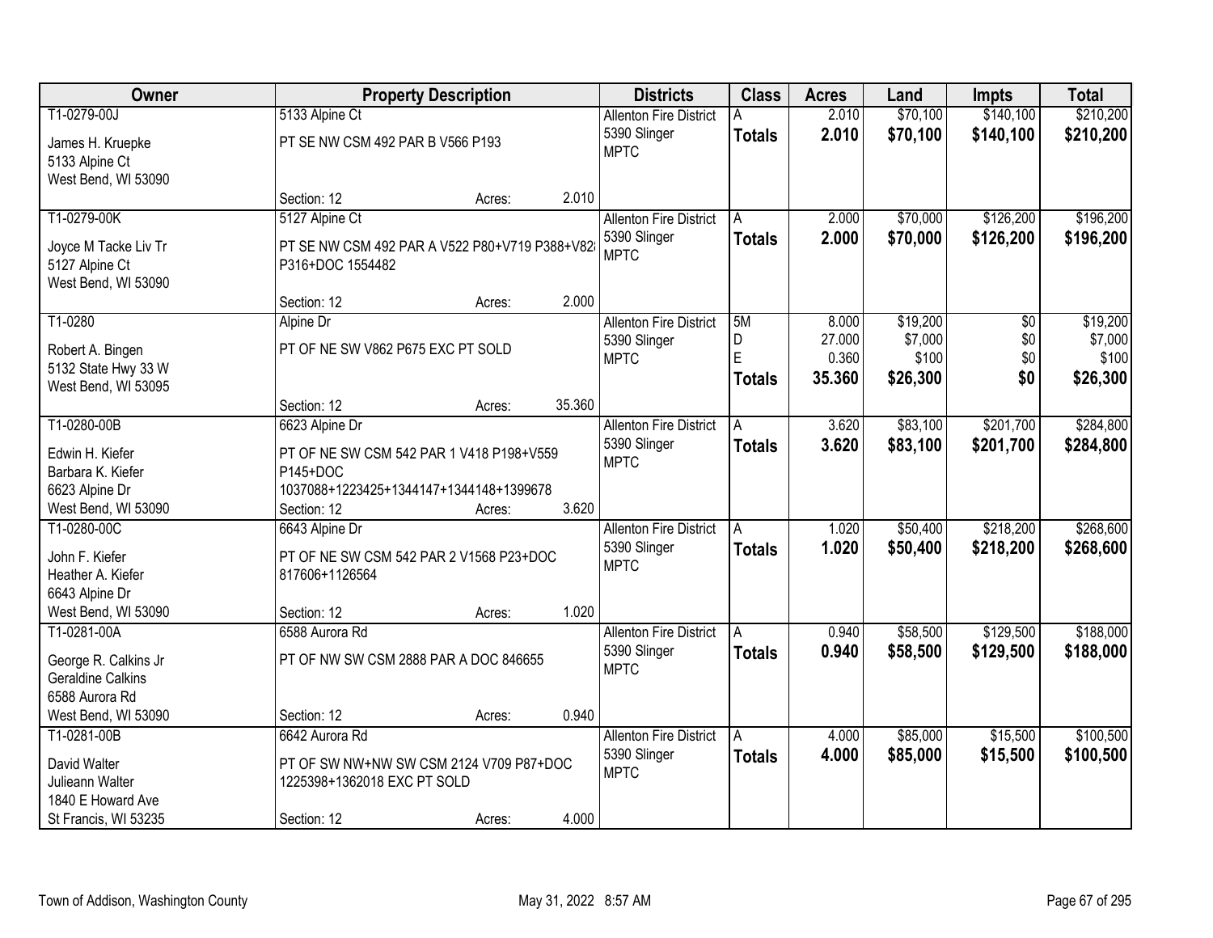| Owner | Property Description | Districts | Class | Acres | Land | Impts | Total |
|---|---|---|---|---|---|---|---|
| T1-0279-00J<br>James H. Kruepke<br>5133 Alpine Ct<br>West Bend, WI 53090 | 5133 Alpine Ct<br>PT SE NW CSM 492 PAR B V566 P193<br>Section: 12 Acres: 2.010 | Allenton Fire District<br>5390 Slinger<br>MPTC | A<br>**Totals** | 2.010<br>**2.010** | $70,100<br>**$70,100** | $140,100<br>**$140,100** | $210,200<br>**$210,200** |
| T1-0279-00K<br>Joyce M Tacke Liv Tr<br>5127 Alpine Ct<br>West Bend, WI 53090 | 5127 Alpine Ct<br>PT SE NW CSM 492 PAR A V522 P80+V719 P388+V82ſ P316+DOC 1554482<br>Section: 12 Acres: 2.000 | Allenton Fire District<br>5390 Slinger<br>MPTC | A<br>**Totals** | 2.000<br>**2.000** | $70,000<br>**$70,000** | $126,200<br>**$126,200** | $196,200<br>**$196,200** |
| T1-0280<br>Robert A. Bingen<br>5132 State Hwy 33 W<br>West Bend, WI 53095 | Alpine Dr<br>PT OF NE SW V862 P675 EXC PT SOLD<br>Section: 12 Acres: 35.360 | Allenton Fire District<br>5390 Slinger<br>MPTC | 5M<br>D<br>E<br>**Totals** | 8.000<br>27.000<br>0.360<br>**35.360** | $19,200<br>$7,000<br>$100<br>**$26,300** | $0<br>$0<br>$0<br>**$0** | $19,200<br>$7,000<br>$100<br>**$26,300** |
| T1-0280-00B<br>Edwin H. Kiefer<br>Barbara K. Kiefer<br>6623 Alpine Dr<br>West Bend, WI 53090 | 6623 Alpine Dr<br>PT OF NE SW CSM 542 PAR 1 V418 P198+V559 P145+DOC 1037088+1223425+1344147+1344148+1399678<br>Section: 12 Acres: 3.620 | Allenton Fire District<br>5390 Slinger<br>MPTC | A<br>**Totals** | 3.620<br>**3.620** | $83,100<br>**$83,100** | $201,700<br>**$201,700** | $284,800<br>**$284,800** |
| T1-0280-00C<br>John F. Kiefer<br>Heather A. Kiefer<br>6643 Alpine Dr<br>West Bend, WI 53090 | 6643 Alpine Dr<br>PT OF NE SW CSM 542 PAR 2 V1568 P23+DOC 817606+1126564<br>Section: 12 Acres: 1.020 | Allenton Fire District<br>5390 Slinger<br>MPTC | A<br>**Totals** | 1.020<br>**1.020** | $50,400<br>**$50,400** | $218,200<br>**$218,200** | $268,600<br>**$268,600** |
| T1-0281-00A<br>George R. Calkins Jr<br>Geraldine Calkins<br>6588 Aurora Rd<br>West Bend, WI 53090 | 6588 Aurora Rd<br>PT OF NW SW CSM 2888 PAR A DOC 846655<br>Section: 12 Acres: 0.940 | Allenton Fire District<br>5390 Slinger<br>MPTC | A<br>**Totals** | 0.940<br>**0.940** | $58,500<br>**$58,500** | $129,500<br>**$129,500** | $188,000<br>**$188,000** |
| T1-0281-00B<br>David Walter<br>Julieann Walter<br>1840 E Howard Ave<br>St Francis, WI 53235 | 6642 Aurora Rd<br>PT OF SW NW+NW SW CSM 2124 V709 P87+DOC 1225398+1362018 EXC PT SOLD<br>Section: 12 Acres: 4.000 | Allenton Fire District<br>5390 Slinger<br>MPTC | A<br>**Totals** | 4.000<br>**4.000** | $85,000<br>**$85,000** | $15,500<br>**$15,500** | $100,500<br>**$100,500** |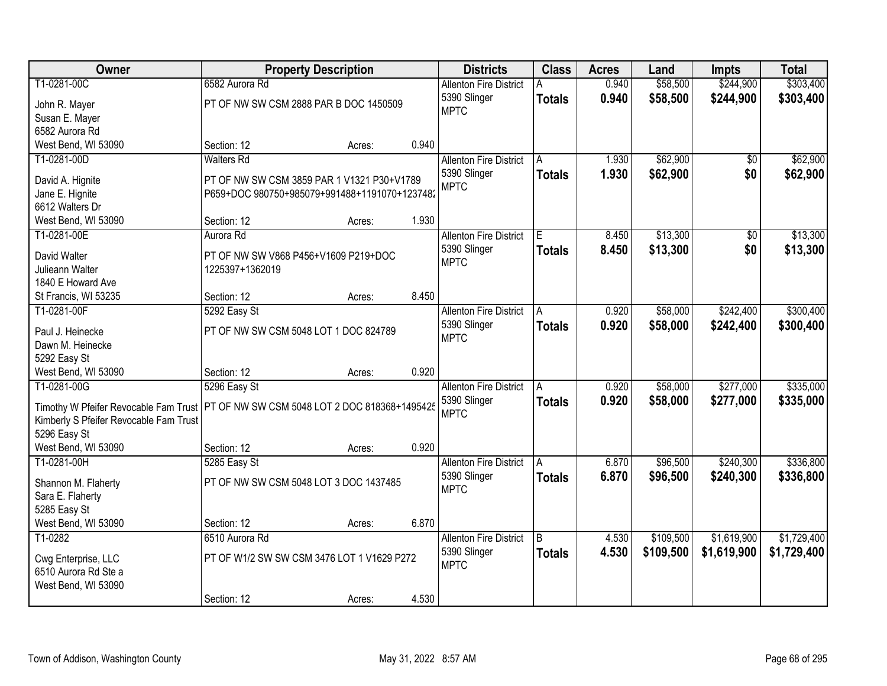| Owner | Property Description | Districts | Class | Acres | Land | Impts | Total |
|---|---|---|---|---|---|---|---|
| T1-0281-00C<br>John R. Mayer<br>Susan E. Mayer<br>6582 Aurora Rd<br>West Bend, WI 53090 | 6582 Aurora Rd<br>PT OF NW SW CSM 2888 PAR B DOC 1450509<br>Section: 12 Acres: 0.940 | Allenton Fire District<br>5390 Slinger<br>MPTC | A<br>**Totals** | 0.940<br>**0.940** | $58,500<br>**$58,500** | $244,900<br>**$244,900** | $303,400<br>**$303,400** |
| T1-0281-00D<br>David A. Hignite<br>Jane E. Hignite<br>6612 Walters Dr<br>West Bend, WI 53090 | Walters Rd<br>PT OF NW SW CSM 3859 PAR 1 V1321 P30+V1789 P659+DOC 980750+985079+991488+1191070+1237482<br>Section: 12 Acres: 1.930 | Allenton Fire District<br>5390 Slinger<br>MPTC | A<br>**Totals** | 1.930<br>**1.930** | $62,900<br>**$62,900** | $0<br>**$0** | $62,900<br>**$62,900** |
| T1-0281-00E<br>David Walter<br>Julieann Walter<br>1840 E Howard Ave<br>St Francis, WI 53235 | Aurora Rd<br>PT OF NW SW V868 P456+V1609 P219+DOC 1225397+1362019<br>Section: 12 Acres: 8.450 | Allenton Fire District<br>5390 Slinger<br>MPTC | E<br>**Totals** | 8.450<br>**8.450** | $13,300<br>**$13,300** | $0<br>**$0** | $13,300<br>**$13,300** |
| T1-0281-00F<br>Paul J. Heinecke<br>Dawn M. Heinecke<br>5292 Easy St<br>West Bend, WI 53090 | 5292 Easy St<br>PT OF NW SW CSM 5048 LOT 1 DOC 824789<br>Section: 12 Acres: 0.920 | Allenton Fire District<br>5390 Slinger<br>MPTC | A<br>**Totals** | 0.920<br>**0.920** | $58,000<br>**$58,000** | $242,400<br>**$242,400** | $300,400<br>**$300,400** |
| T1-0281-00G<br>Timothy W Pfeifer Revocable Fam Trust<br>Kimberly S Pfeifer Revocable Fam Trust<br>5296 Easy St<br>West Bend, WI 53090 | 5296 Easy St<br>PT OF NW SW CSM 5048 LOT 2 DOC 818368+1495425<br>Section: 12 Acres: 0.920 | Allenton Fire District<br>5390 Slinger<br>MPTC | A<br>**Totals** | 0.920<br>**0.920** | $58,000<br>**$58,000** | $277,000<br>**$277,000** | $335,000<br>**$335,000** |
| T1-0281-00H<br>Shannon M. Flaherty<br>Sara E. Flaherty<br>5285 Easy St<br>West Bend, WI 53090 | 5285 Easy St<br>PT OF NW SW CSM 5048 LOT 3 DOC 1437485<br>Section: 12 Acres: 6.870 | Allenton Fire District<br>5390 Slinger<br>MPTC | A<br>**Totals** | 6.870<br>**6.870** | $96,500<br>**$96,500** | $240,300<br>**$240,300** | $336,800<br>**$336,800** |
| T1-0282<br>Cwg Enterprise, LLC<br>6510 Aurora Rd Ste a<br>West Bend, WI 53090 | 6510 Aurora Rd<br>PT OF W1/2 SW SW CSM 3476 LOT 1 V1629 P272<br>Section: 12 Acres: 4.530 | Allenton Fire District<br>5390 Slinger<br>MPTC | B<br>**Totals** | 4.530<br>**4.530** | $109,500<br>**$109,500** | $1,619,900<br>**$1,619,900** | $1,729,400<br>**$1,729,400** |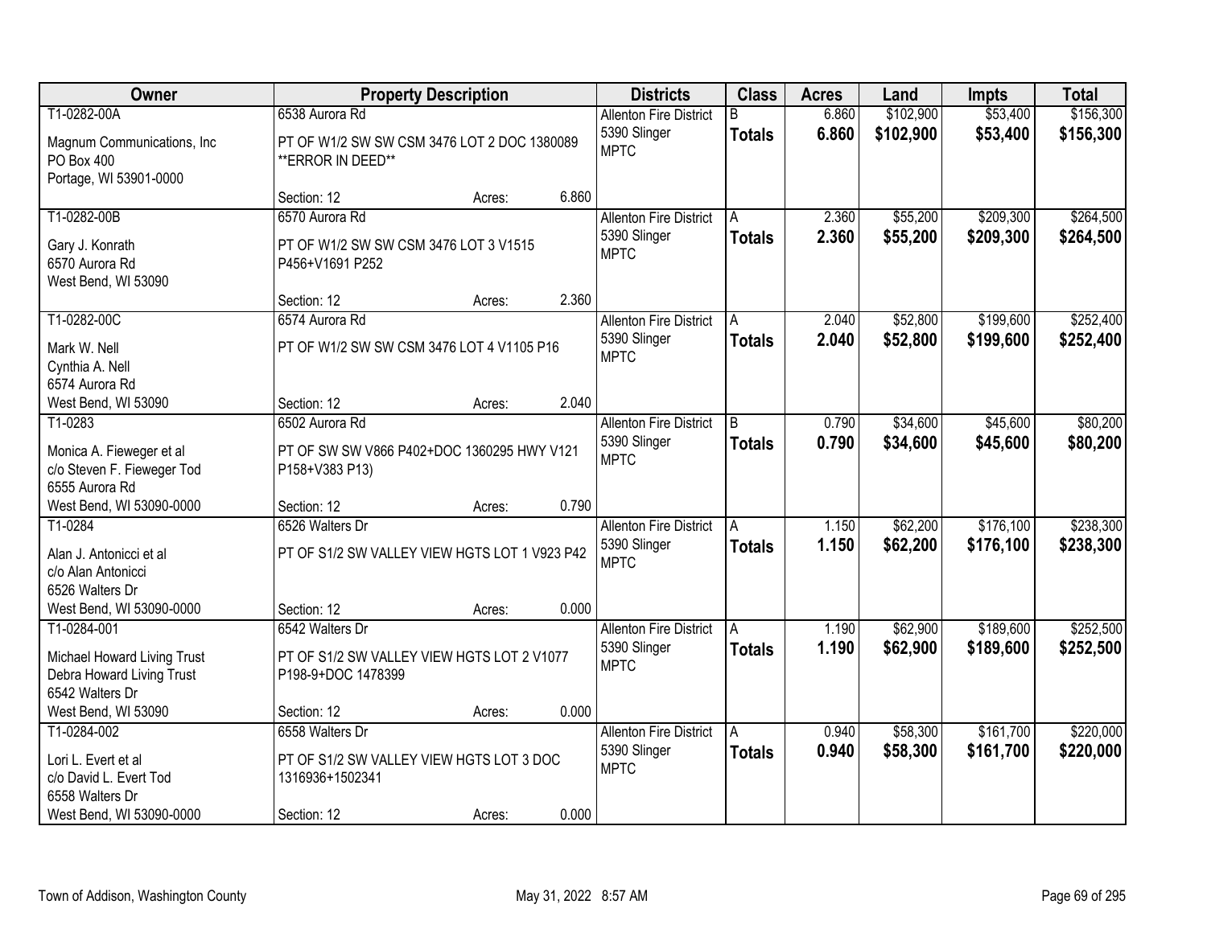| Owner | Property Description | | | Districts | Class | Acres | Land | Impts | Total |
|---|---|---|---|---|---|---|---|---|---|
| T1-0282-00A<br>Magnum Communications, Inc<br>PO Box 400<br>Portage, WI 53901-0000 | 6538 Aurora Rd<br>PT OF W1/2 SW SW CSM 3476 LOT 2 DOC 1380089 **ERROR IN DEED**<br>Section: 12 | Acres: | 6.860 | Allenton Fire District<br>5390 Slinger<br>MPTC | B<br>**Totals** | 6.860<br>**6.860** | $102,900<br>**$102,900** | $53,400<br>**$53,400** | $156,300<br>**$156,300** |
| T1-0282-00B<br>Gary J. Konrath<br>6570 Aurora Rd<br>West Bend, WI 53090 | 6570 Aurora Rd<br>PT OF W1/2 SW SW CSM 3476 LOT 3 V1515 P456+V1691 P252<br>Section: 12 | Acres: | 2.360 | Allenton Fire District<br>5390 Slinger<br>MPTC | A<br>**Totals** | 2.360<br>**2.360** | $55,200<br>**$55,200** | $209,300<br>**$209,300** | $264,500<br>**$264,500** |
| T1-0282-00C<br>Mark W. Nell<br>Cynthia A. Nell<br>6574 Aurora Rd<br>West Bend, WI 53090 | 6574 Aurora Rd<br>PT OF W1/2 SW SW CSM 3476 LOT 4 V1105 P16<br>Section: 12 | Acres: | 2.040 | Allenton Fire District<br>5390 Slinger<br>MPTC | A<br>**Totals** | 2.040<br>**2.040** | $52,800<br>**$52,800** | $199,600<br>**$199,600** | $252,400<br>**$252,400** |
| T1-0283<br>Monica A. Fieweger et al<br>c/o Steven F. Fieweger Tod<br>6555 Aurora Rd<br>West Bend, WI 53090-0000 | 6502 Aurora Rd<br>PT OF SW SW V866 P402+DOC 1360295 HWY V121 P158+V383 P13)<br>Section: 12 | Acres: | 0.790 | Allenton Fire District<br>5390 Slinger<br>MPTC | B<br>**Totals** | 0.790<br>**0.790** | $34,600<br>**$34,600** | $45,600<br>**$45,600** | $80,200<br>**$80,200** |
| T1-0284<br>Alan J. Antonicci et al<br>c/o Alan Antonicci<br>6526 Walters Dr<br>West Bend, WI 53090-0000 | 6526 Walters Dr<br>PT OF S1/2 SW VALLEY VIEW HGTS LOT 1 V923 P42<br>Section: 12 | Acres: | 0.000 | Allenton Fire District<br>5390 Slinger<br>MPTC | A<br>**Totals** | 1.150<br>**1.150** | $62,200<br>**$62,200** | $176,100<br>**$176,100** | $238,300<br>**$238,300** |
| T1-0284-001<br>Michael Howard Living Trust<br>Debra Howard Living Trust<br>6542 Walters Dr<br>West Bend, WI 53090 | 6542 Walters Dr<br>PT OF S1/2 SW VALLEY VIEW HGTS LOT 2 V1077 P198-9+DOC 1478399<br>Section: 12 | Acres: | 0.000 | Allenton Fire District<br>5390 Slinger<br>MPTC | A<br>**Totals** | 1.190<br>**1.190** | $62,900<br>**$62,900** | $189,600<br>**$189,600** | $252,500<br>**$252,500** |
| T1-0284-002<br>Lori L. Evert et al<br>c/o David L. Evert Tod<br>6558 Walters Dr<br>West Bend, WI 53090-0000 | 6558 Walters Dr<br>PT OF S1/2 SW VALLEY VIEW HGTS LOT 3 DOC 1316936+1502341<br>Section: 12 | Acres: | 0.000 | Allenton Fire District<br>5390 Slinger<br>MPTC | A<br>**Totals** | 0.940<br>**0.940** | $58,300<br>**$58,300** | $161,700<br>**$161,700** | $220,000<br>**$220,000** |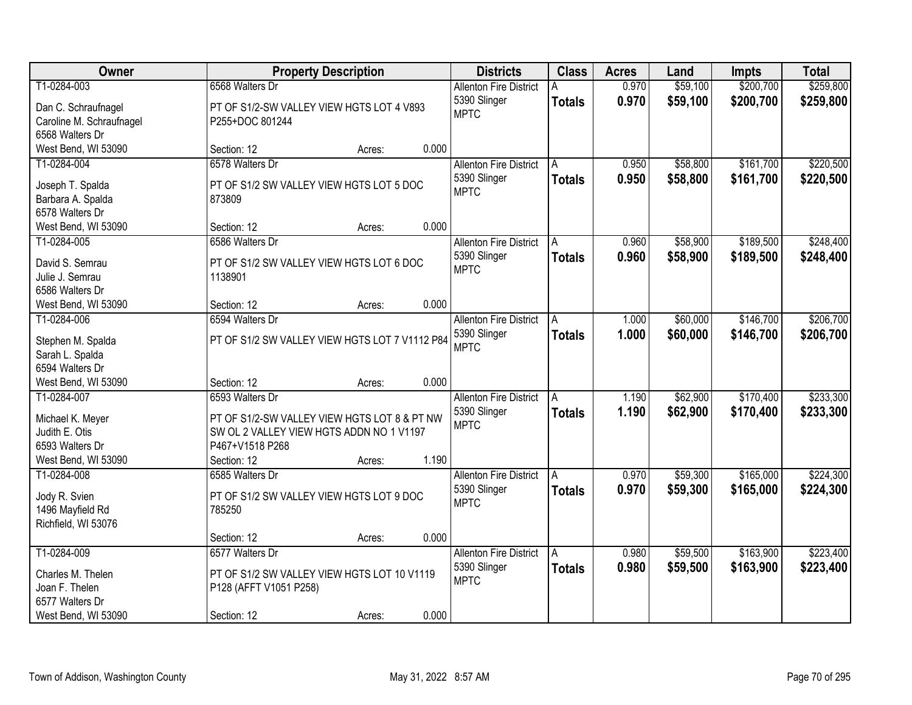| Owner | Property Description | Districts | Class | Acres | Land | Impts | Total |
|---|---|---|---|---|---|---|---|
| T1-0284-003<br>Dan C. Schraufnagel<br>Caroline M. Schraufnagel<br>6568 Walters Dr<br>West Bend, WI 53090 | 6568 Walters Dr<br>PT OF S1/2-SW VALLEY VIEW HGTS LOT 4 V893 P255+DOC 801244<br>Section: 12 Acres: 0.000 | Allenton Fire District<br>5390 Slinger<br>MPTC | A<br>**Totals** | 0.970<br>**0.970** | $59,100<br>**$59,100** | $200,700<br>**$200,700** | $259,800<br>**$259,800** |
| T1-0284-004<br>Joseph T. Spalda<br>Barbara A. Spalda<br>6578 Walters Dr<br>West Bend, WI 53090 | 6578 Walters Dr<br>PT OF S1/2 SW VALLEY VIEW HGTS LOT 5 DOC 873809<br>Section: 12 Acres: 0.000 | Allenton Fire District<br>5390 Slinger<br>MPTC | A<br>**Totals** | 0.950<br>**0.950** | $58,800<br>**$58,800** | $161,700<br>**$161,700** | $220,500<br>**$220,500** |
| T1-0284-005<br>David S. Semrau<br>Julie J. Semrau<br>6586 Walters Dr<br>West Bend, WI 53090 | 6586 Walters Dr<br>PT OF S1/2 SW VALLEY VIEW HGTS LOT 6 DOC 1138901<br>Section: 12 Acres: 0.000 | Allenton Fire District<br>5390 Slinger<br>MPTC | A<br>**Totals** | 0.960<br>**0.960** | $58,900<br>**$58,900** | $189,500<br>**$189,500** | $248,400<br>**$248,400** |
| T1-0284-006<br>Stephen M. Spalda<br>Sarah L. Spalda<br>6594 Walters Dr<br>West Bend, WI 53090 | 6594 Walters Dr<br>PT OF S1/2 SW VALLEY VIEW HGTS LOT 7 V1112 P84<br>Section: 12 Acres: 0.000 | Allenton Fire District<br>5390 Slinger<br>MPTC | A<br>**Totals** | 1.000<br>**1.000** | $60,000<br>**$60,000** | $146,700<br>**$146,700** | $206,700<br>**$206,700** |
| T1-0284-007<br>Michael K. Meyer<br>Judith E. Otis<br>6593 Walters Dr<br>West Bend, WI 53090 | 6593 Walters Dr<br>PT OF S1/2-SW VALLEY VIEW HGTS LOT 8 & PT NW SW OL 2 VALLEY VIEW HGTS ADDN NO 1 V1197 P467+V1518 P268<br>Section: 12 Acres: 1.190 | Allenton Fire District<br>5390 Slinger<br>MPTC | A<br>**Totals** | 1.190<br>**1.190** | $62,900<br>**$62,900** | $170,400<br>**$170,400** | $233,300<br>**$233,300** |
| T1-0284-008<br>Jody R. Svien<br>1496 Mayfield Rd<br>Richfield, WI 53076 | 6585 Walters Dr<br>PT OF S1/2 SW VALLEY VIEW HGTS LOT 9 DOC 785250<br>Section: 12 Acres: 0.000 | Allenton Fire District<br>5390 Slinger<br>MPTC | A<br>**Totals** | 0.970<br>**0.970** | $59,300<br>**$59,300** | $165,000<br>**$165,000** | $224,300<br>**$224,300** |
| T1-0284-009<br>Charles M. Thelen<br>Joan F. Thelen<br>6577 Walters Dr<br>West Bend, WI 53090 | 6577 Walters Dr<br>PT OF S1/2 SW VALLEY VIEW HGTS LOT 10 V1119 P128 (AFFT V1051 P258)<br>Section: 12 Acres: 0.000 | Allenton Fire District<br>5390 Slinger<br>MPTC | A<br>**Totals** | 0.980<br>**0.980** | $59,500<br>**$59,500** | $163,900<br>**$163,900** | $223,400<br>**$223,400** |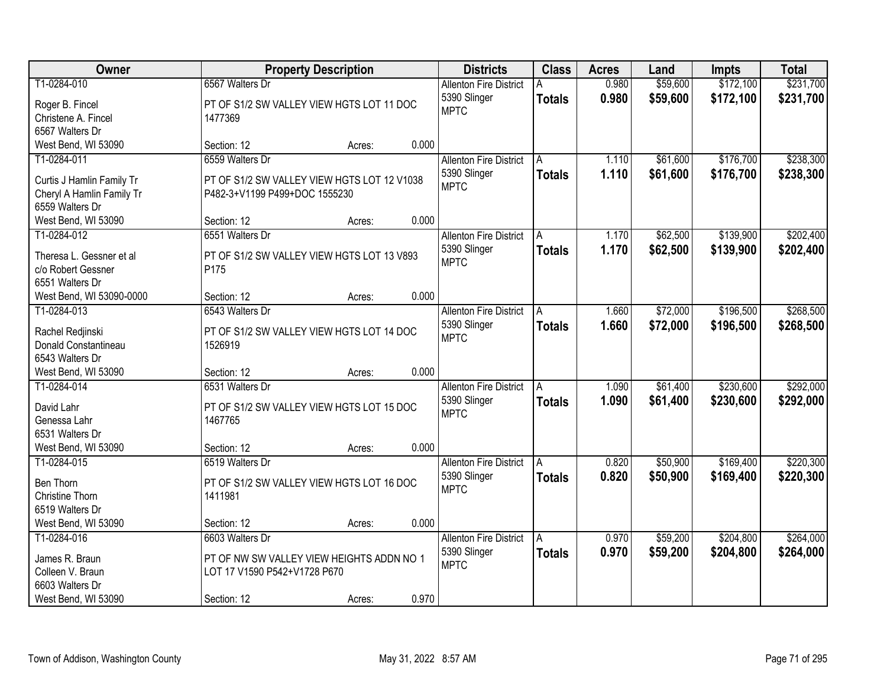| Owner | Property Description | Districts | Class | Acres | Land | Impts | Total |
|---|---|---|---|---|---|---|---|
| T1-0284-010<br>Roger B. Fincel<br>Christene A. Fincel<br>6567 Walters Dr<br>West Bend, WI 53090 | 6567 Walters Dr<br>PT OF S1/2 SW VALLEY VIEW HGTS LOT 11 DOC 1477369<br>Section: 12 Acres: 0.000 | Allenton Fire District<br>5390 Slinger<br>MPTC | A<br>**Totals** | 0.980<br>**0.980** | $59,600<br>**$59,600** | $172,100<br>**$172,100** | $231,700<br>**$231,700** |
| T1-0284-011<br>Curtis J Hamlin Family Tr<br>Cheryl A Hamlin Family Tr<br>6559 Walters Dr<br>West Bend, WI 53090 | 6559 Walters Dr<br>PT OF S1/2 SW VALLEY VIEW HGTS LOT 12 V1038 P482-3+V1199 P499+DOC 1555230<br>Section: 12 Acres: 0.000 | Allenton Fire District<br>5390 Slinger<br>MPTC | A<br>**Totals** | 1.110<br>**1.110** | $61,600<br>**$61,600** | $176,700<br>**$176,700** | $238,300<br>**$238,300** |
| T1-0284-012<br>Theresa L. Gessner et al<br>c/o Robert Gessner<br>6551 Walters Dr<br>West Bend, WI 53090-0000 | 6551 Walters Dr<br>PT OF S1/2 SW VALLEY VIEW HGTS LOT 13 V893 P175<br>Section: 12 Acres: 0.000 | Allenton Fire District<br>5390 Slinger<br>MPTC | A<br>**Totals** | 1.170<br>**1.170** | $62,500<br>**$62,500** | $139,900<br>**$139,900** | $202,400<br>**$202,400** |
| T1-0284-013<br>Rachel Redjinski<br>Donald Constantineau<br>6543 Walters Dr<br>West Bend, WI 53090 | 6543 Walters Dr<br>PT OF S1/2 SW VALLEY VIEW HGTS LOT 14 DOC 1526919<br>Section: 12 Acres: 0.000 | Allenton Fire District<br>5390 Slinger<br>MPTC | A<br>**Totals** | 1.660<br>**1.660** | $72,000<br>**$72,000** | $196,500<br>**$196,500** | $268,500<br>**$268,500** |
| T1-0284-014<br>David Lahr<br>Genessa Lahr<br>6531 Walters Dr<br>West Bend, WI 53090 | 6531 Walters Dr<br>PT OF S1/2 SW VALLEY VIEW HGTS LOT 15 DOC 1467765<br>Section: 12 Acres: 0.000 | Allenton Fire District<br>5390 Slinger<br>MPTC | A<br>**Totals** | 1.090<br>**1.090** | $61,400<br>**$61,400** | $230,600<br>**$230,600** | $292,000<br>**$292,000** |
| T1-0284-015<br>Ben Thorn<br>Christine Thorn<br>6519 Walters Dr<br>West Bend, WI 53090 | 6519 Walters Dr<br>PT OF S1/2 SW VALLEY VIEW HGTS LOT 16 DOC 1411981<br>Section: 12 Acres: 0.000 | Allenton Fire District<br>5390 Slinger<br>MPTC | A<br>**Totals** | 0.820<br>**0.820** | $50,900<br>**$50,900** | $169,400<br>**$169,400** | $220,300<br>**$220,300** |
| T1-0284-016<br>James R. Braun<br>Colleen V. Braun<br>6603 Walters Dr<br>West Bend, WI 53090 | 6603 Walters Dr<br>PT OF NW SW VALLEY VIEW HEIGHTS ADDN NO 1 LOT 17 V1590 P542+V1728 P670<br>Section: 12 Acres: 0.970 | Allenton Fire District<br>5390 Slinger<br>MPTC | A<br>**Totals** | 0.970<br>**0.970** | $59,200<br>**$59,200** | $204,800<br>**$204,800** | $264,000<br>**$264,000** |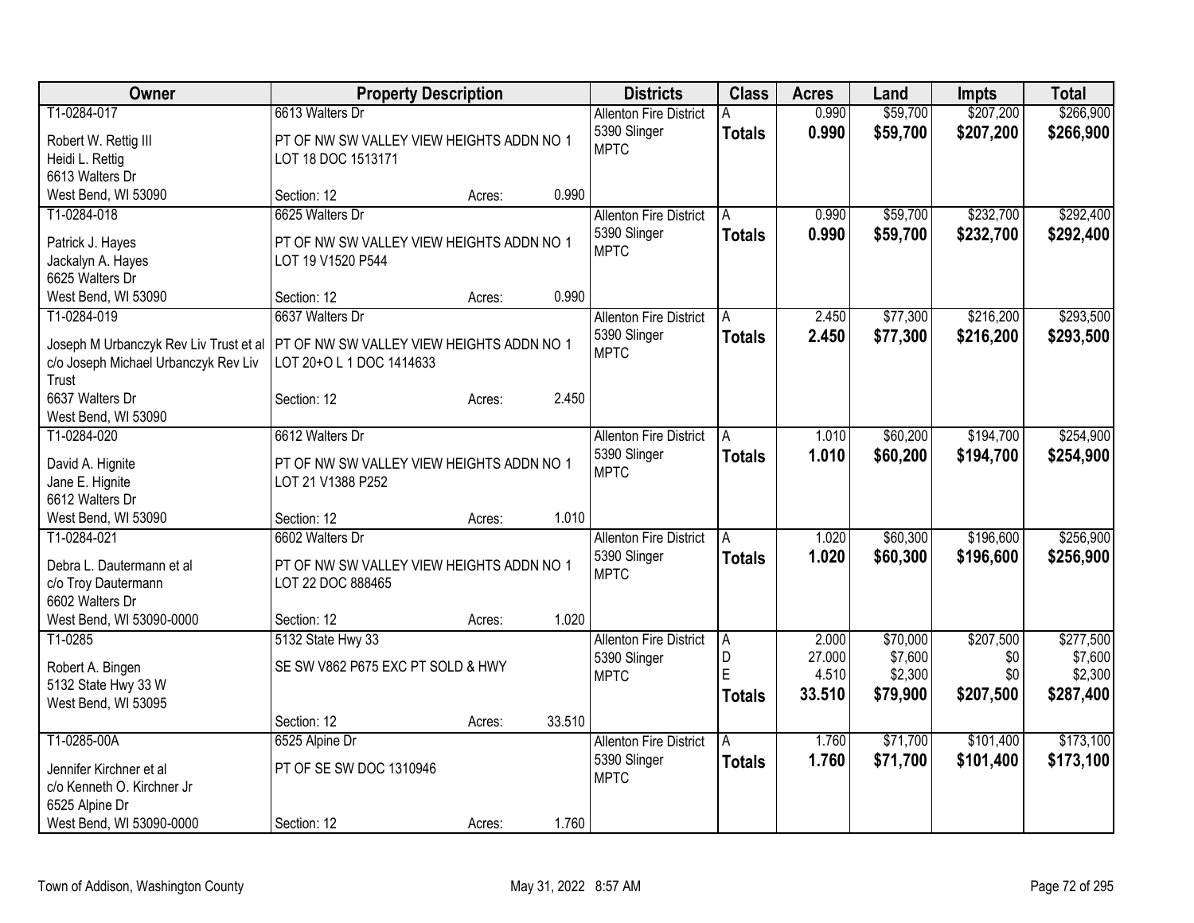| Owner | Property Description | Districts | Class | Acres | Land | Impts | Total |
|---|---|---|---|---|---|---|---|
| T1-0284-017<br>Robert W. Rettig III<br>Heidi L. Rettig<br>6613 Walters Dr<br>West Bend, WI 53090 | 6613 Walters Dr<br>PT OF NW SW VALLEY VIEW HEIGHTS ADDN NO 1 LOT 18 DOC 1513171<br>Section: 12 Acres: 0.990 | Allenton Fire District<br>5390 Slinger<br>MPTC | A<br>**Totals** | 0.990<br>**0.990** | $59,700<br>**$59,700** | $207,200<br>**$207,200** | $266,900<br>**$266,900** |
| T1-0284-018<br>Patrick J. Hayes<br>Jackalyn A. Hayes<br>6625 Walters Dr<br>West Bend, WI 53090 | 6625 Walters Dr<br>PT OF NW SW VALLEY VIEW HEIGHTS ADDN NO 1 LOT 19 V1520 P544<br>Section: 12 Acres: 0.990 | Allenton Fire District<br>5390 Slinger<br>MPTC | A<br>**Totals** | 0.990<br>**0.990** | $59,700<br>**$59,700** | $232,700<br>**$232,700** | $292,400<br>**$292,400** |
| T1-0284-019<br>Joseph M Urbanczyk Rev Liv Trust et al<br>c/o Joseph Michael Urbanczyk Rev Liv Trust<br>6637 Walters Dr<br>West Bend, WI 53090 | 6637 Walters Dr<br>PT OF NW SW VALLEY VIEW HEIGHTS ADDN NO 1 LOT 20+O L 1 DOC 1414633<br>Section: 12 Acres: 2.450 | Allenton Fire District<br>5390 Slinger<br>MPTC | A<br>**Totals** | 2.450<br>**2.450** | $77,300<br>**$77,300** | $216,200<br>**$216,200** | $293,500<br>**$293,500** |
| T1-0284-020<br>David A. Hignite<br>Jane E. Hignite<br>6612 Walters Dr<br>West Bend, WI 53090 | 6612 Walters Dr<br>PT OF NW SW VALLEY VIEW HEIGHTS ADDN NO 1 LOT 21 V1388 P252<br>Section: 12 Acres: 1.010 | Allenton Fire District<br>5390 Slinger<br>MPTC | A<br>**Totals** | 1.010<br>**1.010** | $60,200<br>**$60,200** | $194,700<br>**$194,700** | $254,900<br>**$254,900** |
| T1-0284-021<br>Debra L. Dautermann et al<br>c/o Troy Dautermann<br>6602 Walters Dr<br>West Bend, WI 53090-0000 | 6602 Walters Dr<br>PT OF NW SW VALLEY VIEW HEIGHTS ADDN NO 1 LOT 22 DOC 888465<br>Section: 12 Acres: 1.020 | Allenton Fire District<br>5390 Slinger<br>MPTC | A<br>**Totals** | 1.020<br>**1.020** | $60,300<br>**$60,300** | $196,600<br>**$196,600** | $256,900<br>**$256,900** |
| T1-0285<br>Robert A. Bingen<br>5132 State Hwy 33 W<br>West Bend, WI 53095 | 5132 State Hwy 33<br>SE SW V862 P675 EXC PT SOLD & HWY<br>Section: 12 Acres: 33.510 | Allenton Fire District<br>5390 Slinger<br>MPTC | A<br>D<br>E<br>**Totals** | 2.000<br>27.000<br>4.510<br>**33.510** | $70,000<br>$7,600<br>$2,300<br>**$79,900** | $207,500<br>$0<br>$0<br>**$207,500** | $277,500<br>$7,600<br>$2,300<br>**$287,400** |
| T1-0285-00A<br>Jennifer Kirchner et al<br>c/o Kenneth O. Kirchner Jr<br>6525 Alpine Dr<br>West Bend, WI 53090-0000 | 6525 Alpine Dr<br>PT OF SE SW DOC 1310946<br>Section: 12 Acres: 1.760 | Allenton Fire District<br>5390 Slinger<br>MPTC | A<br>**Totals** | 1.760<br>**1.760** | $71,700<br>**$71,700** | $101,400<br>**$101,400** | $173,100<br>**$173,100** |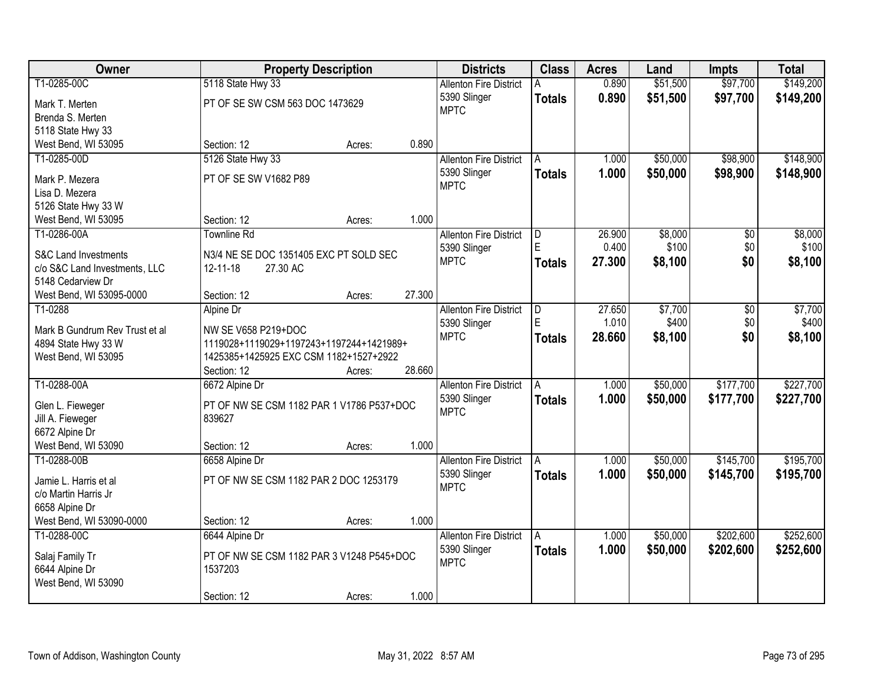| Owner | Property Description | | | Districts | Class | Acres | Land | Impts | Total |
|---|---|---|---|---|---|---|---|---|---|
| T1-0285-00C | 5118 State Hwy 33 | | | Allenton Fire District | A | 0.890 | $51,500 | $97,700 | $149,200 |
| Mark T. Merten | PT OF SE SW CSM 563 DOC 1473629 | | | 5390 Slinger | **Totals** | **0.890** | **$51,500** | **$97,700** | **$149,200** |
| Brenda S. Merten | | | | MPTC | | | | | |
| 5118 State Hwy 33 | | | | | | | | | |
| West Bend, WI 53095 | Section: 12 | Acres: | 0.890 | | | | | | |
| T1-0285-00D | 5126 State Hwy 33 | | | Allenton Fire District | A | 1.000 | $50,000 | $98,900 | $148,900 |
| Mark P. Mezera | PT OF SE SW V1682 P89 | | | 5390 Slinger | **Totals** | **1.000** | **$50,000** | **$98,900** | **$148,900** |
| Lisa D. Mezera | | | | MPTC | | | | | |
| 5126 State Hwy 33 W | | | | | | | | | |
| West Bend, WI 53095 | Section: 12 | Acres: | 1.000 | | | | | | |
| T1-0286-00A | Townline Rd | | | Allenton Fire District | D | 26.900 | $8,000 | $0 | $8,000 |
| S&C Land Investments | N3/4 NE SE DOC 1351405 EXC PT SOLD SEC | | | 5390 Slinger | E | 0.400 | $100 | $0 | $100 |
| c/o S&C Land Investments, LLC | 12-11-18 27.30 AC | | | MPTC | **Totals** | **27.300** | **$8,100** | **$0** | **$8,100** |
| 5148 Cedarview Dr | | | | | | | | | |
| West Bend, WI 53095-0000 | Section: 12 | Acres: | 27.300 | | | | | | |
| T1-0288 | Alpine Dr | | | Allenton Fire District | D | 27.650 | $7,700 | $0 | $7,700 |
| Mark B Gundrum Rev Trust et al | NW SE V658 P219+DOC | | | 5390 Slinger | E | 1.010 | $400 | $0 | $400 |
| 4894 State Hwy 33 W | 1119028+1119029+1197243+1197244+1421989+ | | | MPTC | **Totals** | **28.660** | **$8,100** | **$0** | **$8,100** |
| West Bend, WI 53095 | 1425385+1425925 EXC CSM 1182+1527+2922 | | | | | | | | |
| | Section: 12 | Acres: | 28.660 | | | | | | |
| T1-0288-00A | 6672 Alpine Dr | | | Allenton Fire District | A | 1.000 | $50,000 | $177,700 | $227,700 |
| Glen L. Fieweger | PT OF NW SE CSM 1182 PAR 1 V1786 P537+DOC | | | 5390 Slinger | **Totals** | **1.000** | **$50,000** | **$177,700** | **$227,700** |
| Jill A. Fieweger | 839627 | | | MPTC | | | | | |
| 6672 Alpine Dr | | | | | | | | | |
| West Bend, WI 53090 | Section: 12 | Acres: | 1.000 | | | | | | |
| T1-0288-00B | 6658 Alpine Dr | | | Allenton Fire District | A | 1.000 | $50,000 | $145,700 | $195,700 |
| Jamie L. Harris et al | PT OF NW SE CSM 1182 PAR 2 DOC 1253179 | | | 5390 Slinger | **Totals** | **1.000** | **$50,000** | **$145,700** | **$195,700** |
| c/o Martin Harris Jr | | | | MPTC | | | | | |
| 6658 Alpine Dr | | | | | | | | | |
| West Bend, WI 53090-0000 | Section: 12 | Acres: | 1.000 | | | | | | |
| T1-0288-00C | 6644 Alpine Dr | | | Allenton Fire District | A | 1.000 | $50,000 | $202,600 | $252,600 |
| Salaj Family Tr | PT OF NW SE CSM 1182 PAR 3 V1248 P545+DOC | | | 5390 Slinger | **Totals** | **1.000** | **$50,000** | **$202,600** | **$252,600** |
| 6644 Alpine Dr | 1537203 | | | MPTC | | | | | |
| West Bend, WI 53090 | | | | | | | | | |
| | Section: 12 | Acres: | 1.000 | | | | | | |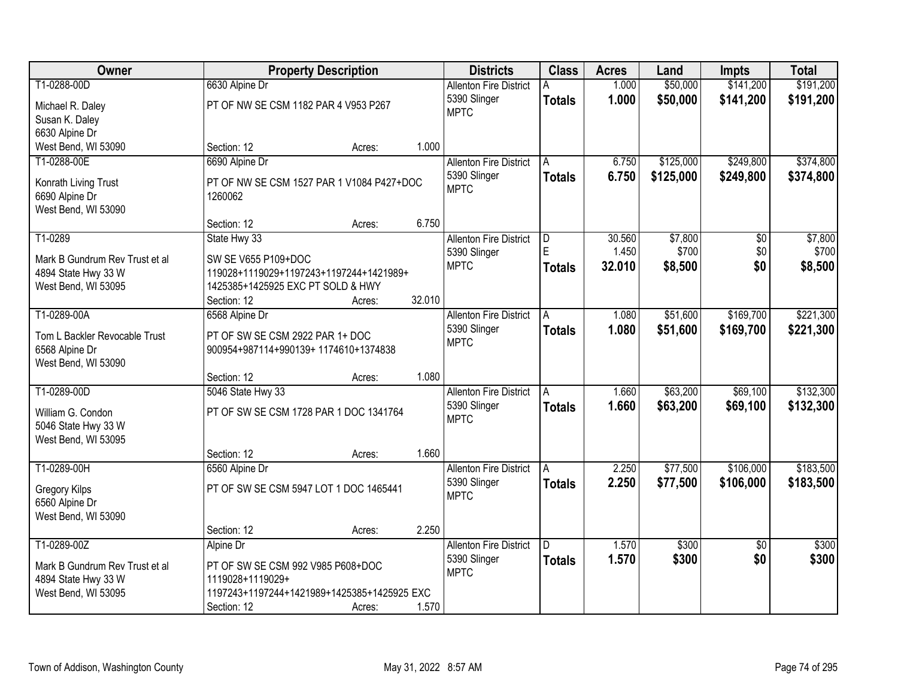| Owner | Property Description | Districts | Class | Acres | Land | Impts | Total |
|---|---|---|---|---|---|---|---|
| T1-0288-00D<br>Michael R. Daley<br>Susan K. Daley<br>6630 Alpine Dr<br>West Bend, WI 53090 | 6630 Alpine Dr<br>PT OF NW SE CSM 1182 PAR 4 V953 P267<br>Section: 12 Acres: 1.000 | Allenton Fire District<br>5390 Slinger<br>MPTC | A<br>**Totals** | 1.000<br>**1.000** | $50,000<br>**$50,000** | $141,200<br>**$141,200** | $191,200<br>**$191,200** |
| T1-0288-00E<br>Konrath Living Trust<br>6690 Alpine Dr<br>West Bend, WI 53090 | 6690 Alpine Dr<br>PT OF NW SE CSM 1527 PAR 1 V1084 P427+DOC 1260062<br>Section: 12 Acres: 6.750 | Allenton Fire District<br>5390 Slinger<br>MPTC | A<br>**Totals** | 6.750<br>**6.750** | $125,000<br>**$125,000** | $249,800<br>**$249,800** | $374,800<br>**$374,800** |
| T1-0289<br>Mark B Gundrum Rev Trust et al<br>4894 State Hwy 33 W<br>West Bend, WI 53095 | State Hwy 33<br>SW SE V655 P109+DOC 119028+1119029+1197243+1197244+1421989+ 1425385+1425925 EXC PT SOLD & HWY<br>Section: 12 Acres: 32.010 | Allenton Fire District<br>5390 Slinger<br>MPTC | D<br>E<br>**Totals** | 30.560<br>1.450<br>**32.010** | $7,800<br>$700<br>**$8,500** | $0<br>$0<br>**$0** | $7,800<br>$700<br>**$8,500** |
| T1-0289-00A<br>Tom L Backler Revocable Trust<br>6568 Alpine Dr<br>West Bend, WI 53090 | 6568 Alpine Dr<br>PT OF SW SE CSM 2922 PAR 1+ DOC 900954+987114+990139+ 1174610+1374838<br>Section: 12 Acres: 1.080 | Allenton Fire District<br>5390 Slinger<br>MPTC | A<br>**Totals** | 1.080<br>**1.080** | $51,600<br>**$51,600** | $169,700<br>**$169,700** | $221,300<br>**$221,300** |
| T1-0289-00D<br>William G. Condon<br>5046 State Hwy 33 W<br>West Bend, WI 53095 | 5046 State Hwy 33<br>PT OF SW SE CSM 1728 PAR 1 DOC 1341764<br>Section: 12 Acres: 1.660 | Allenton Fire District<br>5390 Slinger<br>MPTC | A<br>**Totals** | 1.660<br>**1.660** | $63,200<br>**$63,200** | $69,100<br>**$69,100** | $132,300<br>**$132,300** |
| T1-0289-00H<br>Gregory Kilps<br>6560 Alpine Dr<br>West Bend, WI 53090 | 6560 Alpine Dr<br>PT OF SW SE CSM 5947 LOT 1 DOC 1465441<br>Section: 12 Acres: 2.250 | Allenton Fire District<br>5390 Slinger<br>MPTC | A<br>**Totals** | 2.250<br>**2.250** | $77,500<br>**$77,500** | $106,000<br>**$106,000** | $183,500<br>**$183,500** |
| T1-0289-00Z<br>Mark B Gundrum Rev Trust et al<br>4894 State Hwy 33 W<br>West Bend, WI 53095 | Alpine Dr<br>PT OF SW SE CSM 992 V985 P608+DOC 1119028+1119029+ 1197243+1197244+1421989+1425385+1425925 EXC<br>Section: 12 Acres: 1.570 | Allenton Fire District<br>5390 Slinger<br>MPTC | D<br>**Totals** | 1.570<br>**1.570** | $300<br>**$300** | $0<br>**$0** | $300<br>**$300** |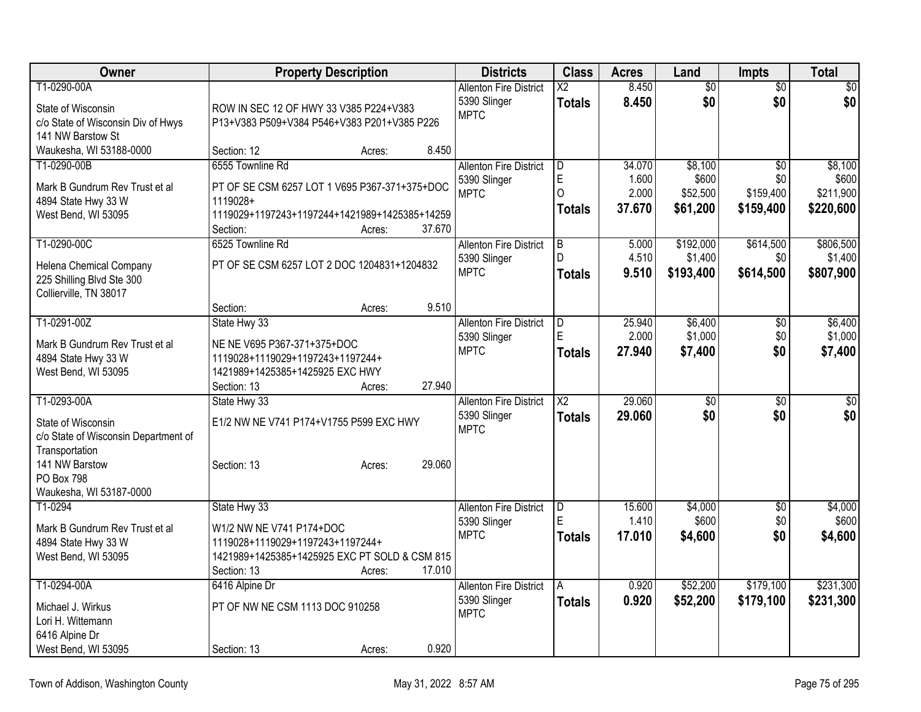| Owner | Property Description | Districts | Class | Acres | Land | Impts | Total |
|---|---|---|---|---|---|---|---|
| T1-0290-00A<br>State of Wisconsin<br>c/o State of Wisconsin Div of Hwys<br>141 NW Barstow St<br>Waukesha, WI 53188-0000 | ROW IN SEC 12 OF HWY 33 V385 P224+V383 P13+V383 P509+V384 P546+V383 P201+V385 P226<br>Section: 12 Acres: 8.450 | Allenton Fire District<br>5390 Slinger<br>MPTC | X2<br>**Totals** | 8.450<br>**8.450** | $0<br>**$0** | $0<br>**$0** | $0<br>**$0** |
| T1-0290-00B<br>Mark B Gundrum Rev Trust et al<br>4894 State Hwy 33 W<br>West Bend, WI 53095 | 6555 Townline Rd<br>PT OF SE CSM 6257 LOT 1 V695 P367-371+375+DOC 1119028+ 1119029+1197243+1197244+1421989+1425385+14259<br>Section: Acres: 37.670 | Allenton Fire District<br>5390 Slinger<br>MPTC | D<br>E<br>O<br>**Totals** | 34.070<br>1.600<br>2.000<br>**37.670** | $8,100<br>$600<br>$52,500<br>**$61,200** | $0<br>$0<br>$159,400<br>**$159,400** | $8,100<br>$600<br>$211,900<br>**$220,600** |
| T1-0290-00C<br>Helena Chemical Company<br>225 Shilling Blvd Ste 300<br>Collierville, TN 38017 | 6525 Townline Rd<br>PT OF SE CSM 6257 LOT 2 DOC 1204831+1204832<br>Section: Acres: 9.510 | Allenton Fire District<br>5390 Slinger<br>MPTC | B<br>D<br>**Totals** | 5.000<br>4.510<br>**9.510** | $192,000<br>$1,400<br>**$193,400** | $614,500<br>$0<br>**$614,500** | $806,500<br>$1,400<br>**$807,900** |
| T1-0291-00Z<br>Mark B Gundrum Rev Trust et al<br>4894 State Hwy 33 W<br>West Bend, WI 53095 | State Hwy 33<br>NE NE V695 P367-371+375+DOC 1119028+1119029+1197243+1197244+ 1421989+1425385+1425925 EXC HWY<br>Section: 13 Acres: 27.940 | Allenton Fire District<br>5390 Slinger<br>MPTC | D<br>E<br>**Totals** | 25.940<br>2.000<br>**27.940** | $6,400<br>$1,000<br>**$7,400** | $0<br>$0<br>**$0** | $6,400<br>$1,000<br>**$7,400** |
| T1-0293-00A<br>State of Wisconsin<br>c/o State of Wisconsin Department of Transportation<br>141 NW Barstow<br>PO Box 798<br>Waukesha, WI 53187-0000 | State Hwy 33<br>E1/2 NW NE V741 P174+V1755 P599 EXC HWY<br>Section: 13 Acres: 29.060 | Allenton Fire District<br>5390 Slinger<br>MPTC | X2<br>**Totals** | 29.060<br>**29.060** | $0<br>**$0** | $0<br>**$0** | $0<br>**$0** |
| T1-0294<br>Mark B Gundrum Rev Trust et al<br>4894 State Hwy 33 W<br>West Bend, WI 53095 | State Hwy 33<br>W1/2 NW NE V741 P174+DOC 1119028+1119029+1197243+1197244+ 1421989+1425385+1425925 EXC PT SOLD & CSM 815<br>Section: 13 Acres: 17.010 | Allenton Fire District<br>5390 Slinger<br>MPTC | D<br>E<br>**Totals** | 15.600<br>1.410<br>**17.010** | $4,000<br>$600<br>**$4,600** | $0<br>$0<br>**$0** | $4,000<br>$600<br>**$4,600** |
| T1-0294-00A<br>Michael J. Wirkus<br>Lori H. Wittemann<br>6416 Alpine Dr<br>West Bend, WI 53095 | 6416 Alpine Dr<br>PT OF NW NE CSM 1113 DOC 910258<br>Section: 13 Acres: 0.920 | Allenton Fire District<br>5390 Slinger<br>MPTC | A<br>**Totals** | 0.920<br>**0.920** | $52,200<br>**$52,200** | $179,100<br>**$179,100** | $231,300<br>**$231,300** |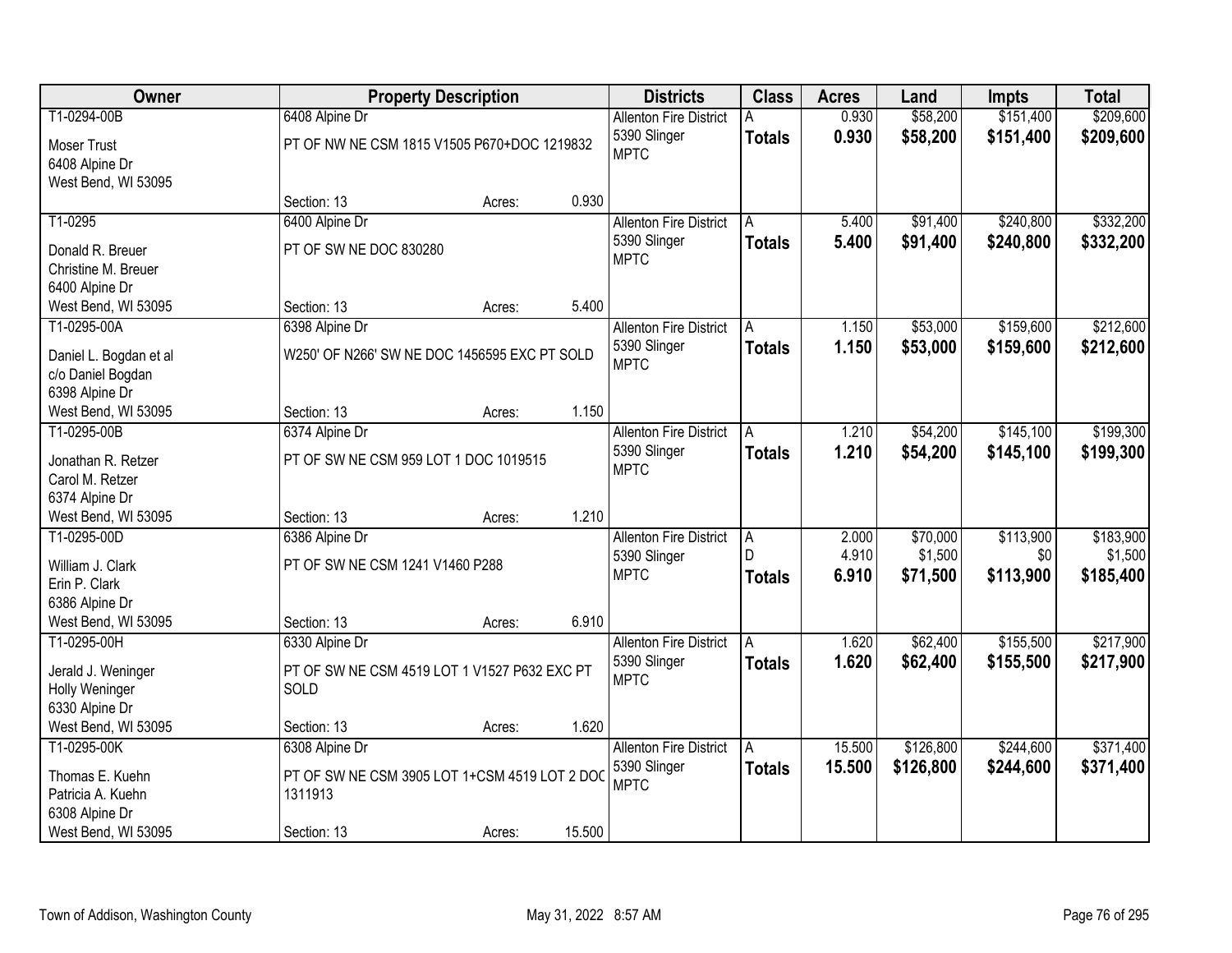| Owner | Property Description | Districts | Class | Acres | Land | Impts | Total |
|---|---|---|---|---|---|---|---|
| T1-0294-00B<br>Moser Trust<br>6408 Alpine Dr<br>West Bend, WI 53095 | 6408 Alpine Dr<br>PT OF NW NE CSM 1815 V1505 P670+DOC 1219832<br>Section: 13 Acres: 0.930 | Allenton Fire District<br>5390 Slinger<br>MPTC | A<br>**Totals** | 0.930<br>**0.930** | $58,200<br>**$58,200** | $151,400<br>**$151,400** | $209,600<br>**$209,600** |
| T1-0295<br>Donald R. Breuer<br>Christine M. Breuer<br>6400 Alpine Dr<br>West Bend, WI 53095 | 6400 Alpine Dr<br>PT OF SW NE DOC 830280<br>Section: 13 Acres: 5.400 | Allenton Fire District<br>5390 Slinger<br>MPTC | A<br>**Totals** | 5.400<br>**5.400** | $91,400<br>**$91,400** | $240,800<br>**$240,800** | $332,200<br>**$332,200** |
| T1-0295-00A<br>Daniel L. Bogdan et al<br>c/o Daniel Bogdan<br>6398 Alpine Dr<br>West Bend, WI 53095 | 6398 Alpine Dr<br>W250' OF N266' SW NE DOC 1456595 EXC PT SOLD<br>Section: 13 Acres: 1.150 | Allenton Fire District<br>5390 Slinger<br>MPTC | A<br>**Totals** | 1.150<br>**1.150** | $53,000<br>**$53,000** | $159,600<br>**$159,600** | $212,600<br>**$212,600** |
| T1-0295-00B<br>Jonathan R. Retzer<br>Carol M. Retzer<br>6374 Alpine Dr<br>West Bend, WI 53095 | 6374 Alpine Dr<br>PT OF SW NE CSM 959 LOT 1 DOC 1019515<br>Section: 13 Acres: 1.210 | Allenton Fire District<br>5390 Slinger<br>MPTC | A<br>**Totals** | 1.210<br>**1.210** | $54,200<br>**$54,200** | $145,100<br>**$145,100** | $199,300<br>**$199,300** |
| T1-0295-00D<br>William J. Clark<br>Erin P. Clark<br>6386 Alpine Dr<br>West Bend, WI 53095 | 6386 Alpine Dr<br>PT OF SW NE CSM 1241 V1460 P288<br>Section: 13 Acres: 6.910 | Allenton Fire District<br>5390 Slinger<br>MPTC | A<br>D<br>**Totals** | 2.000<br>4.910<br>**6.910** | $70,000<br>$1,500<br>**$71,500** | $113,900<br>$0<br>**$113,900** | $183,900<br>$1,500<br>**$185,400** |
| T1-0295-00H<br>Jerald J. Weninger<br>Holly Weninger<br>6330 Alpine Dr<br>West Bend, WI 53095 | 6330 Alpine Dr<br>PT OF SW NE CSM 4519 LOT 1 V1527 P632 EXC PT SOLD<br>Section: 13 Acres: 1.620 | Allenton Fire District<br>5390 Slinger<br>MPTC | A<br>**Totals** | 1.620<br>**1.620** | $62,400<br>**$62,400** | $155,500<br>**$155,500** | $217,900<br>**$217,900** |
| T1-0295-00K<br>Thomas E. Kuehn<br>Patricia A. Kuehn<br>6308 Alpine Dr<br>West Bend, WI 53095 | 6308 Alpine Dr<br>PT OF SW NE CSM 3905 LOT 1+CSM 4519 LOT 2 DOC 1311913<br>Section: 13 Acres: 15.500 | Allenton Fire District<br>5390 Slinger<br>MPTC | A<br>**Totals** | 15.500<br>**15.500** | $126,800<br>**$126,800** | $244,600<br>**$244,600** | $371,400<br>**$371,400** |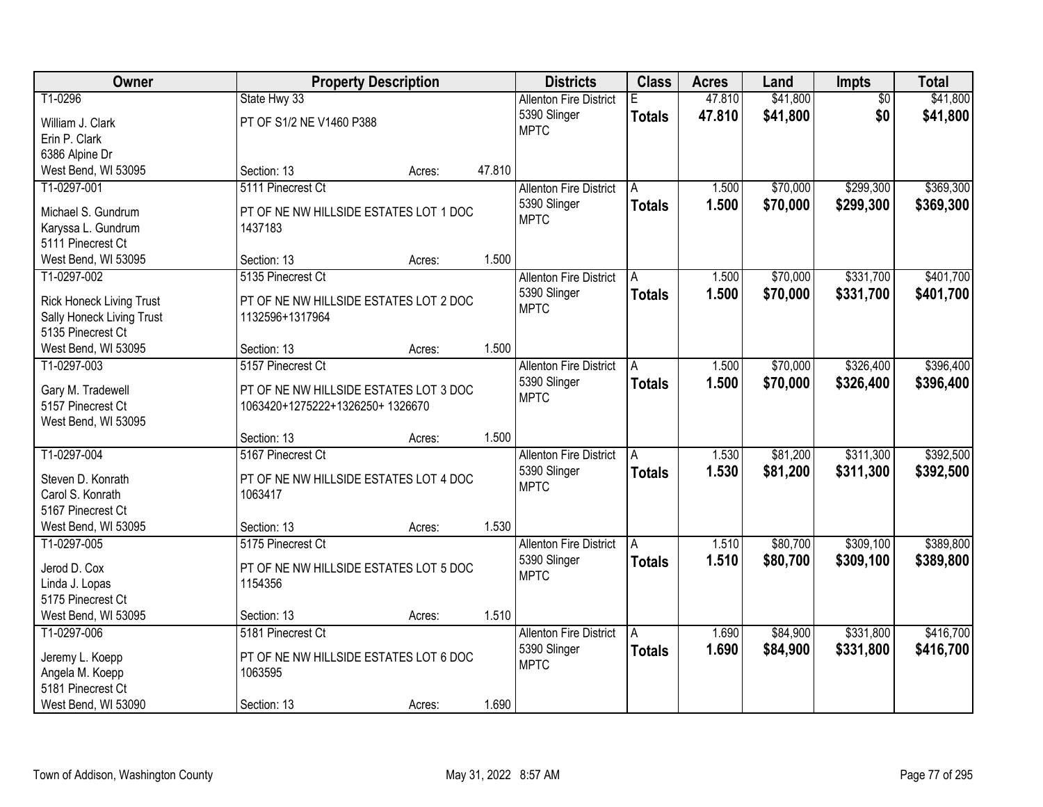| Owner | Property Description | Districts | Class | Acres | Land | Impts | Total |
|---|---|---|---|---|---|---|---|
| T1-0296<br>William J. Clark<br>Erin P. Clark<br>6386 Alpine Dr<br>West Bend, WI 53095 | State Hwy 33<br>PT OF S1/2 NE V1460 P388<br>Section: 13 Acres: 47.810 | Allenton Fire District<br>5390 Slinger<br>MPTC | E<br>**Totals** | 47.810<br>**47.810** | $41,800<br>**$41,800** | $0<br>**$0** | $41,800<br>**$41,800** |
| T1-0297-001<br>Michael S. Gundrum<br>Karyssa L. Gundrum<br>5111 Pinecrest Ct<br>West Bend, WI 53095 | 5111 Pinecrest Ct<br>PT OF NE NW HILLSIDE ESTATES LOT 1 DOC 1437183<br>Section: 13 Acres: 1.500 | Allenton Fire District<br>5390 Slinger<br>MPTC | A<br>**Totals** | 1.500<br>**1.500** | $70,000<br>**$70,000** | $299,300<br>**$299,300** | $369,300<br>**$369,300** |
| T1-0297-002<br>Rick Honeck Living Trust<br>Sally Honeck Living Trust<br>5135 Pinecrest Ct<br>West Bend, WI 53095 | 5135 Pinecrest Ct<br>PT OF NE NW HILLSIDE ESTATES LOT 2 DOC 1132596+1317964<br>Section: 13 Acres: 1.500 | Allenton Fire District<br>5390 Slinger<br>MPTC | A<br>**Totals** | 1.500<br>**1.500** | $70,000<br>**$70,000** | $331,700<br>**$331,700** | $401,700<br>**$401,700** |
| T1-0297-003<br>Gary M. Tradewell<br>5157 Pinecrest Ct<br>West Bend, WI 53095 | 5157 Pinecrest Ct<br>PT OF NE NW HILLSIDE ESTATES LOT 3 DOC 1063420+1275222+1326250+ 1326670<br>Section: 13 Acres: 1.500 | Allenton Fire District<br>5390 Slinger<br>MPTC | A<br>**Totals** | 1.500<br>**1.500** | $70,000<br>**$70,000** | $326,400<br>**$326,400** | $396,400<br>**$396,400** |
| T1-0297-004<br>Steven D. Konrath<br>Carol S. Konrath<br>5167 Pinecrest Ct<br>West Bend, WI 53095 | 5167 Pinecrest Ct<br>PT OF NE NW HILLSIDE ESTATES LOT 4 DOC 1063417<br>Section: 13 Acres: 1.530 | Allenton Fire District<br>5390 Slinger<br>MPTC | A<br>**Totals** | 1.530<br>**1.530** | $81,200<br>**$81,200** | $311,300<br>**$311,300** | $392,500<br>**$392,500** |
| T1-0297-005<br>Jerod D. Cox<br>Linda J. Lopas<br>5175 Pinecrest Ct<br>West Bend, WI 53095 | 5175 Pinecrest Ct<br>PT OF NE NW HILLSIDE ESTATES LOT 5 DOC 1154356<br>Section: 13 Acres: 1.510 | Allenton Fire District<br>5390 Slinger<br>MPTC | A<br>**Totals** | 1.510<br>**1.510** | $80,700<br>**$80,700** | $309,100<br>**$309,100** | $389,800<br>**$389,800** |
| T1-0297-006<br>Jeremy L. Koepp<br>Angela M. Koepp<br>5181 Pinecrest Ct<br>West Bend, WI 53090 | 5181 Pinecrest Ct<br>PT OF NE NW HILLSIDE ESTATES LOT 6 DOC 1063595<br>Section: 13 Acres: 1.690 | Allenton Fire District<br>5390 Slinger<br>MPTC | A<br>**Totals** | 1.690<br>**1.690** | $84,900<br>**$84,900** | $331,800<br>**$331,800** | $416,700<br>**$416,700** |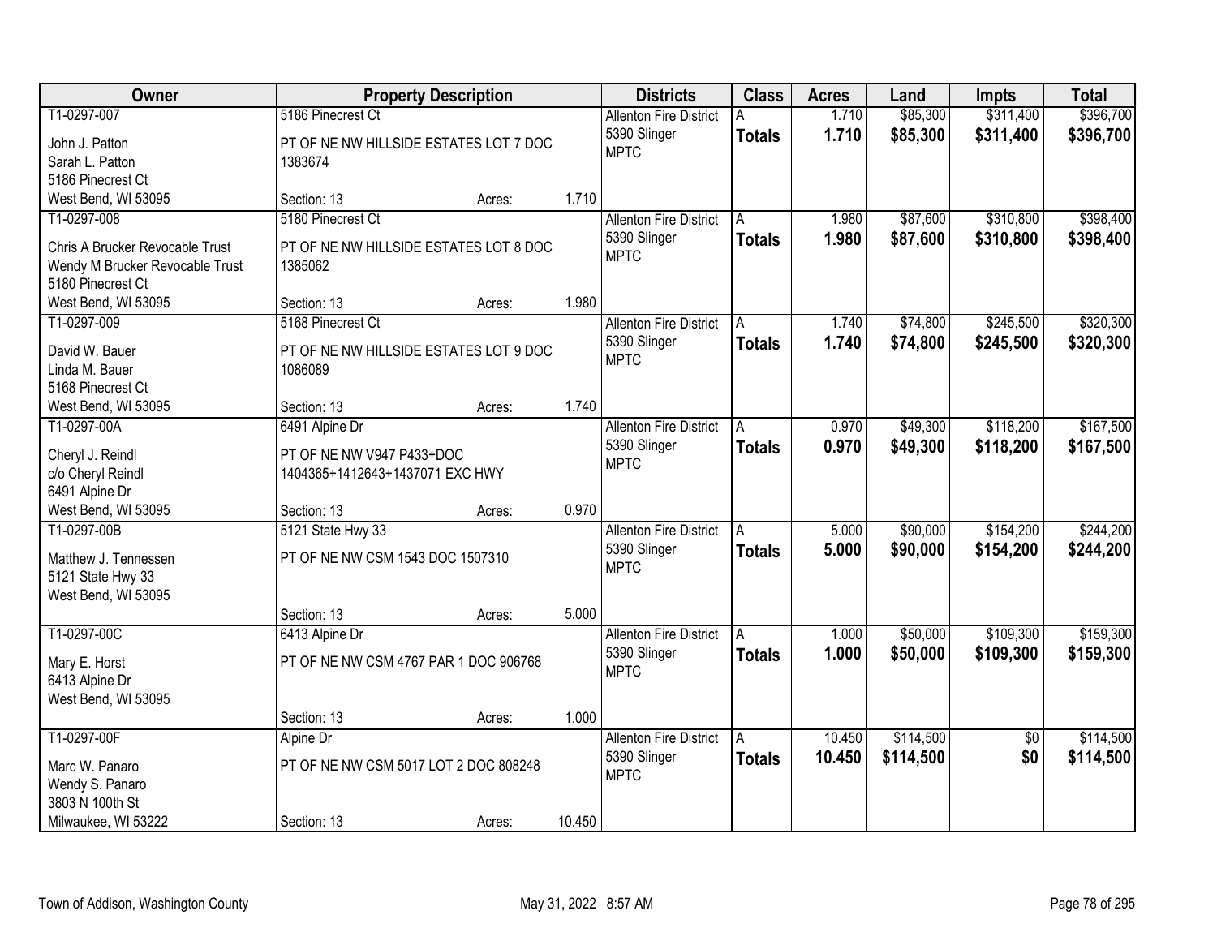| Owner | Property Description | Districts | Class | Acres | Land | Impts | Total |
|---|---|---|---|---|---|---|---|
| T1-0297-007<br>John J. Patton<br>Sarah L. Patton<br>5186 Pinecrest Ct<br>West Bend, WI 53095 | 5186 Pinecrest Ct<br>PT OF NE NW HILLSIDE ESTATES LOT 7 DOC 1383674<br>Section: 13 Acres: 1.710 | Allenton Fire District<br>5390 Slinger<br>MPTC | A<br>**Totals** | 1.710<br>**1.710** | $85,300<br>**$85,300** | $311,400<br>**$311,400** | $396,700<br>**$396,700** |
| T1-0297-008<br>Chris A Brucker Revocable Trust<br>Wendy M Brucker Revocable Trust<br>5180 Pinecrest Ct<br>West Bend, WI 53095 | 5180 Pinecrest Ct<br>PT OF NE NW HILLSIDE ESTATES LOT 8 DOC 1385062<br>Section: 13 Acres: 1.980 | Allenton Fire District<br>5390 Slinger<br>MPTC | A<br>**Totals** | 1.980<br>**1.980** | $87,600<br>**$87,600** | $310,800<br>**$310,800** | $398,400<br>**$398,400** |
| T1-0297-009<br>David W. Bauer<br>Linda M. Bauer<br>5168 Pinecrest Ct<br>West Bend, WI 53095 | 5168 Pinecrest Ct<br>PT OF NE NW HILLSIDE ESTATES LOT 9 DOC 1086089<br>Section: 13 Acres: 1.740 | Allenton Fire District<br>5390 Slinger<br>MPTC | A<br>**Totals** | 1.740<br>**1.740** | $74,800<br>**$74,800** | $245,500<br>**$245,500** | $320,300<br>**$320,300** |
| T1-0297-00A<br>Cheryl J. Reindl<br>c/o Cheryl Reindl<br>6491 Alpine Dr<br>West Bend, WI 53095 | 6491 Alpine Dr<br>PT OF NE NW V947 P433+DOC 1404365+1412643+1437071 EXC HWY<br>Section: 13 Acres: 0.970 | Allenton Fire District<br>5390 Slinger<br>MPTC | A<br>**Totals** | 0.970<br>**0.970** | $49,300<br>**$49,300** | $118,200<br>**$118,200** | $167,500<br>**$167,500** |
| T1-0297-00B<br>Matthew J. Tennessen<br>5121 State Hwy 33<br>West Bend, WI 53095 | 5121 State Hwy 33<br>PT OF NE NW CSM 1543 DOC 1507310<br>Section: 13 Acres: 5.000 | Allenton Fire District<br>5390 Slinger<br>MPTC | A<br>**Totals** | 5.000<br>**5.000** | $90,000<br>**$90,000** | $154,200<br>**$154,200** | $244,200<br>**$244,200** |
| T1-0297-00C<br>Mary E. Horst<br>6413 Alpine Dr<br>West Bend, WI 53095 | 6413 Alpine Dr<br>PT OF NE NW CSM 4767 PAR 1 DOC 906768<br>Section: 13 Acres: 1.000 | Allenton Fire District<br>5390 Slinger<br>MPTC | A<br>**Totals** | 1.000<br>**1.000** | $50,000<br>**$50,000** | $109,300<br>**$109,300** | $159,300<br>**$159,300** |
| T1-0297-00F<br>Marc W. Panaro<br>Wendy S. Panaro<br>3803 N 100th St<br>Milwaukee, WI 53222 | Alpine Dr<br>PT OF NE NW CSM 5017 LOT 2 DOC 808248<br>Section: 13 Acres: 10.450 | Allenton Fire District<br>5390 Slinger<br>MPTC | A<br>**Totals** | 10.450<br>**10.450** | $114,500<br>**$114,500** | $0<br>**$0** | $114,500<br>**$114,500** |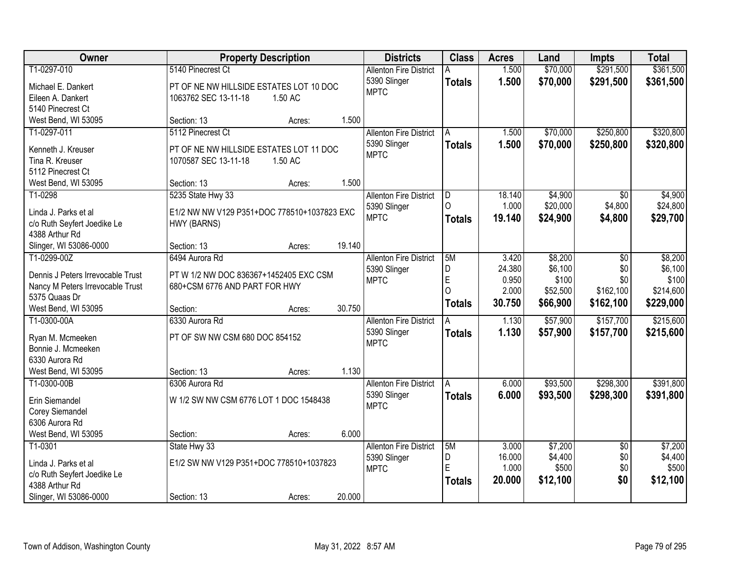| Owner | Property Description | Districts | Class | Acres | Land | Impts | Total |
|---|---|---|---|---|---|---|---|
| T1-0297-010<br>Michael E. Dankert<br>Eileen A. Dankert<br>5140 Pinecrest Ct<br>West Bend, WI 53095 | 5140 Pinecrest Ct<br>PT OF NE NW HILLSIDE ESTATES LOT 10 DOC 1063762 SEC 13-11-18 1.50 AC<br>Section: 13 Acres: 1.500 | Allenton Fire District<br>5390 Slinger<br>MPTC | A<br>**Totals** | 1.500<br>**1.500** | \$70,000<br>**\$70,000** | \$291,500<br>**\$291,500** | \$361,500<br>**\$361,500** |
| T1-0297-011<br>Kenneth J. Kreuser<br>Tina R. Kreuser<br>5112 Pinecrest Ct<br>West Bend, WI 53095 | 5112 Pinecrest Ct<br>PT OF NE NW HILLSIDE ESTATES LOT 11 DOC 1070587 SEC 13-11-18 1.50 AC<br>Section: 13 Acres: 1.500 | Allenton Fire District<br>5390 Slinger<br>MPTC | A<br>**Totals** | 1.500<br>**1.500** | \$70,000<br>**\$70,000** | \$250,800<br>**\$250,800** | \$320,800<br>**\$320,800** |
| T1-0298<br>Linda J. Parks et al<br>c/o Ruth Seyfert Joedike Le<br>4388 Arthur Rd<br>Slinger, WI 53086-0000 | 5235 State Hwy 33<br>E1/2 NW NW V129 P351+DOC 778510+1037823 EXC HWY (BARNS)<br>Section: 13 Acres: 19.140 | Allenton Fire District<br>5390 Slinger<br>MPTC | D<br>O<br>**Totals** | 18.140<br>1.000<br>**19.140** | \$4,900<br>\$20,000<br>**\$24,900** | \$0<br>\$4,800<br>**\$4,800** | \$4,900<br>\$24,800<br>**\$29,700** |
| T1-0299-00Z<br>Dennis J Peters Irrevocable Trust<br>Nancy M Peters Irrevocable Trust<br>5375 Quaas Dr<br>West Bend, WI 53095 | 6494 Aurora Rd<br>PT W 1/2 NW DOC 836367+1452405 EXC CSM 680+CSM 6776 AND PART FOR HWY<br>Section: Acres: 30.750 | Allenton Fire District<br>5390 Slinger<br>MPTC | 5M<br>D<br>E<br>O<br>**Totals** | 3.420<br>24.380<br>0.950<br>2.000<br>**30.750** | \$8,200<br>\$6,100<br>\$100<br>\$52,500<br>**\$66,900** | \$0<br>\$0<br>\$0<br>\$162,100<br>**\$162,100** | \$8,200<br>\$6,100<br>\$100<br>\$214,600<br>**\$229,000** |
| T1-0300-00A<br>Ryan M. Mcmeeken<br>Bonnie J. Mcmeeken<br>6330 Aurora Rd<br>West Bend, WI 53095 | 6330 Aurora Rd<br>PT OF SW NW CSM 680 DOC 854152<br>Section: 13 Acres: 1.130 | Allenton Fire District<br>5390 Slinger<br>MPTC | A<br>**Totals** | 1.130<br>**1.130** | \$57,900<br>**\$57,900** | \$157,700<br>**\$157,700** | \$215,600<br>**\$215,600** |
| T1-0300-00B<br>Erin Siemandel<br>Corey Siemandel<br>6306 Aurora Rd<br>West Bend, WI 53095 | 6306 Aurora Rd<br>W 1/2 SW NW CSM 6776 LOT 1 DOC 1548438<br>Section: Acres: 6.000 | Allenton Fire District<br>5390 Slinger<br>MPTC | A<br>**Totals** | 6.000<br>**6.000** | \$93,500<br>**\$93,500** | \$298,300<br>**\$298,300** | \$391,800<br>**\$391,800** |
| T1-0301<br>Linda J. Parks et al<br>c/o Ruth Seyfert Joedike Le<br>4388 Arthur Rd<br>Slinger, WI 53086-0000 | State Hwy 33<br>E1/2 SW NW V129 P351+DOC 778510+1037823<br>Section: 13 Acres: 20.000 | Allenton Fire District<br>5390 Slinger<br>MPTC | 5M<br>D<br>E<br>**Totals** | 3.000<br>16.000<br>1.000<br>**20.000** | \$7,200<br>\$4,400<br>\$500<br>**\$12,100** | \$0<br>\$0<br>\$0<br>**\$0** | \$7,200<br>\$4,400<br>\$500<br>**\$12,100** |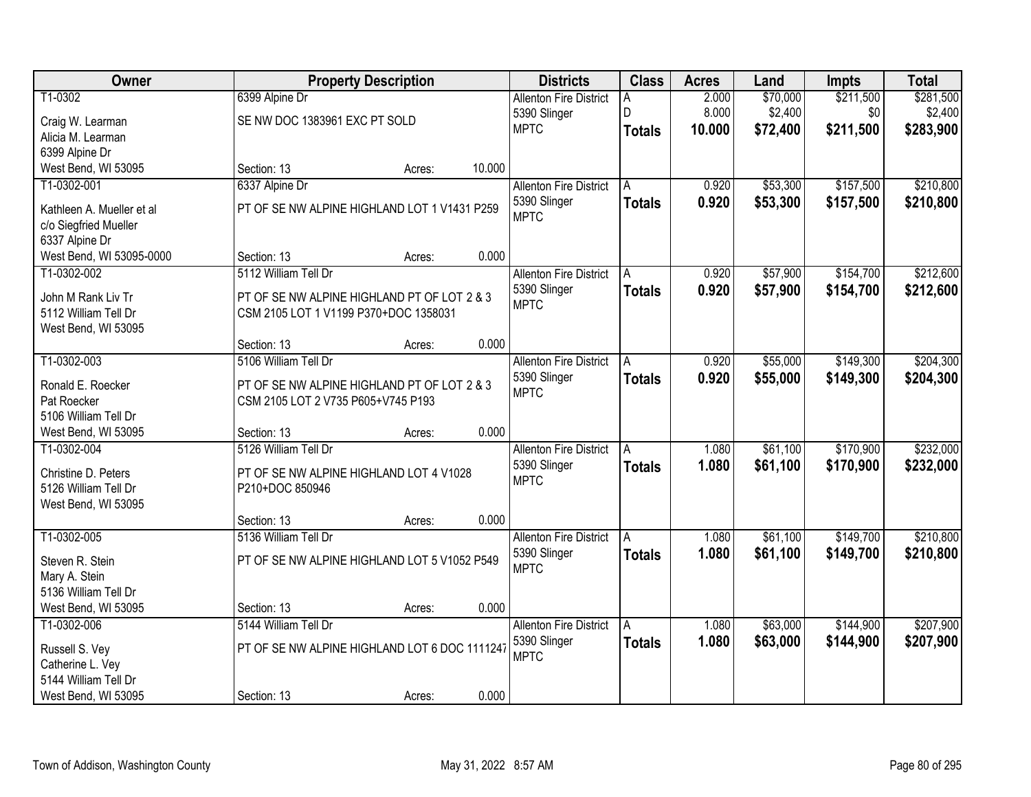| Owner | Property Description | Districts | Class | Acres | Land | Impts | Total |
|---|---|---|---|---|---|---|---|
| T1-0302<br>Craig W. Learman<br>Alicia M. Learman<br>6399 Alpine Dr<br>West Bend, WI 53095 | 6399 Alpine Dr<br>SE NW DOC 1383961 EXC PT SOLD<br>Section: 13 Acres: 10.000 | Allenton Fire District<br>5390 Slinger<br>MPTC | A<br>D<br>**Totals** | 2.000<br>8.000<br>**10.000** | $70,000<br>$2,400<br>**$72,400** | $211,500<br>$0<br>**$211,500** | $281,500<br>$2,400<br>**$283,900** |
| T1-0302-001<br>Kathleen A. Mueller et al<br>c/o Siegfried Mueller<br>6337 Alpine Dr<br>West Bend, WI 53095-0000 | 6337 Alpine Dr<br>PT OF SE NW ALPINE HIGHLAND LOT 1 V1431 P259<br>Section: 13 Acres: 0.000 | Allenton Fire District<br>5390 Slinger<br>MPTC | A<br>**Totals** | 0.920<br>**0.920** | $53,300<br>**$53,300** | $157,500<br>**$157,500** | $210,800<br>**$210,800** |
| T1-0302-002<br>John M Rank Liv Tr<br>5112 William Tell Dr<br>West Bend, WI 53095 | 5112 William Tell Dr<br>PT OF SE NW ALPINE HIGHLAND PT OF LOT 2 & 3 CSM 2105 LOT 1 V1199 P370+DOC 1358031<br>Section: 13 Acres: 0.000 | Allenton Fire District<br>5390 Slinger<br>MPTC | A<br>**Totals** | 0.920<br>**0.920** | $57,900<br>**$57,900** | $154,700<br>**$154,700** | $212,600<br>**$212,600** |
| T1-0302-003<br>Ronald E. Roecker<br>Pat Roecker<br>5106 William Tell Dr<br>West Bend, WI 53095 | 5106 William Tell Dr<br>PT OF SE NW ALPINE HIGHLAND PT OF LOT 2 & 3 CSM 2105 LOT 2 V735 P605+V745 P193<br>Section: 13 Acres: 0.000 | Allenton Fire District<br>5390 Slinger<br>MPTC | A<br>**Totals** | 0.920<br>**0.920** | $55,000<br>**$55,000** | $149,300<br>**$149,300** | $204,300<br>**$204,300** |
| T1-0302-004<br>Christine D. Peters<br>5126 William Tell Dr<br>West Bend, WI 53095 | 5126 William Tell Dr<br>PT OF SE NW ALPINE HIGHLAND LOT 4 V1028 P210+DOC 850946<br>Section: 13 Acres: 0.000 | Allenton Fire District<br>5390 Slinger<br>MPTC | A<br>**Totals** | 1.080<br>**1.080** | $61,100<br>**$61,100** | $170,900<br>**$170,900** | $232,000<br>**$232,000** |
| T1-0302-005<br>Steven R. Stein<br>Mary A. Stein<br>5136 William Tell Dr<br>West Bend, WI 53095 | 5136 William Tell Dr<br>PT OF SE NW ALPINE HIGHLAND LOT 5 V1052 P549<br>Section: 13 Acres: 0.000 | Allenton Fire District<br>5390 Slinger<br>MPTC | A<br>**Totals** | 1.080<br>**1.080** | $61,100<br>**$61,100** | $149,700<br>**$149,700** | $210,800<br>**$210,800** |
| T1-0302-006<br>Russell S. Vey<br>Catherine L. Vey<br>5144 William Tell Dr<br>West Bend, WI 53095 | 5144 William Tell Dr<br>PT OF SE NW ALPINE HIGHLAND LOT 6 DOC 1111247<br>Section: 13 Acres: 0.000 | Allenton Fire District<br>5390 Slinger<br>MPTC | A<br>**Totals** | 1.080<br>**1.080** | $63,000<br>**$63,000** | $144,900<br>**$144,900** | $207,900<br>**$207,900** |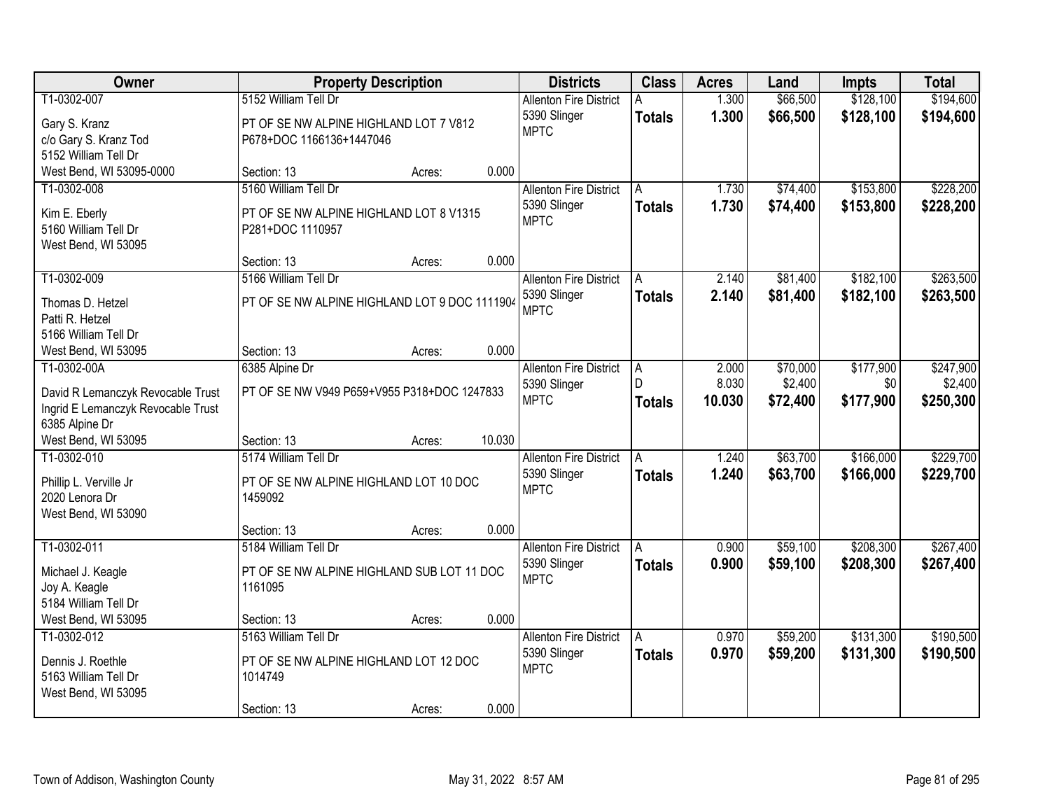| Owner | Property Description | Districts | Class | Acres | Land | Impts | Total |
|---|---|---|---|---|---|---|---|
| T1-0302-007<br>Gary S. Kranz<br>c/o Gary S. Kranz Tod<br>5152 William Tell Dr<br>West Bend, WI 53095-0000 | 5152 William Tell Dr<br>PT OF SE NW ALPINE HIGHLAND LOT 7 V812 P678+DOC 1166136+1447046<br>Section: 13 Acres: 0.000 | Allenton Fire District<br>5390 Slinger<br>MPTC | A<br>**Totals** | 1.300<br>**1.300** | $66,500<br>**$66,500** | $128,100<br>**$128,100** | $194,600<br>**$194,600** |
| T1-0302-008<br>Kim E. Eberly<br>5160 William Tell Dr<br>West Bend, WI 53095 | 5160 William Tell Dr<br>PT OF SE NW ALPINE HIGHLAND LOT 8 V1315 P281+DOC 1110957<br>Section: 13 Acres: 0.000 | Allenton Fire District<br>5390 Slinger<br>MPTC | A<br>**Totals** | 1.730<br>**1.730** | $74,400<br>**$74,400** | $153,800<br>**$153,800** | $228,200<br>**$228,200** |
| T1-0302-009<br>Thomas D. Hetzel<br>Patti R. Hetzel<br>5166 William Tell Dr<br>West Bend, WI 53095 | 5166 William Tell Dr<br>PT OF SE NW ALPINE HIGHLAND LOT 9 DOC 1111904<br>Section: 13 Acres: 0.000 | Allenton Fire District<br>5390 Slinger<br>MPTC | A<br>**Totals** | 2.140<br>**2.140** | $81,400<br>**$81,400** | $182,100<br>**$182,100** | $263,500<br>**$263,500** |
| T1-0302-00A<br>David R Lemanczyk Revocable Trust<br>Ingrid E Lemanczyk Revocable Trust<br>6385 Alpine Dr<br>West Bend, WI 53095 | 6385 Alpine Dr<br>PT OF SE NW V949 P659+V955 P318+DOC 1247833<br>Section: 13 Acres: 10.030 | Allenton Fire District<br>5390 Slinger<br>MPTC | A<br>D<br>**Totals** | 2.000<br>8.030<br>**10.030** | $70,000<br>$2,400<br>**$72,400** | $177,900<br>$0<br>**$177,900** | $247,900<br>$2,400<br>**$250,300** |
| T1-0302-010<br>Phillip L. Verville Jr<br>2020 Lenora Dr<br>West Bend, WI 53090 | 5174 William Tell Dr<br>PT OF SE NW ALPINE HIGHLAND LOT 10 DOC 1459092<br>Section: 13 Acres: 0.000 | Allenton Fire District<br>5390 Slinger<br>MPTC | A<br>**Totals** | 1.240<br>**1.240** | $63,700<br>**$63,700** | $166,000<br>**$166,000** | $229,700<br>**$229,700** |
| T1-0302-011<br>Michael J. Keagle<br>Joy A. Keagle<br>5184 William Tell Dr<br>West Bend, WI 53095 | 5184 William Tell Dr<br>PT OF SE NW ALPINE HIGHLAND SUB LOT 11 DOC 1161095<br>Section: 13 Acres: 0.000 | Allenton Fire District<br>5390 Slinger<br>MPTC | A<br>**Totals** | 0.900<br>**0.900** | $59,100<br>**$59,100** | $208,300<br>**$208,300** | $267,400<br>**$267,400** |
| T1-0302-012<br>Dennis J. Roethle<br>5163 William Tell Dr<br>West Bend, WI 53095 | 5163 William Tell Dr<br>PT OF SE NW ALPINE HIGHLAND LOT 12 DOC 1014749<br>Section: 13 Acres: 0.000 | Allenton Fire District<br>5390 Slinger<br>MPTC | A<br>**Totals** | 0.970<br>**0.970** | $59,200<br>**$59,200** | $131,300<br>**$131,300** | $190,500<br>**$190,500** |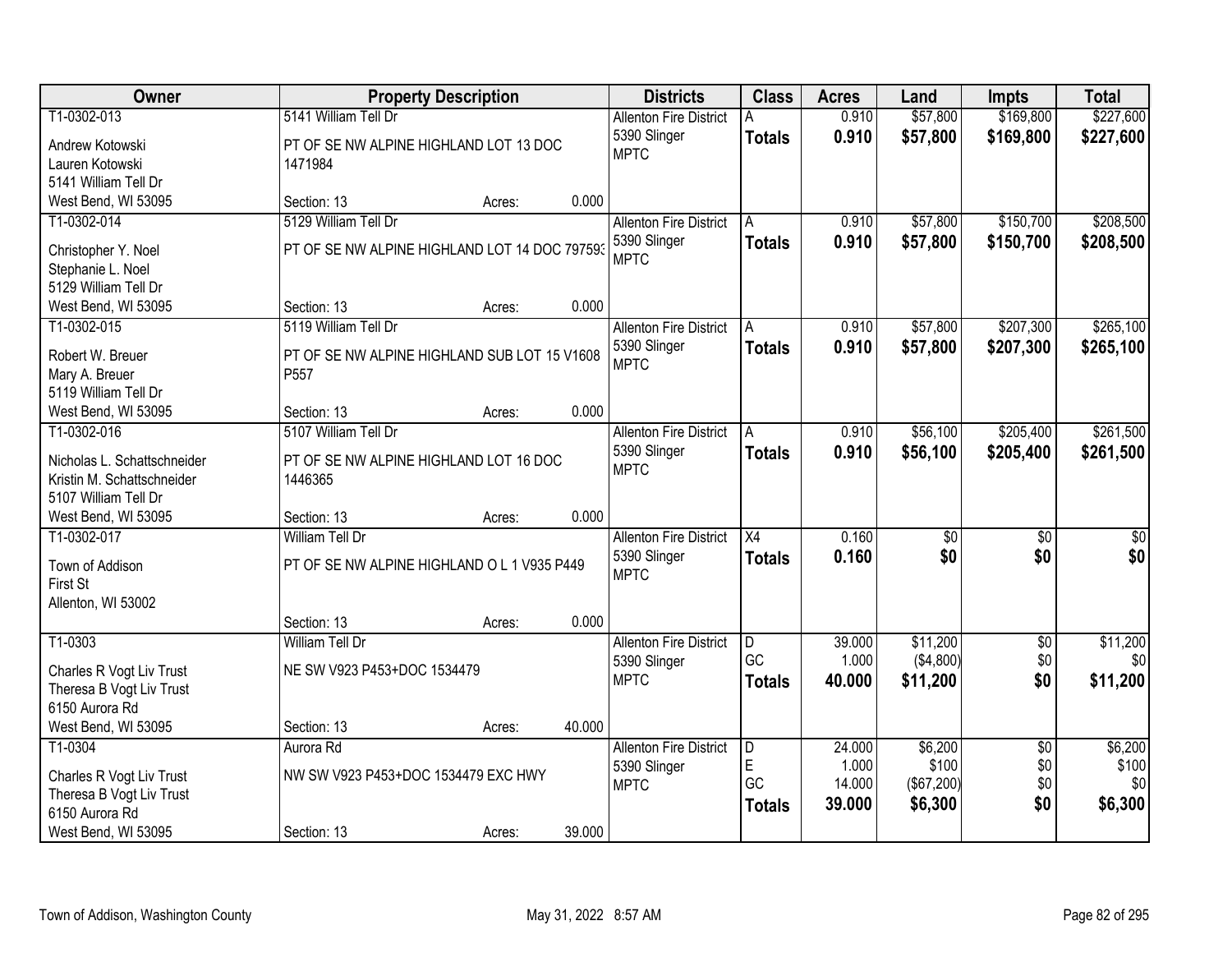| Owner | Property Description | Districts | Class | Acres | Land | Impts | Total |
|---|---|---|---|---|---|---|---|
| T1-0302-013<br>Andrew Kotowski<br>Lauren Kotowski<br>5141 William Tell Dr<br>West Bend, WI 53095 | 5141 William Tell Dr<br>PT OF SE NW ALPINE HIGHLAND LOT 13 DOC 1471984<br>Section: 13 Acres: 0.000 | Allenton Fire District<br>5390 Slinger<br>MPTC | A<br>**Totals** | 0.910<br>**0.910** | $57,800<br>**$57,800** | $169,800<br>**$169,800** | $227,600<br>**$227,600** |
| T1-0302-014<br>Christopher Y. Noel<br>Stephanie L. Noel<br>5129 William Tell Dr<br>West Bend, WI 53095 | 5129 William Tell Dr<br>PT OF SE NW ALPINE HIGHLAND LOT 14 DOC 797593<br>Section: 13 Acres: 0.000 | Allenton Fire District<br>5390 Slinger<br>MPTC | A<br>**Totals** | 0.910<br>**0.910** | $57,800<br>**$57,800** | $150,700<br>**$150,700** | $208,500<br>**$208,500** |
| T1-0302-015<br>Robert W. Breuer<br>Mary A. Breuer<br>5119 William Tell Dr<br>West Bend, WI 53095 | 5119 William Tell Dr<br>PT OF SE NW ALPINE HIGHLAND SUB LOT 15 V1608 P557<br>Section: 13 Acres: 0.000 | Allenton Fire District<br>5390 Slinger<br>MPTC | A<br>**Totals** | 0.910<br>**0.910** | $57,800<br>**$57,800** | $207,300<br>**$207,300** | $265,100<br>**$265,100** |
| T1-0302-016<br>Nicholas L. Schattschneider<br>Kristin M. Schattschneider<br>5107 William Tell Dr<br>West Bend, WI 53095 | 5107 William Tell Dr<br>PT OF SE NW ALPINE HIGHLAND LOT 16 DOC 1446365<br>Section: 13 Acres: 0.000 | Allenton Fire District<br>5390 Slinger<br>MPTC | A<br>**Totals** | 0.910<br>**0.910** | $56,100<br>**$56,100** | $205,400<br>**$205,400** | $261,500<br>**$261,500** |
| T1-0302-017<br>Town of Addison<br>First St<br>Allenton, WI 53002 | William Tell Dr<br>PT OF SE NW ALPINE HIGHLAND O L 1 V935 P449<br>Section: 13 Acres: 0.000 | Allenton Fire District<br>5390 Slinger<br>MPTC | X4<br>**Totals** | 0.160<br>**0.160** | $0<br>**$0** | $0<br>**$0** | $0<br>**$0** |
| T1-0303<br>Charles R Vogt Liv Trust<br>Theresa B Vogt Liv Trust<br>6150 Aurora Rd<br>West Bend, WI 53095 | William Tell Dr<br>NE SW V923 P453+DOC 1534479<br>Section: 13 Acres: 40.000 | Allenton Fire District<br>5390 Slinger<br>MPTC | D<br>GC<br>**Totals** | 39.000<br>1.000<br>**40.000** | $11,200<br>($4,800)<br>**$11,200** | $0<br>$0<br>**$0** | $11,200<br>$0<br>**$11,200** |
| T1-0304<br>Charles R Vogt Liv Trust<br>Theresa B Vogt Liv Trust<br>6150 Aurora Rd<br>West Bend, WI 53095 | Aurora Rd<br>NW SW V923 P453+DOC 1534479 EXC HWY<br>Section: 13 Acres: 39.000 | Allenton Fire District<br>5390 Slinger<br>MPTC | D<br>E<br>GC<br>**Totals** | 24.000<br>1.000<br>14.000<br>**39.000** | $6,200<br>$100<br>($67,200)<br>**$6,300** | $0<br>$0<br>$0<br>**$0** | $6,200<br>$100<br>$0<br>**$6,300** |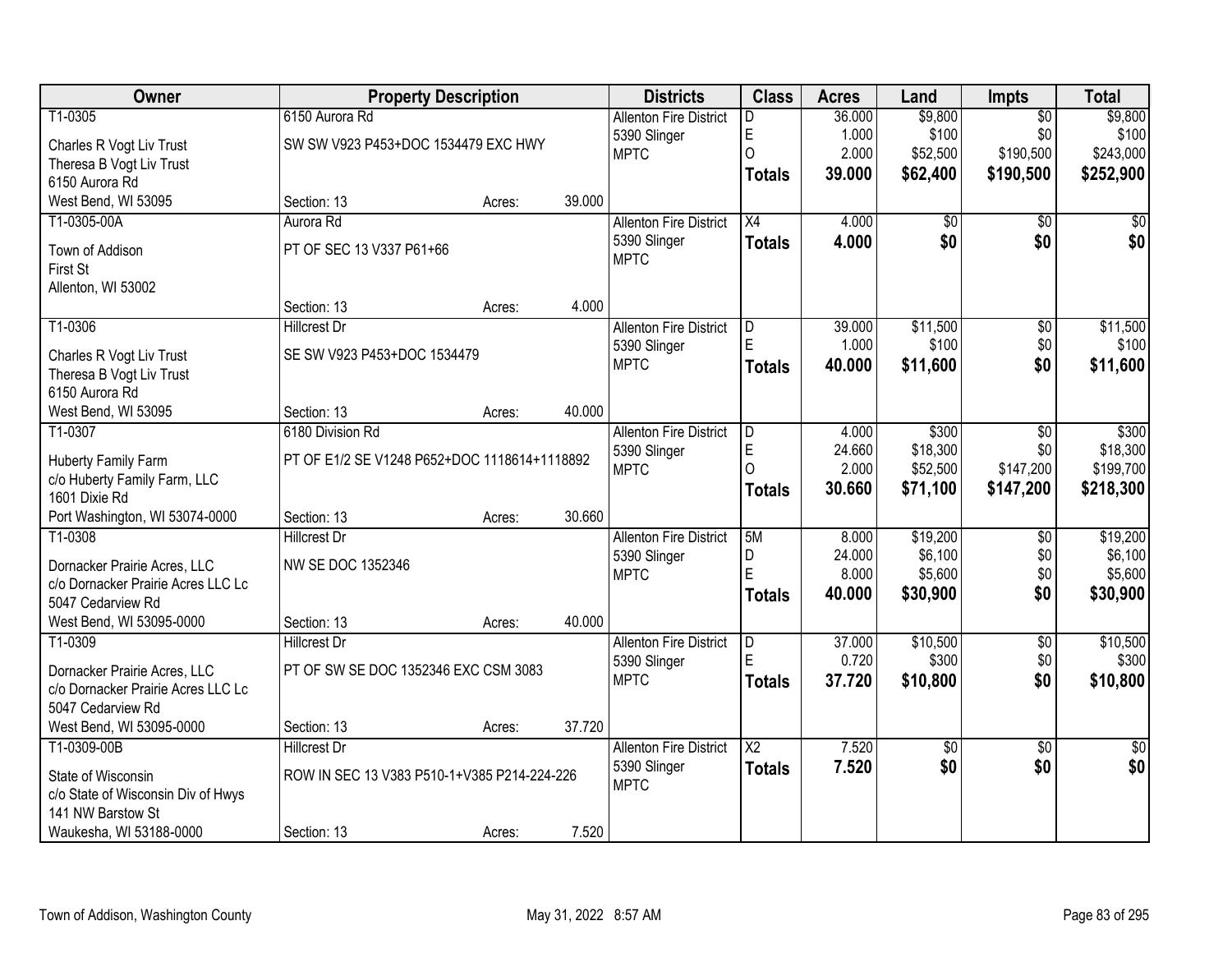| Owner | Property Description | | | Districts | Class | Acres | Land | Impts | Total |
|---|---|---|---|---|---|---|---|---|---|
| T1-0305 | 6150 Aurora Rd | | | Allenton Fire District | D | 36.000 | $9,800 | $0 | $9,800 |
| Charles R Vogt Liv Trust | SW SW V923 P453+DOC 1534479 EXC HWY | | | 5390 Slinger | E | 1.000 | $100 | $0 | $100 |
| Theresa B Vogt Liv Trust | | | | MPTC | O | 2.000 | $52,500 | $190,500 | $243,000 |
| 6150 Aurora Rd | | | | | **Totals** | **39.000** | **$62,400** | **$190,500** | **$252,900** |
| West Bend, WI 53095 | Section: 13 | Acres: | 39.000 | | | | | | |
| T1-0305-00A | Aurora Rd | | | Allenton Fire District | X4 | 4.000 | $0 | $0 | $0 |
| Town of Addison | PT OF SEC 13 V337 P61+66 | | | 5390 Slinger | **Totals** | **4.000** | **$0** | **$0** | **$0** |
| First St | | | | MPTC | | | | | |
| Allenton, WI 53002 | | | | | | | | | |
| | Section: 13 | Acres: | 4.000 | | | | | | |
| T1-0306 | Hillcrest Dr | | | Allenton Fire District | D | 39.000 | $11,500 | $0 | $11,500 |
| Charles R Vogt Liv Trust | SE SW V923 P453+DOC 1534479 | | | 5390 Slinger | E | 1.000 | $100 | $0 | $100 |
| Theresa B Vogt Liv Trust | | | | MPTC | **Totals** | **40.000** | **$11,600** | **$0** | **$11,600** |
| 6150 Aurora Rd | | | | | | | | | |
| West Bend, WI 53095 | Section: 13 | Acres: | 40.000 | | | | | | |
| T1-0307 | 6180 Division Rd | | | Allenton Fire District | D | 4.000 | $300 | $0 | $300 |
| Huberty Family Farm | PT OF E1/2 SE V1248 P652+DOC 1118614+1118892 | | | 5390 Slinger | E | 24.660 | $18,300 | $0 | $18,300 |
| c/o Huberty Family Farm, LLC | | | | MPTC | O | 2.000 | $52,500 | $147,200 | $199,700 |
| 1601 Dixie Rd | | | | | **Totals** | **30.660** | **$71,100** | **$147,200** | **$218,300** |
| Port Washington, WI 53074-0000 | Section: 13 | Acres: | 30.660 | | | | | | |
| T1-0308 | Hillcrest Dr | | | Allenton Fire District | 5M | 8.000 | $19,200 | $0 | $19,200 |
| Dornacker Prairie Acres, LLC | NW SE DOC 1352346 | | | 5390 Slinger | D | 24.000 | $6,100 | $0 | $6,100 |
| c/o Dornacker Prairie Acres LLC Lc | | | | MPTC | E | 8.000 | $5,600 | $0 | $5,600 |
| 5047 Cedarview Rd | | | | | **Totals** | **40.000** | **$30,900** | **$0** | **$30,900** |
| West Bend, WI 53095-0000 | Section: 13 | Acres: | 40.000 | | | | | | |
| T1-0309 | Hillcrest Dr | | | Allenton Fire District | D | 37.000 | $10,500 | $0 | $10,500 |
| Dornacker Prairie Acres, LLC | PT OF SW SE DOC 1352346 EXC CSM 3083 | | | 5390 Slinger | E | 0.720 | $300 | $0 | $300 |
| c/o Dornacker Prairie Acres LLC Lc | | | | MPTC | **Totals** | **37.720** | **$10,800** | **$0** | **$10,800** |
| 5047 Cedarview Rd | | | | | | | | | |
| West Bend, WI 53095-0000 | Section: 13 | Acres: | 37.720 | | | | | | |
| T1-0309-00B | Hillcrest Dr | | | Allenton Fire District | X2 | 7.520 | $0 | $0 | $0 |
| State of Wisconsin | ROW IN SEC 13 V383 P510-1+V385 P214-224-226 | | | 5390 Slinger | **Totals** | **7.520** | **$0** | **$0** | **$0** |
| c/o State of Wisconsin Div of Hwys | | | | MPTC | | | | | |
| 141 NW Barstow St | | | | | | | | | |
| Waukesha, WI 53188-0000 | Section: 13 | Acres: | 7.520 | | | | | | |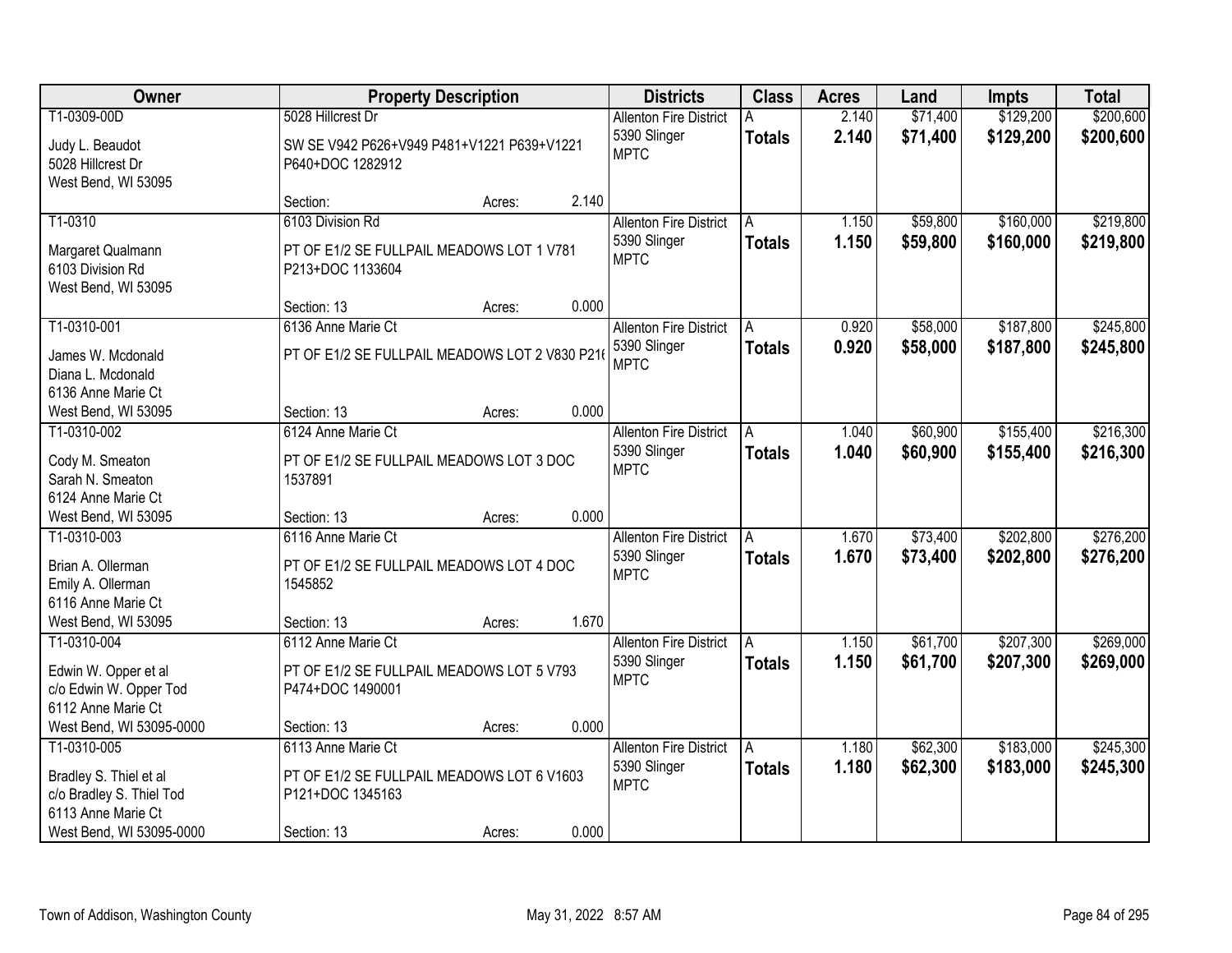| Owner | Property Description | Districts | Class | Acres | Land | Impts | Total |
|---|---|---|---|---|---|---|---|
| T1-0309-00D<br>Judy L. Beaudot<br>5028 Hillcrest Dr<br>West Bend, WI 53095 | 5028 Hillcrest Dr<br>SW SE V942 P626+V949 P481+V1221 P639+V1221 P640+DOC 1282912<br>Section: Acres: 2.140 | Allenton Fire District<br>5390 Slinger<br>MPTC | A<br>**Totals** | 2.140<br>**2.140** | $71,400<br>**$71,400** | $129,200<br>**$129,200** | $200,600<br>**$200,600** |
| T1-0310<br>Margaret Qualmann<br>6103 Division Rd<br>West Bend, WI 53095 | 6103 Division Rd<br>PT OF E1/2 SE FULLPAIL MEADOWS LOT 1 V781 P213+DOC 1133604<br>Section: 13 Acres: 0.000 | Allenton Fire District<br>5390 Slinger<br>MPTC | A<br>**Totals** | 1.150<br>**1.150** | $59,800<br>**$59,800** | $160,000<br>**$160,000** | $219,800<br>**$219,800** |
| T1-0310-001<br>James W. Mcdonald<br>Diana L. Mcdonald<br>6136 Anne Marie Ct<br>West Bend, WI 53095 | 6136 Anne Marie Ct<br>PT OF E1/2 SE FULLPAIL MEADOWS LOT 2 V830 P21(<br>Section: 13 Acres: 0.000 | Allenton Fire District<br>5390 Slinger<br>MPTC | A<br>**Totals** | 0.920<br>**0.920** | $58,000<br>**$58,000** | $187,800<br>**$187,800** | $245,800<br>**$245,800** |
| T1-0310-002<br>Cody M. Smeaton<br>Sarah N. Smeaton<br>6124 Anne Marie Ct<br>West Bend, WI 53095 | 6124 Anne Marie Ct<br>PT OF E1/2 SE FULLPAIL MEADOWS LOT 3 DOC 1537891<br>Section: 13 Acres: 0.000 | Allenton Fire District<br>5390 Slinger<br>MPTC | A<br>**Totals** | 1.040<br>**1.040** | $60,900<br>**$60,900** | $155,400<br>**$155,400** | $216,300<br>**$216,300** |
| T1-0310-003<br>Brian A. Ollerman<br>Emily A. Ollerman<br>6116 Anne Marie Ct<br>West Bend, WI 53095 | 6116 Anne Marie Ct<br>PT OF E1/2 SE FULLPAIL MEADOWS LOT 4 DOC 1545852<br>Section: 13 Acres: 1.670 | Allenton Fire District<br>5390 Slinger<br>MPTC | A<br>**Totals** | 1.670<br>**1.670** | $73,400<br>**$73,400** | $202,800<br>**$202,800** | $276,200<br>**$276,200** |
| T1-0310-004<br>Edwin W. Opper et al<br>c/o Edwin W. Opper Tod<br>6112 Anne Marie Ct<br>West Bend, WI 53095-0000 | 6112 Anne Marie Ct<br>PT OF E1/2 SE FULLPAIL MEADOWS LOT 5 V793 P474+DOC 1490001<br>Section: 13 Acres: 0.000 | Allenton Fire District<br>5390 Slinger<br>MPTC | A<br>**Totals** | 1.150<br>**1.150** | $61,700<br>**$61,700** | $207,300<br>**$207,300** | $269,000<br>**$269,000** |
| T1-0310-005<br>Bradley S. Thiel et al<br>c/o Bradley S. Thiel Tod<br>6113 Anne Marie Ct<br>West Bend, WI 53095-0000 | 6113 Anne Marie Ct<br>PT OF E1/2 SE FULLPAIL MEADOWS LOT 6 V1603 P121+DOC 1345163<br>Section: 13 Acres: 0.000 | Allenton Fire District<br>5390 Slinger<br>MPTC | A<br>**Totals** | 1.180<br>**1.180** | $62,300<br>**$62,300** | $183,000<br>**$183,000** | $245,300<br>**$245,300** |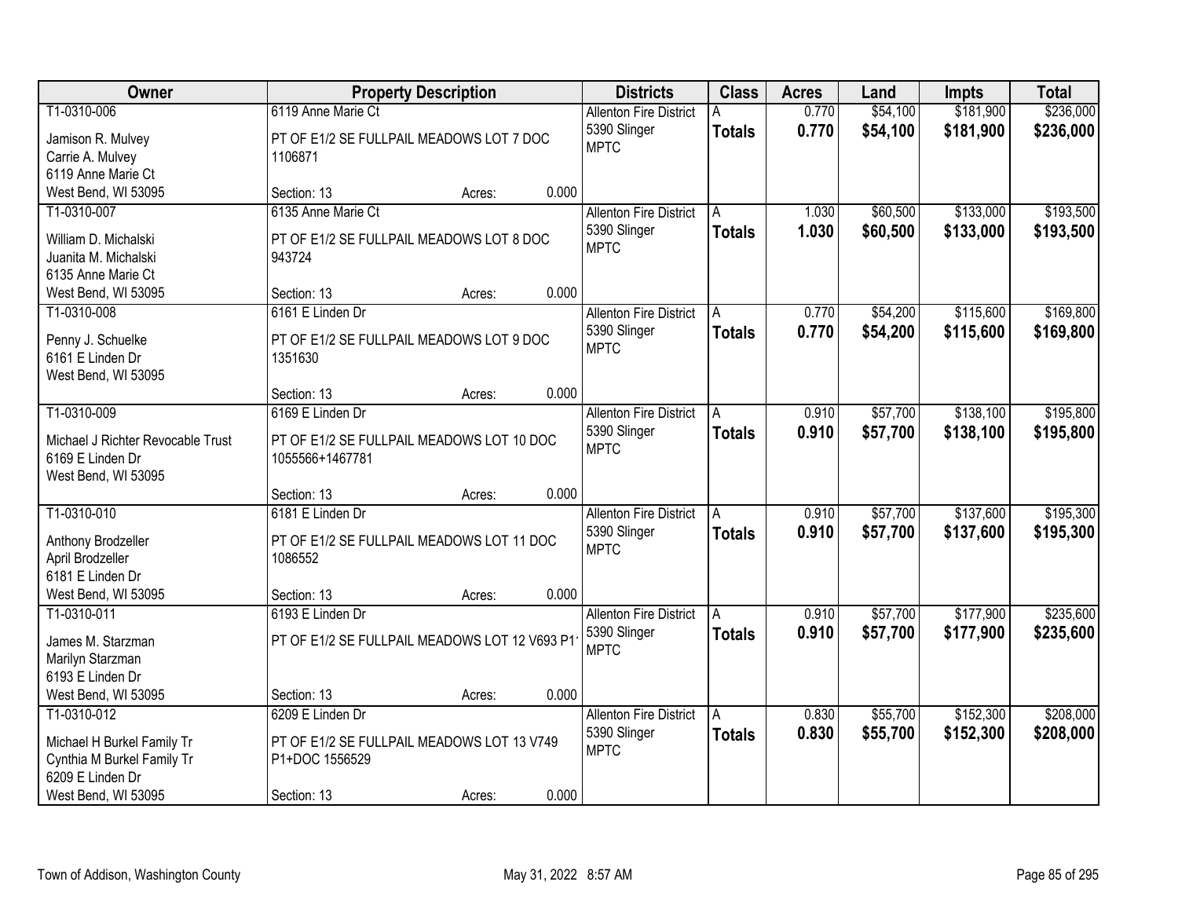| Owner | Property Description | Districts | Class | Acres | Land | Impts | Total |
|---|---|---|---|---|---|---|---|
| T1-0310-006<br>Jamison R. Mulvey<br>Carrie A. Mulvey<br>6119 Anne Marie Ct<br>West Bend, WI 53095 | 6119 Anne Marie Ct<br>PT OF E1/2 SE FULLPAIL MEADOWS LOT 7 DOC 1106871<br>Section: 13 Acres: 0.000 | Allenton Fire District<br>5390 Slinger<br>MPTC | A<br>**Totals** | 0.770<br>**0.770** | $54,100<br>**$54,100** | $181,900<br>**$181,900** | $236,000<br>**$236,000** |
| T1-0310-007<br>William D. Michalski<br>Juanita M. Michalski<br>6135 Anne Marie Ct<br>West Bend, WI 53095 | 6135 Anne Marie Ct<br>PT OF E1/2 SE FULLPAIL MEADOWS LOT 8 DOC 943724<br>Section: 13 Acres: 0.000 | Allenton Fire District<br>5390 Slinger<br>MPTC | A<br>**Totals** | 1.030<br>**1.030** | $60,500<br>**$60,500** | $133,000<br>**$133,000** | $193,500<br>**$193,500** |
| T1-0310-008<br>Penny J. Schuelke<br>6161 E Linden Dr<br>West Bend, WI 53095 | 6161 E Linden Dr<br>PT OF E1/2 SE FULLPAIL MEADOWS LOT 9 DOC 1351630<br>Section: 13 Acres: 0.000 | Allenton Fire District<br>5390 Slinger<br>MPTC | A<br>**Totals** | 0.770<br>**0.770** | $54,200<br>**$54,200** | $115,600<br>**$115,600** | $169,800<br>**$169,800** |
| T1-0310-009<br>Michael J Richter Revocable Trust<br>6169 E Linden Dr<br>West Bend, WI 53095 | 6169 E Linden Dr<br>PT OF E1/2 SE FULLPAIL MEADOWS LOT 10 DOC 1055566+1467781<br>Section: 13 Acres: 0.000 | Allenton Fire District<br>5390 Slinger<br>MPTC | A<br>**Totals** | 0.910<br>**0.910** | $57,700<br>**$57,700** | $138,100<br>**$138,100** | $195,800<br>**$195,800** |
| T1-0310-010<br>Anthony Brodzeller<br>April Brodzeller<br>6181 E Linden Dr<br>West Bend, WI 53095 | 6181 E Linden Dr<br>PT OF E1/2 SE FULLPAIL MEADOWS LOT 11 DOC 1086552<br>Section: 13 Acres: 0.000 | Allenton Fire District<br>5390 Slinger<br>MPTC | A<br>**Totals** | 0.910<br>**0.910** | $57,700<br>**$57,700** | $137,600<br>**$137,600** | $195,300<br>**$195,300** |
| T1-0310-011<br>James M. Starzman<br>Marilyn Starzman<br>6193 E Linden Dr<br>West Bend, WI 53095 | 6193 E Linden Dr<br>PT OF E1/2 SE FULLPAIL MEADOWS LOT 12 V693 P1<br>Section: 13 Acres: 0.000 | Allenton Fire District<br>5390 Slinger<br>MPTC | A<br>**Totals** | 0.910<br>**0.910** | $57,700<br>**$57,700** | $177,900<br>**$177,900** | $235,600<br>**$235,600** |
| T1-0310-012<br>Michael H Burkel Family Tr<br>Cynthia M Burkel Family Tr<br>6209 E Linden Dr<br>West Bend, WI 53095 | 6209 E Linden Dr<br>PT OF E1/2 SE FULLPAIL MEADOWS LOT 13 V749 P1+DOC 1556529<br>Section: 13 Acres: 0.000 | Allenton Fire District<br>5390 Slinger<br>MPTC | A<br>**Totals** | 0.830<br>**0.830** | $55,700<br>**$55,700** | $152,300<br>**$152,300** | $208,000<br>**$208,000** |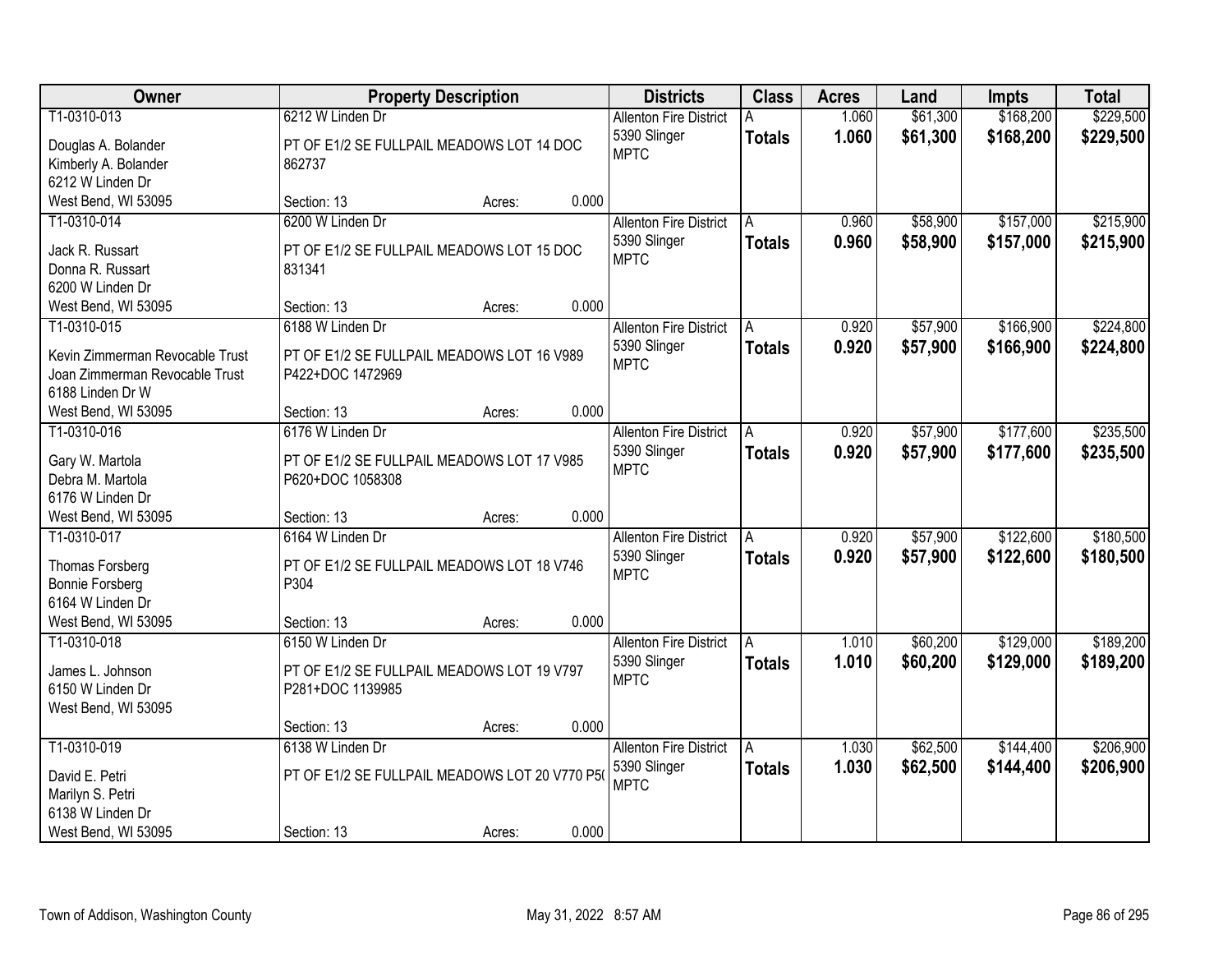| Owner | Property Description | | | Districts | Class | Acres | Land | Impts | Total |
|---|---|---|---|---|---|---|---|---|---|
| T1-0310-013 | 6212 W Linden Dr | | | Allenton Fire District | A | 1.060 | $61,300 | $168,200 | $229,500 |
| Douglas A. Bolander<br>Kimberly A. Bolander<br>6212 W Linden Dr<br>West Bend, WI 53095 | PT OF E1/2 SE FULLPAIL MEADOWS LOT 14 DOC 862737 | | | 5390 Slinger<br>MPTC | **Totals** | **1.060** | **$61,300** | **$168,200** | **$229,500** |
| | Section: 13 | Acres: | 0.000 | | | | | | |
| T1-0310-014 | 6200 W Linden Dr | | | Allenton Fire District | A | 0.960 | $58,900 | $157,000 | $215,900 |
| Jack R. Russart<br>Donna R. Russart<br>6200 W Linden Dr<br>West Bend, WI 53095 | PT OF E1/2 SE FULLPAIL MEADOWS LOT 15 DOC 831341 | | | 5390 Slinger<br>MPTC | **Totals** | **0.960** | **$58,900** | **$157,000** | **$215,900** |
| | Section: 13 | Acres: | 0.000 | | | | | | |
| T1-0310-015 | 6188 W Linden Dr | | | Allenton Fire District | A | 0.920 | $57,900 | $166,900 | $224,800 |
| Kevin Zimmerman Revocable Trust<br>Joan Zimmerman Revocable Trust<br>6188 Linden Dr W<br>West Bend, WI 53095 | PT OF E1/2 SE FULLPAIL MEADOWS LOT 16 V989 P422+DOC 1472969 | | | 5390 Slinger<br>MPTC | **Totals** | **0.920** | **$57,900** | **$166,900** | **$224,800** |
| | Section: 13 | Acres: | 0.000 | | | | | | |
| T1-0310-016 | 6176 W Linden Dr | | | Allenton Fire District | A | 0.920 | $57,900 | $177,600 | $235,500 |
| Gary W. Martola<br>Debra M. Martola<br>6176 W Linden Dr<br>West Bend, WI 53095 | PT OF E1/2 SE FULLPAIL MEADOWS LOT 17 V985 P620+DOC 1058308 | | | 5390 Slinger<br>MPTC | **Totals** | **0.920** | **$57,900** | **$177,600** | **$235,500** |
| | Section: 13 | Acres: | 0.000 | | | | | | |
| T1-0310-017 | 6164 W Linden Dr | | | Allenton Fire District | A | 0.920 | $57,900 | $122,600 | $180,500 |
| Thomas Forsberg<br>Bonnie Forsberg<br>6164 W Linden Dr<br>West Bend, WI 53095 | PT OF E1/2 SE FULLPAIL MEADOWS LOT 18 V746 P304 | | | 5390 Slinger<br>MPTC | **Totals** | **0.920** | **$57,900** | **$122,600** | **$180,500** |
| | Section: 13 | Acres: | 0.000 | | | | | | |
| T1-0310-018 | 6150 W Linden Dr | | | Allenton Fire District | A | 1.010 | $60,200 | $129,000 | $189,200 |
| James L. Johnson<br>6150 W Linden Dr<br>West Bend, WI 53095 | PT OF E1/2 SE FULLPAIL MEADOWS LOT 19 V797 P281+DOC 1139985 | | | 5390 Slinger<br>MPTC | **Totals** | **1.010** | **$60,200** | **$129,000** | **$189,200** |
| | Section: 13 | Acres: | 0.000 | | | | | | |
| T1-0310-019 | 6138 W Linden Dr | | | Allenton Fire District | A | 1.030 | $62,500 | $144,400 | $206,900 |
| David E. Petri<br>Marilyn S. Petri<br>6138 W Linden Dr<br>West Bend, WI 53095 | PT OF E1/2 SE FULLPAIL MEADOWS LOT 20 V770 P5( | | | 5390 Slinger<br>MPTC | **Totals** | **1.030** | **$62,500** | **$144,400** | **$206,900** |
| | Section: 13 | Acres: | 0.000 | | | | | | |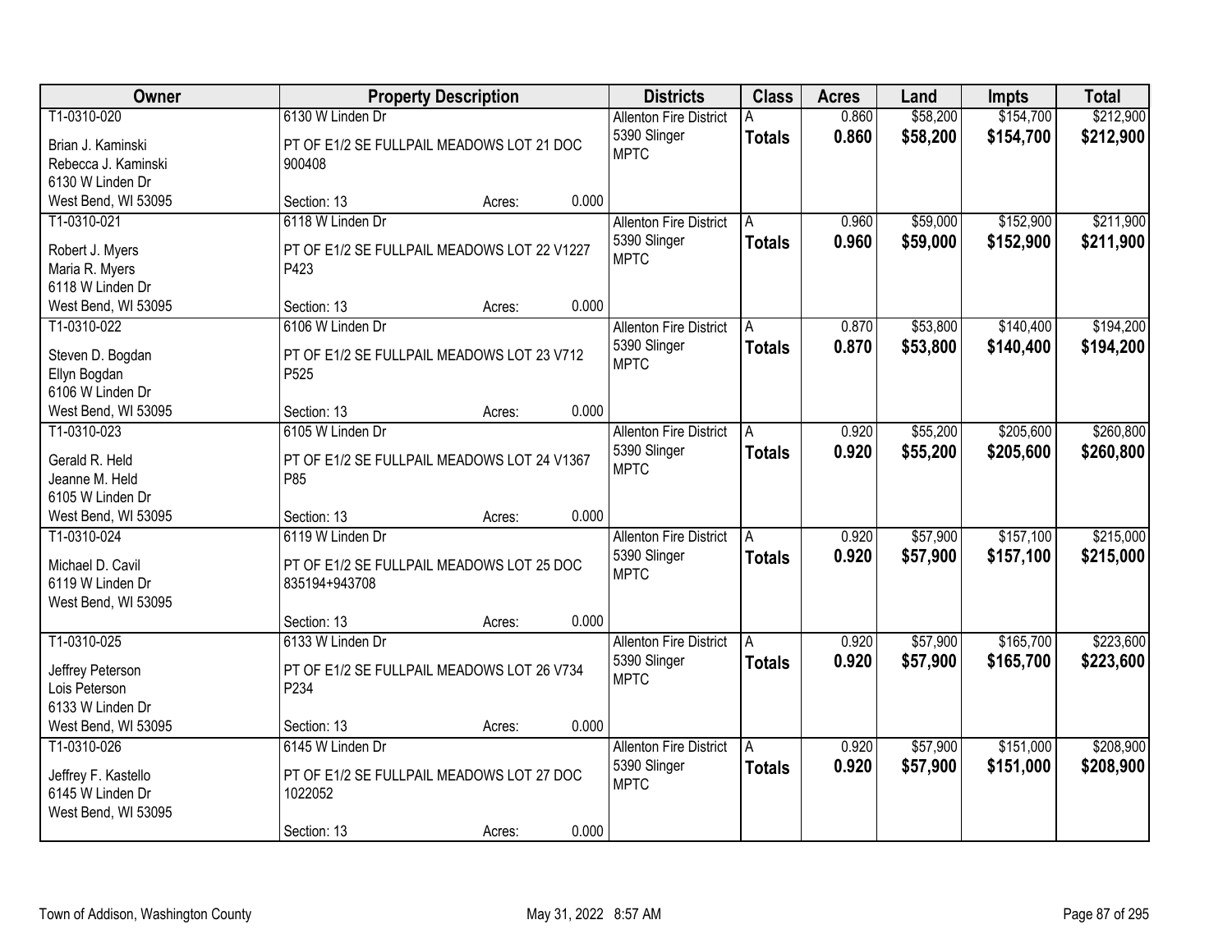| Owner | Property Description | Districts | Class | Acres | Land | Impts | Total |
|---|---|---|---|---|---|---|---|
| T1-0310-020<br>Brian J. Kaminski<br>Rebecca J. Kaminski<br>6130 W Linden Dr<br>West Bend, WI 53095 | 6130 W Linden Dr<br>PT OF E1/2 SE FULLPAIL MEADOWS LOT 21 DOC 900408<br>Section: 13 Acres: 0.000 | Allenton Fire District<br>5390 Slinger<br>MPTC | A<br>**Totals** | 0.860<br>**0.860** | $58,200<br>**$58,200** | $154,700<br>**$154,700** | $212,900<br>**$212,900** |
| T1-0310-021<br>Robert J. Myers<br>Maria R. Myers<br>6118 W Linden Dr<br>West Bend, WI 53095 | 6118 W Linden Dr<br>PT OF E1/2 SE FULLPAIL MEADOWS LOT 22 V1227 P423<br>Section: 13 Acres: 0.000 | Allenton Fire District<br>5390 Slinger<br>MPTC | A<br>**Totals** | 0.960<br>**0.960** | $59,000<br>**$59,000** | $152,900<br>**$152,900** | $211,900<br>**$211,900** |
| T1-0310-022<br>Steven D. Bogdan<br>Ellyn Bogdan<br>6106 W Linden Dr<br>West Bend, WI 53095 | 6106 W Linden Dr<br>PT OF E1/2 SE FULLPAIL MEADOWS LOT 23 V712 P525<br>Section: 13 Acres: 0.000 | Allenton Fire District<br>5390 Slinger<br>MPTC | A<br>**Totals** | 0.870<br>**0.870** | $53,800<br>**$53,800** | $140,400<br>**$140,400** | $194,200<br>**$194,200** |
| T1-0310-023<br>Gerald R. Held<br>Jeanne M. Held<br>6105 W Linden Dr<br>West Bend, WI 53095 | 6105 W Linden Dr<br>PT OF E1/2 SE FULLPAIL MEADOWS LOT 24 V1367 P85<br>Section: 13 Acres: 0.000 | Allenton Fire District<br>5390 Slinger<br>MPTC | A<br>**Totals** | 0.920<br>**0.920** | $55,200<br>**$55,200** | $205,600<br>**$205,600** | $260,800<br>**$260,800** |
| T1-0310-024<br>Michael D. Cavil<br>6119 W Linden Dr<br>West Bend, WI 53095 | 6119 W Linden Dr<br>PT OF E1/2 SE FULLPAIL MEADOWS LOT 25 DOC 835194+943708<br>Section: 13 Acres: 0.000 | Allenton Fire District<br>5390 Slinger<br>MPTC | A<br>**Totals** | 0.920<br>**0.920** | $57,900<br>**$57,900** | $157,100<br>**$157,100** | $215,000<br>**$215,000** |
| T1-0310-025<br>Jeffrey Peterson<br>Lois Peterson<br>6133 W Linden Dr<br>West Bend, WI 53095 | 6133 W Linden Dr<br>PT OF E1/2 SE FULLPAIL MEADOWS LOT 26 V734 P234<br>Section: 13 Acres: 0.000 | Allenton Fire District<br>5390 Slinger<br>MPTC | A<br>**Totals** | 0.920<br>**0.920** | $57,900<br>**$57,900** | $165,700<br>**$165,700** | $223,600<br>**$223,600** |
| T1-0310-026<br>Jeffrey F. Kastello<br>6145 W Linden Dr<br>West Bend, WI 53095 | 6145 W Linden Dr<br>PT OF E1/2 SE FULLPAIL MEADOWS LOT 27 DOC 1022052<br>Section: 13 Acres: 0.000 | Allenton Fire District<br>5390 Slinger<br>MPTC | A<br>**Totals** | 0.920<br>**0.920** | $57,900<br>**$57,900** | $151,000<br>**$151,000** | $208,900<br>**$208,900** |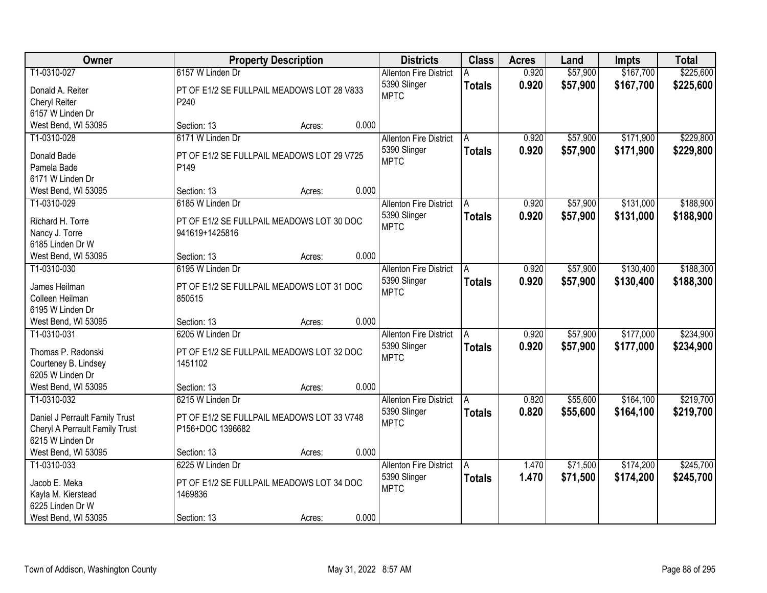| Owner | Property Description | Districts | Class | Acres | Land | Impts | Total |
|---|---|---|---|---|---|---|---|
| T1-0310-027<br>Donald A. Reiter<br>Cheryl Reiter<br>6157 W Linden Dr<br>West Bend, WI 53095 | 6157 W Linden Dr<br>PT OF E1/2 SE FULLPAIL MEADOWS LOT 28 V833 P240<br>Section: 13 Acres: 0.000 | Allenton Fire District<br>5390 Slinger<br>MPTC | A<br>**Totals** | 0.920<br>**0.920** | $57,900<br>**$57,900** | $167,700<br>**$167,700** | $225,600<br>**$225,600** |
| T1-0310-028<br>Donald Bade<br>Pamela Bade<br>6171 W Linden Dr<br>West Bend, WI 53095 | 6171 W Linden Dr<br>PT OF E1/2 SE FULLPAIL MEADOWS LOT 29 V725 P149<br>Section: 13 Acres: 0.000 | Allenton Fire District<br>5390 Slinger<br>MPTC | A<br>**Totals** | 0.920<br>**0.920** | $57,900<br>**$57,900** | $171,900<br>**$171,900** | $229,800<br>**$229,800** |
| T1-0310-029<br>Richard H. Torre<br>Nancy J. Torre<br>6185 Linden Dr W<br>West Bend, WI 53095 | 6185 W Linden Dr<br>PT OF E1/2 SE FULLPAIL MEADOWS LOT 30 DOC 941619+1425816<br>Section: 13 Acres: 0.000 | Allenton Fire District<br>5390 Slinger<br>MPTC | A<br>**Totals** | 0.920<br>**0.920** | $57,900<br>**$57,900** | $131,000<br>**$131,000** | $188,900<br>**$188,900** |
| T1-0310-030<br>James Heilman<br>Colleen Heilman<br>6195 W Linden Dr<br>West Bend, WI 53095 | 6195 W Linden Dr<br>PT OF E1/2 SE FULLPAIL MEADOWS LOT 31 DOC 850515<br>Section: 13 Acres: 0.000 | Allenton Fire District<br>5390 Slinger<br>MPTC | A<br>**Totals** | 0.920<br>**0.920** | $57,900<br>**$57,900** | $130,400<br>**$130,400** | $188,300<br>**$188,300** |
| T1-0310-031<br>Thomas P. Radonski<br>Courteney B. Lindsey<br>6205 W Linden Dr<br>West Bend, WI 53095 | 6205 W Linden Dr<br>PT OF E1/2 SE FULLPAIL MEADOWS LOT 32 DOC 1451102<br>Section: 13 Acres: 0.000 | Allenton Fire District<br>5390 Slinger<br>MPTC | A<br>**Totals** | 0.920<br>**0.920** | $57,900<br>**$57,900** | $177,000<br>**$177,000** | $234,900<br>**$234,900** |
| T1-0310-032<br>Daniel J Perrault Family Trust<br>Cheryl A Perrault Family Trust<br>6215 W Linden Dr<br>West Bend, WI 53095 | 6215 W Linden Dr<br>PT OF E1/2 SE FULLPAIL MEADOWS LOT 33 V748 P156+DOC 1396682<br>Section: 13 Acres: 0.000 | Allenton Fire District<br>5390 Slinger<br>MPTC | A<br>**Totals** | 0.820<br>**0.820** | $55,600<br>**$55,600** | $164,100<br>**$164,100** | $219,700<br>**$219,700** |
| T1-0310-033<br>Jacob E. Meka<br>Kayla M. Kierstead<br>6225 Linden Dr W<br>West Bend, WI 53095 | 6225 W Linden Dr<br>PT OF E1/2 SE FULLPAIL MEADOWS LOT 34 DOC 1469836<br>Section: 13 Acres: 0.000 | Allenton Fire District<br>5390 Slinger<br>MPTC | A<br>**Totals** | 1.470<br>**1.470** | $71,500<br>**$71,500** | $174,200<br>**$174,200** | $245,700<br>**$245,700** |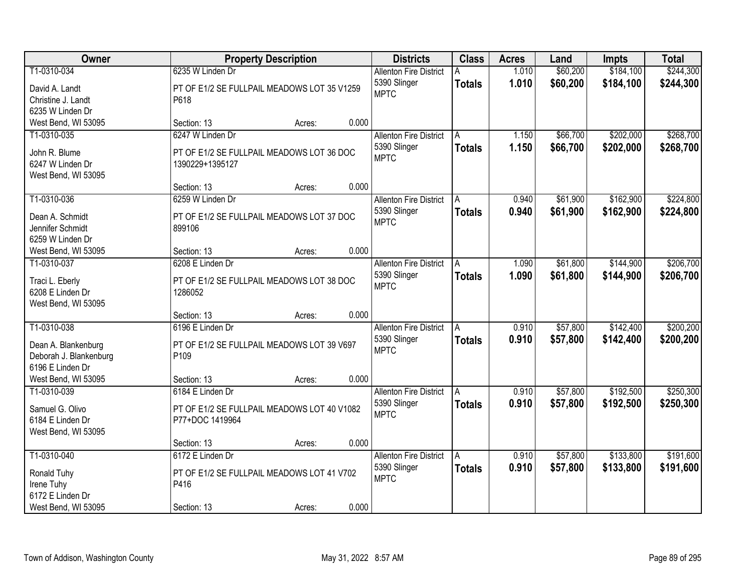| Owner | Property Description | Districts | Class | Acres | Land | Impts | Total |
|---|---|---|---|---|---|---|---|
| T1-0310-034<br>David A. Landt<br>Christine J. Landt<br>6235 W Linden Dr<br>West Bend, WI 53095 | 6235 W Linden Dr<br>PT OF E1/2 SE FULLPAIL MEADOWS LOT 35 V1259 P618<br>Section: 13 Acres: 0.000 | Allenton Fire District<br>5390 Slinger<br>MPTC | A<br>**Totals** | 1.010<br>**1.010** | $60,200<br>**$60,200** | $184,100<br>**$184,100** | $244,300<br>**$244,300** |
| T1-0310-035<br>John R. Blume<br>6247 W Linden Dr<br>West Bend, WI 53095 | 6247 W Linden Dr<br>PT OF E1/2 SE FULLPAIL MEADOWS LOT 36 DOC 1390229+1395127<br>Section: 13 Acres: 0.000 | Allenton Fire District<br>5390 Slinger<br>MPTC | A<br>**Totals** | 1.150<br>**1.150** | $66,700<br>**$66,700** | $202,000<br>**$202,000** | $268,700<br>**$268,700** |
| T1-0310-036<br>Dean A. Schmidt<br>Jennifer Schmidt<br>6259 W Linden Dr<br>West Bend, WI 53095 | 6259 W Linden Dr<br>PT OF E1/2 SE FULLPAIL MEADOWS LOT 37 DOC 899106<br>Section: 13 Acres: 0.000 | Allenton Fire District<br>5390 Slinger<br>MPTC | A<br>**Totals** | 0.940<br>**0.940** | $61,900<br>**$61,900** | $162,900<br>**$162,900** | $224,800<br>**$224,800** |
| T1-0310-037<br>Traci L. Eberly<br>6208 E Linden Dr<br>West Bend, WI 53095 | 6208 E Linden Dr<br>PT OF E1/2 SE FULLPAIL MEADOWS LOT 38 DOC 1286052<br>Section: 13 Acres: 0.000 | Allenton Fire District<br>5390 Slinger<br>MPTC | A<br>**Totals** | 1.090<br>**1.090** | $61,800<br>**$61,800** | $144,900<br>**$144,900** | $206,700<br>**$206,700** |
| T1-0310-038<br>Dean A. Blankenburg<br>Deborah J. Blankenburg<br>6196 E Linden Dr<br>West Bend, WI 53095 | 6196 E Linden Dr<br>PT OF E1/2 SE FULLPAIL MEADOWS LOT 39 V697 P109<br>Section: 13 Acres: 0.000 | Allenton Fire District<br>5390 Slinger<br>MPTC | A<br>**Totals** | 0.910<br>**0.910** | $57,800<br>**$57,800** | $142,400<br>**$142,400** | $200,200<br>**$200,200** |
| T1-0310-039<br>Samuel G. Olivo<br>6184 E Linden Dr<br>West Bend, WI 53095 | 6184 E Linden Dr<br>PT OF E1/2 SE FULLPAIL MEADOWS LOT 40 V1082 P77+DOC 1419964<br>Section: 13 Acres: 0.000 | Allenton Fire District<br>5390 Slinger<br>MPTC | A<br>**Totals** | 0.910<br>**0.910** | $57,800<br>**$57,800** | $192,500<br>**$192,500** | $250,300<br>**$250,300** |
| T1-0310-040<br>Ronald Tuhy<br>Irene Tuhy<br>6172 E Linden Dr<br>West Bend, WI 53095 | 6172 E Linden Dr<br>PT OF E1/2 SE FULLPAIL MEADOWS LOT 41 V702 P416<br>Section: 13 Acres: 0.000 | Allenton Fire District<br>5390 Slinger<br>MPTC | A<br>**Totals** | 0.910<br>**0.910** | $57,800<br>**$57,800** | $133,800<br>**$133,800** | $191,600<br>**$191,600** |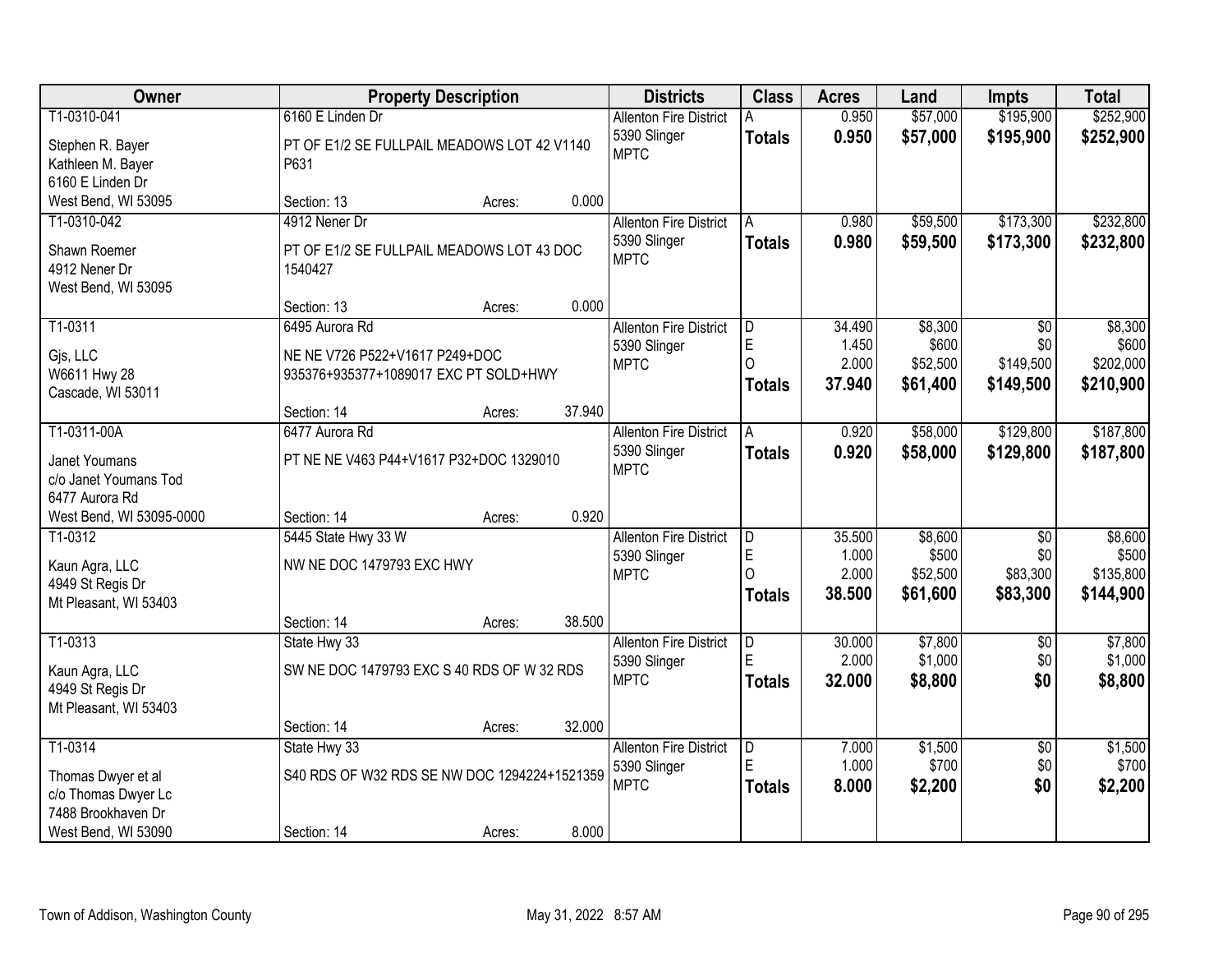| Owner | Property Description | Districts | Class | Acres | Land | Impts | Total |
|---|---|---|---|---|---|---|---|
| T1-0310-041<br>Stephen R. Bayer<br>Kathleen M. Bayer<br>6160 E Linden Dr<br>West Bend, WI 53095 | 6160 E Linden Dr<br>PT OF E1/2 SE FULLPAIL MEADOWS LOT 42 V1140 P631<br>Section: 13 Acres: 0.000 | Allenton Fire District<br>5390 Slinger<br>MPTC | A<br>**Totals** | 0.950<br>**0.950** | $57,000<br>**$57,000** | $195,900<br>**$195,900** | $252,900<br>**$252,900** |
| T1-0310-042<br>Shawn Roemer<br>4912 Nener Dr<br>West Bend, WI 53095 | 4912 Nener Dr<br>PT OF E1/2 SE FULLPAIL MEADOWS LOT 43 DOC 1540427<br>Section: 13 Acres: 0.000 | Allenton Fire District<br>5390 Slinger<br>MPTC | A<br>**Totals** | 0.980<br>**0.980** | $59,500<br>**$59,500** | $173,300<br>**$173,300** | $232,800<br>**$232,800** |
| T1-0311<br>Gjs, LLC<br>W6611 Hwy 28<br>Cascade, WI 53011 | 6495 Aurora Rd<br>NE NE V726 P522+V1617 P249+DOC 935376+935377+1089017 EXC PT SOLD+HWY<br>Section: 14 Acres: 37.940 | Allenton Fire District<br>5390 Slinger<br>MPTC | D<br>E<br>O<br>**Totals** | 34.490<br>1.450<br>2.000<br>**37.940** | $8,300<br>$600<br>$52,500<br>**$61,400** | $0<br>$0<br>$149,500<br>**$149,500** | $8,300<br>$600<br>$202,000<br>**$210,900** |
| T1-0311-00A<br>Janet Youmans<br>c/o Janet Youmans Tod<br>6477 Aurora Rd<br>West Bend, WI 53095-0000 | 6477 Aurora Rd<br>PT NE NE V463 P44+V1617 P32+DOC 1329010<br>Section: 14 Acres: 0.920 | Allenton Fire District<br>5390 Slinger<br>MPTC | A<br>**Totals** | 0.920<br>**0.920** | $58,000<br>**$58,000** | $129,800<br>**$129,800** | $187,800<br>**$187,800** |
| T1-0312<br>Kaun Agra, LLC<br>4949 St Regis Dr<br>Mt Pleasant, WI 53403 | 5445 State Hwy 33 W<br>NW NE DOC 1479793 EXC HWY<br>Section: 14 Acres: 38.500 | Allenton Fire District<br>5390 Slinger<br>MPTC | D<br>E<br>O<br>**Totals** | 35.500<br>1.000<br>2.000<br>**38.500** | $8,600<br>$500<br>$52,500<br>**$61,600** | $0<br>$0<br>$83,300<br>**$83,300** | $8,600<br>$500<br>$135,800<br>**$144,900** |
| T1-0313<br>Kaun Agra, LLC<br>4949 St Regis Dr<br>Mt Pleasant, WI 53403 | State Hwy 33<br>SW NE DOC 1479793 EXC S 40 RDS OF W 32 RDS<br>Section: 14 Acres: 32.000 | Allenton Fire District<br>5390 Slinger<br>MPTC | D<br>E<br>**Totals** | 30.000<br>2.000<br>**32.000** | $7,800<br>$1,000<br>**$8,800** | $0<br>$0<br>**$0** | $7,800<br>$1,000<br>**$8,800** |
| T1-0314<br>Thomas Dwyer et al<br>c/o Thomas Dwyer Lc<br>7488 Brookhaven Dr<br>West Bend, WI 53090 | State Hwy 33<br>S40 RDS OF W32 RDS SE NW DOC 1294224+1521359<br>Section: 14 Acres: 8.000 | Allenton Fire District<br>5390 Slinger<br>MPTC | D<br>E<br>**Totals** | 7.000<br>1.000<br>**8.000** | $1,500<br>$700<br>**$2,200** | $0<br>$0<br>**$0** | $1,500<br>$700<br>**$2,200** |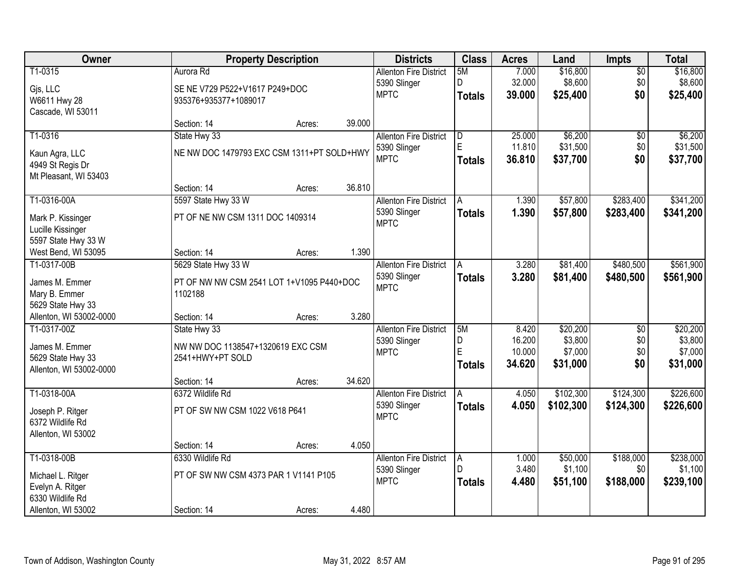| Owner | Property Description | Districts | Class | Acres | Land | Impts | Total |
|---|---|---|---|---|---|---|---|
| T1-0315<br>Gjs, LLC<br>W6611 Hwy 28<br>Cascade, WI 53011 | Aurora Rd<br>SE NE V729 P522+V1617 P249+DOC 935376+935377+1089017<br>Section: 14 Acres: 39.000 | Allenton Fire District<br>5390 Slinger<br>MPTC | 5M<br>D<br>**Totals** | 7.000<br>32.000<br>**39.000** | $16,800<br>$8,600<br>**$25,400** | $0<br>$0<br>**$0** | $16,800<br>$8,600<br>**$25,400** |
| T1-0316<br>Kaun Agra, LLC<br>4949 St Regis Dr<br>Mt Pleasant, WI 53403 | State Hwy 33<br>NE NW DOC 1479793 EXC CSM 1311+PT SOLD+HWY<br>Section: 14 Acres: 36.810 | Allenton Fire District<br>5390 Slinger<br>MPTC | D<br>E<br>**Totals** | 25.000<br>11.810<br>**36.810** | $6,200<br>$31,500<br>**$37,700** | $0<br>$0<br>**$0** | $6,200<br>$31,500<br>**$37,700** |
| T1-0316-00A<br>Mark P. Kissinger<br>Lucille Kissinger<br>5597 State Hwy 33 W<br>West Bend, WI 53095 | 5597 State Hwy 33 W<br>PT OF NE NW CSM 1311 DOC 1409314<br>Section: 14 Acres: 1.390 | Allenton Fire District<br>5390 Slinger<br>MPTC | A<br>**Totals** | 1.390<br>**1.390** | $57,800<br>**$57,800** | $283,400<br>**$283,400** | $341,200<br>**$341,200** |
| T1-0317-00B<br>James M. Emmer<br>Mary B. Emmer<br>5629 State Hwy 33<br>Allenton, WI 53002-0000 | 5629 State Hwy 33 W<br>PT OF NW NW CSM 2541 LOT 1+V1095 P440+DOC 1102188<br>Section: 14 Acres: 3.280 | Allenton Fire District<br>5390 Slinger<br>MPTC | A<br>**Totals** | 3.280<br>**3.280** | $81,400<br>**$81,400** | $480,500<br>**$480,500** | $561,900<br>**$561,900** |
| T1-0317-00Z<br>James M. Emmer<br>5629 State Hwy 33<br>Allenton, WI 53002-0000 | State Hwy 33<br>NW NW DOC 1138547+1320619 EXC CSM 2541+HWY+PT SOLD<br>Section: 14 Acres: 34.620 | Allenton Fire District<br>5390 Slinger<br>MPTC | 5M<br>D<br>E<br>**Totals** | 8.420<br>16.200<br>10.000<br>**34.620** | $20,200<br>$3,800<br>$7,000<br>**$31,000** | $0<br>$0<br>$0<br>**$0** | $20,200<br>$3,800<br>$7,000<br>**$31,000** |
| T1-0318-00A<br>Joseph P. Ritger<br>6372 Wildlife Rd<br>Allenton, WI 53002 | 6372 Wildlife Rd<br>PT OF SW NW CSM 1022 V618 P641<br>Section: 14 Acres: 4.050 | Allenton Fire District<br>5390 Slinger<br>MPTC | A<br>**Totals** | 4.050<br>**4.050** | $102,300<br>**$102,300** | $124,300<br>**$124,300** | $226,600<br>**$226,600** |
| T1-0318-00B<br>Michael L. Ritger<br>Evelyn A. Ritger<br>6330 Wildlife Rd<br>Allenton, WI 53002 | 6330 Wildlife Rd<br>PT OF SW NW CSM 4373 PAR 1 V1141 P105<br>Section: 14 Acres: 4.480 | Allenton Fire District<br>5390 Slinger<br>MPTC | A<br>D<br>**Totals** | 1.000<br>3.480<br>**4.480** | $50,000<br>$1,100<br>**$51,100** | $188,000<br>$0<br>**$188,000** | $238,000<br>$1,100<br>**$239,100** |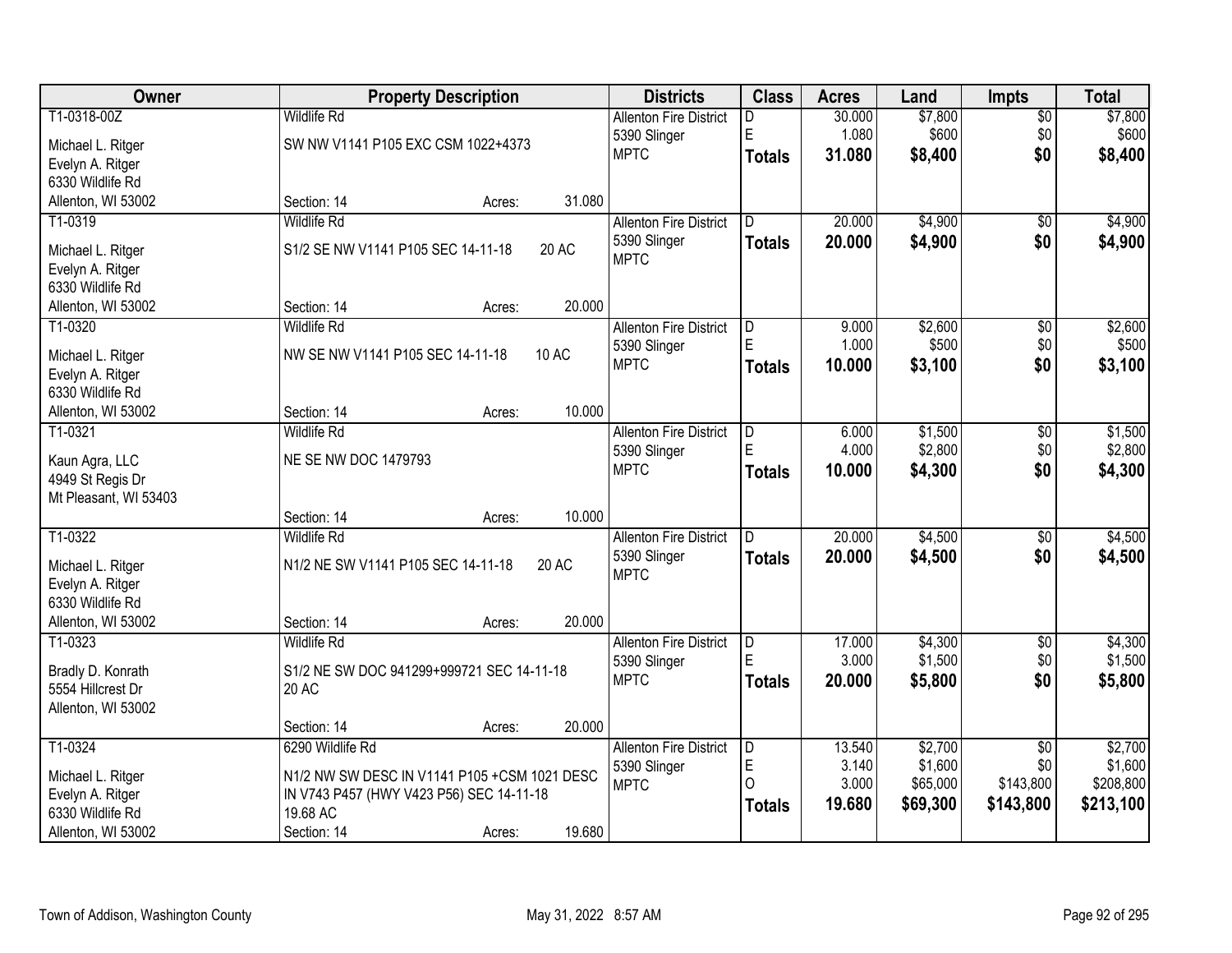| Owner | Property Description | Districts | Class | Acres | Land | Impts | Total |
|---|---|---|---|---|---|---|---|
| T1-0318-00Z<br>Michael L. Ritger<br>Evelyn A. Ritger<br>6330 Wildlife Rd<br>Allenton, WI 53002 | Wildlife Rd<br>SW NW V1141 P105 EXC CSM 1022+4373<br>Section: 14 Acres: 31.080 | Allenton Fire District<br>5390 Slinger<br>MPTC | D<br>E<br>**Totals** | 30.000<br>1.080<br>**31.080** | $7,800<br>$600<br>**$8,400** | $0<br>$0<br>**$0** | $7,800<br>$600<br>**$8,400** |
| T1-0319<br>Michael L. Ritger<br>Evelyn A. Ritger<br>6330 Wildlife Rd<br>Allenton, WI 53002 | Wildlife Rd<br>S1/2 SE NW V1141 P105 SEC 14-11-18 20 AC<br>Section: 14 Acres: 20.000 | Allenton Fire District<br>5390 Slinger<br>MPTC | D<br>**Totals** | 20.000<br>**20.000** | $4,900<br>**$4,900** | $0<br>**$0** | $4,900<br>**$4,900** |
| T1-0320<br>Michael L. Ritger<br>Evelyn A. Ritger<br>6330 Wildlife Rd<br>Allenton, WI 53002 | Wildlife Rd<br>NW SE NW V1141 P105 SEC 14-11-18 10 AC<br>Section: 14 Acres: 10.000 | Allenton Fire District<br>5390 Slinger<br>MPTC | D<br>E<br>**Totals** | 9.000<br>1.000<br>**10.000** | $2,600<br>$500<br>**$3,100** | $0<br>$0<br>**$0** | $2,600<br>$500<br>**$3,100** |
| T1-0321<br>Kaun Agra, LLC<br>4949 St Regis Dr<br>Mt Pleasant, WI 53403 | Wildlife Rd<br>NE SE NW DOC 1479793<br>Section: 14 Acres: 10.000 | Allenton Fire District<br>5390 Slinger<br>MPTC | D<br>E<br>**Totals** | 6.000<br>4.000<br>**10.000** | $1,500<br>$2,800<br>**$4,300** | $0<br>$0<br>**$0** | $1,500<br>$2,800<br>**$4,300** |
| T1-0322<br>Michael L. Ritger<br>Evelyn A. Ritger<br>6330 Wildlife Rd<br>Allenton, WI 53002 | Wildlife Rd<br>N1/2 NE SW V1141 P105 SEC 14-11-18 20 AC<br>Section: 14 Acres: 20.000 | Allenton Fire District<br>5390 Slinger<br>MPTC | D<br>**Totals** | 20.000<br>**20.000** | $4,500<br>**$4,500** | $0<br>**$0** | $4,500<br>**$4,500** |
| T1-0323<br>Bradly D. Konrath<br>5554 Hillcrest Dr<br>Allenton, WI 53002 | Wildlife Rd<br>S1/2 NE SW DOC 941299+999721 SEC 14-11-18 20 AC<br>Section: 14 Acres: 20.000 | Allenton Fire District<br>5390 Slinger<br>MPTC | D<br>E<br>**Totals** | 17.000<br>3.000<br>**20.000** | $4,300<br>$1,500<br>**$5,800** | $0<br>$0<br>**$0** | $4,300<br>$1,500<br>**$5,800** |
| T1-0324<br>Michael L. Ritger<br>Evelyn A. Ritger<br>6330 Wildlife Rd<br>Allenton, WI 53002 | 6290 Wildlife Rd<br>N1/2 NW SW DESC IN V1141 P105 +CSM 1021 DESC IN V743 P457 (HWY V423 P56) SEC 14-11-18 19.68 AC<br>Section: 14 Acres: 19.680 | Allenton Fire District<br>5390 Slinger<br>MPTC | D<br>E<br>O<br>**Totals** | 13.540<br>3.140<br>3.000<br>**19.680** | $2,700<br>$1,600<br>$65,000<br>**$69,300** | $0<br>$0<br>$143,800<br>**$143,800** | $2,700<br>$1,600<br>$208,800<br>**$213,100** |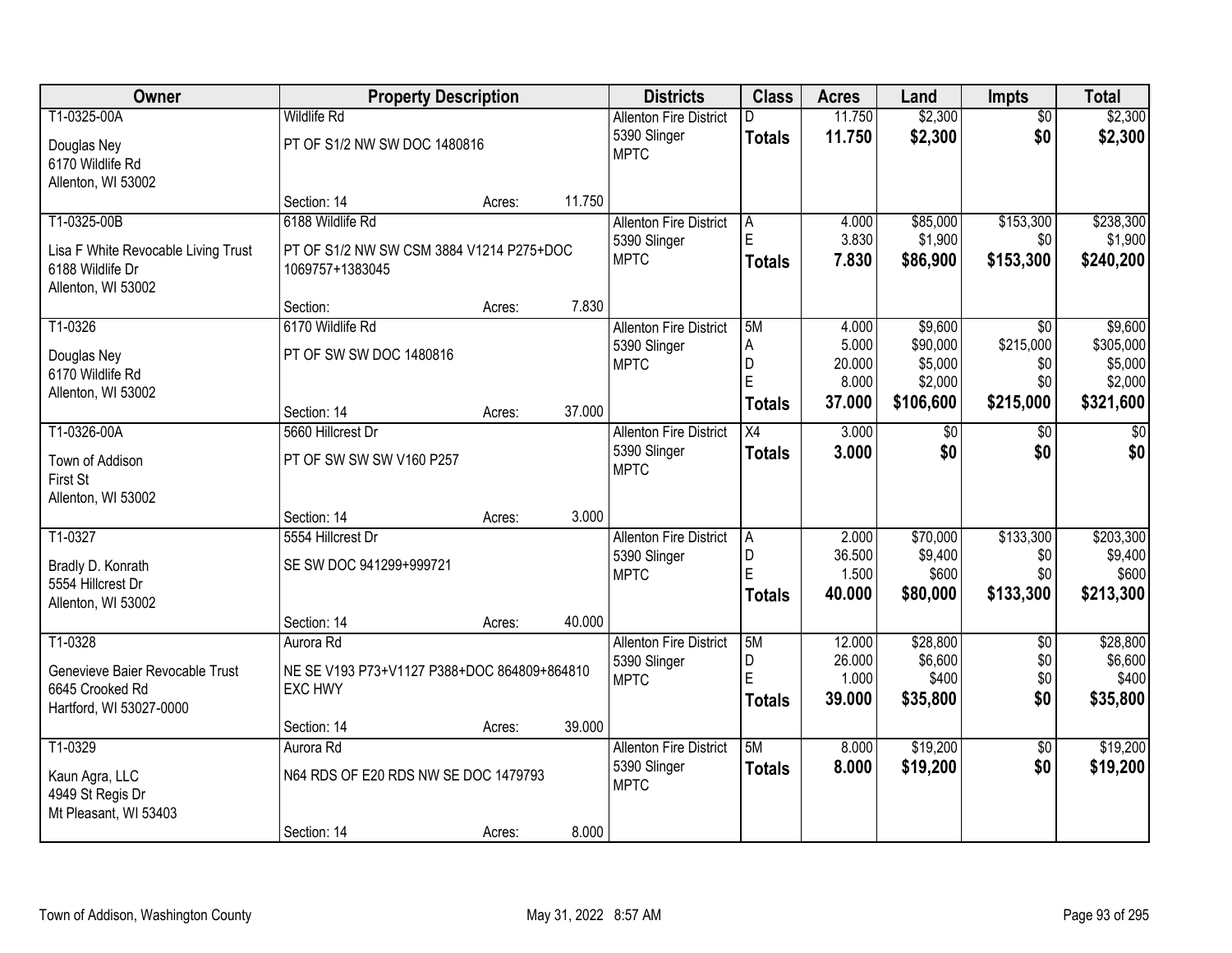| Owner | Property Description | Districts | Class | Acres | Land | Impts | Total |
|---|---|---|---|---|---|---|---|
| T1-0325-00A<br>Douglas Ney<br>6170 Wildlife Rd<br>Allenton, WI 53002 | Wildlife Rd<br>PT OF S1/2 NW SW DOC 1480816<br>Section: 14 Acres: 11.750 | Allenton Fire District<br>5390 Slinger<br>MPTC | D<br>**Totals** | 11.750<br>**11.750** | $2,300<br>**$2,300** | $0<br>**$0** | $2,300<br>**$2,300** |
| T1-0325-00B<br>Lisa F White Revocable Living Trust<br>6188 Wildlife Dr<br>Allenton, WI 53002 | 6188 Wildlife Rd<br>PT OF S1/2 NW SW CSM 3884 V1214 P275+DOC 1069757+1383045<br>Section: Acres: 7.830 | Allenton Fire District<br>5390 Slinger<br>MPTC | A<br>E<br>**Totals** | 4.000<br>3.830<br>**7.830** | $85,000<br>$1,900<br>**$86,900** | $153,300<br>$0<br>**$153,300** | $238,300<br>$1,900<br>**$240,200** |
| T1-0326<br>Douglas Ney<br>6170 Wildlife Rd<br>Allenton, WI 53002 | 6170 Wildlife Rd<br>PT OF SW SW DOC 1480816<br>Section: 14 Acres: 37.000 | Allenton Fire District<br>5390 Slinger<br>MPTC | 5M<br>A<br>D<br>E<br>**Totals** | 4.000<br>5.000<br>20.000<br>8.000<br>**37.000** | $9,600<br>$90,000<br>$5,000<br>$2,000<br>**$106,600** | $0<br>$215,000<br>$0<br>$0<br>**$215,000** | $9,600<br>$305,000<br>$5,000<br>$2,000<br>**$321,600** |
| T1-0326-00A<br>Town of Addison<br>First St<br>Allenton, WI 53002 | 5660 Hillcrest Dr<br>PT OF SW SW SW V160 P257<br>Section: 14 Acres: 3.000 | Allenton Fire District<br>5390 Slinger<br>MPTC | X4<br>**Totals** | 3.000<br>**3.000** | $0<br>**$0** | $0<br>**$0** | $0<br>**$0** |
| T1-0327<br>Bradly D. Konrath<br>5554 Hillcrest Dr<br>Allenton, WI 53002 | 5554 Hillcrest Dr<br>SE SW DOC 941299+999721<br>Section: 14 Acres: 40.000 | Allenton Fire District<br>5390 Slinger<br>MPTC | A<br>D<br>E<br>**Totals** | 2.000<br>36.500<br>1.500<br>**40.000** | $70,000<br>$9,400<br>$600<br>**$80,000** | $133,300<br>$0<br>$0<br>**$133,300** | $203,300<br>$9,400<br>$600<br>**$213,300** |
| T1-0328<br>Genevieve Baier Revocable Trust<br>6645 Crooked Rd<br>Hartford, WI 53027-0000 | Aurora Rd<br>NE SE V193 P73+V1127 P388+DOC 864809+864810 EXC HWY<br>Section: 14 Acres: 39.000 | Allenton Fire District<br>5390 Slinger<br>MPTC | 5M<br>D<br>E<br>**Totals** | 12.000<br>26.000<br>1.000<br>**39.000** | $28,800<br>$6,600<br>$400<br>**$35,800** | $0<br>$0<br>$0<br>**$0** | $28,800<br>$6,600<br>$400<br>**$35,800** |
| T1-0329<br>Kaun Agra, LLC<br>4949 St Regis Dr<br>Mt Pleasant, WI 53403 | Aurora Rd<br>N64 RDS OF E20 RDS NW SE DOC 1479793<br>Section: 14 Acres: 8.000 | Allenton Fire District<br>5390 Slinger<br>MPTC | 5M<br>**Totals** | 8.000<br>**8.000** | $19,200<br>**$19,200** | $0<br>**$0** | $19,200<br>**$19,200** |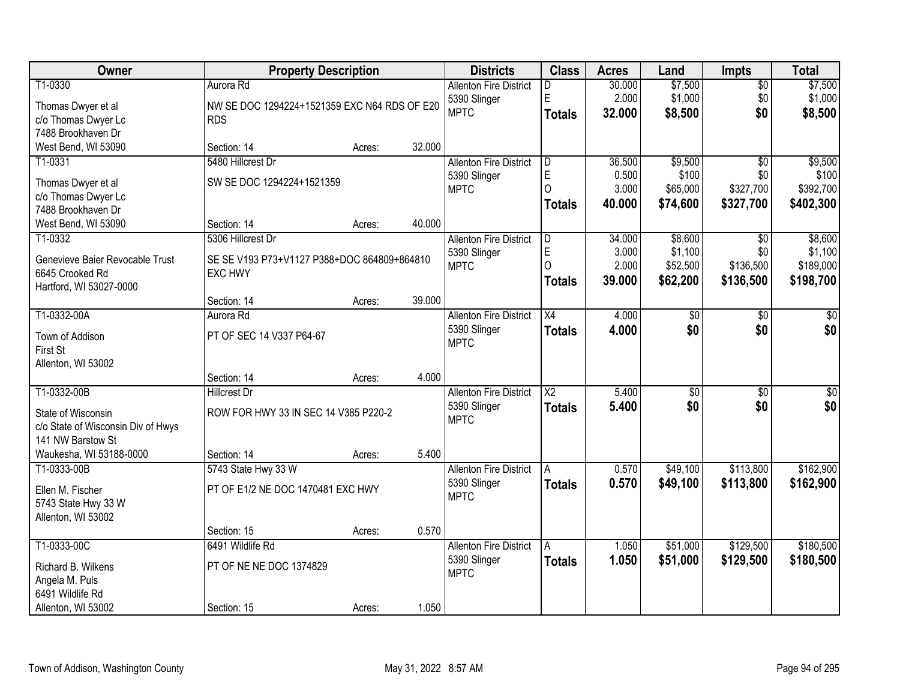| Owner | Property Description | | | Districts | Class | Acres | Land | Impts | Total |
|---|---|---|---|---|---|---|---|---|---|
| T1-0330 | Aurora Rd | | | Allenton Fire District | D | 30.000 | $7,500 | $0 | $7,500 |
| Thomas Dwyer et al | NW SE DOC 1294224+1521359 EXC N64 RDS OF E20 RDS | | | 5390 Slinger | E | 2.000 | $1,000 | $0 | $1,000 |
| c/o Thomas Dwyer Lc | | | | MPTC | **Totals** | **32.000** | **$8,500** | **$0** | **$8,500** |
| 7488 Brookhaven Dr | | | | | | | | | |
| West Bend, WI 53090 | Section: 14 | Acres: | 32.000 | | | | | | |
| T1-0331 | 5480 Hillcrest Dr | | | Allenton Fire District | D | 36.500 | $9,500 | $0 | $9,500 |
| Thomas Dwyer et al | SW SE DOC 1294224+1521359 | | | 5390 Slinger | E | 0.500 | $100 | $0 | $100 |
| c/o Thomas Dwyer Lc | | | | MPTC | O | 3.000 | $65,000 | $327,700 | $392,700 |
| 7488 Brookhaven Dr | | | | | **Totals** | **40.000** | **$74,600** | **$327,700** | **$402,300** |
| West Bend, WI 53090 | Section: 14 | Acres: | 40.000 | | | | | | |
| T1-0332 | 5306 Hillcrest Dr | | | Allenton Fire District | D | 34.000 | $8,600 | $0 | $8,600 |
| Genevieve Baier Revocable Trust | SE SE V193 P73+V1127 P388+DOC 864809+864810 EXC HWY | | | 5390 Slinger | E | 3.000 | $1,100 | $0 | $1,100 |
| 6645 Crooked Rd | | | | MPTC | O | 2.000 | $52,500 | $136,500 | $189,000 |
| Hartford, WI 53027-0000 | | | | | **Totals** | **39.000** | **$62,200** | **$136,500** | **$198,700** |
| | Section: 14 | Acres: | 39.000 | | | | | | |
| T1-0332-00A | Aurora Rd | | | Allenton Fire District | X4 | 4.000 | $0 | $0 | $0 |
| Town of Addison | PT OF SEC 14 V337 P64-67 | | | 5390 Slinger | **Totals** | **4.000** | **$0** | **$0** | **$0** |
| First St | | | | MPTC | | | | | |
| Allenton, WI 53002 | | | | | | | | | |
| | Section: 14 | Acres: | 4.000 | | | | | | |
| T1-0332-00B | Hillcrest Dr | | | Allenton Fire District | X2 | 5.400 | $0 | $0 | $0 |
| State of Wisconsin | ROW FOR HWY 33 IN SEC 14 V385 P220-2 | | | 5390 Slinger | **Totals** | **5.400** | **$0** | **$0** | **$0** |
| c/o State of Wisconsin Div of Hwys | | | | MPTC | | | | | |
| 141 NW Barstow St | | | | | | | | | |
| Waukesha, WI 53188-0000 | Section: 14 | Acres: | 5.400 | | | | | | |
| T1-0333-00B | 5743 State Hwy 33 W | | | Allenton Fire District | A | 0.570 | $49,100 | $113,800 | $162,900 |
| Ellen M. Fischer | PT OF E1/2 NE DOC 1470481 EXC HWY | | | 5390 Slinger | **Totals** | **0.570** | **$49,100** | **$113,800** | **$162,900** |
| 5743 State Hwy 33 W | | | | MPTC | | | | | |
| Allenton, WI 53002 | | | | | | | | | |
| | Section: 15 | Acres: | 0.570 | | | | | | |
| T1-0333-00C | 6491 Wildlife Rd | | | Allenton Fire District | A | 1.050 | $51,000 | $129,500 | $180,500 |
| Richard B. Wilkens | PT OF NE NE DOC 1374829 | | | 5390 Slinger | **Totals** | **1.050** | **$51,000** | **$129,500** | **$180,500** |
| Angela M. Puls | | | | MPTC | | | | | |
| 6491 Wildlife Rd | | | | | | | | | |
| Allenton, WI 53002 | Section: 15 | Acres: | 1.050 | | | | | | |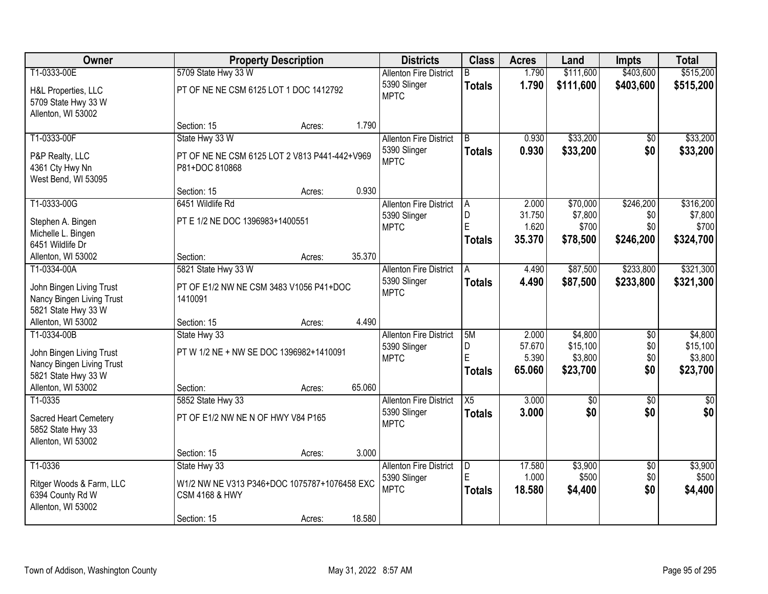| Owner | Property Description | Districts | Class | Acres | Land | Impts | Total |
|---|---|---|---|---|---|---|---|
| T1-0333-00E<br>H&L Properties, LLC<br>5709 State Hwy 33 W<br>Allenton, WI 53002 | 5709 State Hwy 33 W<br>PT OF NE NE CSM 6125 LOT 1 DOC 1412792<br>Section: 15 Acres: 1.790 | Allenton Fire District<br>5390 Slinger<br>MPTC | B<br>**Totals** | 1.790<br>**1.790** | $111,600<br>**$111,600** | $403,600<br>**$403,600** | $515,200<br>**$515,200** |
| T1-0333-00F<br>P&P Realty, LLC<br>4361 Cty Hwy Nn<br>West Bend, WI 53095 | State Hwy 33 W<br>PT OF NE NE CSM 6125 LOT 2 V813 P441-442+V969 P81+DOC 810868<br>Section: 15 Acres: 0.930 | Allenton Fire District<br>5390 Slinger<br>MPTC | B<br>**Totals** | 0.930<br>**0.930** | $33,200<br>**$33,200** | $0<br>**$0** | $33,200<br>**$33,200** |
| T1-0333-00G<br>Stephen A. Bingen<br>Michelle L. Bingen<br>6451 Wildlife Dr<br>Allenton, WI 53002 | 6451 Wildlife Rd<br>PT E 1/2 NE DOC 1396983+1400551<br>Section: Acres: 35.370 | Allenton Fire District<br>5390 Slinger<br>MPTC | A<br>D<br>E<br>**Totals** | 2.000<br>31.750<br>1.620<br>**35.370** | $70,000<br>$7,800<br>$700<br>**$78,500** | $246,200<br>$0<br>$0<br>**$246,200** | $316,200<br>$7,800<br>$700<br>**$324,700** |
| T1-0334-00A<br>John Bingen Living Trust<br>Nancy Bingen Living Trust<br>5821 State Hwy 33 W<br>Allenton, WI 53002 | 5821 State Hwy 33 W<br>PT OF E1/2 NW NE CSM 3483 V1056 P41+DOC 1410091<br>Section: 15 Acres: 4.490 | Allenton Fire District<br>5390 Slinger<br>MPTC | A<br>**Totals** | 4.490<br>**4.490** | $87,500<br>**$87,500** | $233,800<br>**$233,800** | $321,300<br>**$321,300** |
| T1-0334-00B<br>John Bingen Living Trust<br>Nancy Bingen Living Trust<br>5821 State Hwy 33 W<br>Allenton, WI 53002 | State Hwy 33<br>PT W 1/2 NE + NW SE DOC 1396982+1410091<br>Section: Acres: 65.060 | Allenton Fire District<br>5390 Slinger<br>MPTC | 5M<br>D<br>E<br>**Totals** | 2.000<br>57.670<br>5.390<br>**65.060** | $4,800<br>$15,100<br>$3,800<br>**$23,700** | $0<br>$0<br>$0<br>**$0** | $4,800<br>$15,100<br>$3,800<br>**$23,700** |
| T1-0335<br>Sacred Heart Cemetery<br>5852 State Hwy 33<br>Allenton, WI 53002 | 5852 State Hwy 33<br>PT OF E1/2 NW NE N OF HWY V84 P165<br>Section: 15 Acres: 3.000 | Allenton Fire District<br>5390 Slinger<br>MPTC | X5<br>**Totals** | 3.000<br>**3.000** | $0<br>**$0** | $0<br>**$0** | $0<br>**$0** |
| T1-0336<br>Ritger Woods & Farm, LLC<br>6394 County Rd W<br>Allenton, WI 53002 | State Hwy 33<br>W1/2 NW NE V313 P346+DOC 1075787+1076458 EXC CSM 4168 & HWY<br>Section: 15 Acres: 18.580 | Allenton Fire District<br>5390 Slinger<br>MPTC | D<br>E<br>**Totals** | 17.580<br>1.000<br>**18.580** | $3,900<br>$500<br>**$4,400** | $0<br>$0<br>**$0** | $3,900<br>$500<br>**$4,400** |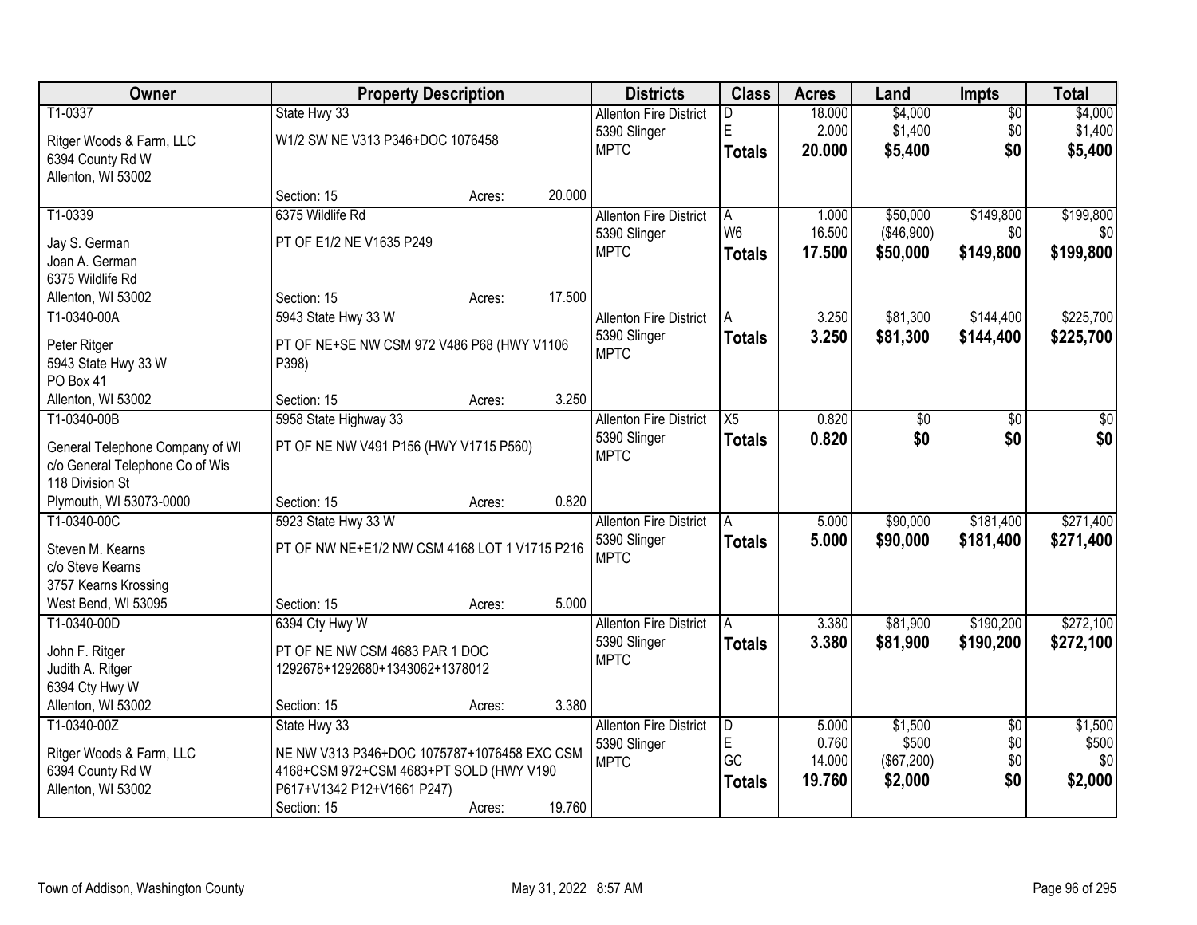| Owner | Property Description | Districts | Class | Acres | Land | Impts | Total |
|---|---|---|---|---|---|---|---|
| T1-0337<br>Ritger Woods & Farm, LLC<br>6394 County Rd W<br>Allenton, WI 53002 | State Hwy 33<br>W1/2 SW NE V313 P346+DOC 1076458<br>Section: 15 Acres: 20.000 | Allenton Fire District<br>5390 Slinger<br>MPTC | D<br>E<br>**Totals** | 18.000<br>2.000<br>**20.000** | $4,000<br>$1,400<br>**$5,400** | $0<br>$0<br>**$0** | $4,000<br>$1,400<br>**$5,400** |
| T1-0339<br>Jay S. German<br>Joan A. German<br>6375 Wildlife Rd<br>Allenton, WI 53002 | 6375 Wildlife Rd<br>PT OF E1/2 NE V1635 P249<br>Section: 15 Acres: 17.500 | Allenton Fire District<br>5390 Slinger<br>MPTC | A<br>W6<br>**Totals** | 1.000<br>16.500<br>**17.500** | $50,000<br>($46,900)<br>**$50,000** | $149,800<br>$0<br>**$149,800** | $199,800<br>$0<br>**$199,800** |
| T1-0340-00A<br>Peter Ritger<br>5943 State Hwy 33 W<br>PO Box 41<br>Allenton, WI 53002 | 5943 State Hwy 33 W<br>PT OF NE+SE NW CSM 972 V486 P68 (HWY V1106 P398)<br>Section: 15 Acres: 3.250 | Allenton Fire District<br>5390 Slinger<br>MPTC | A<br>**Totals** | 3.250<br>**3.250** | $81,300<br>**$81,300** | $144,400<br>**$144,400** | $225,700<br>**$225,700** |
| T1-0340-00B<br>General Telephone Company of WI<br>c/o General Telephone Co of Wis<br>118 Division St<br>Plymouth, WI 53073-0000 | 5958 State Highway 33<br>PT OF NE NW V491 P156 (HWY V1715 P560)<br>Section: 15 Acres: 0.820 | Allenton Fire District<br>5390 Slinger<br>MPTC | X5<br>**Totals** | 0.820<br>**0.820** | $0<br>**$0** | $0<br>**$0** | $0<br>**$0** |
| T1-0340-00C<br>Steven M. Kearns<br>c/o Steve Kearns<br>3757 Kearns Krossing<br>West Bend, WI 53095 | 5923 State Hwy 33 W<br>PT OF NW NE+E1/2 NW CSM 4168 LOT 1 V1715 P216<br>Section: 15 Acres: 5.000 | Allenton Fire District<br>5390 Slinger<br>MPTC | A<br>**Totals** | 5.000<br>**5.000** | $90,000<br>**$90,000** | $181,400<br>**$181,400** | $271,400<br>**$271,400** |
| T1-0340-00D<br>John F. Ritger<br>Judith A. Ritger<br>6394 Cty Hwy W<br>Allenton, WI 53002 | 6394 Cty Hwy W<br>PT OF NE NW CSM 4683 PAR 1 DOC 1292678+1292680+1343062+1378012<br>Section: 15 Acres: 3.380 | Allenton Fire District<br>5390 Slinger<br>MPTC | A<br>**Totals** | 3.380<br>**3.380** | $81,900<br>**$81,900** | $190,200<br>**$190,200** | $272,100<br>**$272,100** |
| T1-0340-00Z<br>Ritger Woods & Farm, LLC<br>6394 County Rd W<br>Allenton, WI 53002 | State Hwy 33<br>NE NW V313 P346+DOC 1075787+1076458 EXC CSM 4168+CSM 972+CSM 4683+PT SOLD (HWY V190 P617+V1342 P12+V1661 P247)<br>Section: 15 Acres: 19.760 | Allenton Fire District<br>5390 Slinger<br>MPTC | D<br>E<br>GC<br>**Totals** | 5.000<br>0.760<br>14.000<br>**19.760** | $1,500<br>$500<br>($67,200)<br>**$2,000** | $0<br>$0<br>$0<br>**$0** | $1,500<br>$500<br>$0<br>**$2,000** |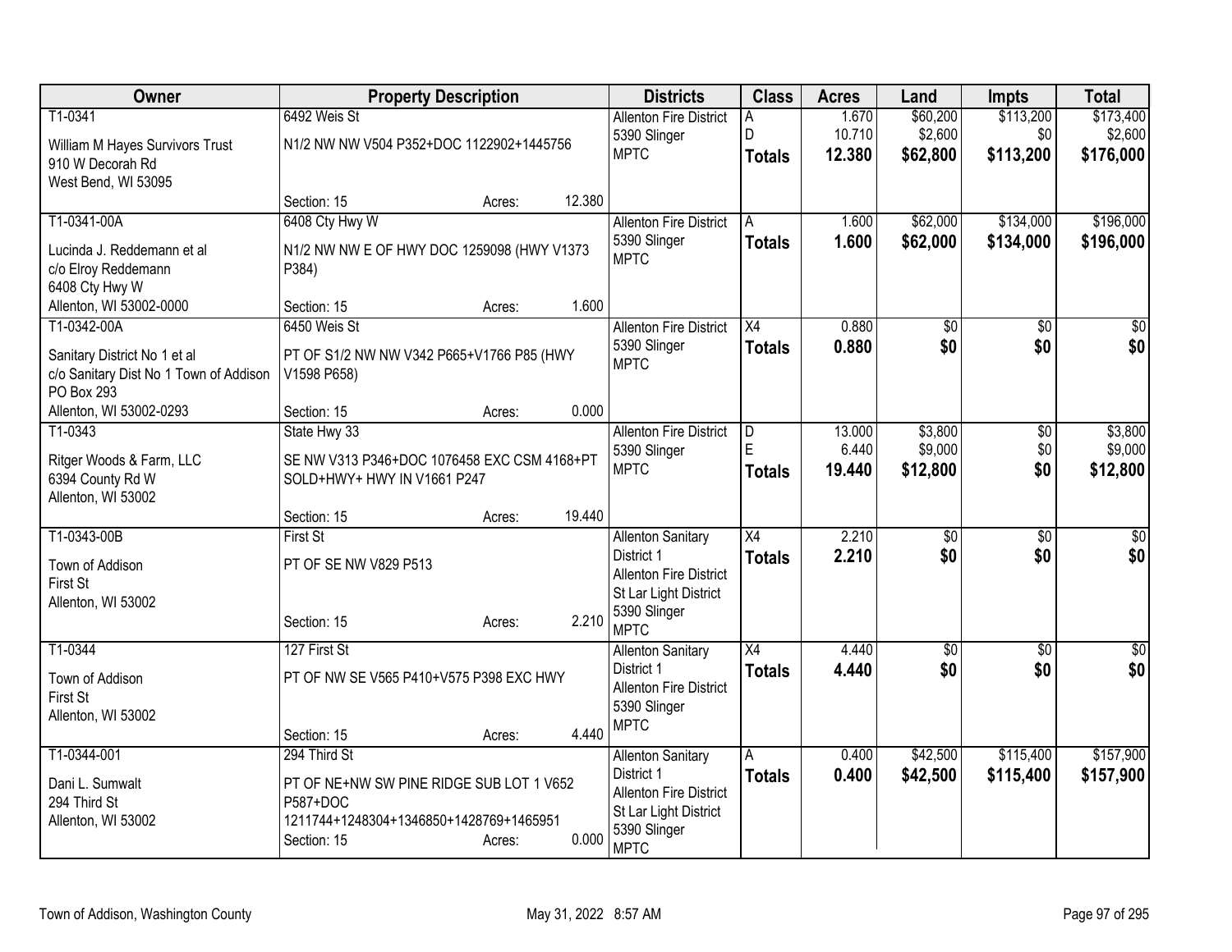| Owner | Property Description | Districts | Class | Acres | Land | Impts | Total |
|---|---|---|---|---|---|---|---|
| T1-0341<br>William M Hayes Survivors Trust<br>910 W Decorah Rd<br>West Bend, WI 53095 | 6492 Weis St<br>N1/2 NW NW V504 P352+DOC 1122902+1445756<br>Section: 15 Acres: 12.380 | Allenton Fire District<br>5390 Slinger<br>MPTC | A<br>D<br>**Totals** | 1.670<br>10.710<br>**12.380** | $60,200<br>$2,600<br>**$62,800** | $113,200<br>$0<br>**$113,200** | $173,400<br>$2,600<br>**$176,000** |
| T1-0341-00A<br>Lucinda J. Reddemann et al<br>c/o Elroy Reddemann<br>6408 Cty Hwy W<br>Allenton, WI 53002-0000 | 6408 Cty Hwy W<br>N1/2 NW NW E OF HWY DOC 1259098 (HWY V1373 P384)<br>Section: 15 Acres: 1.600 | Allenton Fire District<br>5390 Slinger<br>MPTC | A<br>**Totals** | 1.600<br>**1.600** | $62,000<br>**$62,000** | $134,000<br>**$134,000** | $196,000<br>**$196,000** |
| T1-0342-00A<br>Sanitary District No 1 et al<br>c/o Sanitary Dist No 1 Town of Addison<br>PO Box 293<br>Allenton, WI 53002-0293 | 6450 Weis St<br>PT OF S1/2 NW NW V342 P665+V1766 P85 (HWY V1598 P658)<br>Section: 15 Acres: 0.000 | Allenton Fire District<br>5390 Slinger<br>MPTC | X4<br>**Totals** | 0.880<br>**0.880** | $0<br>**$0** | $0<br>**$0** | $0<br>**$0** |
| T1-0343<br>Ritger Woods & Farm, LLC<br>6394 County Rd W<br>Allenton, WI 53002 | State Hwy 33<br>SE NW V313 P346+DOC 1076458 EXC CSM 4168+PT SOLD+HWY+ HWY IN V1661 P247<br>Section: 15 Acres: 19.440 | Allenton Fire District<br>5390 Slinger<br>MPTC | D<br>E<br>**Totals** | 13.000<br>6.440<br>**19.440** | $3,800<br>$9,000<br>**$12,800** | $0<br>$0<br>**$0** | $3,800<br>$9,000<br>**$12,800** |
| T1-0343-00B<br>Town of Addison<br>First St<br>Allenton, WI 53002 | First St<br>PT OF SE NW V829 P513<br>Section: 15 Acres: 2.210 | Allenton Sanitary District 1<br>Allenton Fire District<br>St Lar Light District<br>5390 Slinger<br>MPTC | X4<br>**Totals** | 2.210<br>**2.210** | $0<br>**$0** | $0<br>**$0** | $0<br>**$0** |
| T1-0344<br>Town of Addison<br>First St<br>Allenton, WI 53002 | 127 First St<br>PT OF NW SE V565 P410+V575 P398 EXC HWY<br>Section: 15 Acres: 4.440 | Allenton Sanitary District 1<br>Allenton Fire District<br>5390 Slinger<br>MPTC | X4<br>**Totals** | 4.440<br>**4.440** | $0<br>**$0** | $0<br>**$0** | $0<br>**$0** |
| T1-0344-001<br>Dani L. Sumwalt<br>294 Third St<br>Allenton, WI 53002 | 294 Third St<br>PT OF NE+NW SW PINE RIDGE SUB LOT 1 V652 P587+DOC 1211744+1248304+1346850+1428769+1465951<br>Section: 15 Acres: 0.000 | Allenton Sanitary District 1<br>Allenton Fire District<br>St Lar Light District<br>5390 Slinger<br>MPTC | A<br>**Totals** | 0.400<br>**0.400** | $42,500<br>**$42,500** | $115,400<br>**$115,400** | $157,900<br>**$157,900** |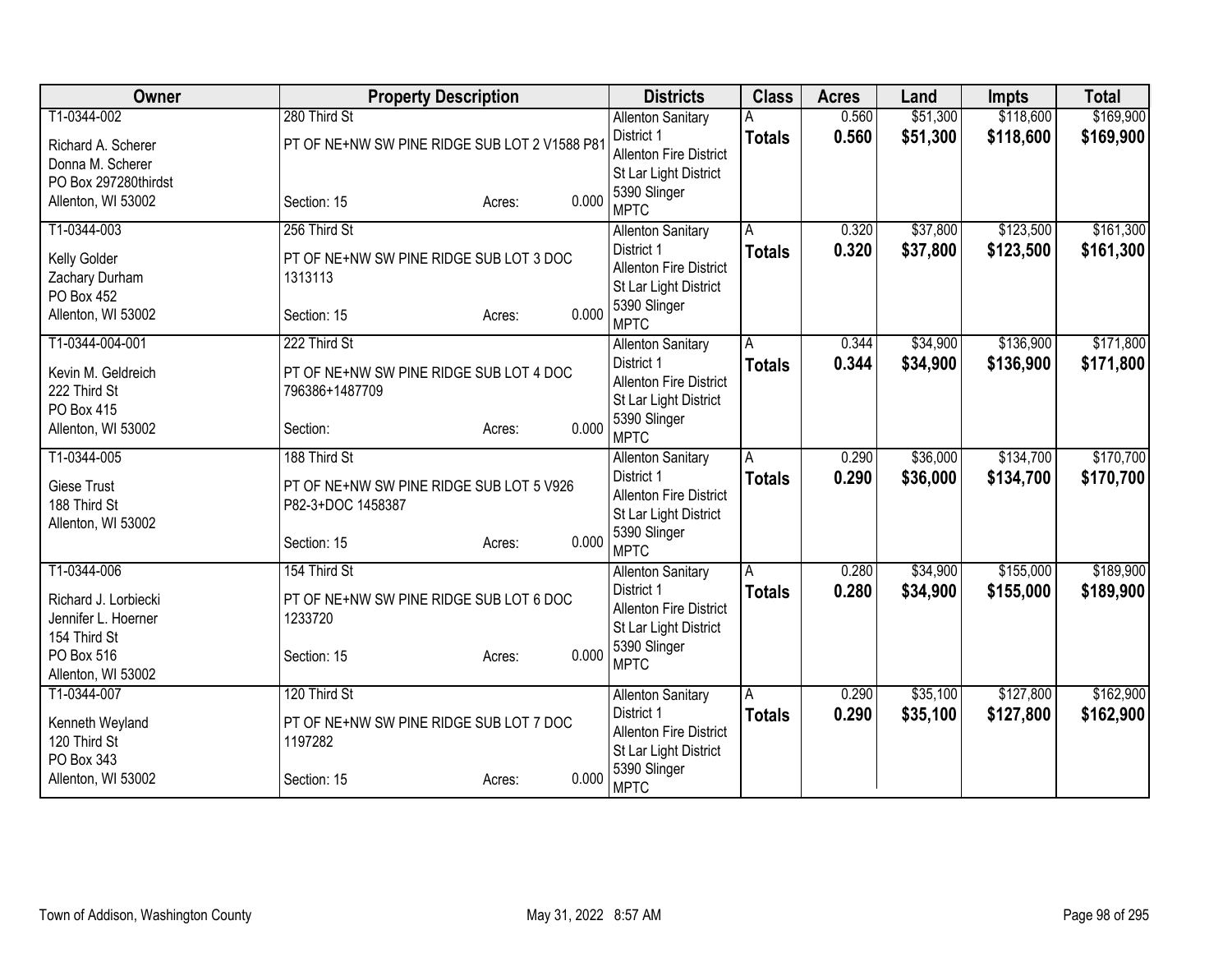| Owner | Property Description | Districts | Class | Acres | Land | Impts | Total |
|---|---|---|---|---|---|---|---|
| T1-0344-002<br>Richard A. Scherer<br>Donna M. Scherer<br>PO Box 297280thirdst<br>Allenton, WI 53002 | 280 Third St<br>PT OF NE+NW SW PINE RIDGE SUB LOT 2 V1588 P81<br>Section: 15 Acres: 0.000 | Allenton Sanitary District 1<br>Allenton Fire District<br>St Lar Light District<br>5390 Slinger<br>MPTC | A<br>**Totals** | 0.560<br>**0.560** | $51,300<br>**$51,300** | $118,600<br>**$118,600** | $169,900<br>**$169,900** |
| T1-0344-003<br>Kelly Golder<br>Zachary Durham<br>PO Box 452<br>Allenton, WI 53002 | 256 Third St<br>PT OF NE+NW SW PINE RIDGE SUB LOT 3 DOC 1313113<br>Section: 15 Acres: 0.000 | Allenton Sanitary District 1<br>Allenton Fire District<br>St Lar Light District<br>5390 Slinger<br>MPTC | A<br>**Totals** | 0.320<br>**0.320** | $37,800<br>**$37,800** | $123,500<br>**$123,500** | $161,300<br>**$161,300** |
| T1-0344-004-001<br>Kevin M. Geldreich<br>222 Third St<br>PO Box 415<br>Allenton, WI 53002 | 222 Third St<br>PT OF NE+NW SW PINE RIDGE SUB LOT 4 DOC 796386+1487709<br>Section: Acres: 0.000 | Allenton Sanitary District 1<br>Allenton Fire District<br>St Lar Light District<br>5390 Slinger<br>MPTC | A<br>**Totals** | 0.344<br>**0.344** | $34,900<br>**$34,900** | $136,900<br>**$136,900** | $171,800<br>**$171,800** |
| T1-0344-005<br>Giese Trust<br>188 Third St<br>Allenton, WI 53002 | 188 Third St<br>PT OF NE+NW SW PINE RIDGE SUB LOT 5 V926 P82-3+DOC 1458387<br>Section: 15 Acres: 0.000 | Allenton Sanitary District 1<br>Allenton Fire District<br>St Lar Light District<br>5390 Slinger<br>MPTC | A<br>**Totals** | 0.290<br>**0.290** | $36,000<br>**$36,000** | $134,700<br>**$134,700** | $170,700<br>**$170,700** |
| T1-0344-006<br>Richard J. Lorbiecki<br>Jennifer L. Hoerner<br>154 Third St<br>PO Box 516<br>Allenton, WI 53002 | 154 Third St<br>PT OF NE+NW SW PINE RIDGE SUB LOT 6 DOC 1233720<br>Section: 15 Acres: 0.000 | Allenton Sanitary District 1<br>Allenton Fire District<br>St Lar Light District<br>5390 Slinger<br>MPTC | A<br>**Totals** | 0.280<br>**0.280** | $34,900<br>**$34,900** | $155,000<br>**$155,000** | $189,900<br>**$189,900** |
| T1-0344-007<br>Kenneth Weyland<br>120 Third St<br>PO Box 343<br>Allenton, WI 53002 | 120 Third St<br>PT OF NE+NW SW PINE RIDGE SUB LOT 7 DOC 1197282<br>Section: 15 Acres: 0.000 | Allenton Sanitary District 1<br>Allenton Fire District<br>St Lar Light District<br>5390 Slinger<br>MPTC | A<br>**Totals** | 0.290<br>**0.290** | $35,100<br>**$35,100** | $127,800<br>**$127,800** | $162,900<br>**$162,900** |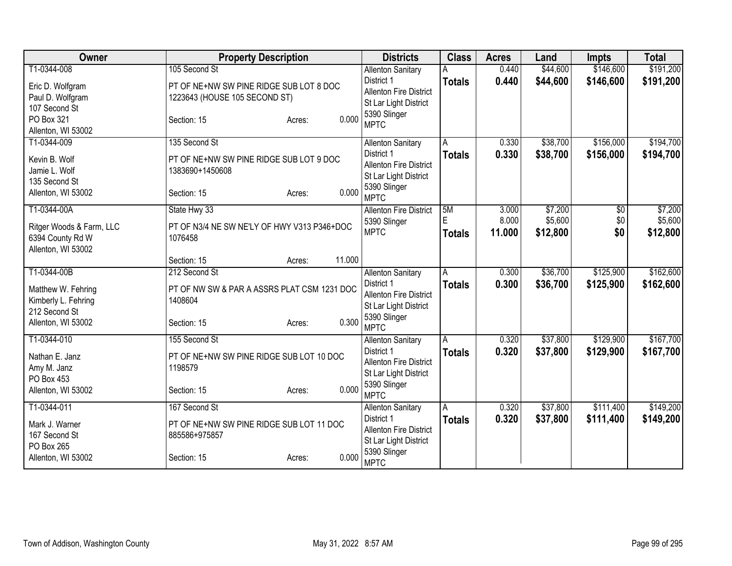| Owner | Property Description | Districts | Class | Acres | Land | Impts | Total |
|---|---|---|---|---|---|---|---|
| T1-0344-008<br>Eric D. Wolfgram<br>Paul D. Wolfgram<br>107 Second St<br>PO Box 321<br>Allenton, WI 53002 | 105 Second St<br>PT OF NE+NW SW PINE RIDGE SUB LOT 8 DOC 1223643 (HOUSE 105 SECOND ST)<br>Section: 15 Acres: 0.000 | Allenton Sanitary District 1<br>Allenton Fire District<br>St Lar Light District<br>5390 Slinger<br>MPTC | A<br>**Totals** | 0.440<br>**0.440** | $44,600<br>**$44,600** | $146,600<br>**$146,600** | $191,200<br>**$191,200** |
| T1-0344-009<br>Kevin B. Wolf<br>Jamie L. Wolf<br>135 Second St<br>Allenton, WI 53002 | 135 Second St<br>PT OF NE+NW SW PINE RIDGE SUB LOT 9 DOC 1383690+1450608<br>Section: 15 Acres: 0.000 | Allenton Sanitary District 1<br>Allenton Fire District<br>St Lar Light District<br>5390 Slinger<br>MPTC | A<br>**Totals** | 0.330<br>**0.330** | $38,700<br>**$38,700** | $156,000<br>**$156,000** | $194,700<br>**$194,700** |
| T1-0344-00A<br>Ritger Woods & Farm, LLC<br>6394 County Rd W<br>Allenton, WI 53002 | State Hwy 33<br>PT OF N3/4 NE SW NE'LY OF HWY V313 P346+DOC 1076458<br>Section: 15 Acres: 11.000 | Allenton Fire District<br>5390 Slinger<br>MPTC | 5M<br>E<br>**Totals** | 3.000<br>8.000<br>**11.000** | $7,200<br>$5,600<br>**$12,800** | $0<br>$0<br>**$0** | $7,200<br>$5,600<br>**$12,800** |
| T1-0344-00B<br>Matthew W. Fehring<br>Kimberly L. Fehring<br>212 Second St<br>Allenton, WI 53002 | 212 Second St<br>PT OF NW SW & PAR A ASSRS PLAT CSM 1231 DOC 1408604<br>Section: 15 Acres: 0.300 | Allenton Sanitary District 1<br>Allenton Fire District<br>St Lar Light District<br>5390 Slinger<br>MPTC | A<br>**Totals** | 0.300<br>**0.300** | $36,700<br>**$36,700** | $125,900<br>**$125,900** | $162,600<br>**$162,600** |
| T1-0344-010<br>Nathan E. Janz<br>Amy M. Janz<br>PO Box 453<br>Allenton, WI 53002 | 155 Second St<br>PT OF NE+NW SW PINE RIDGE SUB LOT 10 DOC 1198579<br>Section: 15 Acres: 0.000 | Allenton Sanitary District 1<br>Allenton Fire District<br>St Lar Light District<br>5390 Slinger<br>MPTC | A<br>**Totals** | 0.320<br>**0.320** | $37,800<br>**$37,800** | $129,900<br>**$129,900** | $167,700<br>**$167,700** |
| T1-0344-011<br>Mark J. Warner<br>167 Second St<br>PO Box 265<br>Allenton, WI 53002 | 167 Second St<br>PT OF NE+NW SW PINE RIDGE SUB LOT 11 DOC 885586+975857<br>Section: 15 Acres: 0.000 | Allenton Sanitary District 1<br>Allenton Fire District<br>St Lar Light District<br>5390 Slinger<br>MPTC | A<br>**Totals** | 0.320<br>**0.320** | $37,800<br>**$37,800** | $111,400<br>**$111,400** | $149,200<br>**$149,200** |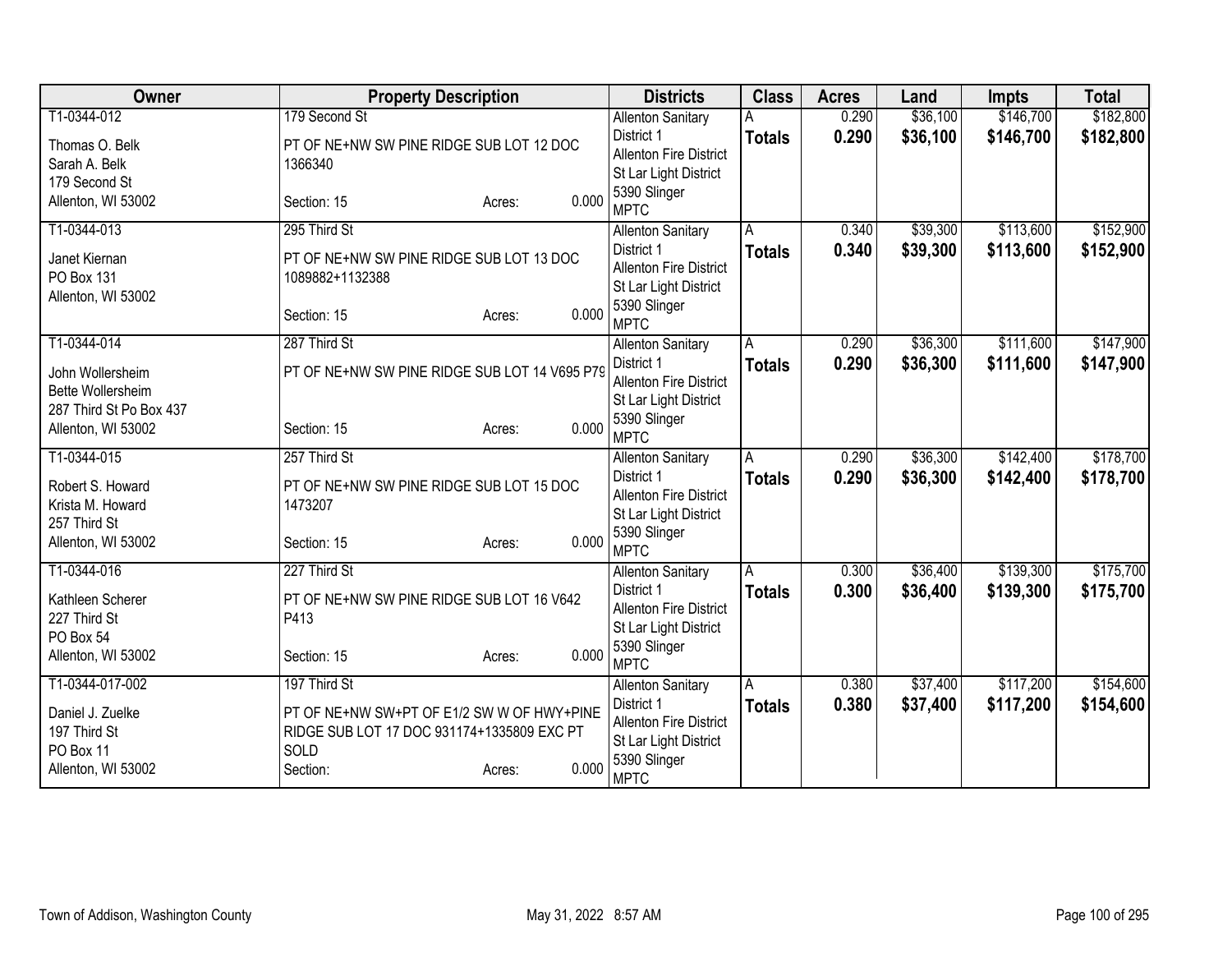| Owner | Property Description | Districts | Class | Acres | Land | Impts | Total |
|---|---|---|---|---|---|---|---|
| T1-0344-012<br>Thomas O. Belk<br>Sarah A. Belk<br>179 Second St<br>Allenton, WI 53002 | 179 Second St<br>PT OF NE+NW SW PINE RIDGE SUB LOT 12 DOC 1366340<br>Section: 15 Acres: 0.000 | Allenton Sanitary District 1<br>Allenton Fire District<br>St Lar Light District<br>5390 Slinger<br>MPTC | A<br>**Totals** | 0.290<br>**0.290** | $36,100<br>**$36,100** | $146,700<br>**$146,700** | $182,800<br>**$182,800** |
| T1-0344-013<br>Janet Kiernan<br>PO Box 131<br>Allenton, WI 53002 | 295 Third St<br>PT OF NE+NW SW PINE RIDGE SUB LOT 13 DOC 1089882+1132388<br>Section: 15 Acres: 0.000 | Allenton Sanitary District 1<br>Allenton Fire District<br>St Lar Light District<br>5390 Slinger<br>MPTC | A<br>**Totals** | 0.340<br>**0.340** | $39,300<br>**$39,300** | $113,600<br>**$113,600** | $152,900<br>**$152,900** |
| T1-0344-014<br>John Wollersheim<br>Bette Wollersheim<br>287 Third St Po Box 437<br>Allenton, WI 53002 | 287 Third St<br>PT OF NE+NW SW PINE RIDGE SUB LOT 14 V695 P79<br>Section: 15 Acres: 0.000 | Allenton Sanitary District 1<br>Allenton Fire District<br>St Lar Light District<br>5390 Slinger<br>MPTC | A<br>**Totals** | 0.290<br>**0.290** | $36,300<br>**$36,300** | $111,600<br>**$111,600** | $147,900<br>**$147,900** |
| T1-0344-015<br>Robert S. Howard<br>Krista M. Howard<br>257 Third St<br>Allenton, WI 53002 | 257 Third St<br>PT OF NE+NW SW PINE RIDGE SUB LOT 15 DOC 1473207<br>Section: 15 Acres: 0.000 | Allenton Sanitary District 1<br>Allenton Fire District<br>St Lar Light District<br>5390 Slinger<br>MPTC | A<br>**Totals** | 0.290<br>**0.290** | $36,300<br>**$36,300** | $142,400<br>**$142,400** | $178,700<br>**$178,700** |
| T1-0344-016<br>Kathleen Scherer<br>227 Third St<br>PO Box 54<br>Allenton, WI 53002 | 227 Third St<br>PT OF NE+NW SW PINE RIDGE SUB LOT 16 V642 P413<br>Section: 15 Acres: 0.000 | Allenton Sanitary District 1<br>Allenton Fire District<br>St Lar Light District<br>5390 Slinger<br>MPTC | A<br>**Totals** | 0.300<br>**0.300** | $36,400<br>**$36,400** | $139,300<br>**$139,300** | $175,700<br>**$175,700** |
| T1-0344-017-002<br>Daniel J. Zuelke<br>197 Third St<br>PO Box 11<br>Allenton, WI 53002 | 197 Third St<br>PT OF NE+NW SW+PT OF E1/2 SW W OF HWY+PINE RIDGE SUB LOT 17 DOC 931174+1335809 EXC PT SOLD<br>Section: Acres: 0.000 | Allenton Sanitary District 1<br>Allenton Fire District<br>St Lar Light District<br>5390 Slinger<br>MPTC | A<br>**Totals** | 0.380<br>**0.380** | $37,400<br>**$37,400** | $117,200<br>**$117,200** | $154,600<br>**$154,600** |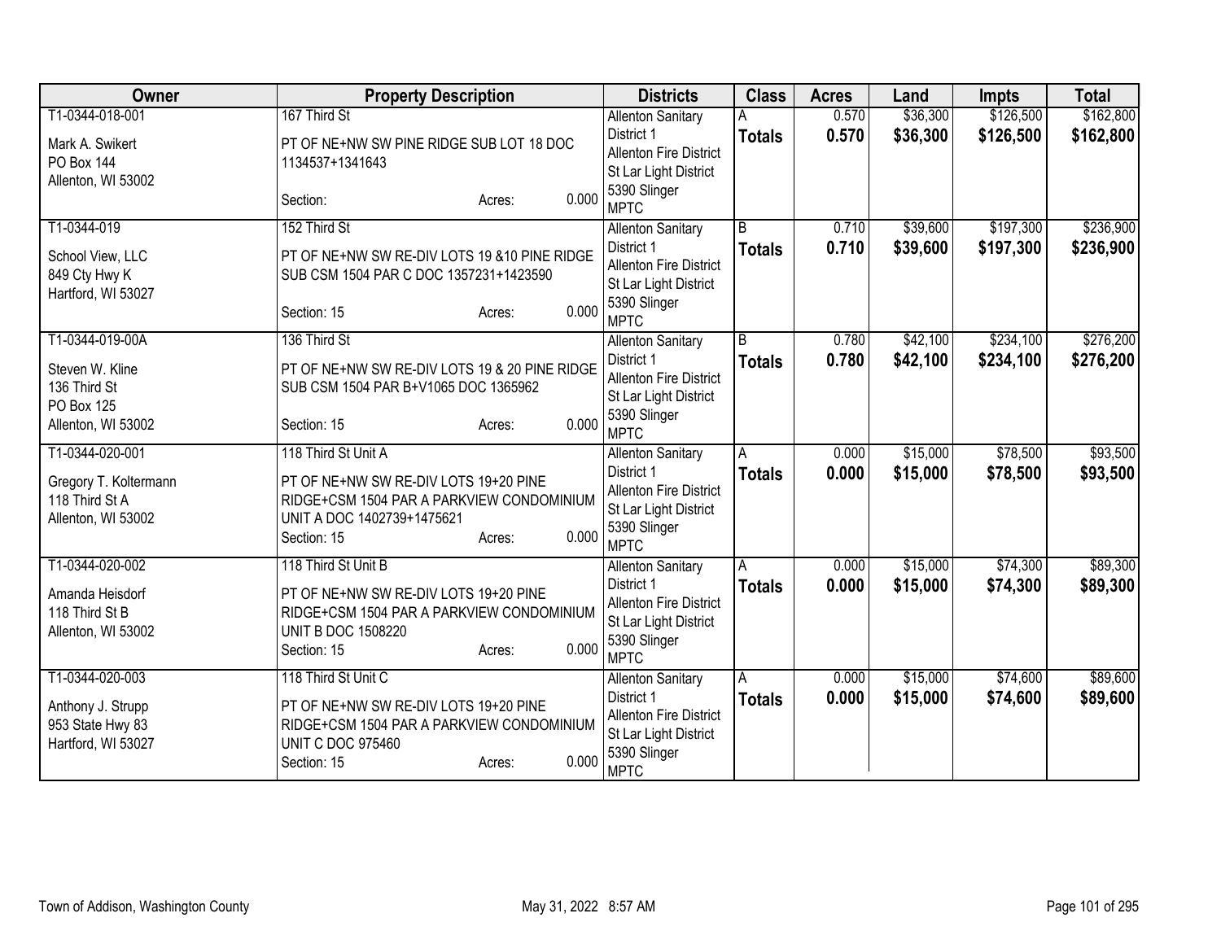| Owner | Property Description | Districts | Class | Acres | Land | Impts | Total |
|---|---|---|---|---|---|---|---|
| T1-0344-018-001<br>Mark A. Swikert<br>PO Box 144<br>Allenton, WI 53002 | 167 Third St<br>PT OF NE+NW SW PINE RIDGE SUB LOT 18 DOC 1134537+1341643<br>Section: Acres: 0.000 | Allenton Sanitary District 1<br>Allenton Fire District<br>St Lar Light District<br>5390 Slinger<br>MPTC | A<br>**Totals** | 0.570<br>**0.570** | $36,300<br>**$36,300** | $126,500<br>**$126,500** | $162,800<br>**$162,800** |
| T1-0344-019<br>School View, LLC<br>849 Cty Hwy K<br>Hartford, WI 53027 | 152 Third St<br>PT OF NE+NW SW RE-DIV LOTS 19 &10 PINE RIDGE SUB CSM 1504 PAR C DOC 1357231+1423590<br>Section: 15 Acres: 0.000 | Allenton Sanitary District 1<br>Allenton Fire District<br>St Lar Light District<br>5390 Slinger<br>MPTC | B<br>**Totals** | 0.710<br>**0.710** | $39,600<br>**$39,600** | $197,300<br>**$197,300** | $236,900<br>**$236,900** |
| T1-0344-019-00A<br>Steven W. Kline<br>136 Third St<br>PO Box 125<br>Allenton, WI 53002 | 136 Third St<br>PT OF NE+NW SW RE-DIV LOTS 19 & 20 PINE RIDGE SUB CSM 1504 PAR B+V1065 DOC 1365962<br>Section: 15 Acres: 0.000 | Allenton Sanitary District 1<br>Allenton Fire District<br>St Lar Light District<br>5390 Slinger<br>MPTC | B<br>**Totals** | 0.780<br>**0.780** | $42,100<br>**$42,100** | $234,100<br>**$234,100** | $276,200<br>**$276,200** |
| T1-0344-020-001<br>Gregory T. Koltermann<br>118 Third St A<br>Allenton, WI 53002 | 118 Third St Unit A<br>PT OF NE+NW SW RE-DIV LOTS 19+20 PINE RIDGE+CSM 1504 PAR A PARKVIEW CONDOMINIUM UNIT A DOC 1402739+1475621<br>Section: 15 Acres: 0.000 | Allenton Sanitary District 1<br>Allenton Fire District<br>St Lar Light District<br>5390 Slinger<br>MPTC | A<br>**Totals** | 0.000<br>**0.000** | $15,000<br>**$15,000** | $78,500<br>**$78,500** | $93,500<br>**$93,500** |
| T1-0344-020-002<br>Amanda Heisdorf<br>118 Third St B<br>Allenton, WI 53002 | 118 Third St Unit B<br>PT OF NE+NW SW RE-DIV LOTS 19+20 PINE RIDGE+CSM 1504 PAR A PARKVIEW CONDOMINIUM UNIT B DOC 1508220<br>Section: 15 Acres: 0.000 | Allenton Sanitary District 1<br>Allenton Fire District<br>St Lar Light District<br>5390 Slinger<br>MPTC | A<br>**Totals** | 0.000<br>**0.000** | $15,000<br>**$15,000** | $74,300<br>**$74,300** | $89,300<br>**$89,300** |
| T1-0344-020-003<br>Anthony J. Strupp<br>953 State Hwy 83<br>Hartford, WI 53027 | 118 Third St Unit C<br>PT OF NE+NW SW RE-DIV LOTS 19+20 PINE RIDGE+CSM 1504 PAR A PARKVIEW CONDOMINIUM UNIT C DOC 975460<br>Section: 15 Acres: 0.000 | Allenton Sanitary District 1<br>Allenton Fire District<br>St Lar Light District<br>5390 Slinger<br>MPTC | A<br>**Totals** | 0.000<br>**0.000** | $15,000<br>**$15,000** | $74,600<br>**$74,600** | $89,600<br>**$89,600** |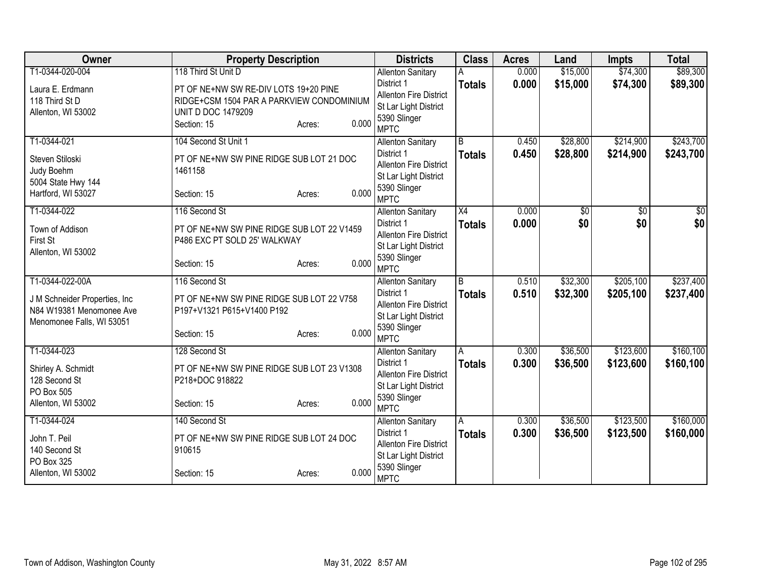| Owner | Property Description | Districts | Class | Acres | Land | Impts | Total |
|---|---|---|---|---|---|---|---|
| T1-0344-020-004<br><br>Laura E. Erdmann<br>118 Third St D<br>Allenton, WI 53002 | 118 Third St Unit D<br><br>PT OF NE+NW SW RE-DIV LOTS 19+20 PINE RIDGE+CSM 1504 PAR A PARKVIEW CONDOMINIUM UNIT D DOC 1479209<br>Section: 15 Acres: 0.000 | Allenton Sanitary District 1<br>Allenton Fire District<br>St Lar Light District<br>5390 Slinger<br>MPTC | A<br>**Totals** | 0.000<br>**0.000** | $15,000<br>**$15,000** | $74,300<br>**$74,300** | $89,300<br>**$89,300** |
| T1-0344-021<br><br>Steven Stiloski<br>Judy Boehm<br>5004 State Hwy 144<br>Hartford, WI 53027 | 104 Second St Unit 1<br><br>PT OF NE+NW SW PINE RIDGE SUB LOT 21 DOC 1461158<br>Section: 15 Acres: 0.000 | Allenton Sanitary District 1<br>Allenton Fire District<br>St Lar Light District<br>5390 Slinger<br>MPTC | B<br>**Totals** | 0.450<br>**0.450** | $28,800<br>**$28,800** | $214,900<br>**$214,900** | $243,700<br>**$243,700** |
| T1-0344-022<br><br>Town of Addison<br>First St<br>Allenton, WI 53002 | 116 Second St<br><br>PT OF NE+NW SW PINE RIDGE SUB LOT 22 V1459 P486 EXC PT SOLD 25' WALKWAY<br>Section: 15 Acres: 0.000 | Allenton Sanitary District 1<br>Allenton Fire District<br>St Lar Light District<br>5390 Slinger<br>MPTC | X4<br>**Totals** | 0.000<br>**0.000** | $0<br>**$0** | $0<br>**$0** | $0<br>**$0** |
| T1-0344-022-00A<br><br>J M Schneider Properties, Inc<br>N84 W19381 Menomonee Ave<br>Menomonee Falls, WI 53051 | 116 Second St<br><br>PT OF NE+NW SW PINE RIDGE SUB LOT 22 V758 P197+V1321 P615+V1400 P192<br>Section: 15 Acres: 0.000 | Allenton Sanitary District 1<br>Allenton Fire District<br>St Lar Light District<br>5390 Slinger<br>MPTC | B<br>**Totals** | 0.510<br>**0.510** | $32,300<br>**$32,300** | $205,100<br>**$205,100** | $237,400<br>**$237,400** |
| T1-0344-023<br><br>Shirley A. Schmidt<br>128 Second St<br>PO Box 505<br>Allenton, WI 53002 | 128 Second St<br><br>PT OF NE+NW SW PINE RIDGE SUB LOT 23 V1308 P218+DOC 918822<br>Section: 15 Acres: 0.000 | Allenton Sanitary District 1<br>Allenton Fire District<br>St Lar Light District<br>5390 Slinger<br>MPTC | A<br>**Totals** | 0.300<br>**0.300** | $36,500<br>**$36,500** | $123,600<br>**$123,600** | $160,100<br>**$160,100** |
| T1-0344-024<br><br>John T. Peil<br>140 Second St<br>PO Box 325<br>Allenton, WI 53002 | 140 Second St<br><br>PT OF NE+NW SW PINE RIDGE SUB LOT 24 DOC 910615<br>Section: 15 Acres: 0.000 | Allenton Sanitary District 1<br>Allenton Fire District<br>St Lar Light District<br>5390 Slinger<br>MPTC | A<br>**Totals** | 0.300<br>**0.300** | $36,500<br>**$36,500** | $123,500<br>**$123,500** | $160,000<br>**$160,000** |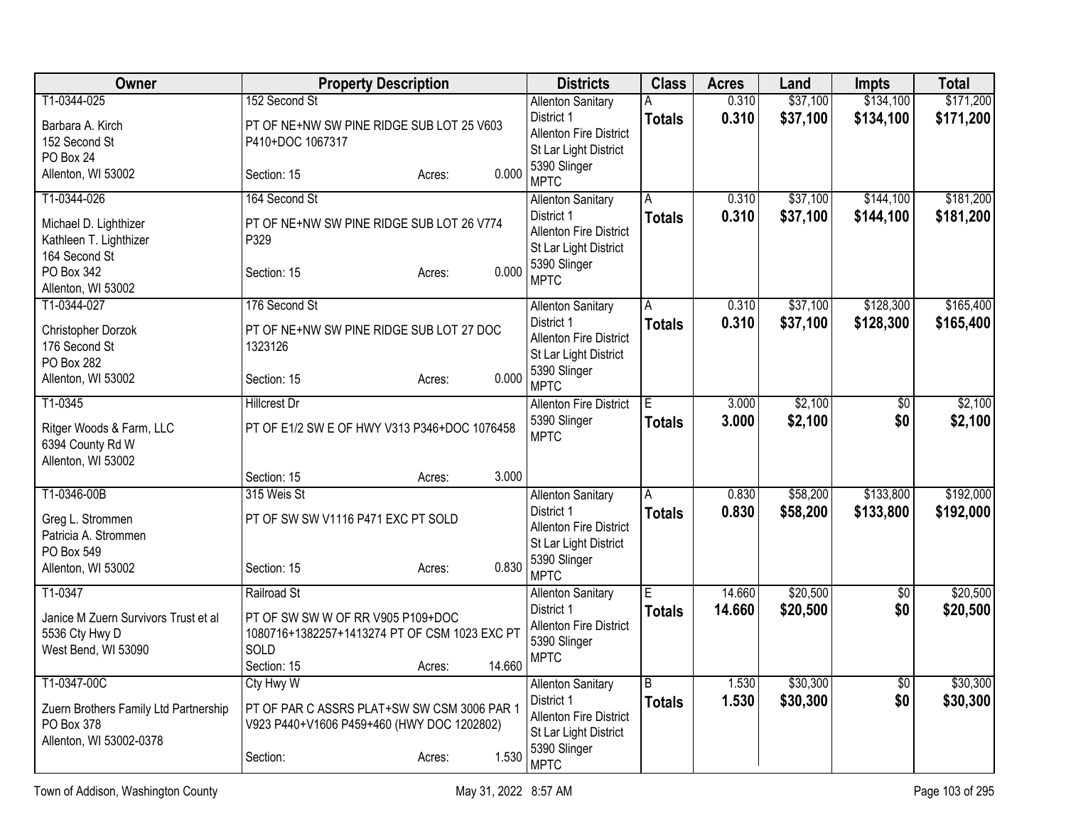| Owner | Property Description | Districts | Class | Acres | Land | Impts | Total |
|---|---|---|---|---|---|---|---|
| T1-0344-025<br>Barbara A. Kirch<br>152 Second St<br>PO Box 24<br>Allenton, WI 53002 | 152 Second St<br>PT OF NE+NW SW PINE RIDGE SUB LOT 25 V603 P410+DOC 1067317<br>Section: 15 Acres: 0.000 | Allenton Sanitary District 1<br>Allenton Fire District<br>St Lar Light District<br>5390 Slinger<br>MPTC | A<br>**Totals** | 0.310<br>**0.310** | $37,100<br>**$37,100** | $134,100<br>**$134,100** | $171,200<br>**$171,200** |
| T1-0344-026<br>Michael D. Lighthizer<br>Kathleen T. Lighthizer<br>164 Second St<br>PO Box 342<br>Allenton, WI 53002 | 164 Second St<br>PT OF NE+NW SW PINE RIDGE SUB LOT 26 V774 P329<br>Section: 15 Acres: 0.000 | Allenton Sanitary District 1<br>Allenton Fire District<br>St Lar Light District<br>5390 Slinger<br>MPTC | A<br>**Totals** | 0.310<br>**0.310** | $37,100<br>**$37,100** | $144,100<br>**$144,100** | $181,200<br>**$181,200** |
| T1-0344-027<br>Christopher Dorzok<br>176 Second St<br>PO Box 282<br>Allenton, WI 53002 | 176 Second St<br>PT OF NE+NW SW PINE RIDGE SUB LOT 27 DOC 1323126<br>Section: 15 Acres: 0.000 | Allenton Sanitary District 1<br>Allenton Fire District<br>St Lar Light District<br>5390 Slinger<br>MPTC | A<br>**Totals** | 0.310<br>**0.310** | $37,100<br>**$37,100** | $128,300<br>**$128,300** | $165,400<br>**$165,400** |
| T1-0345<br>Ritger Woods & Farm, LLC<br>6394 County Rd W<br>Allenton, WI 53002 | Hillcrest Dr<br>PT OF E1/2 SW E OF HWY V313 P346+DOC 1076458<br>Section: 15 Acres: 3.000 | Allenton Fire District<br>5390 Slinger<br>MPTC | E<br>**Totals** | 3.000<br>**3.000** | $2,100<br>**$2,100** | $0<br>**$0** | $2,100<br>**$2,100** |
| T1-0346-00B<br>Greg L. Strommen<br>Patricia A. Strommen<br>PO Box 549<br>Allenton, WI 53002 | 315 Weis St<br>PT OF SW SW V1116 P471 EXC PT SOLD<br>Section: 15 Acres: 0.830 | Allenton Sanitary District 1<br>Allenton Fire District<br>St Lar Light District<br>5390 Slinger<br>MPTC | A<br>**Totals** | 0.830<br>**0.830** | $58,200<br>**$58,200** | $133,800<br>**$133,800** | $192,000<br>**$192,000** |
| T1-0347<br>Janice M Zuern Survivors Trust et al<br>5536 Cty Hwy D<br>West Bend, WI 53090 | Railroad St<br>PT OF SW SW W OF RR V905 P109+DOC 1080716+1382257+1413274 PT OF CSM 1023 EXC PT SOLD<br>Section: 15 Acres: 14.660 | Allenton Sanitary District 1<br>Allenton Fire District<br>5390 Slinger<br>MPTC | E<br>**Totals** | 14.660<br>**14.660** | $20,500<br>**$20,500** | $0<br>**$0** | $20,500<br>**$20,500** |
| T1-0347-00C<br>Zuern Brothers Family Ltd Partnership<br>PO Box 378<br>Allenton, WI 53002-0378 | Cty Hwy W<br>PT OF PAR C ASSRS PLAT+SW SW CSM 3006 PAR 1 V923 P440+V1606 P459+460 (HWY DOC 1202802)<br>Section: Acres: 1.530 | Allenton Sanitary District 1<br>Allenton Fire District<br>St Lar Light District<br>5390 Slinger<br>MPTC | B<br>**Totals** | 1.530<br>**1.530** | $30,300<br>**$30,300** | $0<br>**$0** | $30,300<br>**$30,300** |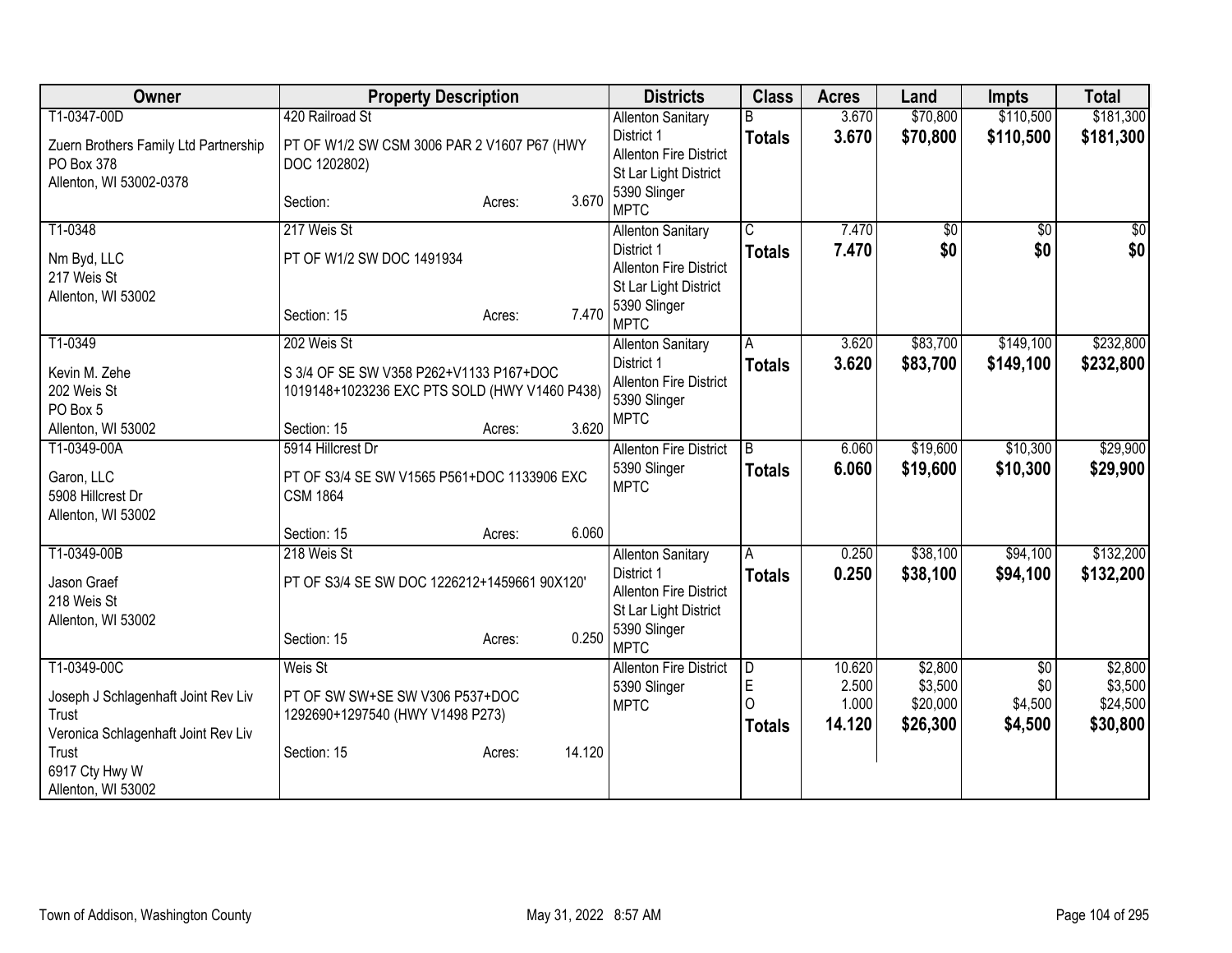| Owner | Property Description | Districts | Class | Acres | Land | Impts | Total |
|---|---|---|---|---|---|---|---|
| T1-0347-00D<br>Zuern Brothers Family Ltd Partnership<br>PO Box 378<br>Allenton, WI 53002-0378 | 420 Railroad St<br>PT OF W1/2 SW CSM 3006 PAR 2 V1607 P67 (HWY DOC 1202802)<br>Section: Acres: 3.670 | Allenton Sanitary District 1<br>Allenton Fire District<br>St Lar Light District<br>5390 Slinger<br>MPTC | B<br>**Totals** | 3.670<br>**3.670** | $70,800<br>**$70,800** | $110,500<br>**$110,500** | $181,300<br>**$181,300** |
| T1-0348<br>Nm Byd, LLC<br>217 Weis St<br>Allenton, WI 53002 | 217 Weis St<br>PT OF W1/2 SW DOC 1491934<br>Section: 15 Acres: 7.470 | Allenton Sanitary District 1<br>Allenton Fire District<br>St Lar Light District<br>5390 Slinger<br>MPTC | C<br>**Totals** | 7.470<br>**7.470** | $0<br>**$0** | $0<br>**$0** | $0<br>**$0** |
| T1-0349<br>Kevin M. Zehe<br>202 Weis St<br>PO Box 5<br>Allenton, WI 53002 | 202 Weis St<br>S 3/4 OF SE SW V358 P262+V1133 P167+DOC 1019148+1023236 EXC PTS SOLD (HWY V1460 P438)<br>Section: 15 Acres: 3.620 | Allenton Sanitary District 1<br>Allenton Fire District<br>5390 Slinger<br>MPTC | A<br>**Totals** | 3.620<br>**3.620** | $83,700<br>**$83,700** | $149,100<br>**$149,100** | $232,800<br>**$232,800** |
| T1-0349-00A<br>Garon, LLC<br>5908 Hillcrest Dr<br>Allenton, WI 53002 | 5914 Hillcrest Dr<br>PT OF S3/4 SE SW V1565 P561+DOC 1133906 EXC CSM 1864<br>Section: 15 Acres: 6.060 | Allenton Fire District<br>5390 Slinger<br>MPTC | B<br>**Totals** | 6.060<br>**6.060** | $19,600<br>**$19,600** | $10,300<br>**$10,300** | $29,900<br>**$29,900** |
| T1-0349-00B<br>Jason Graef<br>218 Weis St<br>Allenton, WI 53002 | 218 Weis St<br>PT OF S3/4 SE SW DOC 1226212+1459661 90X120'<br>Section: 15 Acres: 0.250 | Allenton Sanitary District 1<br>Allenton Fire District<br>St Lar Light District<br>5390 Slinger<br>MPTC | A<br>**Totals** | 0.250<br>**0.250** | $38,100<br>**$38,100** | $94,100<br>**$94,100** | $132,200<br>**$132,200** |
| T1-0349-00C<br>Joseph J Schlagenhaft Joint Rev Liv Trust<br>Veronica Schlagenhaft Joint Rev Liv Trust<br>6917 Cty Hwy W<br>Allenton, WI 53002 | Weis St<br>PT OF SW SW+SE SW V306 P537+DOC 1292690+1297540 (HWY V1498 P273)<br>Section: 15 Acres: 14.120 | Allenton Fire District<br>5390 Slinger<br>MPTC | D<br>E<br>O<br>**Totals** | 10.620<br>2.500<br>1.000<br>**14.120** | $2,800<br>$3,500<br>$20,000<br>**$26,300** | $0<br>$0<br>$4,500<br>**$4,500** | $2,800<br>$3,500<br>$24,500<br>**$30,800** |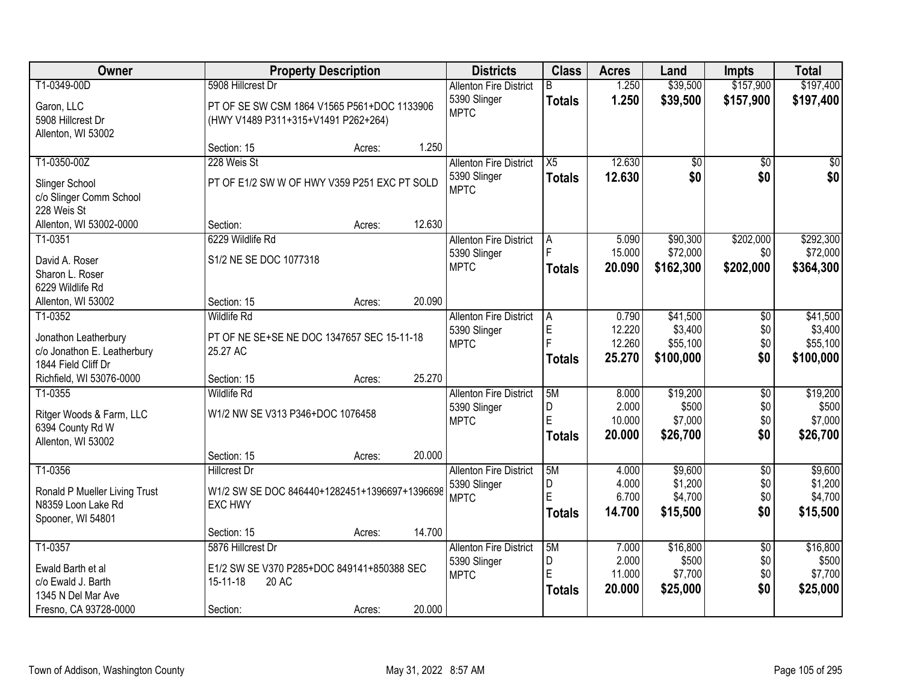| Owner | Property Description | Districts | Class | Acres | Land | Impts | Total |
|---|---|---|---|---|---|---|---|
| T1-0349-00D<br>Garon, LLC<br>5908 Hillcrest Dr<br>Allenton, WI 53002 | 5908 Hillcrest Dr<br>PT OF SE SW CSM 1864 V1565 P561+DOC 1133906 (HWY V1489 P311+315+V1491 P262+264)<br>Section: 15 Acres: 1.250 | Allenton Fire District<br>5390 Slinger<br>MPTC | B<br>**Totals** | 1.250<br>**1.250** | $39,500<br>**$39,500** | $157,900<br>**$157,900** | $197,400<br>**$197,400** |
| T1-0350-00Z<br>Slinger School<br>c/o Slinger Comm School<br>228 Weis St<br>Allenton, WI 53002-0000 | 228 Weis St<br>PT OF E1/2 SW W OF HWY V359 P251 EXC PT SOLD<br>Section: Acres: 12.630 | Allenton Fire District<br>5390 Slinger<br>MPTC | X5<br>**Totals** | 12.630<br>**12.630** | $0<br>**$0** | $0<br>**$0** | $0<br>**$0** |
| T1-0351<br>David A. Roser<br>Sharon L. Roser<br>6229 Wildlife Rd<br>Allenton, WI 53002 | 6229 Wildlife Rd<br>S1/2 NE SE DOC 1077318<br>Section: 15 Acres: 20.090 | Allenton Fire District<br>5390 Slinger<br>MPTC | A<br>F<br>**Totals** | 5.090<br>15.000<br>**20.090** | $90,300<br>$72,000<br>**$162,300** | $202,000<br>$0<br>**$202,000** | $292,300<br>$72,000<br>**$364,300** |
| T1-0352<br>Jonathon Leatherbury<br>c/o Jonathon E. Leatherbury<br>1844 Field Cliff Dr<br>Richfield, WI 53076-0000 | Wildlife Rd<br>PT OF NE SE+SE NE DOC 1347657 SEC 15-11-18 25.27 AC<br>Section: 15 Acres: 25.270 | Allenton Fire District<br>5390 Slinger<br>MPTC | A<br>E<br>F<br>**Totals** | 0.790<br>12.220<br>12.260<br>**25.270** | $41,500<br>$3,400<br>$55,100<br>**$100,000** | $0<br>$0<br>$0<br>**$0** | $41,500<br>$3,400<br>$55,100<br>**$100,000** |
| T1-0355<br>Ritger Woods & Farm, LLC<br>6394 County Rd W<br>Allenton, WI 53002 | Wildlife Rd<br>W1/2 NW SE V313 P346+DOC 1076458<br>Section: 15 Acres: 20.000 | Allenton Fire District<br>5390 Slinger<br>MPTC | 5M<br>D<br>E<br>**Totals** | 8.000<br>2.000<br>10.000<br>**20.000** | $19,200<br>$500<br>$7,000<br>**$26,700** | $0<br>$0<br>$0<br>**$0** | $19,200<br>$500<br>$7,000<br>**$26,700** |
| T1-0356<br>Ronald P Mueller Living Trust<br>N8359 Loon Lake Rd<br>Spooner, WI 54801 | Hillcrest Dr<br>W1/2 SW SE DOC 846440+1282451+1396697+1396698 EXC HWY<br>Section: 15 Acres: 14.700 | Allenton Fire District<br>5390 Slinger<br>MPTC | 5M<br>D<br>E<br>**Totals** | 4.000<br>4.000<br>6.700<br>**14.700** | $9,600<br>$1,200<br>$4,700<br>**$15,500** | $0<br>$0<br>$0<br>**$0** | $9,600<br>$1,200<br>$4,700<br>**$15,500** |
| T1-0357<br>Ewald Barth et al<br>c/o Ewald J. Barth<br>1345 N Del Mar Ave<br>Fresno, CA 93728-0000 | 5876 Hillcrest Dr<br>E1/2 SW SE V370 P285+DOC 849141+850388 SEC 15-11-18 20 AC<br>Section: Acres: 20.000 | Allenton Fire District<br>5390 Slinger<br>MPTC | 5M<br>D<br>E<br>**Totals** | 7.000<br>2.000<br>11.000<br>**20.000** | $16,800<br>$500<br>$7,700<br>**$25,000** | $0<br>$0<br>$0<br>**$0** | $16,800<br>$500<br>$7,700<br>**$25,000** |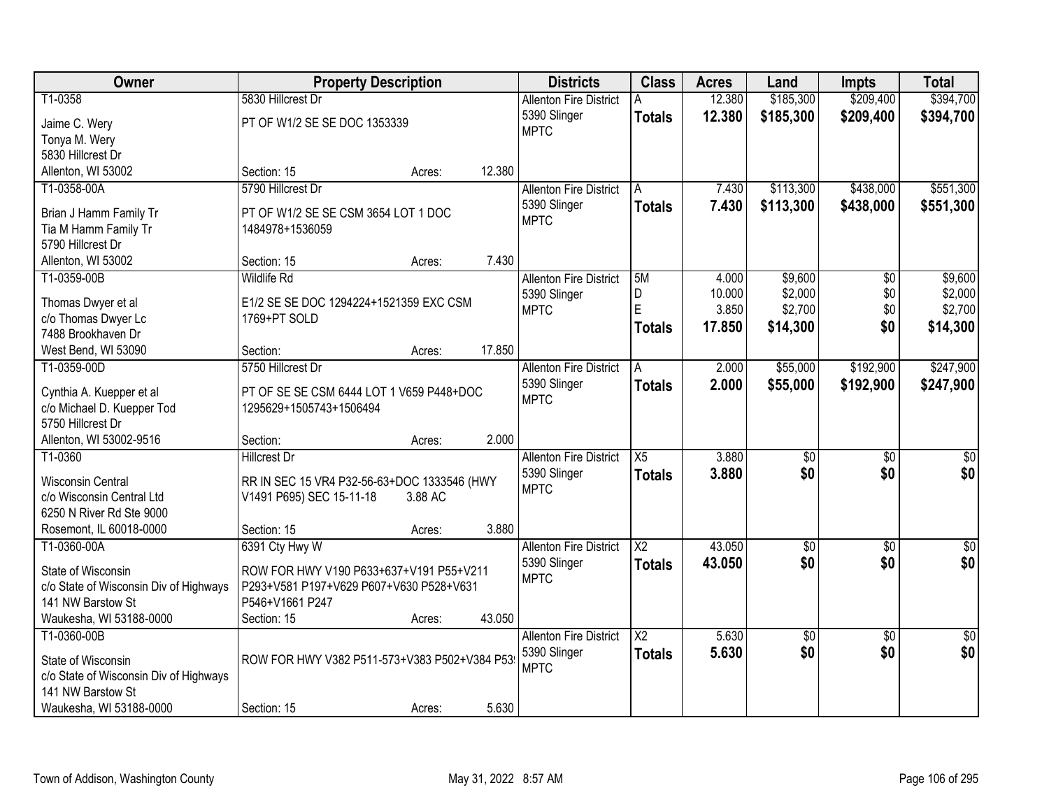| Owner | Property Description | Districts | Class | Acres | Land | Impts | Total |
|---|---|---|---|---|---|---|---|
| T1-0358<br>Jaime C. Wery<br>Tonya M. Wery<br>5830 Hillcrest Dr<br>Allenton, WI 53002 | 5830 Hillcrest Dr<br>PT OF W1/2 SE SE DOC 1353339<br>Section: 15 Acres: 12.380 | Allenton Fire District<br>5390 Slinger<br>MPTC | A<br>**Totals** | 12.380<br>**12.380** | \$185,300<br>**\$185,300** | \$209,400<br>**\$209,400** | \$394,700<br>**\$394,700** |
| T1-0358-00A<br>Brian J Hamm Family Tr<br>Tia M Hamm Family Tr<br>5790 Hillcrest Dr<br>Allenton, WI 53002 | 5790 Hillcrest Dr<br>PT OF W1/2 SE SE CSM 3654 LOT 1 DOC 1484978+1536059<br>Section: 15 Acres: 7.430 | Allenton Fire District<br>5390 Slinger<br>MPTC | A<br>**Totals** | 7.430<br>**7.430** | \$113,300<br>**\$113,300** | \$438,000<br>**\$438,000** | \$551,300<br>**\$551,300** |
| T1-0359-00B<br>Thomas Dwyer et al<br>c/o Thomas Dwyer Lc<br>7488 Brookhaven Dr<br>West Bend, WI 53090 | Wildlife Rd<br>E1/2 SE SE DOC 1294224+1521359 EXC CSM 1769+PT SOLD<br>Section: Acres: 17.850 | Allenton Fire District<br>5390 Slinger<br>MPTC | 5M<br>D<br>E<br>**Totals** | 4.000<br>10.000<br>3.850<br>**17.850** | \$9,600<br>\$2,000<br>\$2,700<br>**\$14,300** | \$0<br>\$0<br>\$0<br>**\$0** | \$9,600<br>\$2,000<br>\$2,700<br>**\$14,300** |
| T1-0359-00D<br>Cynthia A. Kuepper et al<br>c/o Michael D. Kuepper Tod<br>5750 Hillcrest Dr<br>Allenton, WI 53002-9516 | 5750 Hillcrest Dr<br>PT OF SE SE CSM 6444 LOT 1 V659 P448+DOC 1295629+1505743+1506494<br>Section: Acres: 2.000 | Allenton Fire District<br>5390 Slinger<br>MPTC | A<br>**Totals** | 2.000<br>**2.000** | \$55,000<br>**\$55,000** | \$192,900<br>**\$192,900** | \$247,900<br>**\$247,900** |
| T1-0360<br>Wisconsin Central<br>c/o Wisconsin Central Ltd<br>6250 N River Rd Ste 9000<br>Rosemont, IL 60018-0000 | Hillcrest Dr<br>RR IN SEC 15 VR4 P32-56-63+DOC 1333546 (HWY V1491 P695) SEC 15-11-18 3.88 AC<br>Section: 15 Acres: 3.880 | Allenton Fire District<br>5390 Slinger<br>MPTC | X5<br>**Totals** | 3.880<br>**3.880** | \$0<br>**\$0** | \$0<br>**\$0** | \$0<br>**\$0** |
| T1-0360-00A<br>State of Wisconsin<br>c/o State of Wisconsin Div of Highways<br>141 NW Barstow St<br>Waukesha, WI 53188-0000 | 6391 Cty Hwy W<br>ROW FOR HWY V190 P633+637+V191 P55+V211 P293+V581 P197+V629 P607+V630 P528+V631 P546+V1661 P247<br>Section: 15 Acres: 43.050 | Allenton Fire District<br>5390 Slinger<br>MPTC | X2<br>**Totals** | 43.050<br>**43.050** | \$0<br>**\$0** | \$0<br>**\$0** | \$0<br>**\$0** |
| T1-0360-00B<br>State of Wisconsin<br>c/o State of Wisconsin Div of Highways<br>141 NW Barstow St<br>Waukesha, WI 53188-0000 | ROW FOR HWY V382 P511-573+V383 P502+V384 P53<br>Section: 15 Acres: 5.630 | Allenton Fire District<br>5390 Slinger<br>MPTC | X2<br>**Totals** | 5.630<br>**5.630** | \$0<br>**\$0** | \$0<br>**\$0** | \$0<br>**\$0** |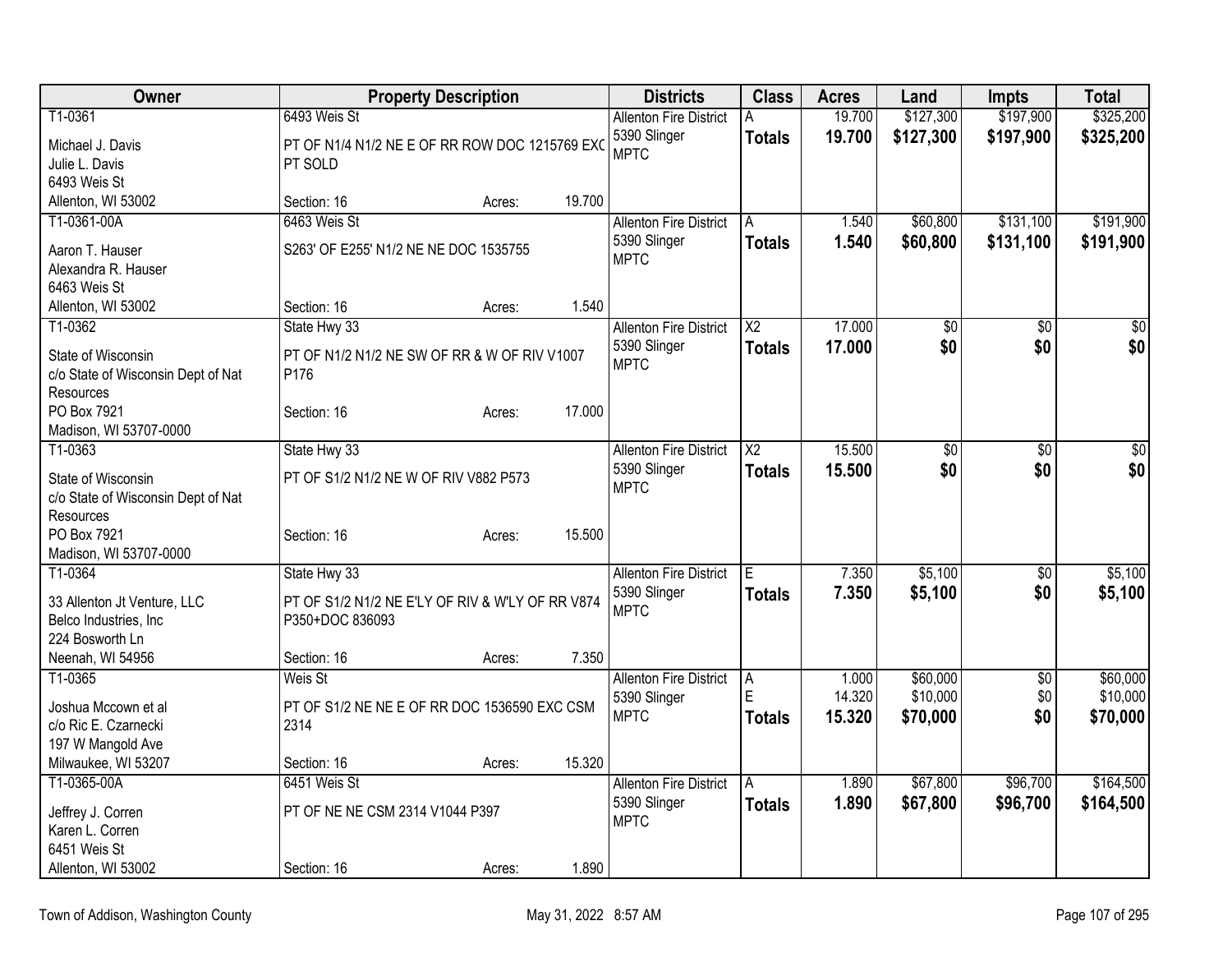| Owner | Property Description | | | Districts | Class | Acres | Land | Impts | Total |
|---|---|---|---|---|---|---|---|---|---|
| T1-0361<br>Michael J. Davis<br>Julie L. Davis<br>6493 Weis St<br>Allenton, WI 53002 | 6493 Weis St<br>PT OF N1/4 N1/2 NE E OF RR ROW DOC 1215769 EXC PT SOLD<br>Section: 16 | Acres: | 19.700 | Allenton Fire District<br>5390 Slinger<br>MPTC | A<br>**Totals** | 19.700<br>**19.700** | $127,300<br>**$127,300** | $197,900<br>**$197,900** | $325,200<br>**$325,200** |
| T1-0361-00A<br>Aaron T. Hauser<br>Alexandra R. Hauser<br>6463 Weis St<br>Allenton, WI 53002 | 6463 Weis St<br>S263' OF E255' N1/2 NE NE DOC 1535755<br>Section: 16 | Acres: | 1.540 | Allenton Fire District<br>5390 Slinger<br>MPTC | A<br>**Totals** | 1.540<br>**1.540** | $60,800<br>**$60,800** | $131,100<br>**$131,100** | $191,900<br>**$191,900** |
| T1-0362<br>State of Wisconsin<br>c/o State of Wisconsin Dept of Nat Resources<br>PO Box 7921<br>Madison, WI 53707-0000 | State Hwy 33<br>PT OF N1/2 N1/2 NE SW OF RR & W OF RIV V1007 P176<br>Section: 16 | Acres: | 17.000 | Allenton Fire District<br>5390 Slinger<br>MPTC | X2<br>**Totals** | 17.000<br>**17.000** | $0<br>**$0** | $0<br>**$0** | $0<br>**$0** |
| T1-0363<br>State of Wisconsin<br>c/o State of Wisconsin Dept of Nat Resources<br>PO Box 7921<br>Madison, WI 53707-0000 | State Hwy 33<br>PT OF S1/2 N1/2 NE W OF RIV V882 P573<br>Section: 16 | Acres: | 15.500 | Allenton Fire District<br>5390 Slinger<br>MPTC | X2<br>**Totals** | 15.500<br>**15.500** | $0<br>**$0** | $0<br>**$0** | $0<br>**$0** |
| T1-0364<br>33 Allenton Jt Venture, LLC<br>Belco Industries, Inc<br>224 Bosworth Ln<br>Neenah, WI 54956 | State Hwy 33<br>PT OF S1/2 N1/2 NE E'LY OF RIV & W'LY OF RR V874 P350+DOC 836093<br>Section: 16 | Acres: | 7.350 | Allenton Fire District<br>5390 Slinger<br>MPTC | E<br>**Totals** | 7.350<br>**7.350** | $5,100<br>**$5,100** | $0<br>**$0** | $5,100<br>**$5,100** |
| T1-0365<br>Joshua Mccown et al<br>c/o Ric E. Czarnecki<br>197 W Mangold Ave<br>Milwaukee, WI 53207 | Weis St<br>PT OF S1/2 NE NE E OF RR DOC 1536590 EXC CSM 2314<br>Section: 16 | Acres: | 15.320 | Allenton Fire District<br>5390 Slinger<br>MPTC | A<br>E<br>**Totals** | 1.000<br>14.320<br>**15.320** | $60,000<br>$10,000<br>**$70,000** | $0<br>$0<br>**$0** | $60,000<br>$10,000<br>**$70,000** |
| T1-0365-00A<br>Jeffrey J. Corren<br>Karen L. Corren<br>6451 Weis St<br>Allenton, WI 53002 | 6451 Weis St<br>PT OF NE NE CSM 2314 V1044 P397<br>Section: 16 | Acres: | 1.890 | Allenton Fire District<br>5390 Slinger<br>MPTC | A<br>**Totals** | 1.890<br>**1.890** | $67,800<br>**$67,800** | $96,700<br>**$96,700** | $164,500<br>**$164,500** |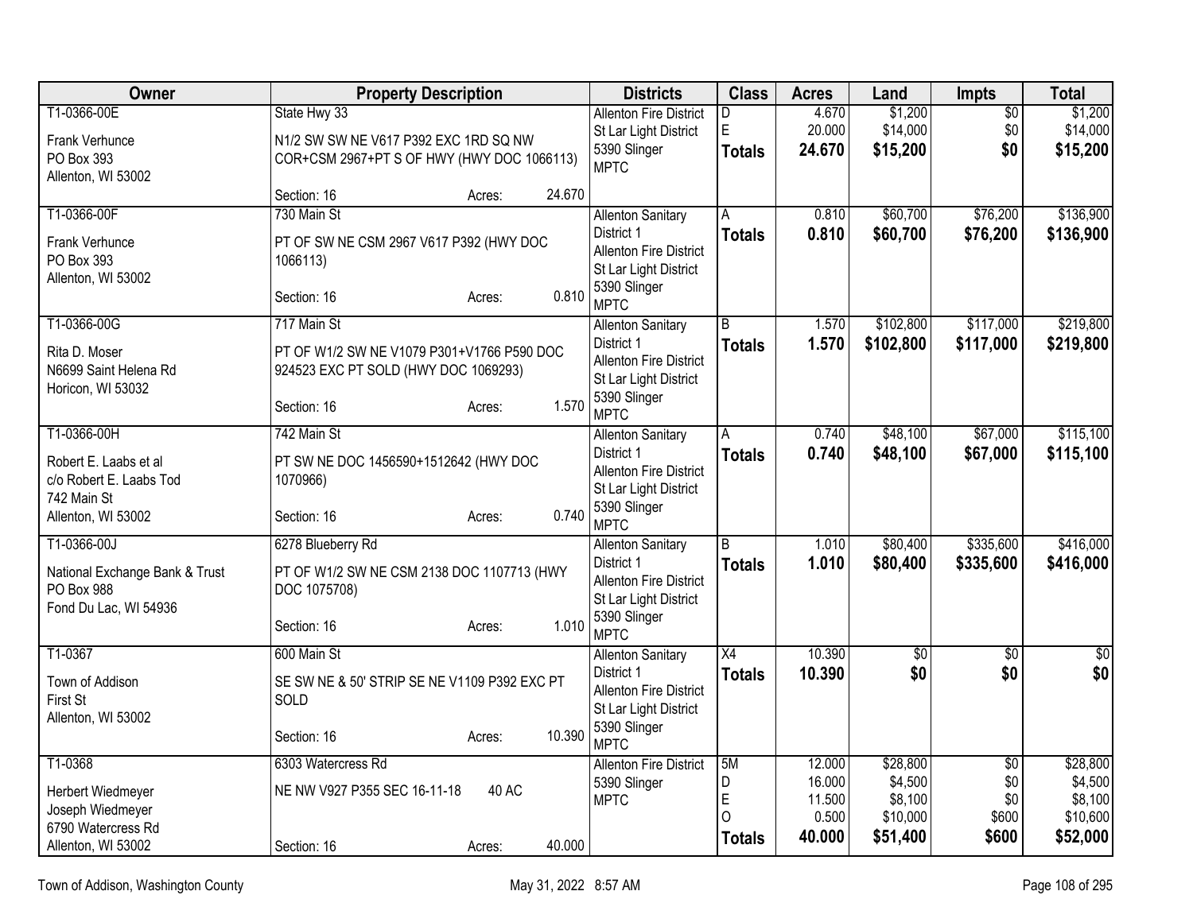| Owner | Property Description | Districts | Class | Acres | Land | Impts | Total |
|---|---|---|---|---|---|---|---|
| T1-0366-00E<br>Frank Verhunce<br>PO Box 393<br>Allenton, WI 53002 | State Hwy 33<br>N1/2 SW SW NE V617 P392 EXC 1RD SQ NW COR+CSM 2967+PT S OF HWY (HWY DOC 1066113)<br>Section: 16 Acres: 24.670 | Allenton Fire District<br>St Lar Light District<br>5390 Slinger<br>MPTC | D<br>E<br>**Totals** | 4.670<br>20.000<br>**24.670** | $1,200<br>$14,000<br>**$15,200** | $0<br>$0<br>**$0** | $1,200<br>$14,000<br>**$15,200** |
| T1-0366-00F<br>Frank Verhunce<br>PO Box 393<br>Allenton, WI 53002 | 730 Main St<br>PT OF SW NE CSM 2967 V617 P392 (HWY DOC 1066113)<br>Section: 16 Acres: 0.810 | Allenton Sanitary District 1<br>Allenton Fire District<br>St Lar Light District<br>5390 Slinger<br>MPTC | A<br>**Totals** | 0.810<br>**0.810** | $60,700<br>**$60,700** | $76,200<br>**$76,200** | $136,900<br>**$136,900** |
| T1-0366-00G<br>Rita D. Moser<br>N6699 Saint Helena Rd<br>Horicon, WI 53032 | 717 Main St<br>PT OF W1/2 SW NE V1079 P301+V1766 P590 DOC 924523 EXC PT SOLD (HWY DOC 1069293)<br>Section: 16 Acres: 1.570 | Allenton Sanitary District 1<br>Allenton Fire District<br>St Lar Light District<br>5390 Slinger<br>MPTC | B<br>**Totals** | 1.570<br>**1.570** | $102,800<br>**$102,800** | $117,000<br>**$117,000** | $219,800<br>**$219,800** |
| T1-0366-00H<br>Robert E. Laabs et al<br>c/o Robert E. Laabs Tod<br>742 Main St<br>Allenton, WI 53002 | 742 Main St<br>PT SW NE DOC 1456590+1512642 (HWY DOC 1070966)<br>Section: 16 Acres: 0.740 | Allenton Sanitary District 1<br>Allenton Fire District<br>St Lar Light District<br>5390 Slinger<br>MPTC | A<br>**Totals** | 0.740<br>**0.740** | $48,100<br>**$48,100** | $67,000<br>**$67,000** | $115,100<br>**$115,100** |
| T1-0366-00J<br>National Exchange Bank & Trust<br>PO Box 988<br>Fond Du Lac, WI 54936 | 6278 Blueberry Rd<br>PT OF W1/2 SW NE CSM 2138 DOC 1107713 (HWY DOC 1075708)<br>Section: 16 Acres: 1.010 | Allenton Sanitary District 1<br>Allenton Fire District<br>St Lar Light District<br>5390 Slinger<br>MPTC | B<br>**Totals** | 1.010<br>**1.010** | $80,400<br>**$80,400** | $335,600<br>**$335,600** | $416,000<br>**$416,000** |
| T1-0367<br>Town of Addison<br>First St<br>Allenton, WI 53002 | 600 Main St<br>SE SW NE & 50' STRIP SE NE V1109 P392 EXC PT SOLD<br>Section: 16 Acres: 10.390 | Allenton Sanitary District 1<br>Allenton Fire District<br>St Lar Light District<br>5390 Slinger<br>MPTC | X4<br>**Totals** | 10.390<br>**10.390** | $0<br>**$0** | $0<br>**$0** | $0<br>**$0** |
| T1-0368<br>Herbert Wiedmeyer<br>Joseph Wiedmeyer<br>6790 Watercress Rd<br>Allenton, WI 53002 | 6303 Watercress Rd<br>NE NW V927 P355 SEC 16-11-18 40 AC<br>Section: 16 Acres: 40.000 | Allenton Fire District<br>5390 Slinger<br>MPTC | 5M<br>D<br>E<br>O<br>**Totals** | 12.000<br>16.000<br>11.500<br>0.500<br>**40.000** | $28,800<br>$4,500<br>$8,100<br>$10,000<br>**$51,400** | $0<br>$0<br>$0<br>$600<br>**$600** | $28,800<br>$4,500<br>$8,100<br>$10,600<br>**$52,000** |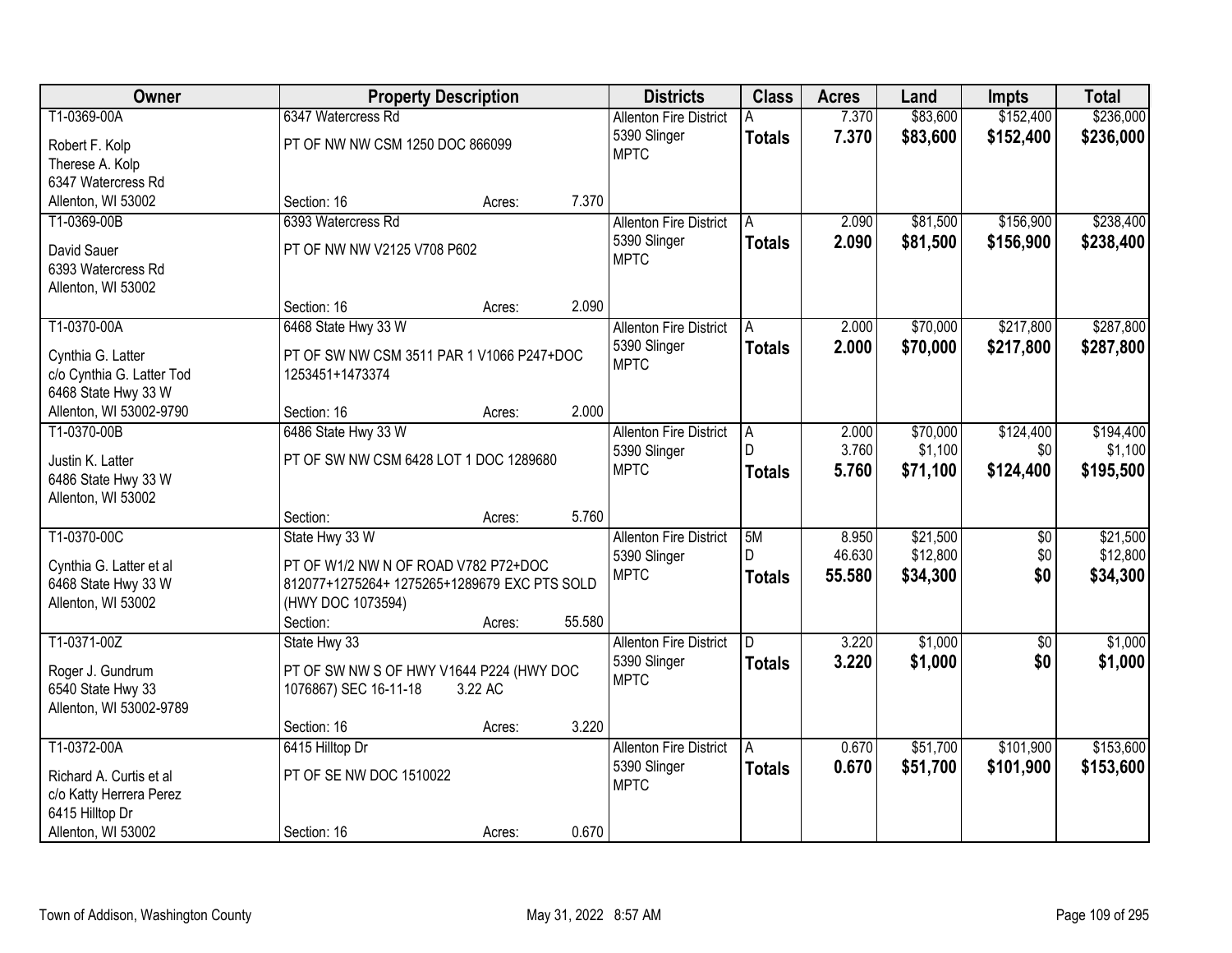| Owner | Property Description | Districts | Class | Acres | Land | Impts | Total |
|---|---|---|---|---|---|---|---|
| T1-0369-00A<br>Robert F. Kolp<br>Therese A. Kolp<br>6347 Watercress Rd<br>Allenton, WI 53002 | 6347 Watercress Rd<br>PT OF NW NW CSM 1250 DOC 866099<br>Section: 16 Acres: 7.370 | Allenton Fire District<br>5390 Slinger<br>MPTC | A<br>**Totals** | 7.370<br>**7.370** | $83,600<br>**$83,600** | $152,400<br>**$152,400** | $236,000<br>**$236,000** |
| T1-0369-00B<br>David Sauer<br>6393 Watercress Rd<br>Allenton, WI 53002 | 6393 Watercress Rd<br>PT OF NW NW V2125 V708 P602<br>Section: 16 Acres: 2.090 | Allenton Fire District<br>5390 Slinger<br>MPTC | A<br>**Totals** | 2.090<br>**2.090** | $81,500<br>**$81,500** | $156,900<br>**$156,900** | $238,400<br>**$238,400** |
| T1-0370-00A<br>Cynthia G. Latter<br>c/o Cynthia G. Latter Tod<br>6468 State Hwy 33 W<br>Allenton, WI 53002-9790 | 6468 State Hwy 33 W<br>PT OF SW NW CSM 3511 PAR 1 V1066 P247+DOC 1253451+1473374<br>Section: 16 Acres: 2.000 | Allenton Fire District<br>5390 Slinger<br>MPTC | A<br>**Totals** | 2.000<br>**2.000** | $70,000<br>**$70,000** | $217,800<br>**$217,800** | $287,800<br>**$287,800** |
| T1-0370-00B<br>Justin K. Latter<br>6486 State Hwy 33 W<br>Allenton, WI 53002 | 6486 State Hwy 33 W<br>PT OF SW NW CSM 6428 LOT 1 DOC 1289680<br>Section: Acres: 5.760 | Allenton Fire District<br>5390 Slinger<br>MPTC | A<br>D<br>**Totals** | 2.000<br>3.760<br>**5.760** | $70,000<br>$1,100<br>**$71,100** | $124,400<br>$0<br>**$124,400** | $194,400<br>$1,100<br>**$195,500** |
| T1-0370-00C<br>Cynthia G. Latter et al<br>6468 State Hwy 33 W<br>Allenton, WI 53002 | State Hwy 33 W<br>PT OF W1/2 NW N OF ROAD V782 P72+DOC 812077+1275264+ 1275265+1289679 EXC PTS SOLD (HWY DOC 1073594)<br>Section: Acres: 55.580 | Allenton Fire District<br>5390 Slinger<br>MPTC | 5M<br>D<br>**Totals** | 8.950<br>46.630<br>**55.580** | $21,500<br>$12,800<br>**$34,300** | $0<br>$0<br>**$0** | $21,500<br>$12,800<br>**$34,300** |
| T1-0371-00Z<br>Roger J. Gundrum<br>6540 State Hwy 33<br>Allenton, WI 53002-9789 | State Hwy 33<br>PT OF SW NW S OF HWY V1644 P224 (HWY DOC 1076867) SEC 16-11-18 3.22 AC<br>Section: 16 Acres: 3.220 | Allenton Fire District<br>5390 Slinger<br>MPTC | D<br>**Totals** | 3.220<br>**3.220** | $1,000<br>**$1,000** | $0<br>**$0** | $1,000<br>**$1,000** |
| T1-0372-00A<br>Richard A. Curtis et al<br>c/o Katty Herrera Perez<br>6415 Hilltop Dr<br>Allenton, WI 53002 | 6415 Hilltop Dr<br>PT OF SE NW DOC 1510022<br>Section: 16 Acres: 0.670 | Allenton Fire District<br>5390 Slinger<br>MPTC | A<br>**Totals** | 0.670<br>**0.670** | $51,700<br>**$51,700** | $101,900<br>**$101,900** | $153,600<br>**$153,600** |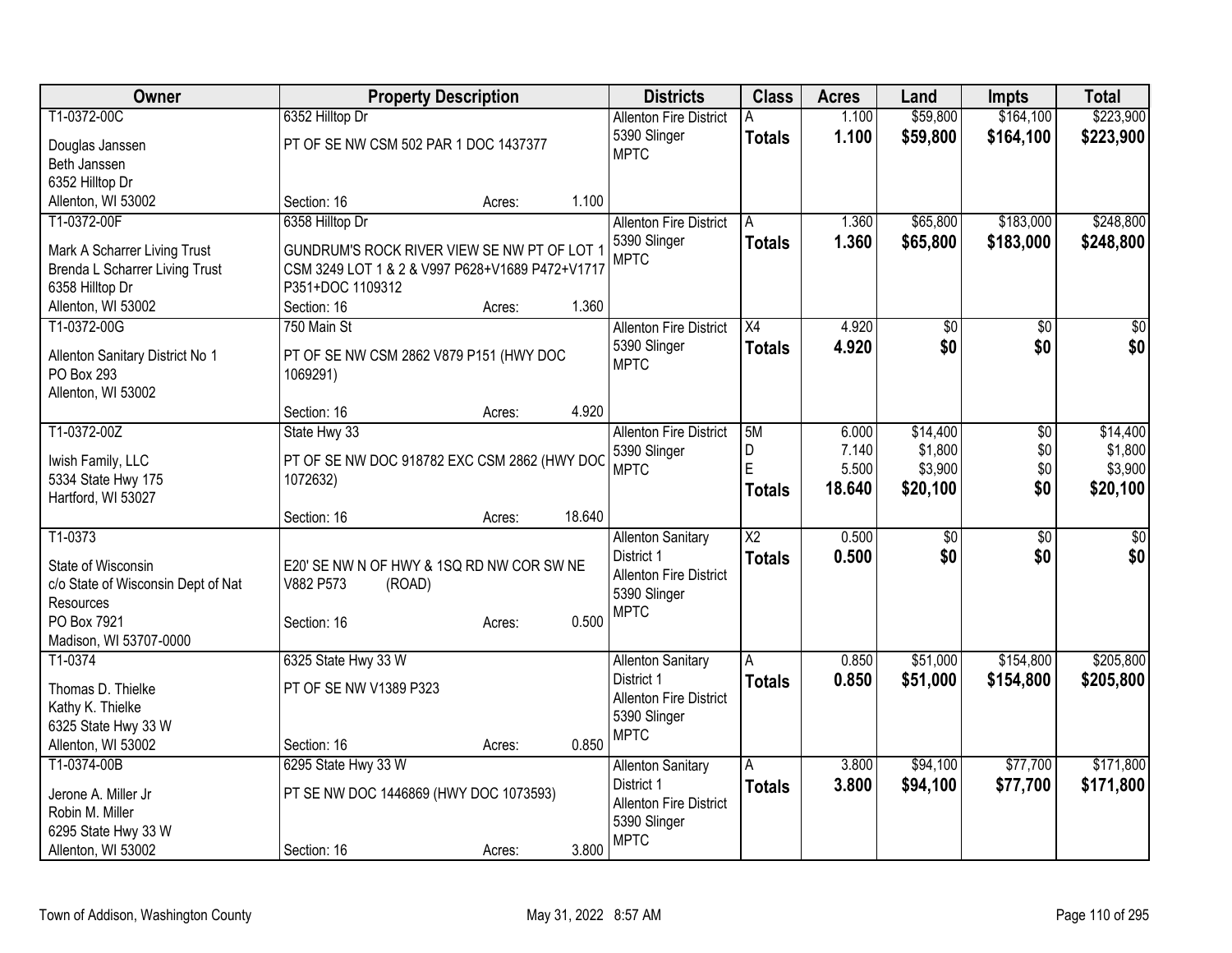| Owner | Property Description | Districts | Class | Acres | Land | Impts | Total |
|---|---|---|---|---|---|---|---|
| T1-0372-00C<br>Douglas Janssen<br>Beth Janssen<br>6352 Hilltop Dr<br>Allenton, WI 53002 | 6352 Hilltop Dr<br>PT OF SE NW CSM 502 PAR 1 DOC 1437377<br>Section: 16 Acres: 1.100 | Allenton Fire District<br>5390 Slinger<br>MPTC | A<br>**Totals** | 1.100<br>**1.100** | $59,800<br>**$59,800** | $164,100<br>**$164,100** | $223,900<br>**$223,900** |
| T1-0372-00F<br>Mark A Scharrer Living Trust<br>Brenda L Scharrer Living Trust<br>6358 Hilltop Dr<br>Allenton, WI 53002 | 6358 Hilltop Dr<br>GUNDRUM'S ROCK RIVER VIEW SE NW PT OF LOT 1 CSM 3249 LOT 1 & 2 & V997 P628+V1689 P472+V1717 P351+DOC 1109312<br>Section: 16 Acres: 1.360 | Allenton Fire District<br>5390 Slinger<br>MPTC | A<br>**Totals** | 1.360<br>**1.360** | $65,800<br>**$65,800** | $183,000<br>**$183,000** | $248,800<br>**$248,800** |
| T1-0372-00G<br>Allenton Sanitary District No 1<br>PO Box 293<br>Allenton, WI 53002 | 750 Main St<br>PT OF SE NW CSM 2862 V879 P151 (HWY DOC 1069291)<br>Section: 16 Acres: 4.920 | Allenton Fire District<br>5390 Slinger<br>MPTC | X4<br>**Totals** | 4.920<br>**4.920** | $0<br>**$0** | $0<br>**$0** | $0<br>**$0** |
| T1-0372-00Z<br>Iwish Family, LLC<br>5334 State Hwy 175<br>Hartford, WI 53027 | State Hwy 33<br>PT OF SE NW DOC 918782 EXC CSM 2862 (HWY DOC 1072632)<br>Section: 16 Acres: 18.640 | Allenton Fire District<br>5390 Slinger<br>MPTC | 5M<br>D<br>E<br>**Totals** | 6.000<br>7.140<br>5.500<br>**18.640** | $14,400<br>$1,800<br>$3,900<br>**$20,100** | $0<br>$0<br>$0<br>**$0** | $14,400<br>$1,800<br>$3,900<br>**$20,100** |
| T1-0373<br>State of Wisconsin<br>c/o State of Wisconsin Dept of Nat Resources<br>PO Box 7921<br>Madison, WI 53707-0000 | E20' SE NW N OF HWY & 1SQ RD NW COR SW NE V882 P573 (ROAD)<br>Section: 16 Acres: 0.500 | Allenton Sanitary District 1<br>Allenton Fire District<br>5390 Slinger<br>MPTC | X2<br>**Totals** | 0.500<br>**0.500** | $0<br>**$0** | $0<br>**$0** | $0<br>**$0** |
| T1-0374<br>Thomas D. Thielke<br>Kathy K. Thielke<br>6325 State Hwy 33 W<br>Allenton, WI 53002 | 6325 State Hwy 33 W<br>PT OF SE NW V1389 P323<br>Section: 16 Acres: 0.850 | Allenton Sanitary District 1<br>Allenton Fire District<br>5390 Slinger<br>MPTC | A<br>**Totals** | 0.850<br>**0.850** | $51,000<br>**$51,000** | $154,800<br>**$154,800** | $205,800<br>**$205,800** |
| T1-0374-00B<br>Jerone A. Miller Jr<br>Robin M. Miller<br>6295 State Hwy 33 W<br>Allenton, WI 53002 | 6295 State Hwy 33 W<br>PT SE NW DOC 1446869 (HWY DOC 1073593)<br>Section: 16 Acres: 3.800 | Allenton Sanitary District 1<br>Allenton Fire District<br>5390 Slinger<br>MPTC | A<br>**Totals** | 3.800<br>**3.800** | $94,100<br>**$94,100** | $77,700<br>**$77,700** | $171,800<br>**$171,800** |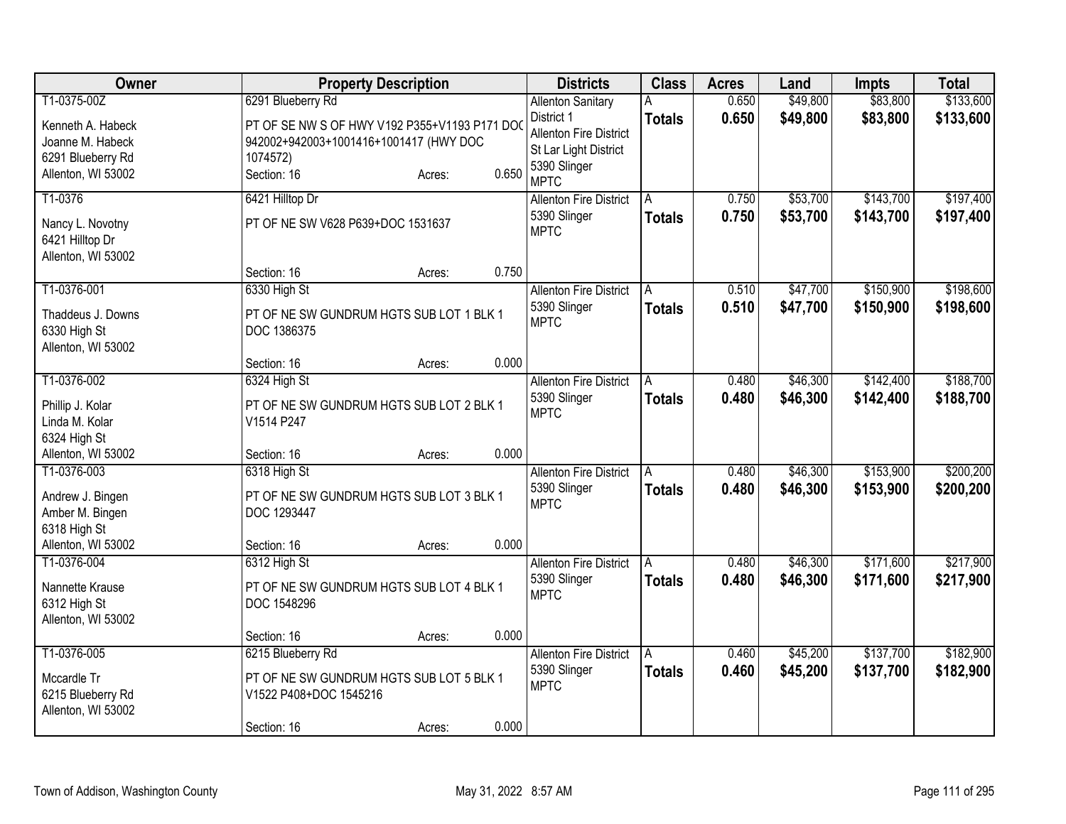| Owner | Property Description | Districts | Class | Acres | Land | Impts | Total |
|---|---|---|---|---|---|---|---|
| T1-0375-00Z<br>Kenneth A. Habeck<br>Joanne M. Habeck<br>6291 Blueberry Rd<br>Allenton, WI 53002 | 6291 Blueberry Rd<br>PT OF SE NW S OF HWY V192 P355+V1193 P171 DOC 942002+942003+1001416+1001417 (HWY DOC 1074572)<br>Section: 16 Acres: 0.650 | Allenton Sanitary District 1<br>Allenton Fire District<br>St Lar Light District<br>5390 Slinger<br>MPTC | A<br>**Totals** | 0.650<br>**0.650** | $49,800<br>**$49,800** | $83,800<br>**$83,800** | $133,600<br>**$133,600** |
| T1-0376<br>Nancy L. Novotny<br>6421 Hilltop Dr<br>Allenton, WI 53002 | 6421 Hilltop Dr<br>PT OF NE SW V628 P639+DOC 1531637<br>Section: 16 Acres: 0.750 | Allenton Fire District<br>5390 Slinger<br>MPTC | A<br>**Totals** | 0.750<br>**0.750** | $53,700<br>**$53,700** | $143,700<br>**$143,700** | $197,400<br>**$197,400** |
| T1-0376-001<br>Thaddeus J. Downs<br>6330 High St<br>Allenton, WI 53002 | 6330 High St<br>PT OF NE SW GUNDRUM HGTS SUB LOT 1 BLK 1 DOC 1386375<br>Section: 16 Acres: 0.000 | Allenton Fire District<br>5390 Slinger<br>MPTC | A<br>**Totals** | 0.510<br>**0.510** | $47,700<br>**$47,700** | $150,900<br>**$150,900** | $198,600<br>**$198,600** |
| T1-0376-002<br>Phillip J. Kolar<br>Linda M. Kolar<br>6324 High St<br>Allenton, WI 53002 | 6324 High St<br>PT OF NE SW GUNDRUM HGTS SUB LOT 2 BLK 1 V1514 P247<br>Section: 16 Acres: 0.000 | Allenton Fire District<br>5390 Slinger<br>MPTC | A<br>**Totals** | 0.480<br>**0.480** | $46,300<br>**$46,300** | $142,400<br>**$142,400** | $188,700<br>**$188,700** |
| T1-0376-003<br>Andrew J. Bingen<br>Amber M. Bingen<br>6318 High St<br>Allenton, WI 53002 | 6318 High St<br>PT OF NE SW GUNDRUM HGTS SUB LOT 3 BLK 1 DOC 1293447<br>Section: 16 Acres: 0.000 | Allenton Fire District<br>5390 Slinger<br>MPTC | A<br>**Totals** | 0.480<br>**0.480** | $46,300<br>**$46,300** | $153,900<br>**$153,900** | $200,200<br>**$200,200** |
| T1-0376-004<br>Nannette Krause<br>6312 High St<br>Allenton, WI 53002 | 6312 High St<br>PT OF NE SW GUNDRUM HGTS SUB LOT 4 BLK 1 DOC 1548296<br>Section: 16 Acres: 0.000 | Allenton Fire District<br>5390 Slinger<br>MPTC | A<br>**Totals** | 0.480<br>**0.480** | $46,300<br>**$46,300** | $171,600<br>**$171,600** | $217,900<br>**$217,900** |
| T1-0376-005<br>Mccardle Tr<br>6215 Blueberry Rd<br>Allenton, WI 53002 | 6215 Blueberry Rd<br>PT OF NE SW GUNDRUM HGTS SUB LOT 5 BLK 1 V1522 P408+DOC 1545216<br>Section: 16 Acres: 0.000 | Allenton Fire District<br>5390 Slinger<br>MPTC | A<br>**Totals** | 0.460<br>**0.460** | $45,200<br>**$45,200** | $137,700<br>**$137,700** | $182,900<br>**$182,900** |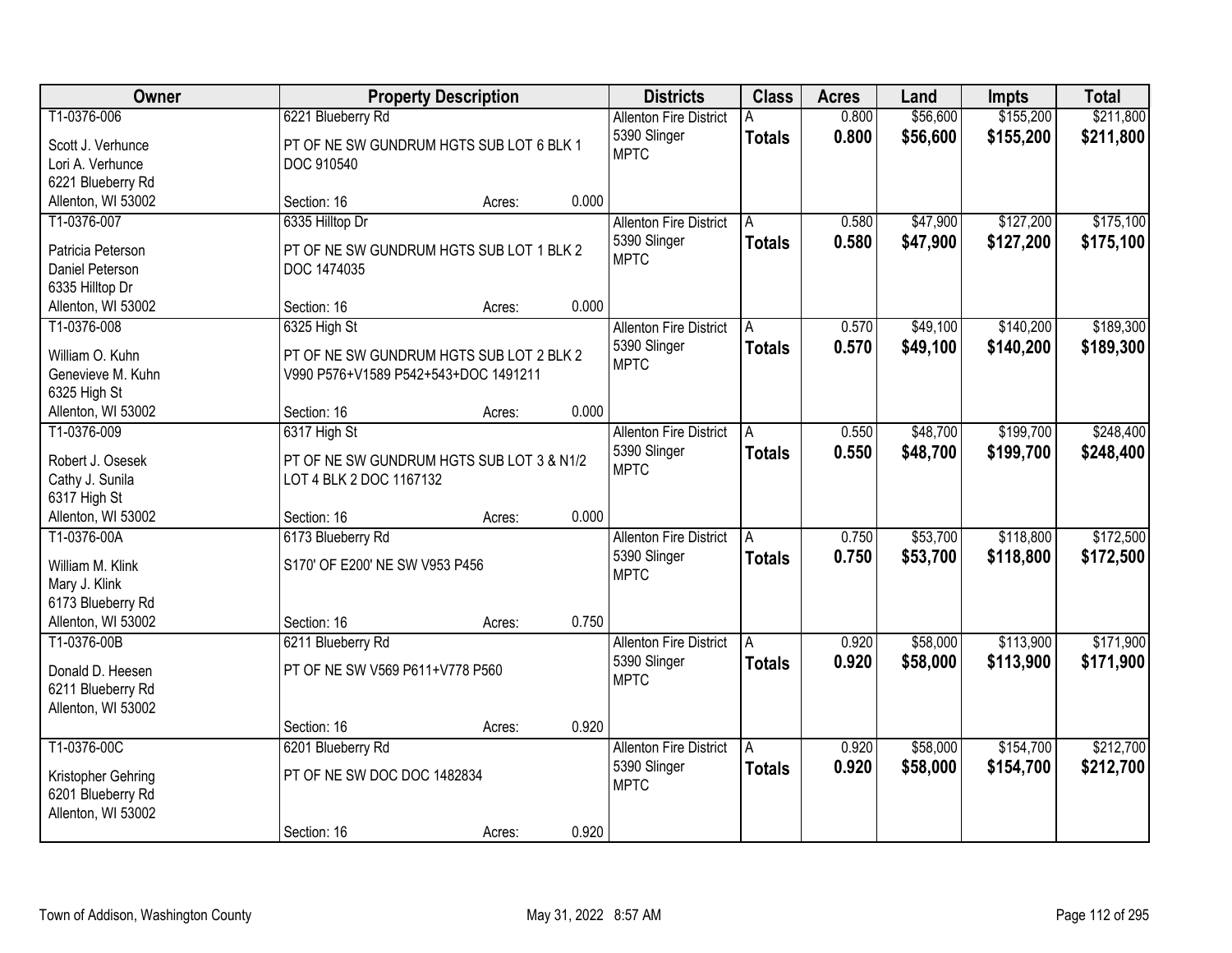| Owner | Property Description | Districts | Class | Acres | Land | Impts | Total |
|---|---|---|---|---|---|---|---|
| T1-0376-006<br>Scott J. Verhunce<br>Lori A. Verhunce<br>6221 Blueberry Rd<br>Allenton, WI 53002 | 6221 Blueberry Rd<br>PT OF NE SW GUNDRUM HGTS SUB LOT 6 BLK 1 DOC 910540<br>Section: 16 Acres: 0.000 | Allenton Fire District<br>5390 Slinger<br>MPTC | A<br>**Totals** | 0.800<br>**0.800** | $56,600<br>**$56,600** | $155,200<br>**$155,200** | $211,800<br>**$211,800** |
| T1-0376-007<br>Patricia Peterson<br>Daniel Peterson<br>6335 Hilltop Dr<br>Allenton, WI 53002 | 6335 Hilltop Dr<br>PT OF NE SW GUNDRUM HGTS SUB LOT 1 BLK 2 DOC 1474035<br>Section: 16 Acres: 0.000 | Allenton Fire District<br>5390 Slinger<br>MPTC | A<br>**Totals** | 0.580<br>**0.580** | $47,900<br>**$47,900** | $127,200<br>**$127,200** | $175,100<br>**$175,100** |
| T1-0376-008<br>William O. Kuhn<br>Genevieve M. Kuhn<br>6325 High St<br>Allenton, WI 53002 | 6325 High St<br>PT OF NE SW GUNDRUM HGTS SUB LOT 2 BLK 2 V990 P576+V1589 P542+543+DOC 1491211<br>Section: 16 Acres: 0.000 | Allenton Fire District<br>5390 Slinger<br>MPTC | A<br>**Totals** | 0.570<br>**0.570** | $49,100<br>**$49,100** | $140,200<br>**$140,200** | $189,300<br>**$189,300** |
| T1-0376-009<br>Robert J. Osesek<br>Cathy J. Sunila<br>6317 High St<br>Allenton, WI 53002 | 6317 High St<br>PT OF NE SW GUNDRUM HGTS SUB LOT 3 & N1/2 LOT 4 BLK 2 DOC 1167132<br>Section: 16 Acres: 0.000 | Allenton Fire District<br>5390 Slinger<br>MPTC | A<br>**Totals** | 0.550<br>**0.550** | $48,700<br>**$48,700** | $199,700<br>**$199,700** | $248,400<br>**$248,400** |
| T1-0376-00A<br>William M. Klink<br>Mary J. Klink<br>6173 Blueberry Rd<br>Allenton, WI 53002 | 6173 Blueberry Rd<br>S170' OF E200' NE SW V953 P456<br>Section: 16 Acres: 0.750 | Allenton Fire District<br>5390 Slinger<br>MPTC | A<br>**Totals** | 0.750<br>**0.750** | $53,700<br>**$53,700** | $118,800<br>**$118,800** | $172,500<br>**$172,500** |
| T1-0376-00B<br>Donald D. Heesen<br>6211 Blueberry Rd<br>Allenton, WI 53002 | 6211 Blueberry Rd<br>PT OF NE SW V569 P611+V778 P560<br>Section: 16 Acres: 0.920 | Allenton Fire District<br>5390 Slinger<br>MPTC | A<br>**Totals** | 0.920<br>**0.920** | $58,000<br>**$58,000** | $113,900<br>**$113,900** | $171,900<br>**$171,900** |
| T1-0376-00C<br>Kristopher Gehring<br>6201 Blueberry Rd<br>Allenton, WI 53002 | 6201 Blueberry Rd<br>PT OF NE SW DOC DOC 1482834<br>Section: 16 Acres: 0.920 | Allenton Fire District<br>5390 Slinger<br>MPTC | A<br>**Totals** | 0.920<br>**0.920** | $58,000<br>**$58,000** | $154,700<br>**$154,700** | $212,700<br>**$212,700** |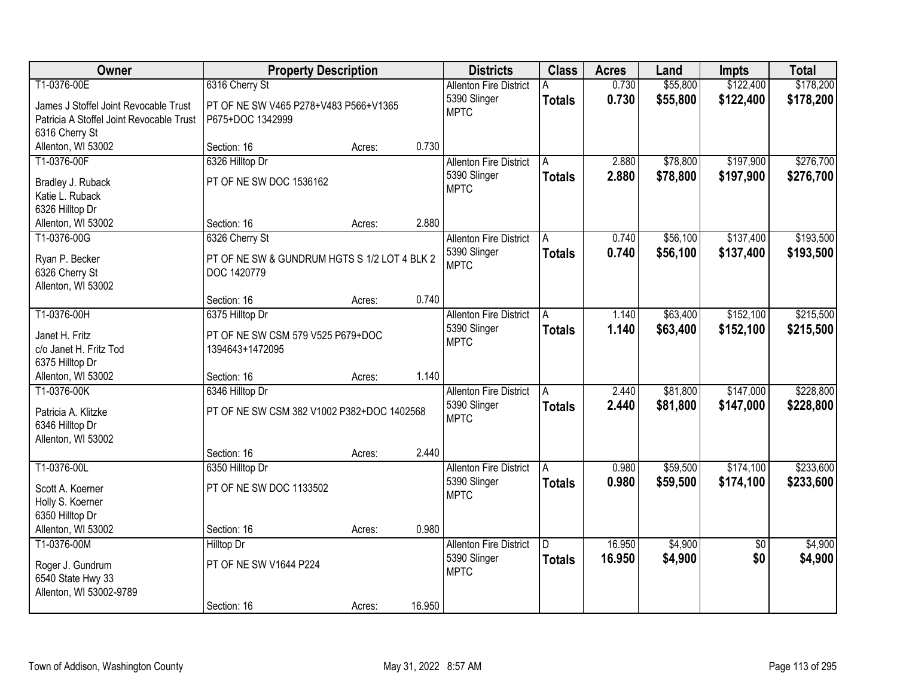| Owner | Property Description | | | Districts | Class | Acres | Land | Impts | Total |
|---|---|---|---|---|---|---|---|---|---|
| T1-0376-00E | 6316 Cherry St | | | Allenton Fire District | A | 0.730 | $55,800 | $122,400 | $178,200 |
| James J Stoffel Joint Revocable Trust<br>Patricia A Stoffel Joint Revocable Trust<br>6316 Cherry St<br>Allenton, WI 53002 | PT OF NE SW V465 P278+V483 P566+V1365 P675+DOC 1342999 | | | 5390 Slinger<br>MPTC | **Totals** | **0.730** | **$55,800** | **$122,400** | **$178,200** |
| | Section: 16 | Acres: | 0.730 | | | | | | |
| T1-0376-00F | 6326 Hilltop Dr | | | Allenton Fire District | A | 2.880 | $78,800 | $197,900 | $276,700 |
| Bradley J. Ruback<br>Katie L. Ruback<br>6326 Hilltop Dr<br>Allenton, WI 53002 | PT OF NE SW DOC 1536162 | | | 5390 Slinger<br>MPTC | **Totals** | **2.880** | **$78,800** | **$197,900** | **$276,700** |
| | Section: 16 | Acres: | 2.880 | | | | | | |
| T1-0376-00G | 6326 Cherry St | | | Allenton Fire District | A | 0.740 | $56,100 | $137,400 | $193,500 |
| Ryan P. Becker<br>6326 Cherry St<br>Allenton, WI 53002 | PT OF NE SW & GUNDRUM HGTS S 1/2 LOT 4 BLK 2 DOC 1420779 | | | 5390 Slinger<br>MPTC | **Totals** | **0.740** | **$56,100** | **$137,400** | **$193,500** |
| | Section: 16 | Acres: | 0.740 | | | | | | |
| T1-0376-00H | 6375 Hilltop Dr | | | Allenton Fire District | A | 1.140 | $63,400 | $152,100 | $215,500 |
| Janet H. Fritz<br>c/o Janet H. Fritz Tod<br>6375 Hilltop Dr<br>Allenton, WI 53002 | PT OF NE SW CSM 579 V525 P679+DOC 1394643+1472095 | | | 5390 Slinger<br>MPTC | **Totals** | **1.140** | **$63,400** | **$152,100** | **$215,500** |
| | Section: 16 | Acres: | 1.140 | | | | | | |
| T1-0376-00K | 6346 Hilltop Dr | | | Allenton Fire District | A | 2.440 | $81,800 | $147,000 | $228,800 |
| Patricia A. Klitzke<br>6346 Hilltop Dr<br>Allenton, WI 53002 | PT OF NE SW CSM 382 V1002 P382+DOC 1402568 | | | 5390 Slinger<br>MPTC | **Totals** | **2.440** | **$81,800** | **$147,000** | **$228,800** |
| | Section: 16 | Acres: | 2.440 | | | | | | |
| T1-0376-00L | 6350 Hilltop Dr | | | Allenton Fire District | A | 0.980 | $59,500 | $174,100 | $233,600 |
| Scott A. Koerner<br>Holly S. Koerner<br>6350 Hilltop Dr<br>Allenton, WI 53002 | PT OF NE SW DOC 1133502 | | | 5390 Slinger<br>MPTC | **Totals** | **0.980** | **$59,500** | **$174,100** | **$233,600** |
| | Section: 16 | Acres: | 0.980 | | | | | | |
| T1-0376-00M | Hilltop Dr | | | Allenton Fire District | D | 16.950 | $4,900 | $0 | $4,900 |
| Roger J. Gundrum<br>6540 State Hwy 33<br>Allenton, WI 53002-9789 | PT OF NE SW V1644 P224 | | | 5390 Slinger<br>MPTC | **Totals** | **16.950** | **$4,900** | **$0** | **$4,900** |
| | Section: 16 | Acres: | 16.950 | | | | | | |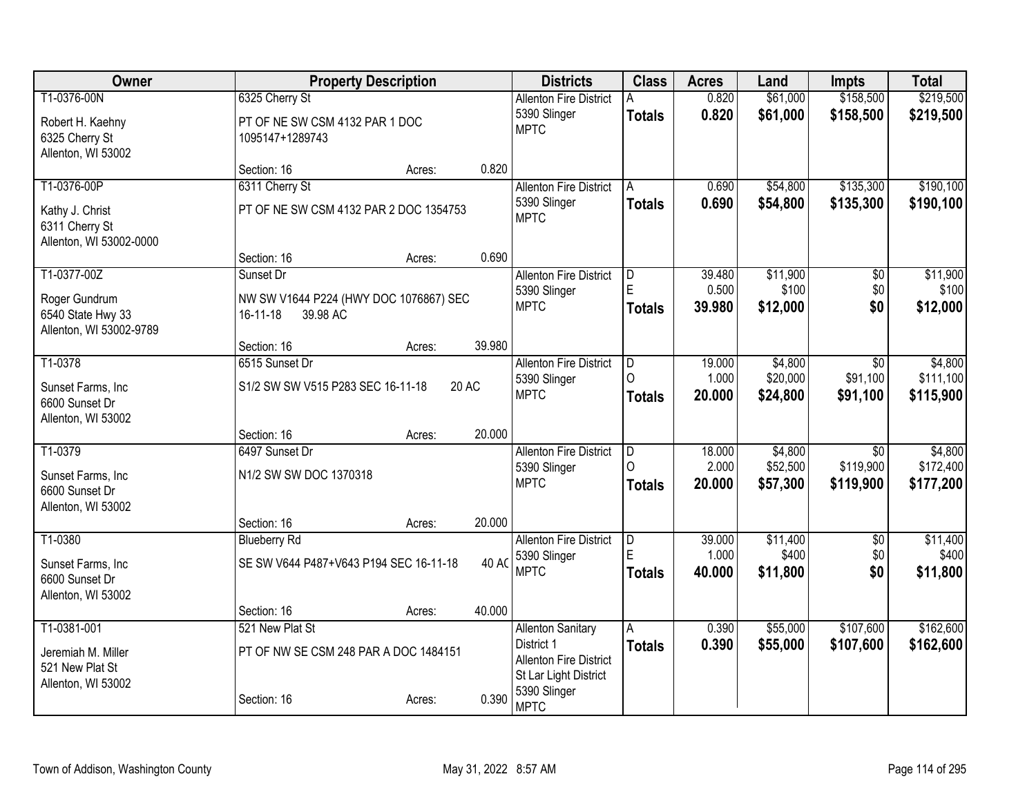| Owner | Property Description | | | Districts | Class | Acres | Land | Impts | Total |
|---|---|---|---|---|---|---|---|---|---|
| T1-0376-00N | 6325 Cherry St | | | Allenton Fire District | A | 0.820 | $61,000 | $158,500 | $219,500 |
| Robert H. Kaehny<br>6325 Cherry St<br>Allenton, WI 53002 | PT OF NE SW CSM 4132 PAR 1 DOC 1095147+1289743 | | | 5390 Slinger<br>MPTC | **Totals** | **0.820** | **$61,000** | **$158,500** | **$219,500** |
| | Section: 16 | Acres: | 0.820 | | | | | | |
| T1-0376-00P | 6311 Cherry St | | | Allenton Fire District | A | 0.690 | $54,800 | $135,300 | $190,100 |
| Kathy J. Christ<br>6311 Cherry St<br>Allenton, WI 53002-0000 | PT OF NE SW CSM 4132 PAR 2 DOC 1354753 | | | 5390 Slinger<br>MPTC | **Totals** | **0.690** | **$54,800** | **$135,300** | **$190,100** |
| | Section: 16 | Acres: | 0.690 | | | | | | |
| T1-0377-00Z | Sunset Dr | | | Allenton Fire District | D | 39.480 | $11,900 | $0 | $11,900 |
| Roger Gundrum<br>6540 State Hwy 33<br>Allenton, WI 53002-9789 | NW SW V1644 P224 (HWY DOC 1076867) SEC 16-11-18 39.98 AC | | | 5390 Slinger<br>MPTC | E | 0.500 | $100 | $0 | $100 |
| | | | | | **Totals** | **39.980** | **$12,000** | **$0** | **$12,000** |
| | Section: 16 | Acres: | 39.980 | | | | | | |
| T1-0378 | 6515 Sunset Dr | | | Allenton Fire District | D | 19.000 | $4,800 | $0 | $4,800 |
| Sunset Farms, Inc<br>6600 Sunset Dr<br>Allenton, WI 53002 | S1/2 SW SW V515 P283 SEC 16-11-18 20 AC | | | 5390 Slinger<br>MPTC | O | 1.000 | $20,000 | $91,100 | $111,100 |
| | | | | | **Totals** | **20.000** | **$24,800** | **$91,100** | **$115,900** |
| | Section: 16 | Acres: | 20.000 | | | | | | |
| T1-0379 | 6497 Sunset Dr | | | Allenton Fire District | D | 18.000 | $4,800 | $0 | $4,800 |
| Sunset Farms, Inc<br>6600 Sunset Dr<br>Allenton, WI 53002 | N1/2 SW SW DOC 1370318 | | | 5390 Slinger<br>MPTC | O | 2.000 | $52,500 | $119,900 | $172,400 |
| | | | | | **Totals** | **20.000** | **$57,300** | **$119,900** | **$177,200** |
| | Section: 16 | Acres: | 20.000 | | | | | | |
| T1-0380 | Blueberry Rd | | | Allenton Fire District | D | 39.000 | $11,400 | $0 | $11,400 |
| Sunset Farms, Inc<br>6600 Sunset Dr<br>Allenton, WI 53002 | SE SW V644 P487+V643 P194 SEC 16-11-18 40 AC | | | 5390 Slinger<br>MPTC | E | 1.000 | $400 | $0 | $400 |
| | | | | | **Totals** | **40.000** | **$11,800** | **$0** | **$11,800** |
| | Section: 16 | Acres: | 40.000 | | | | | | |
| T1-0381-001 | 521 New Plat St | | | Allenton Sanitary District 1 | A | 0.390 | $55,000 | $107,600 | $162,600 |
| Jeremiah M. Miller<br>521 New Plat St<br>Allenton, WI 53002 | PT OF NW SE CSM 248 PAR A DOC 1484151 | | | Allenton Fire District<br>St Lar Light District<br>5390 Slinger<br>MPTC | **Totals** | **0.390** | **$55,000** | **$107,600** | **$162,600** |
| | Section: 16 | Acres: | 0.390 | | | | | | |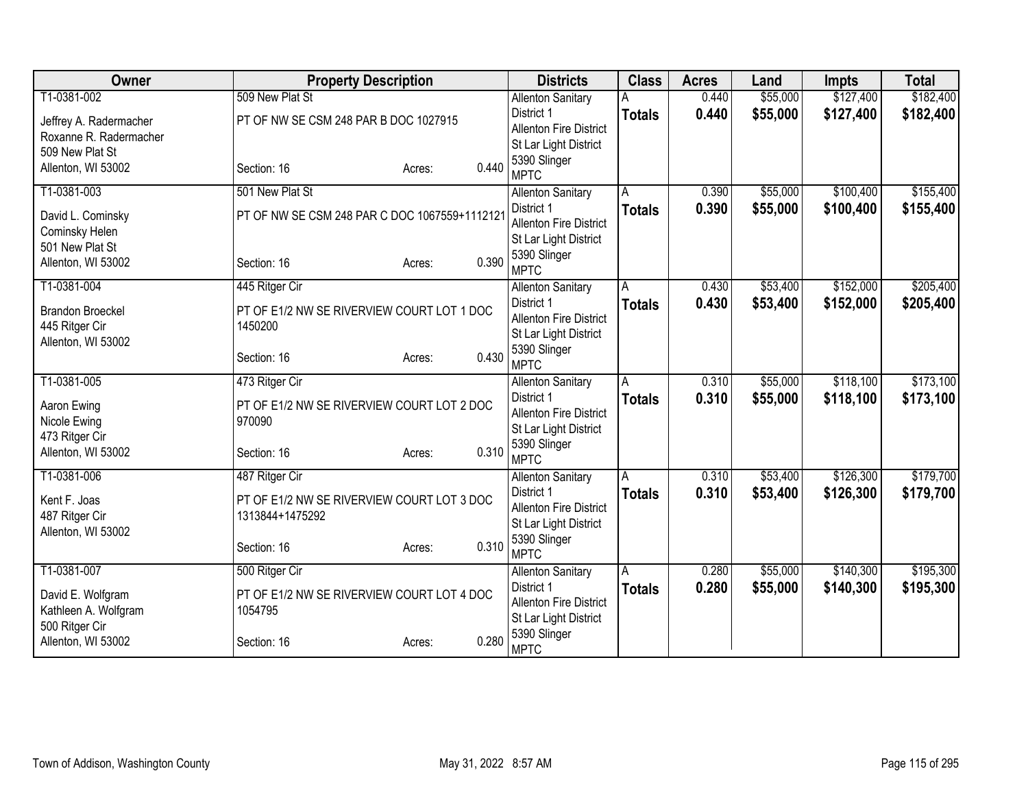| Owner | Property Description | Districts | Class | Acres | Land | Impts | Total |
|---|---|---|---|---|---|---|---|
| T1-0381-002<br>Jeffrey A. Radermacher<br>Roxanne R. Radermacher<br>509 New Plat St<br>Allenton, WI 53002 | 509 New Plat St<br>PT OF NW SE CSM 248 PAR B DOC 1027915<br>Section: 16 Acres: 0.440 | Allenton Sanitary District 1<br>Allenton Fire District<br>St Lar Light District<br>5390 Slinger<br>MPTC | A<br>**Totals** | 0.440<br>**0.440** | $55,000<br>**$55,000** | $127,400<br>**$127,400** | $182,400<br>**$182,400** |
| T1-0381-003<br>David L. Cominsky<br>Cominsky Helen<br>501 New Plat St<br>Allenton, WI 53002 | 501 New Plat St<br>PT OF NW SE CSM 248 PAR C DOC 1067559+1112121<br>Section: 16 Acres: 0.390 | Allenton Sanitary District 1<br>Allenton Fire District<br>St Lar Light District<br>5390 Slinger<br>MPTC | A<br>**Totals** | 0.390<br>**0.390** | $55,000<br>**$55,000** | $100,400<br>**$100,400** | $155,400<br>**$155,400** |
| T1-0381-004<br>Brandon Broeckel<br>445 Ritger Cir<br>Allenton, WI 53002 | 445 Ritger Cir<br>PT OF E1/2 NW SE RIVERVIEW COURT LOT 1 DOC 1450200<br>Section: 16 Acres: 0.430 | Allenton Sanitary District 1<br>Allenton Fire District<br>St Lar Light District<br>5390 Slinger<br>MPTC | A<br>**Totals** | 0.430<br>**0.430** | $53,400<br>**$53,400** | $152,000<br>**$152,000** | $205,400<br>**$205,400** |
| T1-0381-005<br>Aaron Ewing<br>Nicole Ewing<br>473 Ritger Cir<br>Allenton, WI 53002 | 473 Ritger Cir<br>PT OF E1/2 NW SE RIVERVIEW COURT LOT 2 DOC 970090<br>Section: 16 Acres: 0.310 | Allenton Sanitary District 1<br>Allenton Fire District<br>St Lar Light District<br>5390 Slinger<br>MPTC | A<br>**Totals** | 0.310<br>**0.310** | $55,000<br>**$55,000** | $118,100<br>**$118,100** | $173,100<br>**$173,100** |
| T1-0381-006<br>Kent F. Joas<br>487 Ritger Cir<br>Allenton, WI 53002 | 487 Ritger Cir<br>PT OF E1/2 NW SE RIVERVIEW COURT LOT 3 DOC 1313844+1475292<br>Section: 16 Acres: 0.310 | Allenton Sanitary District 1<br>Allenton Fire District<br>St Lar Light District<br>5390 Slinger<br>MPTC | A<br>**Totals** | 0.310<br>**0.310** | $53,400<br>**$53,400** | $126,300<br>**$126,300** | $179,700<br>**$179,700** |
| T1-0381-007<br>David E. Wolfgram<br>Kathleen A. Wolfgram<br>500 Ritger Cir<br>Allenton, WI 53002 | 500 Ritger Cir<br>PT OF E1/2 NW SE RIVERVIEW COURT LOT 4 DOC 1054795<br>Section: 16 Acres: 0.280 | Allenton Sanitary District 1<br>Allenton Fire District<br>St Lar Light District<br>5390 Slinger<br>MPTC | A<br>**Totals** | 0.280<br>**0.280** | $55,000<br>**$55,000** | $140,300<br>**$140,300** | $195,300<br>**$195,300** |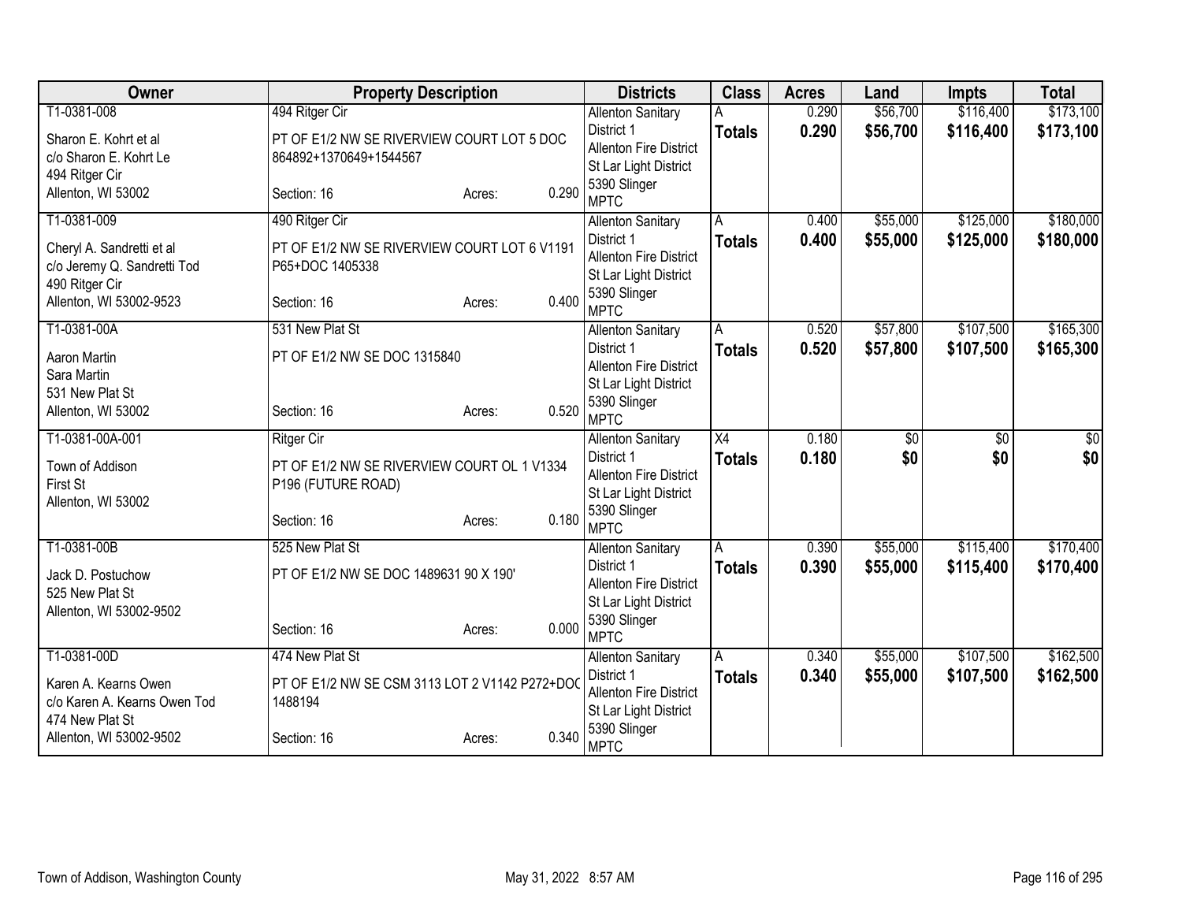| Owner | Property Description | Districts | Class | Acres | Land | Impts | Total |
|---|---|---|---|---|---|---|---|
| T1-0381-008<br>Sharon E. Kohrt et al<br>c/o Sharon E. Kohrt Le<br>494 Ritger Cir<br>Allenton, WI 53002 | 494 Ritger Cir<br>PT OF E1/2 NW SE RIVERVIEW COURT LOT 5 DOC 864892+1370649+1544567<br>Section: 16 Acres: 0.290 | Allenton Sanitary District 1<br>Allenton Fire District<br>St Lar Light District<br>5390 Slinger<br>MPTC | A<br>**Totals** | 0.290<br>**0.290** | $56,700<br>**$56,700** | $116,400<br>**$116,400** | $173,100<br>**$173,100** |
| T1-0381-009<br>Cheryl A. Sandretti et al<br>c/o Jeremy Q. Sandretti Tod<br>490 Ritger Cir<br>Allenton, WI 53002-9523 | 490 Ritger Cir<br>PT OF E1/2 NW SE RIVERVIEW COURT LOT 6 V1191 P65+DOC 1405338<br>Section: 16 Acres: 0.400 | Allenton Sanitary District 1<br>Allenton Fire District<br>St Lar Light District<br>5390 Slinger<br>MPTC | A<br>**Totals** | 0.400<br>**0.400** | $55,000<br>**$55,000** | $125,000<br>**$125,000** | $180,000<br>**$180,000** |
| T1-0381-00A<br>Aaron Martin<br>Sara Martin<br>531 New Plat St<br>Allenton, WI 53002 | 531 New Plat St<br>PT OF E1/2 NW SE DOC 1315840<br>Section: 16 Acres: 0.520 | Allenton Sanitary District 1<br>Allenton Fire District<br>St Lar Light District<br>5390 Slinger<br>MPTC | A<br>**Totals** | 0.520<br>**0.520** | $57,800<br>**$57,800** | $107,500<br>**$107,500** | $165,300<br>**$165,300** |
| T1-0381-00A-001<br>Town of Addison<br>First St<br>Allenton, WI 53002 | Ritger Cir<br>PT OF E1/2 NW SE RIVERVIEW COURT OL 1 V1334 P196 (FUTURE ROAD)<br>Section: 16 Acres: 0.180 | Allenton Sanitary District 1<br>Allenton Fire District<br>St Lar Light District<br>5390 Slinger<br>MPTC | X4<br>**Totals** | 0.180<br>**0.180** | $0<br>**$0** | $0<br>**$0** | $0<br>**$0** |
| T1-0381-00B<br>Jack D. Postuchow<br>525 New Plat St<br>Allenton, WI 53002-9502 | 525 New Plat St<br>PT OF E1/2 NW SE DOC 1489631 90 X 190'<br>Section: 16 Acres: 0.000 | Allenton Sanitary District 1<br>Allenton Fire District<br>St Lar Light District<br>5390 Slinger<br>MPTC | A<br>**Totals** | 0.390<br>**0.390** | $55,000<br>**$55,000** | $115,400<br>**$115,400** | $170,400<br>**$170,400** |
| T1-0381-00D<br>Karen A. Kearns Owen<br>c/o Karen A. Kearns Owen Tod<br>474 New Plat St<br>Allenton, WI 53002-9502 | 474 New Plat St<br>PT OF E1/2 NW SE CSM 3113 LOT 2 V1142 P272+DOC 1488194<br>Section: 16 Acres: 0.340 | Allenton Sanitary District 1<br>Allenton Fire District<br>St Lar Light District<br>5390 Slinger<br>MPTC | A<br>**Totals** | 0.340<br>**0.340** | $55,000<br>**$55,000** | $107,500<br>**$107,500** | $162,500<br>**$162,500** |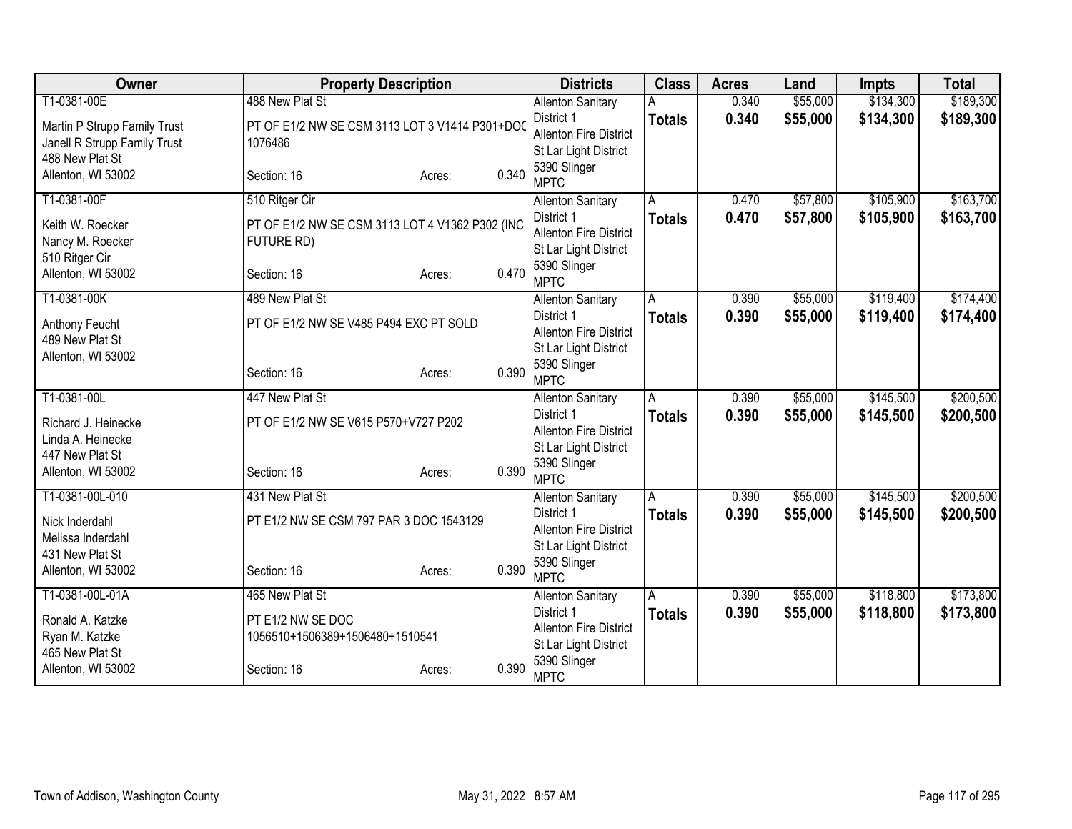| Owner | Property Description | | | Districts | Class | Acres | Land | Impts | Total |
|---|---|---|---|---|---|---|---|---|---|
| T1-0381-00E | 488 New Plat St | | | Allenton Sanitary District 1 | A | 0.340 | $55,000 | $134,300 | $189,300 |
| Martin P Strupp Family Trust<br>Janell R Strupp Family Trust<br>488 New Plat St<br>Allenton, WI 53002 | PT OF E1/2 NW SE CSM 3113 LOT 3 V1414 P301+DOC 1076486 | | | Allenton Fire District<br>St Lar Light District<br>5390 Slinger<br>MPTC | **Totals** | **0.340** | **$55,000** | **$134,300** | **$189,300** |
| | Section: 16 | Acres: | 0.340 | | | | | | |
| T1-0381-00F | 510 Ritger Cir | | | Allenton Sanitary District 1 | A | 0.470 | $57,800 | $105,900 | $163,700 |
| Keith W. Roecker<br>Nancy M. Roecker<br>510 Ritger Cir<br>Allenton, WI 53002 | PT OF E1/2 NW SE CSM 3113 LOT 4 V1362 P302 (INC FUTURE RD) | | | Allenton Fire District<br>St Lar Light District<br>5390 Slinger<br>MPTC | **Totals** | **0.470** | **$57,800** | **$105,900** | **$163,700** |
| | Section: 16 | Acres: | 0.470 | | | | | | |
| T1-0381-00K | 489 New Plat St | | | Allenton Sanitary District 1 | A | 0.390 | $55,000 | $119,400 | $174,400 |
| Anthony Feucht<br>489 New Plat St<br>Allenton, WI 53002 | PT OF E1/2 NW SE V485 P494 EXC PT SOLD | | | Allenton Fire District<br>St Lar Light District<br>5390 Slinger<br>MPTC | **Totals** | **0.390** | **$55,000** | **$119,400** | **$174,400** |
| | Section: 16 | Acres: | 0.390 | | | | | | |
| T1-0381-00L | 447 New Plat St | | | Allenton Sanitary District 1 | A | 0.390 | $55,000 | $145,500 | $200,500 |
| Richard J. Heinecke<br>Linda A. Heinecke<br>447 New Plat St<br>Allenton, WI 53002 | PT OF E1/2 NW SE V615 P570+V727 P202 | | | Allenton Fire District<br>St Lar Light District<br>5390 Slinger<br>MPTC | **Totals** | **0.390** | **$55,000** | **$145,500** | **$200,500** |
| | Section: 16 | Acres: | 0.390 | | | | | | |
| T1-0381-00L-010 | 431 New Plat St | | | Allenton Sanitary District 1 | A | 0.390 | $55,000 | $145,500 | $200,500 |
| Nick Inderdahl<br>Melissa Inderdahl<br>431 New Plat St<br>Allenton, WI 53002 | PT E1/2 NW SE CSM 797 PAR 3 DOC 1543129 | | | Allenton Fire District<br>St Lar Light District<br>5390 Slinger<br>MPTC | **Totals** | **0.390** | **$55,000** | **$145,500** | **$200,500** |
| | Section: 16 | Acres: | 0.390 | | | | | | |
| T1-0381-00L-01A | 465 New Plat St | | | Allenton Sanitary District 1 | A | 0.390 | $55,000 | $118,800 | $173,800 |
| Ronald A. Katzke<br>Ryan M. Katzke<br>465 New Plat St<br>Allenton, WI 53002 | PT E1/2 NW SE DOC 1056510+1506389+1506480+1510541 | | | Allenton Fire District<br>St Lar Light District<br>5390 Slinger<br>MPTC | **Totals** | **0.390** | **$55,000** | **$118,800** | **$173,800** |
| | Section: 16 | Acres: | 0.390 | | | | | | |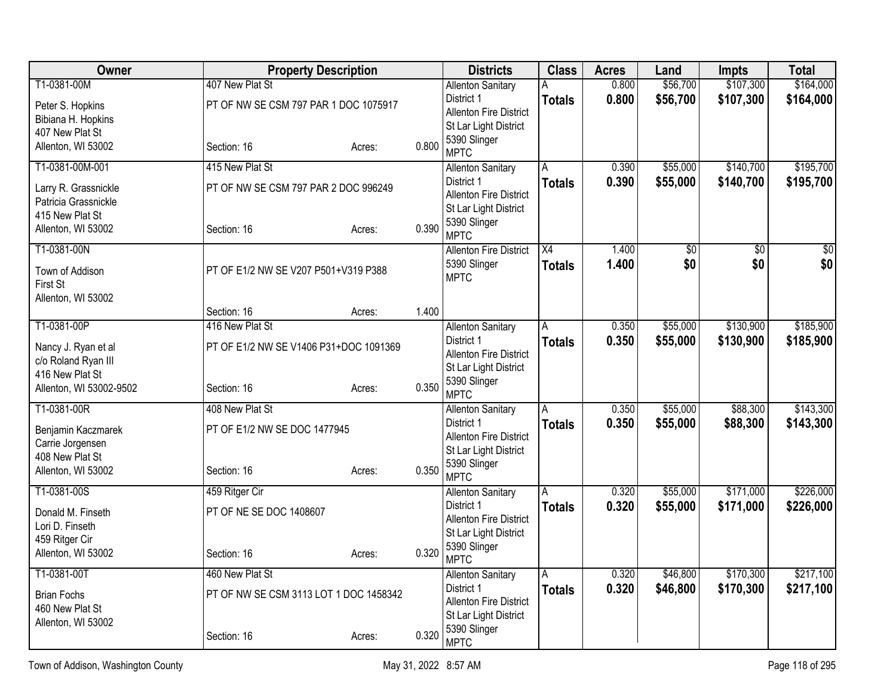| Owner | Property Description | | | Districts | Class | Acres | Land | Impts | Total |
|---|---|---|---|---|---|---|---|---|---|
| T1-0381-00M<br>Peter S. Hopkins<br>Bibiana H. Hopkins<br>407 New Plat St<br>Allenton, WI 53002 | 407 New Plat St<br>PT OF NW SE CSM 797 PAR 1 DOC 1075917<br>Section: 16 | Acres: | 0.800 | Allenton Sanitary District 1<br>Allenton Fire District<br>St Lar Light District<br>5390 Slinger<br>MPTC | A<br>**Totals** | 0.800<br>**0.800** | \$56,700<br>**\$56,700** | \$107,300<br>**\$107,300** | \$164,000<br>**\$164,000** |
| T1-0381-00M-001<br>Larry R. Grassnickle<br>Patricia Grassnickle<br>415 New Plat St<br>Allenton, WI 53002 | 415 New Plat St<br>PT OF NW SE CSM 797 PAR 2 DOC 996249<br>Section: 16 | Acres: | 0.390 | Allenton Sanitary District 1<br>Allenton Fire District<br>St Lar Light District<br>5390 Slinger<br>MPTC | A<br>**Totals** | 0.390<br>**0.390** | \$55,000<br>**\$55,000** | \$140,700<br>**\$140,700** | \$195,700<br>**\$195,700** |
| T1-0381-00N<br>Town of Addison<br>First St<br>Allenton, WI 53002 | PT OF E1/2 NW SE V207 P501+V319 P388<br>Section: 16 | Acres: | 1.400 | Allenton Fire District<br>5390 Slinger<br>MPTC | X4<br>**Totals** | 1.400<br>**1.400** | \$0<br>**\$0** | \$0<br>**\$0** | \$0<br>**\$0** |
| T1-0381-00P<br>Nancy J. Ryan et al<br>c/o Roland Ryan III<br>416 New Plat St<br>Allenton, WI 53002-9502 | 416 New Plat St<br>PT OF E1/2 NW SE V1406 P31+DOC 1091369<br>Section: 16 | Acres: | 0.350 | Allenton Sanitary District 1<br>Allenton Fire District<br>St Lar Light District<br>5390 Slinger<br>MPTC | A<br>**Totals** | 0.350<br>**0.350** | \$55,000<br>**\$55,000** | \$130,900<br>**\$130,900** | \$185,900<br>**\$185,900** |
| T1-0381-00R<br>Benjamin Kaczmarek<br>Carrie Jorgensen<br>408 New Plat St<br>Allenton, WI 53002 | 408 New Plat St<br>PT OF E1/2 NW SE DOC 1477945<br>Section: 16 | Acres: | 0.350 | Allenton Sanitary District 1<br>Allenton Fire District<br>St Lar Light District<br>5390 Slinger<br>MPTC | A<br>**Totals** | 0.350<br>**0.350** | \$55,000<br>**\$55,000** | \$88,300<br>**\$88,300** | \$143,300<br>**\$143,300** |
| T1-0381-00S<br>Donald M. Finseth<br>Lori D. Finseth<br>459 Ritger Cir<br>Allenton, WI 53002 | 459 Ritger Cir<br>PT OF NE SE DOC 1408607<br>Section: 16 | Acres: | 0.320 | Allenton Sanitary District 1<br>Allenton Fire District<br>St Lar Light District<br>5390 Slinger<br>MPTC | A<br>**Totals** | 0.320<br>**0.320** | \$55,000<br>**\$55,000** | \$171,000<br>**\$171,000** | \$226,000<br>**\$226,000** |
| T1-0381-00T<br>Brian Fochs<br>460 New Plat St<br>Allenton, WI 53002 | 460 New Plat St<br>PT OF NW SE CSM 3113 LOT 1 DOC 1458342<br>Section: 16 | Acres: | 0.320 | Allenton Sanitary District 1<br>Allenton Fire District<br>St Lar Light District<br>5390 Slinger<br>MPTC | A<br>**Totals** | 0.320<br>**0.320** | \$46,800<br>**\$46,800** | \$170,300<br>**\$170,300** | \$217,100<br>**\$217,100** |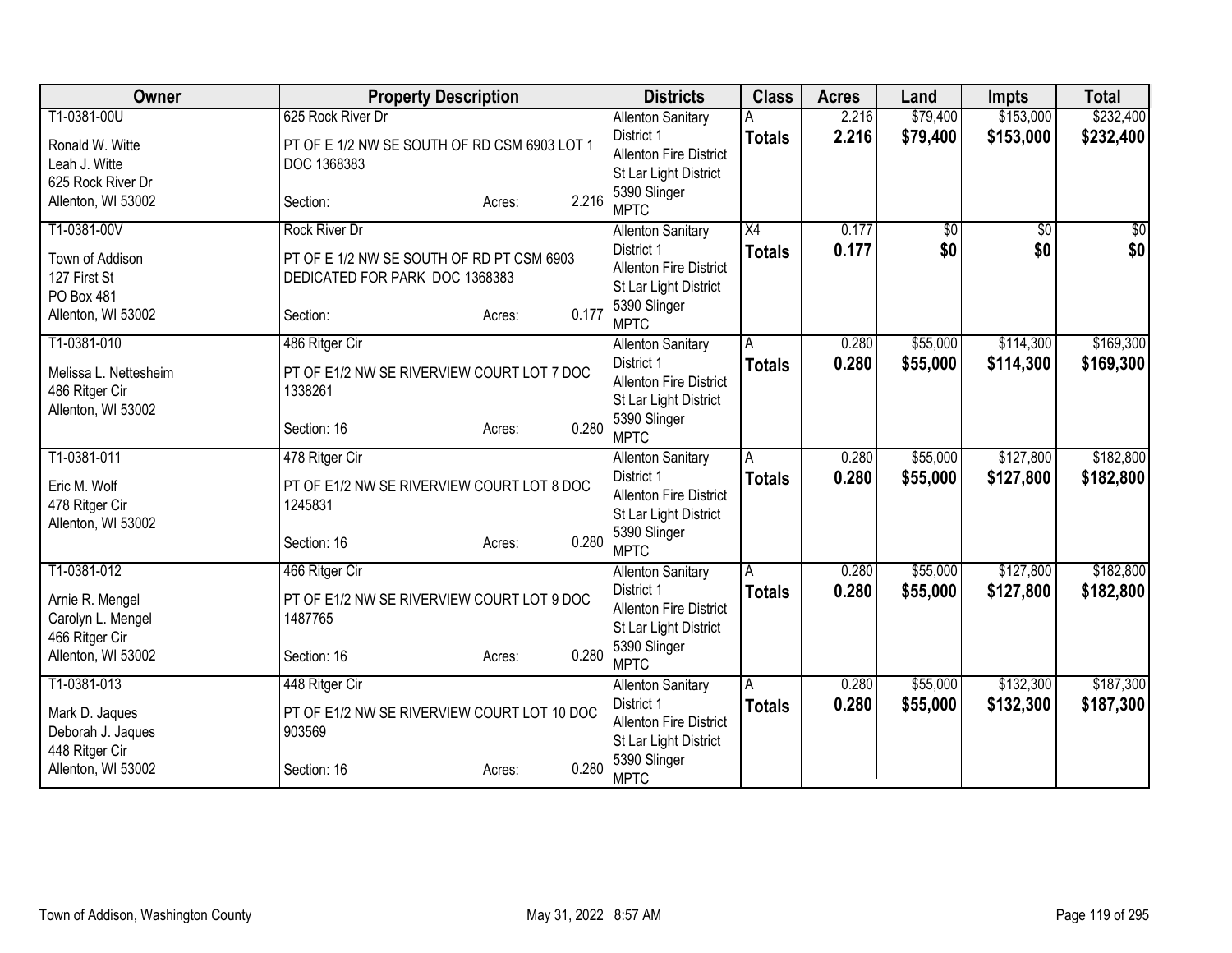| Owner | Property Description | Districts | Class | Acres | Land | Impts | Total |
|---|---|---|---|---|---|---|---|
| T1-0381-00U<br>Ronald W. Witte<br>Leah J. Witte<br>625 Rock River Dr<br>Allenton, WI 53002 | 625 Rock River Dr<br>PT OF E 1/2 NW SE SOUTH OF RD CSM 6903 LOT 1 DOC 1368383<br>Section: Acres: 2.216 | Allenton Sanitary District 1<br>Allenton Fire District<br>St Lar Light District<br>5390 Slinger<br>MPTC | A<br>**Totals** | 2.216<br>**2.216** | $79,400<br>**$79,400** | $153,000<br>**$153,000** | $232,400<br>**$232,400** |
| T1-0381-00V<br>Town of Addison<br>127 First St<br>PO Box 481<br>Allenton, WI 53002 | Rock River Dr<br>PT OF E 1/2 NW SE SOUTH OF RD PT CSM 6903 DEDICATED FOR PARK DOC 1368383<br>Section: Acres: 0.177 | Allenton Sanitary District 1<br>Allenton Fire District<br>St Lar Light District<br>5390 Slinger<br>MPTC | X4<br>**Totals** | 0.177<br>**0.177** | $0<br>**$0** | $0<br>**$0** | $0<br>**$0** |
| T1-0381-010<br>Melissa L. Nettesheim<br>486 Ritger Cir<br>Allenton, WI 53002 | 486 Ritger Cir<br>PT OF E1/2 NW SE RIVERVIEW COURT LOT 7 DOC 1338261<br>Section: 16 Acres: 0.280 | Allenton Sanitary District 1<br>Allenton Fire District<br>St Lar Light District<br>5390 Slinger<br>MPTC | A<br>**Totals** | 0.280<br>**0.280** | $55,000<br>**$55,000** | $114,300<br>**$114,300** | $169,300<br>**$169,300** |
| T1-0381-011<br>Eric M. Wolf<br>478 Ritger Cir<br>Allenton, WI 53002 | 478 Ritger Cir<br>PT OF E1/2 NW SE RIVERVIEW COURT LOT 8 DOC 1245831<br>Section: 16 Acres: 0.280 | Allenton Sanitary District 1<br>Allenton Fire District<br>St Lar Light District<br>5390 Slinger<br>MPTC | A<br>**Totals** | 0.280<br>**0.280** | $55,000<br>**$55,000** | $127,800<br>**$127,800** | $182,800<br>**$182,800** |
| T1-0381-012<br>Arnie R. Mengel<br>Carolyn L. Mengel<br>466 Ritger Cir<br>Allenton, WI 53002 | 466 Ritger Cir<br>PT OF E1/2 NW SE RIVERVIEW COURT LOT 9 DOC 1487765<br>Section: 16 Acres: 0.280 | Allenton Sanitary District 1<br>Allenton Fire District<br>St Lar Light District<br>5390 Slinger<br>MPTC | A<br>**Totals** | 0.280<br>**0.280** | $55,000<br>**$55,000** | $127,800<br>**$127,800** | $182,800<br>**$182,800** |
| T1-0381-013<br>Mark D. Jaques<br>Deborah J. Jaques<br>448 Ritger Cir<br>Allenton, WI 53002 | 448 Ritger Cir<br>PT OF E1/2 NW SE RIVERVIEW COURT LOT 10 DOC 903569<br>Section: 16 Acres: 0.280 | Allenton Sanitary District 1<br>Allenton Fire District<br>St Lar Light District<br>5390 Slinger<br>MPTC | A<br>**Totals** | 0.280<br>**0.280** | $55,000<br>**$55,000** | $132,300<br>**$132,300** | $187,300<br>**$187,300** |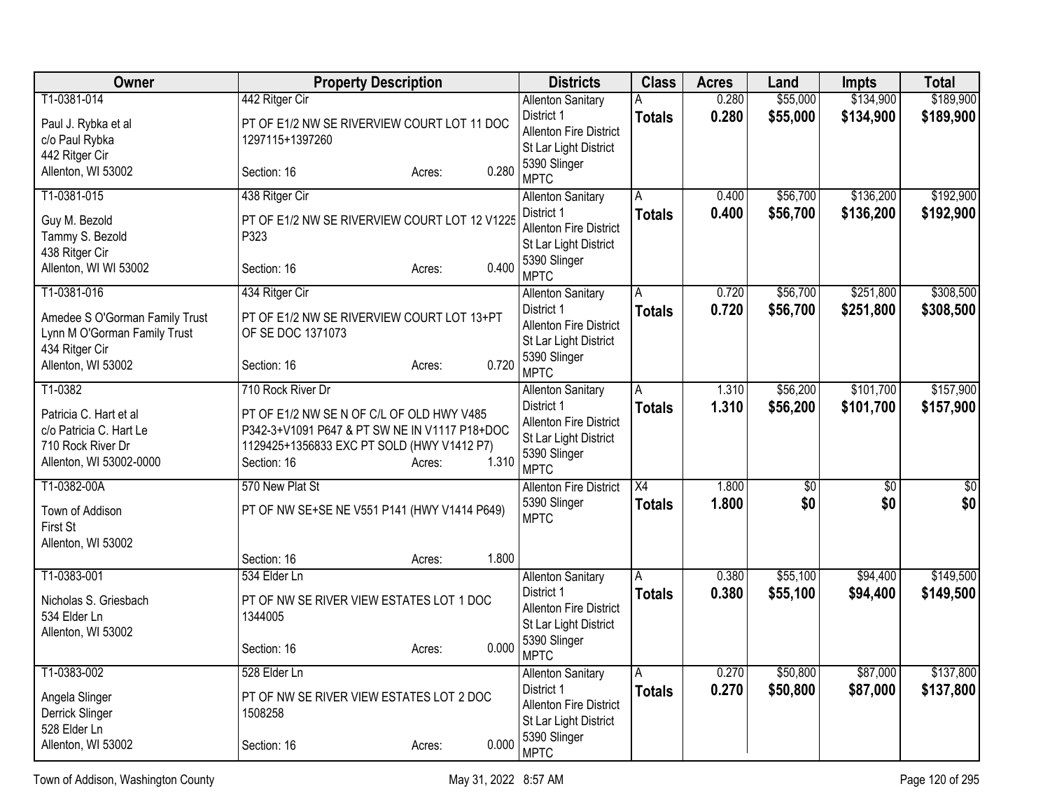| Owner | Property Description | Districts | Class | Acres | Land | Impts | Total |
|---|---|---|---|---|---|---|---|
| T1-0381-014<br>Paul J. Rybka et al<br>c/o Paul Rybka<br>442 Ritger Cir<br>Allenton, WI 53002 | 442 Ritger Cir<br>PT OF E1/2 NW SE RIVERVIEW COURT LOT 11 DOC 1297115+1397260<br>Section: 16 Acres: 0.280 | Allenton Sanitary District 1<br>Allenton Fire District<br>St Lar Light District<br>5390 Slinger<br>MPTC | A<br>**Totals** | 0.280<br>**0.280** | $55,000<br>**$55,000** | $134,900<br>**$134,900** | $189,900<br>**$189,900** |
| T1-0381-015<br>Guy M. Bezold<br>Tammy S. Bezold<br>438 Ritger Cir<br>Allenton, WI WI 53002 | 438 Ritger Cir<br>PT OF E1/2 NW SE RIVERVIEW COURT LOT 12 V1225 P323<br>Section: 16 Acres: 0.400 | Allenton Sanitary District 1<br>Allenton Fire District<br>St Lar Light District<br>5390 Slinger<br>MPTC | A<br>**Totals** | 0.400<br>**0.400** | $56,700<br>**$56,700** | $136,200<br>**$136,200** | $192,900<br>**$192,900** |
| T1-0381-016<br>Amedee S O'Gorman Family Trust<br>Lynn M O'Gorman Family Trust<br>434 Ritger Cir<br>Allenton, WI 53002 | 434 Ritger Cir<br>PT OF E1/2 NW SE RIVERVIEW COURT LOT 13+PT OF SE DOC 1371073<br>Section: 16 Acres: 0.720 | Allenton Sanitary District 1<br>Allenton Fire District<br>St Lar Light District<br>5390 Slinger<br>MPTC | A<br>**Totals** | 0.720<br>**0.720** | $56,700<br>**$56,700** | $251,800<br>**$251,800** | $308,500<br>**$308,500** |
| T1-0382<br>Patricia C. Hart et al<br>c/o Patricia C. Hart Le<br>710 Rock River Dr<br>Allenton, WI 53002-0000 | 710 Rock River Dr<br>PT OF E1/2 NW SE N OF C/L OF OLD HWY V485 P342-3+V1091 P647 & PT SW NE IN V1117 P18+DOC 1129425+1356833 EXC PT SOLD (HWY V1412 P7)<br>Section: 16 Acres: 1.310 | Allenton Sanitary District 1<br>Allenton Fire District<br>St Lar Light District<br>5390 Slinger<br>MPTC | A<br>**Totals** | 1.310<br>**1.310** | $56,200<br>**$56,200** | $101,700<br>**$101,700** | $157,900<br>**$157,900** |
| T1-0382-00A<br>Town of Addison<br>First St<br>Allenton, WI 53002 | 570 New Plat St<br>PT OF NW SE+SE NE V551 P141 (HWY V1414 P649)<br>Section: 16 Acres: 1.800 | Allenton Fire District<br>5390 Slinger<br>MPTC | X4<br>**Totals** | 1.800<br>**1.800** | $0<br>**$0** | $0<br>**$0** | $0<br>**$0** |
| T1-0383-001<br>Nicholas S. Griesbach<br>534 Elder Ln<br>Allenton, WI 53002 | 534 Elder Ln<br>PT OF NW SE RIVER VIEW ESTATES LOT 1 DOC 1344005<br>Section: 16 Acres: 0.000 | Allenton Sanitary District 1<br>Allenton Fire District<br>St Lar Light District<br>5390 Slinger<br>MPTC | A<br>**Totals** | 0.380<br>**0.380** | $55,100<br>**$55,100** | $94,400<br>**$94,400** | $149,500<br>**$149,500** |
| T1-0383-002<br>Angela Slinger<br>Derrick Slinger<br>528 Elder Ln<br>Allenton, WI 53002 | 528 Elder Ln<br>PT OF NW SE RIVER VIEW ESTATES LOT 2 DOC 1508258<br>Section: 16 Acres: 0.000 | Allenton Sanitary District 1<br>Allenton Fire District<br>St Lar Light District<br>5390 Slinger<br>MPTC | A<br>**Totals** | 0.270<br>**0.270** | $50,800<br>**$50,800** | $87,000<br>**$87,000** | $137,800<br>**$137,800** |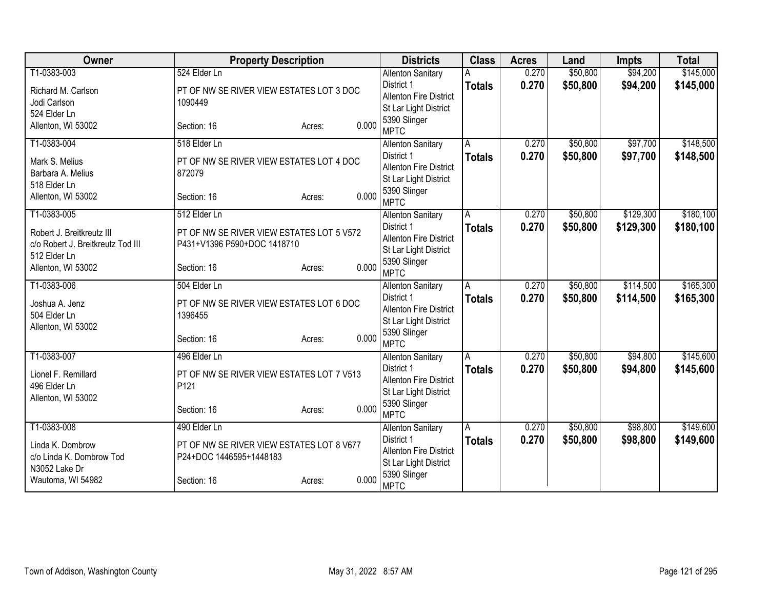| Owner | Property Description | Districts | Class | Acres | Land | Impts | Total |
|---|---|---|---|---|---|---|---|
| T1-0383-003<br>Richard M. Carlson<br>Jodi Carlson<br>524 Elder Ln<br>Allenton, WI 53002 | 524 Elder Ln<br>PT OF NW SE RIVER VIEW ESTATES LOT 3 DOC 1090449<br>Section: 16 Acres: 0.000 | Allenton Sanitary District 1<br>Allenton Fire District<br>St Lar Light District<br>5390 Slinger<br>MPTC | A<br>**Totals** | 0.270<br>**0.270** | $50,800<br>**$50,800** | $94,200<br>**$94,200** | $145,000<br>**$145,000** |
| T1-0383-004<br>Mark S. Melius<br>Barbara A. Melius<br>518 Elder Ln<br>Allenton, WI 53002 | 518 Elder Ln<br>PT OF NW SE RIVER VIEW ESTATES LOT 4 DOC 872079<br>Section: 16 Acres: 0.000 | Allenton Sanitary District 1<br>Allenton Fire District<br>St Lar Light District<br>5390 Slinger<br>MPTC | A<br>**Totals** | 0.270<br>**0.270** | $50,800<br>**$50,800** | $97,700<br>**$97,700** | $148,500<br>**$148,500** |
| T1-0383-005<br>Robert J. Breitkreutz III<br>c/o Robert J. Breitkreutz Tod III<br>512 Elder Ln<br>Allenton, WI 53002 | 512 Elder Ln<br>PT OF NW SE RIVER VIEW ESTATES LOT 5 V572 P431+V1396 P590+DOC 1418710<br>Section: 16 Acres: 0.000 | Allenton Sanitary District 1<br>Allenton Fire District<br>St Lar Light District<br>5390 Slinger<br>MPTC | A<br>**Totals** | 0.270<br>**0.270** | $50,800<br>**$50,800** | $129,300<br>**$129,300** | $180,100<br>**$180,100** |
| T1-0383-006<br>Joshua A. Jenz<br>504 Elder Ln<br>Allenton, WI 53002 | 504 Elder Ln<br>PT OF NW SE RIVER VIEW ESTATES LOT 6 DOC 1396455<br>Section: 16 Acres: 0.000 | Allenton Sanitary District 1<br>Allenton Fire District<br>St Lar Light District<br>5390 Slinger<br>MPTC | A<br>**Totals** | 0.270<br>**0.270** | $50,800<br>**$50,800** | $114,500<br>**$114,500** | $165,300<br>**$165,300** |
| T1-0383-007<br>Lionel F. Remillard<br>496 Elder Ln<br>Allenton, WI 53002 | 496 Elder Ln<br>PT OF NW SE RIVER VIEW ESTATES LOT 7 V513 P121<br>Section: 16 Acres: 0.000 | Allenton Sanitary District 1<br>Allenton Fire District<br>St Lar Light District<br>5390 Slinger<br>MPTC | A<br>**Totals** | 0.270<br>**0.270** | $50,800<br>**$50,800** | $94,800<br>**$94,800** | $145,600<br>**$145,600** |
| T1-0383-008<br>Linda K. Dombrow<br>c/o Linda K. Dombrow Tod<br>N3052 Lake Dr<br>Wautoma, WI 54982 | 490 Elder Ln<br>PT OF NW SE RIVER VIEW ESTATES LOT 8 V677 P24+DOC 1446595+1448183<br>Section: 16 Acres: 0.000 | Allenton Sanitary District 1<br>Allenton Fire District<br>St Lar Light District<br>5390 Slinger<br>MPTC | A<br>**Totals** | 0.270<br>**0.270** | $50,800<br>**$50,800** | $98,800<br>**$98,800** | $149,600<br>**$149,600** |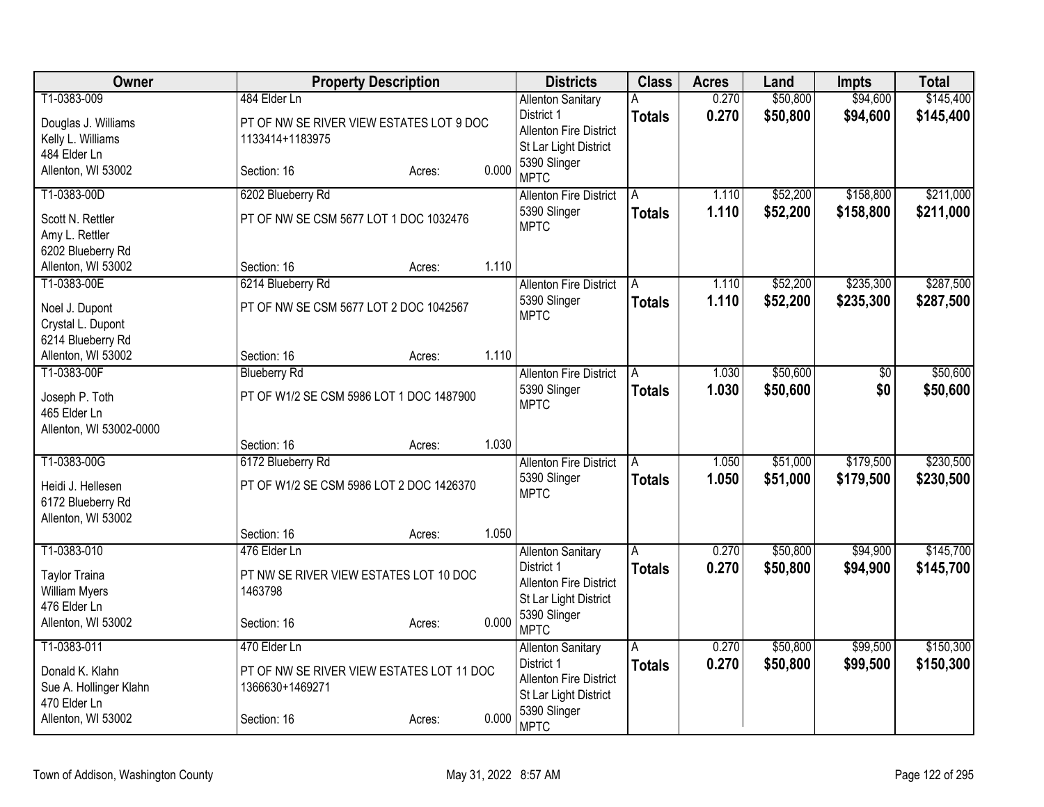| Owner | Property Description | Districts | Class | Acres | Land | Impts | Total |
|---|---|---|---|---|---|---|---|
| T1-0383-009<br>Douglas J. Williams<br>Kelly L. Williams<br>484 Elder Ln<br>Allenton, WI 53002 | 484 Elder Ln<br>PT OF NW SE RIVER VIEW ESTATES LOT 9 DOC 1133414+1183975<br>Section: 16 Acres: 0.000 | Allenton Sanitary District 1<br>Allenton Fire District<br>St Lar Light District<br>5390 Slinger<br>MPTC | A<br>**Totals** | 0.270<br>**0.270** | $50,800<br>**$50,800** | $94,600<br>**$94,600** | $145,400<br>**$145,400** |
| T1-0383-00D<br>Scott N. Rettler<br>Amy L. Rettler<br>6202 Blueberry Rd<br>Allenton, WI 53002 | 6202 Blueberry Rd<br>PT OF NW SE CSM 5677 LOT 1 DOC 1032476<br>Section: 16 Acres: 1.110 | Allenton Fire District<br>5390 Slinger<br>MPTC | A<br>**Totals** | 1.110<br>**1.110** | $52,200<br>**$52,200** | $158,800<br>**$158,800** | $211,000<br>**$211,000** |
| T1-0383-00E<br>Noel J. Dupont<br>Crystal L. Dupont<br>6214 Blueberry Rd<br>Allenton, WI 53002 | 6214 Blueberry Rd<br>PT OF NW SE CSM 5677 LOT 2 DOC 1042567<br>Section: 16 Acres: 1.110 | Allenton Fire District<br>5390 Slinger<br>MPTC | A<br>**Totals** | 1.110<br>**1.110** | $52,200<br>**$52,200** | $235,300<br>**$235,300** | $287,500<br>**$287,500** |
| T1-0383-00F<br>Joseph P. Toth<br>465 Elder Ln<br>Allenton, WI 53002-0000 | Blueberry Rd<br>PT OF W1/2 SE CSM 5986 LOT 1 DOC 1487900<br>Section: 16 Acres: 1.030 | Allenton Fire District<br>5390 Slinger<br>MPTC | A<br>**Totals** | 1.030<br>**1.030** | $50,600<br>**$50,600** | $0<br>**$0** | $50,600<br>**$50,600** |
| T1-0383-00G<br>Heidi J. Hellesen<br>6172 Blueberry Rd<br>Allenton, WI 53002 | 6172 Blueberry Rd<br>PT OF W1/2 SE CSM 5986 LOT 2 DOC 1426370<br>Section: 16 Acres: 1.050 | Allenton Fire District<br>5390 Slinger<br>MPTC | A<br>**Totals** | 1.050<br>**1.050** | $51,000<br>**$51,000** | $179,500<br>**$179,500** | $230,500<br>**$230,500** |
| T1-0383-010<br>Taylor Traina<br>William Myers<br>476 Elder Ln<br>Allenton, WI 53002 | 476 Elder Ln<br>PT NW SE RIVER VIEW ESTATES LOT 10 DOC 1463798<br>Section: 16 Acres: 0.000 | Allenton Sanitary District 1<br>Allenton Fire District<br>St Lar Light District<br>5390 Slinger<br>MPTC | A<br>**Totals** | 0.270<br>**0.270** | $50,800<br>**$50,800** | $94,900<br>**$94,900** | $145,700<br>**$145,700** |
| T1-0383-011<br>Donald K. Klahn<br>Sue A. Hollinger Klahn<br>470 Elder Ln<br>Allenton, WI 53002 | 470 Elder Ln<br>PT OF NW SE RIVER VIEW ESTATES LOT 11 DOC 1366630+1469271<br>Section: 16 Acres: 0.000 | Allenton Sanitary District 1<br>Allenton Fire District<br>St Lar Light District<br>5390 Slinger<br>MPTC | A<br>**Totals** | 0.270<br>**0.270** | $50,800<br>**$50,800** | $99,500<br>**$99,500** | $150,300<br>**$150,300** |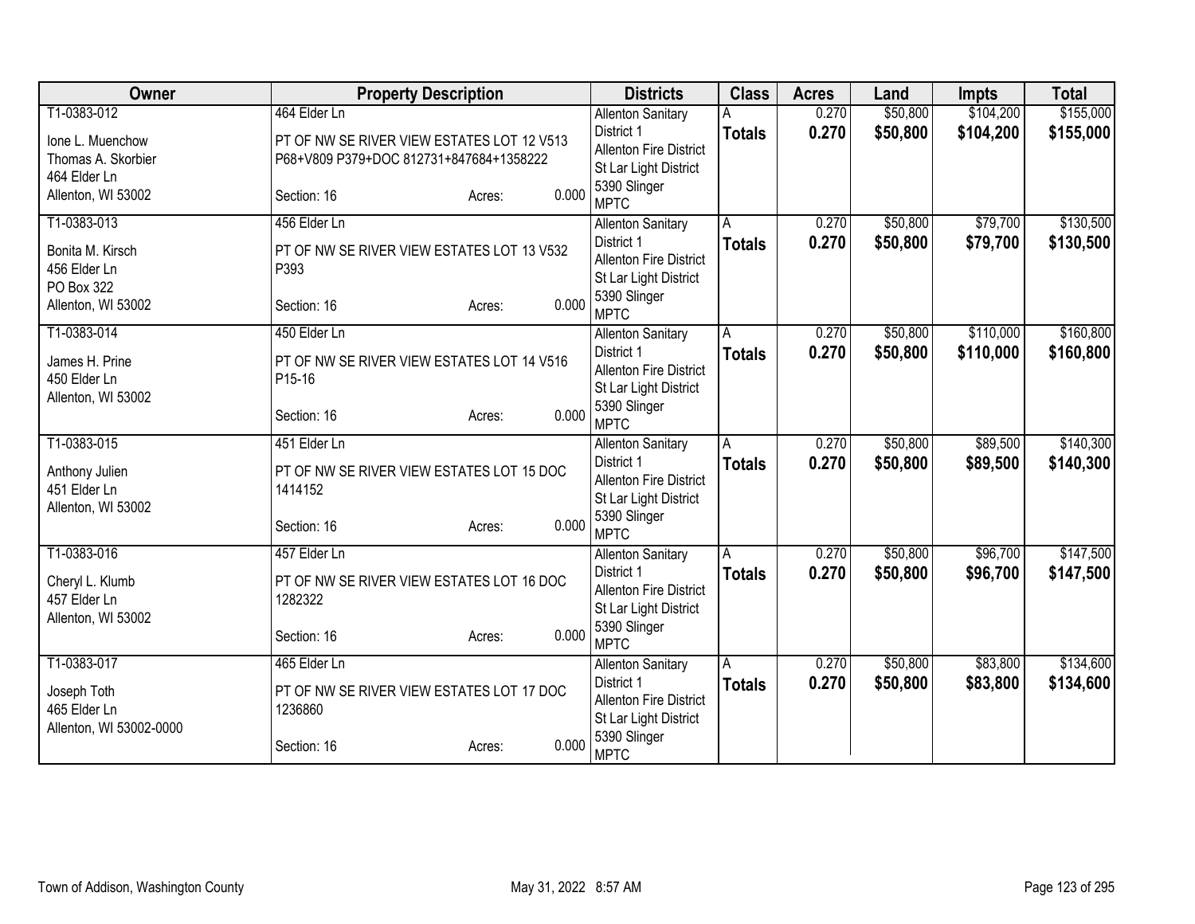| Owner | Property Description | Districts | Class | Acres | Land | Impts | Total |
|---|---|---|---|---|---|---|---|
| T1-0383-012<br>Ione L. Muenchow<br>Thomas A. Skorbier<br>464 Elder Ln<br>Allenton, WI 53002 | 464 Elder Ln<br>PT OF NW SE RIVER VIEW ESTATES LOT 12 V513 P68+V809 P379+DOC 812731+847684+1358222<br>Section: 16 Acres: 0.000 | Allenton Sanitary District 1<br>Allenton Fire District<br>St Lar Light District<br>5390 Slinger<br>MPTC | A<br>**Totals** | 0.270<br>**0.270** | $50,800<br>**$50,800** | $104,200<br>**$104,200** | $155,000<br>**$155,000** |
| T1-0383-013<br>Bonita M. Kirsch<br>456 Elder Ln<br>PO Box 322<br>Allenton, WI 53002 | 456 Elder Ln<br>PT OF NW SE RIVER VIEW ESTATES LOT 13 V532 P393<br>Section: 16 Acres: 0.000 | Allenton Sanitary District 1<br>Allenton Fire District<br>St Lar Light District<br>5390 Slinger<br>MPTC | A<br>**Totals** | 0.270<br>**0.270** | $50,800<br>**$50,800** | $79,700<br>**$79,700** | $130,500<br>**$130,500** |
| T1-0383-014<br>James H. Prine<br>450 Elder Ln<br>Allenton, WI 53002 | 450 Elder Ln<br>PT OF NW SE RIVER VIEW ESTATES LOT 14 V516 P15-16<br>Section: 16 Acres: 0.000 | Allenton Sanitary District 1<br>Allenton Fire District<br>St Lar Light District<br>5390 Slinger<br>MPTC | A<br>**Totals** | 0.270<br>**0.270** | $50,800<br>**$50,800** | $110,000<br>**$110,000** | $160,800<br>**$160,800** |
| T1-0383-015<br>Anthony Julien<br>451 Elder Ln<br>Allenton, WI 53002 | 451 Elder Ln<br>PT OF NW SE RIVER VIEW ESTATES LOT 15 DOC 1414152<br>Section: 16 Acres: 0.000 | Allenton Sanitary District 1<br>Allenton Fire District<br>St Lar Light District<br>5390 Slinger<br>MPTC | A<br>**Totals** | 0.270<br>**0.270** | $50,800<br>**$50,800** | $89,500<br>**$89,500** | $140,300<br>**$140,300** |
| T1-0383-016<br>Cheryl L. Klumb<br>457 Elder Ln<br>Allenton, WI 53002 | 457 Elder Ln<br>PT OF NW SE RIVER VIEW ESTATES LOT 16 DOC 1282322<br>Section: 16 Acres: 0.000 | Allenton Sanitary District 1<br>Allenton Fire District<br>St Lar Light District<br>5390 Slinger<br>MPTC | A<br>**Totals** | 0.270<br>**0.270** | $50,800<br>**$50,800** | $96,700<br>**$96,700** | $147,500<br>**$147,500** |
| T1-0383-017<br>Joseph Toth<br>465 Elder Ln<br>Allenton, WI 53002-0000 | 465 Elder Ln<br>PT OF NW SE RIVER VIEW ESTATES LOT 17 DOC 1236860<br>Section: 16 Acres: 0.000 | Allenton Sanitary District 1<br>Allenton Fire District<br>St Lar Light District<br>5390 Slinger<br>MPTC | A<br>**Totals** | 0.270<br>**0.270** | $50,800<br>**$50,800** | $83,800<br>**$83,800** | $134,600<br>**$134,600** |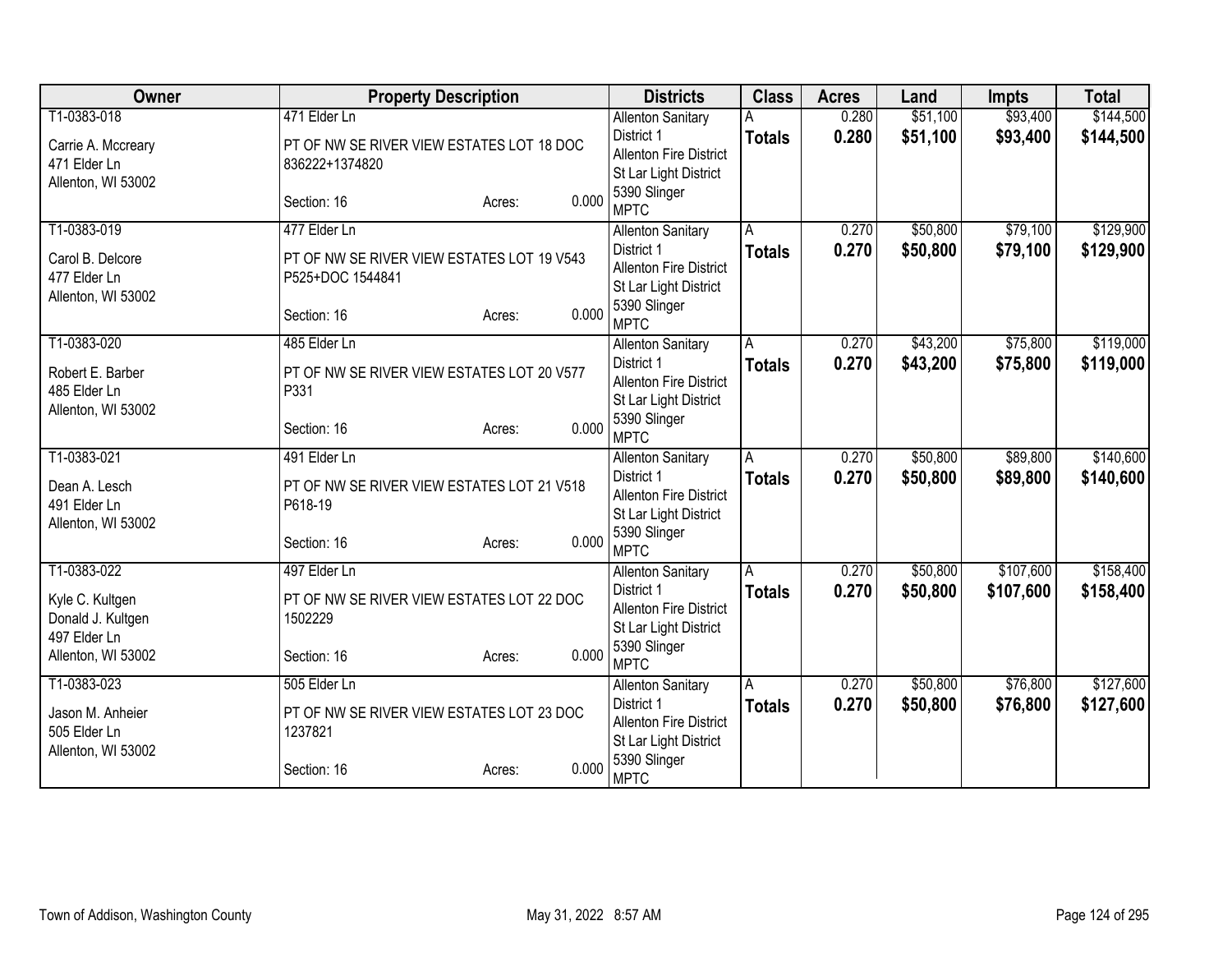| Owner | Property Description | Districts | Class | Acres | Land | Impts | Total |
|---|---|---|---|---|---|---|---|
| T1-0383-018<br>Carrie A. Mccreary<br>471 Elder Ln<br>Allenton, WI 53002 | 471 Elder Ln<br>PT OF NW SE RIVER VIEW ESTATES LOT 18 DOC 836222+1374820<br>Section: 16 Acres: 0.000 | Allenton Sanitary District 1<br>Allenton Fire District<br>St Lar Light District<br>5390 Slinger<br>MPTC | A<br>**Totals** | 0.280<br>**0.280** | $51,100<br>**$51,100** | $93,400<br>**$93,400** | $144,500<br>**$144,500** |
| T1-0383-019<br>Carol B. Delcore<br>477 Elder Ln<br>Allenton, WI 53002 | 477 Elder Ln<br>PT OF NW SE RIVER VIEW ESTATES LOT 19 V543 P525+DOC 1544841<br>Section: 16 Acres: 0.000 | Allenton Sanitary District 1<br>Allenton Fire District<br>St Lar Light District<br>5390 Slinger<br>MPTC | A<br>**Totals** | 0.270<br>**0.270** | $50,800<br>**$50,800** | $79,100<br>**$79,100** | $129,900<br>**$129,900** |
| T1-0383-020<br>Robert E. Barber<br>485 Elder Ln<br>Allenton, WI 53002 | 485 Elder Ln<br>PT OF NW SE RIVER VIEW ESTATES LOT 20 V577 P331<br>Section: 16 Acres: 0.000 | Allenton Sanitary District 1<br>Allenton Fire District<br>St Lar Light District<br>5390 Slinger<br>MPTC | A<br>**Totals** | 0.270<br>**0.270** | $43,200<br>**$43,200** | $75,800<br>**$75,800** | $119,000<br>**$119,000** |
| T1-0383-021<br>Dean A. Lesch<br>491 Elder Ln<br>Allenton, WI 53002 | 491 Elder Ln<br>PT OF NW SE RIVER VIEW ESTATES LOT 21 V518 P618-19<br>Section: 16 Acres: 0.000 | Allenton Sanitary District 1<br>Allenton Fire District<br>St Lar Light District<br>5390 Slinger<br>MPTC | A<br>**Totals** | 0.270<br>**0.270** | $50,800<br>**$50,800** | $89,800<br>**$89,800** | $140,600<br>**$140,600** |
| T1-0383-022<br>Kyle C. Kultgen<br>Donald J. Kultgen<br>497 Elder Ln<br>Allenton, WI 53002 | 497 Elder Ln<br>PT OF NW SE RIVER VIEW ESTATES LOT 22 DOC 1502229<br>Section: 16 Acres: 0.000 | Allenton Sanitary District 1<br>Allenton Fire District<br>St Lar Light District<br>5390 Slinger<br>MPTC | A<br>**Totals** | 0.270<br>**0.270** | $50,800<br>**$50,800** | $107,600<br>**$107,600** | $158,400<br>**$158,400** |
| T1-0383-023<br>Jason M. Anheier<br>505 Elder Ln<br>Allenton, WI 53002 | 505 Elder Ln<br>PT OF NW SE RIVER VIEW ESTATES LOT 23 DOC 1237821<br>Section: 16 Acres: 0.000 | Allenton Sanitary District 1<br>Allenton Fire District<br>St Lar Light District<br>5390 Slinger<br>MPTC | A<br>**Totals** | 0.270<br>**0.270** | $50,800<br>**$50,800** | $76,800<br>**$76,800** | $127,600<br>**$127,600** |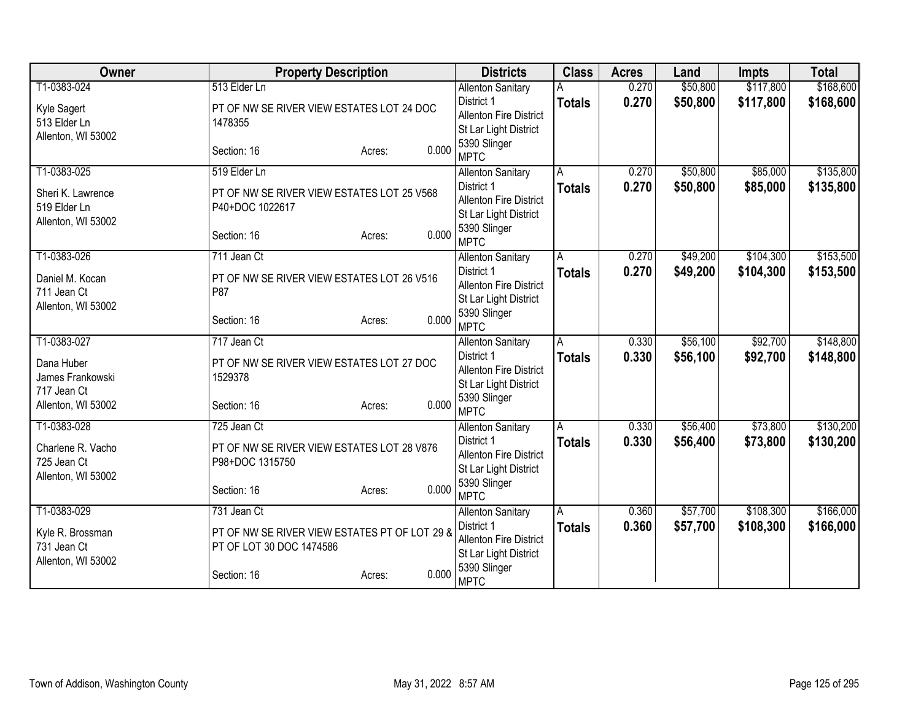| Owner | Property Description | Districts | Class | Acres | Land | Impts | Total |
|---|---|---|---|---|---|---|---|
| T1-0383-024<br>Kyle Sagert<br>513 Elder Ln<br>Allenton, WI 53002 | 513 Elder Ln<br>PT OF NW SE RIVER VIEW ESTATES LOT 24 DOC 1478355<br>Section: 16 Acres: 0.000 | Allenton Sanitary District 1<br>Allenton Fire District<br>St Lar Light District<br>5390 Slinger<br>MPTC | A<br>**Totals** | 0.270<br>**0.270** | $50,800<br>**$50,800** | $117,800<br>**$117,800** | $168,600<br>**$168,600** |
| T1-0383-025<br>Sheri K. Lawrence<br>519 Elder Ln<br>Allenton, WI 53002 | 519 Elder Ln<br>PT OF NW SE RIVER VIEW ESTATES LOT 25 V568 P40+DOC 1022617<br>Section: 16 Acres: 0.000 | Allenton Sanitary District 1<br>Allenton Fire District<br>St Lar Light District<br>5390 Slinger<br>MPTC | A<br>**Totals** | 0.270<br>**0.270** | $50,800<br>**$50,800** | $85,000<br>**$85,000** | $135,800<br>**$135,800** |
| T1-0383-026<br>Daniel M. Kocan<br>711 Jean Ct<br>Allenton, WI 53002 | 711 Jean Ct<br>PT OF NW SE RIVER VIEW ESTATES LOT 26 V516 P87<br>Section: 16 Acres: 0.000 | Allenton Sanitary District 1<br>Allenton Fire District<br>St Lar Light District<br>5390 Slinger<br>MPTC | A<br>**Totals** | 0.270<br>**0.270** | $49,200<br>**$49,200** | $104,300<br>**$104,300** | $153,500<br>**$153,500** |
| T1-0383-027<br>Dana Huber<br>James Frankowski<br>717 Jean Ct<br>Allenton, WI 53002 | 717 Jean Ct<br>PT OF NW SE RIVER VIEW ESTATES LOT 27 DOC 1529378<br>Section: 16 Acres: 0.000 | Allenton Sanitary District 1<br>Allenton Fire District<br>St Lar Light District<br>5390 Slinger<br>MPTC | A<br>**Totals** | 0.330<br>**0.330** | $56,100<br>**$56,100** | $92,700<br>**$92,700** | $148,800<br>**$148,800** |
| T1-0383-028<br>Charlene R. Vacho<br>725 Jean Ct<br>Allenton, WI 53002 | 725 Jean Ct<br>PT OF NW SE RIVER VIEW ESTATES LOT 28 V876 P98+DOC 1315750<br>Section: 16 Acres: 0.000 | Allenton Sanitary District 1<br>Allenton Fire District<br>St Lar Light District<br>5390 Slinger<br>MPTC | A<br>**Totals** | 0.330<br>**0.330** | $56,400<br>**$56,400** | $73,800<br>**$73,800** | $130,200<br>**$130,200** |
| T1-0383-029<br>Kyle R. Brossman<br>731 Jean Ct<br>Allenton, WI 53002 | 731 Jean Ct<br>PT OF NW SE RIVER VIEW ESTATES PT OF LOT 29 & PT OF LOT 30 DOC 1474586<br>Section: 16 Acres: 0.000 | Allenton Sanitary District 1<br>Allenton Fire District<br>St Lar Light District<br>5390 Slinger<br>MPTC | A<br>**Totals** | 0.360<br>**0.360** | $57,700<br>**$57,700** | $108,300<br>**$108,300** | $166,000<br>**$166,000** |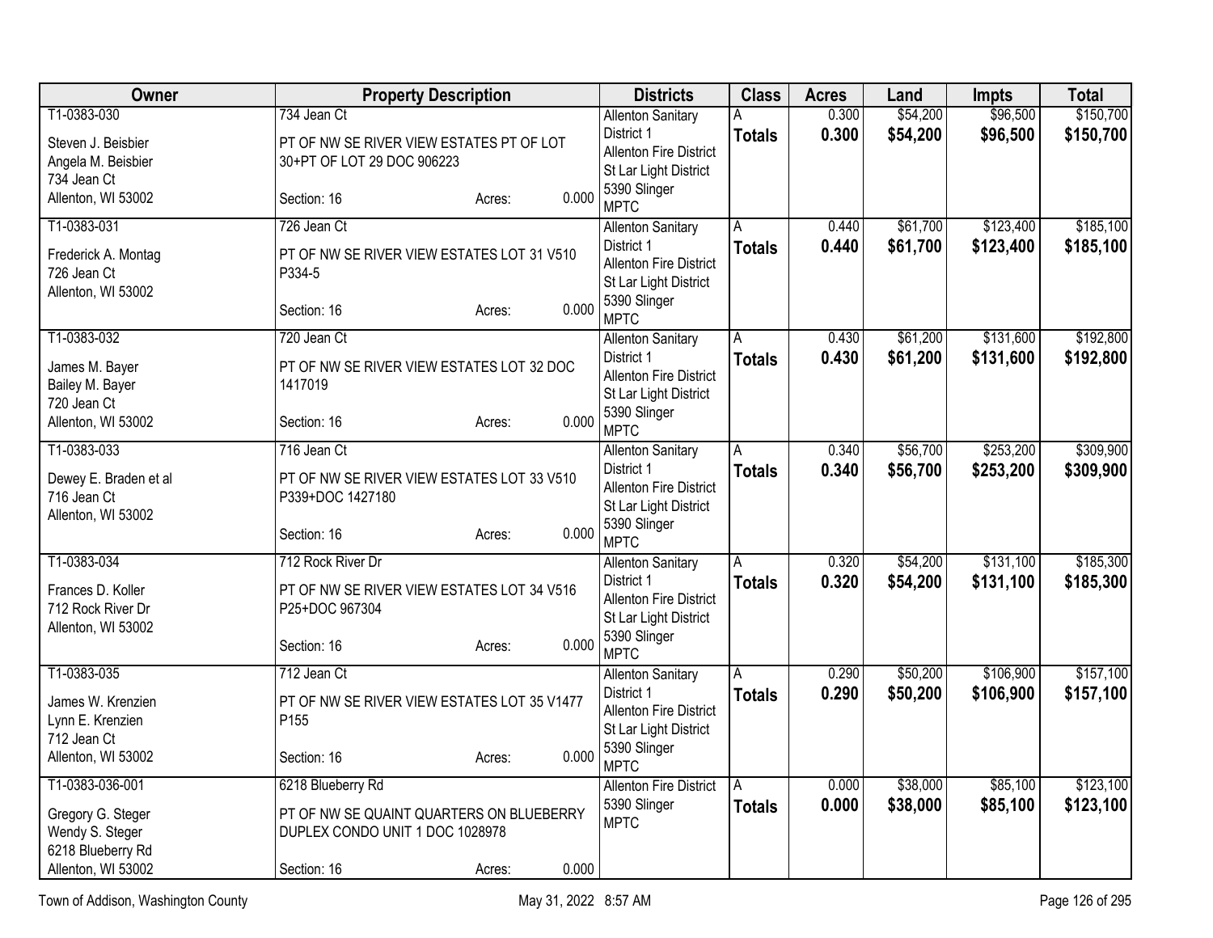| Owner | Property Description | Districts | Class | Acres | Land | Impts | Total |
|---|---|---|---|---|---|---|---|
| T1-0383-030<br>Steven J. Beisbier<br>Angela M. Beisbier<br>734 Jean Ct<br>Allenton, WI 53002 | 734 Jean Ct<br>PT OF NW SE RIVER VIEW ESTATES PT OF LOT 30+PT OF LOT 29 DOC 906223<br>Section: 16 Acres: 0.000 | Allenton Sanitary District 1<br>Allenton Fire District<br>St Lar Light District<br>5390 Slinger<br>MPTC | A<br>**Totals** | 0.300<br>**0.300** | $54,200<br>**$54,200** | $96,500<br>**$96,500** | $150,700<br>**$150,700** |
| T1-0383-031<br>Frederick A. Montag<br>726 Jean Ct<br>Allenton, WI 53002 | 726 Jean Ct<br>PT OF NW SE RIVER VIEW ESTATES LOT 31 V510 P334-5<br>Section: 16 Acres: 0.000 | Allenton Sanitary District 1<br>Allenton Fire District<br>St Lar Light District<br>5390 Slinger<br>MPTC | A<br>**Totals** | 0.440<br>**0.440** | $61,700<br>**$61,700** | $123,400<br>**$123,400** | $185,100<br>**$185,100** |
| T1-0383-032<br>James M. Bayer<br>Bailey M. Bayer<br>720 Jean Ct<br>Allenton, WI 53002 | 720 Jean Ct<br>PT OF NW SE RIVER VIEW ESTATES LOT 32 DOC 1417019<br>Section: 16 Acres: 0.000 | Allenton Sanitary District 1<br>Allenton Fire District<br>St Lar Light District<br>5390 Slinger<br>MPTC | A<br>**Totals** | 0.430<br>**0.430** | $61,200<br>**$61,200** | $131,600<br>**$131,600** | $192,800<br>**$192,800** |
| T1-0383-033<br>Dewey E. Braden et al<br>716 Jean Ct<br>Allenton, WI 53002 | 716 Jean Ct<br>PT OF NW SE RIVER VIEW ESTATES LOT 33 V510 P339+DOC 1427180<br>Section: 16 Acres: 0.000 | Allenton Sanitary District 1<br>Allenton Fire District<br>St Lar Light District<br>5390 Slinger<br>MPTC | A<br>**Totals** | 0.340<br>**0.340** | $56,700<br>**$56,700** | $253,200<br>**$253,200** | $309,900<br>**$309,900** |
| T1-0383-034<br>Frances D. Koller<br>712 Rock River Dr<br>Allenton, WI 53002 | 712 Rock River Dr<br>PT OF NW SE RIVER VIEW ESTATES LOT 34 V516 P25+DOC 967304<br>Section: 16 Acres: 0.000 | Allenton Sanitary District 1<br>Allenton Fire District<br>St Lar Light District<br>5390 Slinger<br>MPTC | A<br>**Totals** | 0.320<br>**0.320** | $54,200<br>**$54,200** | $131,100<br>**$131,100** | $185,300<br>**$185,300** |
| T1-0383-035<br>James W. Krenzien<br>Lynn E. Krenzien<br>712 Jean Ct<br>Allenton, WI 53002 | 712 Jean Ct<br>PT OF NW SE RIVER VIEW ESTATES LOT 35 V1477 P155<br>Section: 16 Acres: 0.000 | Allenton Sanitary District 1<br>Allenton Fire District<br>St Lar Light District<br>5390 Slinger<br>MPTC | A<br>**Totals** | 0.290<br>**0.290** | $50,200<br>**$50,200** | $106,900<br>**$106,900** | $157,100<br>**$157,100** |
| T1-0383-036-001<br>Gregory G. Steger<br>Wendy S. Steger<br>6218 Blueberry Rd<br>Allenton, WI 53002 | 6218 Blueberry Rd<br>PT OF NW SE QUAINT QUARTERS ON BLUEBERRY DUPLEX CONDO UNIT 1 DOC 1028978<br>Section: 16 Acres: 0.000 | Allenton Fire District<br>5390 Slinger<br>MPTC | A<br>**Totals** | 0.000<br>**0.000** | $38,000<br>**$38,000** | $85,100<br>**$85,100** | $123,100<br>**$123,100** |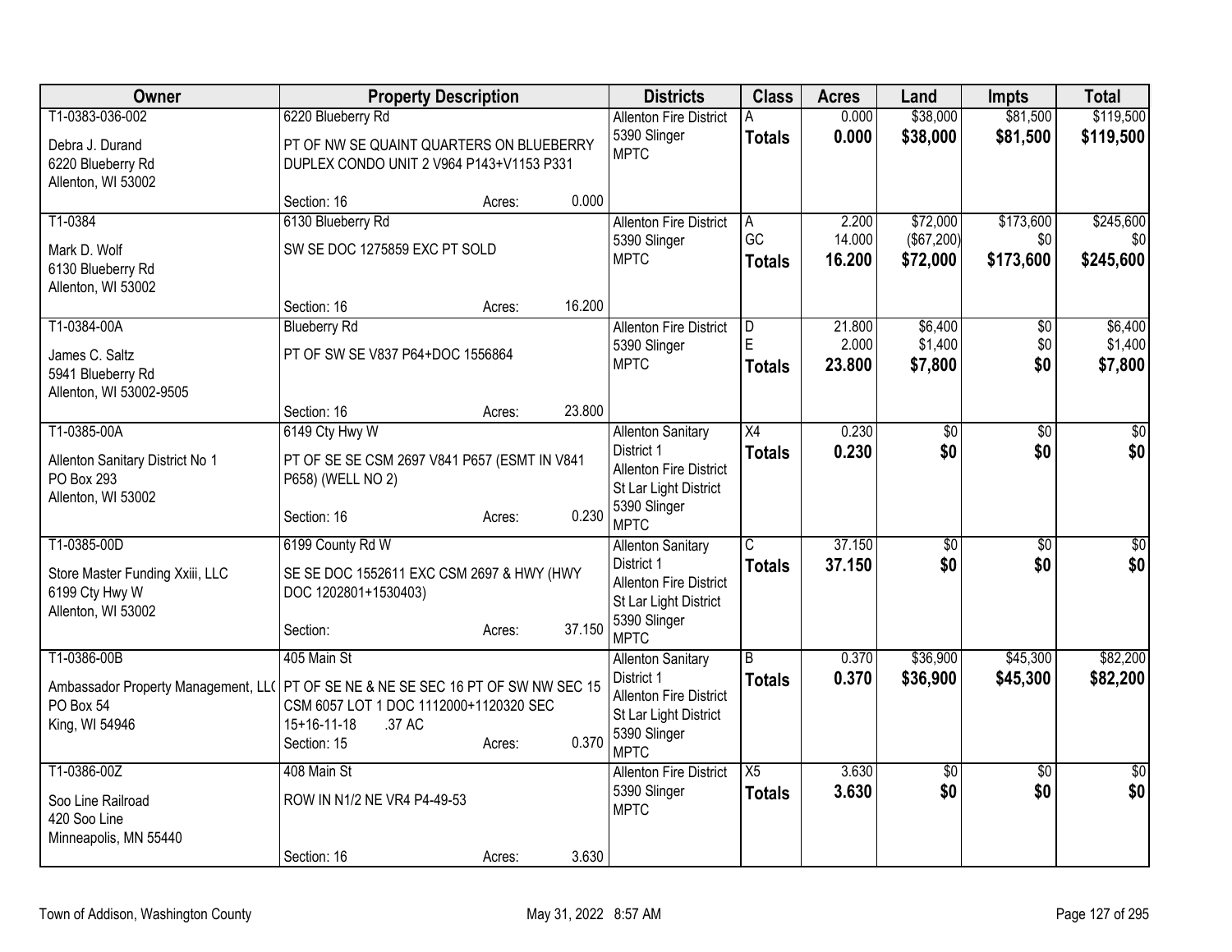| Owner | Property Description | Districts | Class | Acres | Land | Impts | Total |
|---|---|---|---|---|---|---|---|
| T1-0383-036-002<br>Debra J. Durand<br>6220 Blueberry Rd<br>Allenton, WI 53002 | 6220 Blueberry Rd<br>PT OF NW SE QUAINT QUARTERS ON BLUEBERRY DUPLEX CONDO UNIT 2 V964 P143+V1153 P331<br>Section: 16 Acres: 0.000 | Allenton Fire District<br>5390 Slinger<br>MPTC | A<br>**Totals** | 0.000<br>**0.000** | $38,000<br>**$38,000** | $81,500<br>**$81,500** | $119,500<br>**$119,500** |
| T1-0384<br>Mark D. Wolf<br>6130 Blueberry Rd<br>Allenton, WI 53002 | 6130 Blueberry Rd<br>SW SE DOC 1275859 EXC PT SOLD<br>Section: 16 Acres: 16.200 | Allenton Fire District<br>5390 Slinger<br>MPTC | A<br>GC<br>**Totals** | 2.200<br>14.000<br>**16.200** | $72,000<br>($67,200)<br>**$72,000** | $173,600<br>$0<br>**$173,600** | $245,600<br>$0<br>**$245,600** |
| T1-0384-00A<br>James C. Saltz<br>5941 Blueberry Rd<br>Allenton, WI 53002-9505 | Blueberry Rd<br>PT OF SW SE V837 P64+DOC 1556864<br>Section: 16 Acres: 23.800 | Allenton Fire District<br>5390 Slinger<br>MPTC | D<br>E<br>**Totals** | 21.800<br>2.000<br>**23.800** | $6,400<br>$1,400<br>**$7,800** | $0<br>$0<br>**$0** | $6,400<br>$1,400<br>**$7,800** |
| T1-0385-00A<br>Allenton Sanitary District No 1<br>PO Box 293<br>Allenton, WI 53002 | 6149 Cty Hwy W<br>PT OF SE SE CSM 2697 V841 P657 (ESMT IN V841 P658) (WELL NO 2)<br>Section: 16 Acres: 0.230 | Allenton Sanitary District 1<br>Allenton Fire District<br>St Lar Light District<br>5390 Slinger<br>MPTC | X4<br>**Totals** | 0.230<br>**0.230** | $0<br>**$0** | $0<br>**$0** | $0<br>**$0** |
| T1-0385-00D<br>Store Master Funding Xxiii, LLC<br>6199 Cty Hwy W<br>Allenton, WI 53002 | 6199 County Rd W<br>SE SE DOC 1552611 EXC CSM 2697 & HWY (HWY DOC 1202801+1530403)<br>Section: Acres: 37.150 | Allenton Sanitary District 1<br>Allenton Fire District<br>St Lar Light District<br>5390 Slinger<br>MPTC | C<br>**Totals** | 37.150<br>**37.150** | $0<br>**$0** | $0<br>**$0** | $0<br>**$0** |
| T1-0386-00B<br>Ambassador Property Management, LLC<br>PO Box 54<br>King, WI 54946 | 405 Main St<br>PT OF SE NE & NE SE SEC 16 PT OF SW NW SEC 15 CSM 6057 LOT 1 DOC 1112000+1120320 SEC 15+16-11-18 .37 AC<br>Section: 15 Acres: 0.370 | Allenton Sanitary District 1<br>Allenton Fire District<br>St Lar Light District<br>5390 Slinger<br>MPTC | B<br>**Totals** | 0.370<br>**0.370** | $36,900<br>**$36,900** | $45,300<br>**$45,300** | $82,200<br>**$82,200** |
| T1-0386-00Z<br>Soo Line Railroad<br>420 Soo Line<br>Minneapolis, MN 55440 | 408 Main St<br>ROW IN N1/2 NE VR4 P4-49-53<br>Section: 16 Acres: 3.630 | Allenton Fire District<br>5390 Slinger<br>MPTC | X5<br>**Totals** | 3.630<br>**3.630** | $0<br>**$0** | $0<br>**$0** | $0<br>**$0** |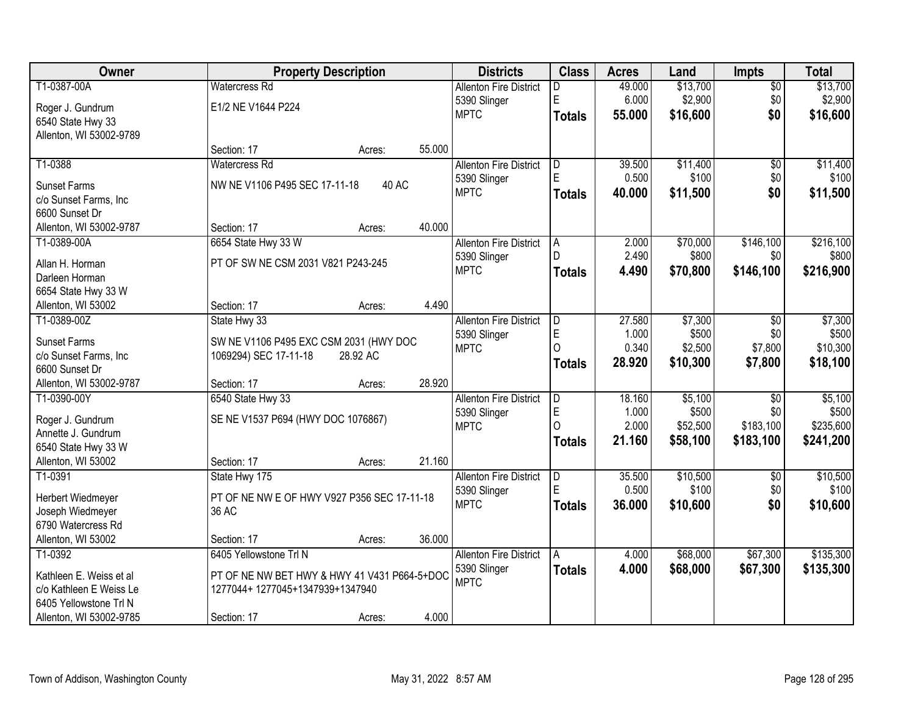| Owner | Property Description | Districts | Class | Acres | Land | Impts | Total |
|---|---|---|---|---|---|---|---|
| T1-0387-00A<br>Roger J. Gundrum<br>6540 State Hwy 33<br>Allenton, WI 53002-9789 | Watercress Rd<br>E1/2 NE V1644 P224<br>Section: 17 Acres: 55.000 | Allenton Fire District<br>5390 Slinger<br>MPTC | D<br>E<br>**Totals** | 49.000<br>6.000<br>**55.000** | $13,700<br>$2,900<br>**$16,600** | $0<br>$0<br>**$0** | $13,700<br>$2,900<br>**$16,600** |
| T1-0388<br>Sunset Farms<br>c/o Sunset Farms, Inc<br>6600 Sunset Dr<br>Allenton, WI 53002-9787 | Watercress Rd<br>NW NE V1106 P495 SEC 17-11-18 40 AC<br>Section: 17 Acres: 40.000 | Allenton Fire District<br>5390 Slinger<br>MPTC | D<br>E<br>**Totals** | 39.500<br>0.500<br>**40.000** | $11,400<br>$100<br>**$11,500** | $0<br>$0<br>**$0** | $11,400<br>$100<br>**$11,500** |
| T1-0389-00A<br>Allan H. Horman<br>Darleen Horman<br>6654 State Hwy 33 W<br>Allenton, WI 53002 | 6654 State Hwy 33 W<br>PT OF SW NE CSM 2031 V821 P243-245<br>Section: 17 Acres: 4.490 | Allenton Fire District<br>5390 Slinger<br>MPTC | A<br>D<br>**Totals** | 2.000<br>2.490<br>**4.490** | $70,000<br>$800<br>**$70,800** | $146,100<br>$0<br>**$146,100** | $216,100<br>$800<br>**$216,900** |
| T1-0389-00Z<br>Sunset Farms<br>c/o Sunset Farms, Inc<br>6600 Sunset Dr<br>Allenton, WI 53002-9787 | State Hwy 33<br>SW NE V1106 P495 EXC CSM 2031 (HWY DOC 1069294) SEC 17-11-18 28.92 AC<br>Section: 17 Acres: 28.920 | Allenton Fire District<br>5390 Slinger<br>MPTC | D<br>E<br>O<br>**Totals** | 27.580<br>1.000<br>0.340<br>**28.920** | $7,300<br>$500<br>$2,500<br>**$10,300** | $0<br>$0<br>$7,800<br>**$7,800** | $7,300<br>$500<br>$10,300<br>**$18,100** |
| T1-0390-00Y<br>Roger J. Gundrum<br>Annette J. Gundrum<br>6540 State Hwy 33 W<br>Allenton, WI 53002 | 6540 State Hwy 33<br>SE NE V1537 P694 (HWY DOC 1076867)<br>Section: 17 Acres: 21.160 | Allenton Fire District<br>5390 Slinger<br>MPTC | D<br>E<br>O<br>**Totals** | 18.160<br>1.000<br>2.000<br>**21.160** | $5,100<br>$500<br>$52,500<br>**$58,100** | $0<br>$0<br>$183,100<br>**$183,100** | $5,100<br>$500<br>$235,600<br>**$241,200** |
| T1-0391<br>Herbert Wiedmeyer<br>Joseph Wiedmeyer<br>6790 Watercress Rd<br>Allenton, WI 53002 | State Hwy 175<br>PT OF NE NW E OF HWY V927 P356 SEC 17-11-18 36 AC<br>Section: 17 Acres: 36.000 | Allenton Fire District<br>5390 Slinger<br>MPTC | D<br>E<br>**Totals** | 35.500<br>0.500<br>**36.000** | $10,500<br>$100<br>**$10,600** | $0<br>$0<br>**$0** | $10,500<br>$100<br>**$10,600** |
| T1-0392<br>Kathleen E. Weiss et al<br>c/o Kathleen E Weiss Le<br>6405 Yellowstone Trl N<br>Allenton, WI 53002-9785 | 6405 Yellowstone Trl N<br>PT OF NE NW BET HWY & HWY 41 V431 P664-5+DOC 1277044+ 1277045+1347939+1347940<br>Section: 17 Acres: 4.000 | Allenton Fire District<br>5390 Slinger<br>MPTC | A<br>**Totals** | 4.000<br>**4.000** | $68,000<br>**$68,000** | $67,300<br>**$67,300** | $135,300<br>**$135,300** |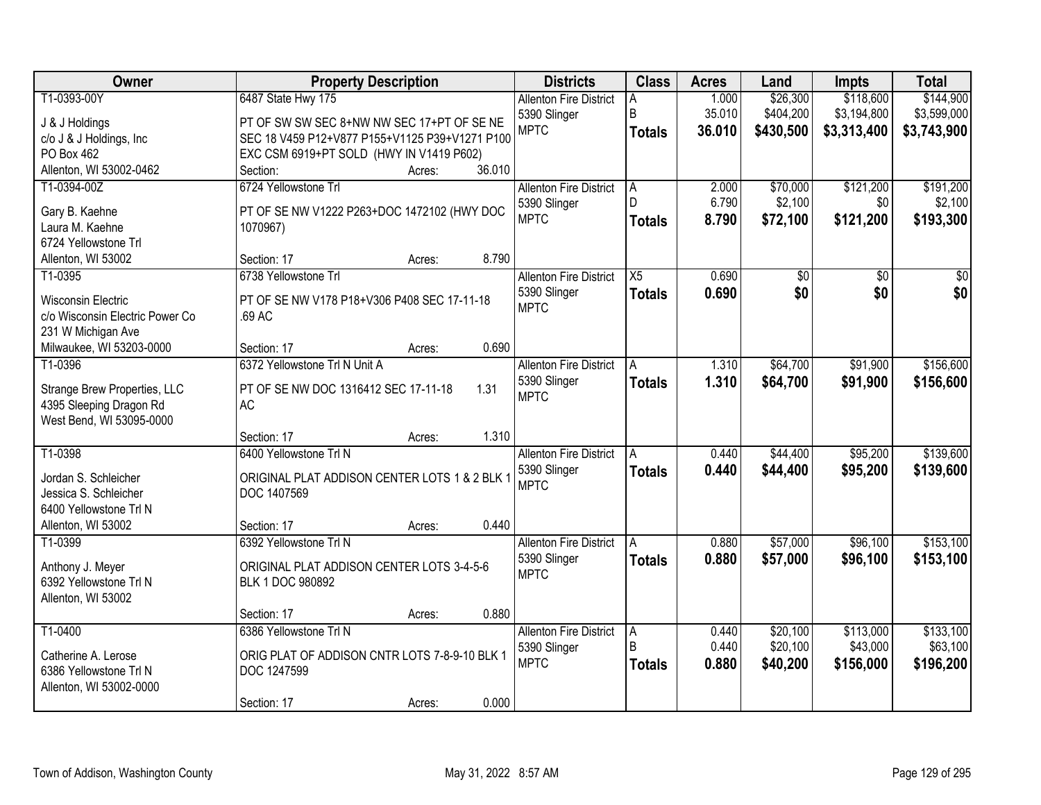| Owner | Property Description | Districts | Class | Acres | Land | Impts | Total |
|---|---|---|---|---|---|---|---|
| T1-0393-00Y<br>J & J Holdings<br>c/o J & J Holdings, Inc<br>PO Box 462<br>Allenton, WI 53002-0462 | 6487 State Hwy 175<br>PT OF SW SW SEC 8+NW NW SEC 17+PT OF SE NE SEC 18 V459 P12+V877 P155+V1125 P39+V1271 P100 EXC CSM 6919+PT SOLD (HWY IN V1419 P602)<br>Section: Acres: 36.010 | Allenton Fire District<br>5390 Slinger<br>MPTC | A<br>B<br>**Totals** | 1.000<br>35.010<br>**36.010** | $26,300<br>$404,200<br>**$430,500** | $118,600<br>$3,194,800<br>**$3,313,400** | $144,900<br>$3,599,000<br>**$3,743,900** |
| T1-0394-00Z<br>Gary B. Kaehne<br>Laura M. Kaehne<br>6724 Yellowstone Trl<br>Allenton, WI 53002 | 6724 Yellowstone Trl<br>PT OF SE NW V1222 P263+DOC 1472102 (HWY DOC 1070967)<br>Section: 17 Acres: 8.790 | Allenton Fire District<br>5390 Slinger<br>MPTC | A<br>D<br>**Totals** | 2.000<br>6.790<br>**8.790** | $70,000<br>$2,100<br>**$72,100** | $121,200<br>$0<br>**$121,200** | $191,200<br>$2,100<br>**$193,300** |
| T1-0395<br>Wisconsin Electric<br>c/o Wisconsin Electric Power Co<br>231 W Michigan Ave<br>Milwaukee, WI 53203-0000 | 6738 Yellowstone Trl<br>PT OF SE NW V178 P18+V306 P408 SEC 17-11-18 .69 AC<br>Section: 17 Acres: 0.690 | Allenton Fire District<br>5390 Slinger<br>MPTC | X5<br>**Totals** | 0.690<br>**0.690** | $0<br>**$0** | $0<br>**$0** | $0<br>**$0** |
| T1-0396<br>Strange Brew Properties, LLC<br>4395 Sleeping Dragon Rd<br>West Bend, WI 53095-0000 | 6372 Yellowstone Trl N Unit A<br>PT OF SE NW DOC 1316412 SEC 17-11-18 1.31 AC<br>Section: 17 Acres: 1.310 | Allenton Fire District<br>5390 Slinger<br>MPTC | A<br>**Totals** | 1.310<br>**1.310** | $64,700<br>**$64,700** | $91,900<br>**$91,900** | $156,600<br>**$156,600** |
| T1-0398<br>Jordan S. Schleicher<br>Jessica S. Schleicher<br>6400 Yellowstone Trl N<br>Allenton, WI 53002 | 6400 Yellowstone Trl N<br>ORIGINAL PLAT ADDISON CENTER LOTS 1 & 2 BLK 1 DOC 1407569<br>Section: 17 Acres: 0.440 | Allenton Fire District<br>5390 Slinger<br>MPTC | A<br>**Totals** | 0.440<br>**0.440** | $44,400<br>**$44,400** | $95,200<br>**$95,200** | $139,600<br>**$139,600** |
| T1-0399<br>Anthony J. Meyer<br>6392 Yellowstone Trl N<br>Allenton, WI 53002 | 6392 Yellowstone Trl N<br>ORIGINAL PLAT ADDISON CENTER LOTS 3-4-5-6 BLK 1 DOC 980892<br>Section: 17 Acres: 0.880 | Allenton Fire District<br>5390 Slinger<br>MPTC | A<br>**Totals** | 0.880<br>**0.880** | $57,000<br>**$57,000** | $96,100<br>**$96,100** | $153,100<br>**$153,100** |
| T1-0400<br>Catherine A. Lerose<br>6386 Yellowstone Trl N<br>Allenton, WI 53002-0000 | 6386 Yellowstone Trl N<br>ORIG PLAT OF ADDISON CNTR LOTS 7-8-9-10 BLK 1 DOC 1247599<br>Section: 17 Acres: 0.000 | Allenton Fire District<br>5390 Slinger<br>MPTC | A<br>B<br>**Totals** | 0.440<br>0.440<br>**0.880** | $20,100<br>$20,100<br>**$40,200** | $113,000<br>$43,000<br>**$156,000** | $133,100<br>$63,100<br>**$196,200** |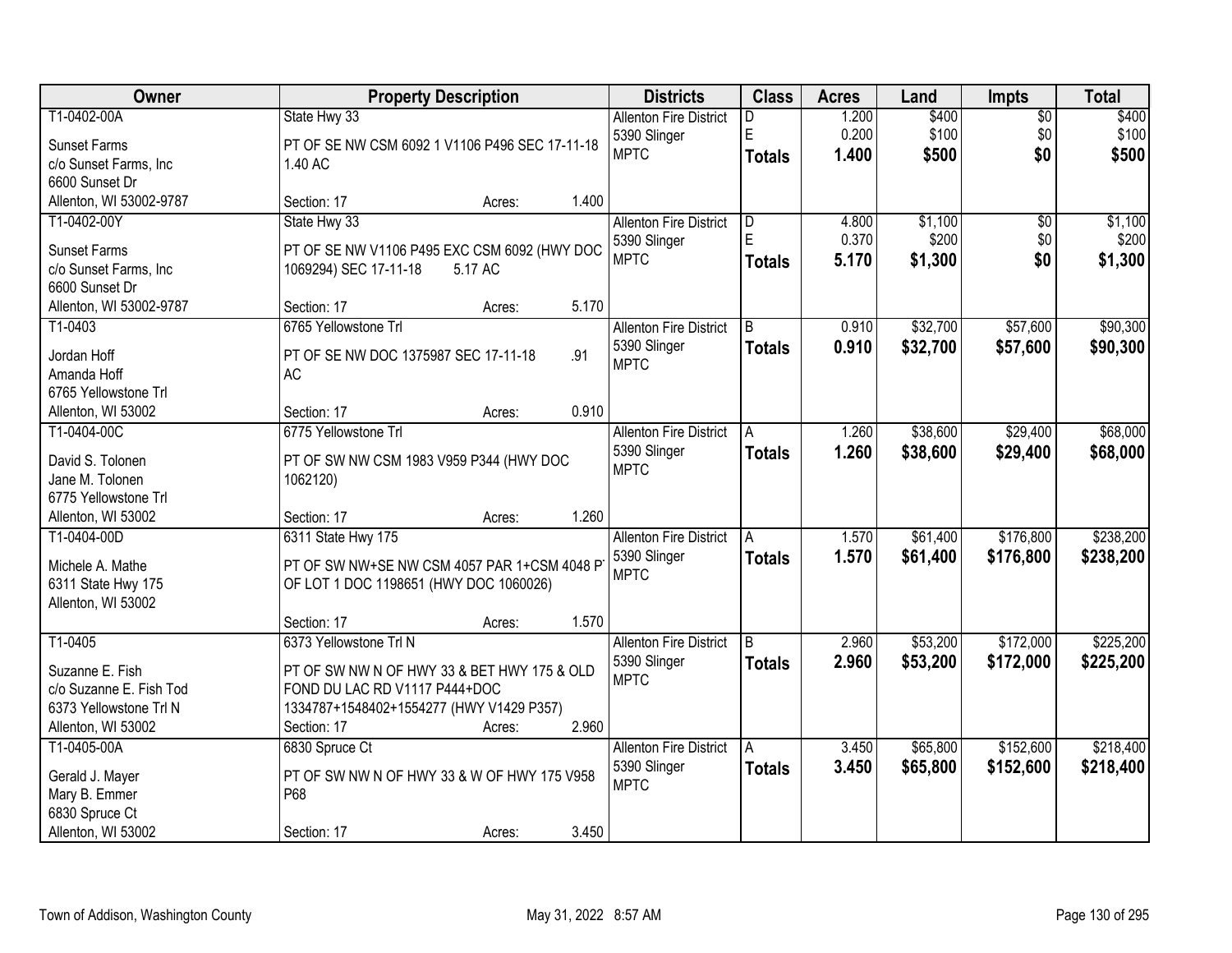| Owner | Property Description | Districts | Class | Acres | Land | Impts | Total |
|---|---|---|---|---|---|---|---|
| T1-0402-00A<br>Sunset Farms<br>c/o Sunset Farms, Inc<br>6600 Sunset Dr<br>Allenton, WI 53002-9787 | State Hwy 33<br>PT OF SE NW CSM 6092 1 V1106 P496 SEC 17-11-18 1.40 AC<br>Section: 17 Acres: 1.400 | Allenton Fire District<br>5390 Slinger<br>MPTC | D<br>E<br>**Totals** | 1.200<br>0.200<br>**1.400** | $400<br>$100<br>**$500** | $0<br>$0<br>**$0** | $400<br>$100<br>**$500** |
| T1-0402-00Y<br>Sunset Farms<br>c/o Sunset Farms, Inc<br>6600 Sunset Dr<br>Allenton, WI 53002-9787 | State Hwy 33<br>PT OF SE NW V1106 P495 EXC CSM 6092 (HWY DOC 1069294) SEC 17-11-18 5.17 AC<br>Section: 17 Acres: 5.170 | Allenton Fire District<br>5390 Slinger<br>MPTC | D<br>E<br>**Totals** | 4.800<br>0.370<br>**5.170** | $1,100<br>$200<br>**$1,300** | $0<br>$0<br>**$0** | $1,100<br>$200<br>**$1,300** |
| T1-0403<br>Jordan Hoff<br>Amanda Hoff<br>6765 Yellowstone Trl<br>Allenton, WI 53002 | 6765 Yellowstone Trl<br>PT OF SE NW DOC 1375987 SEC 17-11-18 .91 AC<br>Section: 17 Acres: 0.910 | Allenton Fire District<br>5390 Slinger<br>MPTC | B<br>**Totals** | 0.910<br>**0.910** | $32,700<br>**$32,700** | $57,600<br>**$57,600** | $90,300<br>**$90,300** |
| T1-0404-00C<br>David S. Tolonen<br>Jane M. Tolonen<br>6775 Yellowstone Trl<br>Allenton, WI 53002 | 6775 Yellowstone Trl<br>PT OF SW NW CSM 1983 V959 P344 (HWY DOC 1062120)<br>Section: 17 Acres: 1.260 | Allenton Fire District<br>5390 Slinger<br>MPTC | A<br>**Totals** | 1.260<br>**1.260** | $38,600<br>**$38,600** | $29,400<br>**$29,400** | $68,000<br>**$68,000** |
| T1-0404-00D<br>Michele A. Mathe<br>6311 State Hwy 175<br>Allenton, WI 53002 | 6311 State Hwy 175<br>PT OF SW NW+SE NW CSM 4057 PAR 1+CSM 4048 PT OF LOT 1 DOC 1198651 (HWY DOC 1060026)<br>Section: 17 Acres: 1.570 | Allenton Fire District<br>5390 Slinger<br>MPTC | A<br>**Totals** | 1.570<br>**1.570** | $61,400<br>**$61,400** | $176,800<br>**$176,800** | $238,200<br>**$238,200** |
| T1-0405<br>Suzanne E. Fish<br>c/o Suzanne E. Fish Tod<br>6373 Yellowstone Trl N<br>Allenton, WI 53002 | 6373 Yellowstone Trl N<br>PT OF SW NW N OF HWY 33 & BET HWY 175 & OLD FOND DU LAC RD V1117 P444+DOC 1334787+1548402+1554277 (HWY V1429 P357)<br>Section: 17 Acres: 2.960 | Allenton Fire District<br>5390 Slinger<br>MPTC | B<br>**Totals** | 2.960<br>**2.960** | $53,200<br>**$53,200** | $172,000<br>**$172,000** | $225,200<br>**$225,200** |
| T1-0405-00A<br>Gerald J. Mayer<br>Mary B. Emmer<br>6830 Spruce Ct<br>Allenton, WI 53002 | 6830 Spruce Ct<br>PT OF SW NW N OF HWY 33 & W OF HWY 175 V958 P68<br>Section: 17 Acres: 3.450 | Allenton Fire District<br>5390 Slinger<br>MPTC | A<br>**Totals** | 3.450<br>**3.450** | $65,800<br>**$65,800** | $152,600<br>**$152,600** | $218,400<br>**$218,400** |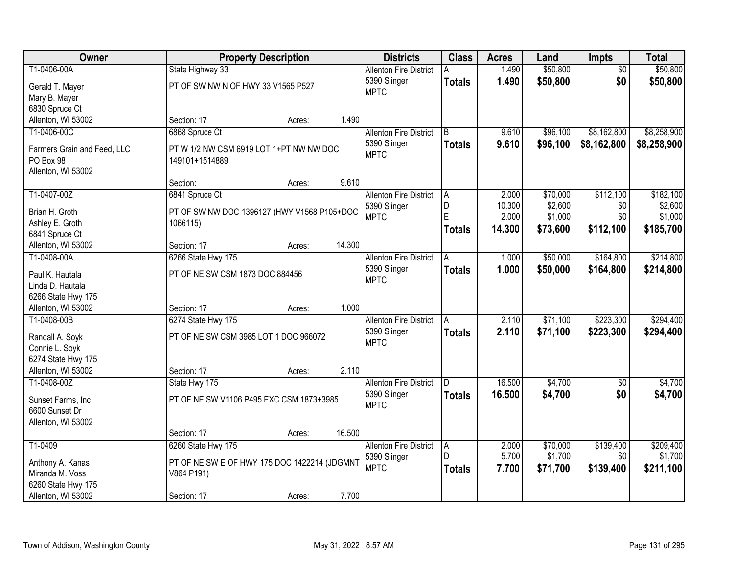| Owner | Property Description | | | Districts | Class | Acres | Land | Impts | Total |
|---|---|---|---|---|---|---|---|---|---|
| T1-0406-00A | State Highway 33 | | | Allenton Fire District | A | 1.490 | $50,800 | $0 | $50,800 |
| Gerald T. Mayer<br>Mary B. Mayer<br>6830 Spruce Ct<br>Allenton, WI 53002 | PT OF SW NW N OF HWY 33 V1565 P527 | | | 5390 Slinger<br>MPTC | **Totals** | **1.490** | **$50,800** | **$0** | **$50,800** |
| | Section: 17 | Acres: | 1.490 | | | | | | |
| T1-0406-00C | 6868 Spruce Ct | | | Allenton Fire District | B | 9.610 | $96,100 | $8,162,800 | $8,258,900 |
| Farmers Grain and Feed, LLC<br>PO Box 98<br>Allenton, WI 53002 | PT W 1/2 NW CSM 6919 LOT 1+PT NW NW DOC 149101+1514889 | | | 5390 Slinger<br>MPTC | **Totals** | **9.610** | **$96,100** | **$8,162,800** | **$8,258,900** |
| | Section: | Acres: | 9.610 | | | | | | |
| T1-0407-00Z | 6841 Spruce Ct | | | Allenton Fire District | A | 2.000 | $70,000 | $112,100 | $182,100 |
| Brian H. Groth<br>Ashley E. Groth<br>6841 Spruce Ct<br>Allenton, WI 53002 | PT OF SW NW DOC 1396127 (HWY V1568 P105+DOC 1066115) | | | 5390 Slinger<br>MPTC | D | 10.300 | $2,600 | $0 | $2,600 |
| | | | | | E | 2.000 | $1,000 | $0 | $1,000 |
| | | | | | **Totals** | **14.300** | **$73,600** | **$112,100** | **$185,700** |
| | Section: 17 | Acres: | 14.300 | | | | | | |
| T1-0408-00A | 6266 State Hwy 175 | | | Allenton Fire District | A | 1.000 | $50,000 | $164,800 | $214,800 |
| Paul K. Hautala<br>Linda D. Hautala<br>6266 State Hwy 175<br>Allenton, WI 53002 | PT OF NE SW CSM 1873 DOC 884456 | | | 5390 Slinger<br>MPTC | **Totals** | **1.000** | **$50,000** | **$164,800** | **$214,800** |
| | Section: 17 | Acres: | 1.000 | | | | | | |
| T1-0408-00B | 6274 State Hwy 175 | | | Allenton Fire District | A | 2.110 | $71,100 | $223,300 | $294,400 |
| Randall A. Soyk<br>Connie L. Soyk<br>6274 State Hwy 175<br>Allenton, WI 53002 | PT OF NE SW CSM 3985 LOT 1 DOC 966072 | | | 5390 Slinger<br>MPTC | **Totals** | **2.110** | **$71,100** | **$223,300** | **$294,400** |
| | Section: 17 | Acres: | 2.110 | | | | | | |
| T1-0408-00Z | State Hwy 175 | | | Allenton Fire District | D | 16.500 | $4,700 | $0 | $4,700 |
| Sunset Farms, Inc<br>6600 Sunset Dr<br>Allenton, WI 53002 | PT OF NE SW V1106 P495 EXC CSM 1873+3985 | | | 5390 Slinger<br>MPTC | **Totals** | **16.500** | **$4,700** | **$0** | **$4,700** |
| | Section: 17 | Acres: | 16.500 | | | | | | |
| T1-0409 | 6260 State Hwy 175 | | | Allenton Fire District | A | 2.000 | $70,000 | $139,400 | $209,400 |
| Anthony A. Kanas<br>Miranda M. Voss<br>6260 State Hwy 175<br>Allenton, WI 53002 | PT OF NE SW E OF HWY 175 DOC 1422214 (JDGMNT V864 P191) | | | 5390 Slinger<br>MPTC | D | 5.700 | $1,700 | $0 | $1,700 |
| | | | | | **Totals** | **7.700** | **$71,700** | **$139,400** | **$211,100** |
| | Section: 17 | Acres: | 7.700 | | | | | | |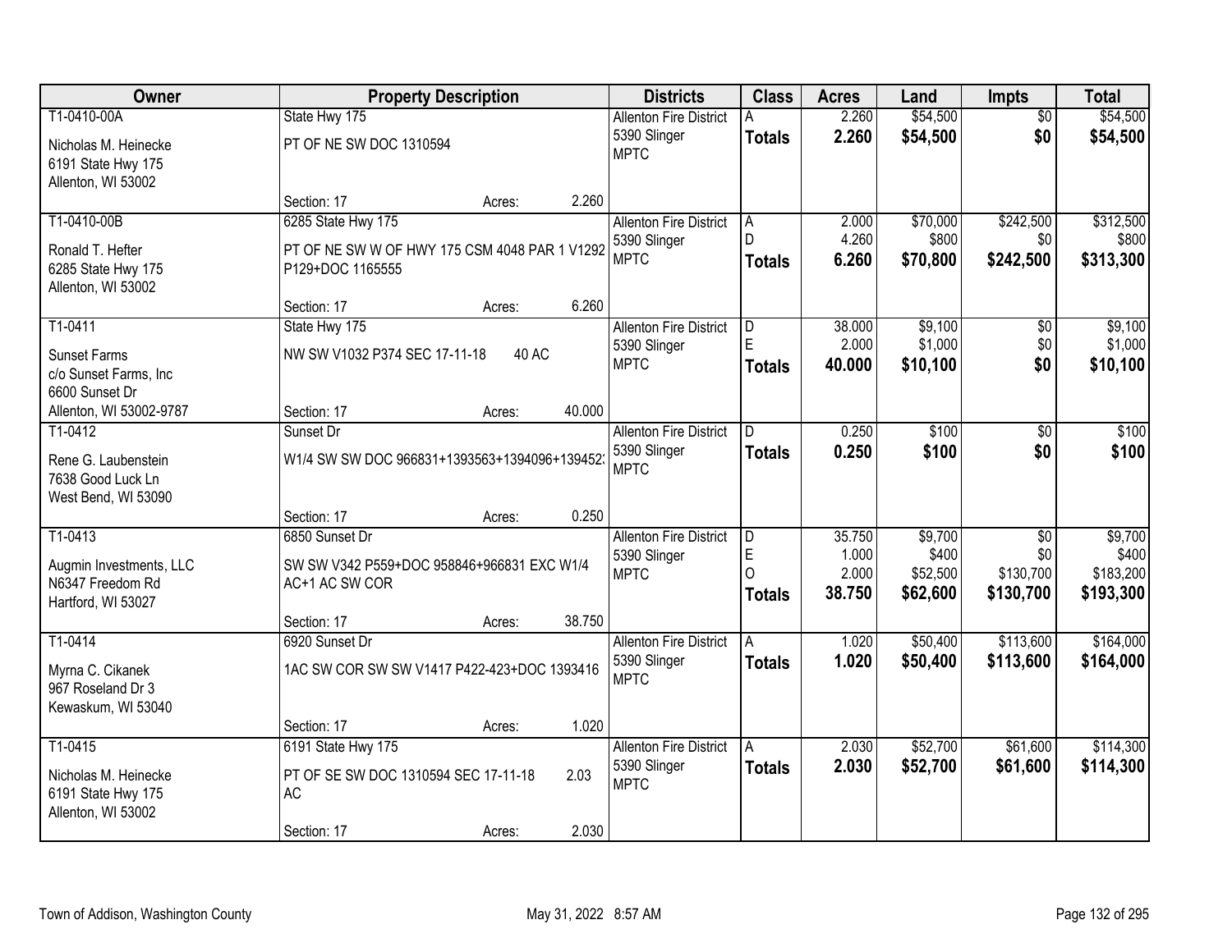| Owner | Property Description | Districts | Class | Acres | Land | Impts | Total |
|---|---|---|---|---|---|---|---|
| T1-0410-00A<br>Nicholas M. Heinecke<br>6191 State Hwy 175<br>Allenton, WI 53002 | State Hwy 175<br>PT OF NE SW DOC 1310594<br>Section: 17 Acres: 2.260 | Allenton Fire District<br>5390 Slinger<br>MPTC | A<br>**Totals** | 2.260<br>**2.260** | $54,500<br>**$54,500** | $0<br>**$0** | $54,500<br>**$54,500** |
| T1-0410-00B<br>Ronald T. Hefter<br>6285 State Hwy 175<br>Allenton, WI 53002 | 6285 State Hwy 175<br>PT OF NE SW W OF HWY 175 CSM 4048 PAR 1 V1292 P129+DOC 1165555<br>Section: 17 Acres: 6.260 | Allenton Fire District<br>5390 Slinger<br>MPTC | A<br>D<br>**Totals** | 2.000<br>4.260<br>**6.260** | $70,000<br>$800<br>**$70,800** | $242,500<br>$0<br>**$242,500** | $312,500<br>$800<br>**$313,300** |
| T1-0411<br>Sunset Farms<br>c/o Sunset Farms, Inc<br>6600 Sunset Dr<br>Allenton, WI 53002-9787 | State Hwy 175<br>NW SW V1032 P374 SEC 17-11-18 40 AC<br>Section: 17 Acres: 40.000 | Allenton Fire District<br>5390 Slinger<br>MPTC | D<br>E<br>**Totals** | 38.000<br>2.000<br>**40.000** | $9,100<br>$1,000<br>**$10,100** | $0<br>$0<br>**$0** | $9,100<br>$1,000<br>**$10,100** |
| T1-0412<br>Rene G. Laubenstein<br>7638 Good Luck Ln<br>West Bend, WI 53090 | Sunset Dr<br>W1/4 SW SW DOC 966831+1393563+1394096+139452<br>Section: 17 Acres: 0.250 | Allenton Fire District<br>5390 Slinger<br>MPTC | D<br>**Totals** | 0.250<br>**0.250** | $100<br>**$100** | $0<br>**$0** | $100<br>**$100** |
| T1-0413<br>Augmin Investments, LLC<br>N6347 Freedom Rd<br>Hartford, WI 53027 | 6850 Sunset Dr<br>SW SW V342 P559+DOC 958846+966831 EXC W1/4 AC+1 AC SW COR<br>Section: 17 Acres: 38.750 | Allenton Fire District<br>5390 Slinger<br>MPTC | D<br>E<br>O<br>**Totals** | 35.750<br>1.000<br>2.000<br>**38.750** | $9,700<br>$400<br>$52,500<br>**$62,600** | $0<br>$0<br>$130,700<br>**$130,700** | $9,700<br>$400<br>$183,200<br>**$193,300** |
| T1-0414<br>Myrna C. Cikanek<br>967 Roseland Dr 3<br>Kewaskum, WI 53040 | 6920 Sunset Dr<br>1AC SW COR SW SW V1417 P422-423+DOC 1393416<br>Section: 17 Acres: 1.020 | Allenton Fire District<br>5390 Slinger<br>MPTC | A<br>**Totals** | 1.020<br>**1.020** | $50,400<br>**$50,400** | $113,600<br>**$113,600** | $164,000<br>**$164,000** |
| T1-0415<br>Nicholas M. Heinecke<br>6191 State Hwy 175<br>Allenton, WI 53002 | 6191 State Hwy 175<br>PT OF SE SW DOC 1310594 SEC 17-11-18 2.03 AC<br>Section: 17 Acres: 2.030 | Allenton Fire District<br>5390 Slinger<br>MPTC | A<br>**Totals** | 2.030<br>**2.030** | $52,700<br>**$52,700** | $61,600<br>**$61,600** | $114,300<br>**$114,300** |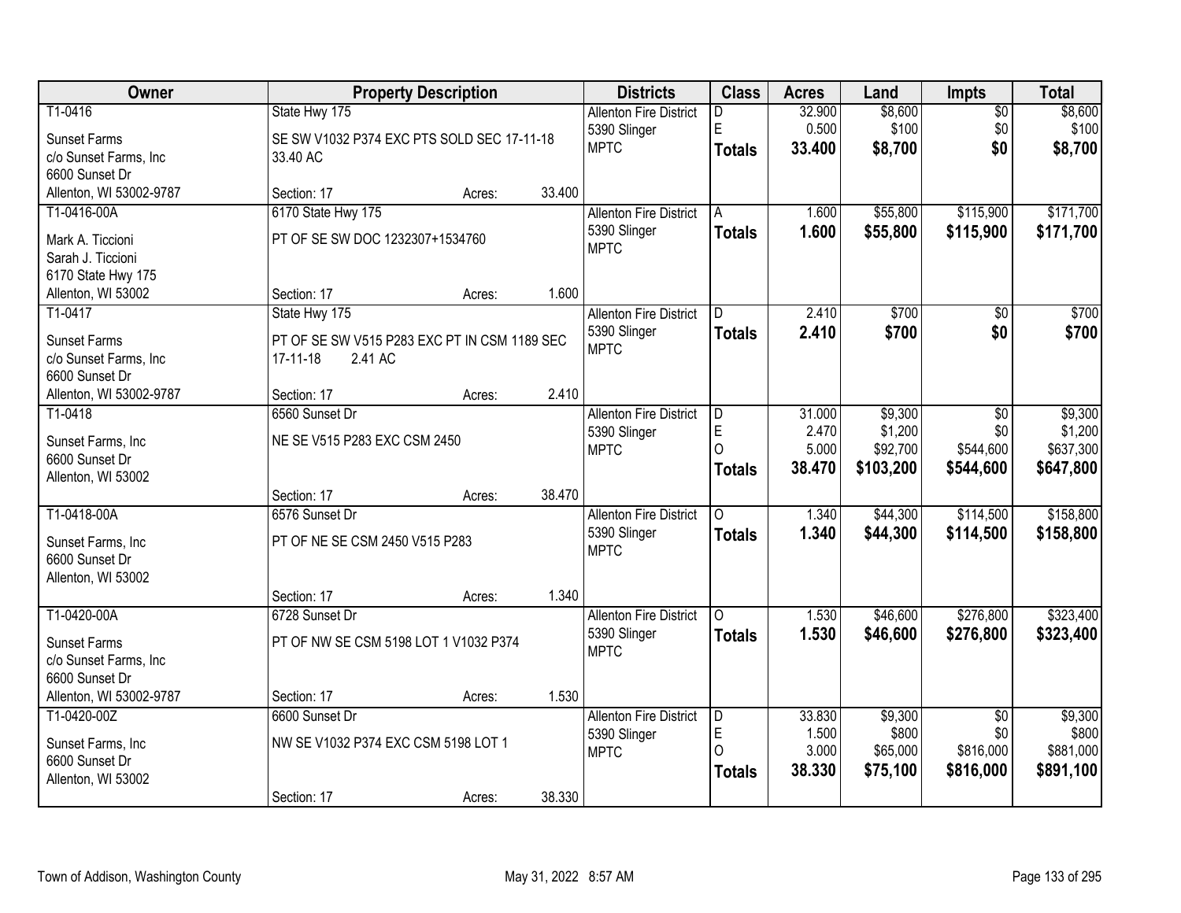| Owner | Property Description | Districts | Class | Acres | Land | Impts | Total |
|---|---|---|---|---|---|---|---|
| T1-0416<br>Sunset Farms<br>c/o Sunset Farms, Inc<br>6600 Sunset Dr<br>Allenton, WI 53002-9787 | State Hwy 175<br>SE SW V1032 P374 EXC PTS SOLD SEC 17-11-18 33.40 AC<br>Section: 17 Acres: 33.400 | Allenton Fire District<br>5390 Slinger<br>MPTC | D<br>E<br>**Totals** | 32.900<br>0.500<br>**33.400** | $8,600<br>$100<br>**$8,700** | $0<br>$0<br>**$0** | $8,600<br>$100<br>**$8,700** |
| T1-0416-00A<br>Mark A. Ticcioni<br>Sarah J. Ticcioni<br>6170 State Hwy 175<br>Allenton, WI 53002 | 6170 State Hwy 175<br>PT OF SE SW DOC 1232307+1534760<br>Section: 17 Acres: 1.600 | Allenton Fire District<br>5390 Slinger<br>MPTC | A<br>**Totals** | 1.600<br>**1.600** | $55,800<br>**$55,800** | $115,900<br>**$115,900** | $171,700<br>**$171,700** |
| T1-0417<br>Sunset Farms<br>c/o Sunset Farms, Inc<br>6600 Sunset Dr<br>Allenton, WI 53002-9787 | State Hwy 175<br>PT OF SE SW V515 P283 EXC PT IN CSM 1189 SEC 17-11-18 2.41 AC<br>Section: 17 Acres: 2.410 | Allenton Fire District<br>5390 Slinger<br>MPTC | D<br>**Totals** | 2.410<br>**2.410** | $700<br>**$700** | $0<br>**$0** | $700<br>**$700** |
| T1-0418<br>Sunset Farms, Inc<br>6600 Sunset Dr<br>Allenton, WI 53002 | 6560 Sunset Dr<br>NE SE V515 P283 EXC CSM 2450<br>Section: 17 Acres: 38.470 | Allenton Fire District<br>5390 Slinger<br>MPTC | D<br>E<br>O<br>**Totals** | 31.000<br>2.470<br>5.000<br>**38.470** | $9,300<br>$1,200<br>$92,700<br>**$103,200** | $0<br>$0<br>$544,600<br>**$544,600** | $9,300<br>$1,200<br>$637,300<br>**$647,800** |
| T1-0418-00A<br>Sunset Farms, Inc<br>6600 Sunset Dr<br>Allenton, WI 53002 | 6576 Sunset Dr<br>PT OF NE SE CSM 2450 V515 P283<br>Section: 17 Acres: 1.340 | Allenton Fire District<br>5390 Slinger<br>MPTC | O<br>**Totals** | 1.340<br>**1.340** | $44,300<br>**$44,300** | $114,500<br>**$114,500** | $158,800<br>**$158,800** |
| T1-0420-00A<br>Sunset Farms<br>c/o Sunset Farms, Inc<br>6600 Sunset Dr<br>Allenton, WI 53002-9787 | 6728 Sunset Dr<br>PT OF NW SE CSM 5198 LOT 1 V1032 P374<br>Section: 17 Acres: 1.530 | Allenton Fire District<br>5390 Slinger<br>MPTC | O<br>**Totals** | 1.530<br>**1.530** | $46,600<br>**$46,600** | $276,800<br>**$276,800** | $323,400<br>**$323,400** |
| T1-0420-00Z<br>Sunset Farms, Inc<br>6600 Sunset Dr<br>Allenton, WI 53002 | 6600 Sunset Dr<br>NW SE V1032 P374 EXC CSM 5198 LOT 1<br>Section: 17 Acres: 38.330 | Allenton Fire District<br>5390 Slinger<br>MPTC | D<br>E<br>O<br>**Totals** | 33.830<br>1.500<br>3.000<br>**38.330** | $9,300<br>$800<br>$65,000<br>**$75,100** | $0<br>$0<br>$816,000<br>**$816,000** | $9,300<br>$800<br>$881,000<br>**$891,100** |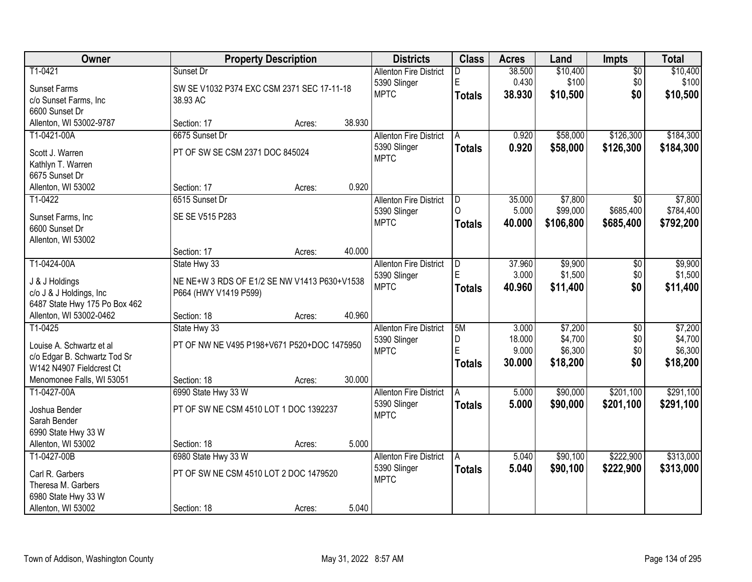| Owner | Property Description | | | Districts | Class | Acres | Land | Impts | Total |
|---|---|---|---|---|---|---|---|---|---|
| T1-0421 | Sunset Dr | | | Allenton Fire District | D | 38.500 | $10,400 | $0 | $10,400 |
| Sunset Farms | SW SE V1032 P374 EXC CSM 2371 SEC 17-11-18 | | | 5390 Slinger | E | 0.430 | $100 | $0 | $100 |
| c/o Sunset Farms, Inc | 38.93 AC | | | MPTC | **Totals** | **38.930** | **$10,500** | **$0** | **$10,500** |
| 6600 Sunset Dr | | | | | | | | | |
| Allenton, WI 53002-9787 | Section: 17 | Acres: | 38.930 | | | | | | |
| T1-0421-00A | 6675 Sunset Dr | | | Allenton Fire District | A | 0.920 | $58,000 | $126,300 | $184,300 |
| Scott J. Warren | PT OF SW SE CSM 2371 DOC 845024 | | | 5390 Slinger | **Totals** | **0.920** | **$58,000** | **$126,300** | **$184,300** |
| Kathlyn T. Warren | | | | MPTC | | | | | |
| 6675 Sunset Dr | | | | | | | | | |
| Allenton, WI 53002 | Section: 17 | Acres: | 0.920 | | | | | | |
| T1-0422 | 6515 Sunset Dr | | | Allenton Fire District | D | 35.000 | $7,800 | $0 | $7,800 |
| Sunset Farms, Inc | SE SE V515 P283 | | | 5390 Slinger | O | 5.000 | $99,000 | $685,400 | $784,400 |
| 6600 Sunset Dr | | | | MPTC | **Totals** | **40.000** | **$106,800** | **$685,400** | **$792,200** |
| Allenton, WI 53002 | | | | | | | | | |
| | Section: 17 | Acres: | 40.000 | | | | | | |
| T1-0424-00A | State Hwy 33 | | | Allenton Fire District | D | 37.960 | $9,900 | $0 | $9,900 |
| J & J Holdings | NE NE+W 3 RDS OF E1/2 SE NW V1413 P630+V1538 | | | 5390 Slinger | E | 3.000 | $1,500 | $0 | $1,500 |
| c/o J & J Holdings, Inc | P664 (HWY V1419 P599) | | | MPTC | **Totals** | **40.960** | **$11,400** | **$0** | **$11,400** |
| 6487 State Hwy 175 Po Box 462 | | | | | | | | | |
| Allenton, WI 53002-0462 | Section: 18 | Acres: | 40.960 | | | | | | |
| T1-0425 | State Hwy 33 | | | Allenton Fire District | 5M | 3.000 | $7,200 | $0 | $7,200 |
| Louise A. Schwartz et al | PT OF NW NE V495 P198+V671 P520+DOC 1475950 | | | 5390 Slinger | D | 18.000 | $4,700 | $0 | $4,700 |
| c/o Edgar B. Schwartz Tod Sr | | | | MPTC | E | 9.000 | $6,300 | $0 | $6,300 |
| W142 N4907 Fieldcrest Ct | | | | | **Totals** | **30.000** | **$18,200** | **$0** | **$18,200** |
| Menomonee Falls, WI 53051 | Section: 18 | Acres: | 30.000 | | | | | | |
| T1-0427-00A | 6990 State Hwy 33 W | | | Allenton Fire District | A | 5.000 | $90,000 | $201,100 | $291,100 |
| Joshua Bender | PT OF SW NE CSM 4510 LOT 1 DOC 1392237 | | | 5390 Slinger | **Totals** | **5.000** | **$90,000** | **$201,100** | **$291,100** |
| Sarah Bender | | | | MPTC | | | | | |
| 6990 State Hwy 33 W | | | | | | | | | |
| Allenton, WI 53002 | Section: 18 | Acres: | 5.000 | | | | | | |
| T1-0427-00B | 6980 State Hwy 33 W | | | Allenton Fire District | A | 5.040 | $90,100 | $222,900 | $313,000 |
| Carl R. Garbers | PT OF SW NE CSM 4510 LOT 2 DOC 1479520 | | | 5390 Slinger | **Totals** | **5.040** | **$90,100** | **$222,900** | **$313,000** |
| Theresa M. Garbers | | | | MPTC | | | | | |
| 6980 State Hwy 33 W | | | | | | | | | |
| Allenton, WI 53002 | Section: 18 | Acres: | 5.040 | | | | | | |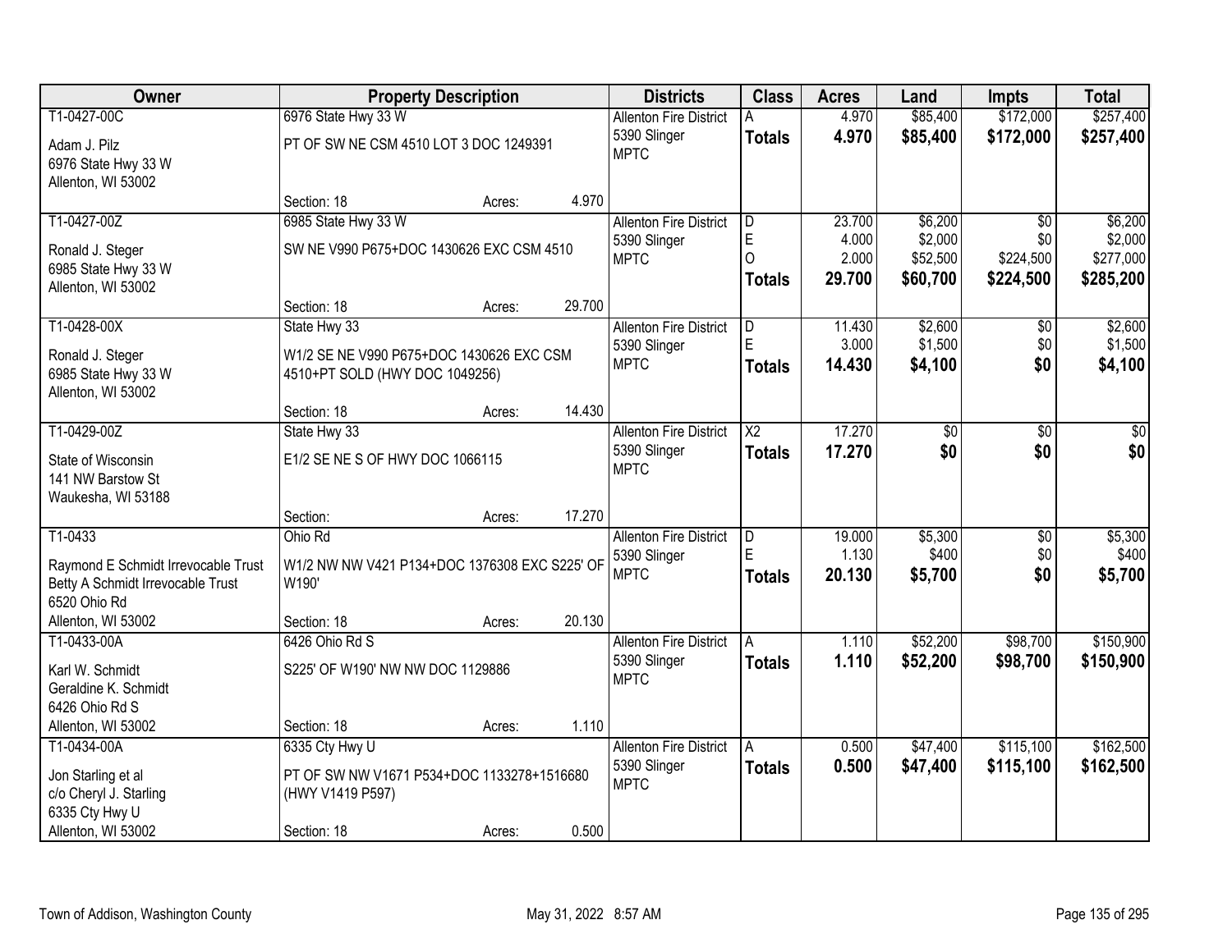| Owner | Property Description | Districts | Class | Acres | Land | Impts | Total |
|---|---|---|---|---|---|---|---|
| T1-0427-00C<br>Adam J. Pilz<br>6976 State Hwy 33 W<br>Allenton, WI 53002 | 6976 State Hwy 33 W<br>PT OF SW NE CSM 4510 LOT 3 DOC 1249391<br>Section: 18 Acres: 4.970 | Allenton Fire District<br>5390 Slinger<br>MPTC | A<br>**Totals** | 4.970<br>**4.970** | $85,400<br>**$85,400** | $172,000<br>**$172,000** | $257,400<br>**$257,400** |
| T1-0427-00Z<br>Ronald J. Steger<br>6985 State Hwy 33 W<br>Allenton, WI 53002 | 6985 State Hwy 33 W<br>SW NE V990 P675+DOC 1430626 EXC CSM 4510<br>Section: 18 Acres: 29.700 | Allenton Fire District<br>5390 Slinger<br>MPTC | D<br>E<br>O<br>**Totals** | 23.700<br>4.000<br>2.000<br>**29.700** | $6,200<br>$2,000<br>$52,500<br>**$60,700** | $0<br>$0<br>$224,500<br>**$224,500** | $6,200<br>$2,000<br>$277,000<br>**$285,200** |
| T1-0428-00X<br>Ronald J. Steger<br>6985 State Hwy 33 W<br>Allenton, WI 53002 | State Hwy 33<br>W1/2 SE NE V990 P675+DOC 1430626 EXC CSM 4510+PT SOLD (HWY DOC 1049256)<br>Section: 18 Acres: 14.430 | Allenton Fire District<br>5390 Slinger<br>MPTC | D<br>E<br>**Totals** | 11.430<br>3.000<br>**14.430** | $2,600<br>$1,500<br>**$4,100** | $0<br>$0<br>**$0** | $2,600<br>$1,500<br>**$4,100** |
| T1-0429-00Z<br>State of Wisconsin<br>141 NW Barstow St<br>Waukesha, WI 53188 | State Hwy 33<br>E1/2 SE NE S OF HWY DOC 1066115<br>Section: Acres: 17.270 | Allenton Fire District<br>5390 Slinger<br>MPTC | X2<br>**Totals** | 17.270<br>**17.270** | $0<br>**$0** | $0<br>**$0** | $0<br>**$0** |
| T1-0433<br>Raymond E Schmidt Irrevocable Trust<br>Betty A Schmidt Irrevocable Trust<br>6520 Ohio Rd<br>Allenton, WI 53002 | Ohio Rd<br>W1/2 NW NW V421 P134+DOC 1376308 EXC S225' OF W190'<br>Section: 18 Acres: 20.130 | Allenton Fire District<br>5390 Slinger<br>MPTC | D<br>E<br>**Totals** | 19.000<br>1.130<br>**20.130** | $5,300<br>$400<br>**$5,700** | $0<br>$0<br>**$0** | $5,300<br>$400<br>**$5,700** |
| T1-0433-00A<br>Karl W. Schmidt<br>Geraldine K. Schmidt<br>6426 Ohio Rd S<br>Allenton, WI 53002 | 6426 Ohio Rd S<br>S225' OF W190' NW NW DOC 1129886<br>Section: 18 Acres: 1.110 | Allenton Fire District<br>5390 Slinger<br>MPTC | A<br>**Totals** | 1.110<br>**1.110** | $52,200<br>**$52,200** | $98,700<br>**$98,700** | $150,900<br>**$150,900** |
| T1-0434-00A<br>Jon Starling et al<br>c/o Cheryl J. Starling<br>6335 Cty Hwy U<br>Allenton, WI 53002 | 6335 Cty Hwy U<br>PT OF SW NW V1671 P534+DOC 1133278+1516680 (HWY V1419 P597)<br>Section: 18 Acres: 0.500 | Allenton Fire District<br>5390 Slinger<br>MPTC | A<br>**Totals** | 0.500<br>**0.500** | $47,400<br>**$47,400** | $115,100<br>**$115,100** | $162,500<br>**$162,500** |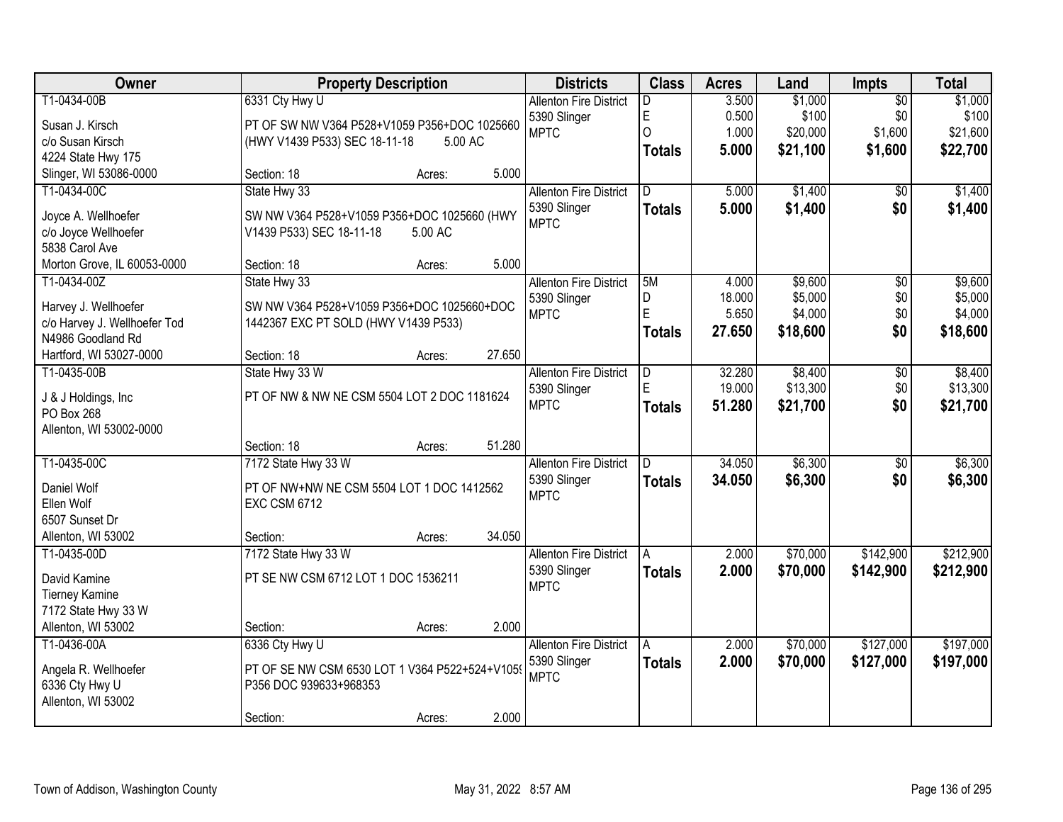| Owner | Property Description | Districts | Class | Acres | Land | Impts | Total |
|---|---|---|---|---|---|---|---|
| T1-0434-00B<br>Susan J. Kirsch<br>c/o Susan Kirsch<br>4224 State Hwy 175<br>Slinger, WI 53086-0000 | 6331 Cty Hwy U<br>PT OF SW NW V364 P528+V1059 P356+DOC 1025660 (HWY V1439 P533) SEC 18-11-18 5.00 AC<br>Section: 18 Acres: 5.000 | Allenton Fire District<br>5390 Slinger<br>MPTC | D<br>E<br>O<br>**Totals** | 3.500<br>0.500<br>1.000<br>**5.000** | $1,000<br>$100<br>$20,000<br>**$21,100** | $0<br>$0<br>$1,600<br>**$1,600** | $1,000<br>$100<br>$21,600<br>**$22,700** |
| T1-0434-00C<br>Joyce A. Wellhoefer<br>c/o Joyce Wellhoefer<br>5838 Carol Ave<br>Morton Grove, IL 60053-0000 | State Hwy 33<br>SW NW V364 P528+V1059 P356+DOC 1025660 (HWY V1439 P533) SEC 18-11-18 5.00 AC<br>Section: 18 Acres: 5.000 | Allenton Fire District<br>5390 Slinger<br>MPTC | D<br>**Totals** | 5.000<br>**5.000** | $1,400<br>**$1,400** | $0<br>**$0** | $1,400<br>**$1,400** |
| T1-0434-00Z<br>Harvey J. Wellhoefer<br>c/o Harvey J. Wellhoefer Tod<br>N4986 Goodland Rd<br>Hartford, WI 53027-0000 | State Hwy 33<br>SW NW V364 P528+V1059 P356+DOC 1025660+DOC 1442367 EXC PT SOLD (HWY V1439 P533)<br>Section: 18 Acres: 27.650 | Allenton Fire District<br>5390 Slinger<br>MPTC | 5M<br>D<br>E<br>**Totals** | 4.000<br>18.000<br>5.650<br>**27.650** | $9,600<br>$5,000<br>$4,000<br>**$18,600** | $0<br>$0<br>$0<br>**$0** | $9,600<br>$5,000<br>$4,000<br>**$18,600** |
| T1-0435-00B<br>J & J Holdings, Inc<br>PO Box 268<br>Allenton, WI 53002-0000 | State Hwy 33 W<br>PT OF NW & NW NE CSM 5504 LOT 2 DOC 1181624<br>Section: 18 Acres: 51.280 | Allenton Fire District<br>5390 Slinger<br>MPTC | D<br>E<br>**Totals** | 32.280<br>19.000<br>**51.280** | $8,400<br>$13,300<br>**$21,700** | $0<br>$0<br>**$0** | $8,400<br>$13,300<br>**$21,700** |
| T1-0435-00C<br>Daniel Wolf<br>Ellen Wolf<br>6507 Sunset Dr<br>Allenton, WI 53002 | 7172 State Hwy 33 W<br>PT OF NW+NW NE CSM 5504 LOT 1 DOC 1412562 EXC CSM 6712<br>Section: Acres: 34.050 | Allenton Fire District<br>5390 Slinger<br>MPTC | D<br>**Totals** | 34.050<br>**34.050** | $6,300<br>**$6,300** | $0<br>**$0** | $6,300<br>**$6,300** |
| T1-0435-00D<br>David Kamine<br>Tierney Kamine<br>7172 State Hwy 33 W<br>Allenton, WI 53002 | 7172 State Hwy 33 W<br>PT SE NW CSM 6712 LOT 1 DOC 1536211<br>Section: Acres: 2.000 | Allenton Fire District<br>5390 Slinger<br>MPTC | A<br>**Totals** | 2.000<br>**2.000** | $70,000<br>**$70,000** | $142,900<br>**$142,900** | $212,900<br>**$212,900** |
| T1-0436-00A<br>Angela R. Wellhoefer<br>6336 Cty Hwy U<br>Allenton, WI 53002 | 6336 Cty Hwy U<br>PT OF SE NW CSM 6530 LOT 1 V364 P522+524+V1059 P356 DOC 939633+968353<br>Section: Acres: 2.000 | Allenton Fire District<br>5390 Slinger<br>MPTC | A<br>**Totals** | 2.000<br>**2.000** | $70,000<br>**$70,000** | $127,000<br>**$127,000** | $197,000<br>**$197,000** |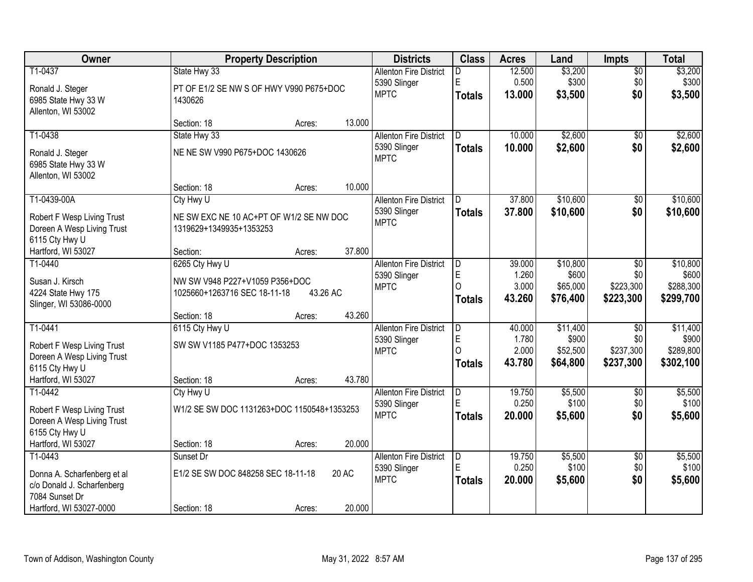| Owner | Property Description | Districts | Class | Acres | Land | Impts | Total |
|---|---|---|---|---|---|---|---|
| T1-0437<br><br>Ronald J. Steger<br>6985 State Hwy 33 W<br>Allenton, WI 53002 | State Hwy 33<br><br>PT OF E1/2 SE NW S OF HWY V990 P675+DOC 1430626<br><br>Section: 18 Acres: 13.000 | Allenton Fire District<br>5390 Slinger<br>MPTC | D<br>E<br>**Totals** | 12.500<br>0.500<br>**13.000** | $3,200<br>$300<br>**$3,500** | $0<br>$0<br>**$0** | $3,200<br>$300<br>**$3,500** |
| T1-0438<br><br>Ronald J. Steger<br>6985 State Hwy 33 W<br>Allenton, WI 53002 | State Hwy 33<br><br>NE NE SW V990 P675+DOC 1430626<br><br>Section: 18 Acres: 10.000 | Allenton Fire District<br>5390 Slinger<br>MPTC | D<br>**Totals** | 10.000<br>**10.000** | $2,600<br>**$2,600** | $0<br>**$0** | $2,600<br>**$2,600** |
| T1-0439-00A<br><br>Robert F Wesp Living Trust<br>Doreen A Wesp Living Trust<br>6115 Cty Hwy U<br>Hartford, WI 53027 | Cty Hwy U<br><br>NE SW EXC NE 10 AC+PT OF W1/2 SE NW DOC 1319629+1349935+1353253<br><br>Section: Acres: 37.800 | Allenton Fire District<br>5390 Slinger<br>MPTC | D<br>**Totals** | 37.800<br>**37.800** | $10,600<br>**$10,600** | $0<br>**$0** | $10,600<br>**$10,600** |
| T1-0440<br><br>Susan J. Kirsch<br>4224 State Hwy 175<br>Slinger, WI 53086-0000 | 6265 Cty Hwy U<br><br>NW SW V948 P227+V1059 P356+DOC 1025660+1263716 SEC 18-11-18 43.26 AC<br><br>Section: 18 Acres: 43.260 | Allenton Fire District<br>5390 Slinger<br>MPTC | D<br>E<br>O<br>**Totals** | 39.000<br>1.260<br>3.000<br>**43.260** | $10,800<br>$600<br>$65,000<br>**$76,400** | $0<br>$0<br>$223,300<br>**$223,300** | $10,800<br>$600<br>$288,300<br>**$299,700** |
| T1-0441<br><br>Robert F Wesp Living Trust<br>Doreen A Wesp Living Trust<br>6115 Cty Hwy U<br>Hartford, WI 53027 | 6115 Cty Hwy U<br><br>SW SW V1185 P477+DOC 1353253<br><br>Section: 18 Acres: 43.780 | Allenton Fire District<br>5390 Slinger<br>MPTC | D<br>E<br>O<br>**Totals** | 40.000<br>1.780<br>2.000<br>**43.780** | $11,400<br>$900<br>$52,500<br>**$64,800** | $0<br>$0<br>$237,300<br>**$237,300** | $11,400<br>$900<br>$289,800<br>**$302,100** |
| T1-0442<br><br>Robert F Wesp Living Trust<br>Doreen A Wesp Living Trust<br>6155 Cty Hwy U<br>Hartford, WI 53027 | Cty Hwy U<br><br>W1/2 SE SW DOC 1131263+DOC 1150548+1353253<br><br>Section: 18 Acres: 20.000 | Allenton Fire District<br>5390 Slinger<br>MPTC | D<br>E<br>**Totals** | 19.750<br>0.250<br>**20.000** | $5,500<br>$100<br>**$5,600** | $0<br>$0<br>**$0** | $5,500<br>$100<br>**$5,600** |
| T1-0443<br><br>Donna A. Scharfenberg et al<br>c/o Donald J. Scharfenberg<br>7084 Sunset Dr<br>Hartford, WI 53027-0000 | Sunset Dr<br><br>E1/2 SE SW DOC 848258 SEC 18-11-18 20 AC<br><br>Section: 18 Acres: 20.000 | Allenton Fire District<br>5390 Slinger<br>MPTC | D<br>E<br>**Totals** | 19.750<br>0.250<br>**20.000** | $5,500<br>$100<br>**$5,600** | $0<br>$0<br>**$0** | $5,500<br>$100<br>**$5,600** |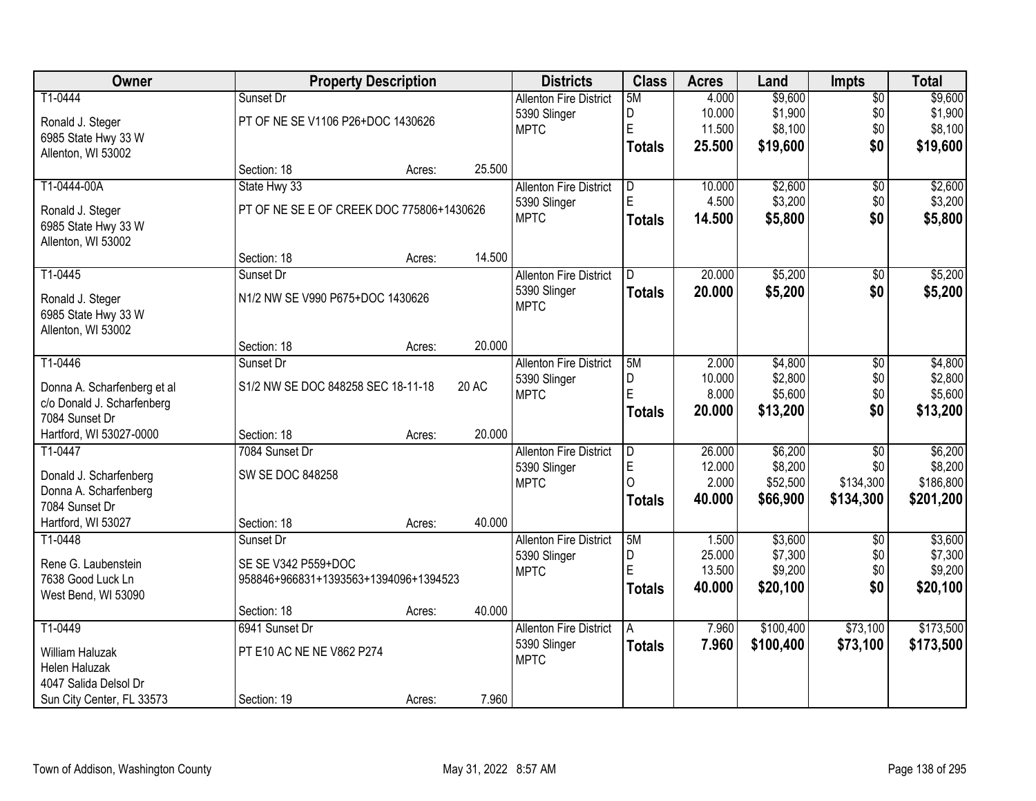| Owner | Property Description | | Districts | Class | Acres | Land | Impts | Total |
|---|---|---|---|---|---|---|---|---|
| T1-0444<br>Ronald J. Steger<br>6985 State Hwy 33 W<br>Allenton, WI 53002 | Sunset Dr<br>PT OF NE SE V1106 P26+DOC 1430626<br>Section: 18 | Acres: 25.500 | Allenton Fire District<br>5390 Slinger<br>MPTC | 5M<br>D<br>E<br>**Totals** | 4.000<br>10.000<br>11.500<br>**25.500** | $9,600<br>$1,900<br>$8,100<br>**$19,600** | $0<br>$0<br>$0<br>**$0** | $9,600<br>$1,900<br>$8,100<br>**$19,600** |
| T1-0444-00A<br>Ronald J. Steger<br>6985 State Hwy 33 W<br>Allenton, WI 53002 | State Hwy 33<br>PT OF NE SE E OF CREEK DOC 775806+1430626<br>Section: 18 | Acres: 14.500 | Allenton Fire District<br>5390 Slinger<br>MPTC | D<br>E<br>**Totals** | 10.000<br>4.500<br>**14.500** | $2,600<br>$3,200<br>**$5,800** | $0<br>$0<br>**$0** | $2,600<br>$3,200<br>**$5,800** |
| T1-0445<br>Ronald J. Steger<br>6985 State Hwy 33 W<br>Allenton, WI 53002 | Sunset Dr<br>N1/2 NW SE V990 P675+DOC 1430626<br>Section: 18 | Acres: 20.000 | Allenton Fire District<br>5390 Slinger<br>MPTC | D<br>**Totals** | 20.000<br>**20.000** | $5,200<br>**$5,200** | $0<br>**$0** | $5,200<br>**$5,200** |
| T1-0446<br>Donna A. Scharfenberg et al<br>c/o Donald J. Scharfenberg<br>7084 Sunset Dr<br>Hartford, WI 53027-0000 | Sunset Dr<br>S1/2 NW SE DOC 848258 SEC 18-11-18 20 AC<br>Section: 18 | Acres: 20.000 | Allenton Fire District<br>5390 Slinger<br>MPTC | 5M<br>D<br>E<br>**Totals** | 2.000<br>10.000<br>8.000<br>**20.000** | $4,800<br>$2,800<br>$5,600<br>**$13,200** | $0<br>$0<br>$0<br>**$0** | $4,800<br>$2,800<br>$5,600<br>**$13,200** |
| T1-0447<br>Donald J. Scharfenberg<br>Donna A. Scharfenberg<br>7084 Sunset Dr<br>Hartford, WI 53027 | 7084 Sunset Dr<br>SW SE DOC 848258<br>Section: 18 | Acres: 40.000 | Allenton Fire District<br>5390 Slinger<br>MPTC | D<br>E<br>O<br>**Totals** | 26.000<br>12.000<br>2.000<br>**40.000** | $6,200<br>$8,200<br>$52,500<br>**$66,900** | $0<br>$0<br>$134,300<br>**$134,300** | $6,200<br>$8,200<br>$186,800<br>**$201,200** |
| T1-0448<br>Rene G. Laubenstein<br>7638 Good Luck Ln<br>West Bend, WI 53090 | Sunset Dr<br>SE SE V342 P559+DOC 958846+966831+1393563+1394096+1394523<br>Section: 18 | Acres: 40.000 | Allenton Fire District<br>5390 Slinger<br>MPTC | 5M<br>D<br>E<br>**Totals** | 1.500<br>25.000<br>13.500<br>**40.000** | $3,600<br>$7,300<br>$9,200<br>**$20,100** | $0<br>$0<br>$0<br>**$0** | $3,600<br>$7,300<br>$9,200<br>**$20,100** |
| T1-0449<br>William Haluzak<br>Helen Haluzak<br>4047 Salida Delsol Dr<br>Sun City Center, FL 33573 | 6941 Sunset Dr<br>PT E10 AC NE NE V862 P274<br>Section: 19 | Acres: 7.960 | Allenton Fire District<br>5390 Slinger<br>MPTC | A<br>**Totals** | 7.960<br>**7.960** | $100,400<br>**$100,400** | $73,100<br>**$73,100** | $173,500<br>**$173,500** |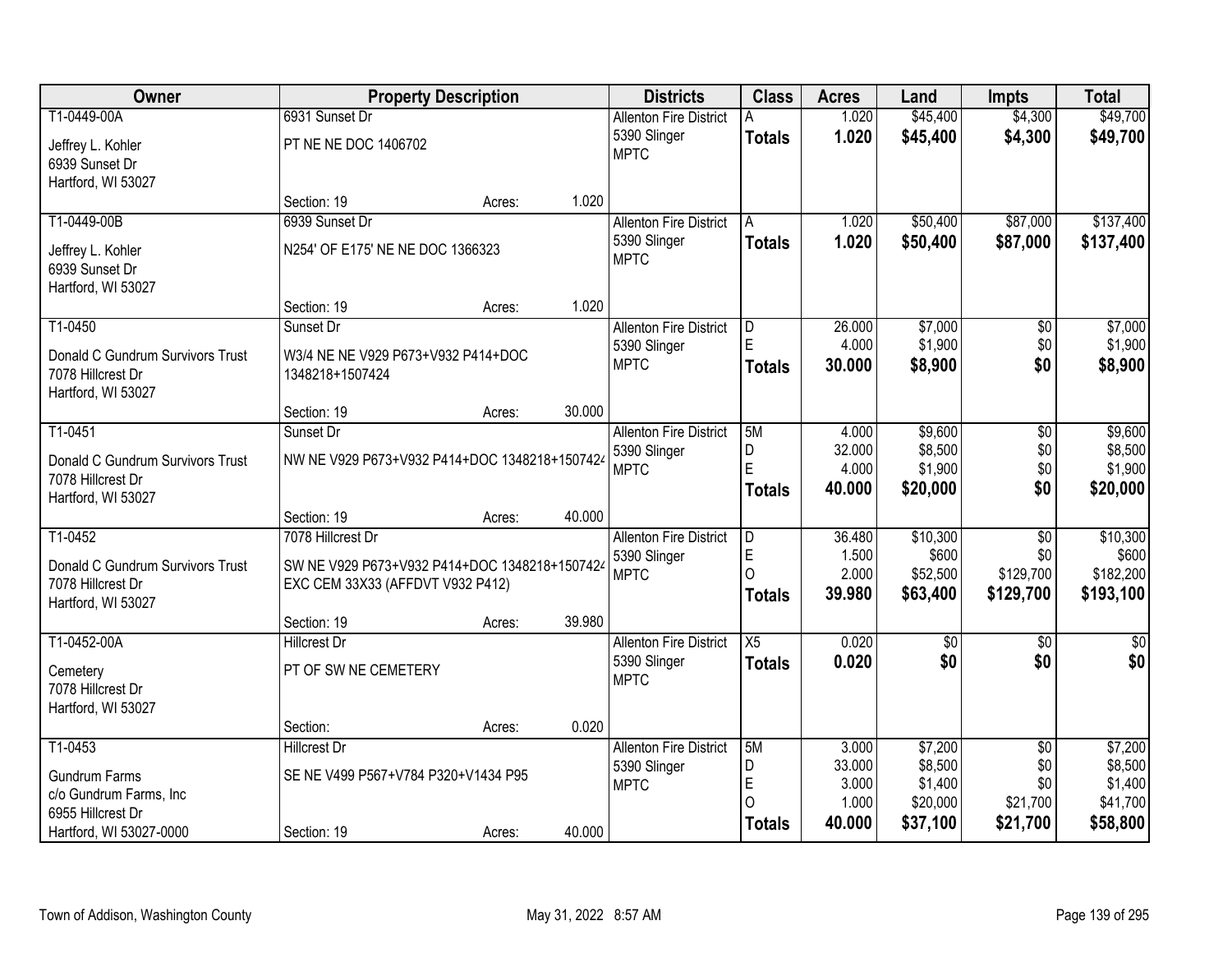| Owner | Property Description | | | Districts | Class | Acres | Land | Impts | Total |
|---|---|---|---|---|---|---|---|---|---|
| T1-0449-00A | 6931 Sunset Dr | | | Allenton Fire District | A | 1.020 | $45,400 | $4,300 | $49,700 |
| Jeffrey L. Kohler<br>6939 Sunset Dr<br>Hartford, WI 53027 | PT NE NE DOC 1406702 | | | 5390 Slinger<br>MPTC | **Totals** | **1.020** | **$45,400** | **$4,300** | **$49,700** |
| | Section: 19 | Acres: | 1.020 | | | | | | |
| T1-0449-00B | 6939 Sunset Dr | | | Allenton Fire District | A | 1.020 | $50,400 | $87,000 | $137,400 |
| Jeffrey L. Kohler<br>6939 Sunset Dr<br>Hartford, WI 53027 | N254' OF E175' NE NE DOC 1366323 | | | 5390 Slinger<br>MPTC | **Totals** | **1.020** | **$50,400** | **$87,000** | **$137,400** |
| | Section: 19 | Acres: | 1.020 | | | | | | |
| T1-0450 | Sunset Dr | | | Allenton Fire District | D | 26.000 | $7,000 | $0 | $7,000 |
| Donald C Gundrum Survivors Trust<br>7078 Hillcrest Dr<br>Hartford, WI 53027 | W3/4 NE NE V929 P673+V932 P414+DOC 1348218+1507424 | | | 5390 Slinger<br>MPTC | E | 4.000 | $1,900 | $0 | $1,900 |
| | | | | | **Totals** | **30.000** | **$8,900** | **$0** | **$8,900** |
| | Section: 19 | Acres: | 30.000 | | | | | | |
| T1-0451 | Sunset Dr | | | Allenton Fire District | 5M | 4.000 | $9,600 | $0 | $9,600 |
| Donald C Gundrum Survivors Trust<br>7078 Hillcrest Dr<br>Hartford, WI 53027 | NW NE V929 P673+V932 P414+DOC 1348218+1507424 | | | 5390 Slinger<br>MPTC | D | 32.000 | $8,500 | $0 | $8,500 |
| | | | | | E | 4.000 | $1,900 | $0 | $1,900 |
| | | | | | **Totals** | **40.000** | **$20,000** | **$0** | **$20,000** |
| | Section: 19 | Acres: | 40.000 | | | | | | |
| T1-0452 | 7078 Hillcrest Dr | | | Allenton Fire District | D | 36.480 | $10,300 | $0 | $10,300 |
| Donald C Gundrum Survivors Trust<br>7078 Hillcrest Dr<br>Hartford, WI 53027 | SW NE V929 P673+V932 P414+DOC 1348218+1507424 EXC CEM 33X33 (AFFDVT V932 P412) | | | 5390 Slinger<br>MPTC | E | 1.500 | $600 | $0 | $600 |
| | | | | | O | 2.000 | $52,500 | $129,700 | $182,200 |
| | | | | | **Totals** | **39.980** | **$63,400** | **$129,700** | **$193,100** |
| | Section: 19 | Acres: | 39.980 | | | | | | |
| T1-0452-00A | Hillcrest Dr | | | Allenton Fire District | X5 | 0.020 | $0 | $0 | $0 |
| Cemetery<br>7078 Hillcrest Dr<br>Hartford, WI 53027 | PT OF SW NE CEMETERY | | | 5390 Slinger<br>MPTC | **Totals** | **0.020** | **$0** | **$0** | **$0** |
| | Section: | Acres: | 0.020 | | | | | | |
| T1-0453 | Hillcrest Dr | | | Allenton Fire District | 5M | 3.000 | $7,200 | $0 | $7,200 |
| Gundrum Farms<br>c/o Gundrum Farms, Inc<br>6955 Hillcrest Dr<br>Hartford, WI 53027-0000 | SE NE V499 P567+V784 P320+V1434 P95 | | | 5390 Slinger<br>MPTC | D | 33.000 | $8,500 | $0 | $8,500 |
| | | | | | E | 3.000 | $1,400 | $0 | $1,400 |
| | | | | | O | 1.000 | $20,000 | $21,700 | $41,700 |
| | Section: 19 | Acres: | 40.000 | | **Totals** | **40.000** | **$37,100** | **$21,700** | **$58,800** |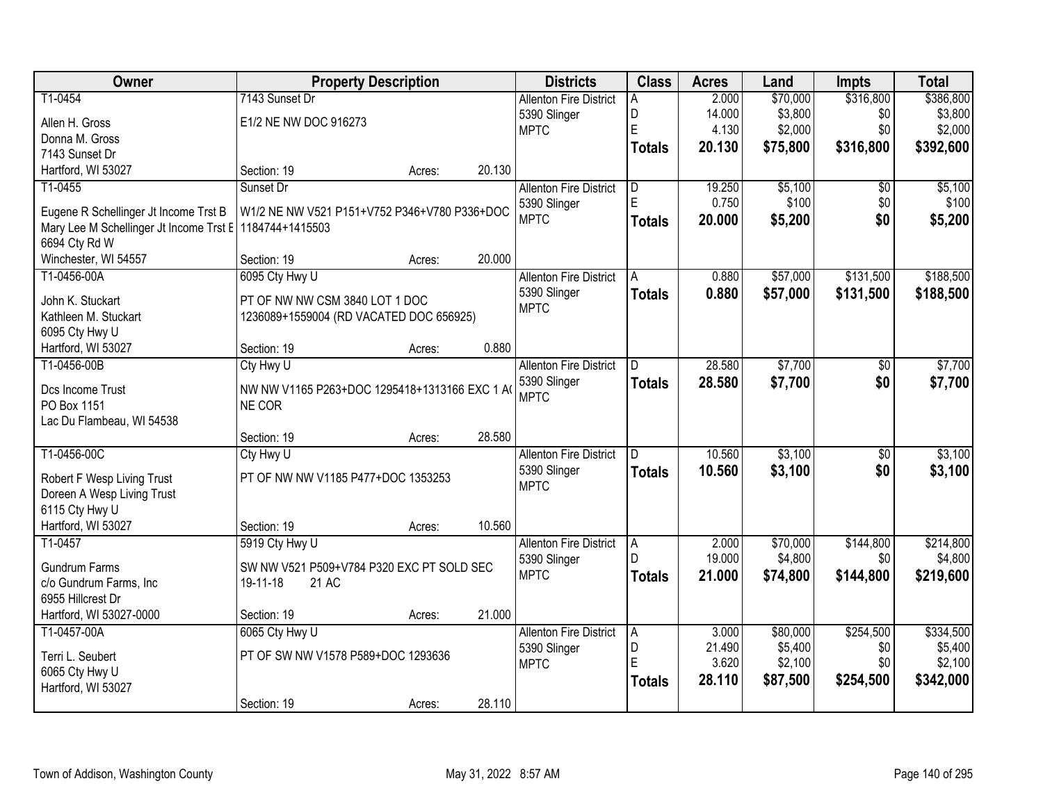| Owner | Property Description | Districts | Class | Acres | Land | Impts | Total |
|---|---|---|---|---|---|---|---|
| T1-0454<br>Allen H. Gross<br>Donna M. Gross<br>7143 Sunset Dr<br>Hartford, WI 53027 | 7143 Sunset Dr<br>E1/2 NE NW DOC 916273<br>Section: 19 Acres: 20.130 | Allenton Fire District<br>5390 Slinger<br>MPTC | A<br>D<br>E<br>**Totals** | 2.000<br>14.000<br>4.130<br>**20.130** | $70,000<br>$3,800<br>$2,000<br>**$75,800** | $316,800<br>$0<br>$0<br>**$316,800** | $386,800<br>$3,800<br>$2,000<br>**$392,600** |
| T1-0455<br>Eugene R Schellinger Jt Income Trst B<br>Mary Lee M Schellinger Jt Income Trst E<br>6694 Cty Rd W<br>Winchester, WI 54557 | Sunset Dr<br>W1/2 NE NW V521 P151+V752 P346+V780 P336+DOC 1184744+1415503<br>Section: 19 Acres: 20.000 | Allenton Fire District<br>5390 Slinger<br>MPTC | D<br>E<br>**Totals** | 19.250<br>0.750<br>**20.000** | $5,100<br>$100<br>**$5,200** | $0<br>$0<br>**$0** | $5,100<br>$100<br>**$5,200** |
| T1-0456-00A<br>John K. Stuckart<br>Kathleen M. Stuckart<br>6095 Cty Hwy U<br>Hartford, WI 53027 | 6095 Cty Hwy U<br>PT OF NW NW CSM 3840 LOT 1 DOC 1236089+1559004 (RD VACATED DOC 656925)<br>Section: 19 Acres: 0.880 | Allenton Fire District<br>5390 Slinger<br>MPTC | A<br>**Totals** | 0.880<br>**0.880** | $57,000<br>**$57,000** | $131,500<br>**$131,500** | $188,500<br>**$188,500** |
| T1-0456-00B<br>Dcs Income Trust<br>PO Box 1151<br>Lac Du Flambeau, WI 54538 | Cty Hwy U<br>NW NW V1165 P263+DOC 1295418+1313166 EXC 1 A( NE COR<br>Section: 19 Acres: 28.580 | Allenton Fire District<br>5390 Slinger<br>MPTC | D<br>**Totals** | 28.580<br>**28.580** | $7,700<br>**$7,700** | $0<br>**$0** | $7,700<br>**$7,700** |
| T1-0456-00C<br>Robert F Wesp Living Trust<br>Doreen A Wesp Living Trust<br>6115 Cty Hwy U<br>Hartford, WI 53027 | Cty Hwy U<br>PT OF NW NW V1185 P477+DOC 1353253<br>Section: 19 Acres: 10.560 | Allenton Fire District<br>5390 Slinger<br>MPTC | D<br>**Totals** | 10.560<br>**10.560** | $3,100<br>**$3,100** | $0<br>**$0** | $3,100<br>**$3,100** |
| T1-0457<br>Gundrum Farms<br>c/o Gundrum Farms, Inc<br>6955 Hillcrest Dr<br>Hartford, WI 53027-0000 | 5919 Cty Hwy U<br>SW NW V521 P509+V784 P320 EXC PT SOLD SEC 19-11-18 21 AC<br>Section: 19 Acres: 21.000 | Allenton Fire District<br>5390 Slinger<br>MPTC | A<br>D<br>**Totals** | 2.000<br>19.000<br>**21.000** | $70,000<br>$4,800<br>**$74,800** | $144,800<br>$0<br>**$144,800** | $214,800<br>$4,800<br>**$219,600** |
| T1-0457-00A<br>Terri L. Seubert<br>6065 Cty Hwy U<br>Hartford, WI 53027 | 6065 Cty Hwy U<br>PT OF SW NW V1578 P589+DOC 1293636<br>Section: 19 Acres: 28.110 | Allenton Fire District<br>5390 Slinger<br>MPTC | A<br>D<br>E<br>**Totals** | 3.000<br>21.490<br>3.620<br>**28.110** | $80,000<br>$5,400<br>$2,100<br>**$87,500** | $254,500<br>$0<br>$0<br>**$254,500** | $334,500<br>$5,400<br>$2,100<br>**$342,000** |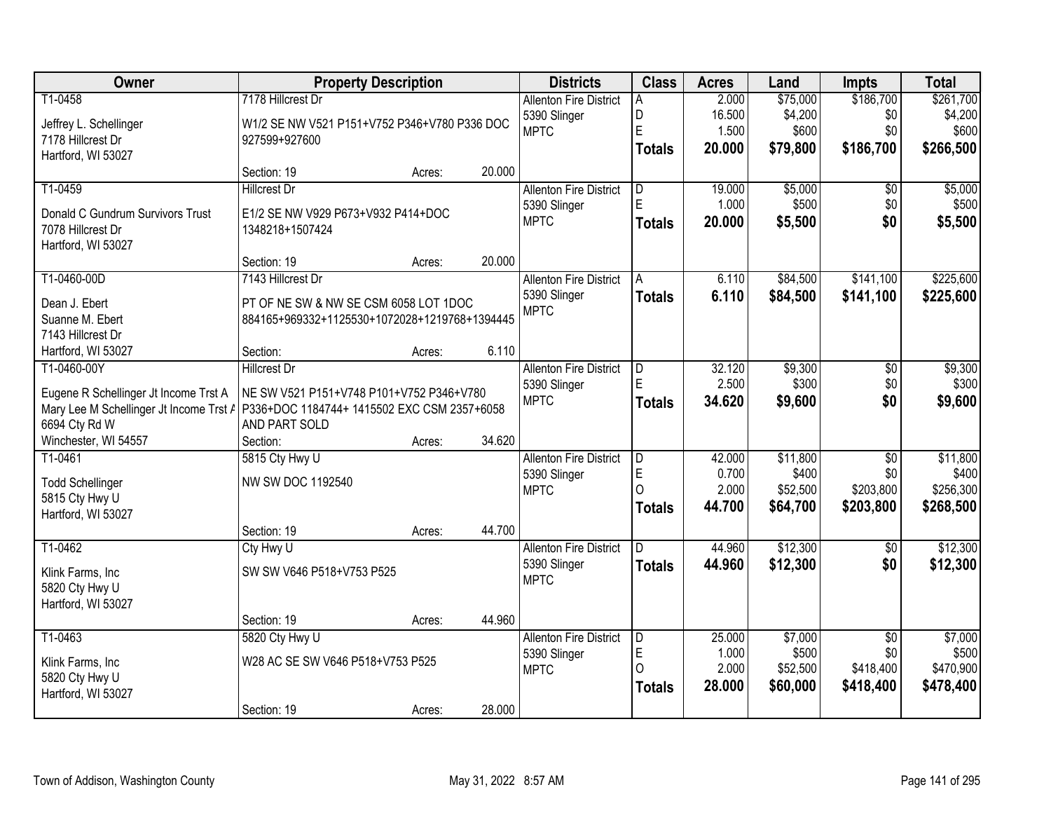| Owner | Property Description | Districts | Class | Acres | Land | Impts | Total |
|---|---|---|---|---|---|---|---|
| T1-0458<br>Jeffrey L. Schellinger<br>7178 Hillcrest Dr<br>Hartford, WI 53027 | 7178 Hillcrest Dr<br>W1/2 SE NW V521 P151+V752 P346+V780 P336 DOC 927599+927600<br>Section: 19 Acres: 20.000 | Allenton Fire District<br>5390 Slinger<br>MPTC | A<br>D<br>E<br>**Totals** | 2.000<br>16.500<br>1.500<br>**20.000** | $75,000<br>$4,200<br>$600<br>**$79,800** | $186,700<br>$0<br>$0<br>**$186,700** | $261,700<br>$4,200<br>$600<br>**$266,500** |
| T1-0459<br>Donald C Gundrum Survivors Trust<br>7078 Hillcrest Dr<br>Hartford, WI 53027 | Hillcrest Dr<br>E1/2 SE NW V929 P673+V932 P414+DOC 1348218+1507424<br>Section: 19 Acres: 20.000 | Allenton Fire District<br>5390 Slinger<br>MPTC | D<br>E<br>**Totals** | 19.000<br>1.000<br>**20.000** | $5,000<br>$500<br>**$5,500** | $0<br>$0<br>**$0** | $5,000<br>$500<br>**$5,500** |
| T1-0460-00D<br>Dean J. Ebert<br>Suanne M. Ebert<br>7143 Hillcrest Dr<br>Hartford, WI 53027 | 7143 Hillcrest Dr<br>PT OF NE SW & NW SE CSM 6058 LOT 1DOC 884165+969332+1125530+1072028+1219768+1394445<br>Section: Acres: 6.110 | Allenton Fire District<br>5390 Slinger<br>MPTC | A<br>**Totals** | 6.110<br>**6.110** | $84,500<br>**$84,500** | $141,100<br>**$141,100** | $225,600<br>**$225,600** |
| T1-0460-00Y<br>Eugene R Schellinger Jt Income Trst A<br>Mary Lee M Schellinger Jt Income Trst A<br>6694 Cty Rd W<br>Winchester, WI 54557 | Hillcrest Dr<br>NE SW V521 P151+V748 P101+V752 P346+V780 P336+DOC 1184744+ 1415502 EXC CSM 2357+6058 AND PART SOLD<br>Section: Acres: 34.620 | Allenton Fire District<br>5390 Slinger<br>MPTC | D<br>E<br>**Totals** | 32.120<br>2.500<br>**34.620** | $9,300<br>$300<br>**$9,600** | $0<br>$0<br>**$0** | $9,300<br>$300<br>**$9,600** |
| T1-0461<br>Todd Schellinger<br>5815 Cty Hwy U<br>Hartford, WI 53027 | 5815 Cty Hwy U<br>NW SW DOC 1192540<br>Section: 19 Acres: 44.700 | Allenton Fire District<br>5390 Slinger<br>MPTC | D<br>E<br>O<br>**Totals** | 42.000<br>0.700<br>2.000<br>**44.700** | $11,800<br>$400<br>$52,500<br>**$64,700** | $0<br>$0<br>$203,800<br>**$203,800** | $11,800<br>$400<br>$256,300<br>**$268,500** |
| T1-0462<br>Klink Farms, Inc<br>5820 Cty Hwy U<br>Hartford, WI 53027 | Cty Hwy U<br>SW SW V646 P518+V753 P525<br>Section: 19 Acres: 44.960 | Allenton Fire District<br>5390 Slinger<br>MPTC | D<br>**Totals** | 44.960<br>**44.960** | $12,300<br>**$12,300** | $0<br>**$0** | $12,300<br>**$12,300** |
| T1-0463<br>Klink Farms, Inc<br>5820 Cty Hwy U<br>Hartford, WI 53027 | 5820 Cty Hwy U<br>W28 AC SE SW V646 P518+V753 P525<br>Section: 19 Acres: 28.000 | Allenton Fire District<br>5390 Slinger<br>MPTC | D<br>E<br>O<br>**Totals** | 25.000<br>1.000<br>2.000<br>**28.000** | $7,000<br>$500<br>$52,500<br>**$60,000** | $0<br>$0<br>$418,400<br>**$418,400** | $7,000<br>$500<br>$470,900<br>**$478,400** |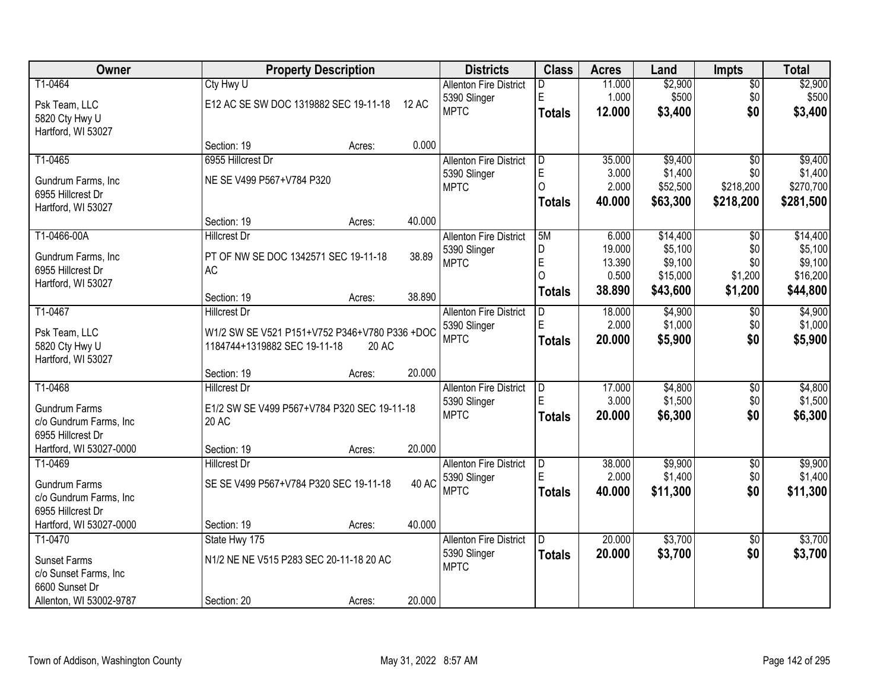| Owner | Property Description | Districts | Class | Acres | Land | Impts | Total |
|---|---|---|---|---|---|---|---|
| T1-0464<br>Psk Team, LLC<br>5820 Cty Hwy U<br>Hartford, WI 53027 | Cty Hwy U<br>E12 AC SE SW DOC 1319882 SEC 19-11-18 12 AC<br>Section: 19 Acres: 0.000 | Allenton Fire District<br>5390 Slinger<br>MPTC | D<br>E<br>**Totals** | 11.000<br>1.000<br>**12.000** | $2,900<br>$500<br>**$3,400** | $0<br>$0<br>**$0** | $2,900<br>$500<br>**$3,400** |
| T1-0465<br>Gundrum Farms, Inc<br>6955 Hillcrest Dr<br>Hartford, WI 53027 | 6955 Hillcrest Dr<br>NE SE V499 P567+V784 P320<br>Section: 19 Acres: 40.000 | Allenton Fire District<br>5390 Slinger<br>MPTC | D<br>E<br>O<br>**Totals** | 35.000<br>3.000<br>2.000<br>**40.000** | $9,400<br>$1,400<br>$52,500<br>**$63,300** | $0<br>$0<br>$218,200<br>**$218,200** | $9,400<br>$1,400<br>$270,700<br>**$281,500** |
| T1-0466-00A<br>Gundrum Farms, Inc<br>6955 Hillcrest Dr<br>Hartford, WI 53027 | Hillcrest Dr<br>PT OF NW SE DOC 1342571 SEC 19-11-18 38.89 AC<br>Section: 19 Acres: 38.890 | Allenton Fire District<br>5390 Slinger<br>MPTC | 5M<br>D<br>E<br>O<br>**Totals** | 6.000<br>19.000<br>13.390<br>0.500<br>**38.890** | $14,400<br>$5,100<br>$9,100<br>$15,000<br>**$43,600** | $0<br>$0<br>$0<br>$1,200<br>**$1,200** | $14,400<br>$5,100<br>$9,100<br>$16,200<br>**$44,800** |
| T1-0467<br>Psk Team, LLC<br>5820 Cty Hwy U<br>Hartford, WI 53027 | Hillcrest Dr<br>W1/2 SW SE V521 P151+V752 P346+V780 P336 +DOC 1184744+1319882 SEC 19-11-18 20 AC<br>Section: 19 Acres: 20.000 | Allenton Fire District<br>5390 Slinger<br>MPTC | D<br>E<br>**Totals** | 18.000<br>2.000<br>**20.000** | $4,900<br>$1,000<br>**$5,900** | $0<br>$0<br>**$0** | $4,900<br>$1,000<br>**$5,900** |
| T1-0468<br>Gundrum Farms<br>c/o Gundrum Farms, Inc<br>6955 Hillcrest Dr<br>Hartford, WI 53027-0000 | Hillcrest Dr<br>E1/2 SW SE V499 P567+V784 P320 SEC 19-11-18 20 AC<br>Section: 19 Acres: 20.000 | Allenton Fire District<br>5390 Slinger<br>MPTC | D<br>E<br>**Totals** | 17.000<br>3.000<br>**20.000** | $4,800<br>$1,500<br>**$6,300** | $0<br>$0<br>**$0** | $4,800<br>$1,500<br>**$6,300** |
| T1-0469<br>Gundrum Farms<br>c/o Gundrum Farms, Inc<br>6955 Hillcrest Dr<br>Hartford, WI 53027-0000 | Hillcrest Dr<br>SE SE V499 P567+V784 P320 SEC 19-11-18 40 AC<br>Section: 19 Acres: 40.000 | Allenton Fire District<br>5390 Slinger<br>MPTC | D<br>E<br>**Totals** | 38.000<br>2.000<br>**40.000** | $9,900<br>$1,400<br>**$11,300** | $0<br>$0<br>**$0** | $9,900<br>$1,400<br>**$11,300** |
| T1-0470<br>Sunset Farms<br>c/o Sunset Farms, Inc<br>6600 Sunset Dr<br>Allenton, WI 53002-9787 | State Hwy 175<br>N1/2 NE NE V515 P283 SEC 20-11-18 20 AC<br>Section: 20 Acres: 20.000 | Allenton Fire District<br>5390 Slinger<br>MPTC | D<br>**Totals** | 20.000<br>**20.000** | $3,700<br>**$3,700** | $0<br>**$0** | $3,700<br>**$3,700** |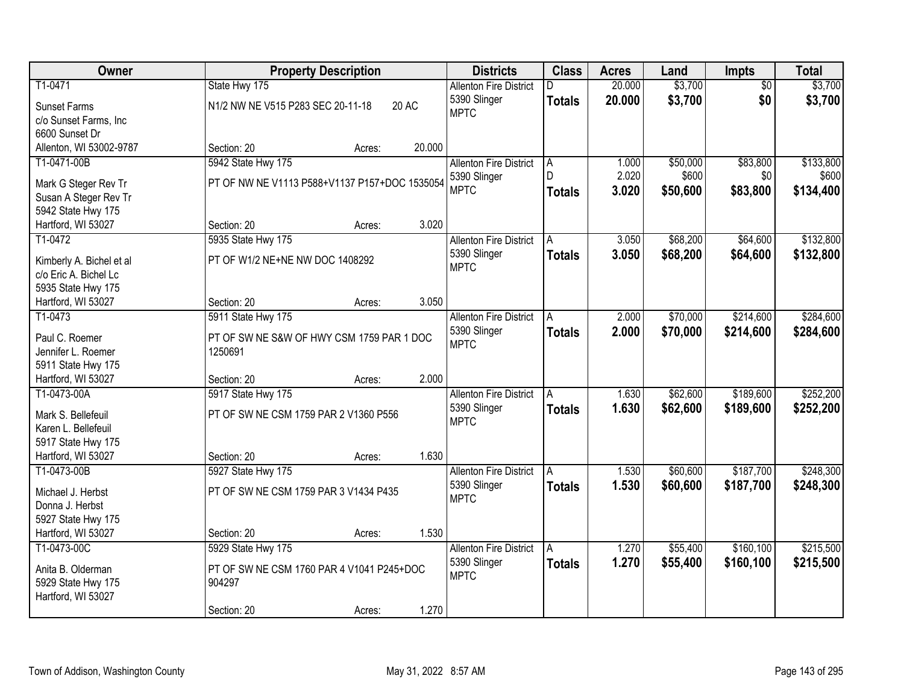| Owner | Property Description | Districts | Class | Acres | Land | Impts | Total |
|---|---|---|---|---|---|---|---|
| T1-0471<br>Sunset Farms<br>c/o Sunset Farms, Inc<br>6600 Sunset Dr<br>Allenton, WI 53002-9787 | State Hwy 175<br>N1/2 NW NE V515 P283 SEC 20-11-18 20 AC<br>Section: 20 Acres: 20.000 | Allenton Fire District<br>5390 Slinger<br>MPTC | D<br>**Totals** | 20.000<br>**20.000** | $3,700<br>**$3,700** | $0<br>**$0** | $3,700<br>**$3,700** |
| T1-0471-00B<br>Mark G Steger Rev Tr<br>Susan A Steger Rev Tr<br>5942 State Hwy 175<br>Hartford, WI 53027 | 5942 State Hwy 175<br>PT OF NW NE V1113 P588+V1137 P157+DOC 1535054<br>Section: 20 Acres: 3.020 | Allenton Fire District<br>5390 Slinger<br>MPTC | A<br>D<br>**Totals** | 1.000<br>2.020<br>**3.020** | $50,000<br>$600<br>**$50,600** | $83,800<br>$0<br>**$83,800** | $133,800<br>$600<br>**$134,400** |
| T1-0472<br>Kimberly A. Bichel et al<br>c/o Eric A. Bichel Lc<br>5935 State Hwy 175<br>Hartford, WI 53027 | 5935 State Hwy 175<br>PT OF W1/2 NE+NE NW DOC 1408292<br>Section: 20 Acres: 3.050 | Allenton Fire District<br>5390 Slinger<br>MPTC | A<br>**Totals** | 3.050<br>**3.050** | $68,200<br>**$68,200** | $64,600<br>**$64,600** | $132,800<br>**$132,800** |
| T1-0473<br>Paul C. Roemer<br>Jennifer L. Roemer<br>5911 State Hwy 175<br>Hartford, WI 53027 | 5911 State Hwy 175<br>PT OF SW NE S&W OF HWY CSM 1759 PAR 1 DOC 1250691<br>Section: 20 Acres: 2.000 | Allenton Fire District<br>5390 Slinger<br>MPTC | A<br>**Totals** | 2.000<br>**2.000** | $70,000<br>**$70,000** | $214,600<br>**$214,600** | $284,600<br>**$284,600** |
| T1-0473-00A<br>Mark S. Bellefeuil<br>Karen L. Bellefeuil<br>5917 State Hwy 175<br>Hartford, WI 53027 | 5917 State Hwy 175<br>PT OF SW NE CSM 1759 PAR 2 V1360 P556<br>Section: 20 Acres: 1.630 | Allenton Fire District<br>5390 Slinger<br>MPTC | A<br>**Totals** | 1.630<br>**1.630** | $62,600<br>**$62,600** | $189,600<br>**$189,600** | $252,200<br>**$252,200** |
| T1-0473-00B<br>Michael J. Herbst<br>Donna J. Herbst<br>5927 State Hwy 175<br>Hartford, WI 53027 | 5927 State Hwy 175<br>PT OF SW NE CSM 1759 PAR 3 V1434 P435<br>Section: 20 Acres: 1.530 | Allenton Fire District<br>5390 Slinger<br>MPTC | A<br>**Totals** | 1.530<br>**1.530** | $60,600<br>**$60,600** | $187,700<br>**$187,700** | $248,300<br>**$248,300** |
| T1-0473-00C<br>Anita B. Olderman<br>5929 State Hwy 175<br>Hartford, WI 53027 | 5929 State Hwy 175<br>PT OF SW NE CSM 1760 PAR 4 V1041 P245+DOC 904297<br>Section: 20 Acres: 1.270 | Allenton Fire District<br>5390 Slinger<br>MPTC | A<br>**Totals** | 1.270<br>**1.270** | $55,400<br>**$55,400** | $160,100<br>**$160,100** | $215,500<br>**$215,500** |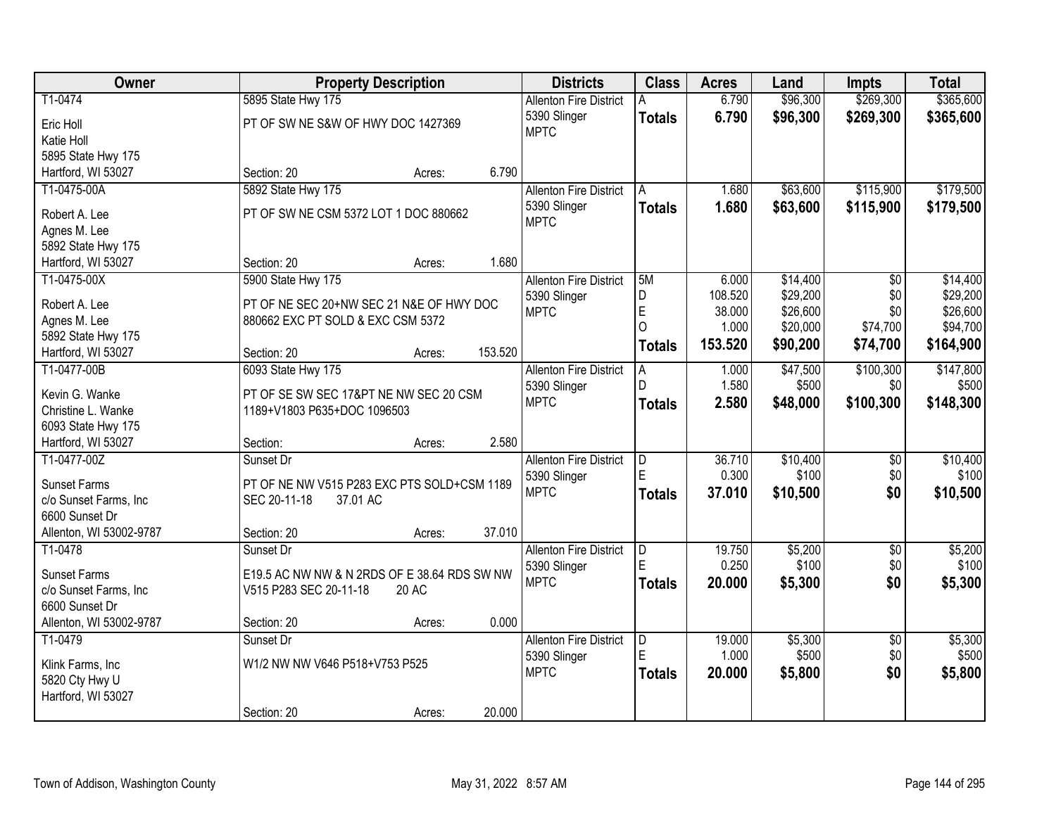| Owner | Property Description | Districts | Class | Acres | Land | Impts | Total |
|---|---|---|---|---|---|---|---|
| T1-0474<br>Eric Holl<br>Katie Holl<br>5895 State Hwy 175<br>Hartford, WI 53027 | 5895 State Hwy 175<br>PT OF SW NE S&W OF HWY DOC 1427369<br>Section: 20 Acres: 6.790 | Allenton Fire District<br>5390 Slinger<br>MPTC | A<br>**Totals** | 6.790<br>**6.790** | $96,300<br>**$96,300** | $269,300<br>**$269,300** | $365,600<br>**$365,600** |
| T1-0475-00A<br>Robert A. Lee<br>Agnes M. Lee<br>5892 State Hwy 175<br>Hartford, WI 53027 | 5892 State Hwy 175<br>PT OF SW NE CSM 5372 LOT 1 DOC 880662<br>Section: 20 Acres: 1.680 | Allenton Fire District<br>5390 Slinger<br>MPTC | A<br>**Totals** | 1.680<br>**1.680** | $63,600<br>**$63,600** | $115,900<br>**$115,900** | $179,500<br>**$179,500** |
| T1-0475-00X<br>Robert A. Lee<br>Agnes M. Lee<br>5892 State Hwy 175<br>Hartford, WI 53027 | 5900 State Hwy 175<br>PT OF NE SEC 20+NW SEC 21 N&E OF HWY DOC 880662 EXC PT SOLD & EXC CSM 5372<br>Section: 20 Acres: 153.520 | Allenton Fire District<br>5390 Slinger<br>MPTC | 5M<br>D<br>E<br>O<br>**Totals** | 6.000<br>108.520<br>38.000<br>1.000<br>**153.520** | $14,400<br>$29,200<br>$26,600<br>$20,000<br>**$90,200** | $0<br>$0<br>$0<br>$74,700<br>**$74,700** | $14,400<br>$29,200<br>$26,600<br>$94,700<br>**$164,900** |
| T1-0477-00B<br>Kevin G. Wanke<br>Christine L. Wanke<br>6093 State Hwy 175<br>Hartford, WI 53027 | 6093 State Hwy 175<br>PT OF SE SW SEC 17&PT NE NW SEC 20 CSM 1189+V1803 P635+DOC 1096503<br>Section: Acres: 2.580 | Allenton Fire District<br>5390 Slinger<br>MPTC | A<br>D<br>**Totals** | 1.000<br>1.580<br>**2.580** | $47,500<br>$500<br>**$48,000** | $100,300<br>$0<br>**$100,300** | $147,800<br>$500<br>**$148,300** |
| T1-0477-00Z<br>Sunset Farms<br>c/o Sunset Farms, Inc<br>6600 Sunset Dr<br>Allenton, WI 53002-9787 | Sunset Dr<br>PT OF NE NW V515 P283 EXC PTS SOLD+CSM 1189 SEC 20-11-18 37.01 AC<br>Section: 20 Acres: 37.010 | Allenton Fire District<br>5390 Slinger<br>MPTC | D<br>E<br>**Totals** | 36.710<br>0.300<br>**37.010** | $10,400<br>$100<br>**$10,500** | $0<br>$0<br>**$0** | $10,400<br>$100<br>**$10,500** |
| T1-0478<br>Sunset Farms<br>c/o Sunset Farms, Inc<br>6600 Sunset Dr<br>Allenton, WI 53002-9787 | Sunset Dr<br>E19.5 AC NW NW & N 2RDS OF E 38.64 RDS SW NW V515 P283 SEC 20-11-18 20 AC<br>Section: 20 Acres: 0.000 | Allenton Fire District<br>5390 Slinger<br>MPTC | D<br>E<br>**Totals** | 19.750<br>0.250<br>**20.000** | $5,200<br>$100<br>**$5,300** | $0<br>$0<br>**$0** | $5,200<br>$100<br>**$5,300** |
| T1-0479<br>Klink Farms, Inc<br>5820 Cty Hwy U<br>Hartford, WI 53027 | Sunset Dr<br>W1/2 NW NW V646 P518+V753 P525<br>Section: 20 Acres: 20.000 | Allenton Fire District<br>5390 Slinger<br>MPTC | D<br>E<br>**Totals** | 19.000<br>1.000<br>**20.000** | $5,300<br>$500<br>**$5,800** | $0<br>$0<br>**$0** | $5,300<br>$500<br>**$5,800** |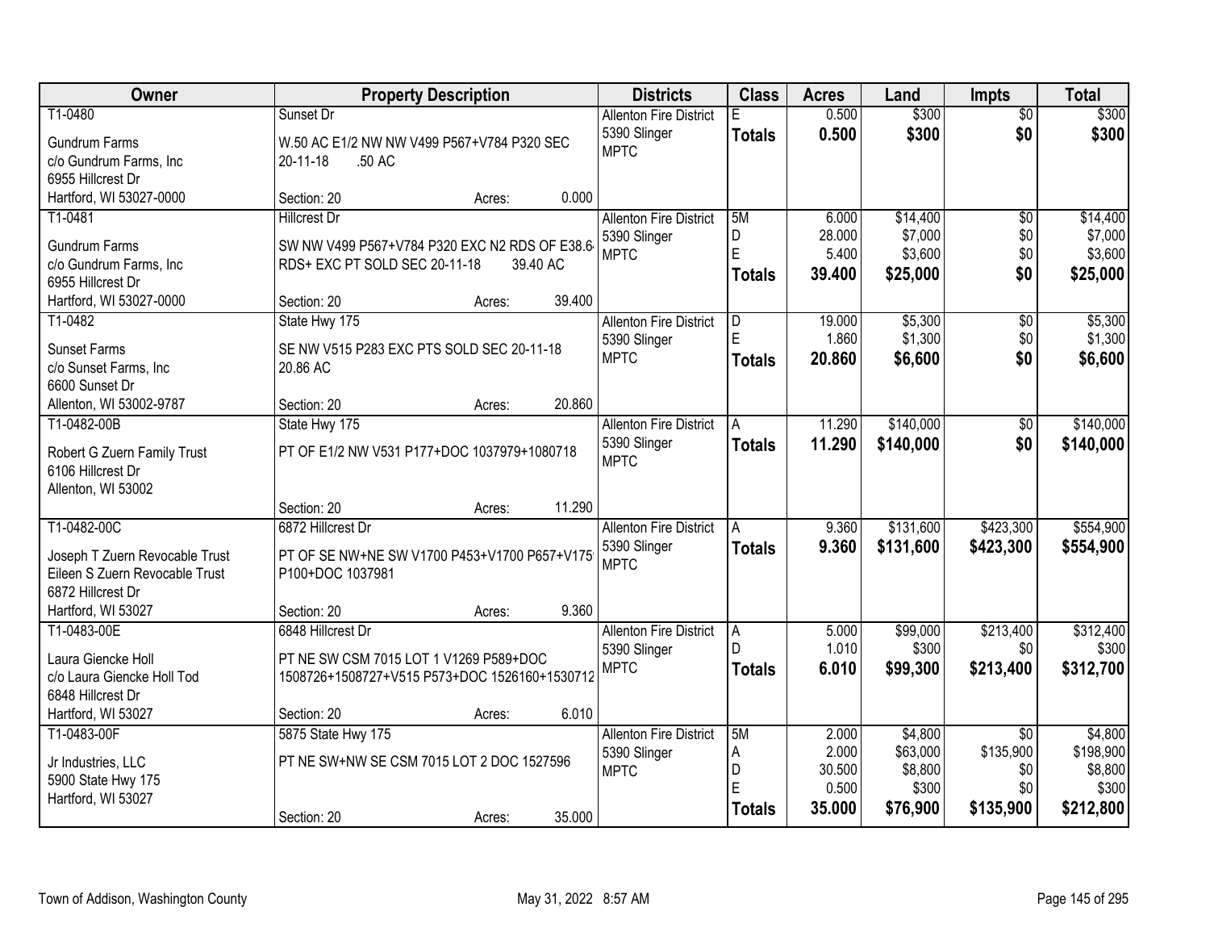| Owner | Property Description | Districts | Class | Acres | Land | Impts | Total |
|---|---|---|---|---|---|---|---|
| T1-0480 | Sunset Dr | Allenton Fire District | E | 0.500 | $300 | $0 | $300 |
| Gundrum Farms<br>c/o Gundrum Farms, Inc<br>6955 Hillcrest Dr<br>Hartford, WI 53027-0000 | W.50 AC E1/2 NW NW V499 P567+V784 P320 SEC 20-11-18 .50 AC<br>Section: 20 Acres: 0.000 | 5390 Slinger<br>MPTC | **Totals** | **0.500** | **$300** | **$0** | **$300** |
| T1-0481 | Hillcrest Dr | Allenton Fire District | 5M | 6.000 | $14,400 | $0 | $14,400 |
| Gundrum Farms<br>c/o Gundrum Farms, Inc<br>6955 Hillcrest Dr<br>Hartford, WI 53027-0000 | SW NW V499 P567+V784 P320 EXC N2 RDS OF E38.64 RDS+ EXC PT SOLD SEC 20-11-18 39.40 AC<br>Section: 20 Acres: 39.400 | 5390 Slinger<br>MPTC | D<br>E<br>**Totals** | 28.000<br>5.400<br>**39.400** | $7,000<br>$3,600<br>**$25,000** | $0<br>$0<br>**$0** | $7,000<br>$3,600<br>**$25,000** |
| T1-0482 | State Hwy 175 | Allenton Fire District | D | 19.000 | $5,300 | $0 | $5,300 |
| Sunset Farms<br>c/o Sunset Farms, Inc<br>6600 Sunset Dr<br>Allenton, WI 53002-9787 | SE NW V515 P283 EXC PTS SOLD SEC 20-11-18 20.86 AC<br>Section: 20 Acres: 20.860 | 5390 Slinger<br>MPTC | E<br>**Totals** | 1.860<br>**20.860** | $1,300<br>**$6,600** | $0<br>**$0** | $1,300<br>**$6,600** |
| T1-0482-00B | State Hwy 175 | Allenton Fire District | A | 11.290 | $140,000 | $0 | $140,000 |
| Robert G Zuern Family Trust<br>6106 Hillcrest Dr<br>Allenton, WI 53002 | PT OF E1/2 NW V531 P177+DOC 1037979+1080718<br>Section: 20 Acres: 11.290 | 5390 Slinger<br>MPTC | **Totals** | **11.290** | **$140,000** | **$0** | **$140,000** |
| T1-0482-00C | 6872 Hillcrest Dr | Allenton Fire District | A | 9.360 | $131,600 | $423,300 | $554,900 |
| Joseph T Zuern Revocable Trust<br>Eileen S Zuern Revocable Trust<br>6872 Hillcrest Dr<br>Hartford, WI 53027 | PT OF SE NW+NE SW V1700 P453+V1700 P657+V1759 P100+DOC 1037981<br>Section: 20 Acres: 9.360 | 5390 Slinger<br>MPTC | **Totals** | **9.360** | **$131,600** | **$423,300** | **$554,900** |
| T1-0483-00E | 6848 Hillcrest Dr | Allenton Fire District | A | 5.000 | $99,000 | $213,400 | $312,400 |
| Laura Giencke Holl<br>c/o Laura Giencke Holl Tod<br>6848 Hillcrest Dr<br>Hartford, WI 53027 | PT NE SW CSM 7015 LOT 1 V1269 P589+DOC 1508726+1508727+V515 P573+DOC 1526160+1530712<br>Section: 20 Acres: 6.010 | 5390 Slinger<br>MPTC | D<br>**Totals** | 1.010<br>**6.010** | $300<br>**$99,300** | $0<br>**$213,400** | $300<br>**$312,700** |
| T1-0483-00F | 5875 State Hwy 175 | Allenton Fire District | 5M | 2.000 | $4,800 | $0 | $4,800 |
| Jr Industries, LLC<br>5900 State Hwy 175<br>Hartford, WI 53027 | PT NE SW+NW SE CSM 7015 LOT 2 DOC 1527596<br>Section: 20 Acres: 35.000 | 5390 Slinger<br>MPTC | A<br>D<br>E<br>**Totals** | 2.000<br>30.500<br>0.500<br>**35.000** | $63,000<br>$8,800<br>$300<br>**$76,900** | $135,900<br>$0<br>$0<br>**$135,900** | $198,900<br>$8,800<br>$300<br>**$212,800** |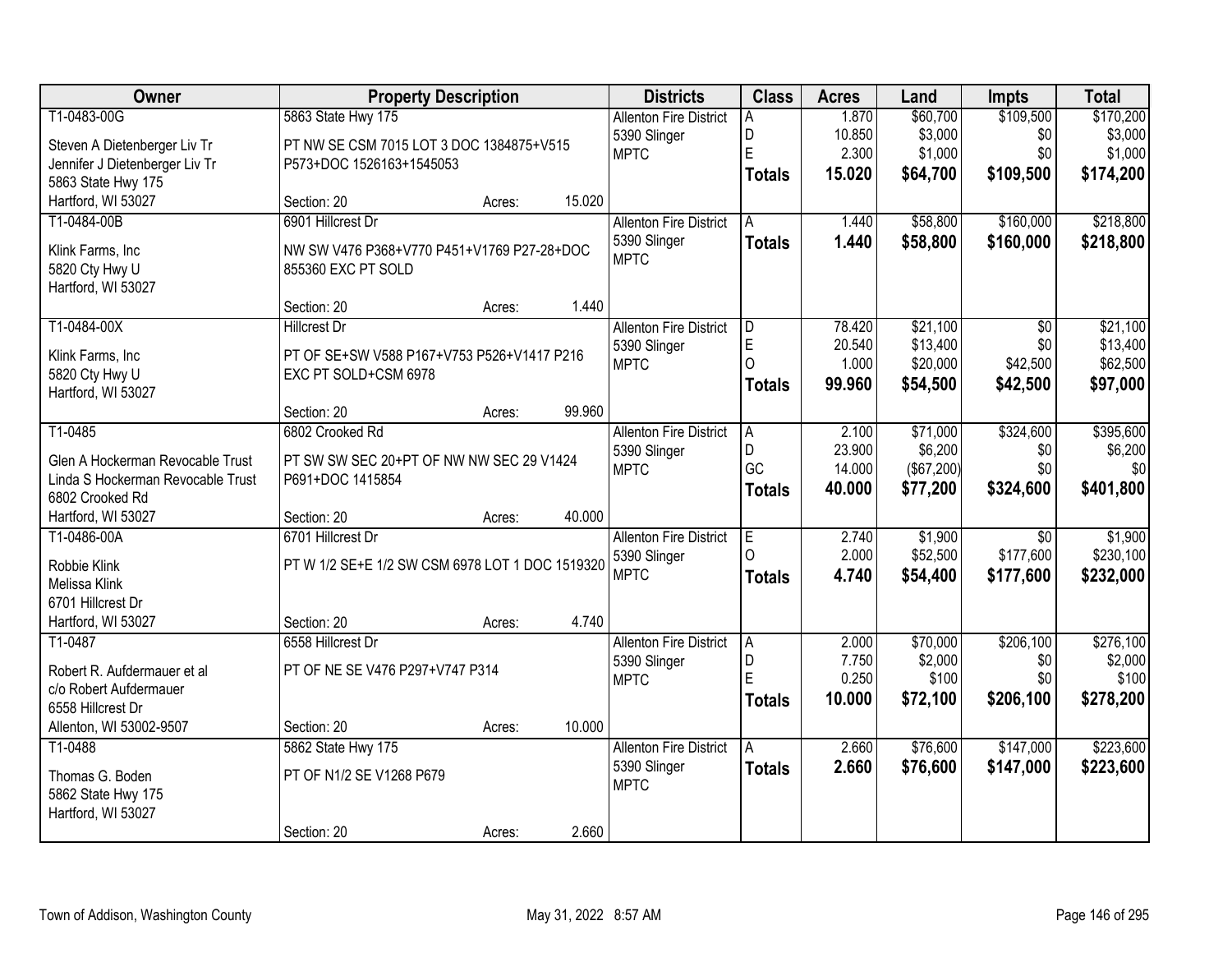| Owner | Property Description | | | Districts | Class | Acres | Land | Impts | Total |
|---|---|---|---|---|---|---|---|---|---|
| T1-0483-00G | 5863 State Hwy 175 | | | Allenton Fire District | A | 1.870 | $60,700 | $109,500 | $170,200 |
| Steven A Dietenberger Liv Tr | PT NW SE CSM 7015 LOT 3 DOC 1384875+V515 | | | 5390 Slinger | D | 10.850 | $3,000 | $0 | $3,000 |
| Jennifer J Dietenberger Liv Tr | P573+DOC 1526163+1545053 | | | MPTC | E | 2.300 | $1,000 | $0 | $1,000 |
| 5863 State Hwy 175 | | | | | **Totals** | **15.020** | **$64,700** | **$109,500** | **$174,200** |
| Hartford, WI 53027 | Section: 20 | Acres: | 15.020 | | | | | | |
| T1-0484-00B | 6901 Hillcrest Dr | | | Allenton Fire District | A | 1.440 | $58,800 | $160,000 | $218,800 |
| Klink Farms, Inc | NW SW V476 P368+V770 P451+V1769 P27-28+DOC | | | 5390 Slinger | **Totals** | **1.440** | **$58,800** | **$160,000** | **$218,800** |
| 5820 Cty Hwy U | 855360 EXC PT SOLD | | | MPTC | | | | | |
| Hartford, WI 53027 | | | | | | | | | |
| | Section: 20 | Acres: | 1.440 | | | | | | |
| T1-0484-00X | Hillcrest Dr | | | Allenton Fire District | D | 78.420 | $21,100 | $0 | $21,100 |
| Klink Farms, Inc | PT OF SE+SW V588 P167+V753 P526+V1417 P216 | | | 5390 Slinger | E | 20.540 | $13,400 | $0 | $13,400 |
| 5820 Cty Hwy U | EXC PT SOLD+CSM 6978 | | | MPTC | O | 1.000 | $20,000 | $42,500 | $62,500 |
| Hartford, WI 53027 | | | | | **Totals** | **99.960** | **$54,500** | **$42,500** | **$97,000** |
| | Section: 20 | Acres: | 99.960 | | | | | | |
| T1-0485 | 6802 Crooked Rd | | | Allenton Fire District | A | 2.100 | $71,000 | $324,600 | $395,600 |
| Glen A Hockerman Revocable Trust | PT SW SW SEC 20+PT OF NW NW SEC 29 V1424 | | | 5390 Slinger | D | 23.900 | $6,200 | $0 | $6,200 |
| Linda S Hockerman Revocable Trust | P691+DOC 1415854 | | | MPTC | GC | 14.000 | ($67,200) | $0 | $0 |
| 6802 Crooked Rd | | | | | **Totals** | **40.000** | **$77,200** | **$324,600** | **$401,800** |
| Hartford, WI 53027 | Section: 20 | Acres: | 40.000 | | | | | | |
| T1-0486-00A | 6701 Hillcrest Dr | | | Allenton Fire District | E | 2.740 | $1,900 | $0 | $1,900 |
| Robbie Klink | PT W 1/2 SE+E 1/2 SW CSM 6978 LOT 1 DOC 1519320 | | | 5390 Slinger | O | 2.000 | $52,500 | $177,600 | $230,100 |
| Melissa Klink | | | | MPTC | **Totals** | **4.740** | **$54,400** | **$177,600** | **$232,000** |
| 6701 Hillcrest Dr | | | | | | | | | |
| Hartford, WI 53027 | Section: 20 | Acres: | 4.740 | | | | | | |
| T1-0487 | 6558 Hillcrest Dr | | | Allenton Fire District | A | 2.000 | $70,000 | $206,100 | $276,100 |
| Robert R. Aufdermauer et al | PT OF NE SE V476 P297+V747 P314 | | | 5390 Slinger | D | 7.750 | $2,000 | $0 | $2,000 |
| c/o Robert Aufdermauer | | | | MPTC | E | 0.250 | $100 | $0 | $100 |
| 6558 Hillcrest Dr | | | | | **Totals** | **10.000** | **$72,100** | **$206,100** | **$278,200** |
| Allenton, WI 53002-9507 | Section: 20 | Acres: | 10.000 | | | | | | |
| T1-0488 | 5862 State Hwy 175 | | | Allenton Fire District | A | 2.660 | $76,600 | $147,000 | $223,600 |
| Thomas G. Boden | PT OF N1/2 SE V1268 P679 | | | 5390 Slinger | **Totals** | **2.660** | **$76,600** | **$147,000** | **$223,600** |
| 5862 State Hwy 175 | | | | MPTC | | | | | |
| Hartford, WI 53027 | | | | | | | | | |
| | Section: 20 | Acres: | 2.660 | | | | | | |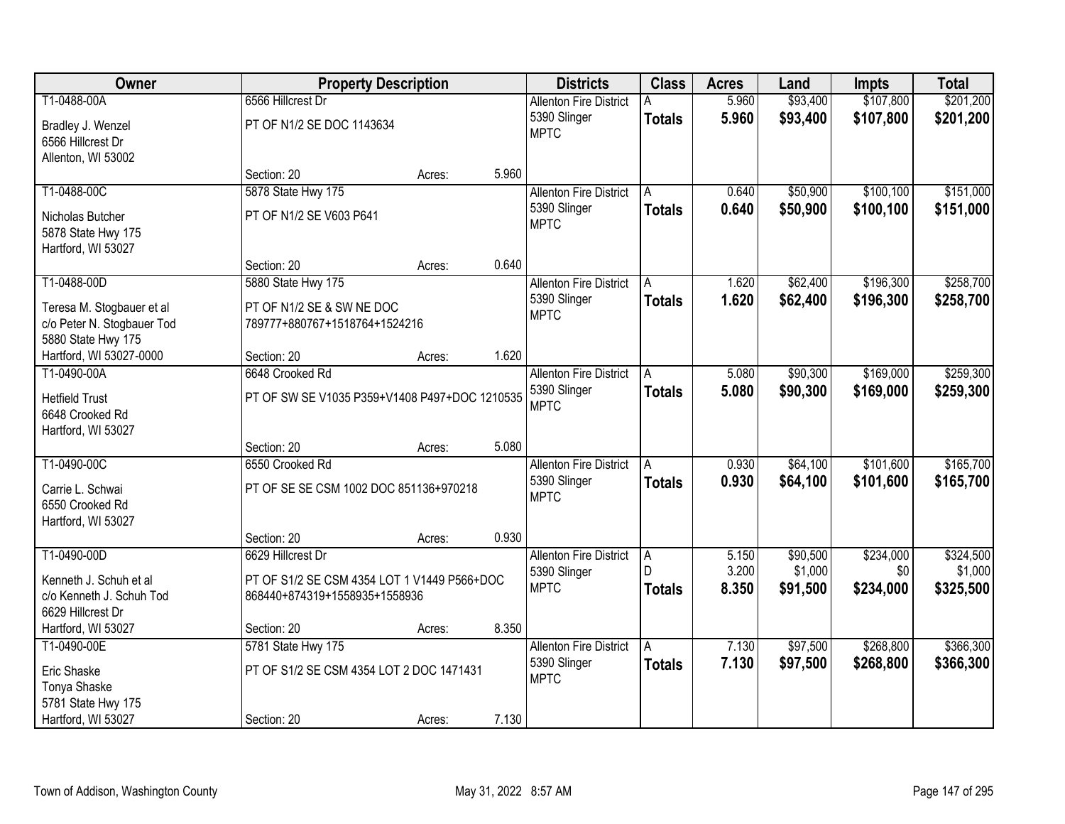| Owner | Property Description | | | Districts | Class | Acres | Land | Impts | Total |
|---|---|---|---|---|---|---|---|---|---|
| T1-0488-00A<br>Bradley J. Wenzel<br>6566 Hillcrest Dr<br>Allenton, WI 53002 | 6566 Hillcrest Dr<br>PT OF N1/2 SE DOC 1143634<br>Section: 20 | Acres: | 5.960 | Allenton Fire District<br>5390 Slinger<br>MPTC | A<br>**Totals** | 5.960<br>**5.960** | $93,400<br>**$93,400** | $107,800<br>**$107,800** | $201,200<br>**$201,200** |
| T1-0488-00C<br>Nicholas Butcher<br>5878 State Hwy 175<br>Hartford, WI 53027 | 5878 State Hwy 175<br>PT OF N1/2 SE V603 P641<br>Section: 20 | Acres: | 0.640 | Allenton Fire District<br>5390 Slinger<br>MPTC | A<br>**Totals** | 0.640<br>**0.640** | $50,900<br>**$50,900** | $100,100<br>**$100,100** | $151,000<br>**$151,000** |
| T1-0488-00D<br>Teresa M. Stogbauer et al<br>c/o Peter N. Stogbauer Tod<br>5880 State Hwy 175<br>Hartford, WI 53027-0000 | 5880 State Hwy 175<br>PT OF N1/2 SE & SW NE DOC 789777+880767+1518764+1524216<br>Section: 20 | Acres: | 1.620 | Allenton Fire District<br>5390 Slinger<br>MPTC | A<br>**Totals** | 1.620<br>**1.620** | $62,400<br>**$62,400** | $196,300<br>**$196,300** | $258,700<br>**$258,700** |
| T1-0490-00A<br>Hetfield Trust<br>6648 Crooked Rd<br>Hartford, WI 53027 | 6648 Crooked Rd<br>PT OF SW SE V1035 P359+V1408 P497+DOC 1210535<br>Section: 20 | Acres: | 5.080 | Allenton Fire District<br>5390 Slinger<br>MPTC | A<br>**Totals** | 5.080<br>**5.080** | $90,300<br>**$90,300** | $169,000<br>**$169,000** | $259,300<br>**$259,300** |
| T1-0490-00C<br>Carrie L. Schwai<br>6550 Crooked Rd<br>Hartford, WI 53027 | 6550 Crooked Rd<br>PT OF SE SE CSM 1002 DOC 851136+970218<br>Section: 20 | Acres: | 0.930 | Allenton Fire District<br>5390 Slinger<br>MPTC | A<br>**Totals** | 0.930<br>**0.930** | $64,100<br>**$64,100** | $101,600<br>**$101,600** | $165,700<br>**$165,700** |
| T1-0490-00D<br>Kenneth J. Schuh et al<br>c/o Kenneth J. Schuh Tod<br>6629 Hillcrest Dr<br>Hartford, WI 53027 | 6629 Hillcrest Dr<br>PT OF S1/2 SE CSM 4354 LOT 1 V1449 P566+DOC 868440+874319+1558935+1558936<br>Section: 20 | Acres: | 8.350 | Allenton Fire District<br>5390 Slinger<br>MPTC | A<br>D<br>**Totals** | 5.150<br>3.200<br>**8.350** | $90,500<br>$1,000<br>**$91,500** | $234,000<br>$0<br>**$234,000** | $324,500<br>$1,000<br>**$325,500** |
| T1-0490-00E<br>Eric Shaske<br>Tonya Shaske<br>5781 State Hwy 175<br>Hartford, WI 53027 | 5781 State Hwy 175<br>PT OF S1/2 SE CSM 4354 LOT 2 DOC 1471431<br>Section: 20 | Acres: | 7.130 | Allenton Fire District<br>5390 Slinger<br>MPTC | A<br>**Totals** | 7.130<br>**7.130** | $97,500<br>**$97,500** | $268,800<br>**$268,800** | $366,300<br>**$366,300** |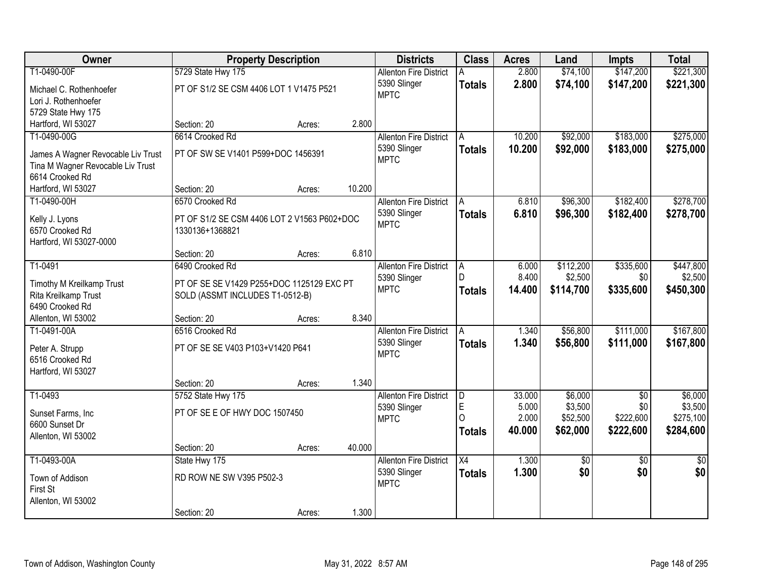| Owner | Property Description | | | Districts | Class | Acres | Land | Impts | Total |
|---|---|---|---|---|---|---|---|---|---|
| T1-0490-00F<br>Michael C. Rothenhoefer<br>Lori J. Rothenhoefer<br>5729 State Hwy 175<br>Hartford, WI 53027 | 5729 State Hwy 175<br>PT OF S1/2 SE CSM 4406 LOT 1 V1475 P521<br>Section: 20 | Acres: | 2.800 | Allenton Fire District<br>5390 Slinger<br>MPTC | A<br>**Totals** | 2.800<br>**2.800** | $74,100<br>**$74,100** | $147,200<br>**$147,200** | $221,300<br>**$221,300** |
| T1-0490-00G<br>James A Wagner Revocable Liv Trust<br>Tina M Wagner Revocable Liv Trust<br>6614 Crooked Rd<br>Hartford, WI 53027 | 6614 Crooked Rd<br>PT OF SW SE V1401 P599+DOC 1456391<br>Section: 20 | Acres: | 10.200 | Allenton Fire District<br>5390 Slinger<br>MPTC | A<br>**Totals** | 10.200<br>**10.200** | $92,000<br>**$92,000** | $183,000<br>**$183,000** | $275,000<br>**$275,000** |
| T1-0490-00H<br>Kelly J. Lyons<br>6570 Crooked Rd<br>Hartford, WI 53027-0000 | 6570 Crooked Rd<br>PT OF S1/2 SE CSM 4406 LOT 2 V1563 P602+DOC 1330136+1368821<br>Section: 20 | Acres: | 6.810 | Allenton Fire District<br>5390 Slinger<br>MPTC | A<br>**Totals** | 6.810<br>**6.810** | $96,300<br>**$96,300** | $182,400<br>**$182,400** | $278,700<br>**$278,700** |
| T1-0491<br>Timothy M Kreilkamp Trust<br>Rita Kreilkamp Trust<br>6490 Crooked Rd<br>Allenton, WI 53002 | 6490 Crooked Rd<br>PT OF SE SE V1429 P255+DOC 1125129 EXC PT SOLD (ASSMT INCLUDES T1-0512-B)<br>Section: 20 | Acres: | 8.340 | Allenton Fire District<br>5390 Slinger<br>MPTC | A<br>D<br>**Totals** | 6.000<br>8.400<br>**14.400** | $112,200<br>$2,500<br>**$114,700** | $335,600<br>$0<br>**$335,600** | $447,800<br>$2,500<br>**$450,300** |
| T1-0491-00A<br>Peter A. Strupp<br>6516 Crooked Rd<br>Hartford, WI 53027 | 6516 Crooked Rd<br>PT OF SE SE V403 P103+V1420 P641<br>Section: 20 | Acres: | 1.340 | Allenton Fire District<br>5390 Slinger<br>MPTC | A<br>**Totals** | 1.340<br>**1.340** | $56,800<br>**$56,800** | $111,000<br>**$111,000** | $167,800<br>**$167,800** |
| T1-0493<br>Sunset Farms, Inc<br>6600 Sunset Dr<br>Allenton, WI 53002 | 5752 State Hwy 175<br>PT OF SE E OF HWY DOC 1507450<br>Section: 20 | Acres: | 40.000 | Allenton Fire District<br>5390 Slinger<br>MPTC | D<br>E<br>O<br>**Totals** | 33.000<br>5.000<br>2.000<br>**40.000** | $6,000<br>$3,500<br>$52,500<br>**$62,000** | $0<br>$0<br>$222,600<br>**$222,600** | $6,000<br>$3,500<br>$275,100<br>**$284,600** |
| T1-0493-00A<br>Town of Addison<br>First St<br>Allenton, WI 53002 | State Hwy 175<br>RD ROW NE SW V395 P502-3<br>Section: 20 | Acres: | 1.300 | Allenton Fire District<br>5390 Slinger<br>MPTC | X4<br>**Totals** | 1.300<br>**1.300** | $0<br>**$0** | $0<br>**$0** | $0<br>**$0** |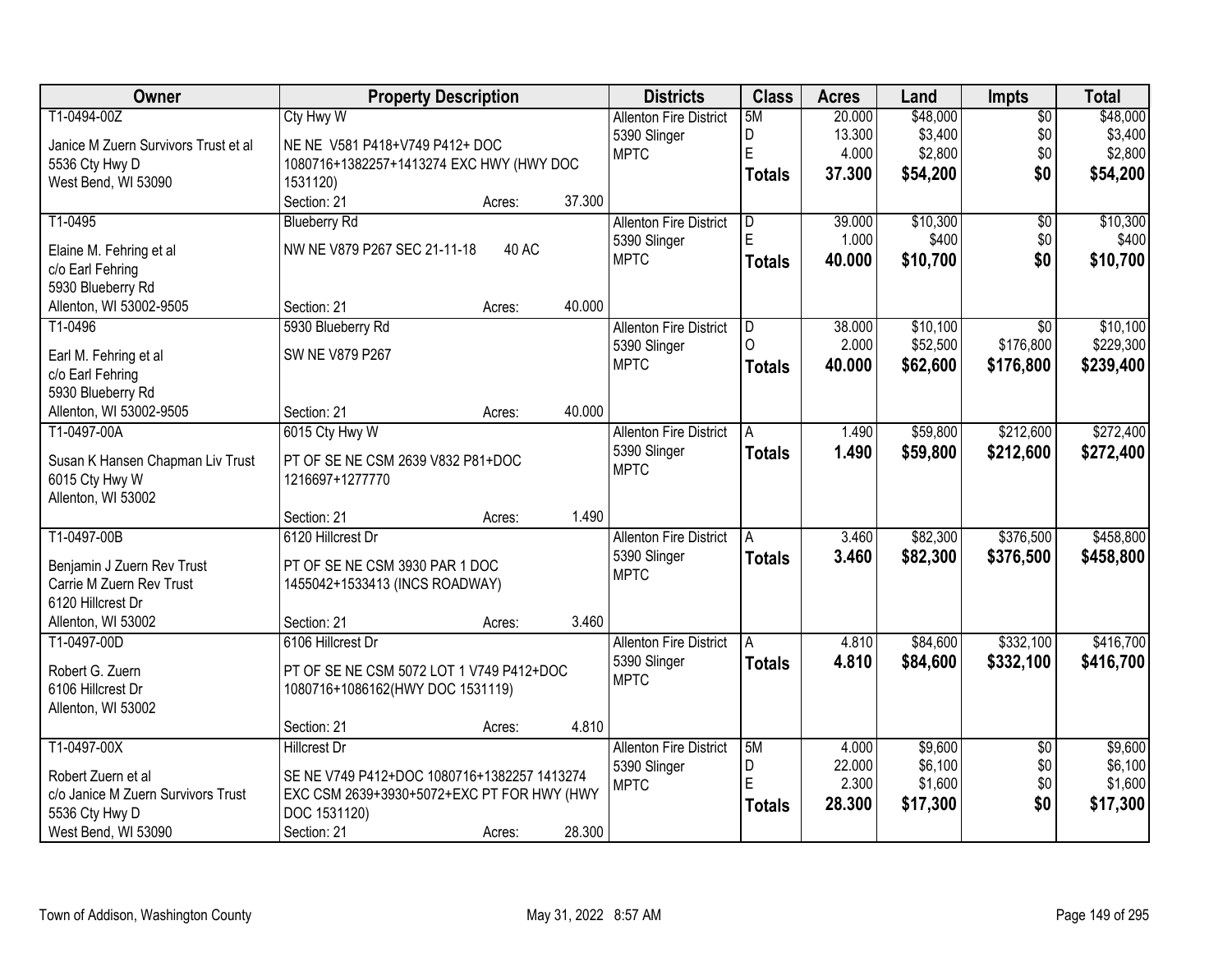| Owner | Property Description | Districts | Class | Acres | Land | Impts | Total |
|---|---|---|---|---|---|---|---|
| T1-0494-00Z<br>Janice M Zuern Survivors Trust et al<br>5536 Cty Hwy D<br>West Bend, WI 53090 | Cty Hwy W<br>NE NE V581 P418+V749 P412+ DOC 1080716+1382257+1413274 EXC HWY (HWY DOC 1531120)<br>Section: 21 Acres: 37.300 | Allenton Fire District<br>5390 Slinger<br>MPTC | 5M<br>D<br>E<br>**Totals** | 20.000<br>13.300<br>4.000<br>**37.300** | $48,000<br>$3,400<br>$2,800<br>**$54,200** | $0<br>$0<br>$0<br>**$0** | $48,000<br>$3,400<br>$2,800<br>**$54,200** |
| T1-0495<br>Elaine M. Fehring et al<br>c/o Earl Fehring<br>5930 Blueberry Rd<br>Allenton, WI 53002-9505 | Blueberry Rd<br>NW NE V879 P267 SEC 21-11-18 40 AC<br>Section: 21 Acres: 40.000 | Allenton Fire District<br>5390 Slinger<br>MPTC | D<br>E<br>**Totals** | 39.000<br>1.000<br>**40.000** | $10,300<br>$400<br>**$10,700** | $0<br>$0<br>**$0** | $10,300<br>$400<br>**$10,700** |
| T1-0496<br>Earl M. Fehring et al<br>c/o Earl Fehring<br>5930 Blueberry Rd<br>Allenton, WI 53002-9505 | 5930 Blueberry Rd<br>SW NE V879 P267<br>Section: 21 Acres: 40.000 | Allenton Fire District<br>5390 Slinger<br>MPTC | D<br>O<br>**Totals** | 38.000<br>2.000<br>**40.000** | $10,100<br>$52,500<br>**$62,600** | $0<br>$176,800<br>**$176,800** | $10,100<br>$229,300<br>**$239,400** |
| T1-0497-00A<br>Susan K Hansen Chapman Liv Trust<br>6015 Cty Hwy W<br>Allenton, WI 53002 | 6015 Cty Hwy W<br>PT OF SE NE CSM 2639 V832 P81+DOC 1216697+1277770<br>Section: 21 Acres: 1.490 | Allenton Fire District<br>5390 Slinger<br>MPTC | A<br>**Totals** | 1.490<br>**1.490** | $59,800<br>**$59,800** | $212,600<br>**$212,600** | $272,400<br>**$272,400** |
| T1-0497-00B<br>Benjamin J Zuern Rev Trust<br>Carrie M Zuern Rev Trust<br>6120 Hillcrest Dr<br>Allenton, WI 53002 | 6120 Hillcrest Dr<br>PT OF SE NE CSM 3930 PAR 1 DOC 1455042+1533413 (INCS ROADWAY)<br>Section: 21 Acres: 3.460 | Allenton Fire District<br>5390 Slinger<br>MPTC | A<br>**Totals** | 3.460<br>**3.460** | $82,300<br>**$82,300** | $376,500<br>**$376,500** | $458,800<br>**$458,800** |
| T1-0497-00D<br>Robert G. Zuern<br>6106 Hillcrest Dr<br>Allenton, WI 53002 | 6106 Hillcrest Dr<br>PT OF SE NE CSM 5072 LOT 1 V749 P412+DOC 1080716+1086162(HWY DOC 1531119)<br>Section: 21 Acres: 4.810 | Allenton Fire District<br>5390 Slinger<br>MPTC | A<br>**Totals** | 4.810<br>**4.810** | $84,600<br>**$84,600** | $332,100<br>**$332,100** | $416,700<br>**$416,700** |
| T1-0497-00X<br>Robert Zuern et al<br>c/o Janice M Zuern Survivors Trust<br>5536 Cty Hwy D<br>West Bend, WI 53090 | Hillcrest Dr<br>SE NE V749 P412+DOC 1080716+1382257 1413274 EXC CSM 2639+3930+5072+EXC PT FOR HWY (HWY DOC 1531120)<br>Section: 21 Acres: 28.300 | Allenton Fire District<br>5390 Slinger<br>MPTC | 5M<br>D<br>E<br>**Totals** | 4.000<br>22.000<br>2.300<br>**28.300** | $9,600<br>$6,100<br>$1,600<br>**$17,300** | $0<br>$0<br>$0<br>**$0** | $9,600<br>$6,100<br>$1,600<br>**$17,300** |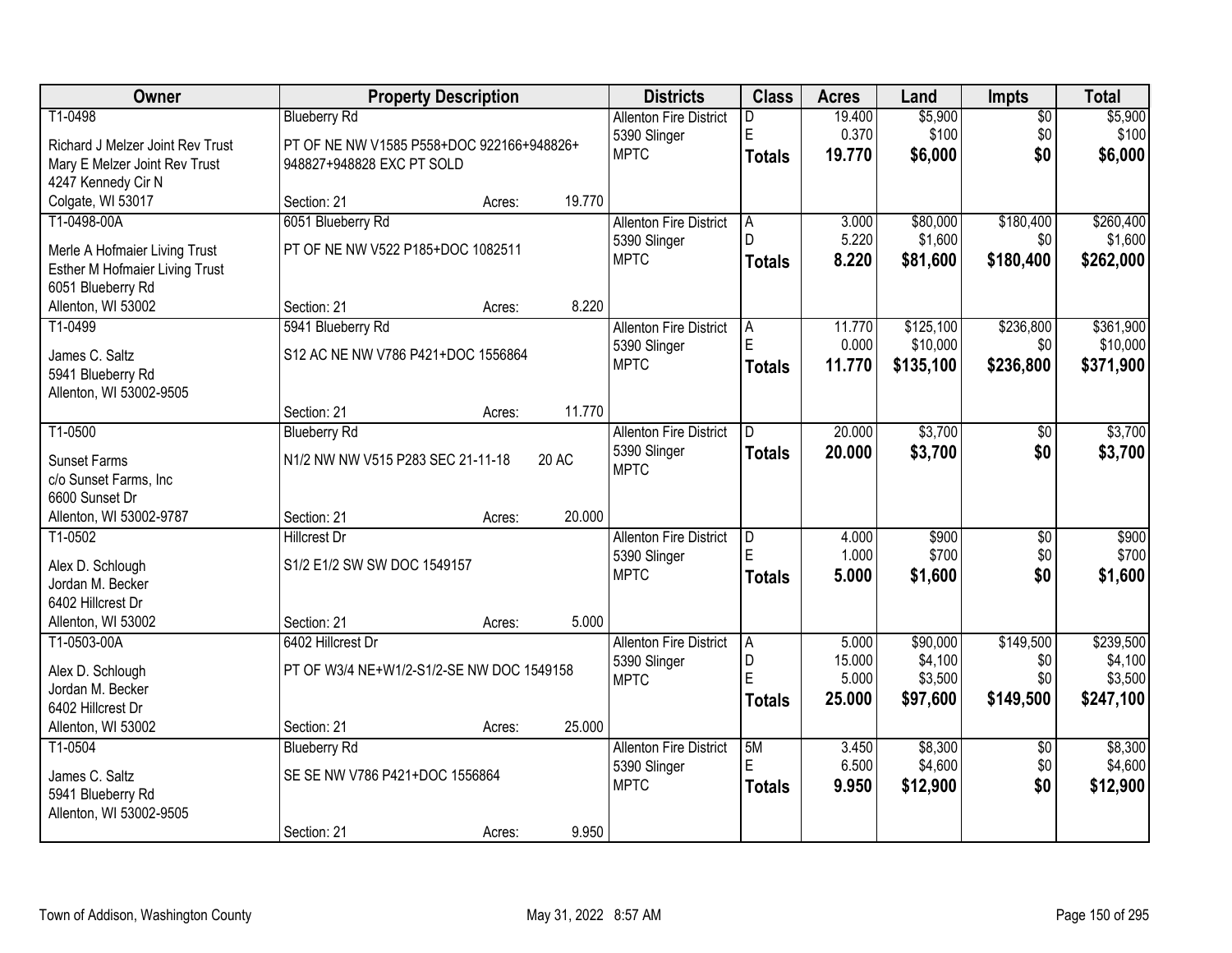| Owner | Property Description | | Districts | Class | Acres | Land | Impts | Total |
|---|---|---|---|---|---|---|---|---|
| T1-0498 | Blueberry Rd | | Allenton Fire District | D | 19.400 | $5,900 | $0 | $5,900 |
| Richard J Melzer Joint Rev Trust | PT OF NE NW V1585 P558+DOC 922166+948826+ | | 5390 Slinger | E | 0.370 | $100 | $0 | $100 |
| Mary E Melzer Joint Rev Trust | 948827+948828 EXC PT SOLD | | MPTC | **Totals** | **19.770** | **$6,000** | **$0** | **$6,000** |
| 4247 Kennedy Cir N | | | | | | | | |
| Colgate, WI 53017 | Section: 21 | Acres: 19.770 | | | | | | |
| T1-0498-00A | 6051 Blueberry Rd | | Allenton Fire District | A | 3.000 | $80,000 | $180,400 | $260,400 |
| Merle A Hofmaier Living Trust | PT OF NE NW V522 P185+DOC 1082511 | | 5390 Slinger | D | 5.220 | $1,600 | $0 | $1,600 |
| Esther M Hofmaier Living Trust | | | MPTC | **Totals** | **8.220** | **$81,600** | **$180,400** | **$262,000** |
| 6051 Blueberry Rd | | | | | | | | |
| Allenton, WI 53002 | Section: 21 | Acres: 8.220 | | | | | | |
| T1-0499 | 5941 Blueberry Rd | | Allenton Fire District | A | 11.770 | $125,100 | $236,800 | $361,900 |
| James C. Saltz | S12 AC NE NW V786 P421+DOC 1556864 | | 5390 Slinger | E | 0.000 | $10,000 | $0 | $10,000 |
| 5941 Blueberry Rd | | | MPTC | **Totals** | **11.770** | **$135,100** | **$236,800** | **$371,900** |
| Allenton, WI 53002-9505 | | | | | | | | |
| | Section: 21 | Acres: 11.770 | | | | | | |
| T1-0500 | Blueberry Rd | | Allenton Fire District | D | 20.000 | $3,700 | $0 | $3,700 |
| Sunset Farms | N1/2 NW NW V515 P283 SEC 21-11-18 | 20 AC | 5390 Slinger | **Totals** | **20.000** | **$3,700** | **$0** | **$3,700** |
| c/o Sunset Farms, Inc | | | MPTC | | | | | |
| 6600 Sunset Dr | | | | | | | | |
| Allenton, WI 53002-9787 | Section: 21 | Acres: 20.000 | | | | | | |
| T1-0502 | Hillcrest Dr | | Allenton Fire District | D | 4.000 | $900 | $0 | $900 |
| Alex D. Schlough | S1/2 E1/2 SW SW DOC 1549157 | | 5390 Slinger | E | 1.000 | $700 | $0 | $700 |
| Jordan M. Becker | | | MPTC | **Totals** | **5.000** | **$1,600** | **$0** | **$1,600** |
| 6402 Hillcrest Dr | | | | | | | | |
| Allenton, WI 53002 | Section: 21 | Acres: 5.000 | | | | | | |
| T1-0503-00A | 6402 Hillcrest Dr | | Allenton Fire District | A | 5.000 | $90,000 | $149,500 | $239,500 |
| Alex D. Schlough | PT OF W3/4 NE+W1/2-S1/2-SE NW DOC 1549158 | | 5390 Slinger | D | 15.000 | $4,100 | $0 | $4,100 |
| Jordan M. Becker | | | MPTC | E | 5.000 | $3,500 | $0 | $3,500 |
| 6402 Hillcrest Dr | | | | **Totals** | **25.000** | **$97,600** | **$149,500** | **$247,100** |
| Allenton, WI 53002 | Section: 21 | Acres: 25.000 | | | | | | |
| T1-0504 | Blueberry Rd | | Allenton Fire District | 5M | 3.450 | $8,300 | $0 | $8,300 |
| James C. Saltz | SE SE NW V786 P421+DOC 1556864 | | 5390 Slinger | E | 6.500 | $4,600 | $0 | $4,600 |
| 5941 Blueberry Rd | | | MPTC | **Totals** | **9.950** | **$12,900** | **$0** | **$12,900** |
| Allenton, WI 53002-9505 | | | | | | | | |
| | Section: 21 | Acres: 9.950 | | | | | | |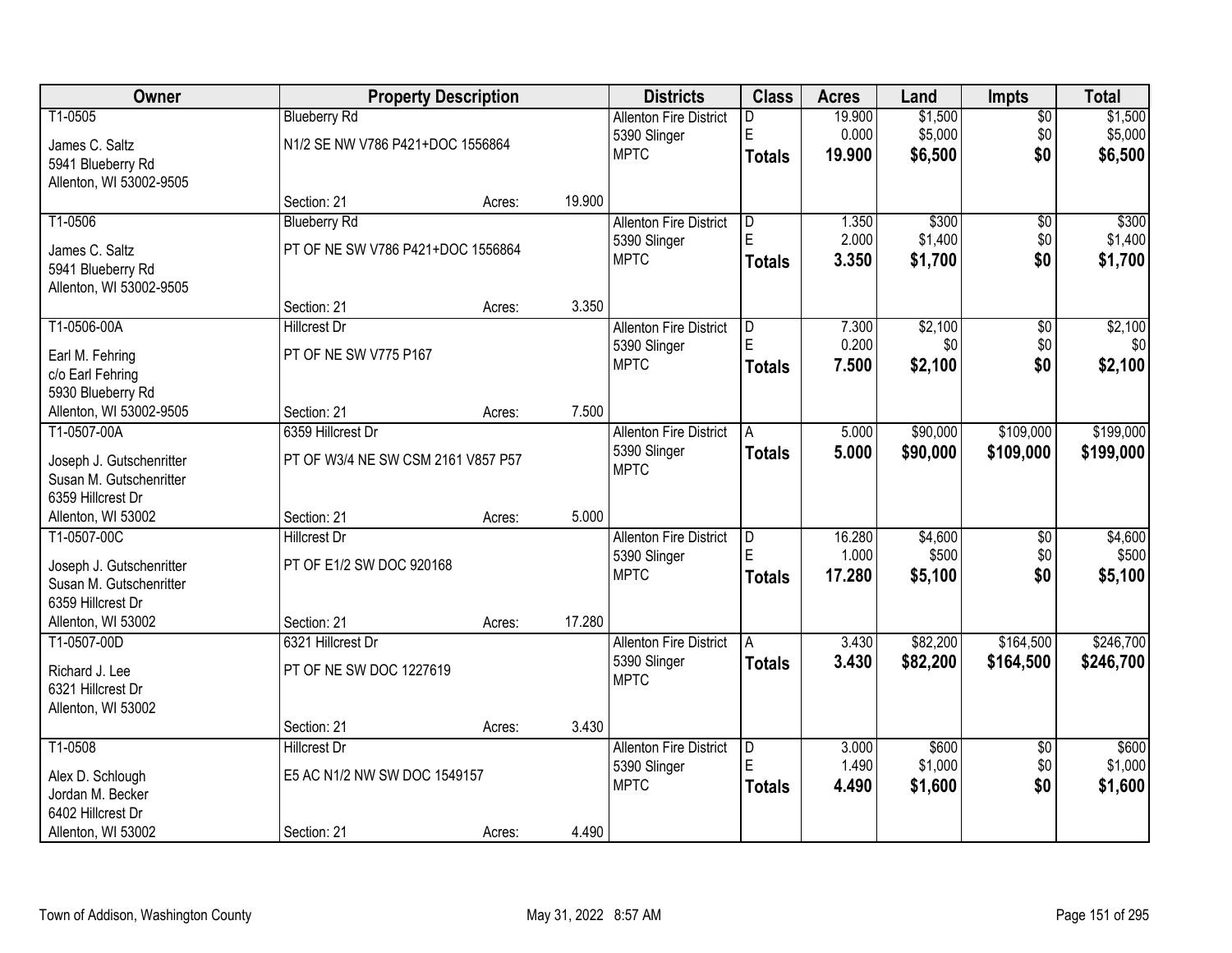| Owner | Property Description | | | Districts | Class | Acres | Land | Impts | Total |
|---|---|---|---|---|---|---|---|---|---|
| T1-0505<br>James C. Saltz<br>5941 Blueberry Rd<br>Allenton, WI 53002-9505 | Blueberry Rd<br>N1/2 SE NW V786 P421+DOC 1556864<br>Section: 21 | Acres: | 19.900 | Allenton Fire District<br>5390 Slinger<br>MPTC | D<br>E<br>**Totals** | 19.900<br>0.000<br>**19.900** | $1,500<br>$5,000<br>**$6,500** | $0<br>$0<br>**$0** | $1,500<br>$5,000<br>**$6,500** |
| T1-0506<br>James C. Saltz<br>5941 Blueberry Rd<br>Allenton, WI 53002-9505 | Blueberry Rd<br>PT OF NE SW V786 P421+DOC 1556864<br>Section: 21 | Acres: | 3.350 | Allenton Fire District<br>5390 Slinger<br>MPTC | D<br>E<br>**Totals** | 1.350<br>2.000<br>**3.350** | $300<br>$1,400<br>**$1,700** | $0<br>$0<br>**$0** | $300<br>$1,400<br>**$1,700** |
| T1-0506-00A<br>Earl M. Fehring<br>c/o Earl Fehring<br>5930 Blueberry Rd<br>Allenton, WI 53002-9505 | Hillcrest Dr<br>PT OF NE SW V775 P167<br>Section: 21 | Acres: | 7.500 | Allenton Fire District<br>5390 Slinger<br>MPTC | D<br>E<br>**Totals** | 7.300<br>0.200<br>**7.500** | $2,100<br>$0<br>**$2,100** | $0<br>$0<br>**$0** | $2,100<br>$0<br>**$2,100** |
| T1-0507-00A<br>Joseph J. Gutschenritter<br>Susan M. Gutschenritter<br>6359 Hillcrest Dr<br>Allenton, WI 53002 | 6359 Hillcrest Dr<br>PT OF W3/4 NE SW CSM 2161 V857 P57<br>Section: 21 | Acres: | 5.000 | Allenton Fire District<br>5390 Slinger<br>MPTC | A<br>**Totals** | 5.000<br>**5.000** | $90,000<br>**$90,000** | $109,000<br>**$109,000** | $199,000<br>**$199,000** |
| T1-0507-00C<br>Joseph J. Gutschenritter<br>Susan M. Gutschenritter<br>6359 Hillcrest Dr<br>Allenton, WI 53002 | Hillcrest Dr<br>PT OF E1/2 SW DOC 920168<br>Section: 21 | Acres: | 17.280 | Allenton Fire District<br>5390 Slinger<br>MPTC | D<br>E<br>**Totals** | 16.280<br>1.000<br>**17.280** | $4,600<br>$500<br>**$5,100** | $0<br>$0<br>**$0** | $4,600<br>$500<br>**$5,100** |
| T1-0507-00D<br>Richard J. Lee<br>6321 Hillcrest Dr<br>Allenton, WI 53002 | 6321 Hillcrest Dr<br>PT OF NE SW DOC 1227619<br>Section: 21 | Acres: | 3.430 | Allenton Fire District<br>5390 Slinger<br>MPTC | A<br>**Totals** | 3.430<br>**3.430** | $82,200<br>**$82,200** | $164,500<br>**$164,500** | $246,700<br>**$246,700** |
| T1-0508<br>Alex D. Schlough<br>Jordan M. Becker<br>6402 Hillcrest Dr<br>Allenton, WI 53002 | Hillcrest Dr<br>E5 AC N1/2 NW SW DOC 1549157<br>Section: 21 | Acres: | 4.490 | Allenton Fire District<br>5390 Slinger<br>MPTC | D<br>E<br>**Totals** | 3.000<br>1.490<br>**4.490** | $600<br>$1,000<br>**$1,600** | $0<br>$0<br>**$0** | $600<br>$1,000<br>**$1,600** |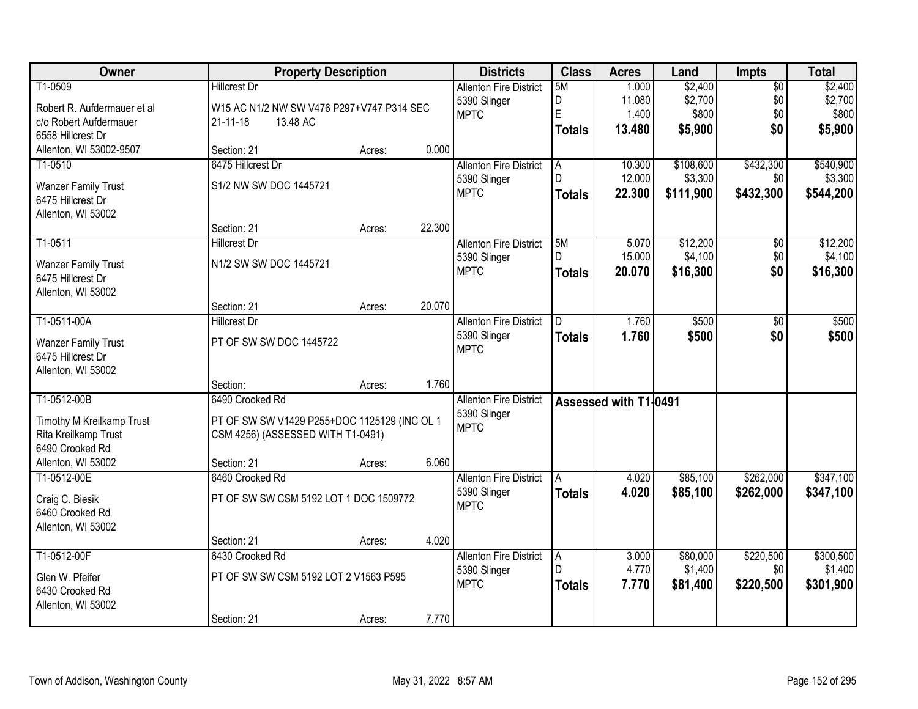| Owner | Property Description | Districts | Class | Acres | Land | Impts | Total |
|---|---|---|---|---|---|---|---|
| T1-0509<br>Robert R. Aufdermauer et al<br>c/o Robert Aufdermauer<br>6558 Hillcrest Dr<br>Allenton, WI 53002-9507 | Hillcrest Dr<br>W15 AC N1/2 NW SW V476 P297+V747 P314 SEC 21-11-18 13.48 AC<br>Section: 21 Acres: 0.000 | Allenton Fire District<br>5390 Slinger<br>MPTC | 5M<br>D<br>E<br>**Totals** | 1.000<br>11.080<br>1.400<br>**13.480** | $2,400<br>$2,700<br>$800<br>**$5,900** | $0<br>$0<br>$0<br>**$0** | $2,400<br>$2,700<br>$800<br>**$5,900** |
| T1-0510<br>Wanzer Family Trust<br>6475 Hillcrest Dr<br>Allenton, WI 53002 | 6475 Hillcrest Dr<br>S1/2 NW SW DOC 1445721<br>Section: 21 Acres: 22.300 | Allenton Fire District<br>5390 Slinger<br>MPTC | A<br>D<br>**Totals** | 10.300<br>12.000<br>**22.300** | $108,600<br>$3,300<br>**$111,900** | $432,300<br>$0<br>**$432,300** | $540,900<br>$3,300<br>**$544,200** |
| T1-0511<br>Wanzer Family Trust<br>6475 Hillcrest Dr<br>Allenton, WI 53002 | Hillcrest Dr<br>N1/2 SW SW DOC 1445721<br>Section: 21 Acres: 20.070 | Allenton Fire District<br>5390 Slinger<br>MPTC | 5M<br>D<br>**Totals** | 5.070<br>15.000<br>**20.070** | $12,200<br>$4,100<br>**$16,300** | $0<br>$0<br>**$0** | $12,200<br>$4,100<br>**$16,300** |
| T1-0511-00A<br>Wanzer Family Trust<br>6475 Hillcrest Dr<br>Allenton, WI 53002 | Hillcrest Dr<br>PT OF SW SW DOC 1445722<br>Section: Acres: 1.760 | Allenton Fire District<br>5390 Slinger<br>MPTC | D<br>**Totals** | 1.760<br>**1.760** | $500<br>**$500** | $0<br>**$0** | $500<br>**$500** |
| T1-0512-00B<br>Timothy M Kreilkamp Trust<br>Rita Kreilkamp Trust<br>6490 Crooked Rd<br>Allenton, WI 53002 | 6490 Crooked Rd<br>PT OF SW SW V1429 P255+DOC 1125129 (INC OL 1 CSM 4256) (ASSESSED WITH T1-0491)<br>Section: 21 Acres: 6.060 | Allenton Fire District<br>5390 Slinger<br>MPTC | Assessed with T1-0491 | | | | |
| T1-0512-00E<br>Craig C. Biesik<br>6460 Crooked Rd<br>Allenton, WI 53002 | 6460 Crooked Rd<br>PT OF SW SW CSM 5192 LOT 1 DOC 1509772<br>Section: 21 Acres: 4.020 | Allenton Fire District<br>5390 Slinger<br>MPTC | A<br>**Totals** | 4.020<br>**4.020** | $85,100<br>**$85,100** | $262,000<br>**$262,000** | $347,100<br>**$347,100** |
| T1-0512-00F<br>Glen W. Pfeifer<br>6430 Crooked Rd<br>Allenton, WI 53002 | 6430 Crooked Rd<br>PT OF SW SW CSM 5192 LOT 2 V1563 P595<br>Section: 21 Acres: 7.770 | Allenton Fire District<br>5390 Slinger<br>MPTC | A<br>D<br>**Totals** | 3.000<br>4.770<br>**7.770** | $80,000<br>$1,400<br>**$81,400** | $220,500<br>$0<br>**$220,500** | $300,500<br>$1,400<br>**$301,900** |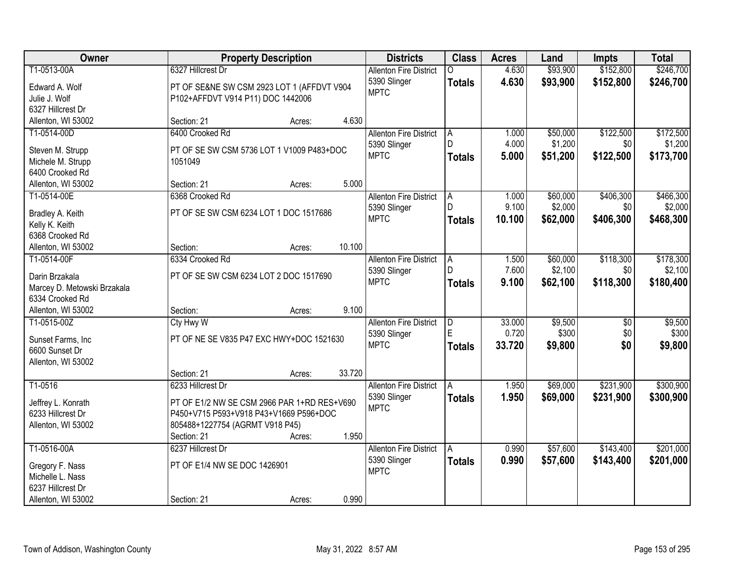| Owner | Property Description | Districts | Class | Acres | Land | Impts | Total |
|---|---|---|---|---|---|---|---|
| T1-0513-00A<br>Edward A. Wolf<br>Julie J. Wolf<br>6327 Hillcrest Dr<br>Allenton, WI 53002 | 6327 Hillcrest Dr<br>PT OF SE&NE SW CSM 2923 LOT 1 (AFFDVT V904 P102+AFFDVT V914 P11) DOC 1442006<br>Section: 21 Acres: 4.630 | Allenton Fire District<br>5390 Slinger<br>MPTC | O<br>**Totals** | 4.630<br>**4.630** | $93,900<br>**$93,900** | $152,800<br>**$152,800** | $246,700<br>**$246,700** |
| T1-0514-00D<br>Steven M. Strupp<br>Michele M. Strupp<br>6400 Crooked Rd<br>Allenton, WI 53002 | 6400 Crooked Rd<br>PT OF SE SW CSM 5736 LOT 1 V1009 P483+DOC 1051049<br>Section: 21 Acres: 5.000 | Allenton Fire District<br>5390 Slinger<br>MPTC | A<br>D<br>**Totals** | 1.000<br>4.000<br>**5.000** | $50,000<br>$1,200<br>**$51,200** | $122,500<br>$0<br>**$122,500** | $172,500<br>$1,200<br>**$173,700** |
| T1-0514-00E<br>Bradley A. Keith<br>Kelly K. Keith<br>6368 Crooked Rd<br>Allenton, WI 53002 | 6368 Crooked Rd<br>PT OF SE SW CSM 6234 LOT 1 DOC 1517686<br>Section: Acres: 10.100 | Allenton Fire District<br>5390 Slinger<br>MPTC | A<br>D<br>**Totals** | 1.000<br>9.100<br>**10.100** | $60,000<br>$2,000<br>**$62,000** | $406,300<br>$0<br>**$406,300** | $466,300<br>$2,000<br>**$468,300** |
| T1-0514-00F<br>Darin Brzakala<br>Marcey D. Metowski Brzakala<br>6334 Crooked Rd<br>Allenton, WI 53002 | 6334 Crooked Rd<br>PT OF SE SW CSM 6234 LOT 2 DOC 1517690<br>Section: Acres: 9.100 | Allenton Fire District<br>5390 Slinger<br>MPTC | A<br>D<br>**Totals** | 1.500<br>7.600<br>**9.100** | $60,000<br>$2,100<br>**$62,100** | $118,300<br>$0<br>**$118,300** | $178,300<br>$2,100<br>**$180,400** |
| T1-0515-00Z<br>Sunset Farms, Inc<br>6600 Sunset Dr<br>Allenton, WI 53002 | Cty Hwy W<br>PT OF NE SE V835 P47 EXC HWY+DOC 1521630<br>Section: 21 Acres: 33.720 | Allenton Fire District<br>5390 Slinger<br>MPTC | D<br>E<br>**Totals** | 33.000<br>0.720<br>**33.720** | $9,500<br>$300<br>**$9,800** | $0<br>$0<br>**$0** | $9,500<br>$300<br>**$9,800** |
| T1-0516<br>Jeffrey L. Konrath<br>6233 Hillcrest Dr<br>Allenton, WI 53002 | 6233 Hillcrest Dr<br>PT OF E1/2 NW SE CSM 2966 PAR 1+RD RES+V690 P450+V715 P593+V918 P43+V1669 P596+DOC 805488+1227754 (AGRMT V918 P45)<br>Section: 21 Acres: 1.950 | Allenton Fire District<br>5390 Slinger<br>MPTC | A<br>**Totals** | 1.950<br>**1.950** | $69,000<br>**$69,000** | $231,900<br>**$231,900** | $300,900<br>**$300,900** |
| T1-0516-00A<br>Gregory F. Nass<br>Michelle L. Nass<br>6237 Hillcrest Dr<br>Allenton, WI 53002 | 6237 Hillcrest Dr<br>PT OF E1/4 NW SE DOC 1426901<br>Section: 21 Acres: 0.990 | Allenton Fire District<br>5390 Slinger<br>MPTC | A<br>**Totals** | 0.990<br>**0.990** | $57,600<br>**$57,600** | $143,400<br>**$143,400** | $201,000<br>**$201,000** |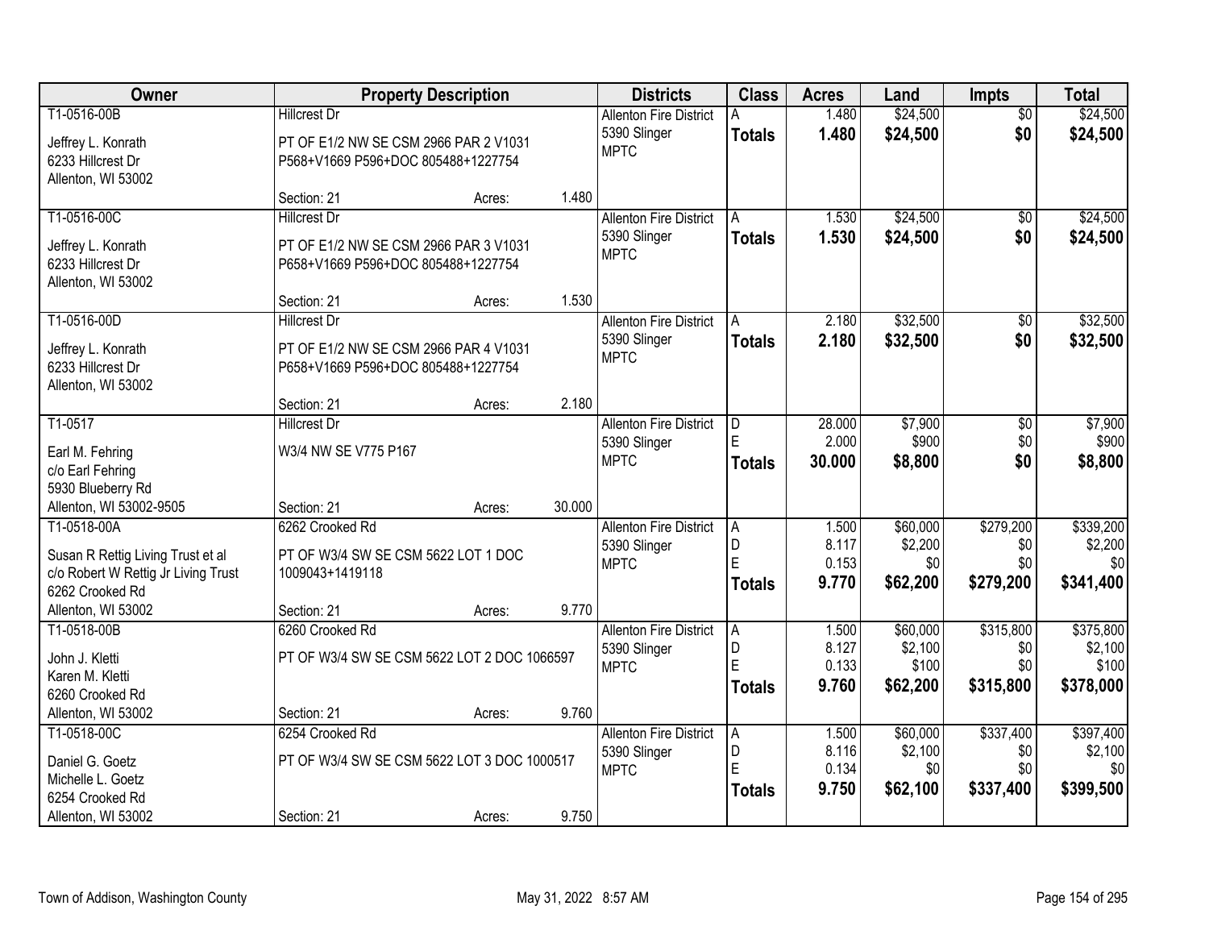| Owner | Property Description | | | Districts | Class | Acres | Land | Impts | Total |
|---|---|---|---|---|---|---|---|---|---|
| T1-0516-00B | Hillcrest Dr | | | Allenton Fire District | A | 1.480 | $24,500 | $0 | $24,500 |
| Jeffrey L. Konrath<br>6233 Hillcrest Dr<br>Allenton, WI 53002 | PT OF E1/2 NW SE CSM 2966 PAR 2 V1031 P568+V1669 P596+DOC 805488+1227754 | | | 5390 Slinger<br>MPTC | **Totals** | **1.480** | **$24,500** | **$0** | **$24,500** |
| | Section: 21 | Acres: | 1.480 | | | | | | |
| T1-0516-00C | Hillcrest Dr | | | Allenton Fire District | A | 1.530 | $24,500 | $0 | $24,500 |
| Jeffrey L. Konrath<br>6233 Hillcrest Dr<br>Allenton, WI 53002 | PT OF E1/2 NW SE CSM 2966 PAR 3 V1031 P658+V1669 P596+DOC 805488+1227754 | | | 5390 Slinger<br>MPTC | **Totals** | **1.530** | **$24,500** | **$0** | **$24,500** |
| | Section: 21 | Acres: | 1.530 | | | | | | |
| T1-0516-00D | Hillcrest Dr | | | Allenton Fire District | A | 2.180 | $32,500 | $0 | $32,500 |
| Jeffrey L. Konrath<br>6233 Hillcrest Dr<br>Allenton, WI 53002 | PT OF E1/2 NW SE CSM 2966 PAR 4 V1031 P658+V1669 P596+DOC 805488+1227754 | | | 5390 Slinger<br>MPTC | **Totals** | **2.180** | **$32,500** | **$0** | **$32,500** |
| | Section: 21 | Acres: | 2.180 | | | | | | |
| T1-0517 | Hillcrest Dr | | | Allenton Fire District | D | 28.000 | $7,900 | $0 | $7,900 |
| Earl M. Fehring<br>c/o Earl Fehring<br>5930 Blueberry Rd<br>Allenton, WI 53002-9505 | W3/4 NW SE V775 P167 | | | 5390 Slinger<br>MPTC | E | 2.000 | $900 | $0 | $900 |
| | | | | | **Totals** | **30.000** | **$8,800** | **$0** | **$8,800** |
| | Section: 21 | Acres: | 30.000 | | | | | | |
| T1-0518-00A | 6262 Crooked Rd | | | Allenton Fire District | A | 1.500 | $60,000 | $279,200 | $339,200 |
| Susan R Rettig Living Trust et al<br>c/o Robert W Rettig Jr Living Trust<br>6262 Crooked Rd<br>Allenton, WI 53002 | PT OF W3/4 SW SE CSM 5622 LOT 1 DOC 1009043+1419118 | | | 5390 Slinger<br>MPTC | D | 8.117 | $2,200 | $0 | $2,200 |
| | | | | | E | 0.153 | $0 | $0 | $0 |
| | | | | | **Totals** | **9.770** | **$62,200** | **$279,200** | **$341,400** |
| | Section: 21 | Acres: | 9.770 | | | | | | |
| T1-0518-00B | 6260 Crooked Rd | | | Allenton Fire District | A | 1.500 | $60,000 | $315,800 | $375,800 |
| John J. Kletti<br>Karen M. Kletti<br>6260 Crooked Rd<br>Allenton, WI 53002 | PT OF W3/4 SW SE CSM 5622 LOT 2 DOC 1066597 | | | 5390 Slinger<br>MPTC | D | 8.127 | $2,100 | $0 | $2,100 |
| | | | | | E | 0.133 | $100 | $0 | $100 |
| | | | | | **Totals** | **9.760** | **$62,200** | **$315,800** | **$378,000** |
| | Section: 21 | Acres: | 9.760 | | | | | | |
| T1-0518-00C | 6254 Crooked Rd | | | Allenton Fire District | A | 1.500 | $60,000 | $337,400 | $397,400 |
| Daniel G. Goetz<br>Michelle L. Goetz<br>6254 Crooked Rd<br>Allenton, WI 53002 | PT OF W3/4 SW SE CSM 5622 LOT 3 DOC 1000517 | | | 5390 Slinger<br>MPTC | D | 8.116 | $2,100 | $0 | $2,100 |
| | | | | | E | 0.134 | $0 | $0 | $0 |
| | | | | | **Totals** | **9.750** | **$62,100** | **$337,400** | **$399,500** |
| | Section: 21 | Acres: | 9.750 | | | | | | |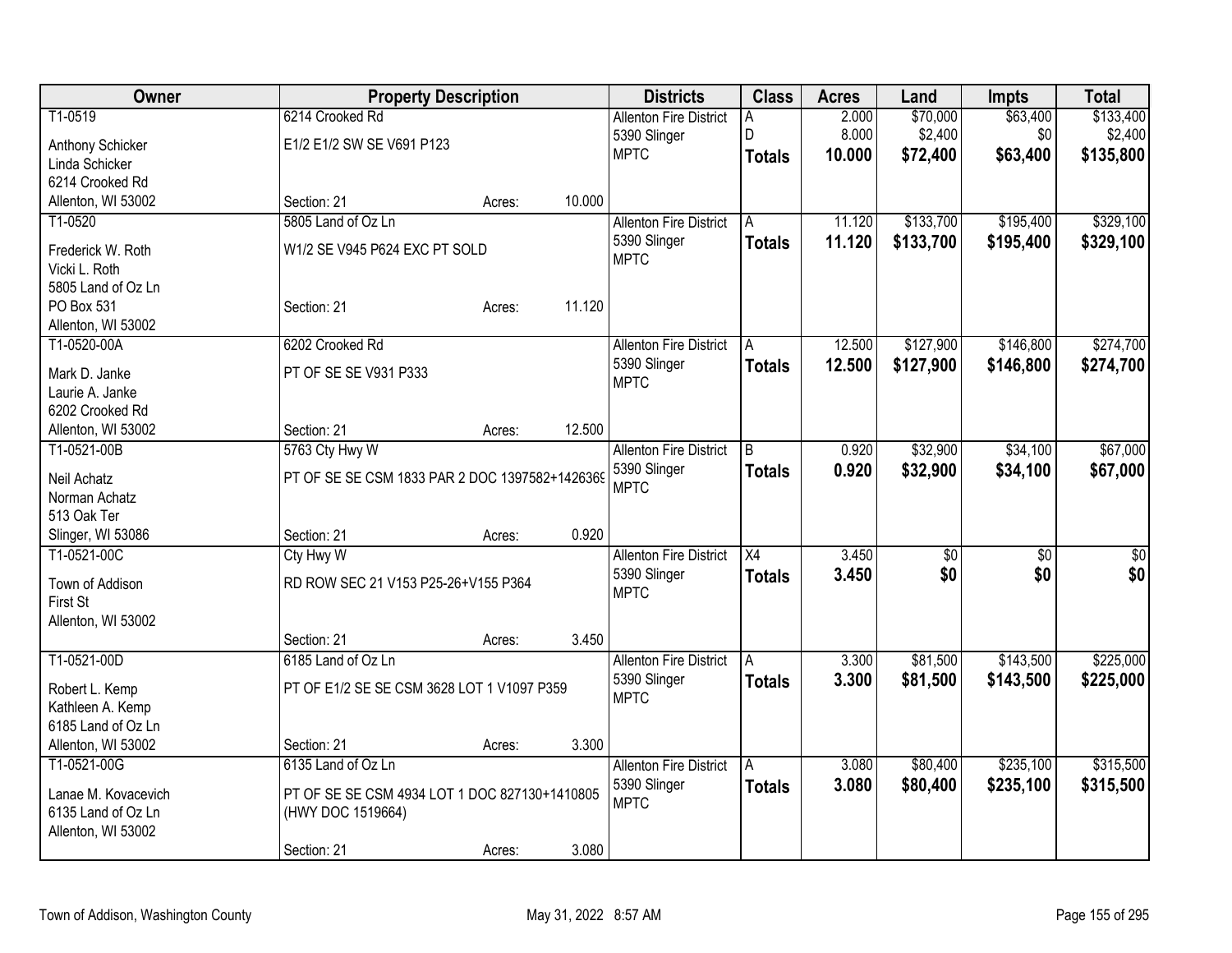| Owner | Property Description | Districts | Class | Acres | Land | Impts | Total |
|---|---|---|---|---|---|---|---|
| T1-0519<br>Anthony Schicker<br>Linda Schicker<br>6214 Crooked Rd<br>Allenton, WI 53002 | 6214 Crooked Rd<br>E1/2 E1/2 SW SE V691 P123<br>Section: 21 Acres: 10.000 | Allenton Fire District<br>5390 Slinger<br>MPTC | A<br>D<br>**Totals** | 2.000<br>8.000<br>**10.000** | $70,000<br>$2,400<br>**$72,400** | $63,400<br>$0<br>**$63,400** | $133,400<br>$2,400<br>**$135,800** |
| T1-0520<br>Frederick W. Roth<br>Vicki L. Roth<br>5805 Land of Oz Ln<br>PO Box 531<br>Allenton, WI 53002 | 5805 Land of Oz Ln<br>W1/2 SE V945 P624 EXC PT SOLD<br>Section: 21 Acres: 11.120 | Allenton Fire District<br>5390 Slinger<br>MPTC | A<br>**Totals** | 11.120<br>**11.120** | $133,700<br>**$133,700** | $195,400<br>**$195,400** | $329,100<br>**$329,100** |
| T1-0520-00A<br>Mark D. Janke<br>Laurie A. Janke<br>6202 Crooked Rd<br>Allenton, WI 53002 | 6202 Crooked Rd<br>PT OF SE SE V931 P333<br>Section: 21 Acres: 12.500 | Allenton Fire District<br>5390 Slinger<br>MPTC | A<br>**Totals** | 12.500<br>**12.500** | $127,900<br>**$127,900** | $146,800<br>**$146,800** | $274,700<br>**$274,700** |
| T1-0521-00B<br>Neil Achatz<br>Norman Achatz<br>513 Oak Ter<br>Slinger, WI 53086 | 5763 Cty Hwy W<br>PT OF SE SE CSM 1833 PAR 2 DOC 1397582+1426369<br>Section: 21 Acres: 0.920 | Allenton Fire District<br>5390 Slinger<br>MPTC | B<br>**Totals** | 0.920<br>**0.920** | $32,900<br>**$32,900** | $34,100<br>**$34,100** | $67,000<br>**$67,000** |
| T1-0521-00C<br>Town of Addison<br>First St<br>Allenton, WI 53002 | Cty Hwy W<br>RD ROW SEC 21 V153 P25-26+V155 P364<br>Section: 21 Acres: 3.450 | Allenton Fire District<br>5390 Slinger<br>MPTC | X4<br>**Totals** | 3.450<br>**3.450** | $0<br>**$0** | $0<br>**$0** | $0<br>**$0** |
| T1-0521-00D<br>Robert L. Kemp<br>Kathleen A. Kemp<br>6185 Land of Oz Ln<br>Allenton, WI 53002 | 6185 Land of Oz Ln<br>PT OF E1/2 SE SE CSM 3628 LOT 1 V1097 P359<br>Section: 21 Acres: 3.300 | Allenton Fire District<br>5390 Slinger<br>MPTC | A<br>**Totals** | 3.300<br>**3.300** | $81,500<br>**$81,500** | $143,500<br>**$143,500** | $225,000<br>**$225,000** |
| T1-0521-00G<br>Lanae M. Kovacevich<br>6135 Land of Oz Ln<br>Allenton, WI 53002 | 6135 Land of Oz Ln<br>PT OF SE SE CSM 4934 LOT 1 DOC 827130+1410805 (HWY DOC 1519664)<br>Section: 21 Acres: 3.080 | Allenton Fire District<br>5390 Slinger<br>MPTC | A<br>**Totals** | 3.080<br>**3.080** | $80,400<br>**$80,400** | $235,100<br>**$235,100** | $315,500<br>**$315,500** |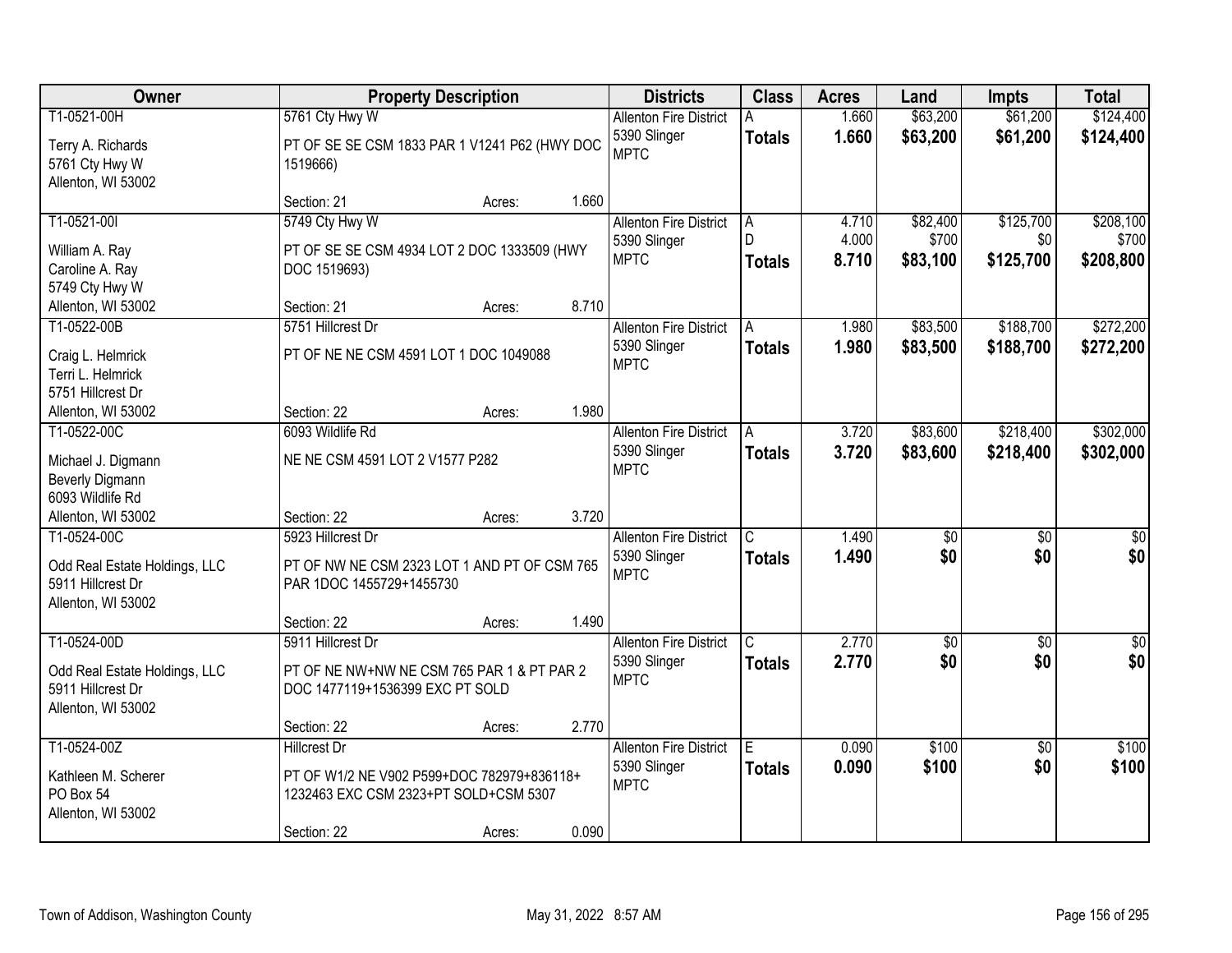| Owner | Property Description | Districts | Class | Acres | Land | Impts | Total |
|---|---|---|---|---|---|---|---|
| T1-0521-00H<br>Terry A. Richards<br>5761 Cty Hwy W<br>Allenton, WI 53002 | 5761 Cty Hwy W<br>PT OF SE SE CSM 1833 PAR 1 V1241 P62 (HWY DOC 1519666)<br>Section: 21 Acres: 1.660 | Allenton Fire District<br>5390 Slinger<br>MPTC | A<br>**Totals** | 1.660<br>**1.660** | $63,200<br>**$63,200** | $61,200<br>**$61,200** | $124,400<br>**$124,400** |
| T1-0521-00I<br>William A. Ray<br>Caroline A. Ray<br>5749 Cty Hwy W<br>Allenton, WI 53002 | 5749 Cty Hwy W<br>PT OF SE SE CSM 4934 LOT 2 DOC 1333509 (HWY DOC 1519693)<br>Section: 21 Acres: 8.710 | Allenton Fire District<br>5390 Slinger<br>MPTC | A<br>D<br>**Totals** | 4.710<br>4.000<br>**8.710** | $82,400<br>$700<br>**$83,100** | $125,700<br>$0<br>**$125,700** | $208,100<br>$700<br>**$208,800** |
| T1-0522-00B<br>Craig L. Helmrick<br>Terri L. Helmrick<br>5751 Hillcrest Dr<br>Allenton, WI 53002 | 5751 Hillcrest Dr<br>PT OF NE NE CSM 4591 LOT 1 DOC 1049088<br>Section: 22 Acres: 1.980 | Allenton Fire District<br>5390 Slinger<br>MPTC | A<br>**Totals** | 1.980<br>**1.980** | $83,500<br>**$83,500** | $188,700<br>**$188,700** | $272,200<br>**$272,200** |
| T1-0522-00C<br>Michael J. Digmann<br>Beverly Digmann<br>6093 Wildlife Rd<br>Allenton, WI 53002 | 6093 Wildlife Rd<br>NE NE CSM 4591 LOT 2 V1577 P282<br>Section: 22 Acres: 3.720 | Allenton Fire District<br>5390 Slinger<br>MPTC | A<br>**Totals** | 3.720<br>**3.720** | $83,600<br>**$83,600** | $218,400<br>**$218,400** | $302,000<br>**$302,000** |
| T1-0524-00C<br>Odd Real Estate Holdings, LLC<br>5911 Hillcrest Dr<br>Allenton, WI 53002 | 5923 Hillcrest Dr<br>PT OF NW NE CSM 2323 LOT 1 AND PT OF CSM 765 PAR 1DOC 1455729+1455730<br>Section: 22 Acres: 1.490 | Allenton Fire District<br>5390 Slinger<br>MPTC | C<br>**Totals** | 1.490<br>**1.490** | $0<br>**$0** | $0<br>**$0** | $0<br>**$0** |
| T1-0524-00D<br>Odd Real Estate Holdings, LLC<br>5911 Hillcrest Dr<br>Allenton, WI 53002 | 5911 Hillcrest Dr<br>PT OF NE NW+NW NE CSM 765 PAR 1 & PT PAR 2 DOC 1477119+1536399 EXC PT SOLD<br>Section: 22 Acres: 2.770 | Allenton Fire District<br>5390 Slinger<br>MPTC | C<br>**Totals** | 2.770<br>**2.770** | $0<br>**$0** | $0<br>**$0** | $0<br>**$0** |
| T1-0524-00Z<br>Kathleen M. Scherer<br>PO Box 54<br>Allenton, WI 53002 | Hillcrest Dr<br>PT OF W1/2 NE V902 P599+DOC 782979+836118+ 1232463 EXC CSM 2323+PT SOLD+CSM 5307<br>Section: 22 Acres: 0.090 | Allenton Fire District<br>5390 Slinger<br>MPTC | E<br>**Totals** | 0.090<br>**0.090** | $100<br>**$100** | $0<br>**$0** | $100<br>**$100** |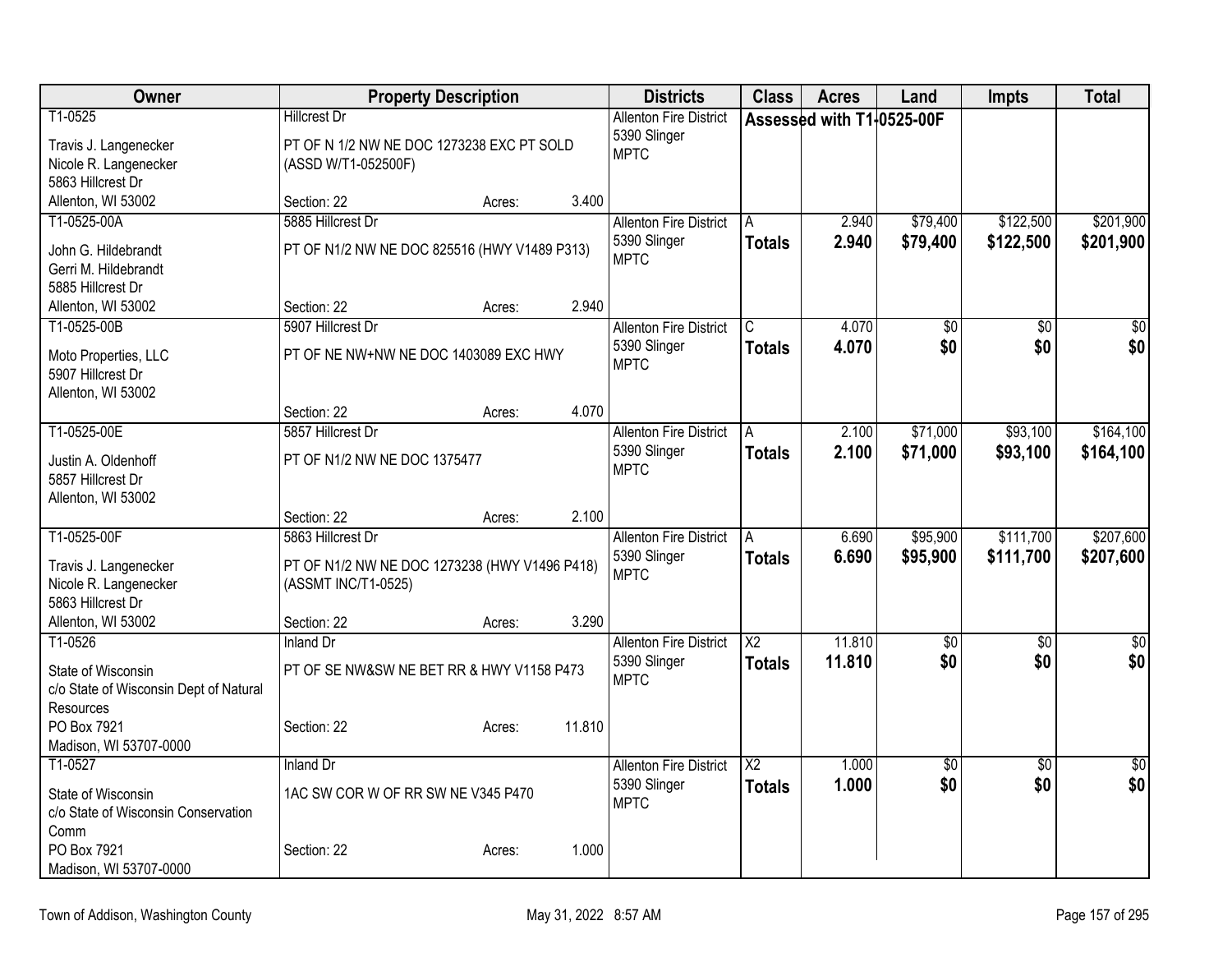| Owner | Property Description | Districts | Class | Acres | Land | Impts | Total |
|---|---|---|---|---|---|---|---|
| T1-0525<br>Travis J. Langenecker<br>Nicole R. Langenecker<br>5863 Hillcrest Dr<br>Allenton, WI 53002 | Hillcrest Dr<br>PT OF N 1/2 NW NE DOC 1273238 EXC PT SOLD (ASSD W/T1-052500F)<br>Section: 22 Acres: 3.400 | Allenton Fire District<br>5390 Slinger<br>MPTC | Assessed with T1-0525-00F | | | | |
| T1-0525-00A<br>John G. Hildebrandt<br>Gerri M. Hildebrandt<br>5885 Hillcrest Dr<br>Allenton, WI 53002 | 5885 Hillcrest Dr<br>PT OF N1/2 NW NE DOC 825516 (HWY V1489 P313)<br>Section: 22 Acres: 2.940 | Allenton Fire District<br>5390 Slinger<br>MPTC | A<br>**Totals** | 2.940<br>**2.940** | $79,400<br>**$79,400** | $122,500<br>**$122,500** | $201,900<br>**$201,900** |
| T1-0525-00B<br>Moto Properties, LLC<br>5907 Hillcrest Dr<br>Allenton, WI 53002 | 5907 Hillcrest Dr<br>PT OF NE NW+NW NE DOC 1403089 EXC HWY<br>Section: 22 Acres: 4.070 | Allenton Fire District<br>5390 Slinger<br>MPTC | C<br>**Totals** | 4.070<br>**4.070** | $0<br>**$0** | $0<br>**$0** | $0<br>**$0** |
| T1-0525-00E<br>Justin A. Oldenhoff<br>5857 Hillcrest Dr<br>Allenton, WI 53002 | 5857 Hillcrest Dr<br>PT OF N1/2 NW NE DOC 1375477<br>Section: 22 Acres: 2.100 | Allenton Fire District<br>5390 Slinger<br>MPTC | A<br>**Totals** | 2.100<br>**2.100** | $71,000<br>**$71,000** | $93,100<br>**$93,100** | $164,100<br>**$164,100** |
| T1-0525-00F<br>Travis J. Langenecker<br>Nicole R. Langenecker<br>5863 Hillcrest Dr<br>Allenton, WI 53002 | 5863 Hillcrest Dr<br>PT OF N1/2 NW NE DOC 1273238 (HWY V1496 P418) (ASSMT INC/T1-0525)<br>Section: 22 Acres: 3.290 | Allenton Fire District<br>5390 Slinger<br>MPTC | A<br>**Totals** | 6.690<br>**6.690** | $95,900<br>**$95,900** | $111,700<br>**$111,700** | $207,600<br>**$207,600** |
| T1-0526<br>State of Wisconsin<br>c/o State of Wisconsin Dept of Natural Resources<br>PO Box 7921<br>Madison, WI 53707-0000 | Inland Dr<br>PT OF SE NW&SW NE BET RR & HWY V1158 P473<br>Section: 22 Acres: 11.810 | Allenton Fire District<br>5390 Slinger<br>MPTC | X2<br>**Totals** | 11.810<br>**11.810** | $0<br>**$0** | $0<br>**$0** | $0<br>**$0** |
| T1-0527<br>State of Wisconsin<br>c/o State of Wisconsin Conservation Comm<br>PO Box 7921<br>Madison, WI 53707-0000 | Inland Dr<br>1AC SW COR W OF RR SW NE V345 P470<br>Section: 22 Acres: 1.000 | Allenton Fire District<br>5390 Slinger<br>MPTC | X2<br>**Totals** | 1.000<br>**1.000** | $0<br>**$0** | $0<br>**$0** | $0<br>**$0** |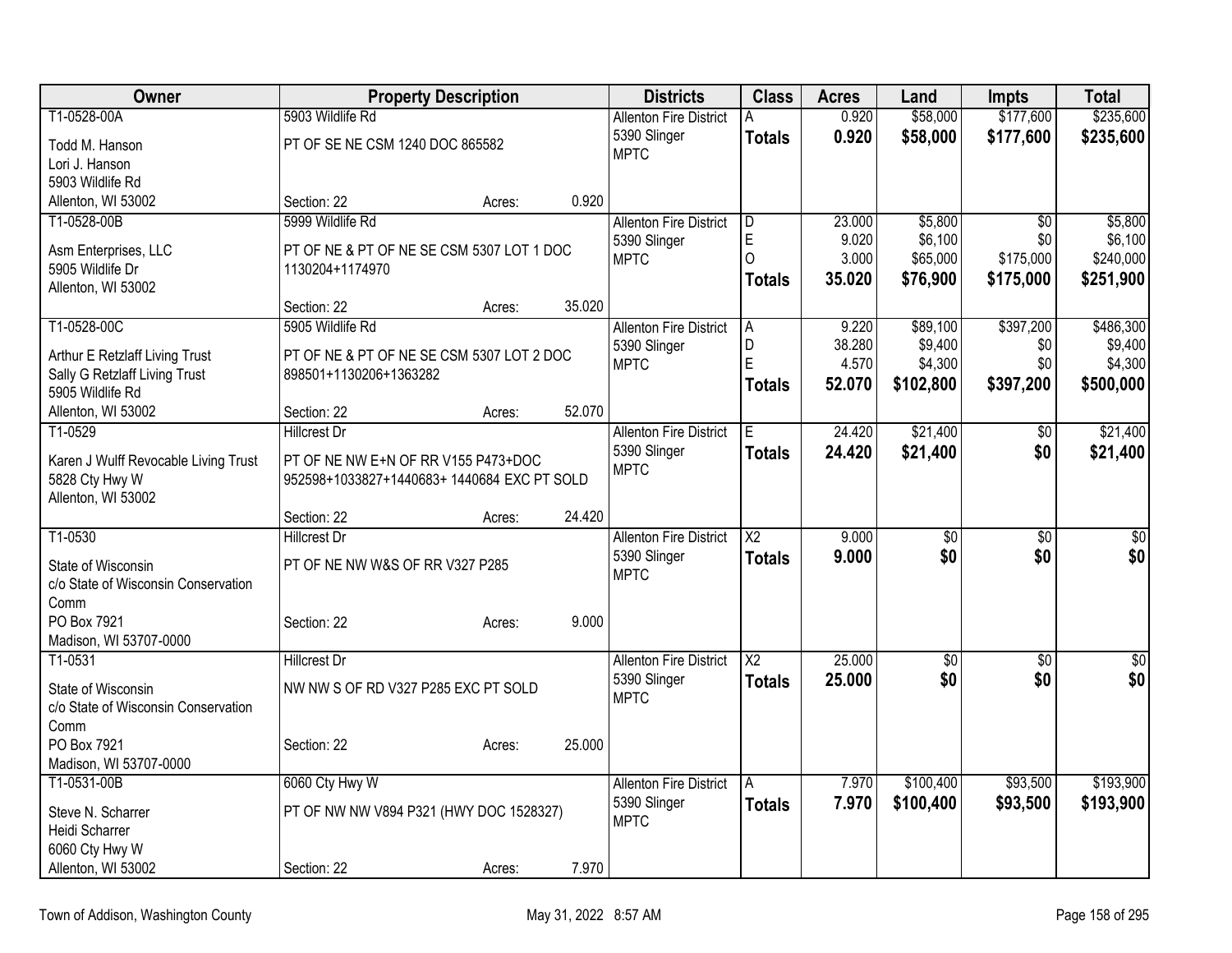| Owner | Property Description | Districts | Class | Acres | Land | Impts | Total |
|---|---|---|---|---|---|---|---|
| T1-0528-00A<br>Todd M. Hanson<br>Lori J. Hanson<br>5903 Wildlife Rd<br>Allenton, WI 53002 | 5903 Wildlife Rd<br>PT OF SE NE CSM 1240 DOC 865582<br>Section: 22 Acres: 0.920 | Allenton Fire District<br>5390 Slinger<br>MPTC | A<br>**Totals** | 0.920<br>**0.920** | \$58,000<br>**\$58,000** | \$177,600<br>**\$177,600** | \$235,600<br>**\$235,600** |
| T1-0528-00B<br>Asm Enterprises, LLC<br>5905 Wildlife Dr<br>Allenton, WI 53002 | 5999 Wildlife Rd<br>PT OF NE & PT OF NE SE CSM 5307 LOT 1 DOC 1130204+1174970<br>Section: 22 Acres: 35.020 | Allenton Fire District<br>5390 Slinger<br>MPTC | D<br>E<br>O<br>**Totals** | 23.000<br>9.020<br>3.000<br>**35.020** | \$5,800<br>\$6,100<br>\$65,000<br>**\$76,900** | \$0<br>\$0<br>\$175,000<br>**\$175,000** | \$5,800<br>\$6,100<br>\$240,000<br>**\$251,900** |
| T1-0528-00C<br>Arthur E Retzlaff Living Trust<br>Sally G Retzlaff Living Trust<br>5905 Wildlife Rd<br>Allenton, WI 53002 | 5905 Wildlife Rd<br>PT OF NE & PT OF NE SE CSM 5307 LOT 2 DOC 898501+1130206+1363282<br>Section: 22 Acres: 52.070 | Allenton Fire District<br>5390 Slinger<br>MPTC | A<br>D<br>E<br>**Totals** | 9.220<br>38.280<br>4.570<br>**52.070** | \$89,100<br>\$9,400<br>\$4,300<br>**\$102,800** | \$397,200<br>\$0<br>\$0<br>**\$397,200** | \$486,300<br>\$9,400<br>\$4,300<br>**\$500,000** |
| T1-0529<br>Karen J Wulff Revocable Living Trust<br>5828 Cty Hwy W<br>Allenton, WI 53002 | Hillcrest Dr<br>PT OF NE NW E+N OF RR V155 P473+DOC 952598+1033827+1440683+ 1440684 EXC PT SOLD<br>Section: 22 Acres: 24.420 | Allenton Fire District<br>5390 Slinger<br>MPTC | E<br>**Totals** | 24.420<br>**24.420** | \$21,400<br>**\$21,400** | \$0<br>**\$0** | \$21,400<br>**\$21,400** |
| T1-0530<br>State of Wisconsin<br>c/o State of Wisconsin Conservation Comm<br>PO Box 7921<br>Madison, WI 53707-0000 | Hillcrest Dr<br>PT OF NE NW W&S OF RR V327 P285<br>Section: 22 Acres: 9.000 | Allenton Fire District<br>5390 Slinger<br>MPTC | X2<br>**Totals** | 9.000<br>**9.000** | \$0<br>**\$0** | \$0<br>**\$0** | \$0<br>**\$0** |
| T1-0531<br>State of Wisconsin<br>c/o State of Wisconsin Conservation Comm<br>PO Box 7921<br>Madison, WI 53707-0000 | Hillcrest Dr<br>NW NW S OF RD V327 P285 EXC PT SOLD<br>Section: 22 Acres: 25.000 | Allenton Fire District<br>5390 Slinger<br>MPTC | X2<br>**Totals** | 25.000<br>**25.000** | \$0<br>**\$0** | \$0<br>**\$0** | \$0<br>**\$0** |
| T1-0531-00B<br>Steve N. Scharrer<br>Heidi Scharrer<br>6060 Cty Hwy W<br>Allenton, WI 53002 | 6060 Cty Hwy W<br>PT OF NW NW V894 P321 (HWY DOC 1528327)<br>Section: 22 Acres: 7.970 | Allenton Fire District<br>5390 Slinger<br>MPTC | A<br>**Totals** | 7.970<br>**7.970** | \$100,400<br>**\$100,400** | \$93,500<br>**\$93,500** | \$193,900<br>**\$193,900** |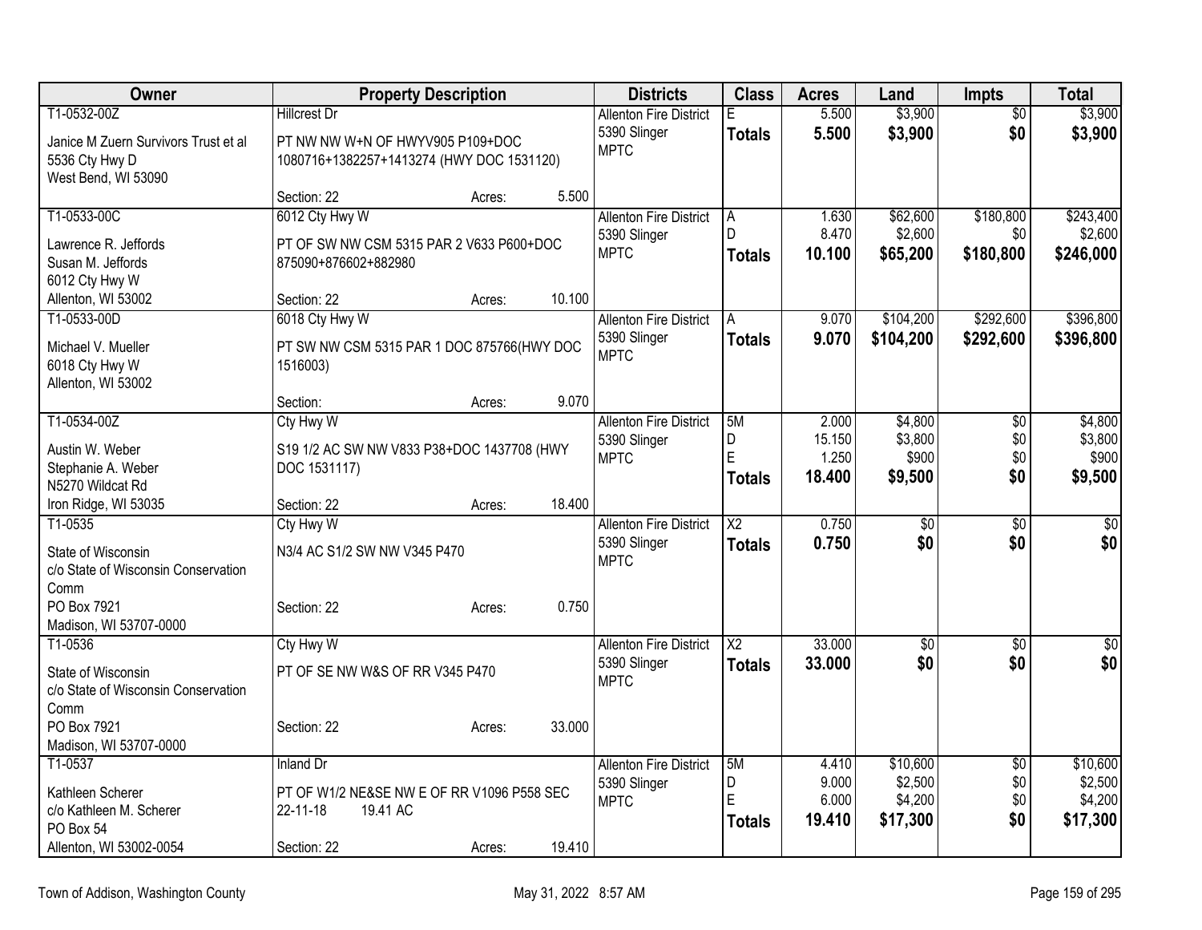| Owner | Property Description | Districts | Class | Acres | Land | Impts | Total |
|---|---|---|---|---|---|---|---|
| T1-0532-00Z<br>Janice M Zuern Survivors Trust et al<br>5536 Cty Hwy D<br>West Bend, WI 53090 | Hillcrest Dr<br>PT NW NW W+N OF HWYV905 P109+DOC 1080716+1382257+1413274 (HWY DOC 1531120)<br>Section: 22 Acres: 5.500 | Allenton Fire District<br>5390 Slinger<br>MPTC | E<br>**Totals** | 5.500<br>**5.500** | $3,900<br>**$3,900** | $0<br>**$0** | $3,900<br>**$3,900** |
| T1-0533-00C<br>Lawrence R. Jeffords<br>Susan M. Jeffords<br>6012 Cty Hwy W<br>Allenton, WI 53002 | 6012 Cty Hwy W<br>PT OF SW NW CSM 5315 PAR 2 V633 P600+DOC 875090+876602+882980<br>Section: 22 Acres: 10.100 | Allenton Fire District<br>5390 Slinger<br>MPTC | A<br>D<br>**Totals** | 1.630<br>8.470<br>**10.100** | $62,600<br>$2,600<br>**$65,200** | $180,800<br>$0<br>**$180,800** | $243,400<br>$2,600<br>**$246,000** |
| T1-0533-00D<br>Michael V. Mueller<br>6018 Cty Hwy W<br>Allenton, WI 53002 | 6018 Cty Hwy W<br>PT SW NW CSM 5315 PAR 1 DOC 875766(HWY DOC 1516003)<br>Section: Acres: 9.070 | Allenton Fire District<br>5390 Slinger<br>MPTC | A<br>**Totals** | 9.070<br>**9.070** | $104,200<br>**$104,200** | $292,600<br>**$292,600** | $396,800<br>**$396,800** |
| T1-0534-00Z<br>Austin W. Weber<br>Stephanie A. Weber<br>N5270 Wildcat Rd<br>Iron Ridge, WI 53035 | Cty Hwy W<br>S19 1/2 AC SW NW V833 P38+DOC 1437708 (HWY DOC 1531117)<br>Section: 22 Acres: 18.400 | Allenton Fire District<br>5390 Slinger<br>MPTC | 5M<br>D<br>E<br>**Totals** | 2.000<br>15.150<br>1.250<br>**18.400** | $4,800<br>$3,800<br>$900<br>**$9,500** | $0<br>$0<br>$0<br>**$0** | $4,800<br>$3,800<br>$900<br>**$9,500** |
| T1-0535<br>State of Wisconsin<br>c/o State of Wisconsin Conservation Comm<br>PO Box 7921<br>Madison, WI 53707-0000 | Cty Hwy W<br>N3/4 AC S1/2 SW NW V345 P470<br>Section: 22 Acres: 0.750 | Allenton Fire District<br>5390 Slinger<br>MPTC | X2<br>**Totals** | 0.750<br>**0.750** | $0<br>**$0** | $0<br>**$0** | $0<br>**$0** |
| T1-0536<br>State of Wisconsin<br>c/o State of Wisconsin Conservation Comm<br>PO Box 7921<br>Madison, WI 53707-0000 | Cty Hwy W<br>PT OF SE NW W&S OF RR V345 P470<br>Section: 22 Acres: 33.000 | Allenton Fire District<br>5390 Slinger<br>MPTC | X2<br>**Totals** | 33.000<br>**33.000** | $0<br>**$0** | $0<br>**$0** | $0<br>**$0** |
| T1-0537<br>Kathleen Scherer<br>c/o Kathleen M. Scherer<br>PO Box 54<br>Allenton, WI 53002-0054 | Inland Dr<br>PT OF W1/2 NE&SE NW E OF RR V1096 P558 SEC 22-11-18 19.41 AC<br>Section: 22 Acres: 19.410 | Allenton Fire District<br>5390 Slinger<br>MPTC | 5M<br>D<br>E<br>**Totals** | 4.410<br>9.000<br>6.000<br>**19.410** | $10,600<br>$2,500<br>$4,200<br>**$17,300** | $0<br>$0<br>$0<br>**$0** | $10,600<br>$2,500<br>$4,200<br>**$17,300** |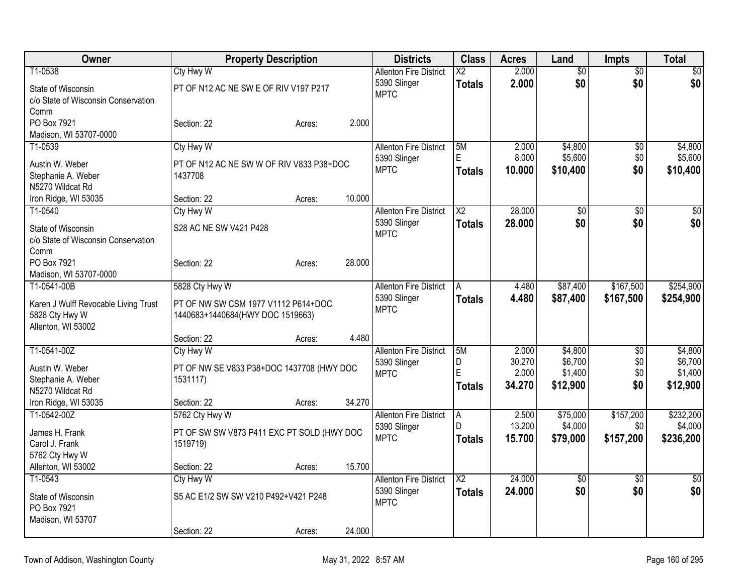| Owner | Property Description | | | Districts | Class | Acres | Land | Impts | Total |
|---|---|---|---|---|---|---|---|---|---|
| T1-0538 | Cty Hwy W | | | Allenton Fire District | X2 | 2.000 | $0 | $0 | $0 |
| State of Wisconsin<br>c/o State of Wisconsin Conservation Comm<br>PO Box 7921<br>Madison, WI 53707-0000 | PT OF N12 AC NE SW E OF RIV V197 P217 | | | 5390 Slinger<br>MPTC | **Totals** | **2.000** | **$0** | **$0** | **$0** |
| | Section: 22 | Acres: | 2.000 | | | | | | |
| T1-0539 | Cty Hwy W | | | Allenton Fire District | 5M | 2.000 | $4,800 | $0 | $4,800 |
| Austin W. Weber<br>Stephanie A. Weber<br>N5270 Wildcat Rd<br>Iron Ridge, WI 53035 | PT OF N12 AC NE SW W OF RIV V833 P38+DOC 1437708 | | | 5390 Slinger<br>MPTC | E | 8.000 | $5,600 | $0 | $5,600 |
| | | | | | **Totals** | **10.000** | **$10,400** | **$0** | **$10,400** |
| | Section: 22 | Acres: | 10.000 | | | | | | |
| T1-0540 | Cty Hwy W | | | Allenton Fire District | X2 | 28.000 | $0 | $0 | $0 |
| State of Wisconsin<br>c/o State of Wisconsin Conservation Comm<br>PO Box 7921<br>Madison, WI 53707-0000 | S28 AC NE SW V421 P428 | | | 5390 Slinger<br>MPTC | **Totals** | **28.000** | **$0** | **$0** | **$0** |
| | Section: 22 | Acres: | 28.000 | | | | | | |
| T1-0541-00B | 5828 Cty Hwy W | | | Allenton Fire District | A | 4.480 | $87,400 | $167,500 | $254,900 |
| Karen J Wulff Revocable Living Trust<br>5828 Cty Hwy W<br>Allenton, WI 53002 | PT OF NW SW CSM 1977 V1112 P614+DOC 1440683+1440684(HWY DOC 1519663) | | | 5390 Slinger<br>MPTC | **Totals** | **4.480** | **$87,400** | **$167,500** | **$254,900** |
| | Section: 22 | Acres: | 4.480 | | | | | | |
| T1-0541-00Z | Cty Hwy W | | | Allenton Fire District | 5M | 2.000 | $4,800 | $0 | $4,800 |
| Austin W. Weber<br>Stephanie A. Weber<br>N5270 Wildcat Rd<br>Iron Ridge, WI 53035 | PT OF NW SE V833 P38+DOC 1437708 (HWY DOC 1531117) | | | 5390 Slinger<br>MPTC | D | 30.270 | $6,700 | $0 | $6,700 |
| | | | | | E | 2.000 | $1,400 | $0 | $1,400 |
| | | | | | **Totals** | **34.270** | **$12,900** | **$0** | **$12,900** |
| | Section: 22 | Acres: | 34.270 | | | | | | |
| T1-0542-00Z | 5762 Cty Hwy W | | | Allenton Fire District | A | 2.500 | $75,000 | $157,200 | $232,200 |
| James H. Frank<br>Carol J. Frank<br>5762 Cty Hwy W<br>Allenton, WI 53002 | PT OF SW SW V873 P411 EXC PT SOLD (HWY DOC 1519719) | | | 5390 Slinger<br>MPTC | D | 13.200 | $4,000 | $0 | $4,000 |
| | | | | | **Totals** | **15.700** | **$79,000** | **$157,200** | **$236,200** |
| | Section: 22 | Acres: | 15.700 | | | | | | |
| T1-0543 | Cty Hwy W | | | Allenton Fire District | X2 | 24.000 | $0 | $0 | $0 |
| State of Wisconsin<br>PO Box 7921<br>Madison, WI 53707 | S5 AC E1/2 SW SW V210 P492+V421 P248 | | | 5390 Slinger<br>MPTC | **Totals** | **24.000** | **$0** | **$0** | **$0** |
| | Section: 22 | Acres: | 24.000 | | | | | | |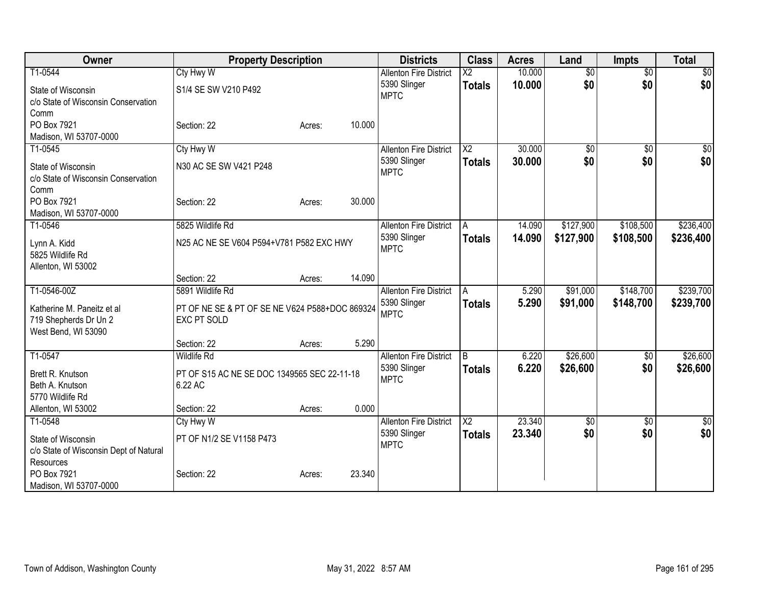| Owner | Property Description | Districts | Class | Acres | Land | Impts | Total |
|---|---|---|---|---|---|---|---|
| T1-0544<br>State of Wisconsin<br>c/o State of Wisconsin Conservation Comm<br>PO Box 7921<br>Madison, WI 53707-0000 | Cty Hwy W<br>S1/4 SE SW V210 P492<br>Section: 22 Acres: 10.000 | Allenton Fire District<br>5390 Slinger<br>MPTC | X2<br>**Totals** | 10.000<br>**10.000** | $0<br>**$0** | $0<br>**$0** | $0<br>**$0** |
| T1-0545<br>State of Wisconsin<br>c/o State of Wisconsin Conservation Comm<br>PO Box 7921<br>Madison, WI 53707-0000 | Cty Hwy W<br>N30 AC SE SW V421 P248<br>Section: 22 Acres: 30.000 | Allenton Fire District<br>5390 Slinger<br>MPTC | X2<br>**Totals** | 30.000<br>**30.000** | $0<br>**$0** | $0<br>**$0** | $0<br>**$0** |
| T1-0546<br>Lynn A. Kidd<br>5825 Wildlife Rd<br>Allenton, WI 53002 | 5825 Wildlife Rd<br>N25 AC NE SE V604 P594+V781 P582 EXC HWY<br>Section: 22 Acres: 14.090 | Allenton Fire District<br>5390 Slinger<br>MPTC | A<br>**Totals** | 14.090<br>**14.090** | $127,900<br>**$127,900** | $108,500<br>**$108,500** | $236,400<br>**$236,400** |
| T1-0546-00Z<br>Katherine M. Paneitz et al<br>719 Shepherds Dr Un 2<br>West Bend, WI 53090 | 5891 Wildlife Rd<br>PT OF NE SE & PT OF SE NE V624 P588+DOC 869324 EXC PT SOLD<br>Section: 22 Acres: 5.290 | Allenton Fire District<br>5390 Slinger<br>MPTC | A<br>**Totals** | 5.290<br>**5.290** | $91,000<br>**$91,000** | $148,700<br>**$148,700** | $239,700<br>**$239,700** |
| T1-0547<br>Brett R. Knutson<br>Beth A. Knutson<br>5770 Wildlife Rd<br>Allenton, WI 53002 | Wildlife Rd<br>PT OF S15 AC NE SE DOC 1349565 SEC 22-11-18 6.22 AC<br>Section: 22 Acres: 0.000 | Allenton Fire District<br>5390 Slinger<br>MPTC | B<br>**Totals** | 6.220<br>**6.220** | $26,600<br>**$26,600** | $0<br>**$0** | $26,600<br>**$26,600** |
| T1-0548<br>State of Wisconsin<br>c/o State of Wisconsin Dept of Natural Resources<br>PO Box 7921<br>Madison, WI 53707-0000 | Cty Hwy W<br>PT OF N1/2 SE V1158 P473<br>Section: 22 Acres: 23.340 | Allenton Fire District<br>5390 Slinger<br>MPTC | X2<br>**Totals** | 23.340<br>**23.340** | $0<br>**$0** | $0<br>**$0** | $0<br>**$0** |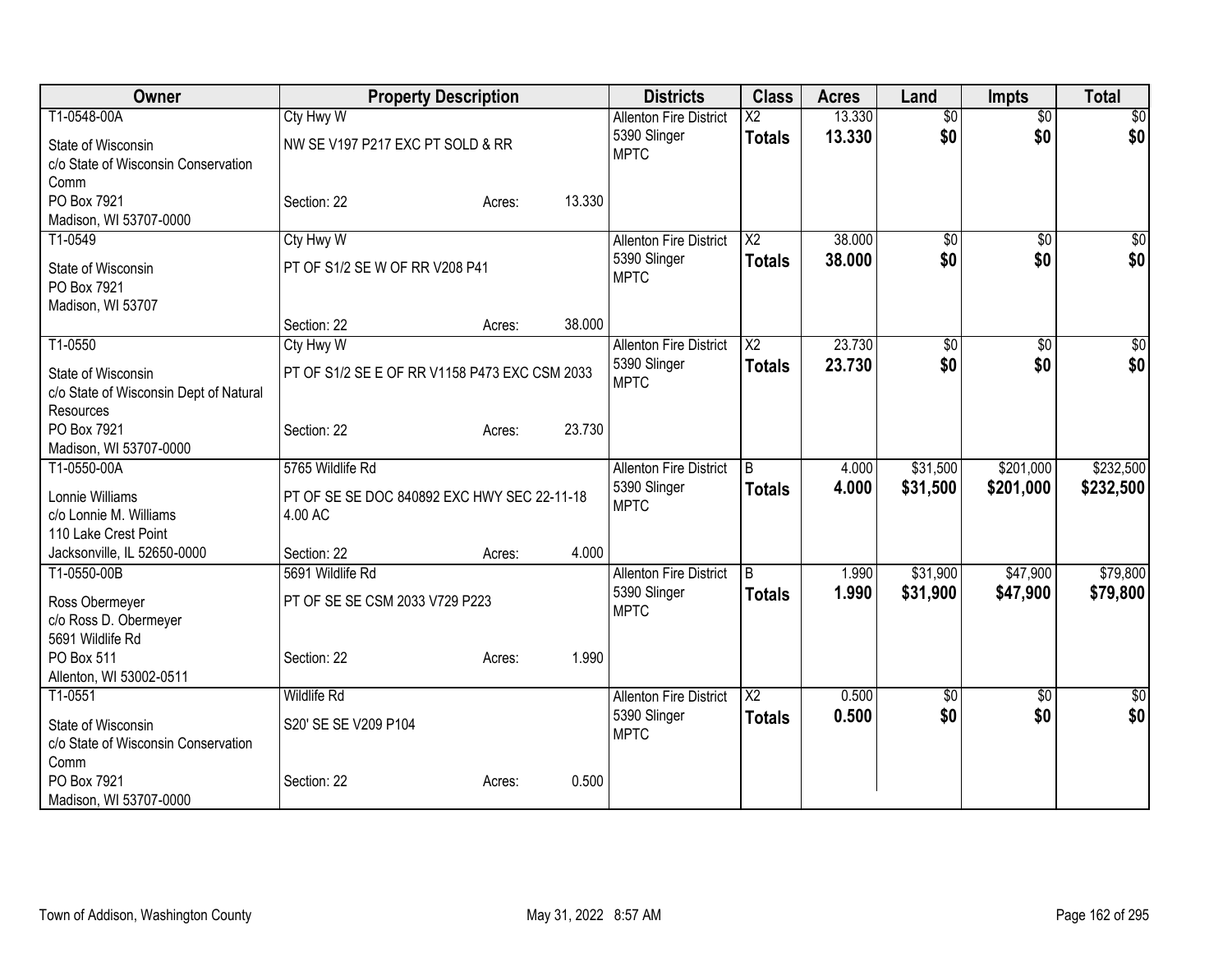| Owner | Property Description | Districts | Class | Acres | Land | Impts | Total |
|---|---|---|---|---|---|---|---|
| T1-0548-00A<br>State of Wisconsin<br>c/o State of Wisconsin Conservation Comm<br>PO Box 7921<br>Madison, WI 53707-0000 | Cty Hwy W<br>NW SE V197 P217 EXC PT SOLD & RR<br>Section: 22 Acres: 13.330 | Allenton Fire District<br>5390 Slinger<br>MPTC | X2<br>**Totals** | 13.330<br>**13.330** | $0<br>**$0** | $0<br>**$0** | $0<br>**$0** |
| T1-0549<br>State of Wisconsin<br>PO Box 7921<br>Madison, WI 53707 | Cty Hwy W<br>PT OF S1/2 SE W OF RR V208 P41<br>Section: 22 Acres: 38.000 | Allenton Fire District<br>5390 Slinger<br>MPTC | X2<br>**Totals** | 38.000<br>**38.000** | $0<br>**$0** | $0<br>**$0** | $0<br>**$0** |
| T1-0550<br>State of Wisconsin<br>c/o State of Wisconsin Dept of Natural Resources<br>PO Box 7921<br>Madison, WI 53707-0000 | Cty Hwy W<br>PT OF S1/2 SE E OF RR V1158 P473 EXC CSM 2033<br>Section: 22 Acres: 23.730 | Allenton Fire District<br>5390 Slinger<br>MPTC | X2<br>**Totals** | 23.730<br>**23.730** | $0<br>**$0** | $0<br>**$0** | $0<br>**$0** |
| T1-0550-00A<br>Lonnie Williams<br>c/o Lonnie M. Williams<br>110 Lake Crest Point<br>Jacksonville, IL 52650-0000 | 5765 Wildlife Rd<br>PT OF SE SE DOC 840892 EXC HWY SEC 22-11-18 4.00 AC<br>Section: 22 Acres: 4.000 | Allenton Fire District<br>5390 Slinger<br>MPTC | B<br>**Totals** | 4.000<br>**4.000** | $31,500<br>**$31,500** | $201,000<br>**$201,000** | $232,500<br>**$232,500** |
| T1-0550-00B<br>Ross Obermeyer<br>c/o Ross D. Obermeyer<br>5691 Wildlife Rd<br>PO Box 511<br>Allenton, WI 53002-0511 | 5691 Wildlife Rd<br>PT OF SE SE CSM 2033 V729 P223<br>Section: 22 Acres: 1.990 | Allenton Fire District<br>5390 Slinger<br>MPTC | B<br>**Totals** | 1.990<br>**1.990** | $31,900<br>**$31,900** | $47,900<br>**$47,900** | $79,800<br>**$79,800** |
| T1-0551<br>State of Wisconsin<br>c/o State of Wisconsin Conservation Comm<br>PO Box 7921<br>Madison, WI 53707-0000 | Wildlife Rd<br>S20' SE SE V209 P104<br>Section: 22 Acres: 0.500 | Allenton Fire District<br>5390 Slinger<br>MPTC | X2<br>**Totals** | 0.500<br>**0.500** | $0<br>**$0** | $0<br>**$0** | $0<br>**$0** |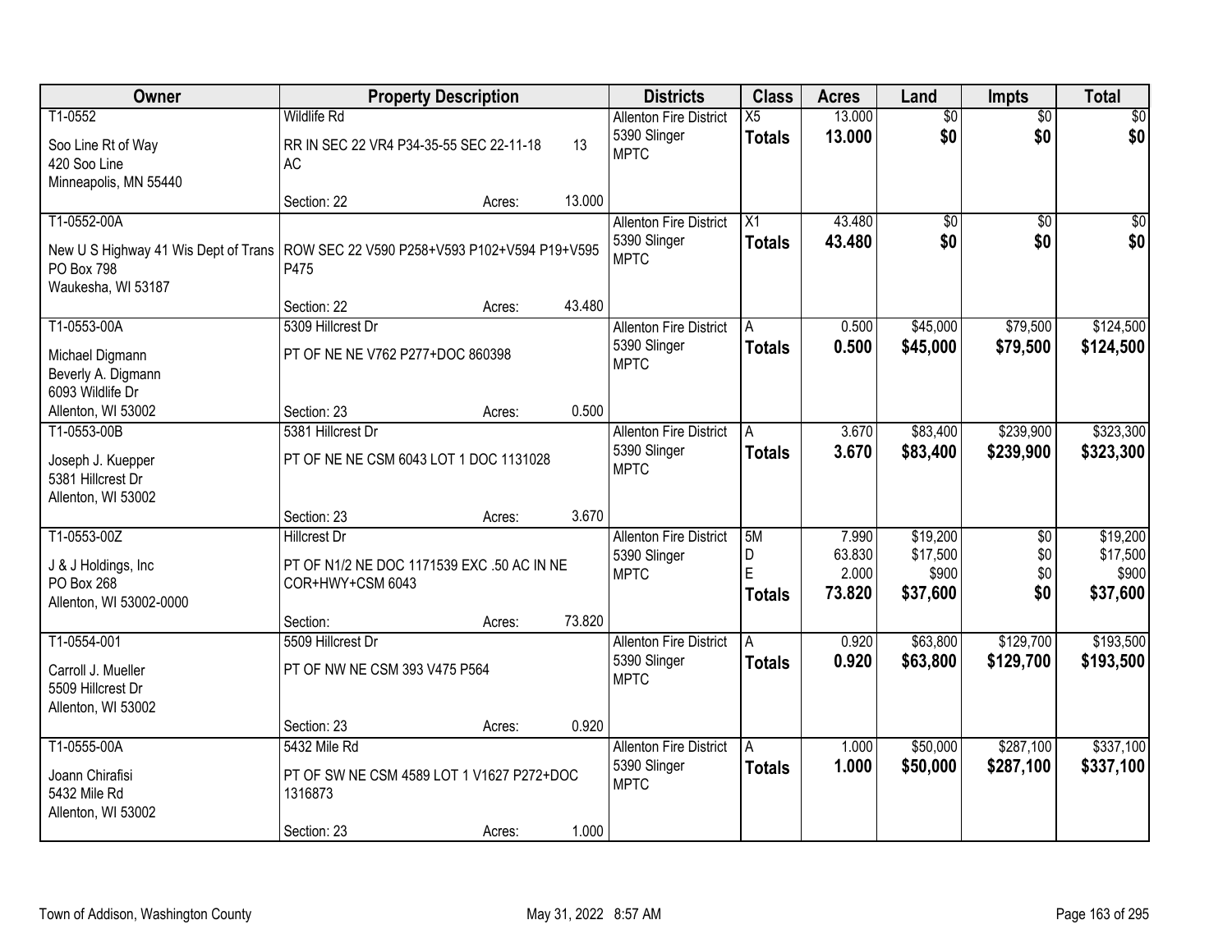| Owner | Property Description | | | Districts | Class | Acres | Land | Impts | Total |
|---|---|---|---|---|---|---|---|---|---|
| T1-0552<br>Soo Line Rt of Way<br>420 Soo Line<br>Minneapolis, MN 55440 | Wildlife Rd<br>RR IN SEC 22 VR4 P34-35-55 SEC 22-11-18 13 AC<br>Section: 22 | Acres: | 13.000 | Allenton Fire District<br>5390 Slinger<br>MPTC | X5<br>**Totals** | 13.000<br>**13.000** | $0<br>**$0** | $0<br>**$0** | $0<br>**$0** |
| T1-0552-00A<br>New U S Highway 41 Wis Dept of Trans<br>PO Box 798<br>Waukesha, WI 53187 | ROW SEC 22 V590 P258+V593 P102+V594 P19+V595 P475<br>Section: 22 | Acres: | 43.480 | Allenton Fire District<br>5390 Slinger<br>MPTC | X1<br>**Totals** | 43.480<br>**43.480** | $0<br>**$0** | $0<br>**$0** | $0<br>**$0** |
| T1-0553-00A<br>Michael Digmann<br>Beverly A. Digmann<br>6093 Wildlife Dr<br>Allenton, WI 53002 | 5309 Hillcrest Dr<br>PT OF NE NE V762 P277+DOC 860398<br>Section: 23 | Acres: | 0.500 | Allenton Fire District<br>5390 Slinger<br>MPTC | A<br>**Totals** | 0.500<br>**0.500** | $45,000<br>**$45,000** | $79,500<br>**$79,500** | $124,500<br>**$124,500** |
| T1-0553-00B<br>Joseph J. Kuepper<br>5381 Hillcrest Dr<br>Allenton, WI 53002 | 5381 Hillcrest Dr<br>PT OF NE NE CSM 6043 LOT 1 DOC 1131028<br>Section: 23 | Acres: | 3.670 | Allenton Fire District<br>5390 Slinger<br>MPTC | A<br>**Totals** | 3.670<br>**3.670** | $83,400<br>**$83,400** | $239,900<br>**$239,900** | $323,300<br>**$323,300** |
| T1-0553-00Z<br>J & J Holdings, Inc<br>PO Box 268<br>Allenton, WI 53002-0000 | Hillcrest Dr<br>PT OF N1/2 NE DOC 1171539 EXC .50 AC IN NE COR+HWY+CSM 6043<br>Section: | Acres: | 73.820 | Allenton Fire District<br>5390 Slinger<br>MPTC | 5M<br>D<br>E<br>**Totals** | 7.990<br>63.830<br>2.000<br>**73.820** | $19,200<br>$17,500<br>$900<br>**$37,600** | $0<br>$0<br>$0<br>**$0** | $19,200<br>$17,500<br>$900<br>**$37,600** |
| T1-0554-001<br>Carroll J. Mueller<br>5509 Hillcrest Dr<br>Allenton, WI 53002 | 5509 Hillcrest Dr<br>PT OF NW NE CSM 393 V475 P564<br>Section: 23 | Acres: | 0.920 | Allenton Fire District<br>5390 Slinger<br>MPTC | A<br>**Totals** | 0.920<br>**0.920** | $63,800<br>**$63,800** | $129,700<br>**$129,700** | $193,500<br>**$193,500** |
| T1-0555-00A<br>Joann Chirafisi<br>5432 Mile Rd<br>Allenton, WI 53002 | 5432 Mile Rd<br>PT OF SW NE CSM 4589 LOT 1 V1627 P272+DOC 1316873<br>Section: 23 | Acres: | 1.000 | Allenton Fire District<br>5390 Slinger<br>MPTC | A<br>**Totals** | 1.000<br>**1.000** | $50,000<br>**$50,000** | $287,100<br>**$287,100** | $337,100<br>**$337,100** |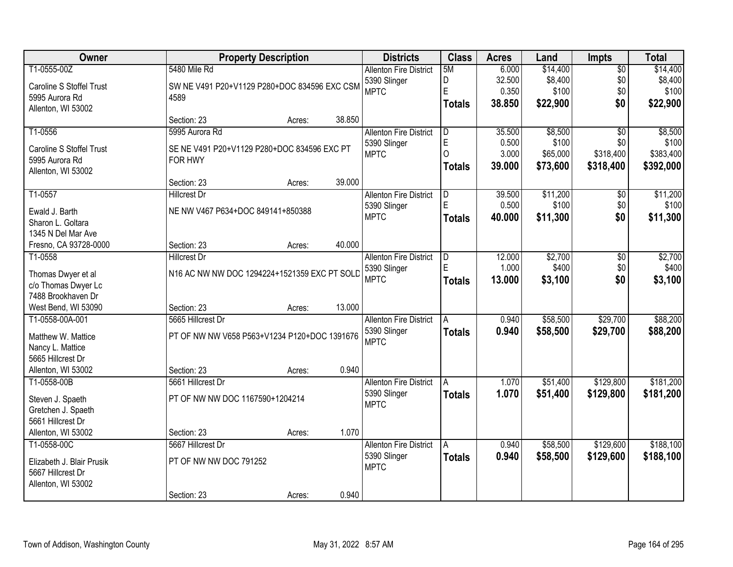| Owner | Property Description | Districts | Class | Acres | Land | Impts | Total |
|---|---|---|---|---|---|---|---|
| T1-0555-00Z<br>Caroline S Stoffel Trust<br>5995 Aurora Rd<br>Allenton, WI 53002 | 5480 Mile Rd<br>SW NE V491 P20+V1129 P280+DOC 834596 EXC CSM 4589<br>Section: 23 Acres: 38.850 | Allenton Fire District<br>5390 Slinger<br>MPTC | 5M<br>D<br>E<br>**Totals** | 6.000<br>32.500<br>0.350<br>**38.850** | $14,400<br>$8,400<br>$100<br>**$22,900** | $0<br>$0<br>$0<br>**$0** | $14,400<br>$8,400<br>$100<br>**$22,900** |
| T1-0556<br>Caroline S Stoffel Trust<br>5995 Aurora Rd<br>Allenton, WI 53002 | 5995 Aurora Rd<br>SE NE V491 P20+V1129 P280+DOC 834596 EXC PT FOR HWY<br>Section: 23 Acres: 39.000 | Allenton Fire District<br>5390 Slinger<br>MPTC | D<br>E<br>O<br>**Totals** | 35.500<br>0.500<br>3.000<br>**39.000** | $8,500<br>$100<br>$65,000<br>**$73,600** | $0<br>$0<br>$318,400<br>**$318,400** | $8,500<br>$100<br>$383,400<br>**$392,000** |
| T1-0557<br>Ewald J. Barth<br>Sharon L. Goltara<br>1345 N Del Mar Ave<br>Fresno, CA 93728-0000 | Hillcrest Dr<br>NE NW V467 P634+DOC 849141+850388<br>Section: 23 Acres: 40.000 | Allenton Fire District<br>5390 Slinger<br>MPTC | D<br>E<br>**Totals** | 39.500<br>0.500<br>**40.000** | $11,200<br>$100<br>**$11,300** | $0<br>$0<br>**$0** | $11,200<br>$100<br>**$11,300** |
| T1-0558<br>Thomas Dwyer et al<br>c/o Thomas Dwyer Lc<br>7488 Brookhaven Dr<br>West Bend, WI 53090 | Hillcrest Dr<br>N16 AC NW NW DOC 1294224+1521359 EXC PT SOLD<br>Section: 23 Acres: 13.000 | Allenton Fire District<br>5390 Slinger<br>MPTC | D<br>E<br>**Totals** | 12.000<br>1.000<br>**13.000** | $2,700<br>$400<br>**$3,100** | $0<br>$0<br>**$0** | $2,700<br>$400<br>**$3,100** |
| T1-0558-00A-001<br>Matthew W. Mattice<br>Nancy L. Mattice<br>5665 Hillcrest Dr<br>Allenton, WI 53002 | 5665 Hillcrest Dr<br>PT OF NW NW V658 P563+V1234 P120+DOC 1391676<br>Section: 23 Acres: 0.940 | Allenton Fire District<br>5390 Slinger<br>MPTC | A<br>**Totals** | 0.940<br>**0.940** | $58,500<br>**$58,500** | $29,700<br>**$29,700** | $88,200<br>**$88,200** |
| T1-0558-00B<br>Steven J. Spaeth<br>Gretchen J. Spaeth<br>5661 Hillcrest Dr<br>Allenton, WI 53002 | 5661 Hillcrest Dr<br>PT OF NW NW DOC 1167590+1204214<br>Section: 23 Acres: 1.070 | Allenton Fire District<br>5390 Slinger<br>MPTC | A<br>**Totals** | 1.070<br>**1.070** | $51,400<br>**$51,400** | $129,800<br>**$129,800** | $181,200<br>**$181,200** |
| T1-0558-00C<br>Elizabeth J. Blair Prusik<br>5667 Hillcrest Dr<br>Allenton, WI 53002 | 5667 Hillcrest Dr<br>PT OF NW NW DOC 791252<br>Section: 23 Acres: 0.940 | Allenton Fire District<br>5390 Slinger<br>MPTC | A<br>**Totals** | 0.940<br>**0.940** | $58,500<br>**$58,500** | $129,600<br>**$129,600** | $188,100<br>**$188,100** |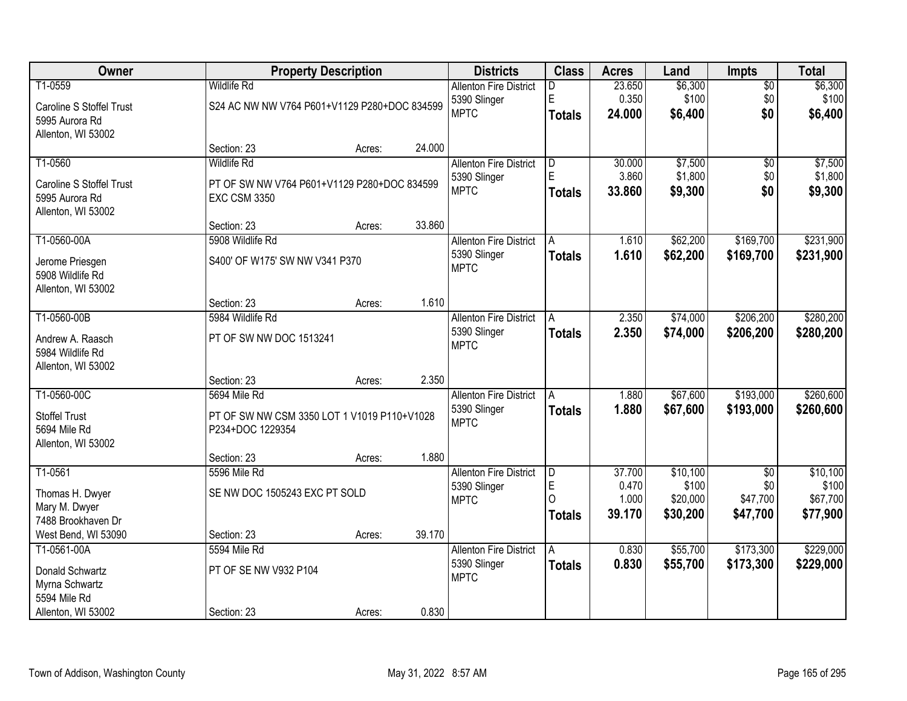| Owner | Property Description | Districts | Class | Acres | Land | Impts | Total |
|---|---|---|---|---|---|---|---|
| T1-0559<br>Caroline S Stoffel Trust<br>5995 Aurora Rd<br>Allenton, WI 53002 | Wildlife Rd<br>S24 AC NW NW V764 P601+V1129 P280+DOC 834599<br>Section: 23 Acres: 24.000 | Allenton Fire District<br>5390 Slinger<br>MPTC | D<br>E<br>**Totals** | 23.650<br>0.350<br>**24.000** | $6,300<br>$100<br>**$6,400** | $0<br>$0<br>**$0** | $6,300<br>$100<br>**$6,400** |
| T1-0560<br>Caroline S Stoffel Trust<br>5995 Aurora Rd<br>Allenton, WI 53002 | Wildlife Rd<br>PT OF SW NW V764 P601+V1129 P280+DOC 834599 EXC CSM 3350<br>Section: 23 Acres: 33.860 | Allenton Fire District<br>5390 Slinger<br>MPTC | D<br>E<br>**Totals** | 30.000<br>3.860<br>**33.860** | $7,500<br>$1,800<br>**$9,300** | $0<br>$0<br>**$0** | $7,500<br>$1,800<br>**$9,300** |
| T1-0560-00A<br>Jerome Priesgen<br>5908 Wildlife Rd<br>Allenton, WI 53002 | 5908 Wildlife Rd<br>S400' OF W175' SW NW V341 P370<br>Section: 23 Acres: 1.610 | Allenton Fire District<br>5390 Slinger<br>MPTC | A<br>**Totals** | 1.610<br>**1.610** | $62,200<br>**$62,200** | $169,700<br>**$169,700** | $231,900<br>**$231,900** |
| T1-0560-00B<br>Andrew A. Raasch<br>5984 Wildlife Rd<br>Allenton, WI 53002 | 5984 Wildlife Rd<br>PT OF SW NW DOC 1513241<br>Section: 23 Acres: 2.350 | Allenton Fire District<br>5390 Slinger<br>MPTC | A<br>**Totals** | 2.350<br>**2.350** | $74,000<br>**$74,000** | $206,200<br>**$206,200** | $280,200<br>**$280,200** |
| T1-0560-00C<br>Stoffel Trust<br>5694 Mile Rd<br>Allenton, WI 53002 | 5694 Mile Rd<br>PT OF SW NW CSM 3350 LOT 1 V1019 P110+V1028 P234+DOC 1229354<br>Section: 23 Acres: 1.880 | Allenton Fire District<br>5390 Slinger<br>MPTC | A<br>**Totals** | 1.880<br>**1.880** | $67,600<br>**$67,600** | $193,000<br>**$193,000** | $260,600<br>**$260,600** |
| T1-0561<br>Thomas H. Dwyer<br>Mary M. Dwyer<br>7488 Brookhaven Dr<br>West Bend, WI 53090 | 5596 Mile Rd<br>SE NW DOC 1505243 EXC PT SOLD<br>Section: 23 Acres: 39.170 | Allenton Fire District<br>5390 Slinger<br>MPTC | D<br>E<br>O<br>**Totals** | 37.700<br>0.470<br>1.000<br>**39.170** | $10,100<br>$100<br>$20,000<br>**$30,200** | $0<br>$0<br>$47,700<br>**$47,700** | $10,100<br>$100<br>$67,700<br>**$77,900** |
| T1-0561-00A<br>Donald Schwartz<br>Myrna Schwartz<br>5594 Mile Rd<br>Allenton, WI 53002 | 5594 Mile Rd<br>PT OF SE NW V932 P104<br>Section: 23 Acres: 0.830 | Allenton Fire District<br>5390 Slinger<br>MPTC | A<br>**Totals** | 0.830<br>**0.830** | $55,700<br>**$55,700** | $173,300<br>**$173,300** | $229,000<br>**$229,000** |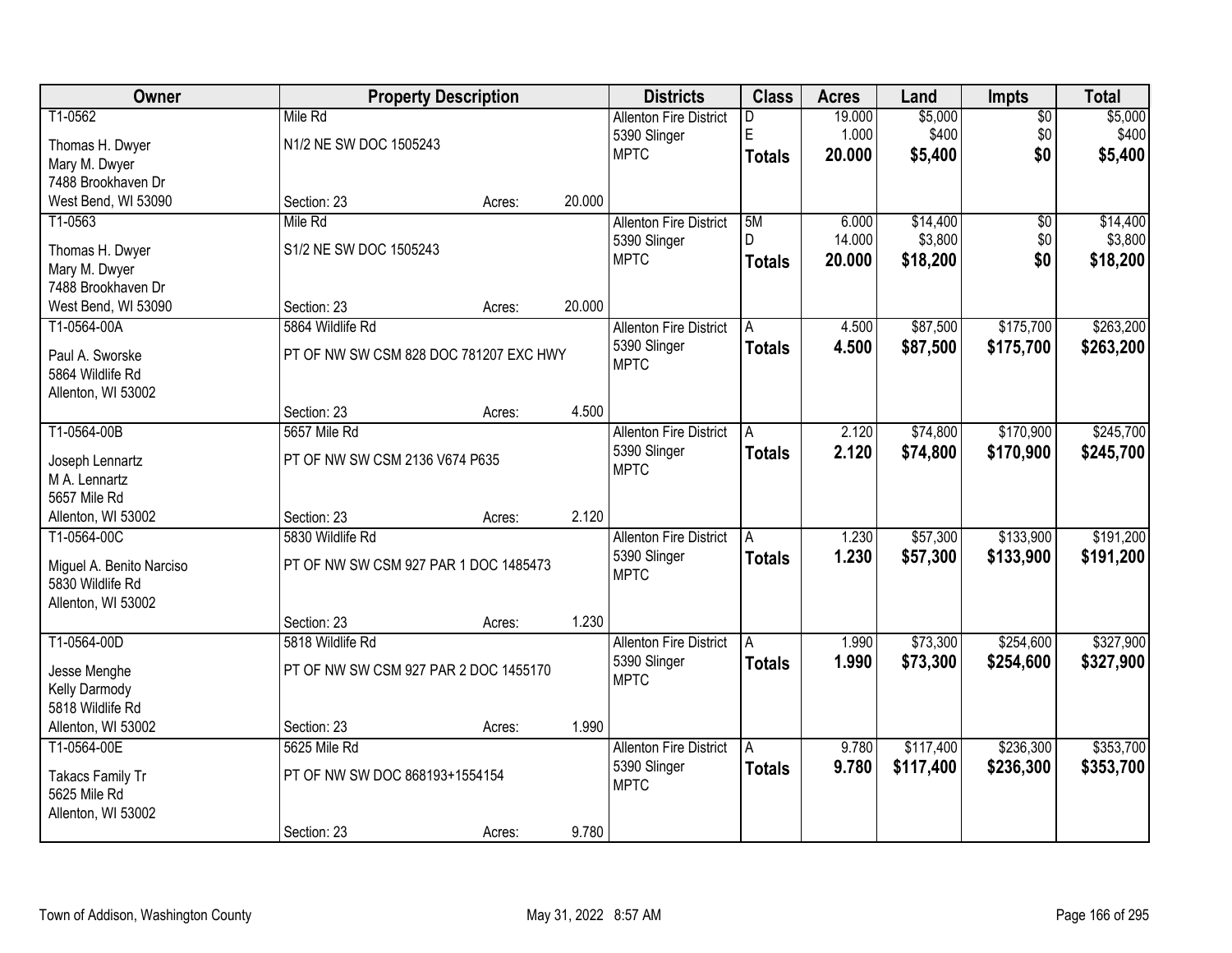| Owner | Property Description | | | Districts | Class | Acres | Land | Impts | Total |
|---|---|---|---|---|---|---|---|---|---|
| T1-0562 | Mile Rd | | | Allenton Fire District | D | 19.000 | $5,000 | $0 | $5,000 |
| Thomas H. Dwyer | N1/2 NE SW DOC 1505243 | | | 5390 Slinger | E | 1.000 | $400 | $0 | $400 |
| Mary M. Dwyer | | | | MPTC | **Totals** | **20.000** | **$5,400** | **$0** | **$5,400** |
| 7488 Brookhaven Dr | | | | | | | | | |
| West Bend, WI 53090 | Section: 23 | Acres: | 20.000 | | | | | | |
| T1-0563 | Mile Rd | | | Allenton Fire District | 5M | 6.000 | $14,400 | $0 | $14,400 |
| Thomas H. Dwyer | S1/2 NE SW DOC 1505243 | | | 5390 Slinger | D | 14.000 | $3,800 | $0 | $3,800 |
| Mary M. Dwyer | | | | MPTC | **Totals** | **20.000** | **$18,200** | **$0** | **$18,200** |
| 7488 Brookhaven Dr | | | | | | | | | |
| West Bend, WI 53090 | Section: 23 | Acres: | 20.000 | | | | | | |
| T1-0564-00A | 5864 Wildlife Rd | | | Allenton Fire District | A | 4.500 | $87,500 | $175,700 | $263,200 |
| Paul A. Sworske | PT OF NW SW CSM 828 DOC 781207 EXC HWY | | | 5390 Slinger | **Totals** | **4.500** | **$87,500** | **$175,700** | **$263,200** |
| 5864 Wildlife Rd | | | | MPTC | | | | | |
| Allenton, WI 53002 | | | | | | | | | |
| | Section: 23 | Acres: | 4.500 | | | | | | |
| T1-0564-00B | 5657 Mile Rd | | | Allenton Fire District | A | 2.120 | $74,800 | $170,900 | $245,700 |
| Joseph Lennartz | PT OF NW SW CSM 2136 V674 P635 | | | 5390 Slinger | **Totals** | **2.120** | **$74,800** | **$170,900** | **$245,700** |
| M A. Lennartz | | | | MPTC | | | | | |
| 5657 Mile Rd | | | | | | | | | |
| Allenton, WI 53002 | Section: 23 | Acres: | 2.120 | | | | | | |
| T1-0564-00C | 5830 Wildlife Rd | | | Allenton Fire District | A | 1.230 | $57,300 | $133,900 | $191,200 |
| Miguel A. Benito Narciso | PT OF NW SW CSM 927 PAR 1 DOC 1485473 | | | 5390 Slinger | **Totals** | **1.230** | **$57,300** | **$133,900** | **$191,200** |
| 5830 Wildlife Rd | | | | MPTC | | | | | |
| Allenton, WI 53002 | | | | | | | | | |
| | Section: 23 | Acres: | 1.230 | | | | | | |
| T1-0564-00D | 5818 Wildlife Rd | | | Allenton Fire District | A | 1.990 | $73,300 | $254,600 | $327,900 |
| Jesse Menghe | PT OF NW SW CSM 927 PAR 2 DOC 1455170 | | | 5390 Slinger | **Totals** | **1.990** | **$73,300** | **$254,600** | **$327,900** |
| Kelly Darmody | | | | MPTC | | | | | |
| 5818 Wildlife Rd | | | | | | | | | |
| Allenton, WI 53002 | Section: 23 | Acres: | 1.990 | | | | | | |
| T1-0564-00E | 5625 Mile Rd | | | Allenton Fire District | A | 9.780 | $117,400 | $236,300 | $353,700 |
| Takacs Family Tr | PT OF NW SW DOC 868193+1554154 | | | 5390 Slinger | **Totals** | **9.780** | **$117,400** | **$236,300** | **$353,700** |
| 5625 Mile Rd | | | | MPTC | | | | | |
| Allenton, WI 53002 | | | | | | | | | |
| | Section: 23 | Acres: | 9.780 | | | | | | |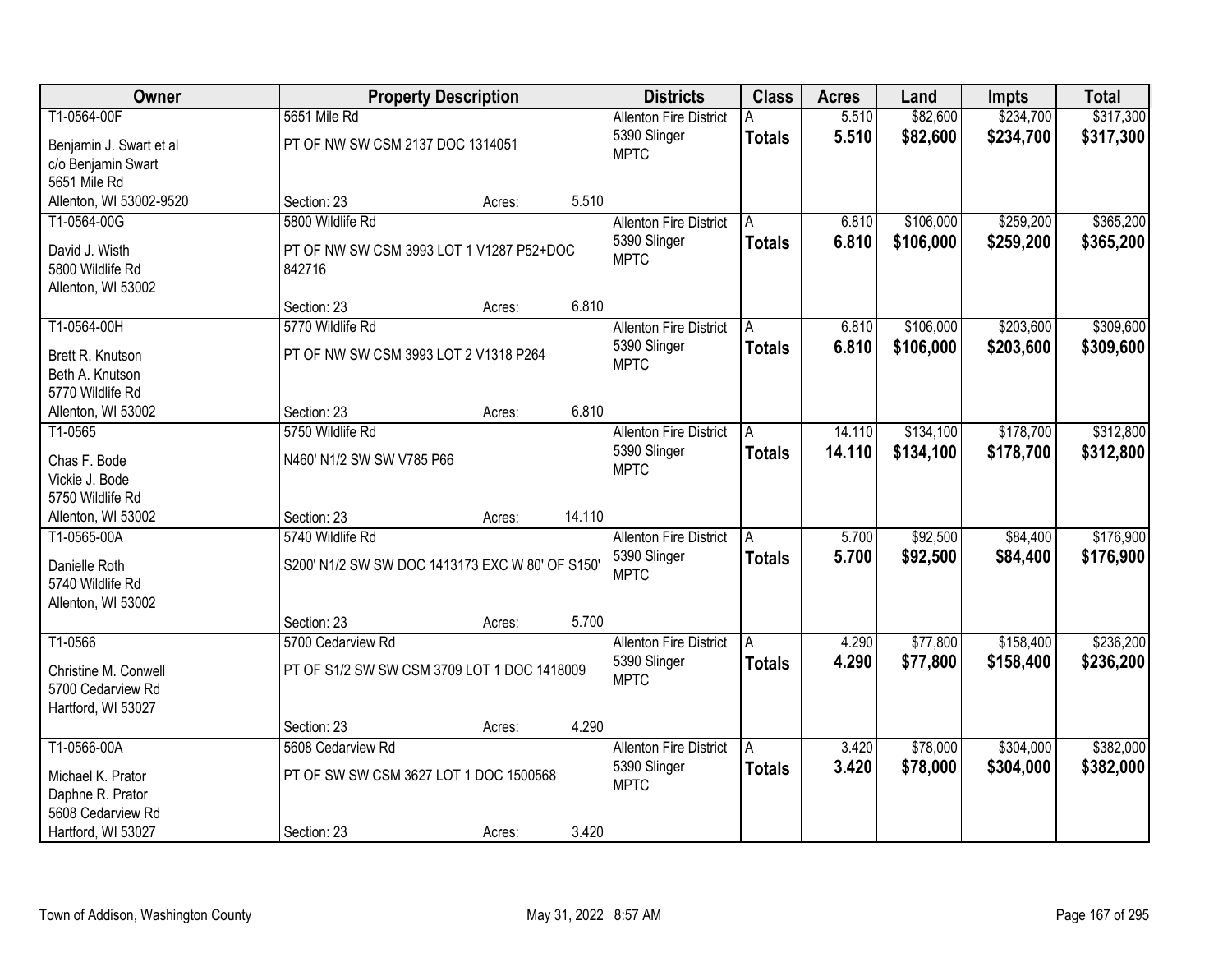| Owner | Property Description | | | Districts | Class | Acres | Land | Impts | Total |
|---|---|---|---|---|---|---|---|---|---|
| T1-0564-00F | 5651 Mile Rd | | | Allenton Fire District | A | 5.510 | $82,600 | $234,700 | $317,300 |
| Benjamin J. Swart et al<br>c/o Benjamin Swart<br>5651 Mile Rd<br>Allenton, WI 53002-9520 | PT OF NW SW CSM 2137 DOC 1314051 | | | 5390 Slinger<br>MPTC | **Totals** | **5.510** | **$82,600** | **$234,700** | **$317,300** |
| | Section: 23 | Acres: | 5.510 | | | | | | |
| T1-0564-00G | 5800 Wildlife Rd | | | Allenton Fire District | A | 6.810 | $106,000 | $259,200 | $365,200 |
| David J. Wisth<br>5800 Wildlife Rd<br>Allenton, WI 53002 | PT OF NW SW CSM 3993 LOT 1 V1287 P52+DOC 842716 | | | 5390 Slinger<br>MPTC | **Totals** | **6.810** | **$106,000** | **$259,200** | **$365,200** |
| | Section: 23 | Acres: | 6.810 | | | | | | |
| T1-0564-00H | 5770 Wildlife Rd | | | Allenton Fire District | A | 6.810 | $106,000 | $203,600 | $309,600 |
| Brett R. Knutson<br>Beth A. Knutson<br>5770 Wildlife Rd<br>Allenton, WI 53002 | PT OF NW SW CSM 3993 LOT 2 V1318 P264 | | | 5390 Slinger<br>MPTC | **Totals** | **6.810** | **$106,000** | **$203,600** | **$309,600** |
| | Section: 23 | Acres: | 6.810 | | | | | | |
| T1-0565 | 5750 Wildlife Rd | | | Allenton Fire District | A | 14.110 | $134,100 | $178,700 | $312,800 |
| Chas F. Bode<br>Vickie J. Bode<br>5750 Wildlife Rd<br>Allenton, WI 53002 | N460' N1/2 SW SW V785 P66 | | | 5390 Slinger<br>MPTC | **Totals** | **14.110** | **$134,100** | **$178,700** | **$312,800** |
| | Section: 23 | Acres: | 14.110 | | | | | | |
| T1-0565-00A | 5740 Wildlife Rd | | | Allenton Fire District | A | 5.700 | $92,500 | $84,400 | $176,900 |
| Danielle Roth<br>5740 Wildlife Rd<br>Allenton, WI 53002 | S200' N1/2 SW SW DOC 1413173 EXC W 80' OF S150' | | | 5390 Slinger<br>MPTC | **Totals** | **5.700** | **$92,500** | **$84,400** | **$176,900** |
| | Section: 23 | Acres: | 5.700 | | | | | | |
| T1-0566 | 5700 Cedarview Rd | | | Allenton Fire District | A | 4.290 | $77,800 | $158,400 | $236,200 |
| Christine M. Conwell<br>5700 Cedarview Rd<br>Hartford, WI 53027 | PT OF S1/2 SW SW CSM 3709 LOT 1 DOC 1418009 | | | 5390 Slinger<br>MPTC | **Totals** | **4.290** | **$77,800** | **$158,400** | **$236,200** |
| | Section: 23 | Acres: | 4.290 | | | | | | |
| T1-0566-00A | 5608 Cedarview Rd | | | Allenton Fire District | A | 3.420 | $78,000 | $304,000 | $382,000 |
| Michael K. Prator<br>Daphne R. Prator<br>5608 Cedarview Rd<br>Hartford, WI 53027 | PT OF SW SW CSM 3627 LOT 1 DOC 1500568 | | | 5390 Slinger<br>MPTC | **Totals** | **3.420** | **$78,000** | **$304,000** | **$382,000** |
| | Section: 23 | Acres: | 3.420 | | | | | | |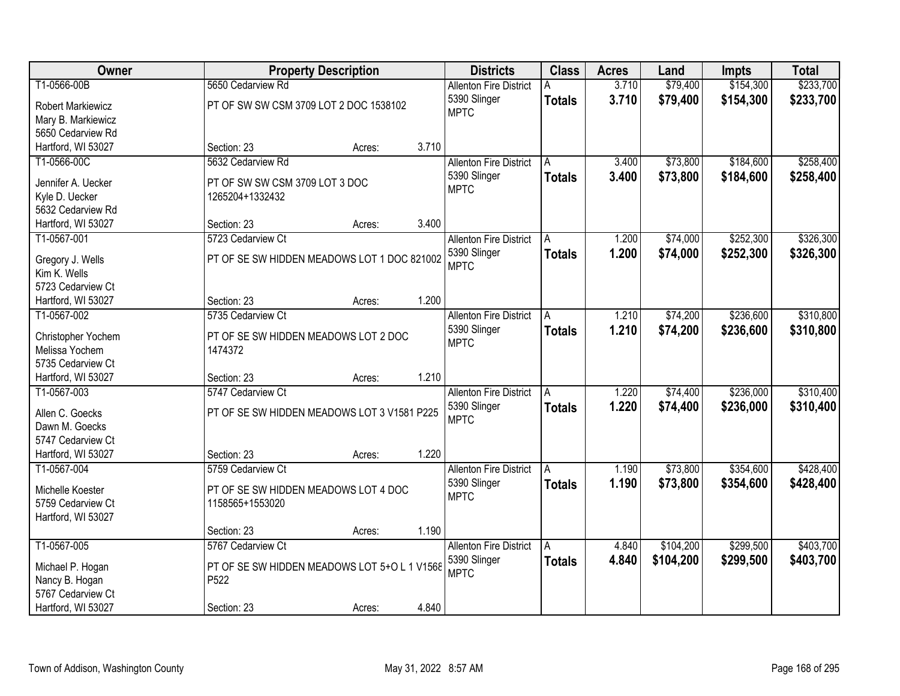| Owner | Property Description | Districts | Class | Acres | Land | Impts | Total |
|---|---|---|---|---|---|---|---|
| T1-0566-00B<br>Robert Markiewicz<br>Mary B. Markiewicz<br>5650 Cedarview Rd<br>Hartford, WI 53027 | 5650 Cedarview Rd<br>PT OF SW SW CSM 3709 LOT 2 DOC 1538102<br>Section: 23 Acres: 3.710 | Allenton Fire District<br>5390 Slinger<br>MPTC | A<br>**Totals** | 3.710<br>**3.710** | $79,400<br>**$79,400** | $154,300<br>**$154,300** | $233,700<br>**$233,700** |
| T1-0566-00C<br>Jennifer A. Uecker<br>Kyle D. Uecker<br>5632 Cedarview Rd<br>Hartford, WI 53027 | 5632 Cedarview Rd<br>PT OF SW SW CSM 3709 LOT 3 DOC 1265204+1332432<br>Section: 23 Acres: 3.400 | Allenton Fire District<br>5390 Slinger<br>MPTC | A<br>**Totals** | 3.400<br>**3.400** | $73,800<br>**$73,800** | $184,600<br>**$184,600** | $258,400<br>**$258,400** |
| T1-0567-001<br>Gregory J. Wells<br>Kim K. Wells<br>5723 Cedarview Ct<br>Hartford, WI 53027 | 5723 Cedarview Ct<br>PT OF SE SW HIDDEN MEADOWS LOT 1 DOC 821002<br>Section: 23 Acres: 1.200 | Allenton Fire District<br>5390 Slinger<br>MPTC | A<br>**Totals** | 1.200<br>**1.200** | $74,000<br>**$74,000** | $252,300<br>**$252,300** | $326,300<br>**$326,300** |
| T1-0567-002<br>Christopher Yochem<br>Melissa Yochem<br>5735 Cedarview Ct<br>Hartford, WI 53027 | 5735 Cedarview Ct<br>PT OF SE SW HIDDEN MEADOWS LOT 2 DOC 1474372<br>Section: 23 Acres: 1.210 | Allenton Fire District<br>5390 Slinger<br>MPTC | A<br>**Totals** | 1.210<br>**1.210** | $74,200<br>**$74,200** | $236,600<br>**$236,600** | $310,800<br>**$310,800** |
| T1-0567-003<br>Allen C. Goecks<br>Dawn M. Goecks<br>5747 Cedarview Ct<br>Hartford, WI 53027 | 5747 Cedarview Ct<br>PT OF SE SW HIDDEN MEADOWS LOT 3 V1581 P225<br>Section: 23 Acres: 1.220 | Allenton Fire District<br>5390 Slinger<br>MPTC | A<br>**Totals** | 1.220<br>**1.220** | $74,400<br>**$74,400** | $236,000<br>**$236,000** | $310,400<br>**$310,400** |
| T1-0567-004<br>Michelle Koester<br>5759 Cedarview Ct<br>Hartford, WI 53027 | 5759 Cedarview Ct<br>PT OF SE SW HIDDEN MEADOWS LOT 4 DOC 1158565+1553020<br>Section: 23 Acres: 1.190 | Allenton Fire District<br>5390 Slinger<br>MPTC | A<br>**Totals** | 1.190<br>**1.190** | $73,800<br>**$73,800** | $354,600<br>**$354,600** | $428,400<br>**$428,400** |
| T1-0567-005<br>Michael P. Hogan<br>Nancy B. Hogan<br>5767 Cedarview Ct<br>Hartford, WI 53027 | 5767 Cedarview Ct<br>PT OF SE SW HIDDEN MEADOWS LOT 5+O L 1 V1568 P522<br>Section: 23 Acres: 4.840 | Allenton Fire District<br>5390 Slinger<br>MPTC | A<br>**Totals** | 4.840<br>**4.840** | $104,200<br>**$104,200** | $299,500<br>**$299,500** | $403,700<br>**$403,700** |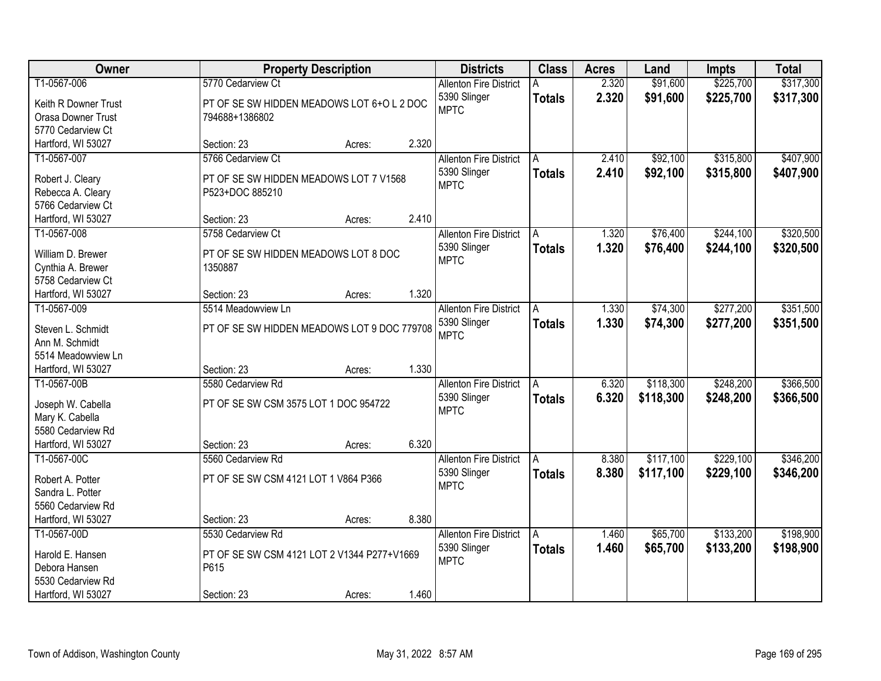| Owner | Property Description | Districts | Class | Acres | Land | Impts | Total |
|---|---|---|---|---|---|---|---|
| T1-0567-006<br>Keith R Downer Trust<br>Orasa Downer Trust<br>5770 Cedarview Ct<br>Hartford, WI 53027 | 5770 Cedarview Ct<br>PT OF SE SW HIDDEN MEADOWS LOT 6+O L 2 DOC 794688+1386802<br>Section: 23 Acres: 2.320 | Allenton Fire District<br>5390 Slinger<br>MPTC | A<br>**Totals** | 2.320<br>**2.320** | $91,600<br>**$91,600** | $225,700<br>**$225,700** | $317,300<br>**$317,300** |
| T1-0567-007<br>Robert J. Cleary<br>Rebecca A. Cleary<br>5766 Cedarview Ct<br>Hartford, WI 53027 | 5766 Cedarview Ct<br>PT OF SE SW HIDDEN MEADOWS LOT 7 V1568 P523+DOC 885210<br>Section: 23 Acres: 2.410 | Allenton Fire District<br>5390 Slinger<br>MPTC | A<br>**Totals** | 2.410<br>**2.410** | $92,100<br>**$92,100** | $315,800<br>**$315,800** | $407,900<br>**$407,900** |
| T1-0567-008<br>William D. Brewer<br>Cynthia A. Brewer<br>5758 Cedarview Ct<br>Hartford, WI 53027 | 5758 Cedarview Ct<br>PT OF SE SW HIDDEN MEADOWS LOT 8 DOC 1350887<br>Section: 23 Acres: 1.320 | Allenton Fire District<br>5390 Slinger<br>MPTC | A<br>**Totals** | 1.320<br>**1.320** | $76,400<br>**$76,400** | $244,100<br>**$244,100** | $320,500<br>**$320,500** |
| T1-0567-009<br>Steven L. Schmidt<br>Ann M. Schmidt<br>5514 Meadowview Ln<br>Hartford, WI 53027 | 5514 Meadowview Ln<br>PT OF SE SW HIDDEN MEADOWS LOT 9 DOC 779708<br>Section: 23 Acres: 1.330 | Allenton Fire District<br>5390 Slinger<br>MPTC | A<br>**Totals** | 1.330<br>**1.330** | $74,300<br>**$74,300** | $277,200<br>**$277,200** | $351,500<br>**$351,500** |
| T1-0567-00B<br>Joseph W. Cabella<br>Mary K. Cabella<br>5580 Cedarview Rd<br>Hartford, WI 53027 | 5580 Cedarview Rd<br>PT OF SE SW CSM 3575 LOT 1 DOC 954722<br>Section: 23 Acres: 6.320 | Allenton Fire District<br>5390 Slinger<br>MPTC | A<br>**Totals** | 6.320<br>**6.320** | $118,300<br>**$118,300** | $248,200<br>**$248,200** | $366,500<br>**$366,500** |
| T1-0567-00C<br>Robert A. Potter<br>Sandra L. Potter<br>5560 Cedarview Rd<br>Hartford, WI 53027 | 5560 Cedarview Rd<br>PT OF SE SW CSM 4121 LOT 1 V864 P366<br>Section: 23 Acres: 8.380 | Allenton Fire District<br>5390 Slinger<br>MPTC | A<br>**Totals** | 8.380<br>**8.380** | $117,100<br>**$117,100** | $229,100<br>**$229,100** | $346,200<br>**$346,200** |
| T1-0567-00D<br>Harold E. Hansen<br>Debora Hansen<br>5530 Cedarview Rd<br>Hartford, WI 53027 | 5530 Cedarview Rd<br>PT OF SE SW CSM 4121 LOT 2 V1344 P277+V1669 P615<br>Section: 23 Acres: 1.460 | Allenton Fire District<br>5390 Slinger<br>MPTC | A<br>**Totals** | 1.460<br>**1.460** | $65,700<br>**$65,700** | $133,200<br>**$133,200** | $198,900<br>**$198,900** |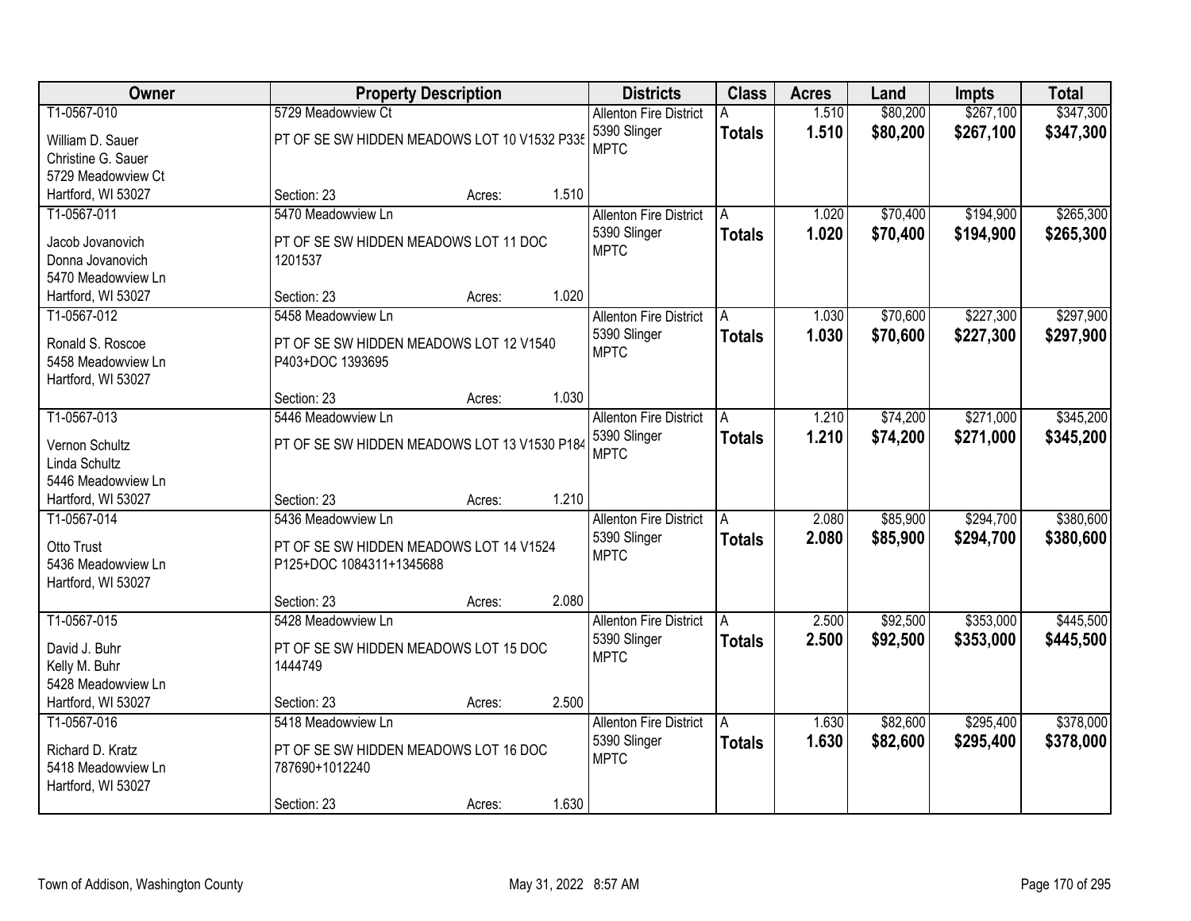| Owner | Property Description | Districts | Class | Acres | Land | Impts | Total |
|---|---|---|---|---|---|---|---|
| T1-0567-010<br>William D. Sauer<br>Christine G. Sauer<br>5729 Meadowview Ct<br>Hartford, WI 53027 | 5729 Meadowview Ct<br>PT OF SE SW HIDDEN MEADOWS LOT 10 V1532 P335<br>Section: 23 Acres: 1.510 | Allenton Fire District<br>5390 Slinger<br>MPTC | A<br>**Totals** | 1.510<br>**1.510** | $80,200<br>**$80,200** | $267,100<br>**$267,100** | $347,300<br>**$347,300** |
| T1-0567-011<br>Jacob Jovanovich<br>Donna Jovanovich<br>5470 Meadowview Ln<br>Hartford, WI 53027 | 5470 Meadowview Ln<br>PT OF SE SW HIDDEN MEADOWS LOT 11 DOC 1201537<br>Section: 23 Acres: 1.020 | Allenton Fire District<br>5390 Slinger<br>MPTC | A<br>**Totals** | 1.020<br>**1.020** | $70,400<br>**$70,400** | $194,900<br>**$194,900** | $265,300<br>**$265,300** |
| T1-0567-012<br>Ronald S. Roscoe<br>5458 Meadowview Ln<br>Hartford, WI 53027 | 5458 Meadowview Ln<br>PT OF SE SW HIDDEN MEADOWS LOT 12 V1540 P403+DOC 1393695<br>Section: 23 Acres: 1.030 | Allenton Fire District<br>5390 Slinger<br>MPTC | A<br>**Totals** | 1.030<br>**1.030** | $70,600<br>**$70,600** | $227,300<br>**$227,300** | $297,900<br>**$297,900** |
| T1-0567-013<br>Vernon Schultz<br>Linda Schultz<br>5446 Meadowview Ln<br>Hartford, WI 53027 | 5446 Meadowview Ln<br>PT OF SE SW HIDDEN MEADOWS LOT 13 V1530 P184<br>Section: 23 Acres: 1.210 | Allenton Fire District<br>5390 Slinger<br>MPTC | A<br>**Totals** | 1.210<br>**1.210** | $74,200<br>**$74,200** | $271,000<br>**$271,000** | $345,200<br>**$345,200** |
| T1-0567-014<br>Otto Trust<br>5436 Meadowview Ln<br>Hartford, WI 53027 | 5436 Meadowview Ln<br>PT OF SE SW HIDDEN MEADOWS LOT 14 V1524 P125+DOC 1084311+1345688<br>Section: 23 Acres: 2.080 | Allenton Fire District<br>5390 Slinger<br>MPTC | A<br>**Totals** | 2.080<br>**2.080** | $85,900<br>**$85,900** | $294,700<br>**$294,700** | $380,600<br>**$380,600** |
| T1-0567-015<br>David J. Buhr<br>Kelly M. Buhr<br>5428 Meadowview Ln<br>Hartford, WI 53027 | 5428 Meadowview Ln<br>PT OF SE SW HIDDEN MEADOWS LOT 15 DOC 1444749<br>Section: 23 Acres: 2.500 | Allenton Fire District<br>5390 Slinger<br>MPTC | A<br>**Totals** | 2.500<br>**2.500** | $92,500<br>**$92,500** | $353,000<br>**$353,000** | $445,500<br>**$445,500** |
| T1-0567-016<br>Richard D. Kratz<br>5418 Meadowview Ln<br>Hartford, WI 53027 | 5418 Meadowview Ln<br>PT OF SE SW HIDDEN MEADOWS LOT 16 DOC 787690+1012240<br>Section: 23 Acres: 1.630 | Allenton Fire District<br>5390 Slinger<br>MPTC | A<br>**Totals** | 1.630<br>**1.630** | $82,600<br>**$82,600** | $295,400<br>**$295,400** | $378,000<br>**$378,000** |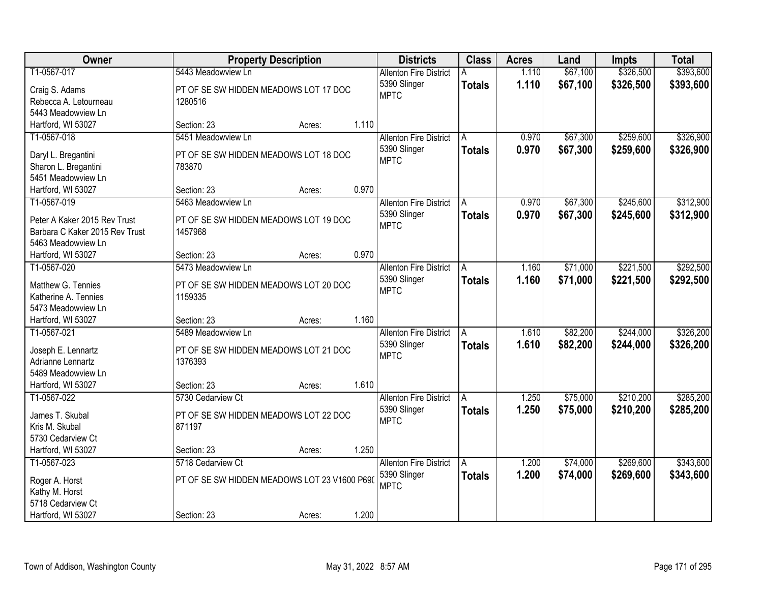| Owner | Property Description | | | Districts | Class | Acres | Land | Impts | Total |
|---|---|---|---|---|---|---|---|---|---|
| T1-0567-017<br>Craig S. Adams<br>Rebecca A. Letourneau<br>5443 Meadowview Ln<br>Hartford, WI 53027 | 5443 Meadowview Ln<br>PT OF SE SW HIDDEN MEADOWS LOT 17 DOC 1280516<br>Section: 23 | Acres: | 1.110 | Allenton Fire District<br>5390 Slinger<br>MPTC | A<br>**Totals** | 1.110<br>**1.110** | $67,100<br>**$67,100** | $326,500<br>**$326,500** | $393,600<br>**$393,600** |
| T1-0567-018<br>Daryl L. Bregantini<br>Sharon L. Bregantini<br>5451 Meadowview Ln<br>Hartford, WI 53027 | 5451 Meadowview Ln<br>PT OF SE SW HIDDEN MEADOWS LOT 18 DOC 783870<br>Section: 23 | Acres: | 0.970 | Allenton Fire District<br>5390 Slinger<br>MPTC | A<br>**Totals** | 0.970<br>**0.970** | $67,300<br>**$67,300** | $259,600<br>**$259,600** | $326,900<br>**$326,900** |
| T1-0567-019<br>Peter A Kaker 2015 Rev Trust<br>Barbara C Kaker 2015 Rev Trust<br>5463 Meadowview Ln<br>Hartford, WI 53027 | 5463 Meadowview Ln<br>PT OF SE SW HIDDEN MEADOWS LOT 19 DOC 1457968<br>Section: 23 | Acres: | 0.970 | Allenton Fire District<br>5390 Slinger<br>MPTC | A<br>**Totals** | 0.970<br>**0.970** | $67,300<br>**$67,300** | $245,600<br>**$245,600** | $312,900<br>**$312,900** |
| T1-0567-020<br>Matthew G. Tennies<br>Katherine A. Tennies<br>5473 Meadowview Ln<br>Hartford, WI 53027 | 5473 Meadowview Ln<br>PT OF SE SW HIDDEN MEADOWS LOT 20 DOC 1159335<br>Section: 23 | Acres: | 1.160 | Allenton Fire District<br>5390 Slinger<br>MPTC | A<br>**Totals** | 1.160<br>**1.160** | $71,000<br>**$71,000** | $221,500<br>**$221,500** | $292,500<br>**$292,500** |
| T1-0567-021<br>Joseph E. Lennartz<br>Adrianne Lennartz<br>5489 Meadowview Ln<br>Hartford, WI 53027 | 5489 Meadowview Ln<br>PT OF SE SW HIDDEN MEADOWS LOT 21 DOC 1376393<br>Section: 23 | Acres: | 1.610 | Allenton Fire District<br>5390 Slinger<br>MPTC | A<br>**Totals** | 1.610<br>**1.610** | $82,200<br>**$82,200** | $244,000<br>**$244,000** | $326,200<br>**$326,200** |
| T1-0567-022<br>James T. Skubal<br>Kris M. Skubal<br>5730 Cedarview Ct<br>Hartford, WI 53027 | 5730 Cedarview Ct<br>PT OF SE SW HIDDEN MEADOWS LOT 22 DOC 871197<br>Section: 23 | Acres: | 1.250 | Allenton Fire District<br>5390 Slinger<br>MPTC | A<br>**Totals** | 1.250<br>**1.250** | $75,000<br>**$75,000** | $210,200<br>**$210,200** | $285,200<br>**$285,200** |
| T1-0567-023<br>Roger A. Horst<br>Kathy M. Horst<br>5718 Cedarview Ct<br>Hartford, WI 53027 | 5718 Cedarview Ct<br>PT OF SE SW HIDDEN MEADOWS LOT 23 V1600 P690<br>Section: 23 | Acres: | 1.200 | Allenton Fire District<br>5390 Slinger<br>MPTC | A<br>**Totals** | 1.200<br>**1.200** | $74,000<br>**$74,000** | $269,600<br>**$269,600** | $343,600<br>**$343,600** |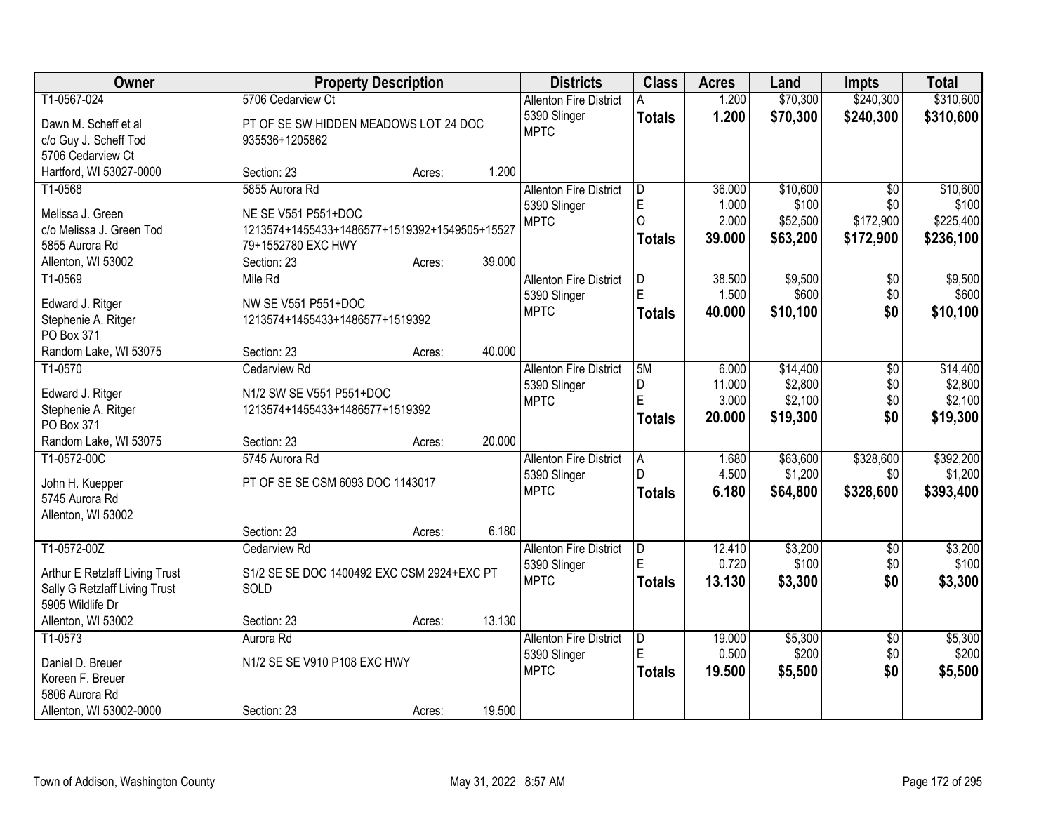| Owner | Property Description | Districts | Class | Acres | Land | Impts | Total |
|---|---|---|---|---|---|---|---|
| T1-0567-024<br>Dawn M. Scheff et al<br>c/o Guy J. Scheff Tod<br>5706 Cedarview Ct<br>Hartford, WI 53027-0000 | 5706 Cedarview Ct<br>PT OF SE SW HIDDEN MEADOWS LOT 24 DOC 935536+1205862<br>Section: 23 Acres: 1.200 | Allenton Fire District<br>5390 Slinger<br>MPTC | A<br>**Totals** | 1.200<br>**1.200** | $70,300<br>**$70,300** | $240,300<br>**$240,300** | $310,600<br>**$310,600** |
| T1-0568<br>Melissa J. Green<br>c/o Melissa J. Green Tod<br>5855 Aurora Rd<br>Allenton, WI 53002 | 5855 Aurora Rd<br>NE SE V551 P551+DOC 1213574+1455433+1486577+1519392+1549505+1552779+1552780 EXC HWY<br>Section: 23 Acres: 39.000 | Allenton Fire District<br>5390 Slinger<br>MPTC | D<br>E<br>O<br>**Totals** | 36.000<br>1.000<br>2.000<br>**39.000** | $10,600<br>$100<br>$52,500<br>**$63,200** | $0<br>$0<br>$172,900<br>**$172,900** | $10,600<br>$100<br>$225,400<br>**$236,100** |
| T1-0569<br>Edward J. Ritger<br>Stephenie A. Ritger<br>PO Box 371<br>Random Lake, WI 53075 | Mile Rd<br>NW SE V551 P551+DOC 1213574+1455433+1486577+1519392<br>Section: 23 Acres: 40.000 | Allenton Fire District<br>5390 Slinger<br>MPTC | D<br>E<br>**Totals** | 38.500<br>1.500<br>**40.000** | $9,500<br>$600<br>**$10,100** | $0<br>$0<br>**$0** | $9,500<br>$600<br>**$10,100** |
| T1-0570<br>Edward J. Ritger<br>Stephenie A. Ritger<br>PO Box 371<br>Random Lake, WI 53075 | Cedarview Rd<br>N1/2 SW SE V551 P551+DOC 1213574+1455433+1486577+1519392<br>Section: 23 Acres: 20.000 | Allenton Fire District<br>5390 Slinger<br>MPTC | 5M<br>D<br>E<br>**Totals** | 6.000<br>11.000<br>3.000<br>**20.000** | $14,400<br>$2,800<br>$2,100<br>**$19,300** | $0<br>$0<br>$0<br>**$0** | $14,400<br>$2,800<br>$2,100<br>**$19,300** |
| T1-0572-00C<br>John H. Kuepper<br>5745 Aurora Rd<br>Allenton, WI 53002 | 5745 Aurora Rd<br>PT OF SE SE CSM 6093 DOC 1143017<br>Section: 23 Acres: 6.180 | Allenton Fire District<br>5390 Slinger<br>MPTC | A<br>D<br>**Totals** | 1.680<br>4.500<br>**6.180** | $63,600<br>$1,200<br>**$64,800** | $328,600<br>$0<br>**$328,600** | $392,200<br>$1,200<br>**$393,400** |
| T1-0572-00Z<br>Arthur E Retzlaff Living Trust<br>Sally G Retzlaff Living Trust<br>5905 Wildlife Dr<br>Allenton, WI 53002 | Cedarview Rd<br>S1/2 SE SE DOC 1400492 EXC CSM 2924+EXC PT SOLD<br>Section: 23 Acres: 13.130 | Allenton Fire District<br>5390 Slinger<br>MPTC | D<br>E<br>**Totals** | 12.410<br>0.720<br>**13.130** | $3,200<br>$100<br>**$3,300** | $0<br>$0<br>**$0** | $3,200<br>$100<br>**$3,300** |
| T1-0573<br>Daniel D. Breuer<br>Koreen F. Breuer<br>5806 Aurora Rd<br>Allenton, WI 53002-0000 | Aurora Rd<br>N1/2 SE SE V910 P108 EXC HWY<br>Section: 23 Acres: 19.500 | Allenton Fire District<br>5390 Slinger<br>MPTC | D<br>E<br>**Totals** | 19.000<br>0.500<br>**19.500** | $5,300<br>$200<br>**$5,500** | $0<br>$0<br>**$0** | $5,300<br>$200<br>**$5,500** |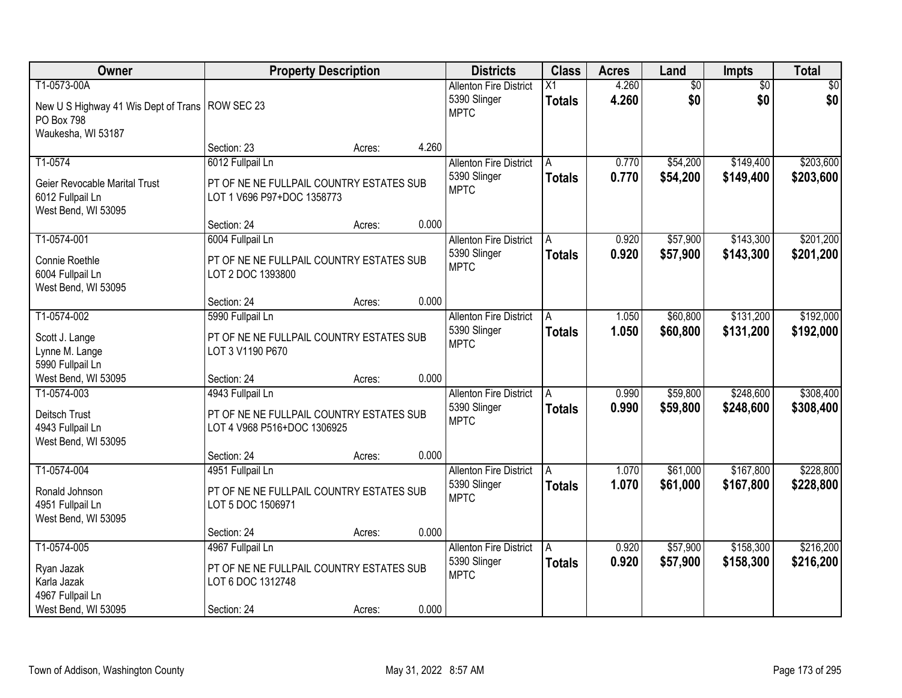| Owner | Property Description | | | Districts | Class | Acres | Land | Impts | Total |
|---|---|---|---|---|---|---|---|---|---|
| T1-0573-00A<br>New U S Highway 41 Wis Dept of Trans<br>PO Box 798<br>Waukesha, WI 53187 | ROW SEC 23<br><br>Section: 23 | Acres: | 4.260 | Allenton Fire District<br>5390 Slinger<br>MPTC | X1<br>**Totals** | 4.260<br>**4.260** | $0<br>**$0** | $0<br>**$0** | $0<br>**$0** |
| T1-0574<br>Geier Revocable Marital Trust<br>6012 Fullpail Ln<br>West Bend, WI 53095 | 6012 Fullpail Ln<br>PT OF NE NE FULLPAIL COUNTRY ESTATES SUB LOT 1 V696 P97+DOC 1358773<br>Section: 24 | Acres: | 0.000 | Allenton Fire District<br>5390 Slinger<br>MPTC | A<br>**Totals** | 0.770<br>**0.770** | $54,200<br>**$54,200** | $149,400<br>**$149,400** | $203,600<br>**$203,600** |
| T1-0574-001<br>Connie Roethle<br>6004 Fullpail Ln<br>West Bend, WI 53095 | 6004 Fullpail Ln<br>PT OF NE NE FULLPAIL COUNTRY ESTATES SUB LOT 2 DOC 1393800<br>Section: 24 | Acres: | 0.000 | Allenton Fire District<br>5390 Slinger<br>MPTC | A<br>**Totals** | 0.920<br>**0.920** | $57,900<br>**$57,900** | $143,300<br>**$143,300** | $201,200<br>**$201,200** |
| T1-0574-002<br>Scott J. Lange<br>Lynne M. Lange<br>5990 Fullpail Ln<br>West Bend, WI 53095 | 5990 Fullpail Ln<br>PT OF NE NE FULLPAIL COUNTRY ESTATES SUB LOT 3 V1190 P670<br>Section: 24 | Acres: | 0.000 | Allenton Fire District<br>5390 Slinger<br>MPTC | A<br>**Totals** | 1.050<br>**1.050** | $60,800<br>**$60,800** | $131,200<br>**$131,200** | $192,000<br>**$192,000** |
| T1-0574-003<br>Deitsch Trust<br>4943 Fullpail Ln<br>West Bend, WI 53095 | 4943 Fullpail Ln<br>PT OF NE NE FULLPAIL COUNTRY ESTATES SUB LOT 4 V968 P516+DOC 1306925<br>Section: 24 | Acres: | 0.000 | Allenton Fire District<br>5390 Slinger<br>MPTC | A<br>**Totals** | 0.990<br>**0.990** | $59,800<br>**$59,800** | $248,600<br>**$248,600** | $308,400<br>**$308,400** |
| T1-0574-004<br>Ronald Johnson<br>4951 Fullpail Ln<br>West Bend, WI 53095 | 4951 Fullpail Ln<br>PT OF NE NE FULLPAIL COUNTRY ESTATES SUB LOT 5 DOC 1506971<br>Section: 24 | Acres: | 0.000 | Allenton Fire District<br>5390 Slinger<br>MPTC | A<br>**Totals** | 1.070<br>**1.070** | $61,000<br>**$61,000** | $167,800<br>**$167,800** | $228,800<br>**$228,800** |
| T1-0574-005<br>Ryan Jazak<br>Karla Jazak<br>4967 Fullpail Ln<br>West Bend, WI 53095 | 4967 Fullpail Ln<br>PT OF NE NE FULLPAIL COUNTRY ESTATES SUB LOT 6 DOC 1312748<br>Section: 24 | Acres: | 0.000 | Allenton Fire District<br>5390 Slinger<br>MPTC | A<br>**Totals** | 0.920<br>**0.920** | $57,900<br>**$57,900** | $158,300<br>**$158,300** | $216,200<br>**$216,200** |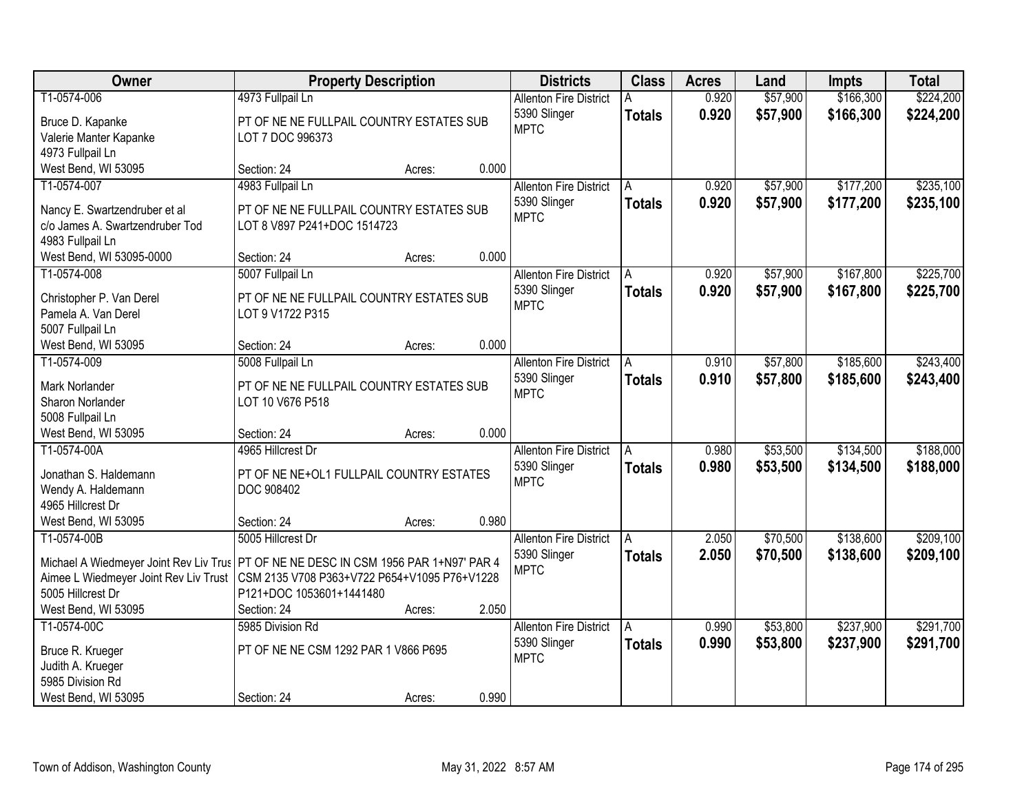| Owner | Property Description | | | Districts | Class | Acres | Land | Impts | Total |
|---|---|---|---|---|---|---|---|---|---|
| T1-0574-006 | 4973 Fullpail Ln | | | Allenton Fire District | A | 0.920 | $57,900 | $166,300 | $224,200 |
| Bruce D. Kapanke<br>Valerie Manter Kapanke<br>4973 Fullpail Ln<br>West Bend, WI 53095 | PT OF NE NE FULLPAIL COUNTRY ESTATES SUB LOT 7 DOC 996373 | | | 5390 Slinger<br>MPTC | **Totals** | **0.920** | **$57,900** | **$166,300** | **$224,200** |
| | Section: 24 | Acres: | 0.000 | | | | | | |
| T1-0574-007 | 4983 Fullpail Ln | | | Allenton Fire District | A | 0.920 | $57,900 | $177,200 | $235,100 |
| Nancy E. Swartzendruber et al<br>c/o James A. Swartzendruber Tod<br>4983 Fullpail Ln<br>West Bend, WI 53095-0000 | PT OF NE NE FULLPAIL COUNTRY ESTATES SUB LOT 8 V897 P241+DOC 1514723 | | | 5390 Slinger<br>MPTC | **Totals** | **0.920** | **$57,900** | **$177,200** | **$235,100** |
| | Section: 24 | Acres: | 0.000 | | | | | | |
| T1-0574-008 | 5007 Fullpail Ln | | | Allenton Fire District | A | 0.920 | $57,900 | $167,800 | $225,700 |
| Christopher P. Van Derel<br>Pamela A. Van Derel<br>5007 Fullpail Ln<br>West Bend, WI 53095 | PT OF NE NE FULLPAIL COUNTRY ESTATES SUB LOT 9 V1722 P315 | | | 5390 Slinger<br>MPTC | **Totals** | **0.920** | **$57,900** | **$167,800** | **$225,700** |
| | Section: 24 | Acres: | 0.000 | | | | | | |
| T1-0574-009 | 5008 Fullpail Ln | | | Allenton Fire District | A | 0.910 | $57,800 | $185,600 | $243,400 |
| Mark Norlander<br>Sharon Norlander<br>5008 Fullpail Ln<br>West Bend, WI 53095 | PT OF NE NE FULLPAIL COUNTRY ESTATES SUB LOT 10 V676 P518 | | | 5390 Slinger<br>MPTC | **Totals** | **0.910** | **$57,800** | **$185,600** | **$243,400** |
| | Section: 24 | Acres: | 0.000 | | | | | | |
| T1-0574-00A | 4965 Hillcrest Dr | | | Allenton Fire District | A | 0.980 | $53,500 | $134,500 | $188,000 |
| Jonathan S. Haldemann<br>Wendy A. Haldemann<br>4965 Hillcrest Dr<br>West Bend, WI 53095 | PT OF NE NE+OL1 FULLPAIL COUNTRY ESTATES DOC 908402 | | | 5390 Slinger<br>MPTC | **Totals** | **0.980** | **$53,500** | **$134,500** | **$188,000** |
| | Section: 24 | Acres: | 0.980 | | | | | | |
| T1-0574-00B | 5005 Hillcrest Dr | | | Allenton Fire District | A | 2.050 | $70,500 | $138,600 | $209,100 |
| Michael A Wiedmeyer Joint Rev Liv Trus<br>Aimee L Wiedmeyer Joint Rev Liv Trust<br>5005 Hillcrest Dr<br>West Bend, WI 53095 | PT OF NE NE DESC IN CSM 1956 PAR 1+N97' PAR 4 CSM 2135 V708 P363+V722 P654+V1095 P76+V1228 P121+DOC 1053601+1441480 | | | 5390 Slinger<br>MPTC | **Totals** | **2.050** | **$70,500** | **$138,600** | **$209,100** |
| | Section: 24 | Acres: | 2.050 | | | | | | |
| T1-0574-00C | 5985 Division Rd | | | Allenton Fire District | A | 0.990 | $53,800 | $237,900 | $291,700 |
| Bruce R. Krueger<br>Judith A. Krueger<br>5985 Division Rd<br>West Bend, WI 53095 | PT OF NE NE CSM 1292 PAR 1 V866 P695 | | | 5390 Slinger<br>MPTC | **Totals** | **0.990** | **$53,800** | **$237,900** | **$291,700** |
| | Section: 24 | Acres: | 0.990 | | | | | | |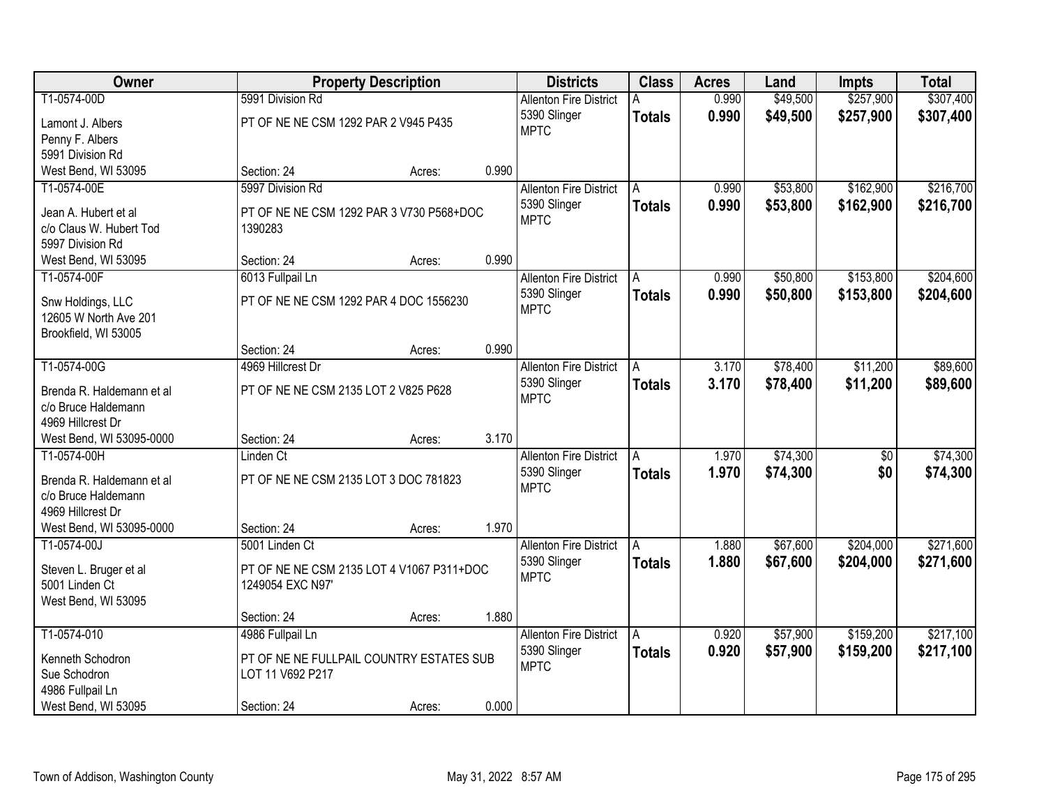| Owner | Property Description | | | Districts | Class | Acres | Land | Impts | Total |
|---|---|---|---|---|---|---|---|---|---|
| T1-0574-00D<br>Lamont J. Albers<br>Penny F. Albers<br>5991 Division Rd<br>West Bend, WI 53095 | 5991 Division Rd<br>PT OF NE NE CSM 1292 PAR 2 V945 P435<br>Section: 24 | Acres: | 0.990 | Allenton Fire District<br>5390 Slinger<br>MPTC | A<br>**Totals** | 0.990<br>**0.990** | $49,500<br>**$49,500** | $257,900<br>**$257,900** | $307,400<br>**$307,400** |
| T1-0574-00E<br>Jean A. Hubert et al<br>c/o Claus W. Hubert Tod<br>5997 Division Rd<br>West Bend, WI 53095 | 5997 Division Rd<br>PT OF NE NE CSM 1292 PAR 3 V730 P568+DOC 1390283<br>Section: 24 | Acres: | 0.990 | Allenton Fire District<br>5390 Slinger<br>MPTC | A<br>**Totals** | 0.990<br>**0.990** | $53,800<br>**$53,800** | $162,900<br>**$162,900** | $216,700<br>**$216,700** |
| T1-0574-00F<br>Snw Holdings, LLC<br>12605 W North Ave 201<br>Brookfield, WI 53005 | 6013 Fullpail Ln<br>PT OF NE NE CSM 1292 PAR 4 DOC 1556230<br>Section: 24 | Acres: | 0.990 | Allenton Fire District<br>5390 Slinger<br>MPTC | A<br>**Totals** | 0.990<br>**0.990** | $50,800<br>**$50,800** | $153,800<br>**$153,800** | $204,600<br>**$204,600** |
| T1-0574-00G<br>Brenda R. Haldemann et al<br>c/o Bruce Haldemann<br>4969 Hillcrest Dr<br>West Bend, WI 53095-0000 | 4969 Hillcrest Dr<br>PT OF NE NE CSM 2135 LOT 2 V825 P628<br>Section: 24 | Acres: | 3.170 | Allenton Fire District<br>5390 Slinger<br>MPTC | A<br>**Totals** | 3.170<br>**3.170** | $78,400<br>**$78,400** | $11,200<br>**$11,200** | $89,600<br>**$89,600** |
| T1-0574-00H<br>Brenda R. Haldemann et al<br>c/o Bruce Haldemann<br>4969 Hillcrest Dr<br>West Bend, WI 53095-0000 | Linden Ct<br>PT OF NE NE CSM 2135 LOT 3 DOC 781823<br>Section: 24 | Acres: | 1.970 | Allenton Fire District<br>5390 Slinger<br>MPTC | A<br>**Totals** | 1.970<br>**1.970** | $74,300<br>**$74,300** | $0<br>**$0** | $74,300<br>**$74,300** |
| T1-0574-00J<br>Steven L. Bruger et al<br>5001 Linden Ct<br>West Bend, WI 53095 | 5001 Linden Ct<br>PT OF NE NE CSM 2135 LOT 4 V1067 P311+DOC 1249054 EXC N97'<br>Section: 24 | Acres: | 1.880 | Allenton Fire District<br>5390 Slinger<br>MPTC | A<br>**Totals** | 1.880<br>**1.880** | $67,600<br>**$67,600** | $204,000<br>**$204,000** | $271,600<br>**$271,600** |
| T1-0574-010<br>Kenneth Schodron<br>Sue Schodron<br>4986 Fullpail Ln<br>West Bend, WI 53095 | 4986 Fullpail Ln<br>PT OF NE NE FULLPAIL COUNTRY ESTATES SUB LOT 11 V692 P217<br>Section: 24 | Acres: | 0.000 | Allenton Fire District<br>5390 Slinger<br>MPTC | A<br>**Totals** | 0.920<br>**0.920** | $57,900<br>**$57,900** | $159,200<br>**$159,200** | $217,100<br>**$217,100** |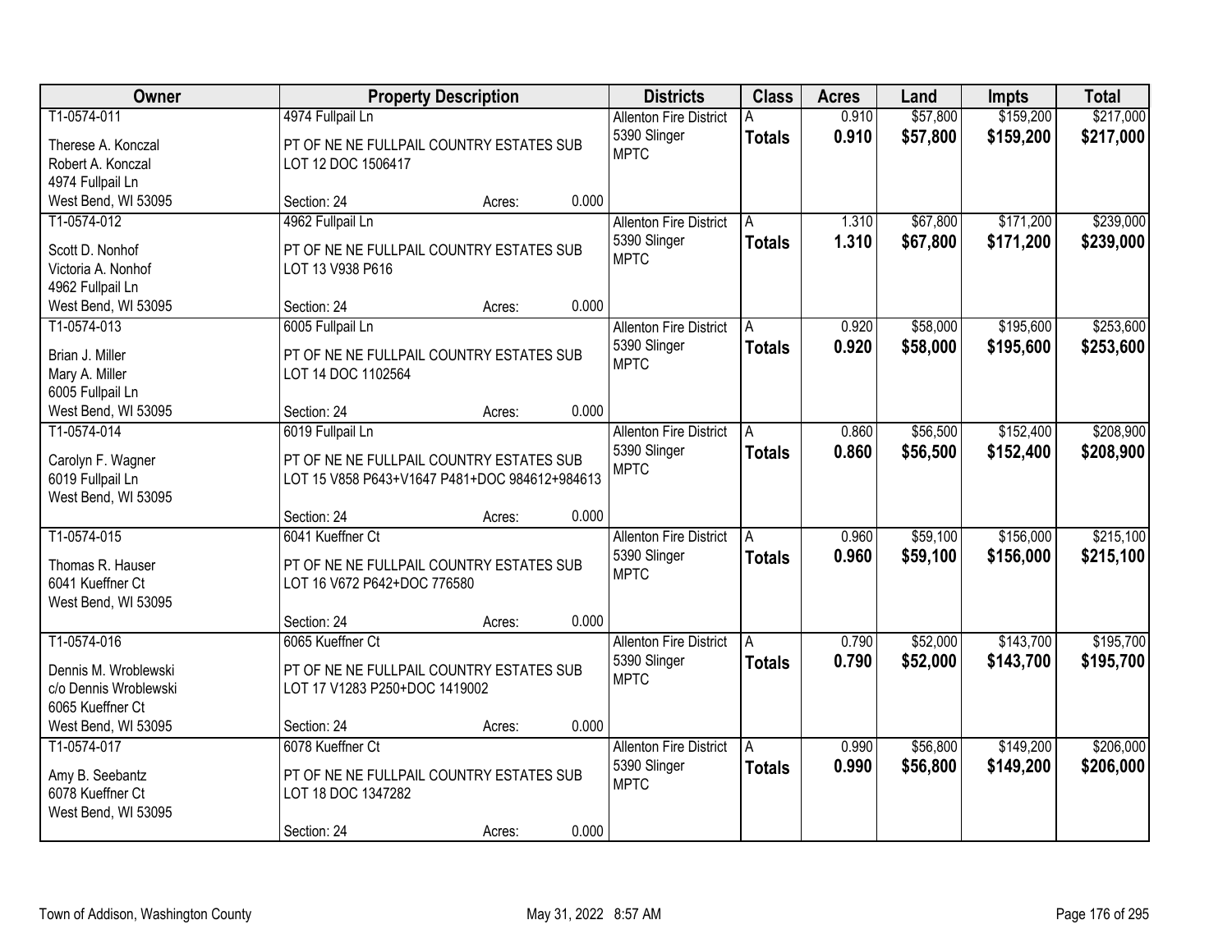| Owner | Property Description | Districts | Class | Acres | Land | Impts | Total |
|---|---|---|---|---|---|---|---|
| T1-0574-011<br>Therese A. Konczal<br>Robert A. Konczal<br>4974 Fullpail Ln<br>West Bend, WI 53095 | 4974 Fullpail Ln<br>PT OF NE NE FULLPAIL COUNTRY ESTATES SUB LOT 12 DOC 1506417<br>Section: 24 Acres: 0.000 | Allenton Fire District<br>5390 Slinger<br>MPTC | A<br>**Totals** | 0.910<br>**0.910** | $57,800<br>**$57,800** | $159,200<br>**$159,200** | $217,000<br>**$217,000** |
| T1-0574-012<br>Scott D. Nonhof<br>Victoria A. Nonhof<br>4962 Fullpail Ln<br>West Bend, WI 53095 | 4962 Fullpail Ln<br>PT OF NE NE FULLPAIL COUNTRY ESTATES SUB LOT 13 V938 P616<br>Section: 24 Acres: 0.000 | Allenton Fire District<br>5390 Slinger<br>MPTC | A<br>**Totals** | 1.310<br>**1.310** | $67,800<br>**$67,800** | $171,200<br>**$171,200** | $239,000<br>**$239,000** |
| T1-0574-013<br>Brian J. Miller<br>Mary A. Miller<br>6005 Fullpail Ln<br>West Bend, WI 53095 | 6005 Fullpail Ln<br>PT OF NE NE FULLPAIL COUNTRY ESTATES SUB LOT 14 DOC 1102564<br>Section: 24 Acres: 0.000 | Allenton Fire District<br>5390 Slinger<br>MPTC | A<br>**Totals** | 0.920<br>**0.920** | $58,000<br>**$58,000** | $195,600<br>**$195,600** | $253,600<br>**$253,600** |
| T1-0574-014<br>Carolyn F. Wagner<br>6019 Fullpail Ln<br>West Bend, WI 53095 | 6019 Fullpail Ln<br>PT OF NE NE FULLPAIL COUNTRY ESTATES SUB LOT 15 V858 P643+V1647 P481+DOC 984612+984613<br>Section: 24 Acres: 0.000 | Allenton Fire District<br>5390 Slinger<br>MPTC | A<br>**Totals** | 0.860<br>**0.860** | $56,500<br>**$56,500** | $152,400<br>**$152,400** | $208,900<br>**$208,900** |
| T1-0574-015<br>Thomas R. Hauser<br>6041 Kueffner Ct<br>West Bend, WI 53095 | 6041 Kueffner Ct<br>PT OF NE NE FULLPAIL COUNTRY ESTATES SUB LOT 16 V672 P642+DOC 776580<br>Section: 24 Acres: 0.000 | Allenton Fire District<br>5390 Slinger<br>MPTC | A<br>**Totals** | 0.960<br>**0.960** | $59,100<br>**$59,100** | $156,000<br>**$156,000** | $215,100<br>**$215,100** |
| T1-0574-016<br>Dennis M. Wroblewski<br>c/o Dennis Wroblewski<br>6065 Kueffner Ct<br>West Bend, WI 53095 | 6065 Kueffner Ct<br>PT OF NE NE FULLPAIL COUNTRY ESTATES SUB LOT 17 V1283 P250+DOC 1419002<br>Section: 24 Acres: 0.000 | Allenton Fire District<br>5390 Slinger<br>MPTC | A<br>**Totals** | 0.790<br>**0.790** | $52,000<br>**$52,000** | $143,700<br>**$143,700** | $195,700<br>**$195,700** |
| T1-0574-017<br>Amy B. Seebantz<br>6078 Kueffner Ct<br>West Bend, WI 53095 | 6078 Kueffner Ct<br>PT OF NE NE FULLPAIL COUNTRY ESTATES SUB LOT 18 DOC 1347282<br>Section: 24 Acres: 0.000 | Allenton Fire District<br>5390 Slinger<br>MPTC | A<br>**Totals** | 0.990<br>**0.990** | $56,800<br>**$56,800** | $149,200<br>**$149,200** | $206,000<br>**$206,000** |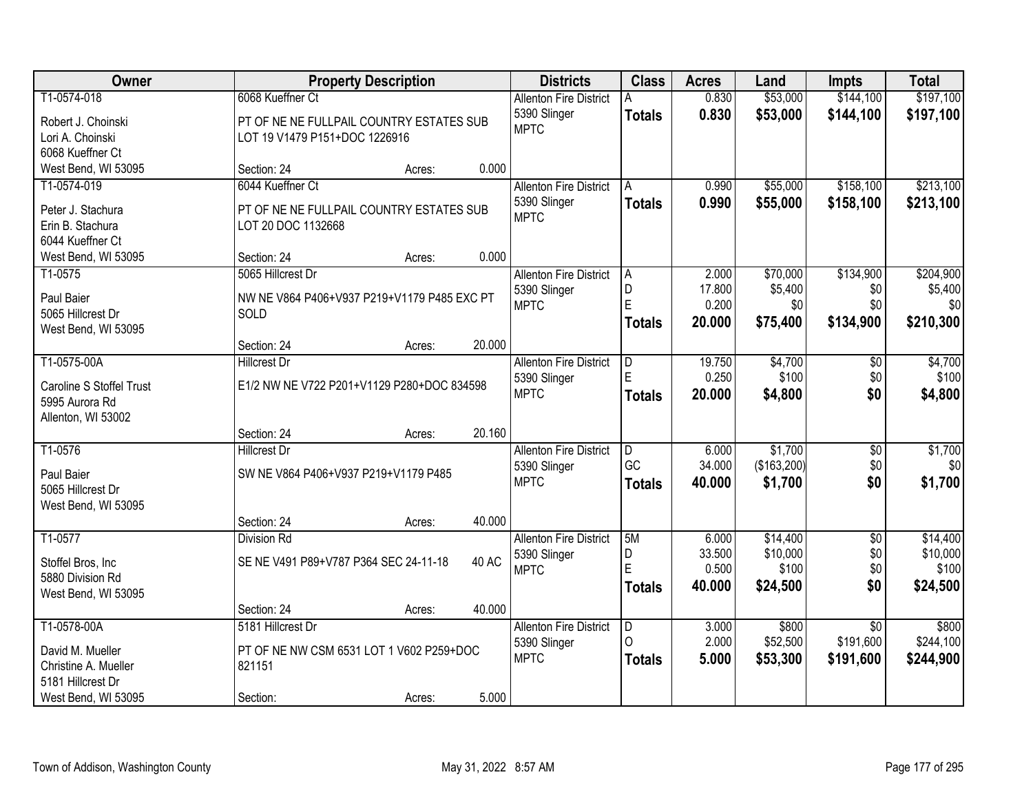| Owner | Property Description | Districts | Class | Acres | Land | Impts | Total |
|---|---|---|---|---|---|---|---|
| T1-0574-018<br>Robert J. Choinski<br>Lori A. Choinski<br>6068 Kueffner Ct<br>West Bend, WI 53095 | 6068 Kueffner Ct<br>PT OF NE NE FULLPAIL COUNTRY ESTATES SUB LOT 19 V1479 P151+DOC 1226916<br>Section: 24 Acres: 0.000 | Allenton Fire District<br>5390 Slinger<br>MPTC | A<br>**Totals** | 0.830<br>**0.830** | \$53,000<br>**\$53,000** | \$144,100<br>**\$144,100** | \$197,100<br>**\$197,100** |
| T1-0574-019<br>Peter J. Stachura<br>Erin B. Stachura<br>6044 Kueffner Ct<br>West Bend, WI 53095 | 6044 Kueffner Ct<br>PT OF NE NE FULLPAIL COUNTRY ESTATES SUB LOT 20 DOC 1132668<br>Section: 24 Acres: 0.000 | Allenton Fire District<br>5390 Slinger<br>MPTC | A<br>**Totals** | 0.990<br>**0.990** | \$55,000<br>**\$55,000** | \$158,100<br>**\$158,100** | \$213,100<br>**\$213,100** |
| T1-0575<br>Paul Baier<br>5065 Hillcrest Dr<br>West Bend, WI 53095 | 5065 Hillcrest Dr<br>NW NE V864 P406+V937 P219+V1179 P485 EXC PT SOLD<br>Section: 24 Acres: 20.000 | Allenton Fire District<br>5390 Slinger<br>MPTC | A<br>D<br>E<br>**Totals** | 2.000<br>17.800<br>0.200<br>**20.000** | \$70,000<br>\$5,400<br>\$0<br>**\$75,400** | \$134,900<br>\$0<br>\$0<br>**\$134,900** | \$204,900<br>\$5,400<br>\$0<br>**\$210,300** |
| T1-0575-00A<br>Caroline S Stoffel Trust<br>5995 Aurora Rd<br>Allenton, WI 53002 | Hillcrest Dr<br>E1/2 NW NE V722 P201+V1129 P280+DOC 834598<br>Section: 24 Acres: 20.160 | Allenton Fire District<br>5390 Slinger<br>MPTC | D<br>E<br>**Totals** | 19.750<br>0.250<br>**20.000** | \$4,700<br>\$100<br>**\$4,800** | \$0<br>\$0<br>**\$0** | \$4,700<br>\$100<br>**\$4,800** |
| T1-0576<br>Paul Baier<br>5065 Hillcrest Dr<br>West Bend, WI 53095 | Hillcrest Dr<br>SW NE V864 P406+V937 P219+V1179 P485<br>Section: 24 Acres: 40.000 | Allenton Fire District<br>5390 Slinger<br>MPTC | D<br>GC<br>**Totals** | 6.000<br>34.000<br>**40.000** | \$1,700<br>(\$163,200)<br>**\$1,700** | \$0<br>\$0<br>**\$0** | \$1,700<br>\$0<br>**\$1,700** |
| T1-0577<br>Stoffel Bros, Inc<br>5880 Division Rd<br>West Bend, WI 53095 | Division Rd<br>SE NE V491 P89+V787 P364 SEC 24-11-18 40 AC<br>Section: 24 Acres: 40.000 | Allenton Fire District<br>5390 Slinger<br>MPTC | 5M<br>D<br>E<br>**Totals** | 6.000<br>33.500<br>0.500<br>**40.000** | \$14,400<br>\$10,000<br>\$100<br>**\$24,500** | \$0<br>\$0<br>\$0<br>**\$0** | \$14,400<br>\$10,000<br>\$100<br>**\$24,500** |
| T1-0578-00A<br>David M. Mueller<br>Christine A. Mueller<br>5181 Hillcrest Dr<br>West Bend, WI 53095 | 5181 Hillcrest Dr<br>PT OF NE NW CSM 6531 LOT 1 V602 P259+DOC 821151<br>Section: Acres: 5.000 | Allenton Fire District<br>5390 Slinger<br>MPTC | D<br>O<br>**Totals** | 3.000<br>2.000<br>**5.000** | \$800<br>\$52,500<br>**\$53,300** | \$0<br>\$191,600<br>**\$191,600** | \$800<br>\$244,100<br>**\$244,900** |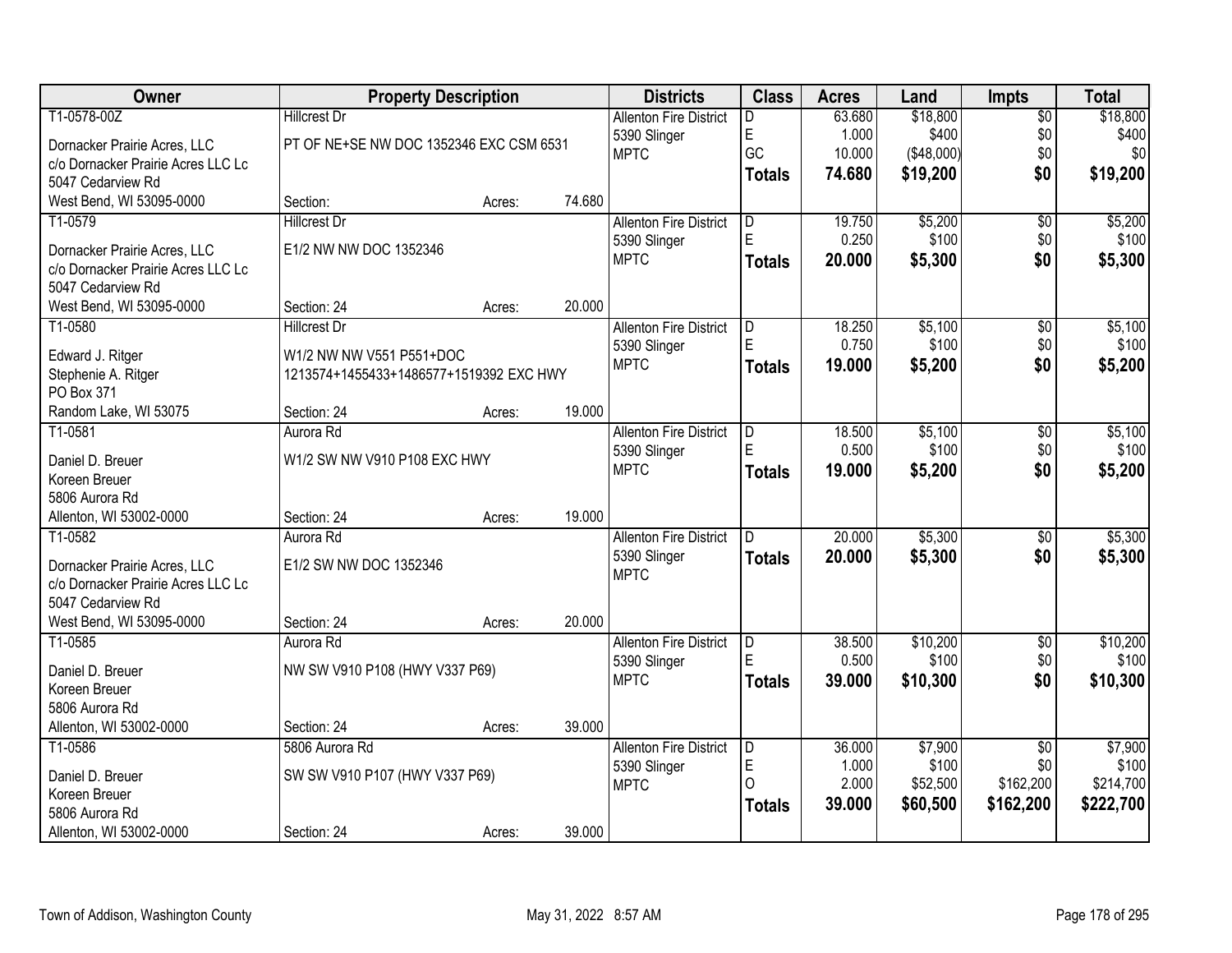| Owner | Property Description | | | Districts | Class | Acres | Land | Impts | Total |
|---|---|---|---|---|---|---|---|---|---|
| T1-0578-00Z | Hillcrest Dr | | | Allenton Fire District | D | 63.680 | $18,800 | $0 | $18,800 |
| Dornacker Prairie Acres, LLC | PT OF NE+SE NW DOC 1352346 EXC CSM 6531 | | | 5390 Slinger | E | 1.000 | $400 | $0 | $400 |
| c/o Dornacker Prairie Acres LLC Lc | | | | MPTC | GC | 10.000 | ($48,000) | $0 | $0 |
| 5047 Cedarview Rd | | | | | **Totals** | **74.680** | **$19,200** | **$0** | **$19,200** |
| West Bend, WI 53095-0000 | Section: | Acres: | 74.680 | | | | | | |
| T1-0579 | Hillcrest Dr | | | Allenton Fire District | D | 19.750 | $5,200 | $0 | $5,200 |
| Dornacker Prairie Acres, LLC | E1/2 NW NW DOC 1352346 | | | 5390 Slinger | E | 0.250 | $100 | $0 | $100 |
| c/o Dornacker Prairie Acres LLC Lc | | | | MPTC | **Totals** | **20.000** | **$5,300** | **$0** | **$5,300** |
| 5047 Cedarview Rd | | | | | | | | | |
| West Bend, WI 53095-0000 | Section: 24 | Acres: | 20.000 | | | | | | |
| T1-0580 | Hillcrest Dr | | | Allenton Fire District | D | 18.250 | $5,100 | $0 | $5,100 |
| Edward J. Ritger | W1/2 NW NW V551 P551+DOC | | | 5390 Slinger | E | 0.750 | $100 | $0 | $100 |
| Stephenie A. Ritger | 1213574+1455433+1486577+1519392 EXC HWY | | | MPTC | **Totals** | **19.000** | **$5,200** | **$0** | **$5,200** |
| PO Box 371 | | | | | | | | | |
| Random Lake, WI 53075 | Section: 24 | Acres: | 19.000 | | | | | | |
| T1-0581 | Aurora Rd | | | Allenton Fire District | D | 18.500 | $5,100 | $0 | $5,100 |
| Daniel D. Breuer | W1/2 SW NW V910 P108 EXC HWY | | | 5390 Slinger | E | 0.500 | $100 | $0 | $100 |
| Koreen Breuer | | | | MPTC | **Totals** | **19.000** | **$5,200** | **$0** | **$5,200** |
| 5806 Aurora Rd | | | | | | | | | |
| Allenton, WI 53002-0000 | Section: 24 | Acres: | 19.000 | | | | | | |
| T1-0582 | Aurora Rd | | | Allenton Fire District | D | 20.000 | $5,300 | $0 | $5,300 |
| Dornacker Prairie Acres, LLC | E1/2 SW NW DOC 1352346 | | | 5390 Slinger | **Totals** | **20.000** | **$5,300** | **$0** | **$5,300** |
| c/o Dornacker Prairie Acres LLC Lc | | | | MPTC | | | | | |
| 5047 Cedarview Rd | | | | | | | | | |
| West Bend, WI 53095-0000 | Section: 24 | Acres: | 20.000 | | | | | | |
| T1-0585 | Aurora Rd | | | Allenton Fire District | D | 38.500 | $10,200 | $0 | $10,200 |
| Daniel D. Breuer | NW SW V910 P108 (HWY V337 P69) | | | 5390 Slinger | E | 0.500 | $100 | $0 | $100 |
| Koreen Breuer | | | | MPTC | **Totals** | **39.000** | **$10,300** | **$0** | **$10,300** |
| 5806 Aurora Rd | | | | | | | | | |
| Allenton, WI 53002-0000 | Section: 24 | Acres: | 39.000 | | | | | | |
| T1-0586 | 5806 Aurora Rd | | | Allenton Fire District | D | 36.000 | $7,900 | $0 | $7,900 |
| Daniel D. Breuer | SW SW V910 P107 (HWY V337 P69) | | | 5390 Slinger | E | 1.000 | $100 | $0 | $100 |
| Koreen Breuer | | | | MPTC | O | 2.000 | $52,500 | $162,200 | $214,700 |
| 5806 Aurora Rd | | | | | **Totals** | **39.000** | **$60,500** | **$162,200** | **$222,700** |
| Allenton, WI 53002-0000 | Section: 24 | Acres: | 39.000 | | | | | | |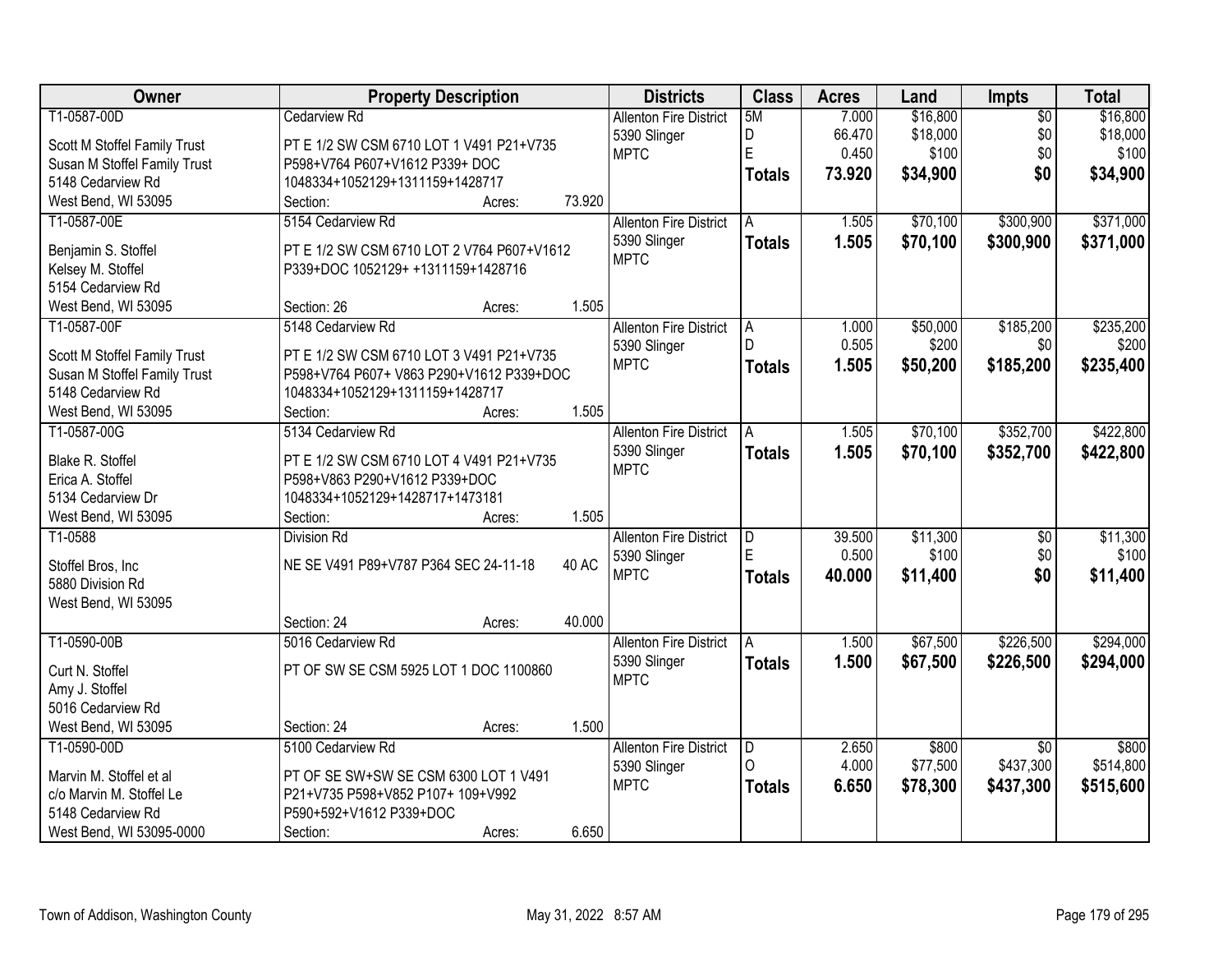| Owner | Property Description | Districts | Class | Acres | Land | Impts | Total |
|---|---|---|---|---|---|---|---|
| T1-0587-00D<br>Scott M Stoffel Family Trust<br>Susan M Stoffel Family Trust<br>5148 Cedarview Rd<br>West Bend, WI 53095 | Cedarview Rd<br>PT E 1/2 SW CSM 6710 LOT 1 V491 P21+V735 P598+V764 P607+V1612 P339+ DOC 1048334+1052129+1311159+1428717<br>Section: Acres: 73.920 | Allenton Fire District<br>5390 Slinger<br>MPTC | 5M<br>D<br>E<br>**Totals** | 7.000<br>66.470<br>0.450<br>**73.920** | $16,800<br>$18,000<br>$100<br>**$34,900** | $0<br>$0<br>$0<br>**$0** | $16,800<br>$18,000<br>$100<br>**$34,900** |
| T1-0587-00E<br>Benjamin S. Stoffel<br>Kelsey M. Stoffel<br>5154 Cedarview Rd<br>West Bend, WI 53095 | 5154 Cedarview Rd<br>PT E 1/2 SW CSM 6710 LOT 2 V764 P607+V1612 P339+DOC 1052129+ +1311159+1428716<br>Section: 26 Acres: 1.505 | Allenton Fire District<br>5390 Slinger<br>MPTC | A<br>**Totals** | 1.505<br>**1.505** | $70,100<br>**$70,100** | $300,900<br>**$300,900** | $371,000<br>**$371,000** |
| T1-0587-00F<br>Scott M Stoffel Family Trust<br>Susan M Stoffel Family Trust<br>5148 Cedarview Rd<br>West Bend, WI 53095 | 5148 Cedarview Rd<br>PT E 1/2 SW CSM 6710 LOT 3 V491 P21+V735 P598+V764 P607+ V863 P290+V1612 P339+DOC 1048334+1052129+1311159+1428717<br>Section: Acres: 1.505 | Allenton Fire District<br>5390 Slinger<br>MPTC | A<br>D<br>**Totals** | 1.000<br>0.505<br>**1.505** | $50,000<br>$200<br>**$50,200** | $185,200<br>$0<br>**$185,200** | $235,200<br>$200<br>**$235,400** |
| T1-0587-00G<br>Blake R. Stoffel<br>Erica A. Stoffel<br>5134 Cedarview Dr<br>West Bend, WI 53095 | 5134 Cedarview Rd<br>PT E 1/2 SW CSM 6710 LOT 4 V491 P21+V735 P598+V863 P290+V1612 P339+DOC 1048334+1052129+1428717+1473181<br>Section: Acres: 1.505 | Allenton Fire District<br>5390 Slinger<br>MPTC | A<br>**Totals** | 1.505<br>**1.505** | $70,100<br>**$70,100** | $352,700<br>**$352,700** | $422,800<br>**$422,800** |
| T1-0588<br>Stoffel Bros, Inc<br>5880 Division Rd<br>West Bend, WI 53095 | Division Rd<br>NE SE V491 P89+V787 P364 SEC 24-11-18 40 AC<br>Section: 24 Acres: 40.000 | Allenton Fire District<br>5390 Slinger<br>MPTC | D<br>E<br>**Totals** | 39.500<br>0.500<br>**40.000** | $11,300<br>$100<br>**$11,400** | $0<br>$0<br>**$0** | $11,300<br>$100<br>**$11,400** |
| T1-0590-00B<br>Curt N. Stoffel<br>Amy J. Stoffel<br>5016 Cedarview Rd<br>West Bend, WI 53095 | 5016 Cedarview Rd<br>PT OF SW SE CSM 5925 LOT 1 DOC 1100860<br>Section: 24 Acres: 1.500 | Allenton Fire District<br>5390 Slinger<br>MPTC | A<br>**Totals** | 1.500<br>**1.500** | $67,500<br>**$67,500** | $226,500<br>**$226,500** | $294,000<br>**$294,000** |
| T1-0590-00D<br>Marvin M. Stoffel et al<br>c/o Marvin M. Stoffel Le<br>5148 Cedarview Rd<br>West Bend, WI 53095-0000 | 5100 Cedarview Rd<br>PT OF SE SW+SW SE CSM 6300 LOT 1 V491 P21+V735 P598+V852 P107+ 109+V992 P590+592+V1612 P339+DOC<br>Section: Acres: 6.650 | Allenton Fire District<br>5390 Slinger<br>MPTC | D<br>O<br>**Totals** | 2.650<br>4.000<br>**6.650** | $800<br>$77,500<br>**$78,300** | $0<br>$437,300<br>**$437,300** | $800<br>$514,800<br>**$515,600** |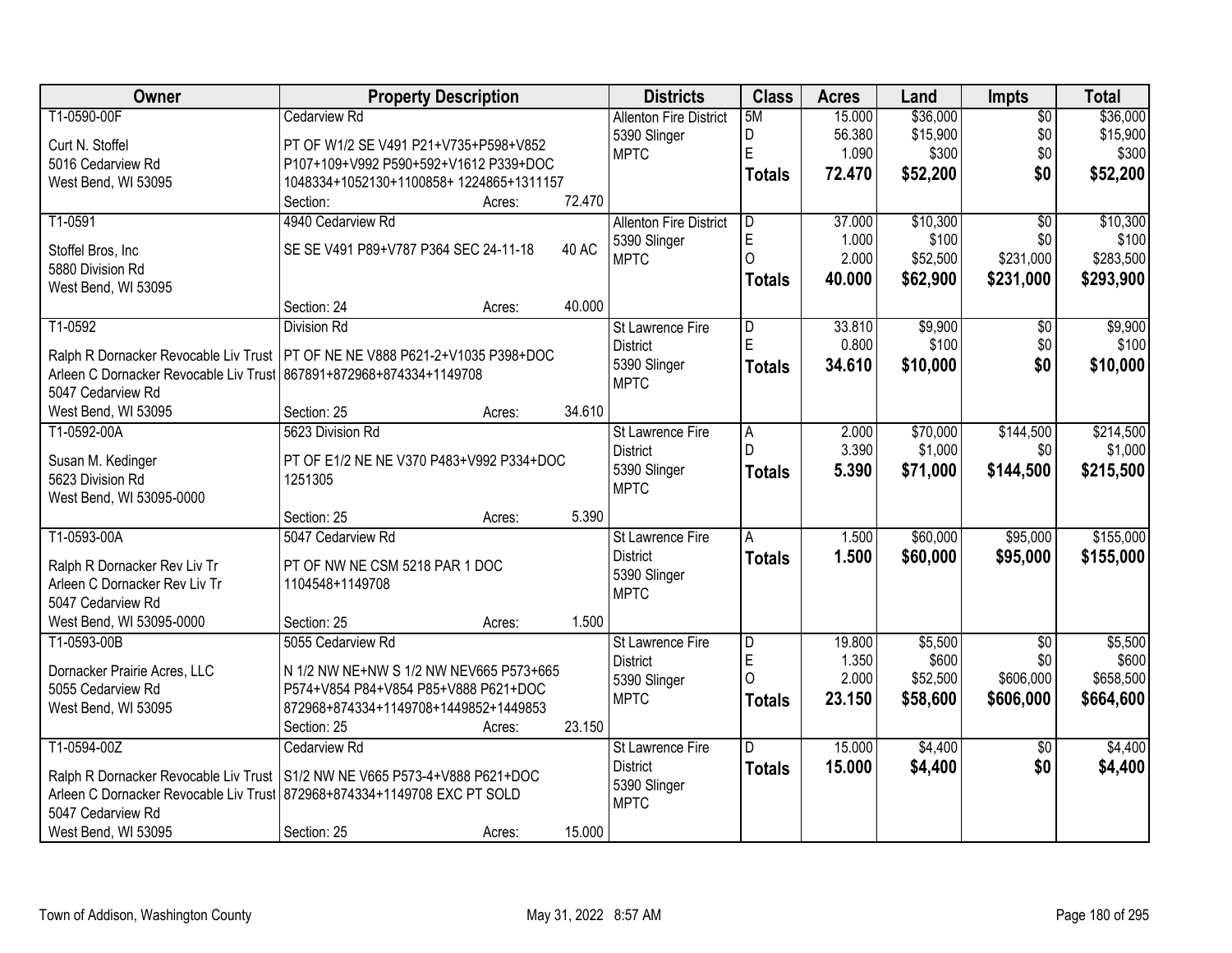| Owner | Property Description | Districts | Class | Acres | Land | Impts | Total |
|---|---|---|---|---|---|---|---|
| T1-0590-00F<br>Curt N. Stoffel<br>5016 Cedarview Rd<br>West Bend, WI 53095 | Cedarview Rd<br>PT OF W1/2 SE V491 P21+V735+P598+V852 P107+109+V992 P590+592+V1612 P339+DOC 1048334+1052130+1100858+ 1224865+1311157<br>Section: Acres: 72.470 | Allenton Fire District<br>5390 Slinger<br>MPTC | 5M<br>D<br>E<br>**Totals** | 15.000<br>56.380<br>1.090<br>**72.470** | $36,000<br>$15,900<br>$300<br>**$52,200** | $0<br>$0<br>$0<br>**$0** | $36,000<br>$15,900<br>$300<br>**$52,200** |
| T1-0591<br>Stoffel Bros, Inc<br>5880 Division Rd<br>West Bend, WI 53095 | 4940 Cedarview Rd<br>SE SE V491 P89+V787 P364 SEC 24-11-18 40 AC<br>Section: 24 Acres: 40.000 | Allenton Fire District<br>5390 Slinger<br>MPTC | D<br>E<br>O<br>**Totals** | 37.000<br>1.000<br>2.000<br>**40.000** | $10,300<br>$100<br>$52,500<br>**$62,900** | $0<br>$0<br>$231,000<br>**$231,000** | $10,300<br>$100<br>$283,500<br>**$293,900** |
| T1-0592<br>Ralph R Dornacker Revocable Liv Trust<br>Arleen C Dornacker Revocable Liv Trust<br>5047 Cedarview Rd<br>West Bend, WI 53095 | Division Rd<br>PT OF NE NE V888 P621-2+V1035 P398+DOC 867891+872968+874334+1149708<br>Section: 25 Acres: 34.610 | St Lawrence Fire District<br>5390 Slinger<br>MPTC | D<br>E<br>**Totals** | 33.810<br>0.800<br>**34.610** | $9,900<br>$100<br>**$10,000** | $0<br>$0<br>**$0** | $9,900<br>$100<br>**$10,000** |
| T1-0592-00A<br>Susan M. Kedinger<br>5623 Division Rd<br>West Bend, WI 53095-0000 | 5623 Division Rd<br>PT OF E1/2 NE NE V370 P483+V992 P334+DOC 1251305<br>Section: 25 Acres: 5.390 | St Lawrence Fire District<br>5390 Slinger<br>MPTC | A<br>D<br>**Totals** | 2.000<br>3.390<br>**5.390** | $70,000<br>$1,000<br>**$71,000** | $144,500<br>$0<br>**$144,500** | $214,500<br>$1,000<br>**$215,500** |
| T1-0593-00A<br>Ralph R Dornacker Rev Liv Tr<br>Arleen C Dornacker Rev Liv Tr<br>5047 Cedarview Rd<br>West Bend, WI 53095-0000 | 5047 Cedarview Rd<br>PT OF NW NE CSM 5218 PAR 1 DOC 1104548+1149708<br>Section: 25 Acres: 1.500 | St Lawrence Fire District<br>5390 Slinger<br>MPTC | A<br>**Totals** | 1.500<br>**1.500** | $60,000<br>**$60,000** | $95,000<br>**$95,000** | $155,000<br>**$155,000** |
| T1-0593-00B<br>Dornacker Prairie Acres, LLC<br>5055 Cedarview Rd<br>West Bend, WI 53095 | 5055 Cedarview Rd<br>N 1/2 NW NE+NW S 1/2 NW NEV665 P573+665 P574+V854 P84+V854 P85+V888 P621+DOC 872968+874334+1149708+1449852+1449853<br>Section: 25 Acres: 23.150 | St Lawrence Fire District<br>5390 Slinger<br>MPTC | D<br>E<br>O<br>**Totals** | 19.800<br>1.350<br>2.000<br>**23.150** | $5,500<br>$600<br>$52,500<br>**$58,600** | $0<br>$0<br>$606,000<br>**$606,000** | $5,500<br>$600<br>$658,500<br>**$664,600** |
| T1-0594-00Z<br>Ralph R Dornacker Revocable Liv Trust<br>Arleen C Dornacker Revocable Liv Trust<br>5047 Cedarview Rd<br>West Bend, WI 53095 | Cedarview Rd<br>S1/2 NW NE V665 P573-4+V888 P621+DOC 872968+874334+1149708 EXC PT SOLD<br>Section: 25 Acres: 15.000 | St Lawrence Fire District<br>5390 Slinger<br>MPTC | D<br>**Totals** | 15.000<br>**15.000** | $4,400<br>**$4,400** | $0<br>**$0** | $4,400<br>**$4,400** |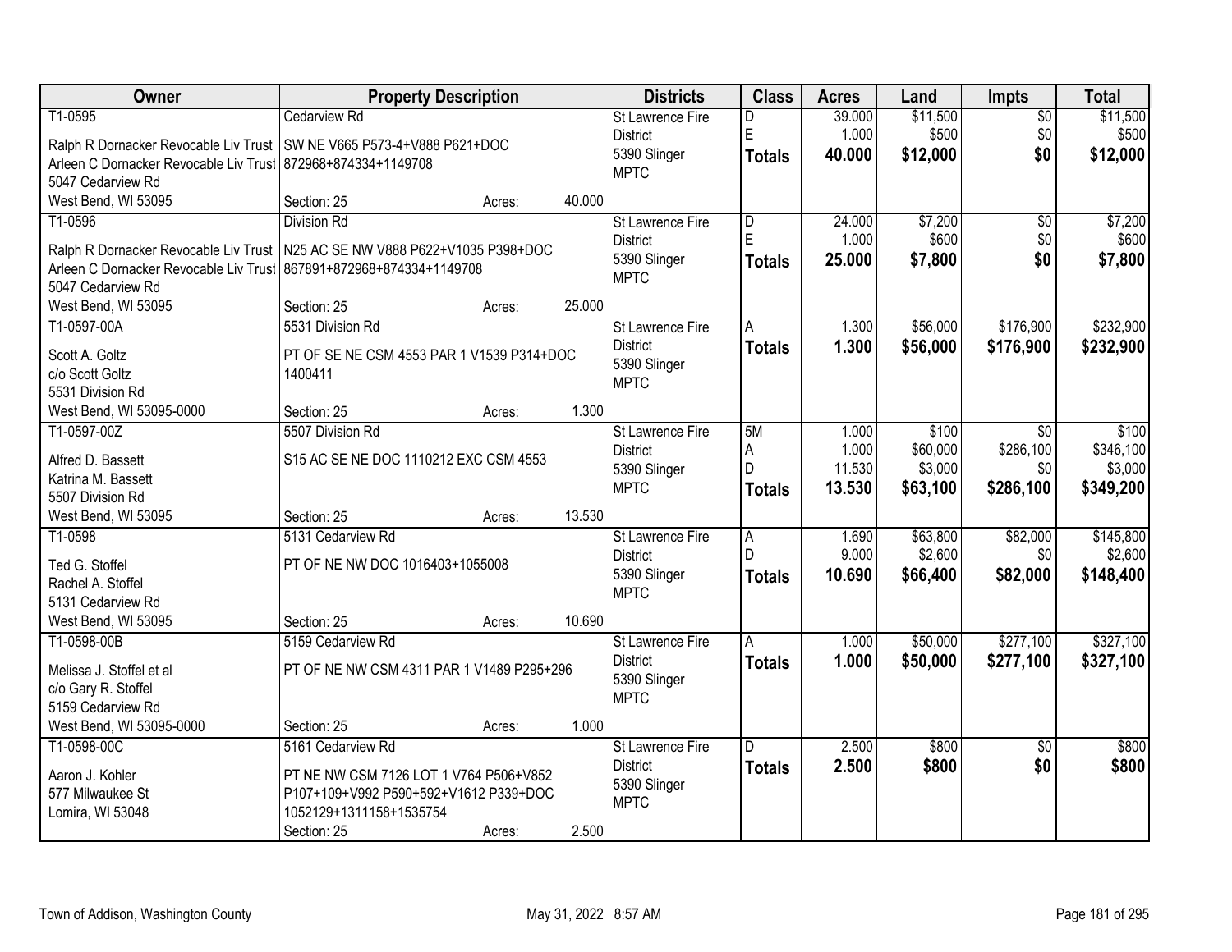| Owner | Property Description | Districts | Class | Acres | Land | Impts | Total |
|---|---|---|---|---|---|---|---|
| T1-0595<br>Ralph R Dornacker Revocable Liv Trust<br>Arleen C Dornacker Revocable Liv Trust<br>5047 Cedarview Rd<br>West Bend, WI 53095 | Cedarview Rd<br>SW NE V665 P573-4+V888 P621+DOC 872968+874334+1149708<br>Section: 25 Acres: 40.000 | St Lawrence Fire District<br>5390 Slinger<br>MPTC | D<br>E<br>**Totals** | 39.000<br>1.000<br>**40.000** | $11,500<br>$500<br>**$12,000** | $0<br>$0<br>**$0** | $11,500<br>$500<br>**$12,000** |
| T1-0596<br>Ralph R Dornacker Revocable Liv Trust<br>Arleen C Dornacker Revocable Liv Trust<br>5047 Cedarview Rd<br>West Bend, WI 53095 | Division Rd<br>N25 AC SE NW V888 P622+V1035 P398+DOC 867891+872968+874334+1149708<br>Section: 25 Acres: 25.000 | St Lawrence Fire District<br>5390 Slinger<br>MPTC | D<br>E<br>**Totals** | 24.000<br>1.000<br>**25.000** | $7,200<br>$600<br>**$7,800** | $0<br>$0<br>**$0** | $7,200<br>$600<br>**$7,800** |
| T1-0597-00A<br>Scott A. Goltz<br>c/o Scott Goltz<br>5531 Division Rd<br>West Bend, WI 53095-0000 | 5531 Division Rd<br>PT OF SE NE CSM 4553 PAR 1 V1539 P314+DOC 1400411<br>Section: 25 Acres: 1.300 | St Lawrence Fire District<br>5390 Slinger<br>MPTC | A<br>**Totals** | 1.300<br>**1.300** | $56,000<br>**$56,000** | $176,900<br>**$176,900** | $232,900<br>**$232,900** |
| T1-0597-00Z<br>Alfred D. Bassett<br>Katrina M. Bassett<br>5507 Division Rd<br>West Bend, WI 53095 | 5507 Division Rd<br>S15 AC SE NE DOC 1110212 EXC CSM 4553<br>Section: 25 Acres: 13.530 | St Lawrence Fire District<br>5390 Slinger<br>MPTC | 5M<br>A<br>D<br>**Totals** | 1.000<br>1.000<br>11.530<br>**13.530** | $100<br>$60,000<br>$3,000<br>**$63,100** | $0<br>$286,100<br>$0<br>**$286,100** | $100<br>$346,100<br>$3,000<br>**$349,200** |
| T1-0598<br>Ted G. Stoffel<br>Rachel A. Stoffel<br>5131 Cedarview Rd<br>West Bend, WI 53095 | 5131 Cedarview Rd<br>PT OF NE NW DOC 1016403+1055008<br>Section: 25 Acres: 10.690 | St Lawrence Fire District<br>5390 Slinger<br>MPTC | A<br>D<br>**Totals** | 1.690<br>9.000<br>**10.690** | $63,800<br>$2,600<br>**$66,400** | $82,000<br>$0<br>**$82,000** | $145,800<br>$2,600<br>**$148,400** |
| T1-0598-00B<br>Melissa J. Stoffel et al<br>c/o Gary R. Stoffel<br>5159 Cedarview Rd<br>West Bend, WI 53095-0000 | 5159 Cedarview Rd<br>PT OF NE NW CSM 4311 PAR 1 V1489 P295+296<br>Section: 25 Acres: 1.000 | St Lawrence Fire District<br>5390 Slinger<br>MPTC | A<br>**Totals** | 1.000<br>**1.000** | $50,000<br>**$50,000** | $277,100<br>**$277,100** | $327,100<br>**$327,100** |
| T1-0598-00C<br>Aaron J. Kohler<br>577 Milwaukee St<br>Lomira, WI 53048 | 5161 Cedarview Rd<br>PT NE NW CSM 7126 LOT 1 V764 P506+V852 P107+109+V992 P590+592+V1612 P339+DOC 1052129+1311158+1535754<br>Section: 25 Acres: 2.500 | St Lawrence Fire District<br>5390 Slinger<br>MPTC | D<br>**Totals** | 2.500<br>**2.500** | $800<br>**$800** | $0<br>**$0** | $800<br>**$800** |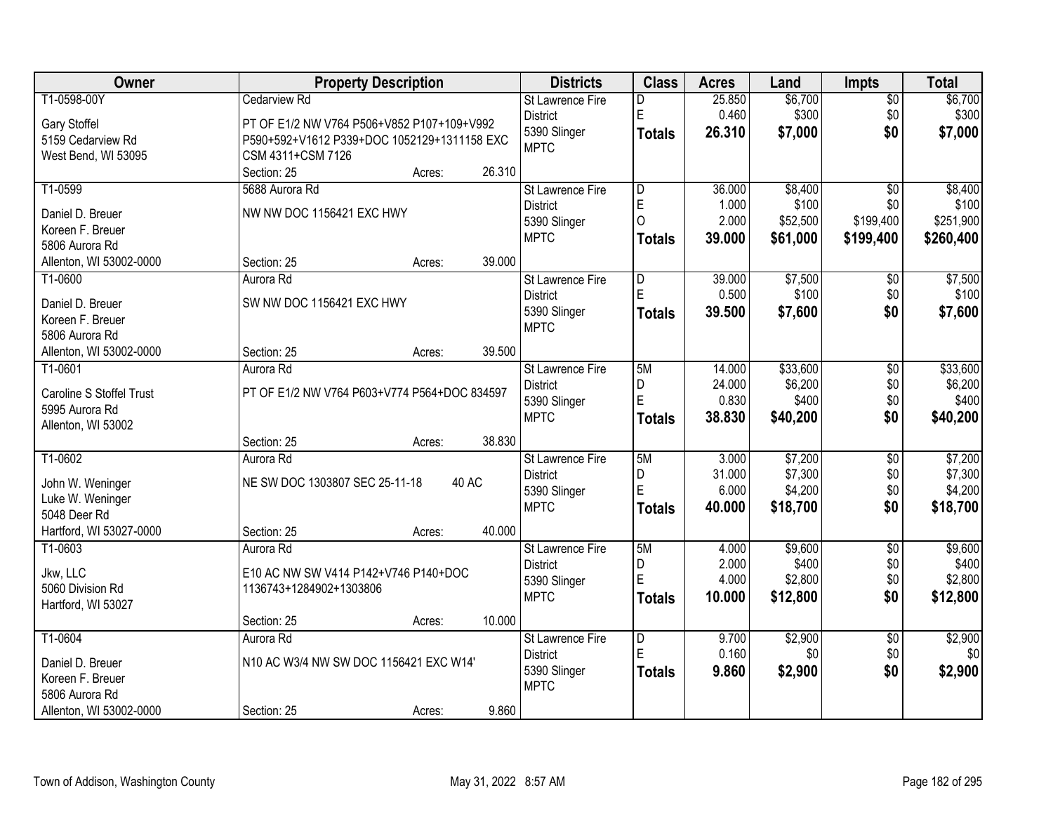| Owner | Property Description | Districts | Class | Acres | Land | Impts | Total |
|---|---|---|---|---|---|---|---|
| T1-0598-00Y<br><br>Gary Stoffel<br>5159 Cedarview Rd<br>West Bend, WI 53095 | Cedarview Rd<br><br>PT OF E1/2 NW V764 P506+V852 P107+109+V992 P590+592+V1612 P339+DOC 1052129+1311158 EXC CSM 4311+CSM 7126<br>Section: 25 Acres: 26.310 | St Lawrence Fire District<br>5390 Slinger MPTC | D<br>E<br>**Totals** | 25.850<br>0.460<br>**26.310** | $6,700<br>$300<br>**$7,000** | $0<br>$0<br>**$0** | $6,700<br>$300<br>**$7,000** |
| T1-0599<br><br>Daniel D. Breuer<br>Koreen F. Breuer<br>5806 Aurora Rd<br>Allenton, WI 53002-0000 | 5688 Aurora Rd<br><br>NW NW DOC 1156421 EXC HWY<br><br>Section: 25 Acres: 39.000 | St Lawrence Fire District<br>5390 Slinger MPTC | D<br>E<br>O<br>**Totals** | 36.000<br>1.000<br>2.000<br>**39.000** | $8,400<br>$100<br>$52,500<br>**$61,000** | $0<br>$0<br>$199,400<br>**$199,400** | $8,400<br>$100<br>$251,900<br>**$260,400** |
| T1-0600<br><br>Daniel D. Breuer<br>Koreen F. Breuer<br>5806 Aurora Rd<br>Allenton, WI 53002-0000 | Aurora Rd<br><br>SW NW DOC 1156421 EXC HWY<br><br>Section: 25 Acres: 39.500 | St Lawrence Fire District<br>5390 Slinger MPTC | D<br>E<br>**Totals** | 39.000<br>0.500<br>**39.500** | $7,500<br>$100<br>**$7,600** | $0<br>$0<br>**$0** | $7,500<br>$100<br>**$7,600** |
| T1-0601<br><br>Caroline S Stoffel Trust<br>5995 Aurora Rd<br>Allenton, WI 53002 | Aurora Rd<br><br>PT OF E1/2 NW V764 P603+V774 P564+DOC 834597<br><br>Section: 25 Acres: 38.830 | St Lawrence Fire District<br>5390 Slinger MPTC | 5M<br>D<br>E<br>**Totals** | 14.000<br>24.000<br>0.830<br>**38.830** | $33,600<br>$6,200<br>$400<br>**$40,200** | $0<br>$0<br>$0<br>**$0** | $33,600<br>$6,200<br>$400<br>**$40,200** |
| T1-0602<br><br>John W. Weninger<br>Luke W. Weninger<br>5048 Deer Rd<br>Hartford, WI 53027-0000 | Aurora Rd<br><br>NE SW DOC 1303807 SEC 25-11-18 40 AC<br><br>Section: 25 Acres: 40.000 | St Lawrence Fire District<br>5390 Slinger MPTC | 5M<br>D<br>E<br>**Totals** | 3.000<br>31.000<br>6.000<br>**40.000** | $7,200<br>$7,300<br>$4,200<br>**$18,700** | $0<br>$0<br>$0<br>**$0** | $7,200<br>$7,300<br>$4,200<br>**$18,700** |
| T1-0603<br><br>Jkw, LLC<br>5060 Division Rd<br>Hartford, WI 53027 | Aurora Rd<br><br>E10 AC NW SW V414 P142+V746 P140+DOC 1136743+1284902+1303806<br><br>Section: 25 Acres: 10.000 | St Lawrence Fire District<br>5390 Slinger MPTC | 5M<br>D<br>E<br>**Totals** | 4.000<br>2.000<br>4.000<br>**10.000** | $9,600<br>$400<br>$2,800<br>**$12,800** | $0<br>$0<br>$0<br>**$0** | $9,600<br>$400<br>$2,800<br>**$12,800** |
| T1-0604<br><br>Daniel D. Breuer<br>Koreen F. Breuer<br>5806 Aurora Rd<br>Allenton, WI 53002-0000 | Aurora Rd<br><br>N10 AC W3/4 NW SW DOC 1156421 EXC W14'<br><br>Section: 25 Acres: 9.860 | St Lawrence Fire District<br>5390 Slinger MPTC | D<br>E<br>**Totals** | 9.700<br>0.160<br>**9.860** | $2,900<br>$0<br>**$2,900** | $0<br>$0<br>**$0** | $2,900<br>$0<br>**$2,900** |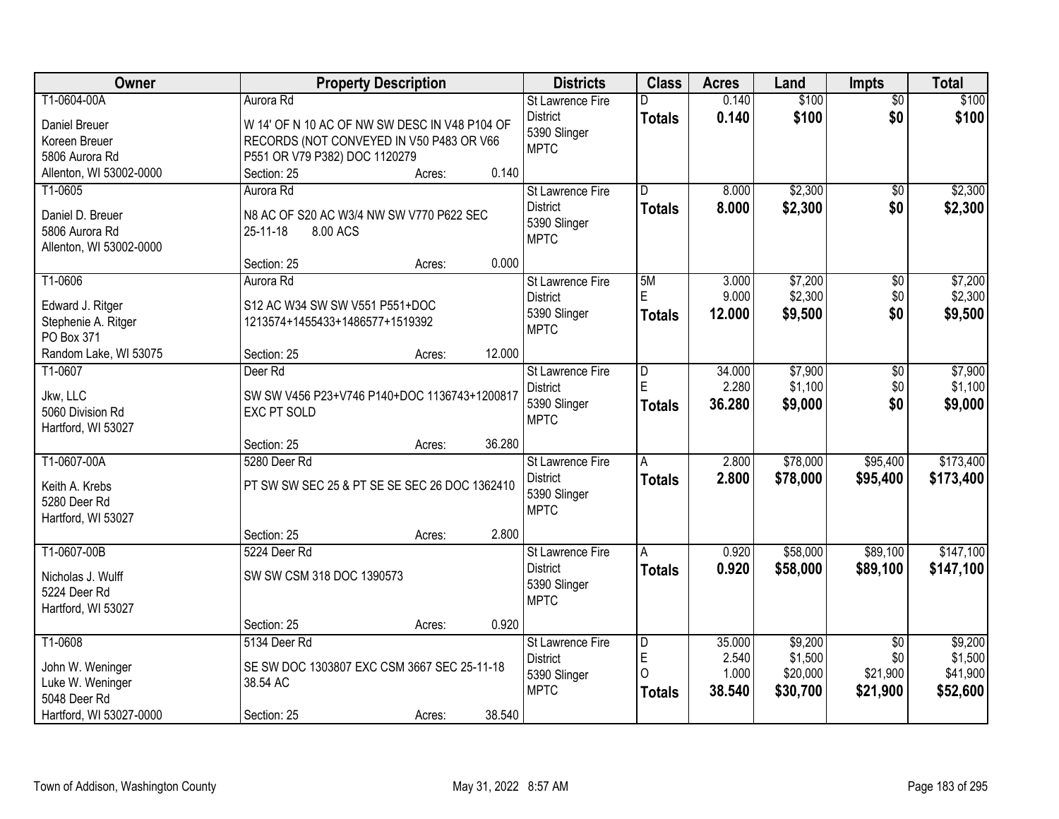| Owner | Property Description | Districts | Class | Acres | Land | Impts | Total |
|---|---|---|---|---|---|---|---|
| T1-0604-00A<br>Daniel Breuer<br>Koreen Breuer<br>5806 Aurora Rd<br>Allenton, WI 53002-0000 | Aurora Rd<br>W 14' OF N 10 AC OF NW SW DESC IN V48 P104 OF RECORDS (NOT CONVEYED IN V50 P483 OR V66 P551 OR V79 P382) DOC 1120279<br>Section: 25 Acres: 0.140 | St Lawrence Fire District<br>5390 Slinger<br>MPTC | D<br>**Totals** | 0.140<br>**0.140** | $100<br>**$100** | $0<br>**$0** | $100<br>**$100** |
| T1-0605<br>Daniel D. Breuer<br>5806 Aurora Rd<br>Allenton, WI 53002-0000 | Aurora Rd<br>N8 AC OF S20 AC W3/4 NW SW V770 P622 SEC 25-11-18 8.00 ACS<br>Section: 25 Acres: 0.000 | St Lawrence Fire District<br>5390 Slinger<br>MPTC | D<br>**Totals** | 8.000<br>**8.000** | $2,300<br>**$2,300** | $0<br>**$0** | $2,300<br>**$2,300** |
| T1-0606<br>Edward J. Ritger<br>Stephenie A. Ritger<br>PO Box 371<br>Random Lake, WI 53075 | Aurora Rd<br>S12 AC W34 SW SW V551 P551+DOC 1213574+1455433+1486577+1519392<br>Section: 25 Acres: 12.000 | St Lawrence Fire District<br>5390 Slinger<br>MPTC | 5M<br>E<br>**Totals** | 3.000<br>9.000<br>**12.000** | $7,200<br>$2,300<br>**$9,500** | $0<br>$0<br>**$0** | $7,200<br>$2,300<br>**$9,500** |
| T1-0607<br>Jkw, LLC<br>5060 Division Rd<br>Hartford, WI 53027 | Deer Rd<br>SW SW V456 P23+V746 P140+DOC 1136743+1200817 EXC PT SOLD<br>Section: 25 Acres: 36.280 | St Lawrence Fire District<br>5390 Slinger<br>MPTC | D<br>E<br>**Totals** | 34.000<br>2.280<br>**36.280** | $7,900<br>$1,100<br>**$9,000** | $0<br>$0<br>**$0** | $7,900<br>$1,100<br>**$9,000** |
| T1-0607-00A<br>Keith A. Krebs<br>5280 Deer Rd<br>Hartford, WI 53027 | 5280 Deer Rd<br>PT SW SW SEC 25 & PT SE SE SEC 26 DOC 1362410<br>Section: 25 Acres: 2.800 | St Lawrence Fire District<br>5390 Slinger<br>MPTC | A<br>**Totals** | 2.800<br>**2.800** | $78,000<br>**$78,000** | $95,400<br>**$95,400** | $173,400<br>**$173,400** |
| T1-0607-00B<br>Nicholas J. Wulff<br>5224 Deer Rd<br>Hartford, WI 53027 | 5224 Deer Rd<br>SW SW CSM 318 DOC 1390573<br>Section: 25 Acres: 0.920 | St Lawrence Fire District<br>5390 Slinger<br>MPTC | A<br>**Totals** | 0.920<br>**0.920** | $58,000<br>**$58,000** | $89,100<br>**$89,100** | $147,100<br>**$147,100** |
| T1-0608<br>John W. Weninger<br>Luke W. Weninger<br>5048 Deer Rd<br>Hartford, WI 53027-0000 | 5134 Deer Rd<br>SE SW DOC 1303807 EXC CSM 3667 SEC 25-11-18 38.54 AC<br>Section: 25 Acres: 38.540 | St Lawrence Fire District<br>5390 Slinger<br>MPTC | D<br>E<br>O<br>**Totals** | 35.000<br>2.540<br>1.000<br>**38.540** | $9,200<br>$1,500<br>$20,000<br>**$30,700** | $0<br>$0<br>$21,900<br>**$21,900** | $9,200<br>$1,500<br>$41,900<br>**$52,600** |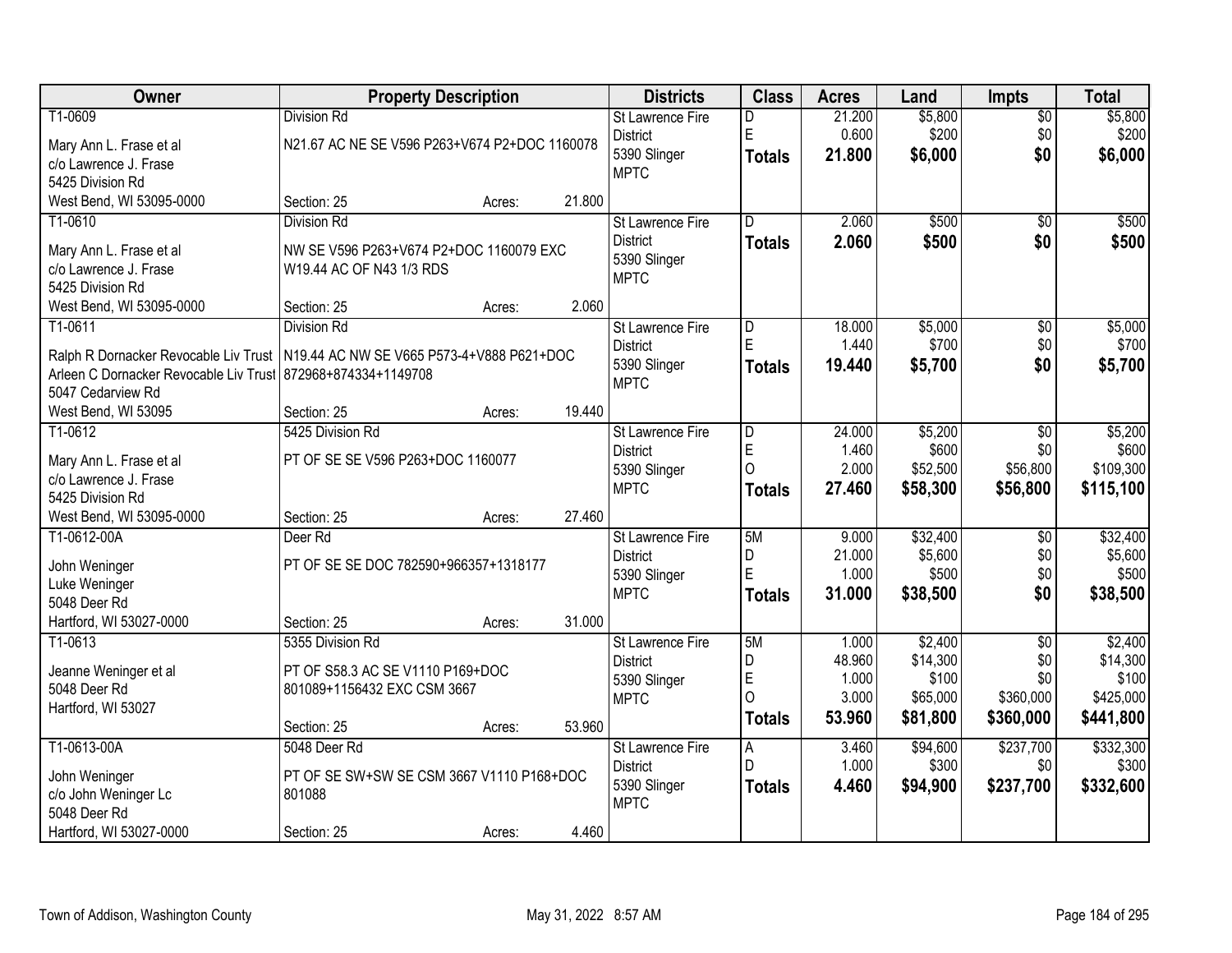| Owner | Property Description | Districts | Class | Acres | Land | Impts | Total |
|---|---|---|---|---|---|---|---|
| T1-0609<br>Mary Ann L. Frase et al<br>c/o Lawrence J. Frase<br>5425 Division Rd<br>West Bend, WI 53095-0000 | Division Rd<br>N21.67 AC NE SE V596 P263+V674 P2+DOC 1160078<br>Section: 25 Acres: 21.800 | St Lawrence Fire District<br>5390 Slinger<br>MPTC | D<br>E<br>**Totals** | 21.200<br>0.600<br>**21.800** | $5,800<br>$200<br>**$6,000** | $0<br>$0<br>**$0** | $5,800<br>$200<br>**$6,000** |
| T1-0610<br>Mary Ann L. Frase et al<br>c/o Lawrence J. Frase<br>5425 Division Rd<br>West Bend, WI 53095-0000 | Division Rd<br>NW SE V596 P263+V674 P2+DOC 1160079 EXC W19.44 AC OF N43 1/3 RDS<br>Section: 25 Acres: 2.060 | St Lawrence Fire District<br>5390 Slinger<br>MPTC | D<br>**Totals** | 2.060<br>**2.060** | $500<br>**$500** | $0<br>**$0** | $500<br>**$500** |
| T1-0611<br>Ralph R Dornacker Revocable Liv Trust<br>Arleen C Dornacker Revocable Liv Trust<br>5047 Cedarview Rd<br>West Bend, WI 53095 | Division Rd<br>N19.44 AC NW SE V665 P573-4+V888 P621+DOC 872968+874334+1149708<br>Section: 25 Acres: 19.440 | St Lawrence Fire District<br>5390 Slinger<br>MPTC | D<br>E<br>**Totals** | 18.000<br>1.440<br>**19.440** | $5,000<br>$700<br>**$5,700** | $0<br>$0<br>**$0** | $5,000<br>$700<br>**$5,700** |
| T1-0612<br>Mary Ann L. Frase et al<br>c/o Lawrence J. Frase<br>5425 Division Rd<br>West Bend, WI 53095-0000 | 5425 Division Rd<br>PT OF SE SE V596 P263+DOC 1160077<br>Section: 25 Acres: 27.460 | St Lawrence Fire District<br>5390 Slinger<br>MPTC | D<br>E<br>O<br>**Totals** | 24.000<br>1.460<br>2.000<br>**27.460** | $5,200<br>$600<br>$52,500<br>**$58,300** | $0<br>$0<br>$56,800<br>**$56,800** | $5,200<br>$600<br>$109,300<br>**$115,100** |
| T1-0612-00A<br>John Weninger<br>Luke Weninger<br>5048 Deer Rd<br>Hartford, WI 53027-0000 | Deer Rd<br>PT OF SE SE DOC 782590+966357+1318177<br>Section: 25 Acres: 31.000 | St Lawrence Fire District<br>5390 Slinger<br>MPTC | 5M<br>D<br>E<br>**Totals** | 9.000<br>21.000<br>1.000<br>**31.000** | $32,400<br>$5,600<br>$500<br>**$38,500** | $0<br>$0<br>$0<br>**$0** | $32,400<br>$5,600<br>$500<br>**$38,500** |
| T1-0613<br>Jeanne Weninger et al<br>5048 Deer Rd<br>Hartford, WI 53027 | 5355 Division Rd<br>PT OF S58.3 AC SE V1110 P169+DOC 801089+1156432 EXC CSM 3667<br>Section: 25 Acres: 53.960 | St Lawrence Fire District<br>5390 Slinger<br>MPTC | 5M<br>D<br>E<br>O<br>**Totals** | 1.000<br>48.960<br>1.000<br>3.000<br>**53.960** | $2,400<br>$14,300<br>$100<br>$65,000<br>**$81,800** | $0<br>$0<br>$0<br>$360,000<br>**$360,000** | $2,400<br>$14,300<br>$100<br>$425,000<br>**$441,800** |
| T1-0613-00A<br>John Weninger<br>c/o John Weninger Lc<br>5048 Deer Rd<br>Hartford, WI 53027-0000 | 5048 Deer Rd<br>PT OF SE SW+SW SE CSM 3667 V1110 P168+DOC 801088<br>Section: 25 Acres: 4.460 | St Lawrence Fire District<br>5390 Slinger<br>MPTC | A<br>D<br>**Totals** | 3.460<br>1.000<br>**4.460** | $94,600<br>$300<br>**$94,900** | $237,700<br>$0<br>**$237,700** | $332,300<br>$300<br>**$332,600** |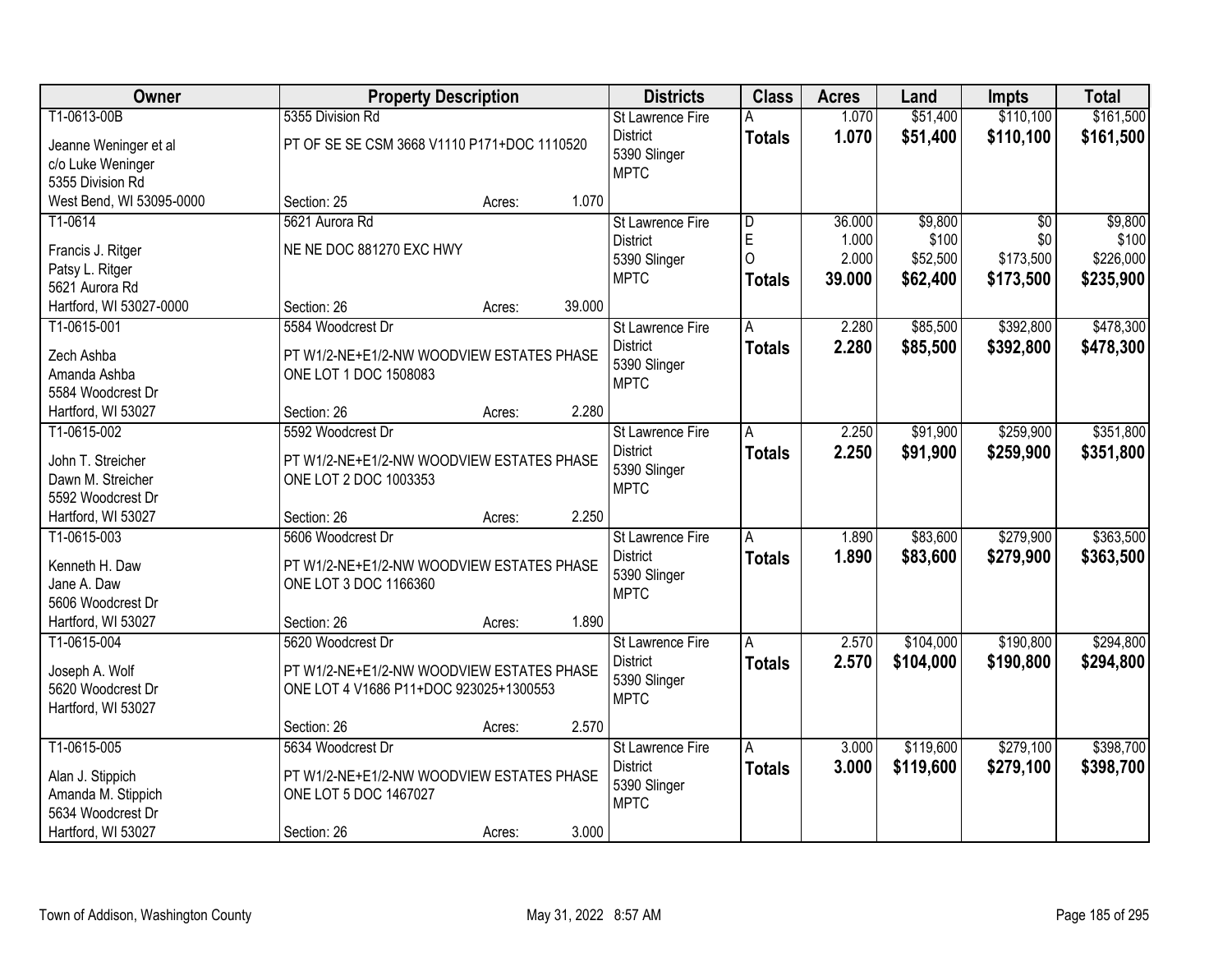| Owner | Property Description | Districts | Class | Acres | Land | Impts | Total |
|---|---|---|---|---|---|---|---|
| T1-0613-00B<br>Jeanne Weninger et al<br>c/o Luke Weninger<br>5355 Division Rd<br>West Bend, WI 53095-0000 | 5355 Division Rd<br>PT OF SE SE CSM 3668 V1110 P171+DOC 1110520<br>Section: 25 Acres: 1.070 | St Lawrence Fire District<br>5390 Slinger<br>MPTC | A<br>**Totals** | 1.070<br>**1.070** | $51,400<br>**$51,400** | $110,100<br>**$110,100** | $161,500<br>**$161,500** |
| T1-0614<br>Francis J. Ritger<br>Patsy L. Ritger<br>5621 Aurora Rd<br>Hartford, WI 53027-0000 | 5621 Aurora Rd<br>NE NE DOC 881270 EXC HWY<br>Section: 26 Acres: 39.000 | St Lawrence Fire District<br>5390 Slinger<br>MPTC | D<br>E<br>O<br>**Totals** | 36.000<br>1.000<br>2.000<br>**39.000** | $9,800<br>$100<br>$52,500<br>**$62,400** | $0<br>$0<br>$173,500<br>**$173,500** | $9,800<br>$100<br>$226,000<br>**$235,900** |
| T1-0615-001<br>Zech Ashba<br>Amanda Ashba<br>5584 Woodcrest Dr<br>Hartford, WI 53027 | 5584 Woodcrest Dr<br>PT W1/2-NE+E1/2-NW WOODVIEW ESTATES PHASE ONE LOT 1 DOC 1508083<br>Section: 26 Acres: 2.280 | St Lawrence Fire District<br>5390 Slinger<br>MPTC | A<br>**Totals** | 2.280<br>**2.280** | $85,500<br>**$85,500** | $392,800<br>**$392,800** | $478,300<br>**$478,300** |
| T1-0615-002<br>John T. Streicher<br>Dawn M. Streicher<br>5592 Woodcrest Dr<br>Hartford, WI 53027 | 5592 Woodcrest Dr<br>PT W1/2-NE+E1/2-NW WOODVIEW ESTATES PHASE ONE LOT 2 DOC 1003353<br>Section: 26 Acres: 2.250 | St Lawrence Fire District<br>5390 Slinger<br>MPTC | A<br>**Totals** | 2.250<br>**2.250** | $91,900<br>**$91,900** | $259,900<br>**$259,900** | $351,800<br>**$351,800** |
| T1-0615-003<br>Kenneth H. Daw<br>Jane A. Daw<br>5606 Woodcrest Dr<br>Hartford, WI 53027 | 5606 Woodcrest Dr<br>PT W1/2-NE+E1/2-NW WOODVIEW ESTATES PHASE ONE LOT 3 DOC 1166360<br>Section: 26 Acres: 1.890 | St Lawrence Fire District<br>5390 Slinger<br>MPTC | A<br>**Totals** | 1.890<br>**1.890** | $83,600<br>**$83,600** | $279,900<br>**$279,900** | $363,500<br>**$363,500** |
| T1-0615-004<br>Joseph A. Wolf<br>5620 Woodcrest Dr<br>Hartford, WI 53027 | 5620 Woodcrest Dr<br>PT W1/2-NE+E1/2-NW WOODVIEW ESTATES PHASE ONE LOT 4 V1686 P11+DOC 923025+1300553<br>Section: 26 Acres: 2.570 | St Lawrence Fire District<br>5390 Slinger<br>MPTC | A<br>**Totals** | 2.570<br>**2.570** | $104,000<br>**$104,000** | $190,800<br>**$190,800** | $294,800<br>**$294,800** |
| T1-0615-005<br>Alan J. Stippich<br>Amanda M. Stippich<br>5634 Woodcrest Dr<br>Hartford, WI 53027 | 5634 Woodcrest Dr<br>PT W1/2-NE+E1/2-NW WOODVIEW ESTATES PHASE ONE LOT 5 DOC 1467027<br>Section: 26 Acres: 3.000 | St Lawrence Fire District<br>5390 Slinger<br>MPTC | A<br>**Totals** | 3.000<br>**3.000** | $119,600<br>**$119,600** | $279,100<br>**$279,100** | $398,700<br>**$398,700** |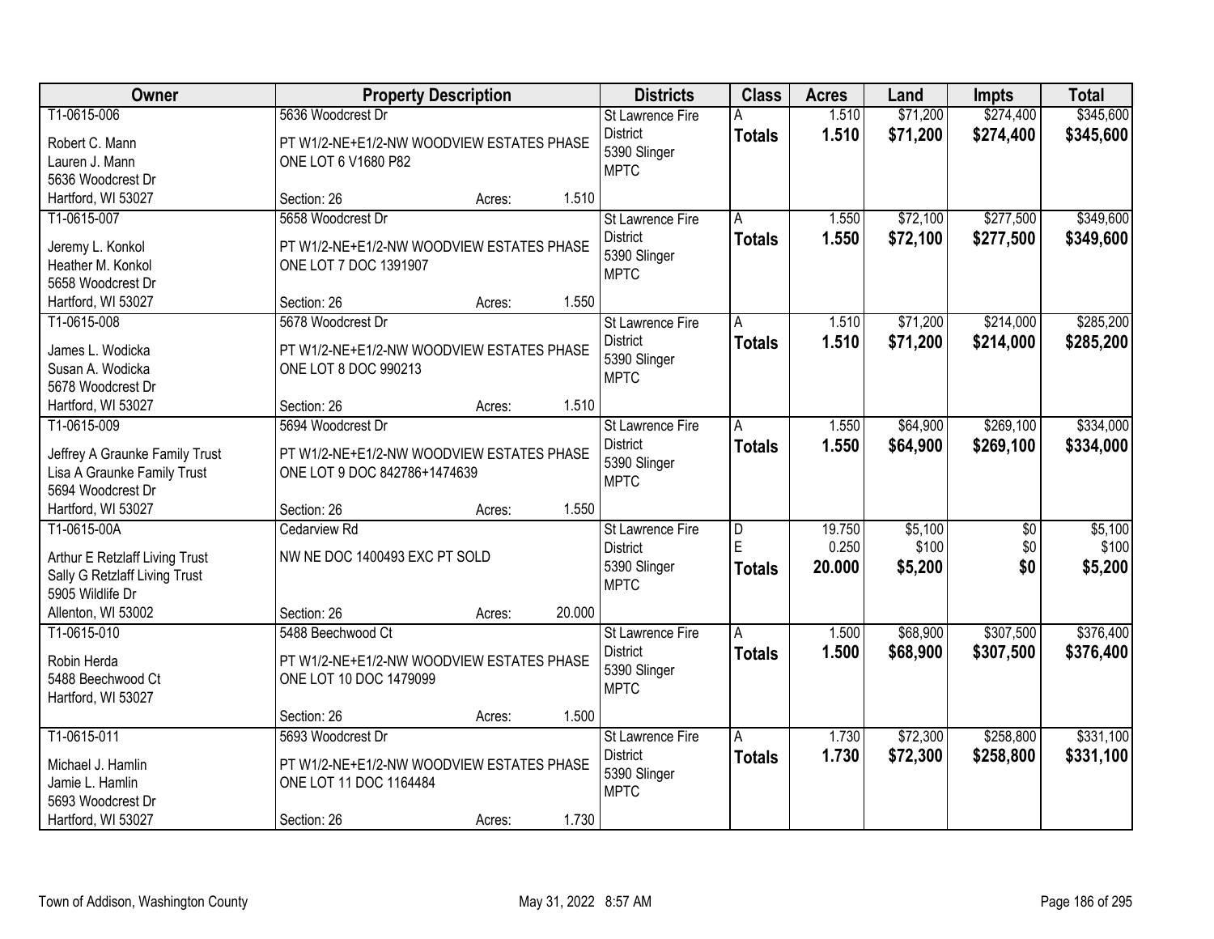| Owner | Property Description | Districts | Class | Acres | Land | Impts | Total |
|---|---|---|---|---|---|---|---|
| T1-0615-006<br>Robert C. Mann<br>Lauren J. Mann<br>5636 Woodcrest Dr<br>Hartford, WI 53027 | 5636 Woodcrest Dr<br>PT W1/2-NE+E1/2-NW WOODVIEW ESTATES PHASE ONE LOT 6 V1680 P82<br>Section: 26 Acres: 1.510 | St Lawrence Fire District<br>5390 Slinger<br>MPTC | A<br>**Totals** | 1.510<br>**1.510** | $71,200<br>**$71,200** | $274,400<br>**$274,400** | $345,600<br>**$345,600** |
| T1-0615-007<br>Jeremy L. Konkol<br>Heather M. Konkol<br>5658 Woodcrest Dr<br>Hartford, WI 53027 | 5658 Woodcrest Dr<br>PT W1/2-NE+E1/2-NW WOODVIEW ESTATES PHASE ONE LOT 7 DOC 1391907<br>Section: 26 Acres: 1.550 | St Lawrence Fire District<br>5390 Slinger<br>MPTC | A<br>**Totals** | 1.550<br>**1.550** | $72,100<br>**$72,100** | $277,500<br>**$277,500** | $349,600<br>**$349,600** |
| T1-0615-008<br>James L. Wodicka<br>Susan A. Wodicka<br>5678 Woodcrest Dr<br>Hartford, WI 53027 | 5678 Woodcrest Dr<br>PT W1/2-NE+E1/2-NW WOODVIEW ESTATES PHASE ONE LOT 8 DOC 990213<br>Section: 26 Acres: 1.510 | St Lawrence Fire District<br>5390 Slinger<br>MPTC | A<br>**Totals** | 1.510<br>**1.510** | $71,200<br>**$71,200** | $214,000<br>**$214,000** | $285,200<br>**$285,200** |
| T1-0615-009<br>Jeffrey A Graunke Family Trust<br>Lisa A Graunke Family Trust<br>5694 Woodcrest Dr<br>Hartford, WI 53027 | 5694 Woodcrest Dr<br>PT W1/2-NE+E1/2-NW WOODVIEW ESTATES PHASE ONE LOT 9 DOC 842786+1474639<br>Section: 26 Acres: 1.550 | St Lawrence Fire District<br>5390 Slinger<br>MPTC | A<br>**Totals** | 1.550<br>**1.550** | $64,900<br>**$64,900** | $269,100<br>**$269,100** | $334,000<br>**$334,000** |
| T1-0615-00A<br>Arthur E Retzlaff Living Trust<br>Sally G Retzlaff Living Trust<br>5905 Wildlife Dr<br>Allenton, WI 53002 | Cedarview Rd<br>NW NE DOC 1400493 EXC PT SOLD<br>Section: 26 Acres: 20.000 | St Lawrence Fire District<br>5390 Slinger<br>MPTC | D<br>E<br>**Totals** | 19.750<br>0.250<br>**20.000** | $5,100<br>$100<br>**$5,200** | $0<br>$0<br>**$0** | $5,100<br>$100<br>**$5,200** |
| T1-0615-010<br>Robin Herda<br>5488 Beechwood Ct<br>Hartford, WI 53027 | 5488 Beechwood Ct<br>PT W1/2-NE+E1/2-NW WOODVIEW ESTATES PHASE ONE LOT 10 DOC 1479099<br>Section: 26 Acres: 1.500 | St Lawrence Fire District<br>5390 Slinger<br>MPTC | A<br>**Totals** | 1.500<br>**1.500** | $68,900<br>**$68,900** | $307,500<br>**$307,500** | $376,400<br>**$376,400** |
| T1-0615-011<br>Michael J. Hamlin<br>Jamie L. Hamlin<br>5693 Woodcrest Dr<br>Hartford, WI 53027 | 5693 Woodcrest Dr<br>PT W1/2-NE+E1/2-NW WOODVIEW ESTATES PHASE ONE LOT 11 DOC 1164484<br>Section: 26 Acres: 1.730 | St Lawrence Fire District<br>5390 Slinger<br>MPTC | A<br>**Totals** | 1.730<br>**1.730** | $72,300<br>**$72,300** | $258,800<br>**$258,800** | $331,100<br>**$331,100** |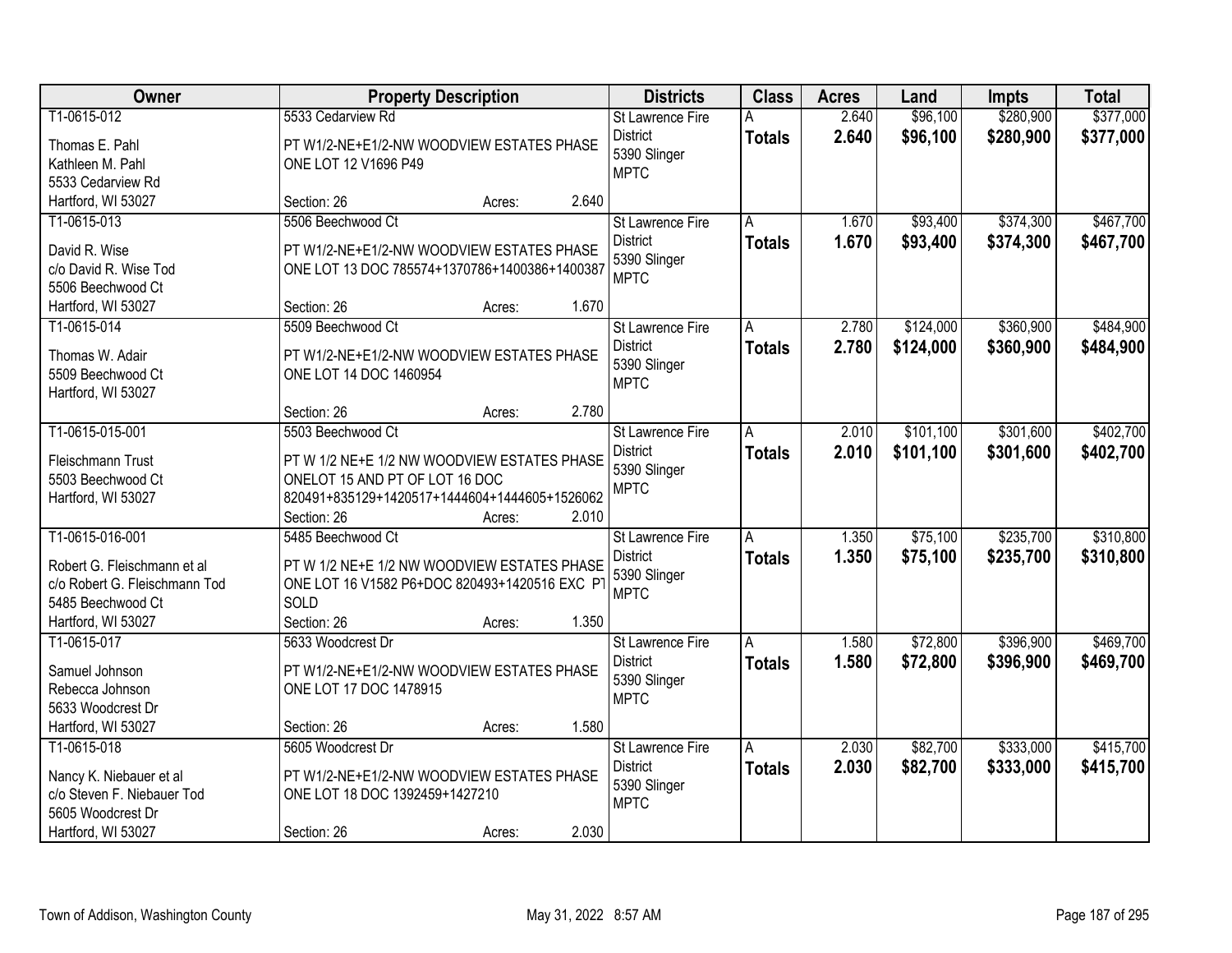| Owner | Property Description | Districts | Class | Acres | Land | Impts | Total |
|---|---|---|---|---|---|---|---|
| T1-0615-012<br>Thomas E. Pahl<br>Kathleen M. Pahl<br>5533 Cedarview Rd<br>Hartford, WI 53027 | 5533 Cedarview Rd<br>PT W1/2-NE+E1/2-NW WOODVIEW ESTATES PHASE ONE LOT 12 V1696 P49<br>Section: 26 Acres: 2.640 | St Lawrence Fire District<br>5390 Slinger<br>MPTC | A<br>**Totals** | 2.640<br>**2.640** | $96,100<br>**$96,100** | $280,900<br>**$280,900** | $377,000<br>**$377,000** |
| T1-0615-013<br>David R. Wise<br>c/o David R. Wise Tod<br>5506 Beechwood Ct<br>Hartford, WI 53027 | 5506 Beechwood Ct<br>PT W1/2-NE+E1/2-NW WOODVIEW ESTATES PHASE ONE LOT 13 DOC 785574+1370786+1400386+1400387<br>Section: 26 Acres: 1.670 | St Lawrence Fire District<br>5390 Slinger<br>MPTC | A<br>**Totals** | 1.670<br>**1.670** | $93,400<br>**$93,400** | $374,300<br>**$374,300** | $467,700<br>**$467,700** |
| T1-0615-014<br>Thomas W. Adair<br>5509 Beechwood Ct<br>Hartford, WI 53027 | 5509 Beechwood Ct<br>PT W1/2-NE+E1/2-NW WOODVIEW ESTATES PHASE ONE LOT 14 DOC 1460954<br>Section: 26 Acres: 2.780 | St Lawrence Fire District<br>5390 Slinger<br>MPTC | A<br>**Totals** | 2.780<br>**2.780** | $124,000<br>**$124,000** | $360,900<br>**$360,900** | $484,900<br>**$484,900** |
| T1-0615-015-001<br>Fleischmann Trust<br>5503 Beechwood Ct<br>Hartford, WI 53027 | 5503 Beechwood Ct<br>PT W 1/2 NE+E 1/2 NW WOODVIEW ESTATES PHASE ONELOT 15 AND PT OF LOT 16 DOC 820491+835129+1420517+1444604+1444605+1526062<br>Section: 26 Acres: 2.010 | St Lawrence Fire District<br>5390 Slinger<br>MPTC | A<br>**Totals** | 2.010<br>**2.010** | $101,100<br>**$101,100** | $301,600<br>**$301,600** | $402,700<br>**$402,700** |
| T1-0615-016-001<br>Robert G. Fleischmann et al<br>c/o Robert G. Fleischmann Tod<br>5485 Beechwood Ct<br>Hartford, WI 53027 | 5485 Beechwood Ct<br>PT W 1/2 NE+E 1/2 NW WOODVIEW ESTATES PHASE ONE LOT 16 V1582 P6+DOC 820493+1420516 EXC PT SOLD<br>Section: 26 Acres: 1.350 | St Lawrence Fire District<br>5390 Slinger<br>MPTC | A<br>**Totals** | 1.350<br>**1.350** | $75,100<br>**$75,100** | $235,700<br>**$235,700** | $310,800<br>**$310,800** |
| T1-0615-017<br>Samuel Johnson<br>Rebecca Johnson<br>5633 Woodcrest Dr<br>Hartford, WI 53027 | 5633 Woodcrest Dr<br>PT W1/2-NE+E1/2-NW WOODVIEW ESTATES PHASE ONE LOT 17 DOC 1478915<br>Section: 26 Acres: 1.580 | St Lawrence Fire District<br>5390 Slinger<br>MPTC | A<br>**Totals** | 1.580<br>**1.580** | $72,800<br>**$72,800** | $396,900<br>**$396,900** | $469,700<br>**$469,700** |
| T1-0615-018<br>Nancy K. Niebauer et al<br>c/o Steven F. Niebauer Tod<br>5605 Woodcrest Dr<br>Hartford, WI 53027 | 5605 Woodcrest Dr<br>PT W1/2-NE+E1/2-NW WOODVIEW ESTATES PHASE ONE LOT 18 DOC 1392459+1427210<br>Section: 26 Acres: 2.030 | St Lawrence Fire District<br>5390 Slinger<br>MPTC | A<br>**Totals** | 2.030<br>**2.030** | $82,700<br>**$82,700** | $333,000<br>**$333,000** | $415,700<br>**$415,700** |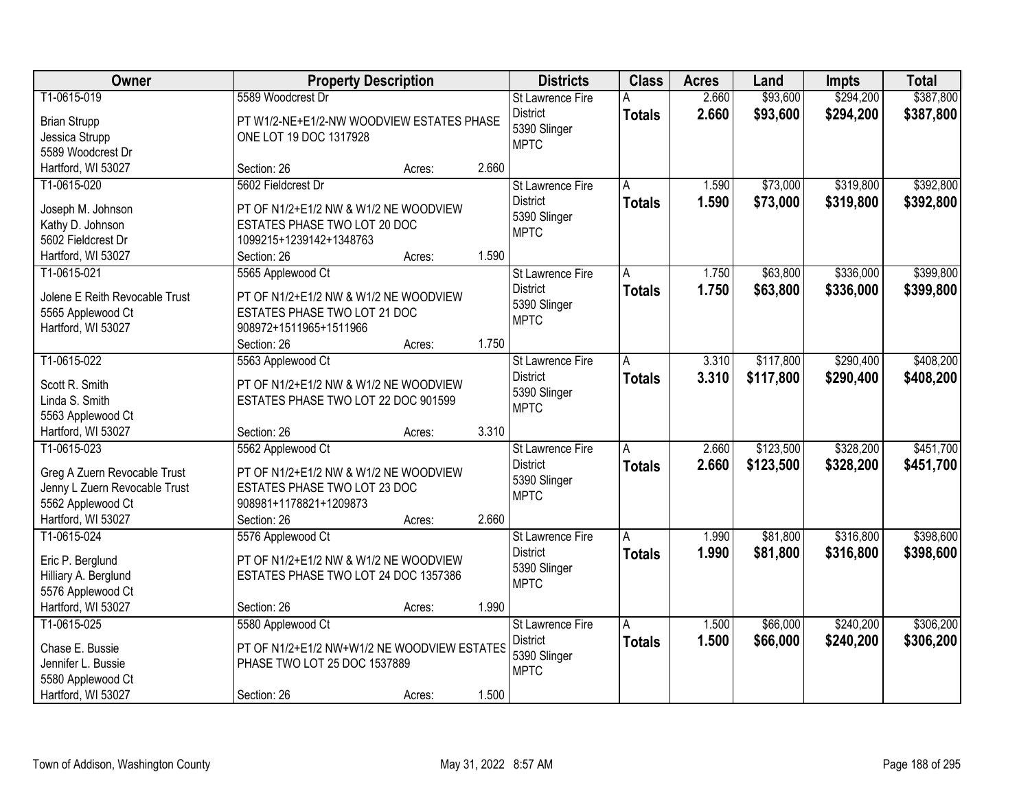| Owner | Property Description | Districts | Class | Acres | Land | Impts | Total |
|---|---|---|---|---|---|---|---|
| T1-0615-019<br>Brian Strupp<br>Jessica Strupp<br>5589 Woodcrest Dr<br>Hartford, WI 53027 | 5589 Woodcrest Dr<br>PT W1/2-NE+E1/2-NW WOODVIEW ESTATES PHASE ONE LOT 19 DOC 1317928<br>Section: 26 Acres: 2.660 | St Lawrence Fire District<br>5390 Slinger<br>MPTC | A<br>**Totals** | 2.660<br>**2.660** | $93,600<br>**$93,600** | $294,200<br>**$294,200** | $387,800<br>**$387,800** |
| T1-0615-020<br>Joseph M. Johnson<br>Kathy D. Johnson<br>5602 Fieldcrest Dr<br>Hartford, WI 53027 | 5602 Fieldcrest Dr<br>PT OF N1/2+E1/2 NW & W1/2 NE WOODVIEW ESTATES PHASE TWO LOT 20 DOC 1099215+1239142+1348763<br>Section: 26 Acres: 1.590 | St Lawrence Fire District<br>5390 Slinger<br>MPTC | A<br>**Totals** | 1.590<br>**1.590** | $73,000<br>**$73,000** | $319,800<br>**$319,800** | $392,800<br>**$392,800** |
| T1-0615-021<br>Jolene E Reith Revocable Trust<br>5565 Applewood Ct<br>Hartford, WI 53027 | 5565 Applewood Ct<br>PT OF N1/2+E1/2 NW & W1/2 NE WOODVIEW ESTATES PHASE TWO LOT 21 DOC 908972+1511965+1511966<br>Section: 26 Acres: 1.750 | St Lawrence Fire District<br>5390 Slinger<br>MPTC | A<br>**Totals** | 1.750<br>**1.750** | $63,800<br>**$63,800** | $336,000<br>**$336,000** | $399,800<br>**$399,800** |
| T1-0615-022<br>Scott R. Smith<br>Linda S. Smith<br>5563 Applewood Ct<br>Hartford, WI 53027 | 5563 Applewood Ct<br>PT OF N1/2+E1/2 NW & W1/2 NE WOODVIEW ESTATES PHASE TWO LOT 22 DOC 901599<br>Section: 26 Acres: 3.310 | St Lawrence Fire District<br>5390 Slinger<br>MPTC | A<br>**Totals** | 3.310<br>**3.310** | $117,800<br>**$117,800** | $290,400<br>**$290,400** | $408,200<br>**$408,200** |
| T1-0615-023<br>Greg A Zuern Revocable Trust<br>Jenny L Zuern Revocable Trust<br>5562 Applewood Ct<br>Hartford, WI 53027 | 5562 Applewood Ct<br>PT OF N1/2+E1/2 NW & W1/2 NE WOODVIEW ESTATES PHASE TWO LOT 23 DOC 908981+1178821+1209873<br>Section: 26 Acres: 2.660 | St Lawrence Fire District<br>5390 Slinger<br>MPTC | A<br>**Totals** | 2.660<br>**2.660** | $123,500<br>**$123,500** | $328,200<br>**$328,200** | $451,700<br>**$451,700** |
| T1-0615-024<br>Eric P. Berglund<br>Hilliary A. Berglund<br>5576 Applewood Ct<br>Hartford, WI 53027 | 5576 Applewood Ct<br>PT OF N1/2+E1/2 NW & W1/2 NE WOODVIEW ESTATES PHASE TWO LOT 24 DOC 1357386<br>Section: 26 Acres: 1.990 | St Lawrence Fire District<br>5390 Slinger<br>MPTC | A<br>**Totals** | 1.990<br>**1.990** | $81,800<br>**$81,800** | $316,800<br>**$316,800** | $398,600<br>**$398,600** |
| T1-0615-025<br>Chase E. Bussie<br>Jennifer L. Bussie<br>5580 Applewood Ct<br>Hartford, WI 53027 | 5580 Applewood Ct<br>PT OF N1/2+E1/2 NW+W1/2 NE WOODVIEW ESTATES PHASE TWO LOT 25 DOC 1537889<br>Section: 26 Acres: 1.500 | St Lawrence Fire District<br>5390 Slinger<br>MPTC | A<br>**Totals** | 1.500<br>**1.500** | $66,000<br>**$66,000** | $240,200<br>**$240,200** | $306,200<br>**$306,200** |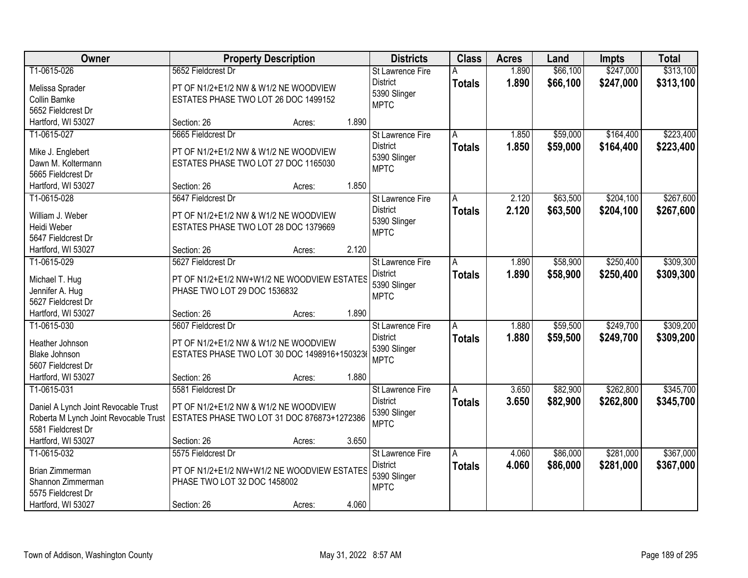| Owner | Property Description | Districts | Class | Acres | Land | Impts | Total |
|---|---|---|---|---|---|---|---|
| T1-0615-026<br>Melissa Sprader<br>Collin Bamke<br>5652 Fieldcrest Dr<br>Hartford, WI 53027 | 5652 Fieldcrest Dr<br>PT OF N1/2+E1/2 NW & W1/2 NE WOODVIEW ESTATES PHASE TWO LOT 26 DOC 1499152<br>Section: 26 Acres: 1.890 | St Lawrence Fire District<br>5390 Slinger<br>MPTC | A<br>**Totals** | 1.890<br>**1.890** | $66,100<br>**$66,100** | $247,000<br>**$247,000** | $313,100<br>**$313,100** |
| T1-0615-027<br>Mike J. Englebert<br>Dawn M. Koltermann<br>5665 Fieldcrest Dr<br>Hartford, WI 53027 | 5665 Fieldcrest Dr<br>PT OF N1/2+E1/2 NW & W1/2 NE WOODVIEW ESTATES PHASE TWO LOT 27 DOC 1165030<br>Section: 26 Acres: 1.850 | St Lawrence Fire District<br>5390 Slinger<br>MPTC | A<br>**Totals** | 1.850<br>**1.850** | $59,000<br>**$59,000** | $164,400<br>**$164,400** | $223,400<br>**$223,400** |
| T1-0615-028<br>William J. Weber<br>Heidi Weber<br>5647 Fieldcrest Dr<br>Hartford, WI 53027 | 5647 Fieldcrest Dr<br>PT OF N1/2+E1/2 NW & W1/2 NE WOODVIEW ESTATES PHASE TWO LOT 28 DOC 1379669<br>Section: 26 Acres: 2.120 | St Lawrence Fire District<br>5390 Slinger<br>MPTC | A<br>**Totals** | 2.120<br>**2.120** | $63,500<br>**$63,500** | $204,100<br>**$204,100** | $267,600<br>**$267,600** |
| T1-0615-029<br>Michael T. Hug<br>Jennifer A. Hug<br>5627 Fieldcrest Dr<br>Hartford, WI 53027 | 5627 Fieldcrest Dr<br>PT OF N1/2+E1/2 NW+W1/2 NE WOODVIEW ESTATES PHASE TWO LOT 29 DOC 1536832<br>Section: 26 Acres: 1.890 | St Lawrence Fire District<br>5390 Slinger<br>MPTC | A<br>**Totals** | 1.890<br>**1.890** | $58,900<br>**$58,900** | $250,400<br>**$250,400** | $309,300<br>**$309,300** |
| T1-0615-030<br>Heather Johnson<br>Blake Johnson<br>5607 Fieldcrest Dr<br>Hartford, WI 53027 | 5607 Fieldcrest Dr<br>PT OF N1/2+E1/2 NW & W1/2 NE WOODVIEW ESTATES PHASE TWO LOT 30 DOC 1498916+150323(<br>Section: 26 Acres: 1.880 | St Lawrence Fire District<br>5390 Slinger<br>MPTC | A<br>**Totals** | 1.880<br>**1.880** | $59,500<br>**$59,500** | $249,700<br>**$249,700** | $309,200<br>**$309,200** |
| T1-0615-031<br>Daniel A Lynch Joint Revocable Trust<br>Roberta M Lynch Joint Revocable Trust<br>5581 Fieldcrest Dr<br>Hartford, WI 53027 | 5581 Fieldcrest Dr<br>PT OF N1/2+E1/2 NW & W1/2 NE WOODVIEW ESTATES PHASE TWO LOT 31 DOC 876873+1272386<br>Section: 26 Acres: 3.650 | St Lawrence Fire District<br>5390 Slinger<br>MPTC | A<br>**Totals** | 3.650<br>**3.650** | $82,900<br>**$82,900** | $262,800<br>**$262,800** | $345,700<br>**$345,700** |
| T1-0615-032<br>Brian Zimmerman<br>Shannon Zimmerman<br>5575 Fieldcrest Dr<br>Hartford, WI 53027 | 5575 Fieldcrest Dr<br>PT OF N1/2+E1/2 NW+W1/2 NE WOODVIEW ESTATES PHASE TWO LOT 32 DOC 1458002<br>Section: 26 Acres: 4.060 | St Lawrence Fire District<br>5390 Slinger<br>MPTC | A<br>**Totals** | 4.060<br>**4.060** | $86,000<br>**$86,000** | $281,000<br>**$281,000** | $367,000<br>**$367,000** |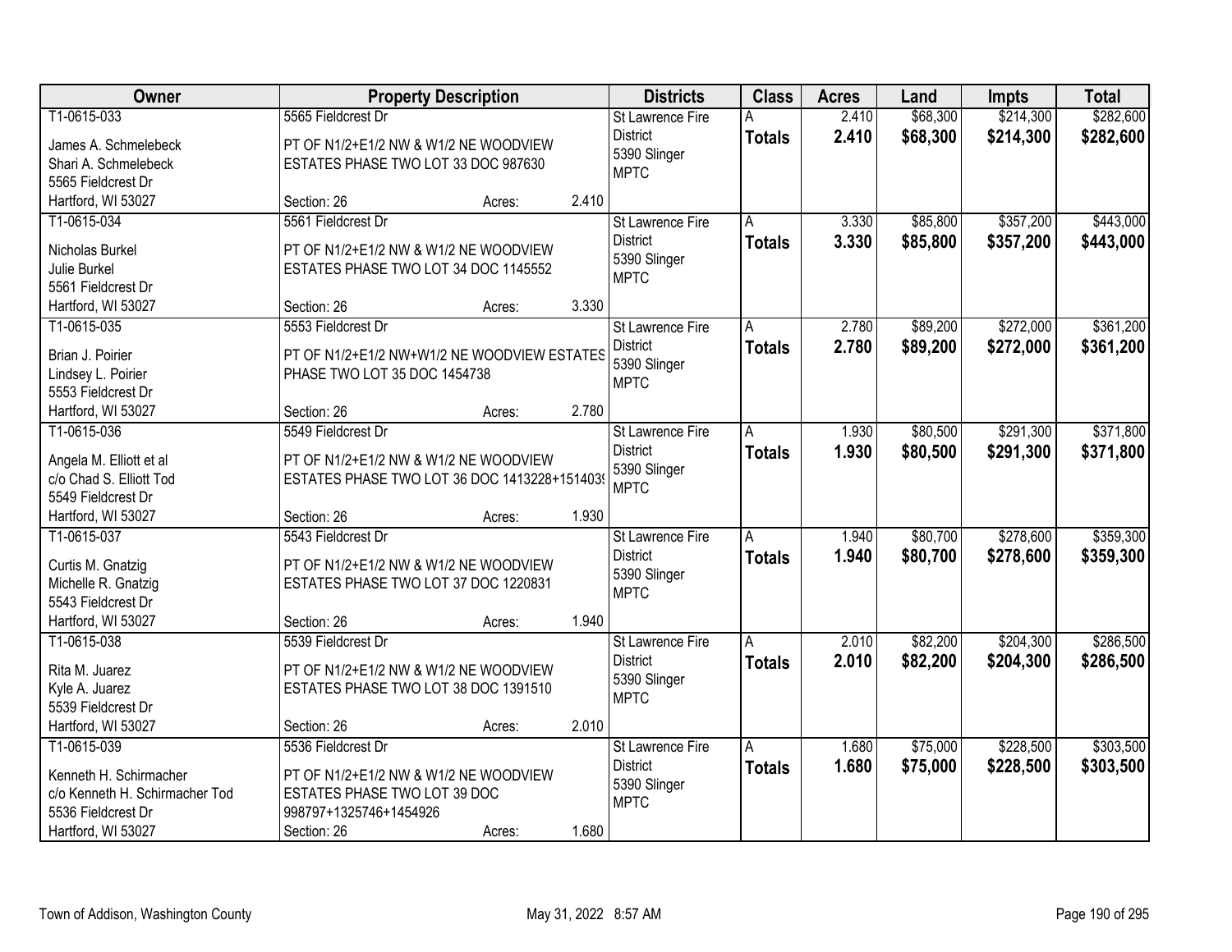| Owner | Property Description | Districts | Class | Acres | Land | Impts | Total |
|---|---|---|---|---|---|---|---|
| T1-0615-033<br>James A. Schmelebeck<br>Shari A. Schmelebeck<br>5565 Fieldcrest Dr<br>Hartford, WI 53027 | 5565 Fieldcrest Dr<br>PT OF N1/2+E1/2 NW & W1/2 NE WOODVIEW ESTATES PHASE TWO LOT 33 DOC 987630<br>Section: 26 Acres: 2.410 | St Lawrence Fire District<br>5390 Slinger<br>MPTC | A<br>**Totals** | 2.410<br>**2.410** | $68,300<br>**$68,300** | $214,300<br>**$214,300** | $282,600<br>**$282,600** |
| T1-0615-034<br>Nicholas Burkel<br>Julie Burkel<br>5561 Fieldcrest Dr<br>Hartford, WI 53027 | 5561 Fieldcrest Dr<br>PT OF N1/2+E1/2 NW & W1/2 NE WOODVIEW ESTATES PHASE TWO LOT 34 DOC 1145552<br>Section: 26 Acres: 3.330 | St Lawrence Fire District<br>5390 Slinger<br>MPTC | A<br>**Totals** | 3.330<br>**3.330** | $85,800<br>**$85,800** | $357,200<br>**$357,200** | $443,000<br>**$443,000** |
| T1-0615-035<br>Brian J. Poirier<br>Lindsey L. Poirier<br>5553 Fieldcrest Dr<br>Hartford, WI 53027 | 5553 Fieldcrest Dr<br>PT OF N1/2+E1/2 NW+W1/2 NE WOODVIEW ESTATES PHASE TWO LOT 35 DOC 1454738<br>Section: 26 Acres: 2.780 | St Lawrence Fire District<br>5390 Slinger<br>MPTC | A<br>**Totals** | 2.780<br>**2.780** | $89,200<br>**$89,200** | $272,000<br>**$272,000** | $361,200<br>**$361,200** |
| T1-0615-036<br>Angela M. Elliott et al<br>c/o Chad S. Elliott Tod<br>5549 Fieldcrest Dr<br>Hartford, WI 53027 | 5549 Fieldcrest Dr<br>PT OF N1/2+E1/2 NW & W1/2 NE WOODVIEW ESTATES PHASE TWO LOT 36 DOC 1413228+151403(<br>Section: 26 Acres: 1.930 | St Lawrence Fire District<br>5390 Slinger<br>MPTC | A<br>**Totals** | 1.930<br>**1.930** | $80,500<br>**$80,500** | $291,300<br>**$291,300** | $371,800<br>**$371,800** |
| T1-0615-037<br>Curtis M. Gnatzig<br>Michelle R. Gnatzig<br>5543 Fieldcrest Dr<br>Hartford, WI 53027 | 5543 Fieldcrest Dr<br>PT OF N1/2+E1/2 NW & W1/2 NE WOODVIEW ESTATES PHASE TWO LOT 37 DOC 1220831<br>Section: 26 Acres: 1.940 | St Lawrence Fire District<br>5390 Slinger<br>MPTC | A<br>**Totals** | 1.940<br>**1.940** | $80,700<br>**$80,700** | $278,600<br>**$278,600** | $359,300<br>**$359,300** |
| T1-0615-038<br>Rita M. Juarez<br>Kyle A. Juarez<br>5539 Fieldcrest Dr<br>Hartford, WI 53027 | 5539 Fieldcrest Dr<br>PT OF N1/2+E1/2 NW & W1/2 NE WOODVIEW ESTATES PHASE TWO LOT 38 DOC 1391510<br>Section: 26 Acres: 2.010 | St Lawrence Fire District<br>5390 Slinger<br>MPTC | A<br>**Totals** | 2.010<br>**2.010** | $82,200<br>**$82,200** | $204,300<br>**$204,300** | $286,500<br>**$286,500** |
| T1-0615-039<br>Kenneth H. Schirmacher<br>c/o Kenneth H. Schirmacher Tod<br>5536 Fieldcrest Dr<br>Hartford, WI 53027 | 5536 Fieldcrest Dr<br>PT OF N1/2+E1/2 NW & W1/2 NE WOODVIEW ESTATES PHASE TWO LOT 39 DOC 998797+1325746+1454926<br>Section: 26 Acres: 1.680 | St Lawrence Fire District<br>5390 Slinger<br>MPTC | A<br>**Totals** | 1.680<br>**1.680** | $75,000<br>**$75,000** | $228,500<br>**$228,500** | $303,500<br>**$303,500** |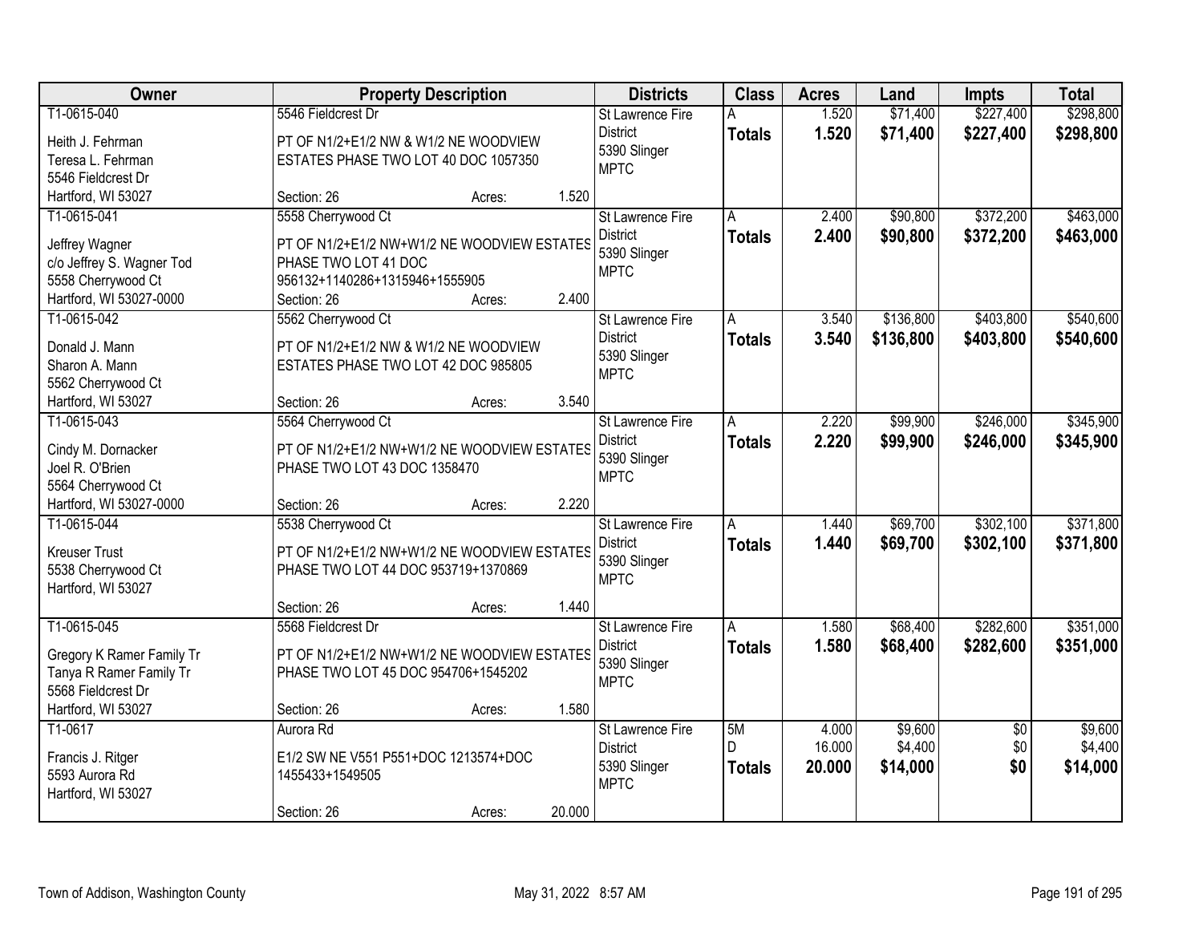| Owner | Property Description | Districts | Class | Acres | Land | Impts | Total |
|---|---|---|---|---|---|---|---|
| T1-0615-040<br>Heith J. Fehrman<br>Teresa L. Fehrman<br>5546 Fieldcrest Dr<br>Hartford, WI 53027 | 5546 Fieldcrest Dr<br>PT OF N1/2+E1/2 NW & W1/2 NE WOODVIEW ESTATES PHASE TWO LOT 40 DOC 1057350<br>Section: 26 Acres: 1.520 | St Lawrence Fire District<br>5390 Slinger<br>MPTC | A<br>**Totals** | 1.520<br>**1.520** | $71,400<br>**$71,400** | $227,400<br>**$227,400** | $298,800<br>**$298,800** |
| T1-0615-041<br>Jeffrey Wagner<br>c/o Jeffrey S. Wagner Tod<br>5558 Cherrywood Ct<br>Hartford, WI 53027-0000 | 5558 Cherrywood Ct<br>PT OF N1/2+E1/2 NW+W1/2 NE WOODVIEW ESTATES PHASE TWO LOT 41 DOC 956132+1140286+1315946+1555905<br>Section: 26 Acres: 2.400 | St Lawrence Fire District<br>5390 Slinger<br>MPTC | A<br>**Totals** | 2.400<br>**2.400** | $90,800<br>**$90,800** | $372,200<br>**$372,200** | $463,000<br>**$463,000** |
| T1-0615-042<br>Donald J. Mann<br>Sharon A. Mann<br>5562 Cherrywood Ct<br>Hartford, WI 53027 | 5562 Cherrywood Ct<br>PT OF N1/2+E1/2 NW & W1/2 NE WOODVIEW ESTATES PHASE TWO LOT 42 DOC 985805<br>Section: 26 Acres: 3.540 | St Lawrence Fire District<br>5390 Slinger<br>MPTC | A<br>**Totals** | 3.540<br>**3.540** | $136,800<br>**$136,800** | $403,800<br>**$403,800** | $540,600<br>**$540,600** |
| T1-0615-043<br>Cindy M. Dornacker<br>Joel R. O'Brien<br>5564 Cherrywood Ct<br>Hartford, WI 53027-0000 | 5564 Cherrywood Ct<br>PT OF N1/2+E1/2 NW+W1/2 NE WOODVIEW ESTATES PHASE TWO LOT 43 DOC 1358470<br>Section: 26 Acres: 2.220 | St Lawrence Fire District<br>5390 Slinger<br>MPTC | A<br>**Totals** | 2.220<br>**2.220** | $99,900<br>**$99,900** | $246,000<br>**$246,000** | $345,900<br>**$345,900** |
| T1-0615-044<br>Kreuser Trust<br>5538 Cherrywood Ct<br>Hartford, WI 53027 | 5538 Cherrywood Ct<br>PT OF N1/2+E1/2 NW+W1/2 NE WOODVIEW ESTATES PHASE TWO LOT 44 DOC 953719+1370869<br>Section: 26 Acres: 1.440 | St Lawrence Fire District<br>5390 Slinger<br>MPTC | A<br>**Totals** | 1.440<br>**1.440** | $69,700<br>**$69,700** | $302,100<br>**$302,100** | $371,800<br>**$371,800** |
| T1-0615-045<br>Gregory K Ramer Family Tr<br>Tanya R Ramer Family Tr<br>5568 Fieldcrest Dr<br>Hartford, WI 53027 | 5568 Fieldcrest Dr<br>PT OF N1/2+E1/2 NW+W1/2 NE WOODVIEW ESTATES PHASE TWO LOT 45 DOC 954706+1545202<br>Section: 26 Acres: 1.580 | St Lawrence Fire District<br>5390 Slinger<br>MPTC | A<br>**Totals** | 1.580<br>**1.580** | $68,400<br>**$68,400** | $282,600<br>**$282,600** | $351,000<br>**$351,000** |
| T1-0617<br>Francis J. Ritger<br>5593 Aurora Rd<br>Hartford, WI 53027 | Aurora Rd<br>E1/2 SW NE V551 P551+DOC 1213574+DOC 1455433+1549505<br>Section: 26 Acres: 20.000 | St Lawrence Fire District<br>5390 Slinger<br>MPTC | 5M<br>D<br>**Totals** | 4.000<br>16.000<br>**20.000** | $9,600<br>$4,400<br>**$14,000** | $0<br>$0<br>**$0** | $9,600<br>$4,400<br>**$14,000** |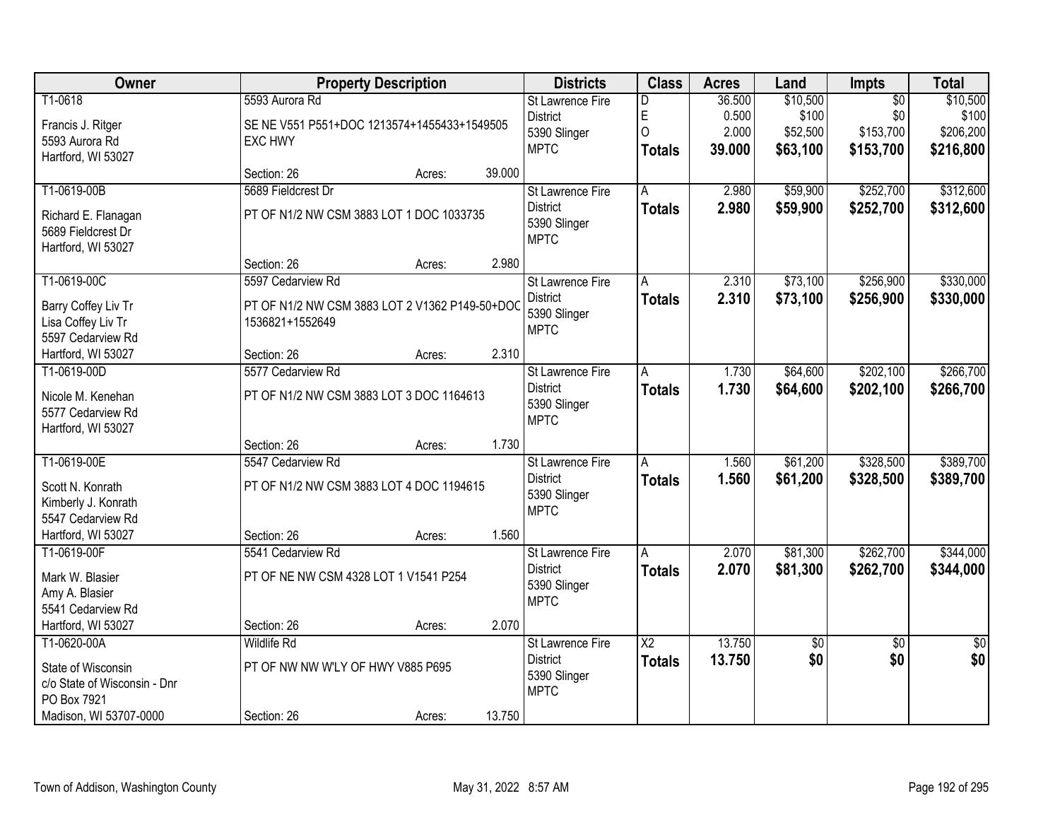| Owner | Property Description | Districts | Class | Acres | Land | Impts | Total |
|---|---|---|---|---|---|---|---|
| T1-0618<br>Francis J. Ritger<br>5593 Aurora Rd<br>Hartford, WI 53027 | 5593 Aurora Rd<br>SE NE V551 P551+DOC 1213574+1455433+1549505 EXC HWY<br>Section: 26 Acres: 39.000 | St Lawrence Fire District<br>5390 Slinger<br>MPTC | D<br>E<br>O<br>**Totals** | 36.500<br>0.500<br>2.000<br>**39.000** | $10,500<br>$100<br>$52,500<br>**$63,100** | $0<br>$0<br>$153,700<br>**$153,700** | $10,500<br>$100<br>$206,200<br>**$216,800** |
| T1-0619-00B<br>Richard E. Flanagan<br>5689 Fieldcrest Dr<br>Hartford, WI 53027 | 5689 Fieldcrest Dr<br>PT OF N1/2 NW CSM 3883 LOT 1 DOC 1033735<br>Section: 26 Acres: 2.980 | St Lawrence Fire District<br>5390 Slinger<br>MPTC | A<br>**Totals** | 2.980<br>**2.980** | $59,900<br>**$59,900** | $252,700<br>**$252,700** | $312,600<br>**$312,600** |
| T1-0619-00C<br>Barry Coffey Liv Tr<br>Lisa Coffey Liv Tr<br>5597 Cedarview Rd<br>Hartford, WI 53027 | 5597 Cedarview Rd<br>PT OF N1/2 NW CSM 3883 LOT 2 V1362 P149-50+DOC 1536821+1552649<br>Section: 26 Acres: 2.310 | St Lawrence Fire District<br>5390 Slinger<br>MPTC | A<br>**Totals** | 2.310<br>**2.310** | $73,100<br>**$73,100** | $256,900<br>**$256,900** | $330,000<br>**$330,000** |
| T1-0619-00D<br>Nicole M. Kenehan<br>5577 Cedarview Rd<br>Hartford, WI 53027 | 5577 Cedarview Rd<br>PT OF N1/2 NW CSM 3883 LOT 3 DOC 1164613<br>Section: 26 Acres: 1.730 | St Lawrence Fire District<br>5390 Slinger<br>MPTC | A<br>**Totals** | 1.730<br>**1.730** | $64,600<br>**$64,600** | $202,100<br>**$202,100** | $266,700<br>**$266,700** |
| T1-0619-00E<br>Scott N. Konrath<br>Kimberly J. Konrath<br>5547 Cedarview Rd<br>Hartford, WI 53027 | 5547 Cedarview Rd<br>PT OF N1/2 NW CSM 3883 LOT 4 DOC 1194615<br>Section: 26 Acres: 1.560 | St Lawrence Fire District<br>5390 Slinger<br>MPTC | A<br>**Totals** | 1.560<br>**1.560** | $61,200<br>**$61,200** | $328,500<br>**$328,500** | $389,700<br>**$389,700** |
| T1-0619-00F<br>Mark W. Blasier<br>Amy A. Blasier<br>5541 Cedarview Rd<br>Hartford, WI 53027 | 5541 Cedarview Rd<br>PT OF NE NW CSM 4328 LOT 1 V1541 P254<br>Section: 26 Acres: 2.070 | St Lawrence Fire District<br>5390 Slinger<br>MPTC | A<br>**Totals** | 2.070<br>**2.070** | $81,300<br>**$81,300** | $262,700<br>**$262,700** | $344,000<br>**$344,000** |
| T1-0620-00A<br>State of Wisconsin<br>c/o State of Wisconsin - Dnr<br>PO Box 7921<br>Madison, WI 53707-0000 | Wildlife Rd<br>PT OF NW NW W'LY OF HWY V885 P695<br>Section: 26 Acres: 13.750 | St Lawrence Fire District<br>5390 Slinger<br>MPTC | X2<br>**Totals** | 13.750<br>**13.750** | $0<br>**$0** | $0<br>**$0** | $0<br>**$0** |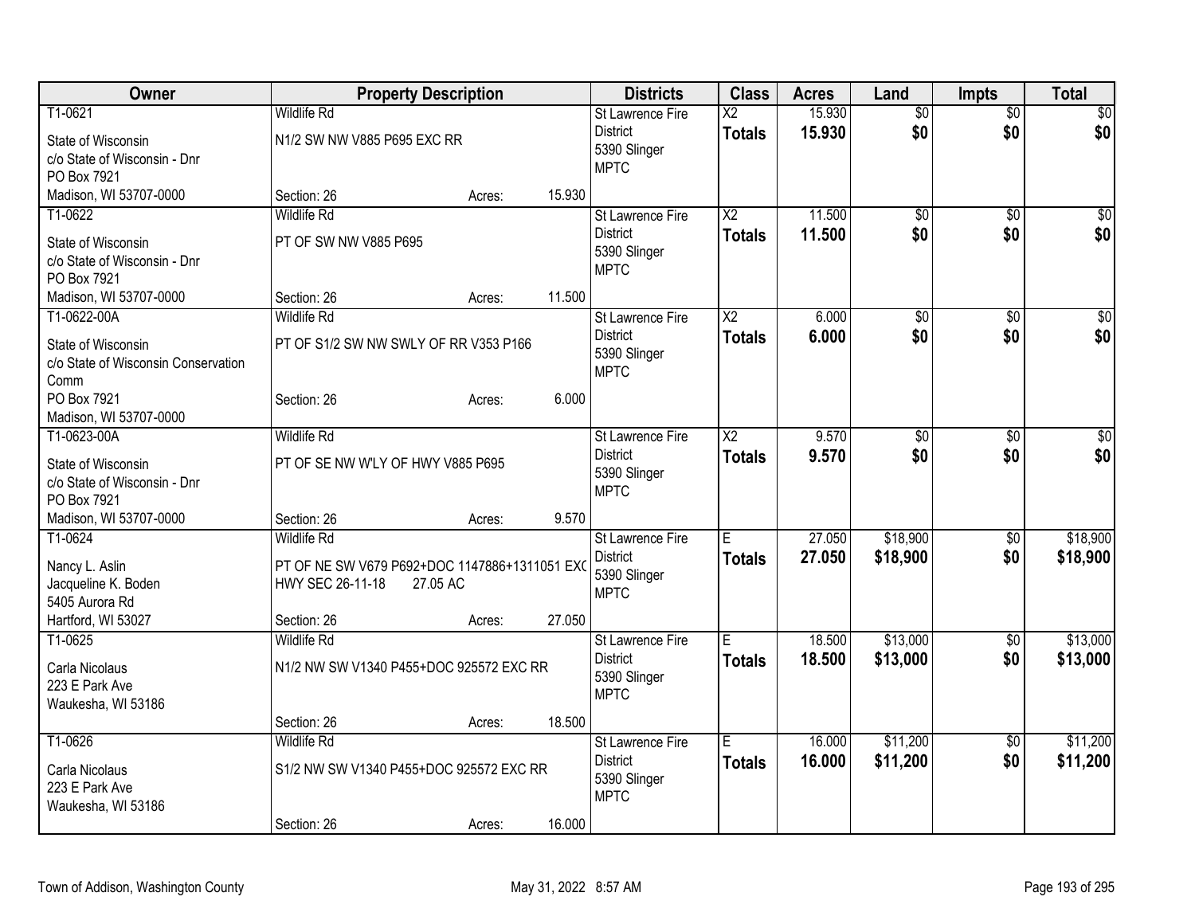| Owner | Property Description | Districts | Class | Acres | Land | Impts | Total |
|---|---|---|---|---|---|---|---|
| T1-0621<br>State of Wisconsin<br>c/o State of Wisconsin - Dnr<br>PO Box 7921<br>Madison, WI 53707-0000 | Wildlife Rd<br>N1/2 SW NW V885 P695 EXC RR<br>Section: 26 Acres: 15.930 | St Lawrence Fire District<br>5390 Slinger<br>MPTC | X2<br>**Totals** | 15.930<br>**15.930** | $0<br>**$0** | $0<br>**$0** | $0<br>**$0** |
| T1-0622<br>State of Wisconsin<br>c/o State of Wisconsin - Dnr<br>PO Box 7921<br>Madison, WI 53707-0000 | Wildlife Rd<br>PT OF SW NW V885 P695<br>Section: 26 Acres: 11.500 | St Lawrence Fire District<br>5390 Slinger<br>MPTC | X2<br>**Totals** | 11.500<br>**11.500** | $0<br>**$0** | $0<br>**$0** | $0<br>**$0** |
| T1-0622-00A<br>State of Wisconsin<br>c/o State of Wisconsin Conservation Comm<br>PO Box 7921<br>Madison, WI 53707-0000 | Wildlife Rd<br>PT OF S1/2 SW NW SWLY OF RR V353 P166<br>Section: 26 Acres: 6.000 | St Lawrence Fire District<br>5390 Slinger<br>MPTC | X2<br>**Totals** | 6.000<br>**6.000** | $0<br>**$0** | $0<br>**$0** | $0<br>**$0** |
| T1-0623-00A<br>State of Wisconsin<br>c/o State of Wisconsin - Dnr<br>PO Box 7921<br>Madison, WI 53707-0000 | Wildlife Rd<br>PT OF SE NW W'LY OF HWY V885 P695<br>Section: 26 Acres: 9.570 | St Lawrence Fire District<br>5390 Slinger<br>MPTC | X2<br>**Totals** | 9.570<br>**9.570** | $0<br>**$0** | $0<br>**$0** | $0<br>**$0** |
| T1-0624<br>Nancy L. Aslin<br>Jacqueline K. Boden<br>5405 Aurora Rd<br>Hartford, WI 53027 | Wildlife Rd<br>PT OF NE SW V679 P692+DOC 1147886+1311051 EXC HWY SEC 26-11-18 27.05 AC<br>Section: 26 Acres: 27.050 | St Lawrence Fire District<br>5390 Slinger<br>MPTC | E<br>**Totals** | 27.050<br>**27.050** | $18,900<br>**$18,900** | $0<br>**$0** | $18,900<br>**$18,900** |
| T1-0625<br>Carla Nicolaus<br>223 E Park Ave<br>Waukesha, WI 53186 | Wildlife Rd<br>N1/2 NW SW V1340 P455+DOC 925572 EXC RR<br>Section: 26 Acres: 18.500 | St Lawrence Fire District<br>5390 Slinger<br>MPTC | E<br>**Totals** | 18.500<br>**18.500** | $13,000<br>**$13,000** | $0<br>**$0** | $13,000<br>**$13,000** |
| T1-0626<br>Carla Nicolaus<br>223 E Park Ave<br>Waukesha, WI 53186 | Wildlife Rd<br>S1/2 NW SW V1340 P455+DOC 925572 EXC RR<br>Section: 26 Acres: 16.000 | St Lawrence Fire District<br>5390 Slinger<br>MPTC | E<br>**Totals** | 16.000<br>**16.000** | $11,200<br>**$11,200** | $0<br>**$0** | $11,200<br>**$11,200** |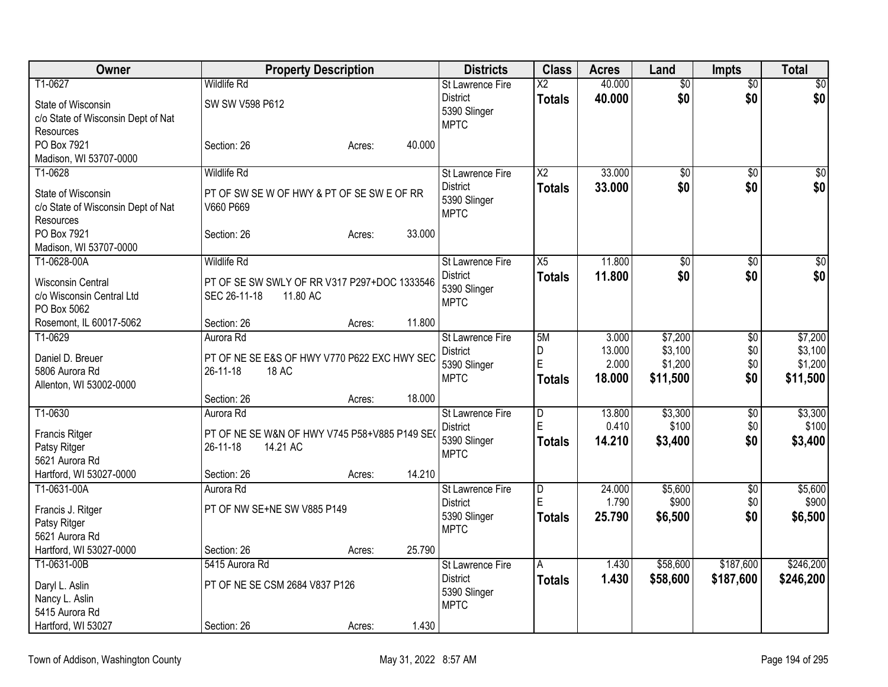| Owner | Property Description | Districts | Class | Acres | Land | Impts | Total |
|---|---|---|---|---|---|---|---|
| T1-0627<br>State of Wisconsin<br>c/o State of Wisconsin Dept of Nat Resources<br>PO Box 7921<br>Madison, WI 53707-0000 | Wildlife Rd<br>SW SW V598 P612<br>Section: 26 Acres: 40.000 | St Lawrence Fire District<br>5390 Slinger<br>MPTC | X2<br>**Totals** | 40.000<br>**40.000** | $0<br>**$0** | $0<br>**$0** | $0<br>**$0** |
| T1-0628<br>State of Wisconsin<br>c/o State of Wisconsin Dept of Nat Resources<br>PO Box 7921<br>Madison, WI 53707-0000 | Wildlife Rd<br>PT OF SW SE W OF HWY & PT OF SE SW E OF RR V660 P669<br>Section: 26 Acres: 33.000 | St Lawrence Fire District<br>5390 Slinger<br>MPTC | X2<br>**Totals** | 33.000<br>**33.000** | $0<br>**$0** | $0<br>**$0** | $0<br>**$0** |
| T1-0628-00A<br>Wisconsin Central<br>c/o Wisconsin Central Ltd<br>PO Box 5062<br>Rosemont, IL 60017-5062 | Wildlife Rd<br>PT OF SE SW SWLY OF RR V317 P297+DOC 1333546 SEC 26-11-18 11.80 AC<br>Section: 26 Acres: 11.800 | St Lawrence Fire District<br>5390 Slinger<br>MPTC | X5<br>**Totals** | 11.800<br>**11.800** | $0<br>**$0** | $0<br>**$0** | $0<br>**$0** |
| T1-0629<br>Daniel D. Breuer<br>5806 Aurora Rd<br>Allenton, WI 53002-0000 | Aurora Rd<br>PT OF NE SE E&S OF HWY V770 P622 EXC HWY SEC 26-11-18 18 AC<br>Section: 26 Acres: 18.000 | St Lawrence Fire District<br>5390 Slinger<br>MPTC | 5M<br>D<br>E<br>**Totals** | 3.000<br>13.000<br>2.000<br>**18.000** | $7,200<br>$3,100<br>$1,200<br>**$11,500** | $0<br>$0<br>$0<br>**$0** | $7,200<br>$3,100<br>$1,200<br>**$11,500** |
| T1-0630<br>Francis Ritger<br>Patsy Ritger<br>5621 Aurora Rd<br>Hartford, WI 53027-0000 | Aurora Rd<br>PT OF NE SE W&N OF HWY V745 P58+V885 P149 SEC 26-11-18 14.21 AC<br>Section: 26 Acres: 14.210 | St Lawrence Fire District<br>5390 Slinger<br>MPTC | D<br>E<br>**Totals** | 13.800<br>0.410<br>**14.210** | $3,300<br>$100<br>**$3,400** | $0<br>$0<br>**$0** | $3,300<br>$100<br>**$3,400** |
| T1-0631-00A<br>Francis J. Ritger<br>Patsy Ritger<br>5621 Aurora Rd<br>Hartford, WI 53027-0000 | Aurora Rd<br>PT OF NW SE+NE SW V885 P149<br>Section: 26 Acres: 25.790 | St Lawrence Fire District<br>5390 Slinger<br>MPTC | D<br>E<br>**Totals** | 24.000<br>1.790<br>**25.790** | $5,600<br>$900<br>**$6,500** | $0<br>$0<br>**$0** | $5,600<br>$900<br>**$6,500** |
| T1-0631-00B<br>Daryl L. Aslin<br>Nancy L. Aslin<br>5415 Aurora Rd<br>Hartford, WI 53027 | 5415 Aurora Rd<br>PT OF NE SE CSM 2684 V837 P126<br>Section: 26 Acres: 1.430 | St Lawrence Fire District<br>5390 Slinger<br>MPTC | A<br>**Totals** | 1.430<br>**1.430** | $58,600<br>**$58,600** | $187,600<br>**$187,600** | $246,200<br>**$246,200** |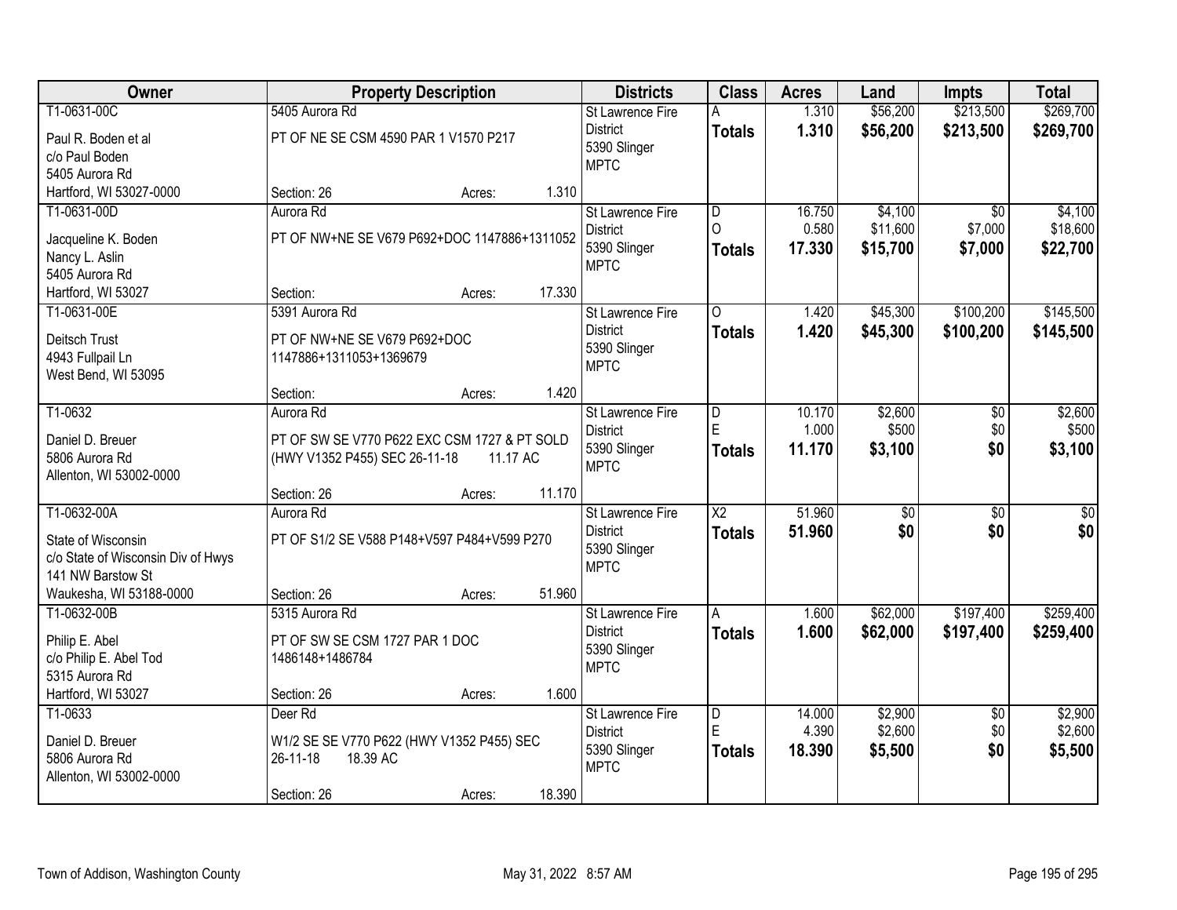| Owner | Property Description | Districts | Class | Acres | Land | Impts | Total |
|---|---|---|---|---|---|---|---|
| T1-0631-00C<br>Paul R. Boden et al<br>c/o Paul Boden<br>5405 Aurora Rd<br>Hartford, WI 53027-0000 | 5405 Aurora Rd<br>PT OF NE SE CSM 4590 PAR 1 V1570 P217<br>Section: 26 Acres: 1.310 | St Lawrence Fire District<br>5390 Slinger<br>MPTC | A<br>**Totals** | 1.310<br>**1.310** | $56,200<br>**$56,200** | $213,500<br>**$213,500** | $269,700<br>**$269,700** |
| T1-0631-00D<br>Jacqueline K. Boden<br>Nancy L. Aslin<br>5405 Aurora Rd<br>Hartford, WI 53027 | Aurora Rd<br>PT OF NW+NE SE V679 P692+DOC 1147886+1311052<br>Section: Acres: 17.330 | St Lawrence Fire District<br>5390 Slinger<br>MPTC | D<br>O<br>**Totals** | 16.750<br>0.580<br>**17.330** | $4,100<br>$11,600<br>**$15,700** | $0<br>$7,000<br>**$7,000** | $4,100<br>$18,600<br>**$22,700** |
| T1-0631-00E<br>Deitsch Trust<br>4943 Fullpail Ln<br>West Bend, WI 53095 | 5391 Aurora Rd<br>PT OF NW+NE SE V679 P692+DOC 1147886+1311053+1369679<br>Section: Acres: 1.420 | St Lawrence Fire District<br>5390 Slinger<br>MPTC | O<br>**Totals** | 1.420<br>**1.420** | $45,300<br>**$45,300** | $100,200<br>**$100,200** | $145,500<br>**$145,500** |
| T1-0632<br>Daniel D. Breuer<br>5806 Aurora Rd<br>Allenton, WI 53002-0000 | Aurora Rd<br>PT OF SW SE V770 P622 EXC CSM 1727 & PT SOLD (HWY V1352 P455) SEC 26-11-18 11.17 AC<br>Section: 26 Acres: 11.170 | St Lawrence Fire District<br>5390 Slinger<br>MPTC | D<br>E<br>**Totals** | 10.170<br>1.000<br>**11.170** | $2,600<br>$500<br>**$3,100** | $0<br>$0<br>**$0** | $2,600<br>$500<br>**$3,100** |
| T1-0632-00A<br>State of Wisconsin<br>c/o State of Wisconsin Div of Hwys<br>141 NW Barstow St<br>Waukesha, WI 53188-0000 | Aurora Rd<br>PT OF S1/2 SE V588 P148+V597 P484+V599 P270<br>Section: 26 Acres: 51.960 | St Lawrence Fire District<br>5390 Slinger<br>MPTC | X2<br>**Totals** | 51.960<br>**51.960** | $0<br>**$0** | $0<br>**$0** | $0<br>**$0** |
| T1-0632-00B<br>Philip E. Abel<br>c/o Philip E. Abel Tod<br>5315 Aurora Rd<br>Hartford, WI 53027 | 5315 Aurora Rd<br>PT OF SW SE CSM 1727 PAR 1 DOC 1486148+1486784<br>Section: 26 Acres: 1.600 | St Lawrence Fire District<br>5390 Slinger<br>MPTC | A<br>**Totals** | 1.600<br>**1.600** | $62,000<br>**$62,000** | $197,400<br>**$197,400** | $259,400<br>**$259,400** |
| T1-0633<br>Daniel D. Breuer<br>5806 Aurora Rd<br>Allenton, WI 53002-0000 | Deer Rd<br>W1/2 SE SE V770 P622 (HWY V1352 P455) SEC 26-11-18 18.39 AC<br>Section: 26 Acres: 18.390 | St Lawrence Fire District<br>5390 Slinger<br>MPTC | D<br>E<br>**Totals** | 14.000<br>4.390<br>**18.390** | $2,900<br>$2,600<br>**$5,500** | $0<br>$0<br>**$0** | $2,900<br>$2,600<br>**$5,500** |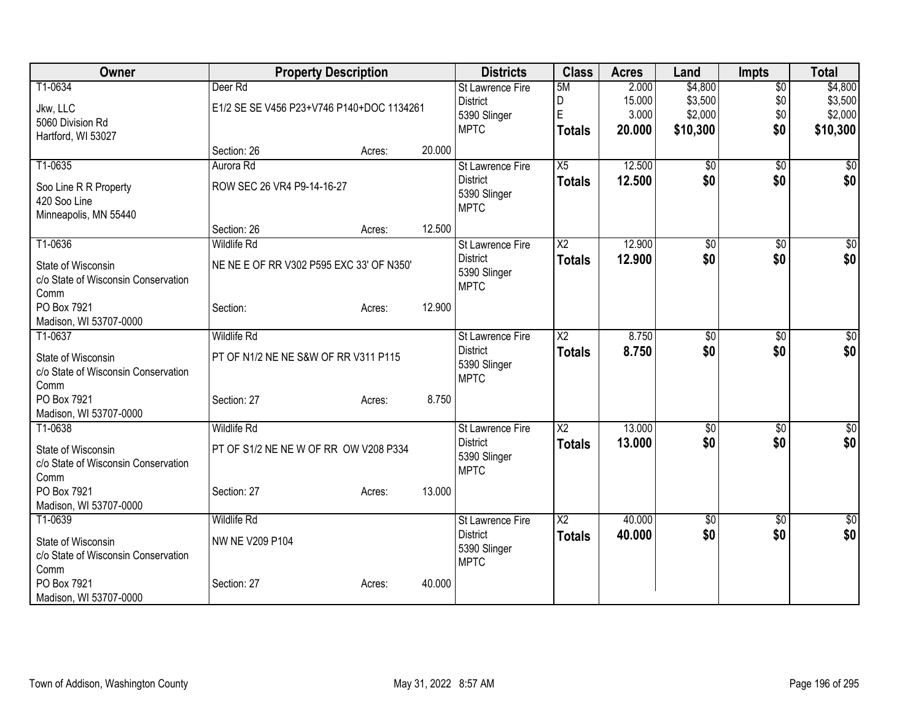| Owner | Property Description | | | Districts | Class | Acres | Land | Impts | Total |
|---|---|---|---|---|---|---|---|---|---|
| T1-0634<br>Jkw, LLC<br>5060 Division Rd<br>Hartford, WI 53027 | Deer Rd<br>E1/2 SE SE V456 P23+V746 P140+DOC 1134261<br>Section: 26 | Acres: | 20.000 | St Lawrence Fire District<br>5390 Slinger<br>MPTC | 5M<br>D<br>E<br>**Totals** | 2.000<br>15.000<br>3.000<br>**20.000** | $4,800<br>$3,500<br>$2,000<br>**$10,300** | $0<br>$0<br>$0<br>**$0** | $4,800<br>$3,500<br>$2,000<br>**$10,300** |
| T1-0635<br>Soo Line R R Property<br>420 Soo Line<br>Minneapolis, MN 55440 | Aurora Rd<br>ROW SEC 26 VR4 P9-14-16-27<br>Section: 26 | Acres: | 12.500 | St Lawrence Fire District<br>5390 Slinger<br>MPTC | X5<br>**Totals** | 12.500<br>**12.500** | $0<br>**$0** | $0<br>**$0** | $0<br>**$0** |
| T1-0636<br>State of Wisconsin<br>c/o State of Wisconsin Conservation Comm<br>PO Box 7921<br>Madison, WI 53707-0000 | Wildlife Rd<br>NE NE E OF RR V302 P595 EXC 33' OF N350'<br>Section: | Acres: | 12.900 | St Lawrence Fire District<br>5390 Slinger<br>MPTC | X2<br>**Totals** | 12.900<br>**12.900** | $0<br>**$0** | $0<br>**$0** | $0<br>**$0** |
| T1-0637<br>State of Wisconsin<br>c/o State of Wisconsin Conservation Comm<br>PO Box 7921<br>Madison, WI 53707-0000 | Wildlife Rd<br>PT OF N1/2 NE NE S&W OF RR V311 P115<br>Section: 27 | Acres: | 8.750 | St Lawrence Fire District<br>5390 Slinger<br>MPTC | X2<br>**Totals** | 8.750<br>**8.750** | $0<br>**$0** | $0<br>**$0** | $0<br>**$0** |
| T1-0638<br>State of Wisconsin<br>c/o State of Wisconsin Conservation Comm<br>PO Box 7921<br>Madison, WI 53707-0000 | Wildlife Rd<br>PT OF S1/2 NE NE W OF RR OW V208 P334<br>Section: 27 | Acres: | 13.000 | St Lawrence Fire District<br>5390 Slinger<br>MPTC | X2<br>**Totals** | 13.000<br>**13.000** | $0<br>**$0** | $0<br>**$0** | $0<br>**$0** |
| T1-0639<br>State of Wisconsin<br>c/o State of Wisconsin Conservation Comm<br>PO Box 7921<br>Madison, WI 53707-0000 | Wildlife Rd<br>NW NE V209 P104<br>Section: 27 | Acres: | 40.000 | St Lawrence Fire District<br>5390 Slinger<br>MPTC | X2<br>**Totals** | 40.000<br>**40.000** | $0<br>**$0** | $0<br>**$0** | $0<br>**$0** |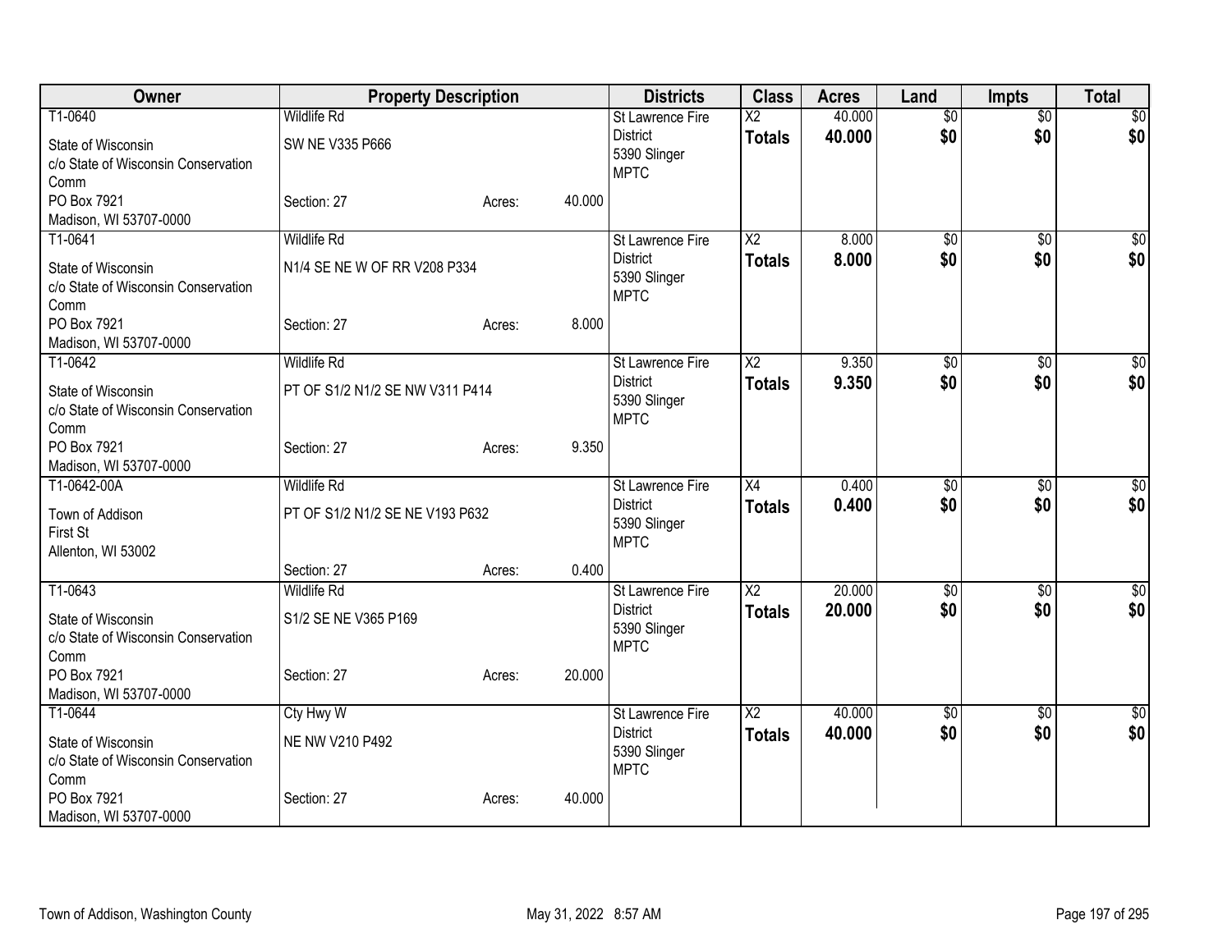| Owner | Property Description | | | Districts | Class | Acres | Land | Impts | Total |
|---|---|---|---|---|---|---|---|---|---|
| T1-0640<br>State of Wisconsin<br>c/o State of Wisconsin Conservation Comm<br>PO Box 7921<br>Madison, WI 53707-0000 | Wildlife Rd<br>SW NE V335 P666<br>Section: 27 | Acres: | 40.000 | St Lawrence Fire District<br>5390 Slinger<br>MPTC | X2<br>**Totals** | 40.000<br>**40.000** | $0<br>**$0** | $0<br>**$0** | $0<br>**$0** |
| T1-0641<br>State of Wisconsin<br>c/o State of Wisconsin Conservation Comm<br>PO Box 7921<br>Madison, WI 53707-0000 | Wildlife Rd<br>N1/4 SE NE W OF RR V208 P334<br>Section: 27 | Acres: | 8.000 | St Lawrence Fire District<br>5390 Slinger<br>MPTC | X2<br>**Totals** | 8.000<br>**8.000** | $0<br>**$0** | $0<br>**$0** | $0<br>**$0** |
| T1-0642<br>State of Wisconsin<br>c/o State of Wisconsin Conservation Comm<br>PO Box 7921<br>Madison, WI 53707-0000 | Wildlife Rd<br>PT OF S1/2 N1/2 SE NW V311 P414<br>Section: 27 | Acres: | 9.350 | St Lawrence Fire District<br>5390 Slinger<br>MPTC | X2<br>**Totals** | 9.350<br>**9.350** | $0<br>**$0** | $0<br>**$0** | $0<br>**$0** |
| T1-0642-00A<br>Town of Addison<br>First St<br>Allenton, WI 53002 | Wildlife Rd<br>PT OF S1/2 N1/2 SE NE V193 P632<br>Section: 27 | Acres: | 0.400 | St Lawrence Fire District<br>5390 Slinger<br>MPTC | X4<br>**Totals** | 0.400<br>**0.400** | $0<br>**$0** | $0<br>**$0** | $0<br>**$0** |
| T1-0643<br>State of Wisconsin<br>c/o State of Wisconsin Conservation Comm<br>PO Box 7921<br>Madison, WI 53707-0000 | Wildlife Rd<br>S1/2 SE NE V365 P169<br>Section: 27 | Acres: | 20.000 | St Lawrence Fire District<br>5390 Slinger<br>MPTC | X2<br>**Totals** | 20.000<br>**20.000** | $0<br>**$0** | $0<br>**$0** | $0<br>**$0** |
| T1-0644<br>State of Wisconsin<br>c/o State of Wisconsin Conservation Comm<br>PO Box 7921<br>Madison, WI 53707-0000 | Cty Hwy W<br>NE NW V210 P492<br>Section: 27 | Acres: | 40.000 | St Lawrence Fire District<br>5390 Slinger<br>MPTC | X2<br>**Totals** | 40.000<br>**40.000** | $0<br>**$0** | $0<br>**$0** | $0<br>**$0** |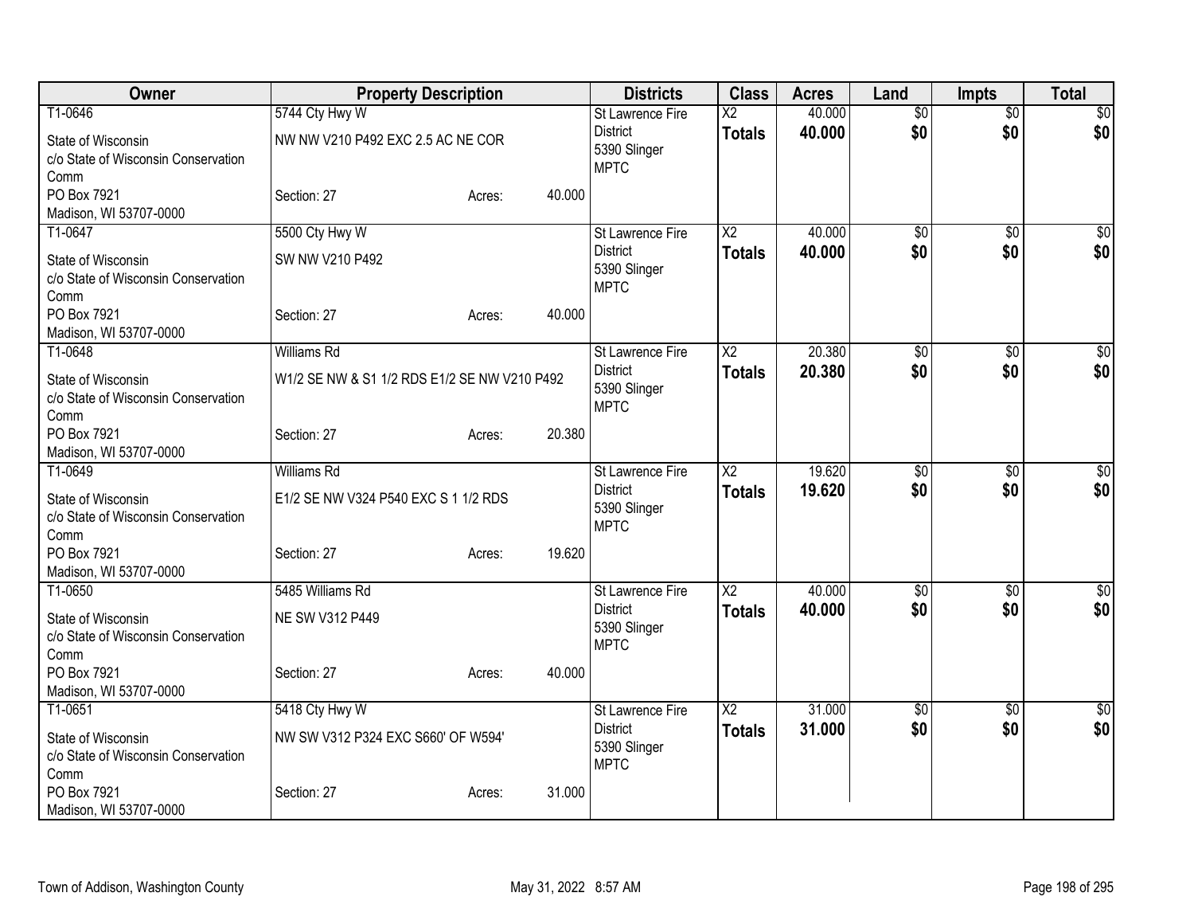| Owner | Property Description | | | Districts | Class | Acres | Land | Impts | Total |
|---|---|---|---|---|---|---|---|---|---|
| T1-0646 | 5744 Cty Hwy W | | | St Lawrence Fire District | X2 | 40.000 | $0 | $0 | $0 |
| State of Wisconsin c/o State of Wisconsin Conservation Comm | NW NW V210 P492 EXC 2.5 AC NE COR | | | 5390 Slinger MPTC | **Totals** | **40.000** | **$0** | **$0** | **$0** |
| PO Box 7921 Madison, WI 53707-0000 | Section: 27 | Acres: | 40.000 | | | | | | |
| T1-0647 | 5500 Cty Hwy W | | | St Lawrence Fire District | X2 | 40.000 | $0 | $0 | $0 |
| State of Wisconsin c/o State of Wisconsin Conservation Comm | SW NW V210 P492 | | | 5390 Slinger MPTC | **Totals** | **40.000** | **$0** | **$0** | **$0** |
| PO Box 7921 Madison, WI 53707-0000 | Section: 27 | Acres: | 40.000 | | | | | | |
| T1-0648 | Williams Rd | | | St Lawrence Fire District | X2 | 20.380 | $0 | $0 | $0 |
| State of Wisconsin c/o State of Wisconsin Conservation Comm | W1/2 SE NW & S1 1/2 RDS E1/2 SE NW V210 P492 | | | 5390 Slinger MPTC | **Totals** | **20.380** | **$0** | **$0** | **$0** |
| PO Box 7921 Madison, WI 53707-0000 | Section: 27 | Acres: | 20.380 | | | | | | |
| T1-0649 | Williams Rd | | | St Lawrence Fire District | X2 | 19.620 | $0 | $0 | $0 |
| State of Wisconsin c/o State of Wisconsin Conservation Comm | E1/2 SE NW V324 P540 EXC S 1 1/2 RDS | | | 5390 Slinger MPTC | **Totals** | **19.620** | **$0** | **$0** | **$0** |
| PO Box 7921 Madison, WI 53707-0000 | Section: 27 | Acres: | 19.620 | | | | | | |
| T1-0650 | 5485 Williams Rd | | | St Lawrence Fire District | X2 | 40.000 | $0 | $0 | $0 |
| State of Wisconsin c/o State of Wisconsin Conservation Comm | NE SW V312 P449 | | | 5390 Slinger MPTC | **Totals** | **40.000** | **$0** | **$0** | **$0** |
| PO Box 7921 Madison, WI 53707-0000 | Section: 27 | Acres: | 40.000 | | | | | | |
| T1-0651 | 5418 Cty Hwy W | | | St Lawrence Fire District | X2 | 31.000 | $0 | $0 | $0 |
| State of Wisconsin c/o State of Wisconsin Conservation Comm | NW SW V312 P324 EXC S660' OF W594' | | | 5390 Slinger MPTC | **Totals** | **31.000** | **$0** | **$0** | **$0** |
| PO Box 7921 Madison, WI 53707-0000 | Section: 27 | Acres: | 31.000 | | | | | | |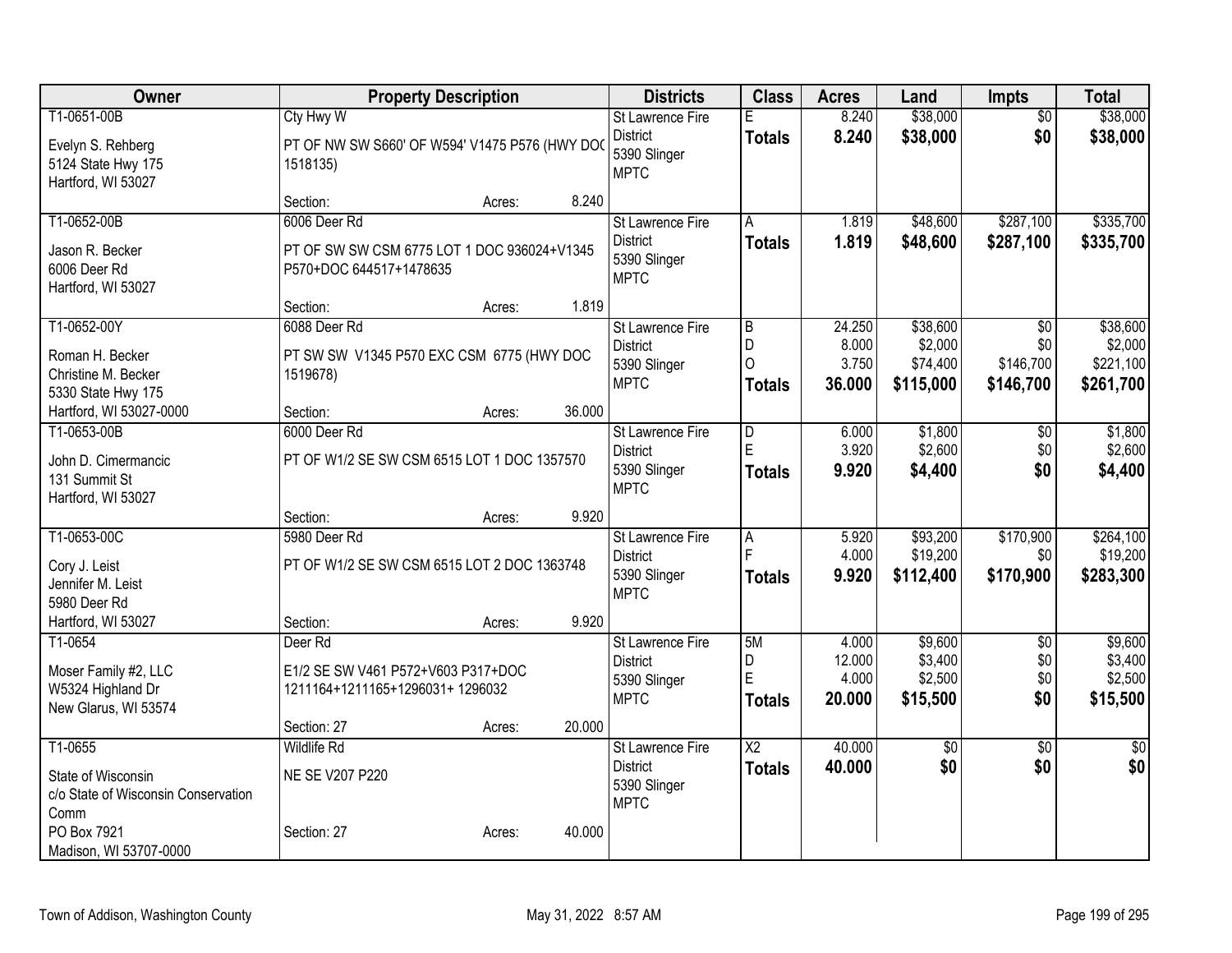| Owner | Property Description | Districts | Class | Acres | Land | Impts | Total |
|---|---|---|---|---|---|---|---|
| T1-0651-00B<br>Evelyn S. Rehberg<br>5124 State Hwy 175<br>Hartford, WI 53027 | Cty Hwy W<br>PT OF NW SW S660' OF W594' V1475 P576 (HWY DOC 1518135)<br>Section: Acres: 8.240 | St Lawrence Fire District<br>5390 Slinger<br>MPTC | E<br>**Totals** | 8.240<br>**8.240** | $38,000<br>**$38,000** | $0<br>**$0** | $38,000<br>**$38,000** |
| T1-0652-00B<br>Jason R. Becker<br>6006 Deer Rd<br>Hartford, WI 53027 | 6006 Deer Rd<br>PT OF SW SW CSM 6775 LOT 1 DOC 936024+V1345 P570+DOC 644517+1478635<br>Section: Acres: 1.819 | St Lawrence Fire District<br>5390 Slinger<br>MPTC | A<br>**Totals** | 1.819<br>**1.819** | $48,600<br>**$48,600** | $287,100<br>**$287,100** | $335,700<br>**$335,700** |
| T1-0652-00Y<br>Roman H. Becker<br>Christine M. Becker<br>5330 State Hwy 175<br>Hartford, WI 53027-0000 | 6088 Deer Rd<br>PT SW SW V1345 P570 EXC CSM 6775 (HWY DOC 1519678)<br>Section: Acres: 36.000 | St Lawrence Fire District<br>5390 Slinger<br>MPTC | B<br>D<br>O<br>**Totals** | 24.250<br>8.000<br>3.750<br>**36.000** | $38,600<br>$2,000<br>$74,400<br>**$115,000** | $0<br>$0<br>$146,700<br>**$146,700** | $38,600<br>$2,000<br>$221,100<br>**$261,700** |
| T1-0653-00B<br>John D. Cimermancic<br>131 Summit St<br>Hartford, WI 53027 | 6000 Deer Rd<br>PT OF W1/2 SE SW CSM 6515 LOT 1 DOC 1357570<br>Section: Acres: 9.920 | St Lawrence Fire District<br>5390 Slinger<br>MPTC | D<br>E<br>**Totals** | 6.000<br>3.920<br>**9.920** | $1,800<br>$2,600<br>**$4,400** | $0<br>$0<br>**$0** | $1,800<br>$2,600<br>**$4,400** |
| T1-0653-00C<br>Cory J. Leist<br>Jennifer M. Leist<br>5980 Deer Rd<br>Hartford, WI 53027 | 5980 Deer Rd<br>PT OF W1/2 SE SW CSM 6515 LOT 2 DOC 1363748<br>Section: Acres: 9.920 | St Lawrence Fire District<br>5390 Slinger<br>MPTC | A<br>F<br>**Totals** | 5.920<br>4.000<br>**9.920** | $93,200<br>$19,200<br>**$112,400** | $170,900<br>$0<br>**$170,900** | $264,100<br>$19,200<br>**$283,300** |
| T1-0654<br>Moser Family #2, LLC<br>W5324 Highland Dr<br>New Glarus, WI 53574 | Deer Rd<br>E1/2 SE SW V461 P572+V603 P317+DOC 1211164+1211165+1296031+ 1296032<br>Section: 27 Acres: 20.000 | St Lawrence Fire District<br>5390 Slinger<br>MPTC | 5M<br>D<br>E<br>**Totals** | 4.000<br>12.000<br>4.000<br>**20.000** | $9,600<br>$3,400<br>$2,500<br>**$15,500** | $0<br>$0<br>$0<br>**$0** | $9,600<br>$3,400<br>$2,500<br>**$15,500** |
| T1-0655<br>State of Wisconsin<br>c/o State of Wisconsin Conservation Comm<br>PO Box 7921<br>Madison, WI 53707-0000 | Wildlife Rd<br>NE SE V207 P220<br>Section: 27 Acres: 40.000 | St Lawrence Fire District<br>5390 Slinger<br>MPTC | X2<br>**Totals** | 40.000<br>**40.000** | $0<br>**$0** | $0<br>**$0** | $0<br>**$0** |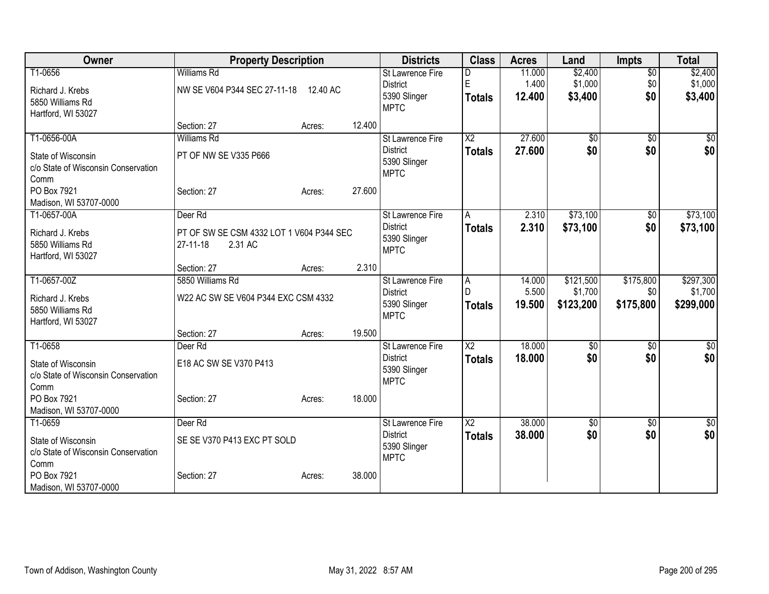| Owner | Property Description | | | Districts | Class | Acres | Land | Impts | Total |
|---|---|---|---|---|---|---|---|---|---|
| T1-0656 | Williams Rd | | | St Lawrence Fire District | D | 11.000 | $2,400 | $0 | $2,400 |
| Richard J. Krebs<br>5850 Williams Rd<br>Hartford, WI 53027 | NW SE V604 P344 SEC 27-11-18 12.40 AC | | | 5390 Slinger MPTC | E | 1.400 | $1,000 | $0 | $1,000 |
| | | | | | **Totals** | **12.400** | **$3,400** | **$0** | **$3,400** |
| | Section: 27 | Acres: | 12.400 | | | | | | |
| T1-0656-00A | Williams Rd | | | St Lawrence Fire District | X2 | 27.600 | $0 | $0 | $0 |
| State of Wisconsin<br>c/o State of Wisconsin Conservation Comm<br>PO Box 7921<br>Madison, WI 53707-0000 | PT OF NW SE V335 P666 | | | 5390 Slinger MPTC | **Totals** | **27.600** | **$0** | **$0** | **$0** |
| | Section: 27 | Acres: | 27.600 | | | | | | |
| T1-0657-00A | Deer Rd | | | St Lawrence Fire District | A | 2.310 | $73,100 | $0 | $73,100 |
| Richard J. Krebs<br>5850 Williams Rd<br>Hartford, WI 53027 | PT OF SW SE CSM 4332 LOT 1 V604 P344 SEC 27-11-18 2.31 AC | | | 5390 Slinger MPTC | **Totals** | **2.310** | **$73,100** | **$0** | **$73,100** |
| | Section: 27 | Acres: | 2.310 | | | | | | |
| T1-0657-00Z | 5850 Williams Rd | | | St Lawrence Fire District | A | 14.000 | $121,500 | $175,800 | $297,300 |
| Richard J. Krebs<br>5850 Williams Rd<br>Hartford, WI 53027 | W22 AC SW SE V604 P344 EXC CSM 4332 | | | 5390 Slinger MPTC | D | 5.500 | $1,700 | $0 | $1,700 |
| | | | | | **Totals** | **19.500** | **$123,200** | **$175,800** | **$299,000** |
| | Section: 27 | Acres: | 19.500 | | | | | | |
| T1-0658 | Deer Rd | | | St Lawrence Fire District | X2 | 18.000 | $0 | $0 | $0 |
| State of Wisconsin<br>c/o State of Wisconsin Conservation Comm<br>PO Box 7921<br>Madison, WI 53707-0000 | E18 AC SW SE V370 P413 | | | 5390 Slinger MPTC | **Totals** | **18.000** | **$0** | **$0** | **$0** |
| | Section: 27 | Acres: | 18.000 | | | | | | |
| T1-0659 | Deer Rd | | | St Lawrence Fire District | X2 | 38.000 | $0 | $0 | $0 |
| State of Wisconsin<br>c/o State of Wisconsin Conservation Comm<br>PO Box 7921<br>Madison, WI 53707-0000 | SE SE V370 P413 EXC PT SOLD | | | 5390 Slinger MPTC | **Totals** | **38.000** | **$0** | **$0** | **$0** |
| | Section: 27 | Acres: | 38.000 | | | | | | |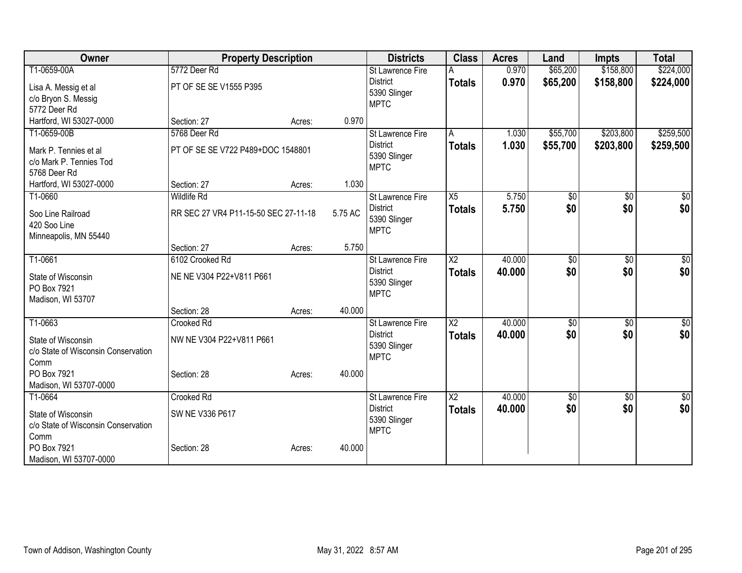| Owner | Property Description | | | Districts | Class | Acres | Land | Impts | Total |
|---|---|---|---|---|---|---|---|---|---|
| T1-0659-00A<br>Lisa A. Messig et al<br>c/o Bryon S. Messig<br>5772 Deer Rd<br>Hartford, WI 53027-0000 | 5772 Deer Rd<br>PT OF SE SE V1555 P395<br>Section: 27 | Acres: | 0.970 | St Lawrence Fire District<br>5390 Slinger<br>MPTC | A<br>**Totals** | 0.970<br>**0.970** | $65,200<br>**$65,200** | $158,800<br>**$158,800** | $224,000<br>**$224,000** |
| T1-0659-00B<br>Mark P. Tennies et al<br>c/o Mark P. Tennies Tod<br>5768 Deer Rd<br>Hartford, WI 53027-0000 | 5768 Deer Rd<br>PT OF SE SE V722 P489+DOC 1548801<br>Section: 27 | Acres: | 1.030 | St Lawrence Fire District<br>5390 Slinger<br>MPTC | A<br>**Totals** | 1.030<br>**1.030** | $55,700<br>**$55,700** | $203,800<br>**$203,800** | $259,500<br>**$259,500** |
| T1-0660<br>Soo Line Railroad<br>420 Soo Line<br>Minneapolis, MN 55440 | Wildlife Rd<br>RR SEC 27 VR4 P11-15-50 SEC 27-11-18 5.75 AC<br>Section: 27 | Acres: | 5.750 | St Lawrence Fire District<br>5390 Slinger<br>MPTC | X5<br>**Totals** | 5.750<br>**5.750** | $0<br>**$0** | $0<br>**$0** | $0<br>**$0** |
| T1-0661<br>State of Wisconsin<br>PO Box 7921<br>Madison, WI 53707 | 6102 Crooked Rd<br>NE NE V304 P22+V811 P661<br>Section: 28 | Acres: | 40.000 | St Lawrence Fire District<br>5390 Slinger<br>MPTC | X2<br>**Totals** | 40.000<br>**40.000** | $0<br>**$0** | $0<br>**$0** | $0<br>**$0** |
| T1-0663<br>State of Wisconsin<br>c/o State of Wisconsin Conservation Comm<br>PO Box 7921<br>Madison, WI 53707-0000 | Crooked Rd<br>NW NE V304 P22+V811 P661<br>Section: 28 | Acres: | 40.000 | St Lawrence Fire District<br>5390 Slinger<br>MPTC | X2<br>**Totals** | 40.000<br>**40.000** | $0<br>**$0** | $0<br>**$0** | $0<br>**$0** |
| T1-0664<br>State of Wisconsin<br>c/o State of Wisconsin Conservation Comm<br>PO Box 7921<br>Madison, WI 53707-0000 | Crooked Rd<br>SW NE V336 P617<br>Section: 28 | Acres: | 40.000 | St Lawrence Fire District<br>5390 Slinger<br>MPTC | X2<br>**Totals** | 40.000<br>**40.000** | $0<br>**$0** | $0<br>**$0** | $0<br>**$0** |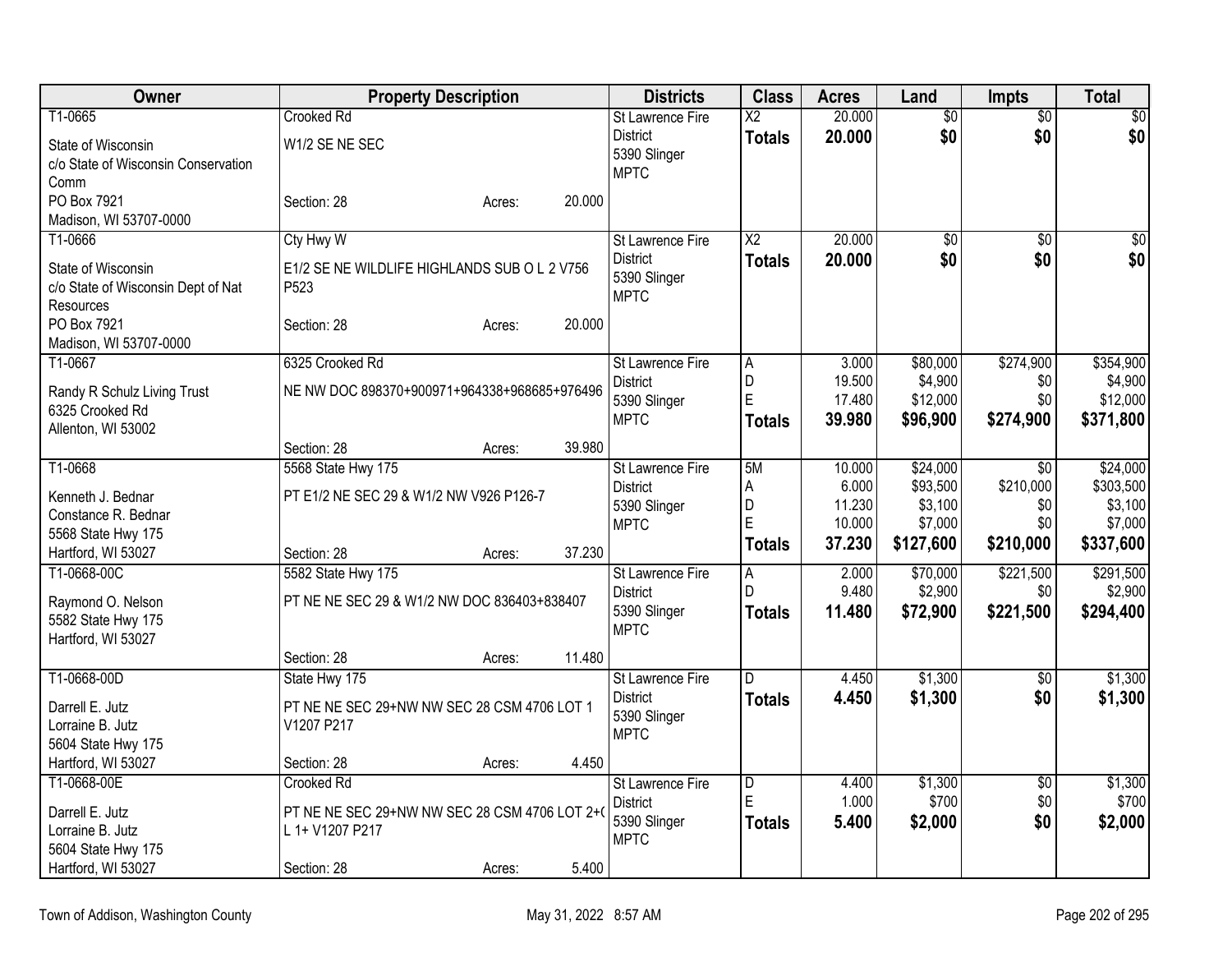| Owner | Property Description | Districts | Class | Acres | Land | Impts | Total |
|---|---|---|---|---|---|---|---|
| T1-0665<br>State of Wisconsin<br>c/o State of Wisconsin Conservation Comm<br>PO Box 7921<br>Madison, WI 53707-0000 | Crooked Rd<br>W1/2 SE NE SEC<br>Section: 28 Acres: 20.000 | St Lawrence Fire District<br>5390 Slinger<br>MPTC | X2<br>**Totals** | 20.000<br>**20.000** | $0<br>**$0** | $0<br>**$0** | $0<br>**$0** |
| T1-0666<br>State of Wisconsin<br>c/o State of Wisconsin Dept of Nat Resources<br>PO Box 7921<br>Madison, WI 53707-0000 | Cty Hwy W<br>E1/2 SE NE WILDLIFE HIGHLANDS SUB O L 2 V756 P523<br>Section: 28 Acres: 20.000 | St Lawrence Fire District<br>5390 Slinger<br>MPTC | X2<br>**Totals** | 20.000<br>**20.000** | $0<br>**$0** | $0<br>**$0** | $0<br>**$0** |
| T1-0667<br>Randy R Schulz Living Trust<br>6325 Crooked Rd<br>Allenton, WI 53002 | 6325 Crooked Rd<br>NE NW DOC 898370+900971+964338+968685+976496<br>Section: 28 Acres: 39.980 | St Lawrence Fire District<br>5390 Slinger<br>MPTC | A<br>D<br>E<br>**Totals** | 3.000<br>19.500<br>17.480<br>**39.980** | $80,000<br>$4,900<br>$12,000<br>**$96,900** | $274,900<br>$0<br>$0<br>**$274,900** | $354,900<br>$4,900<br>$12,000<br>**$371,800** |
| T1-0668<br>Kenneth J. Bednar<br>Constance R. Bednar<br>5568 State Hwy 175<br>Hartford, WI 53027 | 5568 State Hwy 175<br>PT E1/2 NE SEC 29 & W1/2 NW V926 P126-7<br>Section: 28 Acres: 37.230 | St Lawrence Fire District<br>5390 Slinger<br>MPTC | 5M<br>A<br>D<br>E<br>**Totals** | 10.000<br>6.000<br>11.230<br>10.000<br>**37.230** | $24,000<br>$93,500<br>$3,100<br>$7,000<br>**$127,600** | $0<br>$210,000<br>$0<br>$0<br>**$210,000** | $24,000<br>$303,500<br>$3,100<br>$7,000<br>**$337,600** |
| T1-0668-00C<br>Raymond O. Nelson<br>5582 State Hwy 175<br>Hartford, WI 53027 | 5582 State Hwy 175<br>PT NE NE SEC 29 & W1/2 NW DOC 836403+838407<br>Section: 28 Acres: 11.480 | St Lawrence Fire District<br>5390 Slinger<br>MPTC | A<br>D<br>**Totals** | 2.000<br>9.480<br>**11.480** | $70,000<br>$2,900<br>**$72,900** | $221,500<br>$0<br>**$221,500** | $291,500<br>$2,900<br>**$294,400** |
| T1-0668-00D<br>Darrell E. Jutz<br>Lorraine B. Jutz<br>5604 State Hwy 175<br>Hartford, WI 53027 | State Hwy 175<br>PT NE NE SEC 29+NW NW SEC 28 CSM 4706 LOT 1 V1207 P217<br>Section: 28 Acres: 4.450 | St Lawrence Fire District<br>5390 Slinger<br>MPTC | D<br>**Totals** | 4.450<br>**4.450** | $1,300<br>**$1,300** | $0<br>**$0** | $1,300<br>**$1,300** |
| T1-0668-00E<br>Darrell E. Jutz<br>Lorraine B. Jutz<br>5604 State Hwy 175<br>Hartford, WI 53027 | Crooked Rd<br>PT NE NE SEC 29+NW NW SEC 28 CSM 4706 LOT 2+( L 1+ V1207 P217<br>Section: 28 Acres: 5.400 | St Lawrence Fire District<br>5390 Slinger<br>MPTC | D<br>E<br>**Totals** | 4.400<br>1.000<br>**5.400** | $1,300<br>$700<br>**$2,000** | $0<br>$0<br>**$0** | $1,300<br>$700<br>**$2,000** |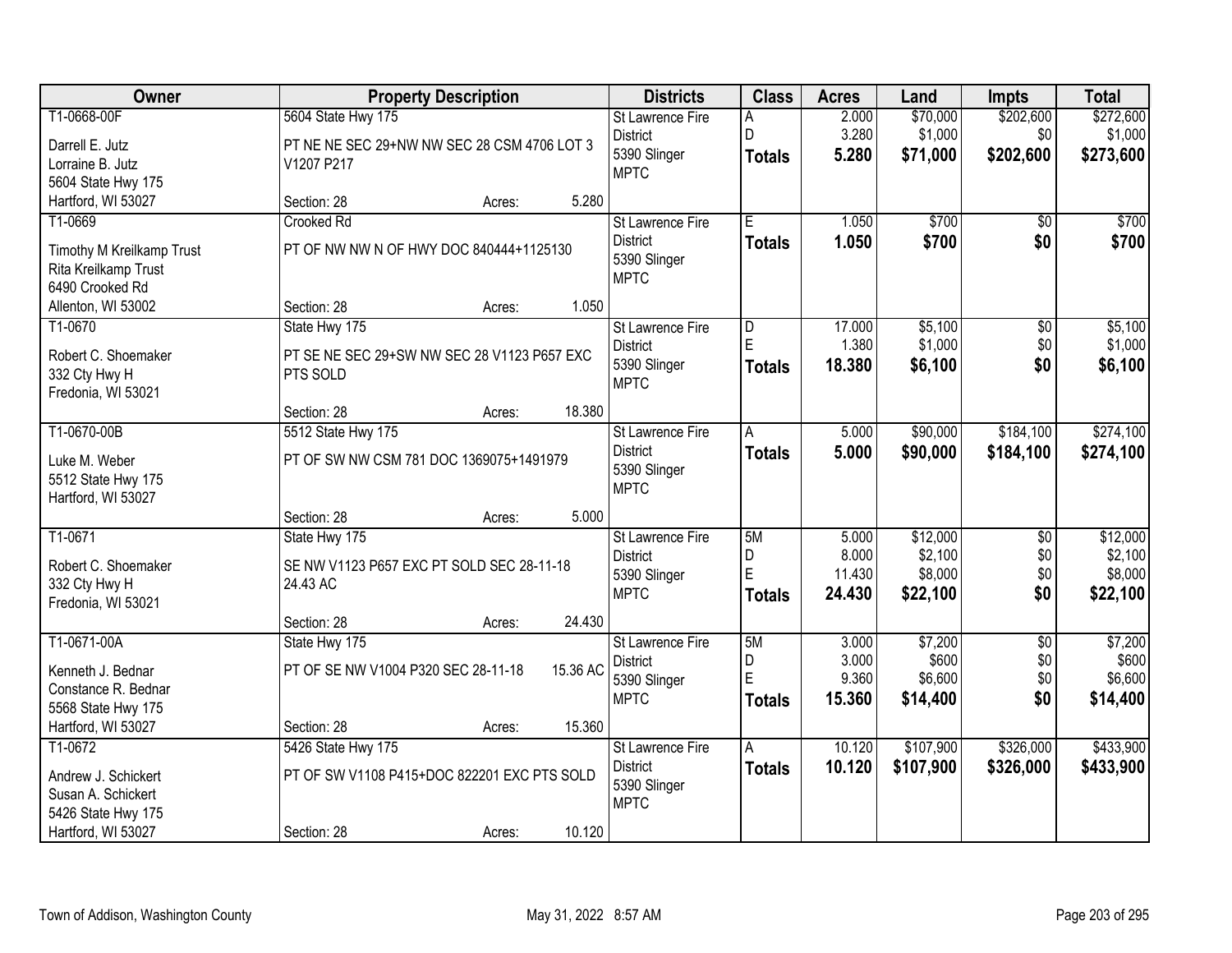| Owner | Property Description | Districts | Class | Acres | Land | Impts | Total |
|---|---|---|---|---|---|---|---|
| T1-0668-00F<br>Darrell E. Jutz<br>Lorraine B. Jutz<br>5604 State Hwy 175<br>Hartford, WI 53027 | 5604 State Hwy 175<br>PT NE NE SEC 29+NW NW SEC 28 CSM 4706 LOT 3 V1207 P217<br>Section: 28 Acres: 5.280 | St Lawrence Fire District<br>5390 Slinger MPTC | A<br>D<br>**Totals** | 2.000<br>3.280<br>**5.280** | $70,000<br>$1,000<br>**$71,000** | $202,600<br>$0<br>**$202,600** | $272,600<br>$1,000<br>**$273,600** |
| T1-0669<br>Timothy M Kreilkamp Trust<br>Rita Kreilkamp Trust<br>6490 Crooked Rd<br>Allenton, WI 53002 | Crooked Rd<br>PT OF NW NW N OF HWY DOC 840444+1125130<br>Section: 28 Acres: 1.050 | St Lawrence Fire District<br>5390 Slinger MPTC | E<br>**Totals** | 1.050<br>**1.050** | $700<br>**$700** | $0<br>**$0** | $700<br>**$700** |
| T1-0670<br>Robert C. Shoemaker<br>332 Cty Hwy H<br>Fredonia, WI 53021 | State Hwy 175<br>PT SE NE SEC 29+SW NW SEC 28 V1123 P657 EXC PTS SOLD<br>Section: 28 Acres: 18.380 | St Lawrence Fire District<br>5390 Slinger MPTC | D<br>E<br>**Totals** | 17.000<br>1.380<br>**18.380** | $5,100<br>$1,000<br>**$6,100** | $0<br>$0<br>**$0** | $5,100<br>$1,000<br>**$6,100** |
| T1-0670-00B<br>Luke M. Weber<br>5512 State Hwy 175<br>Hartford, WI 53027 | 5512 State Hwy 175<br>PT OF SW NW CSM 781 DOC 1369075+1491979<br>Section: 28 Acres: 5.000 | St Lawrence Fire District<br>5390 Slinger MPTC | A<br>**Totals** | 5.000<br>**5.000** | $90,000<br>**$90,000** | $184,100<br>**$184,100** | $274,100<br>**$274,100** |
| T1-0671<br>Robert C. Shoemaker<br>332 Cty Hwy H<br>Fredonia, WI 53021 | State Hwy 175<br>SE NW V1123 P657 EXC PT SOLD SEC 28-11-18 24.43 AC<br>Section: 28 Acres: 24.430 | St Lawrence Fire District<br>5390 Slinger MPTC | 5M<br>D<br>E<br>**Totals** | 5.000<br>8.000<br>11.430<br>**24.430** | $12,000<br>$2,100<br>$8,000<br>**$22,100** | $0<br>$0<br>$0<br>**$0** | $12,000<br>$2,100<br>$8,000<br>**$22,100** |
| T1-0671-00A<br>Kenneth J. Bednar<br>Constance R. Bednar<br>5568 State Hwy 175<br>Hartford, WI 53027 | State Hwy 175<br>PT OF SE NW V1004 P320 SEC 28-11-18 15.36 AC<br>Section: 28 Acres: 15.360 | St Lawrence Fire District<br>5390 Slinger MPTC | 5M<br>D<br>E<br>**Totals** | 3.000<br>3.000<br>9.360<br>**15.360** | $7,200<br>$600<br>$6,600<br>**$14,400** | $0<br>$0<br>$0<br>**$0** | $7,200<br>$600<br>$6,600<br>**$14,400** |
| T1-0672<br>Andrew J. Schickert<br>Susan A. Schickert<br>5426 State Hwy 175<br>Hartford, WI 53027 | 5426 State Hwy 175<br>PT OF SW V1108 P415+DOC 822201 EXC PTS SOLD<br>Section: 28 Acres: 10.120 | St Lawrence Fire District<br>5390 Slinger MPTC | A<br>**Totals** | 10.120<br>**10.120** | $107,900<br>**$107,900** | $326,000<br>**$326,000** | $433,900<br>**$433,900** |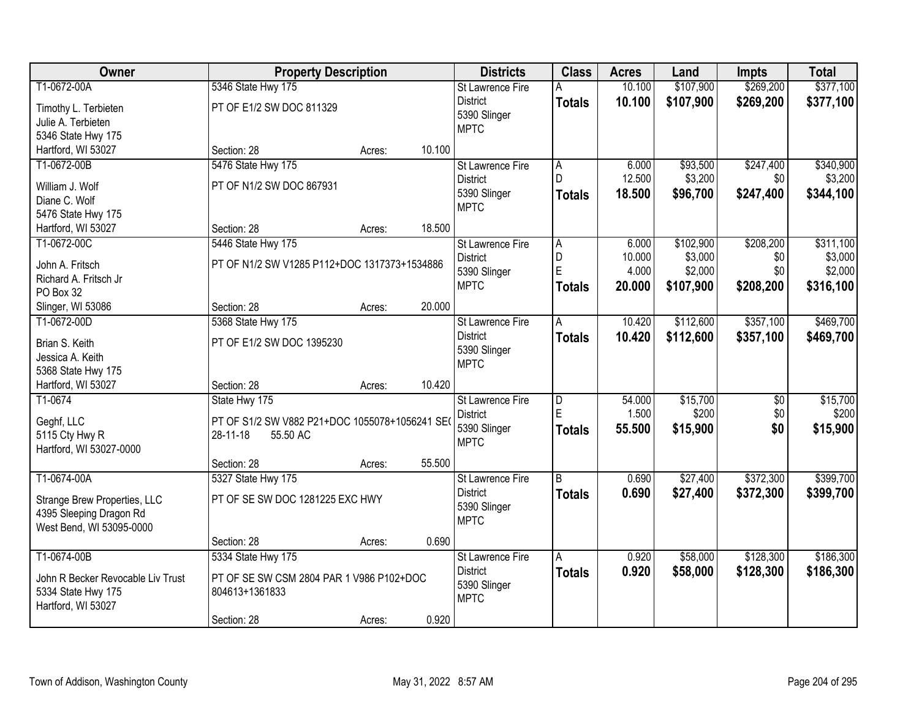| Owner | Property Description | | | Districts | Class | Acres | Land | Impts | Total |
|---|---|---|---|---|---|---|---|---|---|
| T1-0672-00A | 5346 State Hwy 175 | | | St Lawrence Fire | A | 10.100 | $107,900 | $269,200 | $377,100 |
| Timothy L. Terbieten | PT OF E1/2 SW DOC 811329 | | | District | **Totals** | **10.100** | **$107,900** | **$269,200** | **$377,100** |
| Julie A. Terbieten | | | | 5390 Slinger | | | | | |
| 5346 State Hwy 175 | | | | MPTC | | | | | |
| Hartford, WI 53027 | Section: 28 | Acres: | 10.100 | | | | | | |
| T1-0672-00B | 5476 State Hwy 175 | | | St Lawrence Fire | A | 6.000 | $93,500 | $247,400 | $340,900 |
| William J. Wolf | PT OF N1/2 SW DOC 867931 | | | District | D | 12.500 | $3,200 | $0 | $3,200 |
| Diane C. Wolf | | | | 5390 Slinger | **Totals** | **18.500** | **$96,700** | **$247,400** | **$344,100** |
| 5476 State Hwy 175 | | | | MPTC | | | | | |
| Hartford, WI 53027 | Section: 28 | Acres: | 18.500 | | | | | | |
| T1-0672-00C | 5446 State Hwy 175 | | | St Lawrence Fire | A | 6.000 | $102,900 | $208,200 | $311,100 |
| John A. Fritsch | PT OF N1/2 SW V1285 P112+DOC 1317373+1534886 | | | District | D | 10.000 | $3,000 | $0 | $3,000 |
| Richard A. Fritsch Jr | | | | 5390 Slinger | E | 4.000 | $2,000 | $0 | $2,000 |
| PO Box 32 | | | | MPTC | **Totals** | **20.000** | **$107,900** | **$208,200** | **$316,100** |
| Slinger, WI 53086 | Section: 28 | Acres: | 20.000 | | | | | | |
| T1-0672-00D | 5368 State Hwy 175 | | | St Lawrence Fire | A | 10.420 | $112,600 | $357,100 | $469,700 |
| Brian S. Keith | PT OF E1/2 SW DOC 1395230 | | | District | **Totals** | **10.420** | **$112,600** | **$357,100** | **$469,700** |
| Jessica A. Keith | | | | 5390 Slinger | | | | | |
| 5368 State Hwy 175 | | | | MPTC | | | | | |
| Hartford, WI 53027 | Section: 28 | Acres: | 10.420 | | | | | | |
| T1-0674 | State Hwy 175 | | | St Lawrence Fire | D | 54.000 | $15,700 | $0 | $15,700 |
| Geghf, LLC | PT OF S1/2 SW V882 P21+DOC 1055078+1056241 SE( 28-11-18 55.50 AC | | | District | E | 1.500 | $200 | $0 | $200 |
| 5115 Cty Hwy R | | | | 5390 Slinger | **Totals** | **55.500** | **$15,900** | **$0** | **$15,900** |
| Hartford, WI 53027-0000 | | | | MPTC | | | | | |
| | Section: 28 | Acres: | 55.500 | | | | | | |
| T1-0674-00A | 5327 State Hwy 175 | | | St Lawrence Fire | B | 0.690 | $27,400 | $372,300 | $399,700 |
| Strange Brew Properties, LLC | PT OF SE SW DOC 1281225 EXC HWY | | | District | **Totals** | **0.690** | **$27,400** | **$372,300** | **$399,700** |
| 4395 Sleeping Dragon Rd | | | | 5390 Slinger | | | | | |
| West Bend, WI 53095-0000 | | | | MPTC | | | | | |
| | Section: 28 | Acres: | 0.690 | | | | | | |
| T1-0674-00B | 5334 State Hwy 175 | | | St Lawrence Fire | A | 0.920 | $58,000 | $128,300 | $186,300 |
| John R Becker Revocable Liv Trust | PT OF SE SW CSM 2804 PAR 1 V986 P102+DOC 804613+1361833 | | | District | **Totals** | **0.920** | **$58,000** | **$128,300** | **$186,300** |
| 5334 State Hwy 175 | | | | 5390 Slinger | | | | | |
| Hartford, WI 53027 | | | | MPTC | | | | | |
| | Section: 28 | Acres: | 0.920 | | | | | | |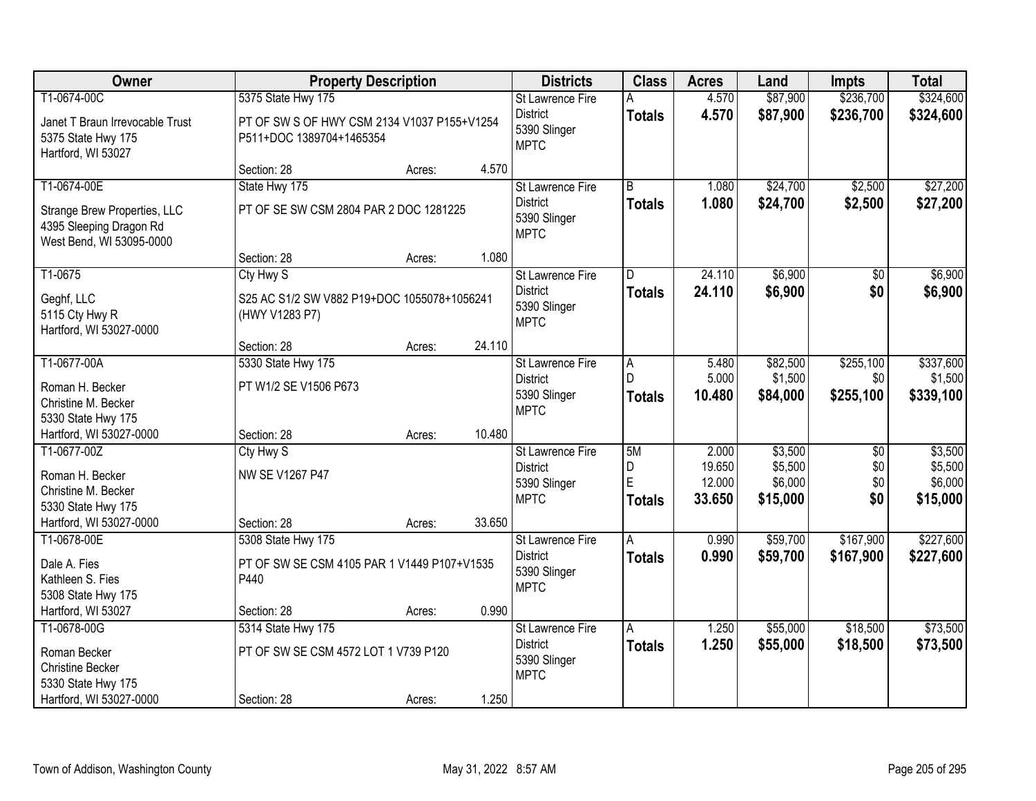| Owner | Property Description | | | Districts | Class | Acres | Land | Impts | Total |
|---|---|---|---|---|---|---|---|---|---|
| T1-0674-00C<br>Janet T Braun Irrevocable Trust<br>5375 State Hwy 175<br>Hartford, WI 53027 | 5375 State Hwy 175<br>PT OF SW S OF HWY CSM 2134 V1037 P155+V1254 P511+DOC 1389704+1465354<br>Section: 28 | Acres: | 4.570 | St Lawrence Fire District<br>5390 Slinger<br>MPTC | A<br>**Totals** | 4.570<br>**4.570** | $87,900<br>**$87,900** | $236,700<br>**$236,700** | $324,600<br>**$324,600** |
| T1-0674-00E<br>Strange Brew Properties, LLC<br>4395 Sleeping Dragon Rd<br>West Bend, WI 53095-0000 | State Hwy 175<br>PT OF SE SW CSM 2804 PAR 2 DOC 1281225<br>Section: 28 | Acres: | 1.080 | St Lawrence Fire District<br>5390 Slinger<br>MPTC | B<br>**Totals** | 1.080<br>**1.080** | $24,700<br>**$24,700** | $2,500<br>**$2,500** | $27,200<br>**$27,200** |
| T1-0675<br>Geghf, LLC<br>5115 Cty Hwy R<br>Hartford, WI 53027-0000 | Cty Hwy S<br>S25 AC S1/2 SW V882 P19+DOC 1055078+1056241 (HWY V1283 P7)<br>Section: 28 | Acres: | 24.110 | St Lawrence Fire District<br>5390 Slinger<br>MPTC | D<br>**Totals** | 24.110<br>**24.110** | $6,900<br>**$6,900** | $0<br>**$0** | $6,900<br>**$6,900** |
| T1-0677-00A<br>Roman H. Becker<br>Christine M. Becker<br>5330 State Hwy 175<br>Hartford, WI 53027-0000 | 5330 State Hwy 175<br>PT W1/2 SE V1506 P673<br>Section: 28 | Acres: | 10.480 | St Lawrence Fire District<br>5390 Slinger<br>MPTC | A<br>D<br>**Totals** | 5.480<br>5.000<br>**10.480** | $82,500<br>$1,500<br>**$84,000** | $255,100<br>$0<br>**$255,100** | $337,600<br>$1,500<br>**$339,100** |
| T1-0677-00Z<br>Roman H. Becker<br>Christine M. Becker<br>5330 State Hwy 175<br>Hartford, WI 53027-0000 | Cty Hwy S<br>NW SE V1267 P47<br>Section: 28 | Acres: | 33.650 | St Lawrence Fire District<br>5390 Slinger<br>MPTC | 5M<br>D<br>E<br>**Totals** | 2.000<br>19.650<br>12.000<br>**33.650** | $3,500<br>$5,500<br>$6,000<br>**$15,000** | $0<br>$0<br>$0<br>**$0** | $3,500<br>$5,500<br>$6,000<br>**$15,000** |
| T1-0678-00E<br>Dale A. Fies<br>Kathleen S. Fies<br>5308 State Hwy 175<br>Hartford, WI 53027 | 5308 State Hwy 175<br>PT OF SW SE CSM 4105 PAR 1 V1449 P107+V1535 P440<br>Section: 28 | Acres: | 0.990 | St Lawrence Fire District<br>5390 Slinger<br>MPTC | A<br>**Totals** | 0.990<br>**0.990** | $59,700<br>**$59,700** | $167,900<br>**$167,900** | $227,600<br>**$227,600** |
| T1-0678-00G<br>Roman Becker<br>Christine Becker<br>5330 State Hwy 175<br>Hartford, WI 53027-0000 | 5314 State Hwy 175<br>PT OF SW SE CSM 4572 LOT 1 V739 P120<br>Section: 28 | Acres: | 1.250 | St Lawrence Fire District<br>5390 Slinger<br>MPTC | A<br>**Totals** | 1.250<br>**1.250** | $55,000<br>**$55,000** | $18,500<br>**$18,500** | $73,500<br>**$73,500** |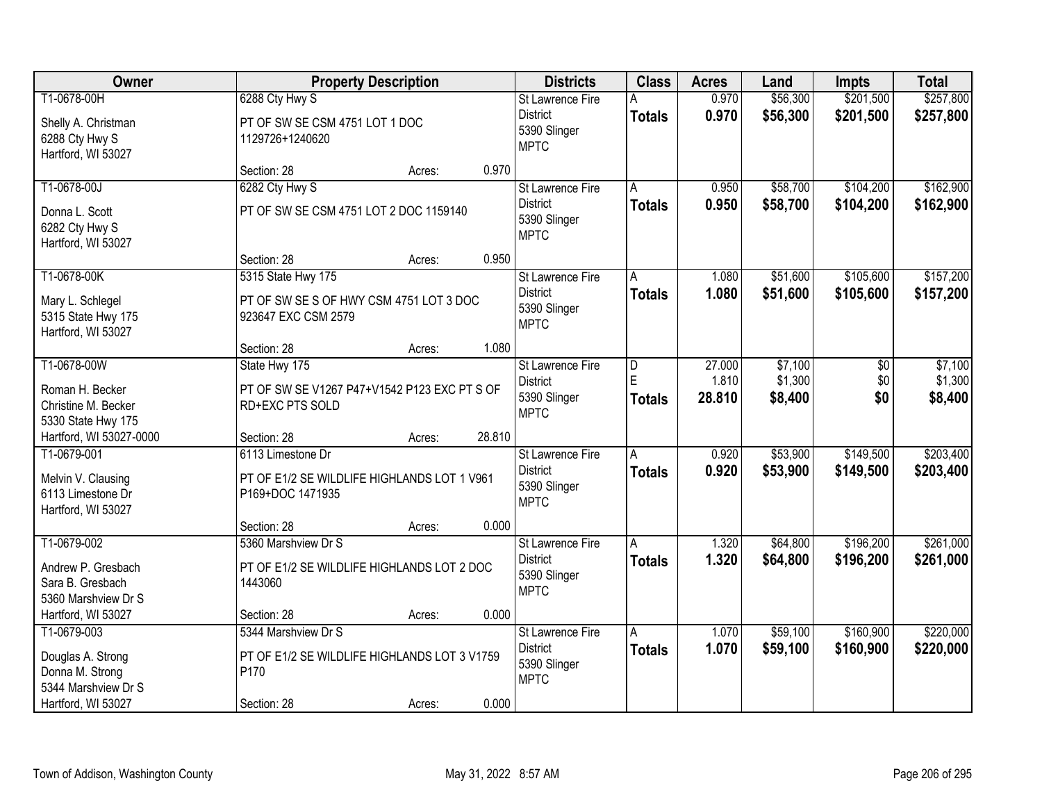| Owner | Property Description | | | Districts | Class | Acres | Land | Impts | Total |
|---|---|---|---|---|---|---|---|---|---|
| T1-0678-00H | 6288 Cty Hwy S | | | St Lawrence Fire District | A | 0.970 | $56,300 | $201,500 | $257,800 |
| Shelly A. Christman<br>6288 Cty Hwy S<br>Hartford, WI 53027 | PT OF SW SE CSM 4751 LOT 1 DOC 1129726+1240620 | | | 5390 Slinger<br>MPTC | **Totals** | **0.970** | **$56,300** | **$201,500** | **$257,800** |
| | Section: 28 | Acres: | 0.970 | | | | | | |
| T1-0678-00J | 6282 Cty Hwy S | | | St Lawrence Fire District | A | 0.950 | $58,700 | $104,200 | $162,900 |
| Donna L. Scott<br>6282 Cty Hwy S<br>Hartford, WI 53027 | PT OF SW SE CSM 4751 LOT 2 DOC 1159140 | | | 5390 Slinger<br>MPTC | **Totals** | **0.950** | **$58,700** | **$104,200** | **$162,900** |
| | Section: 28 | Acres: | 0.950 | | | | | | |
| T1-0678-00K | 5315 State Hwy 175 | | | St Lawrence Fire District | A | 1.080 | $51,600 | $105,600 | $157,200 |
| Mary L. Schlegel<br>5315 State Hwy 175<br>Hartford, WI 53027 | PT OF SW SE S OF HWY CSM 4751 LOT 3 DOC 923647 EXC CSM 2579 | | | 5390 Slinger<br>MPTC | **Totals** | **1.080** | **$51,600** | **$105,600** | **$157,200** |
| | Section: 28 | Acres: | 1.080 | | | | | | |
| T1-0678-00W | State Hwy 175 | | | St Lawrence Fire District | D | 27.000 | $7,100 | $0 | $7,100 |
| Roman H. Becker<br>Christine M. Becker<br>5330 State Hwy 175<br>Hartford, WI 53027-0000 | PT OF SW SE V1267 P47+V1542 P123 EXC PT S OF RD+EXC PTS SOLD | | | 5390 Slinger<br>MPTC | E | 1.810 | $1,300 | $0 | $1,300 |
| | | | | | **Totals** | **28.810** | **$8,400** | **$0** | **$8,400** |
| | Section: 28 | Acres: | 28.810 | | | | | | |
| T1-0679-001 | 6113 Limestone Dr | | | St Lawrence Fire District | A | 0.920 | $53,900 | $149,500 | $203,400 |
| Melvin V. Clausing<br>6113 Limestone Dr<br>Hartford, WI 53027 | PT OF E1/2 SE WILDLIFE HIGHLANDS LOT 1 V961 P169+DOC 1471935 | | | 5390 Slinger<br>MPTC | **Totals** | **0.920** | **$53,900** | **$149,500** | **$203,400** |
| | Section: 28 | Acres: | 0.000 | | | | | | |
| T1-0679-002 | 5360 Marshview Dr S | | | St Lawrence Fire District | A | 1.320 | $64,800 | $196,200 | $261,000 |
| Andrew P. Gresbach<br>Sara B. Gresbach<br>5360 Marshview Dr S<br>Hartford, WI 53027 | PT OF E1/2 SE WILDLIFE HIGHLANDS LOT 2 DOC 1443060 | | | 5390 Slinger<br>MPTC | **Totals** | **1.320** | **$64,800** | **$196,200** | **$261,000** |
| | Section: 28 | Acres: | 0.000 | | | | | | |
| T1-0679-003 | 5344 Marshview Dr S | | | St Lawrence Fire District | A | 1.070 | $59,100 | $160,900 | $220,000 |
| Douglas A. Strong<br>Donna M. Strong<br>5344 Marshview Dr S<br>Hartford, WI 53027 | PT OF E1/2 SE WILDLIFE HIGHLANDS LOT 3 V1759 P170 | | | 5390 Slinger<br>MPTC | **Totals** | **1.070** | **$59,100** | **$160,900** | **$220,000** |
| | Section: 28 | Acres: | 0.000 | | | | | | |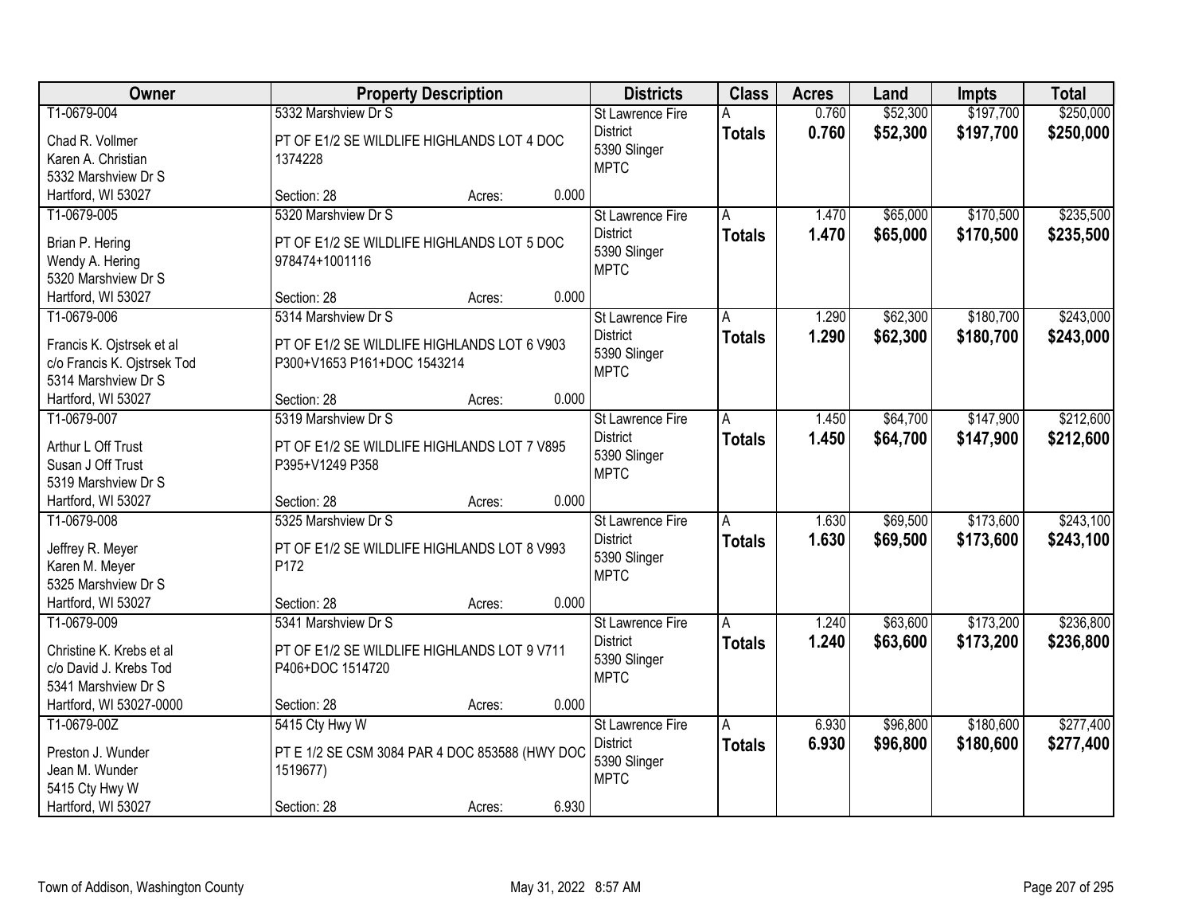| Owner | Property Description | Districts | Class | Acres | Land | Impts | Total |
|---|---|---|---|---|---|---|---|
| T1-0679-004<br>Chad R. Vollmer<br>Karen A. Christian<br>5332 Marshview Dr S<br>Hartford, WI 53027 | 5332 Marshview Dr S<br>PT OF E1/2 SE WILDLIFE HIGHLANDS LOT 4 DOC 1374228<br>Section: 28 Acres: 0.000 | St Lawrence Fire District<br>5390 Slinger<br>MPTC | A<br>**Totals** | 0.760<br>**0.760** | $52,300<br>**$52,300** | $197,700<br>**$197,700** | $250,000<br>**$250,000** |
| T1-0679-005<br>Brian P. Hering<br>Wendy A. Hering<br>5320 Marshview Dr S<br>Hartford, WI 53027 | 5320 Marshview Dr S<br>PT OF E1/2 SE WILDLIFE HIGHLANDS LOT 5 DOC 978474+1001116<br>Section: 28 Acres: 0.000 | St Lawrence Fire District<br>5390 Slinger<br>MPTC | A<br>**Totals** | 1.470<br>**1.470** | $65,000<br>**$65,000** | $170,500<br>**$170,500** | $235,500<br>**$235,500** |
| T1-0679-006<br>Francis K. Ojstrsek et al<br>c/o Francis K. Ojstrsek Tod<br>5314 Marshview Dr S<br>Hartford, WI 53027 | 5314 Marshview Dr S<br>PT OF E1/2 SE WILDLIFE HIGHLANDS LOT 6 V903 P300+V1653 P161+DOC 1543214<br>Section: 28 Acres: 0.000 | St Lawrence Fire District<br>5390 Slinger<br>MPTC | A<br>**Totals** | 1.290<br>**1.290** | $62,300<br>**$62,300** | $180,700<br>**$180,700** | $243,000<br>**$243,000** |
| T1-0679-007<br>Arthur L Off Trust<br>Susan J Off Trust<br>5319 Marshview Dr S<br>Hartford, WI 53027 | 5319 Marshview Dr S<br>PT OF E1/2 SE WILDLIFE HIGHLANDS LOT 7 V895 P395+V1249 P358<br>Section: 28 Acres: 0.000 | St Lawrence Fire District<br>5390 Slinger<br>MPTC | A<br>**Totals** | 1.450<br>**1.450** | $64,700<br>**$64,700** | $147,900<br>**$147,900** | $212,600<br>**$212,600** |
| T1-0679-008<br>Jeffrey R. Meyer<br>Karen M. Meyer<br>5325 Marshview Dr S<br>Hartford, WI 53027 | 5325 Marshview Dr S<br>PT OF E1/2 SE WILDLIFE HIGHLANDS LOT 8 V993 P172<br>Section: 28 Acres: 0.000 | St Lawrence Fire District<br>5390 Slinger<br>MPTC | A<br>**Totals** | 1.630<br>**1.630** | $69,500<br>**$69,500** | $173,600<br>**$173,600** | $243,100<br>**$243,100** |
| T1-0679-009<br>Christine K. Krebs et al<br>c/o David J. Krebs Tod<br>5341 Marshview Dr S<br>Hartford, WI 53027-0000 | 5341 Marshview Dr S<br>PT OF E1/2 SE WILDLIFE HIGHLANDS LOT 9 V711 P406+DOC 1514720<br>Section: 28 Acres: 0.000 | St Lawrence Fire District<br>5390 Slinger<br>MPTC | A<br>**Totals** | 1.240<br>**1.240** | $63,600<br>**$63,600** | $173,200<br>**$173,200** | $236,800<br>**$236,800** |
| T1-0679-00Z<br>Preston J. Wunder<br>Jean M. Wunder<br>5415 Cty Hwy W<br>Hartford, WI 53027 | 5415 Cty Hwy W<br>PT E 1/2 SE CSM 3084 PAR 4 DOC 853588 (HWY DOC 1519677)<br>Section: 28 Acres: 6.930 | St Lawrence Fire District<br>5390 Slinger<br>MPTC | A<br>**Totals** | 6.930<br>**6.930** | $96,800<br>**$96,800** | $180,600<br>**$180,600** | $277,400<br>**$277,400** |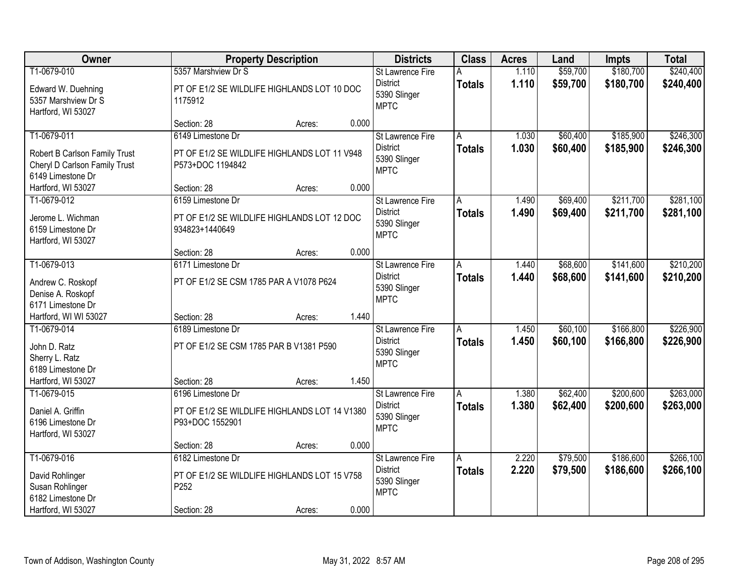| Owner | Property Description | Districts | Class | Acres | Land | Impts | Total |
|---|---|---|---|---|---|---|---|
| T1-0679-010<br>Edward W. Duehning<br>5357 Marshview Dr S<br>Hartford, WI 53027 | 5357 Marshview Dr S<br>PT OF E1/2 SE WILDLIFE HIGHLANDS LOT 10 DOC 1175912<br>Section: 28 Acres: 0.000 | St Lawrence Fire District<br>5390 Slinger<br>MPTC | A<br>**Totals** | 1.110<br>**1.110** | $59,700<br>**$59,700** | $180,700<br>**$180,700** | $240,400<br>**$240,400** |
| T1-0679-011<br>Robert B Carlson Family Trust<br>Cheryl D Carlson Family Trust<br>6149 Limestone Dr<br>Hartford, WI 53027 | 6149 Limestone Dr<br>PT OF E1/2 SE WILDLIFE HIGHLANDS LOT 11 V948 P573+DOC 1194842<br>Section: 28 Acres: 0.000 | St Lawrence Fire District<br>5390 Slinger<br>MPTC | A<br>**Totals** | 1.030<br>**1.030** | $60,400<br>**$60,400** | $185,900<br>**$185,900** | $246,300<br>**$246,300** |
| T1-0679-012<br>Jerome L. Wichman<br>6159 Limestone Dr<br>Hartford, WI 53027 | 6159 Limestone Dr<br>PT OF E1/2 SE WILDLIFE HIGHLANDS LOT 12 DOC 934823+1440649<br>Section: 28 Acres: 0.000 | St Lawrence Fire District<br>5390 Slinger<br>MPTC | A<br>**Totals** | 1.490<br>**1.490** | $69,400<br>**$69,400** | $211,700<br>**$211,700** | $281,100<br>**$281,100** |
| T1-0679-013<br>Andrew C. Roskopf<br>Denise A. Roskopf<br>6171 Limestone Dr<br>Hartford, WI WI 53027 | 6171 Limestone Dr<br>PT OF E1/2 SE CSM 1785 PAR A V1078 P624<br>Section: 28 Acres: 1.440 | St Lawrence Fire District<br>5390 Slinger<br>MPTC | A<br>**Totals** | 1.440<br>**1.440** | $68,600<br>**$68,600** | $141,600<br>**$141,600** | $210,200<br>**$210,200** |
| T1-0679-014<br>John D. Ratz<br>Sherry L. Ratz<br>6189 Limestone Dr<br>Hartford, WI 53027 | 6189 Limestone Dr<br>PT OF E1/2 SE CSM 1785 PAR B V1381 P590<br>Section: 28 Acres: 1.450 | St Lawrence Fire District<br>5390 Slinger<br>MPTC | A<br>**Totals** | 1.450<br>**1.450** | $60,100<br>**$60,100** | $166,800<br>**$166,800** | $226,900<br>**$226,900** |
| T1-0679-015<br>Daniel A. Griffin<br>6196 Limestone Dr<br>Hartford, WI 53027 | 6196 Limestone Dr<br>PT OF E1/2 SE WILDLIFE HIGHLANDS LOT 14 V1380 P93+DOC 1552901<br>Section: 28 Acres: 0.000 | St Lawrence Fire District<br>5390 Slinger<br>MPTC | A<br>**Totals** | 1.380<br>**1.380** | $62,400<br>**$62,400** | $200,600<br>**$200,600** | $263,000<br>**$263,000** |
| T1-0679-016<br>David Rohlinger<br>Susan Rohlinger<br>6182 Limestone Dr<br>Hartford, WI 53027 | 6182 Limestone Dr<br>PT OF E1/2 SE WILDLIFE HIGHLANDS LOT 15 V758 P252<br>Section: 28 Acres: 0.000 | St Lawrence Fire District<br>5390 Slinger<br>MPTC | A<br>**Totals** | 2.220<br>**2.220** | $79,500<br>**$79,500** | $186,600<br>**$186,600** | $266,100<br>**$266,100** |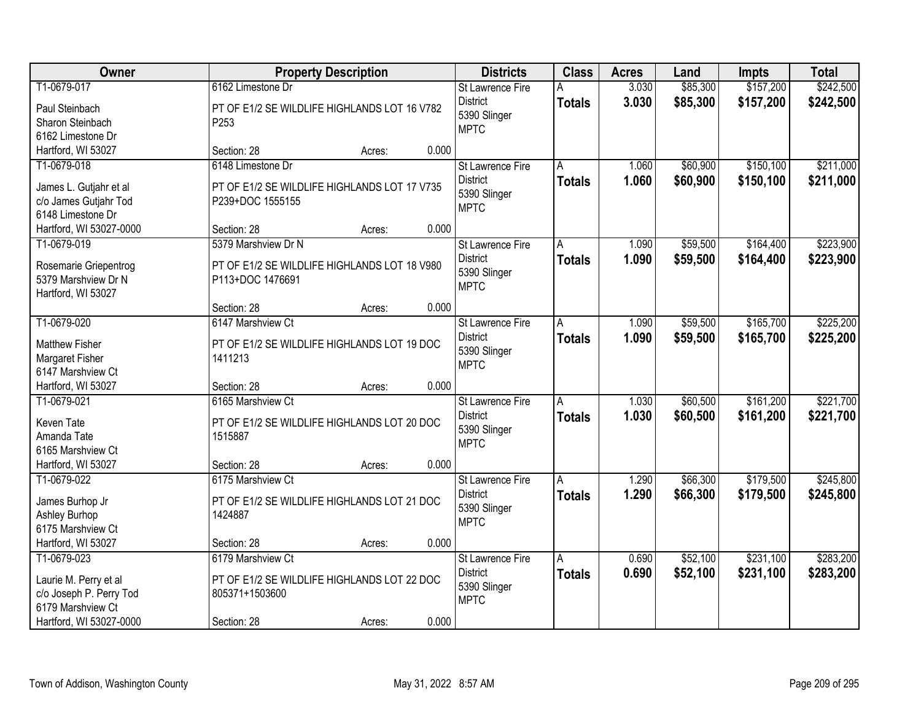| Owner | Property Description | Districts | Class | Acres | Land | Impts | Total |
|---|---|---|---|---|---|---|---|
| T1-0679-017<br>Paul Steinbach<br>Sharon Steinbach<br>6162 Limestone Dr<br>Hartford, WI 53027 | 6162 Limestone Dr<br>PT OF E1/2 SE WILDLIFE HIGHLANDS LOT 16 V782 P253<br>Section: 28 Acres: 0.000 | St Lawrence Fire District<br>5390 Slinger<br>MPTC | A<br>**Totals** | 3.030<br>**3.030** | $85,300<br>**$85,300** | $157,200<br>**$157,200** | $242,500<br>**$242,500** |
| T1-0679-018<br>James L. Gutjahr et al<br>c/o James Gutjahr Tod<br>6148 Limestone Dr<br>Hartford, WI 53027-0000 | 6148 Limestone Dr<br>PT OF E1/2 SE WILDLIFE HIGHLANDS LOT 17 V735 P239+DOC 1555155<br>Section: 28 Acres: 0.000 | St Lawrence Fire District<br>5390 Slinger<br>MPTC | A<br>**Totals** | 1.060<br>**1.060** | $60,900<br>**$60,900** | $150,100<br>**$150,100** | $211,000<br>**$211,000** |
| T1-0679-019<br>Rosemarie Griepentrog<br>5379 Marshview Dr N<br>Hartford, WI 53027 | 5379 Marshview Dr N<br>PT OF E1/2 SE WILDLIFE HIGHLANDS LOT 18 V980 P113+DOC 1476691<br>Section: 28 Acres: 0.000 | St Lawrence Fire District<br>5390 Slinger<br>MPTC | A<br>**Totals** | 1.090<br>**1.090** | $59,500<br>**$59,500** | $164,400<br>**$164,400** | $223,900<br>**$223,900** |
| T1-0679-020<br>Matthew Fisher<br>Margaret Fisher<br>6147 Marshview Ct<br>Hartford, WI 53027 | 6147 Marshview Ct<br>PT OF E1/2 SE WILDLIFE HIGHLANDS LOT 19 DOC 1411213<br>Section: 28 Acres: 0.000 | St Lawrence Fire District<br>5390 Slinger<br>MPTC | A<br>**Totals** | 1.090<br>**1.090** | $59,500<br>**$59,500** | $165,700<br>**$165,700** | $225,200<br>**$225,200** |
| T1-0679-021<br>Keven Tate<br>Amanda Tate<br>6165 Marshview Ct<br>Hartford, WI 53027 | 6165 Marshview Ct<br>PT OF E1/2 SE WILDLIFE HIGHLANDS LOT 20 DOC 1515887<br>Section: 28 Acres: 0.000 | St Lawrence Fire District<br>5390 Slinger<br>MPTC | A<br>**Totals** | 1.030<br>**1.030** | $60,500<br>**$60,500** | $161,200<br>**$161,200** | $221,700<br>**$221,700** |
| T1-0679-022<br>James Burhop Jr<br>Ashley Burhop<br>6175 Marshview Ct<br>Hartford, WI 53027 | 6175 Marshview Ct<br>PT OF E1/2 SE WILDLIFE HIGHLANDS LOT 21 DOC 1424887<br>Section: 28 Acres: 0.000 | St Lawrence Fire District<br>5390 Slinger<br>MPTC | A<br>**Totals** | 1.290<br>**1.290** | $66,300<br>**$66,300** | $179,500<br>**$179,500** | $245,800<br>**$245,800** |
| T1-0679-023<br>Laurie M. Perry et al<br>c/o Joseph P. Perry Tod<br>6179 Marshview Ct<br>Hartford, WI 53027-0000 | 6179 Marshview Ct<br>PT OF E1/2 SE WILDLIFE HIGHLANDS LOT 22 DOC 805371+1503600<br>Section: 28 Acres: 0.000 | St Lawrence Fire District<br>5390 Slinger<br>MPTC | A<br>**Totals** | 0.690<br>**0.690** | $52,100<br>**$52,100** | $231,100<br>**$231,100** | $283,200<br>**$283,200** |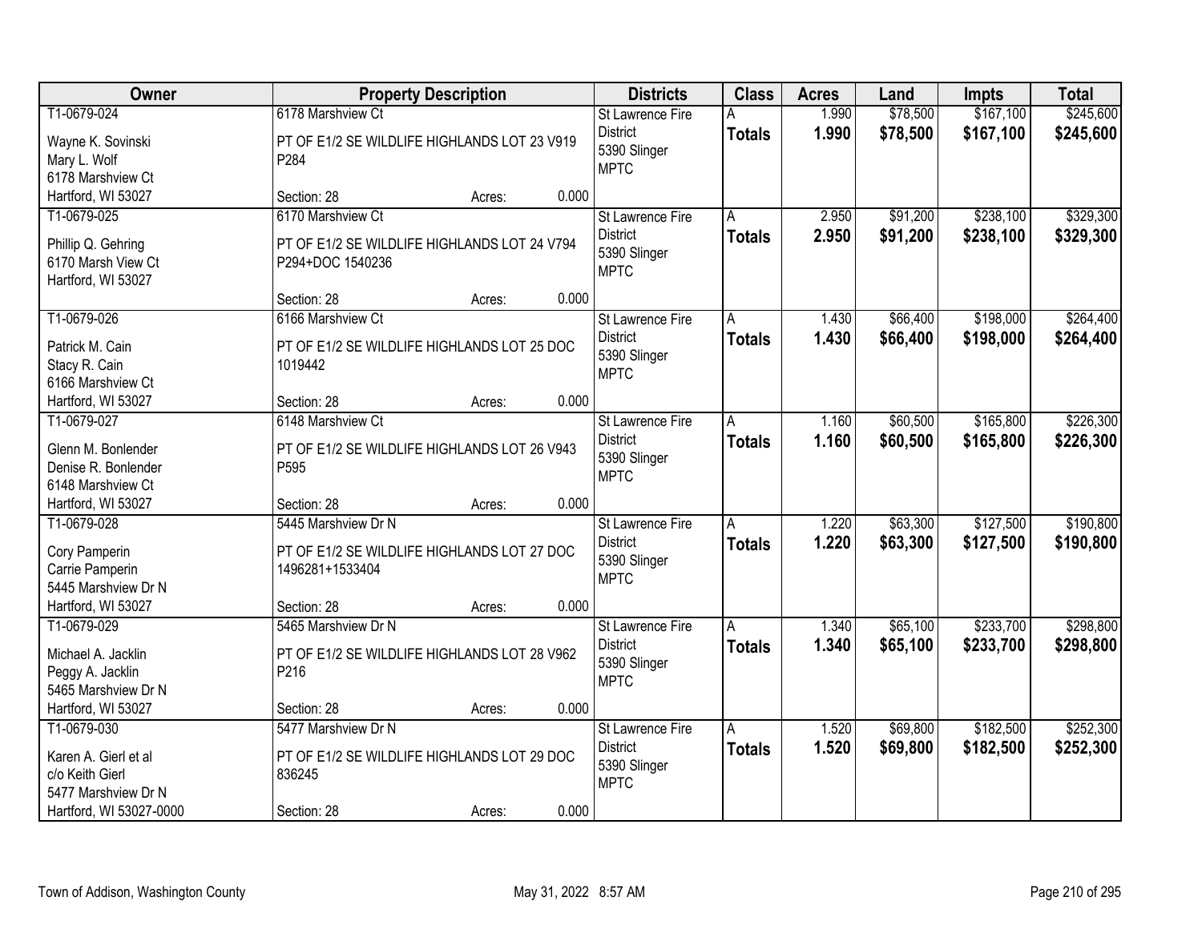| Owner | Property Description | Districts | Class | Acres | Land | Impts | Total |
|---|---|---|---|---|---|---|---|
| T1-0679-024<br>Wayne K. Sovinski<br>Mary L. Wolf<br>6178 Marshview Ct<br>Hartford, WI 53027 | 6178 Marshview Ct<br>PT OF E1/2 SE WILDLIFE HIGHLANDS LOT 23 V919 P284<br>Section: 28 Acres: 0.000 | St Lawrence Fire District<br>5390 Slinger<br>MPTC | A<br>**Totals** | 1.990<br>**1.990** | $78,500<br>**$78,500** | $167,100<br>**$167,100** | $245,600<br>**$245,600** |
| T1-0679-025<br>Phillip Q. Gehring<br>6170 Marsh View Ct<br>Hartford, WI 53027 | 6170 Marshview Ct<br>PT OF E1/2 SE WILDLIFE HIGHLANDS LOT 24 V794 P294+DOC 1540236<br>Section: 28 Acres: 0.000 | St Lawrence Fire District<br>5390 Slinger<br>MPTC | A<br>**Totals** | 2.950<br>**2.950** | $91,200<br>**$91,200** | $238,100<br>**$238,100** | $329,300<br>**$329,300** |
| T1-0679-026<br>Patrick M. Cain<br>Stacy R. Cain<br>6166 Marshview Ct<br>Hartford, WI 53027 | 6166 Marshview Ct<br>PT OF E1/2 SE WILDLIFE HIGHLANDS LOT 25 DOC 1019442<br>Section: 28 Acres: 0.000 | St Lawrence Fire District<br>5390 Slinger<br>MPTC | A<br>**Totals** | 1.430<br>**1.430** | $66,400<br>**$66,400** | $198,000<br>**$198,000** | $264,400<br>**$264,400** |
| T1-0679-027<br>Glenn M. Bonlender<br>Denise R. Bonlender<br>6148 Marshview Ct<br>Hartford, WI 53027 | 6148 Marshview Ct<br>PT OF E1/2 SE WILDLIFE HIGHLANDS LOT 26 V943 P595<br>Section: 28 Acres: 0.000 | St Lawrence Fire District<br>5390 Slinger<br>MPTC | A<br>**Totals** | 1.160<br>**1.160** | $60,500<br>**$60,500** | $165,800<br>**$165,800** | $226,300<br>**$226,300** |
| T1-0679-028<br>Cory Pamperin<br>Carrie Pamperin<br>5445 Marshview Dr N<br>Hartford, WI 53027 | 5445 Marshview Dr N<br>PT OF E1/2 SE WILDLIFE HIGHLANDS LOT 27 DOC 1496281+1533404<br>Section: 28 Acres: 0.000 | St Lawrence Fire District<br>5390 Slinger<br>MPTC | A<br>**Totals** | 1.220<br>**1.220** | $63,300<br>**$63,300** | $127,500<br>**$127,500** | $190,800<br>**$190,800** |
| T1-0679-029<br>Michael A. Jacklin<br>Peggy A. Jacklin<br>5465 Marshview Dr N<br>Hartford, WI 53027 | 5465 Marshview Dr N<br>PT OF E1/2 SE WILDLIFE HIGHLANDS LOT 28 V962 P216<br>Section: 28 Acres: 0.000 | St Lawrence Fire District<br>5390 Slinger<br>MPTC | A<br>**Totals** | 1.340<br>**1.340** | $65,100<br>**$65,100** | $233,700<br>**$233,700** | $298,800<br>**$298,800** |
| T1-0679-030<br>Karen A. Gierl et al<br>c/o Keith Gierl<br>5477 Marshview Dr N<br>Hartford, WI 53027-0000 | 5477 Marshview Dr N<br>PT OF E1/2 SE WILDLIFE HIGHLANDS LOT 29 DOC 836245<br>Section: 28 Acres: 0.000 | St Lawrence Fire District<br>5390 Slinger<br>MPTC | A<br>**Totals** | 1.520<br>**1.520** | $69,800<br>**$69,800** | $182,500<br>**$182,500** | $252,300<br>**$252,300** |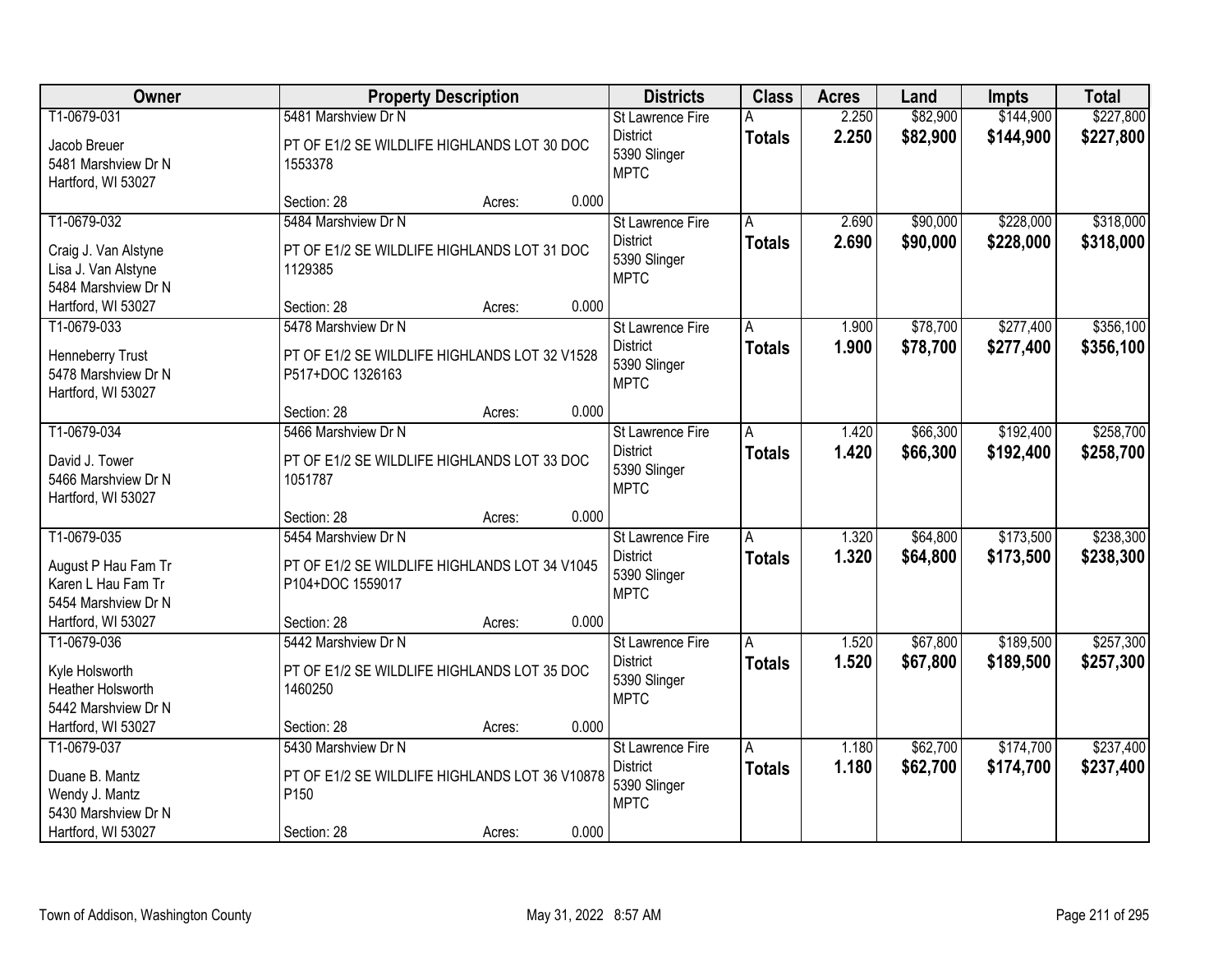| Owner | Property Description | Districts | Class | Acres | Land | Impts | Total |
|---|---|---|---|---|---|---|---|
| T1-0679-031<br>Jacob Breuer<br>5481 Marshview Dr N<br>Hartford, WI 53027 | 5481 Marshview Dr N<br>PT OF E1/2 SE WILDLIFE HIGHLANDS LOT 30 DOC 1553378<br>Section: 28 Acres: 0.000 | St Lawrence Fire District<br>5390 Slinger<br>MPTC | A<br>**Totals** | 2.250<br>**2.250** | $82,900<br>**$82,900** | $144,900<br>**$144,900** | $227,800<br>**$227,800** |
| T1-0679-032<br>Craig J. Van Alstyne<br>Lisa J. Van Alstyne<br>5484 Marshview Dr N<br>Hartford, WI 53027 | 5484 Marshview Dr N<br>PT OF E1/2 SE WILDLIFE HIGHLANDS LOT 31 DOC 1129385<br>Section: 28 Acres: 0.000 | St Lawrence Fire District<br>5390 Slinger<br>MPTC | A<br>**Totals** | 2.690<br>**2.690** | $90,000<br>**$90,000** | $228,000<br>**$228,000** | $318,000<br>**$318,000** |
| T1-0679-033<br>Henneberry Trust<br>5478 Marshview Dr N<br>Hartford, WI 53027 | 5478 Marshview Dr N<br>PT OF E1/2 SE WILDLIFE HIGHLANDS LOT 32 V1528 P517+DOC 1326163<br>Section: 28 Acres: 0.000 | St Lawrence Fire District<br>5390 Slinger<br>MPTC | A<br>**Totals** | 1.900<br>**1.900** | $78,700<br>**$78,700** | $277,400<br>**$277,400** | $356,100<br>**$356,100** |
| T1-0679-034<br>David J. Tower<br>5466 Marshview Dr N<br>Hartford, WI 53027 | 5466 Marshview Dr N<br>PT OF E1/2 SE WILDLIFE HIGHLANDS LOT 33 DOC 1051787<br>Section: 28 Acres: 0.000 | St Lawrence Fire District<br>5390 Slinger<br>MPTC | A<br>**Totals** | 1.420<br>**1.420** | $66,300<br>**$66,300** | $192,400<br>**$192,400** | $258,700<br>**$258,700** |
| T1-0679-035<br>August P Hau Fam Tr<br>Karen L Hau Fam Tr<br>5454 Marshview Dr N<br>Hartford, WI 53027 | 5454 Marshview Dr N<br>PT OF E1/2 SE WILDLIFE HIGHLANDS LOT 34 V1045 P104+DOC 1559017<br>Section: 28 Acres: 0.000 | St Lawrence Fire District<br>5390 Slinger<br>MPTC | A<br>**Totals** | 1.320<br>**1.320** | $64,800<br>**$64,800** | $173,500<br>**$173,500** | $238,300<br>**$238,300** |
| T1-0679-036<br>Kyle Holsworth<br>Heather Holsworth<br>5442 Marshview Dr N<br>Hartford, WI 53027 | 5442 Marshview Dr N<br>PT OF E1/2 SE WILDLIFE HIGHLANDS LOT 35 DOC 1460250<br>Section: 28 Acres: 0.000 | St Lawrence Fire District<br>5390 Slinger<br>MPTC | A<br>**Totals** | 1.520<br>**1.520** | $67,800<br>**$67,800** | $189,500<br>**$189,500** | $257,300<br>**$257,300** |
| T1-0679-037<br>Duane B. Mantz<br>Wendy J. Mantz<br>5430 Marshview Dr N<br>Hartford, WI 53027 | 5430 Marshview Dr N<br>PT OF E1/2 SE WILDLIFE HIGHLANDS LOT 36 V10878 P150<br>Section: 28 Acres: 0.000 | St Lawrence Fire District<br>5390 Slinger<br>MPTC | A<br>**Totals** | 1.180<br>**1.180** | $62,700<br>**$62,700** | $174,700<br>**$174,700** | $237,400<br>**$237,400** |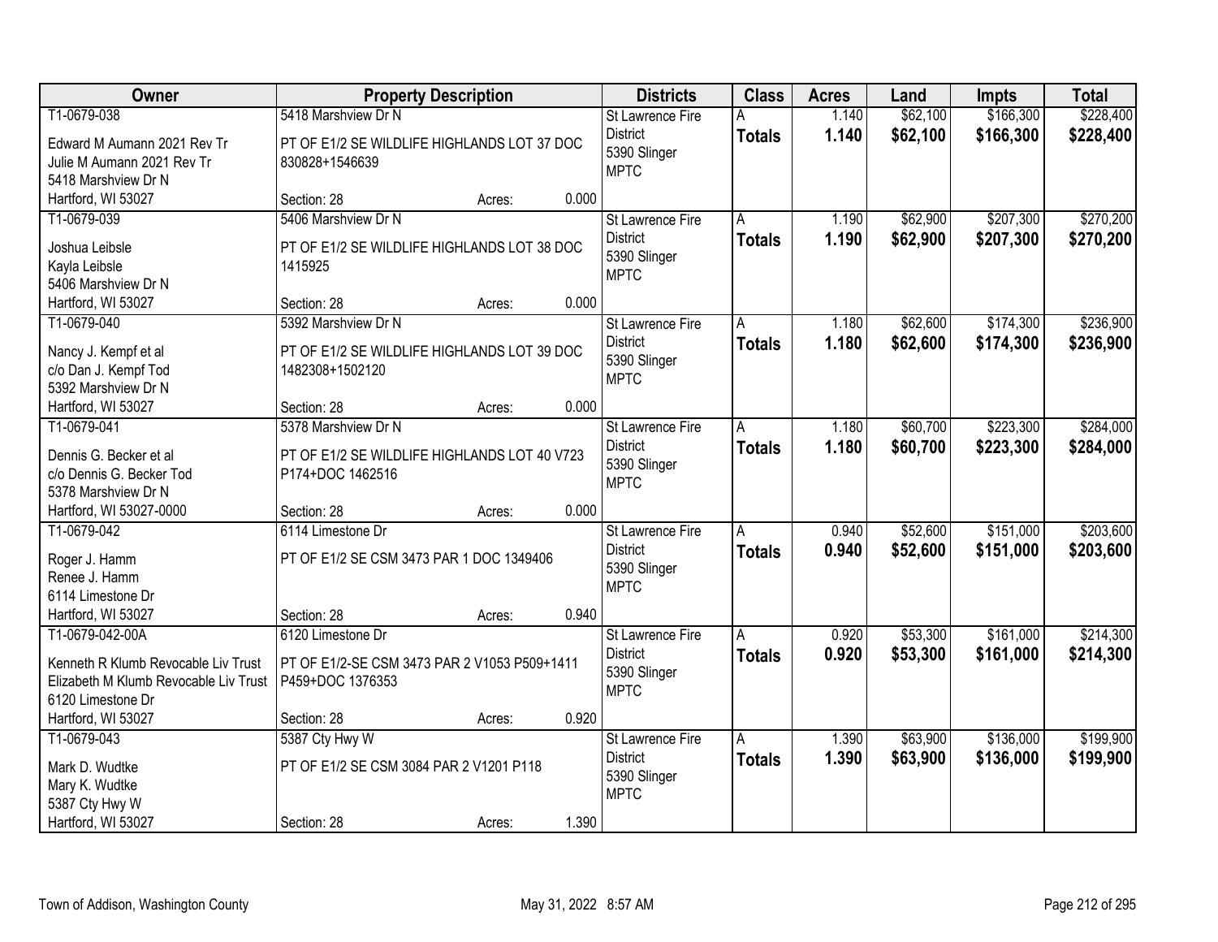| Owner | Property Description | Districts | Class | Acres | Land | Impts | Total |
|---|---|---|---|---|---|---|---|
| T1-0679-038<br>Edward M Aumann 2021 Rev Tr<br>Julie M Aumann 2021 Rev Tr<br>5418 Marshview Dr N<br>Hartford, WI 53027 | 5418 Marshview Dr N<br>PT OF E1/2 SE WILDLIFE HIGHLANDS LOT 37 DOC 830828+1546639<br>Section: 28 Acres: 0.000 | St Lawrence Fire District<br>5390 Slinger<br>MPTC | A<br>**Totals** | 1.140<br>**1.140** | $62,100<br>**$62,100** | $166,300<br>**$166,300** | $228,400<br>**$228,400** |
| T1-0679-039<br>Joshua Leibsle<br>Kayla Leibsle<br>5406 Marshview Dr N<br>Hartford, WI 53027 | 5406 Marshview Dr N<br>PT OF E1/2 SE WILDLIFE HIGHLANDS LOT 38 DOC 1415925<br>Section: 28 Acres: 0.000 | St Lawrence Fire District<br>5390 Slinger<br>MPTC | A<br>**Totals** | 1.190<br>**1.190** | $62,900<br>**$62,900** | $207,300<br>**$207,300** | $270,200<br>**$270,200** |
| T1-0679-040<br>Nancy J. Kempf et al<br>c/o Dan J. Kempf Tod<br>5392 Marshview Dr N<br>Hartford, WI 53027 | 5392 Marshview Dr N<br>PT OF E1/2 SE WILDLIFE HIGHLANDS LOT 39 DOC 1482308+1502120<br>Section: 28 Acres: 0.000 | St Lawrence Fire District<br>5390 Slinger<br>MPTC | A<br>**Totals** | 1.180<br>**1.180** | $62,600<br>**$62,600** | $174,300<br>**$174,300** | $236,900<br>**$236,900** |
| T1-0679-041<br>Dennis G. Becker et al<br>c/o Dennis G. Becker Tod<br>5378 Marshview Dr N<br>Hartford, WI 53027-0000 | 5378 Marshview Dr N<br>PT OF E1/2 SE WILDLIFE HIGHLANDS LOT 40 V723 P174+DOC 1462516<br>Section: 28 Acres: 0.000 | St Lawrence Fire District<br>5390 Slinger<br>MPTC | A<br>**Totals** | 1.180<br>**1.180** | $60,700<br>**$60,700** | $223,300<br>**$223,300** | $284,000<br>**$284,000** |
| T1-0679-042<br>Roger J. Hamm<br>Renee J. Hamm<br>6114 Limestone Dr<br>Hartford, WI 53027 | 6114 Limestone Dr<br>PT OF E1/2 SE CSM 3473 PAR 1 DOC 1349406<br>Section: 28 Acres: 0.940 | St Lawrence Fire District<br>5390 Slinger<br>MPTC | A<br>**Totals** | 0.940<br>**0.940** | $52,600<br>**$52,600** | $151,000<br>**$151,000** | $203,600<br>**$203,600** |
| T1-0679-042-00A<br>Kenneth R Klumb Revocable Liv Trust<br>Elizabeth M Klumb Revocable Liv Trust<br>6120 Limestone Dr<br>Hartford, WI 53027 | 6120 Limestone Dr<br>PT OF E1/2-SE CSM 3473 PAR 2 V1053 P509+1411 P459+DOC 1376353<br>Section: 28 Acres: 0.920 | St Lawrence Fire District<br>5390 Slinger<br>MPTC | A<br>**Totals** | 0.920<br>**0.920** | $53,300<br>**$53,300** | $161,000<br>**$161,000** | $214,300<br>**$214,300** |
| T1-0679-043<br>Mark D. Wudtke<br>Mary K. Wudtke<br>5387 Cty Hwy W<br>Hartford, WI 53027 | 5387 Cty Hwy W<br>PT OF E1/2 SE CSM 3084 PAR 2 V1201 P118<br>Section: 28 Acres: 1.390 | St Lawrence Fire District<br>5390 Slinger<br>MPTC | A<br>**Totals** | 1.390<br>**1.390** | $63,900<br>**$63,900** | $136,000<br>**$136,000** | $199,900<br>**$199,900** |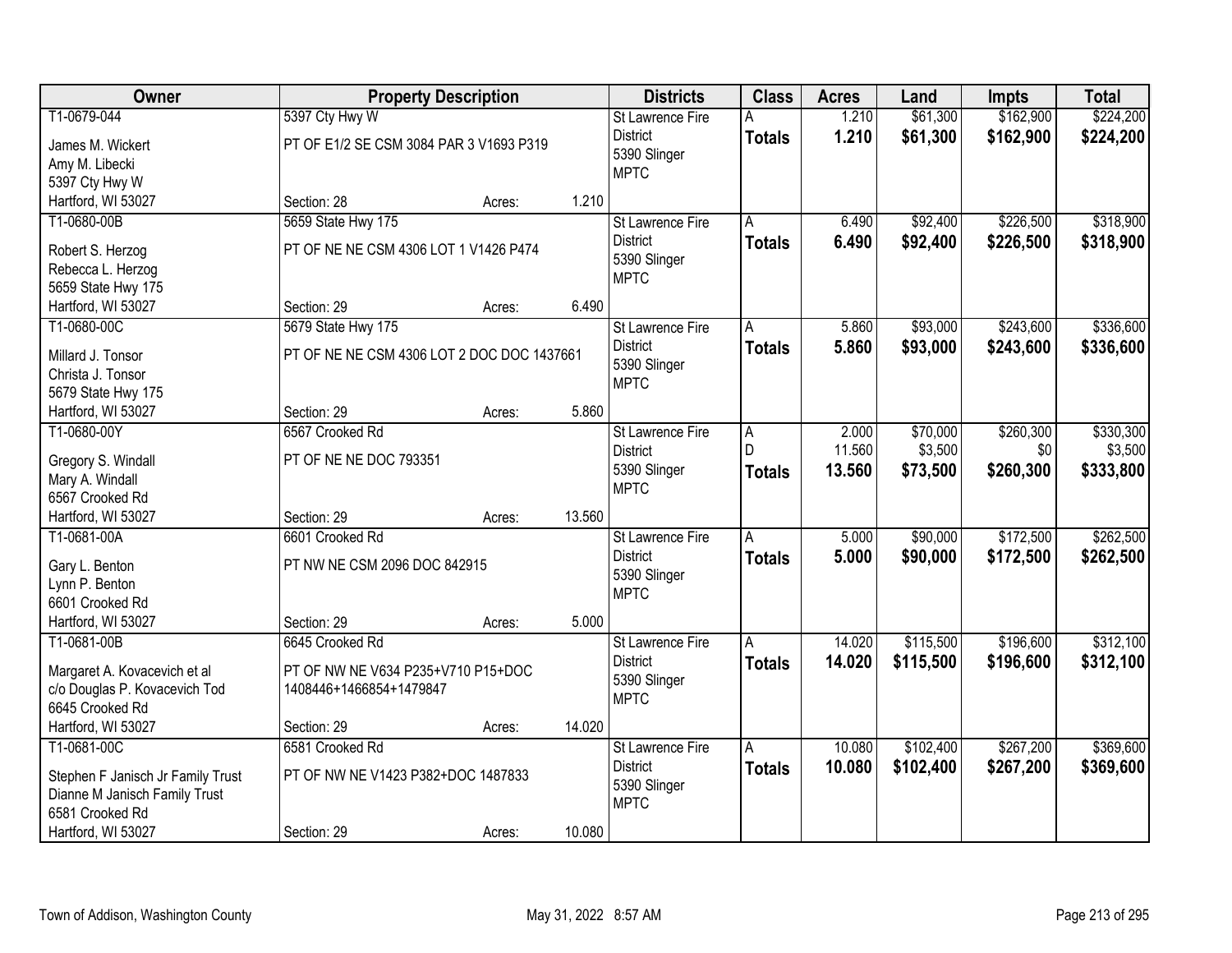| Owner | Property Description | | | Districts | Class | Acres | Land | Impts | Total |
|---|---|---|---|---|---|---|---|---|---|
| T1-0679-044 | 5397 Cty Hwy W | | | St Lawrence Fire District | A | 1.210 | $61,300 | $162,900 | $224,200 |
| James M. Wickert | PT OF E1/2 SE CSM 3084 PAR 3 V1693 P319 | | | 5390 Slinger | **Totals** | **1.210** | **$61,300** | **$162,900** | **$224,200** |
| Amy M. Libecki | | | | MPTC | | | | | |
| 5397 Cty Hwy W | | | | | | | | | |
| Hartford, WI 53027 | Section: 28 | Acres: | 1.210 | | | | | | |
| T1-0680-00B | 5659 State Hwy 175 | | | St Lawrence Fire District | A | 6.490 | $92,400 | $226,500 | $318,900 |
| Robert S. Herzog | PT OF NE NE CSM 4306 LOT 1 V1426 P474 | | | 5390 Slinger | **Totals** | **6.490** | **$92,400** | **$226,500** | **$318,900** |
| Rebecca L. Herzog | | | | MPTC | | | | | |
| 5659 State Hwy 175 | | | | | | | | | |
| Hartford, WI 53027 | Section: 29 | Acres: | 6.490 | | | | | | |
| T1-0680-00C | 5679 State Hwy 175 | | | St Lawrence Fire District | A | 5.860 | $93,000 | $243,600 | $336,600 |
| Millard J. Tonsor | PT OF NE NE CSM 4306 LOT 2 DOC DOC 1437661 | | | 5390 Slinger | **Totals** | **5.860** | **$93,000** | **$243,600** | **$336,600** |
| Christa J. Tonsor | | | | MPTC | | | | | |
| 5679 State Hwy 175 | | | | | | | | | |
| Hartford, WI 53027 | Section: 29 | Acres: | 5.860 | | | | | | |
| T1-0680-00Y | 6567 Crooked Rd | | | St Lawrence Fire District | A | 2.000 | $70,000 | $260,300 | $330,300 |
| Gregory S. Windall | PT OF NE NE DOC 793351 | | | 5390 Slinger | D | 11.560 | $3,500 | $0 | $3,500 |
| Mary A. Windall | | | | MPTC | **Totals** | **13.560** | **$73,500** | **$260,300** | **$333,800** |
| 6567 Crooked Rd | | | | | | | | | |
| Hartford, WI 53027 | Section: 29 | Acres: | 13.560 | | | | | | |
| T1-0681-00A | 6601 Crooked Rd | | | St Lawrence Fire District | A | 5.000 | $90,000 | $172,500 | $262,500 |
| Gary L. Benton | PT NW NE CSM 2096 DOC 842915 | | | 5390 Slinger | **Totals** | **5.000** | **$90,000** | **$172,500** | **$262,500** |
| Lynn P. Benton | | | | MPTC | | | | | |
| 6601 Crooked Rd | | | | | | | | | |
| Hartford, WI 53027 | Section: 29 | Acres: | 5.000 | | | | | | |
| T1-0681-00B | 6645 Crooked Rd | | | St Lawrence Fire District | A | 14.020 | $115,500 | $196,600 | $312,100 |
| Margaret A. Kovacevich et al | PT OF NW NE V634 P235+V710 P15+DOC 1408446+1466854+1479847 | | | 5390 Slinger | **Totals** | **14.020** | **$115,500** | **$196,600** | **$312,100** |
| c/o Douglas P. Kovacevich Tod | | | | MPTC | | | | | |
| 6645 Crooked Rd | | | | | | | | | |
| Hartford, WI 53027 | Section: 29 | Acres: | 14.020 | | | | | | |
| T1-0681-00C | 6581 Crooked Rd | | | St Lawrence Fire District | A | 10.080 | $102,400 | $267,200 | $369,600 |
| Stephen F Janisch Jr Family Trust | PT OF NW NE V1423 P382+DOC 1487833 | | | 5390 Slinger | **Totals** | **10.080** | **$102,400** | **$267,200** | **$369,600** |
| Dianne M Janisch Family Trust | | | | MPTC | | | | | |
| 6581 Crooked Rd | | | | | | | | | |
| Hartford, WI 53027 | Section: 29 | Acres: | 10.080 | | | | | | |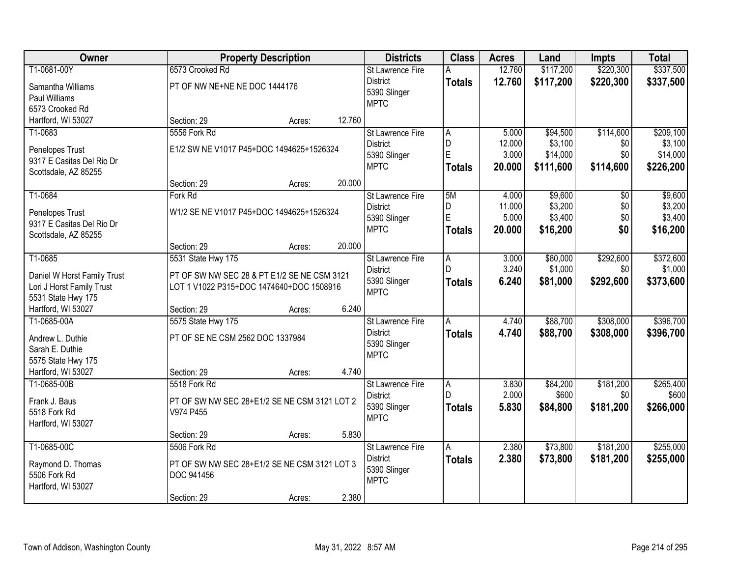| Owner | Property Description | Districts | Class | Acres | Land | Impts | Total |
|---|---|---|---|---|---|---|---|
| T1-0681-00Y<br>Samantha Williams<br>Paul Williams<br>6573 Crooked Rd<br>Hartford, WI 53027 | 6573 Crooked Rd<br>PT OF NW NE+NE NE DOC 1444176<br>Section: 29 Acres: 12.760 | St Lawrence Fire District<br>5390 Slinger<br>MPTC | A<br>**Totals** | 12.760<br>**12.760** | $117,200<br>**$117,200** | $220,300<br>**$220,300** | $337,500<br>**$337,500** |
| T1-0683<br>Penelopes Trust<br>9317 E Casitas Del Rio Dr<br>Scottsdale, AZ 85255 | 5556 Fork Rd<br>E1/2 SW NE V1017 P45+DOC 1494625+1526324<br>Section: 29 Acres: 20.000 | St Lawrence Fire District<br>5390 Slinger<br>MPTC | A<br>D<br>E<br>**Totals** | 5.000<br>12.000<br>3.000<br>**20.000** | $94,500<br>$3,100<br>$14,000<br>**$111,600** | $114,600<br>$0<br>$0<br>**$114,600** | $209,100<br>$3,100<br>$14,000<br>**$226,200** |
| T1-0684<br>Penelopes Trust<br>9317 E Casitas Del Rio Dr<br>Scottsdale, AZ 85255 | Fork Rd<br>W1/2 SE NE V1017 P45+DOC 1494625+1526324<br>Section: 29 Acres: 20.000 | St Lawrence Fire District<br>5390 Slinger<br>MPTC | 5M<br>D<br>E<br>**Totals** | 4.000<br>11.000<br>5.000<br>**20.000** | $9,600<br>$3,200<br>$3,400<br>**$16,200** | $0<br>$0<br>$0<br>**$0** | $9,600<br>$3,200<br>$3,400<br>**$16,200** |
| T1-0685<br>Daniel W Horst Family Trust<br>Lori J Horst Family Trust<br>5531 State Hwy 175<br>Hartford, WI 53027 | 5531 State Hwy 175<br>PT OF SW NW SEC 28 & PT E1/2 SE NE CSM 3121 LOT 1 V1022 P315+DOC 1474640+DOC 1508916<br>Section: 29 Acres: 6.240 | St Lawrence Fire District<br>5390 Slinger<br>MPTC | A<br>D<br>**Totals** | 3.000<br>3.240<br>**6.240** | $80,000<br>$1,000<br>**$81,000** | $292,600<br>$0<br>**$292,600** | $372,600<br>$1,000<br>**$373,600** |
| T1-0685-00A<br>Andrew L. Duthie<br>Sarah E. Duthie<br>5575 State Hwy 175<br>Hartford, WI 53027 | 5575 State Hwy 175<br>PT OF SE NE CSM 2562 DOC 1337984<br>Section: 29 Acres: 4.740 | St Lawrence Fire District<br>5390 Slinger<br>MPTC | A<br>**Totals** | 4.740<br>**4.740** | $88,700<br>**$88,700** | $308,000<br>**$308,000** | $396,700<br>**$396,700** |
| T1-0685-00B<br>Frank J. Baus<br>5518 Fork Rd<br>Hartford, WI 53027 | 5518 Fork Rd<br>PT OF SW NW SEC 28+E1/2 SE NE CSM 3121 LOT 2 V974 P455<br>Section: 29 Acres: 5.830 | St Lawrence Fire District<br>5390 Slinger<br>MPTC | A<br>D<br>**Totals** | 3.830<br>2.000<br>**5.830** | $84,200<br>$600<br>**$84,800** | $181,200<br>$0<br>**$181,200** | $265,400<br>$600<br>**$266,000** |
| T1-0685-00C<br>Raymond D. Thomas<br>5506 Fork Rd<br>Hartford, WI 53027 | 5506 Fork Rd<br>PT OF SW NW SEC 28+E1/2 SE NE CSM 3121 LOT 3 DOC 941456<br>Section: 29 Acres: 2.380 | St Lawrence Fire District<br>5390 Slinger<br>MPTC | A<br>**Totals** | 2.380<br>**2.380** | $73,800<br>**$73,800** | $181,200<br>**$181,200** | $255,000<br>**$255,000** |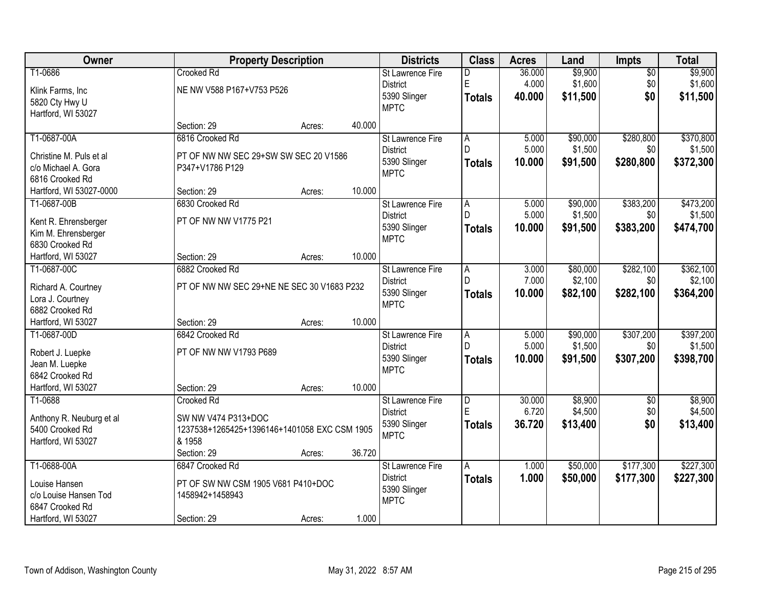| Owner | Property Description | | | Districts | Class | Acres | Land | Impts | Total |
|---|---|---|---|---|---|---|---|---|---|
| T1-0686<br>Klink Farms, Inc<br>5820 Cty Hwy U<br>Hartford, WI 53027 | Crooked Rd<br>NE NW V588 P167+V753 P526<br>Section: 29 | Acres: | 40.000 | St Lawrence Fire District<br>5390 Slinger<br>MPTC | D<br>E<br>**Totals** | 36.000<br>4.000<br>**40.000** | $9,900<br>$1,600<br>**$11,500** | $0<br>$0<br>**$0** | $9,900<br>$1,600<br>**$11,500** |
| T1-0687-00A<br>Christine M. Puls et al<br>c/o Michael A. Gora<br>6816 Crooked Rd<br>Hartford, WI 53027-0000 | 6816 Crooked Rd<br>PT OF NW NW SEC 29+SW SW SEC 20 V1586 P347+V1786 P129<br>Section: 29 | Acres: | 10.000 | St Lawrence Fire District<br>5390 Slinger<br>MPTC | A<br>D<br>**Totals** | 5.000<br>5.000<br>**10.000** | $90,000<br>$1,500<br>**$91,500** | $280,800<br>$0<br>**$280,800** | $370,800<br>$1,500<br>**$372,300** |
| T1-0687-00B<br>Kent R. Ehrensberger<br>Kim M. Ehrensberger<br>6830 Crooked Rd<br>Hartford, WI 53027 | 6830 Crooked Rd<br>PT OF NW NW V1775 P21<br>Section: 29 | Acres: | 10.000 | St Lawrence Fire District<br>5390 Slinger<br>MPTC | A<br>D<br>**Totals** | 5.000<br>5.000<br>**10.000** | $90,000<br>$1,500<br>**$91,500** | $383,200<br>$0<br>**$383,200** | $473,200<br>$1,500<br>**$474,700** |
| T1-0687-00C<br>Richard A. Courtney<br>Lora J. Courtney<br>6882 Crooked Rd<br>Hartford, WI 53027 | 6882 Crooked Rd<br>PT OF NW NW SEC 29+NE NE SEC 30 V1683 P232<br>Section: 29 | Acres: | 10.000 | St Lawrence Fire District<br>5390 Slinger<br>MPTC | A<br>D<br>**Totals** | 3.000<br>7.000<br>**10.000** | $80,000<br>$2,100<br>**$82,100** | $282,100<br>$0<br>**$282,100** | $362,100<br>$2,100<br>**$364,200** |
| T1-0687-00D<br>Robert J. Luepke<br>Jean M. Luepke<br>6842 Crooked Rd<br>Hartford, WI 53027 | 6842 Crooked Rd<br>PT OF NW NW V1793 P689<br>Section: 29 | Acres: | 10.000 | St Lawrence Fire District<br>5390 Slinger<br>MPTC | A<br>D<br>**Totals** | 5.000<br>5.000<br>**10.000** | $90,000<br>$1,500<br>**$91,500** | $307,200<br>$0<br>**$307,200** | $397,200<br>$1,500<br>**$398,700** |
| T1-0688<br>Anthony R. Neuburg et al<br>5400 Crooked Rd<br>Hartford, WI 53027 | Crooked Rd<br>SW NW V474 P313+DOC 1237538+1265425+1396146+1401058 EXC CSM 1905 & 1958<br>Section: 29 | Acres: | 36.720 | St Lawrence Fire District<br>5390 Slinger<br>MPTC | D<br>E<br>**Totals** | 30.000<br>6.720<br>**36.720** | $8,900<br>$4,500<br>**$13,400** | $0<br>$0<br>**$0** | $8,900<br>$4,500<br>**$13,400** |
| T1-0688-00A<br>Louise Hansen<br>c/o Louise Hansen Tod<br>6847 Crooked Rd<br>Hartford, WI 53027 | 6847 Crooked Rd<br>PT OF SW NW CSM 1905 V681 P410+DOC 1458942+1458943<br>Section: 29 | Acres: | 1.000 | St Lawrence Fire District<br>5390 Slinger<br>MPTC | A<br>**Totals** | 1.000<br>**1.000** | $50,000<br>**$50,000** | $177,300<br>**$177,300** | $227,300<br>**$227,300** |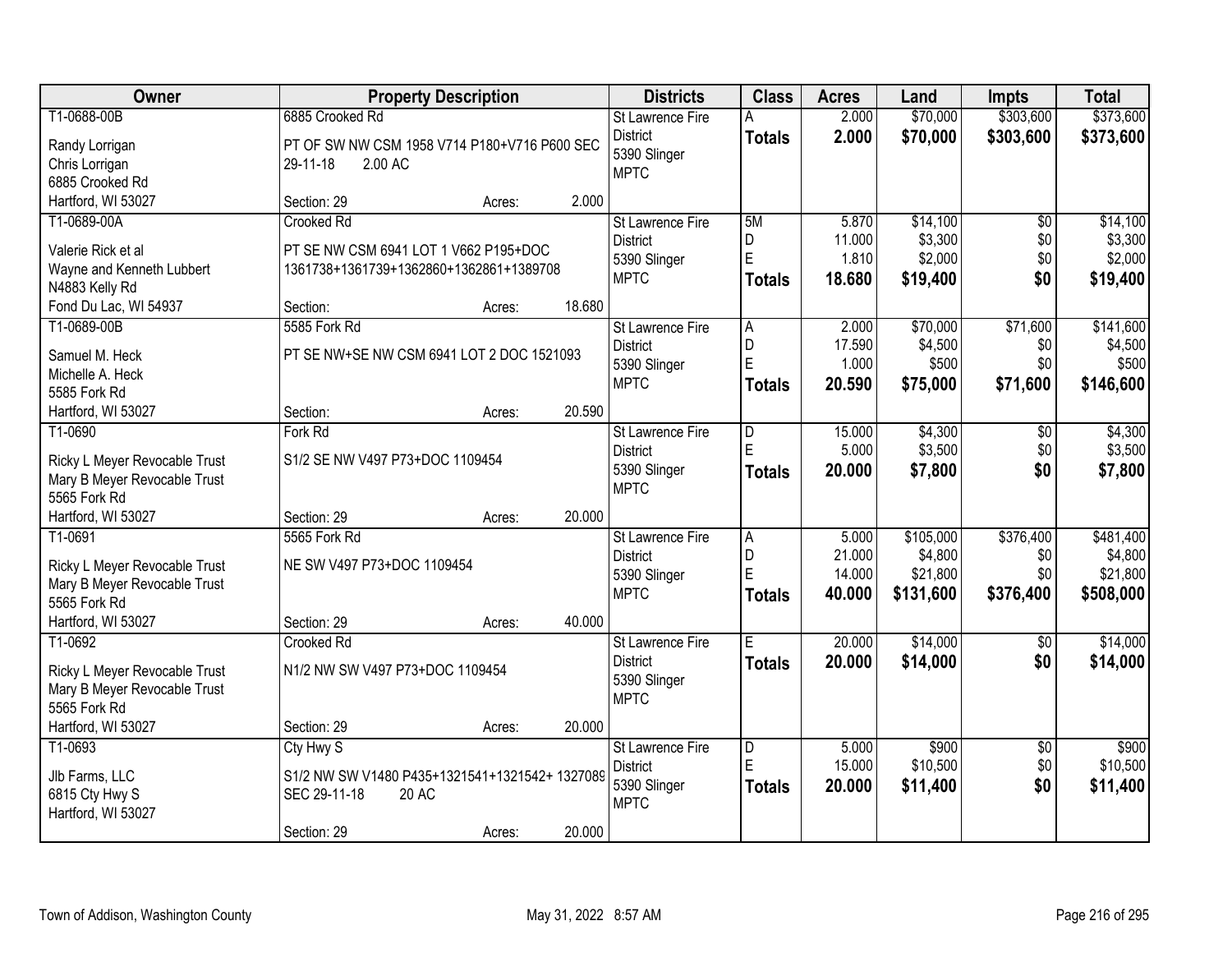| Owner | Property Description | Districts | Class | Acres | Land | Impts | Total |
|---|---|---|---|---|---|---|---|
| T1-0688-00B<br>Randy Lorrigan<br>Chris Lorrigan<br>6885 Crooked Rd<br>Hartford, WI 53027 | 6885 Crooked Rd<br>PT OF SW NW CSM 1958 V714 P180+V716 P600 SEC 29-11-18 2.00 AC<br>Section: 29 Acres: 2.000 | St Lawrence Fire District<br>5390 Slinger<br>MPTC | A<br>**Totals** | 2.000<br>**2.000** | $70,000<br>**$70,000** | $303,600<br>**$303,600** | $373,600<br>**$373,600** |
| T1-0689-00A<br>Valerie Rick et al<br>Wayne and Kenneth Lubbert<br>N4883 Kelly Rd<br>Fond Du Lac, WI 54937 | Crooked Rd<br>PT SE NW CSM 6941 LOT 1 V662 P195+DOC 1361738+1361739+1362860+1362861+1389708<br>Section: Acres: 18.680 | St Lawrence Fire District<br>5390 Slinger<br>MPTC | 5M<br>D<br>E<br>**Totals** | 5.870<br>11.000<br>1.810<br>**18.680** | $14,100<br>$3,300<br>$2,000<br>**$19,400** | $0<br>$0<br>$0<br>**$0** | $14,100<br>$3,300<br>$2,000<br>**$19,400** |
| T1-0689-00B<br>Samuel M. Heck<br>Michelle A. Heck<br>5585 Fork Rd<br>Hartford, WI 53027 | 5585 Fork Rd<br>PT SE NW+SE NW CSM 6941 LOT 2 DOC 1521093<br>Section: Acres: 20.590 | St Lawrence Fire District<br>5390 Slinger<br>MPTC | A<br>D<br>E<br>**Totals** | 2.000<br>17.590<br>1.000<br>**20.590** | $70,000<br>$4,500<br>$500<br>**$75,000** | $71,600<br>$0<br>$0<br>**$71,600** | $141,600<br>$4,500<br>$500<br>**$146,600** |
| T1-0690<br>Ricky L Meyer Revocable Trust<br>Mary B Meyer Revocable Trust<br>5565 Fork Rd<br>Hartford, WI 53027 | Fork Rd<br>S1/2 SE NW V497 P73+DOC 1109454<br>Section: 29 Acres: 20.000 | St Lawrence Fire District<br>5390 Slinger<br>MPTC | D<br>E<br>**Totals** | 15.000<br>5.000<br>**20.000** | $4,300<br>$3,500<br>**$7,800** | $0<br>$0<br>**$0** | $4,300<br>$3,500<br>**$7,800** |
| T1-0691<br>Ricky L Meyer Revocable Trust<br>Mary B Meyer Revocable Trust<br>5565 Fork Rd<br>Hartford, WI 53027 | 5565 Fork Rd<br>NE SW V497 P73+DOC 1109454<br>Section: 29 Acres: 40.000 | St Lawrence Fire District<br>5390 Slinger<br>MPTC | A<br>D<br>E<br>**Totals** | 5.000<br>21.000<br>14.000<br>**40.000** | $105,000<br>$4,800<br>$21,800<br>**$131,600** | $376,400<br>$0<br>$0<br>**$376,400** | $481,400<br>$4,800<br>$21,800<br>**$508,000** |
| T1-0692<br>Ricky L Meyer Revocable Trust<br>Mary B Meyer Revocable Trust<br>5565 Fork Rd<br>Hartford, WI 53027 | Crooked Rd<br>N1/2 NW SW V497 P73+DOC 1109454<br>Section: 29 Acres: 20.000 | St Lawrence Fire District<br>5390 Slinger<br>MPTC | E<br>**Totals** | 20.000<br>**20.000** | $14,000<br>**$14,000** | $0<br>**$0** | $14,000<br>**$14,000** |
| T1-0693<br>Jlb Farms, LLC<br>6815 Cty Hwy S<br>Hartford, WI 53027 | Cty Hwy S<br>S1/2 NW SW V1480 P435+1321541+1321542+ 1327089 SEC 29-11-18 20 AC<br>Section: 29 Acres: 20.000 | St Lawrence Fire District<br>5390 Slinger<br>MPTC | D<br>E<br>**Totals** | 5.000<br>15.000<br>**20.000** | $900<br>$10,500<br>**$11,400** | $0<br>$0<br>**$0** | $900<br>$10,500<br>**$11,400** |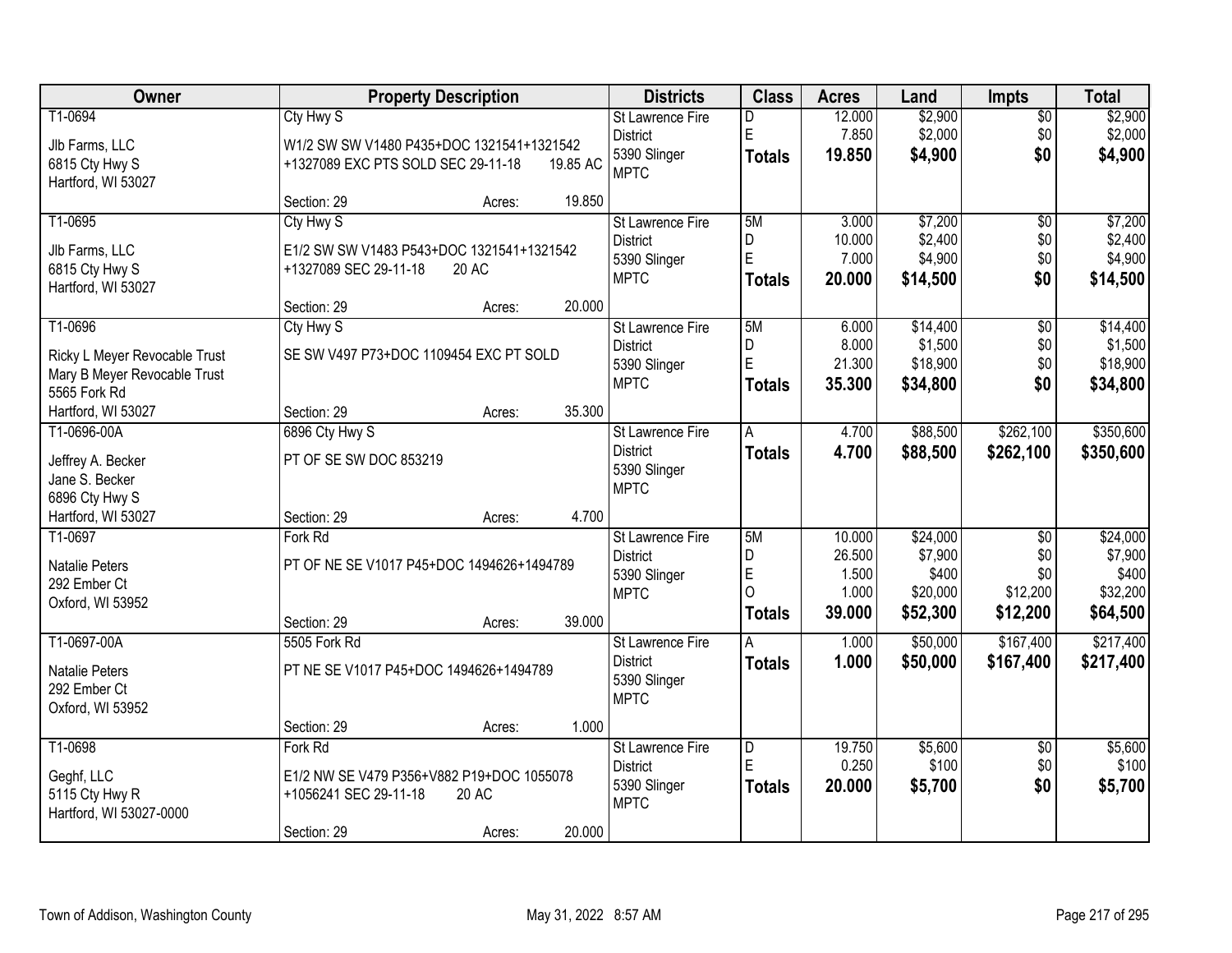| Owner | Property Description | Districts | Class | Acres | Land | Impts | Total |
|---|---|---|---|---|---|---|---|
| T1-0694<br>Jlb Farms, LLC<br>6815 Cty Hwy S<br>Hartford, WI 53027 | Cty Hwy S<br>W1/2 SW SW V1480 P435+DOC 1321541+1321542 +1327089 EXC PTS SOLD SEC 29-11-18 19.85 AC<br>Section: 29 Acres: 19.850 | St Lawrence Fire District<br>5390 Slinger<br>MPTC | D<br>E<br>**Totals** | 12.000<br>7.850<br>**19.850** | $2,900<br>$2,000<br>**$4,900** | $0<br>$0<br>**$0** | $2,900<br>$2,000<br>**$4,900** |
| T1-0695<br>Jlb Farms, LLC<br>6815 Cty Hwy S<br>Hartford, WI 53027 | Cty Hwy S<br>E1/2 SW SW V1483 P543+DOC 1321541+1321542 +1327089 SEC 29-11-18 20 AC<br>Section: 29 Acres: 20.000 | St Lawrence Fire District<br>5390 Slinger<br>MPTC | 5M<br>D<br>E<br>**Totals** | 3.000<br>10.000<br>7.000<br>**20.000** | $7,200<br>$2,400<br>$4,900<br>**$14,500** | $0<br>$0<br>$0<br>**$0** | $7,200<br>$2,400<br>$4,900<br>**$14,500** |
| T1-0696<br>Ricky L Meyer Revocable Trust<br>Mary B Meyer Revocable Trust<br>5565 Fork Rd<br>Hartford, WI 53027 | Cty Hwy S<br>SE SW V497 P73+DOC 1109454 EXC PT SOLD<br>Section: 29 Acres: 35.300 | St Lawrence Fire District<br>5390 Slinger<br>MPTC | 5M<br>D<br>E<br>**Totals** | 6.000<br>8.000<br>21.300<br>**35.300** | $14,400<br>$1,500<br>$18,900<br>**$34,800** | $0<br>$0<br>$0<br>**$0** | $14,400<br>$1,500<br>$18,900<br>**$34,800** |
| T1-0696-00A<br>Jeffrey A. Becker<br>Jane S. Becker<br>6896 Cty Hwy S<br>Hartford, WI 53027 | 6896 Cty Hwy S<br>PT OF SE SW DOC 853219<br>Section: 29 Acres: 4.700 | St Lawrence Fire District<br>5390 Slinger<br>MPTC | A<br>**Totals** | 4.700<br>**4.700** | $88,500<br>**$88,500** | $262,100<br>**$262,100** | $350,600<br>**$350,600** |
| T1-0697<br>Natalie Peters<br>292 Ember Ct<br>Oxford, WI 53952 | Fork Rd<br>PT OF NE SE V1017 P45+DOC 1494626+1494789<br>Section: 29 Acres: 39.000 | St Lawrence Fire District<br>5390 Slinger<br>MPTC | 5M<br>D<br>E<br>O<br>**Totals** | 10.000<br>26.500<br>1.500<br>1.000<br>**39.000** | $24,000<br>$7,900<br>$400<br>$20,000<br>**$52,300** | $0<br>$0<br>$0<br>$12,200<br>**$12,200** | $24,000<br>$7,900<br>$400<br>$32,200<br>**$64,500** |
| T1-0697-00A<br>Natalie Peters<br>292 Ember Ct<br>Oxford, WI 53952 | 5505 Fork Rd<br>PT NE SE V1017 P45+DOC 1494626+1494789<br>Section: 29 Acres: 1.000 | St Lawrence Fire District<br>5390 Slinger<br>MPTC | A<br>**Totals** | 1.000<br>**1.000** | $50,000<br>**$50,000** | $167,400<br>**$167,400** | $217,400<br>**$217,400** |
| T1-0698<br>Geghf, LLC<br>5115 Cty Hwy R<br>Hartford, WI 53027-0000 | Fork Rd<br>E1/2 NW SE V479 P356+V882 P19+DOC 1055078 +1056241 SEC 29-11-18 20 AC<br>Section: 29 Acres: 20.000 | St Lawrence Fire District<br>5390 Slinger<br>MPTC | D<br>E<br>**Totals** | 19.750<br>0.250<br>**20.000** | $5,600<br>$100<br>**$5,700** | $0<br>$0<br>**$0** | $5,600<br>$100<br>**$5,700** |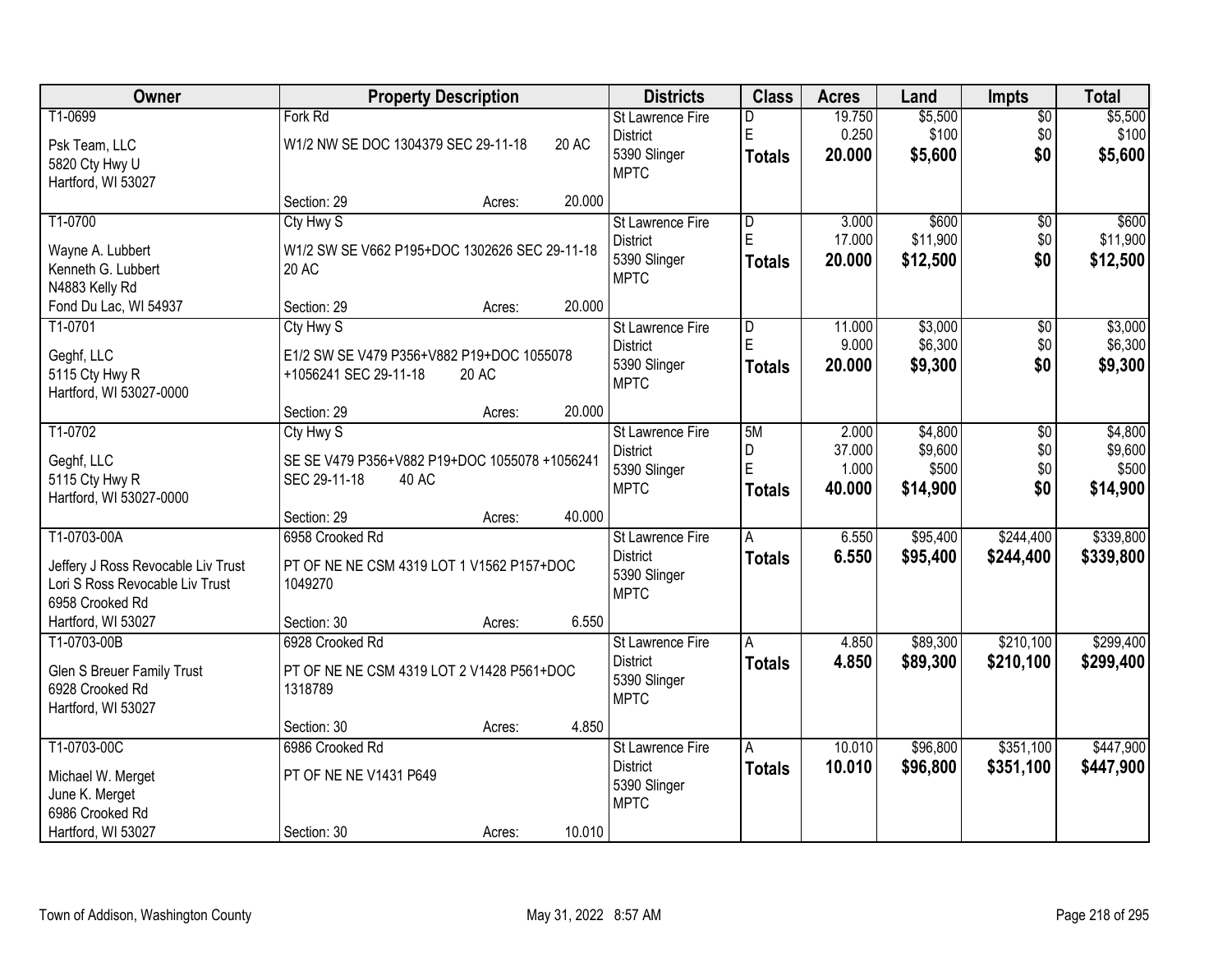| Owner | Property Description | Districts | Class | Acres | Land | Impts | Total |
|---|---|---|---|---|---|---|---|
| T1-0699<br>Psk Team, LLC<br>5820 Cty Hwy U<br>Hartford, WI 53027 | Fork Rd<br>W1/2 NW SE DOC 1304379 SEC 29-11-18 20 AC<br>Section: 29 Acres: 20.000 | St Lawrence Fire District<br>5390 Slinger<br>MPTC | D<br>E<br>**Totals** | 19.750<br>0.250<br>**20.000** | $5,500<br>$100<br>**$5,600** | $0<br>$0<br>**$0** | $5,500<br>$100<br>**$5,600** |
| T1-0700<br>Wayne A. Lubbert<br>Kenneth G. Lubbert<br>N4883 Kelly Rd<br>Fond Du Lac, WI 54937 | Cty Hwy S<br>W1/2 SW SE V662 P195+DOC 1302626 SEC 29-11-18 20 AC<br>Section: 29 Acres: 20.000 | St Lawrence Fire District<br>5390 Slinger<br>MPTC | D<br>E<br>**Totals** | 3.000<br>17.000<br>**20.000** | $600<br>$11,900<br>**$12,500** | $0<br>$0<br>**$0** | $600<br>$11,900<br>**$12,500** |
| T1-0701<br>Geghf, LLC<br>5115 Cty Hwy R<br>Hartford, WI 53027-0000 | Cty Hwy S<br>E1/2 SW SE V479 P356+V882 P19+DOC 1055078 +1056241 SEC 29-11-18 20 AC<br>Section: 29 Acres: 20.000 | St Lawrence Fire District<br>5390 Slinger<br>MPTC | D<br>E<br>**Totals** | 11.000<br>9.000<br>**20.000** | $3,000<br>$6,300<br>**$9,300** | $0<br>$0<br>**$0** | $3,000<br>$6,300<br>**$9,300** |
| T1-0702<br>Geghf, LLC<br>5115 Cty Hwy R<br>Hartford, WI 53027-0000 | Cty Hwy S<br>SE SE V479 P356+V882 P19+DOC 1055078 +1056241 SEC 29-11-18 40 AC<br>Section: 29 Acres: 40.000 | St Lawrence Fire District<br>5390 Slinger<br>MPTC | 5M<br>D<br>E<br>**Totals** | 2.000<br>37.000<br>1.000<br>**40.000** | $4,800<br>$9,600<br>$500<br>**$14,900** | $0<br>$0<br>$0<br>**$0** | $4,800<br>$9,600<br>$500<br>**$14,900** |
| T1-0703-00A<br>Jeffery J Ross Revocable Liv Trust<br>Lori S Ross Revocable Liv Trust<br>6958 Crooked Rd<br>Hartford, WI 53027 | 6958 Crooked Rd<br>PT OF NE NE CSM 4319 LOT 1 V1562 P157+DOC 1049270<br>Section: 30 Acres: 6.550 | St Lawrence Fire District<br>5390 Slinger<br>MPTC | A<br>**Totals** | 6.550<br>**6.550** | $95,400<br>**$95,400** | $244,400<br>**$244,400** | $339,800<br>**$339,800** |
| T1-0703-00B<br>Glen S Breuer Family Trust<br>6928 Crooked Rd<br>Hartford, WI 53027 | 6928 Crooked Rd<br>PT OF NE NE CSM 4319 LOT 2 V1428 P561+DOC 1318789<br>Section: 30 Acres: 4.850 | St Lawrence Fire District<br>5390 Slinger<br>MPTC | A<br>**Totals** | 4.850<br>**4.850** | $89,300<br>**$89,300** | $210,100<br>**$210,100** | $299,400<br>**$299,400** |
| T1-0703-00C<br>Michael W. Merget<br>June K. Merget<br>6986 Crooked Rd<br>Hartford, WI 53027 | 6986 Crooked Rd<br>PT OF NE NE V1431 P649<br>Section: 30 Acres: 10.010 | St Lawrence Fire District<br>5390 Slinger<br>MPTC | A<br>**Totals** | 10.010<br>**10.010** | $96,800<br>**$96,800** | $351,100<br>**$351,100** | $447,900<br>**$447,900** |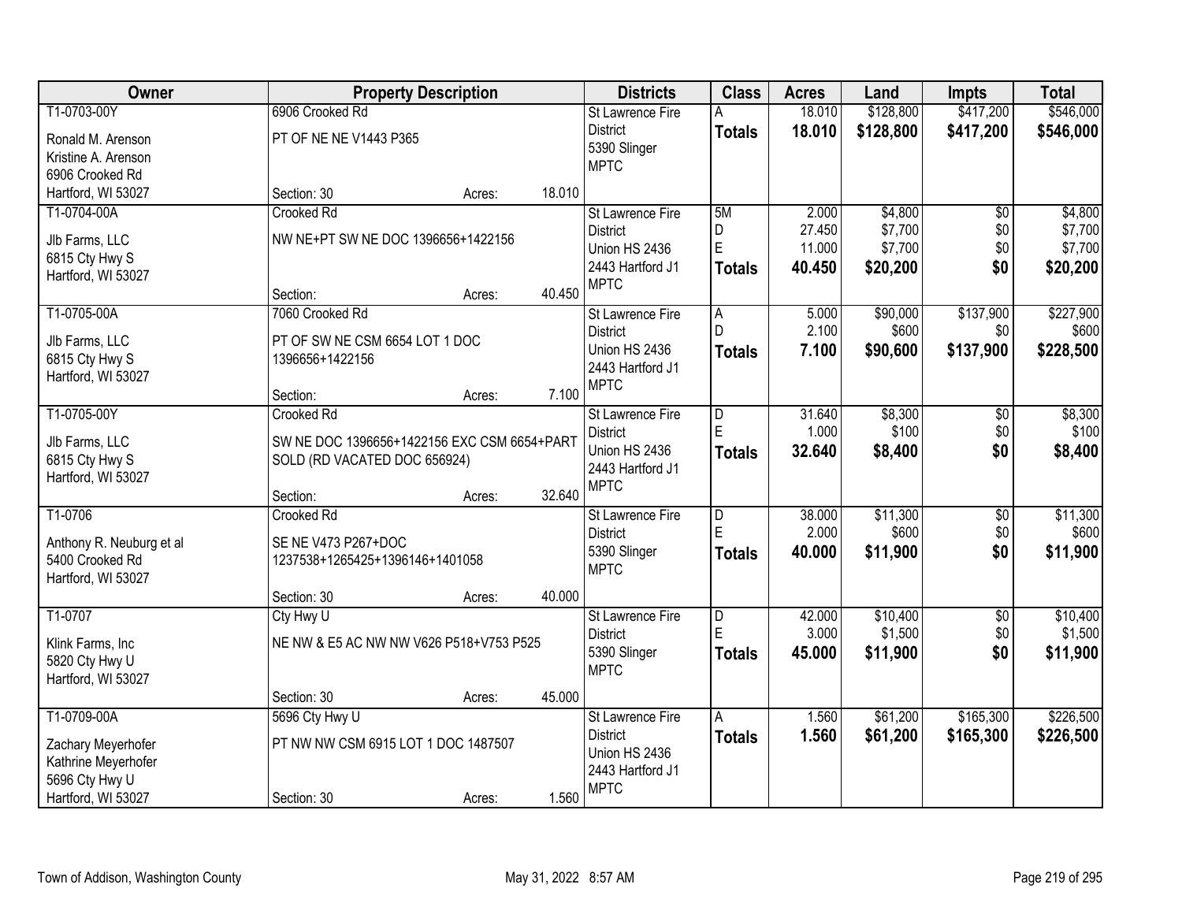| Owner | Property Description | Districts | Class | Acres | Land | Impts | Total |
|---|---|---|---|---|---|---|---|
| T1-0703-00Y<br>Ronald M. Arenson<br>Kristine A. Arenson<br>6906 Crooked Rd<br>Hartford, WI 53027 | 6906 Crooked Rd<br>PT OF NE NE V1443 P365<br>Section: 30 Acres: 18.010 | St Lawrence Fire District<br>5390 Slinger<br>MPTC | A<br>**Totals** | 18.010<br>**18.010** | $128,800<br>**$128,800** | $417,200<br>**$417,200** | $546,000<br>**$546,000** |
| T1-0704-00A<br>Jlb Farms, LLC<br>6815 Cty Hwy S<br>Hartford, WI 53027 | Crooked Rd<br>NW NE+PT SW NE DOC 1396656+1422156<br>Section: Acres: 40.450 | St Lawrence Fire District<br>Union HS 2436<br>2443 Hartford J1<br>MPTC | 5M<br>D<br>E<br>**Totals** | 2.000<br>27.450<br>11.000<br>**40.450** | $4,800<br>$7,700<br>$7,700<br>**$20,200** | $0<br>$0<br>$0<br>**$0** | $4,800<br>$7,700<br>$7,700<br>**$20,200** |
| T1-0705-00A<br>Jlb Farms, LLC<br>6815 Cty Hwy S<br>Hartford, WI 53027 | 7060 Crooked Rd<br>PT OF SW NE CSM 6654 LOT 1 DOC 1396656+1422156<br>Section: Acres: 7.100 | St Lawrence Fire District<br>Union HS 2436<br>2443 Hartford J1<br>MPTC | A<br>D<br>**Totals** | 5.000<br>2.100<br>**7.100** | $90,000<br>$600<br>**$90,600** | $137,900<br>$0<br>**$137,900** | $227,900<br>$600<br>**$228,500** |
| T1-0705-00Y<br>Jlb Farms, LLC<br>6815 Cty Hwy S<br>Hartford, WI 53027 | Crooked Rd<br>SW NE DOC 1396656+1422156 EXC CSM 6654+PART SOLD (RD VACATED DOC 656924)<br>Section: Acres: 32.640 | St Lawrence Fire District<br>Union HS 2436<br>2443 Hartford J1<br>MPTC | D<br>E<br>**Totals** | 31.640<br>1.000<br>**32.640** | $8,300<br>$100<br>**$8,400** | $0<br>$0<br>**$0** | $8,300<br>$100<br>**$8,400** |
| T1-0706<br>Anthony R. Neuburg et al<br>5400 Crooked Rd<br>Hartford, WI 53027 | Crooked Rd<br>SE NE V473 P267+DOC 1237538+1265425+1396146+1401058<br>Section: 30 Acres: 40.000 | St Lawrence Fire District<br>5390 Slinger<br>MPTC | D<br>E<br>**Totals** | 38.000<br>2.000<br>**40.000** | $11,300<br>$600<br>**$11,900** | $0<br>$0<br>**$0** | $11,300<br>$600<br>**$11,900** |
| T1-0707<br>Klink Farms, Inc<br>5820 Cty Hwy U<br>Hartford, WI 53027 | Cty Hwy U<br>NE NW & E5 AC NW NW V626 P518+V753 P525<br>Section: 30 Acres: 45.000 | St Lawrence Fire District<br>5390 Slinger<br>MPTC | D<br>E<br>**Totals** | 42.000<br>3.000<br>**45.000** | $10,400<br>$1,500<br>**$11,900** | $0<br>$0<br>**$0** | $10,400<br>$1,500<br>**$11,900** |
| T1-0709-00A<br>Zachary Meyerhofer<br>Kathrine Meyerhofer<br>5696 Cty Hwy U<br>Hartford, WI 53027 | 5696 Cty Hwy U<br>PT NW NW CSM 6915 LOT 1 DOC 1487507<br>Section: 30 Acres: 1.560 | St Lawrence Fire District<br>Union HS 2436<br>2443 Hartford J1<br>MPTC | A<br>**Totals** | 1.560<br>**1.560** | $61,200<br>**$61,200** | $165,300<br>**$165,300** | $226,500<br>**$226,500** |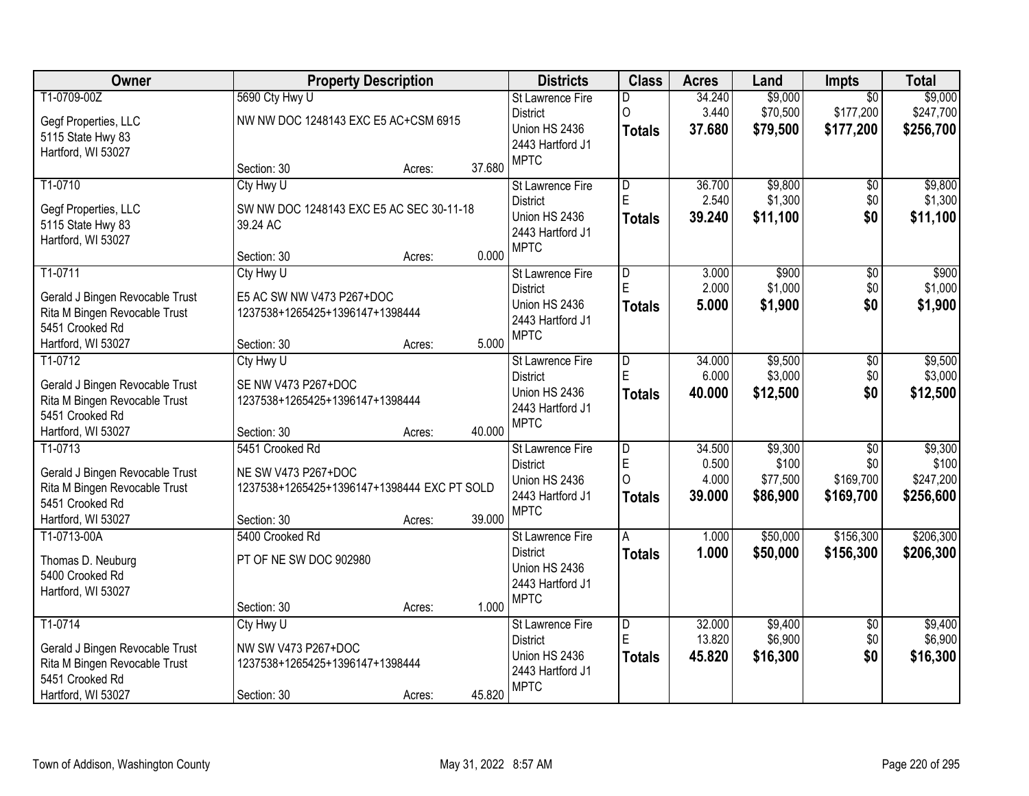| Owner | Property Description | Districts | Class | Acres | Land | Impts | Total |
|---|---|---|---|---|---|---|---|
| T1-0709-00Z<br>Gegf Properties, LLC<br>5115 State Hwy 83<br>Hartford, WI 53027 | 5690 Cty Hwy U<br>NW NW DOC 1248143 EXC E5 AC+CSM 6915<br>Section: 30 Acres: 37.680 | St Lawrence Fire District<br>Union HS 2436<br>2443 Hartford J1<br>MPTC | D<br>O<br>**Totals** | 34.240<br>3.440<br>**37.680** | $9,000<br>$70,500<br>**$79,500** | $0<br>$177,200<br>**$177,200** | $9,000<br>$247,700<br>**$256,700** |
| T1-0710<br>Gegf Properties, LLC<br>5115 State Hwy 83<br>Hartford, WI 53027 | Cty Hwy U<br>SW NW DOC 1248143 EXC E5 AC SEC 30-11-18 39.24 AC<br>Section: 30 Acres: 0.000 | St Lawrence Fire District<br>Union HS 2436<br>2443 Hartford J1<br>MPTC | D<br>E<br>**Totals** | 36.700<br>2.540<br>**39.240** | $9,800<br>$1,300<br>**$11,100** | $0<br>$0<br>**$0** | $9,800<br>$1,300<br>**$11,100** |
| T1-0711<br>Gerald J Bingen Revocable Trust<br>Rita M Bingen Revocable Trust<br>5451 Crooked Rd<br>Hartford, WI 53027 | Cty Hwy U<br>E5 AC SW NW V473 P267+DOC 1237538+1265425+1396147+1398444<br>Section: 30 Acres: 5.000 | St Lawrence Fire District<br>Union HS 2436<br>2443 Hartford J1<br>MPTC | D<br>E<br>**Totals** | 3.000<br>2.000<br>**5.000** | $900<br>$1,000<br>**$1,900** | $0<br>$0<br>**$0** | $900<br>$1,000<br>**$1,900** |
| T1-0712<br>Gerald J Bingen Revocable Trust<br>Rita M Bingen Revocable Trust<br>5451 Crooked Rd<br>Hartford, WI 53027 | Cty Hwy U<br>SE NW V473 P267+DOC 1237538+1265425+1396147+1398444<br>Section: 30 Acres: 40.000 | St Lawrence Fire District<br>Union HS 2436<br>2443 Hartford J1<br>MPTC | D<br>E<br>**Totals** | 34.000<br>6.000<br>**40.000** | $9,500<br>$3,000<br>**$12,500** | $0<br>$0<br>**$0** | $9,500<br>$3,000<br>**$12,500** |
| T1-0713<br>Gerald J Bingen Revocable Trust<br>Rita M Bingen Revocable Trust<br>5451 Crooked Rd<br>Hartford, WI 53027 | 5451 Crooked Rd<br>NE SW V473 P267+DOC 1237538+1265425+1396147+1398444 EXC PT SOLD<br>Section: 30 Acres: 39.000 | St Lawrence Fire District<br>Union HS 2436<br>2443 Hartford J1<br>MPTC | D<br>E<br>O<br>**Totals** | 34.500<br>0.500<br>4.000<br>**39.000** | $9,300<br>$100<br>$77,500<br>**$86,900** | $0<br>$0<br>$169,700<br>**$169,700** | $9,300<br>$100<br>$247,200<br>**$256,600** |
| T1-0713-00A<br>Thomas D. Neuburg<br>5400 Crooked Rd<br>Hartford, WI 53027 | 5400 Crooked Rd<br>PT OF NE SW DOC 902980<br>Section: 30 Acres: 1.000 | St Lawrence Fire District<br>Union HS 2436<br>2443 Hartford J1<br>MPTC | A<br>**Totals** | 1.000<br>**1.000** | $50,000<br>**$50,000** | $156,300<br>**$156,300** | $206,300<br>**$206,300** |
| T1-0714<br>Gerald J Bingen Revocable Trust<br>Rita M Bingen Revocable Trust<br>5451 Crooked Rd<br>Hartford, WI 53027 | Cty Hwy U<br>NW SW V473 P267+DOC 1237538+1265425+1396147+1398444<br>Section: 30 Acres: 45.820 | St Lawrence Fire District<br>Union HS 2436<br>2443 Hartford J1<br>MPTC | D<br>E<br>**Totals** | 32.000<br>13.820<br>**45.820** | $9,400<br>$6,900<br>**$16,300** | $0<br>$0<br>**$0** | $9,400<br>$6,900<br>**$16,300** |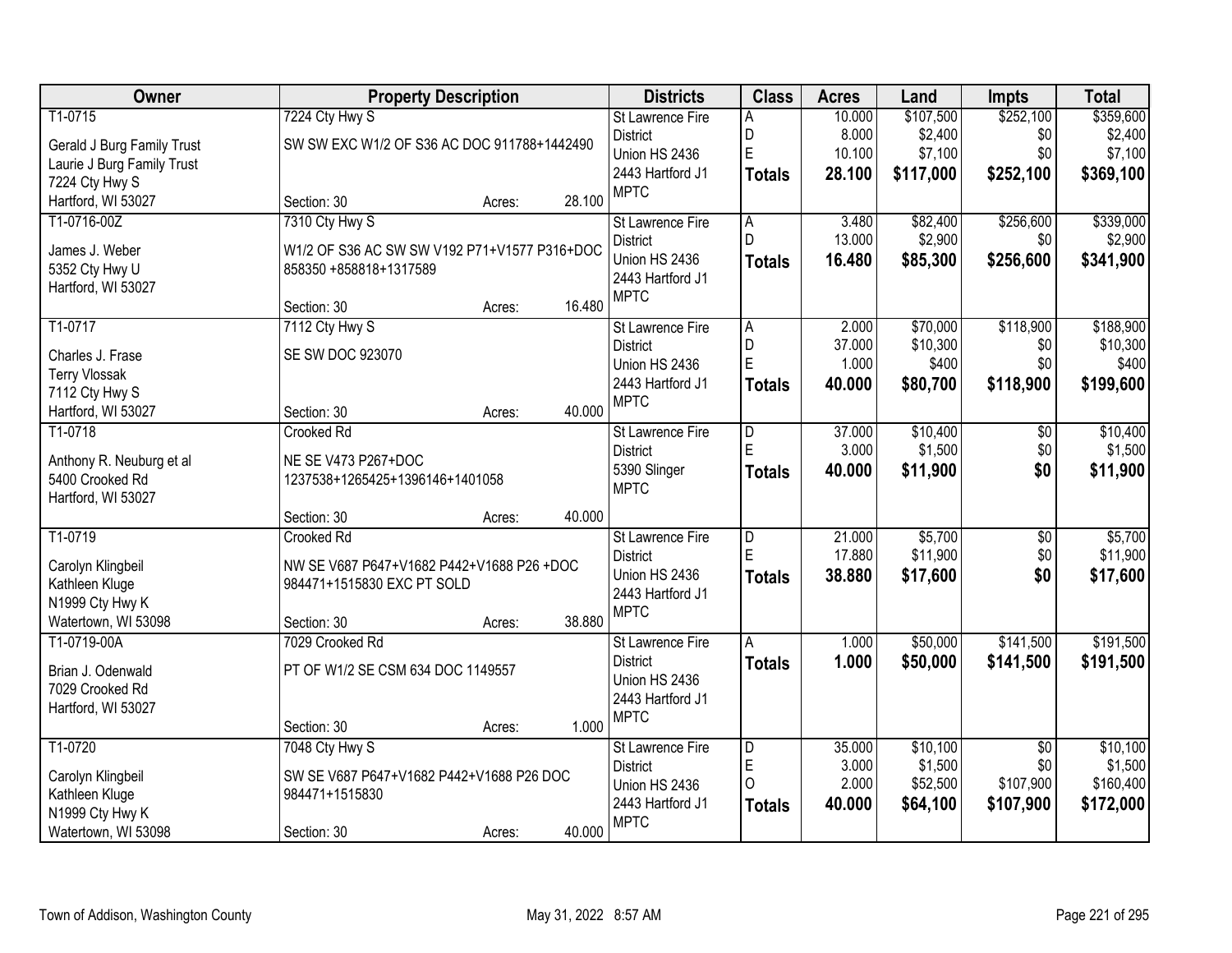| Owner | Property Description | Districts | Class | Acres | Land | Impts | Total |
|---|---|---|---|---|---|---|---|
| T1-0715<br>Gerald J Burg Family Trust<br>Laurie J Burg Family Trust<br>7224 Cty Hwy S<br>Hartford, WI 53027 | 7224 Cty Hwy S<br>SW SW EXC W1/2 OF S36 AC DOC 911788+1442490<br>Section: 30 Acres: 28.100 | St Lawrence Fire District<br>Union HS 2436<br>2443 Hartford J1<br>MPTC | A<br>D<br>E<br>**Totals** | 10.000<br>8.000<br>10.100<br>**28.100** | $107,500<br>$2,400<br>$7,100<br>**$117,000** | $252,100<br>$0<br>$0<br>**$252,100** | $359,600<br>$2,400<br>$7,100<br>**$369,100** |
| T1-0716-00Z<br>James J. Weber<br>5352 Cty Hwy U<br>Hartford, WI 53027 | 7310 Cty Hwy S<br>W1/2 OF S36 AC SW SW V192 P71+V1577 P316+DOC 858350 +858818+1317589<br>Section: 30 Acres: 16.480 | St Lawrence Fire District<br>Union HS 2436<br>2443 Hartford J1<br>MPTC | A<br>D<br>**Totals** | 3.480<br>13.000<br>**16.480** | $82,400<br>$2,900<br>**$85,300** | $256,600<br>$0<br>**$256,600** | $339,000<br>$2,900<br>**$341,900** |
| T1-0717<br>Charles J. Frase<br>Terry Vlossak<br>7112 Cty Hwy S<br>Hartford, WI 53027 | 7112 Cty Hwy S<br>SE SW DOC 923070<br>Section: 30 Acres: 40.000 | St Lawrence Fire District<br>Union HS 2436<br>2443 Hartford J1<br>MPTC | A<br>D<br>E<br>**Totals** | 2.000<br>37.000<br>1.000<br>**40.000** | $70,000<br>$10,300<br>$400<br>**$80,700** | $118,900<br>$0<br>$0<br>**$118,900** | $188,900<br>$10,300<br>$400<br>**$199,600** |
| T1-0718<br>Anthony R. Neuburg et al<br>5400 Crooked Rd<br>Hartford, WI 53027 | Crooked Rd<br>NE SE V473 P267+DOC 1237538+1265425+1396146+1401058<br>Section: 30 Acres: 40.000 | St Lawrence Fire District<br>5390 Slinger<br>MPTC | D<br>E<br>**Totals** | 37.000<br>3.000<br>**40.000** | $10,400<br>$1,500<br>**$11,900** | $0<br>$0<br>**$0** | $10,400<br>$1,500<br>**$11,900** |
| T1-0719<br>Carolyn Klingbeil<br>Kathleen Kluge<br>N1999 Cty Hwy K<br>Watertown, WI 53098 | Crooked Rd<br>NW SE V687 P647+V1682 P442+V1688 P26 +DOC 984471+1515830 EXC PT SOLD<br>Section: 30 Acres: 38.880 | St Lawrence Fire District<br>Union HS 2436<br>2443 Hartford J1<br>MPTC | D<br>E<br>**Totals** | 21.000<br>17.880<br>**38.880** | $5,700<br>$11,900<br>**$17,600** | $0<br>$0<br>**$0** | $5,700<br>$11,900<br>**$17,600** |
| T1-0719-00A<br>Brian J. Odenwald<br>7029 Crooked Rd<br>Hartford, WI 53027 | 7029 Crooked Rd<br>PT OF W1/2 SE CSM 634 DOC 1149557<br>Section: 30 Acres: 1.000 | St Lawrence Fire District<br>Union HS 2436<br>2443 Hartford J1<br>MPTC | A<br>**Totals** | 1.000<br>**1.000** | $50,000<br>**$50,000** | $141,500<br>**$141,500** | $191,500<br>**$191,500** |
| T1-0720<br>Carolyn Klingbeil<br>Kathleen Kluge<br>N1999 Cty Hwy K<br>Watertown, WI 53098 | 7048 Cty Hwy S<br>SW SE V687 P647+V1682 P442+V1688 P26 DOC 984471+1515830<br>Section: 30 Acres: 40.000 | St Lawrence Fire District<br>Union HS 2436<br>2443 Hartford J1<br>MPTC | D<br>E<br>O<br>**Totals** | 35.000<br>3.000<br>2.000<br>**40.000** | $10,100<br>$1,500<br>$52,500<br>**$64,100** | $0<br>$0<br>$107,900<br>**$107,900** | $10,100<br>$1,500<br>$160,400<br>**$172,000** |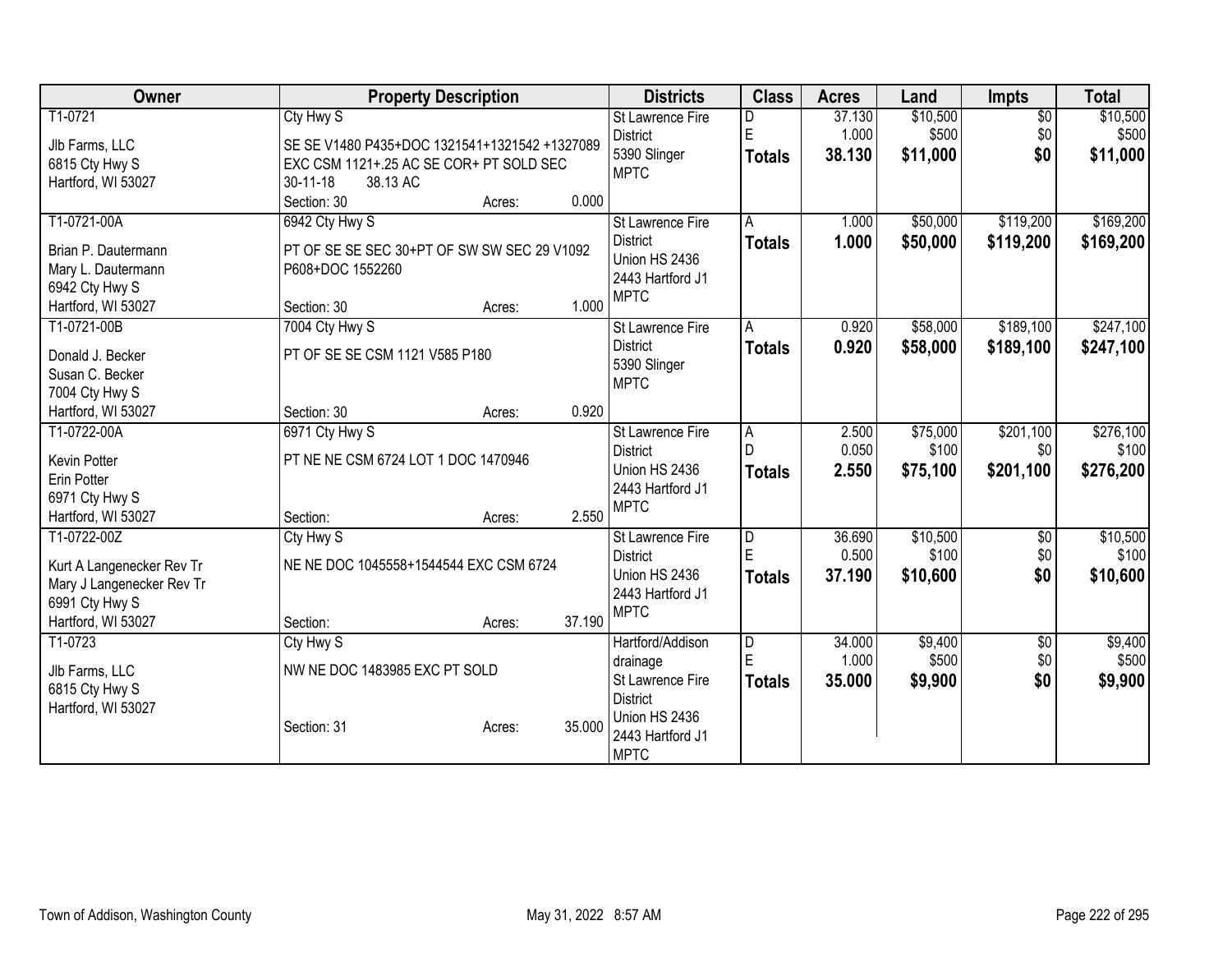| Owner | Property Description | Districts | Class | Acres | Land | Impts | Total |
|---|---|---|---|---|---|---|---|
| T1-0721<br>Jlb Farms, LLC<br>6815 Cty Hwy S<br>Hartford, WI 53027 | Cty Hwy S<br>SE SE V1480 P435+DOC 1321541+1321542 +1327089 EXC CSM 1121+.25 AC SE COR+ PT SOLD SEC 30-11-18 38.13 AC<br>Section: 30 Acres: 0.000 | St Lawrence Fire District<br>5390 Slinger<br>MPTC | D<br>E<br>**Totals** | 37.130<br>1.000<br>**38.130** | $10,500<br>$500<br>**$11,000** | $0<br>$0<br>**$0** | $10,500<br>$500<br>**$11,000** |
| T1-0721-00A<br>Brian P. Dautermann<br>Mary L. Dautermann<br>6942 Cty Hwy S<br>Hartford, WI 53027 | 6942 Cty Hwy S<br>PT OF SE SE SEC 30+PT OF SW SW SEC 29 V1092 P608+DOC 1552260<br>Section: 30 Acres: 1.000 | St Lawrence Fire District<br>Union HS 2436<br>2443 Hartford J1<br>MPTC | A<br>**Totals** | 1.000<br>**1.000** | $50,000<br>**$50,000** | $119,200<br>**$119,200** | $169,200<br>**$169,200** |
| T1-0721-00B<br>Donald J. Becker<br>Susan C. Becker<br>7004 Cty Hwy S<br>Hartford, WI 53027 | 7004 Cty Hwy S<br>PT OF SE SE CSM 1121 V585 P180<br>Section: 30 Acres: 0.920 | St Lawrence Fire District<br>5390 Slinger<br>MPTC | A<br>**Totals** | 0.920<br>**0.920** | $58,000<br>**$58,000** | $189,100<br>**$189,100** | $247,100<br>**$247,100** |
| T1-0722-00A<br>Kevin Potter<br>Erin Potter<br>6971 Cty Hwy S<br>Hartford, WI 53027 | 6971 Cty Hwy S<br>PT NE NE CSM 6724 LOT 1 DOC 1470946<br>Section: Acres: 2.550 | St Lawrence Fire District<br>Union HS 2436<br>2443 Hartford J1<br>MPTC | A<br>D<br>**Totals** | 2.500<br>0.050<br>**2.550** | $75,000<br>$100<br>**$75,100** | $201,100<br>$0<br>**$201,100** | $276,100<br>$100<br>**$276,200** |
| T1-0722-00Z<br>Kurt A Langenecker Rev Tr<br>Mary J Langenecker Rev Tr<br>6991 Cty Hwy S<br>Hartford, WI 53027 | Cty Hwy S<br>NE NE DOC 1045558+1544544 EXC CSM 6724<br>Section: Acres: 37.190 | St Lawrence Fire District<br>Union HS 2436<br>2443 Hartford J1<br>MPTC | D<br>E<br>**Totals** | 36.690<br>0.500<br>**37.190** | $10,500<br>$100<br>**$10,600** | $0<br>$0<br>**$0** | $10,500<br>$100<br>**$10,600** |
| T1-0723<br>Jlb Farms, LLC<br>6815 Cty Hwy S<br>Hartford, WI 53027 | Cty Hwy S<br>NW NE DOC 1483985 EXC PT SOLD<br>Section: 31 Acres: 35.000 | Hartford/Addison drainage<br>St Lawrence Fire District<br>Union HS 2436<br>2443 Hartford J1<br>MPTC | D<br>E<br>**Totals** | 34.000<br>1.000<br>**35.000** | $9,400<br>$500<br>**$9,900** | $0<br>$0<br>**$0** | $9,400<br>$500<br>**$9,900** |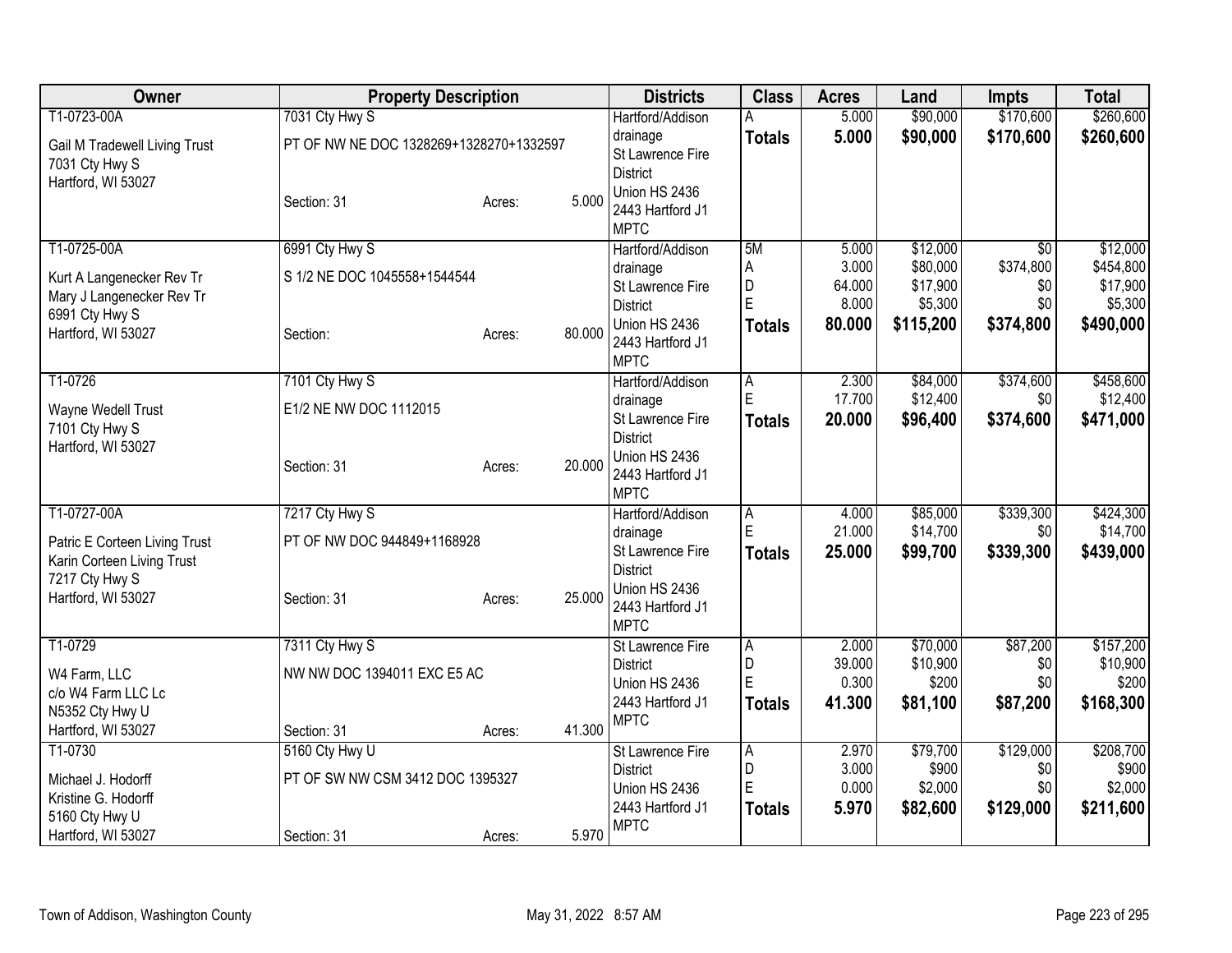| Owner | Property Description | | | Districts | Class | Acres | Land | Impts | Total |
|---|---|---|---|---|---|---|---|---|---|
| T1-0723-00A<br>Gail M Tradewell Living Trust<br>7031 Cty Hwy S<br>Hartford, WI 53027 | 7031 Cty Hwy S<br>PT OF NW NE DOC 1328269+1328270+1332597<br>Section: 31 | Acres: | 5.000 | Hartford/Addison drainage<br>St Lawrence Fire District<br>Union HS 2436<br>2443 Hartford J1<br>MPTC | A<br>**Totals** | 5.000<br>**5.000** | $90,000<br>**$90,000** | $170,600<br>**$170,600** | $260,600<br>**$260,600** |
| T1-0725-00A<br>Kurt A Langenecker Rev Tr<br>Mary J Langenecker Rev Tr<br>6991 Cty Hwy S<br>Hartford, WI 53027 | 6991 Cty Hwy S<br>S 1/2 NE DOC 1045558+1544544<br>Section: | Acres: | 80.000 | Hartford/Addison drainage<br>St Lawrence Fire District<br>Union HS 2436<br>2443 Hartford J1<br>MPTC | 5M<br>A<br>D<br>E<br>**Totals** | 5.000<br>3.000<br>64.000<br>8.000<br>**80.000** | $12,000<br>$80,000<br>$17,900<br>$5,300<br>**$115,200** | $0<br>$374,800<br>$0<br>$0<br>**$374,800** | $12,000<br>$454,800<br>$17,900<br>$5,300<br>**$490,000** |
| T1-0726<br>Wayne Wedell Trust<br>7101 Cty Hwy S<br>Hartford, WI 53027 | 7101 Cty Hwy S<br>E1/2 NE NW DOC 1112015<br>Section: 31 | Acres: | 20.000 | Hartford/Addison drainage<br>St Lawrence Fire District<br>Union HS 2436<br>2443 Hartford J1<br>MPTC | A<br>E<br>**Totals** | 2.300<br>17.700<br>**20.000** | $84,000<br>$12,400<br>**$96,400** | $374,600<br>$0<br>**$374,600** | $458,600<br>$12,400<br>**$471,000** |
| T1-0727-00A<br>Patric E Corteen Living Trust<br>Karin Corteen Living Trust<br>7217 Cty Hwy S<br>Hartford, WI 53027 | 7217 Cty Hwy S<br>PT OF NW DOC 944849+1168928<br>Section: 31 | Acres: | 25.000 | Hartford/Addison drainage<br>St Lawrence Fire District<br>Union HS 2436<br>2443 Hartford J1<br>MPTC | A<br>E<br>**Totals** | 4.000<br>21.000<br>**25.000** | $85,000<br>$14,700<br>**$99,700** | $339,300<br>$0<br>**$339,300** | $424,300<br>$14,700<br>**$439,000** |
| T1-0729<br>W4 Farm, LLC<br>c/o W4 Farm LLC Lc<br>N5352 Cty Hwy U<br>Hartford, WI 53027 | 7311 Cty Hwy S<br>NW NW DOC 1394011 EXC E5 AC<br>Section: 31 | Acres: | 41.300 | St Lawrence Fire District<br>Union HS 2436<br>2443 Hartford J1<br>MPTC | A<br>D<br>E<br>**Totals** | 2.000<br>39.000<br>0.300<br>**41.300** | $70,000<br>$10,900<br>$200<br>**$81,100** | $87,200<br>$0<br>$0<br>**$87,200** | $157,200<br>$10,900<br>$200<br>**$168,300** |
| T1-0730<br>Michael J. Hodorff<br>Kristine G. Hodorff<br>5160 Cty Hwy U<br>Hartford, WI 53027 | 5160 Cty Hwy U<br>PT OF SW NW CSM 3412 DOC 1395327<br>Section: 31 | Acres: | 5.970 | St Lawrence Fire District<br>Union HS 2436<br>2443 Hartford J1<br>MPTC | A<br>D<br>E<br>**Totals** | 2.970<br>3.000<br>0.000<br>**5.970** | $79,700<br>$900<br>$2,000<br>**$82,600** | $129,000<br>$0<br>$0<br>**$129,000** | $208,700<br>$900<br>$2,000<br>**$211,600** |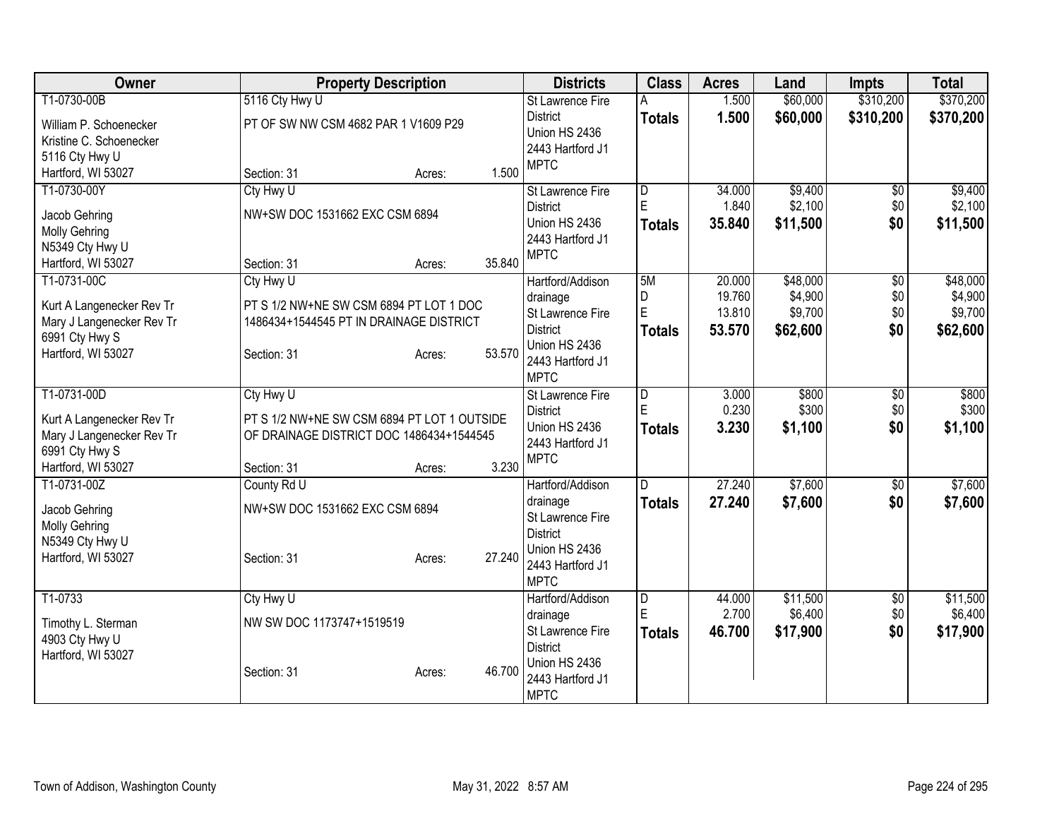| Owner | Property Description | | | Districts | Class | Acres | Land | Impts | Total |
|---|---|---|---|---|---|---|---|---|---|
| T1-0730-00B<br>William P. Schoenecker<br>Kristine C. Schoenecker<br>5116 Cty Hwy U<br>Hartford, WI 53027 | 5116 Cty Hwy U<br>PT OF SW NW CSM 4682 PAR 1 V1609 P29<br>Section: 31 | Acres: | 1.500 | St Lawrence Fire District<br>Union HS 2436<br>2443 Hartford J1<br>MPTC | A<br>**Totals** | 1.500<br>**1.500** | \$60,000<br>**\$60,000** | \$310,200<br>**\$310,200** | \$370,200<br>**\$370,200** |
| T1-0730-00Y<br>Jacob Gehring<br>Molly Gehring<br>N5349 Cty Hwy U<br>Hartford, WI 53027 | Cty Hwy U<br>NW+SW DOC 1531662 EXC CSM 6894<br>Section: 31 | Acres: | 35.840 | St Lawrence Fire District<br>Union HS 2436<br>2443 Hartford J1<br>MPTC | D<br>E<br>**Totals** | 34.000<br>1.840<br>**35.840** | \$9,400<br>\$2,100<br>**\$11,500** | \$0<br>\$0<br>**\$0** | \$9,400<br>\$2,100<br>**\$11,500** |
| T1-0731-00C<br>Kurt A Langenecker Rev Tr<br>Mary J Langenecker Rev Tr<br>6991 Cty Hwy S<br>Hartford, WI 53027 | Cty Hwy U<br>PT S 1/2 NW+NE SW CSM 6894 PT LOT 1 DOC 1486434+1544545 PT IN DRAINAGE DISTRICT<br>Section: 31 | Acres: | 53.570 | Hartford/Addison drainage<br>St Lawrence Fire District<br>Union HS 2436<br>2443 Hartford J1<br>MPTC | 5M<br>D<br>E<br>**Totals** | 20.000<br>19.760<br>13.810<br>**53.570** | \$48,000<br>\$4,900<br>\$9,700<br>**\$62,600** | \$0<br>\$0<br>\$0<br>**\$0** | \$48,000<br>\$4,900<br>\$9,700<br>**\$62,600** |
| T1-0731-00D<br>Kurt A Langenecker Rev Tr<br>Mary J Langenecker Rev Tr<br>6991 Cty Hwy S<br>Hartford, WI 53027 | Cty Hwy U<br>PT S 1/2 NW+NE SW CSM 6894 PT LOT 1 OUTSIDE OF DRAINAGE DISTRICT DOC 1486434+1544545<br>Section: 31 | Acres: | 3.230 | St Lawrence Fire District<br>Union HS 2436<br>2443 Hartford J1<br>MPTC | D<br>E<br>**Totals** | 3.000<br>0.230<br>**3.230** | \$800<br>\$300<br>**\$1,100** | \$0<br>\$0<br>**\$0** | \$800<br>\$300<br>**\$1,100** |
| T1-0731-00Z<br>Jacob Gehring<br>Molly Gehring<br>N5349 Cty Hwy U<br>Hartford, WI 53027 | County Rd U<br>NW+SW DOC 1531662 EXC CSM 6894<br>Section: 31 | Acres: | 27.240 | Hartford/Addison drainage<br>St Lawrence Fire District<br>Union HS 2436<br>2443 Hartford J1<br>MPTC | D<br>**Totals** | 27.240<br>**27.240** | \$7,600<br>**\$7,600** | \$0<br>**\$0** | \$7,600<br>**\$7,600** |
| T1-0733<br>Timothy L. Sterman<br>4903 Cty Hwy U<br>Hartford, WI 53027 | Cty Hwy U<br>NW SW DOC 1173747+1519519<br>Section: 31 | Acres: | 46.700 | Hartford/Addison drainage<br>St Lawrence Fire District<br>Union HS 2436<br>2443 Hartford J1<br>MPTC | D<br>E<br>**Totals** | 44.000<br>2.700<br>**46.700** | \$11,500<br>\$6,400<br>**\$17,900** | \$0<br>\$0<br>**\$0** | \$11,500<br>\$6,400<br>**\$17,900** |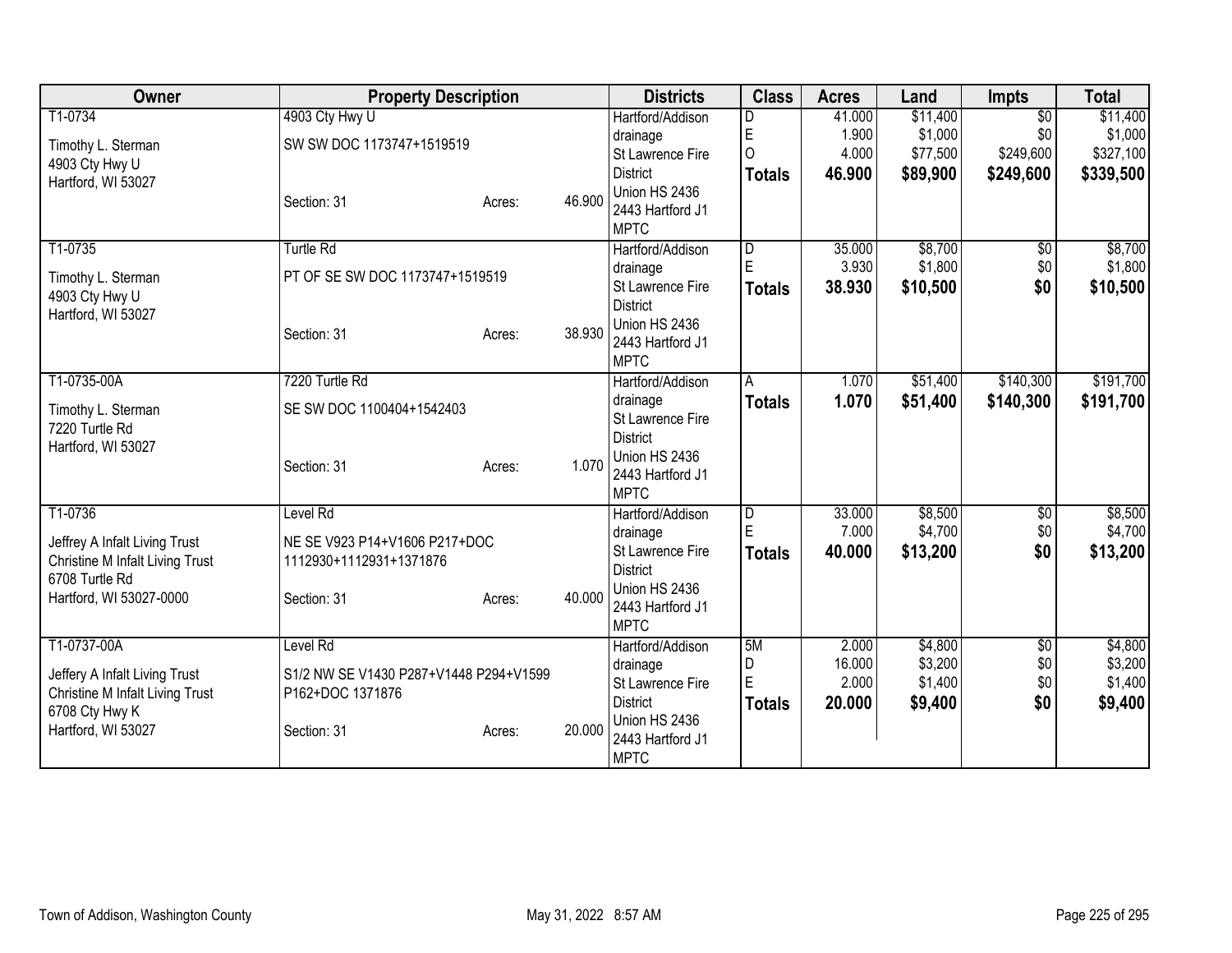| Owner | Property Description | | | Districts | Class | Acres | Land | Impts | Total |
|---|---|---|---|---|---|---|---|---|---|
| T1-0734 | 4903 Cty Hwy U | | | Hartford/Addison | D | 41.000 | $11,400 | $0 | $11,400 |
| Timothy L. Sterman | SW SW DOC 1173747+1519519 | | | drainage | E | 1.900 | $1,000 | $0 | $1,000 |
| 4903 Cty Hwy U | | | | St Lawrence Fire | O | 4.000 | $77,500 | $249,600 | $327,100 |
| Hartford, WI 53027 | | | | District | **Totals** | **46.900** | **$89,900** | **$249,600** | **$339,500** |
| | Section: 31 | Acres: | 46.900 | Union HS 2436 | | | | | |
| | | | | 2443 Hartford J1 | | | | | |
| | | | | MPTC | | | | | |
| T1-0735 | Turtle Rd | | | Hartford/Addison | D | 35.000 | $8,700 | $0 | $8,700 |
| Timothy L. Sterman | PT OF SE SW DOC 1173747+1519519 | | | drainage | E | 3.930 | $1,800 | $0 | $1,800 |
| 4903 Cty Hwy U | | | | St Lawrence Fire | **Totals** | **38.930** | **$10,500** | **$0** | **$10,500** |
| Hartford, WI 53027 | | | | District | | | | | |
| | Section: 31 | Acres: | 38.930 | Union HS 2436 | | | | | |
| | | | | 2443 Hartford J1 | | | | | |
| | | | | MPTC | | | | | |
| T1-0735-00A | 7220 Turtle Rd | | | Hartford/Addison | A | 1.070 | $51,400 | $140,300 | $191,700 |
| Timothy L. Sterman | SE SW DOC 1100404+1542403 | | | drainage | **Totals** | **1.070** | **$51,400** | **$140,300** | **$191,700** |
| 7220 Turtle Rd | | | | St Lawrence Fire | | | | | |
| Hartford, WI 53027 | | | | District | | | | | |
| | Section: 31 | Acres: | 1.070 | Union HS 2436 | | | | | |
| | | | | 2443 Hartford J1 | | | | | |
| | | | | MPTC | | | | | |
| T1-0736 | Level Rd | | | Hartford/Addison | D | 33.000 | $8,500 | $0 | $8,500 |
| Jeffrey A Infalt Living Trust | NE SE V923 P14+V1606 P217+DOC | | | drainage | E | 7.000 | $4,700 | $0 | $4,700 |
| Christine M Infalt Living Trust | 1112930+1112931+1371876 | | | St Lawrence Fire | **Totals** | **40.000** | **$13,200** | **$0** | **$13,200** |
| 6708 Turtle Rd | | | | District | | | | | |
| Hartford, WI 53027-0000 | Section: 31 | Acres: | 40.000 | Union HS 2436 | | | | | |
| | | | | 2443 Hartford J1 | | | | | |
| | | | | MPTC | | | | | |
| T1-0737-00A | Level Rd | | | Hartford/Addison | 5M | 2.000 | $4,800 | $0 | $4,800 |
| Jeffery A Infalt Living Trust | S1/2 NW SE V1430 P287+V1448 P294+V1599 | | | drainage | D | 16.000 | $3,200 | $0 | $3,200 |
| Christine M Infalt Living Trust | P162+DOC 1371876 | | | St Lawrence Fire | E | 2.000 | $1,400 | $0 | $1,400 |
| 6708 Cty Hwy K | | | | District | **Totals** | **20.000** | **$9,400** | **$0** | **$9,400** |
| Hartford, WI 53027 | Section: 31 | Acres: | 20.000 | Union HS 2436 | | | | | |
| | | | | 2443 Hartford J1 | | | | | |
| | | | | MPTC | | | | | |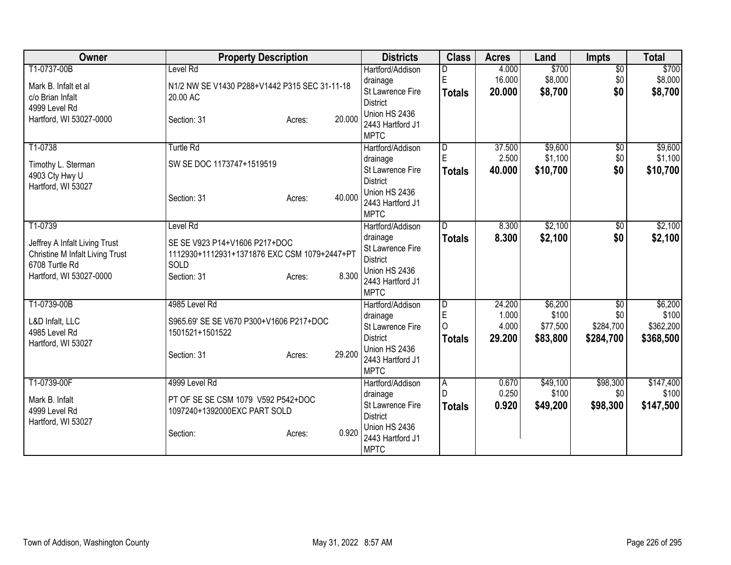| Owner | Property Description | | | Districts | Class | Acres | Land | Impts | Total |
|---|---|---|---|---|---|---|---|---|---|
| T1-0737-00B<br>Mark B. Infalt et al<br>c/o Brian Infalt<br>4999 Level Rd<br>Hartford, WI 53027-0000 | Level Rd<br>N1/2 NW SE V1430 P288+V1442 P315 SEC 31-11-18 20.00 AC<br>Section: 31 | Acres: | 20.000 | Hartford/Addison drainage<br>St Lawrence Fire District<br>Union HS 2436<br>2443 Hartford J1<br>MPTC | D<br>E<br>**Totals** | 4.000<br>16.000<br>**20.000** | $700<br>$8,000<br>**$8,700** | $0<br>$0<br>**$0** | $700<br>$8,000<br>**$8,700** |
| T1-0738<br>Timothy L. Sterman<br>4903 Cty Hwy U<br>Hartford, WI 53027 | Turtle Rd<br>SW SE DOC 1173747+1519519<br>Section: 31 | Acres: | 40.000 | Hartford/Addison drainage<br>St Lawrence Fire District<br>Union HS 2436<br>2443 Hartford J1<br>MPTC | D<br>E<br>**Totals** | 37.500<br>2.500<br>**40.000** | $9,600<br>$1,100<br>**$10,700** | $0<br>$0<br>**$0** | $9,600<br>$1,100<br>**$10,700** |
| T1-0739<br>Jeffrey A Infalt Living Trust<br>Christine M Infalt Living Trust<br>6708 Turtle Rd<br>Hartford, WI 53027-0000 | Level Rd<br>SE SE V923 P14+V1606 P217+DOC 1112930+1112931+1371876 EXC CSM 1079+2447+PT SOLD<br>Section: 31 | Acres: | 8.300 | Hartford/Addison drainage<br>St Lawrence Fire District<br>Union HS 2436<br>2443 Hartford J1<br>MPTC | D<br>**Totals** | 8.300<br>**8.300** | $2,100<br>**$2,100** | $0<br>**$0** | $2,100<br>**$2,100** |
| T1-0739-00B<br>L&D Infalt, LLC<br>4985 Level Rd<br>Hartford, WI 53027 | 4985 Level Rd<br>S965.69' SE SE V670 P300+V1606 P217+DOC 1501521+1501522<br>Section: 31 | Acres: | 29.200 | Hartford/Addison drainage<br>St Lawrence Fire District<br>Union HS 2436<br>2443 Hartford J1<br>MPTC | D<br>E<br>O<br>**Totals** | 24.200<br>1.000<br>4.000<br>**29.200** | $6,200<br>$100<br>$77,500<br>**$83,800** | $0<br>$0<br>$284,700<br>**$284,700** | $6,200<br>$100<br>$362,200<br>**$368,500** |
| T1-0739-00F<br>Mark B. Infalt<br>4999 Level Rd<br>Hartford, WI 53027 | 4999 Level Rd<br>PT OF SE SE CSM 1079 V592 P542+DOC 1097240+1392000EXC PART SOLD<br>Section: | Acres: | 0.920 | Hartford/Addison drainage<br>St Lawrence Fire District<br>Union HS 2436<br>2443 Hartford J1<br>MPTC | A<br>D<br>**Totals** | 0.670<br>0.250<br>**0.920** | $49,100<br>$100<br>**$49,200** | $98,300<br>$0<br>**$98,300** | $147,400<br>$100<br>**$147,500** |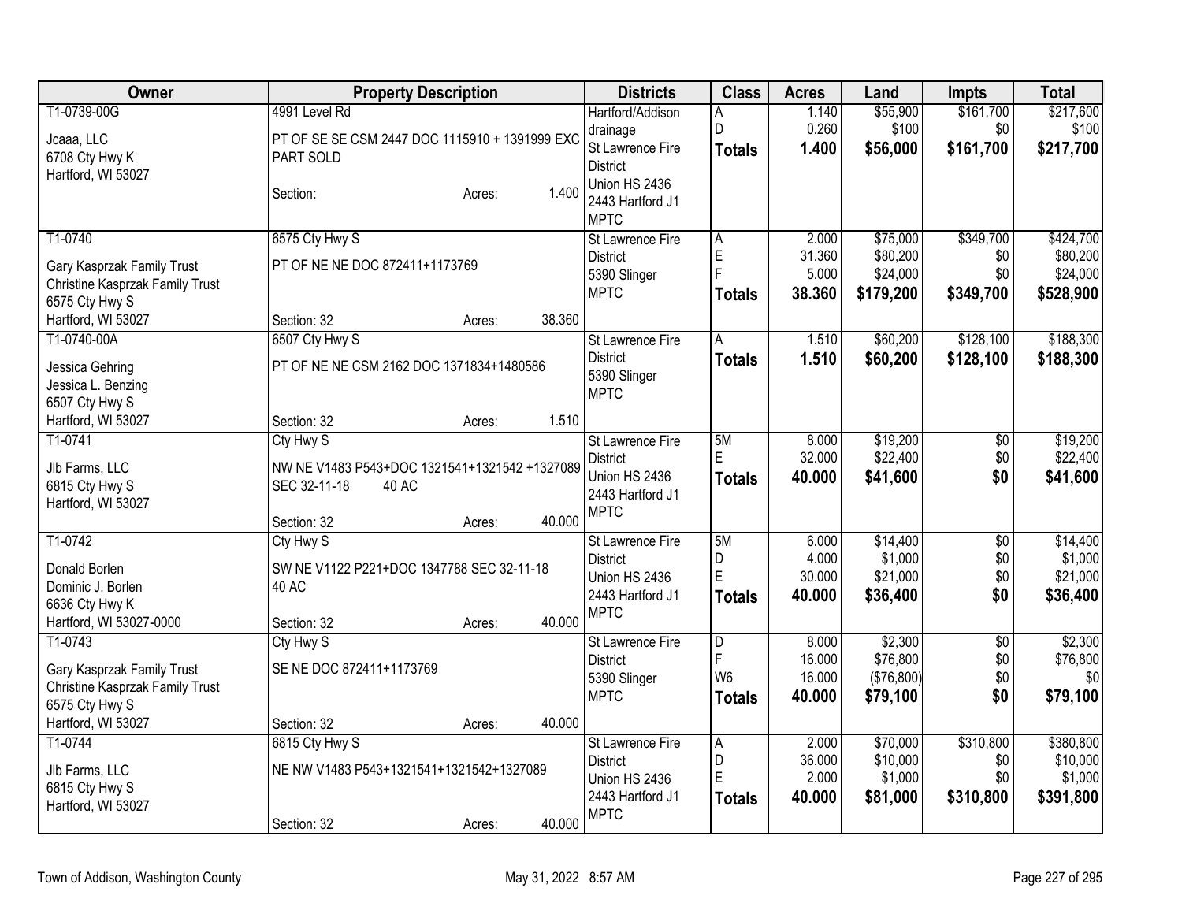| Owner | Property Description | Districts | Class | Acres | Land | Impts | Total |
|---|---|---|---|---|---|---|---|
| T1-0739-00G<br>Jcaaa, LLC<br>6708 Cty Hwy K<br>Hartford, WI 53027 | 4991 Level Rd<br>PT OF SE SE CSM 2447 DOC 1115910 + 1391999 EXC PART SOLD<br>Section: Acres: 1.400 | Hartford/Addison drainage<br>St Lawrence Fire District<br>Union HS 2436<br>2443 Hartford J1<br>MPTC | A<br>D<br>**Totals** | 1.140<br>0.260<br>**1.400** | $55,900<br>$100<br>**$56,000** | $161,700<br>$0<br>**$161,700** | $217,600<br>$100<br>**$217,700** |
| T1-0740<br>Gary Kasprzak Family Trust<br>Christine Kasprzak Family Trust<br>6575 Cty Hwy S<br>Hartford, WI 53027 | 6575 Cty Hwy S<br>PT OF NE NE DOC 872411+1173769<br>Section: 32 Acres: 38.360 | St Lawrence Fire District<br>5390 Slinger<br>MPTC | A<br>E<br>F<br>**Totals** | 2.000<br>31.360<br>5.000<br>**38.360** | $75,000<br>$80,200<br>$24,000<br>**$179,200** | $349,700<br>$0<br>$0<br>**$349,700** | $424,700<br>$80,200<br>$24,000<br>**$528,900** |
| T1-0740-00A<br>Jessica Gehring<br>Jessica L. Benzing<br>6507 Cty Hwy S<br>Hartford, WI 53027 | 6507 Cty Hwy S<br>PT OF NE NE CSM 2162 DOC 1371834+1480586<br>Section: 32 Acres: 1.510 | St Lawrence Fire District<br>5390 Slinger<br>MPTC | A<br>**Totals** | 1.510<br>**1.510** | $60,200<br>**$60,200** | $128,100<br>**$128,100** | $188,300<br>**$188,300** |
| T1-0741<br>Jlb Farms, LLC<br>6815 Cty Hwy S<br>Hartford, WI 53027 | Cty Hwy S<br>NW NE V1483 P543+DOC 1321541+1321542 +1327089 SEC 32-11-18 40 AC<br>Section: 32 Acres: 40.000 | St Lawrence Fire District<br>Union HS 2436<br>2443 Hartford J1<br>MPTC | 5M<br>E<br>**Totals** | 8.000<br>32.000<br>**40.000** | $19,200<br>$22,400<br>**$41,600** | $0<br>$0<br>**$0** | $19,200<br>$22,400<br>**$41,600** |
| T1-0742<br>Donald Borlen<br>Dominic J. Borlen<br>6636 Cty Hwy K<br>Hartford, WI 53027-0000 | Cty Hwy S<br>SW NE V1122 P221+DOC 1347788 SEC 32-11-18 40 AC<br>Section: 32 Acres: 40.000 | St Lawrence Fire District<br>Union HS 2436<br>2443 Hartford J1<br>MPTC | 5M<br>D<br>E<br>**Totals** | 6.000<br>4.000<br>30.000<br>**40.000** | $14,400<br>$1,000<br>$21,000<br>**$36,400** | $0<br>$0<br>$0<br>**$0** | $14,400<br>$1,000<br>$21,000<br>**$36,400** |
| T1-0743<br>Gary Kasprzak Family Trust<br>Christine Kasprzak Family Trust<br>6575 Cty Hwy S<br>Hartford, WI 53027 | Cty Hwy S<br>SE NE DOC 872411+1173769<br>Section: 32 Acres: 40.000 | St Lawrence Fire District<br>5390 Slinger<br>MPTC | D<br>F<br>W6<br>**Totals** | 8.000<br>16.000<br>16.000<br>**40.000** | $2,300<br>$76,800<br>($76,800)<br>**$79,100** | $0<br>$0<br>$0<br>**$0** | $2,300<br>$76,800<br>$0<br>**$79,100** |
| T1-0744<br>Jlb Farms, LLC<br>6815 Cty Hwy S<br>Hartford, WI 53027 | 6815 Cty Hwy S<br>NE NW V1483 P543+1321541+1321542+1327089<br>Section: 32 Acres: 40.000 | St Lawrence Fire District<br>Union HS 2436<br>2443 Hartford J1<br>MPTC | A<br>D<br>E<br>**Totals** | 2.000<br>36.000<br>2.000<br>**40.000** | $70,000<br>$10,000<br>$1,000<br>**$81,000** | $310,800<br>$0<br>$0<br>**$310,800** | $380,800<br>$10,000<br>$1,000<br>**$391,800** |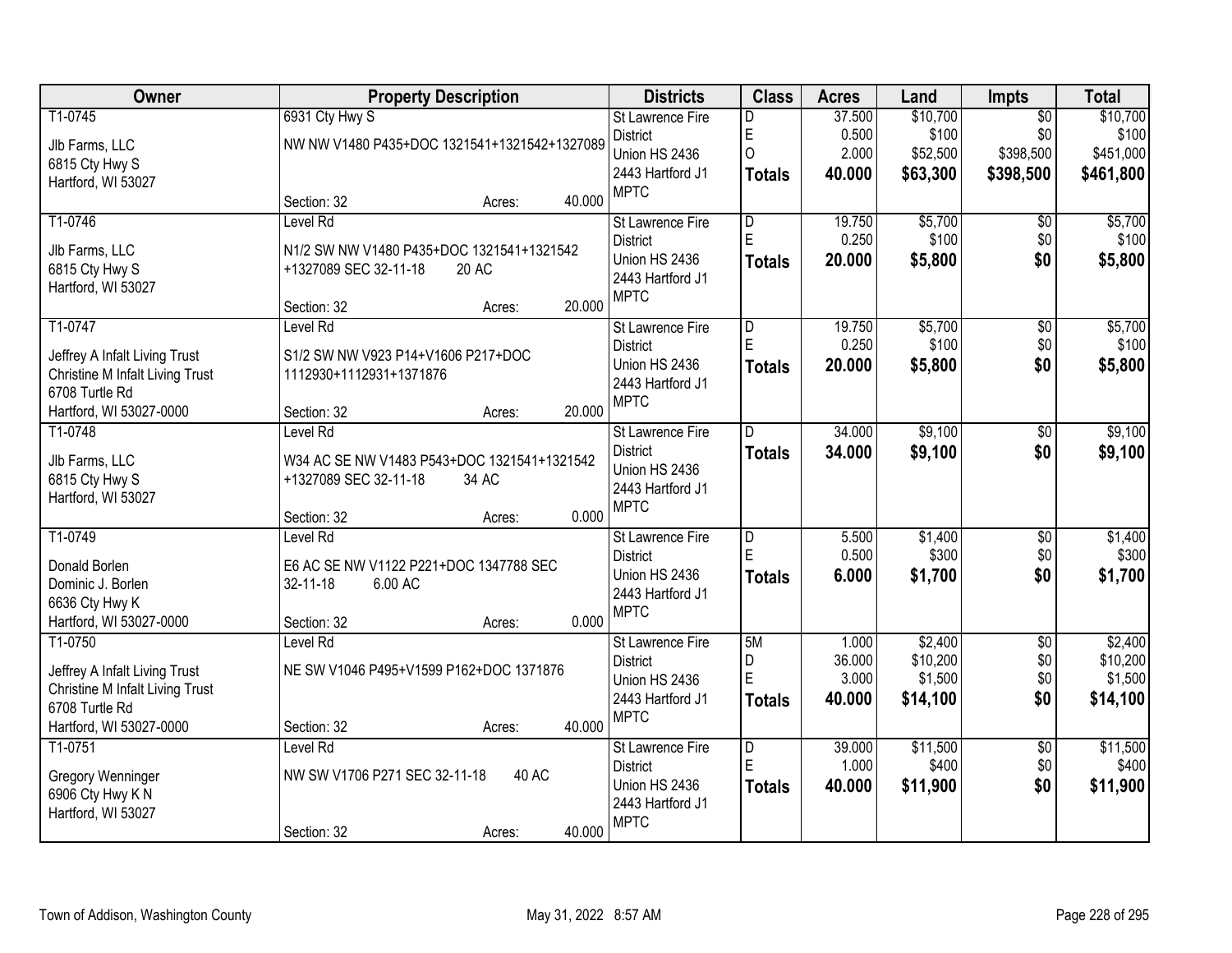| Owner | Property Description | Districts | Class | Acres | Land | Impts | Total |
|---|---|---|---|---|---|---|---|
| T1-0745<br>Jlb Farms, LLC<br>6815 Cty Hwy S<br>Hartford, WI 53027 | 6931 Cty Hwy S<br>NW NW V1480 P435+DOC 1321541+1321542+1327089<br>Section: 32 Acres: 40.000 | St Lawrence Fire District<br>Union HS 2436<br>2443 Hartford J1<br>MPTC | D<br>E<br>O<br>**Totals** | 37.500<br>0.500<br>2.000<br>**40.000** | $10,700<br>$100<br>$52,500<br>**$63,300** | $0<br>$0<br>$398,500<br>**$398,500** | $10,700<br>$100<br>$451,000<br>**$461,800** |
| T1-0746<br>Jlb Farms, LLC<br>6815 Cty Hwy S<br>Hartford, WI 53027 | Level Rd<br>N1/2 SW NW V1480 P435+DOC 1321541+1321542 +1327089 SEC 32-11-18 20 AC<br>Section: 32 Acres: 20.000 | St Lawrence Fire District<br>Union HS 2436<br>2443 Hartford J1<br>MPTC | D<br>E<br>**Totals** | 19.750<br>0.250<br>**20.000** | $5,700<br>$100<br>**$5,800** | $0<br>$0<br>**$0** | $5,700<br>$100<br>**$5,800** |
| T1-0747<br>Jeffrey A Infalt Living Trust<br>Christine M Infalt Living Trust<br>6708 Turtle Rd<br>Hartford, WI 53027-0000 | Level Rd<br>S1/2 SW NW V923 P14+V1606 P217+DOC 1112930+1112931+1371876<br>Section: 32 Acres: 20.000 | St Lawrence Fire District<br>Union HS 2436<br>2443 Hartford J1<br>MPTC | D<br>E<br>**Totals** | 19.750<br>0.250<br>**20.000** | $5,700<br>$100<br>**$5,800** | $0<br>$0<br>**$0** | $5,700<br>$100<br>**$5,800** |
| T1-0748<br>Jlb Farms, LLC<br>6815 Cty Hwy S<br>Hartford, WI 53027 | Level Rd<br>W34 AC SE NW V1483 P543+DOC 1321541+1321542 +1327089 SEC 32-11-18 34 AC<br>Section: 32 Acres: 0.000 | St Lawrence Fire District<br>Union HS 2436<br>2443 Hartford J1<br>MPTC | D<br>**Totals** | 34.000<br>**34.000** | $9,100<br>**$9,100** | $0<br>**$0** | $9,100<br>**$9,100** |
| T1-0749<br>Donald Borlen<br>Dominic J. Borlen<br>6636 Cty Hwy K<br>Hartford, WI 53027-0000 | Level Rd<br>E6 AC SE NW V1122 P221+DOC 1347788 SEC 32-11-18 6.00 AC<br>Section: 32 Acres: 0.000 | St Lawrence Fire District<br>Union HS 2436<br>2443 Hartford J1<br>MPTC | D<br>E<br>**Totals** | 5.500<br>0.500<br>**6.000** | $1,400<br>$300<br>**$1,700** | $0<br>$0<br>**$0** | $1,400<br>$300<br>**$1,700** |
| T1-0750<br>Jeffrey A Infalt Living Trust<br>Christine M Infalt Living Trust<br>6708 Turtle Rd<br>Hartford, WI 53027-0000 | Level Rd<br>NE SW V1046 P495+V1599 P162+DOC 1371876<br>Section: 32 Acres: 40.000 | St Lawrence Fire District<br>Union HS 2436<br>2443 Hartford J1<br>MPTC | 5M<br>D<br>E<br>**Totals** | 1.000<br>36.000<br>3.000<br>**40.000** | $2,400<br>$10,200<br>$1,500<br>**$14,100** | $0<br>$0<br>$0<br>**$0** | $2,400<br>$10,200<br>$1,500<br>**$14,100** |
| T1-0751<br>Gregory Wenninger<br>6906 Cty Hwy K N<br>Hartford, WI 53027 | Level Rd<br>NW SW V1706 P271 SEC 32-11-18 40 AC<br>Section: 32 Acres: 40.000 | St Lawrence Fire District<br>Union HS 2436<br>2443 Hartford J1<br>MPTC | D<br>E<br>**Totals** | 39.000<br>1.000<br>**40.000** | $11,500<br>$400<br>**$11,900** | $0<br>$0<br>**$0** | $11,500<br>$400<br>**$11,900** |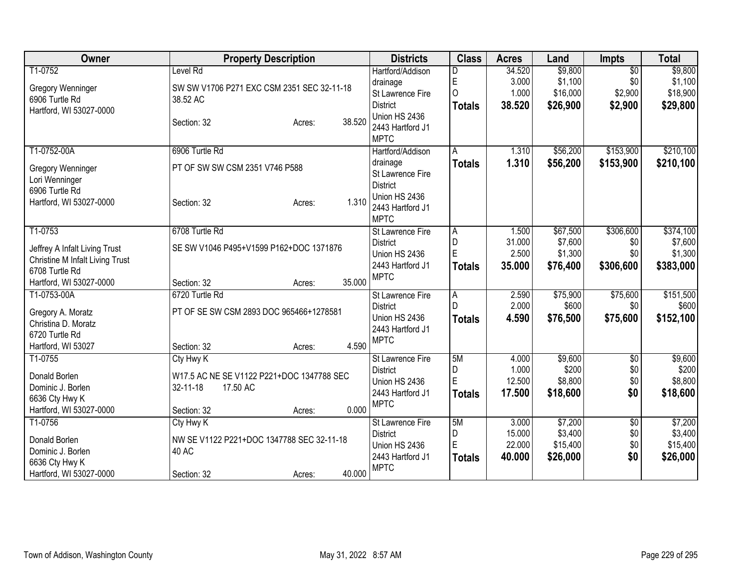| Owner | Property Description | Districts | Class | Acres | Land | Impts | Total |
|---|---|---|---|---|---|---|---|
| T1-0752<br>Gregory Wenninger<br>6906 Turtle Rd<br>Hartford, WI 53027-0000 | Level Rd<br>SW SW V1706 P271 EXC CSM 2351 SEC 32-11-18 38.52 AC<br>Section: 32 Acres: 38.520 | Hartford/Addison drainage<br>St Lawrence Fire District<br>Union HS 2436<br>2443 Hartford J1<br>MPTC | D<br>E<br>O<br>**Totals** | 34.520<br>3.000<br>1.000<br>**38.520** | $9,800<br>$1,100<br>$16,000<br>**$26,900** | $0<br>$0<br>$2,900<br>**$2,900** | $9,800<br>$1,100<br>$18,900<br>**$29,800** |
| T1-0752-00A<br>Gregory Wenninger<br>Lori Wenninger<br>6906 Turtle Rd<br>Hartford, WI 53027-0000 | 6906 Turtle Rd<br>PT OF SW SW CSM 2351 V746 P588<br>Section: 32 Acres: 1.310 | Hartford/Addison drainage<br>St Lawrence Fire District<br>Union HS 2436<br>2443 Hartford J1<br>MPTC | A<br>**Totals** | 1.310<br>**1.310** | $56,200<br>**$56,200** | $153,900<br>**$153,900** | $210,100<br>**$210,100** |
| T1-0753<br>Jeffrey A Infalt Living Trust<br>Christine M Infalt Living Trust<br>6708 Turtle Rd<br>Hartford, WI 53027-0000 | 6708 Turtle Rd<br>SE SW V1046 P495+V1599 P162+DOC 1371876<br>Section: 32 Acres: 35.000 | St Lawrence Fire District<br>Union HS 2436<br>2443 Hartford J1<br>MPTC | A<br>D<br>E<br>**Totals** | 1.500<br>31.000<br>2.500<br>**35.000** | $67,500<br>$7,600<br>$1,300<br>**$76,400** | $306,600<br>$0<br>$0<br>**$306,600** | $374,100<br>$7,600<br>$1,300<br>**$383,000** |
| T1-0753-00A<br>Gregory A. Moratz<br>Christina D. Moratz<br>6720 Turtle Rd<br>Hartford, WI 53027 | 6720 Turtle Rd<br>PT OF SE SW CSM 2893 DOC 965466+1278581<br>Section: 32 Acres: 4.590 | St Lawrence Fire District<br>Union HS 2436<br>2443 Hartford J1<br>MPTC | A<br>D<br>**Totals** | 2.590<br>2.000<br>**4.590** | $75,900<br>$600<br>**$76,500** | $75,600<br>$0<br>**$75,600** | $151,500<br>$600<br>**$152,100** |
| T1-0755<br>Donald Borlen<br>Dominic J. Borlen<br>6636 Cty Hwy K<br>Hartford, WI 53027-0000 | Cty Hwy K<br>W17.5 AC NE SE V1122 P221+DOC 1347788 SEC 32-11-18 17.50 AC<br>Section: 32 Acres: 0.000 | St Lawrence Fire District<br>Union HS 2436<br>2443 Hartford J1<br>MPTC | 5M<br>D<br>E<br>**Totals** | 4.000<br>1.000<br>12.500<br>**17.500** | $9,600<br>$200<br>$8,800<br>**$18,600** | $0<br>$0<br>$0<br>**$0** | $9,600<br>$200<br>$8,800<br>**$18,600** |
| T1-0756<br>Donald Borlen<br>Dominic J. Borlen<br>6636 Cty Hwy K<br>Hartford, WI 53027-0000 | Cty Hwy K<br>NW SE V1122 P221+DOC 1347788 SEC 32-11-18 40 AC<br>Section: 32 Acres: 40.000 | St Lawrence Fire District<br>Union HS 2436<br>2443 Hartford J1<br>MPTC | 5M<br>D<br>E<br>**Totals** | 3.000<br>15.000<br>22.000<br>**40.000** | $7,200<br>$3,400<br>$15,400<br>**$26,000** | $0<br>$0<br>$0<br>**$0** | $7,200<br>$3,400<br>$15,400<br>**$26,000** |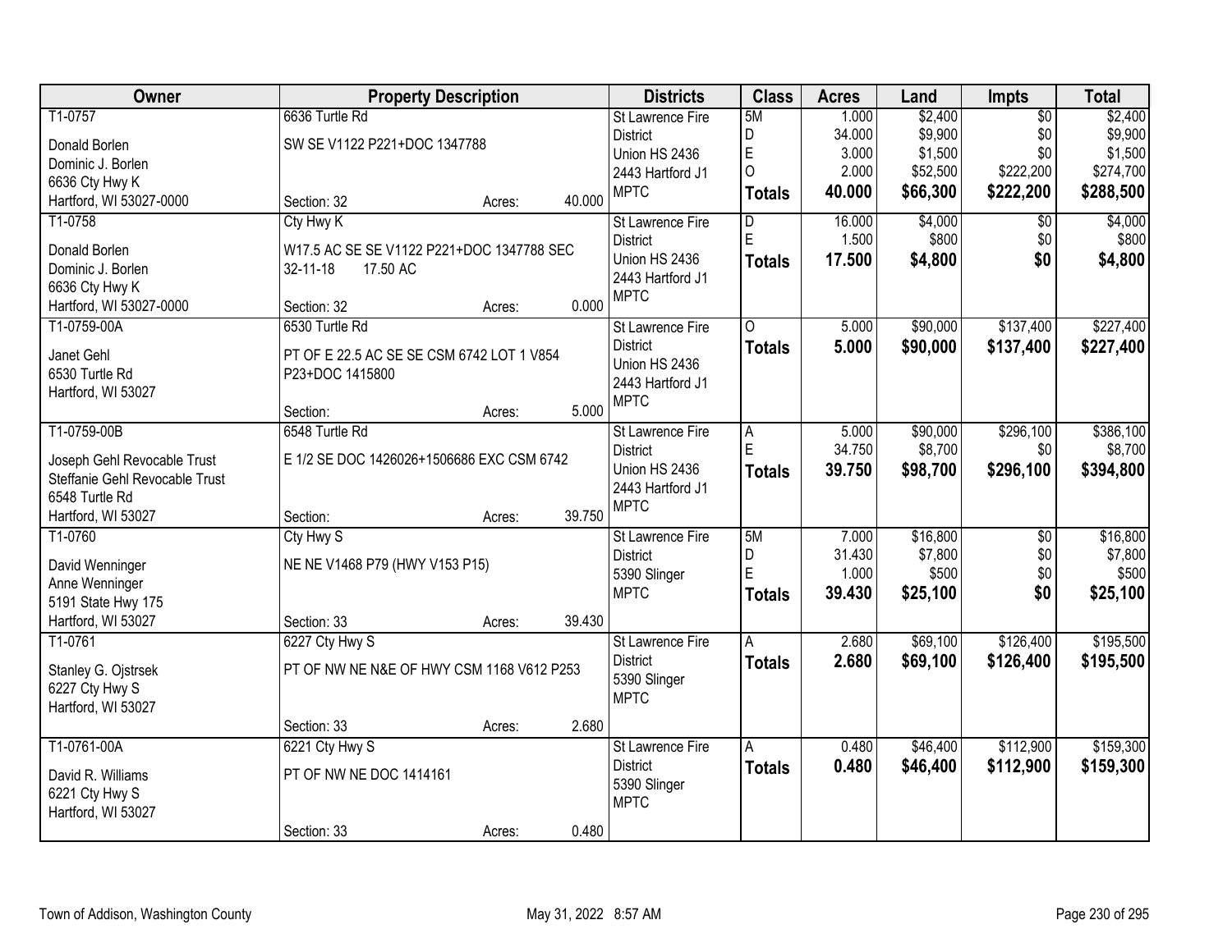| Owner | Property Description | Districts | Class | Acres | Land | Impts | Total |
|---|---|---|---|---|---|---|---|
| T1-0757<br>Donald Borlen<br>Dominic J. Borlen<br>6636 Cty Hwy K<br>Hartford, WI 53027-0000 | 6636 Turtle Rd<br>SW SE V1122 P221+DOC 1347788<br>Section: 32 Acres: 40.000 | St Lawrence Fire District<br>Union HS 2436<br>2443 Hartford J1<br>MPTC | 5M<br>D<br>E<br>O<br>**Totals** | 1.000<br>34.000<br>3.000<br>2.000<br>**40.000** | $2,400<br>$9,900<br>$1,500<br>$52,500<br>**$66,300** | $0<br>$0<br>$0<br>$222,200<br>**$222,200** | $2,400<br>$9,900<br>$1,500<br>$274,700<br>**$288,500** |
| T1-0758<br>Donald Borlen<br>Dominic J. Borlen<br>6636 Cty Hwy K<br>Hartford, WI 53027-0000 | Cty Hwy K<br>W17.5 AC SE SE V1122 P221+DOC 1347788 SEC 32-11-18 17.50 AC<br>Section: 32 Acres: 0.000 | St Lawrence Fire District<br>Union HS 2436<br>2443 Hartford J1<br>MPTC | D<br>E<br>**Totals** | 16.000<br>1.500<br>**17.500** | $4,000<br>$800<br>**$4,800** | $0<br>$0<br>**$0** | $4,000<br>$800<br>**$4,800** |
| T1-0759-00A<br>Janet Gehl<br>6530 Turtle Rd<br>Hartford, WI 53027 | 6530 Turtle Rd<br>PT OF E 22.5 AC SE SE CSM 6742 LOT 1 V854 P23+DOC 1415800<br>Section: Acres: 5.000 | St Lawrence Fire District<br>Union HS 2436<br>2443 Hartford J1<br>MPTC | O<br>**Totals** | 5.000<br>**5.000** | $90,000<br>**$90,000** | $137,400<br>**$137,400** | $227,400<br>**$227,400** |
| T1-0759-00B<br>Joseph Gehl Revocable Trust<br>Steffanie Gehl Revocable Trust<br>6548 Turtle Rd<br>Hartford, WI 53027 | 6548 Turtle Rd<br>E 1/2 SE DOC 1426026+1506686 EXC CSM 6742<br>Section: Acres: 39.750 | St Lawrence Fire District<br>Union HS 2436<br>2443 Hartford J1<br>MPTC | A<br>E<br>**Totals** | 5.000<br>34.750<br>**39.750** | $90,000<br>$8,700<br>**$98,700** | $296,100<br>$0<br>**$296,100** | $386,100<br>$8,700<br>**$394,800** |
| T1-0760<br>David Wenninger<br>Anne Wenninger<br>5191 State Hwy 175<br>Hartford, WI 53027 | Cty Hwy S<br>NE NE V1468 P79 (HWY V153 P15)<br>Section: 33 Acres: 39.430 | St Lawrence Fire District<br>5390 Slinger<br>MPTC | 5M<br>D<br>E<br>**Totals** | 7.000<br>31.430<br>1.000<br>**39.430** | $16,800<br>$7,800<br>$500<br>**$25,100** | $0<br>$0<br>$0<br>**$0** | $16,800<br>$7,800<br>$500<br>**$25,100** |
| T1-0761<br>Stanley G. Ojstrsek<br>6227 Cty Hwy S<br>Hartford, WI 53027 | 6227 Cty Hwy S<br>PT OF NW NE N&E OF HWY CSM 1168 V612 P253<br>Section: 33 Acres: 2.680 | St Lawrence Fire District<br>5390 Slinger<br>MPTC | A<br>**Totals** | 2.680<br>**2.680** | $69,100<br>**$69,100** | $126,400<br>**$126,400** | $195,500<br>**$195,500** |
| T1-0761-00A<br>David R. Williams<br>6221 Cty Hwy S<br>Hartford, WI 53027 | 6221 Cty Hwy S<br>PT OF NW NE DOC 1414161<br>Section: 33 Acres: 0.480 | St Lawrence Fire District<br>5390 Slinger<br>MPTC | A<br>**Totals** | 0.480<br>**0.480** | $46,400<br>**$46,400** | $112,900<br>**$112,900** | $159,300<br>**$159,300** |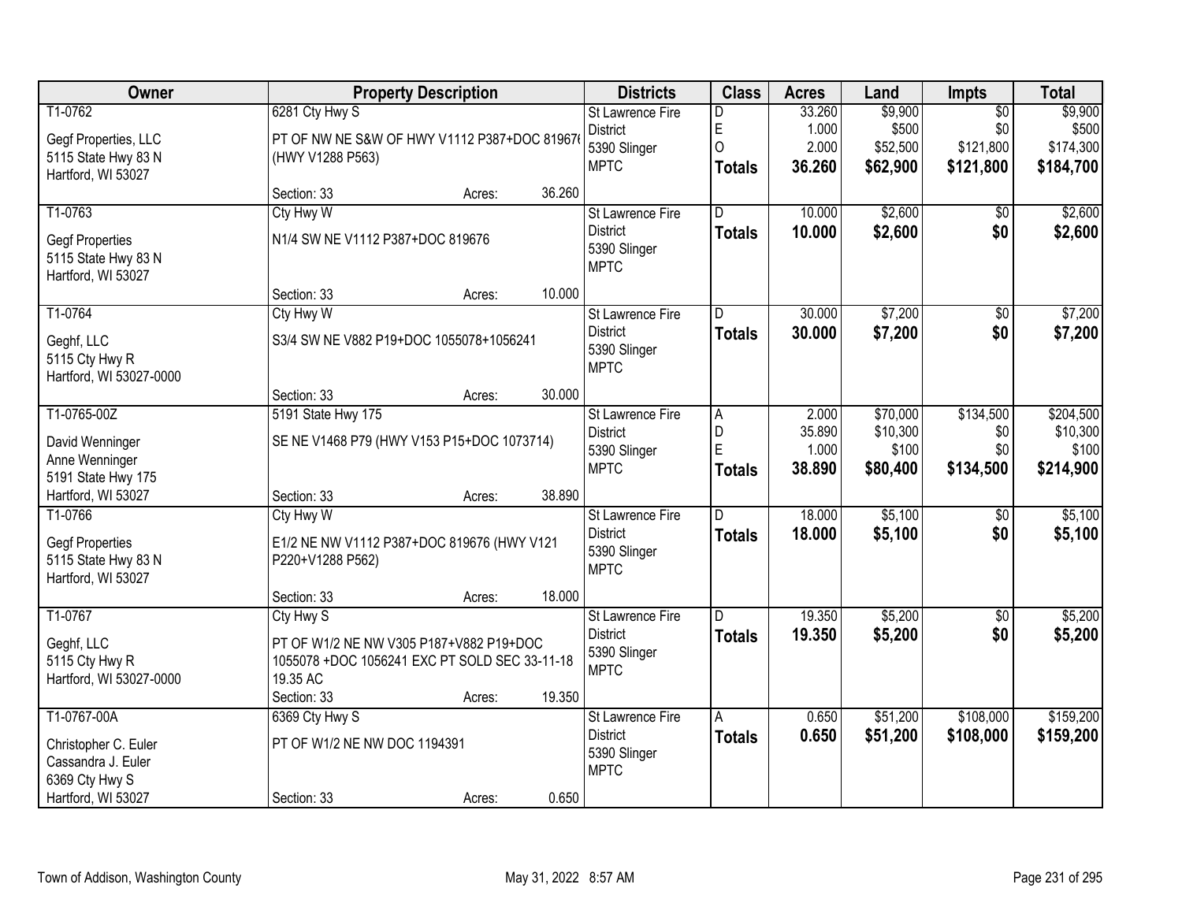| Owner | Property Description | | | Districts | Class | Acres | Land | Impts | Total |
|---|---|---|---|---|---|---|---|---|---|
| T1-0762<br>Gegf Properties, LLC<br>5115 State Hwy 83 N<br>Hartford, WI 53027 | 6281 Cty Hwy S<br>PT OF NW NE S&W OF HWY V1112 P387+DOC 81967(<br>(HWY V1288 P563) | | | St Lawrence Fire District<br>5390 Slinger<br>MPTC | D<br>E<br>O<br>**Totals** | 33.260<br>1.000<br>2.000<br>**36.260** | $9,900<br>$500<br>$52,500<br>**$62,900** | $0<br>$0<br>$121,800<br>**$121,800** | $9,900<br>$500<br>$174,300<br>**$184,700** |
| | Section: 33 | Acres: | 36.260 | | | | | | |
| T1-0763<br>Gegf Properties<br>5115 State Hwy 83 N<br>Hartford, WI 53027 | Cty Hwy W<br>N1/4 SW NE V1112 P387+DOC 819676 | | | St Lawrence Fire District<br>5390 Slinger<br>MPTC | D<br>**Totals** | 10.000<br>**10.000** | $2,600<br>**$2,600** | $0<br>**$0** | $2,600<br>**$2,600** |
| | Section: 33 | Acres: | 10.000 | | | | | | |
| T1-0764<br>Geghf, LLC<br>5115 Cty Hwy R<br>Hartford, WI 53027-0000 | Cty Hwy W<br>S3/4 SW NE V882 P19+DOC 1055078+1056241 | | | St Lawrence Fire District<br>5390 Slinger<br>MPTC | D<br>**Totals** | 30.000<br>**30.000** | $7,200<br>**$7,200** | $0<br>**$0** | $7,200<br>**$7,200** |
| | Section: 33 | Acres: | 30.000 | | | | | | |
| T1-0765-00Z<br>David Wenninger<br>Anne Wenninger<br>5191 State Hwy 175<br>Hartford, WI 53027 | 5191 State Hwy 175<br>SE NE V1468 P79 (HWY V153 P15+DOC 1073714) | | | St Lawrence Fire District<br>5390 Slinger<br>MPTC | A<br>D<br>E<br>**Totals** | 2.000<br>35.890<br>1.000<br>**38.890** | $70,000<br>$10,300<br>$100<br>**$80,400** | $134,500<br>$0<br>$0<br>**$134,500** | $204,500<br>$10,300<br>$100<br>**$214,900** |
| | Section: 33 | Acres: | 38.890 | | | | | | |
| T1-0766<br>Gegf Properties<br>5115 State Hwy 83 N<br>Hartford, WI 53027 | Cty Hwy W<br>E1/2 NE NW V1112 P387+DOC 819676 (HWY V121 P220+V1288 P562) | | | St Lawrence Fire District<br>5390 Slinger<br>MPTC | D<br>**Totals** | 18.000<br>**18.000** | $5,100<br>**$5,100** | $0<br>**$0** | $5,100<br>**$5,100** |
| | Section: 33 | Acres: | 18.000 | | | | | | |
| T1-0767<br>Geghf, LLC<br>5115 Cty Hwy R<br>Hartford, WI 53027-0000 | Cty Hwy S<br>PT OF W1/2 NE NW V305 P187+V882 P19+DOC 1055078 +DOC 1056241 EXC PT SOLD SEC 33-11-18 19.35 AC | | | St Lawrence Fire District<br>5390 Slinger<br>MPTC | D<br>**Totals** | 19.350<br>**19.350** | $5,200<br>**$5,200** | $0<br>**$0** | $5,200<br>**$5,200** |
| | Section: 33 | Acres: | 19.350 | | | | | | |
| T1-0767-00A<br>Christopher C. Euler<br>Cassandra J. Euler<br>6369 Cty Hwy S<br>Hartford, WI 53027 | 6369 Cty Hwy S<br>PT OF W1/2 NE NW DOC 1194391 | | | St Lawrence Fire District<br>5390 Slinger<br>MPTC | A<br>**Totals** | 0.650<br>**0.650** | $51,200<br>**$51,200** | $108,000<br>**$108,000** | $159,200<br>**$159,200** |
| | Section: 33 | Acres: | 0.650 | | | | | | |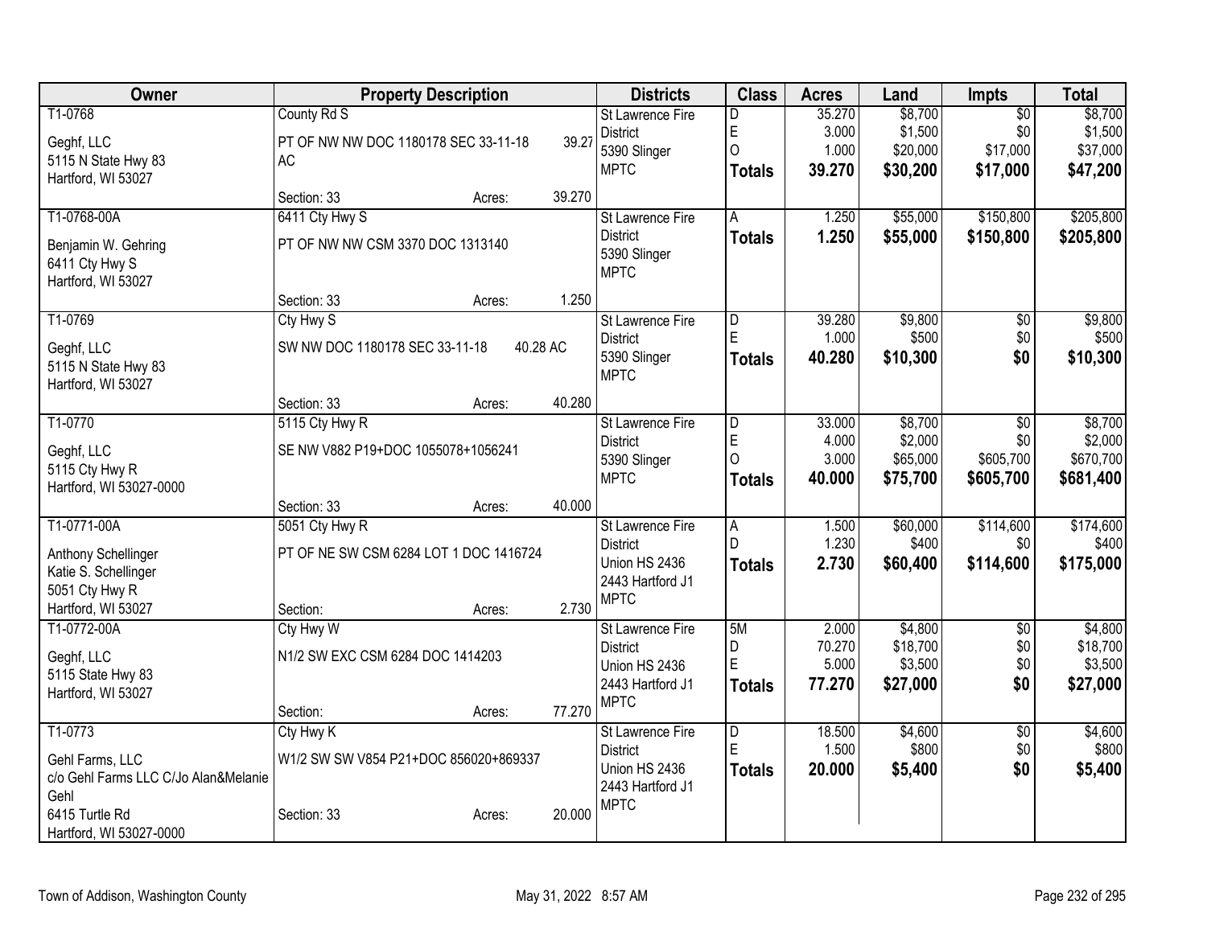| Owner | Property Description | Districts | Class | Acres | Land | Impts | Total |
|---|---|---|---|---|---|---|---|
| T1-0768<br>Geghf, LLC<br>5115 N State Hwy 83<br>Hartford, WI 53027 | County Rd S<br>PT OF NW NW DOC 1180178 SEC 33-11-18 39.27 AC<br>Section: 33 Acres: 39.270 | St Lawrence Fire District<br>5390 Slinger<br>MPTC | D<br>E<br>O<br>**Totals** | 35.270<br>3.000<br>1.000<br>**39.270** | $8,700<br>$1,500<br>$20,000<br>**$30,200** | $0<br>$0<br>$17,000<br>**$17,000** | $8,700<br>$1,500<br>$37,000<br>**$47,200** |
| T1-0768-00A<br>Benjamin W. Gehring<br>6411 Cty Hwy S<br>Hartford, WI 53027 | 6411 Cty Hwy S<br>PT OF NW NW CSM 3370 DOC 1313140<br>Section: 33 Acres: 1.250 | St Lawrence Fire District<br>5390 Slinger<br>MPTC | A<br>**Totals** | 1.250<br>**1.250** | $55,000<br>**$55,000** | $150,800<br>**$150,800** | $205,800<br>**$205,800** |
| T1-0769<br>Geghf, LLC<br>5115 N State Hwy 83<br>Hartford, WI 53027 | Cty Hwy S<br>SW NW DOC 1180178 SEC 33-11-18 40.28 AC<br>Section: 33 Acres: 40.280 | St Lawrence Fire District<br>5390 Slinger<br>MPTC | D<br>E<br>**Totals** | 39.280<br>1.000<br>**40.280** | $9,800<br>$500<br>**$10,300** | $0<br>$0<br>**$0** | $9,800<br>$500<br>**$10,300** |
| T1-0770<br>Geghf, LLC<br>5115 Cty Hwy R<br>Hartford, WI 53027-0000 | 5115 Cty Hwy R<br>SE NW V882 P19+DOC 1055078+1056241<br>Section: 33 Acres: 40.000 | St Lawrence Fire District<br>5390 Slinger<br>MPTC | D<br>E<br>O<br>**Totals** | 33.000<br>4.000<br>3.000<br>**40.000** | $8,700<br>$2,000<br>$65,000<br>**$75,700** | $0<br>$0<br>$605,700<br>**$605,700** | $8,700<br>$2,000<br>$670,700<br>**$681,400** |
| T1-0771-00A<br>Anthony Schellinger<br>Katie S. Schellinger<br>5051 Cty Hwy R<br>Hartford, WI 53027 | 5051 Cty Hwy R<br>PT OF NE SW CSM 6284 LOT 1 DOC 1416724<br>Section: Acres: 2.730 | St Lawrence Fire District<br>Union HS 2436<br>2443 Hartford J1<br>MPTC | A<br>D<br>**Totals** | 1.500<br>1.230<br>**2.730** | $60,000<br>$400<br>**$60,400** | $114,600<br>$0<br>**$114,600** | $174,600<br>$400<br>**$175,000** |
| T1-0772-00A<br>Geghf, LLC<br>5115 State Hwy 83<br>Hartford, WI 53027 | Cty Hwy W<br>N1/2 SW EXC CSM 6284 DOC 1414203<br>Section: Acres: 77.270 | St Lawrence Fire District<br>Union HS 2436<br>2443 Hartford J1<br>MPTC | 5M<br>D<br>E<br>**Totals** | 2.000<br>70.270<br>5.000<br>**77.270** | $4,800<br>$18,700<br>$3,500<br>**$27,000** | $0<br>$0<br>$0<br>**$0** | $4,800<br>$18,700<br>$3,500<br>**$27,000** |
| T1-0773<br>Gehl Farms, LLC<br>c/o Gehl Farms LLC C/Jo Alan&Melanie Gehl<br>6415 Turtle Rd<br>Hartford, WI 53027-0000 | Cty Hwy K<br>W1/2 SW SW V854 P21+DOC 856020+869337<br>Section: 33 Acres: 20.000 | St Lawrence Fire District<br>Union HS 2436<br>2443 Hartford J1<br>MPTC | D<br>E<br>**Totals** | 18.500<br>1.500<br>**20.000** | $4,600<br>$800<br>**$5,400** | $0<br>$0<br>**$0** | $4,600<br>$800<br>**$5,400** |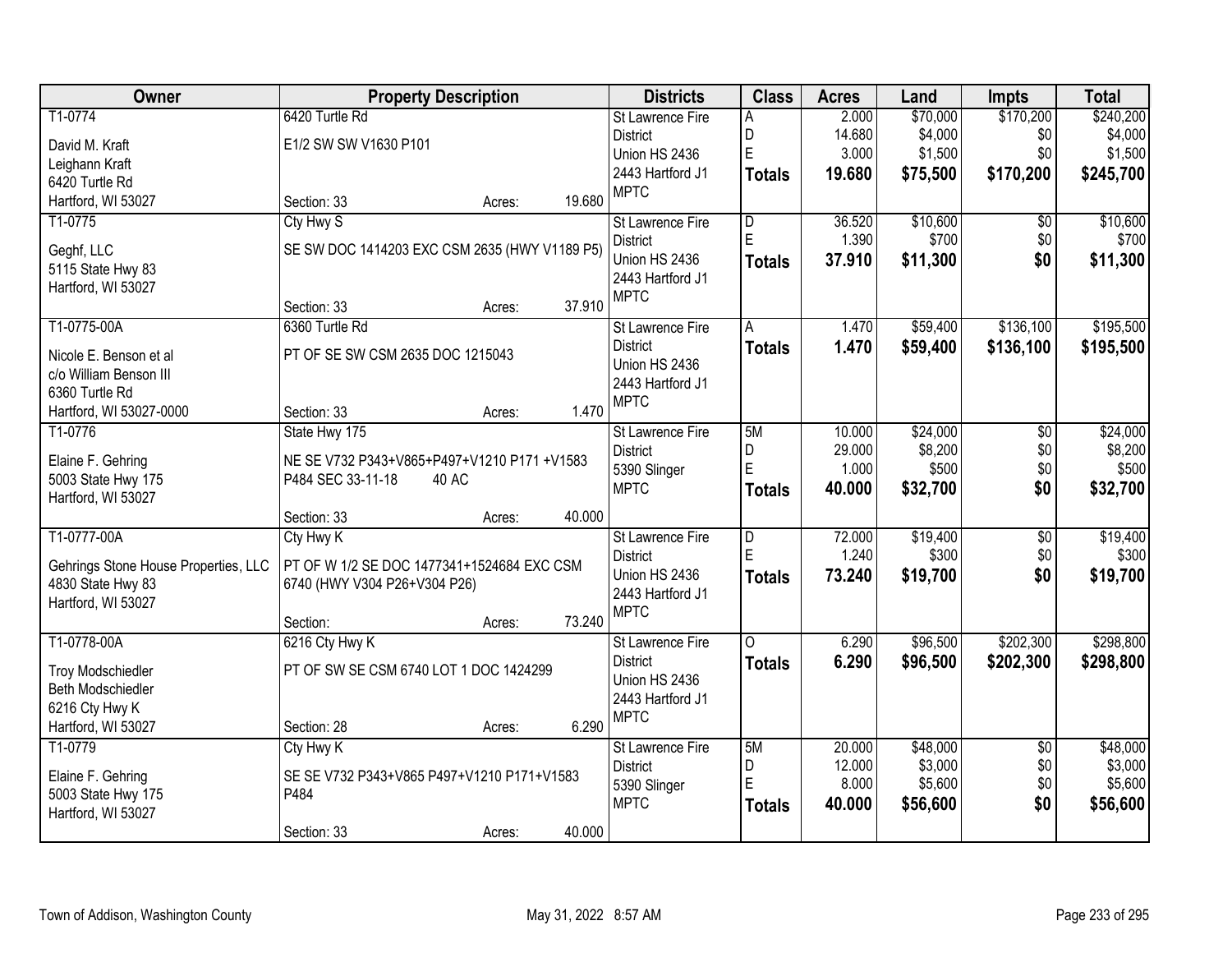| Owner | Property Description | Districts | Class | Acres | Land | Impts | Total |
|---|---|---|---|---|---|---|---|
| T1-0774<br>David M. Kraft<br>Leighann Kraft<br>6420 Turtle Rd<br>Hartford, WI 53027 | 6420 Turtle Rd<br>E1/2 SW SW V1630 P101<br>Section: 33 Acres: 19.680 | St Lawrence Fire District<br>Union HS 2436<br>2443 Hartford J1<br>MPTC | A<br>D<br>E<br>**Totals** | 2.000<br>14.680<br>3.000<br>**19.680** | $70,000<br>$4,000<br>$1,500<br>**$75,500** | $170,200<br>$0<br>$0<br>**$170,200** | $240,200<br>$4,000<br>$1,500<br>**$245,700** |
| T1-0775<br>Geghf, LLC<br>5115 State Hwy 83<br>Hartford, WI 53027 | Cty Hwy S<br>SE SW DOC 1414203 EXC CSM 2635 (HWY V1189 P5)<br>Section: 33 Acres: 37.910 | St Lawrence Fire District<br>Union HS 2436<br>2443 Hartford J1<br>MPTC | D<br>E<br>**Totals** | 36.520<br>1.390<br>**37.910** | $10,600<br>$700<br>**$11,300** | $0<br>$0<br>**$0** | $10,600<br>$700<br>**$11,300** |
| T1-0775-00A<br>Nicole E. Benson et al<br>c/o William Benson III<br>6360 Turtle Rd<br>Hartford, WI 53027-0000 | 6360 Turtle Rd<br>PT OF SE SW CSM 2635 DOC 1215043<br>Section: 33 Acres: 1.470 | St Lawrence Fire District<br>Union HS 2436<br>2443 Hartford J1<br>MPTC | A<br>**Totals** | 1.470<br>**1.470** | $59,400<br>**$59,400** | $136,100<br>**$136,100** | $195,500<br>**$195,500** |
| T1-0776<br>Elaine F. Gehring<br>5003 State Hwy 175<br>Hartford, WI 53027 | State Hwy 175<br>NE SE V732 P343+V865+P497+V1210 P171 +V1583 P484 SEC 33-11-18 40 AC<br>Section: 33 Acres: 40.000 | St Lawrence Fire District<br>5390 Slinger<br>MPTC | 5M<br>D<br>E<br>**Totals** | 10.000<br>29.000<br>1.000<br>**40.000** | $24,000<br>$8,200<br>$500<br>**$32,700** | $0<br>$0<br>$0<br>**$0** | $24,000<br>$8,200<br>$500<br>**$32,700** |
| T1-0777-00A<br>Gehrings Stone House Properties, LLC<br>4830 State Hwy 83<br>Hartford, WI 53027 | Cty Hwy K<br>PT OF W 1/2 SE DOC 1477341+1524684 EXC CSM 6740 (HWY V304 P26+V304 P26)<br>Section: Acres: 73.240 | St Lawrence Fire District<br>Union HS 2436<br>2443 Hartford J1<br>MPTC | D<br>E<br>**Totals** | 72.000<br>1.240<br>**73.240** | $19,400<br>$300<br>**$19,700** | $0<br>$0<br>**$0** | $19,400<br>$300<br>**$19,700** |
| T1-0778-00A<br>Troy Modschiedler<br>Beth Modschiedler<br>6216 Cty Hwy K<br>Hartford, WI 53027 | 6216 Cty Hwy K<br>PT OF SW SE CSM 6740 LOT 1 DOC 1424299<br>Section: 28 Acres: 6.290 | St Lawrence Fire District<br>Union HS 2436<br>2443 Hartford J1<br>MPTC | O<br>**Totals** | 6.290<br>**6.290** | $96,500<br>**$96,500** | $202,300<br>**$202,300** | $298,800<br>**$298,800** |
| T1-0779<br>Elaine F. Gehring<br>5003 State Hwy 175<br>Hartford, WI 53027 | Cty Hwy K<br>SE SE V732 P343+V865 P497+V1210 P171+V1583 P484<br>Section: 33 Acres: 40.000 | St Lawrence Fire District<br>5390 Slinger<br>MPTC | 5M<br>D<br>E<br>**Totals** | 20.000<br>12.000<br>8.000<br>**40.000** | $48,000<br>$3,000<br>$5,600<br>**$56,600** | $0<br>$0<br>$0<br>**$0** | $48,000<br>$3,000<br>$5,600<br>**$56,600** |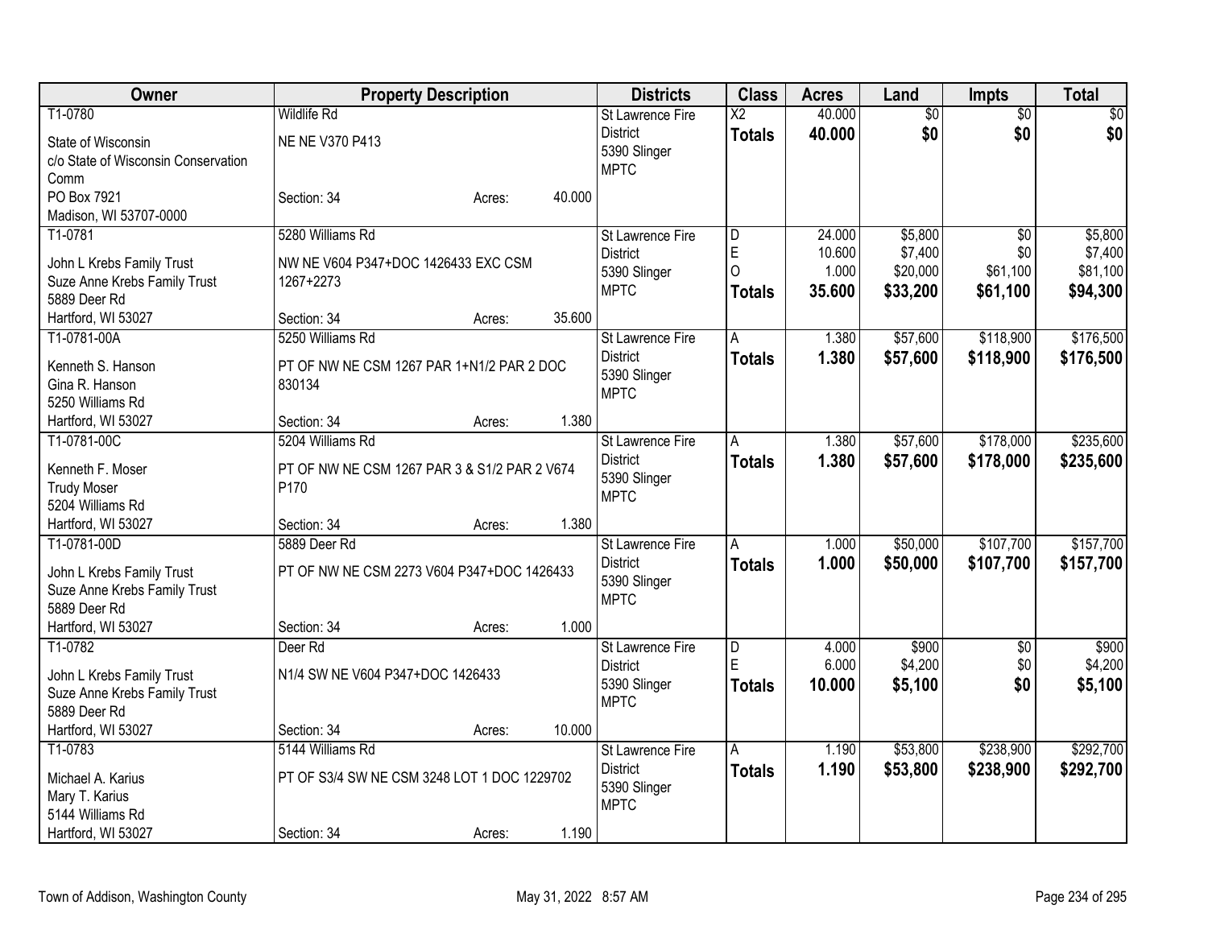| Owner | Property Description | Districts | Class | Acres | Land | Impts | Total |
|---|---|---|---|---|---|---|---|
| T1-0780<br>State of Wisconsin<br>c/o State of Wisconsin Conservation Comm<br>PO Box 7921<br>Madison, WI 53707-0000 | Wildlife Rd<br>NE NE V370 P413<br>Section: 34 Acres: 40.000 | St Lawrence Fire District<br>5390 Slinger<br>MPTC | X2<br>**Totals** | 40.000<br>**40.000** | $0<br>**$0** | $0<br>**$0** | $0<br>**$0** |
| T1-0781<br>John L Krebs Family Trust<br>Suze Anne Krebs Family Trust<br>5889 Deer Rd<br>Hartford, WI 53027 | 5280 Williams Rd<br>NW NE V604 P347+DOC 1426433 EXC CSM 1267+2273<br>Section: 34 Acres: 35.600 | St Lawrence Fire District<br>5390 Slinger<br>MPTC | D<br>E<br>O<br>**Totals** | 24.000<br>10.600<br>1.000<br>**35.600** | $5,800<br>$7,400<br>$20,000<br>**$33,200** | $0<br>$0<br>$61,100<br>**$61,100** | $5,800<br>$7,400<br>$81,100<br>**$94,300** |
| T1-0781-00A<br>Kenneth S. Hanson<br>Gina R. Hanson<br>5250 Williams Rd<br>Hartford, WI 53027 | 5250 Williams Rd<br>PT OF NW NE CSM 1267 PAR 1+N1/2 PAR 2 DOC 830134<br>Section: 34 Acres: 1.380 | St Lawrence Fire District<br>5390 Slinger<br>MPTC | A<br>**Totals** | 1.380<br>**1.380** | $57,600<br>**$57,600** | $118,900<br>**$118,900** | $176,500<br>**$176,500** |
| T1-0781-00C<br>Kenneth F. Moser<br>Trudy Moser<br>5204 Williams Rd<br>Hartford, WI 53027 | 5204 Williams Rd<br>PT OF NW NE CSM 1267 PAR 3 & S1/2 PAR 2 V674 P170<br>Section: 34 Acres: 1.380 | St Lawrence Fire District<br>5390 Slinger<br>MPTC | A<br>**Totals** | 1.380<br>**1.380** | $57,600<br>**$57,600** | $178,000<br>**$178,000** | $235,600<br>**$235,600** |
| T1-0781-00D<br>John L Krebs Family Trust<br>Suze Anne Krebs Family Trust<br>5889 Deer Rd<br>Hartford, WI 53027 | 5889 Deer Rd<br>PT OF NW NE CSM 2273 V604 P347+DOC 1426433<br>Section: 34 Acres: 1.000 | St Lawrence Fire District<br>5390 Slinger<br>MPTC | A<br>**Totals** | 1.000<br>**1.000** | $50,000<br>**$50,000** | $107,700<br>**$107,700** | $157,700<br>**$157,700** |
| T1-0782<br>John L Krebs Family Trust<br>Suze Anne Krebs Family Trust<br>5889 Deer Rd<br>Hartford, WI 53027 | Deer Rd<br>N1/4 SW NE V604 P347+DOC 1426433<br>Section: 34 Acres: 10.000 | St Lawrence Fire District<br>5390 Slinger<br>MPTC | D<br>E<br>**Totals** | 4.000<br>6.000<br>**10.000** | $900<br>$4,200<br>**$5,100** | $0<br>$0<br>**$0** | $900<br>$4,200<br>**$5,100** |
| T1-0783<br>Michael A. Karius<br>Mary T. Karius<br>5144 Williams Rd<br>Hartford, WI 53027 | 5144 Williams Rd<br>PT OF S3/4 SW NE CSM 3248 LOT 1 DOC 1229702<br>Section: 34 Acres: 1.190 | St Lawrence Fire District<br>5390 Slinger<br>MPTC | A<br>**Totals** | 1.190<br>**1.190** | $53,800<br>**$53,800** | $238,900<br>**$238,900** | $292,700<br>**$292,700** |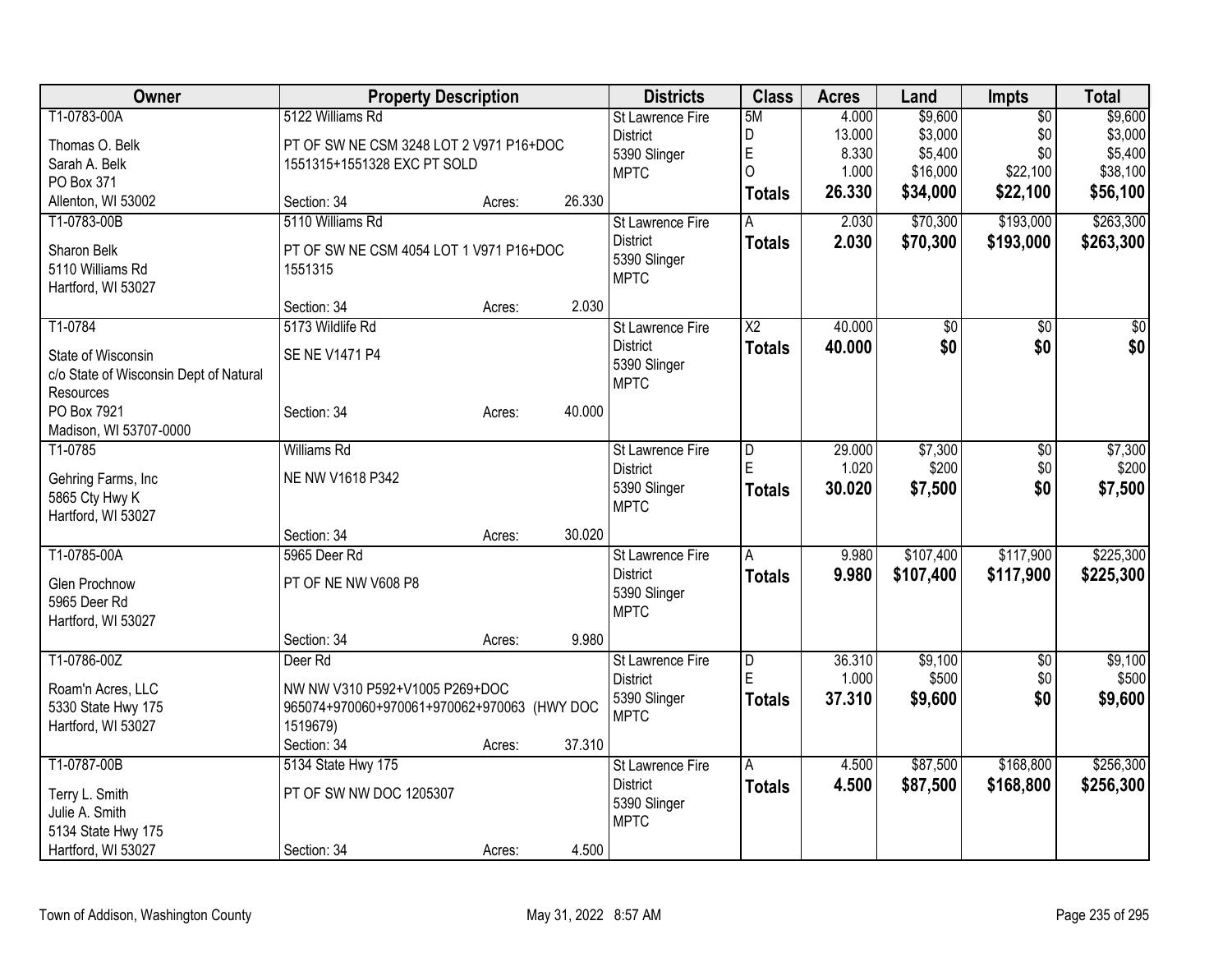| Owner | Property Description | | | Districts | Class | Acres | Land | Impts | Total |
|---|---|---|---|---|---|---|---|---|---|
| T1-0783-00A<br>Thomas O. Belk<br>Sarah A. Belk<br>PO Box 371<br>Allenton, WI 53002 | 5122 Williams Rd<br>PT OF SW NE CSM 3248 LOT 2 V971 P16+DOC 1551315+1551328 EXC PT SOLD<br>Section: 34 | Acres: | 26.330 | St Lawrence Fire District<br>5390 Slinger<br>MPTC | 5M<br>D<br>E<br>O<br>**Totals** | 4.000<br>13.000<br>8.330<br>1.000<br>**26.330** | $9,600<br>$3,000<br>$5,400<br>$16,000<br>**$34,000** | $0<br>$0<br>$0<br>$22,100<br>**$22,100** | $9,600<br>$3,000<br>$5,400<br>$38,100<br>**$56,100** |
| T1-0783-00B<br>Sharon Belk<br>5110 Williams Rd<br>Hartford, WI 53027 | 5110 Williams Rd<br>PT OF SW NE CSM 4054 LOT 1 V971 P16+DOC 1551315<br>Section: 34 | Acres: | 2.030 | St Lawrence Fire District<br>5390 Slinger<br>MPTC | A<br>**Totals** | 2.030<br>**2.030** | $70,300<br>**$70,300** | $193,000<br>**$193,000** | $263,300<br>**$263,300** |
| T1-0784<br>State of Wisconsin<br>c/o State of Wisconsin Dept of Natural Resources<br>PO Box 7921<br>Madison, WI 53707-0000 | 5173 Wildlife Rd<br>SE NE V1471 P4<br>Section: 34 | Acres: | 40.000 | St Lawrence Fire District<br>5390 Slinger<br>MPTC | X2<br>**Totals** | 40.000<br>**40.000** | $0<br>**$0** | $0<br>**$0** | $0<br>**$0** |
| T1-0785<br>Gehring Farms, Inc<br>5865 Cty Hwy K<br>Hartford, WI 53027 | Williams Rd<br>NE NW V1618 P342<br>Section: 34 | Acres: | 30.020 | St Lawrence Fire District<br>5390 Slinger<br>MPTC | D<br>E<br>**Totals** | 29.000<br>1.020<br>**30.020** | $7,300<br>$200<br>**$7,500** | $0<br>$0<br>**$0** | $7,300<br>$200<br>**$7,500** |
| T1-0785-00A<br>Glen Prochnow<br>5965 Deer Rd<br>Hartford, WI 53027 | 5965 Deer Rd<br>PT OF NE NW V608 P8<br>Section: 34 | Acres: | 9.980 | St Lawrence Fire District<br>5390 Slinger<br>MPTC | A<br>**Totals** | 9.980<br>**9.980** | $107,400<br>**$107,400** | $117,900<br>**$117,900** | $225,300<br>**$225,300** |
| T1-0786-00Z<br>Roam'n Acres, LLC<br>5330 State Hwy 175<br>Hartford, WI 53027 | Deer Rd<br>NW NW V310 P592+V1005 P269+DOC 965074+970060+970061+970062+970063 (HWY DOC 1519679)<br>Section: 34 | Acres: | 37.310 | St Lawrence Fire District<br>5390 Slinger<br>MPTC | D<br>E<br>**Totals** | 36.310<br>1.000<br>**37.310** | $9,100<br>$500<br>**$9,600** | $0<br>$0<br>**$0** | $9,100<br>$500<br>**$9,600** |
| T1-0787-00B<br>Terry L. Smith<br>Julie A. Smith<br>5134 State Hwy 175<br>Hartford, WI 53027 | 5134 State Hwy 175<br>PT OF SW NW DOC 1205307<br>Section: 34 | Acres: | 4.500 | St Lawrence Fire District<br>5390 Slinger<br>MPTC | A<br>**Totals** | 4.500<br>**4.500** | $87,500<br>**$87,500** | $168,800<br>**$168,800** | $256,300<br>**$256,300** |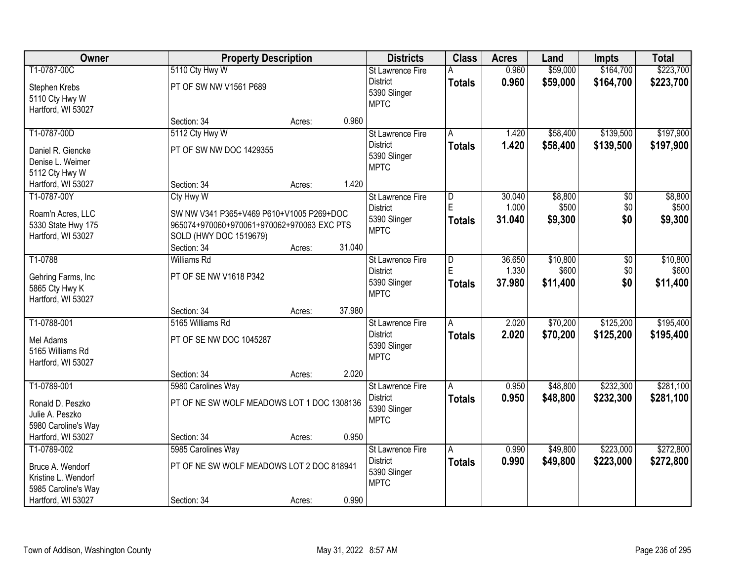| Owner | Property Description | Districts | Class | Acres | Land | Impts | Total |
|---|---|---|---|---|---|---|---|
| T1-0787-00C<br>Stephen Krebs<br>5110 Cty Hwy W<br>Hartford, WI 53027 | 5110 Cty Hwy W<br>PT OF SW NW V1561 P689<br>Section: 34 Acres: 0.960 | St Lawrence Fire District<br>5390 Slinger<br>MPTC | A<br>**Totals** | 0.960<br>**0.960** | \$59,000<br>**\$59,000** | \$164,700<br>**\$164,700** | \$223,700<br>**\$223,700** |
| T1-0787-00D<br>Daniel R. Giencke<br>Denise L. Weimer<br>5112 Cty Hwy W<br>Hartford, WI 53027 | 5112 Cty Hwy W<br>PT OF SW NW DOC 1429355<br>Section: 34 Acres: 1.420 | St Lawrence Fire District<br>5390 Slinger<br>MPTC | A<br>**Totals** | 1.420<br>**1.420** | \$58,400<br>**\$58,400** | \$139,500<br>**\$139,500** | \$197,900<br>**\$197,900** |
| T1-0787-00Y<br>Roam'n Acres, LLC<br>5330 State Hwy 175<br>Hartford, WI 53027 | Cty Hwy W<br>SW NW V341 P365+V469 P610+V1005 P269+DOC 965074+970060+970061+970062+970063 EXC PTS SOLD (HWY DOC 1519679)<br>Section: 34 Acres: 31.040 | St Lawrence Fire District<br>5390 Slinger<br>MPTC | D<br>E<br>**Totals** | 30.040<br>1.000<br>**31.040** | \$8,800<br>\$500<br>**\$9,300** | \$0<br>\$0<br>**\$0** | \$8,800<br>\$500<br>**\$9,300** |
| T1-0788<br>Gehring Farms, Inc<br>5865 Cty Hwy K<br>Hartford, WI 53027 | Williams Rd<br>PT OF SE NW V1618 P342<br>Section: 34 Acres: 37.980 | St Lawrence Fire District<br>5390 Slinger<br>MPTC | D<br>E<br>**Totals** | 36.650<br>1.330<br>**37.980** | \$10,800<br>\$600<br>**\$11,400** | \$0<br>\$0<br>**\$0** | \$10,800<br>\$600<br>**\$11,400** |
| T1-0788-001<br>Mel Adams<br>5165 Williams Rd<br>Hartford, WI 53027 | 5165 Williams Rd<br>PT OF SE NW DOC 1045287<br>Section: 34 Acres: 2.020 | St Lawrence Fire District<br>5390 Slinger<br>MPTC | A<br>**Totals** | 2.020<br>**2.020** | \$70,200<br>**\$70,200** | \$125,200<br>**\$125,200** | \$195,400<br>**\$195,400** |
| T1-0789-001<br>Ronald D. Peszko<br>Julie A. Peszko<br>5980 Caroline's Way<br>Hartford, WI 53027 | 5980 Carolines Way<br>PT OF NE SW WOLF MEADOWS LOT 1 DOC 1308136<br>Section: 34 Acres: 0.950 | St Lawrence Fire District<br>5390 Slinger<br>MPTC | A<br>**Totals** | 0.950<br>**0.950** | \$48,800<br>**\$48,800** | \$232,300<br>**\$232,300** | \$281,100<br>**\$281,100** |
| T1-0789-002<br>Bruce A. Wendorf<br>Kristine L. Wendorf<br>5985 Caroline's Way<br>Hartford, WI 53027 | 5985 Carolines Way<br>PT OF NE SW WOLF MEADOWS LOT 2 DOC 818941<br>Section: 34 Acres: 0.990 | St Lawrence Fire District<br>5390 Slinger<br>MPTC | A<br>**Totals** | 0.990<br>**0.990** | \$49,800<br>**\$49,800** | \$223,000<br>**\$223,000** | \$272,800<br>**\$272,800** |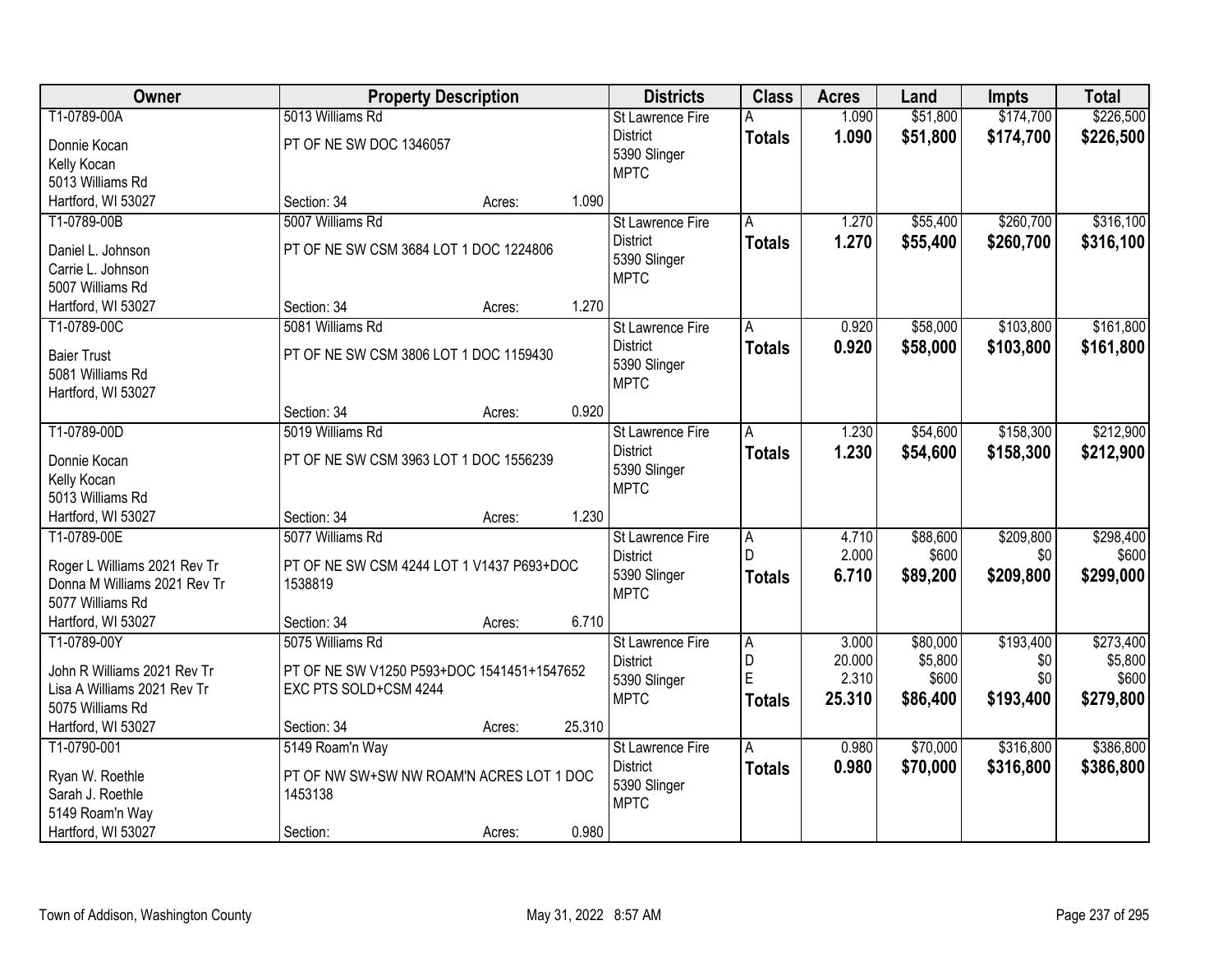| Owner | Property Description | | | Districts | Class | Acres | Land | Impts | Total |
|---|---|---|---|---|---|---|---|---|---|
| T1-0789-00A<br>Donnie Kocan<br>Kelly Kocan<br>5013 Williams Rd<br>Hartford, WI 53027 | 5013 Williams Rd<br>PT OF NE SW DOC 1346057<br>Section: 34 | Acres: | 1.090 | St Lawrence Fire District<br>5390 Slinger<br>MPTC | A<br>**Totals** | 1.090<br>**1.090** | $51,800<br>**$51,800** | $174,700<br>**$174,700** | $226,500<br>**$226,500** |
| T1-0789-00B<br>Daniel L. Johnson<br>Carrie L. Johnson<br>5007 Williams Rd<br>Hartford, WI 53027 | 5007 Williams Rd<br>PT OF NE SW CSM 3684 LOT 1 DOC 1224806<br>Section: 34 | Acres: | 1.270 | St Lawrence Fire District<br>5390 Slinger<br>MPTC | A<br>**Totals** | 1.270<br>**1.270** | $55,400<br>**$55,400** | $260,700<br>**$260,700** | $316,100<br>**$316,100** |
| T1-0789-00C<br>Baier Trust<br>5081 Williams Rd<br>Hartford, WI 53027 | 5081 Williams Rd<br>PT OF NE SW CSM 3806 LOT 1 DOC 1159430<br>Section: 34 | Acres: | 0.920 | St Lawrence Fire District<br>5390 Slinger<br>MPTC | A<br>**Totals** | 0.920<br>**0.920** | $58,000<br>**$58,000** | $103,800<br>**$103,800** | $161,800<br>**$161,800** |
| T1-0789-00D<br>Donnie Kocan<br>Kelly Kocan<br>5013 Williams Rd<br>Hartford, WI 53027 | 5019 Williams Rd<br>PT OF NE SW CSM 3963 LOT 1 DOC 1556239<br>Section: 34 | Acres: | 1.230 | St Lawrence Fire District<br>5390 Slinger<br>MPTC | A<br>**Totals** | 1.230<br>**1.230** | $54,600<br>**$54,600** | $158,300<br>**$158,300** | $212,900<br>**$212,900** |
| T1-0789-00E<br>Roger L Williams 2021 Rev Tr<br>Donna M Williams 2021 Rev Tr<br>5077 Williams Rd<br>Hartford, WI 53027 | 5077 Williams Rd<br>PT OF NE SW CSM 4244 LOT 1 V1437 P693+DOC 1538819<br>Section: 34 | Acres: | 6.710 | St Lawrence Fire District<br>5390 Slinger<br>MPTC | A<br>D<br>**Totals** | 4.710<br>2.000<br>**6.710** | $88,600<br>$600<br>**$89,200** | $209,800<br>$0<br>**$209,800** | $298,400<br>$600<br>**$299,000** |
| T1-0789-00Y<br>John R Williams 2021 Rev Tr<br>Lisa A Williams 2021 Rev Tr<br>5075 Williams Rd<br>Hartford, WI 53027 | 5075 Williams Rd<br>PT OF NE SW V1250 P593+DOC 1541451+1547652 EXC PTS SOLD+CSM 4244<br>Section: 34 | Acres: | 25.310 | St Lawrence Fire District<br>5390 Slinger<br>MPTC | A<br>D<br>E<br>**Totals** | 3.000<br>20.000<br>2.310<br>**25.310** | $80,000<br>$5,800<br>$600<br>**$86,400** | $193,400<br>$0<br>$0<br>**$193,400** | $273,400<br>$5,800<br>$600<br>**$279,800** |
| T1-0790-001<br>Ryan W. Roethle<br>Sarah J. Roethle<br>5149 Roam'n Way<br>Hartford, WI 53027 | 5149 Roam'n Way<br>PT OF NW SW+SW NW ROAM'N ACRES LOT 1 DOC 1453138<br>Section: | Acres: | 0.980 | St Lawrence Fire District<br>5390 Slinger<br>MPTC | A<br>**Totals** | 0.980<br>**0.980** | $70,000<br>**$70,000** | $316,800<br>**$316,800** | $386,800<br>**$386,800** |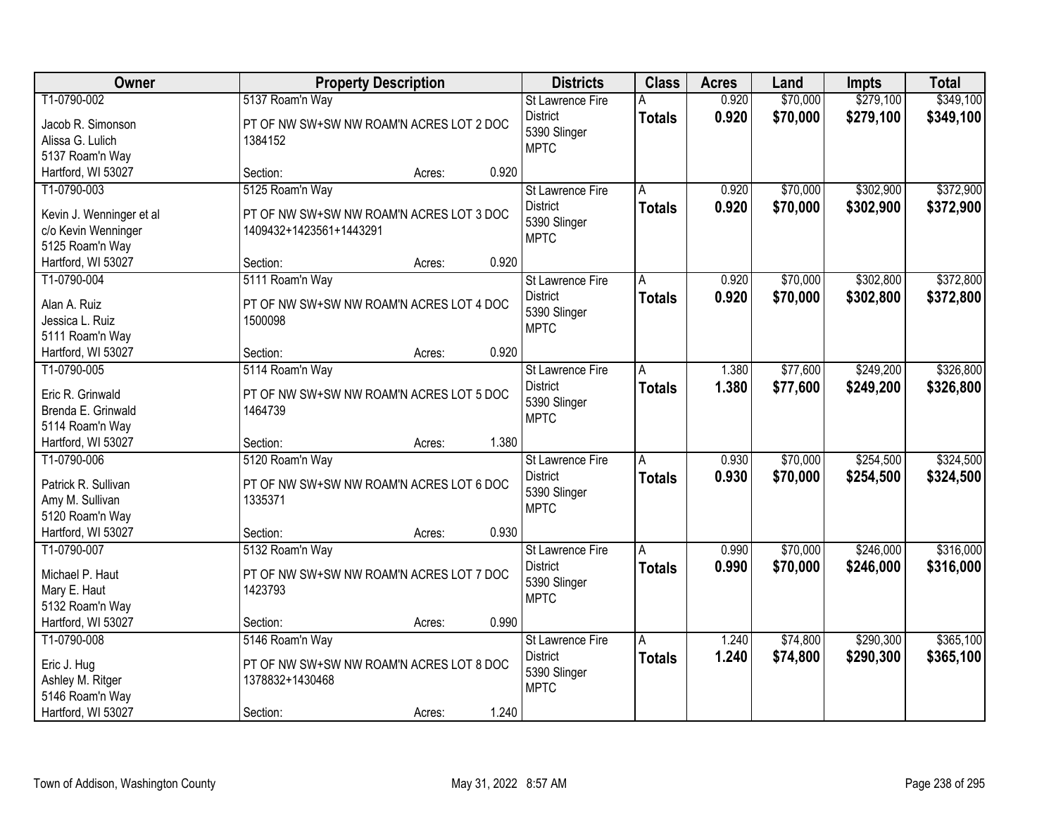| Owner | Property Description | Districts | Class | Acres | Land | Impts | Total |
|---|---|---|---|---|---|---|---|
| T1-0790-002<br>Jacob R. Simonson<br>Alissa G. Lulich<br>5137 Roam'n Way<br>Hartford, WI 53027 | 5137 Roam'n Way<br>PT OF NW SW+SW NW ROAM'N ACRES LOT 2 DOC 1384152<br>Section: Acres: 0.920 | St Lawrence Fire District<br>5390 Slinger<br>MPTC | A<br>**Totals** | 0.920<br>**0.920** | $70,000<br>**$70,000** | $279,100<br>**$279,100** | $349,100<br>**$349,100** |
| T1-0790-003<br>Kevin J. Wenninger et al<br>c/o Kevin Wenninger<br>5125 Roam'n Way<br>Hartford, WI 53027 | 5125 Roam'n Way<br>PT OF NW SW+SW NW ROAM'N ACRES LOT 3 DOC 1409432+1423561+1443291<br>Section: Acres: 0.920 | St Lawrence Fire District<br>5390 Slinger<br>MPTC | A<br>**Totals** | 0.920<br>**0.920** | $70,000<br>**$70,000** | $302,900<br>**$302,900** | $372,900<br>**$372,900** |
| T1-0790-004<br>Alan A. Ruiz<br>Jessica L. Ruiz<br>5111 Roam'n Way<br>Hartford, WI 53027 | 5111 Roam'n Way<br>PT OF NW SW+SW NW ROAM'N ACRES LOT 4 DOC 1500098<br>Section: Acres: 0.920 | St Lawrence Fire District<br>5390 Slinger<br>MPTC | A<br>**Totals** | 0.920<br>**0.920** | $70,000<br>**$70,000** | $302,800<br>**$302,800** | $372,800<br>**$372,800** |
| T1-0790-005<br>Eric R. Grinwald<br>Brenda E. Grinwald<br>5114 Roam'n Way<br>Hartford, WI 53027 | 5114 Roam'n Way<br>PT OF NW SW+SW NW ROAM'N ACRES LOT 5 DOC 1464739<br>Section: Acres: 1.380 | St Lawrence Fire District<br>5390 Slinger<br>MPTC | A<br>**Totals** | 1.380<br>**1.380** | $77,600<br>**$77,600** | $249,200<br>**$249,200** | $326,800<br>**$326,800** |
| T1-0790-006<br>Patrick R. Sullivan<br>Amy M. Sullivan<br>5120 Roam'n Way<br>Hartford, WI 53027 | 5120 Roam'n Way<br>PT OF NW SW+SW NW ROAM'N ACRES LOT 6 DOC 1335371<br>Section: Acres: 0.930 | St Lawrence Fire District<br>5390 Slinger<br>MPTC | A<br>**Totals** | 0.930<br>**0.930** | $70,000<br>**$70,000** | $254,500<br>**$254,500** | $324,500<br>**$324,500** |
| T1-0790-007<br>Michael P. Haut<br>Mary E. Haut<br>5132 Roam'n Way<br>Hartford, WI 53027 | 5132 Roam'n Way<br>PT OF NW SW+SW NW ROAM'N ACRES LOT 7 DOC 1423793<br>Section: Acres: 0.990 | St Lawrence Fire District<br>5390 Slinger<br>MPTC | A<br>**Totals** | 0.990<br>**0.990** | $70,000<br>**$70,000** | $246,000<br>**$246,000** | $316,000<br>**$316,000** |
| T1-0790-008<br>Eric J. Hug<br>Ashley M. Ritger<br>5146 Roam'n Way<br>Hartford, WI 53027 | 5146 Roam'n Way<br>PT OF NW SW+SW NW ROAM'N ACRES LOT 8 DOC 1378832+1430468<br>Section: Acres: 1.240 | St Lawrence Fire District<br>5390 Slinger<br>MPTC | A<br>**Totals** | 1.240<br>**1.240** | $74,800<br>**$74,800** | $290,300<br>**$290,300** | $365,100<br>**$365,100** |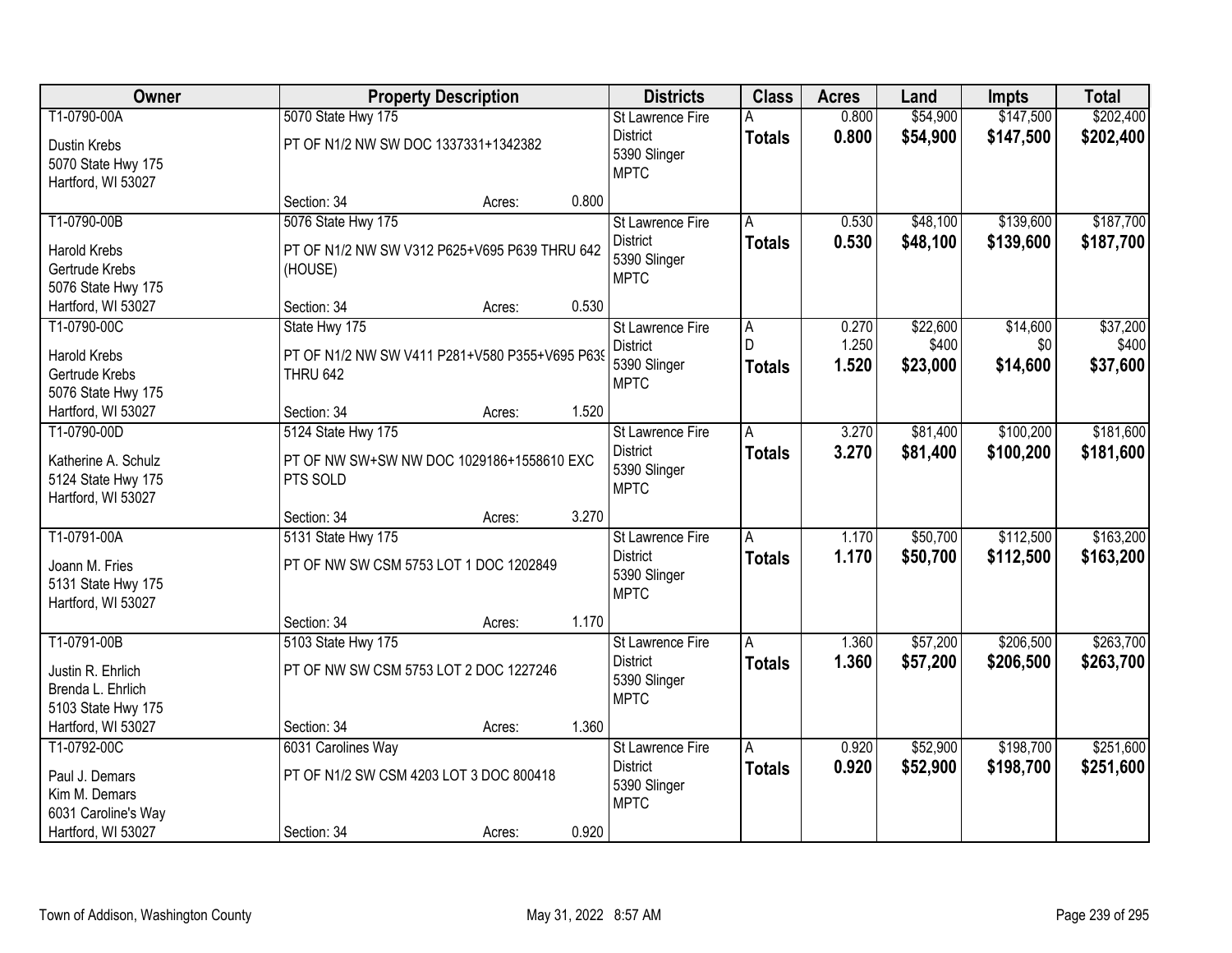| Owner | Property Description | Districts | Class | Acres | Land | Impts | Total |
|---|---|---|---|---|---|---|---|
| T1-0790-00A<br>Dustin Krebs<br>5070 State Hwy 175<br>Hartford, WI 53027 | 5070 State Hwy 175<br>PT OF N1/2 NW SW DOC 1337331+1342382<br>Section: 34 Acres: 0.800 | St Lawrence Fire District<br>5390 Slinger<br>MPTC | A<br>**Totals** | 0.800<br>**0.800** | $54,900<br>**$54,900** | $147,500<br>**$147,500** | $202,400<br>**$202,400** |
| T1-0790-00B<br>Harold Krebs<br>Gertrude Krebs<br>5076 State Hwy 175<br>Hartford, WI 53027 | 5076 State Hwy 175<br>PT OF N1/2 NW SW V312 P625+V695 P639 THRU 642 (HOUSE)<br>Section: 34 Acres: 0.530 | St Lawrence Fire District<br>5390 Slinger<br>MPTC | A<br>**Totals** | 0.530<br>**0.530** | $48,100<br>**$48,100** | $139,600<br>**$139,600** | $187,700<br>**$187,700** |
| T1-0790-00C<br>Harold Krebs<br>Gertrude Krebs<br>5076 State Hwy 175<br>Hartford, WI 53027 | State Hwy 175<br>PT OF N1/2 NW SW V411 P281+V580 P355+V695 P639 THRU 642<br>Section: 34 Acres: 1.520 | St Lawrence Fire District<br>5390 Slinger<br>MPTC | A<br>D<br>**Totals** | 0.270<br>1.250<br>**1.520** | $22,600<br>$400<br>**$23,000** | $14,600<br>$0<br>**$14,600** | $37,200<br>$400<br>**$37,600** |
| T1-0790-00D<br>Katherine A. Schulz<br>5124 State Hwy 175<br>Hartford, WI 53027 | 5124 State Hwy 175<br>PT OF NW SW+SW NW DOC 1029186+1558610 EXC PTS SOLD<br>Section: 34 Acres: 3.270 | St Lawrence Fire District<br>5390 Slinger<br>MPTC | A<br>**Totals** | 3.270<br>**3.270** | $81,400<br>**$81,400** | $100,200<br>**$100,200** | $181,600<br>**$181,600** |
| T1-0791-00A<br>Joann M. Fries<br>5131 State Hwy 175<br>Hartford, WI 53027 | 5131 State Hwy 175<br>PT OF NW SW CSM 5753 LOT 1 DOC 1202849<br>Section: 34 Acres: 1.170 | St Lawrence Fire District<br>5390 Slinger<br>MPTC | A<br>**Totals** | 1.170<br>**1.170** | $50,700<br>**$50,700** | $112,500<br>**$112,500** | $163,200<br>**$163,200** |
| T1-0791-00B<br>Justin R. Ehrlich<br>Brenda L. Ehrlich<br>5103 State Hwy 175<br>Hartford, WI 53027 | 5103 State Hwy 175<br>PT OF NW SW CSM 5753 LOT 2 DOC 1227246<br>Section: 34 Acres: 1.360 | St Lawrence Fire District<br>5390 Slinger<br>MPTC | A<br>**Totals** | 1.360<br>**1.360** | $57,200<br>**$57,200** | $206,500<br>**$206,500** | $263,700<br>**$263,700** |
| T1-0792-00C<br>Paul J. Demars<br>Kim M. Demars<br>6031 Caroline's Way<br>Hartford, WI 53027 | 6031 Carolines Way<br>PT OF N1/2 SW CSM 4203 LOT 3 DOC 800418<br>Section: 34 Acres: 0.920 | St Lawrence Fire District<br>5390 Slinger<br>MPTC | A<br>**Totals** | 0.920<br>**0.920** | $52,900<br>**$52,900** | $198,700<br>**$198,700** | $251,600<br>**$251,600** |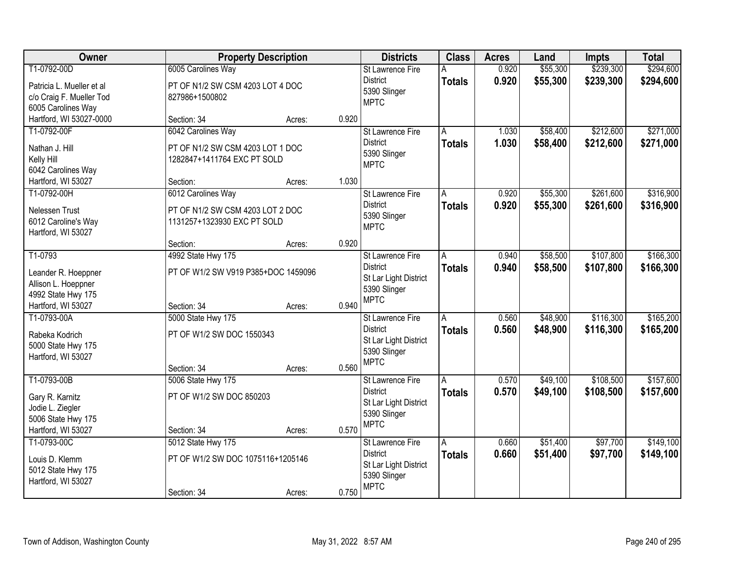| Owner | Property Description | | | Districts | Class | Acres | Land | Impts | Total |
|---|---|---|---|---|---|---|---|---|---|
| T1-0792-00D<br>Patricia L. Mueller et al<br>c/o Craig F. Mueller Tod<br>6005 Carolines Way<br>Hartford, WI 53027-0000 | 6005 Carolines Way<br>PT OF N1/2 SW CSM 4203 LOT 4 DOC 827986+1500802<br>Section: 34 | Acres: | 0.920 | St Lawrence Fire District<br>5390 Slinger<br>MPTC | A<br>**Totals** | 0.920<br>**0.920** | $55,300<br>**$55,300** | $239,300<br>**$239,300** | $294,600<br>**$294,600** |
| T1-0792-00F<br>Nathan J. Hill<br>Kelly Hill<br>6042 Carolines Way<br>Hartford, WI 53027 | 6042 Carolines Way<br>PT OF N1/2 SW CSM 4203 LOT 1 DOC 1282847+1411764 EXC PT SOLD<br>Section: | Acres: | 1.030 | St Lawrence Fire District<br>5390 Slinger<br>MPTC | A<br>**Totals** | 1.030<br>**1.030** | $58,400<br>**$58,400** | $212,600<br>**$212,600** | $271,000<br>**$271,000** |
| T1-0792-00H<br>Nelessen Trust<br>6012 Caroline's Way<br>Hartford, WI 53027 | 6012 Carolines Way<br>PT OF N1/2 SW CSM 4203 LOT 2 DOC 1131257+1323930 EXC PT SOLD<br>Section: | Acres: | 0.920 | St Lawrence Fire District<br>5390 Slinger<br>MPTC | A<br>**Totals** | 0.920<br>**0.920** | $55,300<br>**$55,300** | $261,600<br>**$261,600** | $316,900<br>**$316,900** |
| T1-0793<br>Leander R. Hoeppner<br>Allison L. Hoeppner<br>4992 State Hwy 175<br>Hartford, WI 53027 | 4992 State Hwy 175<br>PT OF W1/2 SW V919 P385+DOC 1459096<br>Section: 34 | Acres: | 0.940 | St Lawrence Fire District<br>St Lar Light District<br>5390 Slinger<br>MPTC | A<br>**Totals** | 0.940<br>**0.940** | $58,500<br>**$58,500** | $107,800<br>**$107,800** | $166,300<br>**$166,300** |
| T1-0793-00A<br>Rabeka Kodrich<br>5000 State Hwy 175<br>Hartford, WI 53027 | 5000 State Hwy 175<br>PT OF W1/2 SW DOC 1550343<br>Section: 34 | Acres: | 0.560 | St Lawrence Fire District<br>St Lar Light District<br>5390 Slinger<br>MPTC | A<br>**Totals** | 0.560<br>**0.560** | $48,900<br>**$48,900** | $116,300<br>**$116,300** | $165,200<br>**$165,200** |
| T1-0793-00B<br>Gary R. Karnitz<br>Jodie L. Ziegler<br>5006 State Hwy 175<br>Hartford, WI 53027 | 5006 State Hwy 175<br>PT OF W1/2 SW DOC 850203<br>Section: 34 | Acres: | 0.570 | St Lawrence Fire District<br>St Lar Light District<br>5390 Slinger<br>MPTC | A<br>**Totals** | 0.570<br>**0.570** | $49,100<br>**$49,100** | $108,500<br>**$108,500** | $157,600<br>**$157,600** |
| T1-0793-00C<br>Louis D. Klemm<br>5012 State Hwy 175<br>Hartford, WI 53027 | 5012 State Hwy 175<br>PT OF W1/2 SW DOC 1075116+1205146<br>Section: 34 | Acres: | 0.750 | St Lawrence Fire District<br>St Lar Light District<br>5390 Slinger<br>MPTC | A<br>**Totals** | 0.660<br>**0.660** | $51,400<br>**$51,400** | $97,700<br>**$97,700** | $149,100<br>**$149,100** |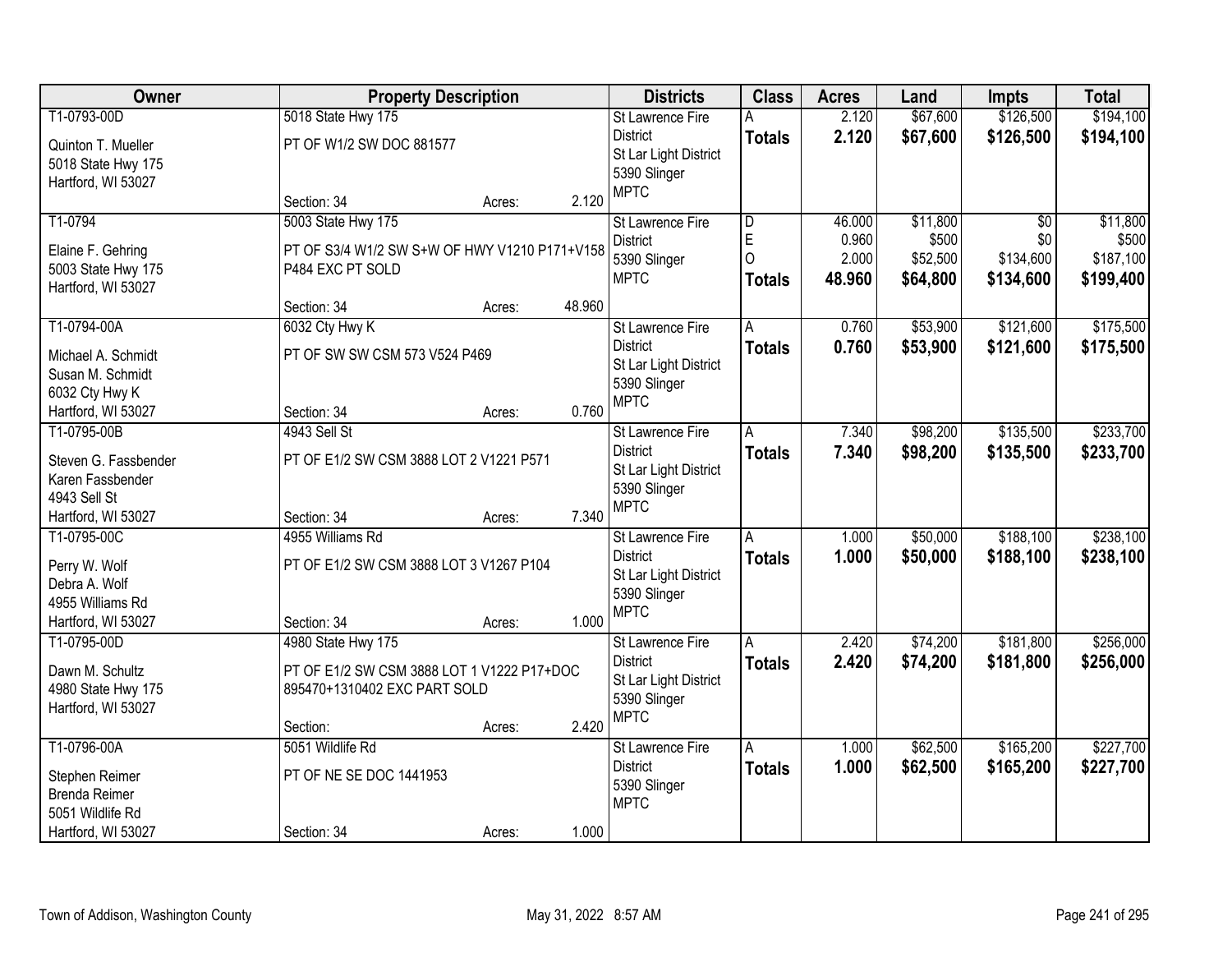| Owner | Property Description | Districts | Class | Acres | Land | Impts | Total |
|---|---|---|---|---|---|---|---|
| T1-0793-00D<br>Quinton T. Mueller<br>5018 State Hwy 175<br>Hartford, WI 53027 | 5018 State Hwy 175<br>PT OF W1/2 SW DOC 881577<br>Section: 34 Acres: 2.120 | St Lawrence Fire District<br>St Lar Light District<br>5390 Slinger<br>MPTC | A<br>**Totals** | 2.120<br>**2.120** | $67,600<br>**$67,600** | $126,500<br>**$126,500** | $194,100<br>**$194,100** |
| T1-0794<br>Elaine F. Gehring<br>5003 State Hwy 175<br>Hartford, WI 53027 | 5003 State Hwy 175<br>PT OF S3/4 W1/2 SW S+W OF HWY V1210 P171+V158 P484 EXC PT SOLD<br>Section: 34 Acres: 48.960 | St Lawrence Fire District<br>5390 Slinger<br>MPTC | D<br>E<br>O<br>**Totals** | 46.000<br>0.960<br>2.000<br>**48.960** | $11,800<br>$500<br>$52,500<br>**$64,800** | $0<br>$0<br>$134,600<br>**$134,600** | $11,800<br>$500<br>$187,100<br>**$199,400** |
| T1-0794-00A<br>Michael A. Schmidt<br>Susan M. Schmidt<br>6032 Cty Hwy K<br>Hartford, WI 53027 | 6032 Cty Hwy K<br>PT OF SW SW CSM 573 V524 P469<br>Section: 34 Acres: 0.760 | St Lawrence Fire District<br>St Lar Light District<br>5390 Slinger<br>MPTC | A<br>**Totals** | 0.760<br>**0.760** | $53,900<br>**$53,900** | $121,600<br>**$121,600** | $175,500<br>**$175,500** |
| T1-0795-00B<br>Steven G. Fassbender<br>Karen Fassbender<br>4943 Sell St<br>Hartford, WI 53027 | 4943 Sell St<br>PT OF E1/2 SW CSM 3888 LOT 2 V1221 P571<br>Section: 34 Acres: 7.340 | St Lawrence Fire District<br>St Lar Light District<br>5390 Slinger<br>MPTC | A<br>**Totals** | 7.340<br>**7.340** | $98,200<br>**$98,200** | $135,500<br>**$135,500** | $233,700<br>**$233,700** |
| T1-0795-00C<br>Perry W. Wolf<br>Debra A. Wolf<br>4955 Williams Rd<br>Hartford, WI 53027 | 4955 Williams Rd<br>PT OF E1/2 SW CSM 3888 LOT 3 V1267 P104<br>Section: 34 Acres: 1.000 | St Lawrence Fire District<br>St Lar Light District<br>5390 Slinger<br>MPTC | A<br>**Totals** | 1.000<br>**1.000** | $50,000<br>**$50,000** | $188,100<br>**$188,100** | $238,100<br>**$238,100** |
| T1-0795-00D<br>Dawn M. Schultz<br>4980 State Hwy 175<br>Hartford, WI 53027 | 4980 State Hwy 175<br>PT OF E1/2 SW CSM 3888 LOT 1 V1222 P17+DOC 895470+1310402 EXC PART SOLD<br>Section: Acres: 2.420 | St Lawrence Fire District<br>St Lar Light District<br>5390 Slinger<br>MPTC | A<br>**Totals** | 2.420<br>**2.420** | $74,200<br>**$74,200** | $181,800<br>**$181,800** | $256,000<br>**$256,000** |
| T1-0796-00A<br>Stephen Reimer<br>Brenda Reimer<br>5051 Wildlife Rd<br>Hartford, WI 53027 | 5051 Wildlife Rd<br>PT OF NE SE DOC 1441953<br>Section: 34 Acres: 1.000 | St Lawrence Fire District<br>5390 Slinger<br>MPTC | A<br>**Totals** | 1.000<br>**1.000** | $62,500<br>**$62,500** | $165,200<br>**$165,200** | $227,700<br>**$227,700** |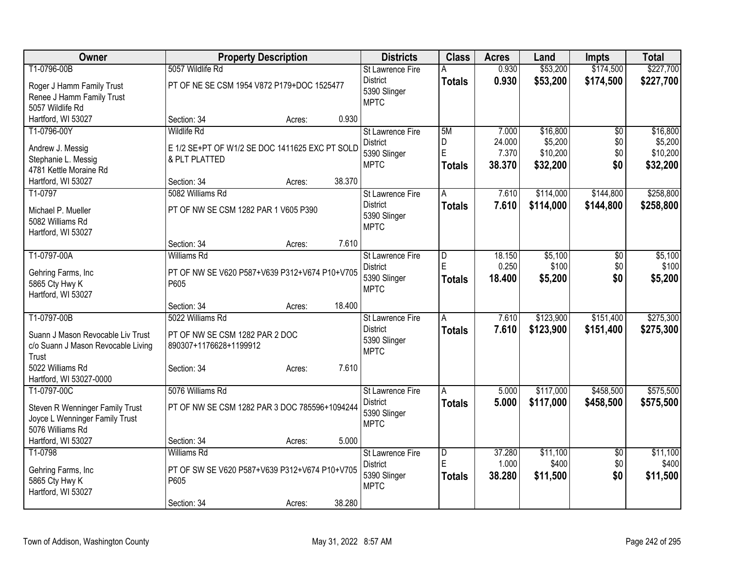| Owner | Property Description | Districts | Class | Acres | Land | Impts | Total |
|---|---|---|---|---|---|---|---|
| T1-0796-00B<br>Roger J Hamm Family Trust<br>Renee J Hamm Family Trust<br>5057 Wildlife Rd<br>Hartford, WI 53027 | 5057 Wildlife Rd<br>PT OF NE SE CSM 1954 V872 P179+DOC 1525477<br>Section: 34 Acres: 0.930 | St Lawrence Fire District<br>5390 Slinger<br>MPTC | A<br>**Totals** | 0.930<br>**0.930** | $53,200<br>**$53,200** | $174,500<br>**$174,500** | $227,700<br>**$227,700** |
| T1-0796-00Y<br>Andrew J. Messig<br>Stephanie L. Messig<br>4781 Kettle Moraine Rd<br>Hartford, WI 53027 | Wildlife Rd<br>E 1/2 SE+PT OF W1/2 SE DOC 1411625 EXC PT SOLD & PLT PLATTED<br>Section: 34 Acres: 38.370 | St Lawrence Fire District<br>5390 Slinger<br>MPTC | 5M<br>D<br>E<br>**Totals** | 7.000<br>24.000<br>7.370<br>**38.370** | $16,800<br>$5,200<br>$10,200<br>**$32,200** | $0<br>$0<br>$0<br>**$0** | $16,800<br>$5,200<br>$10,200<br>**$32,200** |
| T1-0797<br>Michael P. Mueller<br>5082 Williams Rd<br>Hartford, WI 53027 | 5082 Williams Rd<br>PT OF NW SE CSM 1282 PAR 1 V605 P390<br>Section: 34 Acres: 7.610 | St Lawrence Fire District<br>5390 Slinger<br>MPTC | A<br>**Totals** | 7.610<br>**7.610** | $114,000<br>**$114,000** | $144,800<br>**$144,800** | $258,800<br>**$258,800** |
| T1-0797-00A<br>Gehring Farms, Inc<br>5865 Cty Hwy K<br>Hartford, WI 53027 | Williams Rd<br>PT OF NW SE V620 P587+V639 P312+V674 P10+V705 P605<br>Section: 34 Acres: 18.400 | St Lawrence Fire District<br>5390 Slinger<br>MPTC | D<br>E<br>**Totals** | 18.150<br>0.250<br>**18.400** | $5,100<br>$100<br>**$5,200** | $0<br>$0<br>**$0** | $5,100<br>$100<br>**$5,200** |
| T1-0797-00B<br>Suann J Mason Revocable Liv Trust<br>c/o Suann J Mason Revocable Living Trust<br>5022 Williams Rd<br>Hartford, WI 53027-0000 | 5022 Williams Rd<br>PT OF NW SE CSM 1282 PAR 2 DOC 890307+1176628+1199912<br>Section: 34 Acres: 7.610 | St Lawrence Fire District<br>5390 Slinger<br>MPTC | A<br>**Totals** | 7.610<br>**7.610** | $123,900<br>**$123,900** | $151,400<br>**$151,400** | $275,300<br>**$275,300** |
| T1-0797-00C<br>Steven R Wenninger Family Trust<br>Joyce L Wenninger Family Trust<br>5076 Williams Rd<br>Hartford, WI 53027 | 5076 Williams Rd<br>PT OF NW SE CSM 1282 PAR 3 DOC 785596+1094244<br>Section: 34 Acres: 5.000 | St Lawrence Fire District<br>5390 Slinger<br>MPTC | A<br>**Totals** | 5.000<br>**5.000** | $117,000<br>**$117,000** | $458,500<br>**$458,500** | $575,500<br>**$575,500** |
| T1-0798<br>Gehring Farms, Inc<br>5865 Cty Hwy K<br>Hartford, WI 53027 | Williams Rd<br>PT OF SW SE V620 P587+V639 P312+V674 P10+V705 P605<br>Section: 34 Acres: 38.280 | St Lawrence Fire District<br>5390 Slinger<br>MPTC | D<br>E<br>**Totals** | 37.280<br>1.000<br>**38.280** | $11,100<br>$400<br>**$11,500** | $0<br>$0<br>**$0** | $11,100<br>$400<br>**$11,500** |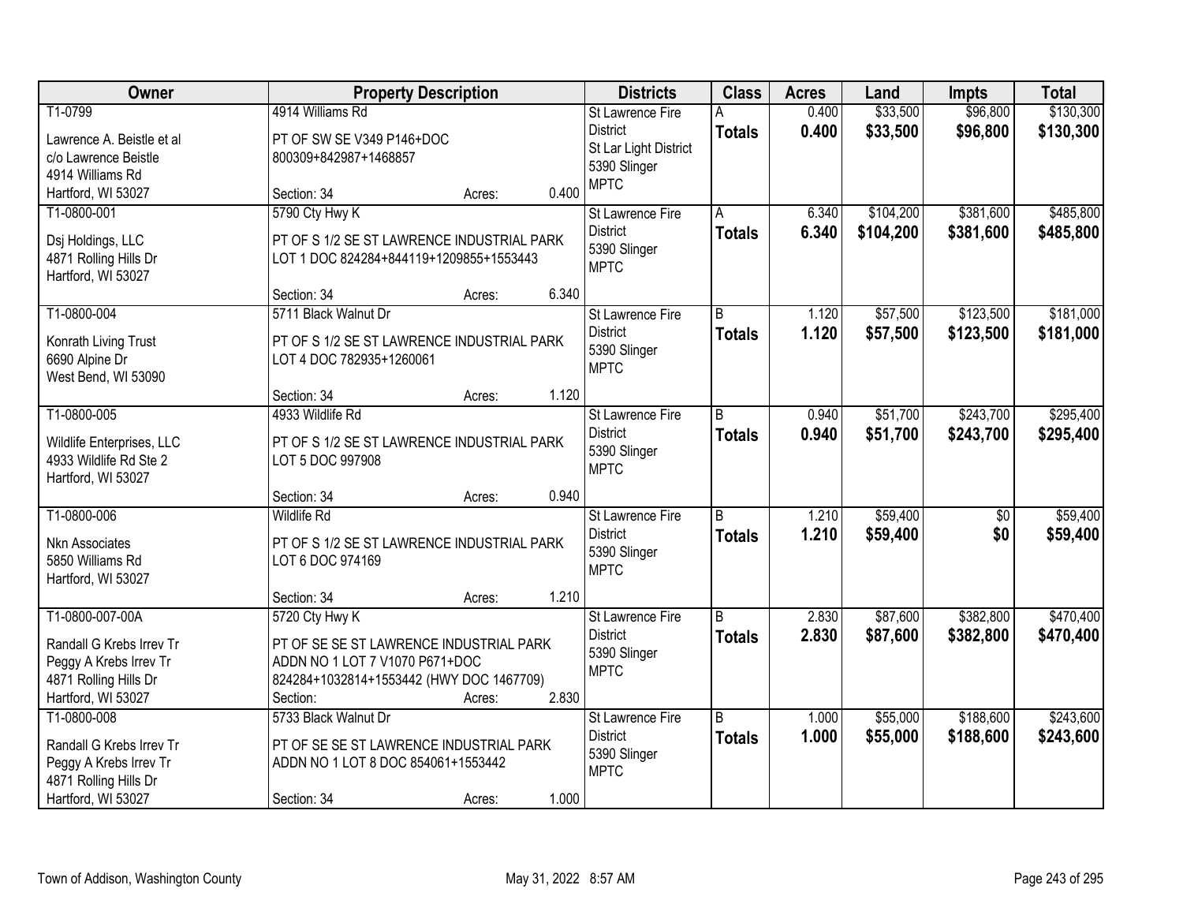| Owner | Property Description | Districts | Class | Acres | Land | Impts | Total |
|---|---|---|---|---|---|---|---|
| T1-0799<br>Lawrence A. Beistle et al<br>c/o Lawrence Beistle<br>4914 Williams Rd<br>Hartford, WI 53027 | 4914 Williams Rd<br>PT OF SW SE V349 P146+DOC 800309+842987+1468857<br>Section: 34 Acres: 0.400 | St Lawrence Fire District<br>St Lar Light District<br>5390 Slinger<br>MPTC | A<br>**Totals** | 0.400<br>**0.400** | $33,500<br>**$33,500** | $96,800<br>**$96,800** | $130,300<br>**$130,300** |
| T1-0800-001<br>Dsj Holdings, LLC<br>4871 Rolling Hills Dr<br>Hartford, WI 53027 | 5790 Cty Hwy K<br>PT OF S 1/2 SE ST LAWRENCE INDUSTRIAL PARK LOT 1 DOC 824284+844119+1209855+1553443<br>Section: 34 Acres: 6.340 | St Lawrence Fire District<br>5390 Slinger<br>MPTC | A<br>**Totals** | 6.340<br>**6.340** | $104,200<br>**$104,200** | $381,600<br>**$381,600** | $485,800<br>**$485,800** |
| T1-0800-004<br>Konrath Living Trust<br>6690 Alpine Dr<br>West Bend, WI 53090 | 5711 Black Walnut Dr<br>PT OF S 1/2 SE ST LAWRENCE INDUSTRIAL PARK LOT 4 DOC 782935+1260061<br>Section: 34 Acres: 1.120 | St Lawrence Fire District<br>5390 Slinger<br>MPTC | B<br>**Totals** | 1.120<br>**1.120** | $57,500<br>**$57,500** | $123,500<br>**$123,500** | $181,000<br>**$181,000** |
| T1-0800-005<br>Wildlife Enterprises, LLC<br>4933 Wildlife Rd Ste 2<br>Hartford, WI 53027 | 4933 Wildlife Rd<br>PT OF S 1/2 SE ST LAWRENCE INDUSTRIAL PARK LOT 5 DOC 997908<br>Section: 34 Acres: 0.940 | St Lawrence Fire District<br>5390 Slinger<br>MPTC | B<br>**Totals** | 0.940<br>**0.940** | $51,700<br>**$51,700** | $243,700<br>**$243,700** | $295,400<br>**$295,400** |
| T1-0800-006<br>Nkn Associates<br>5850 Williams Rd<br>Hartford, WI 53027 | Wildlife Rd<br>PT OF S 1/2 SE ST LAWRENCE INDUSTRIAL PARK LOT 6 DOC 974169<br>Section: 34 Acres: 1.210 | St Lawrence Fire District<br>5390 Slinger<br>MPTC | B<br>**Totals** | 1.210<br>**1.210** | $59,400<br>**$59,400** | $0<br>**$0** | $59,400<br>**$59,400** |
| T1-0800-007-00A<br>Randall G Krebs Irrev Tr<br>Peggy A Krebs Irrev Tr<br>4871 Rolling Hills Dr<br>Hartford, WI 53027 | 5720 Cty Hwy K<br>PT OF SE SE ST LAWRENCE INDUSTRIAL PARK ADDN NO 1 LOT 7 V1070 P671+DOC 824284+1032814+1553442 (HWY DOC 1467709)<br>Section: Acres: 2.830 | St Lawrence Fire District<br>5390 Slinger<br>MPTC | B<br>**Totals** | 2.830<br>**2.830** | $87,600<br>**$87,600** | $382,800<br>**$382,800** | $470,400<br>**$470,400** |
| T1-0800-008<br>Randall G Krebs Irrev Tr<br>Peggy A Krebs Irrev Tr<br>4871 Rolling Hills Dr<br>Hartford, WI 53027 | 5733 Black Walnut Dr<br>PT OF SE SE ST LAWRENCE INDUSTRIAL PARK ADDN NO 1 LOT 8 DOC 854061+1553442<br>Section: 34 Acres: 1.000 | St Lawrence Fire District<br>5390 Slinger<br>MPTC | B<br>**Totals** | 1.000<br>**1.000** | $55,000<br>**$55,000** | $188,600<br>**$188,600** | $243,600<br>**$243,600** |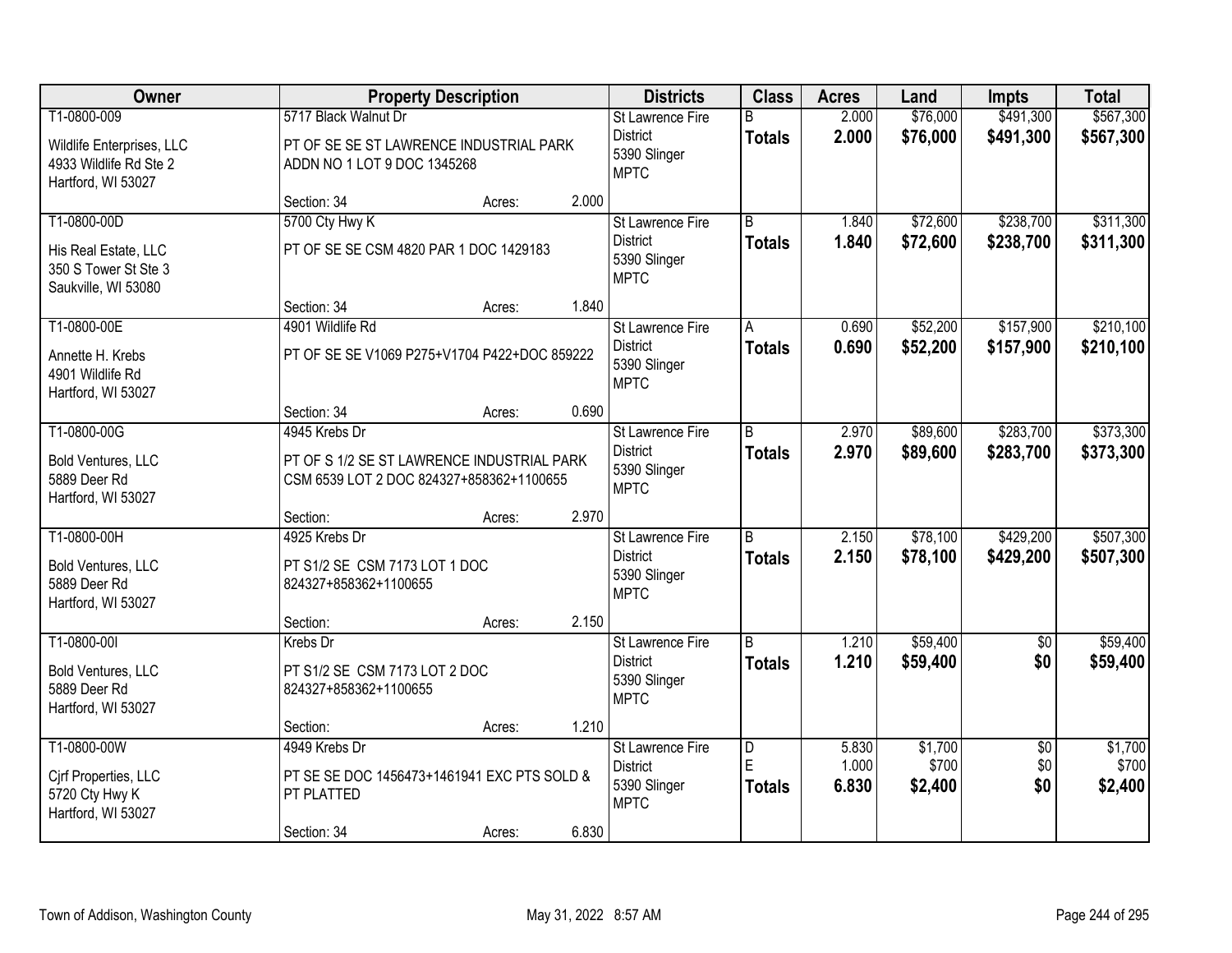| Owner | Property Description | Districts | Class | Acres | Land | Impts | Total |
|---|---|---|---|---|---|---|---|
| T1-0800-009<br>Wildlife Enterprises, LLC<br>4933 Wildlife Rd Ste 2<br>Hartford, WI 53027 | 5717 Black Walnut Dr<br>PT OF SE SE ST LAWRENCE INDUSTRIAL PARK ADDN NO 1 LOT 9 DOC 1345268<br>Section: 34 Acres: 2.000 | St Lawrence Fire District<br>5390 Slinger<br>MPTC | B<br>**Totals** | 2.000<br>**2.000** | $76,000<br>**$76,000** | $491,300<br>**$491,300** | $567,300<br>**$567,300** |
| T1-0800-00D<br>His Real Estate, LLC<br>350 S Tower St Ste 3<br>Saukville, WI 53080 | 5700 Cty Hwy K<br>PT OF SE SE CSM 4820 PAR 1 DOC 1429183<br>Section: 34 Acres: 1.840 | St Lawrence Fire District<br>5390 Slinger<br>MPTC | B<br>**Totals** | 1.840<br>**1.840** | $72,600<br>**$72,600** | $238,700<br>**$238,700** | $311,300<br>**$311,300** |
| T1-0800-00E<br>Annette H. Krebs<br>4901 Wildlife Rd<br>Hartford, WI 53027 | 4901 Wildlife Rd<br>PT OF SE SE V1069 P275+V1704 P422+DOC 859222<br>Section: 34 Acres: 0.690 | St Lawrence Fire District<br>5390 Slinger<br>MPTC | A<br>**Totals** | 0.690<br>**0.690** | $52,200<br>**$52,200** | $157,900<br>**$157,900** | $210,100<br>**$210,100** |
| T1-0800-00G<br>Bold Ventures, LLC<br>5889 Deer Rd<br>Hartford, WI 53027 | 4945 Krebs Dr<br>PT OF S 1/2 SE ST LAWRENCE INDUSTRIAL PARK CSM 6539 LOT 2 DOC 824327+858362+1100655<br>Section: Acres: 2.970 | St Lawrence Fire District<br>5390 Slinger<br>MPTC | B<br>**Totals** | 2.970<br>**2.970** | $89,600<br>**$89,600** | $283,700<br>**$283,700** | $373,300<br>**$373,300** |
| T1-0800-00H<br>Bold Ventures, LLC<br>5889 Deer Rd<br>Hartford, WI 53027 | 4925 Krebs Dr<br>PT S1/2 SE CSM 7173 LOT 1 DOC 824327+858362+1100655<br>Section: Acres: 2.150 | St Lawrence Fire District<br>5390 Slinger<br>MPTC | B<br>**Totals** | 2.150<br>**2.150** | $78,100<br>**$78,100** | $429,200<br>**$429,200** | $507,300<br>**$507,300** |
| T1-0800-00I<br>Bold Ventures, LLC<br>5889 Deer Rd<br>Hartford, WI 53027 | Krebs Dr<br>PT S1/2 SE CSM 7173 LOT 2 DOC 824327+858362+1100655<br>Section: Acres: 1.210 | St Lawrence Fire District<br>5390 Slinger<br>MPTC | B<br>**Totals** | 1.210<br>**1.210** | $59,400<br>**$59,400** | $0<br>**$0** | $59,400<br>**$59,400** |
| T1-0800-00W<br>Cjrf Properties, LLC<br>5720 Cty Hwy K<br>Hartford, WI 53027 | 4949 Krebs Dr<br>PT SE SE DOC 1456473+1461941 EXC PTS SOLD & PT PLATTED<br>Section: 34 Acres: 6.830 | St Lawrence Fire District<br>5390 Slinger<br>MPTC | D<br>E<br>**Totals** | 5.830<br>1.000<br>**6.830** | $1,700<br>$700<br>**$2,400** | $0<br>$0<br>**$0** | $1,700<br>$700<br>**$2,400** |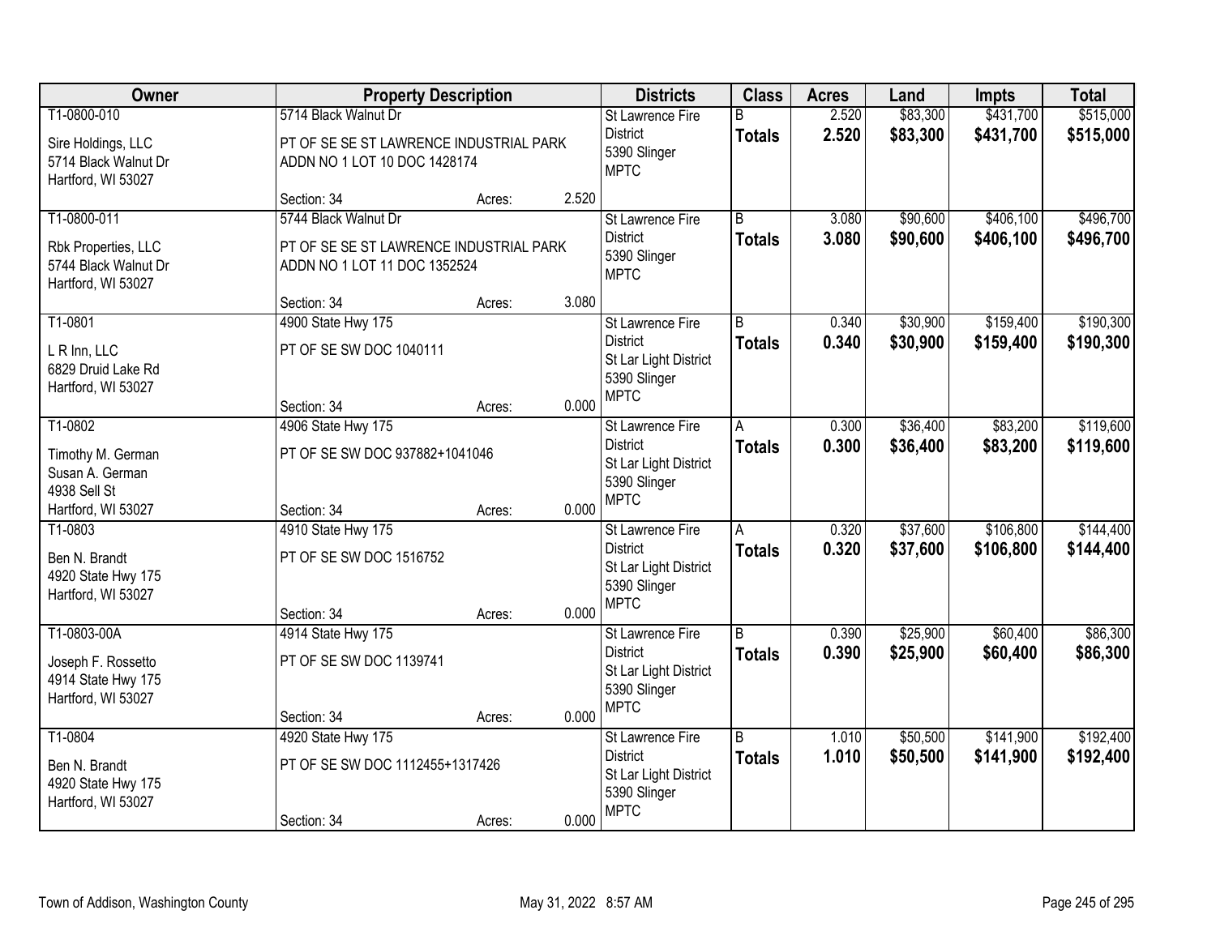| Owner | Property Description | Districts | Class | Acres | Land | Impts | Total |
|---|---|---|---|---|---|---|---|
| T1-0800-010<br>Sire Holdings, LLC<br>5714 Black Walnut Dr<br>Hartford, WI 53027 | 5714 Black Walnut Dr<br>PT OF SE SE ST LAWRENCE INDUSTRIAL PARK ADDN NO 1 LOT 10 DOC 1428174<br>Section: 34 Acres: 2.520 | St Lawrence Fire District<br>5390 Slinger<br>MPTC | B<br>**Totals** | 2.520<br>**2.520** | $83,300<br>**$83,300** | $431,700<br>**$431,700** | $515,000<br>**$515,000** |
| T1-0800-011<br>Rbk Properties, LLC<br>5744 Black Walnut Dr<br>Hartford, WI 53027 | 5744 Black Walnut Dr<br>PT OF SE SE ST LAWRENCE INDUSTRIAL PARK ADDN NO 1 LOT 11 DOC 1352524<br>Section: 34 Acres: 3.080 | St Lawrence Fire District<br>5390 Slinger<br>MPTC | B<br>**Totals** | 3.080<br>**3.080** | $90,600<br>**$90,600** | $406,100<br>**$406,100** | $496,700<br>**$496,700** |
| T1-0801<br>L R Inn, LLC<br>6829 Druid Lake Rd<br>Hartford, WI 53027 | 4900 State Hwy 175<br>PT OF SE SW DOC 1040111<br>Section: 34 Acres: 0.000 | St Lawrence Fire District<br>St Lar Light District<br>5390 Slinger<br>MPTC | B<br>**Totals** | 0.340<br>**0.340** | $30,900<br>**$30,900** | $159,400<br>**$159,400** | $190,300<br>**$190,300** |
| T1-0802<br>Timothy M. German<br>Susan A. German<br>4938 Sell St<br>Hartford, WI 53027 | 4906 State Hwy 175<br>PT OF SE SW DOC 937882+1041046<br>Section: 34 Acres: 0.000 | St Lawrence Fire District<br>St Lar Light District<br>5390 Slinger<br>MPTC | A<br>**Totals** | 0.300<br>**0.300** | $36,400<br>**$36,400** | $83,200<br>**$83,200** | $119,600<br>**$119,600** |
| T1-0803<br>Ben N. Brandt<br>4920 State Hwy 175<br>Hartford, WI 53027 | 4910 State Hwy 175<br>PT OF SE SW DOC 1516752<br>Section: 34 Acres: 0.000 | St Lawrence Fire District<br>St Lar Light District<br>5390 Slinger<br>MPTC | A<br>**Totals** | 0.320<br>**0.320** | $37,600<br>**$37,600** | $106,800<br>**$106,800** | $144,400<br>**$144,400** |
| T1-0803-00A<br>Joseph F. Rossetto<br>4914 State Hwy 175<br>Hartford, WI 53027 | 4914 State Hwy 175<br>PT OF SE SW DOC 1139741<br>Section: 34 Acres: 0.000 | St Lawrence Fire District<br>St Lar Light District<br>5390 Slinger<br>MPTC | B<br>**Totals** | 0.390<br>**0.390** | $25,900<br>**$25,900** | $60,400<br>**$60,400** | $86,300<br>**$86,300** |
| T1-0804<br>Ben N. Brandt<br>4920 State Hwy 175<br>Hartford, WI 53027 | 4920 State Hwy 175<br>PT OF SE SW DOC 1112455+1317426<br>Section: 34 Acres: 0.000 | St Lawrence Fire District<br>St Lar Light District<br>5390 Slinger<br>MPTC | B<br>**Totals** | 1.010<br>**1.010** | $50,500<br>**$50,500** | $141,900<br>**$141,900** | $192,400<br>**$192,400** |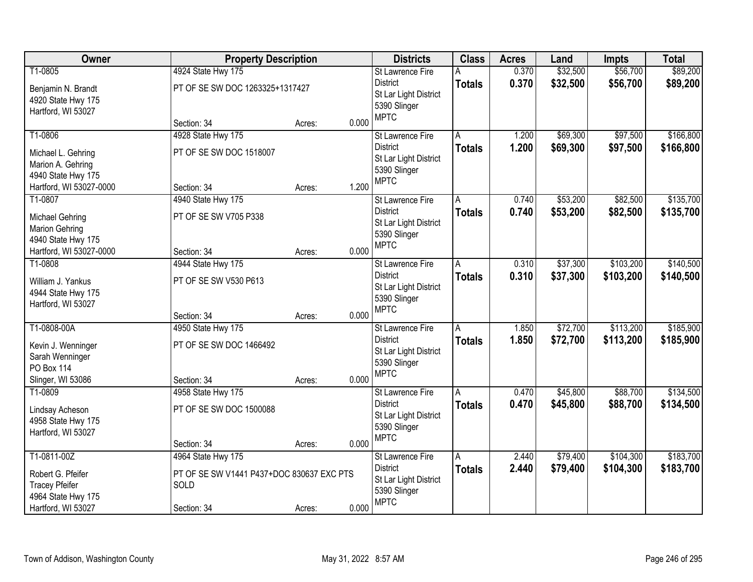| Owner | Property Description | Districts | Class | Acres | Land | Impts | Total |
|---|---|---|---|---|---|---|---|
| T1-0805<br>Benjamin N. Brandt<br>4920 State Hwy 175<br>Hartford, WI 53027 | 4924 State Hwy 175<br>PT OF SE SW DOC 1263325+1317427<br>Section: 34 Acres: 0.000 | St Lawrence Fire District<br>St Lar Light District<br>5390 Slinger<br>MPTC | A<br>**Totals** | 0.370<br>**0.370** | $32,500<br>**$32,500** | $56,700<br>**$56,700** | $89,200<br>**$89,200** |
| T1-0806<br>Michael L. Gehring<br>Marion A. Gehring<br>4940 State Hwy 175<br>Hartford, WI 53027-0000 | 4928 State Hwy 175<br>PT OF SE SW DOC 1518007<br>Section: 34 Acres: 1.200 | St Lawrence Fire District<br>St Lar Light District<br>5390 Slinger<br>MPTC | A<br>**Totals** | 1.200<br>**1.200** | $69,300<br>**$69,300** | $97,500<br>**$97,500** | $166,800<br>**$166,800** |
| T1-0807<br>Michael Gehring<br>Marion Gehring<br>4940 State Hwy 175<br>Hartford, WI 53027-0000 | 4940 State Hwy 175<br>PT OF SE SW V705 P338<br>Section: 34 Acres: 0.000 | St Lawrence Fire District<br>St Lar Light District<br>5390 Slinger<br>MPTC | A<br>**Totals** | 0.740<br>**0.740** | $53,200<br>**$53,200** | $82,500<br>**$82,500** | $135,700<br>**$135,700** |
| T1-0808<br>William J. Yankus<br>4944 State Hwy 175<br>Hartford, WI 53027 | 4944 State Hwy 175<br>PT OF SE SW V530 P613<br>Section: 34 Acres: 0.000 | St Lawrence Fire District<br>St Lar Light District<br>5390 Slinger<br>MPTC | A<br>**Totals** | 0.310<br>**0.310** | $37,300<br>**$37,300** | $103,200<br>**$103,200** | $140,500<br>**$140,500** |
| T1-0808-00A<br>Kevin J. Wenninger<br>Sarah Wenninger<br>PO Box 114<br>Slinger, WI 53086 | 4950 State Hwy 175<br>PT OF SE SW DOC 1466492<br>Section: 34 Acres: 0.000 | St Lawrence Fire District<br>St Lar Light District<br>5390 Slinger<br>MPTC | A<br>**Totals** | 1.850<br>**1.850** | $72,700<br>**$72,700** | $113,200<br>**$113,200** | $185,900<br>**$185,900** |
| T1-0809<br>Lindsay Acheson<br>4958 State Hwy 175<br>Hartford, WI 53027 | 4958 State Hwy 175<br>PT OF SE SW DOC 1500088<br>Section: 34 Acres: 0.000 | St Lawrence Fire District<br>St Lar Light District<br>5390 Slinger<br>MPTC | A<br>**Totals** | 0.470<br>**0.470** | $45,800<br>**$45,800** | $88,700<br>**$88,700** | $134,500<br>**$134,500** |
| T1-0811-00Z<br>Robert G. Pfeifer<br>Tracey Pfeifer<br>4964 State Hwy 175<br>Hartford, WI 53027 | 4964 State Hwy 175<br>PT OF SE SW V1441 P437+DOC 830637 EXC PTS SOLD<br>Section: 34 Acres: 0.000 | St Lawrence Fire District<br>St Lar Light District<br>5390 Slinger<br>MPTC | A<br>**Totals** | 2.440<br>**2.440** | $79,400<br>**$79,400** | $104,300<br>**$104,300** | $183,700<br>**$183,700** |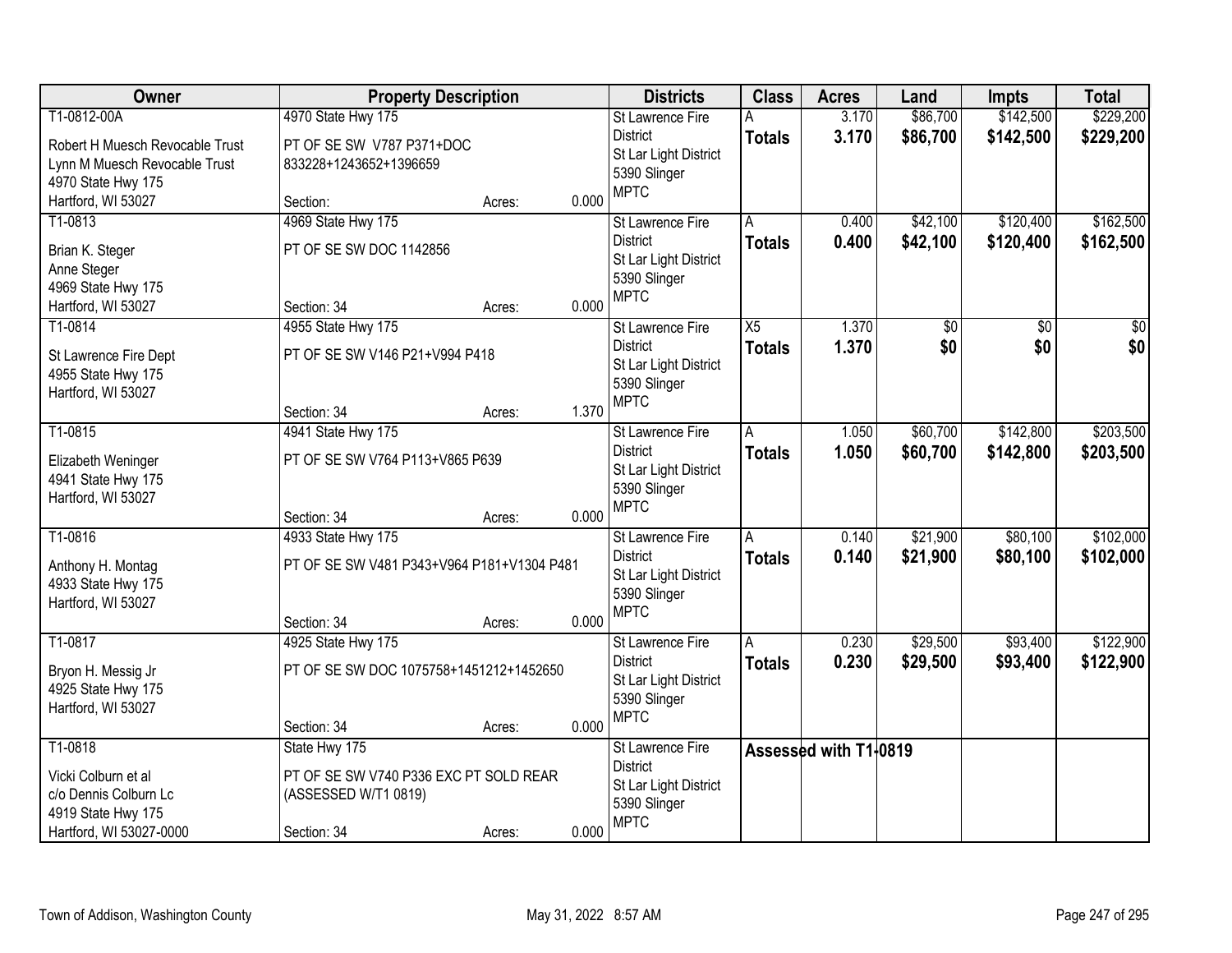| Owner | Property Description | Districts | Class | Acres | Land | Impts | Total |
|---|---|---|---|---|---|---|---|
| T1-0812-00A<br>Robert H Muesch Revocable Trust<br>Lynn M Muesch Revocable Trust<br>4970 State Hwy 175<br>Hartford, WI 53027 | 4970 State Hwy 175<br>PT OF SE SW V787 P371+DOC 833228+1243652+1396659<br>Section: Acres: 0.000 | St Lawrence Fire District<br>St Lar Light District<br>5390 Slinger<br>MPTC | A<br>**Totals** | 3.170<br>**3.170** | $86,700<br>**$86,700** | $142,500<br>**$142,500** | $229,200<br>**$229,200** |
| T1-0813<br>Brian K. Steger<br>Anne Steger<br>4969 State Hwy 175<br>Hartford, WI 53027 | 4969 State Hwy 175<br>PT OF SE SW DOC 1142856<br>Section: 34 Acres: 0.000 | St Lawrence Fire District<br>St Lar Light District<br>5390 Slinger<br>MPTC | A<br>**Totals** | 0.400<br>**0.400** | $42,100<br>**$42,100** | $120,400<br>**$120,400** | $162,500<br>**$162,500** |
| T1-0814<br>St Lawrence Fire Dept<br>4955 State Hwy 175<br>Hartford, WI 53027 | 4955 State Hwy 175<br>PT OF SE SW V146 P21+V994 P418<br>Section: 34 Acres: 1.370 | St Lawrence Fire District<br>St Lar Light District<br>5390 Slinger<br>MPTC | X5<br>**Totals** | 1.370<br>**1.370** | $0<br>**$0** | $0<br>**$0** | $0<br>**$0** |
| T1-0815<br>Elizabeth Weninger<br>4941 State Hwy 175<br>Hartford, WI 53027 | 4941 State Hwy 175<br>PT OF SE SW V764 P113+V865 P639<br>Section: 34 Acres: 0.000 | St Lawrence Fire District<br>St Lar Light District<br>5390 Slinger<br>MPTC | A<br>**Totals** | 1.050<br>**1.050** | $60,700<br>**$60,700** | $142,800<br>**$142,800** | $203,500<br>**$203,500** |
| T1-0816<br>Anthony H. Montag<br>4933 State Hwy 175<br>Hartford, WI 53027 | 4933 State Hwy 175<br>PT OF SE SW V481 P343+V964 P181+V1304 P481<br>Section: 34 Acres: 0.000 | St Lawrence Fire District<br>St Lar Light District<br>5390 Slinger<br>MPTC | A<br>**Totals** | 0.140<br>**0.140** | $21,900<br>**$21,900** | $80,100<br>**$80,100** | $102,000<br>**$102,000** |
| T1-0817<br>Bryon H. Messig Jr<br>4925 State Hwy 175<br>Hartford, WI 53027 | 4925 State Hwy 175<br>PT OF SE SW DOC 1075758+1451212+1452650<br>Section: 34 Acres: 0.000 | St Lawrence Fire District<br>St Lar Light District<br>5390 Slinger<br>MPTC | A<br>**Totals** | 0.230<br>**0.230** | $29,500<br>**$29,500** | $93,400<br>**$93,400** | $122,900<br>**$122,900** |
| T1-0818<br>Vicki Colburn et al<br>c/o Dennis Colburn Lc<br>4919 State Hwy 175<br>Hartford, WI 53027-0000 | State Hwy 175<br>PT OF SE SW V740 P336 EXC PT SOLD REAR (ASSESSED W/T1 0819)<br>Section: 34 Acres: 0.000 | St Lawrence Fire District<br>St Lar Light District<br>5390 Slinger<br>MPTC | Assessed with T1-0819 | | | | |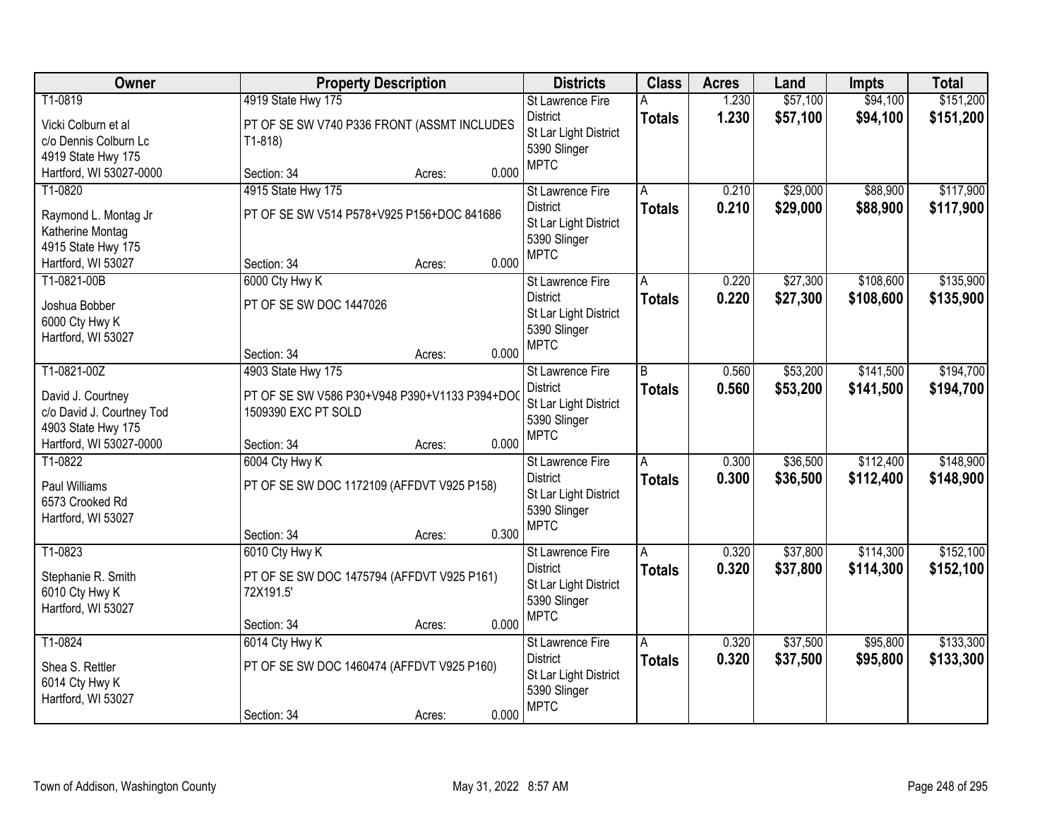| Owner | Property Description | Districts | Class | Acres | Land | Impts | Total |
|---|---|---|---|---|---|---|---|
| T1-0819<br>Vicki Colburn et al<br>c/o Dennis Colburn Lc<br>4919 State Hwy 175<br>Hartford, WI 53027-0000 | 4919 State Hwy 175<br>PT OF SE SW V740 P336 FRONT (ASSMT INCLUDES T1-818)<br>Section: 34 Acres: 0.000 | St Lawrence Fire District<br>St Lar Light District<br>5390 Slinger<br>MPTC | A<br>**Totals** | 1.230<br>**1.230** | $57,100<br>**$57,100** | $94,100<br>**$94,100** | $151,200<br>**$151,200** |
| T1-0820<br>Raymond L. Montag Jr<br>Katherine Montag<br>4915 State Hwy 175<br>Hartford, WI 53027 | 4915 State Hwy 175<br>PT OF SE SW V514 P578+V925 P156+DOC 841686<br>Section: 34 Acres: 0.000 | St Lawrence Fire District<br>St Lar Light District<br>5390 Slinger<br>MPTC | A<br>**Totals** | 0.210<br>**0.210** | $29,000<br>**$29,000** | $88,900<br>**$88,900** | $117,900<br>**$117,900** |
| T1-0821-00B<br>Joshua Bobber<br>6000 Cty Hwy K<br>Hartford, WI 53027 | 6000 Cty Hwy K<br>PT OF SE SW DOC 1447026<br>Section: 34 Acres: 0.000 | St Lawrence Fire District<br>St Lar Light District<br>5390 Slinger<br>MPTC | A<br>**Totals** | 0.220<br>**0.220** | $27,300<br>**$27,300** | $108,600<br>**$108,600** | $135,900<br>**$135,900** |
| T1-0821-00Z<br>David J. Courtney<br>c/o David J. Courtney Tod<br>4903 State Hwy 175<br>Hartford, WI 53027-0000 | 4903 State Hwy 175<br>PT OF SE SW V586 P30+V948 P390+V1133 P394+DOC 1509390 EXC PT SOLD<br>Section: 34 Acres: 0.000 | St Lawrence Fire District<br>St Lar Light District<br>5390 Slinger<br>MPTC | B<br>**Totals** | 0.560<br>**0.560** | $53,200<br>**$53,200** | $141,500<br>**$141,500** | $194,700<br>**$194,700** |
| T1-0822<br>Paul Williams<br>6573 Crooked Rd<br>Hartford, WI 53027 | 6004 Cty Hwy K<br>PT OF SE SW DOC 1172109 (AFFDVT V925 P158)<br>Section: 34 Acres: 0.300 | St Lawrence Fire District<br>St Lar Light District<br>5390 Slinger<br>MPTC | A<br>**Totals** | 0.300<br>**0.300** | $36,500<br>**$36,500** | $112,400<br>**$112,400** | $148,900<br>**$148,900** |
| T1-0823<br>Stephanie R. Smith<br>6010 Cty Hwy K<br>Hartford, WI 53027 | 6010 Cty Hwy K<br>PT OF SE SW DOC 1475794 (AFFDVT V925 P161) 72X191.5'<br>Section: 34 Acres: 0.000 | St Lawrence Fire District<br>St Lar Light District<br>5390 Slinger<br>MPTC | A<br>**Totals** | 0.320<br>**0.320** | $37,800<br>**$37,800** | $114,300<br>**$114,300** | $152,100<br>**$152,100** |
| T1-0824<br>Shea S. Rettler<br>6014 Cty Hwy K<br>Hartford, WI 53027 | 6014 Cty Hwy K<br>PT OF SE SW DOC 1460474 (AFFDVT V925 P160)<br>Section: 34 Acres: 0.000 | St Lawrence Fire District<br>St Lar Light District<br>5390 Slinger<br>MPTC | A<br>**Totals** | 0.320<br>**0.320** | $37,500<br>**$37,500** | $95,800<br>**$95,800** | $133,300<br>**$133,300** |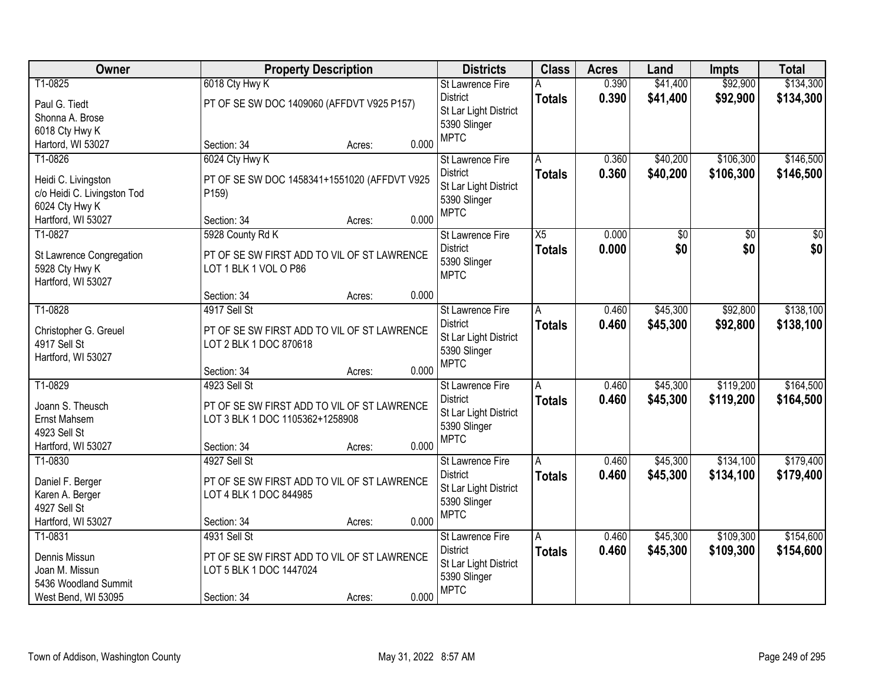| Owner | Property Description | Districts | Class | Acres | Land | Impts | Total |
|---|---|---|---|---|---|---|---|
| T1-0825<br>Paul G. Tiedt<br>Shonna A. Brose<br>6018 Cty Hwy K<br>Hartord, WI 53027 | 6018 Cty Hwy K<br>PT OF SE SW DOC 1409060 (AFFDVT V925 P157)<br>Section: 34 Acres: 0.000 | St Lawrence Fire District<br>St Lar Light District<br>5390 Slinger<br>MPTC | A<br>**Totals** | 0.390<br>**0.390** | $41,400<br>**$41,400** | $92,900<br>**$92,900** | $134,300<br>**$134,300** |
| T1-0826<br>Heidi C. Livingston<br>c/o Heidi C. Livingston Tod<br>6024 Cty Hwy K<br>Hartford, WI 53027 | 6024 Cty Hwy K<br>PT OF SE SW DOC 1458341+1551020 (AFFDVT V925 P159)<br>Section: 34 Acres: 0.000 | St Lawrence Fire District<br>St Lar Light District<br>5390 Slinger<br>MPTC | A<br>**Totals** | 0.360<br>**0.360** | $40,200<br>**$40,200** | $106,300<br>**$106,300** | $146,500<br>**$146,500** |
| T1-0827<br>St Lawrence Congregation<br>5928 Cty Hwy K<br>Hartford, WI 53027 | 5928 County Rd K<br>PT OF SE SW FIRST ADD TO VIL OF ST LAWRENCE LOT 1 BLK 1 VOL O P86<br>Section: 34 Acres: 0.000 | St Lawrence Fire District<br>5390 Slinger<br>MPTC | X5<br>**Totals** | 0.000<br>**0.000** | $0<br>**$0** | $0<br>**$0** | $0<br>**$0** |
| T1-0828<br>Christopher G. Greuel<br>4917 Sell St<br>Hartford, WI 53027 | 4917 Sell St<br>PT OF SE SW FIRST ADD TO VIL OF ST LAWRENCE LOT 2 BLK 1 DOC 870618<br>Section: 34 Acres: 0.000 | St Lawrence Fire District<br>St Lar Light District<br>5390 Slinger<br>MPTC | A<br>**Totals** | 0.460<br>**0.460** | $45,300<br>**$45,300** | $92,800<br>**$92,800** | $138,100<br>**$138,100** |
| T1-0829<br>Joann S. Theusch<br>Ernst Mahsem<br>4923 Sell St<br>Hartford, WI 53027 | 4923 Sell St<br>PT OF SE SW FIRST ADD TO VIL OF ST LAWRENCE LOT 3 BLK 1 DOC 1105362+1258908<br>Section: 34 Acres: 0.000 | St Lawrence Fire District<br>St Lar Light District<br>5390 Slinger<br>MPTC | A<br>**Totals** | 0.460<br>**0.460** | $45,300<br>**$45,300** | $119,200<br>**$119,200** | $164,500<br>**$164,500** |
| T1-0830<br>Daniel F. Berger<br>Karen A. Berger<br>4927 Sell St<br>Hartford, WI 53027 | 4927 Sell St<br>PT OF SE SW FIRST ADD TO VIL OF ST LAWRENCE LOT 4 BLK 1 DOC 844985<br>Section: 34 Acres: 0.000 | St Lawrence Fire District<br>St Lar Light District<br>5390 Slinger<br>MPTC | A<br>**Totals** | 0.460<br>**0.460** | $45,300<br>**$45,300** | $134,100<br>**$134,100** | $179,400<br>**$179,400** |
| T1-0831<br>Dennis Missun<br>Joan M. Missun<br>5436 Woodland Summit<br>West Bend, WI 53095 | 4931 Sell St<br>PT OF SE SW FIRST ADD TO VIL OF ST LAWRENCE LOT 5 BLK 1 DOC 1447024<br>Section: 34 Acres: 0.000 | St Lawrence Fire District<br>St Lar Light District<br>5390 Slinger<br>MPTC | A<br>**Totals** | 0.460<br>**0.460** | $45,300<br>**$45,300** | $109,300<br>**$109,300** | $154,600<br>**$154,600** |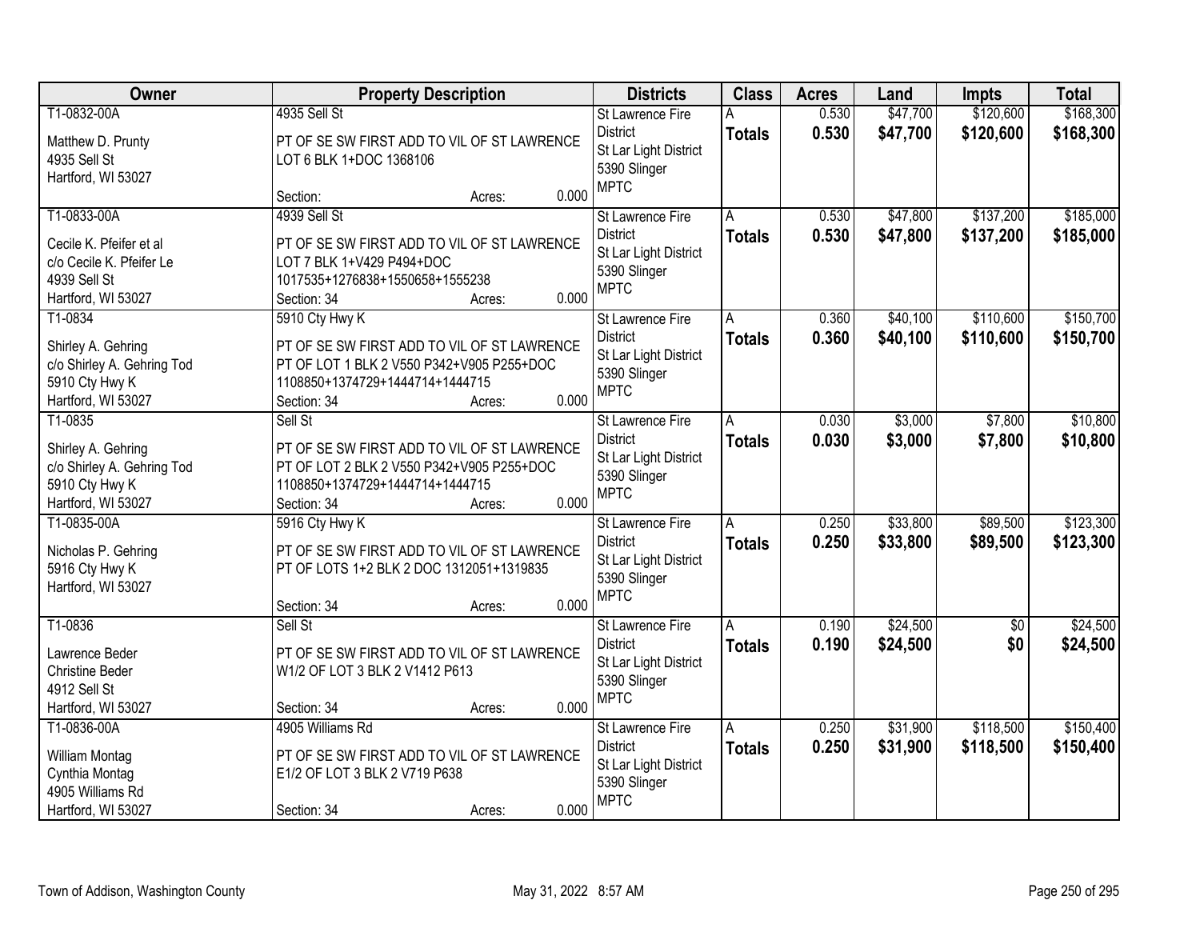| Owner | Property Description | Districts | Class | Acres | Land | Impts | Total |
|---|---|---|---|---|---|---|---|
| T1-0832-00A<br><br>Matthew D. Prunty<br>4935 Sell St<br>Hartford, WI 53027 | 4935 Sell St<br><br>PT OF SE SW FIRST ADD TO VIL OF ST LAWRENCE LOT 6 BLK 1+DOC 1368106<br><br>Section: Acres: 0.000 | St Lawrence Fire District<br>St Lar Light District<br>5390 Slinger<br>MPTC | A<br>**Totals** | 0.530<br>**0.530** | $47,700<br>**$47,700** | $120,600<br>**$120,600** | $168,300<br>**$168,300** |
| T1-0833-00A<br><br>Cecile K. Pfeifer et al<br>c/o Cecile K. Pfeifer Le<br>4939 Sell St<br>Hartford, WI 53027 | 4939 Sell St<br><br>PT OF SE SW FIRST ADD TO VIL OF ST LAWRENCE LOT 7 BLK 1+V429 P494+DOC 1017535+1276838+1550658+1555238<br>Section: 34 Acres: 0.000 | St Lawrence Fire District<br>St Lar Light District<br>5390 Slinger<br>MPTC | A<br>**Totals** | 0.530<br>**0.530** | $47,800<br>**$47,800** | $137,200<br>**$137,200** | $185,000<br>**$185,000** |
| T1-0834<br><br>Shirley A. Gehring<br>c/o Shirley A. Gehring Tod<br>5910 Cty Hwy K<br>Hartford, WI 53027 | 5910 Cty Hwy K<br><br>PT OF SE SW FIRST ADD TO VIL OF ST LAWRENCE PT OF LOT 1 BLK 2 V550 P342+V905 P255+DOC 1108850+1374729+1444714+1444715<br>Section: 34 Acres: 0.000 | St Lawrence Fire District<br>St Lar Light District<br>5390 Slinger<br>MPTC | A<br>**Totals** | 0.360<br>**0.360** | $40,100<br>**$40,100** | $110,600<br>**$110,600** | $150,700<br>**$150,700** |
| T1-0835<br><br>Shirley A. Gehring<br>c/o Shirley A. Gehring Tod<br>5910 Cty Hwy K<br>Hartford, WI 53027 | Sell St<br><br>PT OF SE SW FIRST ADD TO VIL OF ST LAWRENCE PT OF LOT 2 BLK 2 V550 P342+V905 P255+DOC 1108850+1374729+1444714+1444715<br>Section: 34 Acres: 0.000 | St Lawrence Fire District<br>St Lar Light District<br>5390 Slinger<br>MPTC | A<br>**Totals** | 0.030<br>**0.030** | $3,000<br>**$3,000** | $7,800<br>**$7,800** | $10,800<br>**$10,800** |
| T1-0835-00A<br><br>Nicholas P. Gehring<br>5916 Cty Hwy K<br>Hartford, WI 53027 | 5916 Cty Hwy K<br><br>PT OF SE SW FIRST ADD TO VIL OF ST LAWRENCE PT OF LOTS 1+2 BLK 2 DOC 1312051+1319835<br><br>Section: 34 Acres: 0.000 | St Lawrence Fire District<br>St Lar Light District<br>5390 Slinger<br>MPTC | A<br>**Totals** | 0.250<br>**0.250** | $33,800<br>**$33,800** | $89,500<br>**$89,500** | $123,300<br>**$123,300** |
| T1-0836<br><br>Lawrence Beder<br>Christine Beder<br>4912 Sell St<br>Hartford, WI 53027 | Sell St<br><br>PT OF SE SW FIRST ADD TO VIL OF ST LAWRENCE W1/2 OF LOT 3 BLK 2 V1412 P613<br><br>Section: 34 Acres: 0.000 | St Lawrence Fire District<br>St Lar Light District<br>5390 Slinger<br>MPTC | A<br>**Totals** | 0.190<br>**0.190** | $24,500<br>**$24,500** | $0<br>**$0** | $24,500<br>**$24,500** |
| T1-0836-00A<br><br>William Montag<br>Cynthia Montag<br>4905 Williams Rd<br>Hartford, WI 53027 | 4905 Williams Rd<br><br>PT OF SE SW FIRST ADD TO VIL OF ST LAWRENCE E1/2 OF LOT 3 BLK 2 V719 P638<br><br>Section: 34 Acres: 0.000 | St Lawrence Fire District<br>St Lar Light District<br>5390 Slinger<br>MPTC | A<br>**Totals** | 0.250<br>**0.250** | $31,900<br>**$31,900** | $118,500<br>**$118,500** | $150,400<br>**$150,400** |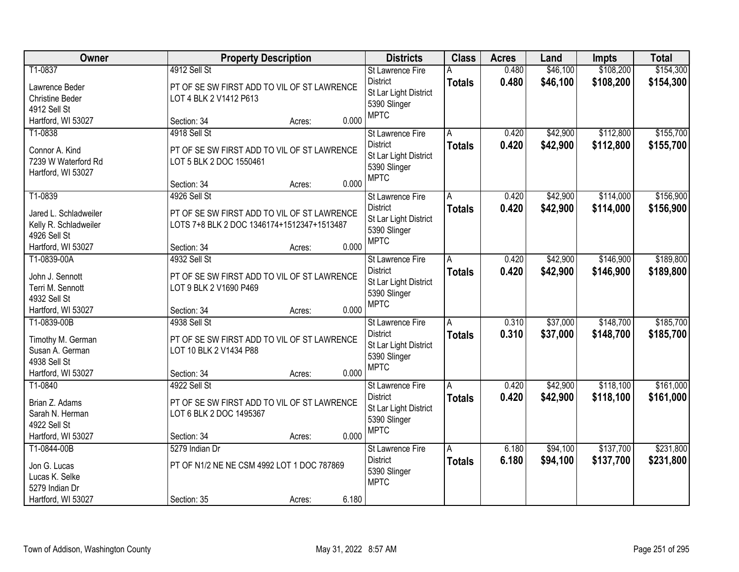| Owner | Property Description | Districts | Class | Acres | Land | Impts | Total |
|---|---|---|---|---|---|---|---|
| T1-0837<br>Lawrence Beder<br>Christine Beder<br>4912 Sell St<br>Hartford, WI 53027 | 4912 Sell St<br>PT OF SE SW FIRST ADD TO VIL OF ST LAWRENCE LOT 4 BLK 2 V1412 P613<br>Section: 34 Acres: 0.000 | St Lawrence Fire District<br>St Lar Light District<br>5390 Slinger<br>MPTC | A<br>**Totals** | 0.480<br>**0.480** | $46,100<br>**$46,100** | $108,200<br>**$108,200** | $154,300<br>**$154,300** |
| T1-0838<br>Connor A. Kind<br>7239 W Waterford Rd<br>Hartford, WI 53027 | 4918 Sell St<br>PT OF SE SW FIRST ADD TO VIL OF ST LAWRENCE LOT 5 BLK 2 DOC 1550461<br>Section: 34 Acres: 0.000 | St Lawrence Fire District<br>St Lar Light District<br>5390 Slinger<br>MPTC | A<br>**Totals** | 0.420<br>**0.420** | $42,900<br>**$42,900** | $112,800<br>**$112,800** | $155,700<br>**$155,700** |
| T1-0839<br>Jared L. Schladweiler<br>Kelly R. Schladweiler<br>4926 Sell St<br>Hartford, WI 53027 | 4926 Sell St<br>PT OF SE SW FIRST ADD TO VIL OF ST LAWRENCE LOTS 7+8 BLK 2 DOC 1346174+1512347+1513487<br>Section: 34 Acres: 0.000 | St Lawrence Fire District<br>St Lar Light District<br>5390 Slinger<br>MPTC | A<br>**Totals** | 0.420<br>**0.420** | $42,900<br>**$42,900** | $114,000<br>**$114,000** | $156,900<br>**$156,900** |
| T1-0839-00A<br>John J. Sennott<br>Terri M. Sennott<br>4932 Sell St<br>Hartford, WI 53027 | 4932 Sell St<br>PT OF SE SW FIRST ADD TO VIL OF ST LAWRENCE LOT 9 BLK 2 V1690 P469<br>Section: 34 Acres: 0.000 | St Lawrence Fire District<br>St Lar Light District<br>5390 Slinger<br>MPTC | A<br>**Totals** | 0.420<br>**0.420** | $42,900<br>**$42,900** | $146,900<br>**$146,900** | $189,800<br>**$189,800** |
| T1-0839-00B<br>Timothy M. German<br>Susan A. German<br>4938 Sell St<br>Hartford, WI 53027 | 4938 Sell St<br>PT OF SE SW FIRST ADD TO VIL OF ST LAWRENCE LOT 10 BLK 2 V1434 P88<br>Section: 34 Acres: 0.000 | St Lawrence Fire District<br>St Lar Light District<br>5390 Slinger<br>MPTC | A<br>**Totals** | 0.310<br>**0.310** | $37,000<br>**$37,000** | $148,700<br>**$148,700** | $185,700<br>**$185,700** |
| T1-0840<br>Brian Z. Adams<br>Sarah N. Herman<br>4922 Sell St<br>Hartford, WI 53027 | 4922 Sell St<br>PT OF SE SW FIRST ADD TO VIL OF ST LAWRENCE LOT 6 BLK 2 DOC 1495367<br>Section: 34 Acres: 0.000 | St Lawrence Fire District<br>St Lar Light District<br>5390 Slinger<br>MPTC | A<br>**Totals** | 0.420<br>**0.420** | $42,900<br>**$42,900** | $118,100<br>**$118,100** | $161,000<br>**$161,000** |
| T1-0844-00B<br>Jon G. Lucas<br>Lucas K. Selke<br>5279 Indian Dr<br>Hartford, WI 53027 | 5279 Indian Dr<br>PT OF N1/2 NE NE CSM 4992 LOT 1 DOC 787869<br>Section: 35 Acres: 6.180 | St Lawrence Fire District<br>5390 Slinger<br>MPTC | A<br>**Totals** | 6.180<br>**6.180** | $94,100<br>**$94,100** | $137,700<br>**$137,700** | $231,800<br>**$231,800** |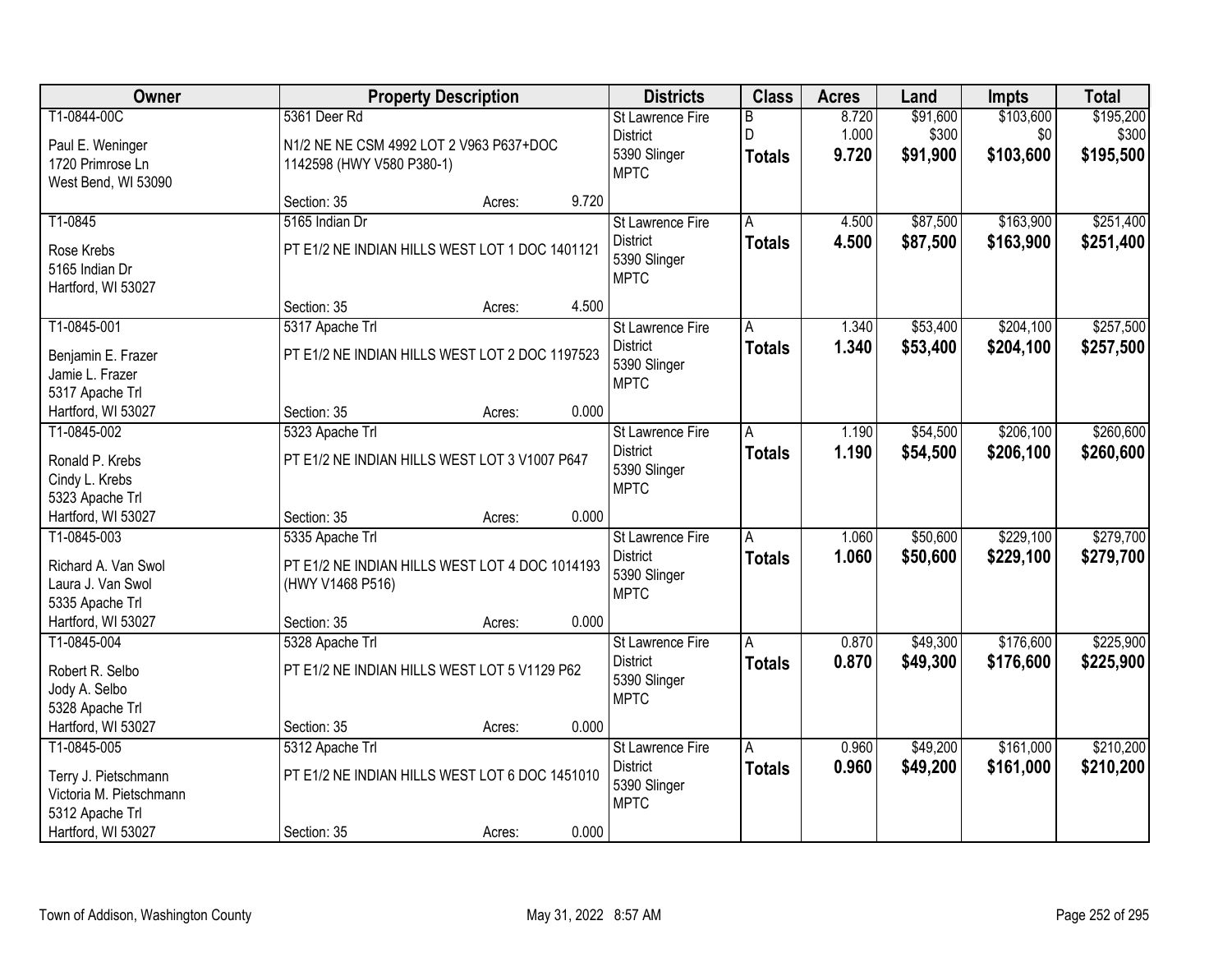| Owner | Property Description | Districts | Class | Acres | Land | Impts | Total |
|---|---|---|---|---|---|---|---|
| T1-0844-00C<br>Paul E. Weninger<br>1720 Primrose Ln<br>West Bend, WI 53090 | 5361 Deer Rd<br>N1/2 NE NE CSM 4992 LOT 2 V963 P637+DOC 1142598 (HWY V580 P380-1)<br>Section: 35 Acres: 9.720 | St Lawrence Fire District<br>5390 Slinger<br>MPTC | B<br>D<br>**Totals** | 8.720<br>1.000<br>**9.720** | $91,600<br>$300<br>**$91,900** | $103,600<br>$0<br>**$103,600** | $195,200<br>$300<br>**$195,500** |
| T1-0845<br>Rose Krebs<br>5165 Indian Dr<br>Hartford, WI 53027 | 5165 Indian Dr<br>PT E1/2 NE INDIAN HILLS WEST LOT 1 DOC 1401121<br>Section: 35 Acres: 4.500 | St Lawrence Fire District<br>5390 Slinger<br>MPTC | A<br>**Totals** | 4.500<br>**4.500** | $87,500<br>**$87,500** | $163,900<br>**$163,900** | $251,400<br>**$251,400** |
| T1-0845-001<br>Benjamin E. Frazer<br>Jamie L. Frazer<br>5317 Apache Trl<br>Hartford, WI 53027 | 5317 Apache Trl<br>PT E1/2 NE INDIAN HILLS WEST LOT 2 DOC 1197523<br>Section: 35 Acres: 0.000 | St Lawrence Fire District<br>5390 Slinger<br>MPTC | A<br>**Totals** | 1.340<br>**1.340** | $53,400<br>**$53,400** | $204,100<br>**$204,100** | $257,500<br>**$257,500** |
| T1-0845-002<br>Ronald P. Krebs<br>Cindy L. Krebs<br>5323 Apache Trl<br>Hartford, WI 53027 | 5323 Apache Trl<br>PT E1/2 NE INDIAN HILLS WEST LOT 3 V1007 P647<br>Section: 35 Acres: 0.000 | St Lawrence Fire District<br>5390 Slinger<br>MPTC | A<br>**Totals** | 1.190<br>**1.190** | $54,500<br>**$54,500** | $206,100<br>**$206,100** | $260,600<br>**$260,600** |
| T1-0845-003<br>Richard A. Van Swol<br>Laura J. Van Swol<br>5335 Apache Trl<br>Hartford, WI 53027 | 5335 Apache Trl<br>PT E1/2 NE INDIAN HILLS WEST LOT 4 DOC 1014193 (HWY V1468 P516)<br>Section: 35 Acres: 0.000 | St Lawrence Fire District<br>5390 Slinger<br>MPTC | A<br>**Totals** | 1.060<br>**1.060** | $50,600<br>**$50,600** | $229,100<br>**$229,100** | $279,700<br>**$279,700** |
| T1-0845-004<br>Robert R. Selbo<br>Jody A. Selbo<br>5328 Apache Trl<br>Hartford, WI 53027 | 5328 Apache Trl<br>PT E1/2 NE INDIAN HILLS WEST LOT 5 V1129 P62<br>Section: 35 Acres: 0.000 | St Lawrence Fire District<br>5390 Slinger<br>MPTC | A<br>**Totals** | 0.870<br>**0.870** | $49,300<br>**$49,300** | $176,600<br>**$176,600** | $225,900<br>**$225,900** |
| T1-0845-005<br>Terry J. Pietschmann<br>Victoria M. Pietschmann<br>5312 Apache Trl<br>Hartford, WI 53027 | 5312 Apache Trl<br>PT E1/2 NE INDIAN HILLS WEST LOT 6 DOC 1451010<br>Section: 35 Acres: 0.000 | St Lawrence Fire District<br>5390 Slinger<br>MPTC | A<br>**Totals** | 0.960<br>**0.960** | $49,200<br>**$49,200** | $161,000<br>**$161,000** | $210,200<br>**$210,200** |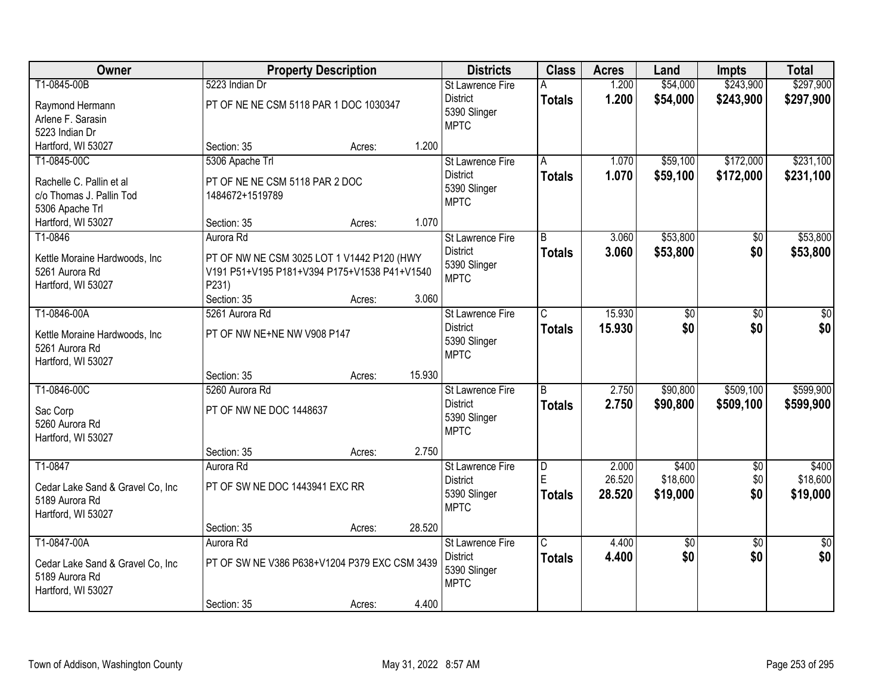| Owner | Property Description | Districts | Class | Acres | Land | Impts | Total |
|---|---|---|---|---|---|---|---|
| T1-0845-00B<br>Raymond Hermann<br>Arlene F. Sarasin<br>5223 Indian Dr<br>Hartford, WI 53027 | 5223 Indian Dr<br>PT OF NE NE CSM 5118 PAR 1 DOC 1030347<br>Section: 35 Acres: 1.200 | St Lawrence Fire District<br>5390 Slinger<br>MPTC | A<br>**Totals** | 1.200<br>**1.200** | $54,000<br>**$54,000** | $243,900<br>**$243,900** | $297,900<br>**$297,900** |
| T1-0845-00C<br>Rachelle C. Pallin et al<br>c/o Thomas J. Pallin Tod<br>5306 Apache Trl<br>Hartford, WI 53027 | 5306 Apache Trl<br>PT OF NE NE CSM 5118 PAR 2 DOC 1484672+1519789<br>Section: 35 Acres: 1.070 | St Lawrence Fire District<br>5390 Slinger<br>MPTC | A<br>**Totals** | 1.070<br>**1.070** | $59,100<br>**$59,100** | $172,000<br>**$172,000** | $231,100<br>**$231,100** |
| T1-0846<br>Kettle Moraine Hardwoods, Inc<br>5261 Aurora Rd<br>Hartford, WI 53027 | Aurora Rd<br>PT OF NW NE CSM 3025 LOT 1 V1442 P120 (HWY V191 P51+V195 P181+V394 P175+V1538 P41+V1540 P231)<br>Section: 35 Acres: 3.060 | St Lawrence Fire District<br>5390 Slinger<br>MPTC | B<br>**Totals** | 3.060<br>**3.060** | $53,800<br>**$53,800** | $0<br>**$0** | $53,800<br>**$53,800** |
| T1-0846-00A<br>Kettle Moraine Hardwoods, Inc<br>5261 Aurora Rd<br>Hartford, WI 53027 | 5261 Aurora Rd<br>PT OF NW NE+NE NW V908 P147<br>Section: 35 Acres: 15.930 | St Lawrence Fire District<br>5390 Slinger<br>MPTC | C<br>**Totals** | 15.930<br>**15.930** | $0<br>**$0** | $0<br>**$0** | $0<br>**$0** |
| T1-0846-00C<br>Sac Corp<br>5260 Aurora Rd<br>Hartford, WI 53027 | 5260 Aurora Rd<br>PT OF NW NE DOC 1448637<br>Section: 35 Acres: 2.750 | St Lawrence Fire District<br>5390 Slinger<br>MPTC | B<br>**Totals** | 2.750<br>**2.750** | $90,800<br>**$90,800** | $509,100<br>**$509,100** | $599,900<br>**$599,900** |
| T1-0847<br>Cedar Lake Sand & Gravel Co, Inc<br>5189 Aurora Rd<br>Hartford, WI 53027 | Aurora Rd<br>PT OF SW NE DOC 1443941 EXC RR<br>Section: 35 Acres: 28.520 | St Lawrence Fire District<br>5390 Slinger<br>MPTC | D<br>E<br>**Totals** | 2.000<br>26.520<br>**28.520** | $400<br>$18,600<br>**$19,000** | $0<br>$0<br>**$0** | $400<br>$18,600<br>**$19,000** |
| T1-0847-00A<br>Cedar Lake Sand & Gravel Co, Inc<br>5189 Aurora Rd<br>Hartford, WI 53027 | Aurora Rd<br>PT OF SW NE V386 P638+V1204 P379 EXC CSM 3439<br>Section: 35 Acres: 4.400 | St Lawrence Fire District<br>5390 Slinger<br>MPTC | C<br>**Totals** | 4.400<br>**4.400** | $0<br>**$0** | $0<br>**$0** | $0<br>**$0** |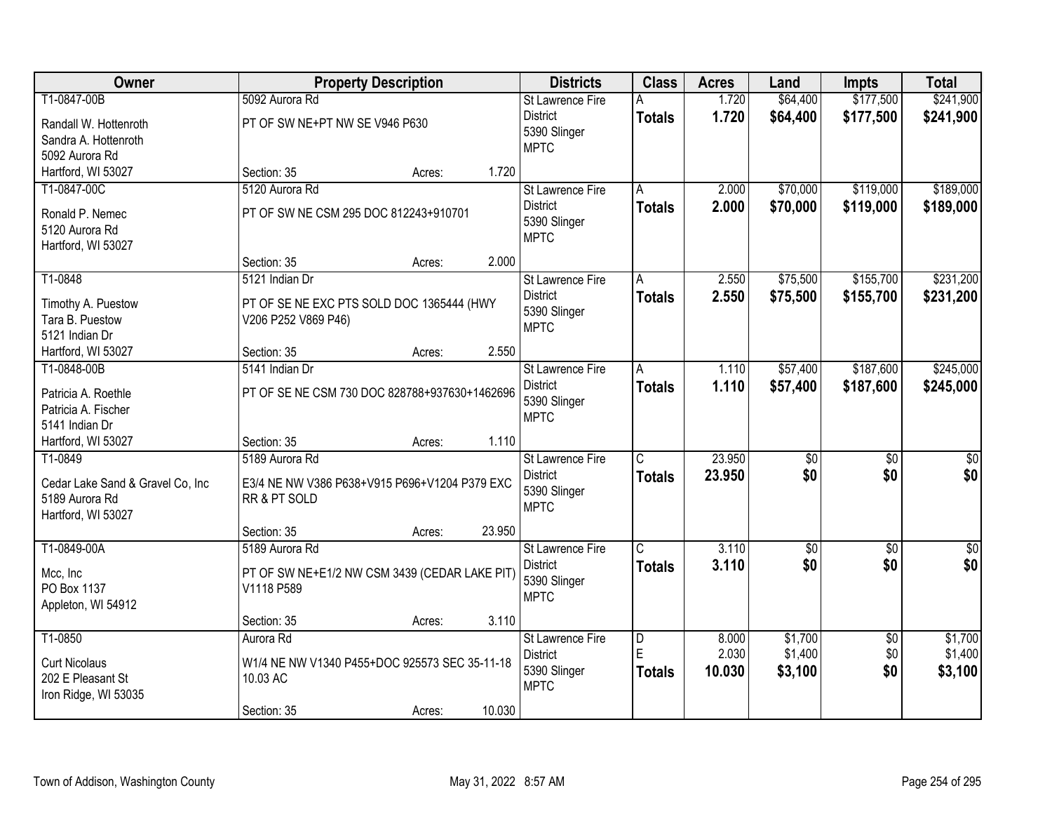| Owner | Property Description | | | Districts | Class | Acres | Land | Impts | Total |
|---|---|---|---|---|---|---|---|---|---|
| T1-0847-00B<br>Randall W. Hottenroth<br>Sandra A. Hottenroth<br>5092 Aurora Rd<br>Hartford, WI 53027 | 5092 Aurora Rd<br>PT OF SW NE+PT NW SE V946 P630<br>Section: 35 | Acres: | 1.720 | St Lawrence Fire District<br>5390 Slinger<br>MPTC | A<br>**Totals** | 1.720<br>**1.720** | $64,400<br>**$64,400** | $177,500<br>**$177,500** | $241,900<br>**$241,900** |
| T1-0847-00C<br>Ronald P. Nemec<br>5120 Aurora Rd<br>Hartford, WI 53027 | 5120 Aurora Rd<br>PT OF SW NE CSM 295 DOC 812243+910701<br>Section: 35 | Acres: | 2.000 | St Lawrence Fire District<br>5390 Slinger<br>MPTC | A<br>**Totals** | 2.000<br>**2.000** | $70,000<br>**$70,000** | $119,000<br>**$119,000** | $189,000<br>**$189,000** |
| T1-0848<br>Timothy A. Puestow<br>Tara B. Puestow<br>5121 Indian Dr<br>Hartford, WI 53027 | 5121 Indian Dr<br>PT OF SE NE EXC PTS SOLD DOC 1365444 (HWY V206 P252 V869 P46)<br>Section: 35 | Acres: | 2.550 | St Lawrence Fire District<br>5390 Slinger<br>MPTC | A<br>**Totals** | 2.550<br>**2.550** | $75,500<br>**$75,500** | $155,700<br>**$155,700** | $231,200<br>**$231,200** |
| T1-0848-00B<br>Patricia A. Roethle<br>Patricia A. Fischer<br>5141 Indian Dr<br>Hartford, WI 53027 | 5141 Indian Dr<br>PT OF SE NE CSM 730 DOC 828788+937630+1462696<br>Section: 35 | Acres: | 1.110 | St Lawrence Fire District<br>5390 Slinger<br>MPTC | A<br>**Totals** | 1.110<br>**1.110** | $57,400<br>**$57,400** | $187,600<br>**$187,600** | $245,000<br>**$245,000** |
| T1-0849<br>Cedar Lake Sand & Gravel Co, Inc<br>5189 Aurora Rd<br>Hartford, WI 53027 | 5189 Aurora Rd<br>E3/4 NE NW V386 P638+V915 P696+V1204 P379 EXC RR & PT SOLD<br>Section: 35 | Acres: | 23.950 | St Lawrence Fire District<br>5390 Slinger<br>MPTC | C<br>**Totals** | 23.950<br>**23.950** | $0<br>**$0** | $0<br>**$0** | $0<br>**$0** |
| T1-0849-00A<br>Mcc, Inc<br>PO Box 1137<br>Appleton, WI 54912 | 5189 Aurora Rd<br>PT OF SW NE+E1/2 NW CSM 3439 (CEDAR LAKE PIT) V1118 P589<br>Section: 35 | Acres: | 3.110 | St Lawrence Fire District<br>5390 Slinger<br>MPTC | C<br>**Totals** | 3.110<br>**3.110** | $0<br>**$0** | $0<br>**$0** | $0<br>**$0** |
| T1-0850<br>Curt Nicolaus<br>202 E Pleasant St<br>Iron Ridge, WI 53035 | Aurora Rd<br>W1/4 NE NW V1340 P455+DOC 925573 SEC 35-11-18 10.03 AC<br>Section: 35 | Acres: | 10.030 | St Lawrence Fire District<br>5390 Slinger<br>MPTC | D<br>E<br>**Totals** | 8.000<br>2.030<br>**10.030** | $1,700<br>$1,400<br>**$3,100** | $0<br>$0<br>**$0** | $1,700<br>$1,400<br>**$3,100** |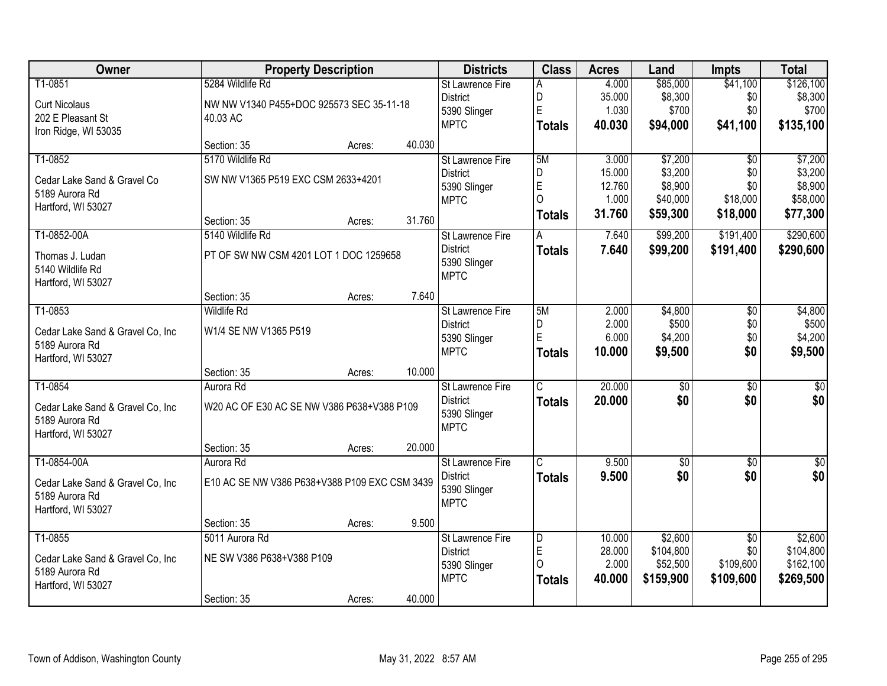| Owner | Property Description | Districts | Class | Acres | Land | Impts | Total |
|---|---|---|---|---|---|---|---|
| T1-0851<br>Curt Nicolaus<br>202 E Pleasant St<br>Iron Ridge, WI 53035 | 5284 Wildlife Rd<br>NW NW V1340 P455+DOC 925573 SEC 35-11-18 40.03 AC<br>Section: 35 Acres: 40.030 | St Lawrence Fire District<br>5390 Slinger<br>MPTC | A<br>D<br>E<br>**Totals** | 4.000<br>35.000<br>1.030<br>**40.030** | $85,000<br>$8,300<br>$700<br>**$94,000** | $41,100<br>$0<br>$0<br>**$41,100** | $126,100<br>$8,300<br>$700<br>**$135,100** |
| T1-0852<br>Cedar Lake Sand & Gravel Co<br>5189 Aurora Rd<br>Hartford, WI 53027 | 5170 Wildlife Rd<br>SW NW V1365 P519 EXC CSM 2633+4201<br>Section: 35 Acres: 31.760 | St Lawrence Fire District<br>5390 Slinger<br>MPTC | 5M<br>D<br>E<br>O<br>**Totals** | 3.000<br>15.000<br>12.760<br>1.000<br>**31.760** | $7,200<br>$3,200<br>$8,900<br>$40,000<br>**$59,300** | $0<br>$0<br>$0<br>$18,000<br>**$18,000** | $7,200<br>$3,200<br>$8,900<br>$58,000<br>**$77,300** |
| T1-0852-00A<br>Thomas J. Ludan<br>5140 Wildlife Rd<br>Hartford, WI 53027 | 5140 Wildlife Rd<br>PT OF SW NW CSM 4201 LOT 1 DOC 1259658<br>Section: 35 Acres: 7.640 | St Lawrence Fire District<br>5390 Slinger<br>MPTC | A<br>**Totals** | 7.640<br>**7.640** | $99,200<br>**$99,200** | $191,400<br>**$191,400** | $290,600<br>**$290,600** |
| T1-0853<br>Cedar Lake Sand & Gravel Co, Inc<br>5189 Aurora Rd<br>Hartford, WI 53027 | Wildlife Rd<br>W1/4 SE NW V1365 P519<br>Section: 35 Acres: 10.000 | St Lawrence Fire District<br>5390 Slinger<br>MPTC | 5M<br>D<br>E<br>**Totals** | 2.000<br>2.000<br>6.000<br>**10.000** | $4,800<br>$500<br>$4,200<br>**$9,500** | $0<br>$0<br>$0<br>**$0** | $4,800<br>$500<br>$4,200<br>**$9,500** |
| T1-0854<br>Cedar Lake Sand & Gravel Co, Inc<br>5189 Aurora Rd<br>Hartford, WI 53027 | Aurora Rd<br>W20 AC OF E30 AC SE NW V386 P638+V388 P109<br>Section: 35 Acres: 20.000 | St Lawrence Fire District<br>5390 Slinger<br>MPTC | C<br>**Totals** | 20.000<br>**20.000** | $0<br>**$0** | $0<br>**$0** | $0<br>**$0** |
| T1-0854-00A<br>Cedar Lake Sand & Gravel Co, Inc<br>5189 Aurora Rd<br>Hartford, WI 53027 | Aurora Rd<br>E10 AC SE NW V386 P638+V388 P109 EXC CSM 3439<br>Section: 35 Acres: 9.500 | St Lawrence Fire District<br>5390 Slinger<br>MPTC | C<br>**Totals** | 9.500<br>**9.500** | $0<br>**$0** | $0<br>**$0** | $0<br>**$0** |
| T1-0855<br>Cedar Lake Sand & Gravel Co, Inc<br>5189 Aurora Rd<br>Hartford, WI 53027 | 5011 Aurora Rd<br>NE SW V386 P638+V388 P109<br>Section: 35 Acres: 40.000 | St Lawrence Fire District<br>5390 Slinger<br>MPTC | D<br>E<br>O<br>**Totals** | 10.000<br>28.000<br>2.000<br>**40.000** | $2,600<br>$104,800<br>$52,500<br>**$159,900** | $0<br>$0<br>$109,600<br>**$109,600** | $2,600<br>$104,800<br>$162,100<br>**$269,500** |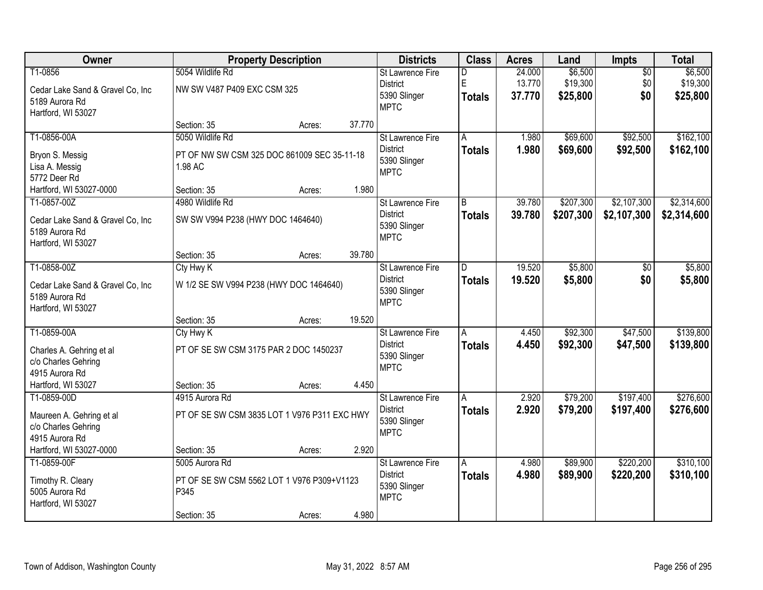| Owner | Property Description | Districts | Class | Acres | Land | Impts | Total |
|---|---|---|---|---|---|---|---|
| T1-0856<br>Cedar Lake Sand & Gravel Co, Inc<br>5189 Aurora Rd<br>Hartford, WI 53027 | 5054 Wildlife Rd<br>NW SW V487 P409 EXC CSM 325<br>Section: 35 Acres: 37.770 | St Lawrence Fire District<br>5390 Slinger MPTC | D<br>E<br>**Totals** | 24.000<br>13.770<br>**37.770** | $6,500<br>$19,300<br>**$25,800** | $0<br>$0<br>**$0** | $6,500<br>$19,300<br>**$25,800** |
| T1-0856-00A<br>Bryon S. Messig<br>Lisa A. Messig<br>5772 Deer Rd<br>Hartford, WI 53027-0000 | 5050 Wildlife Rd<br>PT OF NW SW CSM 325 DOC 861009 SEC 35-11-18 1.98 AC<br>Section: 35 Acres: 1.980 | St Lawrence Fire District<br>5390 Slinger MPTC | A<br>**Totals** | 1.980<br>**1.980** | $69,600<br>**$69,600** | $92,500<br>**$92,500** | $162,100<br>**$162,100** |
| T1-0857-00Z<br>Cedar Lake Sand & Gravel Co, Inc<br>5189 Aurora Rd<br>Hartford, WI 53027 | 4980 Wildlife Rd<br>SW SW V994 P238 (HWY DOC 1464640)<br>Section: 35 Acres: 39.780 | St Lawrence Fire District<br>5390 Slinger MPTC | B<br>**Totals** | 39.780<br>**39.780** | $207,300<br>**$207,300** | $2,107,300<br>**$2,107,300** | $2,314,600<br>**$2,314,600** |
| T1-0858-00Z<br>Cedar Lake Sand & Gravel Co, Inc<br>5189 Aurora Rd<br>Hartford, WI 53027 | Cty Hwy K<br>W 1/2 SE SW V994 P238 (HWY DOC 1464640)<br>Section: 35 Acres: 19.520 | St Lawrence Fire District<br>5390 Slinger MPTC | D<br>**Totals** | 19.520<br>**19.520** | $5,800<br>**$5,800** | $0<br>**$0** | $5,800<br>**$5,800** |
| T1-0859-00A<br>Charles A. Gehring et al<br>c/o Charles Gehring<br>4915 Aurora Rd<br>Hartford, WI 53027 | Cty Hwy K<br>PT OF SE SW CSM 3175 PAR 2 DOC 1450237<br>Section: 35 Acres: 4.450 | St Lawrence Fire District<br>5390 Slinger MPTC | A<br>**Totals** | 4.450<br>**4.450** | $92,300<br>**$92,300** | $47,500<br>**$47,500** | $139,800<br>**$139,800** |
| T1-0859-00D<br>Maureen A. Gehring et al<br>c/o Charles Gehring<br>4915 Aurora Rd<br>Hartford, WI 53027-0000 | 4915 Aurora Rd<br>PT OF SE SW CSM 3835 LOT 1 V976 P311 EXC HWY<br>Section: 35 Acres: 2.920 | St Lawrence Fire District<br>5390 Slinger MPTC | A<br>**Totals** | 2.920<br>**2.920** | $79,200<br>**$79,200** | $197,400<br>**$197,400** | $276,600<br>**$276,600** |
| T1-0859-00F<br>Timothy R. Cleary<br>5005 Aurora Rd<br>Hartford, WI 53027 | 5005 Aurora Rd<br>PT OF SE SW CSM 5562 LOT 1 V976 P309+V1123 P345<br>Section: 35 Acres: 4.980 | St Lawrence Fire District<br>5390 Slinger MPTC | A<br>**Totals** | 4.980<br>**4.980** | $89,900<br>**$89,900** | $220,200<br>**$220,200** | $310,100<br>**$310,100** |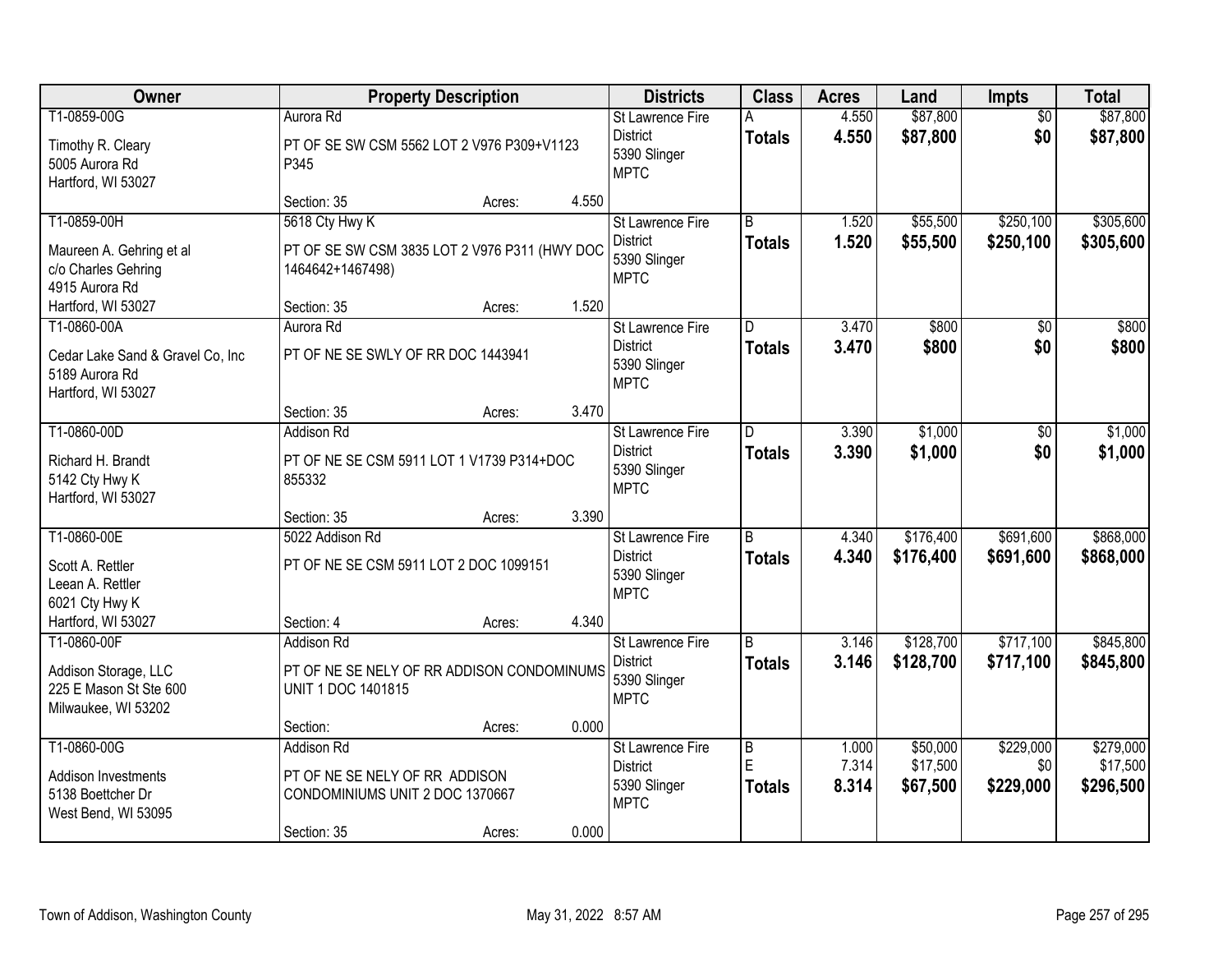| Owner | Property Description | | | Districts | Class | Acres | Land | Impts | Total |
|---|---|---|---|---|---|---|---|---|---|
| T1-0859-00G<br>Timothy R. Cleary<br>5005 Aurora Rd<br>Hartford, WI 53027 | Aurora Rd<br>PT OF SE SW CSM 5562 LOT 2 V976 P309+V1123 P345<br>Section: 35 | Acres: | 4.550 | St Lawrence Fire District<br>5390 Slinger<br>MPTC | A<br>**Totals** | 4.550<br>**4.550** | $87,800<br>**$87,800** | $0<br>**$0** | $87,800<br>**$87,800** |
| T1-0859-00H<br>Maureen A. Gehring et al<br>c/o Charles Gehring<br>4915 Aurora Rd<br>Hartford, WI 53027 | 5618 Cty Hwy K<br>PT OF SE SW CSM 3835 LOT 2 V976 P311 (HWY DOC 1464642+1467498)<br>Section: 35 | Acres: | 1.520 | St Lawrence Fire District<br>5390 Slinger<br>MPTC | B<br>**Totals** | 1.520<br>**1.520** | $55,500<br>**$55,500** | $250,100<br>**$250,100** | $305,600<br>**$305,600** |
| T1-0860-00A<br>Cedar Lake Sand & Gravel Co, Inc<br>5189 Aurora Rd<br>Hartford, WI 53027 | Aurora Rd<br>PT OF NE SE SWLY OF RR DOC 1443941<br>Section: 35 | Acres: | 3.470 | St Lawrence Fire District<br>5390 Slinger<br>MPTC | D<br>**Totals** | 3.470<br>**3.470** | $800<br>**$800** | $0<br>**$0** | $800<br>**$800** |
| T1-0860-00D<br>Richard H. Brandt<br>5142 Cty Hwy K<br>Hartford, WI 53027 | Addison Rd<br>PT OF NE SE CSM 5911 LOT 1 V1739 P314+DOC 855332<br>Section: 35 | Acres: | 3.390 | St Lawrence Fire District<br>5390 Slinger<br>MPTC | D<br>**Totals** | 3.390<br>**3.390** | $1,000<br>**$1,000** | $0<br>**$0** | $1,000<br>**$1,000** |
| T1-0860-00E<br>Scott A. Rettler<br>Leean A. Rettler<br>6021 Cty Hwy K<br>Hartford, WI 53027 | 5022 Addison Rd<br>PT OF NE SE CSM 5911 LOT 2 DOC 1099151<br>Section: 4 | Acres: | 4.340 | St Lawrence Fire District<br>5390 Slinger<br>MPTC | B<br>**Totals** | 4.340<br>**4.340** | $176,400<br>**$176,400** | $691,600<br>**$691,600** | $868,000<br>**$868,000** |
| T1-0860-00F<br>Addison Storage, LLC<br>225 E Mason St Ste 600<br>Milwaukee, WI 53202 | Addison Rd<br>PT OF NE SE NELY OF RR ADDISON CONDOMINUMS UNIT 1 DOC 1401815<br>Section: | Acres: | 0.000 | St Lawrence Fire District<br>5390 Slinger<br>MPTC | B<br>**Totals** | 3.146<br>**3.146** | $128,700<br>**$128,700** | $717,100<br>**$717,100** | $845,800<br>**$845,800** |
| T1-0860-00G<br>Addison Investments<br>5138 Boettcher Dr<br>West Bend, WI 53095 | Addison Rd<br>PT OF NE SE NELY OF RR ADDISON CONDOMINIUMS UNIT 2 DOC 1370667<br>Section: 35 | Acres: | 0.000 | St Lawrence Fire District<br>5390 Slinger<br>MPTC | B<br>E<br>**Totals** | 1.000<br>7.314<br>**8.314** | $50,000<br>$17,500<br>**$67,500** | $229,000<br>$0<br>**$229,000** | $279,000<br>$17,500<br>**$296,500** |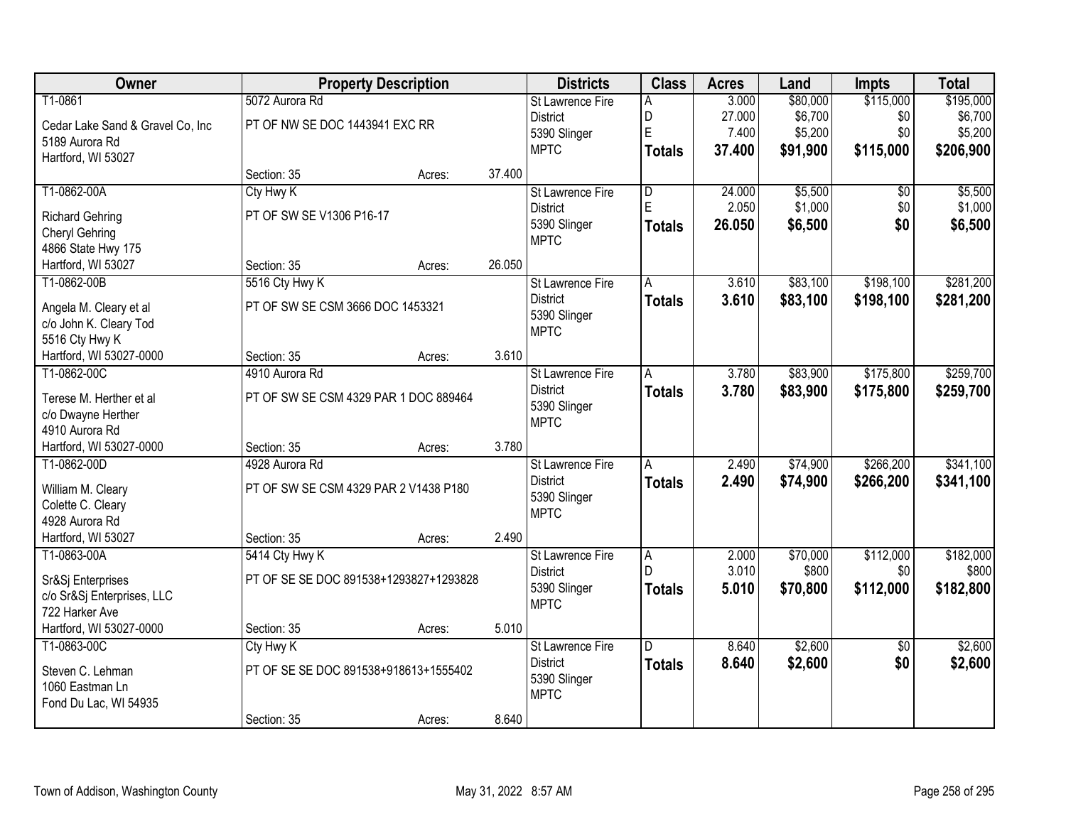| Owner | Property Description | | | Districts | Class | Acres | Land | Impts | Total |
|---|---|---|---|---|---|---|---|---|---|
| T1-0861<br>Cedar Lake Sand & Gravel Co, Inc<br>5189 Aurora Rd<br>Hartford, WI 53027 | 5072 Aurora Rd<br>PT OF NW SE DOC 1443941 EXC RR<br>Section: 35 | Acres: | 37.400 | St Lawrence Fire District<br>5390 Slinger<br>MPTC | A<br>D<br>E<br>**Totals** | 3.000<br>27.000<br>7.400<br>**37.400** | $80,000<br>$6,700<br>$5,200<br>**$91,900** | $115,000<br>$0<br>$0<br>**$115,000** | $195,000<br>$6,700<br>$5,200<br>**$206,900** |
| T1-0862-00A<br>Richard Gehring<br>Cheryl Gehring<br>4866 State Hwy 175<br>Hartford, WI 53027 | Cty Hwy K<br>PT OF SW SE V1306 P16-17<br>Section: 35 | Acres: | 26.050 | St Lawrence Fire District<br>5390 Slinger<br>MPTC | D<br>E<br>**Totals** | 24.000<br>2.050<br>**26.050** | $5,500<br>$1,000<br>**$6,500** | $0<br>$0<br>**$0** | $5,500<br>$1,000<br>**$6,500** |
| T1-0862-00B<br>Angela M. Cleary et al<br>c/o John K. Cleary Tod<br>5516 Cty Hwy K<br>Hartford, WI 53027-0000 | 5516 Cty Hwy K<br>PT OF SW SE CSM 3666 DOC 1453321<br>Section: 35 | Acres: | 3.610 | St Lawrence Fire District<br>5390 Slinger<br>MPTC | A<br>**Totals** | 3.610<br>**3.610** | $83,100<br>**$83,100** | $198,100<br>**$198,100** | $281,200<br>**$281,200** |
| T1-0862-00C<br>Terese M. Herther et al<br>c/o Dwayne Herther<br>4910 Aurora Rd<br>Hartford, WI 53027-0000 | 4910 Aurora Rd<br>PT OF SW SE CSM 4329 PAR 1 DOC 889464<br>Section: 35 | Acres: | 3.780 | St Lawrence Fire District<br>5390 Slinger<br>MPTC | A<br>**Totals** | 3.780<br>**3.780** | $83,900<br>**$83,900** | $175,800<br>**$175,800** | $259,700<br>**$259,700** |
| T1-0862-00D<br>William M. Cleary<br>Colette C. Cleary<br>4928 Aurora Rd<br>Hartford, WI 53027 | 4928 Aurora Rd<br>PT OF SW SE CSM 4329 PAR 2 V1438 P180<br>Section: 35 | Acres: | 2.490 | St Lawrence Fire District<br>5390 Slinger<br>MPTC | A<br>**Totals** | 2.490<br>**2.490** | $74,900<br>**$74,900** | $266,200<br>**$266,200** | $341,100<br>**$341,100** |
| T1-0863-00A<br>Sr&Sj Enterprises<br>c/o Sr&Sj Enterprises, LLC<br>722 Harker Ave<br>Hartford, WI 53027-0000 | 5414 Cty Hwy K<br>PT OF SE SE DOC 891538+1293827+1293828<br>Section: 35 | Acres: | 5.010 | St Lawrence Fire District<br>5390 Slinger<br>MPTC | A<br>D<br>**Totals** | 2.000<br>3.010<br>**5.010** | $70,000<br>$800<br>**$70,800** | $112,000<br>$0<br>**$112,000** | $182,000<br>$800<br>**$182,800** |
| T1-0863-00C<br>Steven C. Lehman<br>1060 Eastman Ln<br>Fond Du Lac, WI 54935 | Cty Hwy K<br>PT OF SE SE DOC 891538+918613+1555402<br>Section: 35 | Acres: | 8.640 | St Lawrence Fire District<br>5390 Slinger<br>MPTC | D<br>**Totals** | 8.640<br>**8.640** | $2,600<br>**$2,600** | $0<br>**$0** | $2,600<br>**$2,600** |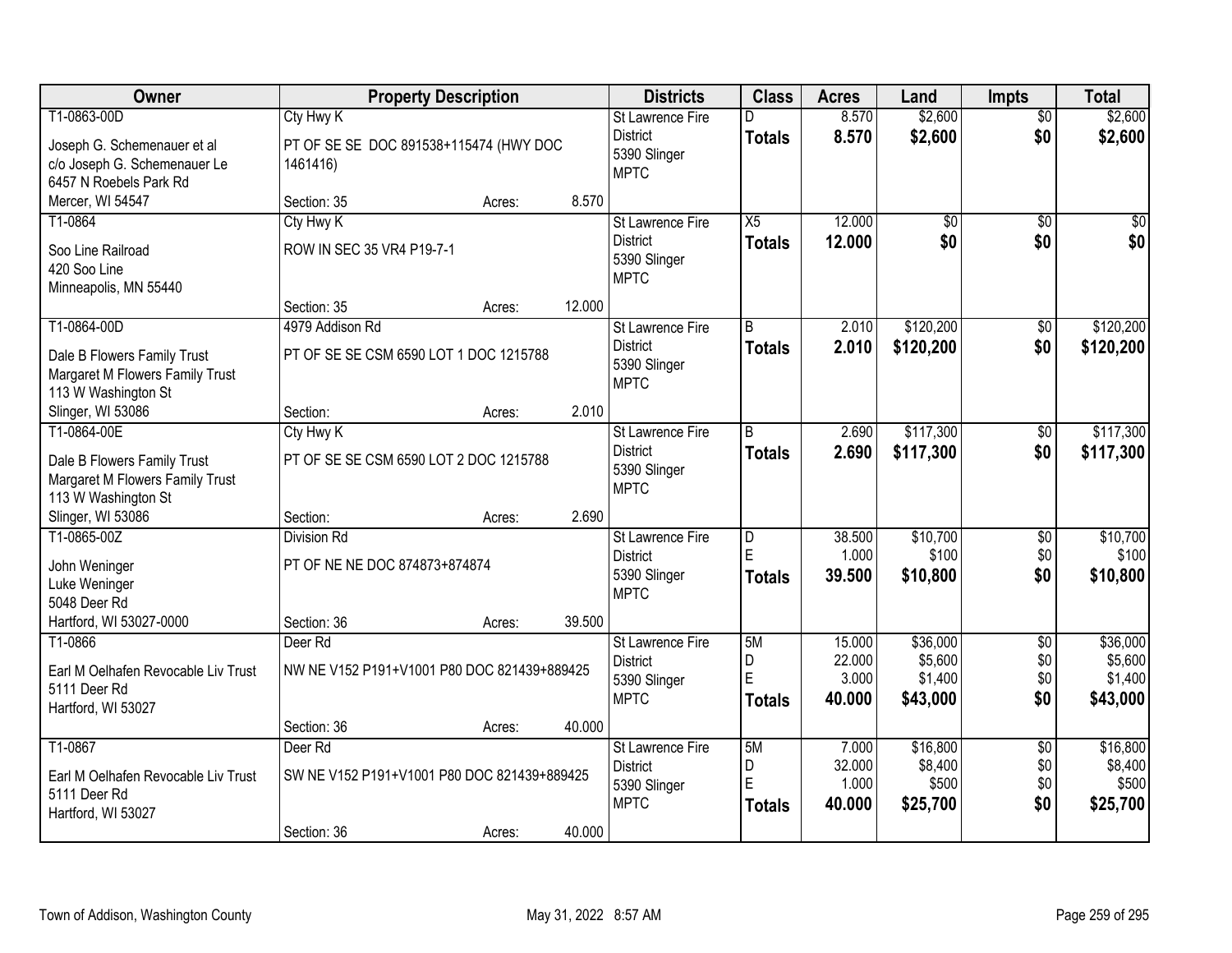| Owner | Property Description | Districts | Class | Acres | Land | Impts | Total |
|---|---|---|---|---|---|---|---|
| T1-0863-00D<br>Joseph G. Schemenauer et al<br>c/o Joseph G. Schemenauer Le<br>6457 N Roebels Park Rd<br>Mercer, WI 54547 | Cty Hwy K<br>PT OF SE SE DOC 891538+115474 (HWY DOC 1461416)<br>Section: 35 Acres: 8.570 | St Lawrence Fire District<br>5390 Slinger<br>MPTC | D<br>**Totals** | 8.570<br>**8.570** | $2,600<br>**$2,600** | $0<br>**$0** | $2,600<br>**$2,600** |
| T1-0864<br>Soo Line Railroad<br>420 Soo Line<br>Minneapolis, MN 55440 | Cty Hwy K<br>ROW IN SEC 35 VR4 P19-7-1<br>Section: 35 Acres: 12.000 | St Lawrence Fire District<br>5390 Slinger<br>MPTC | X5<br>**Totals** | 12.000<br>**12.000** | $0<br>**$0** | $0<br>**$0** | $0<br>**$0** |
| T1-0864-00D<br>Dale B Flowers Family Trust<br>Margaret M Flowers Family Trust<br>113 W Washington St<br>Slinger, WI 53086 | 4979 Addison Rd<br>PT OF SE SE CSM 6590 LOT 1 DOC 1215788<br>Section: Acres: 2.010 | St Lawrence Fire District<br>5390 Slinger<br>MPTC | B<br>**Totals** | 2.010<br>**2.010** | $120,200<br>**$120,200** | $0<br>**$0** | $120,200<br>**$120,200** |
| T1-0864-00E<br>Dale B Flowers Family Trust<br>Margaret M Flowers Family Trust<br>113 W Washington St<br>Slinger, WI 53086 | Cty Hwy K<br>PT OF SE SE CSM 6590 LOT 2 DOC 1215788<br>Section: Acres: 2.690 | St Lawrence Fire District<br>5390 Slinger<br>MPTC | B<br>**Totals** | 2.690<br>**2.690** | $117,300<br>**$117,300** | $0<br>**$0** | $117,300<br>**$117,300** |
| T1-0865-00Z<br>John Weninger<br>Luke Weninger<br>5048 Deer Rd<br>Hartford, WI 53027-0000 | Division Rd<br>PT OF NE NE DOC 874873+874874<br>Section: 36 Acres: 39.500 | St Lawrence Fire District<br>5390 Slinger<br>MPTC | D<br>E<br>**Totals** | 38.500<br>1.000<br>**39.500** | $10,700<br>$100<br>**$10,800** | $0<br>$0<br>**$0** | $10,700<br>$100<br>**$10,800** |
| T1-0866<br>Earl M Oelhafen Revocable Liv Trust<br>5111 Deer Rd<br>Hartford, WI 53027 | Deer Rd<br>NW NE V152 P191+V1001 P80 DOC 821439+889425<br>Section: 36 Acres: 40.000 | St Lawrence Fire District<br>5390 Slinger<br>MPTC | 5M<br>D<br>E<br>**Totals** | 15.000<br>22.000<br>3.000<br>**40.000** | $36,000<br>$5,600<br>$1,400<br>**$43,000** | $0<br>$0<br>$0<br>**$0** | $36,000<br>$5,600<br>$1,400<br>**$43,000** |
| T1-0867<br>Earl M Oelhafen Revocable Liv Trust<br>5111 Deer Rd<br>Hartford, WI 53027 | Deer Rd<br>SW NE V152 P191+V1001 P80 DOC 821439+889425<br>Section: 36 Acres: 40.000 | St Lawrence Fire District<br>5390 Slinger<br>MPTC | 5M<br>D<br>E<br>**Totals** | 7.000<br>32.000<br>1.000<br>**40.000** | $16,800<br>$8,400<br>$500<br>**$25,700** | $0<br>$0<br>$0<br>**$0** | $16,800<br>$8,400<br>$500<br>**$25,700** |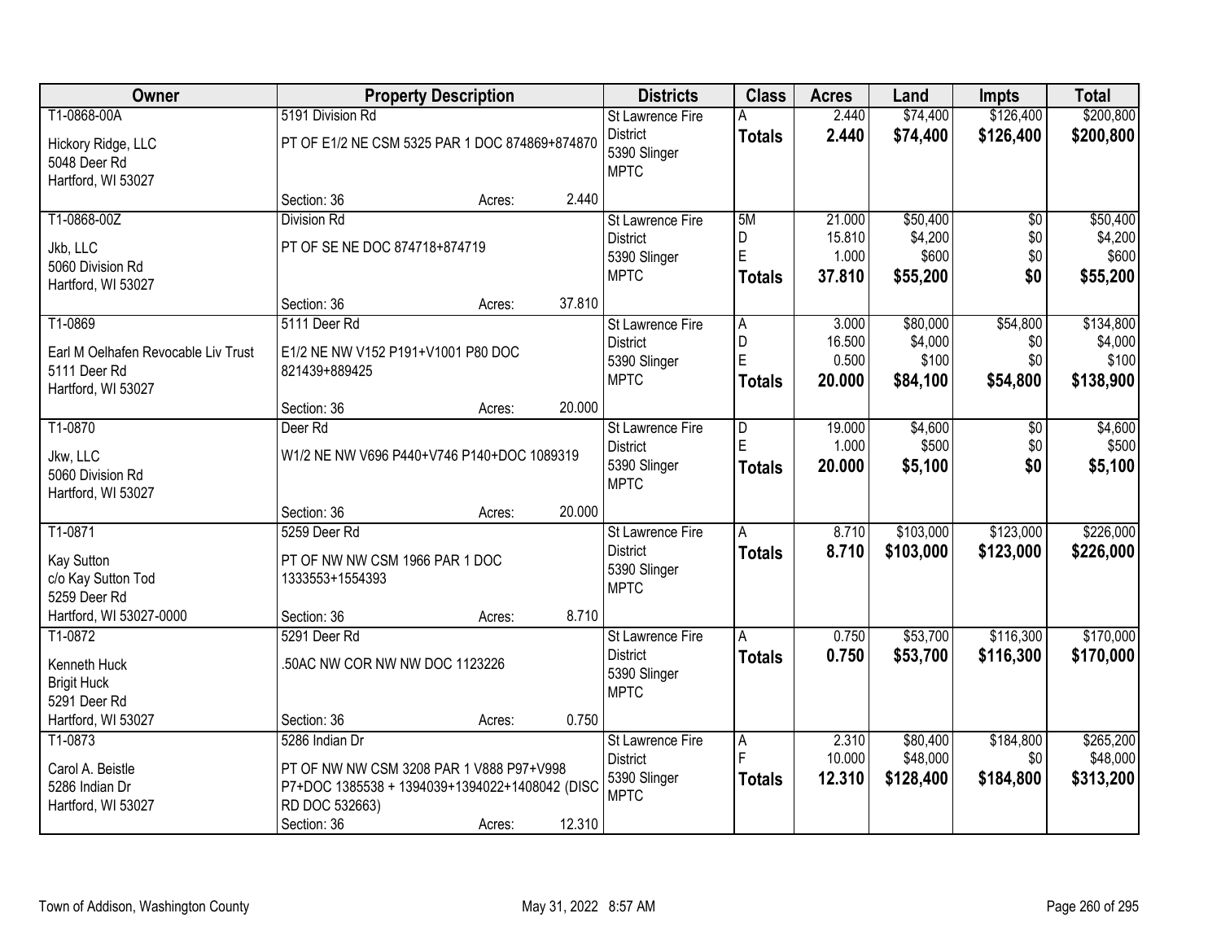| Owner | Property Description | Districts | Class | Acres | Land | Impts | Total |
|---|---|---|---|---|---|---|---|
| T1-0868-00A<br>Hickory Ridge, LLC<br>5048 Deer Rd<br>Hartford, WI 53027 | 5191 Division Rd<br>PT OF E1/2 NE CSM 5325 PAR 1 DOC 874869+874870<br>Section: 36 Acres: 2.440 | St Lawrence Fire District<br>5390 Slinger<br>MPTC | A<br>**Totals** | 2.440<br>**2.440** | $74,400<br>**$74,400** | $126,400<br>**$126,400** | $200,800<br>**$200,800** |
| T1-0868-00Z<br>Jkb, LLC<br>5060 Division Rd<br>Hartford, WI 53027 | Division Rd<br>PT OF SE NE DOC 874718+874719<br>Section: 36 Acres: 37.810 | St Lawrence Fire District<br>5390 Slinger<br>MPTC | 5M<br>D<br>E<br>**Totals** | 21.000<br>15.810<br>1.000<br>**37.810** | $50,400<br>$4,200<br>$600<br>**$55,200** | $0<br>$0<br>$0<br>**$0** | $50,400<br>$4,200<br>$600<br>**$55,200** |
| T1-0869<br>Earl M Oelhafen Revocable Liv Trust<br>5111 Deer Rd<br>Hartford, WI 53027 | 5111 Deer Rd<br>E1/2 NE NW V152 P191+V1001 P80 DOC 821439+889425<br>Section: 36 Acres: 20.000 | St Lawrence Fire District<br>5390 Slinger<br>MPTC | A<br>D<br>E<br>**Totals** | 3.000<br>16.500<br>0.500<br>**20.000** | $80,000<br>$4,000<br>$100<br>**$84,100** | $54,800<br>$0<br>$0<br>**$54,800** | $134,800<br>$4,000<br>$100<br>**$138,900** |
| T1-0870<br>Jkw, LLC<br>5060 Division Rd<br>Hartford, WI 53027 | Deer Rd<br>W1/2 NE NW V696 P440+V746 P140+DOC 1089319<br>Section: 36 Acres: 20.000 | St Lawrence Fire District<br>5390 Slinger<br>MPTC | D<br>E<br>**Totals** | 19.000<br>1.000<br>**20.000** | $4,600<br>$500<br>**$5,100** | $0<br>$0<br>**$0** | $4,600<br>$500<br>**$5,100** |
| T1-0871<br>Kay Sutton<br>c/o Kay Sutton Tod<br>5259 Deer Rd<br>Hartford, WI 53027-0000 | 5259 Deer Rd<br>PT OF NW NW CSM 1966 PAR 1 DOC 1333553+1554393<br>Section: 36 Acres: 8.710 | St Lawrence Fire District<br>5390 Slinger<br>MPTC | A<br>**Totals** | 8.710<br>**8.710** | $103,000<br>**$103,000** | $123,000<br>**$123,000** | $226,000<br>**$226,000** |
| T1-0872<br>Kenneth Huck<br>Brigit Huck<br>5291 Deer Rd<br>Hartford, WI 53027 | 5291 Deer Rd<br>.50AC NW COR NW NW DOC 1123226<br>Section: 36 Acres: 0.750 | St Lawrence Fire District<br>5390 Slinger<br>MPTC | A<br>**Totals** | 0.750<br>**0.750** | $53,700<br>**$53,700** | $116,300<br>**$116,300** | $170,000<br>**$170,000** |
| T1-0873<br>Carol A. Beistle<br>5286 Indian Dr<br>Hartford, WI 53027 | 5286 Indian Dr<br>PT OF NW NW CSM 3208 PAR 1 V888 P97+V998 P7+DOC 1385538 + 1394039+1394022+1408042 (DISC RD DOC 532663)<br>Section: 36 Acres: 12.310 | St Lawrence Fire District<br>5390 Slinger<br>MPTC | A<br>F<br>**Totals** | 2.310<br>10.000<br>**12.310** | $80,400<br>$48,000<br>**$128,400** | $184,800<br>$0<br>**$184,800** | $265,200<br>$48,000<br>**$313,200** |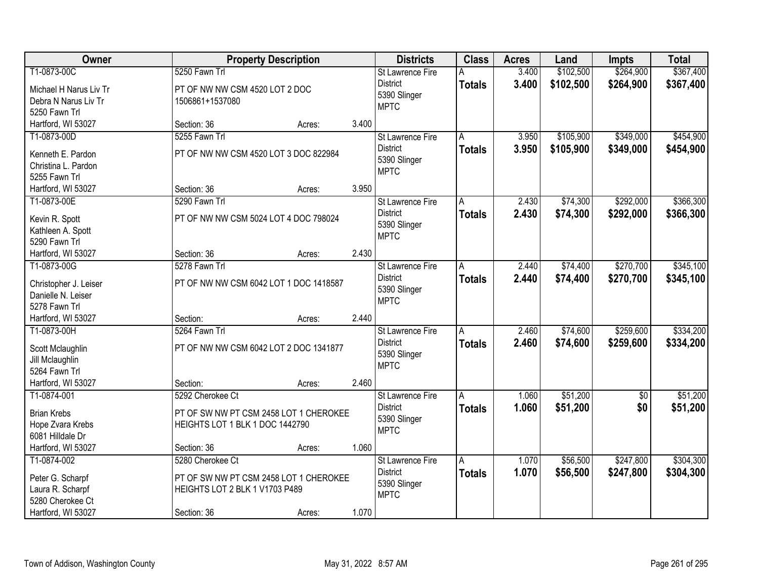| Owner | Property Description | | | Districts | Class | Acres | Land | Impts | Total |
|---|---|---|---|---|---|---|---|---|---|
| T1-0873-00C<br>Michael H Narus Liv Tr<br>Debra N Narus Liv Tr<br>5250 Fawn Trl<br>Hartford, WI 53027 | 5250 Fawn Trl<br>PT OF NW NW CSM 4520 LOT 2 DOC 1506861+1537080<br>Section: 36 | Acres: | 3.400 | St Lawrence Fire District<br>5390 Slinger<br>MPTC | A<br>**Totals** | 3.400<br>**3.400** | $102,500<br>**$102,500** | $264,900<br>**$264,900** | $367,400<br>**$367,400** |
| T1-0873-00D<br>Kenneth E. Pardon<br>Christina L. Pardon<br>5255 Fawn Trl<br>Hartford, WI 53027 | 5255 Fawn Trl<br>PT OF NW NW CSM 4520 LOT 3 DOC 822984<br>Section: 36 | Acres: | 3.950 | St Lawrence Fire District<br>5390 Slinger<br>MPTC | A<br>**Totals** | 3.950<br>**3.950** | $105,900<br>**$105,900** | $349,000<br>**$349,000** | $454,900<br>**$454,900** |
| T1-0873-00E<br>Kevin R. Spott<br>Kathleen A. Spott<br>5290 Fawn Trl<br>Hartford, WI 53027 | 5290 Fawn Trl<br>PT OF NW NW CSM 5024 LOT 4 DOC 798024<br>Section: 36 | Acres: | 2.430 | St Lawrence Fire District<br>5390 Slinger<br>MPTC | A<br>**Totals** | 2.430<br>**2.430** | $74,300<br>**$74,300** | $292,000<br>**$292,000** | $366,300<br>**$366,300** |
| T1-0873-00G<br>Christopher J. Leiser<br>Danielle N. Leiser<br>5278 Fawn Trl<br>Hartford, WI 53027 | 5278 Fawn Trl<br>PT OF NW NW CSM 6042 LOT 1 DOC 1418587<br>Section: | Acres: | 2.440 | St Lawrence Fire District<br>5390 Slinger<br>MPTC | A<br>**Totals** | 2.440<br>**2.440** | $74,400<br>**$74,400** | $270,700<br>**$270,700** | $345,100<br>**$345,100** |
| T1-0873-00H<br>Scott Mclaughlin<br>Jill Mclaughlin<br>5264 Fawn Trl<br>Hartford, WI 53027 | 5264 Fawn Trl<br>PT OF NW NW CSM 6042 LOT 2 DOC 1341877<br>Section: | Acres: | 2.460 | St Lawrence Fire District<br>5390 Slinger<br>MPTC | A<br>**Totals** | 2.460<br>**2.460** | $74,600<br>**$74,600** | $259,600<br>**$259,600** | $334,200<br>**$334,200** |
| T1-0874-001<br>Brian Krebs<br>Hope Zvara Krebs<br>6081 Hilldale Dr<br>Hartford, WI 53027 | 5292 Cherokee Ct<br>PT OF SW NW PT CSM 2458 LOT 1 CHEROKEE HEIGHTS LOT 1 BLK 1 DOC 1442790<br>Section: 36 | Acres: | 1.060 | St Lawrence Fire District<br>5390 Slinger<br>MPTC | A<br>**Totals** | 1.060<br>**1.060** | $51,200<br>**$51,200** | $0<br>**$0** | $51,200<br>**$51,200** |
| T1-0874-002<br>Peter G. Scharpf<br>Laura R. Scharpf<br>5280 Cherokee Ct<br>Hartford, WI 53027 | 5280 Cherokee Ct<br>PT OF SW NW PT CSM 2458 LOT 1 CHEROKEE HEIGHTS LOT 2 BLK 1 V1703 P489<br>Section: 36 | Acres: | 1.070 | St Lawrence Fire District<br>5390 Slinger<br>MPTC | A<br>**Totals** | 1.070<br>**1.070** | $56,500<br>**$56,500** | $247,800<br>**$247,800** | $304,300<br>**$304,300** |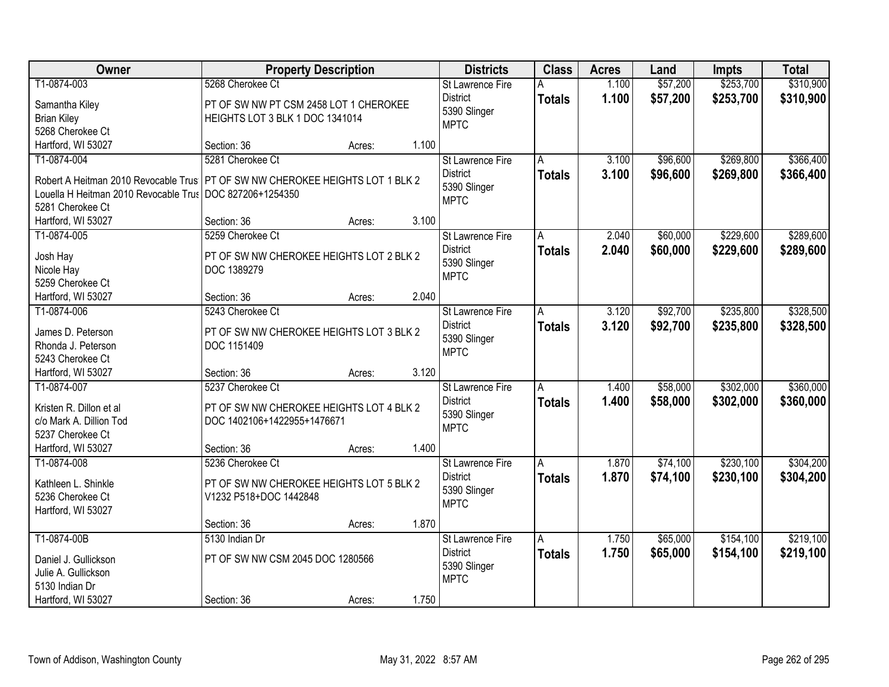| Owner | Property Description | Districts | Class | Acres | Land | Impts | Total |
|---|---|---|---|---|---|---|---|
| T1-0874-003<br>Samantha Kiley<br>Brian Kiley<br>5268 Cherokee Ct<br>Hartford, WI 53027 | 5268 Cherokee Ct<br>PT OF SW NW PT CSM 2458 LOT 1 CHEROKEE HEIGHTS LOT 3 BLK 1 DOC 1341014<br>Section: 36 Acres: 1.100 | St Lawrence Fire District<br>5390 Slinger<br>MPTC | A<br>**Totals** | 1.100<br>**1.100** | $57,200<br>**$57,200** | $253,700<br>**$253,700** | $310,900<br>**$310,900** |
| T1-0874-004<br>Robert A Heitman 2010 Revocable Trus<br>Louella H Heitman 2010 Revocable Trus<br>5281 Cherokee Ct<br>Hartford, WI 53027 | 5281 Cherokee Ct<br>PT OF SW NW CHEROKEE HEIGHTS LOT 1 BLK 2 DOC 827206+1254350<br>Section: 36 Acres: 3.100 | St Lawrence Fire District<br>5390 Slinger<br>MPTC | A<br>**Totals** | 3.100<br>**3.100** | $96,600<br>**$96,600** | $269,800<br>**$269,800** | $366,400<br>**$366,400** |
| T1-0874-005<br>Josh Hay<br>Nicole Hay<br>5259 Cherokee Ct<br>Hartford, WI 53027 | 5259 Cherokee Ct<br>PT OF SW NW CHEROKEE HEIGHTS LOT 2 BLK 2 DOC 1389279<br>Section: 36 Acres: 2.040 | St Lawrence Fire District<br>5390 Slinger<br>MPTC | A<br>**Totals** | 2.040<br>**2.040** | $60,000<br>**$60,000** | $229,600<br>**$229,600** | $289,600<br>**$289,600** |
| T1-0874-006<br>James D. Peterson<br>Rhonda J. Peterson<br>5243 Cherokee Ct<br>Hartford, WI 53027 | 5243 Cherokee Ct<br>PT OF SW NW CHEROKEE HEIGHTS LOT 3 BLK 2 DOC 1151409<br>Section: 36 Acres: 3.120 | St Lawrence Fire District<br>5390 Slinger<br>MPTC | A<br>**Totals** | 3.120<br>**3.120** | $92,700<br>**$92,700** | $235,800<br>**$235,800** | $328,500<br>**$328,500** |
| T1-0874-007<br>Kristen R. Dillon et al<br>c/o Mark A. Dillion Tod<br>5237 Cherokee Ct<br>Hartford, WI 53027 | 5237 Cherokee Ct<br>PT OF SW NW CHEROKEE HEIGHTS LOT 4 BLK 2 DOC 1402106+1422955+1476671<br>Section: 36 Acres: 1.400 | St Lawrence Fire District<br>5390 Slinger<br>MPTC | A<br>**Totals** | 1.400<br>**1.400** | $58,000<br>**$58,000** | $302,000<br>**$302,000** | $360,000<br>**$360,000** |
| T1-0874-008<br>Kathleen L. Shinkle<br>5236 Cherokee Ct<br>Hartford, WI 53027 | 5236 Cherokee Ct<br>PT OF SW NW CHEROKEE HEIGHTS LOT 5 BLK 2 V1232 P518+DOC 1442848<br>Section: 36 Acres: 1.870 | St Lawrence Fire District<br>5390 Slinger<br>MPTC | A<br>**Totals** | 1.870<br>**1.870** | $74,100<br>**$74,100** | $230,100<br>**$230,100** | $304,200<br>**$304,200** |
| T1-0874-00B<br>Daniel J. Gullickson<br>Julie A. Gullickson<br>5130 Indian Dr<br>Hartford, WI 53027 | 5130 Indian Dr<br>PT OF SW NW CSM 2045 DOC 1280566<br>Section: 36 Acres: 1.750 | St Lawrence Fire District<br>5390 Slinger<br>MPTC | A<br>**Totals** | 1.750<br>**1.750** | $65,000<br>**$65,000** | $154,100<br>**$154,100** | $219,100<br>**$219,100** |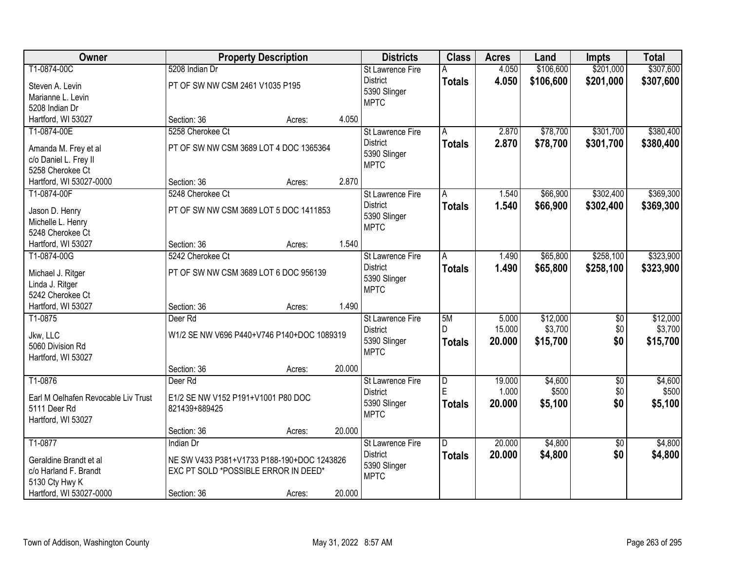| Owner | Property Description | Districts | Class | Acres | Land | Impts | Total |
|---|---|---|---|---|---|---|---|
| T1-0874-00C<br>Steven A. Levin<br>Marianne L. Levin<br>5208 Indian Dr<br>Hartford, WI 53027 | 5208 Indian Dr<br>PT OF SW NW CSM 2461 V1035 P195<br>Section: 36 Acres: 4.050 | St Lawrence Fire District<br>5390 Slinger<br>MPTC | A<br>**Totals** | 4.050<br>**4.050** | $106,600<br>**$106,600** | $201,000<br>**$201,000** | $307,600<br>**$307,600** |
| T1-0874-00E<br>Amanda M. Frey et al<br>c/o Daniel L. Frey II<br>5258 Cherokee Ct<br>Hartford, WI 53027-0000 | 5258 Cherokee Ct<br>PT OF SW NW CSM 3689 LOT 4 DOC 1365364<br>Section: 36 Acres: 2.870 | St Lawrence Fire District<br>5390 Slinger<br>MPTC | A<br>**Totals** | 2.870<br>**2.870** | $78,700<br>**$78,700** | $301,700<br>**$301,700** | $380,400<br>**$380,400** |
| T1-0874-00F<br>Jason D. Henry<br>Michelle L. Henry<br>5248 Cherokee Ct<br>Hartford, WI 53027 | 5248 Cherokee Ct<br>PT OF SW NW CSM 3689 LOT 5 DOC 1411853<br>Section: 36 Acres: 1.540 | St Lawrence Fire District<br>5390 Slinger<br>MPTC | A<br>**Totals** | 1.540<br>**1.540** | $66,900<br>**$66,900** | $302,400<br>**$302,400** | $369,300<br>**$369,300** |
| T1-0874-00G<br>Michael J. Ritger<br>Linda J. Ritger<br>5242 Cherokee Ct<br>Hartford, WI 53027 | 5242 Cherokee Ct<br>PT OF SW NW CSM 3689 LOT 6 DOC 956139<br>Section: 36 Acres: 1.490 | St Lawrence Fire District<br>5390 Slinger<br>MPTC | A<br>**Totals** | 1.490<br>**1.490** | $65,800<br>**$65,800** | $258,100<br>**$258,100** | $323,900<br>**$323,900** |
| T1-0875<br>Jkw, LLC<br>5060 Division Rd<br>Hartford, WI 53027 | Deer Rd<br>W1/2 SE NW V696 P440+V746 P140+DOC 1089319<br>Section: 36 Acres: 20.000 | St Lawrence Fire District<br>5390 Slinger<br>MPTC | 5M<br>D<br>**Totals** | 5.000<br>15.000<br>**20.000** | $12,000<br>$3,700<br>**$15,700** | $0<br>$0<br>**$0** | $12,000<br>$3,700<br>**$15,700** |
| T1-0876<br>Earl M Oelhafen Revocable Liv Trust<br>5111 Deer Rd<br>Hartford, WI 53027 | Deer Rd<br>E1/2 SE NW V152 P191+V1001 P80 DOC 821439+889425<br>Section: 36 Acres: 20.000 | St Lawrence Fire District<br>5390 Slinger<br>MPTC | D<br>E<br>**Totals** | 19.000<br>1.000<br>**20.000** | $4,600<br>$500<br>**$5,100** | $0<br>$0<br>**$0** | $4,600<br>$500<br>**$5,100** |
| T1-0877<br>Geraldine Brandt et al<br>c/o Harland F. Brandt<br>5130 Cty Hwy K<br>Hartford, WI 53027-0000 | Indian Dr<br>NE SW V433 P381+V1733 P188-190+DOC 1243826 EXC PT SOLD *POSSIBLE ERROR IN DEED*<br>Section: 36 Acres: 20.000 | St Lawrence Fire District<br>5390 Slinger<br>MPTC | D<br>**Totals** | 20.000<br>**20.000** | $4,800<br>**$4,800** | $0<br>**$0** | $4,800<br>**$4,800** |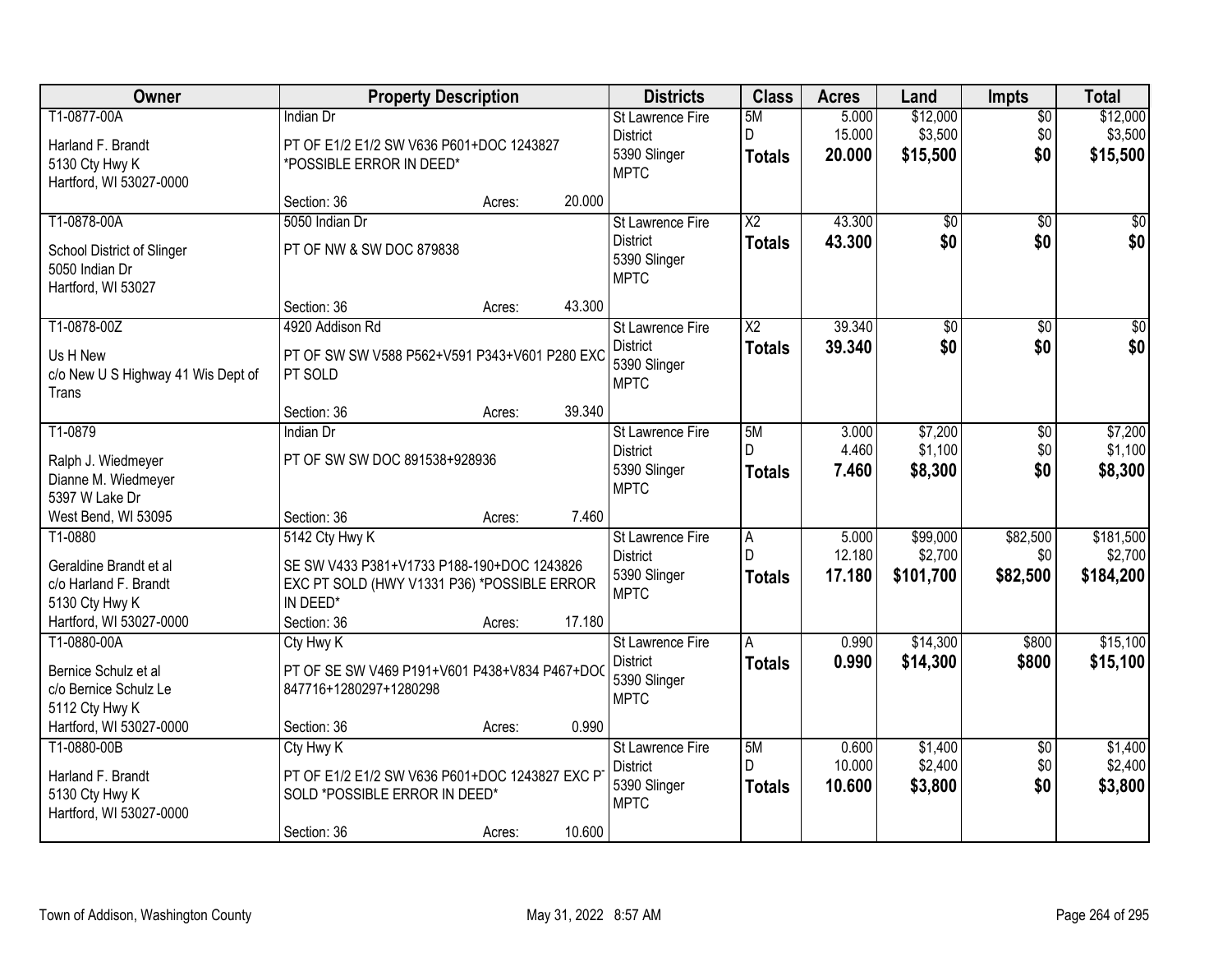| Owner | Property Description | Districts | Class | Acres | Land | Impts | Total |
|---|---|---|---|---|---|---|---|
| T1-0877-00A<br>Harland F. Brandt<br>5130 Cty Hwy K<br>Hartford, WI 53027-0000 | Indian Dr<br>PT OF E1/2 E1/2 SW V636 P601+DOC 1243827 *POSSIBLE ERROR IN DEED*<br>Section: 36 Acres: 20.000 | St Lawrence Fire District<br>5390 Slinger<br>MPTC | 5M<br>D<br>**Totals** | 5.000<br>15.000<br>**20.000** | $12,000<br>$3,500<br>**$15,500** | $0<br>$0<br>**$0** | $12,000<br>$3,500<br>**$15,500** |
| T1-0878-00A<br>School District of Slinger<br>5050 Indian Dr<br>Hartford, WI 53027 | 5050 Indian Dr<br>PT OF NW & SW DOC 879838<br>Section: 36 Acres: 43.300 | St Lawrence Fire District<br>5390 Slinger<br>MPTC | X2<br>**Totals** | 43.300<br>**43.300** | $0<br>**$0** | $0<br>**$0** | $0<br>**$0** |
| T1-0878-00Z<br>Us H New<br>c/o New U S Highway 41 Wis Dept of Trans | 4920 Addison Rd<br>PT OF SW SW V588 P562+V591 P343+V601 P280 EXC PT SOLD<br>Section: 36 Acres: 39.340 | St Lawrence Fire District<br>5390 Slinger<br>MPTC | X2<br>**Totals** | 39.340<br>**39.340** | $0<br>**$0** | $0<br>**$0** | $0<br>**$0** |
| T1-0879<br>Ralph J. Wiedmeyer<br>Dianne M. Wiedmeyer<br>5397 W Lake Dr<br>West Bend, WI 53095 | Indian Dr<br>PT OF SW SW DOC 891538+928936<br>Section: 36 Acres: 7.460 | St Lawrence Fire District<br>5390 Slinger<br>MPTC | 5M<br>D<br>**Totals** | 3.000<br>4.460<br>**7.460** | $7,200<br>$1,100<br>**$8,300** | $0<br>$0<br>**$0** | $7,200<br>$1,100<br>**$8,300** |
| T1-0880<br>Geraldine Brandt et al<br>c/o Harland F. Brandt<br>5130 Cty Hwy K<br>Hartford, WI 53027-0000 | 5142 Cty Hwy K<br>SE SW V433 P381+V1733 P188-190+DOC 1243826 EXC PT SOLD (HWY V1331 P36) *POSSIBLE ERROR IN DEED*<br>Section: 36 Acres: 17.180 | St Lawrence Fire District<br>5390 Slinger<br>MPTC | A<br>D<br>**Totals** | 5.000<br>12.180<br>**17.180** | $99,000<br>$2,700<br>**$101,700** | $82,500<br>$0<br>**$82,500** | $181,500<br>$2,700<br>**$184,200** |
| T1-0880-00A<br>Bernice Schulz et al<br>c/o Bernice Schulz Le<br>5112 Cty Hwy K<br>Hartford, WI 53027-0000 | Cty Hwy K<br>PT OF SE SW V469 P191+V601 P438+V834 P467+DOC 847716+1280297+1280298<br>Section: 36 Acres: 0.990 | St Lawrence Fire District<br>5390 Slinger<br>MPTC | A<br>**Totals** | 0.990<br>**0.990** | $14,300<br>**$14,300** | $800<br>**$800** | $15,100<br>**$15,100** |
| T1-0880-00B<br>Harland F. Brandt<br>5130 Cty Hwy K<br>Hartford, WI 53027-0000 | Cty Hwy K<br>PT OF E1/2 E1/2 SW V636 P601+DOC 1243827 EXC PT SOLD *POSSIBLE ERROR IN DEED*<br>Section: 36 Acres: 10.600 | St Lawrence Fire District<br>5390 Slinger<br>MPTC | 5M<br>D<br>**Totals** | 0.600<br>10.000<br>**10.600** | $1,400<br>$2,400<br>**$3,800** | $0<br>$0<br>**$0** | $1,400<br>$2,400<br>**$3,800** |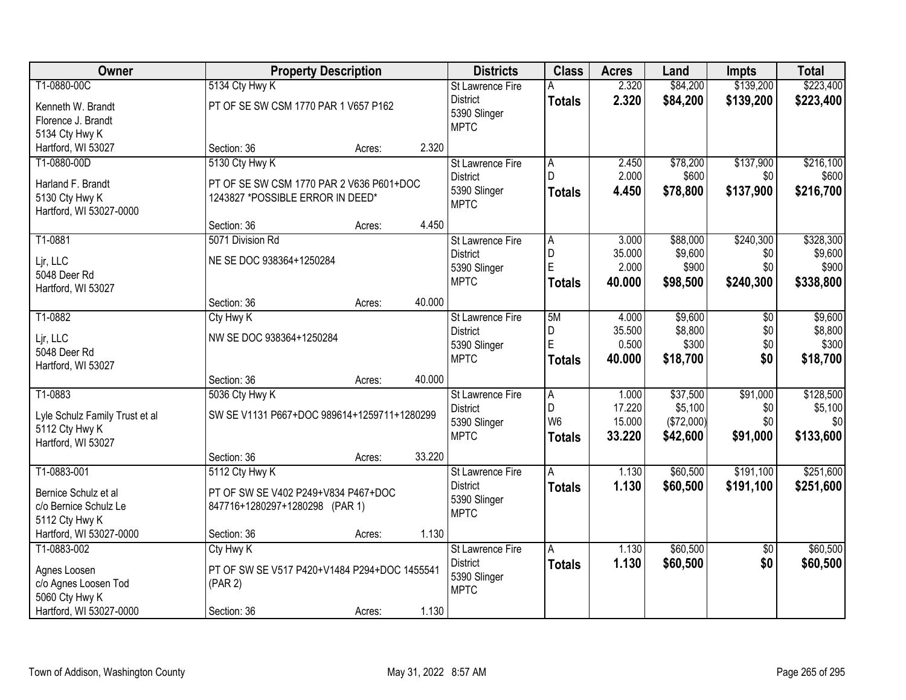| Owner | Property Description | Districts | Class | Acres | Land | Impts | Total |
|---|---|---|---|---|---|---|---|
| T1-0880-00C<br>Kenneth W. Brandt<br>Florence J. Brandt<br>5134 Cty Hwy K<br>Hartford, WI 53027 | 5134 Cty Hwy K<br>PT OF SE SW CSM 1770 PAR 1 V657 P162<br>Section: 36 Acres: 2.320 | St Lawrence Fire District<br>5390 Slinger<br>MPTC | A<br>**Totals** | 2.320<br>**2.320** | $84,200<br>**$84,200** | $139,200<br>**$139,200** | $223,400<br>**$223,400** |
| T1-0880-00D<br>Harland F. Brandt<br>5130 Cty Hwy K<br>Hartford, WI 53027-0000 | 5130 Cty Hwy K<br>PT OF SE SW CSM 1770 PAR 2 V636 P601+DOC 1243827 *POSSIBLE ERROR IN DEED*<br>Section: 36 Acres: 4.450 | St Lawrence Fire District<br>5390 Slinger<br>MPTC | A<br>D<br>**Totals** | 2.450<br>2.000<br>**4.450** | $78,200<br>$600<br>**$78,800** | $137,900<br>$0<br>**$137,900** | $216,100<br>$600<br>**$216,700** |
| T1-0881<br>Ljr, LLC<br>5048 Deer Rd<br>Hartford, WI 53027 | 5071 Division Rd<br>NE SE DOC 938364+1250284<br>Section: 36 Acres: 40.000 | St Lawrence Fire District<br>5390 Slinger<br>MPTC | A<br>D<br>E<br>**Totals** | 3.000<br>35.000<br>2.000<br>**40.000** | $88,000<br>$9,600<br>$900<br>**$98,500** | $240,300<br>$0<br>$0<br>**$240,300** | $328,300<br>$9,600<br>$900<br>**$338,800** |
| T1-0882<br>Ljr, LLC<br>5048 Deer Rd<br>Hartford, WI 53027 | Cty Hwy K<br>NW SE DOC 938364+1250284<br>Section: 36 Acres: 40.000 | St Lawrence Fire District<br>5390 Slinger<br>MPTC | 5M<br>D<br>E<br>**Totals** | 4.000<br>35.500<br>0.500<br>**40.000** | $9,600<br>$8,800<br>$300<br>**$18,700** | $0<br>$0<br>$0<br>**$0** | $9,600<br>$8,800<br>$300<br>**$18,700** |
| T1-0883<br>Lyle Schulz Family Trust et al<br>5112 Cty Hwy K<br>Hartford, WI 53027 | 5036 Cty Hwy K<br>SW SE V1131 P667+DOC 989614+1259711+1280299<br>Section: 36 Acres: 33.220 | St Lawrence Fire District<br>5390 Slinger<br>MPTC | A<br>D<br>W6<br>**Totals** | 1.000<br>17.220<br>15.000<br>**33.220** | $37,500<br>$5,100<br>($72,000)<br>**$42,600** | $91,000<br>$0<br>$0<br>**$91,000** | $128,500<br>$5,100<br>$0<br>**$133,600** |
| T1-0883-001<br>Bernice Schulz et al<br>c/o Bernice Schulz Le<br>5112 Cty Hwy K<br>Hartford, WI 53027-0000 | 5112 Cty Hwy K<br>PT OF SW SE V402 P249+V834 P467+DOC 847716+1280297+1280298 (PAR 1)<br>Section: 36 Acres: 1.130 | St Lawrence Fire District<br>5390 Slinger<br>MPTC | A<br>**Totals** | 1.130<br>**1.130** | $60,500<br>**$60,500** | $191,100<br>**$191,100** | $251,600<br>**$251,600** |
| T1-0883-002<br>Agnes Loosen<br>c/o Agnes Loosen Tod<br>5060 Cty Hwy K<br>Hartford, WI 53027-0000 | Cty Hwy K<br>PT OF SW SE V517 P420+V1484 P294+DOC 1455541 (PAR 2)<br>Section: 36 Acres: 1.130 | St Lawrence Fire District<br>5390 Slinger<br>MPTC | A<br>**Totals** | 1.130<br>**1.130** | $60,500<br>**$60,500** | $0<br>**$0** | $60,500<br>**$60,500** |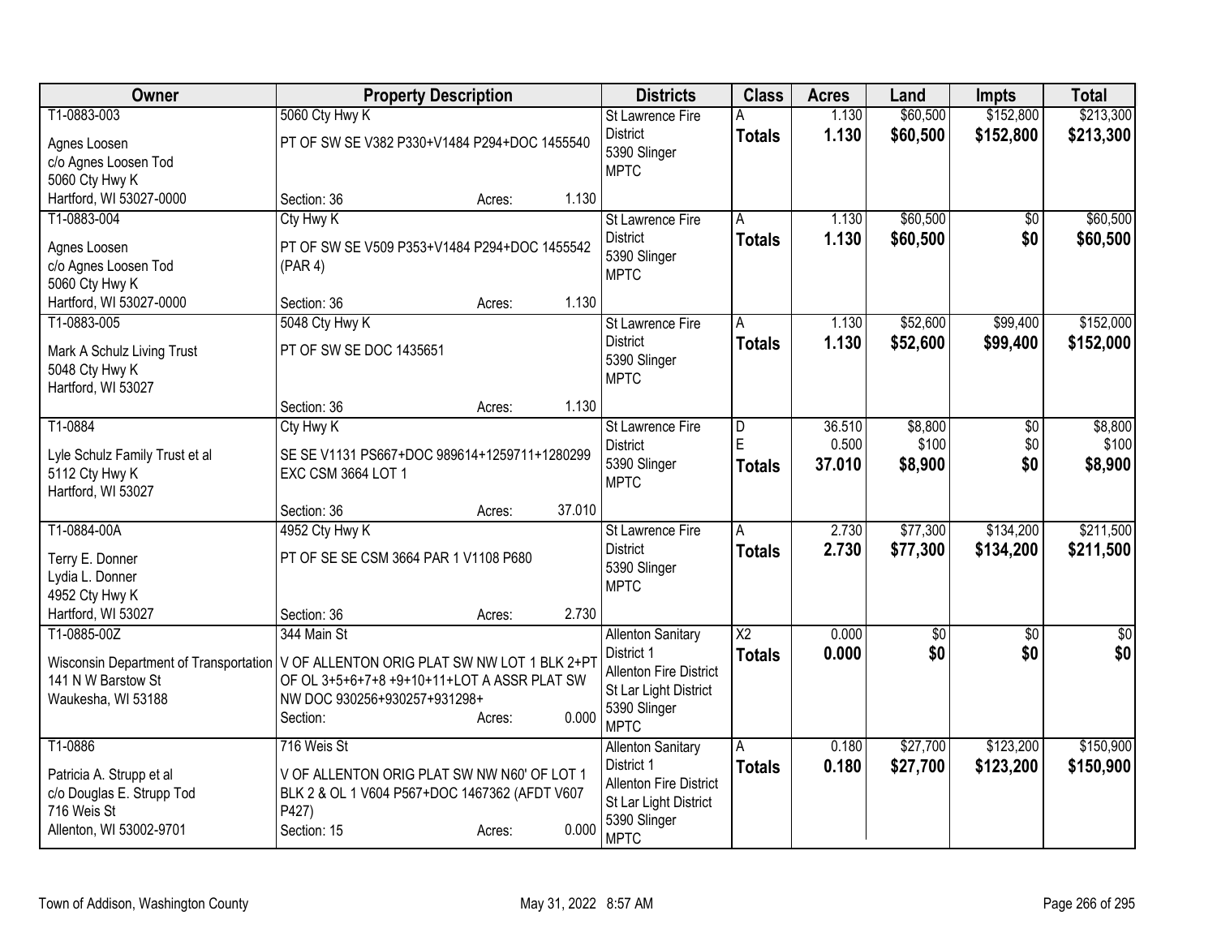| Owner | Property Description | Districts | Class | Acres | Land | Impts | Total |
|---|---|---|---|---|---|---|---|
| T1-0883-003<br>Agnes Loosen<br>c/o Agnes Loosen Tod<br>5060 Cty Hwy K<br>Hartford, WI 53027-0000 | 5060 Cty Hwy K<br>PT OF SW SE V382 P330+V1484 P294+DOC 1455540<br>Section: 36 Acres: 1.130 | St Lawrence Fire District<br>5390 Slinger<br>MPTC | A<br>**Totals** | 1.130<br>**1.130** | $60,500<br>**$60,500** | $152,800<br>**$152,800** | $213,300<br>**$213,300** |
| T1-0883-004<br>Agnes Loosen<br>c/o Agnes Loosen Tod<br>5060 Cty Hwy K<br>Hartford, WI 53027-0000 | Cty Hwy K<br>PT OF SW SE V509 P353+V1484 P294+DOC 1455542 (PAR 4)<br>Section: 36 Acres: 1.130 | St Lawrence Fire District<br>5390 Slinger<br>MPTC | A<br>**Totals** | 1.130<br>**1.130** | $60,500<br>**$60,500** | $0<br>**$0** | $60,500<br>**$60,500** |
| T1-0883-005<br>Mark A Schulz Living Trust<br>5048 Cty Hwy K<br>Hartford, WI 53027 | 5048 Cty Hwy K<br>PT OF SW SE DOC 1435651<br>Section: 36 Acres: 1.130 | St Lawrence Fire District<br>5390 Slinger<br>MPTC | A<br>**Totals** | 1.130<br>**1.130** | $52,600<br>**$52,600** | $99,400<br>**$99,400** | $152,000<br>**$152,000** |
| T1-0884<br>Lyle Schulz Family Trust et al<br>5112 Cty Hwy K<br>Hartford, WI 53027 | Cty Hwy K<br>SE SE V1131 PS667+DOC 989614+1259711+1280299 EXC CSM 3664 LOT 1<br>Section: 36 Acres: 37.010 | St Lawrence Fire District<br>5390 Slinger<br>MPTC | D<br>E<br>**Totals** | 36.510<br>0.500<br>**37.010** | $8,800<br>$100<br>**$8,900** | $0<br>$0<br>**$0** | $8,800<br>$100<br>**$8,900** |
| T1-0884-00A<br>Terry E. Donner<br>Lydia L. Donner<br>4952 Cty Hwy K<br>Hartford, WI 53027 | 4952 Cty Hwy K<br>PT OF SE SE CSM 3664 PAR 1 V1108 P680<br>Section: 36 Acres: 2.730 | St Lawrence Fire District<br>5390 Slinger<br>MPTC | A<br>**Totals** | 2.730<br>**2.730** | $77,300<br>**$77,300** | $134,200<br>**$134,200** | $211,500<br>**$211,500** |
| T1-0885-00Z<br>Wisconsin Department of Transportation<br>141 N W Barstow St<br>Waukesha, WI 53188 | 344 Main St<br>V OF ALLENTON ORIG PLAT SW NW LOT 1 BLK 2+PT OF OL 3+5+6+7+8 +9+10+11+LOT A ASSR PLAT SW NW DOC 930256+930257+931298+<br>Section: Acres: 0.000 | Allenton Sanitary District 1<br>Allenton Fire District<br>St Lar Light District<br>5390 Slinger<br>MPTC | X2<br>**Totals** | 0.000<br>**0.000** | $0<br>**$0** | $0<br>**$0** | $0<br>**$0** |
| T1-0886<br>Patricia A. Strupp et al<br>c/o Douglas E. Strupp Tod<br>716 Weis St<br>Allenton, WI 53002-9701 | 716 Weis St<br>V OF ALLENTON ORIG PLAT SW NW N60' OF LOT 1 BLK 2 & OL 1 V604 P567+DOC 1467362 (AFDT V607 P427)<br>Section: 15 Acres: 0.000 | Allenton Sanitary District 1<br>Allenton Fire District<br>St Lar Light District<br>5390 Slinger<br>MPTC | A<br>**Totals** | 0.180<br>**0.180** | $27,700<br>**$27,700** | $123,200<br>**$123,200** | $150,900<br>**$150,900** |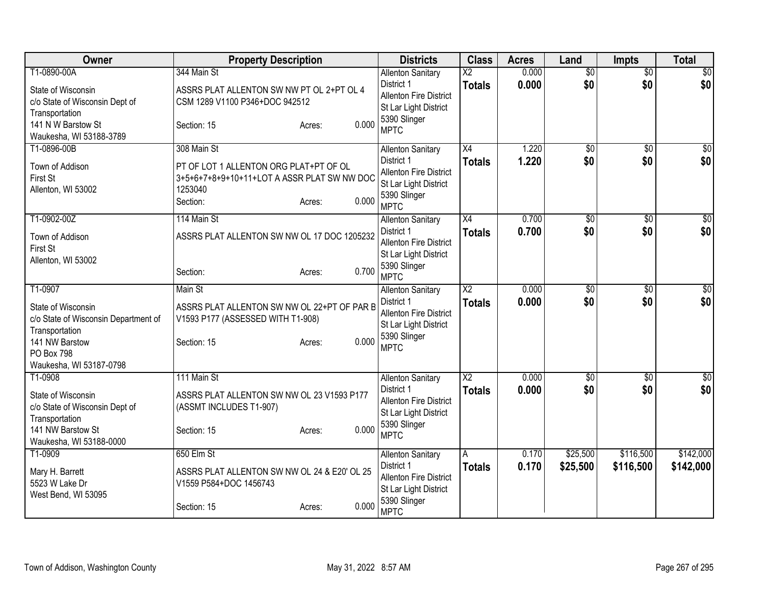| Owner | Property Description | Districts | Class | Acres | Land | Impts | Total |
|---|---|---|---|---|---|---|---|
| T1-0890-00A<br>State of Wisconsin<br>c/o State of Wisconsin Dept of Transportation<br>141 N W Barstow St<br>Waukesha, WI 53188-3789 | 344 Main St<br>ASSRS PLAT ALLENTON SW NW PT OL 2+PT OL 4 CSM 1289 V1100 P346+DOC 942512<br>Section: 15 Acres: 0.000 | Allenton Sanitary District 1<br>Allenton Fire District<br>St Lar Light District<br>5390 Slinger<br>MPTC | X2<br>**Totals** | 0.000<br>**0.000** | $0<br>**$0** | $0<br>**$0** | $0<br>**$0** |
| T1-0896-00B<br>Town of Addison<br>First St<br>Allenton, WI 53002 | 308 Main St<br>PT OF LOT 1 ALLENTON ORG PLAT+PT OF OL 3+5+6+7+8+9+10+11+LOT A ASSR PLAT SW NW DOC 1253040<br>Section: Acres: 0.000 | Allenton Sanitary District 1<br>Allenton Fire District<br>St Lar Light District<br>5390 Slinger<br>MPTC | X4<br>**Totals** | 1.220<br>**1.220** | $0<br>**$0** | $0<br>**$0** | $0<br>**$0** |
| T1-0902-00Z<br>Town of Addison<br>First St<br>Allenton, WI 53002 | 114 Main St<br>ASSRS PLAT ALLENTON SW NW OL 17 DOC 1205232<br>Section: Acres: 0.700 | Allenton Sanitary District 1<br>Allenton Fire District<br>St Lar Light District<br>5390 Slinger<br>MPTC | X4<br>**Totals** | 0.700<br>**0.700** | $0<br>**$0** | $0<br>**$0** | $0<br>**$0** |
| T1-0907<br>State of Wisconsin<br>c/o State of Wisconsin Department of Transportation<br>141 NW Barstow<br>PO Box 798<br>Waukesha, WI 53187-0798 | Main St<br>ASSRS PLAT ALLENTON SW NW OL 22+PT OF PAR B V1593 P177 (ASSESSED WITH T1-908)<br>Section: 15 Acres: 0.000 | Allenton Sanitary District 1<br>Allenton Fire District<br>St Lar Light District<br>5390 Slinger<br>MPTC | X2<br>**Totals** | 0.000<br>**0.000** | $0<br>**$0** | $0<br>**$0** | $0<br>**$0** |
| T1-0908<br>State of Wisconsin<br>c/o State of Wisconsin Dept of Transportation<br>141 NW Barstow St<br>Waukesha, WI 53188-0000 | 111 Main St<br>ASSRS PLAT ALLENTON SW NW OL 23 V1593 P177 (ASSMT INCLUDES T1-907)<br>Section: 15 Acres: 0.000 | Allenton Sanitary District 1<br>Allenton Fire District<br>St Lar Light District<br>5390 Slinger<br>MPTC | X2<br>**Totals** | 0.000<br>**0.000** | $0<br>**$0** | $0<br>**$0** | $0<br>**$0** |
| T1-0909<br>Mary H. Barrett<br>5523 W Lake Dr<br>West Bend, WI 53095 | 650 Elm St<br>ASSRS PLAT ALLENTON SW NW OL 24 & E20' OL 25 V1559 P584+DOC 1456743<br>Section: 15 Acres: 0.000 | Allenton Sanitary District 1<br>Allenton Fire District<br>St Lar Light District<br>5390 Slinger<br>MPTC | A<br>**Totals** | 0.170<br>**0.170** | $25,500<br>**$25,500** | $116,500<br>**$116,500** | $142,000<br>**$142,000** |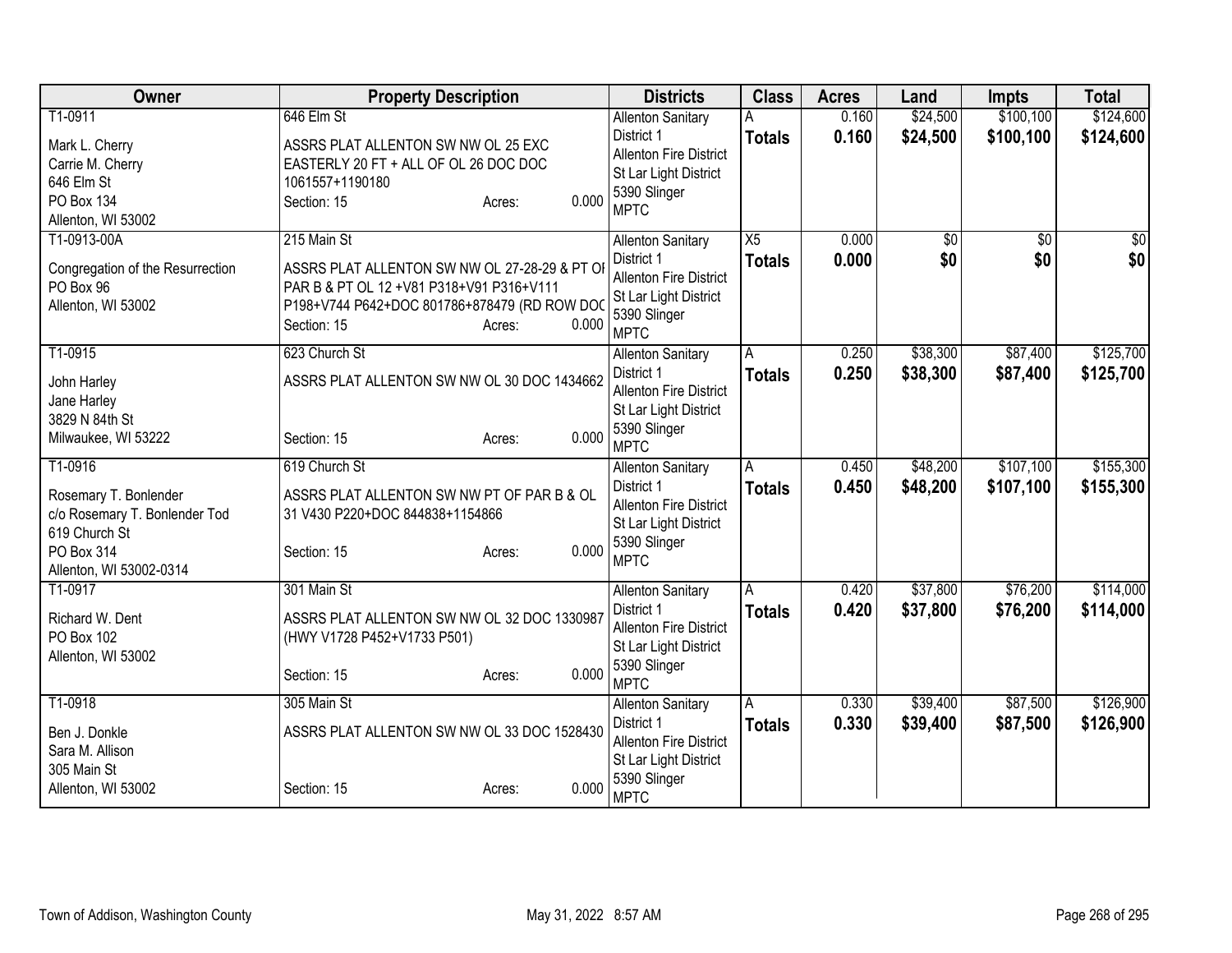| Owner | Property Description | Districts | Class | Acres | Land | Impts | Total |
|---|---|---|---|---|---|---|---|
| T1-0911<br><br>Mark L. Cherry<br>Carrie M. Cherry<br>646 Elm St<br>PO Box 134<br>Allenton, WI 53002 | 646 Elm St<br><br>ASSRS PLAT ALLENTON SW NW OL 25 EXC EASTERLY 20 FT + ALL OF OL 26 DOC DOC 1061557+1190180<br>Section: 15 Acres: 0.000 | Allenton Sanitary District 1<br>Allenton Fire District<br>St Lar Light District<br>5390 Slinger<br>MPTC | A<br>**Totals** | 0.160<br>**0.160** | $24,500<br>**$24,500** | $100,100<br>**$100,100** | $124,600<br>**$124,600** |
| T1-0913-00A<br><br>Congregation of the Resurrection<br>PO Box 96<br>Allenton, WI 53002 | 215 Main St<br><br>ASSRS PLAT ALLENTON SW NW OL 27-28-29 & PT OF PAR B & PT OL 12 +V81 P318+V91 P316+V111 P198+V744 P642+DOC 801786+878479 (RD ROW DOC<br>Section: 15 Acres: 0.000 | Allenton Sanitary District 1<br>Allenton Fire District<br>St Lar Light District<br>5390 Slinger<br>MPTC | X5<br>**Totals** | 0.000<br>**0.000** | $0<br>**$0** | $0<br>**$0** | $0<br>**$0** |
| T1-0915<br><br>John Harley<br>Jane Harley<br>3829 N 84th St<br>Milwaukee, WI 53222 | 623 Church St<br><br>ASSRS PLAT ALLENTON SW NW OL 30 DOC 1434662<br>Section: 15 Acres: 0.000 | Allenton Sanitary District 1<br>Allenton Fire District<br>St Lar Light District<br>5390 Slinger<br>MPTC | A<br>**Totals** | 0.250<br>**0.250** | $38,300<br>**$38,300** | $87,400<br>**$87,400** | $125,700<br>**$125,700** |
| T1-0916<br><br>Rosemary T. Bonlender<br>c/o Rosemary T. Bonlender Tod<br>619 Church St<br>PO Box 314<br>Allenton, WI 53002-0314 | 619 Church St<br><br>ASSRS PLAT ALLENTON SW NW PT OF PAR B & OL 31 V430 P220+DOC 844838+1154866<br>Section: 15 Acres: 0.000 | Allenton Sanitary District 1<br>Allenton Fire District<br>St Lar Light District<br>5390 Slinger<br>MPTC | A<br>**Totals** | 0.450<br>**0.450** | $48,200<br>**$48,200** | $107,100<br>**$107,100** | $155,300<br>**$155,300** |
| T1-0917<br><br>Richard W. Dent<br>PO Box 102<br>Allenton, WI 53002 | 301 Main St<br><br>ASSRS PLAT ALLENTON SW NW OL 32 DOC 1330987 (HWY V1728 P452+V1733 P501)<br>Section: 15 Acres: 0.000 | Allenton Sanitary District 1<br>Allenton Fire District<br>St Lar Light District<br>5390 Slinger<br>MPTC | A<br>**Totals** | 0.420<br>**0.420** | $37,800<br>**$37,800** | $76,200<br>**$76,200** | $114,000<br>**$114,000** |
| T1-0918<br><br>Ben J. Donkle<br>Sara M. Allison<br>305 Main St<br>Allenton, WI 53002 | 305 Main St<br><br>ASSRS PLAT ALLENTON SW NW OL 33 DOC 1528430<br>Section: 15 Acres: 0.000 | Allenton Sanitary District 1<br>Allenton Fire District<br>St Lar Light District<br>5390 Slinger<br>MPTC | A<br>**Totals** | 0.330<br>**0.330** | $39,400<br>**$39,400** | $87,500<br>**$87,500** | $126,900<br>**$126,900** |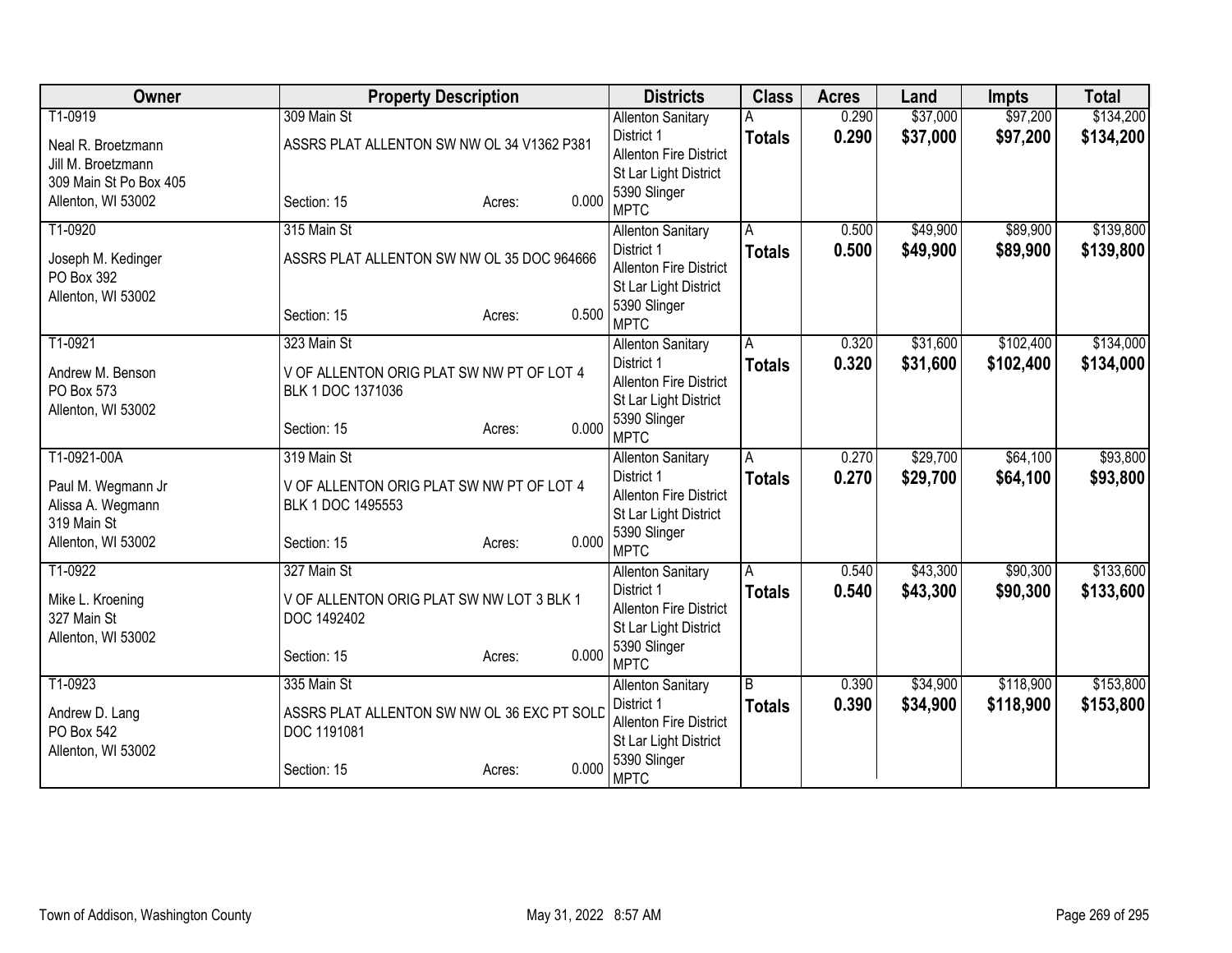| Owner | Property Description | Districts | Class | Acres | Land | Impts | Total |
|---|---|---|---|---|---|---|---|
| T1-0919<br>Neal R. Broetzmann<br>Jill M. Broetzmann<br>309 Main St Po Box 405<br>Allenton, WI 53002 | 309 Main St<br>ASSRS PLAT ALLENTON SW NW OL 34 V1362 P381<br>Section: 15 Acres: 0.000 | Allenton Sanitary District 1<br>Allenton Fire District<br>St Lar Light District<br>5390 Slinger<br>MPTC | A<br>**Totals** | 0.290<br>**0.290** | $37,000<br>**$37,000** | $97,200<br>**$97,200** | $134,200<br>**$134,200** |
| T1-0920<br>Joseph M. Kedinger<br>PO Box 392<br>Allenton, WI 53002 | 315 Main St<br>ASSRS PLAT ALLENTON SW NW OL 35 DOC 964666<br>Section: 15 Acres: 0.500 | Allenton Sanitary District 1<br>Allenton Fire District<br>St Lar Light District<br>5390 Slinger<br>MPTC | A<br>**Totals** | 0.500<br>**0.500** | $49,900<br>**$49,900** | $89,900<br>**$89,900** | $139,800<br>**$139,800** |
| T1-0921<br>Andrew M. Benson<br>PO Box 573<br>Allenton, WI 53002 | 323 Main St<br>V OF ALLENTON ORIG PLAT SW NW PT OF LOT 4 BLK 1 DOC 1371036<br>Section: 15 Acres: 0.000 | Allenton Sanitary District 1<br>Allenton Fire District<br>St Lar Light District<br>5390 Slinger<br>MPTC | A<br>**Totals** | 0.320<br>**0.320** | $31,600<br>**$31,600** | $102,400<br>**$102,400** | $134,000<br>**$134,000** |
| T1-0921-00A<br>Paul M. Wegmann Jr<br>Alissa A. Wegmann<br>319 Main St<br>Allenton, WI 53002 | 319 Main St<br>V OF ALLENTON ORIG PLAT SW NW PT OF LOT 4 BLK 1 DOC 1495553<br>Section: 15 Acres: 0.000 | Allenton Sanitary District 1<br>Allenton Fire District<br>St Lar Light District<br>5390 Slinger<br>MPTC | A<br>**Totals** | 0.270<br>**0.270** | $29,700<br>**$29,700** | $64,100<br>**$64,100** | $93,800<br>**$93,800** |
| T1-0922<br>Mike L. Kroening<br>327 Main St<br>Allenton, WI 53002 | 327 Main St<br>V OF ALLENTON ORIG PLAT SW NW LOT 3 BLK 1 DOC 1492402<br>Section: 15 Acres: 0.000 | Allenton Sanitary District 1<br>Allenton Fire District<br>St Lar Light District<br>5390 Slinger<br>MPTC | A<br>**Totals** | 0.540<br>**0.540** | $43,300<br>**$43,300** | $90,300<br>**$90,300** | $133,600<br>**$133,600** |
| T1-0923<br>Andrew D. Lang<br>PO Box 542<br>Allenton, WI 53002 | 335 Main St<br>ASSRS PLAT ALLENTON SW NW OL 36 EXC PT SOLD DOC 1191081<br>Section: 15 Acres: 0.000 | Allenton Sanitary District 1<br>Allenton Fire District<br>St Lar Light District<br>5390 Slinger<br>MPTC | B<br>**Totals** | 0.390<br>**0.390** | $34,900<br>**$34,900** | $118,900<br>**$118,900** | $153,800<br>**$153,800** |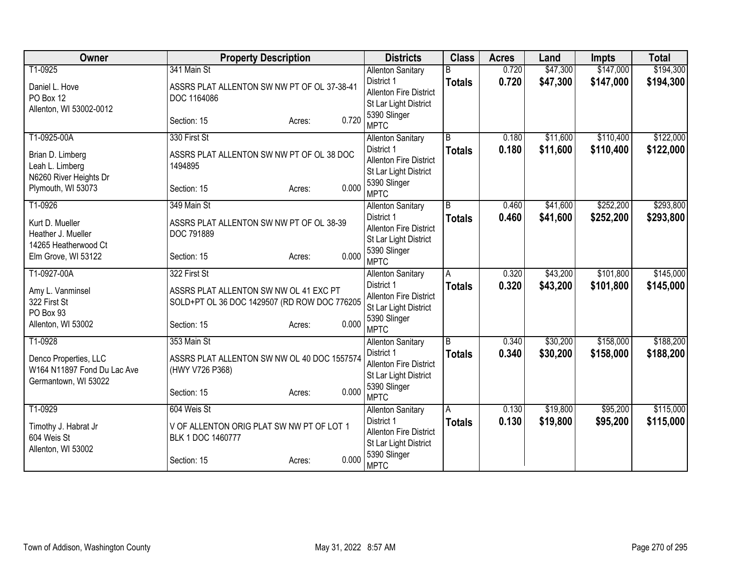| Owner | Property Description | Districts | Class | Acres | Land | Impts | Total |
|---|---|---|---|---|---|---|---|
| T1-0925<br>Daniel L. Hove<br>PO Box 12<br>Allenton, WI 53002-0012 | 341 Main St<br>ASSRS PLAT ALLENTON SW NW PT OF OL 37-38-41 DOC 1164086<br>Section: 15 Acres: 0.720 | Allenton Sanitary District 1<br>Allenton Fire District<br>St Lar Light District<br>5390 Slinger<br>MPTC | B<br>**Totals** | 0.720<br>**0.720** | $47,300<br>**$47,300** | $147,000<br>**$147,000** | $194,300<br>**$194,300** |
| T1-0925-00A<br>Brian D. Limberg<br>Leah L. Limberg<br>N6260 River Heights Dr<br>Plymouth, WI 53073 | 330 First St<br>ASSRS PLAT ALLENTON SW NW PT OF OL 38 DOC 1494895<br>Section: 15 Acres: 0.000 | Allenton Sanitary District 1<br>Allenton Fire District<br>St Lar Light District<br>5390 Slinger<br>MPTC | B<br>**Totals** | 0.180<br>**0.180** | $11,600<br>**$11,600** | $110,400<br>**$110,400** | $122,000<br>**$122,000** |
| T1-0926<br>Kurt D. Mueller<br>Heather J. Mueller<br>14265 Heatherwood Ct<br>Elm Grove, WI 53122 | 349 Main St<br>ASSRS PLAT ALLENTON SW NW PT OF OL 38-39 DOC 791889<br>Section: 15 Acres: 0.000 | Allenton Sanitary District 1<br>Allenton Fire District<br>St Lar Light District<br>5390 Slinger<br>MPTC | B<br>**Totals** | 0.460<br>**0.460** | $41,600<br>**$41,600** | $252,200<br>**$252,200** | $293,800<br>**$293,800** |
| T1-0927-00A<br>Amy L. Vanminsel<br>322 First St<br>PO Box 93<br>Allenton, WI 53002 | 322 First St<br>ASSRS PLAT ALLENTON SW NW OL 41 EXC PT SOLD+PT OL 36 DOC 1429507 (RD ROW DOC 776205<br>Section: 15 Acres: 0.000 | Allenton Sanitary District 1<br>Allenton Fire District<br>St Lar Light District<br>5390 Slinger<br>MPTC | A<br>**Totals** | 0.320<br>**0.320** | $43,200<br>**$43,200** | $101,800<br>**$101,800** | $145,000<br>**$145,000** |
| T1-0928<br>Denco Properties, LLC<br>W164 N11897 Fond Du Lac Ave<br>Germantown, WI 53022 | 353 Main St<br>ASSRS PLAT ALLENTON SW NW OL 40 DOC 1557574 (HWY V726 P368)<br>Section: 15 Acres: 0.000 | Allenton Sanitary District 1<br>Allenton Fire District<br>St Lar Light District<br>5390 Slinger<br>MPTC | B<br>**Totals** | 0.340<br>**0.340** | $30,200<br>**$30,200** | $158,000<br>**$158,000** | $188,200<br>**$188,200** |
| T1-0929<br>Timothy J. Habrat Jr<br>604 Weis St<br>Allenton, WI 53002 | 604 Weis St<br>V OF ALLENTON ORIG PLAT SW NW PT OF LOT 1 BLK 1 DOC 1460777<br>Section: 15 Acres: 0.000 | Allenton Sanitary District 1<br>Allenton Fire District<br>St Lar Light District<br>5390 Slinger<br>MPTC | A<br>**Totals** | 0.130<br>**0.130** | $19,800<br>**$19,800** | $95,200<br>**$95,200** | $115,000<br>**$115,000** |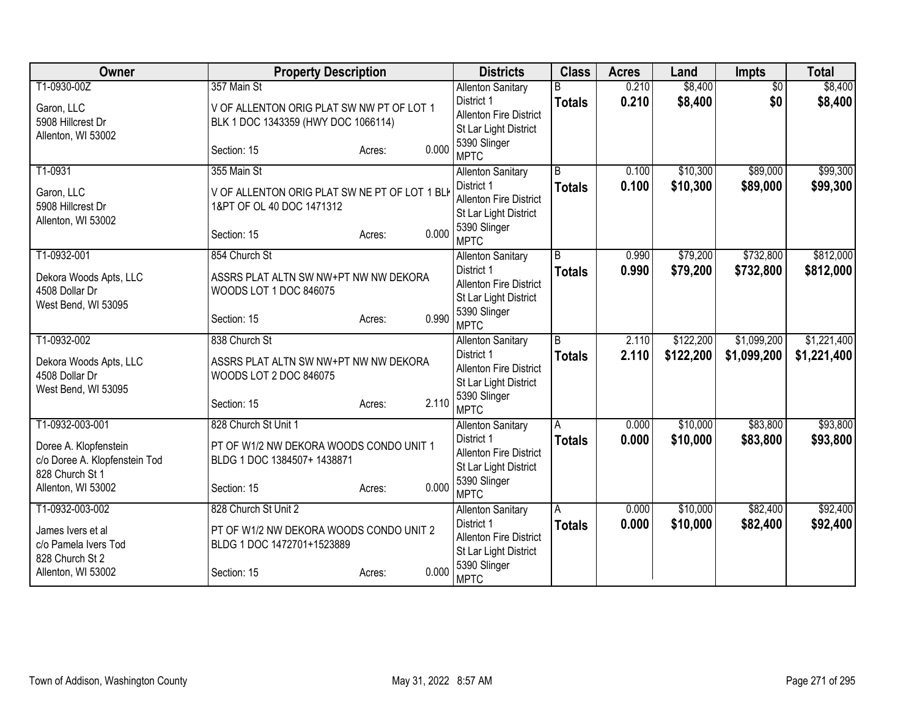| Owner | Property Description | Districts | Class | Acres | Land | Impts | Total |
|---|---|---|---|---|---|---|---|
| T1-0930-00Z<br><br>Garon, LLC<br>5908 Hillcrest Dr<br>Allenton, WI 53002 | 357 Main St<br><br>V OF ALLENTON ORIG PLAT SW NW PT OF LOT 1 BLK 1 DOC 1343359 (HWY DOC 1066114)<br><br>Section: 15 Acres: 0.000 | Allenton Sanitary District 1<br>Allenton Fire District<br>St Lar Light District<br>5390 Slinger<br>MPTC | B<br>**Totals** | 0.210<br>**0.210** | $8,400<br>**$8,400** | $0<br>**$0** | $8,400<br>**$8,400** |
| T1-0931<br><br>Garon, LLC<br>5908 Hillcrest Dr<br>Allenton, WI 53002 | 355 Main St<br><br>V OF ALLENTON ORIG PLAT SW NE PT OF LOT 1 BLK 1&PT OF OL 40 DOC 1471312<br><br>Section: 15 Acres: 0.000 | Allenton Sanitary District 1<br>Allenton Fire District<br>St Lar Light District<br>5390 Slinger<br>MPTC | B<br>**Totals** | 0.100<br>**0.100** | $10,300<br>**$10,300** | $89,000<br>**$89,000** | $99,300<br>**$99,300** |
| T1-0932-001<br><br>Dekora Woods Apts, LLC<br>4508 Dollar Dr<br>West Bend, WI 53095 | 854 Church St<br><br>ASSRS PLAT ALTN SW NW+PT NW NW DEKORA WOODS LOT 1 DOC 846075<br><br>Section: 15 Acres: 0.990 | Allenton Sanitary District 1<br>Allenton Fire District<br>St Lar Light District<br>5390 Slinger<br>MPTC | B<br>**Totals** | 0.990<br>**0.990** | $79,200<br>**$79,200** | $732,800<br>**$732,800** | $812,000<br>**$812,000** |
| T1-0932-002<br><br>Dekora Woods Apts, LLC<br>4508 Dollar Dr<br>West Bend, WI 53095 | 838 Church St<br><br>ASSRS PLAT ALTN SW NW+PT NW NW DEKORA WOODS LOT 2 DOC 846075<br><br>Section: 15 Acres: 2.110 | Allenton Sanitary District 1<br>Allenton Fire District<br>St Lar Light District<br>5390 Slinger<br>MPTC | B<br>**Totals** | 2.110<br>**2.110** | $122,200<br>**$122,200** | $1,099,200<br>**$1,099,200** | $1,221,400<br>**$1,221,400** |
| T1-0932-003-001<br><br>Doree A. Klopfenstein<br>c/o Doree A. Klopfenstein Tod<br>828 Church St 1<br>Allenton, WI 53002 | 828 Church St Unit 1<br><br>PT OF W1/2 NW DEKORA WOODS CONDO UNIT 1 BLDG 1 DOC 1384507+ 1438871<br><br>Section: 15 Acres: 0.000 | Allenton Sanitary District 1<br>Allenton Fire District<br>St Lar Light District<br>5390 Slinger<br>MPTC | A<br>**Totals** | 0.000<br>**0.000** | $10,000<br>**$10,000** | $83,800<br>**$83,800** | $93,800<br>**$93,800** |
| T1-0932-003-002<br><br>James Ivers et al<br>c/o Pamela Ivers Tod<br>828 Church St 2<br>Allenton, WI 53002 | 828 Church St Unit 2<br><br>PT OF W1/2 NW DEKORA WOODS CONDO UNIT 2 BLDG 1 DOC 1472701+1523889<br><br>Section: 15 Acres: 0.000 | Allenton Sanitary District 1<br>Allenton Fire District<br>St Lar Light District<br>5390 Slinger<br>MPTC | A<br>**Totals** | 0.000<br>**0.000** | $10,000<br>**$10,000** | $82,400<br>**$82,400** | $92,400<br>**$92,400** |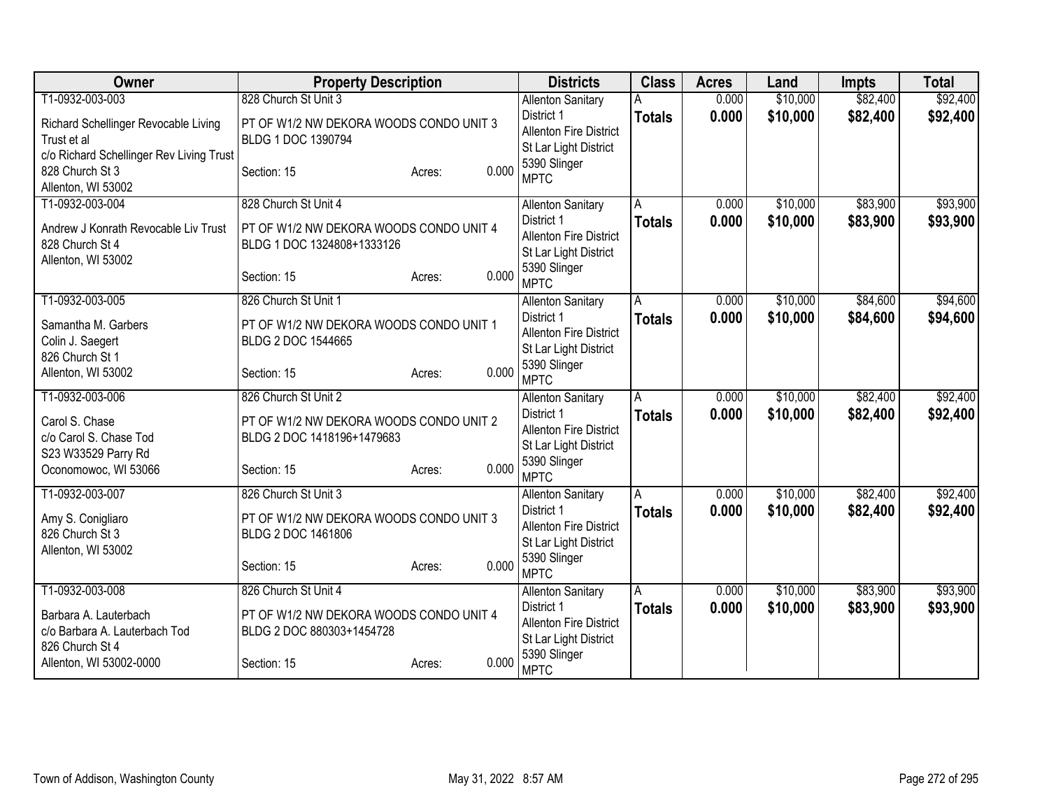| Owner | Property Description | Districts | Class | Acres | Land | Impts | Total |
|---|---|---|---|---|---|---|---|
| T1-0932-003-003<br>Richard Schellinger Revocable Living Trust et al<br>c/o Richard Schellinger Rev Living Trust<br>828 Church St 3<br>Allenton, WI 53002 | 828 Church St Unit 3<br>PT OF W1/2 NW DEKORA WOODS CONDO UNIT 3 BLDG 1 DOC 1390794<br>Section: 15 Acres: 0.000 | Allenton Sanitary District 1<br>Allenton Fire District<br>St Lar Light District<br>5390 Slinger<br>MPTC | A<br>**Totals** | 0.000<br>**0.000** | $10,000<br>**$10,000** | $82,400<br>**$82,400** | $92,400<br>**$92,400** |
| T1-0932-003-004<br>Andrew J Konrath Revocable Liv Trust<br>828 Church St 4<br>Allenton, WI 53002 | 828 Church St Unit 4<br>PT OF W1/2 NW DEKORA WOODS CONDO UNIT 4 BLDG 1 DOC 1324808+1333126<br>Section: 15 Acres: 0.000 | Allenton Sanitary District 1<br>Allenton Fire District<br>St Lar Light District<br>5390 Slinger<br>MPTC | A<br>**Totals** | 0.000<br>**0.000** | $10,000<br>**$10,000** | $83,900<br>**$83,900** | $93,900<br>**$93,900** |
| T1-0932-003-005<br>Samantha M. Garbers<br>Colin J. Saegert<br>826 Church St 1<br>Allenton, WI 53002 | 826 Church St Unit 1<br>PT OF W1/2 NW DEKORA WOODS CONDO UNIT 1 BLDG 2 DOC 1544665<br>Section: 15 Acres: 0.000 | Allenton Sanitary District 1<br>Allenton Fire District<br>St Lar Light District<br>5390 Slinger<br>MPTC | A<br>**Totals** | 0.000<br>**0.000** | $10,000<br>**$10,000** | $84,600<br>**$84,600** | $94,600<br>**$94,600** |
| T1-0932-003-006<br>Carol S. Chase<br>c/o Carol S. Chase Tod<br>S23 W33529 Parry Rd<br>Oconomowoc, WI 53066 | 826 Church St Unit 2<br>PT OF W1/2 NW DEKORA WOODS CONDO UNIT 2 BLDG 2 DOC 1418196+1479683<br>Section: 15 Acres: 0.000 | Allenton Sanitary District 1<br>Allenton Fire District<br>St Lar Light District<br>5390 Slinger<br>MPTC | A<br>**Totals** | 0.000<br>**0.000** | $10,000<br>**$10,000** | $82,400<br>**$82,400** | $92,400<br>**$92,400** |
| T1-0932-003-007<br>Amy S. Conigliaro<br>826 Church St 3<br>Allenton, WI 53002 | 826 Church St Unit 3<br>PT OF W1/2 NW DEKORA WOODS CONDO UNIT 3 BLDG 2 DOC 1461806<br>Section: 15 Acres: 0.000 | Allenton Sanitary District 1<br>Allenton Fire District<br>St Lar Light District<br>5390 Slinger<br>MPTC | A<br>**Totals** | 0.000<br>**0.000** | $10,000<br>**$10,000** | $82,400<br>**$82,400** | $92,400<br>**$92,400** |
| T1-0932-003-008<br>Barbara A. Lauterbach<br>c/o Barbara A. Lauterbach Tod<br>826 Church St 4<br>Allenton, WI 53002-0000 | 826 Church St Unit 4<br>PT OF W1/2 NW DEKORA WOODS CONDO UNIT 4 BLDG 2 DOC 880303+1454728<br>Section: 15 Acres: 0.000 | Allenton Sanitary District 1<br>Allenton Fire District<br>St Lar Light District<br>5390 Slinger<br>MPTC | A<br>**Totals** | 0.000<br>**0.000** | $10,000<br>**$10,000** | $83,900<br>**$83,900** | $93,900<br>**$93,900** |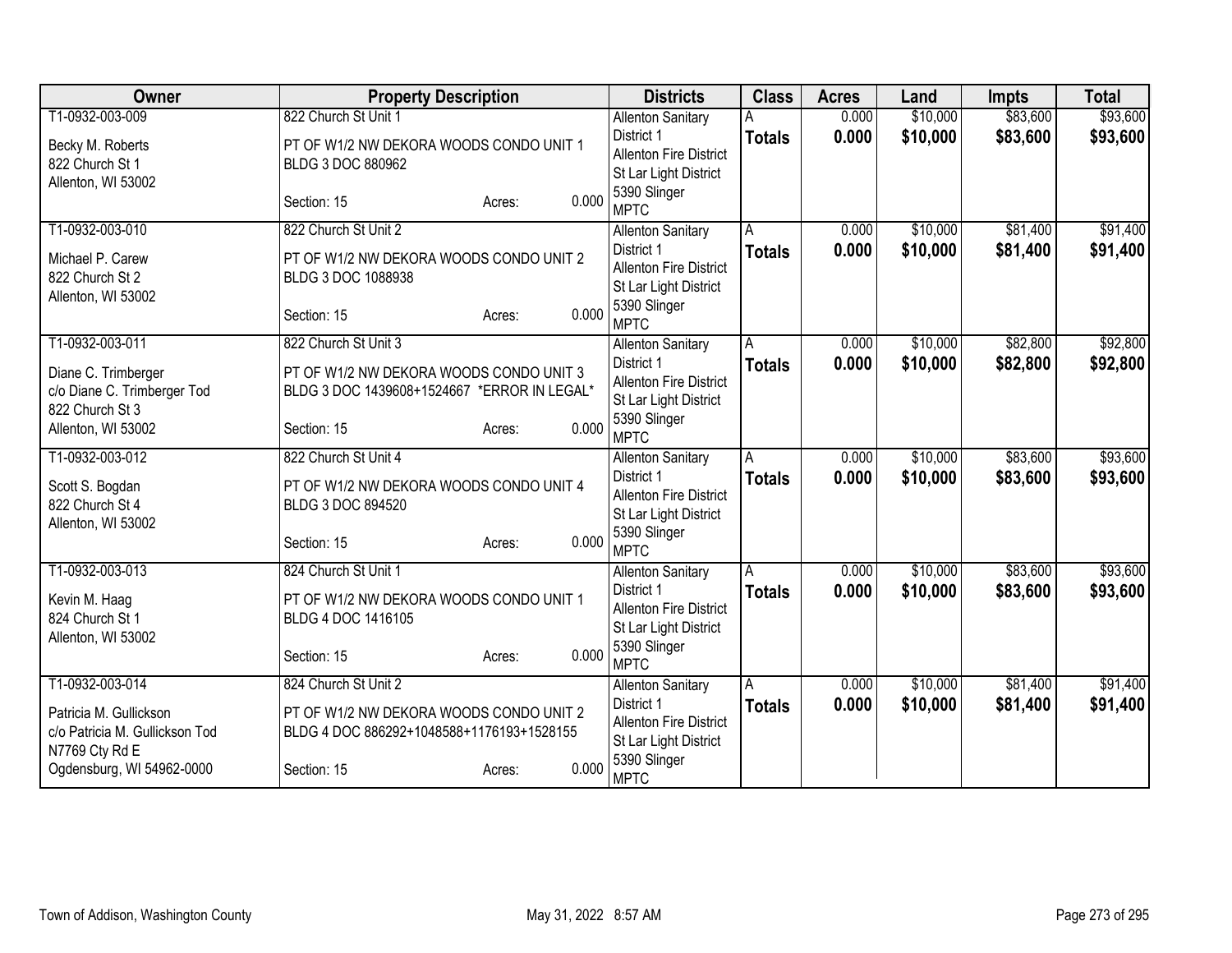| Owner | Property Description | Districts | Class | Acres | Land | Impts | Total |
|---|---|---|---|---|---|---|---|
| T1-0932-003-009<br><br>Becky M. Roberts<br>822 Church St 1<br>Allenton, WI 53002 | 822 Church St Unit 1<br><br>PT OF W1/2 NW DEKORA WOODS CONDO UNIT 1 BLDG 3 DOC 880962<br><br>Section: 15 Acres: 0.000 | Allenton Sanitary District 1<br>Allenton Fire District<br>St Lar Light District<br>5390 Slinger<br>MPTC | A<br>**Totals** | 0.000<br>**0.000** | $10,000<br>**$10,000** | $83,600<br>**$83,600** | $93,600<br>**$93,600** |
| T1-0932-003-010<br><br>Michael P. Carew<br>822 Church St 2<br>Allenton, WI 53002 | 822 Church St Unit 2<br><br>PT OF W1/2 NW DEKORA WOODS CONDO UNIT 2 BLDG 3 DOC 1088938<br><br>Section: 15 Acres: 0.000 | Allenton Sanitary District 1<br>Allenton Fire District<br>St Lar Light District<br>5390 Slinger<br>MPTC | A<br>**Totals** | 0.000<br>**0.000** | $10,000<br>**$10,000** | $81,400<br>**$81,400** | $91,400<br>**$91,400** |
| T1-0932-003-011<br><br>Diane C. Trimberger<br>c/o Diane C. Trimberger Tod<br>822 Church St 3<br>Allenton, WI 53002 | 822 Church St Unit 3<br><br>PT OF W1/2 NW DEKORA WOODS CONDO UNIT 3 BLDG 3 DOC 1439608+1524667 *ERROR IN LEGAL*<br><br>Section: 15 Acres: 0.000 | Allenton Sanitary District 1<br>Allenton Fire District<br>St Lar Light District<br>5390 Slinger<br>MPTC | A<br>**Totals** | 0.000<br>**0.000** | $10,000<br>**$10,000** | $82,800<br>**$82,800** | $92,800<br>**$92,800** |
| T1-0932-003-012<br><br>Scott S. Bogdan<br>822 Church St 4<br>Allenton, WI 53002 | 822 Church St Unit 4<br><br>PT OF W1/2 NW DEKORA WOODS CONDO UNIT 4 BLDG 3 DOC 894520<br><br>Section: 15 Acres: 0.000 | Allenton Sanitary District 1<br>Allenton Fire District<br>St Lar Light District<br>5390 Slinger<br>MPTC | A<br>**Totals** | 0.000<br>**0.000** | $10,000<br>**$10,000** | $83,600<br>**$83,600** | $93,600<br>**$93,600** |
| T1-0932-003-013<br><br>Kevin M. Haag<br>824 Church St 1<br>Allenton, WI 53002 | 824 Church St Unit 1<br><br>PT OF W1/2 NW DEKORA WOODS CONDO UNIT 1 BLDG 4 DOC 1416105<br><br>Section: 15 Acres: 0.000 | Allenton Sanitary District 1<br>Allenton Fire District<br>St Lar Light District<br>5390 Slinger<br>MPTC | A<br>**Totals** | 0.000<br>**0.000** | $10,000<br>**$10,000** | $83,600<br>**$83,600** | $93,600<br>**$93,600** |
| T1-0932-003-014<br><br>Patricia M. Gullickson<br>c/o Patricia M. Gullickson Tod<br>N7769 Cty Rd E<br>Ogdensburg, WI 54962-0000 | 824 Church St Unit 2<br><br>PT OF W1/2 NW DEKORA WOODS CONDO UNIT 2 BLDG 4 DOC 886292+1048588+1176193+1528155<br><br>Section: 15 Acres: 0.000 | Allenton Sanitary District 1<br>Allenton Fire District<br>St Lar Light District<br>5390 Slinger<br>MPTC | A<br>**Totals** | 0.000<br>**0.000** | $10,000<br>**$10,000** | $81,400<br>**$81,400** | $91,400<br>**$91,400** |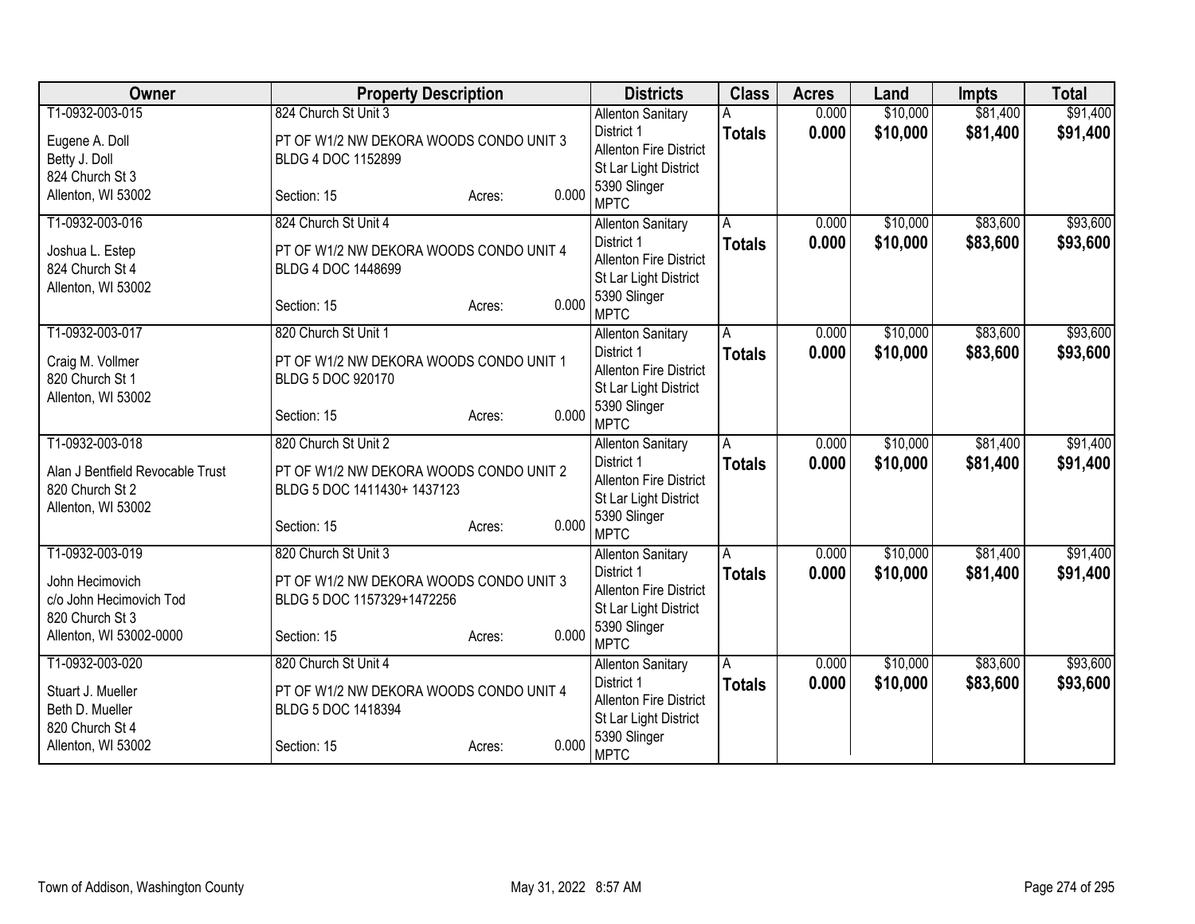| Owner | Property Description | Districts | Class | Acres | Land | Impts | Total |
|---|---|---|---|---|---|---|---|
| T1-0932-003-015<br>Eugene A. Doll<br>Betty J. Doll<br>824 Church St 3<br>Allenton, WI 53002 | 824 Church St Unit 3<br>PT OF W1/2 NW DEKORA WOODS CONDO UNIT 3 BLDG 4 DOC 1152899<br>Section: 15 Acres: 0.000 | Allenton Sanitary District 1<br>Allenton Fire District<br>St Lar Light District<br>5390 Slinger<br>MPTC | A<br>**Totals** | 0.000<br>**0.000** | $10,000<br>**$10,000** | $81,400<br>**$81,400** | $91,400<br>**$91,400** |
| T1-0932-003-016<br>Joshua L. Estep<br>824 Church St 4<br>Allenton, WI 53002 | 824 Church St Unit 4<br>PT OF W1/2 NW DEKORA WOODS CONDO UNIT 4 BLDG 4 DOC 1448699<br>Section: 15 Acres: 0.000 | Allenton Sanitary District 1<br>Allenton Fire District<br>St Lar Light District<br>5390 Slinger<br>MPTC | A<br>**Totals** | 0.000<br>**0.000** | $10,000<br>**$10,000** | $83,600<br>**$83,600** | $93,600<br>**$93,600** |
| T1-0932-003-017<br>Craig M. Vollmer<br>820 Church St 1<br>Allenton, WI 53002 | 820 Church St Unit 1<br>PT OF W1/2 NW DEKORA WOODS CONDO UNIT 1 BLDG 5 DOC 920170<br>Section: 15 Acres: 0.000 | Allenton Sanitary District 1<br>Allenton Fire District<br>St Lar Light District<br>5390 Slinger<br>MPTC | A<br>**Totals** | 0.000<br>**0.000** | $10,000<br>**$10,000** | $83,600<br>**$83,600** | $93,600<br>**$93,600** |
| T1-0932-003-018<br>Alan J Bentfield Revocable Trust<br>820 Church St 2<br>Allenton, WI 53002 | 820 Church St Unit 2<br>PT OF W1/2 NW DEKORA WOODS CONDO UNIT 2 BLDG 5 DOC 1411430+ 1437123<br>Section: 15 Acres: 0.000 | Allenton Sanitary District 1<br>Allenton Fire District<br>St Lar Light District<br>5390 Slinger<br>MPTC | A<br>**Totals** | 0.000<br>**0.000** | $10,000<br>**$10,000** | $81,400<br>**$81,400** | $91,400<br>**$91,400** |
| T1-0932-003-019<br>John Hecimovich<br>c/o John Hecimovich Tod<br>820 Church St 3<br>Allenton, WI 53002-0000 | 820 Church St Unit 3<br>PT OF W1/2 NW DEKORA WOODS CONDO UNIT 3 BLDG 5 DOC 1157329+1472256<br>Section: 15 Acres: 0.000 | Allenton Sanitary District 1<br>Allenton Fire District<br>St Lar Light District<br>5390 Slinger<br>MPTC | A<br>**Totals** | 0.000<br>**0.000** | $10,000<br>**$10,000** | $81,400<br>**$81,400** | $91,400<br>**$91,400** |
| T1-0932-003-020<br>Stuart J. Mueller<br>Beth D. Mueller<br>820 Church St 4<br>Allenton, WI 53002 | 820 Church St Unit 4<br>PT OF W1/2 NW DEKORA WOODS CONDO UNIT 4 BLDG 5 DOC 1418394<br>Section: 15 Acres: 0.000 | Allenton Sanitary District 1<br>Allenton Fire District<br>St Lar Light District<br>5390 Slinger<br>MPTC | A<br>**Totals** | 0.000<br>**0.000** | $10,000<br>**$10,000** | $83,600<br>**$83,600** | $93,600<br>**$93,600** |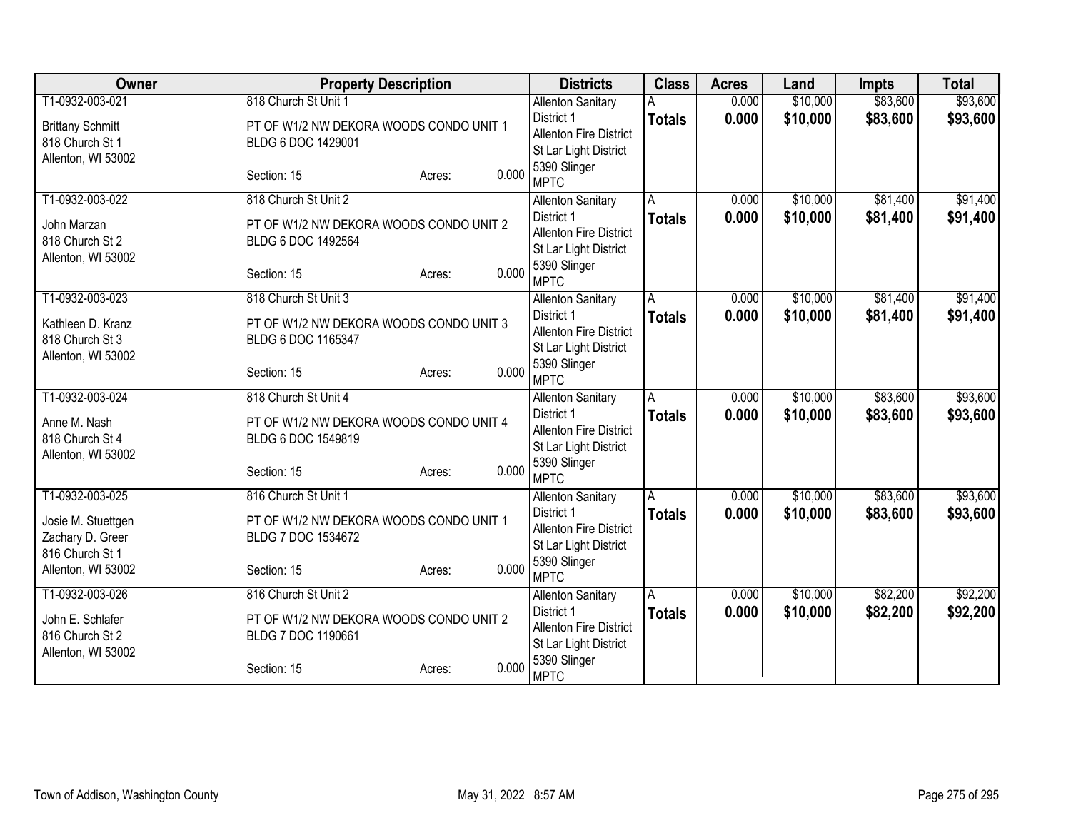| Owner | Property Description | Districts | Class | Acres | Land | Impts | Total |
|---|---|---|---|---|---|---|---|
| T1-0932-003-021<br><br>Brittany Schmitt<br>818 Church St 1<br>Allenton, WI 53002 | 818 Church St Unit 1<br><br>PT OF W1/2 NW DEKORA WOODS CONDO UNIT 1 BLDG 6 DOC 1429001<br><br>Section: 15 Acres: 0.000 | Allenton Sanitary District 1<br>Allenton Fire District<br>St Lar Light District<br>5390 Slinger<br>MPTC | A<br>**Totals** | 0.000<br>**0.000** | $10,000<br>**$10,000** | $83,600<br>**$83,600** | $93,600<br>**$93,600** |
| T1-0932-003-022<br><br>John Marzan<br>818 Church St 2<br>Allenton, WI 53002 | 818 Church St Unit 2<br><br>PT OF W1/2 NW DEKORA WOODS CONDO UNIT 2 BLDG 6 DOC 1492564<br><br>Section: 15 Acres: 0.000 | Allenton Sanitary District 1<br>Allenton Fire District<br>St Lar Light District<br>5390 Slinger<br>MPTC | A<br>**Totals** | 0.000<br>**0.000** | $10,000<br>**$10,000** | $81,400<br>**$81,400** | $91,400<br>**$91,400** |
| T1-0932-003-023<br><br>Kathleen D. Kranz<br>818 Church St 3<br>Allenton, WI 53002 | 818 Church St Unit 3<br><br>PT OF W1/2 NW DEKORA WOODS CONDO UNIT 3 BLDG 6 DOC 1165347<br><br>Section: 15 Acres: 0.000 | Allenton Sanitary District 1<br>Allenton Fire District<br>St Lar Light District<br>5390 Slinger<br>MPTC | A<br>**Totals** | 0.000<br>**0.000** | $10,000<br>**$10,000** | $81,400<br>**$81,400** | $91,400<br>**$91,400** |
| T1-0932-003-024<br><br>Anne M. Nash<br>818 Church St 4<br>Allenton, WI 53002 | 818 Church St Unit 4<br><br>PT OF W1/2 NW DEKORA WOODS CONDO UNIT 4 BLDG 6 DOC 1549819<br><br>Section: 15 Acres: 0.000 | Allenton Sanitary District 1<br>Allenton Fire District<br>St Lar Light District<br>5390 Slinger<br>MPTC | A<br>**Totals** | 0.000<br>**0.000** | $10,000<br>**$10,000** | $83,600<br>**$83,600** | $93,600<br>**$93,600** |
| T1-0932-003-025<br><br>Josie M. Stuettgen<br>Zachary D. Greer<br>816 Church St 1<br>Allenton, WI 53002 | 816 Church St Unit 1<br><br>PT OF W1/2 NW DEKORA WOODS CONDO UNIT 1 BLDG 7 DOC 1534672<br><br>Section: 15 Acres: 0.000 | Allenton Sanitary District 1<br>Allenton Fire District<br>St Lar Light District<br>5390 Slinger<br>MPTC | A<br>**Totals** | 0.000<br>**0.000** | $10,000<br>**$10,000** | $83,600<br>**$83,600** | $93,600<br>**$93,600** |
| T1-0932-003-026<br><br>John E. Schlafer<br>816 Church St 2<br>Allenton, WI 53002 | 816 Church St Unit 2<br><br>PT OF W1/2 NW DEKORA WOODS CONDO UNIT 2 BLDG 7 DOC 1190661<br><br>Section: 15 Acres: 0.000 | Allenton Sanitary District 1<br>Allenton Fire District<br>St Lar Light District<br>5390 Slinger<br>MPTC | A<br>**Totals** | 0.000<br>**0.000** | $10,000<br>**$10,000** | $82,200<br>**$82,200** | $92,200<br>**$92,200** |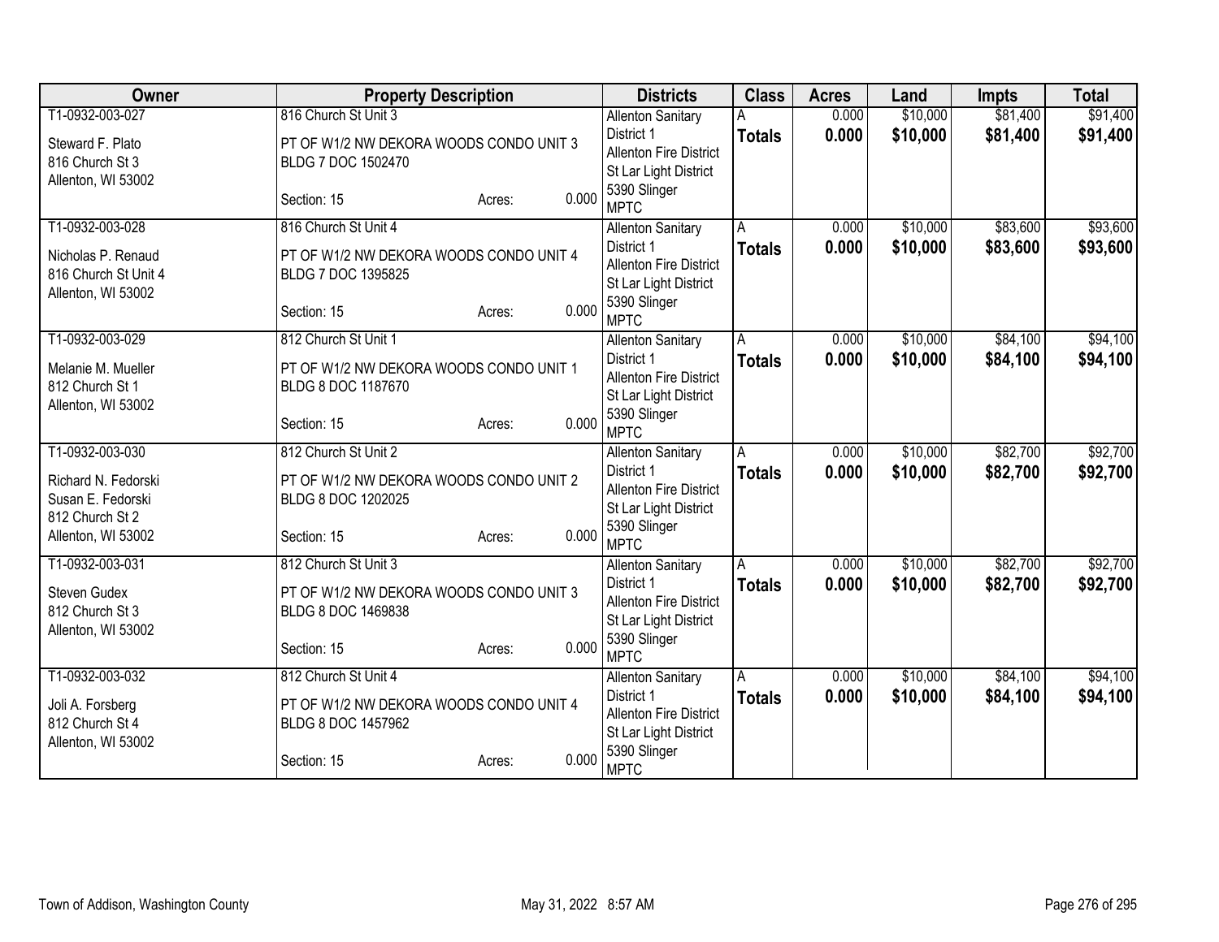| Owner | Property Description | Districts | Class | Acres | Land | Impts | Total |
|---|---|---|---|---|---|---|---|
| T1-0932-003-027<br>Steward F. Plato<br>816 Church St 3<br>Allenton, WI 53002 | 816 Church St Unit 3<br>PT OF W1/2 NW DEKORA WOODS CONDO UNIT 3 BLDG 7 DOC 1502470<br>Section: 15 Acres: 0.000 | Allenton Sanitary District 1<br>Allenton Fire District<br>St Lar Light District<br>5390 Slinger<br>MPTC | A<br>**Totals** | 0.000<br>**0.000** | $10,000<br>**$10,000** | $81,400<br>**$81,400** | $91,400<br>**$91,400** |
| T1-0932-003-028<br>Nicholas P. Renaud<br>816 Church St Unit 4<br>Allenton, WI 53002 | 816 Church St Unit 4<br>PT OF W1/2 NW DEKORA WOODS CONDO UNIT 4 BLDG 7 DOC 1395825<br>Section: 15 Acres: 0.000 | Allenton Sanitary District 1<br>Allenton Fire District<br>St Lar Light District<br>5390 Slinger<br>MPTC | A<br>**Totals** | 0.000<br>**0.000** | $10,000<br>**$10,000** | $83,600<br>**$83,600** | $93,600<br>**$93,600** |
| T1-0932-003-029<br>Melanie M. Mueller<br>812 Church St 1<br>Allenton, WI 53002 | 812 Church St Unit 1<br>PT OF W1/2 NW DEKORA WOODS CONDO UNIT 1 BLDG 8 DOC 1187670<br>Section: 15 Acres: 0.000 | Allenton Sanitary District 1<br>Allenton Fire District<br>St Lar Light District<br>5390 Slinger<br>MPTC | A<br>**Totals** | 0.000<br>**0.000** | $10,000<br>**$10,000** | $84,100<br>**$84,100** | $94,100<br>**$94,100** |
| T1-0932-003-030<br>Richard N. Fedorski<br>Susan E. Fedorski<br>812 Church St 2<br>Allenton, WI 53002 | 812 Church St Unit 2<br>PT OF W1/2 NW DEKORA WOODS CONDO UNIT 2 BLDG 8 DOC 1202025<br>Section: 15 Acres: 0.000 | Allenton Sanitary District 1<br>Allenton Fire District<br>St Lar Light District<br>5390 Slinger<br>MPTC | A<br>**Totals** | 0.000<br>**0.000** | $10,000<br>**$10,000** | $82,700<br>**$82,700** | $92,700<br>**$92,700** |
| T1-0932-003-031<br>Steven Gudex<br>812 Church St 3<br>Allenton, WI 53002 | 812 Church St Unit 3<br>PT OF W1/2 NW DEKORA WOODS CONDO UNIT 3 BLDG 8 DOC 1469838<br>Section: 15 Acres: 0.000 | Allenton Sanitary District 1<br>Allenton Fire District<br>St Lar Light District<br>5390 Slinger<br>MPTC | A<br>**Totals** | 0.000<br>**0.000** | $10,000<br>**$10,000** | $82,700<br>**$82,700** | $92,700<br>**$92,700** |
| T1-0932-003-032<br>Joli A. Forsberg<br>812 Church St 4<br>Allenton, WI 53002 | 812 Church St Unit 4<br>PT OF W1/2 NW DEKORA WOODS CONDO UNIT 4 BLDG 8 DOC 1457962<br>Section: 15 Acres: 0.000 | Allenton Sanitary District 1<br>Allenton Fire District<br>St Lar Light District<br>5390 Slinger<br>MPTC | A<br>**Totals** | 0.000<br>**0.000** | $10,000<br>**$10,000** | $84,100<br>**$84,100** | $94,100<br>**$94,100** |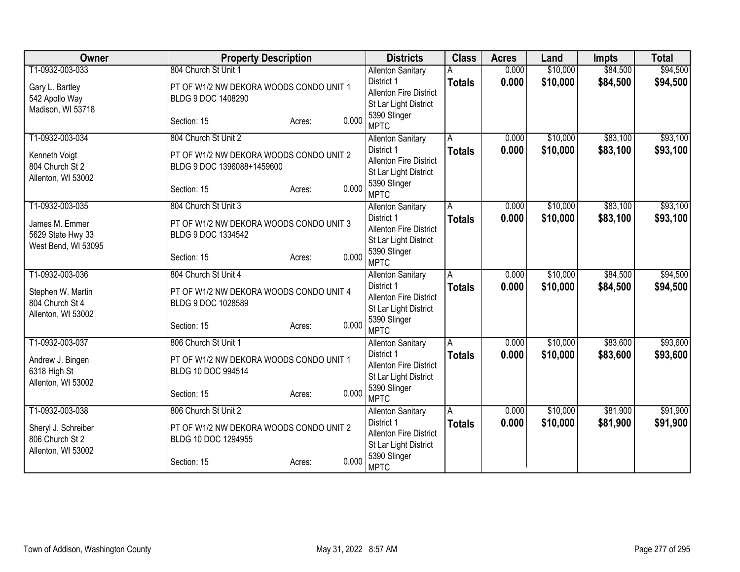| Owner | Property Description | Districts | Class | Acres | Land | Impts | Total |
|---|---|---|---|---|---|---|---|
| T1-0932-003-033<br>Gary L. Bartley<br>542 Apollo Way<br>Madison, WI 53718 | 804 Church St Unit 1<br>PT OF W1/2 NW DEKORA WOODS CONDO UNIT 1 BLDG 9 DOC 1408290<br>Section: 15 Acres: 0.000 | Allenton Sanitary District 1<br>Allenton Fire District<br>St Lar Light District<br>5390 Slinger<br>MPTC | A<br>**Totals** | 0.000<br>**0.000** | $10,000<br>**$10,000** | $84,500<br>**$84,500** | $94,500<br>**$94,500** |
| T1-0932-003-034<br>Kenneth Voigt<br>804 Church St 2<br>Allenton, WI 53002 | 804 Church St Unit 2<br>PT OF W1/2 NW DEKORA WOODS CONDO UNIT 2 BLDG 9 DOC 1396088+1459600<br>Section: 15 Acres: 0.000 | Allenton Sanitary District 1<br>Allenton Fire District<br>St Lar Light District<br>5390 Slinger<br>MPTC | A<br>**Totals** | 0.000<br>**0.000** | $10,000<br>**$10,000** | $83,100<br>**$83,100** | $93,100<br>**$93,100** |
| T1-0932-003-035<br>James M. Emmer<br>5629 State Hwy 33<br>West Bend, WI 53095 | 804 Church St Unit 3<br>PT OF W1/2 NW DEKORA WOODS CONDO UNIT 3 BLDG 9 DOC 1334542<br>Section: 15 Acres: 0.000 | Allenton Sanitary District 1<br>Allenton Fire District<br>St Lar Light District<br>5390 Slinger<br>MPTC | A<br>**Totals** | 0.000<br>**0.000** | $10,000<br>**$10,000** | $83,100<br>**$83,100** | $93,100<br>**$93,100** |
| T1-0932-003-036<br>Stephen W. Martin<br>804 Church St 4<br>Allenton, WI 53002 | 804 Church St Unit 4<br>PT OF W1/2 NW DEKORA WOODS CONDO UNIT 4 BLDG 9 DOC 1028589<br>Section: 15 Acres: 0.000 | Allenton Sanitary District 1<br>Allenton Fire District<br>St Lar Light District<br>5390 Slinger<br>MPTC | A<br>**Totals** | 0.000<br>**0.000** | $10,000<br>**$10,000** | $84,500<br>**$84,500** | $94,500<br>**$94,500** |
| T1-0932-003-037<br>Andrew J. Bingen<br>6318 High St<br>Allenton, WI 53002 | 806 Church St Unit 1<br>PT OF W1/2 NW DEKORA WOODS CONDO UNIT 1 BLDG 10 DOC 994514<br>Section: 15 Acres: 0.000 | Allenton Sanitary District 1<br>Allenton Fire District<br>St Lar Light District<br>5390 Slinger<br>MPTC | A<br>**Totals** | 0.000<br>**0.000** | $10,000<br>**$10,000** | $83,600<br>**$83,600** | $93,600<br>**$93,600** |
| T1-0932-003-038<br>Sheryl J. Schreiber<br>806 Church St 2<br>Allenton, WI 53002 | 806 Church St Unit 2<br>PT OF W1/2 NW DEKORA WOODS CONDO UNIT 2 BLDG 10 DOC 1294955<br>Section: 15 Acres: 0.000 | Allenton Sanitary District 1<br>Allenton Fire District<br>St Lar Light District<br>5390 Slinger<br>MPTC | A<br>**Totals** | 0.000<br>**0.000** | $10,000<br>**$10,000** | $81,900<br>**$81,900** | $91,900<br>**$91,900** |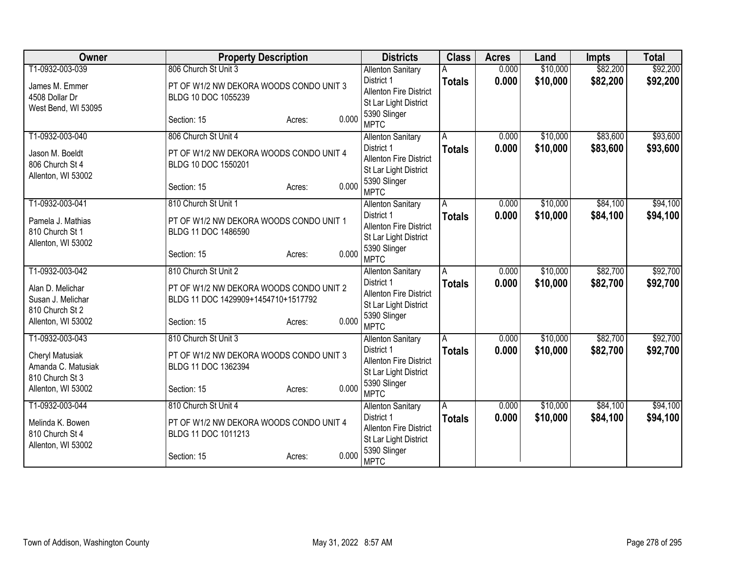| Owner | Property Description | Districts | Class | Acres | Land | Impts | Total |
|---|---|---|---|---|---|---|---|
| T1-0932-003-039<br>James M. Emmer<br>4508 Dollar Dr<br>West Bend, WI 53095 | 806 Church St Unit 3<br>PT OF W1/2 NW DEKORA WOODS CONDO UNIT 3 BLDG 10 DOC 1055239<br>Section: 15 Acres: 0.000 | Allenton Sanitary District 1<br>Allenton Fire District<br>St Lar Light District<br>5390 Slinger<br>MPTC | A<br>**Totals** | 0.000<br>**0.000** | $10,000<br>**$10,000** | $82,200<br>**$82,200** | $92,200<br>**$92,200** |
| T1-0932-003-040<br>Jason M. Boeldt<br>806 Church St 4<br>Allenton, WI 53002 | 806 Church St Unit 4<br>PT OF W1/2 NW DEKORA WOODS CONDO UNIT 4 BLDG 10 DOC 1550201<br>Section: 15 Acres: 0.000 | Allenton Sanitary District 1<br>Allenton Fire District<br>St Lar Light District<br>5390 Slinger<br>MPTC | A<br>**Totals** | 0.000<br>**0.000** | $10,000<br>**$10,000** | $83,600<br>**$83,600** | $93,600<br>**$93,600** |
| T1-0932-003-041<br>Pamela J. Mathias<br>810 Church St 1<br>Allenton, WI 53002 | 810 Church St Unit 1<br>PT OF W1/2 NW DEKORA WOODS CONDO UNIT 1 BLDG 11 DOC 1486590<br>Section: 15 Acres: 0.000 | Allenton Sanitary District 1<br>Allenton Fire District<br>St Lar Light District<br>5390 Slinger<br>MPTC | A<br>**Totals** | 0.000<br>**0.000** | $10,000<br>**$10,000** | $84,100<br>**$84,100** | $94,100<br>**$94,100** |
| T1-0932-003-042<br>Alan D. Melichar<br>Susan J. Melichar<br>810 Church St 2<br>Allenton, WI 53002 | 810 Church St Unit 2<br>PT OF W1/2 NW DEKORA WOODS CONDO UNIT 2 BLDG 11 DOC 1429909+1454710+1517792<br>Section: 15 Acres: 0.000 | Allenton Sanitary District 1<br>Allenton Fire District<br>St Lar Light District<br>5390 Slinger<br>MPTC | A<br>**Totals** | 0.000<br>**0.000** | $10,000<br>**$10,000** | $82,700<br>**$82,700** | $92,700<br>**$92,700** |
| T1-0932-003-043<br>Cheryl Matusiak<br>Amanda C. Matusiak<br>810 Church St 3<br>Allenton, WI 53002 | 810 Church St Unit 3<br>PT OF W1/2 NW DEKORA WOODS CONDO UNIT 3 BLDG 11 DOC 1362394<br>Section: 15 Acres: 0.000 | Allenton Sanitary District 1<br>Allenton Fire District<br>St Lar Light District<br>5390 Slinger<br>MPTC | A<br>**Totals** | 0.000<br>**0.000** | $10,000<br>**$10,000** | $82,700<br>**$82,700** | $92,700<br>**$92,700** |
| T1-0932-003-044<br>Melinda K. Bowen<br>810 Church St 4<br>Allenton, WI 53002 | 810 Church St Unit 4<br>PT OF W1/2 NW DEKORA WOODS CONDO UNIT 4 BLDG 11 DOC 1011213<br>Section: 15 Acres: 0.000 | Allenton Sanitary District 1<br>Allenton Fire District<br>St Lar Light District<br>5390 Slinger<br>MPTC | A<br>**Totals** | 0.000<br>**0.000** | $10,000<br>**$10,000** | $84,100<br>**$84,100** | $94,100<br>**$94,100** |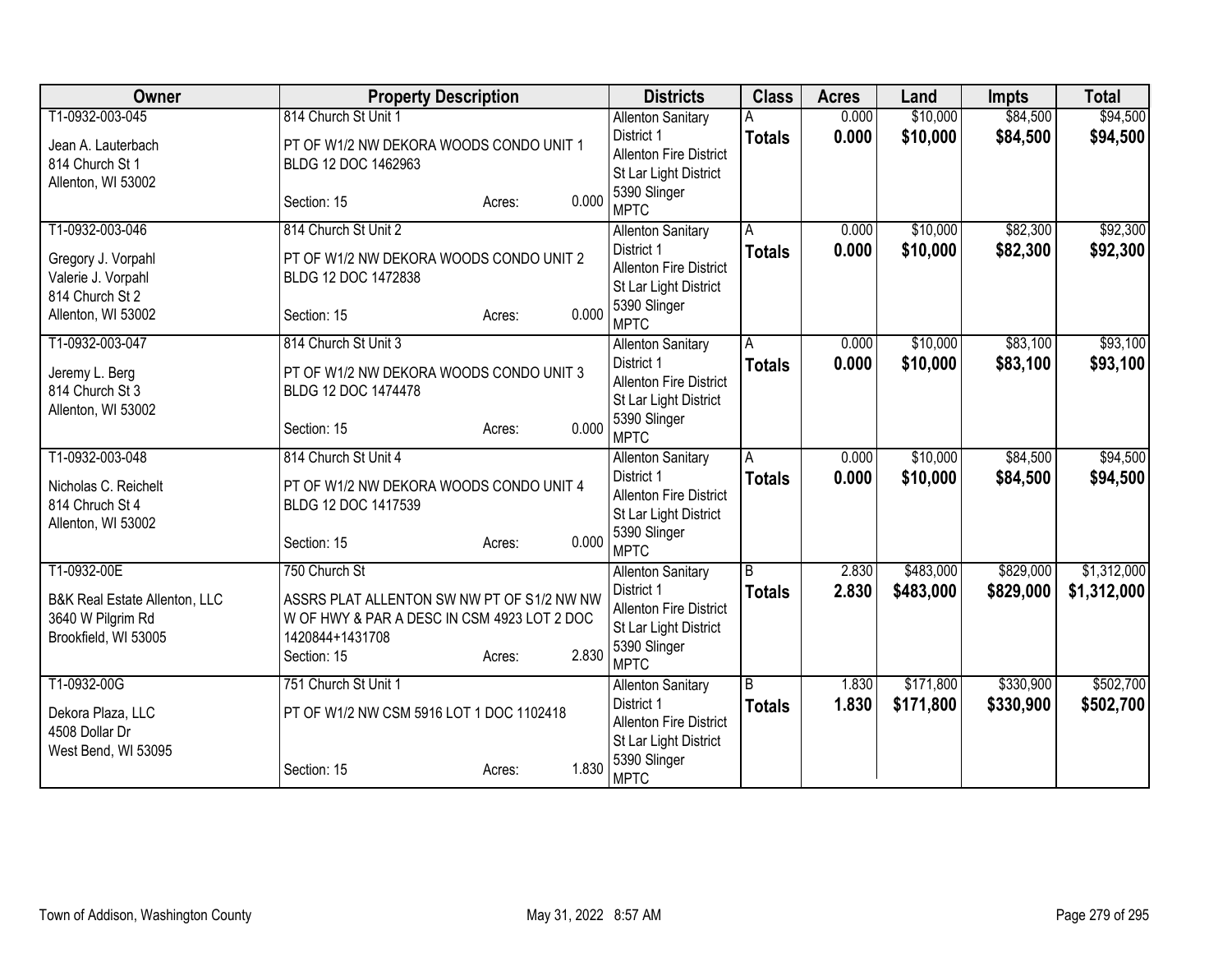| Owner | Property Description | Districts | Class | Acres | Land | Impts | Total |
|---|---|---|---|---|---|---|---|
| T1-0932-003-045<br>Jean A. Lauterbach<br>814 Church St 1<br>Allenton, WI 53002 | 814 Church St Unit 1<br>PT OF W1/2 NW DEKORA WOODS CONDO UNIT 1 BLDG 12 DOC 1462963<br>Section: 15 Acres: 0.000 | Allenton Sanitary District 1<br>Allenton Fire District<br>St Lar Light District<br>5390 Slinger<br>MPTC | A<br>**Totals** | 0.000<br>**0.000** | $10,000<br>**$10,000** | $84,500<br>**$84,500** | $94,500<br>**$94,500** |
| T1-0932-003-046<br>Gregory J. Vorpahl<br>Valerie J. Vorpahl<br>814 Church St 2<br>Allenton, WI 53002 | 814 Church St Unit 2<br>PT OF W1/2 NW DEKORA WOODS CONDO UNIT 2 BLDG 12 DOC 1472838<br>Section: 15 Acres: 0.000 | Allenton Sanitary District 1<br>Allenton Fire District<br>St Lar Light District<br>5390 Slinger<br>MPTC | A<br>**Totals** | 0.000<br>**0.000** | $10,000<br>**$10,000** | $82,300<br>**$82,300** | $92,300<br>**$92,300** |
| T1-0932-003-047<br>Jeremy L. Berg<br>814 Church St 3<br>Allenton, WI 53002 | 814 Church St Unit 3<br>PT OF W1/2 NW DEKORA WOODS CONDO UNIT 3 BLDG 12 DOC 1474478<br>Section: 15 Acres: 0.000 | Allenton Sanitary District 1<br>Allenton Fire District<br>St Lar Light District<br>5390 Slinger<br>MPTC | A<br>**Totals** | 0.000<br>**0.000** | $10,000<br>**$10,000** | $83,100<br>**$83,100** | $93,100<br>**$93,100** |
| T1-0932-003-048<br>Nicholas C. Reichelt<br>814 Chruch St 4<br>Allenton, WI 53002 | 814 Church St Unit 4<br>PT OF W1/2 NW DEKORA WOODS CONDO UNIT 4 BLDG 12 DOC 1417539<br>Section: 15 Acres: 0.000 | Allenton Sanitary District 1<br>Allenton Fire District<br>St Lar Light District<br>5390 Slinger<br>MPTC | A<br>**Totals** | 0.000<br>**0.000** | $10,000<br>**$10,000** | $84,500<br>**$84,500** | $94,500<br>**$94,500** |
| T1-0932-00E<br>B&K Real Estate Allenton, LLC<br>3640 W Pilgrim Rd<br>Brookfield, WI 53005 | 750 Church St<br>ASSRS PLAT ALLENTON SW NW PT OF S1/2 NW NW W OF HWY & PAR A DESC IN CSM 4923 LOT 2 DOC 1420844+1431708<br>Section: 15 Acres: 2.830 | Allenton Sanitary District 1<br>Allenton Fire District<br>St Lar Light District<br>5390 Slinger<br>MPTC | B<br>**Totals** | 2.830<br>**2.830** | $483,000<br>**$483,000** | $829,000<br>**$829,000** | $1,312,000<br>**$1,312,000** |
| T1-0932-00G<br>Dekora Plaza, LLC<br>4508 Dollar Dr<br>West Bend, WI 53095 | 751 Church St Unit 1<br>PT OF W1/2 NW CSM 5916 LOT 1 DOC 1102418<br>Section: 15 Acres: 1.830 | Allenton Sanitary District 1<br>Allenton Fire District<br>St Lar Light District<br>5390 Slinger<br>MPTC | B<br>**Totals** | 1.830<br>**1.830** | $171,800<br>**$171,800** | $330,900<br>**$330,900** | $502,700<br>**$502,700** |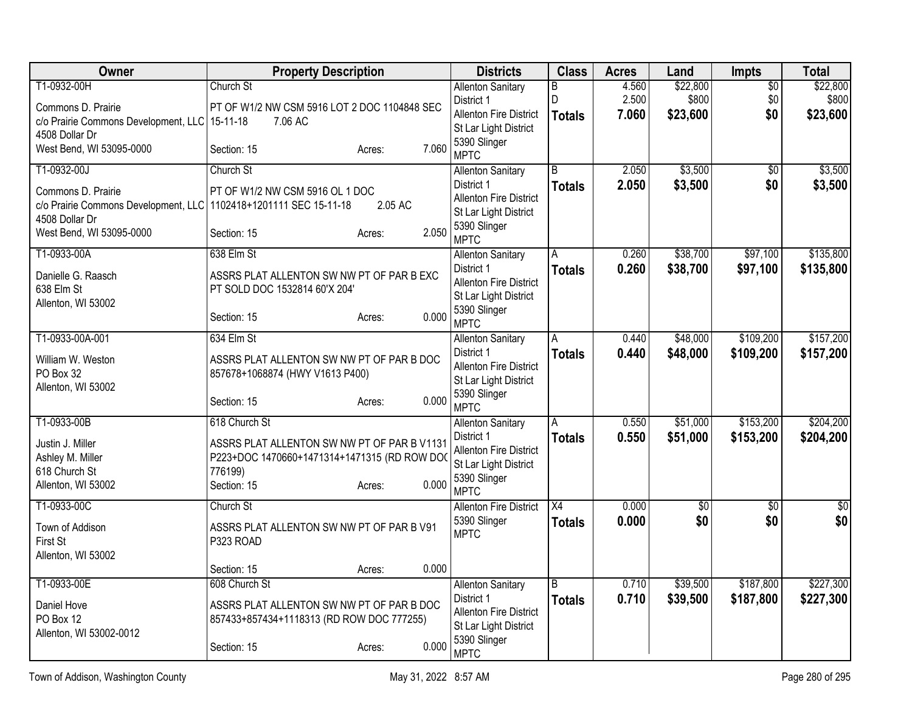| Owner | Property Description | Districts | Class | Acres | Land | Impts | Total |
|---|---|---|---|---|---|---|---|
| T1-0932-00H<br>Commons D. Prairie<br>c/o Prairie Commons Development, LLC<br>4508 Dollar Dr<br>West Bend, WI 53095-0000 | Church St<br>PT OF W1/2 NW CSM 5916 LOT 2 DOC 1104848 SEC 15-11-18 7.06 AC<br>Section: 15 Acres: 7.060 | Allenton Sanitary District 1<br>Allenton Fire District<br>St Lar Light District<br>5390 Slinger<br>MPTC | B<br>D<br>**Totals** | 4.560<br>2.500<br>**7.060** | $22,800<br>$800<br>**$23,600** | $0<br>$0<br>**$0** | $22,800<br>$800<br>**$23,600** |
| T1-0932-00J<br>Commons D. Prairie<br>c/o Prairie Commons Development, LLC<br>4508 Dollar Dr<br>West Bend, WI 53095-0000 | Church St<br>PT OF W1/2 NW CSM 5916 OL 1 DOC 1102418+1201111 SEC 15-11-18 2.05 AC<br>Section: 15 Acres: 2.050 | Allenton Sanitary District 1<br>Allenton Fire District<br>St Lar Light District<br>5390 Slinger<br>MPTC | B<br>**Totals** | 2.050<br>**2.050** | $3,500<br>**$3,500** | $0<br>**$0** | $3,500<br>**$3,500** |
| T1-0933-00A<br>Danielle G. Raasch<br>638 Elm St<br>Allenton, WI 53002 | 638 Elm St<br>ASSRS PLAT ALLENTON SW NW PT OF PAR B EXC PT SOLD DOC 1532814 60'X 204'<br>Section: 15 Acres: 0.000 | Allenton Sanitary District 1<br>Allenton Fire District<br>St Lar Light District<br>5390 Slinger<br>MPTC | A<br>**Totals** | 0.260<br>**0.260** | $38,700<br>**$38,700** | $97,100<br>**$97,100** | $135,800<br>**$135,800** |
| T1-0933-00A-001<br>William W. Weston<br>PO Box 32<br>Allenton, WI 53002 | 634 Elm St<br>ASSRS PLAT ALLENTON SW NW PT OF PAR B DOC 857678+1068874 (HWY V1613 P400)<br>Section: 15 Acres: 0.000 | Allenton Sanitary District 1<br>Allenton Fire District<br>St Lar Light District<br>5390 Slinger<br>MPTC | A<br>**Totals** | 0.440<br>**0.440** | $48,000<br>**$48,000** | $109,200<br>**$109,200** | $157,200<br>**$157,200** |
| T1-0933-00B<br>Justin J. Miller<br>Ashley M. Miller<br>618 Church St<br>Allenton, WI 53002 | 618 Church St<br>ASSRS PLAT ALLENTON SW NW PT OF PAR B V1131 P223+DOC 1470660+1471314+1471315 (RD ROW DOC 776199)<br>Section: 15 Acres: 0.000 | Allenton Sanitary District 1<br>Allenton Fire District<br>St Lar Light District<br>5390 Slinger<br>MPTC | A<br>**Totals** | 0.550<br>**0.550** | $51,000<br>**$51,000** | $153,200<br>**$153,200** | $204,200<br>**$204,200** |
| T1-0933-00C<br>Town of Addison<br>First St<br>Allenton, WI 53002 | Church St<br>ASSRS PLAT ALLENTON SW NW PT OF PAR B V91 P323 ROAD<br>Section: 15 Acres: 0.000 | Allenton Fire District<br>5390 Slinger<br>MPTC | X4<br>**Totals** | 0.000<br>**0.000** | $0<br>**$0** | $0<br>**$0** | $0<br>**$0** |
| T1-0933-00E<br>Daniel Hove<br>PO Box 12<br>Allenton, WI 53002-0012 | 608 Church St<br>ASSRS PLAT ALLENTON SW NW PT OF PAR B DOC 857433+857434+1118313 (RD ROW DOC 777255)<br>Section: 15 Acres: 0.000 | Allenton Sanitary District 1<br>Allenton Fire District<br>St Lar Light District<br>5390 Slinger<br>MPTC | B<br>**Totals** | 0.710<br>**0.710** | $39,500<br>**$39,500** | $187,800<br>**$187,800** | $227,300<br>**$227,300** |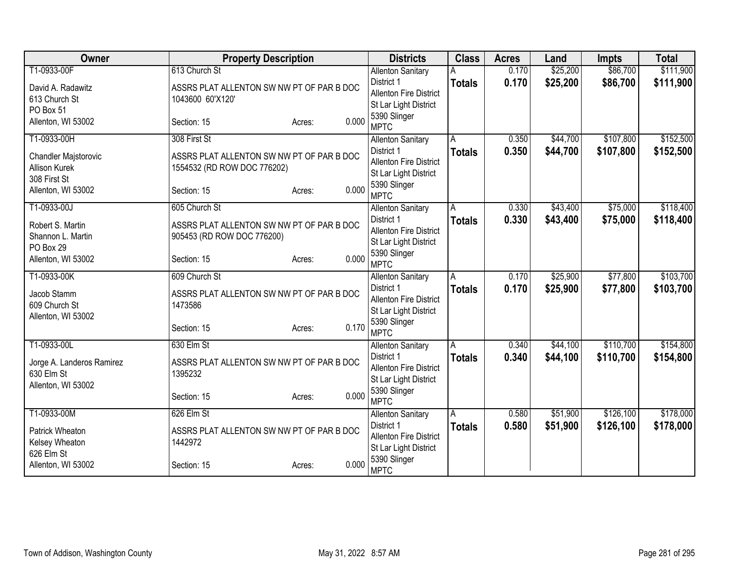| Owner | Property Description | Districts | Class | Acres | Land | Impts | Total |
|---|---|---|---|---|---|---|---|
| T1-0933-00F<br>David A. Radawitz<br>613 Church St<br>PO Box 51<br>Allenton, WI 53002 | 613 Church St<br>ASSRS PLAT ALLENTON SW NW PT OF PAR B DOC 1043600 60'X120'<br>Section: 15 Acres: 0.000 | Allenton Sanitary District 1<br>Allenton Fire District<br>St Lar Light District<br>5390 Slinger<br>MPTC | A<br>**Totals** | 0.170<br>**0.170** | $25,200<br>**$25,200** | $86,700<br>**$86,700** | $111,900<br>**$111,900** |
| T1-0933-00H<br>Chandler Majstorovic<br>Allison Kurek<br>308 First St<br>Allenton, WI 53002 | 308 First St<br>ASSRS PLAT ALLENTON SW NW PT OF PAR B DOC 1554532 (RD ROW DOC 776202)<br>Section: 15 Acres: 0.000 | Allenton Sanitary District 1<br>Allenton Fire District<br>St Lar Light District<br>5390 Slinger<br>MPTC | A<br>**Totals** | 0.350<br>**0.350** | $44,700<br>**$44,700** | $107,800<br>**$107,800** | $152,500<br>**$152,500** |
| T1-0933-00J<br>Robert S. Martin<br>Shannon L. Martin<br>PO Box 29<br>Allenton, WI 53002 | 605 Church St<br>ASSRS PLAT ALLENTON SW NW PT OF PAR B DOC 905453 (RD ROW DOC 776200)<br>Section: 15 Acres: 0.000 | Allenton Sanitary District 1<br>Allenton Fire District<br>St Lar Light District<br>5390 Slinger<br>MPTC | A<br>**Totals** | 0.330<br>**0.330** | $43,400<br>**$43,400** | $75,000<br>**$75,000** | $118,400<br>**$118,400** |
| T1-0933-00K<br>Jacob Stamm<br>609 Church St<br>Allenton, WI 53002 | 609 Church St<br>ASSRS PLAT ALLENTON SW NW PT OF PAR B DOC 1473586<br>Section: 15 Acres: 0.170 | Allenton Sanitary District 1<br>Allenton Fire District<br>St Lar Light District<br>5390 Slinger<br>MPTC | A<br>**Totals** | 0.170<br>**0.170** | $25,900<br>**$25,900** | $77,800<br>**$77,800** | $103,700<br>**$103,700** |
| T1-0933-00L<br>Jorge A. Landeros Ramirez<br>630 Elm St<br>Allenton, WI 53002 | 630 Elm St<br>ASSRS PLAT ALLENTON SW NW PT OF PAR B DOC 1395232<br>Section: 15 Acres: 0.000 | Allenton Sanitary District 1<br>Allenton Fire District<br>St Lar Light District<br>5390 Slinger<br>MPTC | A<br>**Totals** | 0.340<br>**0.340** | $44,100<br>**$44,100** | $110,700<br>**$110,700** | $154,800<br>**$154,800** |
| T1-0933-00M<br>Patrick Wheaton<br>Kelsey Wheaton<br>626 Elm St<br>Allenton, WI 53002 | 626 Elm St<br>ASSRS PLAT ALLENTON SW NW PT OF PAR B DOC 1442972<br>Section: 15 Acres: 0.000 | Allenton Sanitary District 1<br>Allenton Fire District<br>St Lar Light District<br>5390 Slinger<br>MPTC | A<br>**Totals** | 0.580<br>**0.580** | $51,900<br>**$51,900** | $126,100<br>**$126,100** | $178,000<br>**$178,000** |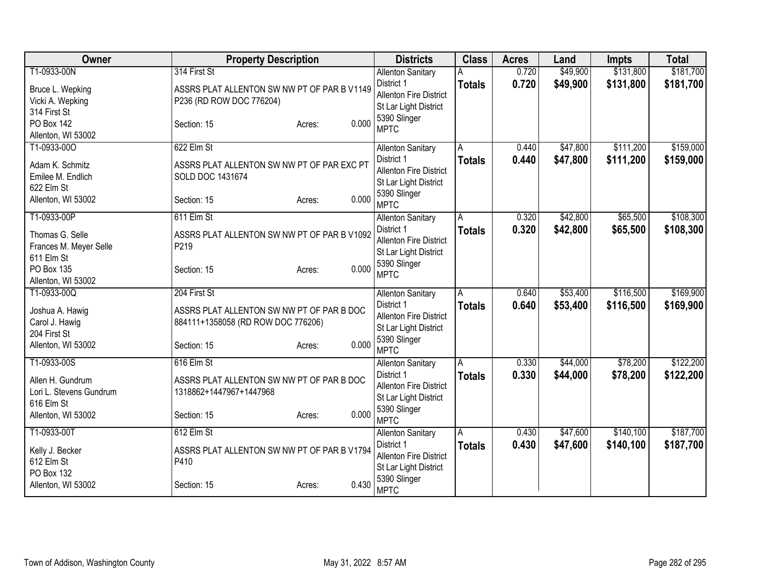| Owner | Property Description | Districts | Class | Acres | Land | Impts | Total |
|---|---|---|---|---|---|---|---|
| T1-0933-00N<br>Bruce L. Wepking<br>Vicki A. Wepking<br>314 First St<br>PO Box 142<br>Allenton, WI 53002 | 314 First St<br>ASSRS PLAT ALLENTON SW NW PT OF PAR B V1149 P236 (RD ROW DOC 776204)<br>Section: 15 Acres: 0.000 | Allenton Sanitary District 1<br>Allenton Fire District<br>St Lar Light District<br>5390 Slinger<br>MPTC | A<br>**Totals** | 0.720<br>**0.720** | $49,900<br>**$49,900** | $131,800<br>**$131,800** | $181,700<br>**$181,700** |
| T1-0933-00O<br>Adam K. Schmitz<br>Emilee M. Endlich<br>622 Elm St<br>Allenton, WI 53002 | 622 Elm St<br>ASSRS PLAT ALLENTON SW NW PT OF PAR EXC PT SOLD DOC 1431674<br>Section: 15 Acres: 0.000 | Allenton Sanitary District 1<br>Allenton Fire District<br>St Lar Light District<br>5390 Slinger<br>MPTC | A<br>**Totals** | 0.440<br>**0.440** | $47,800<br>**$47,800** | $111,200<br>**$111,200** | $159,000<br>**$159,000** |
| T1-0933-00P<br>Thomas G. Selle<br>Frances M. Meyer Selle<br>611 Elm St<br>PO Box 135<br>Allenton, WI 53002 | 611 Elm St<br>ASSRS PLAT ALLENTON SW NW PT OF PAR B V1092 P219<br>Section: 15 Acres: 0.000 | Allenton Sanitary District 1<br>Allenton Fire District<br>St Lar Light District<br>5390 Slinger<br>MPTC | A<br>**Totals** | 0.320<br>**0.320** | $42,800<br>**$42,800** | $65,500<br>**$65,500** | $108,300<br>**$108,300** |
| T1-0933-00Q<br>Joshua A. Hawig<br>Carol J. Hawig<br>204 First St<br>Allenton, WI 53002 | 204 First St<br>ASSRS PLAT ALLENTON SW NW PT OF PAR B DOC 884111+1358058 (RD ROW DOC 776206)<br>Section: 15 Acres: 0.000 | Allenton Sanitary District 1<br>Allenton Fire District<br>St Lar Light District<br>5390 Slinger<br>MPTC | A<br>**Totals** | 0.640<br>**0.640** | $53,400<br>**$53,400** | $116,500<br>**$116,500** | $169,900<br>**$169,900** |
| T1-0933-00S<br>Allen H. Gundrum<br>Lori L. Stevens Gundrum<br>616 Elm St<br>Allenton, WI 53002 | 616 Elm St<br>ASSRS PLAT ALLENTON SW NW PT OF PAR B DOC 1318862+1447967+1447968<br>Section: 15 Acres: 0.000 | Allenton Sanitary District 1<br>Allenton Fire District<br>St Lar Light District<br>5390 Slinger<br>MPTC | A<br>**Totals** | 0.330<br>**0.330** | $44,000<br>**$44,000** | $78,200<br>**$78,200** | $122,200<br>**$122,200** |
| T1-0933-00T<br>Kelly J. Becker<br>612 Elm St<br>PO Box 132<br>Allenton, WI 53002 | 612 Elm St<br>ASSRS PLAT ALLENTON SW NW PT OF PAR B V1794 P410<br>Section: 15 Acres: 0.430 | Allenton Sanitary District 1<br>Allenton Fire District<br>St Lar Light District<br>5390 Slinger<br>MPTC | A<br>**Totals** | 0.430<br>**0.430** | $47,600<br>**$47,600** | $140,100<br>**$140,100** | $187,700<br>**$187,700** |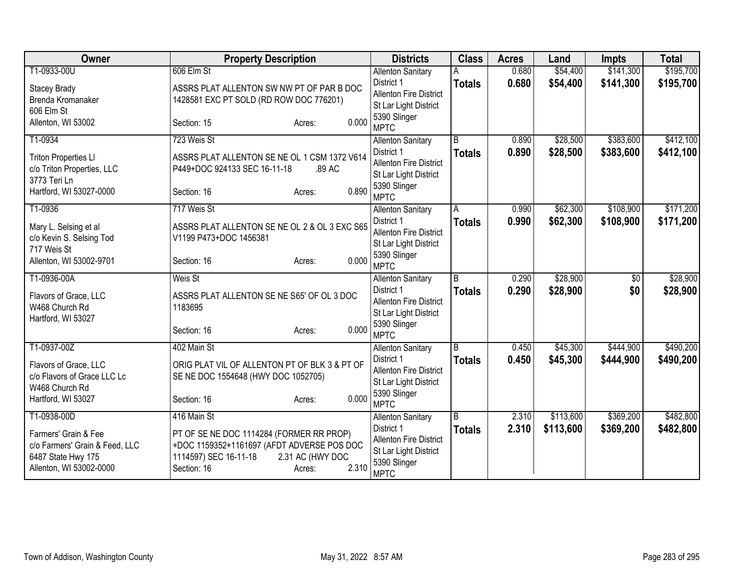| Owner | Property Description | Districts | Class | Acres | Land | Impts | Total |
|---|---|---|---|---|---|---|---|
| T1-0933-00U<br>Stacey Brady<br>Brenda Kromanaker<br>606 Elm St<br>Allenton, WI 53002 | 606 Elm St<br>ASSRS PLAT ALLENTON SW NW PT OF PAR B DOC 1428581 EXC PT SOLD (RD ROW DOC 776201)<br>Section: 15 Acres: 0.000 | Allenton Sanitary District 1<br>Allenton Fire District<br>St Lar Light District<br>5390 Slinger<br>MPTC | A<br>**Totals** | 0.680<br>**0.680** | $54,400<br>**$54,400** | $141,300<br>**$141,300** | $195,700<br>**$195,700** |
| T1-0934<br>Triton Properties Ll<br>c/o Triton Properties, LLC<br>3773 Teri Ln<br>Hartford, WI 53027-0000 | 723 Weis St<br>ASSRS PLAT ALLENTON SE NE OL 1 CSM 1372 V614 P449+DOC 924133 SEC 16-11-18 .89 AC<br>Section: 16 Acres: 0.890 | Allenton Sanitary District 1<br>Allenton Fire District<br>St Lar Light District<br>5390 Slinger<br>MPTC | B<br>**Totals** | 0.890<br>**0.890** | $28,500<br>**$28,500** | $383,600<br>**$383,600** | $412,100<br>**$412,100** |
| T1-0936<br>Mary L. Selsing et al<br>c/o Kevin S. Selsing Tod<br>717 Weis St<br>Allenton, WI 53002-9701 | 717 Weis St<br>ASSRS PLAT ALLENTON SE NE OL 2 & OL 3 EXC S65 V1199 P473+DOC 1456381<br>Section: 16 Acres: 0.000 | Allenton Sanitary District 1<br>Allenton Fire District<br>St Lar Light District<br>5390 Slinger<br>MPTC | A<br>**Totals** | 0.990<br>**0.990** | $62,300<br>**$62,300** | $108,900<br>**$108,900** | $171,200<br>**$171,200** |
| T1-0936-00A<br>Flavors of Grace, LLC<br>W468 Church Rd<br>Hartford, WI 53027 | Weis St<br>ASSRS PLAT ALLENTON SE NE S65' OF OL 3 DOC 1183695<br>Section: 16 Acres: 0.000 | Allenton Sanitary District 1<br>Allenton Fire District<br>St Lar Light District<br>5390 Slinger<br>MPTC | B<br>**Totals** | 0.290<br>**0.290** | $28,900<br>**$28,900** | $0<br>**$0** | $28,900<br>**$28,900** |
| T1-0937-00Z<br>Flavors of Grace, LLC<br>c/o Flavors of Grace LLC Lc<br>W468 Church Rd<br>Hartford, WI 53027 | 402 Main St<br>ORIG PLAT VIL OF ALLENTON PT OF BLK 3 & PT OF SE NE DOC 1554648 (HWY DOC 1052705)<br>Section: 16 Acres: 0.000 | Allenton Sanitary District 1<br>Allenton Fire District<br>St Lar Light District<br>5390 Slinger<br>MPTC | B<br>**Totals** | 0.450<br>**0.450** | $45,300<br>**$45,300** | $444,900<br>**$444,900** | $490,200<br>**$490,200** |
| T1-0938-00D<br>Farmers' Grain & Fee<br>c/o Farmers' Grain & Feed, LLC<br>6487 State Hwy 175<br>Allenton, WI 53002-0000 | 416 Main St<br>PT OF SE NE DOC 1114284 (FORMER RR PROP) +DOC 1159352+1161697 (AFDT ADVERSE POS DOC 1114597) SEC 16-11-18 2.31 AC (HWY DOC<br>Section: 16 Acres: 2.310 | Allenton Sanitary District 1<br>Allenton Fire District<br>St Lar Light District<br>5390 Slinger<br>MPTC | B<br>**Totals** | 2.310<br>**2.310** | $113,600<br>**$113,600** | $369,200<br>**$369,200** | $482,800<br>**$482,800** |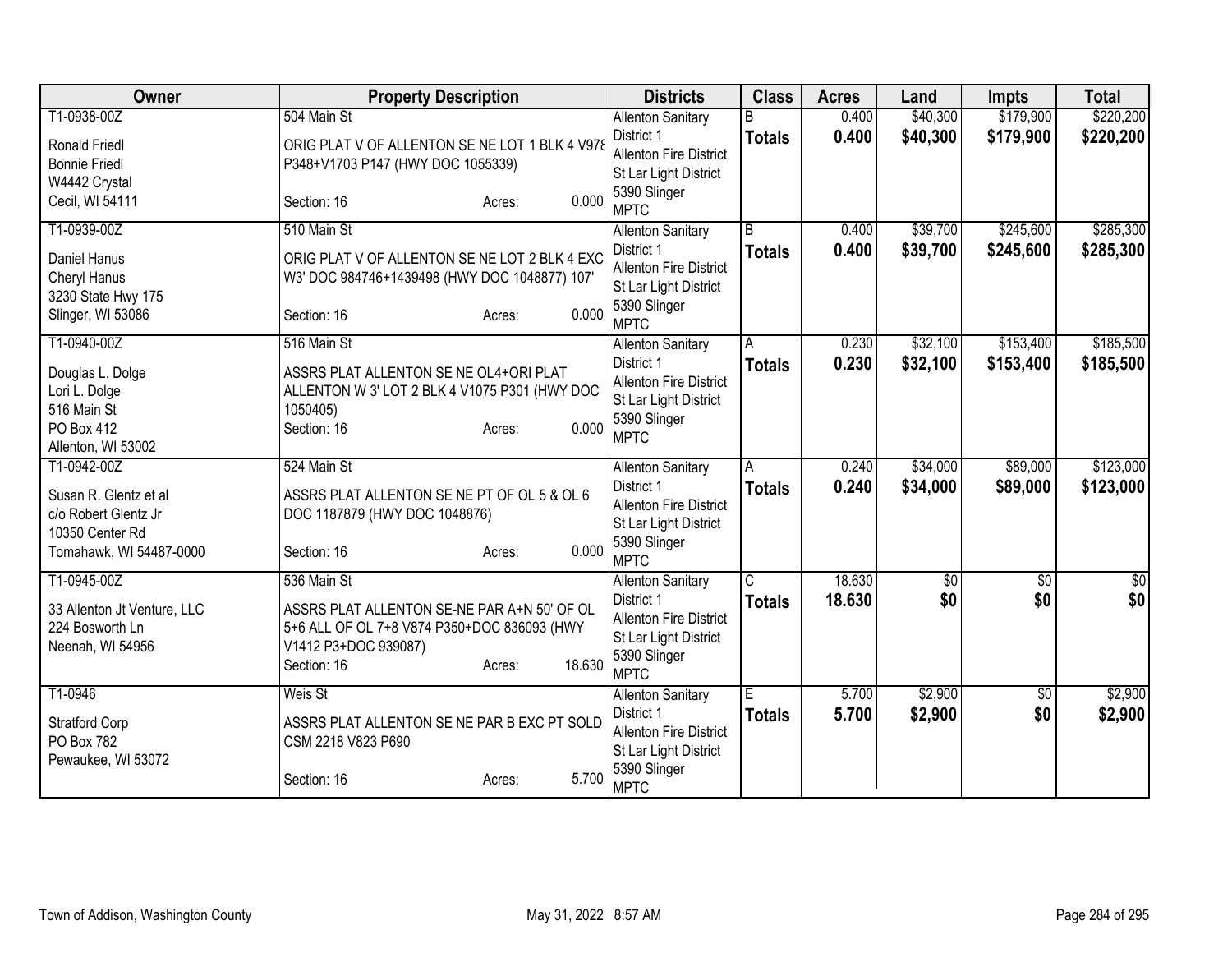| Owner | Property Description | Districts | Class | Acres | Land | Impts | Total |
|---|---|---|---|---|---|---|---|
| T1-0938-00Z<br>Ronald Friedl<br>Bonnie Friedl<br>W4442 Crystal<br>Cecil, WI 54111 | 504 Main St<br>ORIG PLAT V OF ALLENTON SE NE LOT 1 BLK 4 V978 P348+V1703 P147 (HWY DOC 1055339)<br>Section: 16 Acres: 0.000 | Allenton Sanitary District 1<br>Allenton Fire District<br>St Lar Light District<br>5390 Slinger<br>MPTC | B<br>**Totals** | 0.400<br>**0.400** | $40,300<br>**$40,300** | $179,900<br>**$179,900** | $220,200<br>**$220,200** |
| T1-0939-00Z<br>Daniel Hanus<br>Cheryl Hanus<br>3230 State Hwy 175<br>Slinger, WI 53086 | 510 Main St<br>ORIG PLAT V OF ALLENTON SE NE LOT 2 BLK 4 EXC W3' DOC 984746+1439498 (HWY DOC 1048877) 107'<br>Section: 16 Acres: 0.000 | Allenton Sanitary District 1<br>Allenton Fire District<br>St Lar Light District<br>5390 Slinger<br>MPTC | B<br>**Totals** | 0.400<br>**0.400** | $39,700<br>**$39,700** | $245,600<br>**$245,600** | $285,300<br>**$285,300** |
| T1-0940-00Z<br>Douglas L. Dolge<br>Lori L. Dolge<br>516 Main St<br>PO Box 412<br>Allenton, WI 53002 | 516 Main St<br>ASSRS PLAT ALLENTON SE NE OL4+ORI PLAT ALLENTON W 3' LOT 2 BLK 4 V1075 P301 (HWY DOC 1050405)<br>Section: 16 Acres: 0.000 | Allenton Sanitary District 1<br>Allenton Fire District<br>St Lar Light District<br>5390 Slinger<br>MPTC | A<br>**Totals** | 0.230<br>**0.230** | $32,100<br>**$32,100** | $153,400<br>**$153,400** | $185,500<br>**$185,500** |
| T1-0942-00Z<br>Susan R. Glentz et al<br>c/o Robert Glentz Jr<br>10350 Center Rd<br>Tomahawk, WI 54487-0000 | 524 Main St<br>ASSRS PLAT ALLENTON SE NE PT OF OL 5 & OL 6 DOC 1187879 (HWY DOC 1048876)<br>Section: 16 Acres: 0.000 | Allenton Sanitary District 1<br>Allenton Fire District<br>St Lar Light District<br>5390 Slinger<br>MPTC | A<br>**Totals** | 0.240<br>**0.240** | $34,000<br>**$34,000** | $89,000<br>**$89,000** | $123,000<br>**$123,000** |
| T1-0945-00Z<br>33 Allenton Jt Venture, LLC<br>224 Bosworth Ln<br>Neenah, WI 54956 | 536 Main St<br>ASSRS PLAT ALLENTON SE-NE PAR A+N 50' OF OL 5+6 ALL OF OL 7+8 V874 P350+DOC 836093 (HWY V1412 P3+DOC 939087)<br>Section: 16 Acres: 18.630 | Allenton Sanitary District 1<br>Allenton Fire District<br>St Lar Light District<br>5390 Slinger<br>MPTC | C<br>**Totals** | 18.630<br>**18.630** | $0<br>**$0** | $0<br>**$0** | $0<br>**$0** |
| T1-0946<br>Stratford Corp<br>PO Box 782<br>Pewaukee, WI 53072 | Weis St<br>ASSRS PLAT ALLENTON SE NE PAR B EXC PT SOLD CSM 2218 V823 P690<br>Section: 16 Acres: 5.700 | Allenton Sanitary District 1<br>Allenton Fire District<br>St Lar Light District<br>5390 Slinger<br>MPTC | E<br>**Totals** | 5.700<br>**5.700** | $2,900<br>**$2,900** | $0<br>**$0** | $2,900<br>**$2,900** |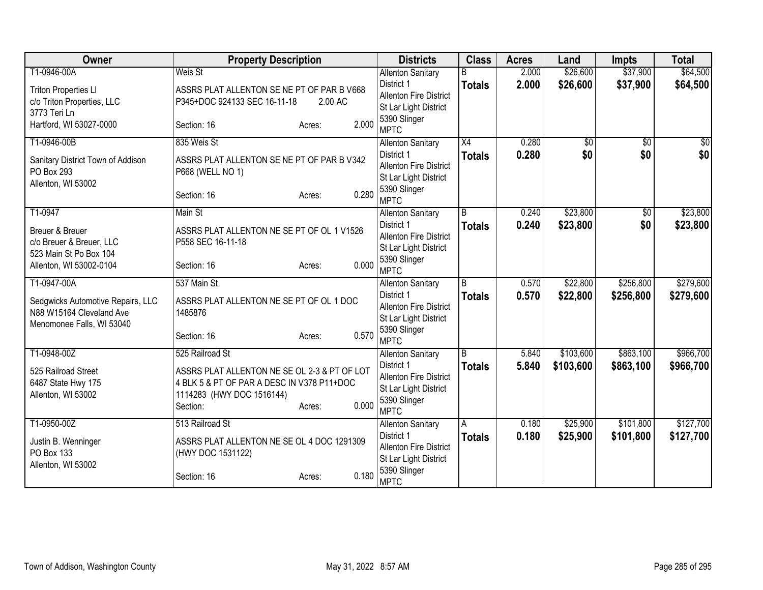| Owner | Property Description | Districts | Class | Acres | Land | Impts | Total |
|---|---|---|---|---|---|---|---|
| T1-0946-00A<br>Triton Properties Ll<br>c/o Triton Properties, LLC<br>3773 Teri Ln<br>Hartford, WI 53027-0000 | Weis St<br>ASSRS PLAT ALLENTON SE NE PT OF PAR B V668 P345+DOC 924133 SEC 16-11-18 2.00 AC<br>Section: 16 Acres: 2.000 | Allenton Sanitary District 1<br>Allenton Fire District<br>St Lar Light District<br>5390 Slinger<br>MPTC | B<br>**Totals** | 2.000<br>**2.000** | $26,600<br>**$26,600** | $37,900<br>**$37,900** | $64,500<br>**$64,500** |
| T1-0946-00B<br>Sanitary District Town of Addison<br>PO Box 293<br>Allenton, WI 53002 | 835 Weis St<br>ASSRS PLAT ALLENTON SE NE PT OF PAR B V342 P668 (WELL NO 1)<br>Section: 16 Acres: 0.280 | Allenton Sanitary District 1<br>Allenton Fire District<br>St Lar Light District<br>5390 Slinger<br>MPTC | X4<br>**Totals** | 0.280<br>**0.280** | $0<br>**$0** | $0<br>**$0** | $0<br>**$0** |
| T1-0947<br>Breuer & Breuer<br>c/o Breuer & Breuer, LLC<br>523 Main St Po Box 104<br>Allenton, WI 53002-0104 | Main St<br>ASSRS PLAT ALLENTON NE SE PT OF OL 1 V1526 P558 SEC 16-11-18<br>Section: 16 Acres: 0.000 | Allenton Sanitary District 1<br>Allenton Fire District<br>St Lar Light District<br>5390 Slinger<br>MPTC | B<br>**Totals** | 0.240<br>**0.240** | $23,800<br>**$23,800** | $0<br>**$0** | $23,800<br>**$23,800** |
| T1-0947-00A<br>Sedgwicks Automotive Repairs, LLC<br>N88 W15164 Cleveland Ave<br>Menomonee Falls, WI 53040 | 537 Main St<br>ASSRS PLAT ALLENTON NE SE PT OF OL 1 DOC 1485876<br>Section: 16 Acres: 0.570 | Allenton Sanitary District 1<br>Allenton Fire District<br>St Lar Light District<br>5390 Slinger<br>MPTC | B<br>**Totals** | 0.570<br>**0.570** | $22,800<br>**$22,800** | $256,800<br>**$256,800** | $279,600<br>**$279,600** |
| T1-0948-00Z<br>525 Railroad Street<br>6487 State Hwy 175<br>Allenton, WI 53002 | 525 Railroad St<br>ASSRS PLAT ALLENTON NE SE OL 2-3 & PT OF LOT 4 BLK 5 & PT OF PAR A DESC IN V378 P11+DOC 1114283 (HWY DOC 1516144)<br>Section: Acres: 0.000 | Allenton Sanitary District 1<br>Allenton Fire District<br>St Lar Light District<br>5390 Slinger<br>MPTC | B<br>**Totals** | 5.840<br>**5.840** | $103,600<br>**$103,600** | $863,100<br>**$863,100** | $966,700<br>**$966,700** |
| T1-0950-00Z<br>Justin B. Wenninger<br>PO Box 133<br>Allenton, WI 53002 | 513 Railroad St<br>ASSRS PLAT ALLENTON NE SE OL 4 DOC 1291309 (HWY DOC 1531122)<br>Section: 16 Acres: 0.180 | Allenton Sanitary District 1<br>Allenton Fire District<br>St Lar Light District<br>5390 Slinger<br>MPTC | A<br>**Totals** | 0.180<br>**0.180** | $25,900<br>**$25,900** | $101,800<br>**$101,800** | $127,700<br>**$127,700** |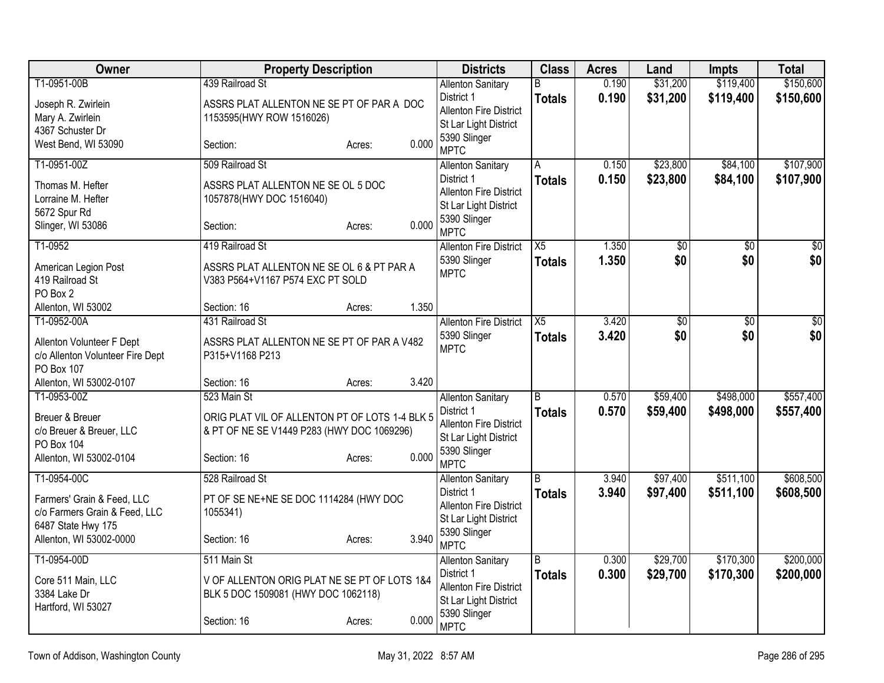| Owner | Property Description | Districts | Class | Acres | Land | Impts | Total |
|---|---|---|---|---|---|---|---|
| T1-0951-00B<br>Joseph R. Zwirlein<br>Mary A. Zwirlein<br>4367 Schuster Dr<br>West Bend, WI 53090 | 439 Railroad St<br>ASSRS PLAT ALLENTON NE SE PT OF PAR A DOC 1153595(HWY ROW 1516026)<br>Section: Acres: 0.000 | Allenton Sanitary District 1<br>Allenton Fire District<br>St Lar Light District<br>5390 Slinger<br>MPTC | B<br>**Totals** | 0.190<br>**0.190** | $31,200<br>**$31,200** | $119,400<br>**$119,400** | $150,600<br>**$150,600** |
| T1-0951-00Z<br>Thomas M. Hefter<br>Lorraine M. Hefter<br>5672 Spur Rd<br>Slinger, WI 53086 | 509 Railroad St<br>ASSRS PLAT ALLENTON NE SE OL 5 DOC 1057878(HWY DOC 1516040)<br>Section: Acres: 0.000 | Allenton Sanitary District 1<br>Allenton Fire District<br>St Lar Light District<br>5390 Slinger<br>MPTC | A<br>**Totals** | 0.150<br>**0.150** | $23,800<br>**$23,800** | $84,100<br>**$84,100** | $107,900<br>**$107,900** |
| T1-0952<br>American Legion Post<br>419 Railroad St<br>PO Box 2<br>Allenton, WI 53002 | 419 Railroad St<br>ASSRS PLAT ALLENTON NE SE OL 6 & PT PAR A V383 P564+V1167 P574 EXC PT SOLD<br>Section: 16 Acres: 1.350 | Allenton Fire District<br>5390 Slinger<br>MPTC | X5<br>**Totals** | 1.350<br>**1.350** | $0<br>**$0** | $0<br>**$0** | $0<br>**$0** |
| T1-0952-00A<br>Allenton Volunteer F Dept<br>c/o Allenton Volunteer Fire Dept<br>PO Box 107<br>Allenton, WI 53002-0107 | 431 Railroad St<br>ASSRS PLAT ALLENTON NE SE PT OF PAR A V482 P315+V1168 P213<br>Section: 16 Acres: 3.420 | Allenton Fire District<br>5390 Slinger<br>MPTC | X5<br>**Totals** | 3.420<br>**3.420** | $0<br>**$0** | $0<br>**$0** | $0<br>**$0** |
| T1-0953-00Z<br>Breuer & Breuer<br>c/o Breuer & Breuer, LLC<br>PO Box 104<br>Allenton, WI 53002-0104 | 523 Main St<br>ORIG PLAT VIL OF ALLENTON PT OF LOTS 1-4 BLK 5 & PT OF NE SE V1449 P283 (HWY DOC 1069296)<br>Section: 16 Acres: 0.000 | Allenton Sanitary District 1<br>Allenton Fire District<br>St Lar Light District<br>5390 Slinger<br>MPTC | B<br>**Totals** | 0.570<br>**0.570** | $59,400<br>**$59,400** | $498,000<br>**$498,000** | $557,400<br>**$557,400** |
| T1-0954-00C<br>Farmers' Grain & Feed, LLC<br>c/o Farmers Grain & Feed, LLC<br>6487 State Hwy 175<br>Allenton, WI 53002-0000 | 528 Railroad St<br>PT OF SE NE+NE SE DOC 1114284 (HWY DOC 1055341)<br>Section: 16 Acres: 3.940 | Allenton Sanitary District 1<br>Allenton Fire District<br>St Lar Light District<br>5390 Slinger<br>MPTC | B<br>**Totals** | 3.940<br>**3.940** | $97,400<br>**$97,400** | $511,100<br>**$511,100** | $608,500<br>**$608,500** |
| T1-0954-00D<br>Core 511 Main, LLC<br>3384 Lake Dr<br>Hartford, WI 53027 | 511 Main St<br>V OF ALLENTON ORIG PLAT NE SE PT OF LOTS 1&4 BLK 5 DOC 1509081 (HWY DOC 1062118)<br>Section: 16 Acres: 0.000 | Allenton Sanitary District 1<br>Allenton Fire District<br>St Lar Light District<br>5390 Slinger<br>MPTC | B<br>**Totals** | 0.300<br>**0.300** | $29,700<br>**$29,700** | $170,300<br>**$170,300** | $200,000<br>**$200,000** |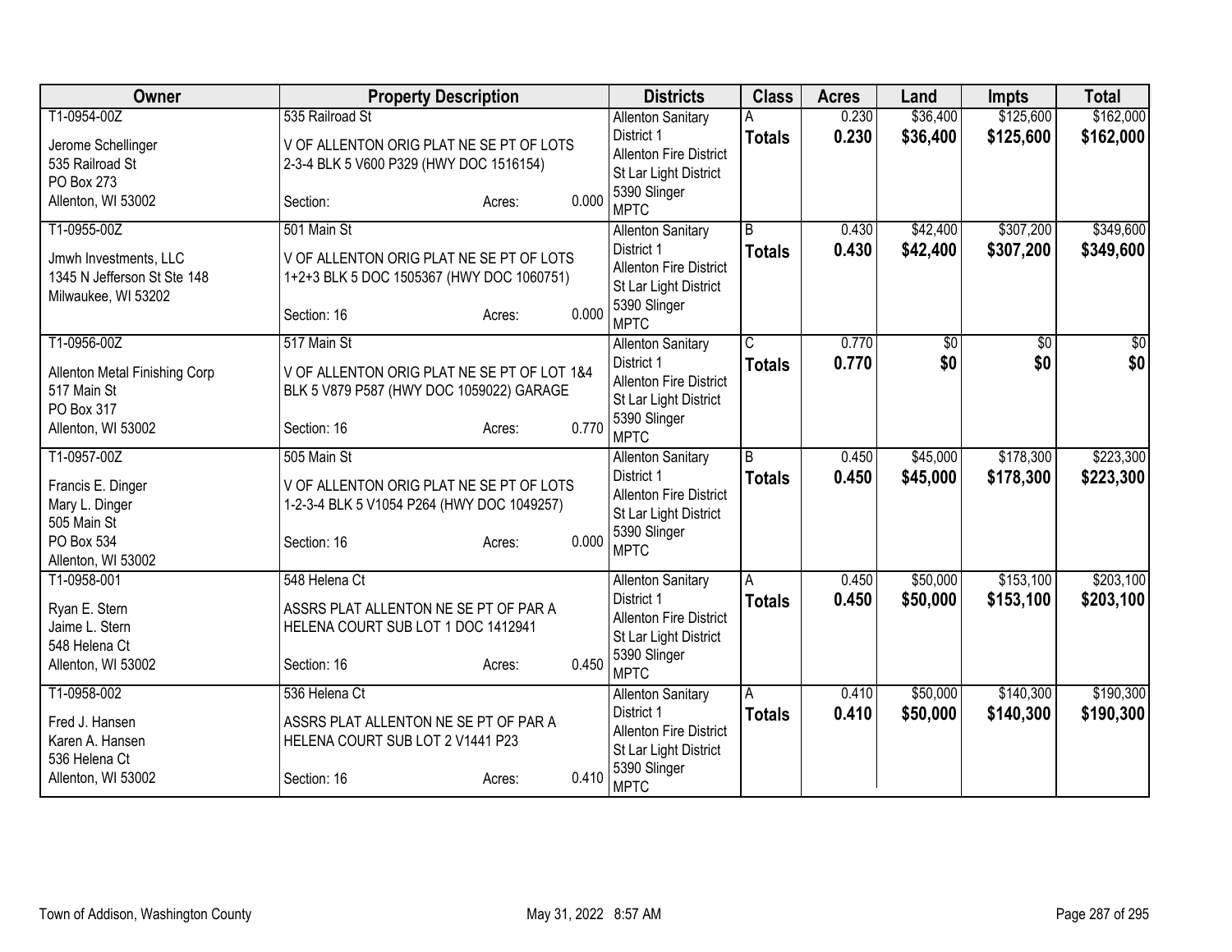| Owner | Property Description | Districts | Class | Acres | Land | Impts | Total |
|---|---|---|---|---|---|---|---|
| T1-0954-00Z<br><br>Jerome Schellinger<br>535 Railroad St<br>PO Box 273<br>Allenton, WI 53002 | 535 Railroad St<br><br>V OF ALLENTON ORIG PLAT NE SE PT OF LOTS 2-3-4 BLK 5 V600 P329 (HWY DOC 1516154)<br><br>Section: Acres: 0.000 | Allenton Sanitary District 1<br>Allenton Fire District<br>St Lar Light District<br>5390 Slinger<br>MPTC | A<br>**Totals** | 0.230<br>**0.230** | $36,400<br>**$36,400** | $125,600<br>**$125,600** | $162,000<br>**$162,000** |
| T1-0955-00Z<br><br>Jmwh Investments, LLC<br>1345 N Jefferson St Ste 148<br>Milwaukee, WI 53202 | 501 Main St<br><br>V OF ALLENTON ORIG PLAT NE SE PT OF LOTS 1+2+3 BLK 5 DOC 1505367 (HWY DOC 1060751)<br><br>Section: 16 Acres: 0.000 | Allenton Sanitary District 1<br>Allenton Fire District<br>St Lar Light District<br>5390 Slinger<br>MPTC | B<br>**Totals** | 0.430<br>**0.430** | $42,400<br>**$42,400** | $307,200<br>**$307,200** | $349,600<br>**$349,600** |
| T1-0956-00Z<br><br>Allenton Metal Finishing Corp<br>517 Main St<br>PO Box 317<br>Allenton, WI 53002 | 517 Main St<br><br>V OF ALLENTON ORIG PLAT NE SE PT OF LOT 1&4 BLK 5 V879 P587 (HWY DOC 1059022) GARAGE<br><br>Section: 16 Acres: 0.770 | Allenton Sanitary District 1<br>Allenton Fire District<br>St Lar Light District<br>5390 Slinger<br>MPTC | C<br>**Totals** | 0.770<br>**0.770** | $0<br>**$0** | $0<br>**$0** | $0<br>**$0** |
| T1-0957-00Z<br><br>Francis E. Dinger<br>Mary L. Dinger<br>505 Main St<br>PO Box 534<br>Allenton, WI 53002 | 505 Main St<br><br>V OF ALLENTON ORIG PLAT NE SE PT OF LOTS 1-2-3-4 BLK 5 V1054 P264 (HWY DOC 1049257)<br><br>Section: 16 Acres: 0.000 | Allenton Sanitary District 1<br>Allenton Fire District<br>St Lar Light District<br>5390 Slinger<br>MPTC | B<br>**Totals** | 0.450<br>**0.450** | $45,000<br>**$45,000** | $178,300<br>**$178,300** | $223,300<br>**$223,300** |
| T1-0958-001<br><br>Ryan E. Stern<br>Jaime L. Stern<br>548 Helena Ct<br>Allenton, WI 53002 | 548 Helena Ct<br><br>ASSRS PLAT ALLENTON NE SE PT OF PAR A HELENA COURT SUB LOT 1 DOC 1412941<br><br>Section: 16 Acres: 0.450 | Allenton Sanitary District 1<br>Allenton Fire District<br>St Lar Light District<br>5390 Slinger<br>MPTC | A<br>**Totals** | 0.450<br>**0.450** | $50,000<br>**$50,000** | $153,100<br>**$153,100** | $203,100<br>**$203,100** |
| T1-0958-002<br><br>Fred J. Hansen<br>Karen A. Hansen<br>536 Helena Ct<br>Allenton, WI 53002 | 536 Helena Ct<br><br>ASSRS PLAT ALLENTON NE SE PT OF PAR A HELENA COURT SUB LOT 2 V1441 P23<br><br>Section: 16 Acres: 0.410 | Allenton Sanitary District 1<br>Allenton Fire District<br>St Lar Light District<br>5390 Slinger<br>MPTC | A<br>**Totals** | 0.410<br>**0.410** | $50,000<br>**$50,000** | $140,300<br>**$140,300** | $190,300<br>**$190,300** |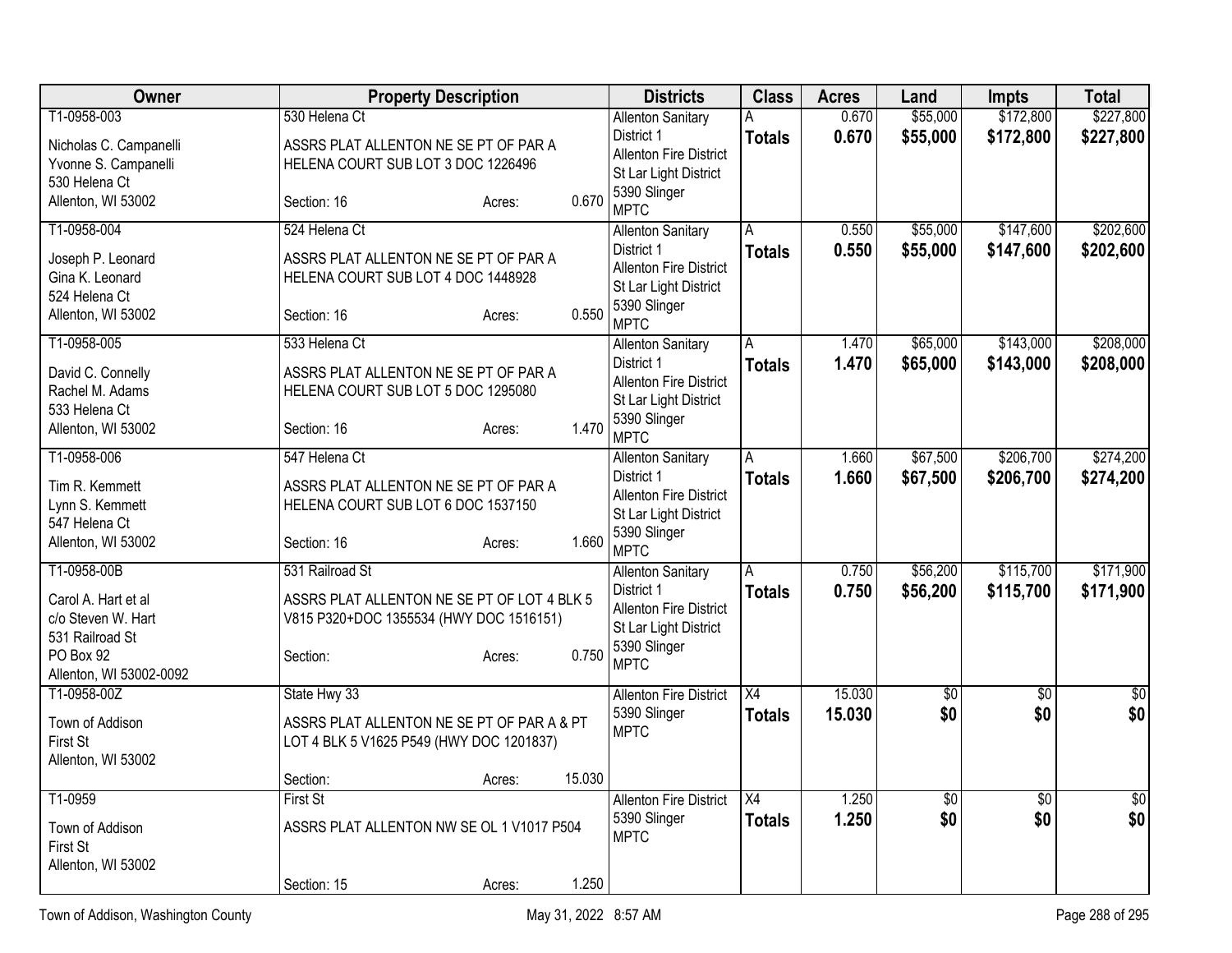| Owner | Property Description | Districts | Class | Acres | Land | Impts | Total |
|---|---|---|---|---|---|---|---|
| T1-0958-003<br>Nicholas C. Campanelli<br>Yvonne S. Campanelli<br>530 Helena Ct<br>Allenton, WI 53002 | 530 Helena Ct<br>ASSRS PLAT ALLENTON NE SE PT OF PAR A HELENA COURT SUB LOT 3 DOC 1226496<br>Section: 16 Acres: 0.670 | Allenton Sanitary District 1<br>Allenton Fire District<br>St Lar Light District<br>5390 Slinger<br>MPTC | A<br>**Totals** | 0.670<br>**0.670** | $55,000<br>**$55,000** | $172,800<br>**$172,800** | $227,800<br>**$227,800** |
| T1-0958-004<br>Joseph P. Leonard<br>Gina K. Leonard<br>524 Helena Ct<br>Allenton, WI 53002 | 524 Helena Ct<br>ASSRS PLAT ALLENTON NE SE PT OF PAR A HELENA COURT SUB LOT 4 DOC 1448928<br>Section: 16 Acres: 0.550 | Allenton Sanitary District 1<br>Allenton Fire District<br>St Lar Light District<br>5390 Slinger<br>MPTC | A<br>**Totals** | 0.550<br>**0.550** | $55,000<br>**$55,000** | $147,600<br>**$147,600** | $202,600<br>**$202,600** |
| T1-0958-005<br>David C. Connelly<br>Rachel M. Adams<br>533 Helena Ct<br>Allenton, WI 53002 | 533 Helena Ct<br>ASSRS PLAT ALLENTON NE SE PT OF PAR A HELENA COURT SUB LOT 5 DOC 1295080<br>Section: 16 Acres: 1.470 | Allenton Sanitary District 1<br>Allenton Fire District<br>St Lar Light District<br>5390 Slinger<br>MPTC | A<br>**Totals** | 1.470<br>**1.470** | $65,000<br>**$65,000** | $143,000<br>**$143,000** | $208,000<br>**$208,000** |
| T1-0958-006<br>Tim R. Kemmett<br>Lynn S. Kemmett<br>547 Helena Ct<br>Allenton, WI 53002 | 547 Helena Ct<br>ASSRS PLAT ALLENTON NE SE PT OF PAR A HELENA COURT SUB LOT 6 DOC 1537150<br>Section: 16 Acres: 1.660 | Allenton Sanitary District 1<br>Allenton Fire District<br>St Lar Light District<br>5390 Slinger<br>MPTC | A<br>**Totals** | 1.660<br>**1.660** | $67,500<br>**$67,500** | $206,700<br>**$206,700** | $274,200<br>**$274,200** |
| T1-0958-00B<br>Carol A. Hart et al<br>c/o Steven W. Hart<br>531 Railroad St<br>PO Box 92<br>Allenton, WI 53002-0092 | 531 Railroad St<br>ASSRS PLAT ALLENTON NE SE PT OF LOT 4 BLK 5 V815 P320+DOC 1355534 (HWY DOC 1516151)<br>Section: Acres: 0.750 | Allenton Sanitary District 1<br>Allenton Fire District<br>St Lar Light District<br>5390 Slinger<br>MPTC | A<br>**Totals** | 0.750<br>**0.750** | $56,200<br>**$56,200** | $115,700<br>**$115,700** | $171,900<br>**$171,900** |
| T1-0958-00Z<br>Town of Addison<br>First St<br>Allenton, WI 53002 | State Hwy 33<br>ASSRS PLAT ALLENTON NE SE PT OF PAR A & PT LOT 4 BLK 5 V1625 P549 (HWY DOC 1201837)<br>Section: Acres: 15.030 | Allenton Fire District<br>5390 Slinger<br>MPTC | X4<br>**Totals** | 15.030<br>**15.030** | $0<br>**$0** | $0<br>**$0** | $0<br>**$0** |
| T1-0959<br>Town of Addison<br>First St<br>Allenton, WI 53002 | First St<br>ASSRS PLAT ALLENTON NW SE OL 1 V1017 P504<br>Section: 15 Acres: 1.250 | Allenton Fire District<br>5390 Slinger<br>MPTC | X4<br>**Totals** | 1.250<br>**1.250** | $0<br>**$0** | $0<br>**$0** | $0<br>**$0** |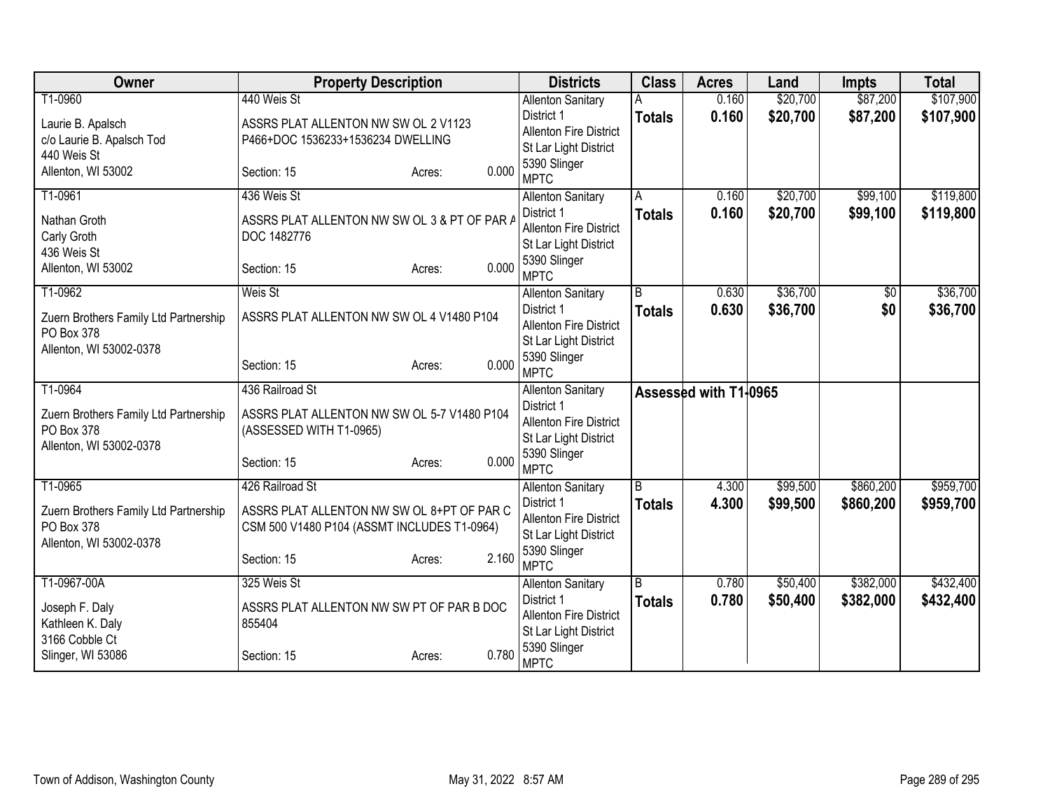| Owner | Property Description | Districts | Class | Acres | Land | Impts | Total |
|---|---|---|---|---|---|---|---|
| T1-0960<br>Laurie B. Apalsch<br>c/o Laurie B. Apalsch Tod<br>440 Weis St<br>Allenton, WI 53002 | 440 Weis St<br>ASSRS PLAT ALLENTON NW SW OL 2 V1123 P466+DOC 1536233+1536234 DWELLING<br>Section: 15 Acres: 0.000 | Allenton Sanitary District 1<br>Allenton Fire District<br>St Lar Light District<br>5390 Slinger<br>MPTC | A<br>**Totals** | 0.160<br>**0.160** | $20,700<br>**$20,700** | $87,200<br>**$87,200** | $107,900<br>**$107,900** |
| T1-0961<br>Nathan Groth<br>Carly Groth<br>436 Weis St<br>Allenton, WI 53002 | 436 Weis St<br>ASSRS PLAT ALLENTON NW SW OL 3 & PT OF PAR A DOC 1482776<br>Section: 15 Acres: 0.000 | Allenton Sanitary District 1<br>Allenton Fire District<br>St Lar Light District<br>5390 Slinger<br>MPTC | A<br>**Totals** | 0.160<br>**0.160** | $20,700<br>**$20,700** | $99,100<br>**$99,100** | $119,800<br>**$119,800** |
| T1-0962<br>Zuern Brothers Family Ltd Partnership<br>PO Box 378<br>Allenton, WI 53002-0378 | Weis St<br>ASSRS PLAT ALLENTON NW SW OL 4 V1480 P104<br>Section: 15 Acres: 0.000 | Allenton Sanitary District 1<br>Allenton Fire District<br>St Lar Light District<br>5390 Slinger<br>MPTC | B<br>**Totals** | 0.630<br>**0.630** | $36,700<br>**$36,700** | $0<br>**$0** | $36,700<br>**$36,700** |
| T1-0964<br>Zuern Brothers Family Ltd Partnership<br>PO Box 378<br>Allenton, WI 53002-0378 | 436 Railroad St<br>ASSRS PLAT ALLENTON NW SW OL 5-7 V1480 P104 (ASSESSED WITH T1-0965)<br>Section: 15 Acres: 0.000 | Allenton Sanitary District 1<br>Allenton Fire District<br>St Lar Light District<br>5390 Slinger<br>MPTC | **Assessed with T1-0965** | | | | |
| T1-0965<br>Zuern Brothers Family Ltd Partnership<br>PO Box 378<br>Allenton, WI 53002-0378 | 426 Railroad St<br>ASSRS PLAT ALLENTON NW SW OL 8+PT OF PAR C CSM 500 V1480 P104 (ASSMT INCLUDES T1-0964)<br>Section: 15 Acres: 2.160 | Allenton Sanitary District 1<br>Allenton Fire District<br>St Lar Light District<br>5390 Slinger<br>MPTC | B<br>**Totals** | 4.300<br>**4.300** | $99,500<br>**$99,500** | $860,200<br>**$860,200** | $959,700<br>**$959,700** |
| T1-0967-00A<br>Joseph F. Daly<br>Kathleen K. Daly<br>3166 Cobble Ct<br>Slinger, WI 53086 | 325 Weis St<br>ASSRS PLAT ALLENTON NW SW PT OF PAR B DOC 855404<br>Section: 15 Acres: 0.780 | Allenton Sanitary District 1<br>Allenton Fire District<br>St Lar Light District<br>5390 Slinger<br>MPTC | B<br>**Totals** | 0.780<br>**0.780** | $50,400<br>**$50,400** | $382,000<br>**$382,000** | $432,400<br>**$432,400** |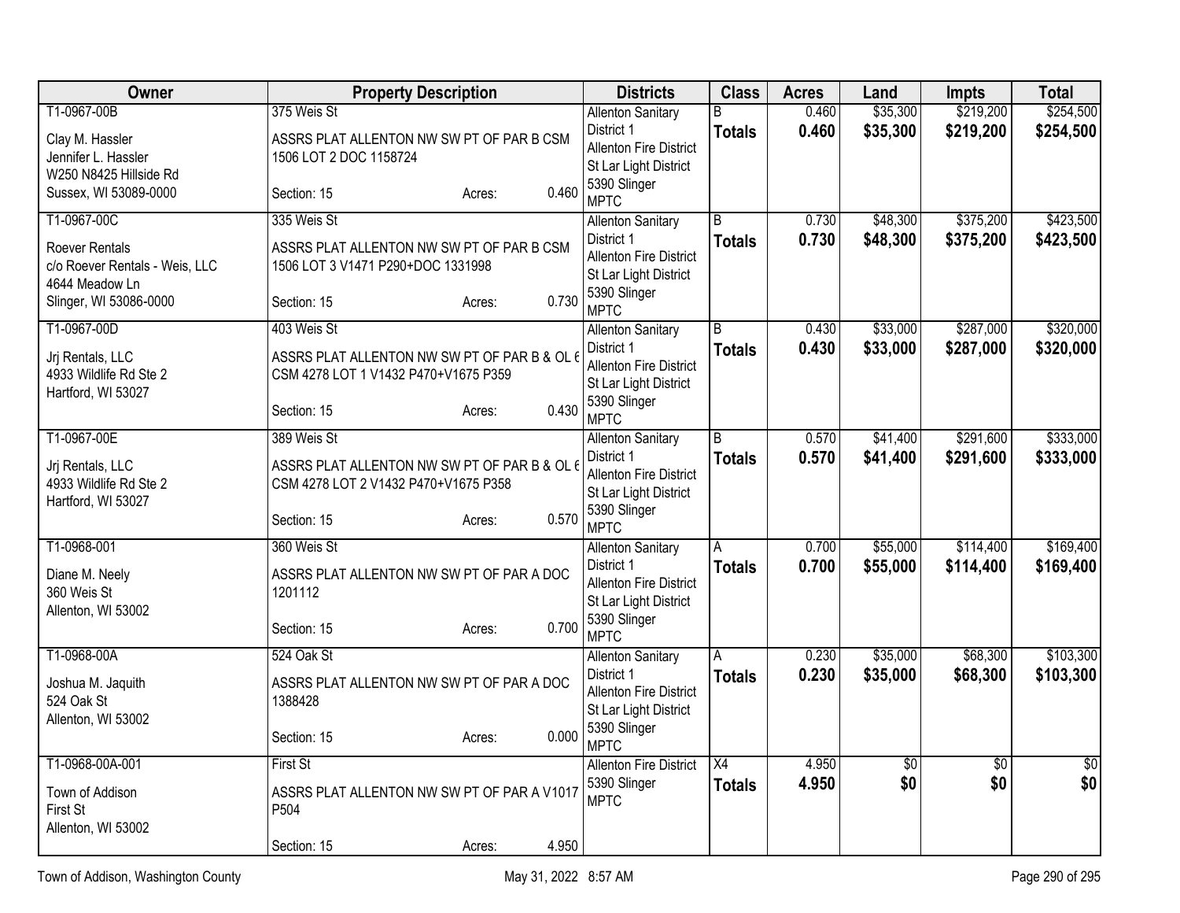| Owner | Property Description | Districts | Class | Acres | Land | Impts | Total |
|---|---|---|---|---|---|---|---|
| T1-0967-00B<br>Clay M. Hassler<br>Jennifer L. Hassler<br>W250 N8425 Hillside Rd<br>Sussex, WI 53089-0000 | 375 Weis St<br>ASSRS PLAT ALLENTON NW SW PT OF PAR B CSM 1506 LOT 2 DOC 1158724<br>Section: 15 Acres: 0.460 | Allenton Sanitary District 1<br>Allenton Fire District<br>St Lar Light District<br>5390 Slinger<br>MPTC | B<br>**Totals** | 0.460<br>**0.460** | $35,300<br>**$35,300** | $219,200<br>**$219,200** | $254,500<br>**$254,500** |
| T1-0967-00C<br>Roever Rentals<br>c/o Roever Rentals - Weis, LLC<br>4644 Meadow Ln<br>Slinger, WI 53086-0000 | 335 Weis St<br>ASSRS PLAT ALLENTON NW SW PT OF PAR B CSM 1506 LOT 3 V1471 P290+DOC 1331998<br>Section: 15 Acres: 0.730 | Allenton Sanitary District 1<br>Allenton Fire District<br>St Lar Light District<br>5390 Slinger<br>MPTC | B<br>**Totals** | 0.730<br>**0.730** | $48,300<br>**$48,300** | $375,200<br>**$375,200** | $423,500<br>**$423,500** |
| T1-0967-00D<br>Jrj Rentals, LLC<br>4933 Wildlife Rd Ste 2<br>Hartford, WI 53027 | 403 Weis St<br>ASSRS PLAT ALLENTON NW SW PT OF PAR B & OL 6 CSM 4278 LOT 1 V1432 P470+V1675 P359<br>Section: 15 Acres: 0.430 | Allenton Sanitary District 1<br>Allenton Fire District<br>St Lar Light District<br>5390 Slinger<br>MPTC | B<br>**Totals** | 0.430<br>**0.430** | $33,000<br>**$33,000** | $287,000<br>**$287,000** | $320,000<br>**$320,000** |
| T1-0967-00E<br>Jrj Rentals, LLC<br>4933 Wildlife Rd Ste 2<br>Hartford, WI 53027 | 389 Weis St<br>ASSRS PLAT ALLENTON NW SW PT OF PAR B & OL 6 CSM 4278 LOT 2 V1432 P470+V1675 P358<br>Section: 15 Acres: 0.570 | Allenton Sanitary District 1<br>Allenton Fire District<br>St Lar Light District<br>5390 Slinger<br>MPTC | B<br>**Totals** | 0.570<br>**0.570** | $41,400<br>**$41,400** | $291,600<br>**$291,600** | $333,000<br>**$333,000** |
| T1-0968-001<br>Diane M. Neely<br>360 Weis St<br>Allenton, WI 53002 | 360 Weis St<br>ASSRS PLAT ALLENTON NW SW PT OF PAR A DOC 1201112<br>Section: 15 Acres: 0.700 | Allenton Sanitary District 1<br>Allenton Fire District<br>St Lar Light District<br>5390 Slinger<br>MPTC | A<br>**Totals** | 0.700<br>**0.700** | $55,000<br>**$55,000** | $114,400<br>**$114,400** | $169,400<br>**$169,400** |
| T1-0968-00A<br>Joshua M. Jaquith<br>524 Oak St<br>Allenton, WI 53002 | 524 Oak St<br>ASSRS PLAT ALLENTON NW SW PT OF PAR A DOC 1388428<br>Section: 15 Acres: 0.000 | Allenton Sanitary District 1<br>Allenton Fire District<br>St Lar Light District<br>5390 Slinger<br>MPTC | A<br>**Totals** | 0.230<br>**0.230** | $35,000<br>**$35,000** | $68,300<br>**$68,300** | $103,300<br>**$103,300** |
| T1-0968-00A-001<br>Town of Addison<br>First St<br>Allenton, WI 53002 | First St<br>ASSRS PLAT ALLENTON NW SW PT OF PAR A V1017 P504<br>Section: 15 Acres: 4.950 | Allenton Fire District<br>5390 Slinger<br>MPTC | X4<br>**Totals** | 4.950<br>**4.950** | $0<br>**$0** | $0<br>**$0** | $0<br>**$0** |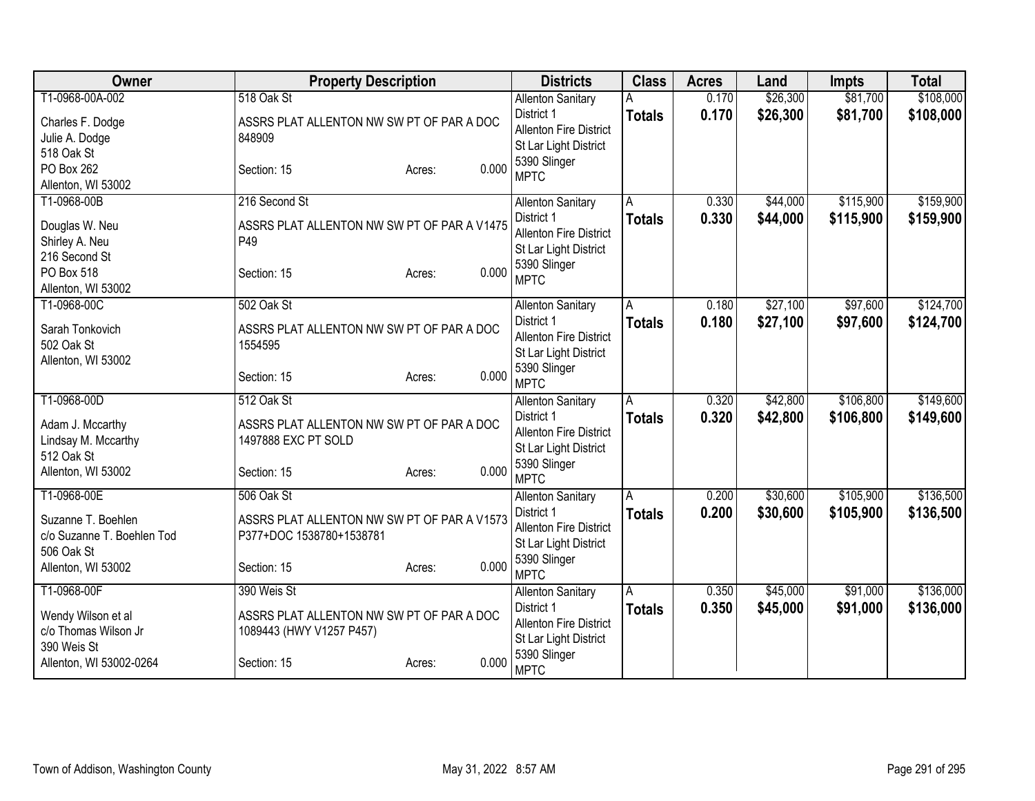| Owner | Property Description | Districts | Class | Acres | Land | Impts | Total |
|---|---|---|---|---|---|---|---|
| T1-0968-00A-002<br>Charles F. Dodge<br>Julie A. Dodge<br>518 Oak St<br>PO Box 262<br>Allenton, WI 53002 | 518 Oak St<br>ASSRS PLAT ALLENTON NW SW PT OF PAR A DOC 848909<br>Section: 15 Acres: 0.000 | Allenton Sanitary District 1<br>Allenton Fire District<br>St Lar Light District<br>5390 Slinger<br>MPTC | A<br>**Totals** | 0.170<br>**0.170** | $26,300<br>**$26,300** | $81,700<br>**$81,700** | $108,000<br>**$108,000** |
| T1-0968-00B<br>Douglas W. Neu<br>Shirley A. Neu<br>216 Second St<br>PO Box 518<br>Allenton, WI 53002 | 216 Second St<br>ASSRS PLAT ALLENTON NW SW PT OF PAR A V1475 P49<br>Section: 15 Acres: 0.000 | Allenton Sanitary District 1<br>Allenton Fire District<br>St Lar Light District<br>5390 Slinger<br>MPTC | A<br>**Totals** | 0.330<br>**0.330** | $44,000<br>**$44,000** | $115,900<br>**$115,900** | $159,900<br>**$159,900** |
| T1-0968-00C<br>Sarah Tonkovich<br>502 Oak St<br>Allenton, WI 53002 | 502 Oak St<br>ASSRS PLAT ALLENTON NW SW PT OF PAR A DOC 1554595<br>Section: 15 Acres: 0.000 | Allenton Sanitary District 1<br>Allenton Fire District<br>St Lar Light District<br>5390 Slinger<br>MPTC | A<br>**Totals** | 0.180<br>**0.180** | $27,100<br>**$27,100** | $97,600<br>**$97,600** | $124,700<br>**$124,700** |
| T1-0968-00D<br>Adam J. Mccarthy<br>Lindsay M. Mccarthy<br>512 Oak St<br>Allenton, WI 53002 | 512 Oak St<br>ASSRS PLAT ALLENTON NW SW PT OF PAR A DOC 1497888 EXC PT SOLD<br>Section: 15 Acres: 0.000 | Allenton Sanitary District 1<br>Allenton Fire District<br>St Lar Light District<br>5390 Slinger<br>MPTC | A<br>**Totals** | 0.320<br>**0.320** | $42,800<br>**$42,800** | $106,800<br>**$106,800** | $149,600<br>**$149,600** |
| T1-0968-00E<br>Suzanne T. Boehlen<br>c/o Suzanne T. Boehlen Tod<br>506 Oak St<br>Allenton, WI 53002 | 506 Oak St<br>ASSRS PLAT ALLENTON NW SW PT OF PAR A V1573 P377+DOC 1538780+1538781<br>Section: 15 Acres: 0.000 | Allenton Sanitary District 1<br>Allenton Fire District<br>St Lar Light District<br>5390 Slinger<br>MPTC | A<br>**Totals** | 0.200<br>**0.200** | $30,600<br>**$30,600** | $105,900<br>**$105,900** | $136,500<br>**$136,500** |
| T1-0968-00F<br>Wendy Wilson et al<br>c/o Thomas Wilson Jr<br>390 Weis St<br>Allenton, WI 53002-0264 | 390 Weis St<br>ASSRS PLAT ALLENTON NW SW PT OF PAR A DOC 1089443 (HWY V1257 P457)<br>Section: 15 Acres: 0.000 | Allenton Sanitary District 1<br>Allenton Fire District<br>St Lar Light District<br>5390 Slinger<br>MPTC | A<br>**Totals** | 0.350<br>**0.350** | $45,000<br>**$45,000** | $91,000<br>**$91,000** | $136,000<br>**$136,000** |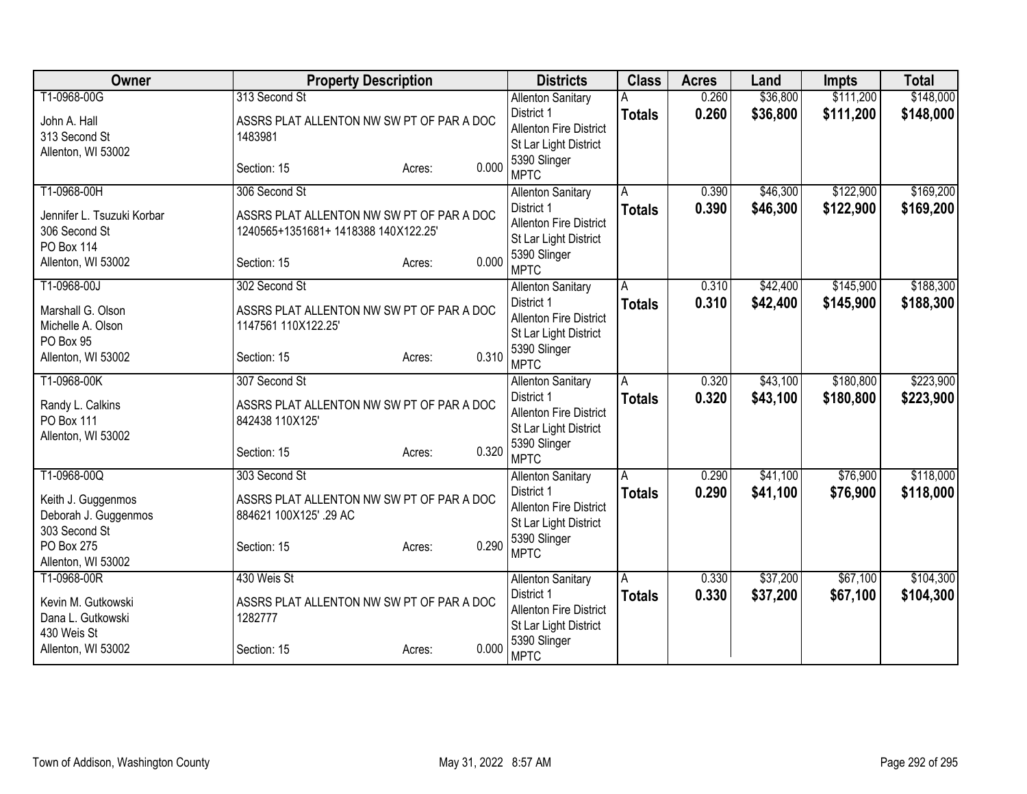| Owner | Property Description | Districts | Class | Acres | Land | Impts | Total |
|---|---|---|---|---|---|---|---|
| T1-0968-00G<br>John A. Hall<br>313 Second St<br>Allenton, WI 53002 | 313 Second St<br>ASSRS PLAT ALLENTON NW SW PT OF PAR A DOC 1483981<br>Section: 15 Acres: 0.000 | Allenton Sanitary District 1<br>Allenton Fire District<br>St Lar Light District<br>5390 Slinger<br>MPTC | A<br>**Totals** | 0.260<br>**0.260** | $36,800<br>**$36,800** | $111,200<br>**$111,200** | $148,000<br>**$148,000** |
| T1-0968-00H<br>Jennifer L. Tsuzuki Korbar<br>306 Second St<br>PO Box 114<br>Allenton, WI 53002 | 306 Second St<br>ASSRS PLAT ALLENTON NW SW PT OF PAR A DOC 1240565+1351681+ 1418388 140X122.25'<br>Section: 15 Acres: 0.000 | Allenton Sanitary District 1<br>Allenton Fire District<br>St Lar Light District<br>5390 Slinger<br>MPTC | A<br>**Totals** | 0.390<br>**0.390** | $46,300<br>**$46,300** | $122,900<br>**$122,900** | $169,200<br>**$169,200** |
| T1-0968-00J<br>Marshall G. Olson<br>Michelle A. Olson<br>PO Box 95<br>Allenton, WI 53002 | 302 Second St<br>ASSRS PLAT ALLENTON NW SW PT OF PAR A DOC 1147561 110X122.25'<br>Section: 15 Acres: 0.310 | Allenton Sanitary District 1<br>Allenton Fire District<br>St Lar Light District<br>5390 Slinger<br>MPTC | A<br>**Totals** | 0.310<br>**0.310** | $42,400<br>**$42,400** | $145,900<br>**$145,900** | $188,300<br>**$188,300** |
| T1-0968-00K<br>Randy L. Calkins<br>PO Box 111<br>Allenton, WI 53002 | 307 Second St<br>ASSRS PLAT ALLENTON NW SW PT OF PAR A DOC 842438 110X125'<br>Section: 15 Acres: 0.320 | Allenton Sanitary District 1<br>Allenton Fire District<br>St Lar Light District<br>5390 Slinger<br>MPTC | A<br>**Totals** | 0.320<br>**0.320** | $43,100<br>**$43,100** | $180,800<br>**$180,800** | $223,900<br>**$223,900** |
| T1-0968-00Q<br>Keith J. Guggenmos<br>Deborah J. Guggenmos<br>303 Second St<br>PO Box 275<br>Allenton, WI 53002 | 303 Second St<br>ASSRS PLAT ALLENTON NW SW PT OF PAR A DOC 884621 100X125' .29 AC<br>Section: 15 Acres: 0.290 | Allenton Sanitary District 1<br>Allenton Fire District<br>St Lar Light District<br>5390 Slinger<br>MPTC | A<br>**Totals** | 0.290<br>**0.290** | $41,100<br>**$41,100** | $76,900<br>**$76,900** | $118,000<br>**$118,000** |
| T1-0968-00R<br>Kevin M. Gutkowski<br>Dana L. Gutkowski<br>430 Weis St<br>Allenton, WI 53002 | 430 Weis St<br>ASSRS PLAT ALLENTON NW SW PT OF PAR A DOC 1282777<br>Section: 15 Acres: 0.000 | Allenton Sanitary District 1<br>Allenton Fire District<br>St Lar Light District<br>5390 Slinger<br>MPTC | A<br>**Totals** | 0.330<br>**0.330** | $37,200<br>**$37,200** | $67,100<br>**$67,100** | $104,300<br>**$104,300** |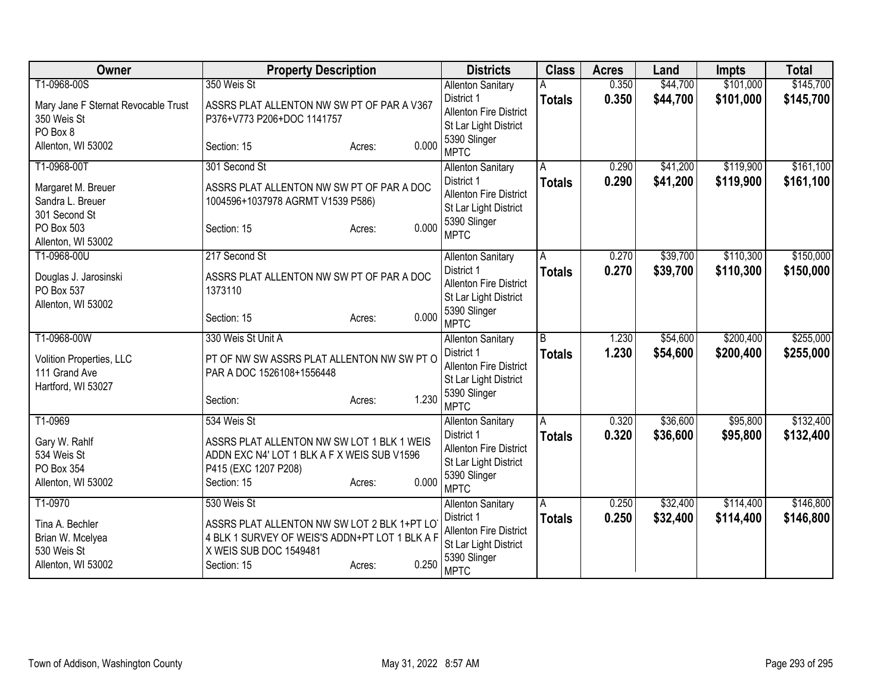| Owner | Property Description | Districts | Class | Acres | Land | Impts | Total |
|---|---|---|---|---|---|---|---|
| T1-0968-00S<br>Mary Jane F Sternat Revocable Trust<br>350 Weis St<br>PO Box 8<br>Allenton, WI 53002 | 350 Weis St<br>ASSRS PLAT ALLENTON NW SW PT OF PAR A V367 P376+V773 P206+DOC 1141757<br>Section: 15 Acres: 0.000 | Allenton Sanitary District 1<br>Allenton Fire District<br>St Lar Light District<br>5390 Slinger<br>MPTC | A<br>**Totals** | 0.350<br>**0.350** | $44,700<br>**$44,700** | $101,000<br>**$101,000** | $145,700<br>**$145,700** |
| T1-0968-00T<br>Margaret M. Breuer<br>Sandra L. Breuer<br>301 Second St<br>PO Box 503<br>Allenton, WI 53002 | 301 Second St<br>ASSRS PLAT ALLENTON NW SW PT OF PAR A DOC 1004596+1037978 AGRMT V1539 P586)<br>Section: 15 Acres: 0.000 | Allenton Sanitary District 1<br>Allenton Fire District<br>St Lar Light District<br>5390 Slinger<br>MPTC | A<br>**Totals** | 0.290<br>**0.290** | $41,200<br>**$41,200** | $119,900<br>**$119,900** | $161,100<br>**$161,100** |
| T1-0968-00U<br>Douglas J. Jarosinski<br>PO Box 537<br>Allenton, WI 53002 | 217 Second St<br>ASSRS PLAT ALLENTON NW SW PT OF PAR A DOC 1373110<br>Section: 15 Acres: 0.000 | Allenton Sanitary District 1<br>Allenton Fire District<br>St Lar Light District<br>5390 Slinger<br>MPTC | A<br>**Totals** | 0.270<br>**0.270** | $39,700<br>**$39,700** | $110,300<br>**$110,300** | $150,000<br>**$150,000** |
| T1-0968-00W<br>Volition Properties, LLC<br>111 Grand Ave<br>Hartford, WI 53027 | 330 Weis St Unit A<br>PT OF NW SW ASSRS PLAT ALLENTON NW SW PT O PAR A DOC 1526108+1556448<br>Section: Acres: 1.230 | Allenton Sanitary District 1<br>Allenton Fire District<br>St Lar Light District<br>5390 Slinger<br>MPTC | B<br>**Totals** | 1.230<br>**1.230** | $54,600<br>**$54,600** | $200,400<br>**$200,400** | $255,000<br>**$255,000** |
| T1-0969<br>Gary W. Rahlf<br>534 Weis St<br>PO Box 354<br>Allenton, WI 53002 | 534 Weis St<br>ASSRS PLAT ALLENTON NW SW LOT 1 BLK 1 WEIS ADDN EXC N4' LOT 1 BLK A F X WEIS SUB V1596 P415 (EXC 1207 P208)<br>Section: 15 Acres: 0.000 | Allenton Sanitary District 1<br>Allenton Fire District<br>St Lar Light District<br>5390 Slinger<br>MPTC | A<br>**Totals** | 0.320<br>**0.320** | $36,600<br>**$36,600** | $95,800<br>**$95,800** | $132,400<br>**$132,400** |
| T1-0970<br>Tina A. Bechler<br>Brian W. Mcelyea<br>530 Weis St<br>Allenton, WI 53002 | 530 Weis St<br>ASSRS PLAT ALLENTON NW SW LOT 2 BLK 1+PT LOT 4 BLK 1 SURVEY OF WEIS'S ADDN+PT LOT 1 BLK A F X WEIS SUB DOC 1549481<br>Section: 15 Acres: 0.250 | Allenton Sanitary District 1<br>Allenton Fire District<br>St Lar Light District<br>5390 Slinger<br>MPTC | A<br>**Totals** | 0.250<br>**0.250** | $32,400<br>**$32,400** | $114,400<br>**$114,400** | $146,800<br>**$146,800** |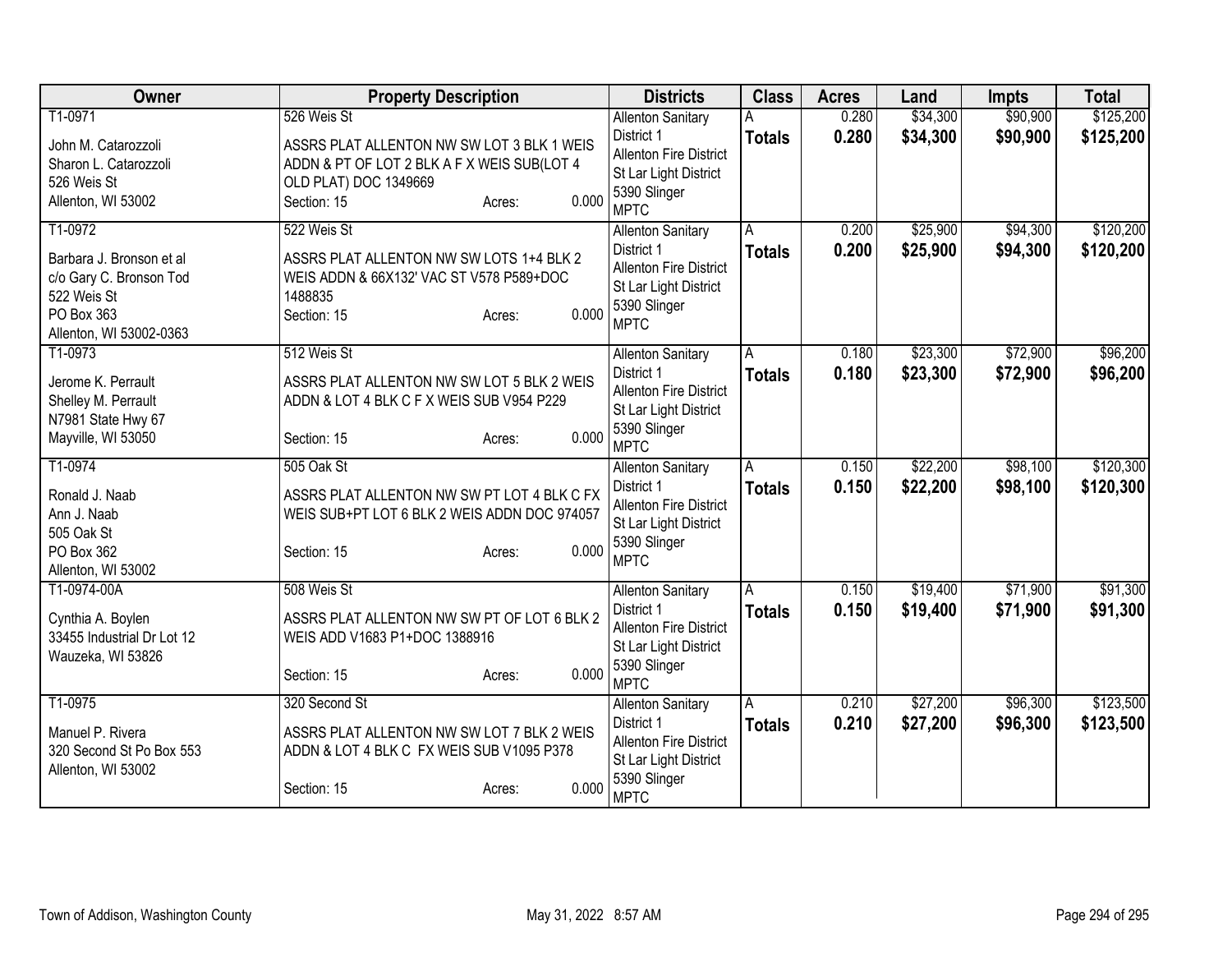| Owner | Property Description | Districts | Class | Acres | Land | Impts | Total |
|---|---|---|---|---|---|---|---|
| T1-0971<br>John M. Catarozzoli<br>Sharon L. Catarozzoli<br>526 Weis St<br>Allenton, WI 53002 | 526 Weis St<br>ASSRS PLAT ALLENTON NW SW LOT 3 BLK 1 WEIS ADDN & PT OF LOT 2 BLK A F X WEIS SUB(LOT 4 OLD PLAT) DOC 1349669<br>Section: 15 Acres: 0.000 | Allenton Sanitary District 1<br>Allenton Fire District<br>St Lar Light District<br>5390 Slinger<br>MPTC | A<br>**Totals** | 0.280<br>**0.280** | $34,300<br>**$34,300** | $90,900<br>**$90,900** | $125,200<br>**$125,200** |
| T1-0972<br>Barbara J. Bronson et al<br>c/o Gary C. Bronson Tod<br>522 Weis St<br>PO Box 363<br>Allenton, WI 53002-0363 | 522 Weis St<br>ASSRS PLAT ALLENTON NW SW LOTS 1+4 BLK 2 WEIS ADDN & 66X132' VAC ST V578 P589+DOC 1488835<br>Section: 15 Acres: 0.000 | Allenton Sanitary District 1<br>Allenton Fire District<br>St Lar Light District<br>5390 Slinger<br>MPTC | A<br>**Totals** | 0.200<br>**0.200** | $25,900<br>**$25,900** | $94,300<br>**$94,300** | $120,200<br>**$120,200** |
| T1-0973<br>Jerome K. Perrault<br>Shelley M. Perrault<br>N7981 State Hwy 67<br>Mayville, WI 53050 | 512 Weis St<br>ASSRS PLAT ALLENTON NW SW LOT 5 BLK 2 WEIS ADDN & LOT 4 BLK C F X WEIS SUB V954 P229<br>Section: 15 Acres: 0.000 | Allenton Sanitary District 1<br>Allenton Fire District<br>St Lar Light District<br>5390 Slinger<br>MPTC | A<br>**Totals** | 0.180<br>**0.180** | $23,300<br>**$23,300** | $72,900<br>**$72,900** | $96,200<br>**$96,200** |
| T1-0974<br>Ronald J. Naab<br>Ann J. Naab<br>505 Oak St<br>PO Box 362<br>Allenton, WI 53002 | 505 Oak St<br>ASSRS PLAT ALLENTON NW SW PT LOT 4 BLK C FX WEIS SUB+PT LOT 6 BLK 2 WEIS ADDN DOC 974057<br>Section: 15 Acres: 0.000 | Allenton Sanitary District 1<br>Allenton Fire District<br>St Lar Light District<br>5390 Slinger<br>MPTC | A<br>**Totals** | 0.150<br>**0.150** | $22,200<br>**$22,200** | $98,100<br>**$98,100** | $120,300<br>**$120,300** |
| T1-0974-00A<br>Cynthia A. Boylen<br>33455 Industrial Dr Lot 12<br>Wauzeka, WI 53826 | 508 Weis St<br>ASSRS PLAT ALLENTON NW SW PT OF LOT 6 BLK 2 WEIS ADD V1683 P1+DOC 1388916<br>Section: 15 Acres: 0.000 | Allenton Sanitary District 1<br>Allenton Fire District<br>St Lar Light District<br>5390 Slinger<br>MPTC | A<br>**Totals** | 0.150<br>**0.150** | $19,400<br>**$19,400** | $71,900<br>**$71,900** | $91,300<br>**$91,300** |
| T1-0975<br>Manuel P. Rivera<br>320 Second St Po Box 553<br>Allenton, WI 53002 | 320 Second St<br>ASSRS PLAT ALLENTON NW SW LOT 7 BLK 2 WEIS ADDN & LOT 4 BLK C FX WEIS SUB V1095 P378<br>Section: 15 Acres: 0.000 | Allenton Sanitary District 1<br>Allenton Fire District<br>St Lar Light District<br>5390 Slinger<br>MPTC | A<br>**Totals** | 0.210<br>**0.210** | $27,200<br>**$27,200** | $96,300<br>**$96,300** | $123,500<br>**$123,500** |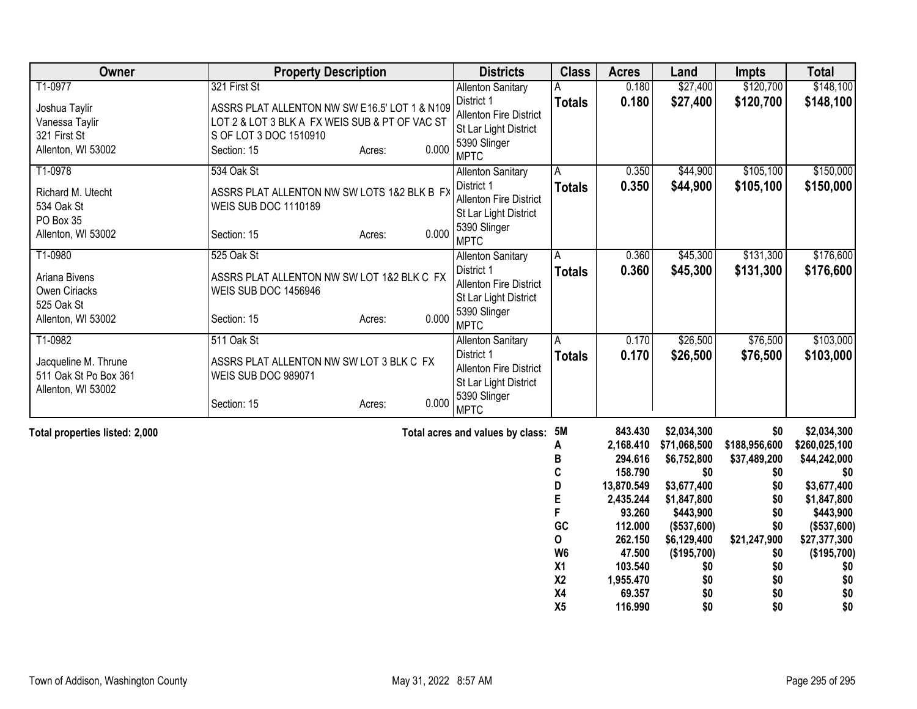| Owner | Property Description | Districts | Class | Acres | Land | Impts | Total |
|---|---|---|---|---|---|---|---|
| T1-0977<br><br>Joshua Taylir<br>Vanessa Taylir<br>321 First St<br>Allenton, WI 53002 | 321 First St<br><br>ASSRS PLAT ALLENTON NW SW E16.5' LOT 1 & N109 LOT 2 & LOT 3 BLK A FX WEIS SUB & PT OF VAC ST S OF LOT 3 DOC 1510910<br>Section: 15 Acres: 0.000 | Allenton Sanitary District 1<br>Allenton Fire District<br>St Lar Light District<br>5390 Slinger<br>MPTC | A<br>**Totals** | 0.180<br>**0.180** | \$27,400<br>**\$27,400** | \$120,700<br>**\$120,700** | \$148,100<br>**\$148,100** |
| T1-0978<br><br>Richard M. Utecht<br>534 Oak St<br>PO Box 35<br>Allenton, WI 53002 | 534 Oak St<br><br>ASSRS PLAT ALLENTON NW SW LOTS 1&2 BLK B FX WEIS SUB DOC 1110189<br>Section: 15 Acres: 0.000 | Allenton Sanitary District 1<br>Allenton Fire District<br>St Lar Light District<br>5390 Slinger<br>MPTC | A<br>**Totals** | 0.350<br>**0.350** | \$44,900<br>**\$44,900** | \$105,100<br>**\$105,100** | \$150,000<br>**\$150,000** |
| T1-0980<br><br>Ariana Bivens<br>Owen Ciriacks<br>525 Oak St<br>Allenton, WI 53002 | 525 Oak St<br><br>ASSRS PLAT ALLENTON NW SW LOT 1&2 BLK C FX WEIS SUB DOC 1456946<br>Section: 15 Acres: 0.000 | Allenton Sanitary District 1<br>Allenton Fire District<br>St Lar Light District<br>5390 Slinger<br>MPTC | A<br>**Totals** | 0.360<br>**0.360** | \$45,300<br>**\$45,300** | \$131,300<br>**\$131,300** | \$176,600<br>**\$176,600** |
| T1-0982<br><br>Jacqueline M. Thrune<br>511 Oak St Po Box 361<br>Allenton, WI 53002 | 511 Oak St<br><br>ASSRS PLAT ALLENTON NW SW LOT 3 BLK C FX WEIS SUB DOC 989071<br>Section: 15 Acres: 0.000 | Allenton Sanitary District 1<br>Allenton Fire District<br>St Lar Light District<br>5390 Slinger<br>MPTC | A<br>**Totals** | 0.170<br>**0.170** | \$26,500<br>**\$26,500** | \$76,500<br>**\$76,500** | \$103,000<br>**\$103,000** |

**Total properties listed: 2,000**

**Total acres and values by class:**

| Class | Acres | Land | Impts | Total |
|---|---|---|---|---|
| 5M | 843.430 | \$2,034,300 | \$0 | \$2,034,300 |
| A | 2,168.410 | \$71,068,500 | \$188,956,600 | \$260,025,100 |
| B | 294.616 | \$6,752,800 | \$37,489,200 | \$44,242,000 |
| C | 158.790 | \$0 | \$0 | \$0 |
| D | 13,870.549 | \$3,677,400 | \$0 | \$3,677,400 |
| E | 2,435.244 | \$1,847,800 | \$0 | \$1,847,800 |
| F | 93.260 | \$443,900 | \$0 | \$443,900 |
| GC | 112.000 | (\$537,600) | \$0 | (\$537,600) |
| O | 262.150 | \$6,129,400 | \$21,247,900 | \$27,377,300 |
| W6 | 47.500 | (\$195,700) | \$0 | (\$195,700) |
| X1 | 103.540 | \$0 | \$0 | \$0 |
| X2 | 1,955.470 | \$0 | \$0 | \$0 |
| X4 | 69.357 | \$0 | \$0 | \$0 |
| X5 | 116.990 | \$0 | \$0 | \$0 |